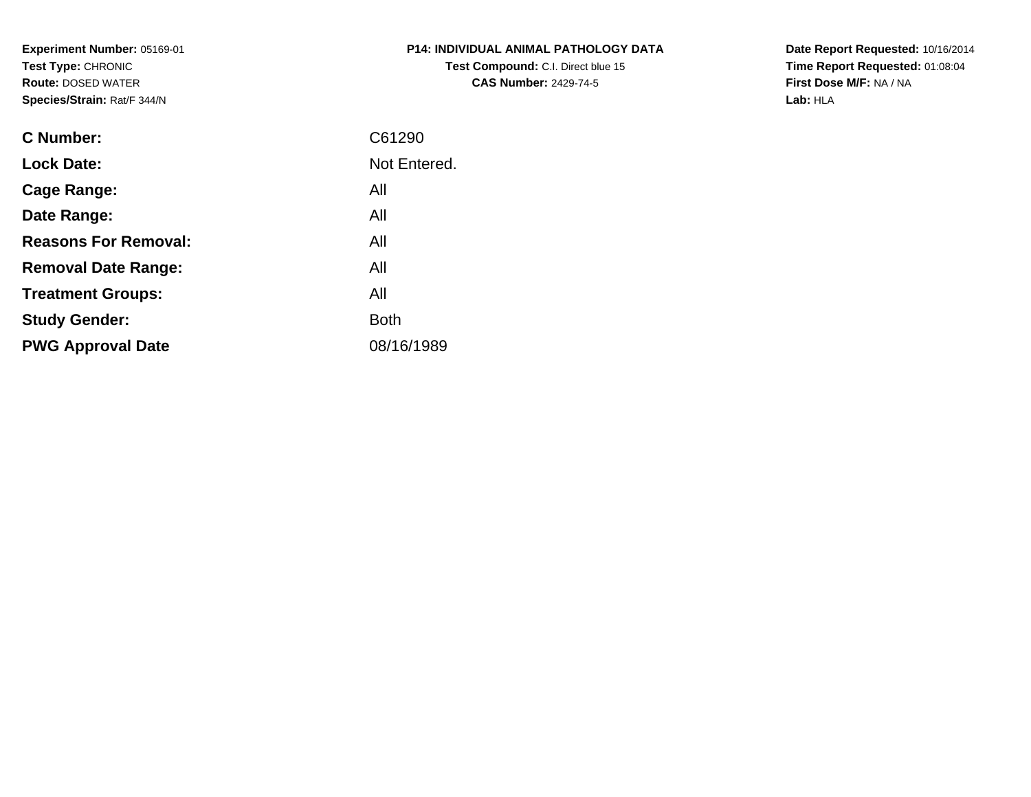**Experiment Number:** 05169-01
**Test Type:** CHRONIC
**Route:** DOSED WATER
**Species/Strain:** Rat/F 344/N

**P14: INDIVIDUAL ANIMAL PATHOLOGY DATA**
**Test Compound:** C.I. Direct blue 15
**CAS Number:** 2429-74-5

**Date Report Requested:** 10/16/2014
**Time Report Requested:** 01:08:04
**First Dose M/F:** NA / NA
**Lab:** HLA

| | |
|---|---|
| **C Number:** | C61290 |
| **Lock Date:** | Not Entered. |
| **Cage Range:** | All |
| **Date Range:** | All |
| **Reasons For Removal:** | All |
| **Removal Date Range:** | All |
| **Treatment Groups:** | All |
| **Study Gender:** | Both |
| **PWG Approval Date** | 08/16/1989 |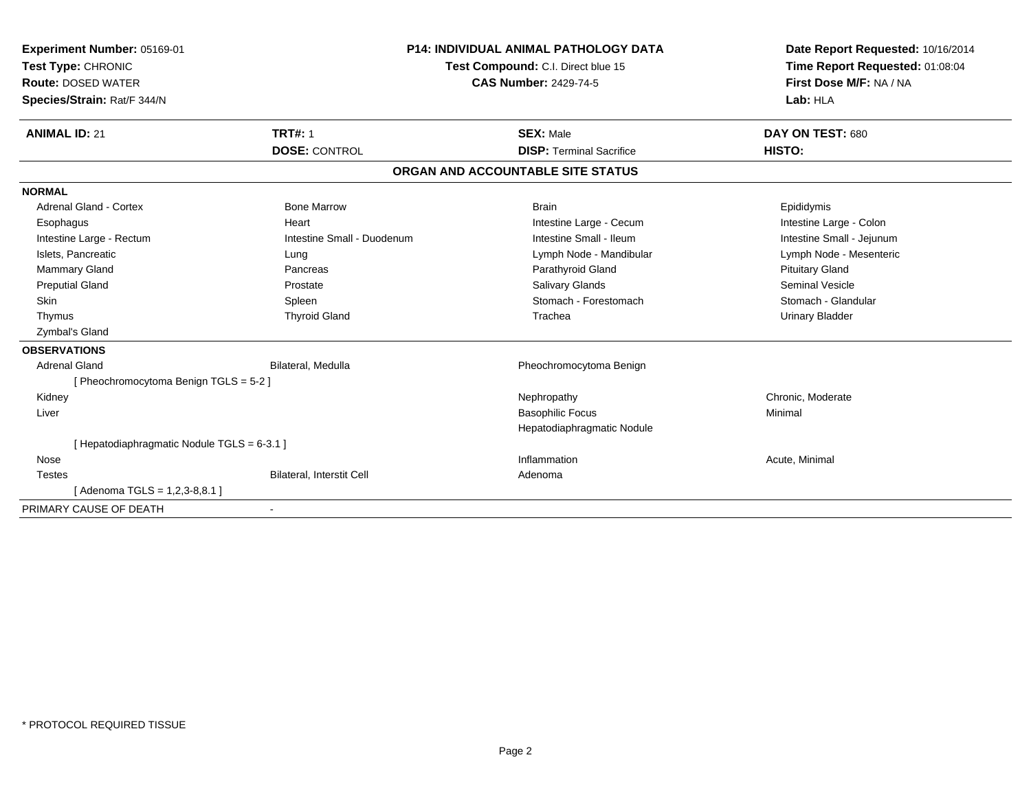**Experiment Number:** 05169-01
**Test Type:** CHRONIC
**Route:** DOSED WATER
**Species/Strain:** Rat/F 344/N

**P14: INDIVIDUAL ANIMAL PATHOLOGY DATA**
**Test Compound:** C.I. Direct blue 15
**CAS Number:** 2429-74-5

**Date Report Requested:** 10/16/2014
**Time Report Requested:** 01:08:04
**First Dose M/F:** NA / NA
**Lab:** HLA

| **ANIMAL ID:** 21 | **TRT#:** 1 | **SEX:** Male | **DAY ON TEST:** 680 |
|---|---|---|---|
| | **DOSE:** CONTROL | **DISP:** Terminal Sacrifice | **HISTO:** |

## ORGAN AND ACCOUNTABLE SITE STATUS

**NORMAL**

| | | | |
|---|---|---|---|
| Adrenal Gland - Cortex | Bone Marrow | Brain | Epididymis |
| Esophagus | Heart | Intestine Large - Cecum | Intestine Large - Colon |
| Intestine Large - Rectum | Intestine Small - Duodenum | Intestine Small - Ileum | Intestine Small - Jejunum |
| Islets, Pancreatic | Lung | Lymph Node - Mandibular | Lymph Node - Mesenteric |
| Mammary Gland | Pancreas | Parathyroid Gland | Pituitary Gland |
| Preputial Gland | Prostate | Salivary Glands | Seminal Vesicle |
| Skin | Spleen | Stomach - Forestomach | Stomach - Glandular |
| Thymus | Thyroid Gland | Trachea | Urinary Bladder |
| Zymbal's Gland | | | |

**OBSERVATIONS**

| | | | |
|---|---|---|---|
| Adrenal Gland | Bilateral, Medulla | Pheochromocytoma Benign | |
| [ Pheochromocytoma Benign TGLS = 5-2 ] | | | |
| Kidney | | Nephropathy | Chronic, Moderate |
| Liver | | Basophilic Focus | Minimal |
| | | Hepatodiaphragmatic Nodule | |
| [ Hepatodiaphragmatic Nodule TGLS = 6-3.1 ] | | | |
| Nose | | Inflammation | Acute, Minimal |
| Testes | Bilateral, Interstit Cell | Adenoma | |
| [ Adenoma TGLS = 1,2,3-8,8.1 ] | | | |

PRIMARY CAUSE OF DEATH -

* PROTOCOL REQUIRED TISSUE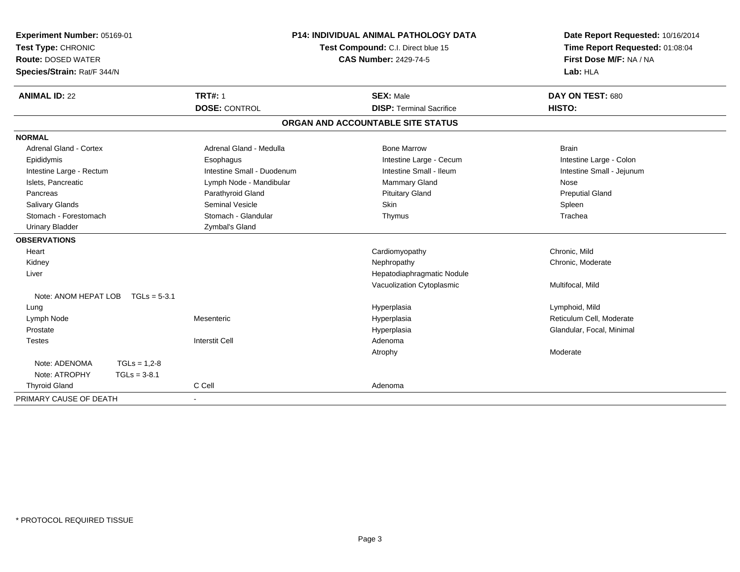**Experiment Number:** 05169-01
**Test Type:** CHRONIC
**Route:** DOSED WATER
**Species/Strain:** Rat/F 344/N

**P14: INDIVIDUAL ANIMAL PATHOLOGY DATA**
**Test Compound:** C.I. Direct blue 15
**CAS Number:** 2429-74-5

**Date Report Requested:** 10/16/2014
**Time Report Requested:** 01:08:04
**First Dose M/F:** NA / NA
**Lab:** HLA

| **ANIMAL ID:** 22 | **TRT#:** 1 | **SEX:** Male | **DAY ON TEST:** 680 |
|---|---|---|---|
| | **DOSE:** CONTROL | **DISP:** Terminal Sacrifice | **HISTO:** |

## ORGAN AND ACCOUNTABLE SITE STATUS

| | | | |
|---|---|---|---|
| **NORMAL** | | | |
| Adrenal Gland - Cortex | Adrenal Gland - Medulla | Bone Marrow | Brain |
| Epididymis | Esophagus | Intestine Large - Cecum | Intestine Large - Colon |
| Intestine Large - Rectum | Intestine Small - Duodenum | Intestine Small - Ileum | Intestine Small - Jejunum |
| Islets, Pancreatic | Lymph Node - Mandibular | Mammary Gland | Nose |
| Pancreas | Parathyroid Gland | Pituitary Gland | Preputial Gland |
| Salivary Glands | Seminal Vesicle | Skin | Spleen |
| Stomach - Forestomach | Stomach - Glandular | Thymus | Trachea |
| Urinary Bladder | Zymbal's Gland | | |
| **OBSERVATIONS** | | | |
| Heart | | Cardiomyopathy | Chronic, Mild |
| Kidney | | Nephropathy | Chronic, Moderate |
| Liver | | Hepatodiaphragmatic Nodule | |
| | | Vacuolization Cytoplasmic | Multifocal, Mild |
| Note: ANOM HEPAT LOB TGLs = 5-3.1 | | | |
| Lung | | Hyperplasia | Lymphoid, Mild |
| Lymph Node | Mesenteric | Hyperplasia | Reticulum Cell, Moderate |
| Prostate | | Hyperplasia | Glandular, Focal, Minimal |
| Testes | Interstit Cell | Adenoma | |
| | | Atrophy | Moderate |
| Note: ADENOMA TGLs = 1,2-8 | | | |
| Note: ATROPHY TGLs = 3-8.1 | | | |
| Thyroid Gland | C Cell | Adenoma | |
| PRIMARY CAUSE OF DEATH | - | | |

\* PROTOCOL REQUIRED TISSUE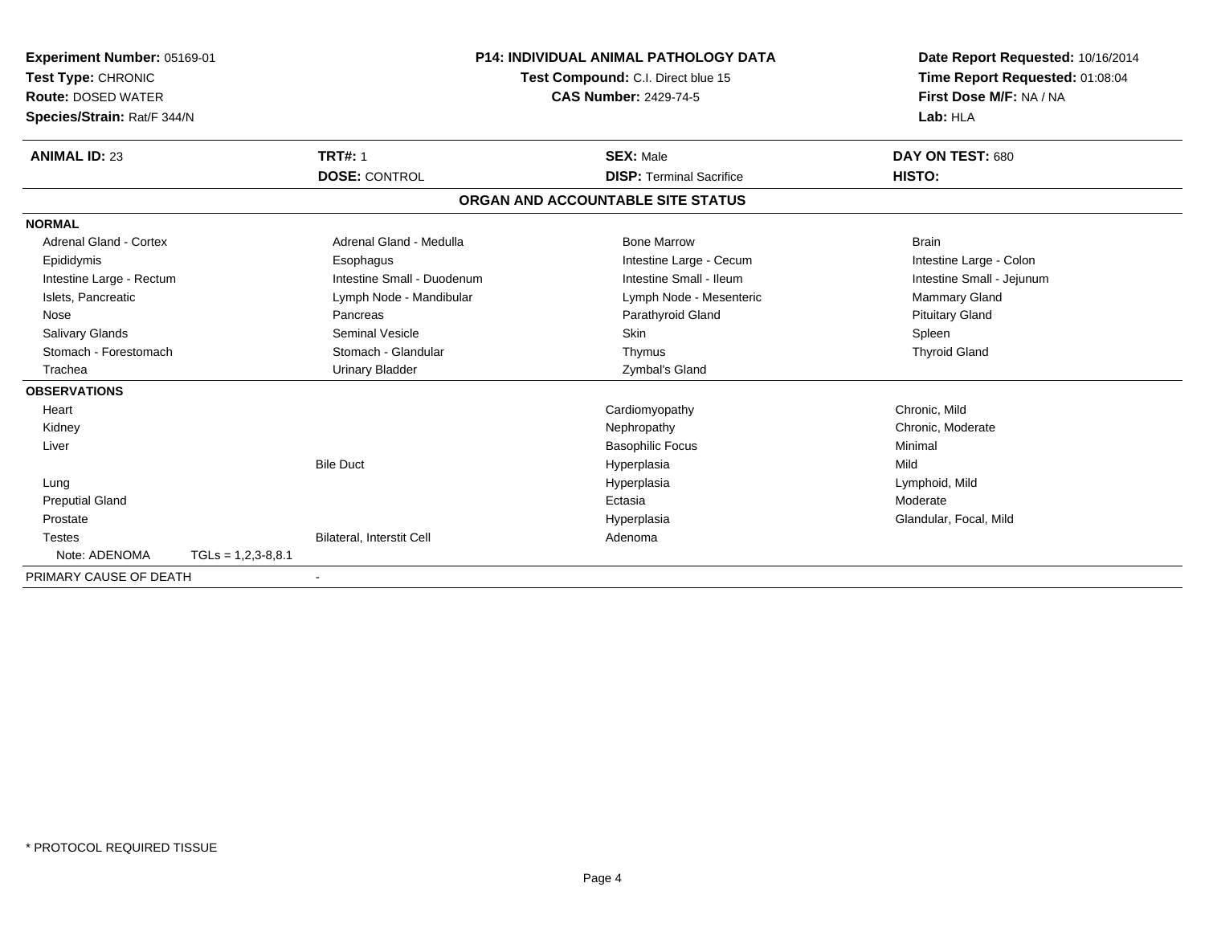**Experiment Number:** 05169-01
**Test Type:** CHRONIC
**Route:** DOSED WATER
**Species/Strain:** Rat/F 344/N

**P14: INDIVIDUAL ANIMAL PATHOLOGY DATA**
**Test Compound:** C.I. Direct blue 15
**CAS Number:** 2429-74-5

**Date Report Requested:** 10/16/2014
**Time Report Requested:** 01:08:04
**First Dose M/F:** NA / NA
**Lab:** HLA

| **ANIMAL ID:** 23 | **TRT#:** 1 | **SEX:** Male | **DAY ON TEST:** 680 |
|---|---|---|---|
| | **DOSE:** CONTROL | **DISP:** Terminal Sacrifice | **HISTO:** |

## ORGAN AND ACCOUNTABLE SITE STATUS

**NORMAL**

| | | | |
|---|---|---|---|
| Adrenal Gland - Cortex | Adrenal Gland - Medulla | Bone Marrow | Brain |
| Epididymis | Esophagus | Intestine Large - Cecum | Intestine Large - Colon |
| Intestine Large - Rectum | Intestine Small - Duodenum | Intestine Small - Ileum | Intestine Small - Jejunum |
| Islets, Pancreatic | Lymph Node - Mandibular | Lymph Node - Mesenteric | Mammary Gland |
| Nose | Pancreas | Parathyroid Gland | Pituitary Gland |
| Salivary Glands | Seminal Vesicle | Skin | Spleen |
| Stomach - Forestomach | Stomach - Glandular | Thymus | Thyroid Gland |
| Trachea | Urinary Bladder | Zymbal's Gland | |

**OBSERVATIONS**

| | | | |
|---|---|---|---|
| Heart | | Cardiomyopathy | Chronic, Mild |
| Kidney | | Nephropathy | Chronic, Moderate |
| Liver | | Basophilic Focus | Minimal |
| | Bile Duct | Hyperplasia | Mild |
| Lung | | Hyperplasia | Lymphoid, Mild |
| Preputial Gland | | Ectasia | Moderate |
| Prostate | | Hyperplasia | Glandular, Focal, Mild |
| Testes | Bilateral, Interstit Cell | Adenoma | |
| Note: ADENOMA TGLs = 1,2,3-8,8.1 | | | |

PRIMARY CAUSE OF DEATH -

* PROTOCOL REQUIRED TISSUE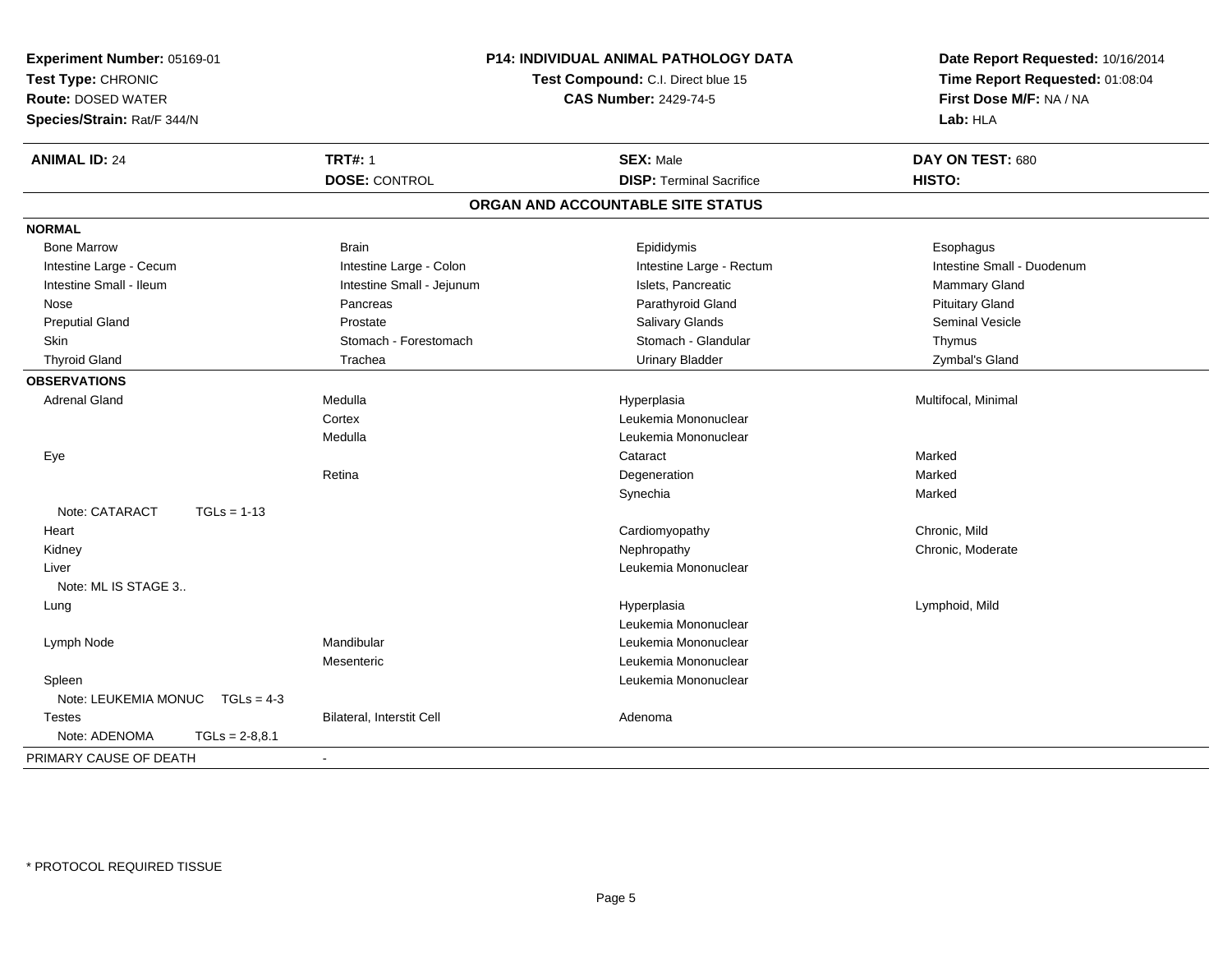**Experiment Number:** 05169-01
**Test Type:** CHRONIC
**Route:** DOSED WATER
**Species/Strain:** Rat/F 344/N

**P14: INDIVIDUAL ANIMAL PATHOLOGY DATA**
**Test Compound:** C.I. Direct blue 15
**CAS Number:** 2429-74-5

**Date Report Requested:** 10/16/2014
**Time Report Requested:** 01:08:04
**First Dose M/F:** NA / NA
**Lab:** HLA

| **ANIMAL ID:** 24 | **TRT#:** 1 | **SEX:** Male | **DAY ON TEST:** 680 |
|---|---|---|---|
| | **DOSE:** CONTROL | **DISP:** Terminal Sacrifice | **HISTO:** |

## ORGAN AND ACCOUNTABLE SITE STATUS

**NORMAL**

| | | | |
|---|---|---|---|
| Bone Marrow | Brain | Epididymis | Esophagus |
| Intestine Large - Cecum | Intestine Large - Colon | Intestine Large - Rectum | Intestine Small - Duodenum |
| Intestine Small - Ileum | Intestine Small - Jejunum | Islets, Pancreatic | Mammary Gland |
| Nose | Pancreas | Parathyroid Gland | Pituitary Gland |
| Preputial Gland | Prostate | Salivary Glands | Seminal Vesicle |
| Skin | Stomach - Forestomach | Stomach - Glandular | Thymus |
| Thyroid Gland | Trachea | Urinary Bladder | Zymbal's Gland |

**OBSERVATIONS**

| Organ | Site | Observation | Severity |
|---|---|---|---|
| Adrenal Gland | Medulla | Hyperplasia | Multifocal, Minimal |
| | Cortex | Leukemia Mononuclear | |
| | Medulla | Leukemia Mononuclear | |
| Eye | | Cataract | Marked |
| | Retina | Degeneration | Marked |
| | | Synechia | Marked |
| Note: CATARACT TGLs = 1-13 | | | |
| Heart | | Cardiomyopathy | Chronic, Mild |
| Kidney | | Nephropathy | Chronic, Moderate |
| Liver | | Leukemia Mononuclear | |
| Note: ML IS STAGE 3.. | | | |
| Lung | | Hyperplasia | Lymphoid, Mild |
| | | Leukemia Mononuclear | |
| Lymph Node | Mandibular | Leukemia Mononuclear | |
| | Mesenteric | Leukemia Mononuclear | |
| Spleen | | Leukemia Mononuclear | |
| Note: LEUKEMIA MONUC TGLs = 4-3 | | | |
| Testes | Bilateral, Interstit Cell | Adenoma | |
| Note: ADENOMA TGLs = 2-8,8.1 | | | |
| PRIMARY CAUSE OF DEATH | - | | |

* PROTOCOL REQUIRED TISSUE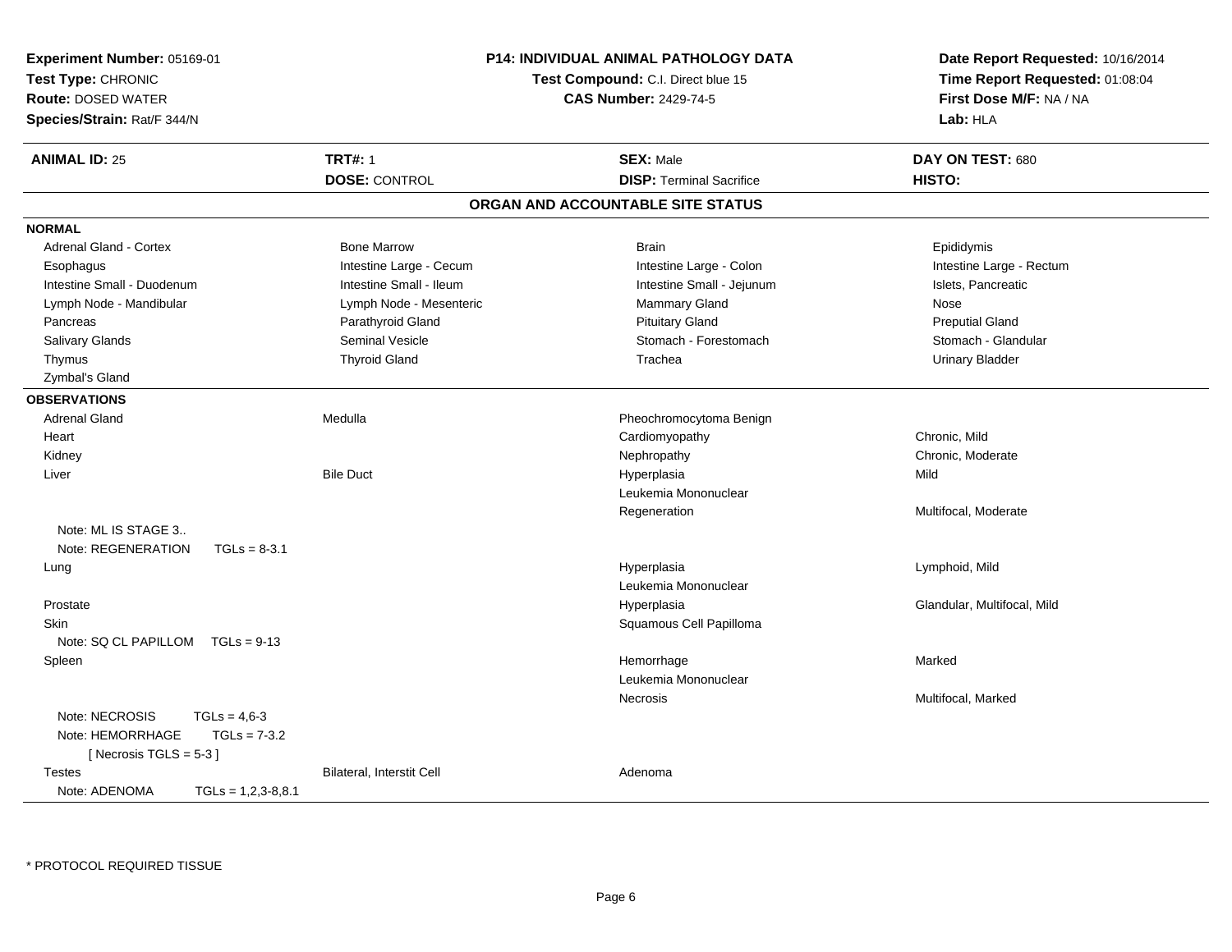**Experiment Number:** 05169-01
**Test Type:** CHRONIC
**Route:** DOSED WATER
**Species/Strain:** Rat/F 344/N

**P14: INDIVIDUAL ANIMAL PATHOLOGY DATA**
**Test Compound:** C.I. Direct blue 15
**CAS Number:** 2429-74-5

**Date Report Requested:** 10/16/2014
**Time Report Requested:** 01:08:04
**First Dose M/F:** NA / NA
**Lab:** HLA

| **ANIMAL ID:** 25 | **TRT#:** 1 | **SEX:** Male | **DAY ON TEST:** 680 |
|---|---|---|---|
| | **DOSE:** CONTROL | **DISP:** Terminal Sacrifice | **HISTO:** |

## ORGAN AND ACCOUNTABLE SITE STATUS

**NORMAL**

| | | | |
|---|---|---|---|
| Adrenal Gland - Cortex | Bone Marrow | Brain | Epididymis |
| Esophagus | Intestine Large - Cecum | Intestine Large - Colon | Intestine Large - Rectum |
| Intestine Small - Duodenum | Intestine Small - Ileum | Intestine Small - Jejunum | Islets, Pancreatic |
| Lymph Node - Mandibular | Lymph Node - Mesenteric | Mammary Gland | Nose |
| Pancreas | Parathyroid Gland | Pituitary Gland | Preputial Gland |
| Salivary Glands | Seminal Vesicle | Stomach - Forestomach | Stomach - Glandular |
| Thymus | Thyroid Gland | Trachea | Urinary Bladder |
| Zymbal's Gland | | | |

**OBSERVATIONS**

| | | | |
|---|---|---|---|
| Adrenal Gland | Medulla | Pheochromocytoma Benign | |
| Heart | | Cardiomyopathy | Chronic, Mild |
| Kidney | | Nephropathy | Chronic, Moderate |
| Liver | Bile Duct | Hyperplasia | Mild |
| | | Leukemia Mononuclear | |
| | | Regeneration | Multifocal, Moderate |
| Note: ML IS STAGE 3.. | | | |
| Note: REGENERATION TGLs = 8-3.1 | | | |
| Lung | | Hyperplasia | Lymphoid, Mild |
| | | Leukemia Mononuclear | |
| Prostate | | Hyperplasia | Glandular, Multifocal, Mild |
| Skin | | Squamous Cell Papilloma | |
| Note: SQ CL PAPILLOM TGLs = 9-13 | | | |
| Spleen | | Hemorrhage | Marked |
| | | Leukemia Mononuclear | |
| | | Necrosis | Multifocal, Marked |
| Note: NECROSIS TGLs = 4,6-3 | | | |
| Note: HEMORRHAGE TGLs = 7-3.2 | | | |
| [ Necrosis TGLS = 5-3 ] | | | |
| Testes | Bilateral, Interstit Cell | Adenoma | |
| Note: ADENOMA TGLs = 1,2,3-8,8.1 | | | |

\* PROTOCOL REQUIRED TISSUE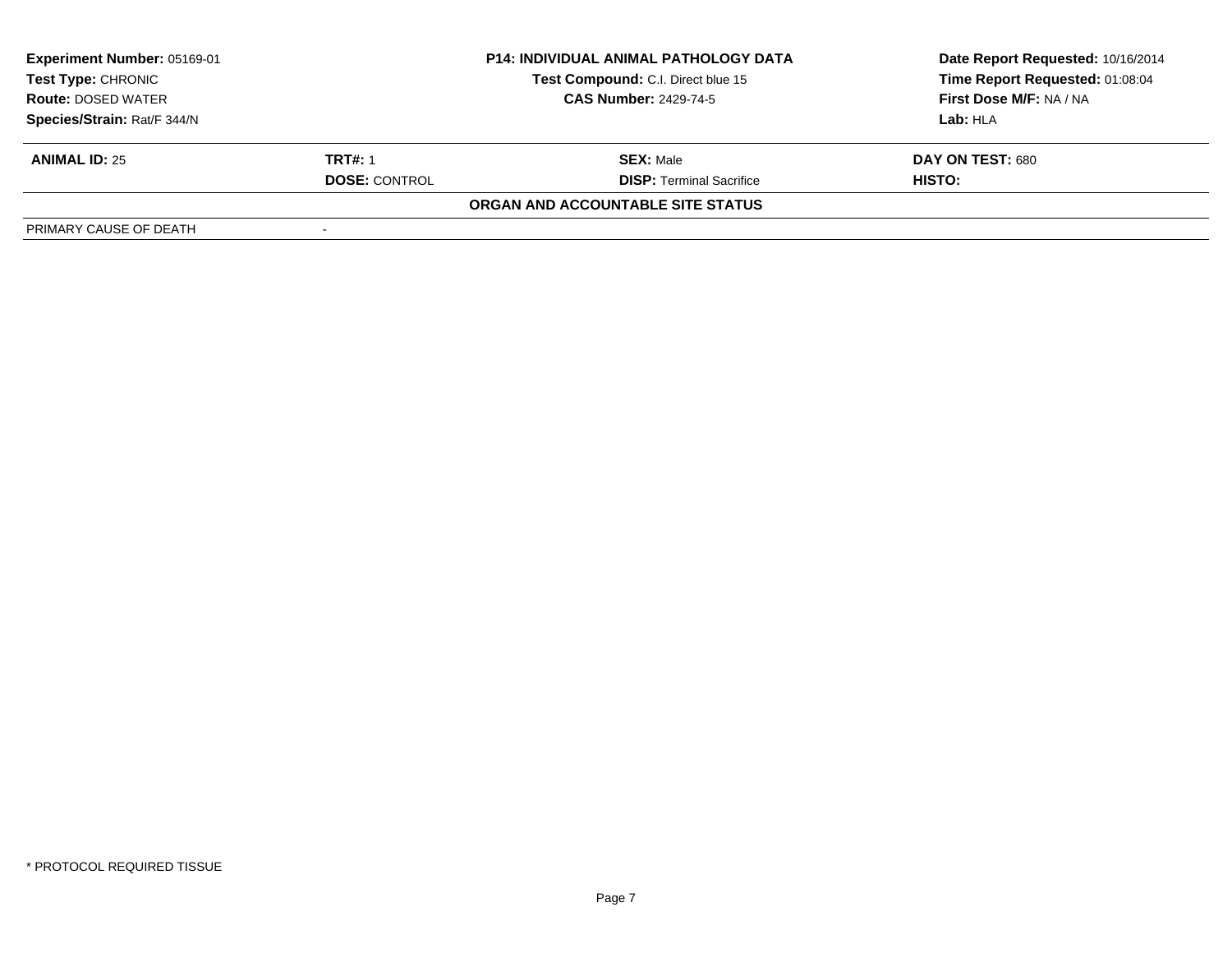**Experiment Number:** 05169-01
**Test Type:** CHRONIC
**Route:** DOSED WATER
**Species/Strain:** Rat/F 344/N

**P14: INDIVIDUAL ANIMAL PATHOLOGY DATA**
**Test Compound:** C.I. Direct blue 15
**CAS Number:** 2429-74-5

**Date Report Requested:** 10/16/2014
**Time Report Requested:** 01:08:04
**First Dose M/F:** NA / NA
**Lab:** HLA

| **ANIMAL ID:** 25 | **TRT#:** 1 | **SEX:** Male | **DAY ON TEST:** 680 |
|---|---|---|---|
| | **DOSE:** CONTROL | **DISP:** Terminal Sacrifice | **HISTO:** |

**ORGAN AND ACCOUNTABLE SITE STATUS**

| PRIMARY CAUSE OF DEATH | - |
|---|---|

\* PROTOCOL REQUIRED TISSUE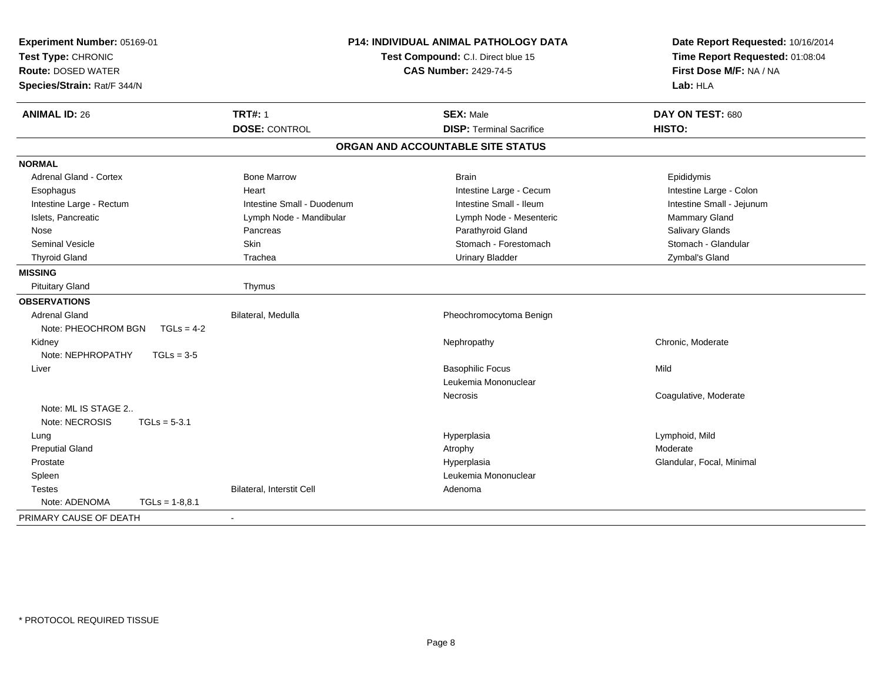**Experiment Number:** 05169-01
**Test Type:** CHRONIC
**Route:** DOSED WATER
**Species/Strain:** Rat/F 344/N

**P14: INDIVIDUAL ANIMAL PATHOLOGY DATA**
**Test Compound:** C.I. Direct blue 15
**CAS Number:** 2429-74-5

**Date Report Requested:** 10/16/2014
**Time Report Requested:** 01:08:04
**First Dose M/F:** NA / NA
**Lab:** HLA

| **ANIMAL ID:** 26 | **TRT#:** 1 | **SEX:** Male | **DAY ON TEST:** 680 |
|---|---|---|---|
| | **DOSE:** CONTROL | **DISP:** Terminal Sacrifice | **HISTO:** |

## ORGAN AND ACCOUNTABLE SITE STATUS

| | | | |
|---|---|---|---|
| **NORMAL** | | | |
| Adrenal Gland - Cortex | Bone Marrow | Brain | Epididymis |
| Esophagus | Heart | Intestine Large - Cecum | Intestine Large - Colon |
| Intestine Large - Rectum | Intestine Small - Duodenum | Intestine Small - Ileum | Intestine Small - Jejunum |
| Islets, Pancreatic | Lymph Node - Mandibular | Lymph Node - Mesenteric | Mammary Gland |
| Nose | Pancreas | Parathyroid Gland | Salivary Glands |
| Seminal Vesicle | Skin | Stomach - Forestomach | Stomach - Glandular |
| Thyroid Gland | Trachea | Urinary Bladder | Zymbal's Gland |
| **MISSING** | | | |
| Pituitary Gland | Thymus | | |
| **OBSERVATIONS** | | | |
| Adrenal Gland | Bilateral, Medulla | Pheochromocytoma Benign | |
| Note: PHEOCHROM BGN TGLs = 4-2 | | | |
| Kidney | | Nephropathy | Chronic, Moderate |
| Note: NEPHROPATHY TGLs = 3-5 | | | |
| Liver | | Basophilic Focus | Mild |
| | | Leukemia Mononuclear | |
| | | Necrosis | Coagulative, Moderate |
| Note: ML IS STAGE 2.. | | | |
| Note: NECROSIS TGLs = 5-3.1 | | | |
| Lung | | Hyperplasia | Lymphoid, Mild |
| Preputial Gland | | Atrophy | Moderate |
| Prostate | | Hyperplasia | Glandular, Focal, Minimal |
| Spleen | | Leukemia Mononuclear | |
| Testes | Bilateral, Interstit Cell | Adenoma | |
| Note: ADENOMA TGLs = 1-8,8.1 | | | |
| PRIMARY CAUSE OF DEATH | - | | |

* PROTOCOL REQUIRED TISSUE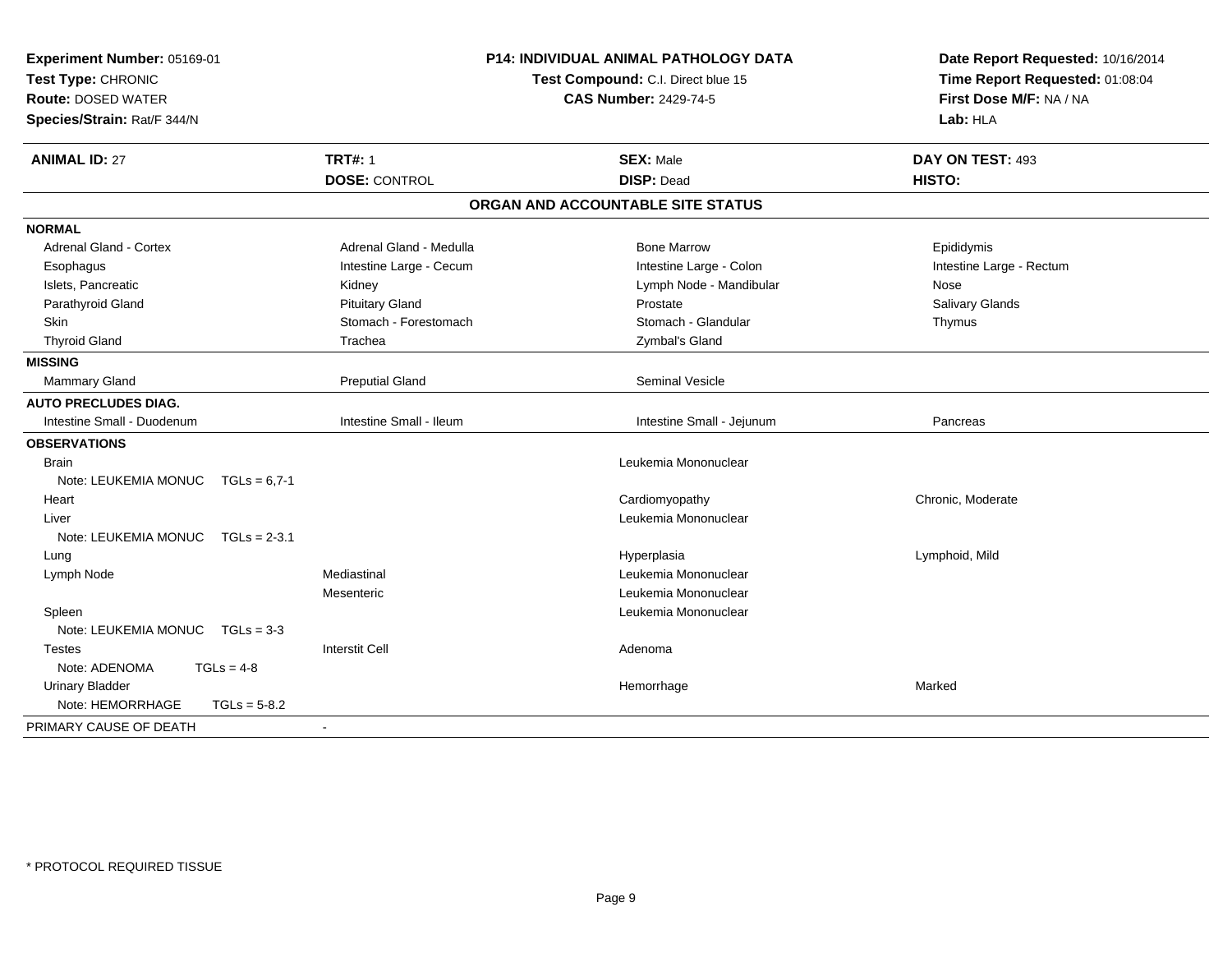**Experiment Number:** 05169-01
**Test Type:** CHRONIC
**Route:** DOSED WATER
**Species/Strain:** Rat/F 344/N

**P14: INDIVIDUAL ANIMAL PATHOLOGY DATA**
**Test Compound:** C.I. Direct blue 15
**CAS Number:** 2429-74-5

**Date Report Requested:** 10/16/2014
**Time Report Requested:** 01:08:04
**First Dose M/F:** NA / NA
**Lab:** HLA

| **ANIMAL ID:** 27 | **TRT#:** 1 | **SEX:** Male | **DAY ON TEST:** 493 |
|---|---|---|---|
| | **DOSE:** CONTROL | **DISP:** Dead | **HISTO:** |

## ORGAN AND ACCOUNTABLE SITE STATUS

| | | | |
|---|---|---|---|
| **NORMAL** | | | |
| Adrenal Gland - Cortex | Adrenal Gland - Medulla | Bone Marrow | Epididymis |
| Esophagus | Intestine Large - Cecum | Intestine Large - Colon | Intestine Large - Rectum |
| Islets, Pancreatic | Kidney | Lymph Node - Mandibular | Nose |
| Parathyroid Gland | Pituitary Gland | Prostate | Salivary Glands |
| Skin | Stomach - Forestomach | Stomach - Glandular | Thymus |
| Thyroid Gland | Trachea | Zymbal's Gland | |
| **MISSING** | | | |
| Mammary Gland | Preputial Gland | Seminal Vesicle | |
| **AUTO PRECLUDES DIAG.** | | | |
| Intestine Small - Duodenum | Intestine Small - Ileum | Intestine Small - Jejunum | Pancreas |
| **OBSERVATIONS** | | | |
| Brain | | Leukemia Mononuclear | |
| Note: LEUKEMIA MONUC TGLs = 6,7-1 | | | |
| Heart | | Cardiomyopathy | Chronic, Moderate |
| Liver | | Leukemia Mononuclear | |
| Note: LEUKEMIA MONUC TGLs = 2-3.1 | | | |
| Lung | | Hyperplasia | Lymphoid, Mild |
| Lymph Node | Mediastinal | Leukemia Mononuclear | |
| | Mesenteric | Leukemia Mononuclear | |
| Spleen | | Leukemia Mononuclear | |
| Note: LEUKEMIA MONUC TGLs = 3-3 | | | |
| Testes | Interstit Cell | Adenoma | |
| Note: ADENOMA TGLs = 4-8 | | | |
| Urinary Bladder | | Hemorrhage | Marked |
| Note: HEMORRHAGE TGLs = 5-8.2 | | | |
| PRIMARY CAUSE OF DEATH | - | | |

\* PROTOCOL REQUIRED TISSUE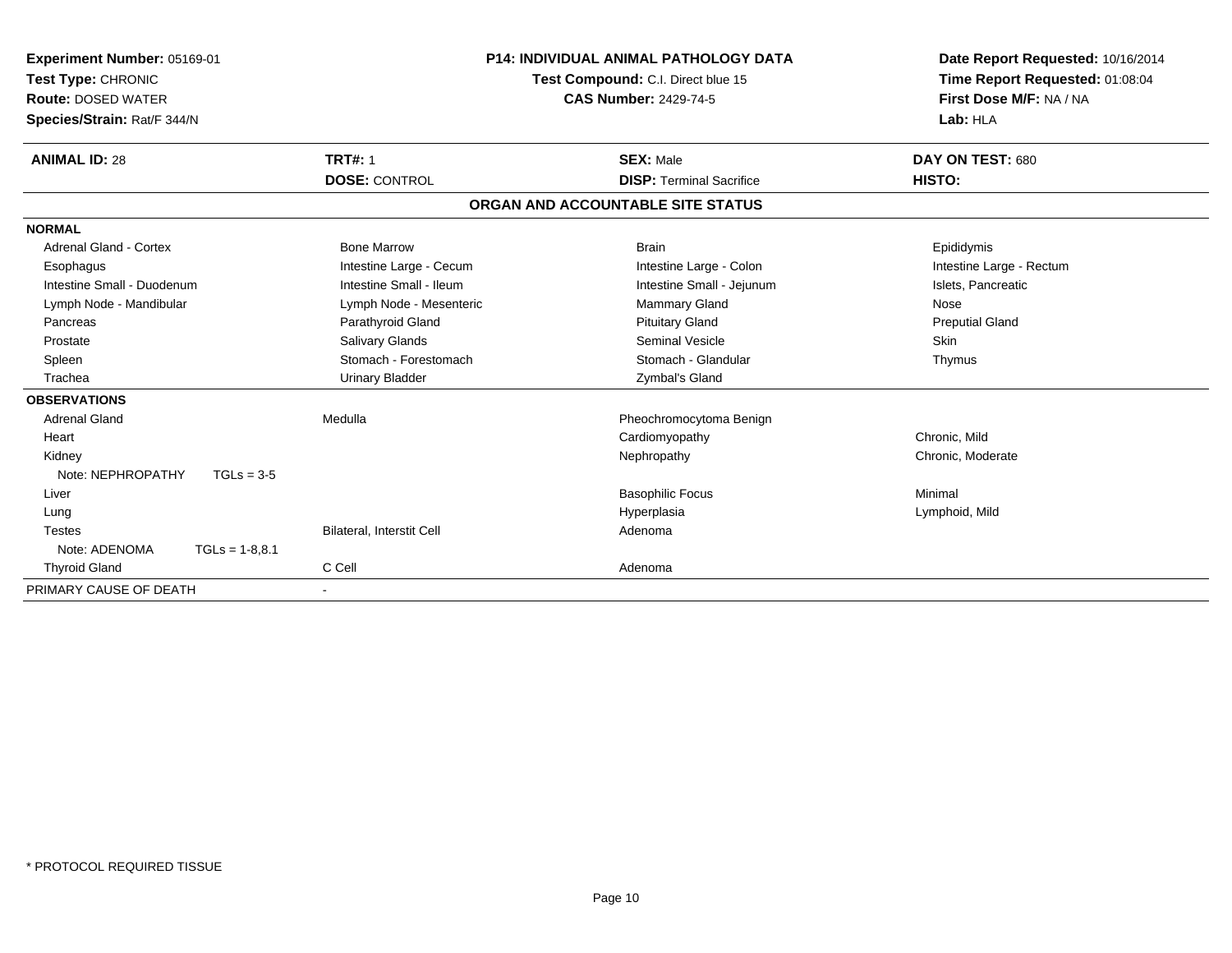**Experiment Number:** 05169-01
**Test Type:** CHRONIC
**Route:** DOSED WATER
**Species/Strain:** Rat/F 344/N

**P14: INDIVIDUAL ANIMAL PATHOLOGY DATA**
**Test Compound:** C.I. Direct blue 15
**CAS Number:** 2429-74-5

**Date Report Requested:** 10/16/2014
**Time Report Requested:** 01:08:04
**First Dose M/F:** NA / NA
**Lab:** HLA

| **ANIMAL ID:** 28 | **TRT#:** 1 | **SEX:** Male | **DAY ON TEST:** 680 |
|---|---|---|---|
| | **DOSE:** CONTROL | **DISP:** Terminal Sacrifice | **HISTO:** |

**ORGAN AND ACCOUNTABLE SITE STATUS**

**NORMAL**

| | | | |
|---|---|---|---|
| Adrenal Gland - Cortex | Bone Marrow | Brain | Epididymis |
| Esophagus | Intestine Large - Cecum | Intestine Large - Colon | Intestine Large - Rectum |
| Intestine Small - Duodenum | Intestine Small - Ileum | Intestine Small - Jejunum | Islets, Pancreatic |
| Lymph Node - Mandibular | Lymph Node - Mesenteric | Mammary Gland | Nose |
| Pancreas | Parathyroid Gland | Pituitary Gland | Preputial Gland |
| Prostate | Salivary Glands | Seminal Vesicle | Skin |
| Spleen | Stomach - Forestomach | Stomach - Glandular | Thymus |
| Trachea | Urinary Bladder | Zymbal's Gland | |

**OBSERVATIONS**

| | | | |
|---|---|---|---|
| Adrenal Gland | Medulla | Pheochromocytoma Benign | |
| Heart | | Cardiomyopathy | Chronic, Mild |
| Kidney | | Nephropathy | Chronic, Moderate |
| Note: NEPHROPATHY TGLs = 3-5 | | | |
| Liver | | Basophilic Focus | Minimal |
| Lung | | Hyperplasia | Lymphoid, Mild |
| Testes | Bilateral, Interstit Cell | Adenoma | |
| Note: ADENOMA TGLs = 1-8,8.1 | | | |
| Thyroid Gland | C Cell | Adenoma | |

PRIMARY CAUSE OF DEATH -

\* PROTOCOL REQUIRED TISSUE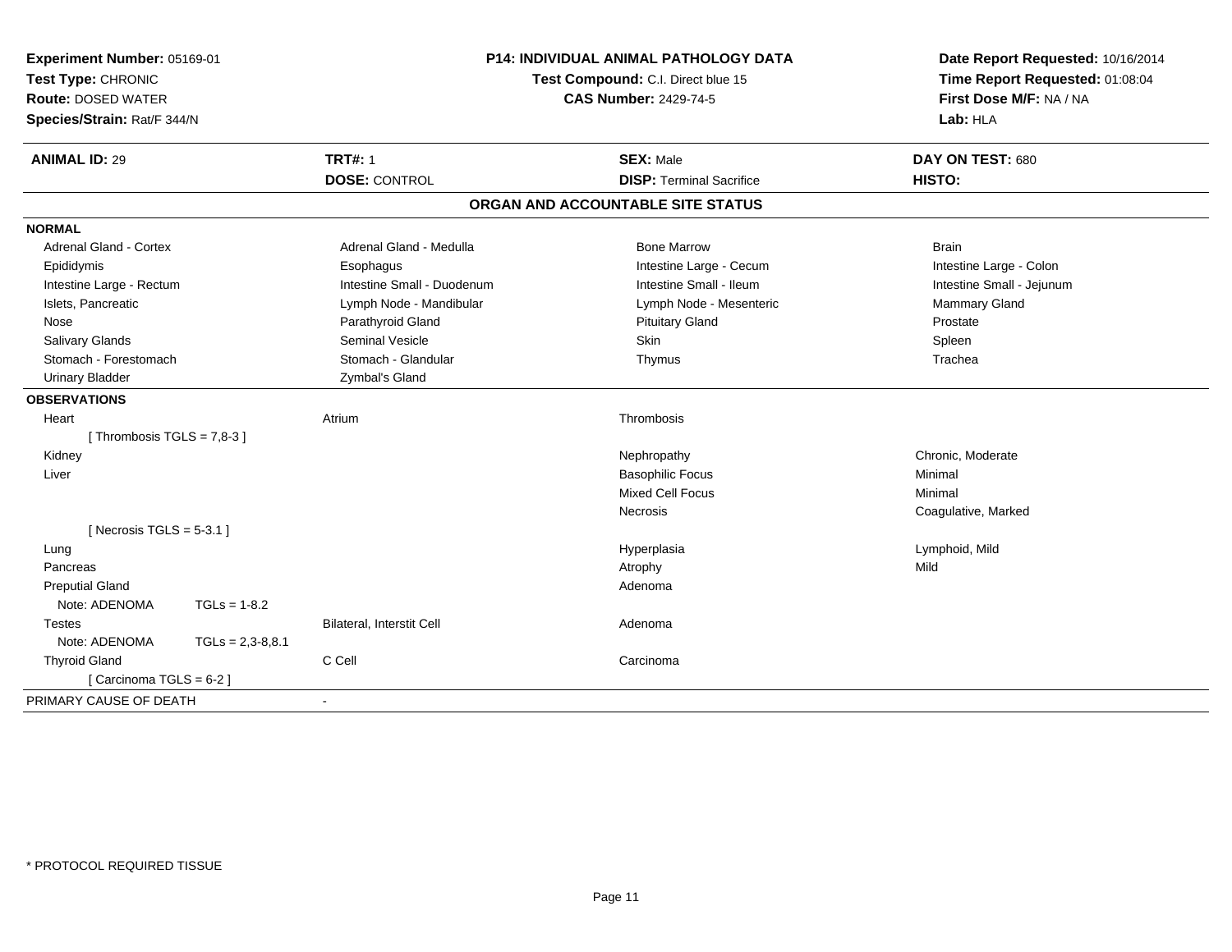**Experiment Number:** 05169-01
**Test Type:** CHRONIC
**Route:** DOSED WATER
**Species/Strain:** Rat/F 344/N

**P14: INDIVIDUAL ANIMAL PATHOLOGY DATA**
**Test Compound:** C.I. Direct blue 15
**CAS Number:** 2429-74-5

**Date Report Requested:** 10/16/2014
**Time Report Requested:** 01:08:04
**First Dose M/F:** NA / NA
**Lab:** HLA

| **ANIMAL ID:** 29 | **TRT#:** 1 | **SEX:** Male | **DAY ON TEST:** 680 |
|---|---|---|---|
| | **DOSE:** CONTROL | **DISP:** Terminal Sacrifice | **HISTO:** |

## ORGAN AND ACCOUNTABLE SITE STATUS

**NORMAL**

| | | | |
|---|---|---|---|
| Adrenal Gland - Cortex | Adrenal Gland - Medulla | Bone Marrow | Brain |
| Epididymis | Esophagus | Intestine Large - Cecum | Intestine Large - Colon |
| Intestine Large - Rectum | Intestine Small - Duodenum | Intestine Small - Ileum | Intestine Small - Jejunum |
| Islets, Pancreatic | Lymph Node - Mandibular | Lymph Node - Mesenteric | Mammary Gland |
| Nose | Parathyroid Gland | Pituitary Gland | Prostate |
| Salivary Glands | Seminal Vesicle | Skin | Spleen |
| Stomach - Forestomach | Stomach - Glandular | Thymus | Trachea |
| Urinary Bladder | Zymbal's Gland | | |

**OBSERVATIONS**

| | | | |
|---|---|---|---|
| Heart | Atrium | Thrombosis | |
| [ Thrombosis TGLS = 7,8-3 ] | | | |
| Kidney | | Nephropathy | Chronic, Moderate |
| Liver | | Basophilic Focus | Minimal |
| | | Mixed Cell Focus | Minimal |
| | | Necrosis | Coagulative, Marked |
| [ Necrosis TGLS = 5-3.1 ] | | | |
| Lung | | Hyperplasia | Lymphoid, Mild |
| Pancreas | | Atrophy | Mild |
| Preputial Gland | | Adenoma | |
| Note: ADENOMA TGLs = 1-8.2 | | | |
| Testes | Bilateral, Interstit Cell | Adenoma | |
| Note: ADENOMA TGLs = 2,3-8,8.1 | | | |
| Thyroid Gland | C Cell | Carcinoma | |
| [ Carcinoma TGLS = 6-2 ] | | | |

PRIMARY CAUSE OF DEATH -

* PROTOCOL REQUIRED TISSUE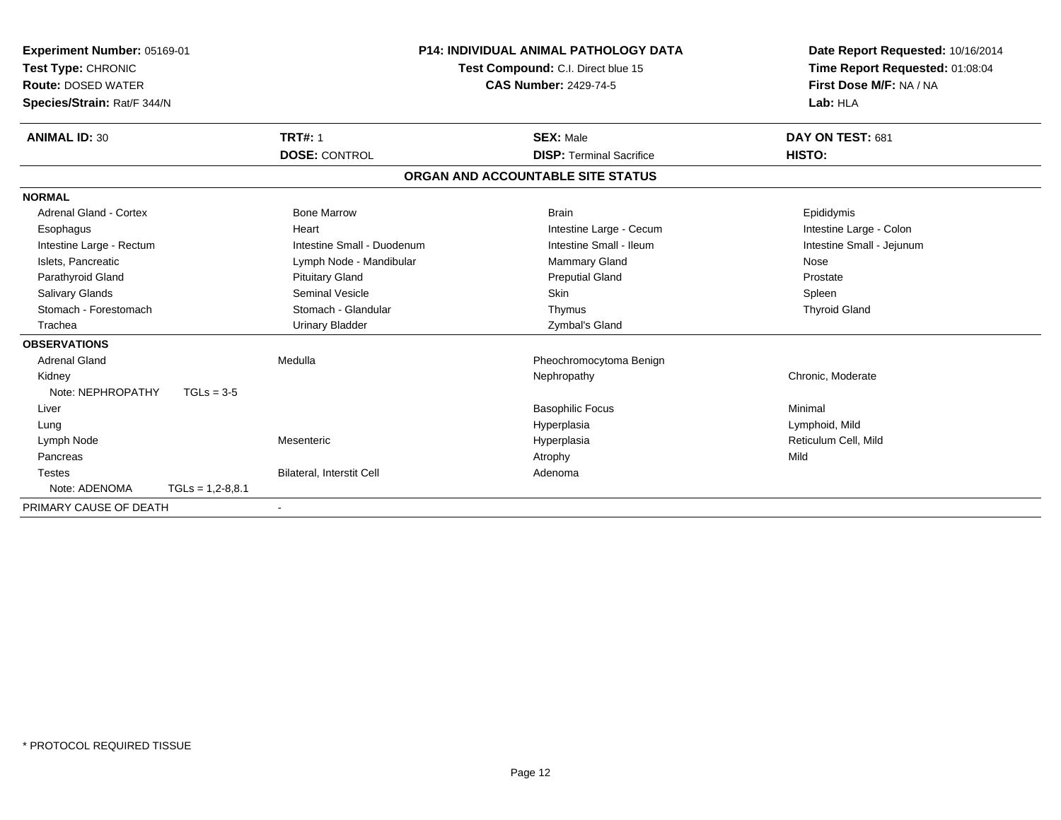**Experiment Number:** 05169-01
**Test Type:** CHRONIC
**Route:** DOSED WATER
**Species/Strain:** Rat/F 344/N

**P14: INDIVIDUAL ANIMAL PATHOLOGY DATA**
**Test Compound:** C.I. Direct blue 15
**CAS Number:** 2429-74-5

**Date Report Requested:** 10/16/2014
**Time Report Requested:** 01:08:04
**First Dose M/F:** NA / NA
**Lab:** HLA

| **ANIMAL ID:** 30 | **TRT#:** 1 | **SEX:** Male | **DAY ON TEST:** 681 |
|---|---|---|---|
| | **DOSE:** CONTROL | **DISP:** Terminal Sacrifice | **HISTO:** |

## ORGAN AND ACCOUNTABLE SITE STATUS

**NORMAL**

| | | | |
|---|---|---|---|
| Adrenal Gland - Cortex | Bone Marrow | Brain | Epididymis |
| Esophagus | Heart | Intestine Large - Cecum | Intestine Large - Colon |
| Intestine Large - Rectum | Intestine Small - Duodenum | Intestine Small - Ileum | Intestine Small - Jejunum |
| Islets, Pancreatic | Lymph Node - Mandibular | Mammary Gland | Nose |
| Parathyroid Gland | Pituitary Gland | Preputial Gland | Prostate |
| Salivary Glands | Seminal Vesicle | Skin | Spleen |
| Stomach - Forestomach | Stomach - Glandular | Thymus | Thyroid Gland |
| Trachea | Urinary Bladder | Zymbal's Gland | |

**OBSERVATIONS**

| | | | |
|---|---|---|---|
| Adrenal Gland | Medulla | Pheochromocytoma Benign | |
| Kidney | | Nephropathy | Chronic, Moderate |
| Note: NEPHROPATHY TGLs = 3-5 | | | |
| Liver | | Basophilic Focus | Minimal |
| Lung | | Hyperplasia | Lymphoid, Mild |
| Lymph Node | Mesenteric | Hyperplasia | Reticulum Cell, Mild |
| Pancreas | | Atrophy | Mild |
| Testes | Bilateral, Interstit Cell | Adenoma | |
| Note: ADENOMA TGLs = 1,2-8,8.1 | | | |

PRIMARY CAUSE OF DEATH -

\* PROTOCOL REQUIRED TISSUE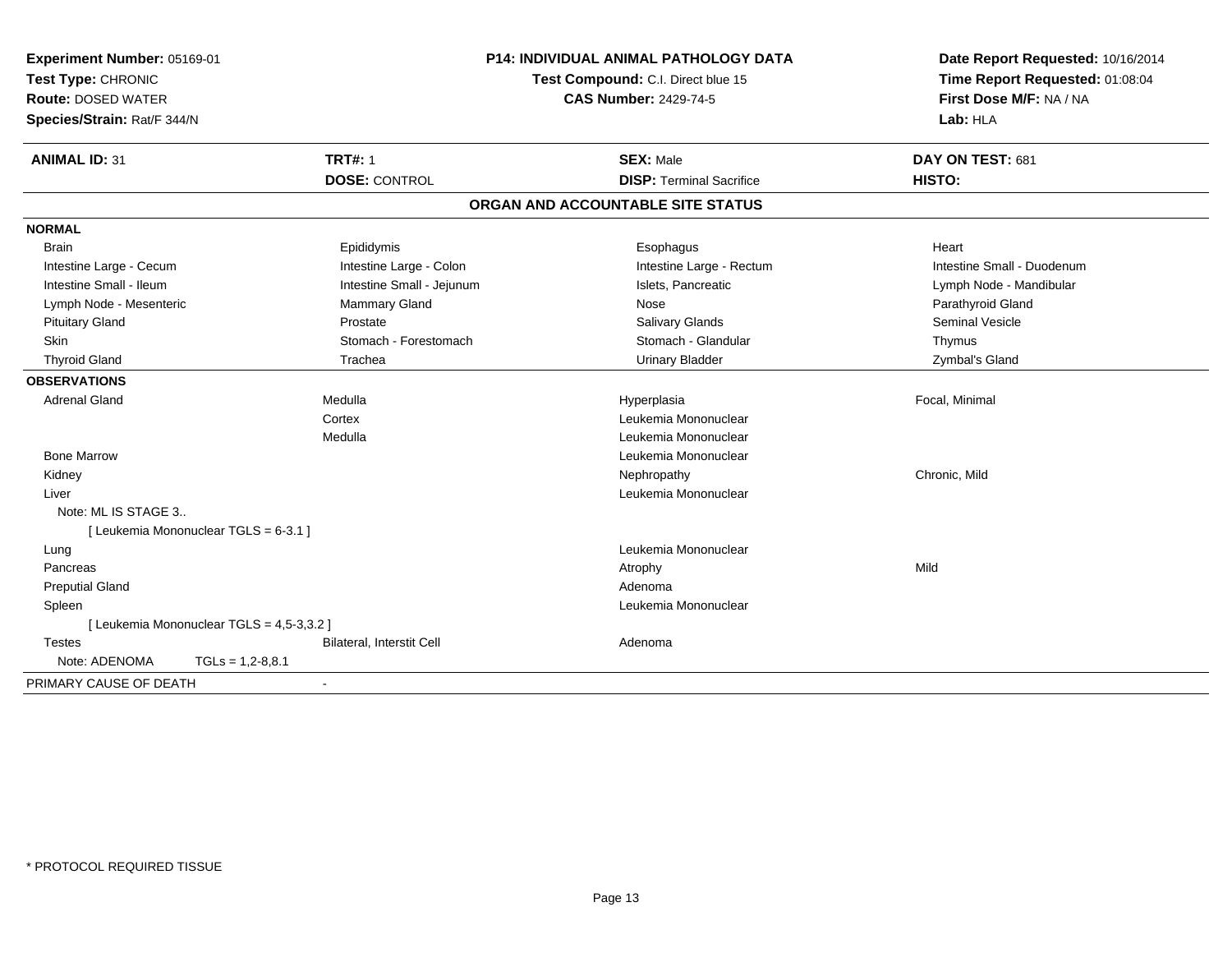**Experiment Number:** 05169-01
**Test Type:** CHRONIC
**Route:** DOSED WATER
**Species/Strain:** Rat/F 344/N

**P14: INDIVIDUAL ANIMAL PATHOLOGY DATA**
**Test Compound:** C.I. Direct blue 15
**CAS Number:** 2429-74-5

**Date Report Requested:** 10/16/2014
**Time Report Requested:** 01:08:04
**First Dose M/F:** NA / NA
**Lab:** HLA

| **ANIMAL ID:** 31 | **TRT#:** 1 | **SEX:** Male | **DAY ON TEST:** 681 |
|---|---|---|---|
| | **DOSE:** CONTROL | **DISP:** Terminal Sacrifice | **HISTO:** |

## ORGAN AND ACCOUNTABLE SITE STATUS

| | | | |
|---|---|---|---|
| **NORMAL** | | | |
| Brain | Epididymis | Esophagus | Heart |
| Intestine Large - Cecum | Intestine Large - Colon | Intestine Large - Rectum | Intestine Small - Duodenum |
| Intestine Small - Ileum | Intestine Small - Jejunum | Islets, Pancreatic | Lymph Node - Mandibular |
| Lymph Node - Mesenteric | Mammary Gland | Nose | Parathyroid Gland |
| Pituitary Gland | Prostate | Salivary Glands | Seminal Vesicle |
| Skin | Stomach - Forestomach | Stomach - Glandular | Thymus |
| Thyroid Gland | Trachea | Urinary Bladder | Zymbal's Gland |
| **OBSERVATIONS** | | | |
| Adrenal Gland | Medulla | Hyperplasia | Focal, Minimal |
| | Cortex | Leukemia Mononuclear | |
| | Medulla | Leukemia Mononuclear | |
| Bone Marrow | | Leukemia Mononuclear | |
| Kidney | | Nephropathy | Chronic, Mild |
| Liver | | Leukemia Mononuclear | |
| Note: ML IS STAGE 3.. | | | |
| [ Leukemia Mononuclear TGLS = 6-3.1 ] | | | |
| Lung | | Leukemia Mononuclear | |
| Pancreas | | Atrophy | Mild |
| Preputial Gland | | Adenoma | |
| Spleen | | Leukemia Mononuclear | |
| [ Leukemia Mononuclear TGLS = 4,5-3,3.2 ] | | | |
| Testes | Bilateral, Interstit Cell | Adenoma | |
| Note: ADENOMA TGLs = 1,2-8,8.1 | | | |
| PRIMARY CAUSE OF DEATH | - | | |

* PROTOCOL REQUIRED TISSUE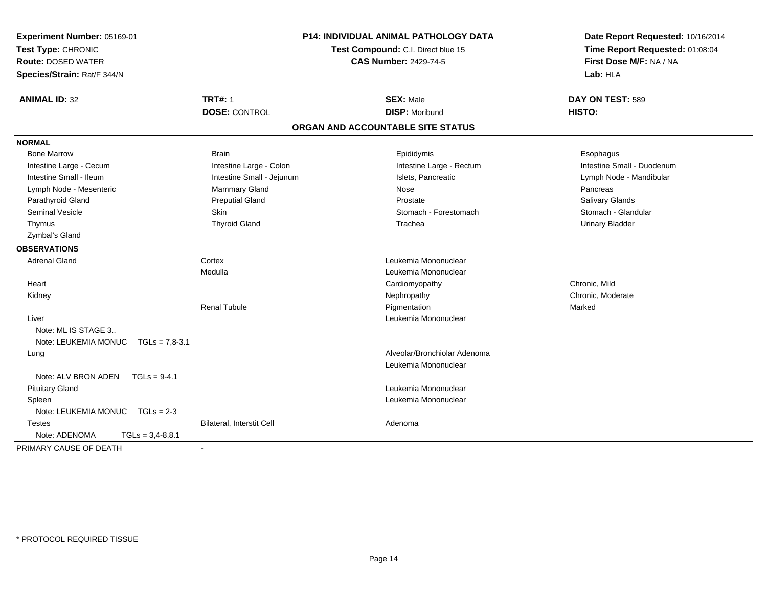**Experiment Number:** 05169-01
**Test Type:** CHRONIC
**Route:** DOSED WATER
**Species/Strain:** Rat/F 344/N

**P14: INDIVIDUAL ANIMAL PATHOLOGY DATA**
**Test Compound:** C.I. Direct blue 15
**CAS Number:** 2429-74-5

**Date Report Requested:** 10/16/2014
**Time Report Requested:** 01:08:04
**First Dose M/F:** NA / NA
**Lab:** HLA

| **ANIMAL ID:** 32 | **TRT#:** 1 | **SEX:** Male | **DAY ON TEST:** 589 |
|---|---|---|---|
| | **DOSE:** CONTROL | **DISP:** Moribund | **HISTO:** |

## ORGAN AND ACCOUNTABLE SITE STATUS

**NORMAL**

| | | | |
|---|---|---|---|
| Bone Marrow | Brain | Epididymis | Esophagus |
| Intestine Large - Cecum | Intestine Large - Colon | Intestine Large - Rectum | Intestine Small - Duodenum |
| Intestine Small - Ileum | Intestine Small - Jejunum | Islets, Pancreatic | Lymph Node - Mandibular |
| Lymph Node - Mesenteric | Mammary Gland | Nose | Pancreas |
| Parathyroid Gland | Preputial Gland | Prostate | Salivary Glands |
| Seminal Vesicle | Skin | Stomach - Forestomach | Stomach - Glandular |
| Thymus | Thyroid Gland | Trachea | Urinary Bladder |
| Zymbal's Gland | | | |

**OBSERVATIONS**

| | | | |
|---|---|---|---|
| Adrenal Gland | Cortex | Leukemia Mononuclear | |
| | Medulla | Leukemia Mononuclear | |
| Heart | | Cardiomyopathy | Chronic, Mild |
| Kidney | | Nephropathy | Chronic, Moderate |
| | Renal Tubule | Pigmentation | Marked |
| Liver | | Leukemia Mononuclear | |
| Note: ML IS STAGE 3.. | | | |
| Note: LEUKEMIA MONUC TGLs = 7,8-3.1 | | | |
| Lung | | Alveolar/Bronchiolar Adenoma | |
| | | Leukemia Mononuclear | |
| Note: ALV BRON ADEN TGLs = 9-4.1 | | | |
| Pituitary Gland | | Leukemia Mononuclear | |
| Spleen | | Leukemia Mononuclear | |
| Note: LEUKEMIA MONUC TGLs = 2-3 | | | |
| Testes | Bilateral, Interstit Cell | Adenoma | |
| Note: ADENOMA TGLs = 3,4-8,8.1 | | | |

PRIMARY CAUSE OF DEATH -

* PROTOCOL REQUIRED TISSUE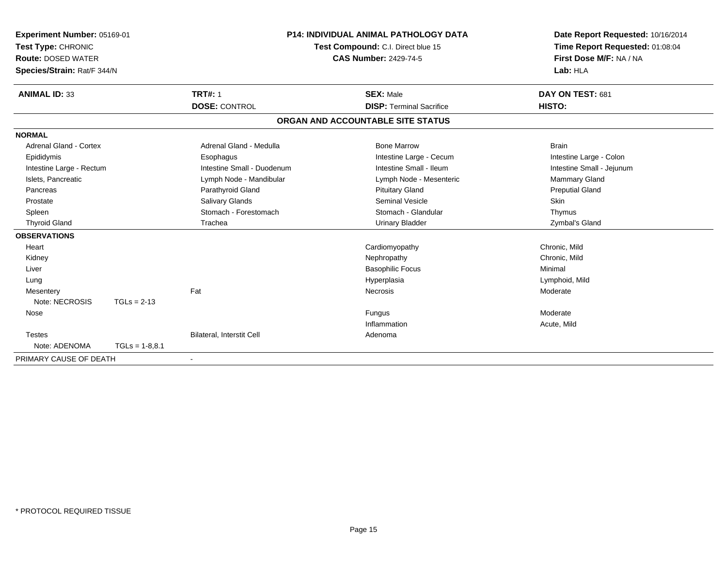**Experiment Number:** 05169-01
**Test Type:** CHRONIC
**Route:** DOSED WATER
**Species/Strain:** Rat/F 344/N

**P14: INDIVIDUAL ANIMAL PATHOLOGY DATA**
**Test Compound:** C.I. Direct blue 15
**CAS Number:** 2429-74-5

**Date Report Requested:** 10/16/2014
**Time Report Requested:** 01:08:04
**First Dose M/F:** NA / NA
**Lab:** HLA

| **ANIMAL ID:** 33 | **TRT#:** 1 | **SEX:** Male | **DAY ON TEST:** 681 |
|---|---|---|---|
| | **DOSE:** CONTROL | **DISP:** Terminal Sacrifice | **HISTO:** |

**ORGAN AND ACCOUNTABLE SITE STATUS**

| | | | |
|---|---|---|---|
| **NORMAL** | | | |
| Adrenal Gland - Cortex | Adrenal Gland - Medulla | Bone Marrow | Brain |
| Epididymis | Esophagus | Intestine Large - Cecum | Intestine Large - Colon |
| Intestine Large - Rectum | Intestine Small - Duodenum | Intestine Small - Ileum | Intestine Small - Jejunum |
| Islets, Pancreatic | Lymph Node - Mandibular | Lymph Node - Mesenteric | Mammary Gland |
| Pancreas | Parathyroid Gland | Pituitary Gland | Preputial Gland |
| Prostate | Salivary Glands | Seminal Vesicle | Skin |
| Spleen | Stomach - Forestomach | Stomach - Glandular | Thymus |
| Thyroid Gland | Trachea | Urinary Bladder | Zymbal's Gland |
| **OBSERVATIONS** | | | |
| Heart | | Cardiomyopathy | Chronic, Mild |
| Kidney | | Nephropathy | Chronic, Mild |
| Liver | | Basophilic Focus | Minimal |
| Lung | | Hyperplasia | Lymphoid, Mild |
| Mesentery | Fat | Necrosis | Moderate |
| Note: NECROSIS TGLs = 2-13 | | | |
| Nose | | Fungus | Moderate |
| | | Inflammation | Acute, Mild |
| Testes | Bilateral, Interstit Cell | Adenoma | |
| Note: ADENOMA TGLs = 1-8,8.1 | | | |
| PRIMARY CAUSE OF DEATH | - | | |

\* PROTOCOL REQUIRED TISSUE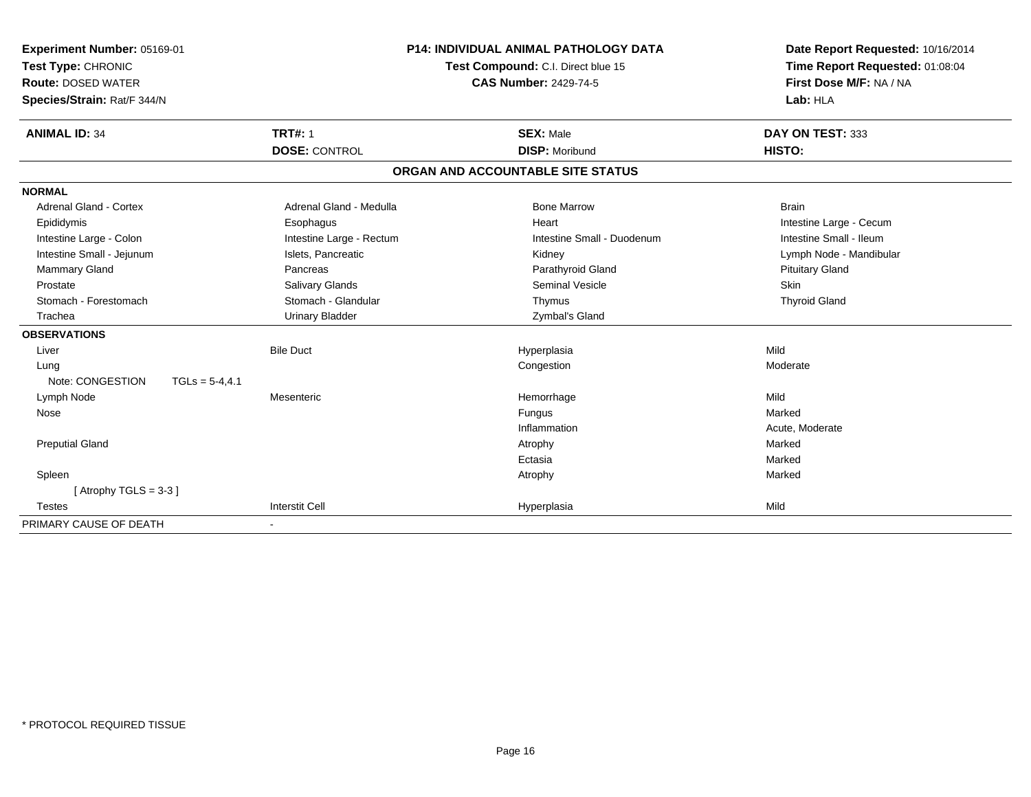**Experiment Number:** 05169-01
**Test Type:** CHRONIC
**Route:** DOSED WATER
**Species/Strain:** Rat/F 344/N

**P14: INDIVIDUAL ANIMAL PATHOLOGY DATA**
**Test Compound:** C.I. Direct blue 15
**CAS Number:** 2429-74-5

**Date Report Requested:** 10/16/2014
**Time Report Requested:** 01:08:04
**First Dose M/F:** NA / NA
**Lab:** HLA

| **ANIMAL ID:** 34 | **TRT#:** 1 | **SEX:** Male | **DAY ON TEST:** 333 |
|---|---|---|---|
| | **DOSE:** CONTROL | **DISP:** Moribund | **HISTO:** |

## ORGAN AND ACCOUNTABLE SITE STATUS

| | | | |
|---|---|---|---|
| **NORMAL** | | | |
| Adrenal Gland - Cortex | Adrenal Gland - Medulla | Bone Marrow | Brain |
| Epididymis | Esophagus | Heart | Intestine Large - Cecum |
| Intestine Large - Colon | Intestine Large - Rectum | Intestine Small - Duodenum | Intestine Small - Ileum |
| Intestine Small - Jejunum | Islets, Pancreatic | Kidney | Lymph Node - Mandibular |
| Mammary Gland | Pancreas | Parathyroid Gland | Pituitary Gland |
| Prostate | Salivary Glands | Seminal Vesicle | Skin |
| Stomach - Forestomach | Stomach - Glandular | Thymus | Thyroid Gland |
| Trachea | Urinary Bladder | Zymbal's Gland | |
| **OBSERVATIONS** | | | |
| Liver | Bile Duct | Hyperplasia | Mild |
| Lung | | Congestion | Moderate |
| Note: CONGESTION TGLs = 5-4,4.1 | | | |
| Lymph Node | Mesenteric | Hemorrhage | Mild |
| Nose | | Fungus | Marked |
| | | Inflammation | Acute, Moderate |
| Preputial Gland | | Atrophy | Marked |
| | | Ectasia | Marked |
| Spleen | | Atrophy | Marked |
| [ Atrophy TGLS = 3-3 ] | | | |
| Testes | Interstit Cell | Hyperplasia | Mild |
| PRIMARY CAUSE OF DEATH | - | | |

* PROTOCOL REQUIRED TISSUE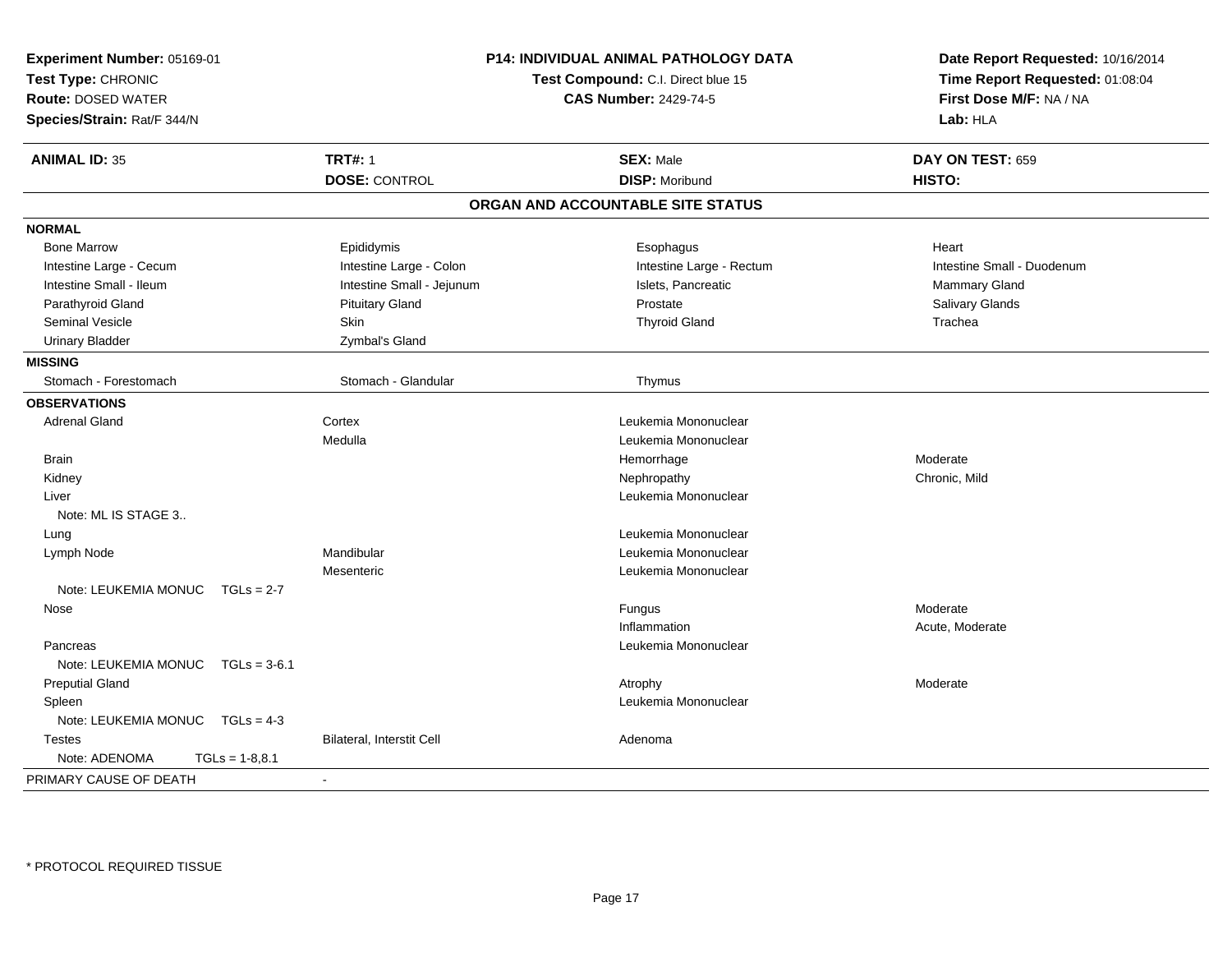**Experiment Number:** 05169-01
**Test Type:** CHRONIC
**Route:** DOSED WATER
**Species/Strain:** Rat/F 344/N

**P14: INDIVIDUAL ANIMAL PATHOLOGY DATA**
**Test Compound:** C.I. Direct blue 15
**CAS Number:** 2429-74-5

**Date Report Requested:** 10/16/2014
**Time Report Requested:** 01:08:04
**First Dose M/F:** NA / NA
**Lab:** HLA

| **ANIMAL ID:** 35 | **TRT#:** 1 | **SEX:** Male | **DAY ON TEST:** 659 |
|---|---|---|---|
| | **DOSE:** CONTROL | **DISP:** Moribund | **HISTO:** |

## ORGAN AND ACCOUNTABLE SITE STATUS

| | | | |
|---|---|---|---|
| **NORMAL** | | | |
| Bone Marrow | Epididymis | Esophagus | Heart |
| Intestine Large - Cecum | Intestine Large - Colon | Intestine Large - Rectum | Intestine Small - Duodenum |
| Intestine Small - Ileum | Intestine Small - Jejunum | Islets, Pancreatic | Mammary Gland |
| Parathyroid Gland | Pituitary Gland | Prostate | Salivary Glands |
| Seminal Vesicle | Skin | Thyroid Gland | Trachea |
| Urinary Bladder | Zymbal's Gland | | |
| **MISSING** | | | |
| Stomach - Forestomach | Stomach - Glandular | Thymus | |
| **OBSERVATIONS** | | | |
| Adrenal Gland | Cortex | Leukemia Mononuclear | |
| | Medulla | Leukemia Mononuclear | |
| Brain | | Hemorrhage | Moderate |
| Kidney | | Nephropathy | Chronic, Mild |
| Liver | | Leukemia Mononuclear | |
| Note: ML IS STAGE 3.. | | | |
| Lung | | Leukemia Mononuclear | |
| Lymph Node | Mandibular | Leukemia Mononuclear | |
| | Mesenteric | Leukemia Mononuclear | |
| Note: LEUKEMIA MONUC TGLs = 2-7 | | | |
| Nose | | Fungus | Moderate |
| | | Inflammation | Acute, Moderate |
| Pancreas | | Leukemia Mononuclear | |
| Note: LEUKEMIA MONUC TGLs = 3-6.1 | | | |
| Preputial Gland | | Atrophy | Moderate |
| Spleen | | Leukemia Mononuclear | |
| Note: LEUKEMIA MONUC TGLs = 4-3 | | | |
| Testes | Bilateral, Interstit Cell | Adenoma | |
| Note: ADENOMA TGLs = 1-8,8.1 | | | |
| PRIMARY CAUSE OF DEATH | - | | |

\* PROTOCOL REQUIRED TISSUE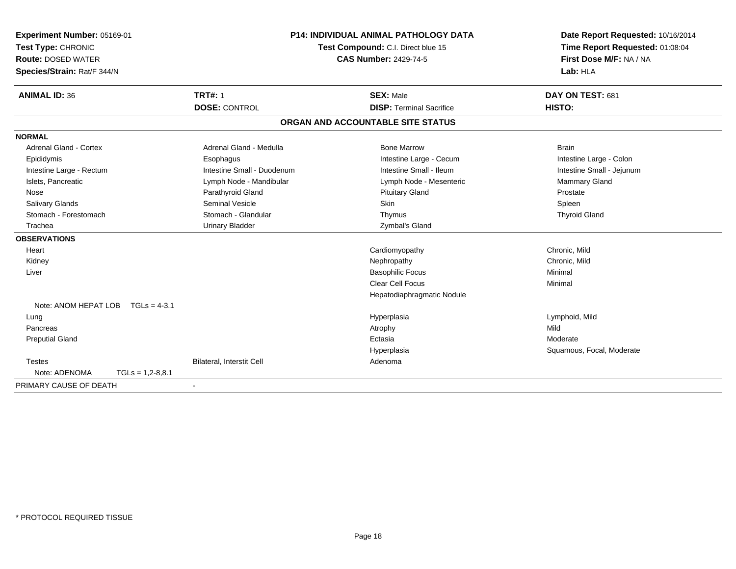**Experiment Number:** 05169-01
**Test Type:** CHRONIC
**Route:** DOSED WATER
**Species/Strain:** Rat/F 344/N

**P14: INDIVIDUAL ANIMAL PATHOLOGY DATA**
**Test Compound:** C.I. Direct blue 15
**CAS Number:** 2429-74-5

**Date Report Requested:** 10/16/2014
**Time Report Requested:** 01:08:04
**First Dose M/F:** NA / NA
**Lab:** HLA

| **ANIMAL ID:** 36 | **TRT#:** 1 | **SEX:** Male | **DAY ON TEST:** 681 |
|---|---|---|---|
| | **DOSE:** CONTROL | **DISP:** Terminal Sacrifice | **HISTO:** |

**ORGAN AND ACCOUNTABLE SITE STATUS**

**NORMAL**

| | | | |
|---|---|---|---|
| Adrenal Gland - Cortex | Adrenal Gland - Medulla | Bone Marrow | Brain |
| Epididymis | Esophagus | Intestine Large - Cecum | Intestine Large - Colon |
| Intestine Large - Rectum | Intestine Small - Duodenum | Intestine Small - Ileum | Intestine Small - Jejunum |
| Islets, Pancreatic | Lymph Node - Mandibular | Lymph Node - Mesenteric | Mammary Gland |
| Nose | Parathyroid Gland | Pituitary Gland | Prostate |
| Salivary Glands | Seminal Vesicle | Skin | Spleen |
| Stomach - Forestomach | Stomach - Glandular | Thymus | Thyroid Gland |
| Trachea | Urinary Bladder | Zymbal's Gland | |

**OBSERVATIONS**

| | | | |
|---|---|---|---|
| Heart | | Cardiomyopathy | Chronic, Mild |
| Kidney | | Nephropathy | Chronic, Mild |
| Liver | | Basophilic Focus | Minimal |
| | | Clear Cell Focus | Minimal |
| | | Hepatodiaphragmatic Nodule | |
| Note: ANOM HEPAT LOB TGLs = 4-3.1 | | | |
| Lung | | Hyperplasia | Lymphoid, Mild |
| Pancreas | | Atrophy | Mild |
| Preputial Gland | | Ectasia | Moderate |
| | | Hyperplasia | Squamous, Focal, Moderate |
| Testes | Bilateral, Interstit Cell | Adenoma | |
| Note: ADENOMA TGLs = 1,2-8,8.1 | | | |

PRIMARY CAUSE OF DEATH -

\* PROTOCOL REQUIRED TISSUE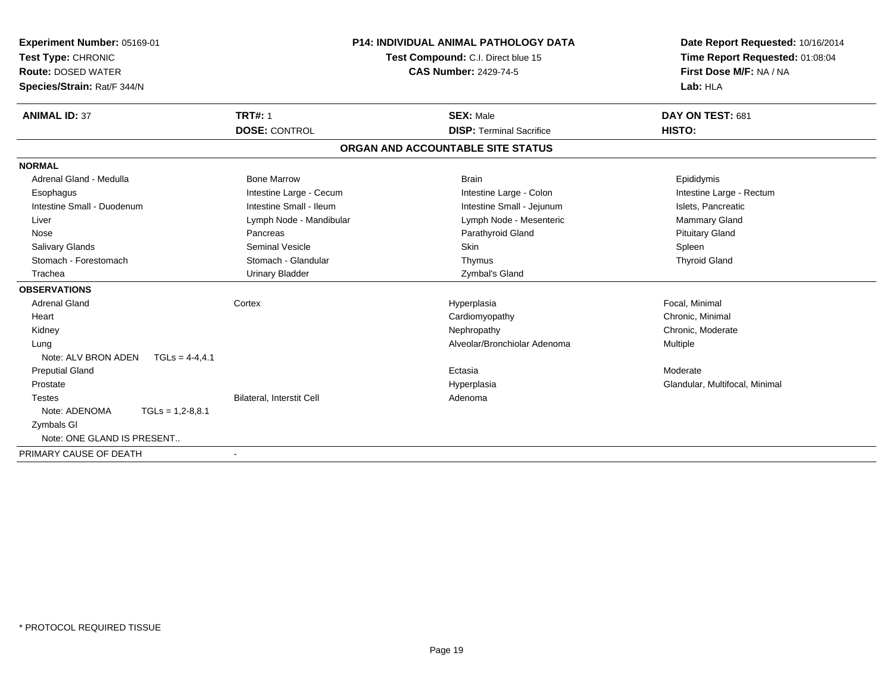**Experiment Number:** 05169-01
**Test Type:** CHRONIC
**Route:** DOSED WATER
**Species/Strain:** Rat/F 344/N

**P14: INDIVIDUAL ANIMAL PATHOLOGY DATA**
**Test Compound:** C.I. Direct blue 15
**CAS Number:** 2429-74-5

**Date Report Requested:** 10/16/2014
**Time Report Requested:** 01:08:04
**First Dose M/F:** NA / NA
**Lab:** HLA

| **ANIMAL ID:** 37 | **TRT#:** 1 | **SEX:** Male | **DAY ON TEST:** 681 |
|---|---|---|---|
| | **DOSE:** CONTROL | **DISP:** Terminal Sacrifice | **HISTO:** |

## ORGAN AND ACCOUNTABLE SITE STATUS

| | | | |
|---|---|---|---|
| **NORMAL** | | | |
| Adrenal Gland - Medulla | Bone Marrow | Brain | Epididymis |
| Esophagus | Intestine Large - Cecum | Intestine Large - Colon | Intestine Large - Rectum |
| Intestine Small - Duodenum | Intestine Small - Ileum | Intestine Small - Jejunum | Islets, Pancreatic |
| Liver | Lymph Node - Mandibular | Lymph Node - Mesenteric | Mammary Gland |
| Nose | Pancreas | Parathyroid Gland | Pituitary Gland |
| Salivary Glands | Seminal Vesicle | Skin | Spleen |
| Stomach - Forestomach | Stomach - Glandular | Thymus | Thyroid Gland |
| Trachea | Urinary Bladder | Zymbal's Gland | |
| **OBSERVATIONS** | | | |
| Adrenal Gland | Cortex | Hyperplasia | Focal, Minimal |
| Heart | | Cardiomyopathy | Chronic, Minimal |
| Kidney | | Nephropathy | Chronic, Moderate |
| Lung | | Alveolar/Bronchiolar Adenoma | Multiple |
| Note: ALV BRON ADEN TGLs = 4-4,4.1 | | | |
| Preputial Gland | | Ectasia | Moderate |
| Prostate | | Hyperplasia | Glandular, Multifocal, Minimal |
| Testes | Bilateral, Interstit Cell | Adenoma | |
| Note: ADENOMA TGLs = 1,2-8,8.1 | | | |
| Zymbals Gl | | | |
| Note: ONE GLAND IS PRESENT.. | | | |
| PRIMARY CAUSE OF DEATH | - | | |

\* PROTOCOL REQUIRED TISSUE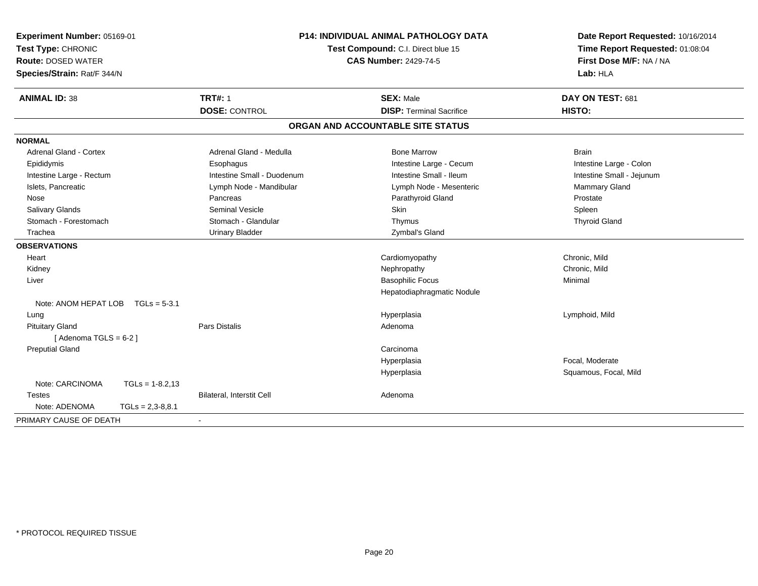**Experiment Number:** 05169-01
**Test Type:** CHRONIC
**Route:** DOSED WATER
**Species/Strain:** Rat/F 344/N

**P14: INDIVIDUAL ANIMAL PATHOLOGY DATA**
**Test Compound:** C.I. Direct blue 15
**CAS Number:** 2429-74-5

**Date Report Requested:** 10/16/2014
**Time Report Requested:** 01:08:04
**First Dose M/F:** NA / NA
**Lab:** HLA

| **ANIMAL ID:** 38 | **TRT#:** 1 | **SEX:** Male | **DAY ON TEST:** 681 |
|---|---|---|---|
| | **DOSE:** CONTROL | **DISP:** Terminal Sacrifice | **HISTO:** |

## ORGAN AND ACCOUNTABLE SITE STATUS

**NORMAL**

| | | | |
|---|---|---|---|
| Adrenal Gland - Cortex | Adrenal Gland - Medulla | Bone Marrow | Brain |
| Epididymis | Esophagus | Intestine Large - Cecum | Intestine Large - Colon |
| Intestine Large - Rectum | Intestine Small - Duodenum | Intestine Small - Ileum | Intestine Small - Jejunum |
| Islets, Pancreatic | Lymph Node - Mandibular | Lymph Node - Mesenteric | Mammary Gland |
| Nose | Pancreas | Parathyroid Gland | Prostate |
| Salivary Glands | Seminal Vesicle | Skin | Spleen |
| Stomach - Forestomach | Stomach - Glandular | Thymus | Thyroid Gland |
| Trachea | Urinary Bladder | Zymbal's Gland | |

**OBSERVATIONS**

| | | | |
|---|---|---|---|
| Heart | | Cardiomyopathy | Chronic, Mild |
| Kidney | | Nephropathy | Chronic, Mild |
| Liver | | Basophilic Focus | Minimal |
| | | Hepatodiaphragmatic Nodule | |
| Note: ANOM HEPAT LOB TGLs = 5-3.1 | | | |
| Lung | | Hyperplasia | Lymphoid, Mild |
| Pituitary Gland | Pars Distalis | Adenoma | |
| [ Adenoma TGLS = 6-2 ] | | | |
| Preputial Gland | | Carcinoma | |
| | | Hyperplasia | Focal, Moderate |
| | | Hyperplasia | Squamous, Focal, Mild |
| Note: CARCINOMA TGLs = 1-8.2,13 | | | |
| Testes | Bilateral, Interstit Cell | Adenoma | |
| Note: ADENOMA TGLs = 2,3-8,8.1 | | | |

PRIMARY CAUSE OF DEATH -

* PROTOCOL REQUIRED TISSUE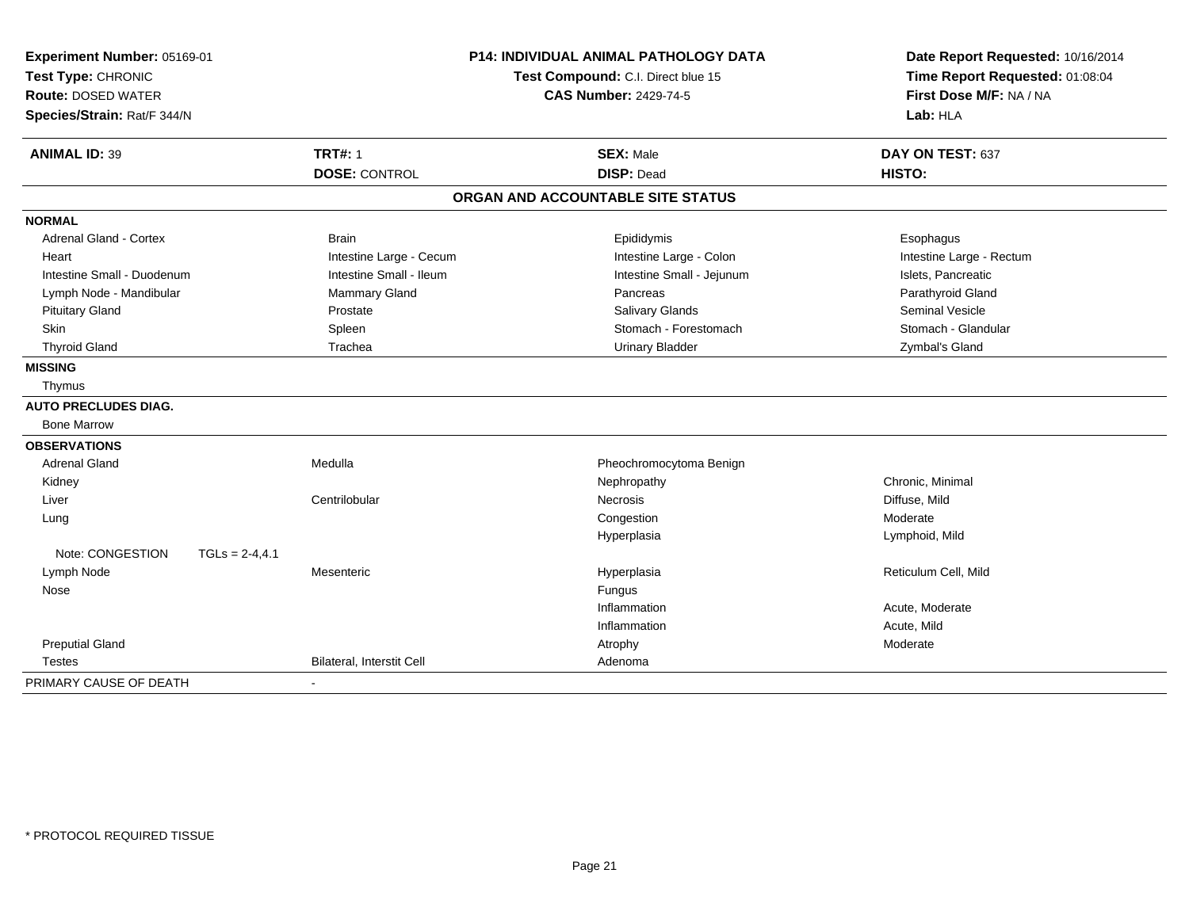**Experiment Number:** 05169-01
**Test Type:** CHRONIC
**Route:** DOSED WATER
**Species/Strain:** Rat/F 344/N

**P14: INDIVIDUAL ANIMAL PATHOLOGY DATA**
**Test Compound:** C.I. Direct blue 15
**CAS Number:** 2429-74-5

**Date Report Requested:** 10/16/2014
**Time Report Requested:** 01:08:04
**First Dose M/F:** NA / NA
**Lab:** HLA

| **ANIMAL ID:** 39 | **TRT#:** 1 | **SEX:** Male | **DAY ON TEST:** 637 |
|---|---|---|---|
| | **DOSE:** CONTROL | **DISP:** Dead | **HISTO:** |

## ORGAN AND ACCOUNTABLE SITE STATUS

**NORMAL**

| | | | |
|---|---|---|---|
| Adrenal Gland - Cortex | Brain | Epididymis | Esophagus |
| Heart | Intestine Large - Cecum | Intestine Large - Colon | Intestine Large - Rectum |
| Intestine Small - Duodenum | Intestine Small - Ileum | Intestine Small - Jejunum | Islets, Pancreatic |
| Lymph Node - Mandibular | Mammary Gland | Pancreas | Parathyroid Gland |
| Pituitary Gland | Prostate | Salivary Glands | Seminal Vesicle |
| Skin | Spleen | Stomach - Forestomach | Stomach - Glandular |
| Thyroid Gland | Trachea | Urinary Bladder | Zymbal's Gland |

**MISSING**

Thymus

**AUTO PRECLUDES DIAG.**

Bone Marrow

**OBSERVATIONS**

| | | | |
|---|---|---|---|
| Adrenal Gland | Medulla | Pheochromocytoma Benign | |
| Kidney | | Nephropathy | Chronic, Minimal |
| Liver | Centrilobular | Necrosis | Diffuse, Mild |
| Lung | | Congestion | Moderate |
| | | Hyperplasia | Lymphoid, Mild |
| Note: CONGESTION TGLs = 2-4,4.1 | | | |
| Lymph Node | Mesenteric | Hyperplasia | Reticulum Cell, Mild |
| Nose | | Fungus | |
| | | Inflammation | Acute, Moderate |
| | | Inflammation | Acute, Mild |
| Preputial Gland | | Atrophy | Moderate |
| Testes | Bilateral, Interstit Cell | Adenoma | |

PRIMARY CAUSE OF DEATH -

\* PROTOCOL REQUIRED TISSUE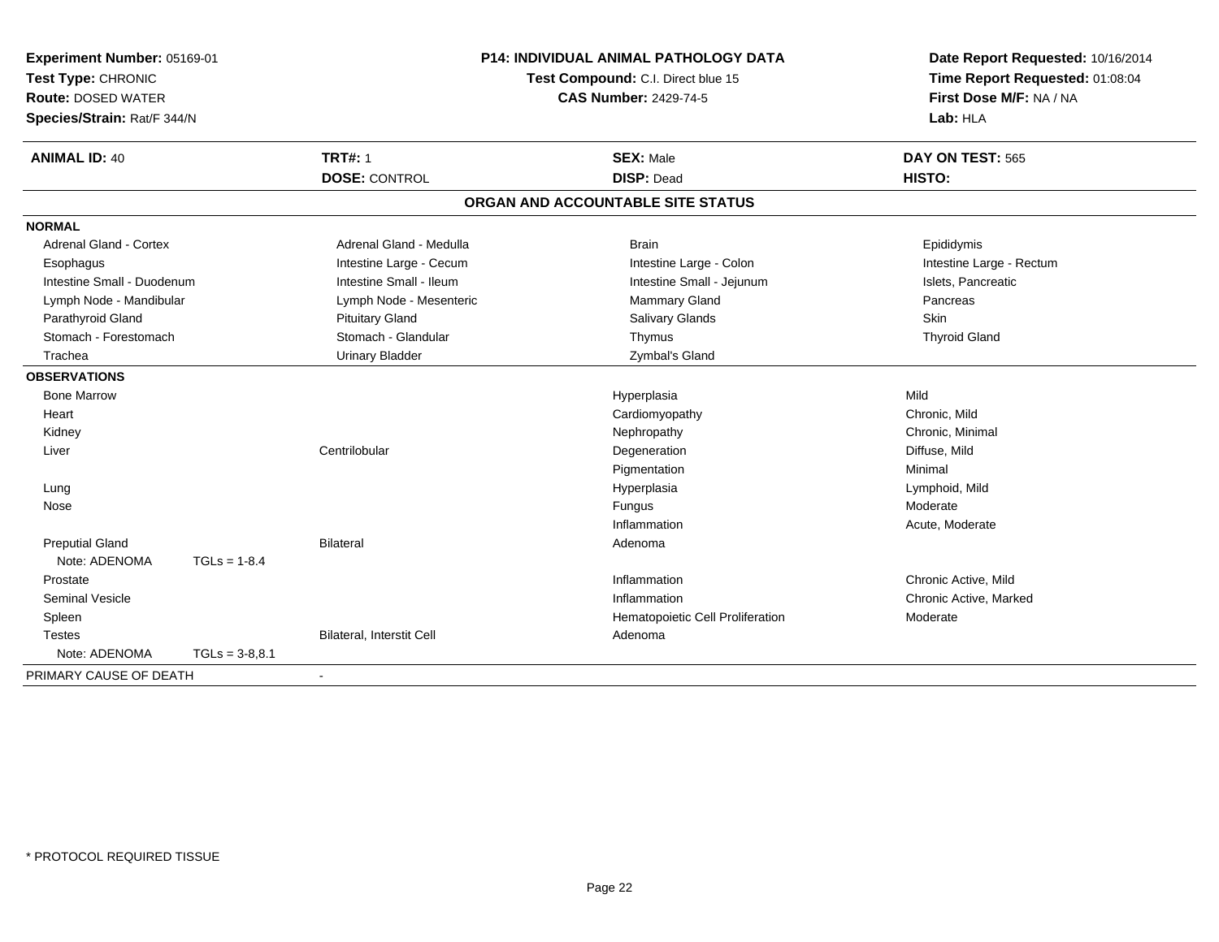**Experiment Number:** 05169-01
**Test Type:** CHRONIC
**Route:** DOSED WATER
**Species/Strain:** Rat/F 344/N

**P14: INDIVIDUAL ANIMAL PATHOLOGY DATA**
**Test Compound:** C.I. Direct blue 15
**CAS Number:** 2429-74-5

**Date Report Requested:** 10/16/2014
**Time Report Requested:** 01:08:04
**First Dose M/F:** NA / NA
**Lab:** HLA

| **ANIMAL ID:** 40 | **TRT#:** 1 | **SEX:** Male | **DAY ON TEST:** 565 |
|---|---|---|---|
| | **DOSE:** CONTROL | **DISP:** Dead | **HISTO:** |

## ORGAN AND ACCOUNTABLE SITE STATUS

**NORMAL**

| | | | |
|---|---|---|---|
| Adrenal Gland - Cortex | Adrenal Gland - Medulla | Brain | Epididymis |
| Esophagus | Intestine Large - Cecum | Intestine Large - Colon | Intestine Large - Rectum |
| Intestine Small - Duodenum | Intestine Small - Ileum | Intestine Small - Jejunum | Islets, Pancreatic |
| Lymph Node - Mandibular | Lymph Node - Mesenteric | Mammary Gland | Pancreas |
| Parathyroid Gland | Pituitary Gland | Salivary Glands | Skin |
| Stomach - Forestomach | Stomach - Glandular | Thymus | Thyroid Gland |
| Trachea | Urinary Bladder | Zymbal's Gland | |

**OBSERVATIONS**

| Organ | Site | Observation | Severity |
|---|---|---|---|
| Bone Marrow | | Hyperplasia | Mild |
| Heart | | Cardiomyopathy | Chronic, Mild |
| Kidney | | Nephropathy | Chronic, Minimal |
| Liver | Centrilobular | Degeneration | Diffuse, Mild |
| | | Pigmentation | Minimal |
| Lung | | Hyperplasia | Lymphoid, Mild |
| Nose | | Fungus | Moderate |
| | | Inflammation | Acute, Moderate |
| Preputial Gland | Bilateral | Adenoma | |
| Note: ADENOMA TGLs = 1-8.4 | | | |
| Prostate | | Inflammation | Chronic Active, Mild |
| Seminal Vesicle | | Inflammation | Chronic Active, Marked |
| Spleen | | Hematopoietic Cell Proliferation | Moderate |
| Testes | Bilateral, Interstit Cell | Adenoma | |
| Note: ADENOMA TGLs = 3-8,8.1 | | | |

PRIMARY CAUSE OF DEATH -

* PROTOCOL REQUIRED TISSUE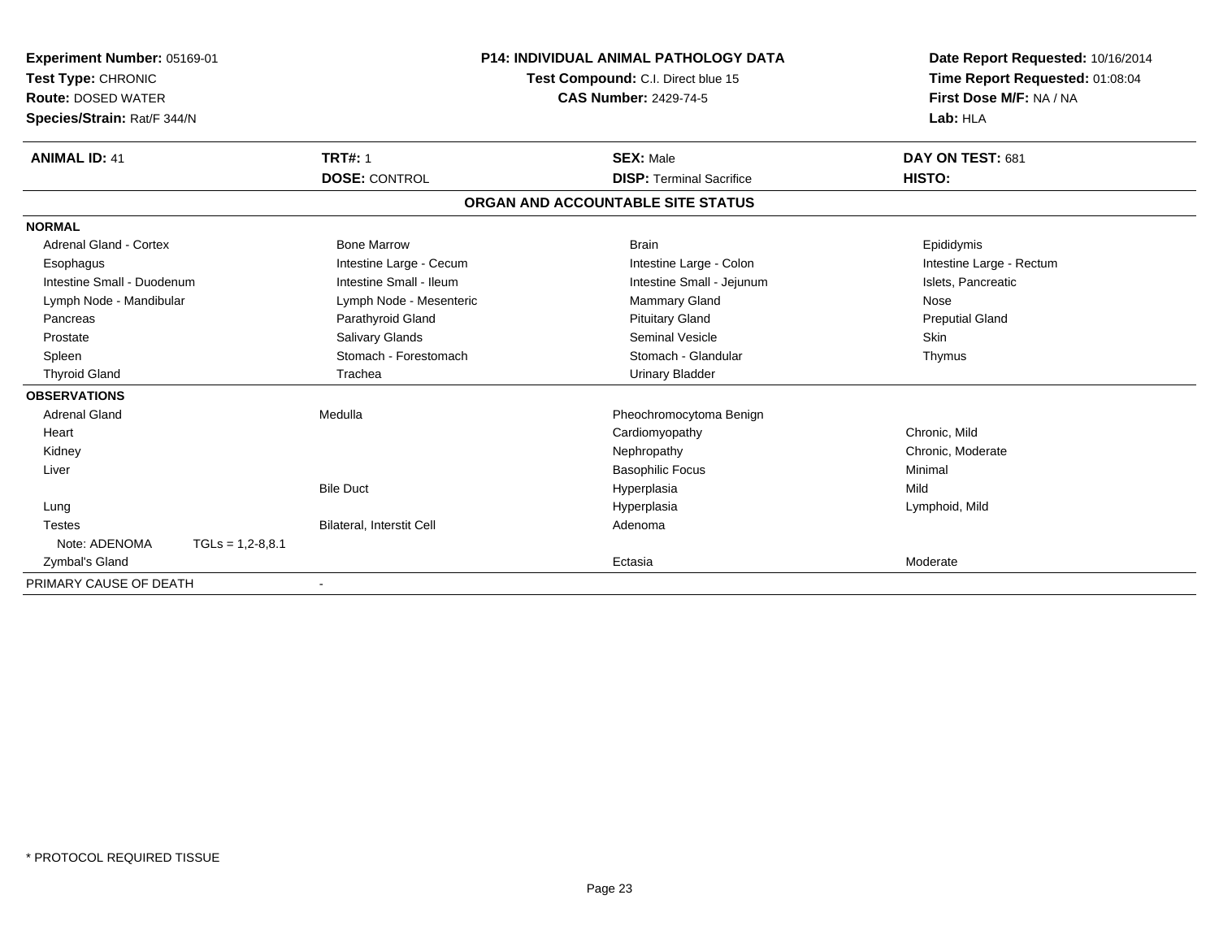**Experiment Number:** 05169-01
**Test Type:** CHRONIC
**Route:** DOSED WATER
**Species/Strain:** Rat/F 344/N

**P14: INDIVIDUAL ANIMAL PATHOLOGY DATA**
**Test Compound:** C.I. Direct blue 15
**CAS Number:** 2429-74-5

**Date Report Requested:** 10/16/2014
**Time Report Requested:** 01:08:04
**First Dose M/F:** NA / NA
**Lab:** HLA

| **ANIMAL ID:** 41 | **TRT#:** 1 | **SEX:** Male | **DAY ON TEST:** 681 |
|---|---|---|---|
| | **DOSE:** CONTROL | **DISP:** Terminal Sacrifice | **HISTO:** |

## ORGAN AND ACCOUNTABLE SITE STATUS

| | | | |
|---|---|---|---|
| **NORMAL** | | | |
| Adrenal Gland - Cortex | Bone Marrow | Brain | Epididymis |
| Esophagus | Intestine Large - Cecum | Intestine Large - Colon | Intestine Large - Rectum |
| Intestine Small - Duodenum | Intestine Small - Ileum | Intestine Small - Jejunum | Islets, Pancreatic |
| Lymph Node - Mandibular | Lymph Node - Mesenteric | Mammary Gland | Nose |
| Pancreas | Parathyroid Gland | Pituitary Gland | Preputial Gland |
| Prostate | Salivary Glands | Seminal Vesicle | Skin |
| Spleen | Stomach - Forestomach | Stomach - Glandular | Thymus |
| Thyroid Gland | Trachea | Urinary Bladder | |
| **OBSERVATIONS** | | | |
| Adrenal Gland | Medulla | Pheochromocytoma Benign | |
| Heart | | Cardiomyopathy | Chronic, Mild |
| Kidney | | Nephropathy | Chronic, Moderate |
| Liver | | Basophilic Focus | Minimal |
| | Bile Duct | Hyperplasia | Mild |
| Lung | | Hyperplasia | Lymphoid, Mild |
| Testes | Bilateral, Interstit Cell | Adenoma | |
| Note: ADENOMA TGLs = 1,2-8,8.1 | | | |
| Zymbal's Gland | | Ectasia | Moderate |
| PRIMARY CAUSE OF DEATH | - | | |

\* PROTOCOL REQUIRED TISSUE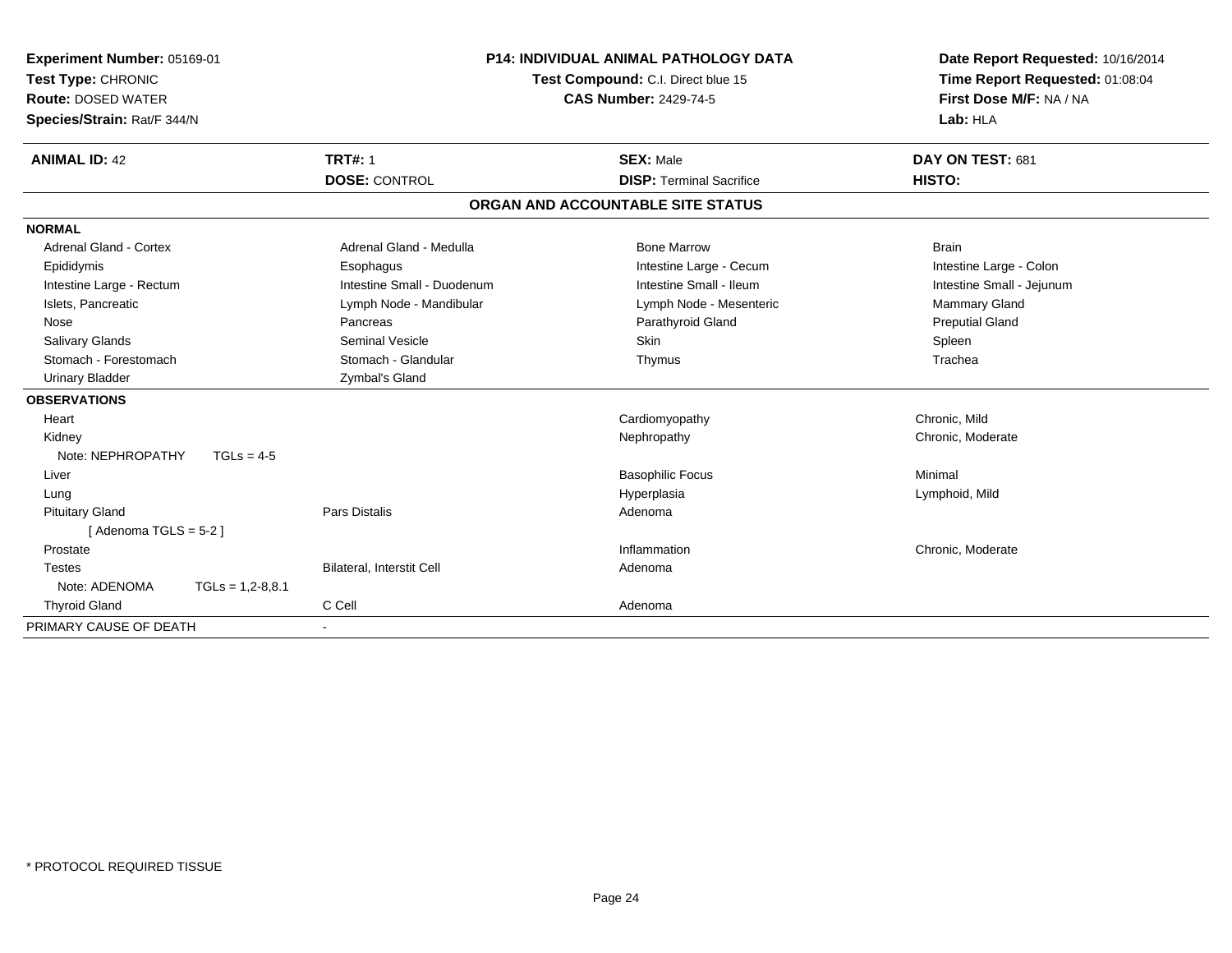**Experiment Number:** 05169-01
**Test Type:** CHRONIC
**Route:** DOSED WATER
**Species/Strain:** Rat/F 344/N

**P14: INDIVIDUAL ANIMAL PATHOLOGY DATA**
**Test Compound:** C.I. Direct blue 15
**CAS Number:** 2429-74-5

**Date Report Requested:** 10/16/2014
**Time Report Requested:** 01:08:04
**First Dose M/F:** NA / NA
**Lab:** HLA

| **ANIMAL ID:** 42 | **TRT#:** 1 | **SEX:** Male | **DAY ON TEST:** 681 |
|---|---|---|---|
| | **DOSE:** CONTROL | **DISP:** Terminal Sacrifice | **HISTO:** |

## ORGAN AND ACCOUNTABLE SITE STATUS

| | | | |
|---|---|---|---|
| **NORMAL** | | | |
| Adrenal Gland - Cortex | Adrenal Gland - Medulla | Bone Marrow | Brain |
| Epididymis | Esophagus | Intestine Large - Cecum | Intestine Large - Colon |
| Intestine Large - Rectum | Intestine Small - Duodenum | Intestine Small - Ileum | Intestine Small - Jejunum |
| Islets, Pancreatic | Lymph Node - Mandibular | Lymph Node - Mesenteric | Mammary Gland |
| Nose | Pancreas | Parathyroid Gland | Preputial Gland |
| Salivary Glands | Seminal Vesicle | Skin | Spleen |
| Stomach - Forestomach | Stomach - Glandular | Thymus | Trachea |
| Urinary Bladder | Zymbal's Gland | | |
| **OBSERVATIONS** | | | |
| Heart | | Cardiomyopathy | Chronic, Mild |
| Kidney | | Nephropathy | Chronic, Moderate |
| Note: NEPHROPATHY TGLs = 4-5 | | | |
| Liver | | Basophilic Focus | Minimal |
| Lung | | Hyperplasia | Lymphoid, Mild |
| Pituitary Gland | Pars Distalis | Adenoma | |
| [ Adenoma TGLS = 5-2 ] | | | |
| Prostate | | Inflammation | Chronic, Moderate |
| Testes | Bilateral, Interstit Cell | Adenoma | |
| Note: ADENOMA TGLs = 1,2-8,8.1 | | | |
| Thyroid Gland | C Cell | Adenoma | |
| PRIMARY CAUSE OF DEATH | - | | |

* PROTOCOL REQUIRED TISSUE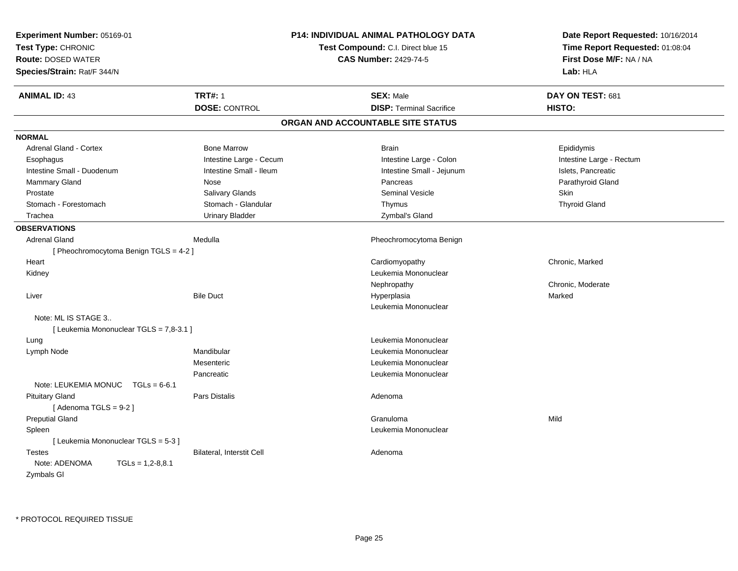**Experiment Number:** 05169-01
**Test Type:** CHRONIC
**Route:** DOSED WATER
**Species/Strain:** Rat/F 344/N

**P14: INDIVIDUAL ANIMAL PATHOLOGY DATA**
**Test Compound:** C.I. Direct blue 15
**CAS Number:** 2429-74-5

**Date Report Requested:** 10/16/2014
**Time Report Requested:** 01:08:04
**First Dose M/F:** NA / NA
**Lab:** HLA

| **ANIMAL ID:** 43 | **TRT#:** 1 | **SEX:** Male | **DAY ON TEST:** 681 |
|---|---|---|---|
| | **DOSE:** CONTROL | **DISP:** Terminal Sacrifice | **HISTO:** |

## ORGAN AND ACCOUNTABLE SITE STATUS

**NORMAL**

| | | | |
|---|---|---|---|
| Adrenal Gland - Cortex | Bone Marrow | Brain | Epididymis |
| Esophagus | Intestine Large - Cecum | Intestine Large - Colon | Intestine Large - Rectum |
| Intestine Small - Duodenum | Intestine Small - Ileum | Intestine Small - Jejunum | Islets, Pancreatic |
| Mammary Gland | Nose | Pancreas | Parathyroid Gland |
| Prostate | Salivary Glands | Seminal Vesicle | Skin |
| Stomach - Forestomach | Stomach - Glandular | Thymus | Thyroid Gland |
| Trachea | Urinary Bladder | Zymbal's Gland | |

**OBSERVATIONS**

| | | | |
|---|---|---|---|
| Adrenal Gland | Medulla | Pheochromocytoma Benign | |
| [ Pheochromocytoma Benign TGLS = 4-2 ] | | | |
| Heart | | Cardiomyopathy | Chronic, Marked |
| Kidney | | Leukemia Mononuclear | |
| | | Nephropathy | Chronic, Moderate |
| Liver | Bile Duct | Hyperplasia | Marked |
| | | Leukemia Mononuclear | |
| Note: ML IS STAGE 3.. | | | |
| [ Leukemia Mononuclear TGLS = 7,8-3.1 ] | | | |
| Lung | | Leukemia Mononuclear | |
| Lymph Node | Mandibular | Leukemia Mononuclear | |
| | Mesenteric | Leukemia Mononuclear | |
| | Pancreatic | Leukemia Mononuclear | |
| Note: LEUKEMIA MONUC TGLs = 6-6.1 | | | |
| Pituitary Gland | Pars Distalis | Adenoma | |
| [ Adenoma TGLS = 9-2 ] | | | |
| Preputial Gland | | Granuloma | Mild |
| Spleen | | Leukemia Mononuclear | |
| [ Leukemia Mononuclear TGLS = 5-3 ] | | | |
| Testes | Bilateral, Interstit Cell | Adenoma | |
| Note: ADENOMA TGLs = 1,2-8,8.1 | | | |
| Zymbals Gl | | | |

\* PROTOCOL REQUIRED TISSUE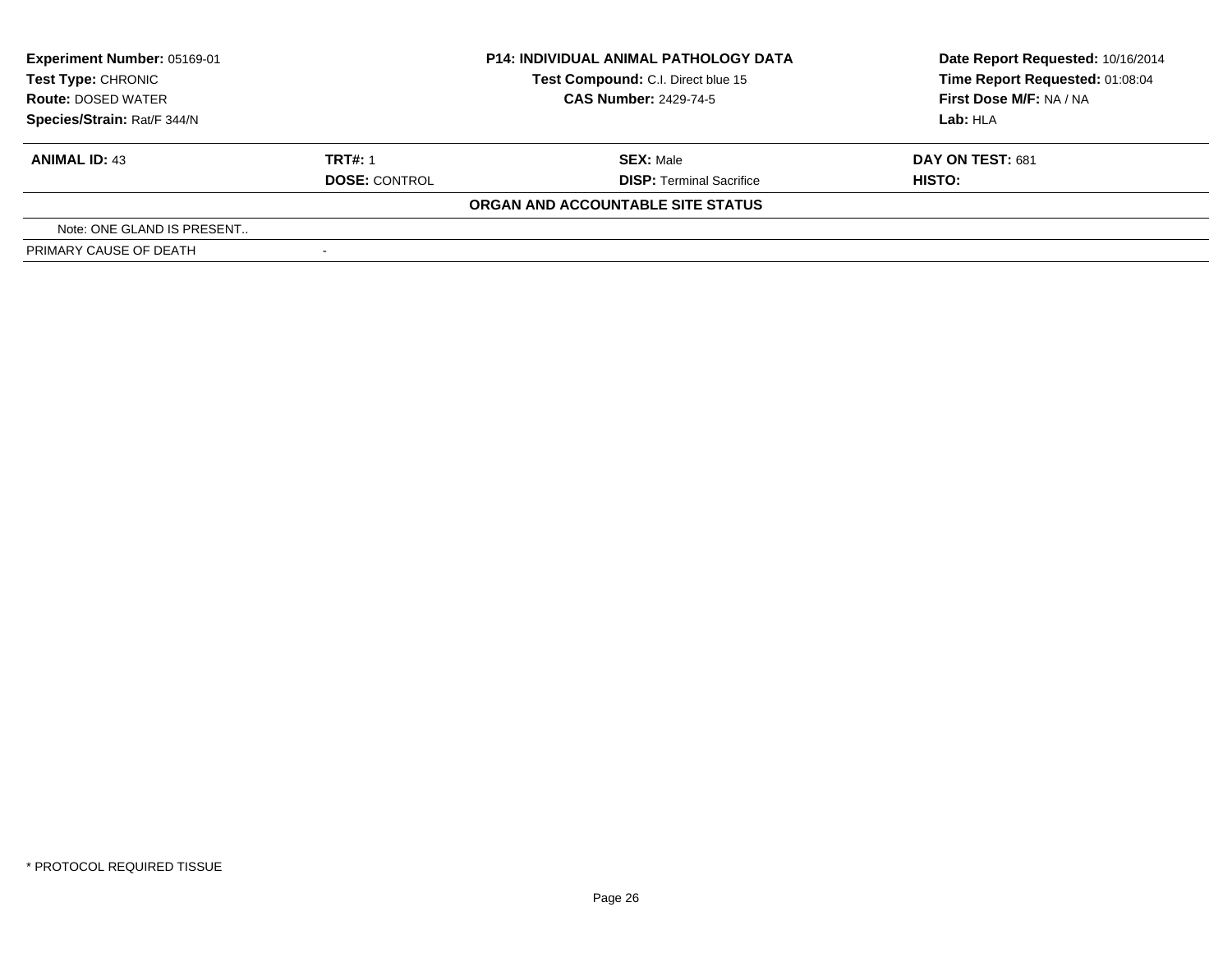| **Experiment Number:** 05169-01 | **P14: INDIVIDUAL ANIMAL PATHOLOGY DATA** | **Date Report Requested:** 10/16/2014 |
|---|---|---|
| **Test Type:** CHRONIC | **Test Compound:** C.I. Direct blue 15 | **Time Report Requested:** 01:08:04 |
| **Route:** DOSED WATER | **CAS Number:** 2429-74-5 | **First Dose M/F:** NA / NA |
| **Species/Strain:** Rat/F 344/N | | **Lab:** HLA |

| **ANIMAL ID:** 43 | **TRT#:** 1 | **SEX:** Male | **DAY ON TEST:** 681 |
|---|---|---|---|
| | **DOSE:** CONTROL | **DISP:** Terminal Sacrifice | **HISTO:** |

**ORGAN AND ACCOUNTABLE SITE STATUS**

| | |
|---|---|
| Note: ONE GLAND IS PRESENT.. | |
| PRIMARY CAUSE OF DEATH | - |

\* PROTOCOL REQUIRED TISSUE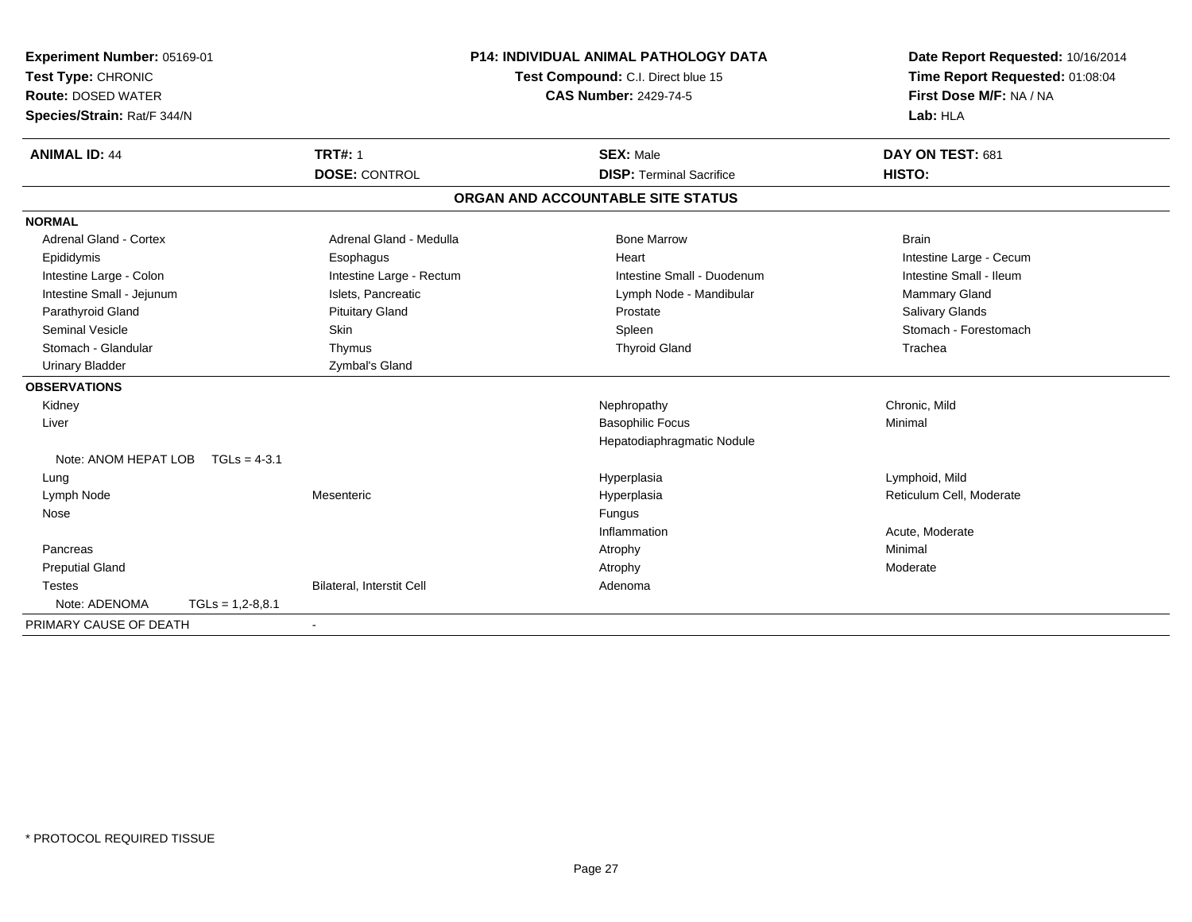**Experiment Number:** 05169-01
**Test Type:** CHRONIC
**Route:** DOSED WATER
**Species/Strain:** Rat/F 344/N

**P14: INDIVIDUAL ANIMAL PATHOLOGY DATA**
**Test Compound:** C.I. Direct blue 15
**CAS Number:** 2429-74-5

**Date Report Requested:** 10/16/2014
**Time Report Requested:** 01:08:04
**First Dose M/F:** NA / NA
**Lab:** HLA

| **ANIMAL ID:** 44 | **TRT#:** 1 | **SEX:** Male | **DAY ON TEST:** 681 |
|---|---|---|---|
| | **DOSE:** CONTROL | **DISP:** Terminal Sacrifice | **HISTO:** |

## ORGAN AND ACCOUNTABLE SITE STATUS

| | | | |
|---|---|---|---|
| **NORMAL** | | | |
| Adrenal Gland - Cortex | Adrenal Gland - Medulla | Bone Marrow | Brain |
| Epididymis | Esophagus | Heart | Intestine Large - Cecum |
| Intestine Large - Colon | Intestine Large - Rectum | Intestine Small - Duodenum | Intestine Small - Ileum |
| Intestine Small - Jejunum | Islets, Pancreatic | Lymph Node - Mandibular | Mammary Gland |
| Parathyroid Gland | Pituitary Gland | Prostate | Salivary Glands |
| Seminal Vesicle | Skin | Spleen | Stomach - Forestomach |
| Stomach - Glandular | Thymus | Thyroid Gland | Trachea |
| Urinary Bladder | Zymbal's Gland | | |
| **OBSERVATIONS** | | | |
| Kidney | | Nephropathy | Chronic, Mild |
| Liver | | Basophilic Focus | Minimal |
| | | Hepatodiaphragmatic Nodule | |
| Note: ANOM HEPAT LOB TGLs = 4-3.1 | | | |
| Lung | | Hyperplasia | Lymphoid, Mild |
| Lymph Node | Mesenteric | Hyperplasia | Reticulum Cell, Moderate |
| Nose | | Fungus | |
| | | Inflammation | Acute, Moderate |
| Pancreas | | Atrophy | Minimal |
| Preputial Gland | | Atrophy | Moderate |
| Testes | Bilateral, Interstit Cell | Adenoma | |
| Note: ADENOMA TGLs = 1,2-8,8.1 | | | |
| PRIMARY CAUSE OF DEATH | - | | |

* PROTOCOL REQUIRED TISSUE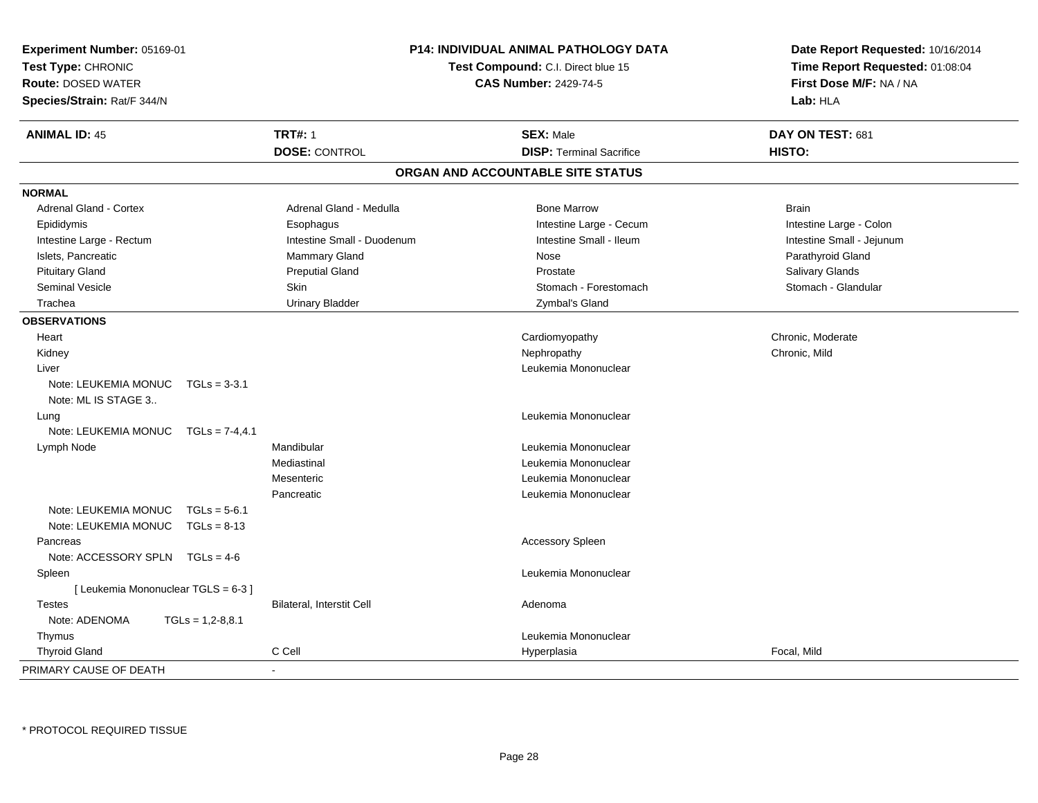**Experiment Number:** 05169-01
**Test Type:** CHRONIC
**Route:** DOSED WATER
**Species/Strain:** Rat/F 344/N

**P14: INDIVIDUAL ANIMAL PATHOLOGY DATA**
**Test Compound:** C.I. Direct blue 15
**CAS Number:** 2429-74-5

**Date Report Requested:** 10/16/2014
**Time Report Requested:** 01:08:04
**First Dose M/F:** NA / NA
**Lab:** HLA

| **ANIMAL ID:** 45 | **TRT#:** 1 | **SEX:** Male | **DAY ON TEST:** 681 |
|---|---|---|---|
| | **DOSE:** CONTROL | **DISP:** Terminal Sacrifice | **HISTO:** |

## ORGAN AND ACCOUNTABLE SITE STATUS

| | | | |
|---|---|---|---|
| **NORMAL** | | | |
| Adrenal Gland - Cortex | Adrenal Gland - Medulla | Bone Marrow | Brain |
| Epididymis | Esophagus | Intestine Large - Cecum | Intestine Large - Colon |
| Intestine Large - Rectum | Intestine Small - Duodenum | Intestine Small - Ileum | Intestine Small - Jejunum |
| Islets, Pancreatic | Mammary Gland | Nose | Parathyroid Gland |
| Pituitary Gland | Preputial Gland | Prostate | Salivary Glands |
| Seminal Vesicle | Skin | Stomach - Forestomach | Stomach - Glandular |
| Trachea | Urinary Bladder | Zymbal's Gland | |
| **OBSERVATIONS** | | | |
| Heart | | Cardiomyopathy | Chronic, Moderate |
| Kidney | | Nephropathy | Chronic, Mild |
| Liver | | Leukemia Mononuclear | |
| Note: LEUKEMIA MONUC TGLs = 3-3.1 | | | |
| Note: ML IS STAGE 3.. | | | |
| Lung | | Leukemia Mononuclear | |
| Note: LEUKEMIA MONUC TGLs = 7-4,4.1 | | | |
| Lymph Node | Mandibular | Leukemia Mononuclear | |
| | Mediastinal | Leukemia Mononuclear | |
| | Mesenteric | Leukemia Mononuclear | |
| | Pancreatic | Leukemia Mononuclear | |
| Note: LEUKEMIA MONUC TGLs = 5-6.1 | | | |
| Note: LEUKEMIA MONUC TGLs = 8-13 | | | |
| Pancreas | | Accessory Spleen | |
| Note: ACCESSORY SPLN TGLs = 4-6 | | | |
| Spleen | | Leukemia Mononuclear | |
| [ Leukemia Mononuclear TGLS = 6-3 ] | | | |
| Testes | Bilateral, Interstit Cell | Adenoma | |
| Note: ADENOMA TGLs = 1,2-8,8.1 | | | |
| Thymus | | Leukemia Mononuclear | |
| Thyroid Gland | C Cell | Hyperplasia | Focal, Mild |
| PRIMARY CAUSE OF DEATH | - | | |

\* PROTOCOL REQUIRED TISSUE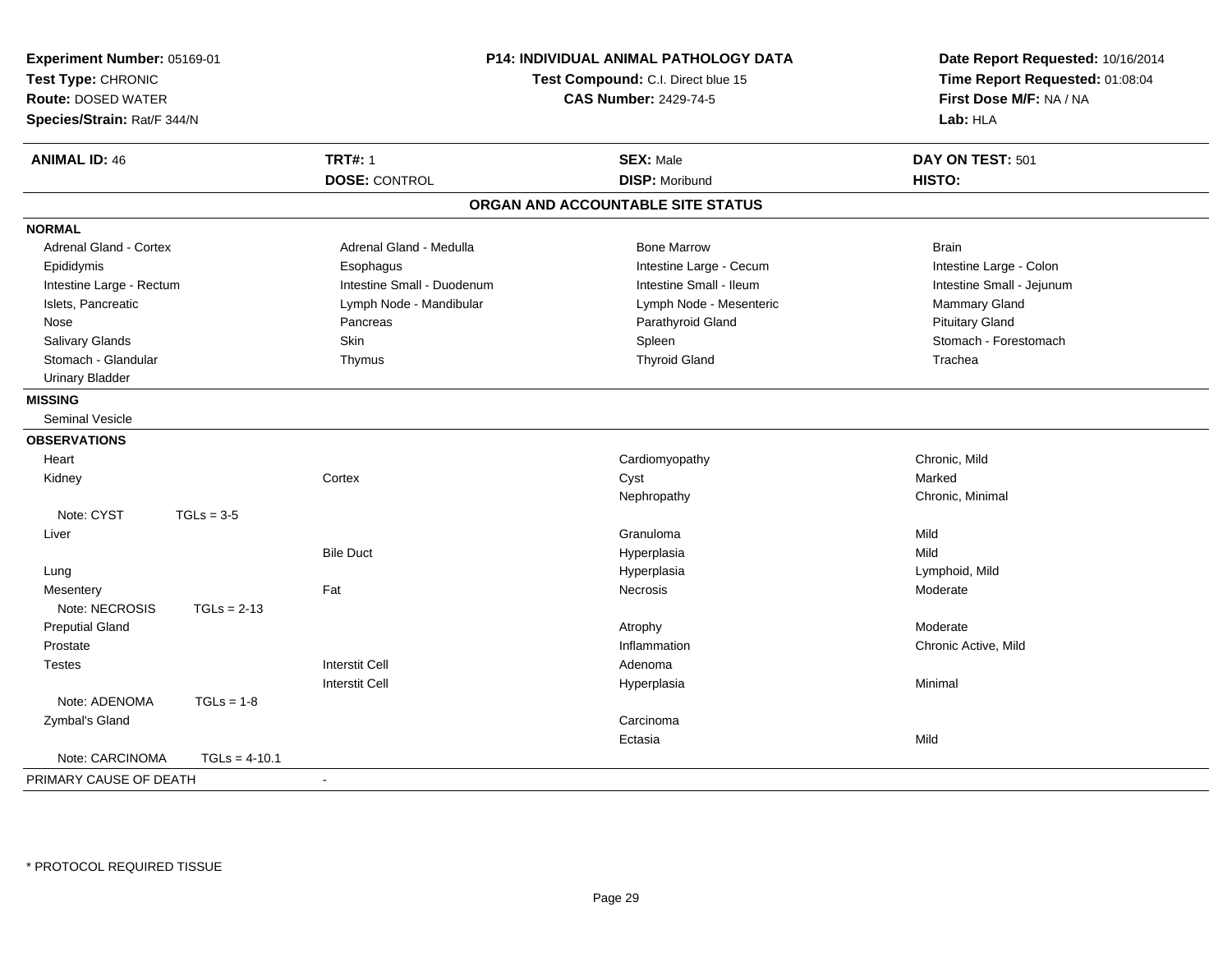**Experiment Number:** 05169-01
**Test Type:** CHRONIC
**Route:** DOSED WATER
**Species/Strain:** Rat/F 344/N

**P14: INDIVIDUAL ANIMAL PATHOLOGY DATA**
**Test Compound:** C.I. Direct blue 15
**CAS Number:** 2429-74-5

**Date Report Requested:** 10/16/2014
**Time Report Requested:** 01:08:04
**First Dose M/F:** NA / NA
**Lab:** HLA

| **ANIMAL ID:** 46 | **TRT#:** 1 | **SEX:** Male | **DAY ON TEST:** 501 |
|---|---|---|---|
| | **DOSE:** CONTROL | **DISP:** Moribund | **HISTO:** |

## ORGAN AND ACCOUNTABLE SITE STATUS

**NORMAL**

| | | | |
|---|---|---|---|
| Adrenal Gland - Cortex | Adrenal Gland - Medulla | Bone Marrow | Brain |
| Epididymis | Esophagus | Intestine Large - Cecum | Intestine Large - Colon |
| Intestine Large - Rectum | Intestine Small - Duodenum | Intestine Small - Ileum | Intestine Small - Jejunum |
| Islets, Pancreatic | Lymph Node - Mandibular | Lymph Node - Mesenteric | Mammary Gland |
| Nose | Pancreas | Parathyroid Gland | Pituitary Gland |
| Salivary Glands | Skin | Spleen | Stomach - Forestomach |
| Stomach - Glandular | Thymus | Thyroid Gland | Trachea |
| Urinary Bladder | | | |

**MISSING**

Seminal Vesicle

**OBSERVATIONS**

| Organ | Site | Observation | Severity |
|---|---|---|---|
| Heart | | Cardiomyopathy | Chronic, Mild |
| Kidney | Cortex | Cyst | Marked |
| | | Nephropathy | Chronic, Minimal |
| Note: CYST TGLs = 3-5 | | | |
| Liver | | Granuloma | Mild |
| | Bile Duct | Hyperplasia | Mild |
| Lung | | Hyperplasia | Lymphoid, Mild |
| Mesentery | Fat | Necrosis | Moderate |
| Note: NECROSIS TGLs = 2-13 | | | |
| Preputial Gland | | Atrophy | Moderate |
| Prostate | | Inflammation | Chronic Active, Mild |
| Testes | Interstit Cell | Adenoma | |
| | Interstit Cell | Hyperplasia | Minimal |
| Note: ADENOMA TGLs = 1-8 | | | |
| Zymbal's Gland | | Carcinoma | |
| | | Ectasia | Mild |
| Note: CARCINOMA TGLs = 4-10.1 | | | |

PRIMARY CAUSE OF DEATH -

\* PROTOCOL REQUIRED TISSUE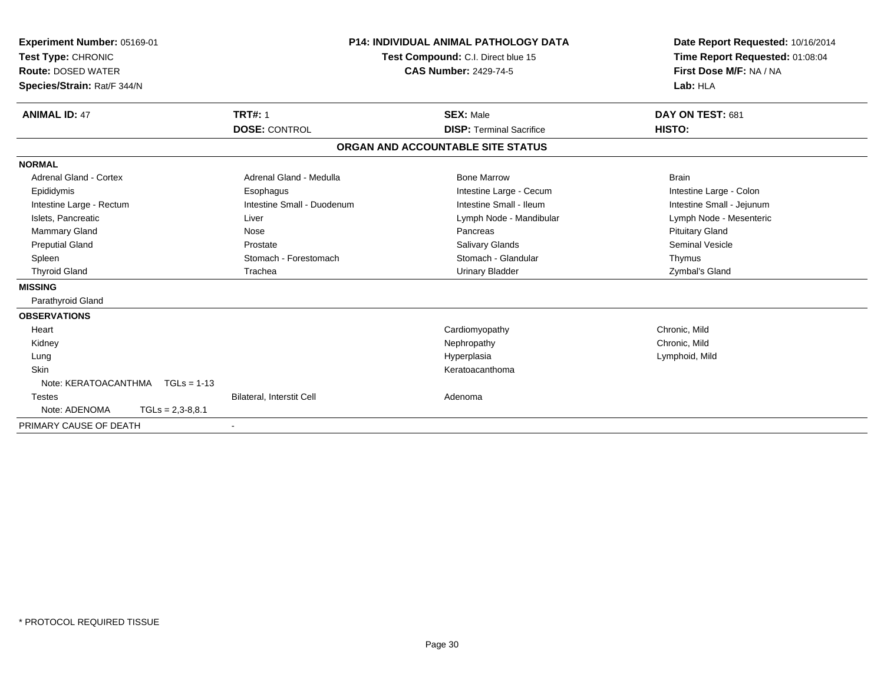**Experiment Number:** 05169-01
**Test Type:** CHRONIC
**Route:** DOSED WATER
**Species/Strain:** Rat/F 344/N

**P14: INDIVIDUAL ANIMAL PATHOLOGY DATA**
**Test Compound:** C.I. Direct blue 15
**CAS Number:** 2429-74-5

**Date Report Requested:** 10/16/2014
**Time Report Requested:** 01:08:04
**First Dose M/F:** NA / NA
**Lab:** HLA

| **ANIMAL ID:** 47 | **TRT#:** 1 | **SEX:** Male | **DAY ON TEST:** 681 |
|---|---|---|---|
| | **DOSE:** CONTROL | **DISP:** Terminal Sacrifice | **HISTO:** |

## ORGAN AND ACCOUNTABLE SITE STATUS

**NORMAL**

| | | | |
|---|---|---|---|
| Adrenal Gland - Cortex | Adrenal Gland - Medulla | Bone Marrow | Brain |
| Epididymis | Esophagus | Intestine Large - Cecum | Intestine Large - Colon |
| Intestine Large - Rectum | Intestine Small - Duodenum | Intestine Small - Ileum | Intestine Small - Jejunum |
| Islets, Pancreatic | Liver | Lymph Node - Mandibular | Lymph Node - Mesenteric |
| Mammary Gland | Nose | Pancreas | Pituitary Gland |
| Preputial Gland | Prostate | Salivary Glands | Seminal Vesicle |
| Spleen | Stomach - Forestomach | Stomach - Glandular | Thymus |
| Thyroid Gland | Trachea | Urinary Bladder | Zymbal's Gland |

**MISSING**

Parathyroid Gland

**OBSERVATIONS**

| | | | |
|---|---|---|---|
| Heart | | Cardiomyopathy | Chronic, Mild |
| Kidney | | Nephropathy | Chronic, Mild |
| Lung | | Hyperplasia | Lymphoid, Mild |
| Skin | | Keratoacanthoma | |
| Note: KERATOACANTHMA TGLs = 1-13 | | | |
| Testes | Bilateral, Interstit Cell | Adenoma | |
| Note: ADENOMA TGLs = 2,3-8,8.1 | | | |

PRIMARY CAUSE OF DEATH -

* PROTOCOL REQUIRED TISSUE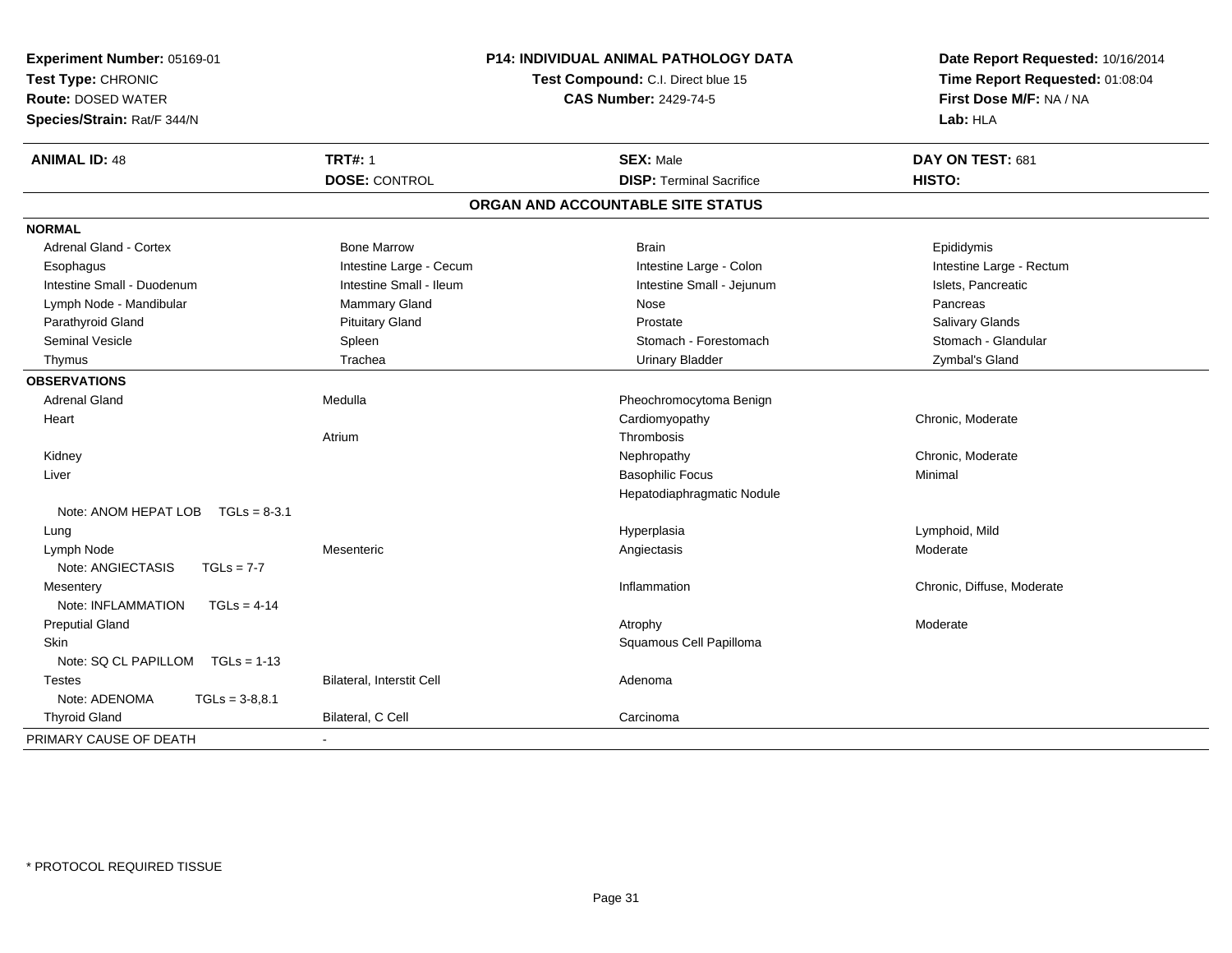**Experiment Number:** 05169-01
**Test Type:** CHRONIC
**Route:** DOSED WATER
**Species/Strain:** Rat/F 344/N

**P14: INDIVIDUAL ANIMAL PATHOLOGY DATA**
**Test Compound:** C.I. Direct blue 15
**CAS Number:** 2429-74-5

**Date Report Requested:** 10/16/2014
**Time Report Requested:** 01:08:04
**First Dose M/F:** NA / NA
**Lab:** HLA

| **ANIMAL ID:** 48 | **TRT#:** 1 | **SEX:** Male | **DAY ON TEST:** 681 |
|---|---|---|---|
| | **DOSE:** CONTROL | **DISP:** Terminal Sacrifice | **HISTO:** |

## ORGAN AND ACCOUNTABLE SITE STATUS

| | | | |
|---|---|---|---|
| **NORMAL** | | | |
| Adrenal Gland - Cortex | Bone Marrow | Brain | Epididymis |
| Esophagus | Intestine Large - Cecum | Intestine Large - Colon | Intestine Large - Rectum |
| Intestine Small - Duodenum | Intestine Small - Ileum | Intestine Small - Jejunum | Islets, Pancreatic |
| Lymph Node - Mandibular | Mammary Gland | Nose | Pancreas |
| Parathyroid Gland | Pituitary Gland | Prostate | Salivary Glands |
| Seminal Vesicle | Spleen | Stomach - Forestomach | Stomach - Glandular |
| Thymus | Trachea | Urinary Bladder | Zymbal's Gland |
| **OBSERVATIONS** | | | |
| Adrenal Gland | Medulla | Pheochromocytoma Benign | |
| Heart | | Cardiomyopathy | Chronic, Moderate |
| | Atrium | Thrombosis | |
| Kidney | | Nephropathy | Chronic, Moderate |
| Liver | | Basophilic Focus | Minimal |
| | | Hepatodiaphragmatic Nodule | |
| Note: ANOM HEPAT LOB TGLs = 8-3.1 | | | |
| Lung | | Hyperplasia | Lymphoid, Mild |
| Lymph Node | Mesenteric | Angiectasis | Moderate |
| Note: ANGIECTASIS TGLs = 7-7 | | | |
| Mesentery | | Inflammation | Chronic, Diffuse, Moderate |
| Note: INFLAMMATION TGLs = 4-14 | | | |
| Preputial Gland | | Atrophy | Moderate |
| Skin | | Squamous Cell Papilloma | |
| Note: SQ CL PAPILLOM TGLs = 1-13 | | | |
| Testes | Bilateral, Interstit Cell | Adenoma | |
| Note: ADENOMA TGLs = 3-8,8.1 | | | |
| Thyroid Gland | Bilateral, C Cell | Carcinoma | |
| PRIMARY CAUSE OF DEATH | - | | |

\* PROTOCOL REQUIRED TISSUE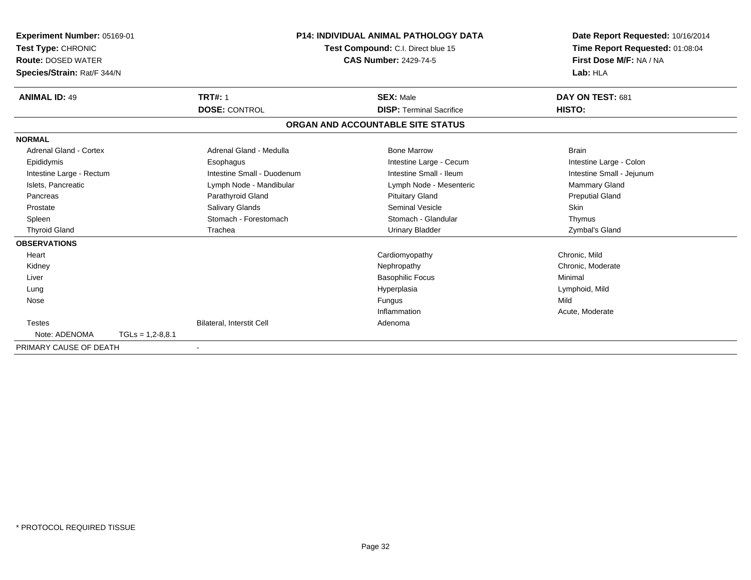**Experiment Number:** 05169-01
**Test Type:** CHRONIC
**Route:** DOSED WATER
**Species/Strain:** Rat/F 344/N

**P14: INDIVIDUAL ANIMAL PATHOLOGY DATA**
**Test Compound:** C.I. Direct blue 15
**CAS Number:** 2429-74-5

**Date Report Requested:** 10/16/2014
**Time Report Requested:** 01:08:04
**First Dose M/F:** NA / NA
**Lab:** HLA

| **ANIMAL ID:** 49 | **TRT#:** 1 | **SEX:** Male | **DAY ON TEST:** 681 |
|---|---|---|---|
| | **DOSE:** CONTROL | **DISP:** Terminal Sacrifice | **HISTO:** |

## ORGAN AND ACCOUNTABLE SITE STATUS

| | | | |
|---|---|---|---|
| **NORMAL** | | | |
| Adrenal Gland - Cortex | Adrenal Gland - Medulla | Bone Marrow | Brain |
| Epididymis | Esophagus | Intestine Large - Cecum | Intestine Large - Colon |
| Intestine Large - Rectum | Intestine Small - Duodenum | Intestine Small - Ileum | Intestine Small - Jejunum |
| Islets, Pancreatic | Lymph Node - Mandibular | Lymph Node - Mesenteric | Mammary Gland |
| Pancreas | Parathyroid Gland | Pituitary Gland | Preputial Gland |
| Prostate | Salivary Glands | Seminal Vesicle | Skin |
| Spleen | Stomach - Forestomach | Stomach - Glandular | Thymus |
| Thyroid Gland | Trachea | Urinary Bladder | Zymbal's Gland |
| **OBSERVATIONS** | | | |
| Heart | | Cardiomyopathy | Chronic, Mild |
| Kidney | | Nephropathy | Chronic, Moderate |
| Liver | | Basophilic Focus | Minimal |
| Lung | | Hyperplasia | Lymphoid, Mild |
| Nose | | Fungus | Mild |
| | | Inflammation | Acute, Moderate |
| Testes | Bilateral, Interstit Cell | Adenoma | |
| Note: ADENOMA TGLs = 1,2-8,8.1 | | | |
| PRIMARY CAUSE OF DEATH | - | | |

\* PROTOCOL REQUIRED TISSUE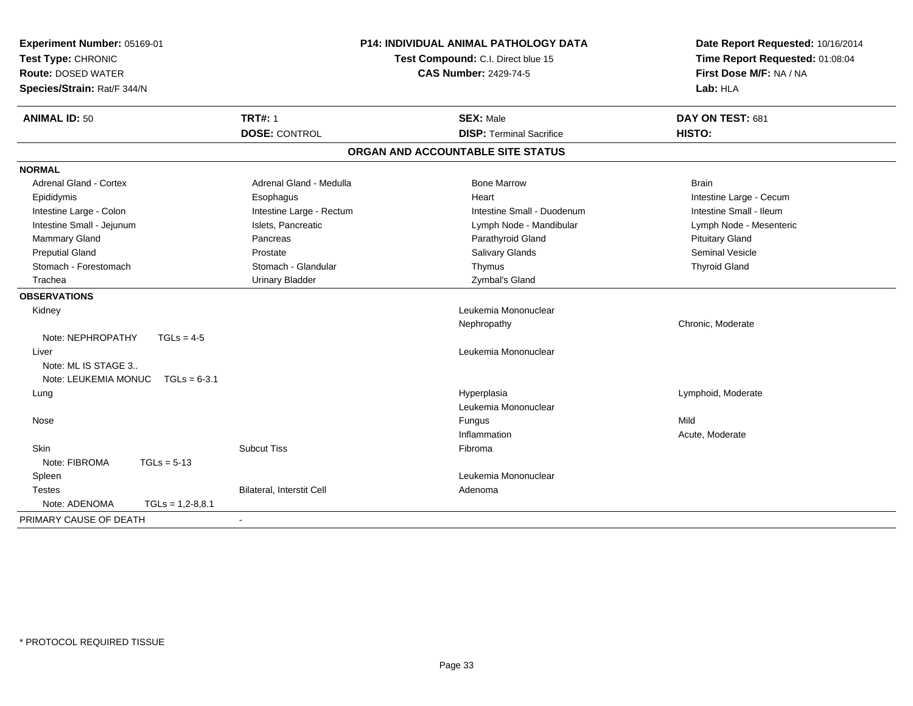**Experiment Number:** 05169-01
**Test Type:** CHRONIC
**Route:** DOSED WATER
**Species/Strain:** Rat/F 344/N

**P14: INDIVIDUAL ANIMAL PATHOLOGY DATA**
**Test Compound:** C.I. Direct blue 15
**CAS Number:** 2429-74-5

**Date Report Requested:** 10/16/2014
**Time Report Requested:** 01:08:04
**First Dose M/F:** NA / NA
**Lab:** HLA

| **ANIMAL ID:** 50 | **TRT#:** 1 | **SEX:** Male | **DAY ON TEST:** 681 |
|---|---|---|---|
| | **DOSE:** CONTROL | **DISP:** Terminal Sacrifice | **HISTO:** |

## ORGAN AND ACCOUNTABLE SITE STATUS

**NORMAL**

| | | | |
|---|---|---|---|
| Adrenal Gland - Cortex | Adrenal Gland - Medulla | Bone Marrow | Brain |
| Epididymis | Esophagus | Heart | Intestine Large - Cecum |
| Intestine Large - Colon | Intestine Large - Rectum | Intestine Small - Duodenum | Intestine Small - Ileum |
| Intestine Small - Jejunum | Islets, Pancreatic | Lymph Node - Mandibular | Lymph Node - Mesenteric |
| Mammary Gland | Pancreas | Parathyroid Gland | Pituitary Gland |
| Preputial Gland | Prostate | Salivary Glands | Seminal Vesicle |
| Stomach - Forestomach | Stomach - Glandular | Thymus | Thyroid Gland |
| Trachea | Urinary Bladder | Zymbal's Gland | |

**OBSERVATIONS**

| | | | |
|---|---|---|---|
| Kidney | | Leukemia Mononuclear | |
| | | Nephropathy | Chronic, Moderate |
| Note: NEPHROPATHY TGLs = 4-5 | | | |
| Liver | | Leukemia Mononuclear | |
| Note: ML IS STAGE 3.. | | | |
| Note: LEUKEMIA MONUC TGLs = 6-3.1 | | | |
| Lung | | Hyperplasia | Lymphoid, Moderate |
| | | Leukemia Mononuclear | |
| Nose | | Fungus | Mild |
| | | Inflammation | Acute, Moderate |
| Skin | Subcut Tiss | Fibroma | |
| Note: FIBROMA TGLs = 5-13 | | | |
| Spleen | | Leukemia Mononuclear | |
| Testes | Bilateral, Interstit Cell | Adenoma | |
| Note: ADENOMA TGLs = 1,2-8,8.1 | | | |

PRIMARY CAUSE OF DEATH -

* PROTOCOL REQUIRED TISSUE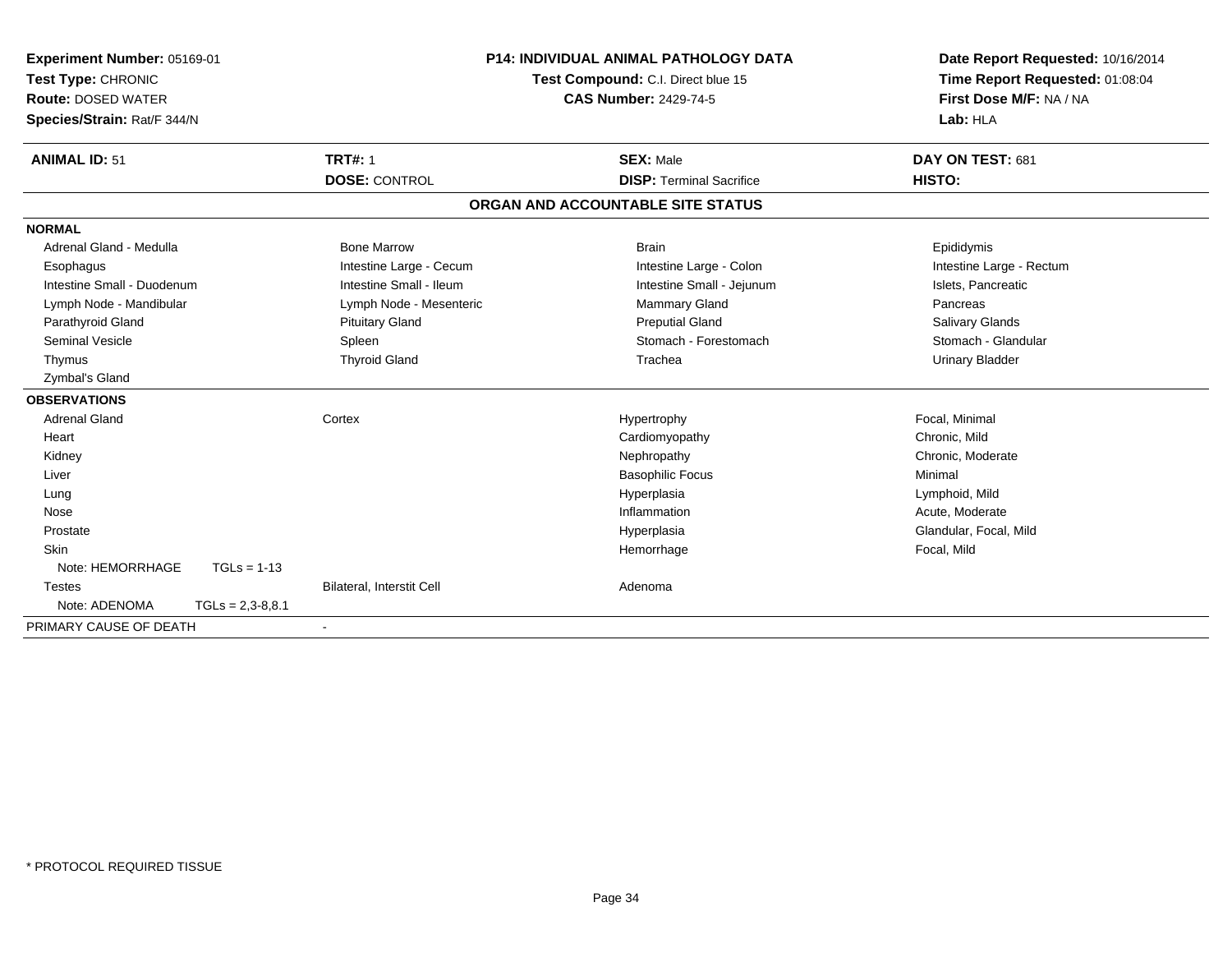**Experiment Number:** 05169-01
**Test Type:** CHRONIC
**Route:** DOSED WATER
**Species/Strain:** Rat/F 344/N

**P14: INDIVIDUAL ANIMAL PATHOLOGY DATA**
**Test Compound:** C.I. Direct blue 15
**CAS Number:** 2429-74-5

**Date Report Requested:** 10/16/2014
**Time Report Requested:** 01:08:04
**First Dose M/F:** NA / NA
**Lab:** HLA

| **ANIMAL ID:** 51 | **TRT#:** 1 | **SEX:** Male | **DAY ON TEST:** 681 |
|---|---|---|---|
| | **DOSE:** CONTROL | **DISP:** Terminal Sacrifice | **HISTO:** |

## ORGAN AND ACCOUNTABLE SITE STATUS

| | | | |
|---|---|---|---|
| **NORMAL** | | | |
| Adrenal Gland - Medulla | Bone Marrow | Brain | Epididymis |
| Esophagus | Intestine Large - Cecum | Intestine Large - Colon | Intestine Large - Rectum |
| Intestine Small - Duodenum | Intestine Small - Ileum | Intestine Small - Jejunum | Islets, Pancreatic |
| Lymph Node - Mandibular | Lymph Node - Mesenteric | Mammary Gland | Pancreas |
| Parathyroid Gland | Pituitary Gland | Preputial Gland | Salivary Glands |
| Seminal Vesicle | Spleen | Stomach - Forestomach | Stomach - Glandular |
| Thymus | Thyroid Gland | Trachea | Urinary Bladder |
| Zymbal's Gland | | | |
| **OBSERVATIONS** | | | |
| Adrenal Gland | Cortex | Hypertrophy | Focal, Minimal |
| Heart | | Cardiomyopathy | Chronic, Mild |
| Kidney | | Nephropathy | Chronic, Moderate |
| Liver | | Basophilic Focus | Minimal |
| Lung | | Hyperplasia | Lymphoid, Mild |
| Nose | | Inflammation | Acute, Moderate |
| Prostate | | Hyperplasia | Glandular, Focal, Mild |
| Skin | | Hemorrhage | Focal, Mild |
| Note: HEMORRHAGE TGLs = 1-13 | | | |
| Testes | Bilateral, Interstit Cell | Adenoma | |
| Note: ADENOMA TGLs = 2,3-8,8.1 | | | |
| PRIMARY CAUSE OF DEATH | - | | |

\* PROTOCOL REQUIRED TISSUE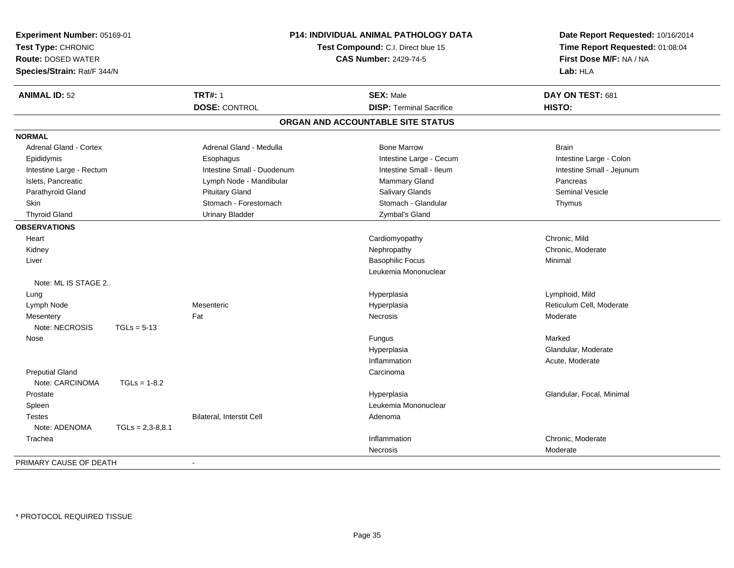**Experiment Number:** 05169-01
**Test Type:** CHRONIC
**Route:** DOSED WATER
**Species/Strain:** Rat/F 344/N

**P14: INDIVIDUAL ANIMAL PATHOLOGY DATA**
**Test Compound:** C.I. Direct blue 15
**CAS Number:** 2429-74-5

**Date Report Requested:** 10/16/2014
**Time Report Requested:** 01:08:04
**First Dose M/F:** NA / NA
**Lab:** HLA

| **ANIMAL ID:** 52 | **TRT#:** 1 | **SEX:** Male | **DAY ON TEST:** 681 |
|---|---|---|---|
| | **DOSE:** CONTROL | **DISP:** Terminal Sacrifice | **HISTO:** |

## ORGAN AND ACCOUNTABLE SITE STATUS

**NORMAL**

| | | | |
|---|---|---|---|
| Adrenal Gland - Cortex | Adrenal Gland - Medulla | Bone Marrow | Brain |
| Epididymis | Esophagus | Intestine Large - Cecum | Intestine Large - Colon |
| Intestine Large - Rectum | Intestine Small - Duodenum | Intestine Small - Ileum | Intestine Small - Jejunum |
| Islets, Pancreatic | Lymph Node - Mandibular | Mammary Gland | Pancreas |
| Parathyroid Gland | Pituitary Gland | Salivary Glands | Seminal Vesicle |
| Skin | Stomach - Forestomach | Stomach - Glandular | Thymus |
| Thyroid Gland | Urinary Bladder | Zymbal's Gland | |

**OBSERVATIONS**

| | | | |
|---|---|---|---|
| Heart | | Cardiomyopathy | Chronic, Mild |
| Kidney | | Nephropathy | Chronic, Moderate |
| Liver | | Basophilic Focus | Minimal |
| | | Leukemia Mononuclear | |
| Note: ML IS STAGE 2.. | | | |
| Lung | | Hyperplasia | Lymphoid, Mild |
| Lymph Node | Mesenteric | Hyperplasia | Reticulum Cell, Moderate |
| Mesentery | Fat | Necrosis | Moderate |
| Note: NECROSIS TGLs = 5-13 | | | |
| Nose | | Fungus | Marked |
| | | Hyperplasia | Glandular, Moderate |
| | | Inflammation | Acute, Moderate |
| Preputial Gland | | Carcinoma | |
| Note: CARCINOMA TGLs = 1-8.2 | | | |
| Prostate | | Hyperplasia | Glandular, Focal, Minimal |
| Spleen | | Leukemia Mononuclear | |
| Testes | Bilateral, Interstit Cell | Adenoma | |
| Note: ADENOMA TGLs = 2,3-8,8.1 | | | |
| Trachea | | Inflammation | Chronic, Moderate |
| | | Necrosis | Moderate |

PRIMARY CAUSE OF DEATH -

\* PROTOCOL REQUIRED TISSUE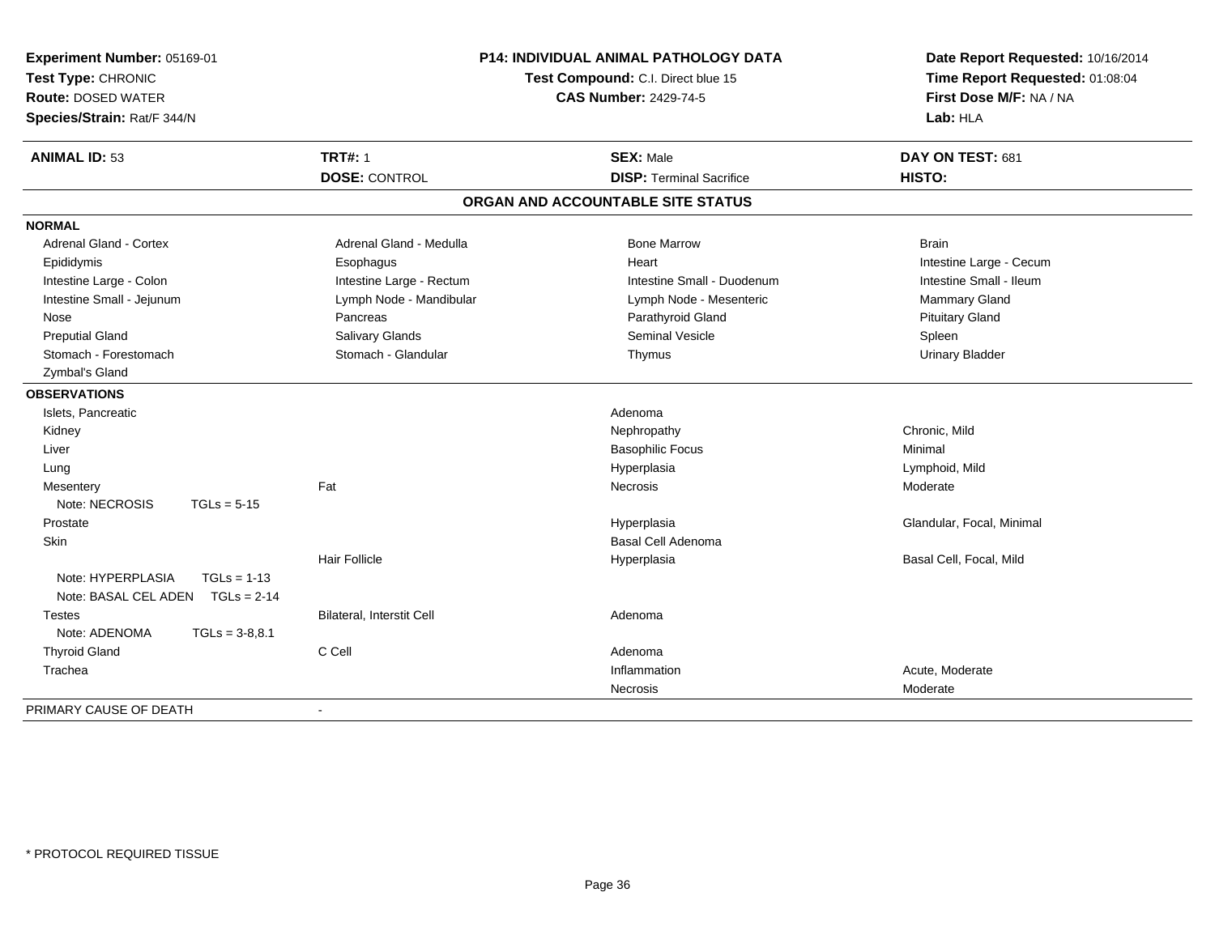**Experiment Number:** 05169-01
**Test Type:** CHRONIC
**Route:** DOSED WATER
**Species/Strain:** Rat/F 344/N

**P14: INDIVIDUAL ANIMAL PATHOLOGY DATA**
**Test Compound:** C.I. Direct blue 15
**CAS Number:** 2429-74-5

**Date Report Requested:** 10/16/2014
**Time Report Requested:** 01:08:04
**First Dose M/F:** NA / NA
**Lab:** HLA

| **ANIMAL ID:** 53 | **TRT#:** 1 | **SEX:** Male | **DAY ON TEST:** 681 |
|---|---|---|---|
| | **DOSE:** CONTROL | **DISP:** Terminal Sacrifice | **HISTO:** |

## ORGAN AND ACCOUNTABLE SITE STATUS

**NORMAL**

| | | | |
|---|---|---|---|
| Adrenal Gland - Cortex | Adrenal Gland - Medulla | Bone Marrow | Brain |
| Epididymis | Esophagus | Heart | Intestine Large - Cecum |
| Intestine Large - Colon | Intestine Large - Rectum | Intestine Small - Duodenum | Intestine Small - Ileum |
| Intestine Small - Jejunum | Lymph Node - Mandibular | Lymph Node - Mesenteric | Mammary Gland |
| Nose | Pancreas | Parathyroid Gland | Pituitary Gland |
| Preputial Gland | Salivary Glands | Seminal Vesicle | Spleen |
| Stomach - Forestomach | Stomach - Glandular | Thymus | Urinary Bladder |
| Zymbal's Gland | | | |

**OBSERVATIONS**

| | | | |
|---|---|---|---|
| Islets, Pancreatic | | Adenoma | |
| Kidney | | Nephropathy | Chronic, Mild |
| Liver | | Basophilic Focus | Minimal |
| Lung | | Hyperplasia | Lymphoid, Mild |
| Mesentery | Fat | Necrosis | Moderate |
| Note: NECROSIS TGLs = 5-15 | | | |
| Prostate | | Hyperplasia | Glandular, Focal, Minimal |
| Skin | | Basal Cell Adenoma | |
| | Hair Follicle | Hyperplasia | Basal Cell, Focal, Mild |
| Note: HYPERPLASIA TGLs = 1-13 | | | |
| Note: BASAL CEL ADEN TGLs = 2-14 | | | |
| Testes | Bilateral, Interstit Cell | Adenoma | |
| Note: ADENOMA TGLs = 3-8,8.1 | | | |
| Thyroid Gland | C Cell | Adenoma | |
| Trachea | | Inflammation | Acute, Moderate |
| | | Necrosis | Moderate |

PRIMARY CAUSE OF DEATH -

\* PROTOCOL REQUIRED TISSUE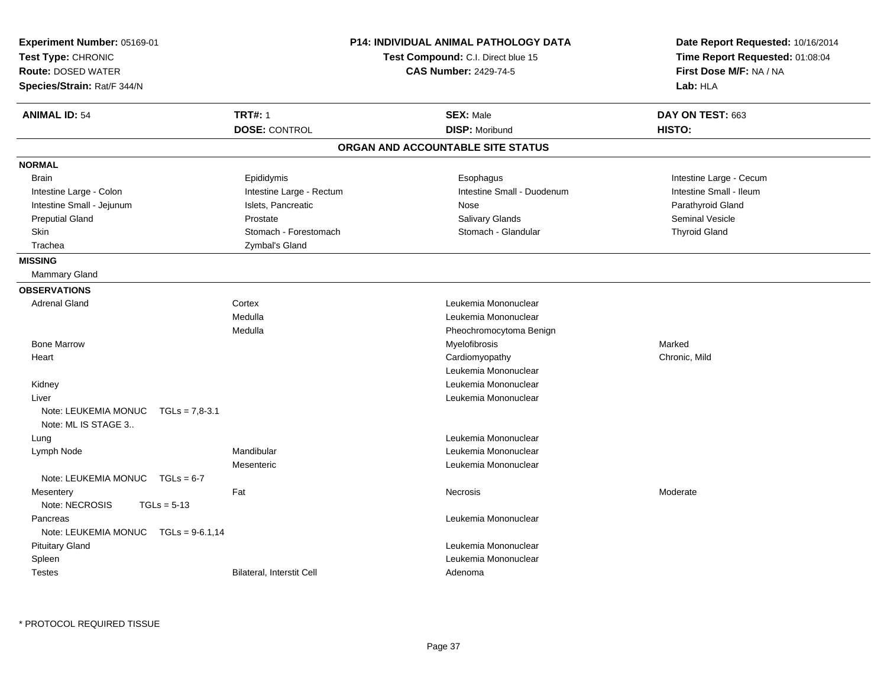**Experiment Number:** 05169-01
**Test Type:** CHRONIC
**Route:** DOSED WATER
**Species/Strain:** Rat/F 344/N

**P14: INDIVIDUAL ANIMAL PATHOLOGY DATA**
**Test Compound:** C.I. Direct blue 15
**CAS Number:** 2429-74-5

**Date Report Requested:** 10/16/2014
**Time Report Requested:** 01:08:04
**First Dose M/F:** NA / NA
**Lab:** HLA

| **ANIMAL ID:** 54 | **TRT#:** 1 | **SEX:** Male | **DAY ON TEST:** 663 |
|---|---|---|---|
| | **DOSE:** CONTROL | **DISP:** Moribund | **HISTO:** |

## ORGAN AND ACCOUNTABLE SITE STATUS

**NORMAL**

| | | | |
|---|---|---|---|
| Brain | Epididymis | Esophagus | Intestine Large - Cecum |
| Intestine Large - Colon | Intestine Large - Rectum | Intestine Small - Duodenum | Intestine Small - Ileum |
| Intestine Small - Jejunum | Islets, Pancreatic | Nose | Parathyroid Gland |
| Preputial Gland | Prostate | Salivary Glands | Seminal Vesicle |
| Skin | Stomach - Forestomach | Stomach - Glandular | Thyroid Gland |
| Trachea | Zymbal's Gland | | |

**MISSING**

Mammary Gland

**OBSERVATIONS**

| Organ | Site | Observation | Severity |
|---|---|---|---|
| Adrenal Gland | Cortex | Leukemia Mononuclear | |
| | Medulla | Leukemia Mononuclear | |
| | Medulla | Pheochromocytoma Benign | |
| Bone Marrow | | Myelofibrosis | Marked |
| Heart | | Cardiomyopathy | Chronic, Mild |
| | | Leukemia Mononuclear | |
| Kidney | | Leukemia Mononuclear | |
| Liver | | Leukemia Mononuclear | |
| Note: LEUKEMIA MONUC TGLs = 7,8-3.1 | | | |
| Note: ML IS STAGE 3.. | | | |
| Lung | | Leukemia Mononuclear | |
| Lymph Node | Mandibular | Leukemia Mononuclear | |
| | Mesenteric | Leukemia Mononuclear | |
| Note: LEUKEMIA MONUC TGLs = 6-7 | | | |
| Mesentery | Fat | Necrosis | Moderate |
| Note: NECROSIS TGLs = 5-13 | | | |
| Pancreas | | Leukemia Mononuclear | |
| Note: LEUKEMIA MONUC TGLs = 9-6.1,14 | | | |
| Pituitary Gland | | Leukemia Mononuclear | |
| Spleen | | Leukemia Mononuclear | |
| Testes | Bilateral, Interstit Cell | Adenoma | |

* PROTOCOL REQUIRED TISSUE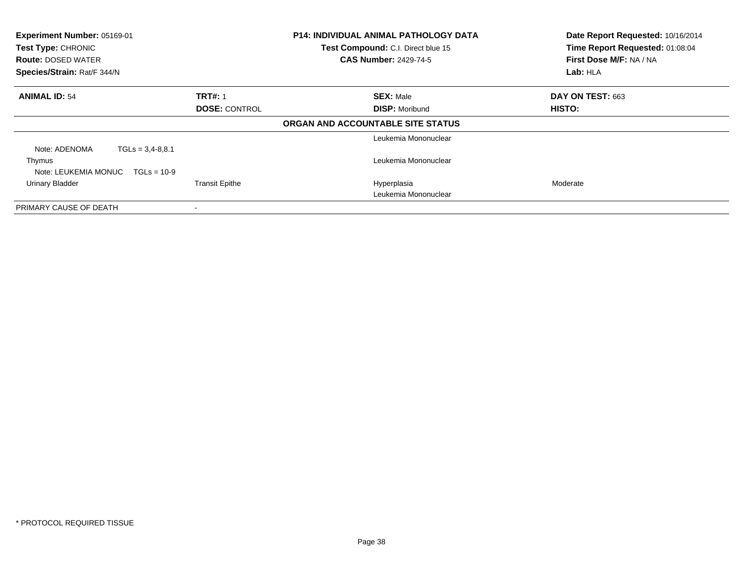**Experiment Number:** 05169-01
**Test Type:** CHRONIC
**Route:** DOSED WATER
**Species/Strain:** Rat/F 344/N

**P14: INDIVIDUAL ANIMAL PATHOLOGY DATA**
**Test Compound:** C.I. Direct blue 15
**CAS Number:** 2429-74-5

**Date Report Requested:** 10/16/2014
**Time Report Requested:** 01:08:04
**First Dose M/F:** NA / NA
**Lab:** HLA

| **ANIMAL ID:** 54 | **TRT#:** 1 | **SEX:** Male | **DAY ON TEST:** 663 |
|---|---|---|---|
| | **DOSE:** CONTROL | **DISP:** Moribund | **HISTO:** |

**ORGAN AND ACCOUNTABLE SITE STATUS**

| | | | |
|---|---|---|---|
| | | Leukemia Mononuclear | |
| Note: ADENOMA TGLs = 3,4-8,8.1 | | | |
| Thymus | | Leukemia Mononuclear | |
| Note: LEUKEMIA MONUC TGLs = 10-9 | | | |
| Urinary Bladder | Transit Epithe | Hyperplasia | Moderate |
| | | Leukemia Mononuclear | |
| PRIMARY CAUSE OF DEATH | - | | |

\* PROTOCOL REQUIRED TISSUE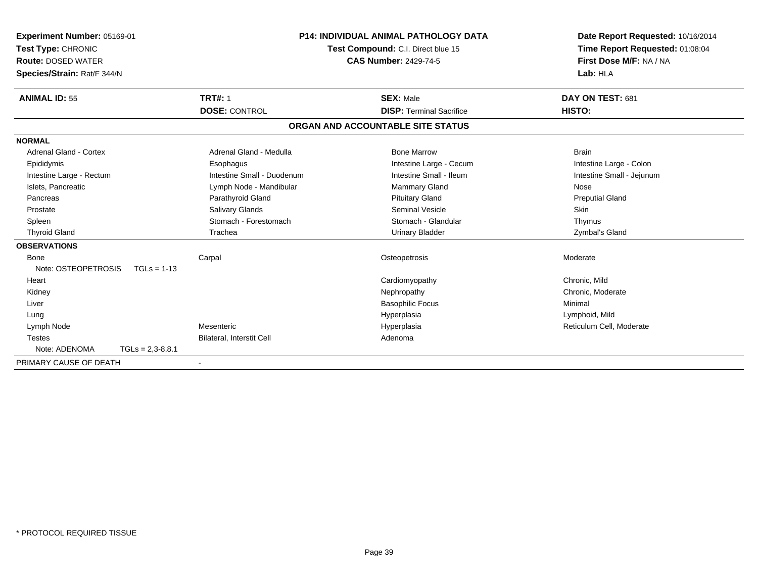**Experiment Number:** 05169-01
**Test Type:** CHRONIC
**Route:** DOSED WATER
**Species/Strain:** Rat/F 344/N

**P14: INDIVIDUAL ANIMAL PATHOLOGY DATA**
**Test Compound:** C.I. Direct blue 15
**CAS Number:** 2429-74-5

**Date Report Requested:** 10/16/2014
**Time Report Requested:** 01:08:04
**First Dose M/F:** NA / NA
**Lab:** HLA

| **ANIMAL ID:** 55 | **TRT#:** 1 | **SEX:** Male | **DAY ON TEST:** 681 |
|---|---|---|---|
| | **DOSE:** CONTROL | **DISP:** Terminal Sacrifice | **HISTO:** |

## ORGAN AND ACCOUNTABLE SITE STATUS

| | | | |
|---|---|---|---|
| **NORMAL** | | | |
| Adrenal Gland - Cortex | Adrenal Gland - Medulla | Bone Marrow | Brain |
| Epididymis | Esophagus | Intestine Large - Cecum | Intestine Large - Colon |
| Intestine Large - Rectum | Intestine Small - Duodenum | Intestine Small - Ileum | Intestine Small - Jejunum |
| Islets, Pancreatic | Lymph Node - Mandibular | Mammary Gland | Nose |
| Pancreas | Parathyroid Gland | Pituitary Gland | Preputial Gland |
| Prostate | Salivary Glands | Seminal Vesicle | Skin |
| Spleen | Stomach - Forestomach | Stomach - Glandular | Thymus |
| Thyroid Gland | Trachea | Urinary Bladder | Zymbal's Gland |
| **OBSERVATIONS** | | | |
| Bone | Carpal | Osteopetrosis | Moderate |
| Note: OSTEOPETROSIS TGLs = 1-13 | | | |
| Heart | | Cardiomyopathy | Chronic, Mild |
| Kidney | | Nephropathy | Chronic, Moderate |
| Liver | | Basophilic Focus | Minimal |
| Lung | | Hyperplasia | Lymphoid, Mild |
| Lymph Node | Mesenteric | Hyperplasia | Reticulum Cell, Moderate |
| Testes | Bilateral, Interstit Cell | Adenoma | |
| Note: ADENOMA TGLs = 2,3-8,8.1 | | | |
| PRIMARY CAUSE OF DEATH | - | | |

\* PROTOCOL REQUIRED TISSUE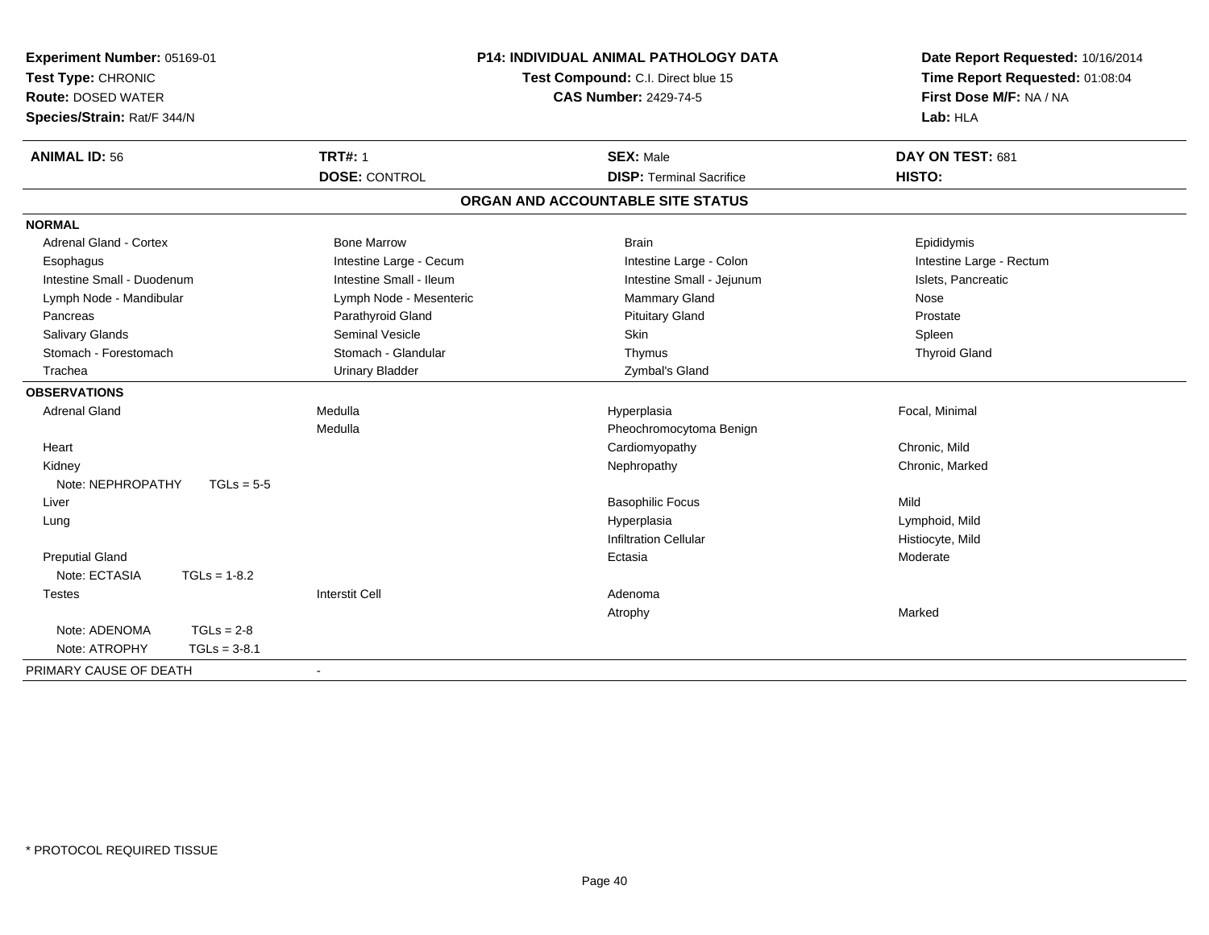**Experiment Number:** 05169-01
**Test Type:** CHRONIC
**Route:** DOSED WATER
**Species/Strain:** Rat/F 344/N

**P14: INDIVIDUAL ANIMAL PATHOLOGY DATA**
**Test Compound:** C.I. Direct blue 15
**CAS Number:** 2429-74-5

**Date Report Requested:** 10/16/2014
**Time Report Requested:** 01:08:04
**First Dose M/F:** NA / NA
**Lab:** HLA

| **ANIMAL ID:** 56 | **TRT#:** 1 | **SEX:** Male | **DAY ON TEST:** 681 |
|---|---|---|---|
| | **DOSE:** CONTROL | **DISP:** Terminal Sacrifice | **HISTO:** |

## ORGAN AND ACCOUNTABLE SITE STATUS

**NORMAL**

| | | | |
|---|---|---|---|
| Adrenal Gland - Cortex | Bone Marrow | Brain | Epididymis |
| Esophagus | Intestine Large - Cecum | Intestine Large - Colon | Intestine Large - Rectum |
| Intestine Small - Duodenum | Intestine Small - Ileum | Intestine Small - Jejunum | Islets, Pancreatic |
| Lymph Node - Mandibular | Lymph Node - Mesenteric | Mammary Gland | Nose |
| Pancreas | Parathyroid Gland | Pituitary Gland | Prostate |
| Salivary Glands | Seminal Vesicle | Skin | Spleen |
| Stomach - Forestomach | Stomach - Glandular | Thymus | Thyroid Gland |
| Trachea | Urinary Bladder | Zymbal's Gland | |

**OBSERVATIONS**

| | | | |
|---|---|---|---|
| Adrenal Gland | Medulla | Hyperplasia | Focal, Minimal |
| | Medulla | Pheochromocytoma Benign | |
| Heart | | Cardiomyopathy | Chronic, Mild |
| Kidney | | Nephropathy | Chronic, Marked |
| Note: NEPHROPATHY TGLs = 5-5 | | | |
| Liver | | Basophilic Focus | Mild |
| Lung | | Hyperplasia | Lymphoid, Mild |
| | | Infiltration Cellular | Histiocyte, Mild |
| Preputial Gland | | Ectasia | Moderate |
| Note: ECTASIA TGLs = 1-8.2 | | | |
| Testes | Interstit Cell | Adenoma | |
| | | Atrophy | Marked |
| Note: ADENOMA TGLs = 2-8 | | | |
| Note: ATROPHY TGLs = 3-8.1 | | | |

PRIMARY CAUSE OF DEATH -

* PROTOCOL REQUIRED TISSUE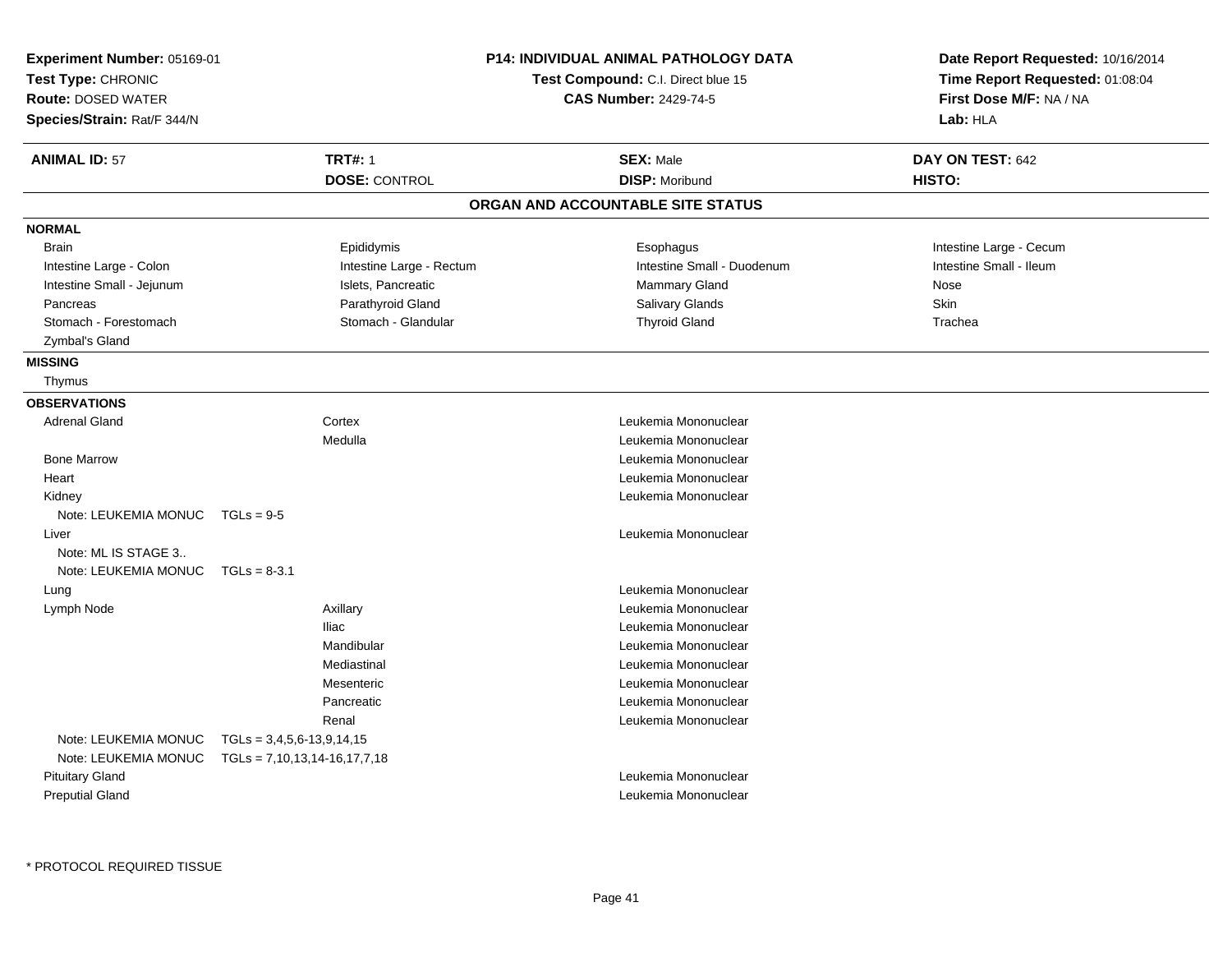**Experiment Number:** 05169-01
**Test Type:** CHRONIC
**Route:** DOSED WATER
**Species/Strain:** Rat/F 344/N

**P14: INDIVIDUAL ANIMAL PATHOLOGY DATA**
**Test Compound:** C.I. Direct blue 15
**CAS Number:** 2429-74-5

**Date Report Requested:** 10/16/2014
**Time Report Requested:** 01:08:04
**First Dose M/F:** NA / NA
**Lab:** HLA

| **ANIMAL ID:** 57 | **TRT#:** 1 | **SEX:** Male | **DAY ON TEST:** 642 |
|---|---|---|---|
| | **DOSE:** CONTROL | **DISP:** Moribund | **HISTO:** |

## ORGAN AND ACCOUNTABLE SITE STATUS

**NORMAL**

| | | | |
|---|---|---|---|
| Brain | Epididymis | Esophagus | Intestine Large - Cecum |
| Intestine Large - Colon | Intestine Large - Rectum | Intestine Small - Duodenum | Intestine Small - Ileum |
| Intestine Small - Jejunum | Islets, Pancreatic | Mammary Gland | Nose |
| Pancreas | Parathyroid Gland | Salivary Glands | Skin |
| Stomach - Forestomach | Stomach - Glandular | Thyroid Gland | Trachea |
| Zymbal's Gland | | | |

**MISSING**

Thymus

**OBSERVATIONS**

| Organ | Site | Observation |
|---|---|---|
| Adrenal Gland | Cortex | Leukemia Mononuclear |
| | Medulla | Leukemia Mononuclear |
| Bone Marrow | | Leukemia Mononuclear |
| Heart | | Leukemia Mononuclear |
| Kidney | | Leukemia Mononuclear |
| Note: LEUKEMIA MONUC TGLs = 9-5 | | |
| Liver | | Leukemia Mononuclear |
| Note: ML IS STAGE 3.. | | |
| Note: LEUKEMIA MONUC TGLs = 8-3.1 | | |
| Lung | | Leukemia Mononuclear |
| Lymph Node | Axillary | Leukemia Mononuclear |
| | Iliac | Leukemia Mononuclear |
| | Mandibular | Leukemia Mononuclear |
| | Mediastinal | Leukemia Mononuclear |
| | Mesenteric | Leukemia Mononuclear |
| | Pancreatic | Leukemia Mononuclear |
| | Renal | Leukemia Mononuclear |
| Note: LEUKEMIA MONUC TGLs = 3,4,5,6-13,9,14,15 | | |
| Note: LEUKEMIA MONUC TGLs = 7,10,13,14-16,17,7,18 | | |
| Pituitary Gland | | Leukemia Mononuclear |
| Preputial Gland | | Leukemia Mononuclear |

\* PROTOCOL REQUIRED TISSUE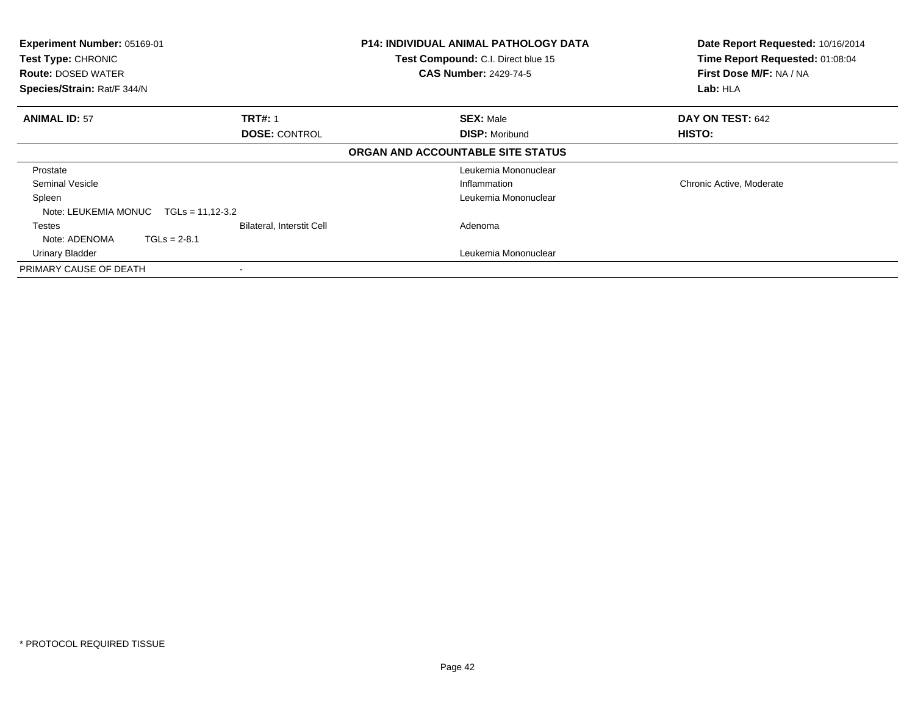**Experiment Number:** 05169-01
**Test Type:** CHRONIC
**Route:** DOSED WATER
**Species/Strain:** Rat/F 344/N

**P14: INDIVIDUAL ANIMAL PATHOLOGY DATA**
**Test Compound:** C.I. Direct blue 15
**CAS Number:** 2429-74-5

**Date Report Requested:** 10/16/2014
**Time Report Requested:** 01:08:04
**First Dose M/F:** NA / NA
**Lab:** HLA

| **ANIMAL ID:** 57 | **TRT#:** 1 | **SEX:** Male | **DAY ON TEST:** 642 |
|---|---|---|---|
| | **DOSE:** CONTROL | **DISP:** Moribund | **HISTO:** |

**ORGAN AND ACCOUNTABLE SITE STATUS**

| | | | |
|---|---|---|---|
| Prostate | | Leukemia Mononuclear | |
| Seminal Vesicle | | Inflammation | Chronic Active, Moderate |
| Spleen | | Leukemia Mononuclear | |
| Note: LEUKEMIA MONUC TGLs = 11,12-3.2 | | | |
| Testes | Bilateral, Interstit Cell | Adenoma | |
| Note: ADENOMA TGLs = 2-8.1 | | | |
| Urinary Bladder | | Leukemia Mononuclear | |
| PRIMARY CAUSE OF DEATH | - | | |

* PROTOCOL REQUIRED TISSUE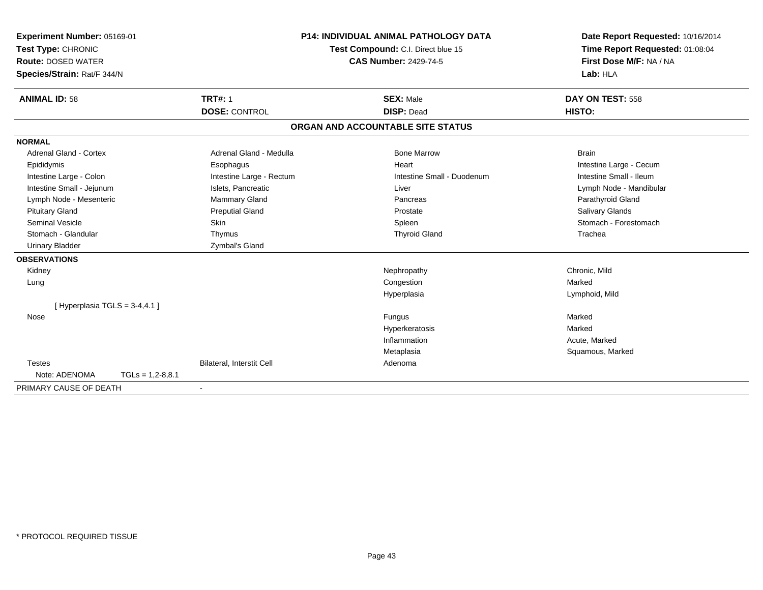**Experiment Number:** 05169-01
**Test Type:** CHRONIC
**Route:** DOSED WATER
**Species/Strain:** Rat/F 344/N

**P14: INDIVIDUAL ANIMAL PATHOLOGY DATA**
**Test Compound:** C.I. Direct blue 15
**CAS Number:** 2429-74-5

**Date Report Requested:** 10/16/2014
**Time Report Requested:** 01:08:04
**First Dose M/F:** NA / NA
**Lab:** HLA

| **ANIMAL ID:** 58 | **TRT#:** 1 | **SEX:** Male | **DAY ON TEST:** 558 |
|---|---|---|---|
| | **DOSE:** CONTROL | **DISP:** Dead | **HISTO:** |

## ORGAN AND ACCOUNTABLE SITE STATUS

**NORMAL**

| | | | |
|---|---|---|---|
| Adrenal Gland - Cortex | Adrenal Gland - Medulla | Bone Marrow | Brain |
| Epididymis | Esophagus | Heart | Intestine Large - Cecum |
| Intestine Large - Colon | Intestine Large - Rectum | Intestine Small - Duodenum | Intestine Small - Ileum |
| Intestine Small - Jejunum | Islets, Pancreatic | Liver | Lymph Node - Mandibular |
| Lymph Node - Mesenteric | Mammary Gland | Pancreas | Parathyroid Gland |
| Pituitary Gland | Preputial Gland | Prostate | Salivary Glands |
| Seminal Vesicle | Skin | Spleen | Stomach - Forestomach |
| Stomach - Glandular | Thymus | Thyroid Gland | Trachea |
| Urinary Bladder | Zymbal's Gland | | |

**OBSERVATIONS**

| | | | |
|---|---|---|---|
| Kidney | | Nephropathy | Chronic, Mild |
| Lung | | Congestion | Marked |
| | | Hyperplasia | Lymphoid, Mild |
| [ Hyperplasia TGLS = 3-4,4.1 ] | | | |
| Nose | | Fungus | Marked |
| | | Hyperkeratosis | Marked |
| | | Inflammation | Acute, Marked |
| | | Metaplasia | Squamous, Marked |
| Testes | Bilateral, Interstit Cell | Adenoma | |
| Note: ADENOMA TGLs = 1,2-8,8.1 | | | |

PRIMARY CAUSE OF DEATH -

* PROTOCOL REQUIRED TISSUE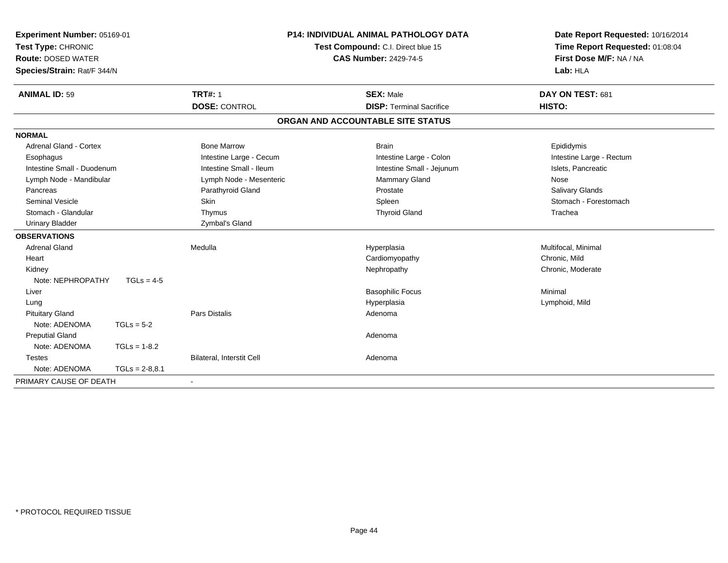**Experiment Number:** 05169-01
**Test Type:** CHRONIC
**Route:** DOSED WATER
**Species/Strain:** Rat/F 344/N

**P14: INDIVIDUAL ANIMAL PATHOLOGY DATA**
**Test Compound:** C.I. Direct blue 15
**CAS Number:** 2429-74-5

**Date Report Requested:** 10/16/2014
**Time Report Requested:** 01:08:04
**First Dose M/F:** NA / NA
**Lab:** HLA

| **ANIMAL ID:** 59 | **TRT#:** 1 | **SEX:** Male | **DAY ON TEST:** 681 |
|---|---|---|---|
| | **DOSE:** CONTROL | **DISP:** Terminal Sacrifice | **HISTO:** |

**ORGAN AND ACCOUNTABLE SITE STATUS**

**NORMAL**

| | | | |
|---|---|---|---|
| Adrenal Gland - Cortex | Bone Marrow | Brain | Epididymis |
| Esophagus | Intestine Large - Cecum | Intestine Large - Colon | Intestine Large - Rectum |
| Intestine Small - Duodenum | Intestine Small - Ileum | Intestine Small - Jejunum | Islets, Pancreatic |
| Lymph Node - Mandibular | Lymph Node - Mesenteric | Mammary Gland | Nose |
| Pancreas | Parathyroid Gland | Prostate | Salivary Glands |
| Seminal Vesicle | Skin | Spleen | Stomach - Forestomach |
| Stomach - Glandular | Thymus | Thyroid Gland | Trachea |
| Urinary Bladder | Zymbal's Gland | | |

**OBSERVATIONS**

| | | | |
|---|---|---|---|
| Adrenal Gland | Medulla | Hyperplasia | Multifocal, Minimal |
| Heart | | Cardiomyopathy | Chronic, Mild |
| Kidney | | Nephropathy | Chronic, Moderate |
| Note: NEPHROPATHY TGLs = 4-5 | | | |
| Liver | | Basophilic Focus | Minimal |
| Lung | | Hyperplasia | Lymphoid, Mild |
| Pituitary Gland | Pars Distalis | Adenoma | |
| Note: ADENOMA TGLs = 5-2 | | | |
| Preputial Gland | | Adenoma | |
| Note: ADENOMA TGLs = 1-8.2 | | | |
| Testes | Bilateral, Interstit Cell | Adenoma | |
| Note: ADENOMA TGLs = 2-8,8.1 | | | |

PRIMARY CAUSE OF DEATH -

* PROTOCOL REQUIRED TISSUE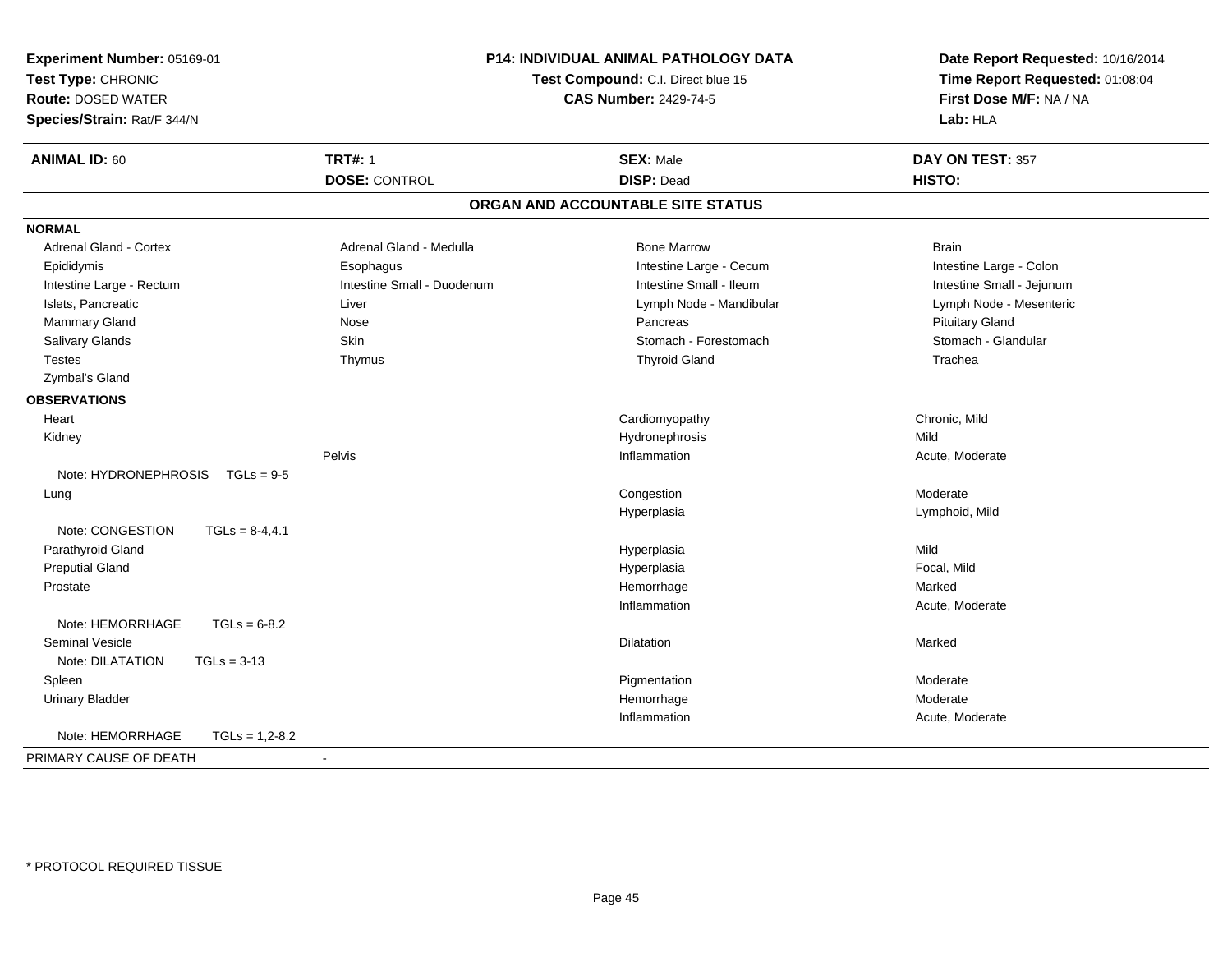**Experiment Number:** 05169-01
**Test Type:** CHRONIC
**Route:** DOSED WATER
**Species/Strain:** Rat/F 344/N

**P14: INDIVIDUAL ANIMAL PATHOLOGY DATA**
**Test Compound:** C.I. Direct blue 15
**CAS Number:** 2429-74-5

**Date Report Requested:** 10/16/2014
**Time Report Requested:** 01:08:04
**First Dose M/F:** NA / NA
**Lab:** HLA

| **ANIMAL ID:** 60 | **TRT#:** 1 | **SEX:** Male | **DAY ON TEST:** 357 |
|---|---|---|---|
| | **DOSE:** CONTROL | **DISP:** Dead | **HISTO:** |

## ORGAN AND ACCOUNTABLE SITE STATUS

**NORMAL**

| | | | |
|---|---|---|---|
| Adrenal Gland - Cortex | Adrenal Gland - Medulla | Bone Marrow | Brain |
| Epididymis | Esophagus | Intestine Large - Cecum | Intestine Large - Colon |
| Intestine Large - Rectum | Intestine Small - Duodenum | Intestine Small - Ileum | Intestine Small - Jejunum |
| Islets, Pancreatic | Liver | Lymph Node - Mandibular | Lymph Node - Mesenteric |
| Mammary Gland | Nose | Pancreas | Pituitary Gland |
| Salivary Glands | Skin | Stomach - Forestomach | Stomach - Glandular |
| Testes | Thymus | Thyroid Gland | Trachea |
| Zymbal's Gland | | | |

**OBSERVATIONS**

| | | | |
|---|---|---|---|
| Heart | | Cardiomyopathy | Chronic, Mild |
| Kidney | | Hydronephrosis | Mild |
| | Pelvis | Inflammation | Acute, Moderate |
| Note: HYDRONEPHROSIS TGLs = 9-5 | | | |
| Lung | | Congestion | Moderate |
| | | Hyperplasia | Lymphoid, Mild |
| Note: CONGESTION TGLs = 8-4,4.1 | | | |
| Parathyroid Gland | | Hyperplasia | Mild |
| Preputial Gland | | Hyperplasia | Focal, Mild |
| Prostate | | Hemorrhage | Marked |
| | | Inflammation | Acute, Moderate |
| Note: HEMORRHAGE TGLs = 6-8.2 | | | |
| Seminal Vesicle | | Dilatation | Marked |
| Note: DILATATION TGLs = 3-13 | | | |
| Spleen | | Pigmentation | Moderate |
| Urinary Bladder | | Hemorrhage | Moderate |
| | | Inflammation | Acute, Moderate |
| Note: HEMORRHAGE TGLs = 1,2-8.2 | | | |

PRIMARY CAUSE OF DEATH -

* PROTOCOL REQUIRED TISSUE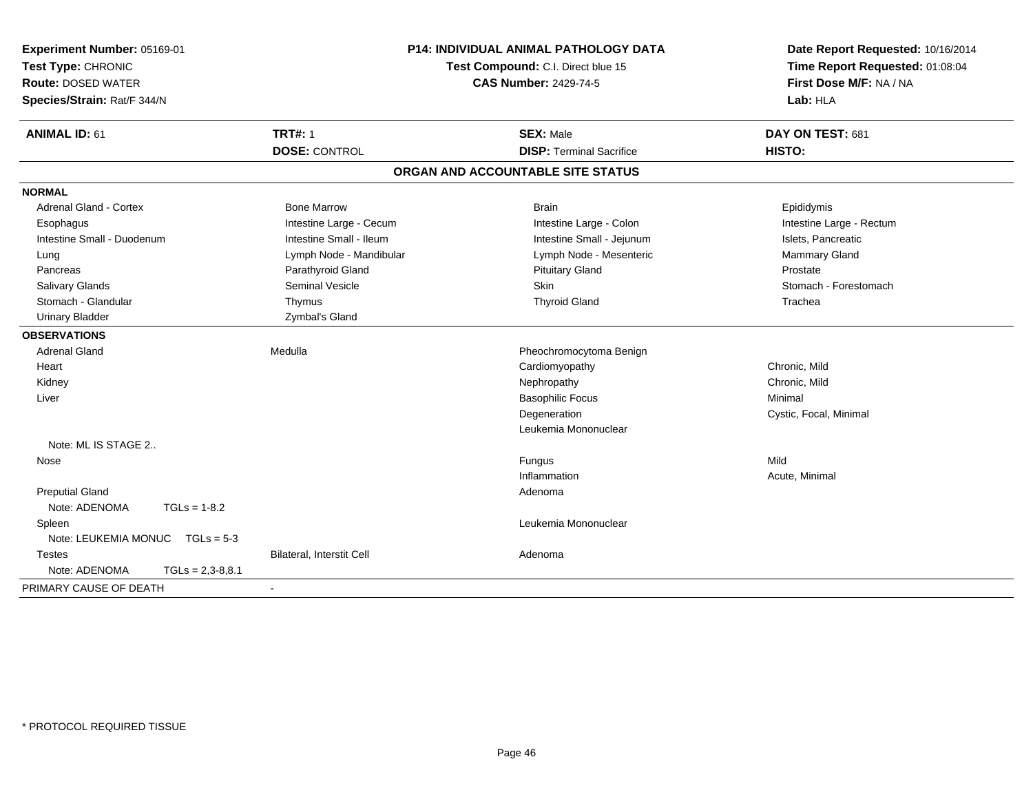**Experiment Number:** 05169-01
**Test Type:** CHRONIC
**Route:** DOSED WATER
**Species/Strain:** Rat/F 344/N

**P14: INDIVIDUAL ANIMAL PATHOLOGY DATA**
**Test Compound:** C.I. Direct blue 15
**CAS Number:** 2429-74-5

**Date Report Requested:** 10/16/2014
**Time Report Requested:** 01:08:04
**First Dose M/F:** NA / NA
**Lab:** HLA

| **ANIMAL ID:** 61 | **TRT#:** 1 | **SEX:** Male | **DAY ON TEST:** 681 |
|---|---|---|---|
| | **DOSE:** CONTROL | **DISP:** Terminal Sacrifice | **HISTO:** |

## ORGAN AND ACCOUNTABLE SITE STATUS

| | | | |
|---|---|---|---|
| **NORMAL** | | | |
| Adrenal Gland - Cortex | Bone Marrow | Brain | Epididymis |
| Esophagus | Intestine Large - Cecum | Intestine Large - Colon | Intestine Large - Rectum |
| Intestine Small - Duodenum | Intestine Small - Ileum | Intestine Small - Jejunum | Islets, Pancreatic |
| Lung | Lymph Node - Mandibular | Lymph Node - Mesenteric | Mammary Gland |
| Pancreas | Parathyroid Gland | Pituitary Gland | Prostate |
| Salivary Glands | Seminal Vesicle | Skin | Stomach - Forestomach |
| Stomach - Glandular | Thymus | Thyroid Gland | Trachea |
| Urinary Bladder | Zymbal's Gland | | |
| **OBSERVATIONS** | | | |
| Adrenal Gland | Medulla | Pheochromocytoma Benign | |
| Heart | | Cardiomyopathy | Chronic, Mild |
| Kidney | | Nephropathy | Chronic, Mild |
| Liver | | Basophilic Focus | Minimal |
| | | Degeneration | Cystic, Focal, Minimal |
| | | Leukemia Mononuclear | |
| Note: ML IS STAGE 2.. | | | |
| Nose | | Fungus | Mild |
| | | Inflammation | Acute, Minimal |
| Preputial Gland | | Adenoma | |
| Note: ADENOMA TGLs = 1-8.2 | | | |
| Spleen | | Leukemia Mononuclear | |
| Note: LEUKEMIA MONUC TGLs = 5-3 | | | |
| Testes | Bilateral, Interstit Cell | Adenoma | |
| Note: ADENOMA TGLs = 2,3-8,8.1 | | | |
| PRIMARY CAUSE OF DEATH | - | | |

* PROTOCOL REQUIRED TISSUE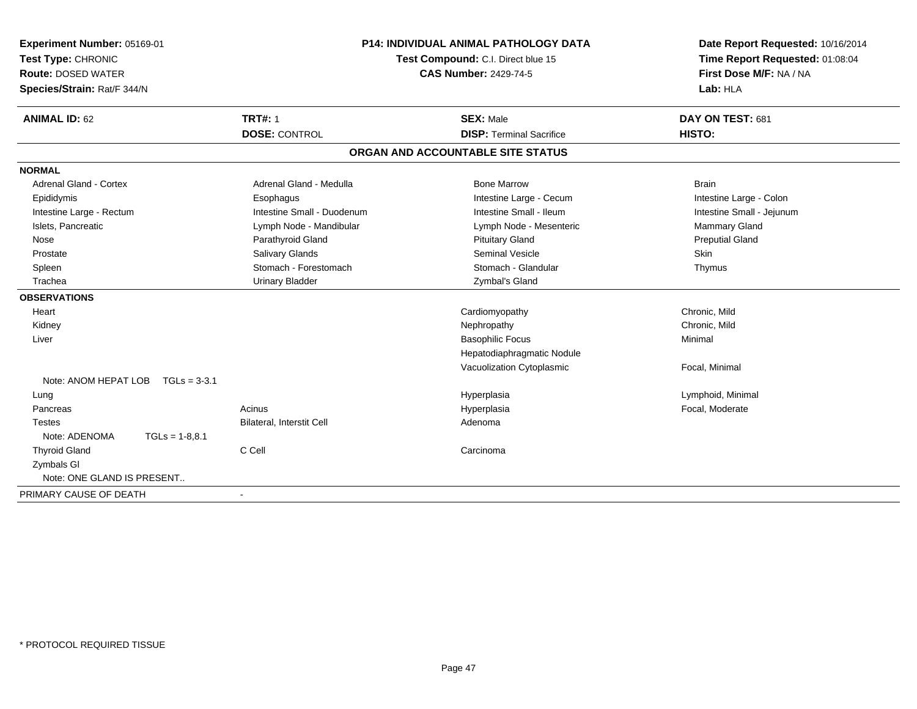**Experiment Number:** 05169-01
**Test Type:** CHRONIC
**Route:** DOSED WATER
**Species/Strain:** Rat/F 344/N

**P14: INDIVIDUAL ANIMAL PATHOLOGY DATA**
**Test Compound:** C.I. Direct blue 15
**CAS Number:** 2429-74-5

**Date Report Requested:** 10/16/2014
**Time Report Requested:** 01:08:04
**First Dose M/F:** NA / NA
**Lab:** HLA

| **ANIMAL ID:** 62 | **TRT#:** 1 | **SEX:** Male | **DAY ON TEST:** 681 |
|---|---|---|---|
| | **DOSE:** CONTROL | **DISP:** Terminal Sacrifice | **HISTO:** |

## ORGAN AND ACCOUNTABLE SITE STATUS

**NORMAL**

| | | | |
|---|---|---|---|
| Adrenal Gland - Cortex | Adrenal Gland - Medulla | Bone Marrow | Brain |
| Epididymis | Esophagus | Intestine Large - Cecum | Intestine Large - Colon |
| Intestine Large - Rectum | Intestine Small - Duodenum | Intestine Small - Ileum | Intestine Small - Jejunum |
| Islets, Pancreatic | Lymph Node - Mandibular | Lymph Node - Mesenteric | Mammary Gland |
| Nose | Parathyroid Gland | Pituitary Gland | Preputial Gland |
| Prostate | Salivary Glands | Seminal Vesicle | Skin |
| Spleen | Stomach - Forestomach | Stomach - Glandular | Thymus |
| Trachea | Urinary Bladder | Zymbal's Gland | |

**OBSERVATIONS**

| | | | |
|---|---|---|---|
| Heart | | Cardiomyopathy | Chronic, Mild |
| Kidney | | Nephropathy | Chronic, Mild |
| Liver | | Basophilic Focus | Minimal |
| | | Hepatodiaphragmatic Nodule | |
| | | Vacuolization Cytoplasmic | Focal, Minimal |
| Note: ANOM HEPAT LOB TGLs = 3-3.1 | | | |
| Lung | | Hyperplasia | Lymphoid, Minimal |
| Pancreas | Acinus | Hyperplasia | Focal, Moderate |
| Testes | Bilateral, Interstit Cell | Adenoma | |
| Note: ADENOMA TGLs = 1-8,8.1 | | | |
| Thyroid Gland | C Cell | Carcinoma | |
| Zymbals Gl | | | |
| Note: ONE GLAND IS PRESENT.. | | | |

PRIMARY CAUSE OF DEATH -

\* PROTOCOL REQUIRED TISSUE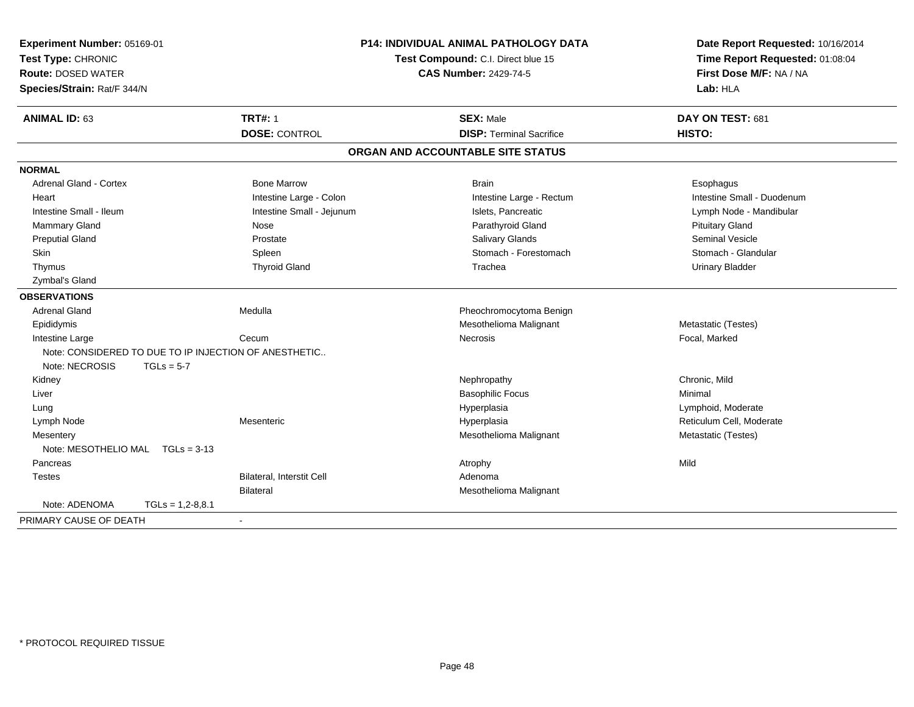**Experiment Number:** 05169-01
**Test Type:** CHRONIC
**Route:** DOSED WATER
**Species/Strain:** Rat/F 344/N

## P14: INDIVIDUAL ANIMAL PATHOLOGY DATA

**Test Compound:** C.I. Direct blue 15
**CAS Number:** 2429-74-5

**Date Report Requested:** 10/16/2014
**Time Report Requested:** 01:08:04
**First Dose M/F:** NA / NA
**Lab:** HLA

| **ANIMAL ID:** 63 | **TRT#:** 1 | **SEX:** Male | **DAY ON TEST:** 681 |
|---|---|---|---|
| | **DOSE:** CONTROL | **DISP:** Terminal Sacrifice | **HISTO:** |

### ORGAN AND ACCOUNTABLE SITE STATUS

**NORMAL**

| | | | |
|---|---|---|---|
| Adrenal Gland - Cortex | Bone Marrow | Brain | Esophagus |
| Heart | Intestine Large - Colon | Intestine Large - Rectum | Intestine Small - Duodenum |
| Intestine Small - Ileum | Intestine Small - Jejunum | Islets, Pancreatic | Lymph Node - Mandibular |
| Mammary Gland | Nose | Parathyroid Gland | Pituitary Gland |
| Preputial Gland | Prostate | Salivary Glands | Seminal Vesicle |
| Skin | Spleen | Stomach - Forestomach | Stomach - Glandular |
| Thymus | Thyroid Gland | Trachea | Urinary Bladder |
| Zymbal's Gland | | | |

**OBSERVATIONS**

| Organ | Site | Observation | Qualifier |
|---|---|---|---|
| Adrenal Gland | Medulla | Pheochromocytoma Benign | |
| Epididymis | | Mesothelioma Malignant | Metastatic (Testes) |
| Intestine Large | Cecum | Necrosis | Focal, Marked |
| Note: CONSIDERED TO DUE TO IP INJECTION OF ANESTHETIC.. | | | |
| Note: NECROSIS TGLs = 5-7 | | | |
| Kidney | | Nephropathy | Chronic, Mild |
| Liver | | Basophilic Focus | Minimal |
| Lung | | Hyperplasia | Lymphoid, Moderate |
| Lymph Node | Mesenteric | Hyperplasia | Reticulum Cell, Moderate |
| Mesentery | | Mesothelioma Malignant | Metastatic (Testes) |
| Note: MESOTHELIO MAL TGLs = 3-13 | | | |
| Pancreas | | Atrophy | Mild |
| Testes | Bilateral, Interstit Cell | Adenoma | |
| | Bilateral | Mesothelioma Malignant | |
| Note: ADENOMA TGLs = 1,2-8,8.1 | | | |

PRIMARY CAUSE OF DEATH -

* PROTOCOL REQUIRED TISSUE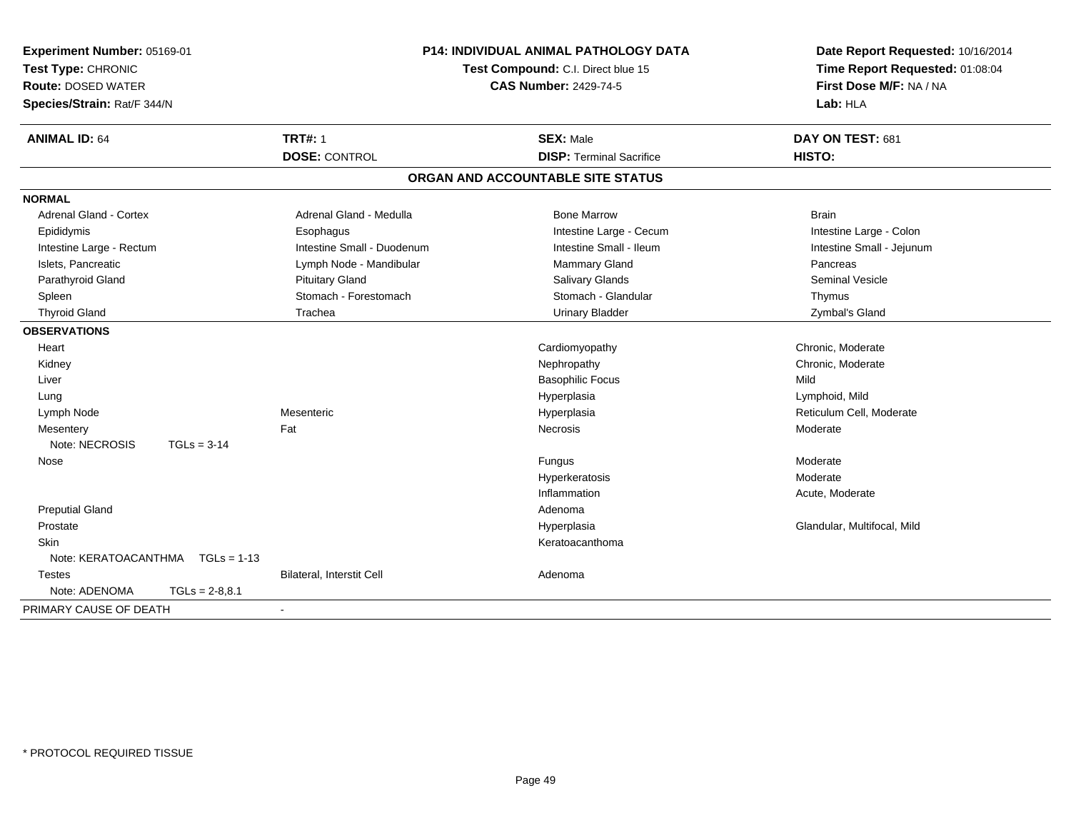**Experiment Number:** 05169-01
**Test Type:** CHRONIC
**Route:** DOSED WATER
**Species/Strain:** Rat/F 344/N

**P14: INDIVIDUAL ANIMAL PATHOLOGY DATA**
**Test Compound:** C.I. Direct blue 15
**CAS Number:** 2429-74-5

**Date Report Requested:** 10/16/2014
**Time Report Requested:** 01:08:04
**First Dose M/F:** NA / NA
**Lab:** HLA

| **ANIMAL ID:** 64 | **TRT#:** 1 | **SEX:** Male | **DAY ON TEST:** 681 |
|---|---|---|---|
| | **DOSE:** CONTROL | **DISP:** Terminal Sacrifice | **HISTO:** |

## ORGAN AND ACCOUNTABLE SITE STATUS

**NORMAL**

| | | | |
|---|---|---|---|
| Adrenal Gland - Cortex | Adrenal Gland - Medulla | Bone Marrow | Brain |
| Epididymis | Esophagus | Intestine Large - Cecum | Intestine Large - Colon |
| Intestine Large - Rectum | Intestine Small - Duodenum | Intestine Small - Ileum | Intestine Small - Jejunum |
| Islets, Pancreatic | Lymph Node - Mandibular | Mammary Gland | Pancreas |
| Parathyroid Gland | Pituitary Gland | Salivary Glands | Seminal Vesicle |
| Spleen | Stomach - Forestomach | Stomach - Glandular | Thymus |
| Thyroid Gland | Trachea | Urinary Bladder | Zymbal's Gland |

**OBSERVATIONS**

| | | | |
|---|---|---|---|
| Heart | | Cardiomyopathy | Chronic, Moderate |
| Kidney | | Nephropathy | Chronic, Moderate |
| Liver | | Basophilic Focus | Mild |
| Lung | | Hyperplasia | Lymphoid, Mild |
| Lymph Node | Mesenteric | Hyperplasia | Reticulum Cell, Moderate |
| Mesentery | Fat | Necrosis | Moderate |
| Note: NECROSIS TGLs = 3-14 | | | |
| Nose | | Fungus | Moderate |
| | | Hyperkeratosis | Moderate |
| | | Inflammation | Acute, Moderate |
| Preputial Gland | | Adenoma | |
| Prostate | | Hyperplasia | Glandular, Multifocal, Mild |
| Skin | | Keratoacanthoma | |
| Note: KERATOACANTHMA TGLs = 1-13 | | | |
| Testes | Bilateral, Interstit Cell | Adenoma | |
| Note: ADENOMA TGLs = 2-8,8.1 | | | |

PRIMARY CAUSE OF DEATH -

\* PROTOCOL REQUIRED TISSUE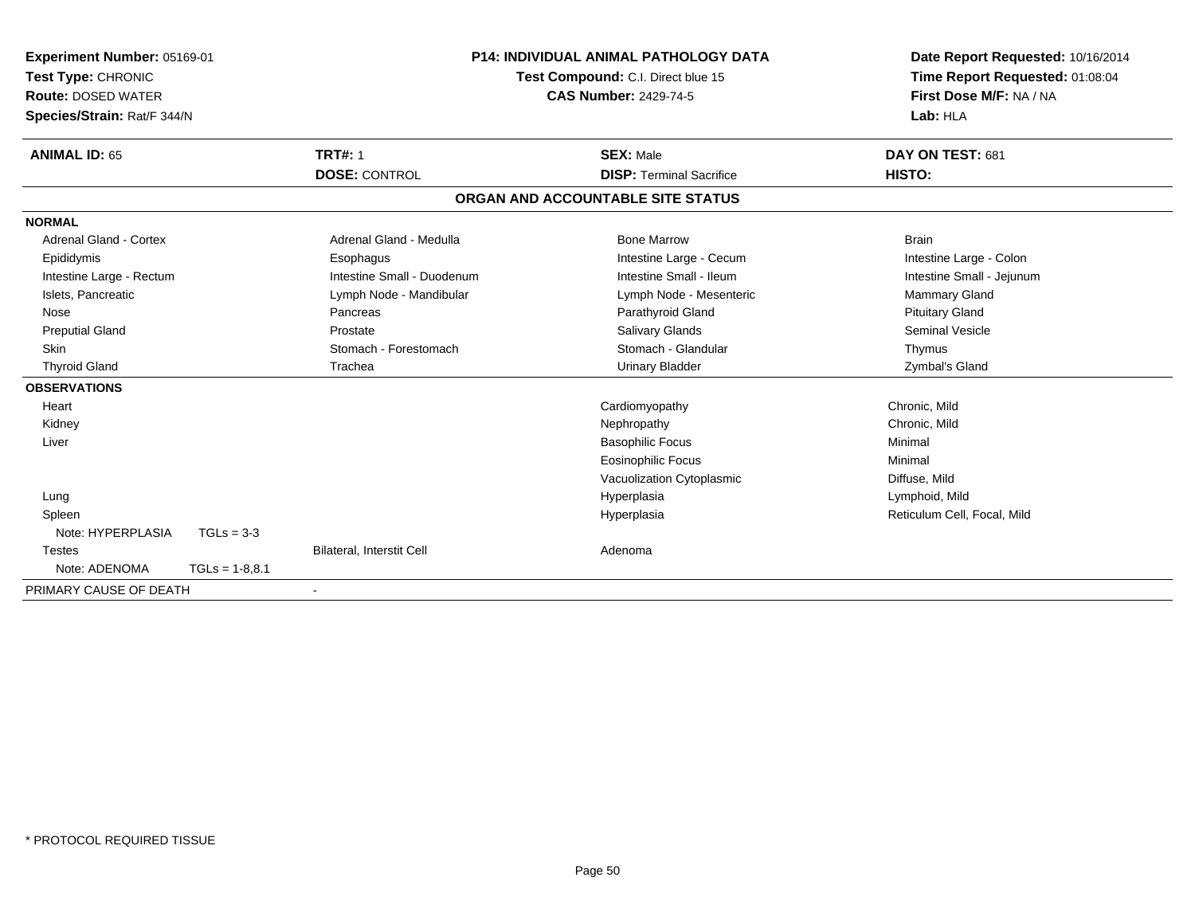**Experiment Number:** 05169-01
**Test Type:** CHRONIC
**Route:** DOSED WATER
**Species/Strain:** Rat/F 344/N

**P14: INDIVIDUAL ANIMAL PATHOLOGY DATA**
**Test Compound:** C.I. Direct blue 15
**CAS Number:** 2429-74-5

**Date Report Requested:** 10/16/2014
**Time Report Requested:** 01:08:04
**First Dose M/F:** NA / NA
**Lab:** HLA

| **ANIMAL ID:** 65 | **TRT#:** 1 | **SEX:** Male | **DAY ON TEST:** 681 |
|---|---|---|---|
| | **DOSE:** CONTROL | **DISP:** Terminal Sacrifice | **HISTO:** |

## ORGAN AND ACCOUNTABLE SITE STATUS

| | | | |
|---|---|---|---|
| **NORMAL** | | | |
| Adrenal Gland - Cortex | Adrenal Gland - Medulla | Bone Marrow | Brain |
| Epididymis | Esophagus | Intestine Large - Cecum | Intestine Large - Colon |
| Intestine Large - Rectum | Intestine Small - Duodenum | Intestine Small - Ileum | Intestine Small - Jejunum |
| Islets, Pancreatic | Lymph Node - Mandibular | Lymph Node - Mesenteric | Mammary Gland |
| Nose | Pancreas | Parathyroid Gland | Pituitary Gland |
| Preputial Gland | Prostate | Salivary Glands | Seminal Vesicle |
| Skin | Stomach - Forestomach | Stomach - Glandular | Thymus |
| Thyroid Gland | Trachea | Urinary Bladder | Zymbal's Gland |
| **OBSERVATIONS** | | | |
| Heart | | Cardiomyopathy | Chronic, Mild |
| Kidney | | Nephropathy | Chronic, Mild |
| Liver | | Basophilic Focus | Minimal |
| | | Eosinophilic Focus | Minimal |
| | | Vacuolization Cytoplasmic | Diffuse, Mild |
| Lung | | Hyperplasia | Lymphoid, Mild |
| Spleen | | Hyperplasia | Reticulum Cell, Focal, Mild |
| Note: HYPERPLASIA TGLs = 3-3 | | | |
| Testes | Bilateral, Interstit Cell | Adenoma | |
| Note: ADENOMA TGLs = 1-8,8.1 | | | |
| PRIMARY CAUSE OF DEATH | - | | |

\* PROTOCOL REQUIRED TISSUE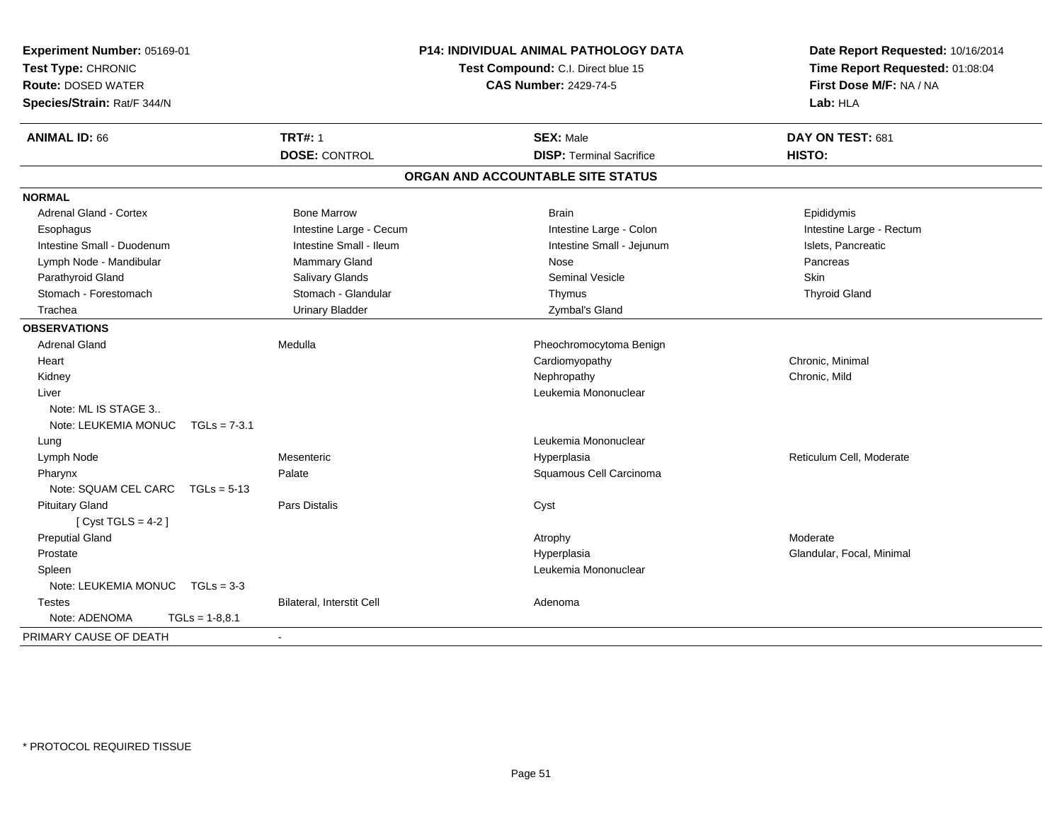**Experiment Number:** 05169-01
**Test Type:** CHRONIC
**Route:** DOSED WATER
**Species/Strain:** Rat/F 344/N

**P14: INDIVIDUAL ANIMAL PATHOLOGY DATA**
**Test Compound:** C.I. Direct blue 15
**CAS Number:** 2429-74-5

**Date Report Requested:** 10/16/2014
**Time Report Requested:** 01:08:04
**First Dose M/F:** NA / NA
**Lab:** HLA

| **ANIMAL ID:** 66 | **TRT#:** 1 | **SEX:** Male | **DAY ON TEST:** 681 |
|---|---|---|---|
| | **DOSE:** CONTROL | **DISP:** Terminal Sacrifice | **HISTO:** |

## ORGAN AND ACCOUNTABLE SITE STATUS

**NORMAL**

| | | | |
|---|---|---|---|
| Adrenal Gland - Cortex | Bone Marrow | Brain | Epididymis |
| Esophagus | Intestine Large - Cecum | Intestine Large - Colon | Intestine Large - Rectum |
| Intestine Small - Duodenum | Intestine Small - Ileum | Intestine Small - Jejunum | Islets, Pancreatic |
| Lymph Node - Mandibular | Mammary Gland | Nose | Pancreas |
| Parathyroid Gland | Salivary Glands | Seminal Vesicle | Skin |
| Stomach - Forestomach | Stomach - Glandular | Thymus | Thyroid Gland |
| Trachea | Urinary Bladder | Zymbal's Gland | |

**OBSERVATIONS**

| | | | |
|---|---|---|---|
| Adrenal Gland | Medulla | Pheochromocytoma Benign | |
| Heart | | Cardiomyopathy | Chronic, Minimal |
| Kidney | | Nephropathy | Chronic, Mild |
| Liver | | Leukemia Mononuclear | |
| Note: ML IS STAGE 3.. | | | |
| Note: LEUKEMIA MONUC TGLs = 7-3.1 | | | |
| Lung | | Leukemia Mononuclear | |
| Lymph Node | Mesenteric | Hyperplasia | Reticulum Cell, Moderate |
| Pharynx | Palate | Squamous Cell Carcinoma | |
| Note: SQUAM CEL CARC TGLs = 5-13 | | | |
| Pituitary Gland | Pars Distalis | Cyst | |
| [ Cyst TGLS = 4-2 ] | | | |
| Preputial Gland | | Atrophy | Moderate |
| Prostate | | Hyperplasia | Glandular, Focal, Minimal |
| Spleen | | Leukemia Mononuclear | |
| Note: LEUKEMIA MONUC TGLs = 3-3 | | | |
| Testes | Bilateral, Interstit Cell | Adenoma | |
| Note: ADENOMA TGLs = 1-8,8.1 | | | |

PRIMARY CAUSE OF DEATH -

* PROTOCOL REQUIRED TISSUE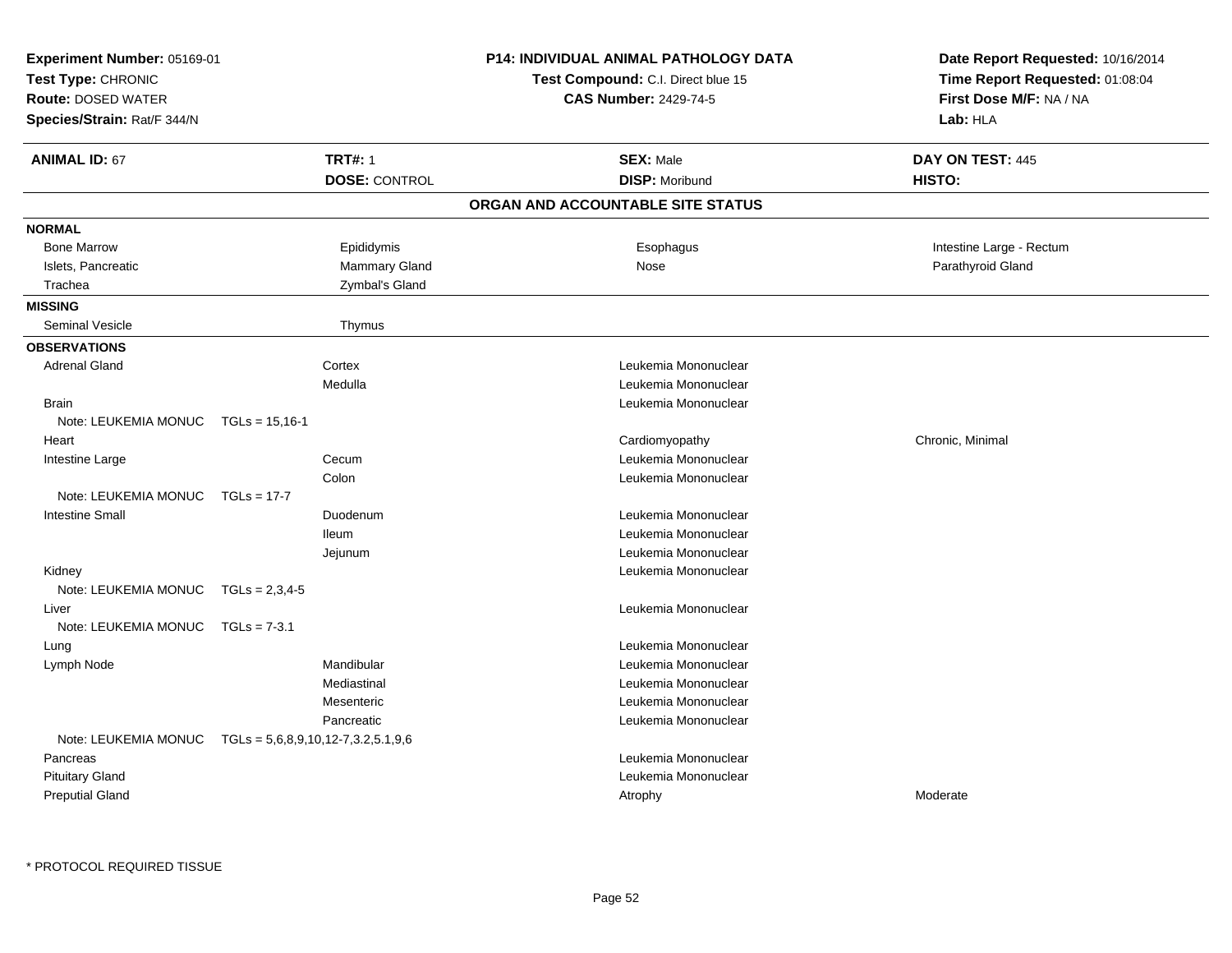**Experiment Number:** 05169-01
**Test Type:** CHRONIC
**Route:** DOSED WATER
**Species/Strain:** Rat/F 344/N

**P14: INDIVIDUAL ANIMAL PATHOLOGY DATA**
**Test Compound:** C.I. Direct blue 15
**CAS Number:** 2429-74-5

**Date Report Requested:** 10/16/2014
**Time Report Requested:** 01:08:04
**First Dose M/F:** NA / NA
**Lab:** HLA

| **ANIMAL ID:** 67 | **TRT#:** 1 | **SEX:** Male | **DAY ON TEST:** 445 |
|---|---|---|---|
| | **DOSE:** CONTROL | **DISP:** Moribund | **HISTO:** |

## ORGAN AND ACCOUNTABLE SITE STATUS

**NORMAL**

| | | | |
|---|---|---|---|
| Bone Marrow | Epididymis | Esophagus | Intestine Large - Rectum |
| Islets, Pancreatic | Mammary Gland | Nose | Parathyroid Gland |
| Trachea | Zymbal's Gland | | |

**MISSING**

| | |
|---|---|
| Seminal Vesicle | Thymus |

**OBSERVATIONS**

| Organ | Site | Observation | Severity |
|---|---|---|---|
| Adrenal Gland | Cortex | Leukemia Mononuclear | |
| | Medulla | Leukemia Mononuclear | |
| Brain | | Leukemia Mononuclear | |
| Note: LEUKEMIA MONUC TGLs = 15,16-1 | | | |
| Heart | | Cardiomyopathy | Chronic, Minimal |
| Intestine Large | Cecum | Leukemia Mononuclear | |
| | Colon | Leukemia Mononuclear | |
| Note: LEUKEMIA MONUC TGLs = 17-7 | | | |
| Intestine Small | Duodenum | Leukemia Mononuclear | |
| | Ileum | Leukemia Mononuclear | |
| | Jejunum | Leukemia Mononuclear | |
| Kidney | | Leukemia Mononuclear | |
| Note: LEUKEMIA MONUC TGLs = 2,3,4-5 | | | |
| Liver | | Leukemia Mononuclear | |
| Note: LEUKEMIA MONUC TGLs = 7-3.1 | | | |
| Lung | | Leukemia Mononuclear | |
| Lymph Node | Mandibular | Leukemia Mononuclear | |
| | Mediastinal | Leukemia Mononuclear | |
| | Mesenteric | Leukemia Mononuclear | |
| | Pancreatic | Leukemia Mononuclear | |
| Note: LEUKEMIA MONUC TGLs = 5,6,8,9,10,12-7,3.2,5.1,9,6 | | | |
| Pancreas | | Leukemia Mononuclear | |
| Pituitary Gland | | Leukemia Mononuclear | |
| Preputial Gland | | Atrophy | Moderate |

* PROTOCOL REQUIRED TISSUE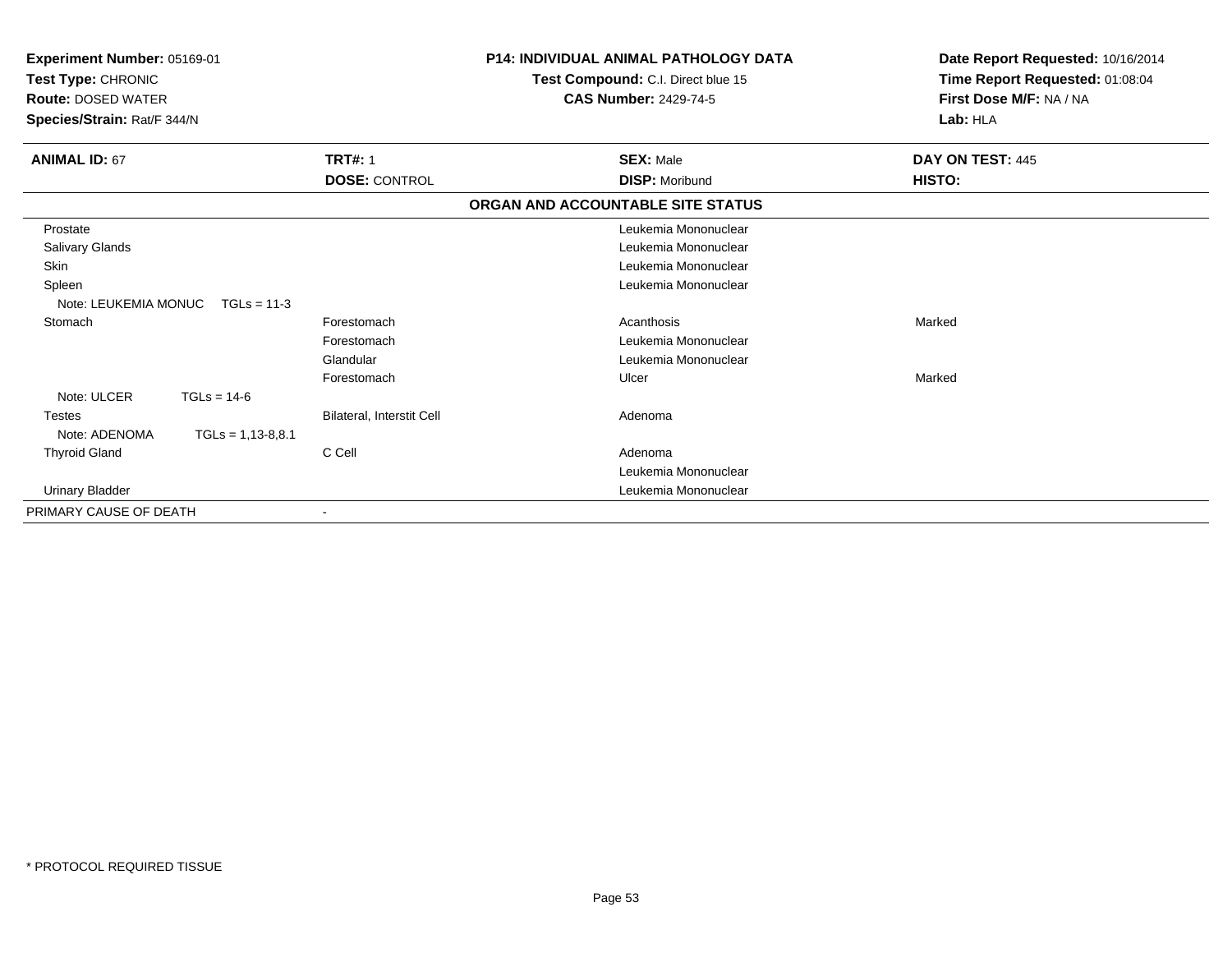**Experiment Number:** 05169-01
**Test Type:** CHRONIC
**Route:** DOSED WATER
**Species/Strain:** Rat/F 344/N

**P14: INDIVIDUAL ANIMAL PATHOLOGY DATA**
**Test Compound:** C.I. Direct blue 15
**CAS Number:** 2429-74-5

**Date Report Requested:** 10/16/2014
**Time Report Requested:** 01:08:04
**First Dose M/F:** NA / NA
**Lab:** HLA

| **ANIMAL ID:** 67 | **TRT#:** 1 | **SEX:** Male | **DAY ON TEST:** 445 |
|---|---|---|---|
| | **DOSE:** CONTROL | **DISP:** Moribund | **HISTO:** |

**ORGAN AND ACCOUNTABLE SITE STATUS**

| | | | |
|---|---|---|---|
| Prostate | | Leukemia Mononuclear | |
| Salivary Glands | | Leukemia Mononuclear | |
| Skin | | Leukemia Mononuclear | |
| Spleen | | Leukemia Mononuclear | |
| Note: LEUKEMIA MONUC TGLs = 11-3 | | | |
| Stomach | Forestomach | Acanthosis | Marked |
| | Forestomach | Leukemia Mononuclear | |
| | Glandular | Leukemia Mononuclear | |
| | Forestomach | Ulcer | Marked |
| Note: ULCER TGLs = 14-6 | | | |
| Testes | Bilateral, Interstit Cell | Adenoma | |
| Note: ADENOMA TGLs = 1,13-8,8.1 | | | |
| Thyroid Gland | C Cell | Adenoma | |
| | | Leukemia Mononuclear | |
| Urinary Bladder | | Leukemia Mononuclear | |
| PRIMARY CAUSE OF DEATH | - | | |

\* PROTOCOL REQUIRED TISSUE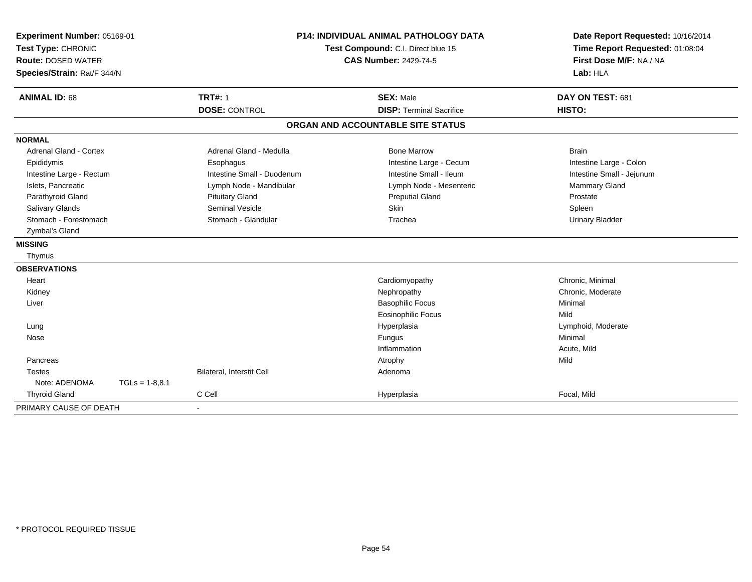**Experiment Number:** 05169-01
**Test Type:** CHRONIC
**Route:** DOSED WATER
**Species/Strain:** Rat/F 344/N

**P14: INDIVIDUAL ANIMAL PATHOLOGY DATA**
**Test Compound:** C.I. Direct blue 15
**CAS Number:** 2429-74-5

**Date Report Requested:** 10/16/2014
**Time Report Requested:** 01:08:04
**First Dose M/F:** NA / NA
**Lab:** HLA

| **ANIMAL ID:** 68 | **TRT#:** 1 | **SEX:** Male | **DAY ON TEST:** 681 |
|---|---|---|---|
| | **DOSE:** CONTROL | **DISP:** Terminal Sacrifice | **HISTO:** |

**ORGAN AND ACCOUNTABLE SITE STATUS**

**NORMAL**

| | | | |
|---|---|---|---|
| Adrenal Gland - Cortex | Adrenal Gland - Medulla | Bone Marrow | Brain |
| Epididymis | Esophagus | Intestine Large - Cecum | Intestine Large - Colon |
| Intestine Large - Rectum | Intestine Small - Duodenum | Intestine Small - Ileum | Intestine Small - Jejunum |
| Islets, Pancreatic | Lymph Node - Mandibular | Lymph Node - Mesenteric | Mammary Gland |
| Parathyroid Gland | Pituitary Gland | Preputial Gland | Prostate |
| Salivary Glands | Seminal Vesicle | Skin | Spleen |
| Stomach - Forestomach | Stomach - Glandular | Trachea | Urinary Bladder |
| Zymbal's Gland | | | |

**MISSING**

Thymus

**OBSERVATIONS**

| | | | |
|---|---|---|---|
| Heart | | Cardiomyopathy | Chronic, Minimal |
| Kidney | | Nephropathy | Chronic, Moderate |
| Liver | | Basophilic Focus | Minimal |
| | | Eosinophilic Focus | Mild |
| Lung | | Hyperplasia | Lymphoid, Moderate |
| Nose | | Fungus | Minimal |
| | | Inflammation | Acute, Mild |
| Pancreas | | Atrophy | Mild |
| Testes | Bilateral, Interstit Cell | Adenoma | |
| Note: ADENOMA TGLs = 1-8,8.1 | | | |
| Thyroid Gland | C Cell | Hyperplasia | Focal, Mild |

PRIMARY CAUSE OF DEATH -

\* PROTOCOL REQUIRED TISSUE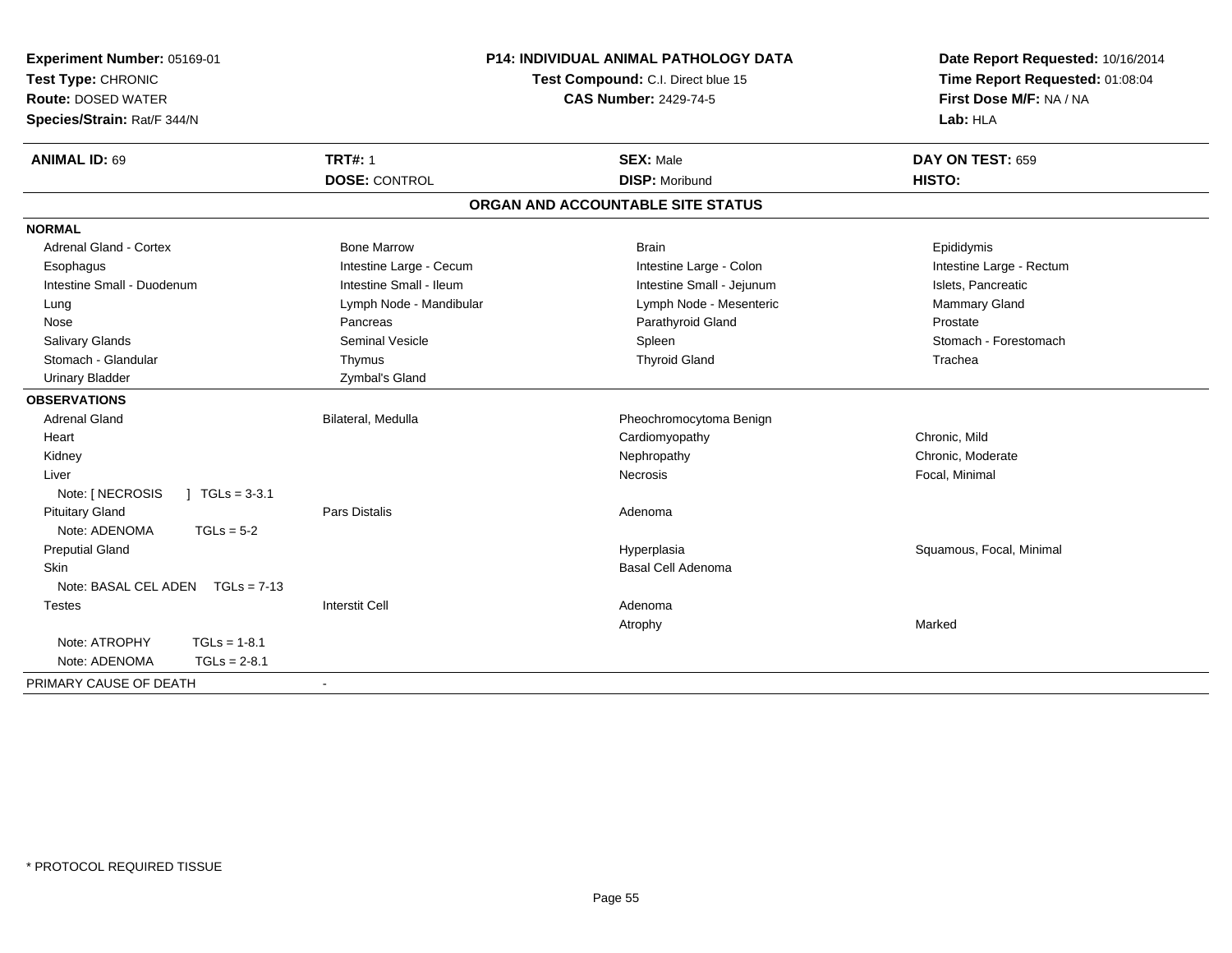**Experiment Number:** 05169-01
**Test Type:** CHRONIC
**Route:** DOSED WATER
**Species/Strain:** Rat/F 344/N

**P14: INDIVIDUAL ANIMAL PATHOLOGY DATA**
**Test Compound:** C.I. Direct blue 15
**CAS Number:** 2429-74-5

**Date Report Requested:** 10/16/2014
**Time Report Requested:** 01:08:04
**First Dose M/F:** NA / NA
**Lab:** HLA

| **ANIMAL ID:** 69 | **TRT#:** 1 | **SEX:** Male | **DAY ON TEST:** 659 |
|---|---|---|---|
| | **DOSE:** CONTROL | **DISP:** Moribund | **HISTO:** |

## ORGAN AND ACCOUNTABLE SITE STATUS

| | | | |
|---|---|---|---|
| **NORMAL** | | | |
| Adrenal Gland - Cortex | Bone Marrow | Brain | Epididymis |
| Esophagus | Intestine Large - Cecum | Intestine Large - Colon | Intestine Large - Rectum |
| Intestine Small - Duodenum | Intestine Small - Ileum | Intestine Small - Jejunum | Islets, Pancreatic |
| Lung | Lymph Node - Mandibular | Lymph Node - Mesenteric | Mammary Gland |
| Nose | Pancreas | Parathyroid Gland | Prostate |
| Salivary Glands | Seminal Vesicle | Spleen | Stomach - Forestomach |
| Stomach - Glandular | Thymus | Thyroid Gland | Trachea |
| Urinary Bladder | Zymbal's Gland | | |
| **OBSERVATIONS** | | | |
| Adrenal Gland | Bilateral, Medulla | Pheochromocytoma Benign | |
| Heart | | Cardiomyopathy | Chronic, Mild |
| Kidney | | Nephropathy | Chronic, Moderate |
| Liver | | Necrosis | Focal, Minimal |
| Note: [ NECROSIS ] TGLs = 3-3.1 | | | |
| Pituitary Gland | Pars Distalis | Adenoma | |
| Note: ADENOMA TGLs = 5-2 | | | |
| Preputial Gland | | Hyperplasia | Squamous, Focal, Minimal |
| Skin | | Basal Cell Adenoma | |
| Note: BASAL CEL ADEN TGLs = 7-13 | | | |
| Testes | Interstit Cell | Adenoma | |
| | | Atrophy | Marked |
| Note: ATROPHY TGLs = 1-8.1 | | | |
| Note: ADENOMA TGLs = 2-8.1 | | | |
| PRIMARY CAUSE OF DEATH | - | | |

\* PROTOCOL REQUIRED TISSUE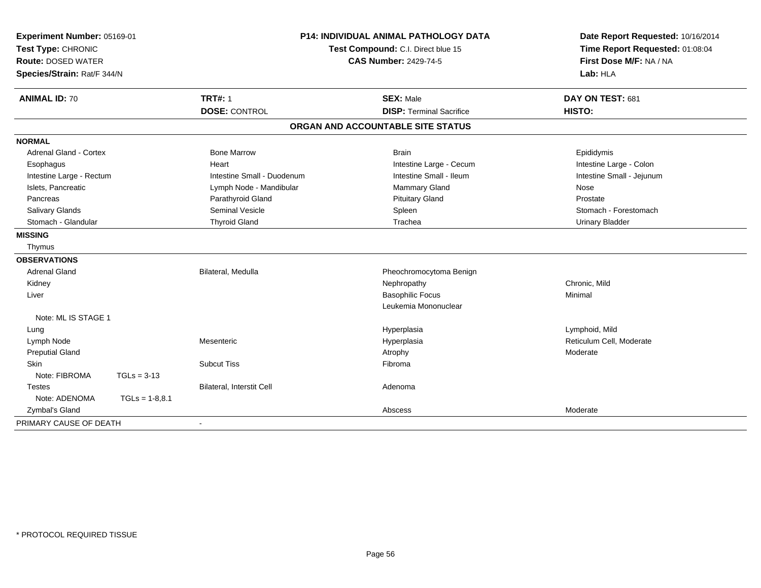**Experiment Number:** 05169-01
**Test Type:** CHRONIC
**Route:** DOSED WATER
**Species/Strain:** Rat/F 344/N

**P14: INDIVIDUAL ANIMAL PATHOLOGY DATA**
**Test Compound:** C.I. Direct blue 15
**CAS Number:** 2429-74-5

**Date Report Requested:** 10/16/2014
**Time Report Requested:** 01:08:04
**First Dose M/F:** NA / NA
**Lab:** HLA

| **ANIMAL ID:** 70 | **TRT#:** 1 | **SEX:** Male | **DAY ON TEST:** 681 |
|---|---|---|---|
| | **DOSE:** CONTROL | **DISP:** Terminal Sacrifice | **HISTO:** |

## ORGAN AND ACCOUNTABLE SITE STATUS

| | | | |
|---|---|---|---|
| **NORMAL** | | | |
| Adrenal Gland - Cortex | Bone Marrow | Brain | Epididymis |
| Esophagus | Heart | Intestine Large - Cecum | Intestine Large - Colon |
| Intestine Large - Rectum | Intestine Small - Duodenum | Intestine Small - Ileum | Intestine Small - Jejunum |
| Islets, Pancreatic | Lymph Node - Mandibular | Mammary Gland | Nose |
| Pancreas | Parathyroid Gland | Pituitary Gland | Prostate |
| Salivary Glands | Seminal Vesicle | Spleen | Stomach - Forestomach |
| Stomach - Glandular | Thyroid Gland | Trachea | Urinary Bladder |
| **MISSING** | | | |
| Thymus | | | |
| **OBSERVATIONS** | | | |
| Adrenal Gland | Bilateral, Medulla | Pheochromocytoma Benign | |
| Kidney | | Nephropathy | Chronic, Mild |
| Liver | | Basophilic Focus | Minimal |
| | | Leukemia Mononuclear | |
| Note: ML IS STAGE 1 | | | |
| Lung | | Hyperplasia | Lymphoid, Mild |
| Lymph Node | Mesenteric | Hyperplasia | Reticulum Cell, Moderate |
| Preputial Gland | | Atrophy | Moderate |
| Skin | Subcut Tiss | Fibroma | |
| Note: FIBROMA TGLs = 3-13 | | | |
| Testes | Bilateral, Interstit Cell | Adenoma | |
| Note: ADENOMA TGLs = 1-8,8.1 | | | |
| Zymbal's Gland | | Abscess | Moderate |
| PRIMARY CAUSE OF DEATH | - | | |

\* PROTOCOL REQUIRED TISSUE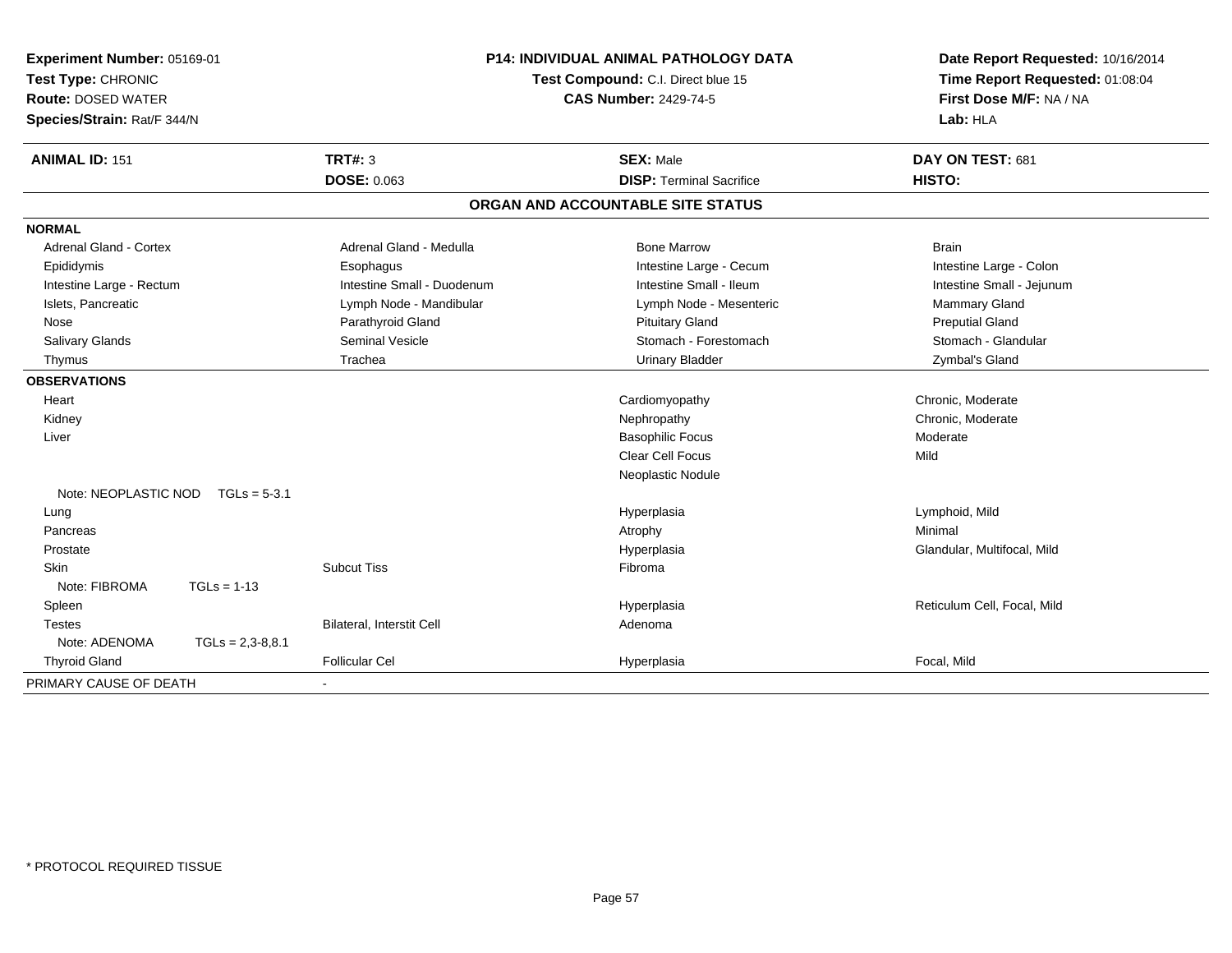**Experiment Number:** 05169-01
**Test Type:** CHRONIC
**Route:** DOSED WATER
**Species/Strain:** Rat/F 344/N

**P14: INDIVIDUAL ANIMAL PATHOLOGY DATA**
**Test Compound:** C.I. Direct blue 15
**CAS Number:** 2429-74-5

**Date Report Requested:** 10/16/2014
**Time Report Requested:** 01:08:04
**First Dose M/F:** NA / NA
**Lab:** HLA

| **ANIMAL ID:** 151 | **TRT#:** 3 | **SEX:** Male | **DAY ON TEST:** 681 |
|---|---|---|---|
| | **DOSE:** 0.063 | **DISP:** Terminal Sacrifice | **HISTO:** |

## ORGAN AND ACCOUNTABLE SITE STATUS

| | | | |
|---|---|---|---|
| **NORMAL** | | | |
| Adrenal Gland - Cortex | Adrenal Gland - Medulla | Bone Marrow | Brain |
| Epididymis | Esophagus | Intestine Large - Cecum | Intestine Large - Colon |
| Intestine Large - Rectum | Intestine Small - Duodenum | Intestine Small - Ileum | Intestine Small - Jejunum |
| Islets, Pancreatic | Lymph Node - Mandibular | Lymph Node - Mesenteric | Mammary Gland |
| Nose | Parathyroid Gland | Pituitary Gland | Preputial Gland |
| Salivary Glands | Seminal Vesicle | Stomach - Forestomach | Stomach - Glandular |
| Thymus | Trachea | Urinary Bladder | Zymbal's Gland |
| **OBSERVATIONS** | | | |
| Heart | | Cardiomyopathy | Chronic, Moderate |
| Kidney | | Nephropathy | Chronic, Moderate |
| Liver | | Basophilic Focus | Moderate |
| | | Clear Cell Focus | Mild |
| | | Neoplastic Nodule | |
| Note: NEOPLASTIC NOD TGLs = 5-3.1 | | | |
| Lung | | Hyperplasia | Lymphoid, Mild |
| Pancreas | | Atrophy | Minimal |
| Prostate | | Hyperplasia | Glandular, Multifocal, Mild |
| Skin | Subcut Tiss | Fibroma | |
| Note: FIBROMA TGLs = 1-13 | | | |
| Spleen | | Hyperplasia | Reticulum Cell, Focal, Mild |
| Testes | Bilateral, Interstit Cell | Adenoma | |
| Note: ADENOMA TGLs = 2,3-8,8.1 | | | |
| Thyroid Gland | Follicular Cel | Hyperplasia | Focal, Mild |
| PRIMARY CAUSE OF DEATH | - | | |

\* PROTOCOL REQUIRED TISSUE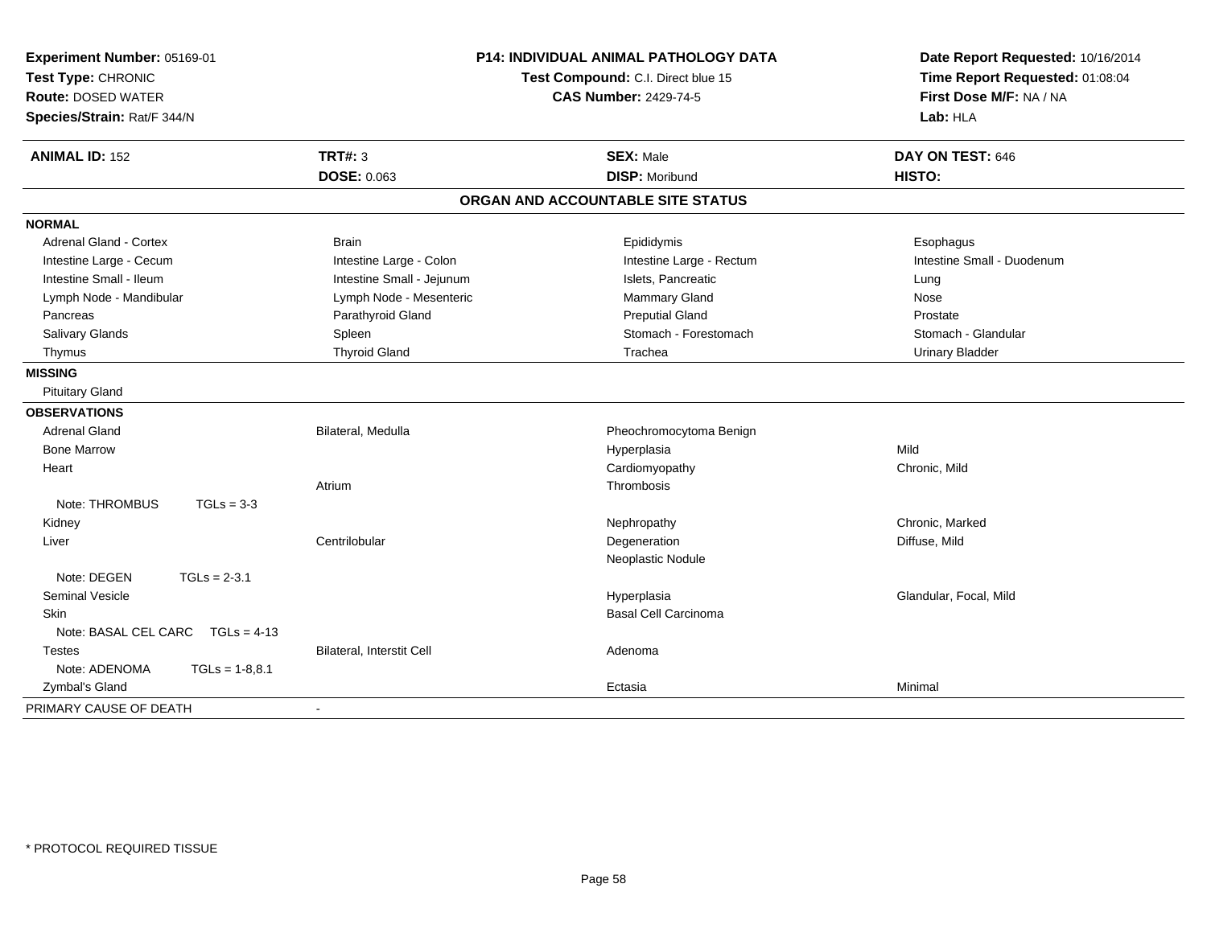**Experiment Number:** 05169-01
**Test Type:** CHRONIC
**Route:** DOSED WATER
**Species/Strain:** Rat/F 344/N

**P14: INDIVIDUAL ANIMAL PATHOLOGY DATA**
**Test Compound:** C.I. Direct blue 15
**CAS Number:** 2429-74-5

**Date Report Requested:** 10/16/2014
**Time Report Requested:** 01:08:04
**First Dose M/F:** NA / NA
**Lab:** HLA

| **ANIMAL ID:** 152 | **TRT#:** 3 | **SEX:** Male | **DAY ON TEST:** 646 |
|---|---|---|---|
| | **DOSE:** 0.063 | **DISP:** Moribund | **HISTO:** |

## ORGAN AND ACCOUNTABLE SITE STATUS

**NORMAL**

| | | | |
|---|---|---|---|
| Adrenal Gland - Cortex | Brain | Epididymis | Esophagus |
| Intestine Large - Cecum | Intestine Large - Colon | Intestine Large - Rectum | Intestine Small - Duodenum |
| Intestine Small - Ileum | Intestine Small - Jejunum | Islets, Pancreatic | Lung |
| Lymph Node - Mandibular | Lymph Node - Mesenteric | Mammary Gland | Nose |
| Pancreas | Parathyroid Gland | Preputial Gland | Prostate |
| Salivary Glands | Spleen | Stomach - Forestomach | Stomach - Glandular |
| Thymus | Thyroid Gland | Trachea | Urinary Bladder |

**MISSING**

Pituitary Gland

**OBSERVATIONS**

| | | | |
|---|---|---|---|
| Adrenal Gland | Bilateral, Medulla | Pheochromocytoma Benign | |
| Bone Marrow | | Hyperplasia | Mild |
| Heart | | Cardiomyopathy | Chronic, Mild |
| | Atrium | Thrombosis | |
| Note: THROMBUS TGLs = 3-3 | | | |
| Kidney | | Nephropathy | Chronic, Marked |
| Liver | Centrilobular | Degeneration | Diffuse, Mild |
| | | Neoplastic Nodule | |
| Note: DEGEN TGLs = 2-3.1 | | | |
| Seminal Vesicle | | Hyperplasia | Glandular, Focal, Mild |
| Skin | | Basal Cell Carcinoma | |
| Note: BASAL CEL CARC TGLs = 4-13 | | | |
| Testes | Bilateral, Interstit Cell | Adenoma | |
| Note: ADENOMA TGLs = 1-8,8.1 | | | |
| Zymbal's Gland | | Ectasia | Minimal |

PRIMARY CAUSE OF DEATH -

\* PROTOCOL REQUIRED TISSUE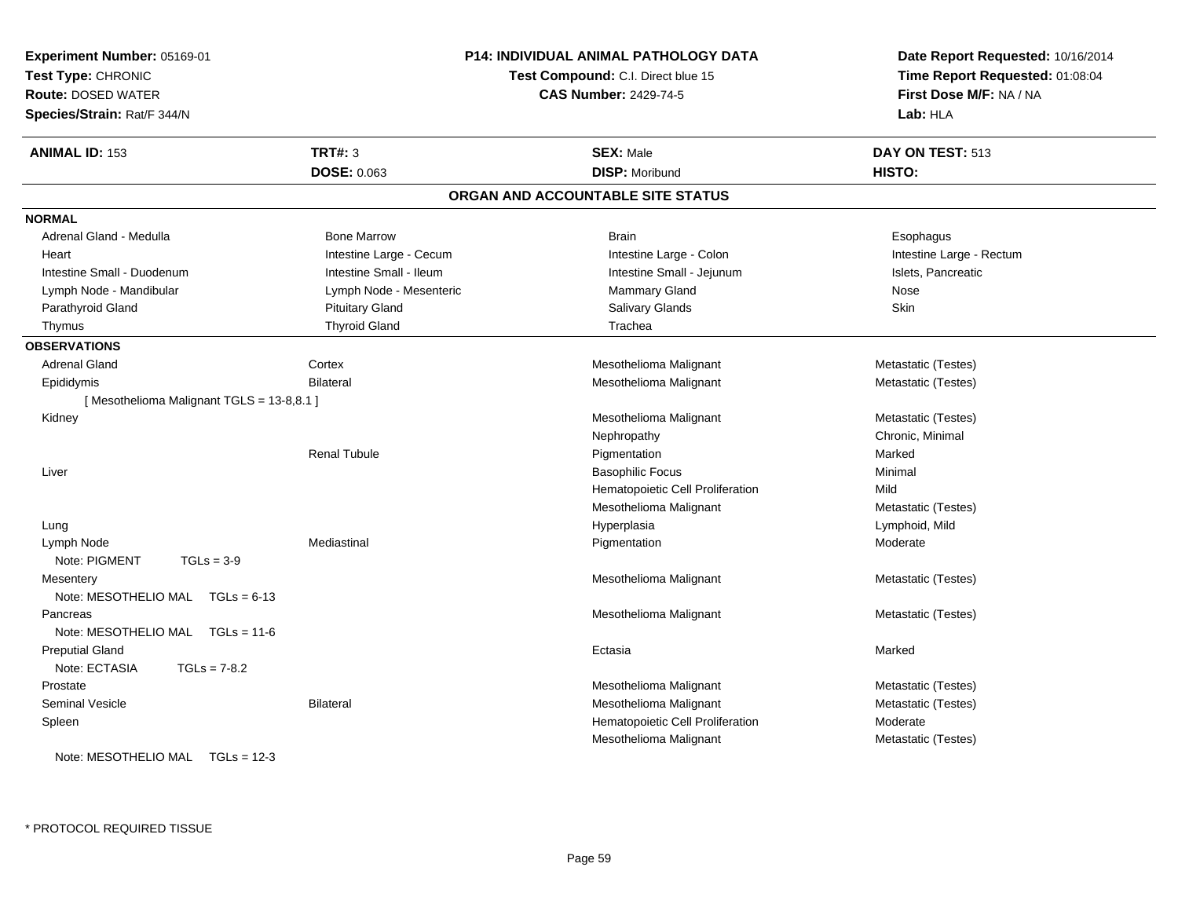**Experiment Number:** 05169-01
**Test Type:** CHRONIC
**Route:** DOSED WATER
**Species/Strain:** Rat/F 344/N

**P14: INDIVIDUAL ANIMAL PATHOLOGY DATA**
**Test Compound:** C.I. Direct blue 15
**CAS Number:** 2429-74-5

**Date Report Requested:** 10/16/2014
**Time Report Requested:** 01:08:04
**First Dose M/F:** NA / NA
**Lab:** HLA

| **ANIMAL ID:** 153 | **TRT#:** 3 | **SEX:** Male | **DAY ON TEST:** 513 |
|---|---|---|---|
| | **DOSE:** 0.063 | **DISP:** Moribund | **HISTO:** |

## ORGAN AND ACCOUNTABLE SITE STATUS

**NORMAL**

| | | | |
|---|---|---|---|
| Adrenal Gland - Medulla | Bone Marrow | Brain | Esophagus |
| Heart | Intestine Large - Cecum | Intestine Large - Colon | Intestine Large - Rectum |
| Intestine Small - Duodenum | Intestine Small - Ileum | Intestine Small - Jejunum | Islets, Pancreatic |
| Lymph Node - Mandibular | Lymph Node - Mesenteric | Mammary Gland | Nose |
| Parathyroid Gland | Pituitary Gland | Salivary Glands | Skin |
| Thymus | Thyroid Gland | Trachea | |

**OBSERVATIONS**

| | | | |
|---|---|---|---|
| Adrenal Gland | Cortex | Mesothelioma Malignant | Metastatic (Testes) |
| Epididymis | Bilateral | Mesothelioma Malignant | Metastatic (Testes) |
| [ Mesothelioma Malignant TGLS = 13-8,8.1 ] | | | |
| Kidney | | Mesothelioma Malignant | Metastatic (Testes) |
| | | Nephropathy | Chronic, Minimal |
| | Renal Tubule | Pigmentation | Marked |
| Liver | | Basophilic Focus | Minimal |
| | | Hematopoietic Cell Proliferation | Mild |
| | | Mesothelioma Malignant | Metastatic (Testes) |
| Lung | | Hyperplasia | Lymphoid, Mild |
| Lymph Node | Mediastinal | Pigmentation | Moderate |
| Note: PIGMENT TGLs = 3-9 | | | |
| Mesentery | | Mesothelioma Malignant | Metastatic (Testes) |
| Note: MESOTHELIO MAL TGLs = 6-13 | | | |
| Pancreas | | Mesothelioma Malignant | Metastatic (Testes) |
| Note: MESOTHELIO MAL TGLs = 11-6 | | | |
| Preputial Gland | | Ectasia | Marked |
| Note: ECTASIA TGLs = 7-8.2 | | | |
| Prostate | | Mesothelioma Malignant | Metastatic (Testes) |
| Seminal Vesicle | Bilateral | Mesothelioma Malignant | Metastatic (Testes) |
| Spleen | | Hematopoietic Cell Proliferation | Moderate |
| | | Mesothelioma Malignant | Metastatic (Testes) |
| Note: MESOTHELIO MAL TGLs = 12-3 | | | |

\* PROTOCOL REQUIRED TISSUE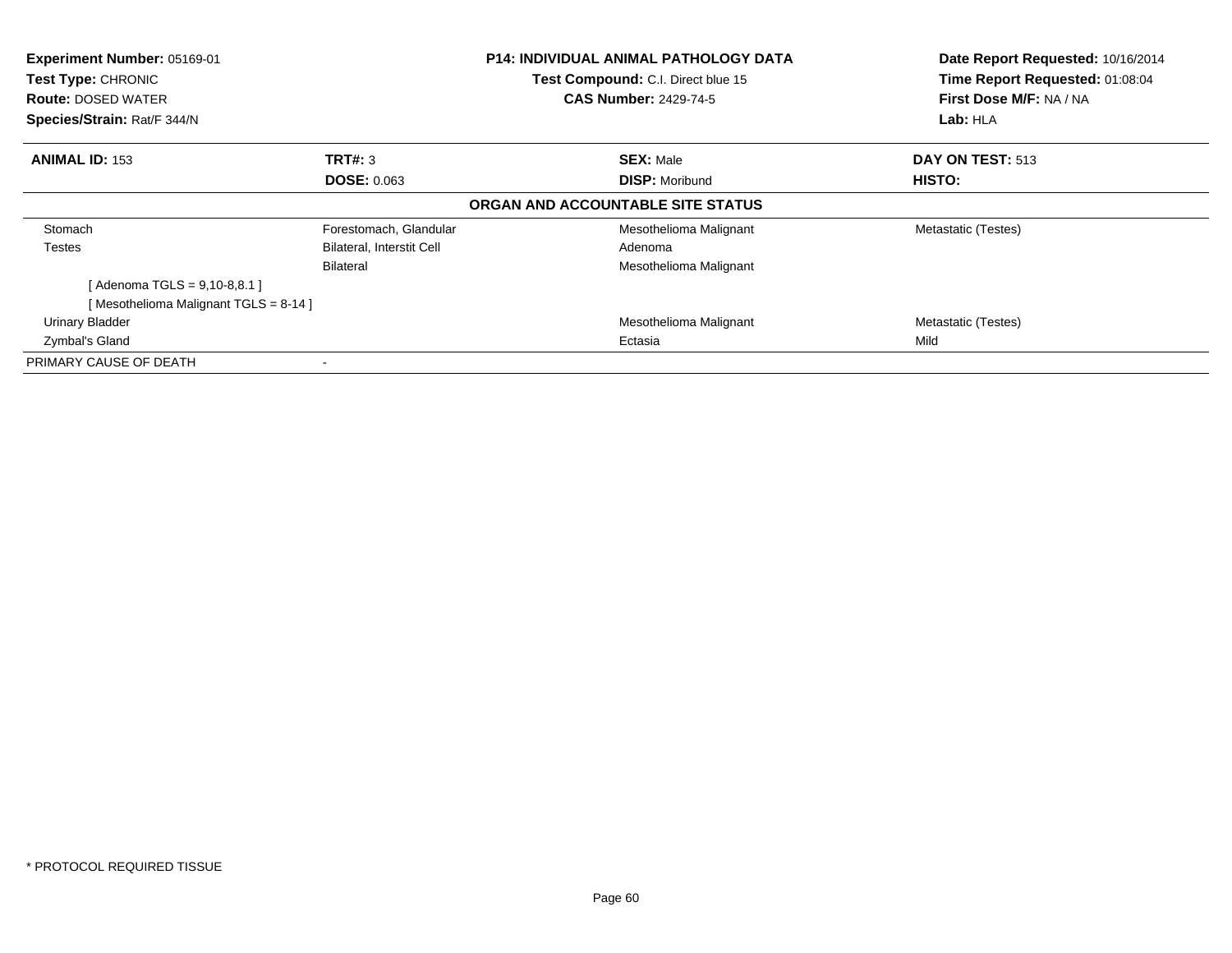**Experiment Number:** 05169-01
**Test Type:** CHRONIC
**Route:** DOSED WATER
**Species/Strain:** Rat/F 344/N

**P14: INDIVIDUAL ANIMAL PATHOLOGY DATA**
**Test Compound:** C.I. Direct blue 15
**CAS Number:** 2429-74-5

**Date Report Requested:** 10/16/2014
**Time Report Requested:** 01:08:04
**First Dose M/F:** NA / NA
**Lab:** HLA

| **ANIMAL ID:** 153 | **TRT#:** 3 | **SEX:** Male | **DAY ON TEST:** 513 |
|---|---|---|---|
| | **DOSE:** 0.063 | **DISP:** Moribund | **HISTO:** |

**ORGAN AND ACCOUNTABLE SITE STATUS**

| | | | |
|---|---|---|---|
| Stomach | Forestomach, Glandular | Mesothelioma Malignant | Metastatic (Testes) |
| Testes | Bilateral, Interstit Cell | Adenoma | |
| | Bilateral | Mesothelioma Malignant | |
| [ Adenoma TGLS = 9,10-8,8.1 ] | | | |
| [ Mesothelioma Malignant TGLS = 8-14 ] | | | |
| Urinary Bladder | | Mesothelioma Malignant | Metastatic (Testes) |
| Zymbal's Gland | | Ectasia | Mild |
| PRIMARY CAUSE OF DEATH | - | | |

* PROTOCOL REQUIRED TISSUE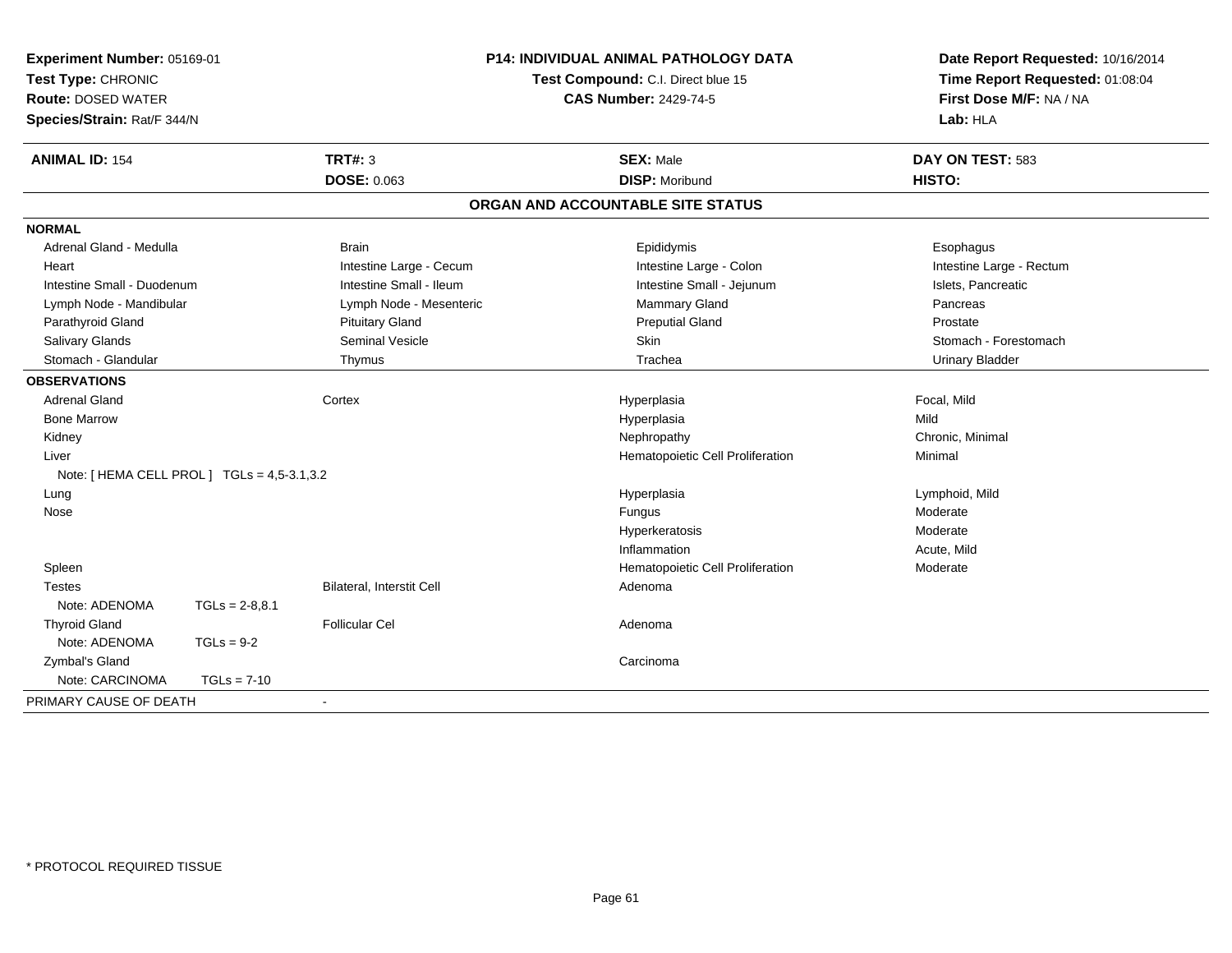**Experiment Number:** 05169-01
**Test Type:** CHRONIC
**Route:** DOSED WATER
**Species/Strain:** Rat/F 344/N

**P14: INDIVIDUAL ANIMAL PATHOLOGY DATA**
**Test Compound:** C.I. Direct blue 15
**CAS Number:** 2429-74-5

**Date Report Requested:** 10/16/2014
**Time Report Requested:** 01:08:04
**First Dose M/F:** NA / NA
**Lab:** HLA

| **ANIMAL ID:** 154 | **TRT#:** 3 | **SEX:** Male | **DAY ON TEST:** 583 |
|---|---|---|---|
| | **DOSE:** 0.063 | **DISP:** Moribund | **HISTO:** |

## ORGAN AND ACCOUNTABLE SITE STATUS

**NORMAL**

| | | | |
|---|---|---|---|
| Adrenal Gland - Medulla | Brain | Epididymis | Esophagus |
| Heart | Intestine Large - Cecum | Intestine Large - Colon | Intestine Large - Rectum |
| Intestine Small - Duodenum | Intestine Small - Ileum | Intestine Small - Jejunum | Islets, Pancreatic |
| Lymph Node - Mandibular | Lymph Node - Mesenteric | Mammary Gland | Pancreas |
| Parathyroid Gland | Pituitary Gland | Preputial Gland | Prostate |
| Salivary Glands | Seminal Vesicle | Skin | Stomach - Forestomach |
| Stomach - Glandular | Thymus | Trachea | Urinary Bladder |

**OBSERVATIONS**

| | | | |
|---|---|---|---|
| Adrenal Gland | Cortex | Hyperplasia | Focal, Mild |
| Bone Marrow | | Hyperplasia | Mild |
| Kidney | | Nephropathy | Chronic, Minimal |
| Liver | | Hematopoietic Cell Proliferation | Minimal |
| Note: [ HEMA CELL PROL ] TGLs = 4,5-3.1,3.2 | | | |
| Lung | | Hyperplasia | Lymphoid, Mild |
| Nose | | Fungus | Moderate |
| | | Hyperkeratosis | Moderate |
| | | Inflammation | Acute, Mild |
| Spleen | | Hematopoietic Cell Proliferation | Moderate |
| Testes | Bilateral, Interstit Cell | Adenoma | |
| Note: ADENOMA TGLs = 2-8,8.1 | | | |
| Thyroid Gland | Follicular Cel | Adenoma | |
| Note: ADENOMA TGLs = 9-2 | | | |
| Zymbal's Gland | | Carcinoma | |
| Note: CARCINOMA TGLs = 7-10 | | | |

PRIMARY CAUSE OF DEATH -

\* PROTOCOL REQUIRED TISSUE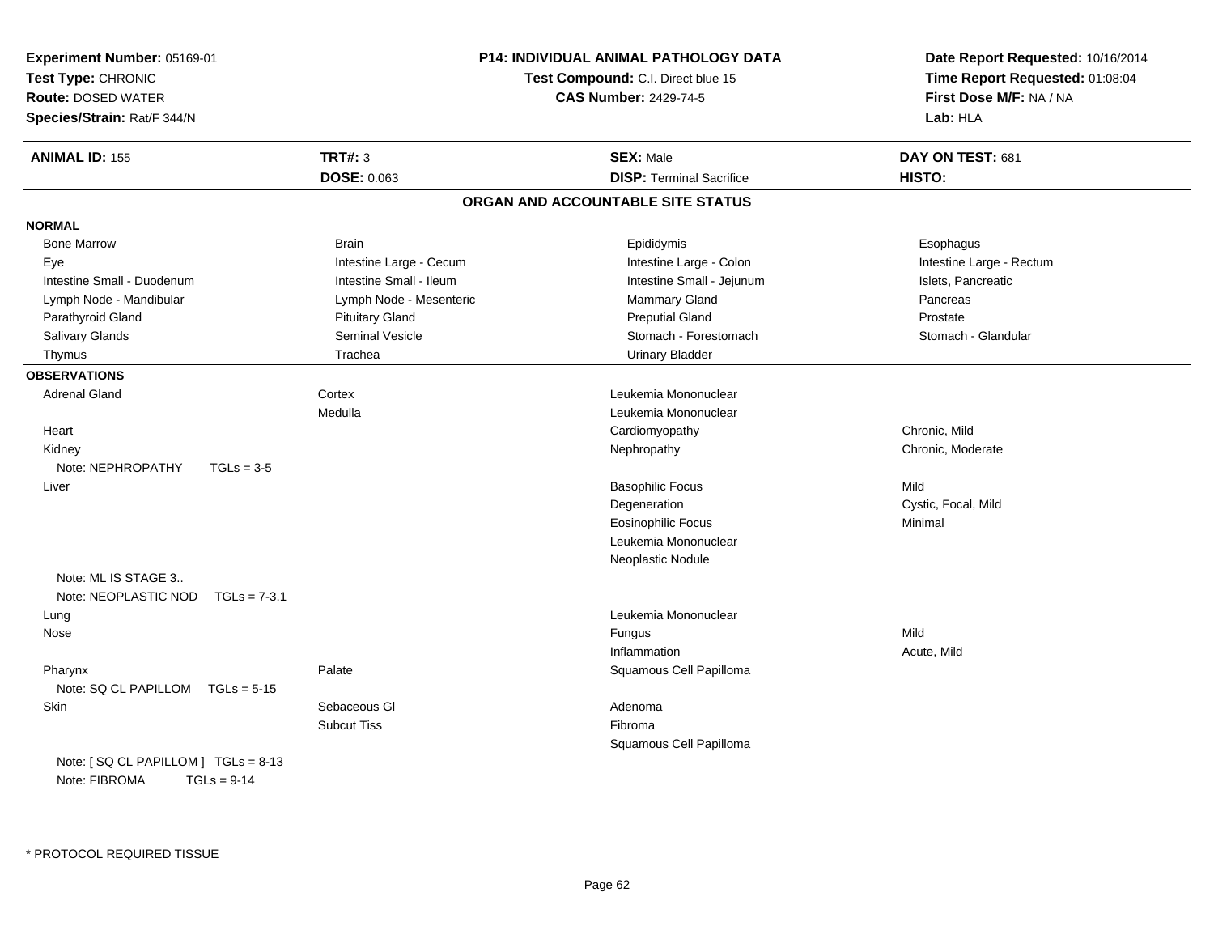**Experiment Number:** 05169-01
**Test Type:** CHRONIC
**Route:** DOSED WATER
**Species/Strain:** Rat/F 344/N

**P14: INDIVIDUAL ANIMAL PATHOLOGY DATA**
**Test Compound:** C.I. Direct blue 15
**CAS Number:** 2429-74-5

**Date Report Requested:** 10/16/2014
**Time Report Requested:** 01:08:04
**First Dose M/F:** NA / NA
**Lab:** HLA

| **ANIMAL ID:** 155 | **TRT#:** 3 | **SEX:** Male | **DAY ON TEST:** 681 |
|---|---|---|---|
| | **DOSE:** 0.063 | **DISP:** Terminal Sacrifice | **HISTO:** |

## ORGAN AND ACCOUNTABLE SITE STATUS

**NORMAL**

| | | | |
|---|---|---|---|
| Bone Marrow | Brain | Epididymis | Esophagus |
| Eye | Intestine Large - Cecum | Intestine Large - Colon | Intestine Large - Rectum |
| Intestine Small - Duodenum | Intestine Small - Ileum | Intestine Small - Jejunum | Islets, Pancreatic |
| Lymph Node - Mandibular | Lymph Node - Mesenteric | Mammary Gland | Pancreas |
| Parathyroid Gland | Pituitary Gland | Preputial Gland | Prostate |
| Salivary Glands | Seminal Vesicle | Stomach - Forestomach | Stomach - Glandular |
| Thymus | Trachea | Urinary Bladder | |

**OBSERVATIONS**

| | | | |
|---|---|---|---|
| Adrenal Gland | Cortex | Leukemia Mononuclear | |
| | Medulla | Leukemia Mononuclear | |
| Heart | | Cardiomyopathy | Chronic, Mild |
| Kidney | | Nephropathy | Chronic, Moderate |
| Note: NEPHROPATHY TGLs = 3-5 | | | |
| Liver | | Basophilic Focus | Mild |
| | | Degeneration | Cystic, Focal, Mild |
| | | Eosinophilic Focus | Minimal |
| | | Leukemia Mononuclear | |
| | | Neoplastic Nodule | |
| Note: ML IS STAGE 3.. | | | |
| Note: NEOPLASTIC NOD TGLs = 7-3.1 | | | |
| Lung | | Leukemia Mononuclear | |
| Nose | | Fungus | Mild |
| | | Inflammation | Acute, Mild |
| Pharynx | Palate | Squamous Cell Papilloma | |
| Note: SQ CL PAPILLOM TGLs = 5-15 | | | |
| Skin | Sebaceous Gl | Adenoma | |
| | Subcut Tiss | Fibroma | |
| | | Squamous Cell Papilloma | |
| Note: [ SQ CL PAPILLOM ] TGLs = 8-13 | | | |
| Note: FIBROMA TGLs = 9-14 | | | |

\* PROTOCOL REQUIRED TISSUE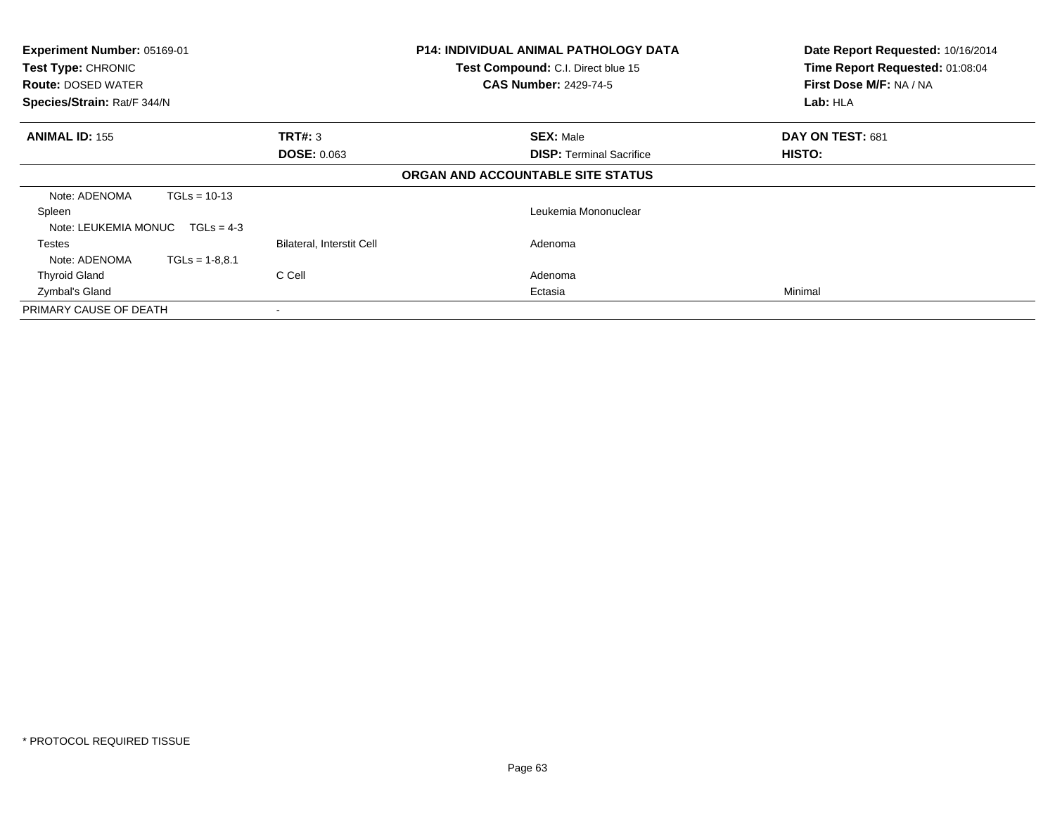**Experiment Number:** 05169-01
**Test Type:** CHRONIC
**Route:** DOSED WATER
**Species/Strain:** Rat/F 344/N

**P14: INDIVIDUAL ANIMAL PATHOLOGY DATA**
**Test Compound:** C.I. Direct blue 15
**CAS Number:** 2429-74-5

**Date Report Requested:** 10/16/2014
**Time Report Requested:** 01:08:04
**First Dose M/F:** NA / NA
**Lab:** HLA

| **ANIMAL ID:** 155 | **TRT#:** 3 | **SEX:** Male | **DAY ON TEST:** 681 |
|---|---|---|---|
| | **DOSE:** 0.063 | **DISP:** Terminal Sacrifice | **HISTO:** |

**ORGAN AND ACCOUNTABLE SITE STATUS**

| | | | |
|---|---|---|---|
| Note: ADENOMA TGLs = 10-13 | | | |
| Spleen | | Leukemia Mononuclear | |
| Note: LEUKEMIA MONUC TGLs = 4-3 | | | |
| Testes | Bilateral, Interstit Cell | Adenoma | |
| Note: ADENOMA TGLs = 1-8,8.1 | | | |
| Thyroid Gland | C Cell | Adenoma | |
| Zymbal's Gland | | Ectasia | Minimal |
| PRIMARY CAUSE OF DEATH | - | | |

* PROTOCOL REQUIRED TISSUE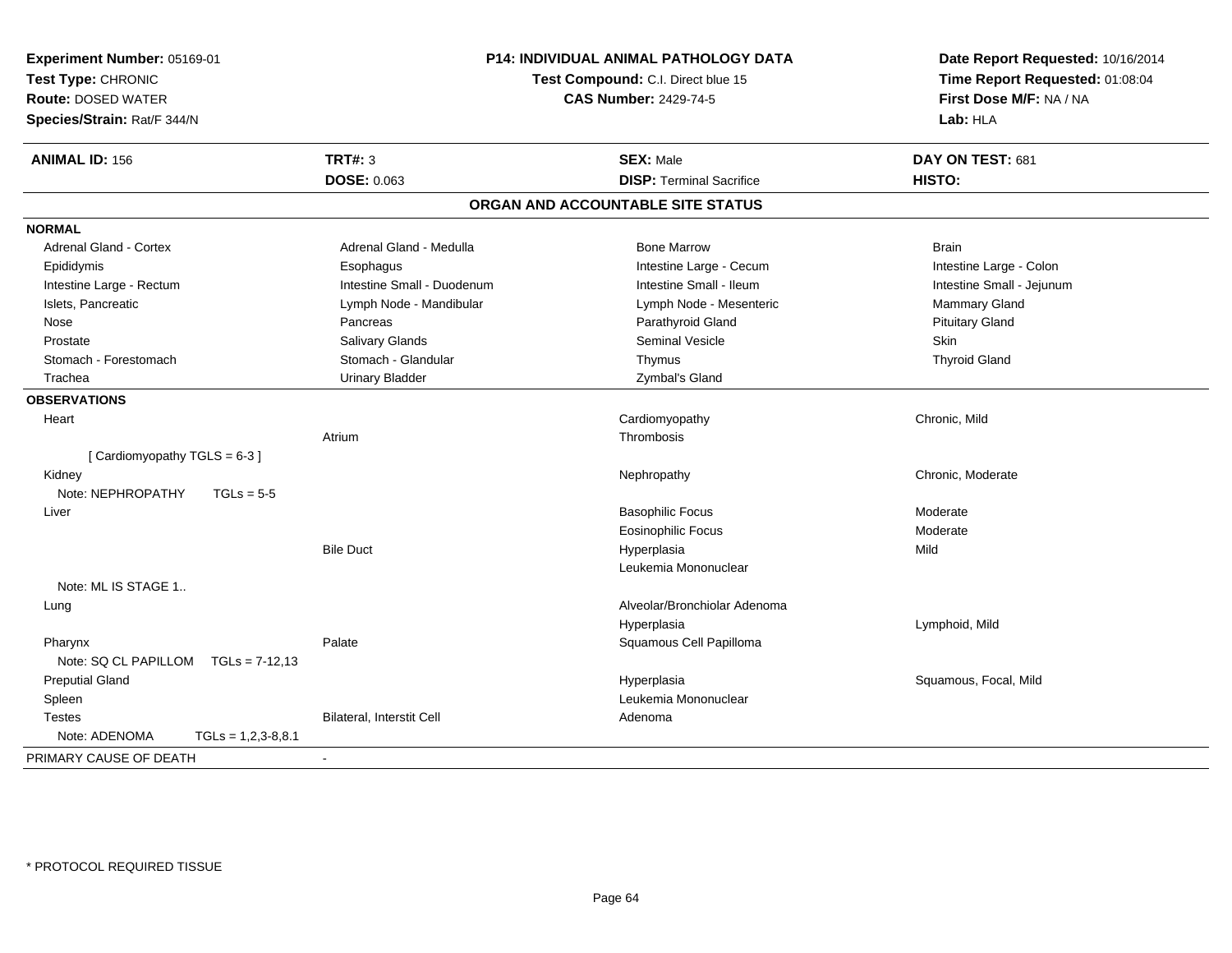**Experiment Number:** 05169-01
**Test Type:** CHRONIC
**Route:** DOSED WATER
**Species/Strain:** Rat/F 344/N

**P14: INDIVIDUAL ANIMAL PATHOLOGY DATA**
**Test Compound:** C.I. Direct blue 15
**CAS Number:** 2429-74-5

**Date Report Requested:** 10/16/2014
**Time Report Requested:** 01:08:04
**First Dose M/F:** NA / NA
**Lab:** HLA

| **ANIMAL ID:** 156 | **TRT#:** 3 | **SEX:** Male | **DAY ON TEST:** 681 |
|---|---|---|---|
| | **DOSE:** 0.063 | **DISP:** Terminal Sacrifice | **HISTO:** |

## ORGAN AND ACCOUNTABLE SITE STATUS

**NORMAL**

| | | | |
|---|---|---|---|
| Adrenal Gland - Cortex | Adrenal Gland - Medulla | Bone Marrow | Brain |
| Epididymis | Esophagus | Intestine Large - Cecum | Intestine Large - Colon |
| Intestine Large - Rectum | Intestine Small - Duodenum | Intestine Small - Ileum | Intestine Small - Jejunum |
| Islets, Pancreatic | Lymph Node - Mandibular | Lymph Node - Mesenteric | Mammary Gland |
| Nose | Pancreas | Parathyroid Gland | Pituitary Gland |
| Prostate | Salivary Glands | Seminal Vesicle | Skin |
| Stomach - Forestomach | Stomach - Glandular | Thymus | Thyroid Gland |
| Trachea | Urinary Bladder | Zymbal's Gland | |

**OBSERVATIONS**

| | | | |
|---|---|---|---|
| Heart | | Cardiomyopathy | Chronic, Mild |
| | Atrium | Thrombosis | |
| [ Cardiomyopathy TGLS = 6-3 ] | | | |
| Kidney | | Nephropathy | Chronic, Moderate |
| Note: NEPHROPATHY TGLs = 5-5 | | | |
| Liver | | Basophilic Focus | Moderate |
| | | Eosinophilic Focus | Moderate |
| | Bile Duct | Hyperplasia | Mild |
| | | Leukemia Mononuclear | |
| Note: ML IS STAGE 1.. | | | |
| Lung | | Alveolar/Bronchiolar Adenoma | |
| | | Hyperplasia | Lymphoid, Mild |
| Pharynx | Palate | Squamous Cell Papilloma | |
| Note: SQ CL PAPILLOM TGLs = 7-12,13 | | | |
| Preputial Gland | | Hyperplasia | Squamous, Focal, Mild |
| Spleen | | Leukemia Mononuclear | |
| Testes | Bilateral, Interstit Cell | Adenoma | |
| Note: ADENOMA TGLs = 1,2,3-8,8.1 | | | |

PRIMARY CAUSE OF DEATH -

\* PROTOCOL REQUIRED TISSUE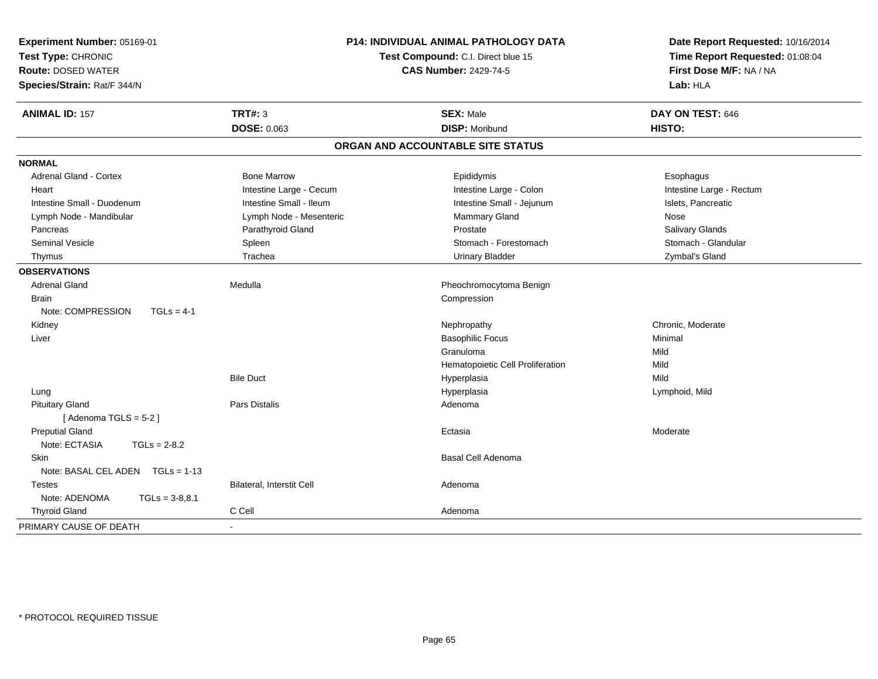**Experiment Number:** 05169-01
**Test Type:** CHRONIC
**Route:** DOSED WATER
**Species/Strain:** Rat/F 344/N

**P14: INDIVIDUAL ANIMAL PATHOLOGY DATA**
**Test Compound:** C.I. Direct blue 15
**CAS Number:** 2429-74-5

**Date Report Requested:** 10/16/2014
**Time Report Requested:** 01:08:04
**First Dose M/F:** NA / NA
**Lab:** HLA

| **ANIMAL ID:** 157 | **TRT#:** 3 | **SEX:** Male | **DAY ON TEST:** 646 |
|---|---|---|---|
| | **DOSE:** 0.063 | **DISP:** Moribund | **HISTO:** |

## ORGAN AND ACCOUNTABLE SITE STATUS

**NORMAL**

| | | | |
|---|---|---|---|
| Adrenal Gland - Cortex | Bone Marrow | Epididymis | Esophagus |
| Heart | Intestine Large - Cecum | Intestine Large - Colon | Intestine Large - Rectum |
| Intestine Small - Duodenum | Intestine Small - Ileum | Intestine Small - Jejunum | Islets, Pancreatic |
| Lymph Node - Mandibular | Lymph Node - Mesenteric | Mammary Gland | Nose |
| Pancreas | Parathyroid Gland | Prostate | Salivary Glands |
| Seminal Vesicle | Spleen | Stomach - Forestomach | Stomach - Glandular |
| Thymus | Trachea | Urinary Bladder | Zymbal's Gland |

**OBSERVATIONS**

| | | | |
|---|---|---|---|
| Adrenal Gland | Medulla | Pheochromocytoma Benign | |
| Brain | | Compression | |
| Note: COMPRESSION TGLs = 4-1 | | | |
| Kidney | | Nephropathy | Chronic, Moderate |
| Liver | | Basophilic Focus | Minimal |
| | | Granuloma | Mild |
| | | Hematopoietic Cell Proliferation | Mild |
| | Bile Duct | Hyperplasia | Mild |
| Lung | | Hyperplasia | Lymphoid, Mild |
| Pituitary Gland | Pars Distalis | Adenoma | |
| [ Adenoma TGLS = 5-2 ] | | | |
| Preputial Gland | | Ectasia | Moderate |
| Note: ECTASIA TGLs = 2-8.2 | | | |
| Skin | | Basal Cell Adenoma | |
| Note: BASAL CEL ADEN TGLs = 1-13 | | | |
| Testes | Bilateral, Interstit Cell | Adenoma | |
| Note: ADENOMA TGLs = 3-8,8.1 | | | |
| Thyroid Gland | C Cell | Adenoma | |

PRIMARY CAUSE OF DEATH -

\* PROTOCOL REQUIRED TISSUE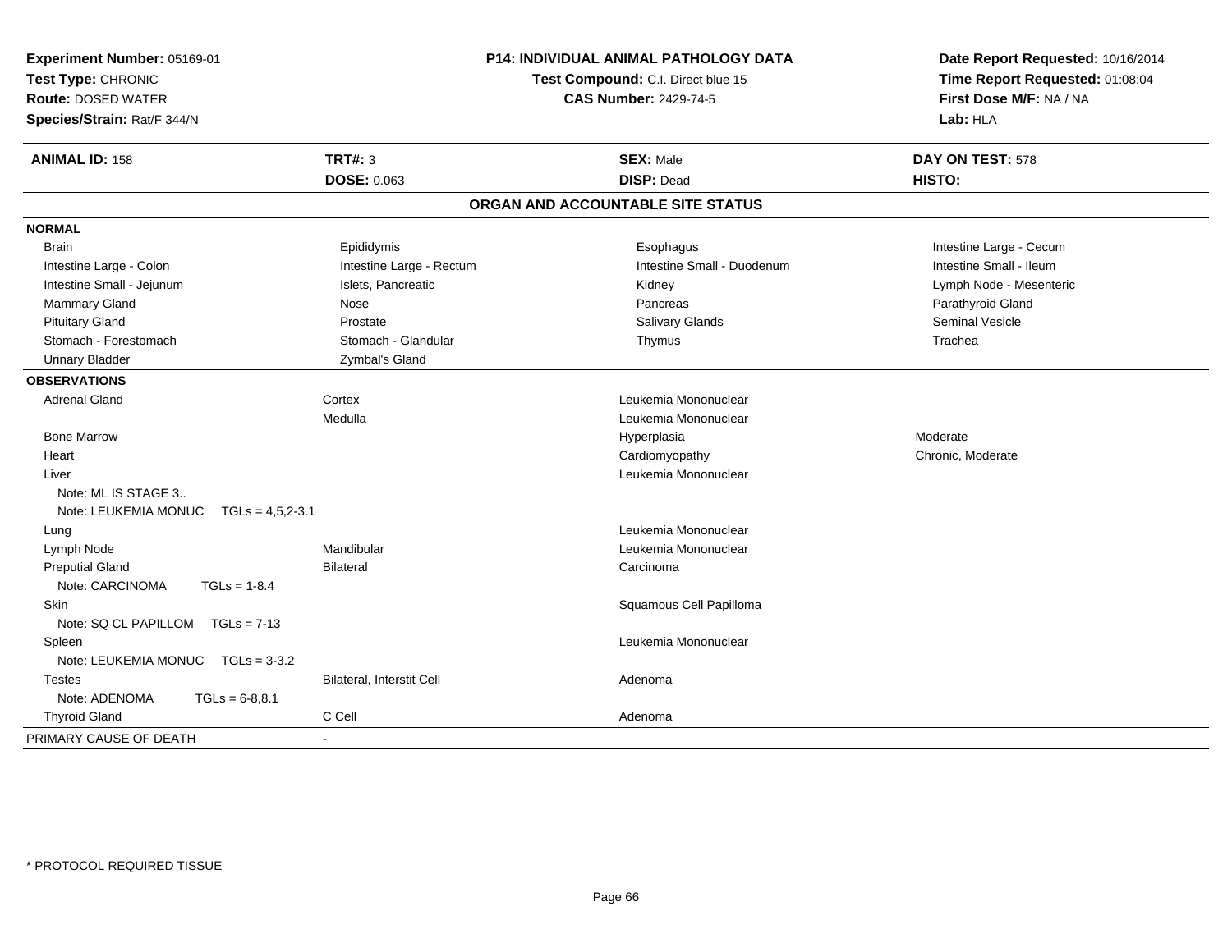**Experiment Number:** 05169-01
**Test Type:** CHRONIC
**Route:** DOSED WATER
**Species/Strain:** Rat/F 344/N

**P14: INDIVIDUAL ANIMAL PATHOLOGY DATA**
**Test Compound:** C.I. Direct blue 15
**CAS Number:** 2429-74-5

**Date Report Requested:** 10/16/2014
**Time Report Requested:** 01:08:04
**First Dose M/F:** NA / NA
**Lab:** HLA

| **ANIMAL ID:** 158 | **TRT#:** 3 | **SEX:** Male | **DAY ON TEST:** 578 |
|---|---|---|---|
| | **DOSE:** 0.063 | **DISP:** Dead | **HISTO:** |

## ORGAN AND ACCOUNTABLE SITE STATUS

**NORMAL**

| | | | |
|---|---|---|---|
| Brain | Epididymis | Esophagus | Intestine Large - Cecum |
| Intestine Large - Colon | Intestine Large - Rectum | Intestine Small - Duodenum | Intestine Small - Ileum |
| Intestine Small - Jejunum | Islets, Pancreatic | Kidney | Lymph Node - Mesenteric |
| Mammary Gland | Nose | Pancreas | Parathyroid Gland |
| Pituitary Gland | Prostate | Salivary Glands | Seminal Vesicle |
| Stomach - Forestomach | Stomach - Glandular | Thymus | Trachea |
| Urinary Bladder | Zymbal's Gland | | |

**OBSERVATIONS**

| | | | |
|---|---|---|---|
| Adrenal Gland | Cortex | Leukemia Mononuclear | |
| | Medulla | Leukemia Mononuclear | |
| Bone Marrow | | Hyperplasia | Moderate |
| Heart | | Cardiomyopathy | Chronic, Moderate |
| Liver | | Leukemia Mononuclear | |
| Note: ML IS STAGE 3.. | | | |
| Note: LEUKEMIA MONUC TGLs = 4,5,2-3.1 | | | |
| Lung | | Leukemia Mononuclear | |
| Lymph Node | Mandibular | Leukemia Mononuclear | |
| Preputial Gland | Bilateral | Carcinoma | |
| Note: CARCINOMA TGLs = 1-8.4 | | | |
| Skin | | Squamous Cell Papilloma | |
| Note: SQ CL PAPILLOM TGLs = 7-13 | | | |
| Spleen | | Leukemia Mononuclear | |
| Note: LEUKEMIA MONUC TGLs = 3-3.2 | | | |
| Testes | Bilateral, Interstit Cell | Adenoma | |
| Note: ADENOMA TGLs = 6-8,8.1 | | | |
| Thyroid Gland | C Cell | Adenoma | |

PRIMARY CAUSE OF DEATH -

\* PROTOCOL REQUIRED TISSUE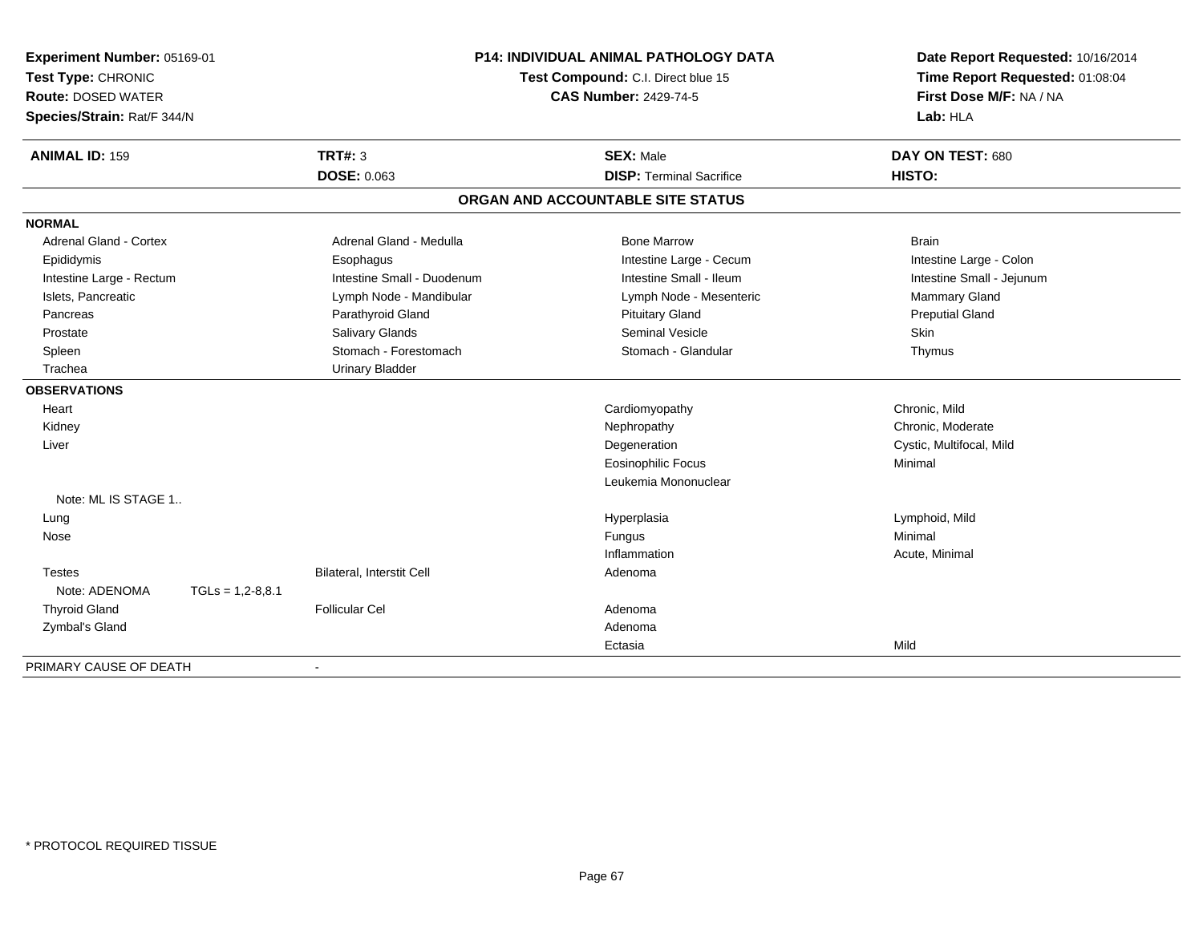**Experiment Number:** 05169-01
**Test Type:** CHRONIC
**Route:** DOSED WATER
**Species/Strain:** Rat/F 344/N

**P14: INDIVIDUAL ANIMAL PATHOLOGY DATA**
**Test Compound:** C.I. Direct blue 15
**CAS Number:** 2429-74-5

**Date Report Requested:** 10/16/2014
**Time Report Requested:** 01:08:04
**First Dose M/F:** NA / NA
**Lab:** HLA

| **ANIMAL ID:** 159 | **TRT#:** 3 | **SEX:** Male | **DAY ON TEST:** 680 |
|---|---|---|---|
| | **DOSE:** 0.063 | **DISP:** Terminal Sacrifice | **HISTO:** |

## ORGAN AND ACCOUNTABLE SITE STATUS

**NORMAL**

| | | | |
|---|---|---|---|
| Adrenal Gland - Cortex | Adrenal Gland - Medulla | Bone Marrow | Brain |
| Epididymis | Esophagus | Intestine Large - Cecum | Intestine Large - Colon |
| Intestine Large - Rectum | Intestine Small - Duodenum | Intestine Small - Ileum | Intestine Small - Jejunum |
| Islets, Pancreatic | Lymph Node - Mandibular | Lymph Node - Mesenteric | Mammary Gland |
| Pancreas | Parathyroid Gland | Pituitary Gland | Preputial Gland |
| Prostate | Salivary Glands | Seminal Vesicle | Skin |
| Spleen | Stomach - Forestomach | Stomach - Glandular | Thymus |
| Trachea | Urinary Bladder | | |

**OBSERVATIONS**

| | | | |
|---|---|---|---|
| Heart | | Cardiomyopathy | Chronic, Mild |
| Kidney | | Nephropathy | Chronic, Moderate |
| Liver | | Degeneration | Cystic, Multifocal, Mild |
| | | Eosinophilic Focus | Minimal |
| | | Leukemia Mononuclear | |
| Note: ML IS STAGE 1.. | | | |
| Lung | | Hyperplasia | Lymphoid, Mild |
| Nose | | Fungus | Minimal |
| | | Inflammation | Acute, Minimal |
| Testes | Bilateral, Interstit Cell | Adenoma | |
| Note: ADENOMA TGLs = 1,2-8,8.1 | | | |
| Thyroid Gland | Follicular Cel | Adenoma | |
| Zymbal's Gland | | Adenoma | |
| | | Ectasia | Mild |

PRIMARY CAUSE OF DEATH -

* PROTOCOL REQUIRED TISSUE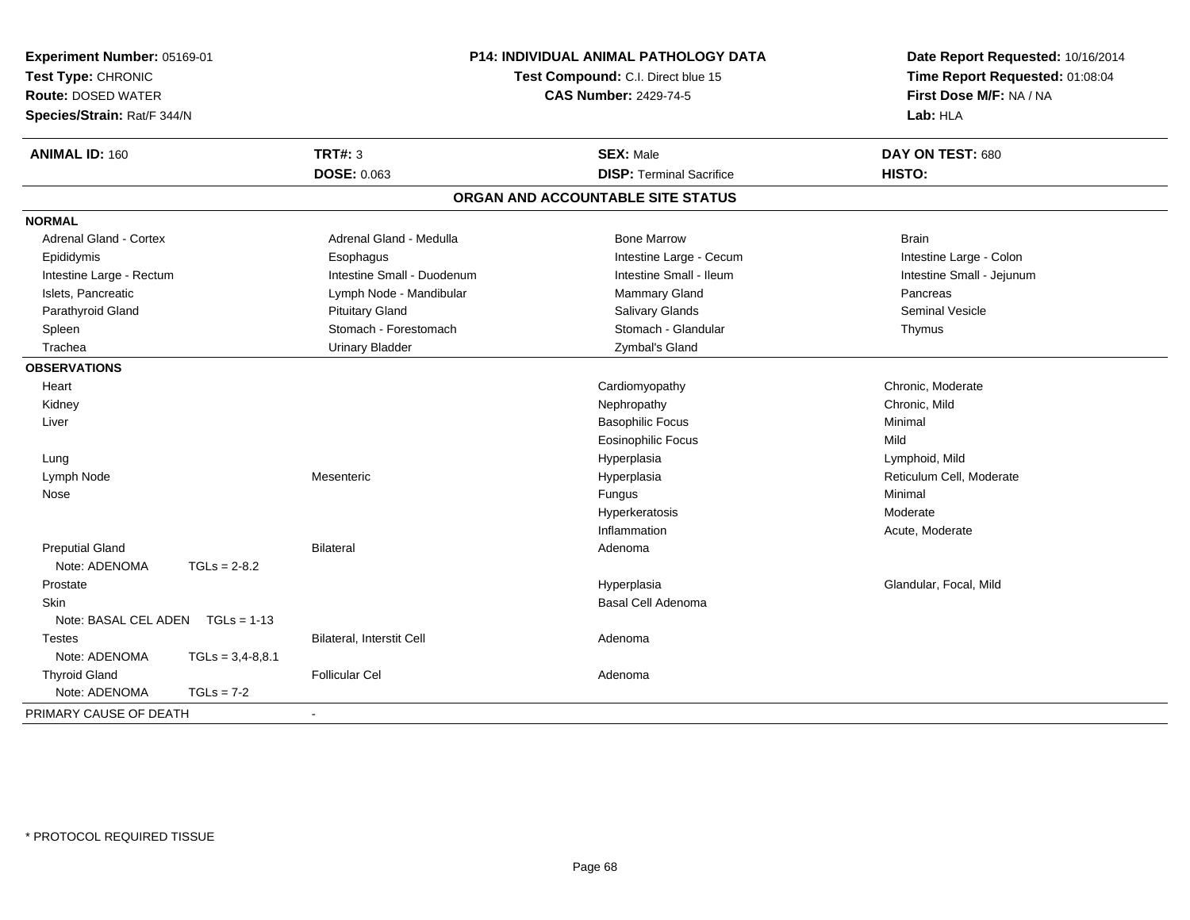**Experiment Number:** 05169-01
**Test Type:** CHRONIC
**Route:** DOSED WATER
**Species/Strain:** Rat/F 344/N

**P14: INDIVIDUAL ANIMAL PATHOLOGY DATA**
**Test Compound:** C.I. Direct blue 15
**CAS Number:** 2429-74-5

**Date Report Requested:** 10/16/2014
**Time Report Requested:** 01:08:04
**First Dose M/F:** NA / NA
**Lab:** HLA

| **ANIMAL ID:** 160 | **TRT#:** 3 | **SEX:** Male | **DAY ON TEST:** 680 |
|---|---|---|---|
| | **DOSE:** 0.063 | **DISP:** Terminal Sacrifice | **HISTO:** |

## ORGAN AND ACCOUNTABLE SITE STATUS

**NORMAL**

| | | | |
|---|---|---|---|
| Adrenal Gland - Cortex | Adrenal Gland - Medulla | Bone Marrow | Brain |
| Epididymis | Esophagus | Intestine Large - Cecum | Intestine Large - Colon |
| Intestine Large - Rectum | Intestine Small - Duodenum | Intestine Small - Ileum | Intestine Small - Jejunum |
| Islets, Pancreatic | Lymph Node - Mandibular | Mammary Gland | Pancreas |
| Parathyroid Gland | Pituitary Gland | Salivary Glands | Seminal Vesicle |
| Spleen | Stomach - Forestomach | Stomach - Glandular | Thymus |
| Trachea | Urinary Bladder | Zymbal's Gland | |

**OBSERVATIONS**

| | | | |
|---|---|---|---|
| Heart | | Cardiomyopathy | Chronic, Moderate |
| Kidney | | Nephropathy | Chronic, Mild |
| Liver | | Basophilic Focus | Minimal |
| | | Eosinophilic Focus | Mild |
| Lung | | Hyperplasia | Lymphoid, Mild |
| Lymph Node | Mesenteric | Hyperplasia | Reticulum Cell, Moderate |
| Nose | | Fungus | Minimal |
| | | Hyperkeratosis | Moderate |
| | | Inflammation | Acute, Moderate |
| Preputial Gland | Bilateral | Adenoma | |
| Note: ADENOMA TGLs = 2-8.2 | | | |
| Prostate | | Hyperplasia | Glandular, Focal, Mild |
| Skin | | Basal Cell Adenoma | |
| Note: BASAL CEL ADEN TGLs = 1-13 | | | |
| Testes | Bilateral, Interstit Cell | Adenoma | |
| Note: ADENOMA TGLs = 3,4-8,8.1 | | | |
| Thyroid Gland | Follicular Cel | Adenoma | |
| Note: ADENOMA TGLs = 7-2 | | | |

PRIMARY CAUSE OF DEATH -

* PROTOCOL REQUIRED TISSUE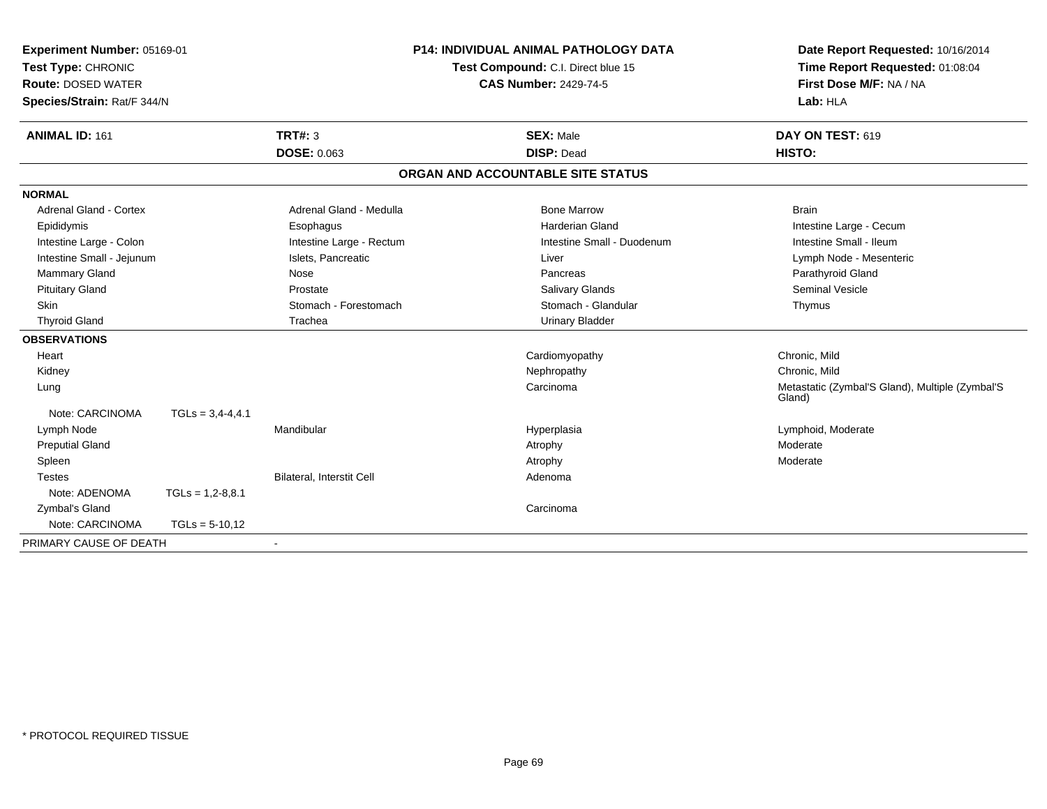**Experiment Number:** 05169-01
**Test Type:** CHRONIC
**Route:** DOSED WATER
**Species/Strain:** Rat/F 344/N

**P14: INDIVIDUAL ANIMAL PATHOLOGY DATA**
**Test Compound:** C.I. Direct blue 15
**CAS Number:** 2429-74-5

**Date Report Requested:** 10/16/2014
**Time Report Requested:** 01:08:04
**First Dose M/F:** NA / NA
**Lab:** HLA

| **ANIMAL ID:** 161 | **TRT#:** 3 | **SEX:** Male | **DAY ON TEST:** 619 |
|---|---|---|---|
| | **DOSE:** 0.063 | **DISP:** Dead | **HISTO:** |

## ORGAN AND ACCOUNTABLE SITE STATUS

**NORMAL**

| | | | |
|---|---|---|---|
| Adrenal Gland - Cortex | Adrenal Gland - Medulla | Bone Marrow | Brain |
| Epididymis | Esophagus | Harderian Gland | Intestine Large - Cecum |
| Intestine Large - Colon | Intestine Large - Rectum | Intestine Small - Duodenum | Intestine Small - Ileum |
| Intestine Small - Jejunum | Islets, Pancreatic | Liver | Lymph Node - Mesenteric |
| Mammary Gland | Nose | Pancreas | Parathyroid Gland |
| Pituitary Gland | Prostate | Salivary Glands | Seminal Vesicle |
| Skin | Stomach - Forestomach | Stomach - Glandular | Thymus |
| Thyroid Gland | Trachea | Urinary Bladder | |

**OBSERVATIONS**

| | | | |
|---|---|---|---|
| Heart | | Cardiomyopathy | Chronic, Mild |
| Kidney | | Nephropathy | Chronic, Mild |
| Lung | | Carcinoma | Metastatic (Zymbal'S Gland), Multiple (Zymbal'S Gland) |
| Note: CARCINOMA TGLs = 3,4-4,4.1 | | | |
| Lymph Node | Mandibular | Hyperplasia | Lymphoid, Moderate |
| Preputial Gland | | Atrophy | Moderate |
| Spleen | | Atrophy | Moderate |
| Testes | Bilateral, Interstit Cell | Adenoma | |
| Note: ADENOMA TGLs = 1,2-8,8.1 | | | |
| Zymbal's Gland | | Carcinoma | |
| Note: CARCINOMA TGLs = 5-10,12 | | | |

PRIMARY CAUSE OF DEATH -

* PROTOCOL REQUIRED TISSUE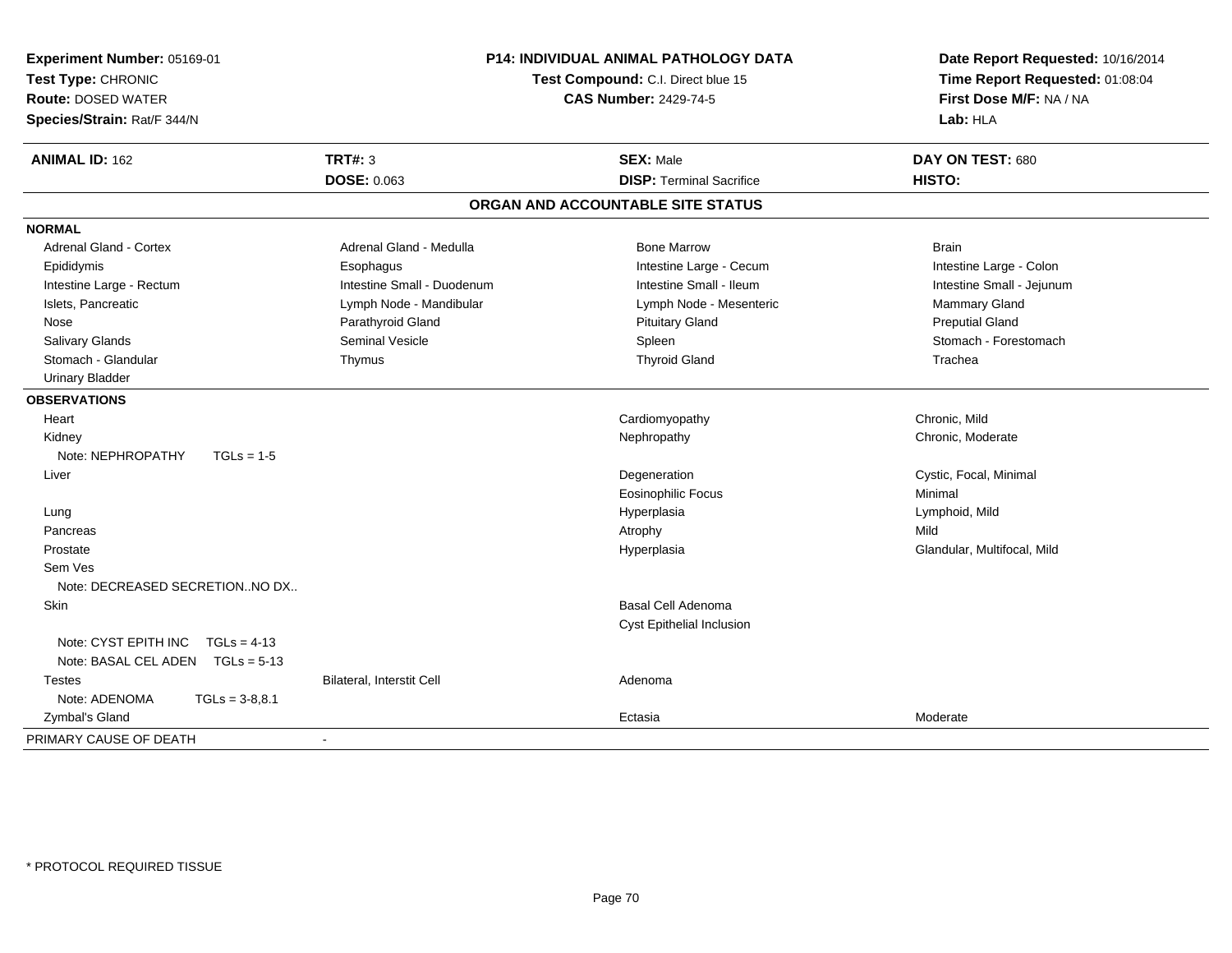**Experiment Number:** 05169-01
**Test Type:** CHRONIC
**Route:** DOSED WATER
**Species/Strain:** Rat/F 344/N

**P14: INDIVIDUAL ANIMAL PATHOLOGY DATA**
**Test Compound:** C.I. Direct blue 15
**CAS Number:** 2429-74-5

**Date Report Requested:** 10/16/2014
**Time Report Requested:** 01:08:04
**First Dose M/F:** NA / NA
**Lab:** HLA

| **ANIMAL ID:** 162 | **TRT#:** 3 | **SEX:** Male | **DAY ON TEST:** 680 |
|---|---|---|---|
| | **DOSE:** 0.063 | **DISP:** Terminal Sacrifice | **HISTO:** |

## ORGAN AND ACCOUNTABLE SITE STATUS

**NORMAL**

| | | | |
|---|---|---|---|
| Adrenal Gland - Cortex | Adrenal Gland - Medulla | Bone Marrow | Brain |
| Epididymis | Esophagus | Intestine Large - Cecum | Intestine Large - Colon |
| Intestine Large - Rectum | Intestine Small - Duodenum | Intestine Small - Ileum | Intestine Small - Jejunum |
| Islets, Pancreatic | Lymph Node - Mandibular | Lymph Node - Mesenteric | Mammary Gland |
| Nose | Parathyroid Gland | Pituitary Gland | Preputial Gland |
| Salivary Glands | Seminal Vesicle | Spleen | Stomach - Forestomach |
| Stomach - Glandular | Thymus | Thyroid Gland | Trachea |
| Urinary Bladder | | | |

**OBSERVATIONS**

| | | | |
|---|---|---|---|
| Heart | | Cardiomyopathy | Chronic, Mild |
| Kidney | | Nephropathy | Chronic, Moderate |
| Note: NEPHROPATHY TGLs = 1-5 | | | |
| Liver | | Degeneration | Cystic, Focal, Minimal |
| | | Eosinophilic Focus | Minimal |
| Lung | | Hyperplasia | Lymphoid, Mild |
| Pancreas | | Atrophy | Mild |
| Prostate | | Hyperplasia | Glandular, Multifocal, Mild |
| Sem Ves | | | |
| Note: DECREASED SECRETION..NO DX.. | | | |
| Skin | | Basal Cell Adenoma | |
| | | Cyst Epithelial Inclusion | |
| Note: CYST EPITH INC TGLs = 4-13 | | | |
| Note: BASAL CEL ADEN TGLs = 5-13 | | | |
| Testes | Bilateral, Interstit Cell | Adenoma | |
| Note: ADENOMA TGLs = 3-8,8.1 | | | |
| Zymbal's Gland | | Ectasia | Moderate |

PRIMARY CAUSE OF DEATH -

\* PROTOCOL REQUIRED TISSUE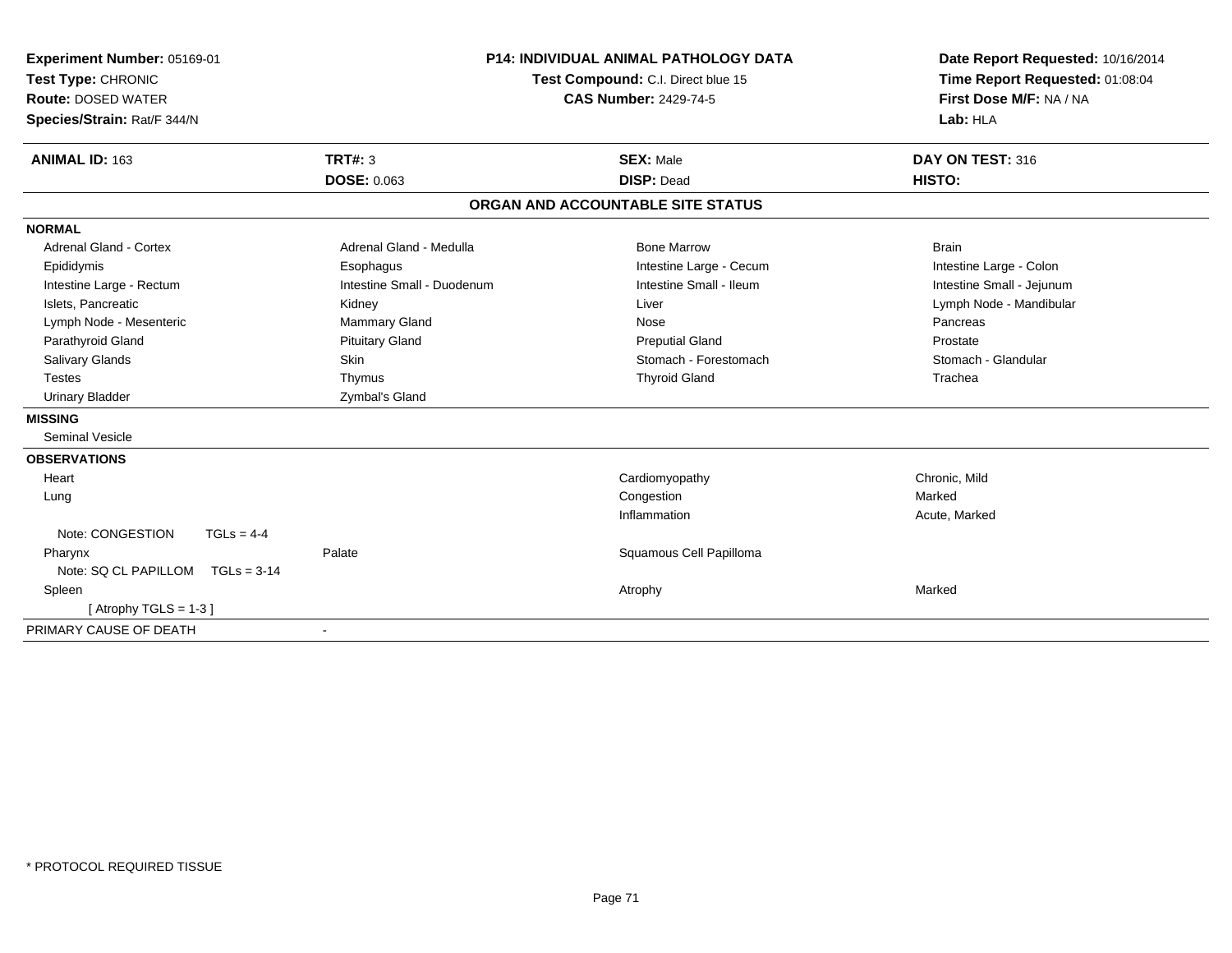**Experiment Number:** 05169-01
**Test Type:** CHRONIC
**Route:** DOSED WATER
**Species/Strain:** Rat/F 344/N

**P14: INDIVIDUAL ANIMAL PATHOLOGY DATA**
**Test Compound:** C.I. Direct blue 15
**CAS Number:** 2429-74-5

**Date Report Requested:** 10/16/2014
**Time Report Requested:** 01:08:04
**First Dose M/F:** NA / NA
**Lab:** HLA

| **ANIMAL ID:** 163 | **TRT#:** 3 | **SEX:** Male | **DAY ON TEST:** 316 |
|---|---|---|---|
| | **DOSE:** 0.063 | **DISP:** Dead | **HISTO:** |

## ORGAN AND ACCOUNTABLE SITE STATUS

**NORMAL**

| | | | |
|---|---|---|---|
| Adrenal Gland - Cortex | Adrenal Gland - Medulla | Bone Marrow | Brain |
| Epididymis | Esophagus | Intestine Large - Cecum | Intestine Large - Colon |
| Intestine Large - Rectum | Intestine Small - Duodenum | Intestine Small - Ileum | Intestine Small - Jejunum |
| Islets, Pancreatic | Kidney | Liver | Lymph Node - Mandibular |
| Lymph Node - Mesenteric | Mammary Gland | Nose | Pancreas |
| Parathyroid Gland | Pituitary Gland | Preputial Gland | Prostate |
| Salivary Glands | Skin | Stomach - Forestomach | Stomach - Glandular |
| Testes | Thymus | Thyroid Gland | Trachea |
| Urinary Bladder | Zymbal's Gland | | |

**MISSING**

Seminal Vesicle

**OBSERVATIONS**

| | | | |
|---|---|---|---|
| Heart | | Cardiomyopathy | Chronic, Mild |
| Lung | | Congestion | Marked |
| | | Inflammation | Acute, Marked |
| Note: CONGESTION TGLs = 4-4 | | | |
| Pharynx | Palate | Squamous Cell Papilloma | |
| Note: SQ CL PAPILLOM TGLs = 3-14 | | | |
| Spleen | | Atrophy | Marked |
| [ Atrophy TGLS = 1-3 ] | | | |

PRIMARY CAUSE OF DEATH -

\* PROTOCOL REQUIRED TISSUE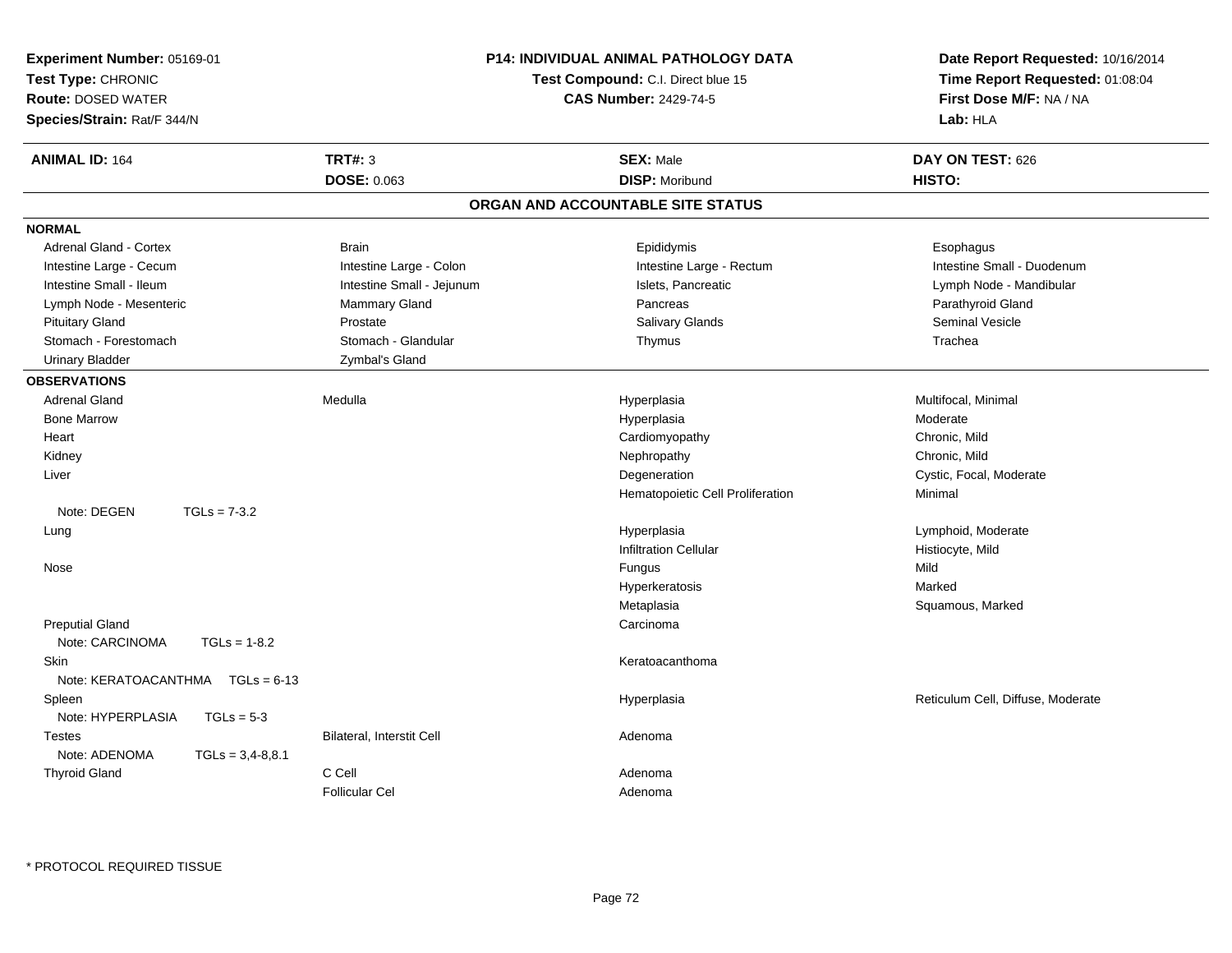**Experiment Number:** 05169-01
**Test Type:** CHRONIC
**Route:** DOSED WATER
**Species/Strain:** Rat/F 344/N

**P14: INDIVIDUAL ANIMAL PATHOLOGY DATA**
**Test Compound:** C.I. Direct blue 15
**CAS Number:** 2429-74-5

**Date Report Requested:** 10/16/2014
**Time Report Requested:** 01:08:04
**First Dose M/F:** NA / NA
**Lab:** HLA

| **ANIMAL ID:** 164 | **TRT#:** 3 | **SEX:** Male | **DAY ON TEST:** 626 |
|---|---|---|---|
| | **DOSE:** 0.063 | **DISP:** Moribund | **HISTO:** |

## ORGAN AND ACCOUNTABLE SITE STATUS

**NORMAL**

| | | | |
|---|---|---|---|
| Adrenal Gland - Cortex | Brain | Epididymis | Esophagus |
| Intestine Large - Cecum | Intestine Large - Colon | Intestine Large - Rectum | Intestine Small - Duodenum |
| Intestine Small - Ileum | Intestine Small - Jejunum | Islets, Pancreatic | Lymph Node - Mandibular |
| Lymph Node - Mesenteric | Mammary Gland | Pancreas | Parathyroid Gland |
| Pituitary Gland | Prostate | Salivary Glands | Seminal Vesicle |
| Stomach - Forestomach | Stomach - Glandular | Thymus | Trachea |
| Urinary Bladder | Zymbal's Gland | | |

**OBSERVATIONS**

| | | | |
|---|---|---|---|
| Adrenal Gland | Medulla | Hyperplasia | Multifocal, Minimal |
| Bone Marrow | | Hyperplasia | Moderate |
| Heart | | Cardiomyopathy | Chronic, Mild |
| Kidney | | Nephropathy | Chronic, Mild |
| Liver | | Degeneration | Cystic, Focal, Moderate |
| | | Hematopoietic Cell Proliferation | Minimal |
| Note: DEGEN TGLs = 7-3.2 | | | |
| Lung | | Hyperplasia | Lymphoid, Moderate |
| | | Infiltration Cellular | Histiocyte, Mild |
| Nose | | Fungus | Mild |
| | | Hyperkeratosis | Marked |
| | | Metaplasia | Squamous, Marked |
| Preputial Gland | | Carcinoma | |
| Note: CARCINOMA TGLs = 1-8.2 | | | |
| Skin | | Keratoacanthoma | |
| Note: KERATOACANTHMA TGLs = 6-13 | | | |
| Spleen | | Hyperplasia | Reticulum Cell, Diffuse, Moderate |
| Note: HYPERPLASIA TGLs = 5-3 | | | |
| Testes | Bilateral, Interstit Cell | Adenoma | |
| Note: ADENOMA TGLs = 3,4-8,8.1 | | | |
| Thyroid Gland | C Cell | Adenoma | |
| | Follicular Cel | Adenoma | |

\* PROTOCOL REQUIRED TISSUE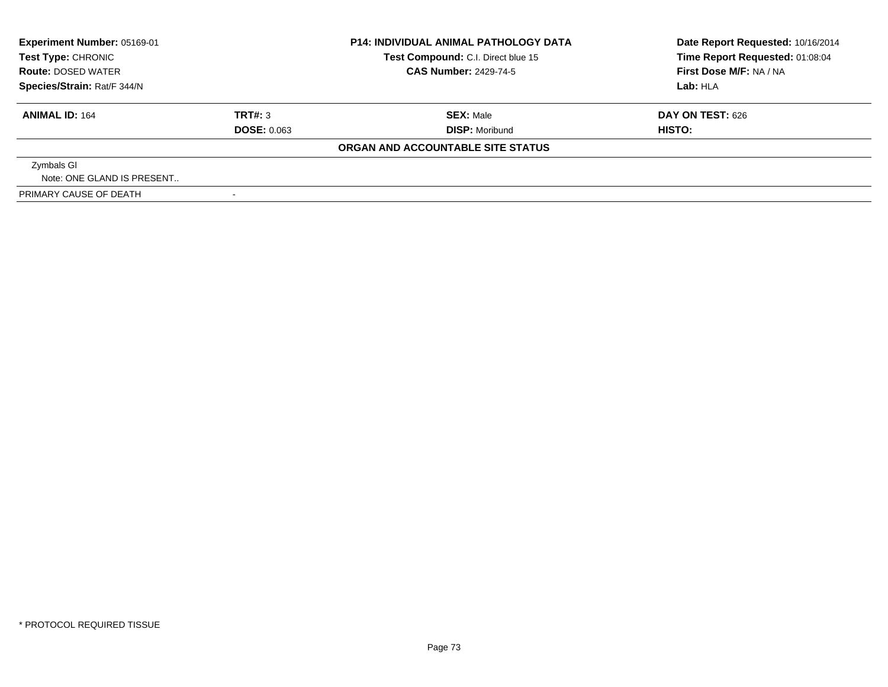| **Experiment Number:** 05169-01 | **P14: INDIVIDUAL ANIMAL PATHOLOGY DATA** | **Date Report Requested:** 10/16/2014 |
|---|---|---|
| **Test Type:** CHRONIC | **Test Compound:** C.I. Direct blue 15 | **Time Report Requested:** 01:08:04 |
| **Route:** DOSED WATER | **CAS Number:** 2429-74-5 | **First Dose M/F:** NA / NA |
| **Species/Strain:** Rat/F 344/N | | **Lab:** HLA |

| **ANIMAL ID:** 164 | **TRT#:** 3 | **SEX:** Male | **DAY ON TEST:** 626 |
|---|---|---|---|
| | **DOSE:** 0.063 | **DISP:** Moribund | **HISTO:** |

**ORGAN AND ACCOUNTABLE SITE STATUS**

| | |
|---|---|
| Zymbals Gl | |
| Note: ONE GLAND IS PRESENT.. | |
| PRIMARY CAUSE OF DEATH | - |

\* PROTOCOL REQUIRED TISSUE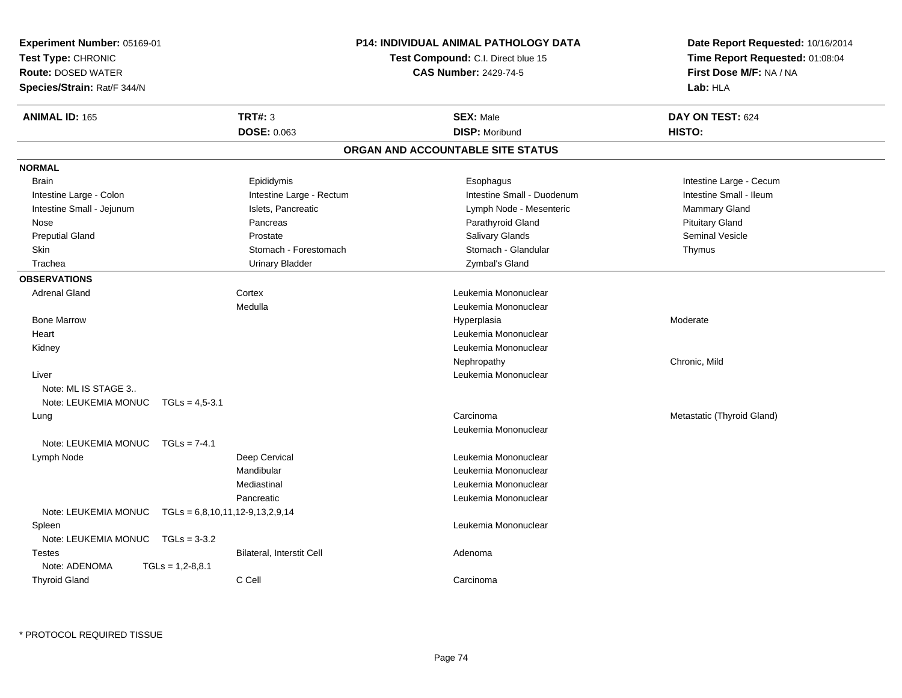**Experiment Number:** 05169-01
**Test Type:** CHRONIC
**Route:** DOSED WATER
**Species/Strain:** Rat/F 344/N

**P14: INDIVIDUAL ANIMAL PATHOLOGY DATA**
**Test Compound:** C.I. Direct blue 15
**CAS Number:** 2429-74-5

**Date Report Requested:** 10/16/2014
**Time Report Requested:** 01:08:04
**First Dose M/F:** NA / NA
**Lab:** HLA

| **ANIMAL ID:** 165 | **TRT#:** 3 | **SEX:** Male | **DAY ON TEST:** 624 |
|---|---|---|---|
| | **DOSE:** 0.063 | **DISP:** Moribund | **HISTO:** |

## ORGAN AND ACCOUNTABLE SITE STATUS

**NORMAL**

| | | | |
|---|---|---|---|
| Brain | Epididymis | Esophagus | Intestine Large - Cecum |
| Intestine Large - Colon | Intestine Large - Rectum | Intestine Small - Duodenum | Intestine Small - Ileum |
| Intestine Small - Jejunum | Islets, Pancreatic | Lymph Node - Mesenteric | Mammary Gland |
| Nose | Pancreas | Parathyroid Gland | Pituitary Gland |
| Preputial Gland | Prostate | Salivary Glands | Seminal Vesicle |
| Skin | Stomach - Forestomach | Stomach - Glandular | Thymus |
| Trachea | Urinary Bladder | Zymbal's Gland | |

**OBSERVATIONS**

| Organ | Site | Observation | Qualifier |
|---|---|---|---|
| Adrenal Gland | Cortex | Leukemia Mononuclear | |
| | Medulla | Leukemia Mononuclear | |
| Bone Marrow | | Hyperplasia | Moderate |
| Heart | | Leukemia Mononuclear | |
| Kidney | | Leukemia Mononuclear | |
| | | Nephropathy | Chronic, Mild |
| Liver | | Leukemia Mononuclear | |
| Note: ML IS STAGE 3.. | | | |
| Note: LEUKEMIA MONUC TGLs = 4,5-3.1 | | | |
| Lung | | Carcinoma | Metastatic (Thyroid Gland) |
| | | Leukemia Mononuclear | |
| Note: LEUKEMIA MONUC TGLs = 7-4.1 | | | |
| Lymph Node | Deep Cervical | Leukemia Mononuclear | |
| | Mandibular | Leukemia Mononuclear | |
| | Mediastinal | Leukemia Mononuclear | |
| | Pancreatic | Leukemia Mononuclear | |
| Note: LEUKEMIA MONUC TGLs = 6,8,10,11,12-9,13,2,9,14 | | | |
| Spleen | | Leukemia Mononuclear | |
| Note: LEUKEMIA MONUC TGLs = 3-3.2 | | | |
| Testes | Bilateral, Interstit Cell | Adenoma | |
| Note: ADENOMA TGLs = 1,2-8,8.1 | | | |
| Thyroid Gland | C Cell | Carcinoma | |

\* PROTOCOL REQUIRED TISSUE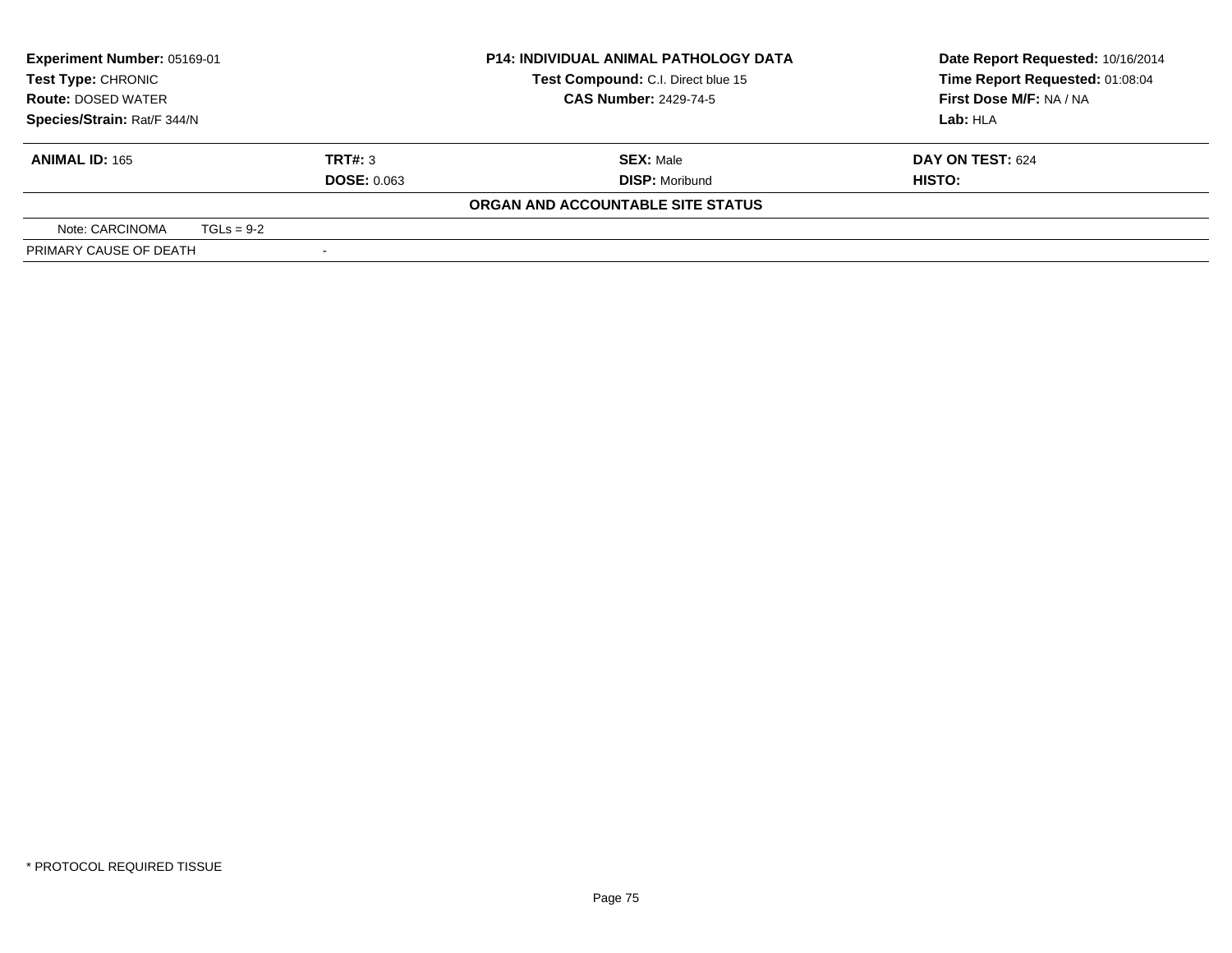| **Experiment Number:** 05169-01 | **P14: INDIVIDUAL ANIMAL PATHOLOGY DATA** | **Date Report Requested:** 10/16/2014 |
|---|---|---|
| **Test Type:** CHRONIC | **Test Compound:** C.I. Direct blue 15 | **Time Report Requested:** 01:08:04 |
| **Route:** DOSED WATER | **CAS Number:** 2429-74-5 | **First Dose M/F:** NA / NA |
| **Species/Strain:** Rat/F 344/N | | **Lab:** HLA |

| **ANIMAL ID:** 165 | **TRT#:** 3 | **SEX:** Male | **DAY ON TEST:** 624 |
|---|---|---|---|
| | **DOSE:** 0.063 | **DISP:** Moribund | **HISTO:** |

**ORGAN AND ACCOUNTABLE SITE STATUS**

| Note: CARCINOMA | TGLs = 9-2 |
|---|---|
| PRIMARY CAUSE OF DEATH | - |

* PROTOCOL REQUIRED TISSUE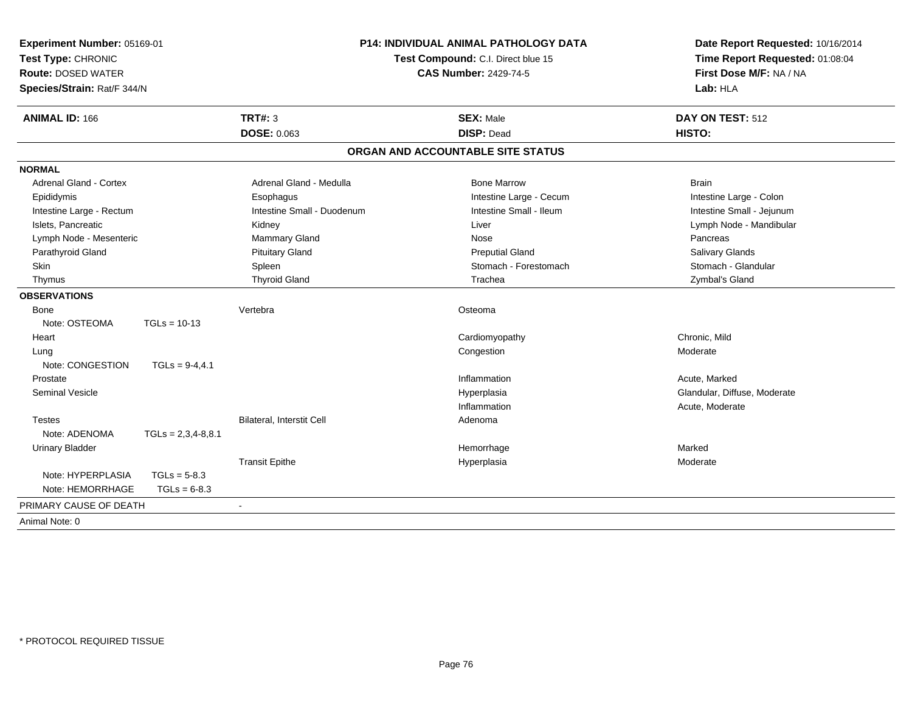**Experiment Number:** 05169-01
**Test Type:** CHRONIC
**Route:** DOSED WATER
**Species/Strain:** Rat/F 344/N

**P14: INDIVIDUAL ANIMAL PATHOLOGY DATA**
**Test Compound:** C.I. Direct blue 15
**CAS Number:** 2429-74-5

**Date Report Requested:** 10/16/2014
**Time Report Requested:** 01:08:04
**First Dose M/F:** NA / NA
**Lab:** HLA

| **ANIMAL ID:** 166 | **TRT#:** 3 | **SEX:** Male | **DAY ON TEST:** 512 |
|---|---|---|---|
| | **DOSE:** 0.063 | **DISP:** Dead | **HISTO:** |

## ORGAN AND ACCOUNTABLE SITE STATUS

**NORMAL**

| | | | |
|---|---|---|---|
| Adrenal Gland - Cortex | Adrenal Gland - Medulla | Bone Marrow | Brain |
| Epididymis | Esophagus | Intestine Large - Cecum | Intestine Large - Colon |
| Intestine Large - Rectum | Intestine Small - Duodenum | Intestine Small - Ileum | Intestine Small - Jejunum |
| Islets, Pancreatic | Kidney | Liver | Lymph Node - Mandibular |
| Lymph Node - Mesenteric | Mammary Gland | Nose | Pancreas |
| Parathyroid Gland | Pituitary Gland | Preputial Gland | Salivary Glands |
| Skin | Spleen | Stomach - Forestomach | Stomach - Glandular |
| Thymus | Thyroid Gland | Trachea | Zymbal's Gland |

**OBSERVATIONS**

| | | | |
|---|---|---|---|
| Bone | Vertebra | Osteoma | |
| Note: OSTEOMA TGLs = 10-13 | | | |
| Heart | | Cardiomyopathy | Chronic, Mild |
| Lung | | Congestion | Moderate |
| Note: CONGESTION TGLs = 9-4,4.1 | | | |
| Prostate | | Inflammation | Acute, Marked |
| Seminal Vesicle | | Hyperplasia | Glandular, Diffuse, Moderate |
| | | Inflammation | Acute, Moderate |
| Testes | Bilateral, Interstit Cell | Adenoma | |
| Note: ADENOMA TGLs = 2,3,4-8,8.1 | | | |
| Urinary Bladder | | Hemorrhage | Marked |
| | Transit Epithe | Hyperplasia | Moderate |
| Note: HYPERPLASIA TGLs = 5-8.3 | | | |
| Note: HEMORRHAGE TGLs = 6-8.3 | | | |

PRIMARY CAUSE OF DEATH -

Animal Note: 0

\* PROTOCOL REQUIRED TISSUE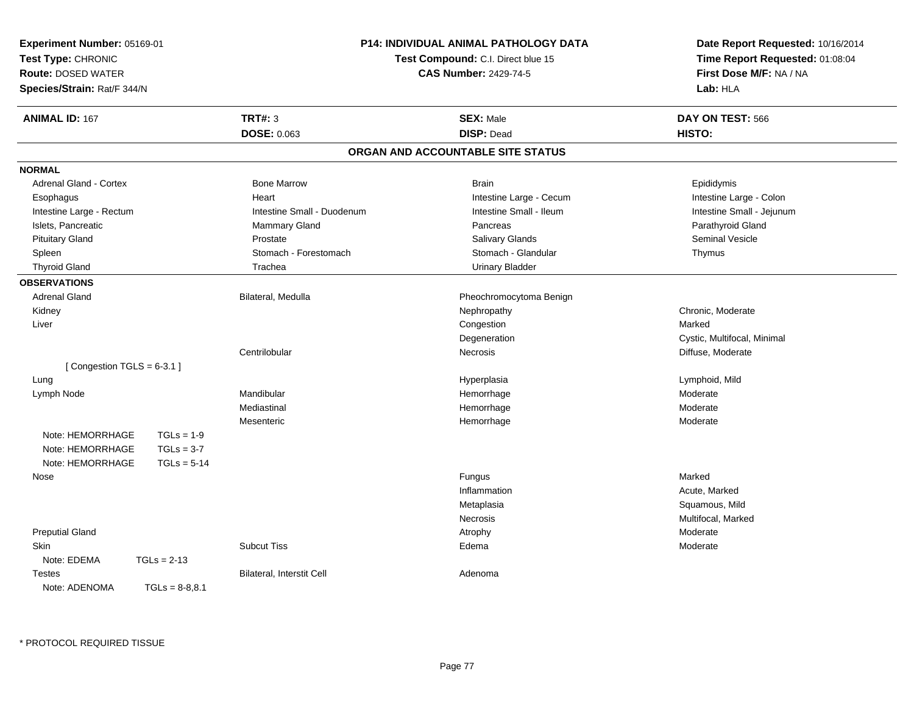**Experiment Number:** 05169-01
**Test Type:** CHRONIC
**Route:** DOSED WATER
**Species/Strain:** Rat/F 344/N

**P14: INDIVIDUAL ANIMAL PATHOLOGY DATA**
**Test Compound:** C.I. Direct blue 15
**CAS Number:** 2429-74-5

**Date Report Requested:** 10/16/2014
**Time Report Requested:** 01:08:04
**First Dose M/F:** NA / NA
**Lab:** HLA

| **ANIMAL ID:** 167 | **TRT#:** 3 | **SEX:** Male | **DAY ON TEST:** 566 |
|---|---|---|---|
| | **DOSE:** 0.063 | **DISP:** Dead | **HISTO:** |

## ORGAN AND ACCOUNTABLE SITE STATUS

**NORMAL**

| | | | |
|---|---|---|---|
| Adrenal Gland - Cortex | Bone Marrow | Brain | Epididymis |
| Esophagus | Heart | Intestine Large - Cecum | Intestine Large - Colon |
| Intestine Large - Rectum | Intestine Small - Duodenum | Intestine Small - Ileum | Intestine Small - Jejunum |
| Islets, Pancreatic | Mammary Gland | Pancreas | Parathyroid Gland |
| Pituitary Gland | Prostate | Salivary Glands | Seminal Vesicle |
| Spleen | Stomach - Forestomach | Stomach - Glandular | Thymus |
| Thyroid Gland | Trachea | Urinary Bladder | |

**OBSERVATIONS**

| | | | |
|---|---|---|---|
| Adrenal Gland | Bilateral, Medulla | Pheochromocytoma Benign | |
| Kidney | | Nephropathy | Chronic, Moderate |
| Liver | | Congestion | Marked |
| | | Degeneration | Cystic, Multifocal, Minimal |
| | Centrilobular | Necrosis | Diffuse, Moderate |
| [ Congestion TGLS = 6-3.1 ] | | | |
| Lung | | Hyperplasia | Lymphoid, Mild |
| Lymph Node | Mandibular | Hemorrhage | Moderate |
| | Mediastinal | Hemorrhage | Moderate |
| | Mesenteric | Hemorrhage | Moderate |
| Note: HEMORRHAGE TGLs = 1-9 | | | |
| Note: HEMORRHAGE TGLs = 3-7 | | | |
| Note: HEMORRHAGE TGLs = 5-14 | | | |
| Nose | | Fungus | Marked |
| | | Inflammation | Acute, Marked |
| | | Metaplasia | Squamous, Mild |
| | | Necrosis | Multifocal, Marked |
| Preputial Gland | | Atrophy | Moderate |
| Skin | Subcut Tiss | Edema | Moderate |
| Note: EDEMA TGLs = 2-13 | | | |
| Testes | Bilateral, Interstit Cell | Adenoma | |
| Note: ADENOMA TGLs = 8-8,8.1 | | | |

* PROTOCOL REQUIRED TISSUE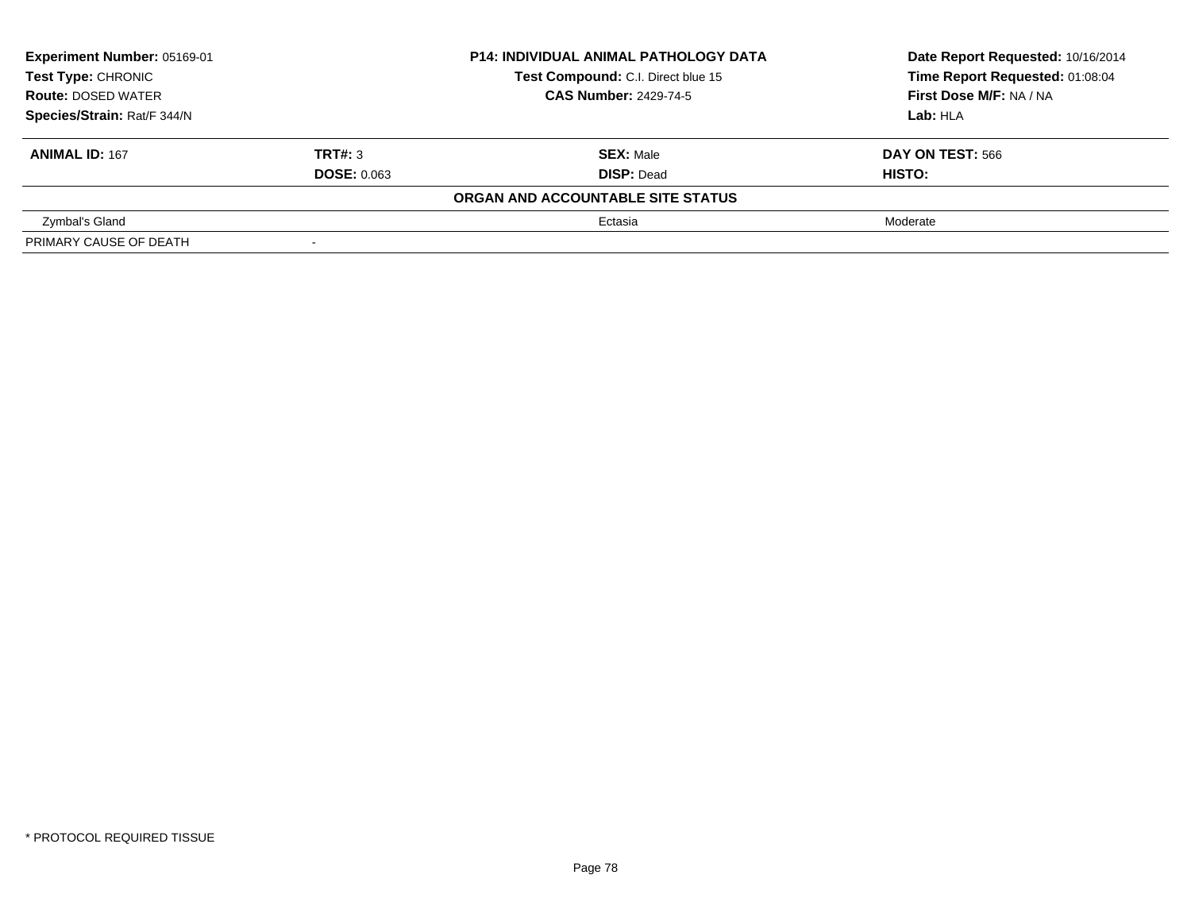| Experiment Number: 05169-01 | P14: INDIVIDUAL ANIMAL PATHOLOGY DATA | Date Report Requested: 10/16/2014 |
|---|---|---|
| Test Type: CHRONIC | Test Compound: C.I. Direct blue 15 | Time Report Requested: 01:08:04 |
| Route: DOSED WATER | CAS Number: 2429-74-5 | First Dose M/F: NA / NA |
| Species/Strain: Rat/F 344/N | | Lab: HLA |

| ANIMAL ID: 167 | TRT#: 3 | SEX: Male | DAY ON TEST: 566 |
|---|---|---|---|
| | DOSE: 0.063 | DISP: Dead | HISTO: |
| | | ORGAN AND ACCOUNTABLE SITE STATUS | |
| Zymbal's Gland | | Ectasia | Moderate |
| PRIMARY CAUSE OF DEATH | - | | |

\* PROTOCOL REQUIRED TISSUE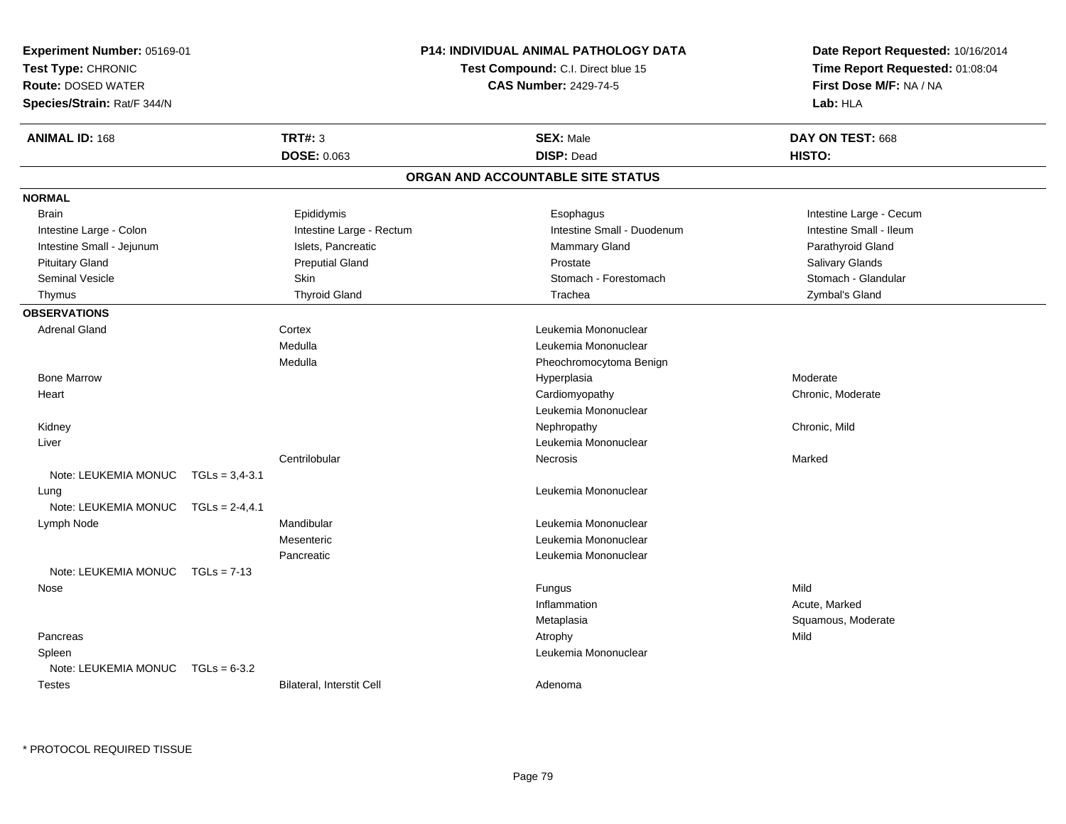**Experiment Number:** 05169-01
**Test Type:** CHRONIC
**Route:** DOSED WATER
**Species/Strain:** Rat/F 344/N

**P14: INDIVIDUAL ANIMAL PATHOLOGY DATA**
**Test Compound:** C.I. Direct blue 15
**CAS Number:** 2429-74-5

**Date Report Requested:** 10/16/2014
**Time Report Requested:** 01:08:04
**First Dose M/F:** NA / NA
**Lab:** HLA

| **ANIMAL ID:** 168 | **TRT#:** 3 | **SEX:** Male | **DAY ON TEST:** 668 |
|---|---|---|---|
| | **DOSE:** 0.063 | **DISP:** Dead | **HISTO:** |

## ORGAN AND ACCOUNTABLE SITE STATUS

**NORMAL**

| | | | |
|---|---|---|---|
| Brain | Epididymis | Esophagus | Intestine Large - Cecum |
| Intestine Large - Colon | Intestine Large - Rectum | Intestine Small - Duodenum | Intestine Small - Ileum |
| Intestine Small - Jejunum | Islets, Pancreatic | Mammary Gland | Parathyroid Gland |
| Pituitary Gland | Preputial Gland | Prostate | Salivary Glands |
| Seminal Vesicle | Skin | Stomach - Forestomach | Stomach - Glandular |
| Thymus | Thyroid Gland | Trachea | Zymbal's Gland |

**OBSERVATIONS**

| Organ | Site | Observation | Severity |
|---|---|---|---|
| Adrenal Gland | Cortex | Leukemia Mononuclear | |
| | Medulla | Leukemia Mononuclear | |
| | Medulla | Pheochromocytoma Benign | |
| Bone Marrow | | Hyperplasia | Moderate |
| Heart | | Cardiomyopathy | Chronic, Moderate |
| | | Leukemia Mononuclear | |
| Kidney | | Nephropathy | Chronic, Mild |
| Liver | | Leukemia Mononuclear | |
| | Centrilobular | Necrosis | Marked |
| Note: LEUKEMIA MONUC TGLs = 3,4-3.1 | | | |
| Lung | | Leukemia Mononuclear | |
| Note: LEUKEMIA MONUC TGLs = 2-4,4.1 | | | |
| Lymph Node | Mandibular | Leukemia Mononuclear | |
| | Mesenteric | Leukemia Mononuclear | |
| | Pancreatic | Leukemia Mononuclear | |
| Note: LEUKEMIA MONUC TGLs = 7-13 | | | |
| Nose | | Fungus | Mild |
| | | Inflammation | Acute, Marked |
| | | Metaplasia | Squamous, Moderate |
| Pancreas | | Atrophy | Mild |
| Spleen | | Leukemia Mononuclear | |
| Note: LEUKEMIA MONUC TGLs = 6-3.2 | | | |
| Testes | Bilateral, Interstit Cell | Adenoma | |

* PROTOCOL REQUIRED TISSUE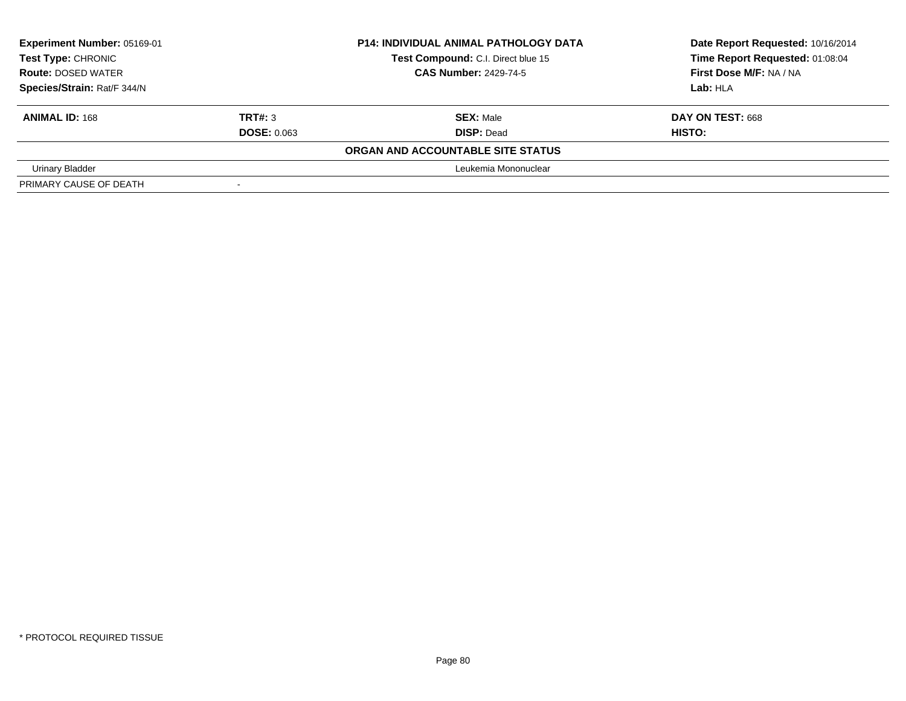**Experiment Number:** 05169-01
**Test Type:** CHRONIC
**Route:** DOSED WATER
**Species/Strain:** Rat/F 344/N

**P14: INDIVIDUAL ANIMAL PATHOLOGY DATA**
**Test Compound:** C.I. Direct blue 15
**CAS Number:** 2429-74-5

**Date Report Requested:** 10/16/2014
**Time Report Requested:** 01:08:04
**First Dose M/F:** NA / NA
**Lab:** HLA

| **ANIMAL ID:** 168 | **TRT#:** 3 | **SEX:** Male | **DAY ON TEST:** 668 |
|---|---|---|---|
| | **DOSE:** 0.063 | **DISP:** Dead | **HISTO:** |

**ORGAN AND ACCOUNTABLE SITE STATUS**

| | | |
|---|---|---|
| Urinary Bladder | | Leukemia Mononuclear |
| PRIMARY CAUSE OF DEATH | - | |

\* PROTOCOL REQUIRED TISSUE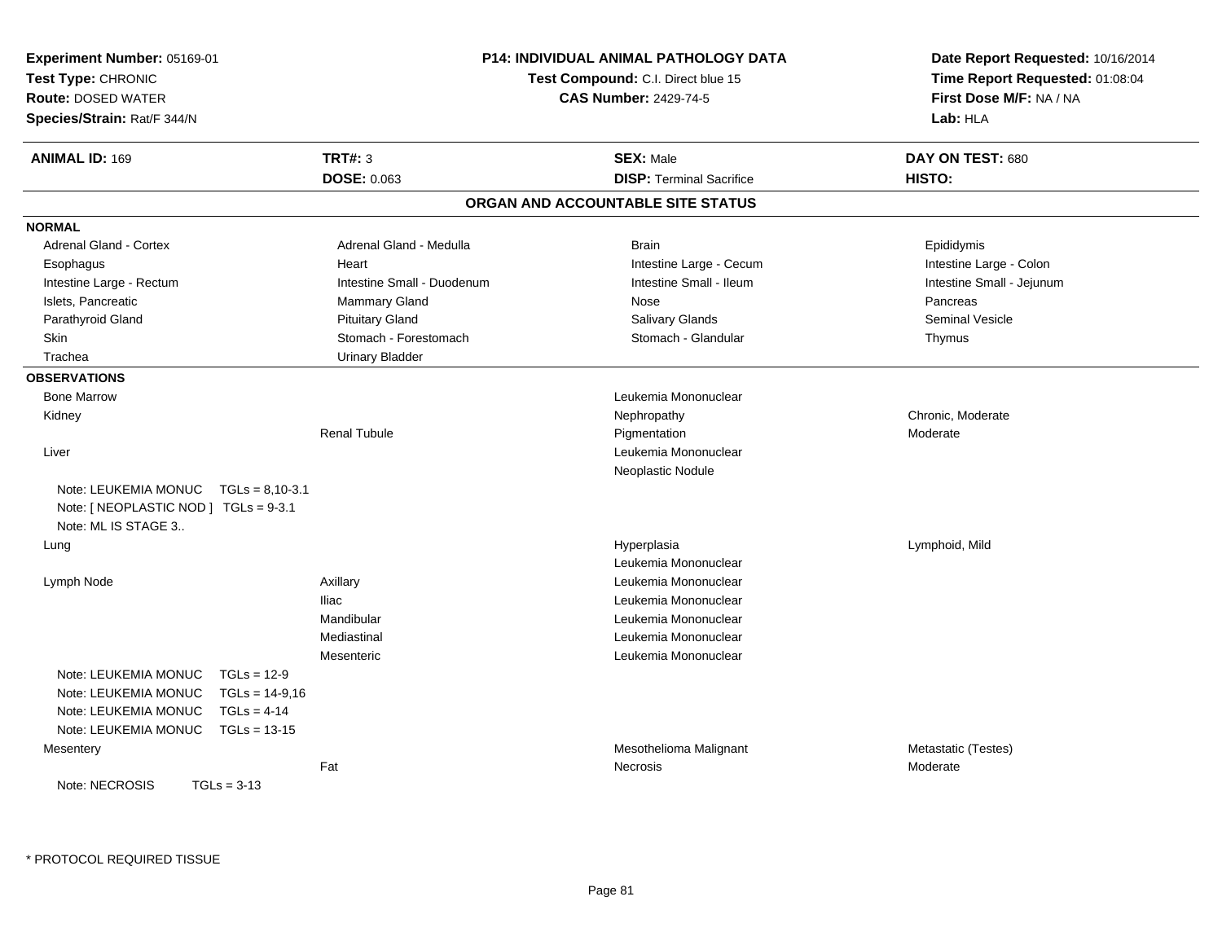**Experiment Number:** 05169-01
**Test Type:** CHRONIC
**Route:** DOSED WATER
**Species/Strain:** Rat/F 344/N

**P14: INDIVIDUAL ANIMAL PATHOLOGY DATA**
**Test Compound:** C.I. Direct blue 15
**CAS Number:** 2429-74-5

**Date Report Requested:** 10/16/2014
**Time Report Requested:** 01:08:04
**First Dose M/F:** NA / NA
**Lab:** HLA

| **ANIMAL ID:** 169 | **TRT#:** 3 | **SEX:** Male | **DAY ON TEST:** 680 |
|---|---|---|---|
| | **DOSE:** 0.063 | **DISP:** Terminal Sacrifice | **HISTO:** |

## ORGAN AND ACCOUNTABLE SITE STATUS

**NORMAL**

| | | | |
|---|---|---|---|
| Adrenal Gland - Cortex | Adrenal Gland - Medulla | Brain | Epididymis |
| Esophagus | Heart | Intestine Large - Cecum | Intestine Large - Colon |
| Intestine Large - Rectum | Intestine Small - Duodenum | Intestine Small - Ileum | Intestine Small - Jejunum |
| Islets, Pancreatic | Mammary Gland | Nose | Pancreas |
| Parathyroid Gland | Pituitary Gland | Salivary Glands | Seminal Vesicle |
| Skin | Stomach - Forestomach | Stomach - Glandular | Thymus |
| Trachea | Urinary Bladder | | |

**OBSERVATIONS**

| | | | |
|---|---|---|---|
| Bone Marrow | | Leukemia Mononuclear | |
| Kidney | | Nephropathy | Chronic, Moderate |
| | Renal Tubule | Pigmentation | Moderate |
| Liver | | Leukemia Mononuclear | |
| | | Neoplastic Nodule | |
| Note: LEUKEMIA MONUC TGLs = 8,10-3.1 | | | |
| Note: [ NEOPLASTIC NOD ] TGLs = 9-3.1 | | | |
| Note: ML IS STAGE 3.. | | | |
| Lung | | Hyperplasia | Lymphoid, Mild |
| | | Leukemia Mononuclear | |
| Lymph Node | Axillary | Leukemia Mononuclear | |
| | Iliac | Leukemia Mononuclear | |
| | Mandibular | Leukemia Mononuclear | |
| | Mediastinal | Leukemia Mononuclear | |
| | Mesenteric | Leukemia Mononuclear | |
| Note: LEUKEMIA MONUC TGLs = 12-9 | | | |
| Note: LEUKEMIA MONUC TGLs = 14-9,16 | | | |
| Note: LEUKEMIA MONUC TGLs = 4-14 | | | |
| Note: LEUKEMIA MONUC TGLs = 13-15 | | | |
| Mesentery | | Mesothelioma Malignant | Metastatic (Testes) |
| | Fat | Necrosis | Moderate |
| Note: NECROSIS TGLs = 3-13 | | | |

\* PROTOCOL REQUIRED TISSUE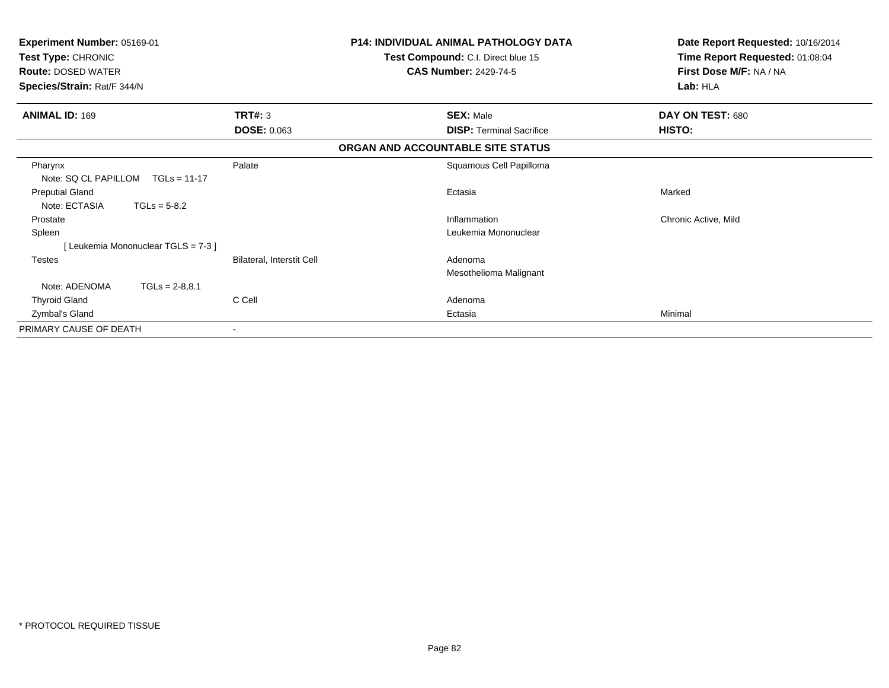**Experiment Number:** 05169-01
**Test Type:** CHRONIC
**Route:** DOSED WATER
**Species/Strain:** Rat/F 344/N

**P14: INDIVIDUAL ANIMAL PATHOLOGY DATA**
**Test Compound:** C.I. Direct blue 15
**CAS Number:** 2429-74-5

**Date Report Requested:** 10/16/2014
**Time Report Requested:** 01:08:04
**First Dose M/F:** NA / NA
**Lab:** HLA

| **ANIMAL ID:** 169 | **TRT#:** 3 | **SEX:** Male | **DAY ON TEST:** 680 |
|---|---|---|---|
| | **DOSE:** 0.063 | **DISP:** Terminal Sacrifice | **HISTO:** |

**ORGAN AND ACCOUNTABLE SITE STATUS**

| | | | |
|---|---|---|---|
| Pharynx | Palate | Squamous Cell Papilloma | |
| Note: SQ CL PAPILLOM TGLs = 11-17 | | | |
| Preputial Gland | | Ectasia | Marked |
| Note: ECTASIA TGLs = 5-8.2 | | | |
| Prostate | | Inflammation | Chronic Active, Mild |
| Spleen | | Leukemia Mononuclear | |
| [ Leukemia Mononuclear TGLS = 7-3 ] | | | |
| Testes | Bilateral, Interstit Cell | Adenoma | |
| | | Mesothelioma Malignant | |
| Note: ADENOMA TGLs = 2-8,8.1 | | | |
| Thyroid Gland | C Cell | Adenoma | |
| Zymbal's Gland | | Ectasia | Minimal |
| PRIMARY CAUSE OF DEATH | - | | |

\* PROTOCOL REQUIRED TISSUE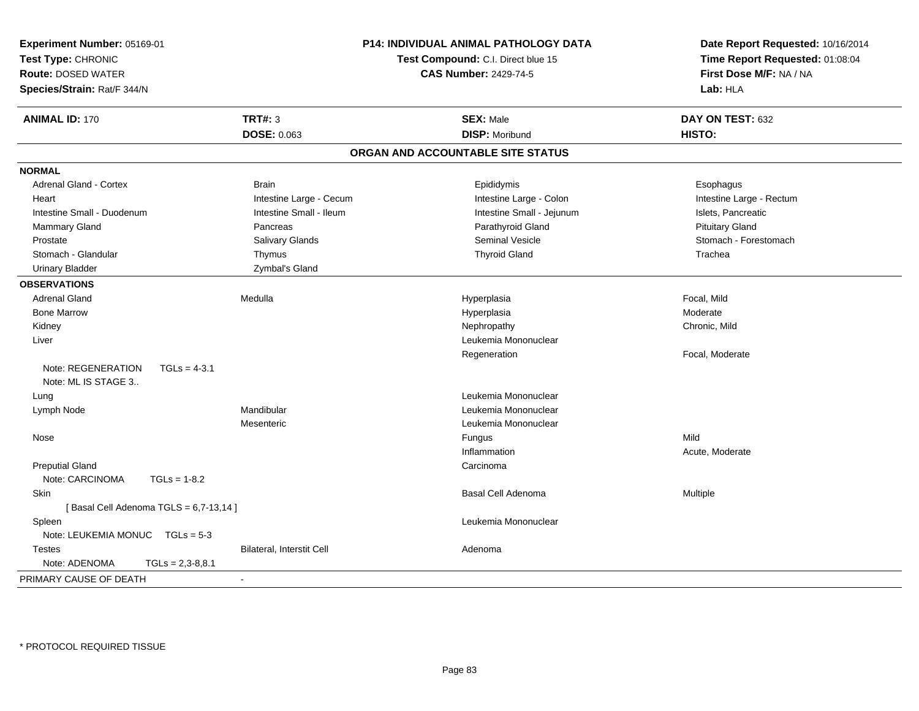**Experiment Number:** 05169-01
**Test Type:** CHRONIC
**Route:** DOSED WATER
**Species/Strain:** Rat/F 344/N

**P14: INDIVIDUAL ANIMAL PATHOLOGY DATA**
**Test Compound:** C.I. Direct blue 15
**CAS Number:** 2429-74-5

**Date Report Requested:** 10/16/2014
**Time Report Requested:** 01:08:04
**First Dose M/F:** NA / NA
**Lab:** HLA

| **ANIMAL ID:** 170 | **TRT#:** 3 | **SEX:** Male | **DAY ON TEST:** 632 |
|---|---|---|---|
| | **DOSE:** 0.063 | **DISP:** Moribund | **HISTO:** |

## ORGAN AND ACCOUNTABLE SITE STATUS

| | | | |
|---|---|---|---|
| **NORMAL** | | | |
| Adrenal Gland - Cortex | Brain | Epididymis | Esophagus |
| Heart | Intestine Large - Cecum | Intestine Large - Colon | Intestine Large - Rectum |
| Intestine Small - Duodenum | Intestine Small - Ileum | Intestine Small - Jejunum | Islets, Pancreatic |
| Mammary Gland | Pancreas | Parathyroid Gland | Pituitary Gland |
| Prostate | Salivary Glands | Seminal Vesicle | Stomach - Forestomach |
| Stomach - Glandular | Thymus | Thyroid Gland | Trachea |
| Urinary Bladder | Zymbal's Gland | | |
| **OBSERVATIONS** | | | |
| Adrenal Gland | Medulla | Hyperplasia | Focal, Mild |
| Bone Marrow | | Hyperplasia | Moderate |
| Kidney | | Nephropathy | Chronic, Mild |
| Liver | | Leukemia Mononuclear | |
| | | Regeneration | Focal, Moderate |
| Note: REGENERATION TGLs = 4-3.1 | | | |
| Note: ML IS STAGE 3.. | | | |
| Lung | | Leukemia Mononuclear | |
| Lymph Node | Mandibular | Leukemia Mononuclear | |
| | Mesenteric | Leukemia Mononuclear | |
| Nose | | Fungus | Mild |
| | | Inflammation | Acute, Moderate |
| Preputial Gland | | Carcinoma | |
| Note: CARCINOMA TGLs = 1-8.2 | | | |
| Skin | | Basal Cell Adenoma | Multiple |
| [ Basal Cell Adenoma TGLS = 6,7-13,14 ] | | | |
| Spleen | | Leukemia Mononuclear | |
| Note: LEUKEMIA MONUC TGLs = 5-3 | | | |
| Testes | Bilateral, Interstit Cell | Adenoma | |
| Note: ADENOMA TGLs = 2,3-8,8.1 | | | |
| PRIMARY CAUSE OF DEATH | - | | |

* PROTOCOL REQUIRED TISSUE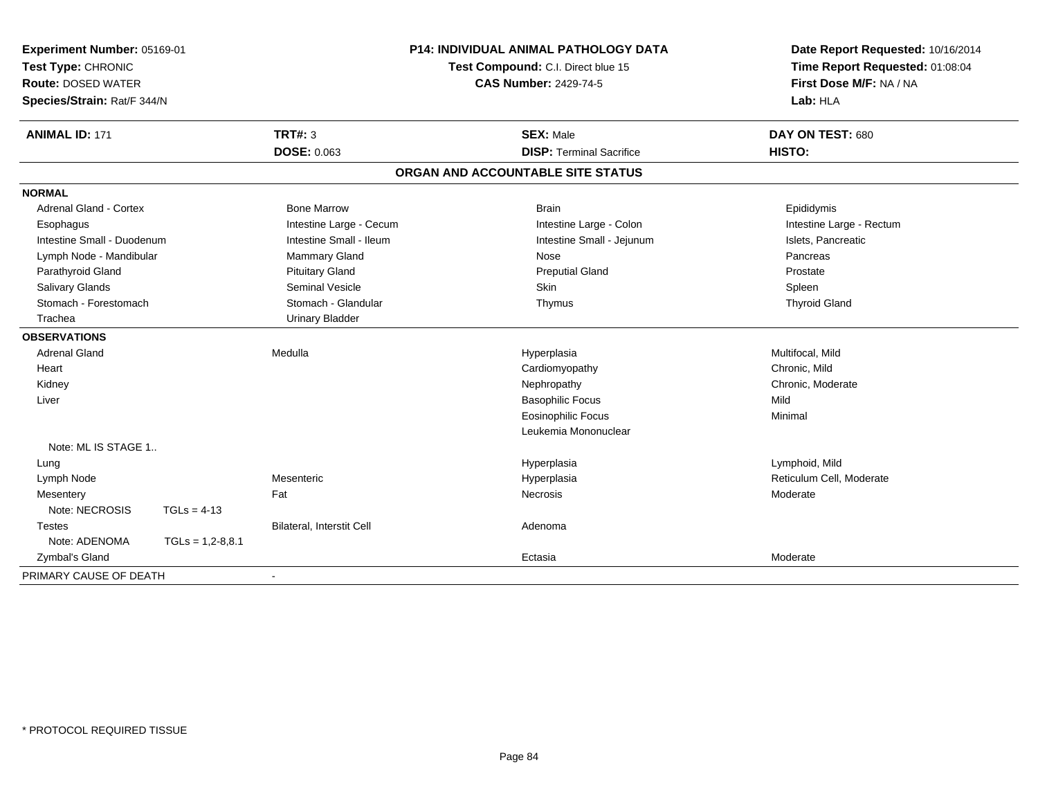**Experiment Number:** 05169-01
**Test Type:** CHRONIC
**Route:** DOSED WATER
**Species/Strain:** Rat/F 344/N

**P14: INDIVIDUAL ANIMAL PATHOLOGY DATA**
**Test Compound:** C.I. Direct blue 15
**CAS Number:** 2429-74-5

**Date Report Requested:** 10/16/2014
**Time Report Requested:** 01:08:04
**First Dose M/F:** NA / NA
**Lab:** HLA

| **ANIMAL ID:** 171 | **TRT#:** 3 | **SEX:** Male | **DAY ON TEST:** 680 |
|---|---|---|---|
| | **DOSE:** 0.063 | **DISP:** Terminal Sacrifice | **HISTO:** |

## ORGAN AND ACCOUNTABLE SITE STATUS

| | | | |
|---|---|---|---|
| **NORMAL** | | | |
| Adrenal Gland - Cortex | Bone Marrow | Brain | Epididymis |
| Esophagus | Intestine Large - Cecum | Intestine Large - Colon | Intestine Large - Rectum |
| Intestine Small - Duodenum | Intestine Small - Ileum | Intestine Small - Jejunum | Islets, Pancreatic |
| Lymph Node - Mandibular | Mammary Gland | Nose | Pancreas |
| Parathyroid Gland | Pituitary Gland | Preputial Gland | Prostate |
| Salivary Glands | Seminal Vesicle | Skin | Spleen |
| Stomach - Forestomach | Stomach - Glandular | Thymus | Thyroid Gland |
| Trachea | Urinary Bladder | | |
| **OBSERVATIONS** | | | |
| Adrenal Gland | Medulla | Hyperplasia | Multifocal, Mild |
| Heart | | Cardiomyopathy | Chronic, Mild |
| Kidney | | Nephropathy | Chronic, Moderate |
| Liver | | Basophilic Focus | Mild |
| | | Eosinophilic Focus | Minimal |
| | | Leukemia Mononuclear | |
| Note: ML IS STAGE 1.. | | | |
| Lung | | Hyperplasia | Lymphoid, Mild |
| Lymph Node | Mesenteric | Hyperplasia | Reticulum Cell, Moderate |
| Mesentery | Fat | Necrosis | Moderate |
| Note: NECROSIS TGLs = 4-13 | | | |
| Testes | Bilateral, Interstit Cell | Adenoma | |
| Note: ADENOMA TGLs = 1,2-8,8.1 | | | |
| Zymbal's Gland | | Ectasia | Moderate |
| PRIMARY CAUSE OF DEATH | - | | |

* PROTOCOL REQUIRED TISSUE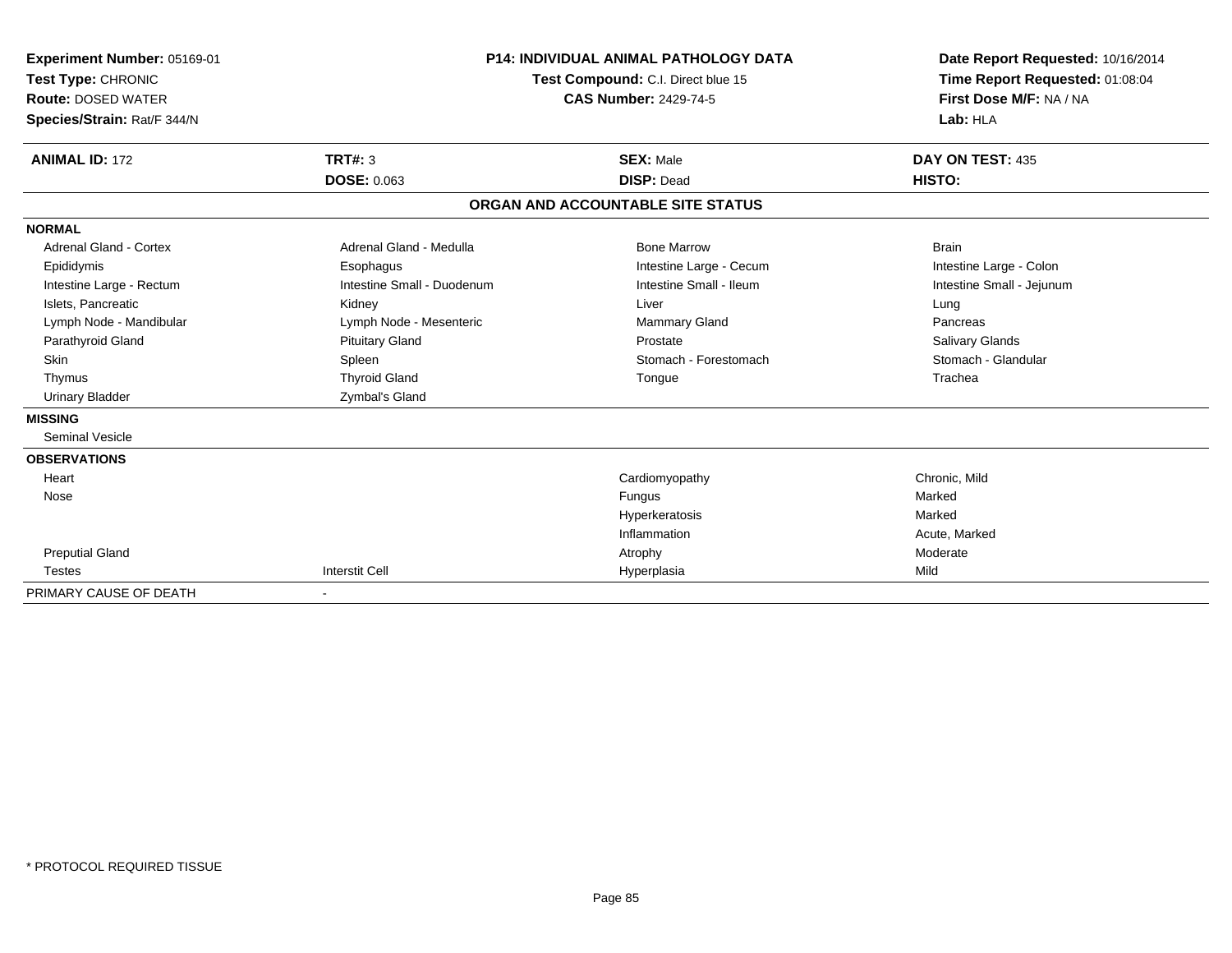**Experiment Number:** 05169-01
**Test Type:** CHRONIC
**Route:** DOSED WATER
**Species/Strain:** Rat/F 344/N

**P14: INDIVIDUAL ANIMAL PATHOLOGY DATA**
**Test Compound:** C.I. Direct blue 15
**CAS Number:** 2429-74-5

**Date Report Requested:** 10/16/2014
**Time Report Requested:** 01:08:04
**First Dose M/F:** NA / NA
**Lab:** HLA

| **ANIMAL ID:** 172 | **TRT#:** 3 | **SEX:** Male | **DAY ON TEST:** 435 |
|---|---|---|---|
| | **DOSE:** 0.063 | **DISP:** Dead | **HISTO:** |

## ORGAN AND ACCOUNTABLE SITE STATUS

| | | | |
|---|---|---|---|
| **NORMAL** | | | |
| Adrenal Gland - Cortex | Adrenal Gland - Medulla | Bone Marrow | Brain |
| Epididymis | Esophagus | Intestine Large - Cecum | Intestine Large - Colon |
| Intestine Large - Rectum | Intestine Small - Duodenum | Intestine Small - Ileum | Intestine Small - Jejunum |
| Islets, Pancreatic | Kidney | Liver | Lung |
| Lymph Node - Mandibular | Lymph Node - Mesenteric | Mammary Gland | Pancreas |
| Parathyroid Gland | Pituitary Gland | Prostate | Salivary Glands |
| Skin | Spleen | Stomach - Forestomach | Stomach - Glandular |
| Thymus | Thyroid Gland | Tongue | Trachea |
| Urinary Bladder | Zymbal's Gland | | |
| **MISSING** | | | |
| Seminal Vesicle | | | |
| **OBSERVATIONS** | | | |
| Heart | | Cardiomyopathy | Chronic, Mild |
| Nose | | Fungus | Marked |
| | | Hyperkeratosis | Marked |
| | | Inflammation | Acute, Marked |
| Preputial Gland | | Atrophy | Moderate |
| Testes | Interstit Cell | Hyperplasia | Mild |
| PRIMARY CAUSE OF DEATH | - | | |

* PROTOCOL REQUIRED TISSUE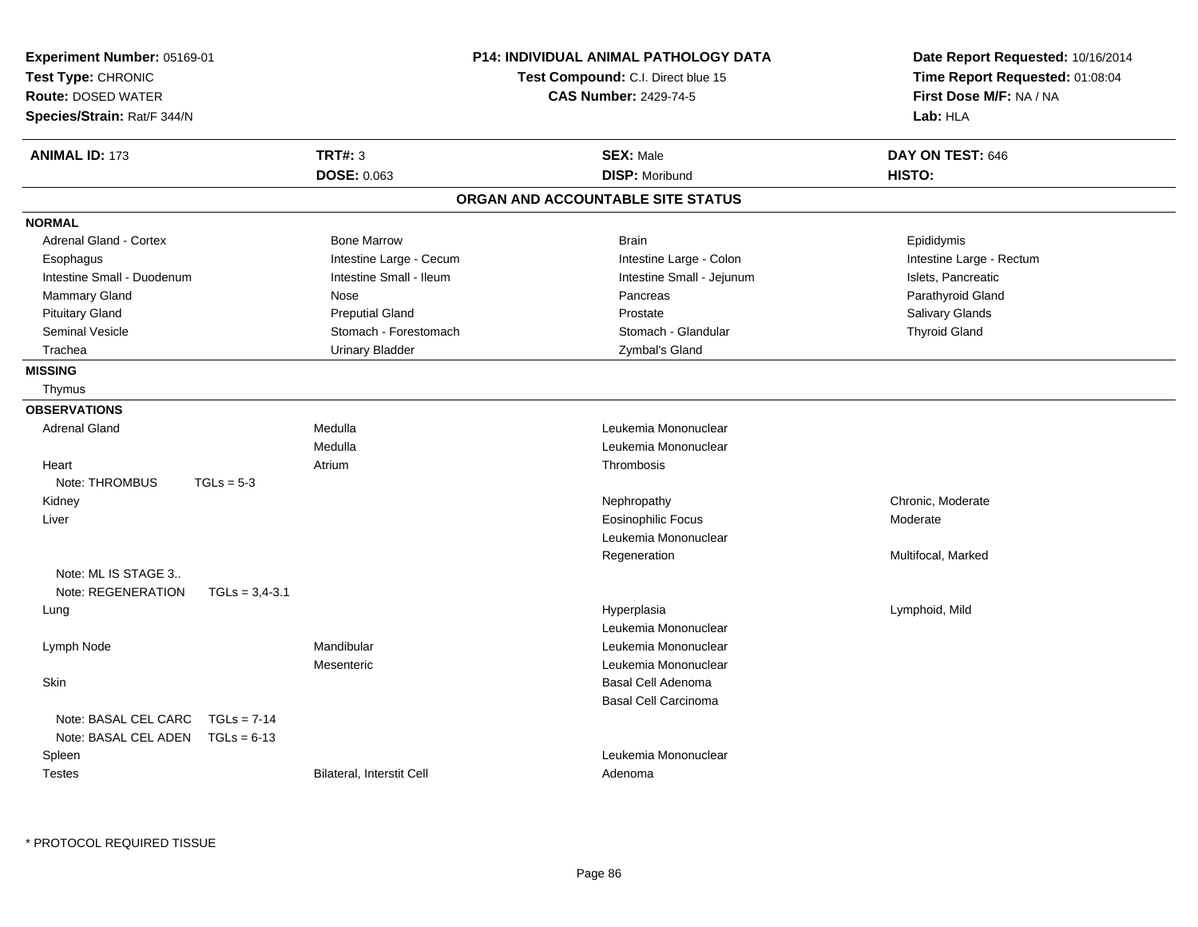**Experiment Number:** 05169-01
**Test Type:** CHRONIC
**Route:** DOSED WATER
**Species/Strain:** Rat/F 344/N

**P14: INDIVIDUAL ANIMAL PATHOLOGY DATA**
**Test Compound:** C.I. Direct blue 15
**CAS Number:** 2429-74-5

**Date Report Requested:** 10/16/2014
**Time Report Requested:** 01:08:04
**First Dose M/F:** NA / NA
**Lab:** HLA

| **ANIMAL ID:** 173 | **TRT#:** 3 | **SEX:** Male | **DAY ON TEST:** 646 |
|---|---|---|---|
| | **DOSE:** 0.063 | **DISP:** Moribund | **HISTO:** |

## ORGAN AND ACCOUNTABLE SITE STATUS

### NORMAL

| | | | |
|---|---|---|---|
| Adrenal Gland - Cortex | Bone Marrow | Brain | Epididymis |
| Esophagus | Intestine Large - Cecum | Intestine Large - Colon | Intestine Large - Rectum |
| Intestine Small - Duodenum | Intestine Small - Ileum | Intestine Small - Jejunum | Islets, Pancreatic |
| Mammary Gland | Nose | Pancreas | Parathyroid Gland |
| Pituitary Gland | Preputial Gland | Prostate | Salivary Glands |
| Seminal Vesicle | Stomach - Forestomach | Stomach - Glandular | Thyroid Gland |
| Trachea | Urinary Bladder | Zymbal's Gland | |

### MISSING

Thymus

### OBSERVATIONS

| | | | |
|---|---|---|---|
| Adrenal Gland | Medulla | Leukemia Mononuclear | |
| | Medulla | Leukemia Mononuclear | |
| Heart | Atrium | Thrombosis | |
| Note: THROMBUS TGLs = 5-3 | | | |
| Kidney | | Nephropathy | Chronic, Moderate |
| Liver | | Eosinophilic Focus | Moderate |
| | | Leukemia Mononuclear | |
| | | Regeneration | Multifocal, Marked |
| Note: ML IS STAGE 3.. | | | |
| Note: REGENERATION TGLs = 3,4-3.1 | | | |
| Lung | | Hyperplasia | Lymphoid, Mild |
| | | Leukemia Mononuclear | |
| Lymph Node | Mandibular | Leukemia Mononuclear | |
| | Mesenteric | Leukemia Mononuclear | |
| Skin | | Basal Cell Adenoma | |
| | | Basal Cell Carcinoma | |
| Note: BASAL CEL CARC TGLs = 7-14 | | | |
| Note: BASAL CEL ADEN TGLs = 6-13 | | | |
| Spleen | | Leukemia Mononuclear | |
| Testes | Bilateral, Interstit Cell | Adenoma | |

* PROTOCOL REQUIRED TISSUE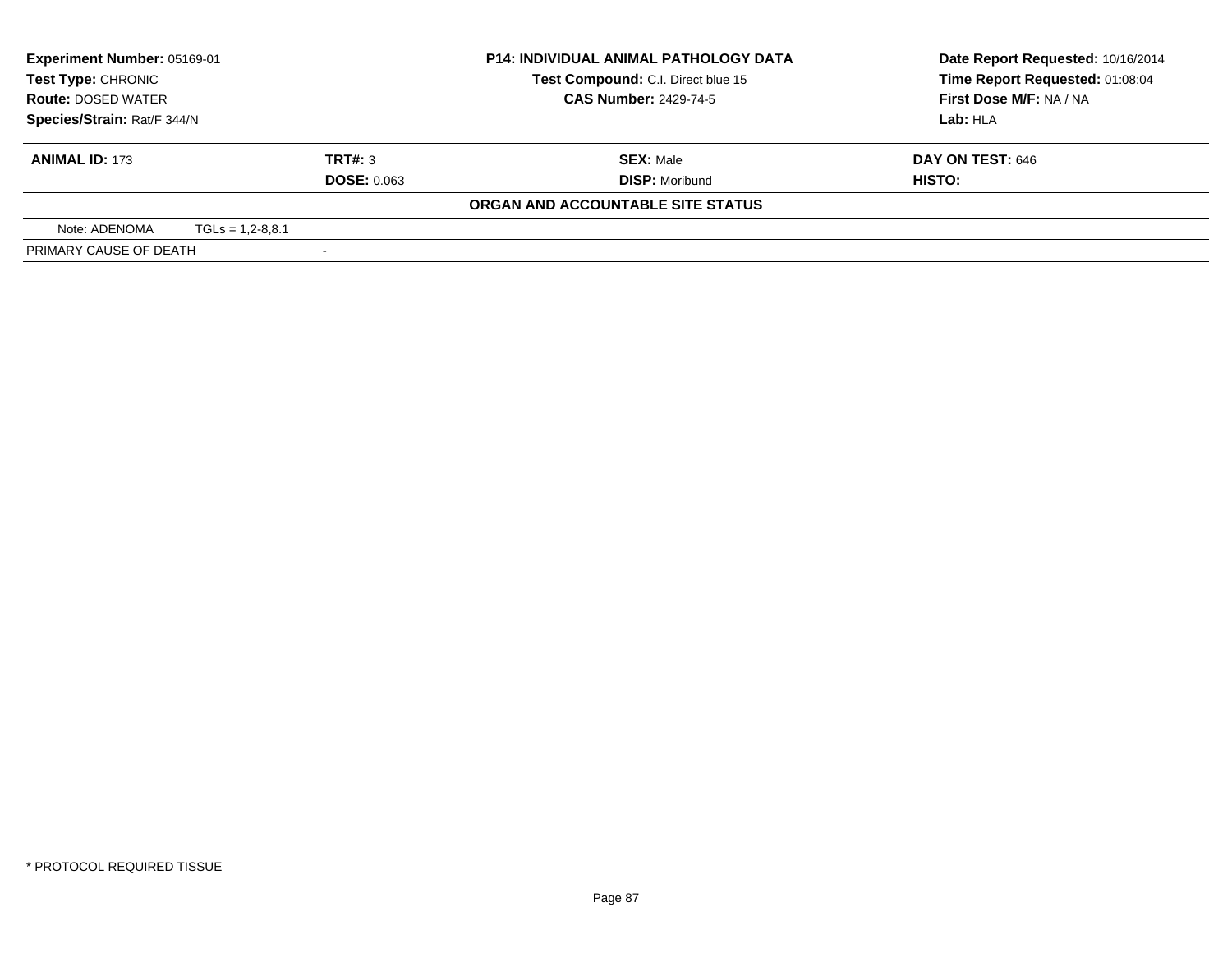| Experiment Number: 05169-01 | P14: INDIVIDUAL ANIMAL PATHOLOGY DATA | Date Report Requested: 10/16/2014 |
|---|---|---|
| Test Type: CHRONIC | Test Compound: C.I. Direct blue 15 | Time Report Requested: 01:08:04 |
| Route: DOSED WATER | CAS Number: 2429-74-5 | First Dose M/F: NA / NA |
| Species/Strain: Rat/F 344/N | | Lab: HLA |

| ANIMAL ID: 173 | TRT#: 3 | SEX: Male | DAY ON TEST: 646 |
|---|---|---|---|
| | DOSE: 0.063 | DISP: Moribund | HISTO: |

**ORGAN AND ACCOUNTABLE SITE STATUS**

| Note: ADENOMA | TGLs = 1,2-8,8.1 |
|---|---|
| PRIMARY CAUSE OF DEATH | - |

* PROTOCOL REQUIRED TISSUE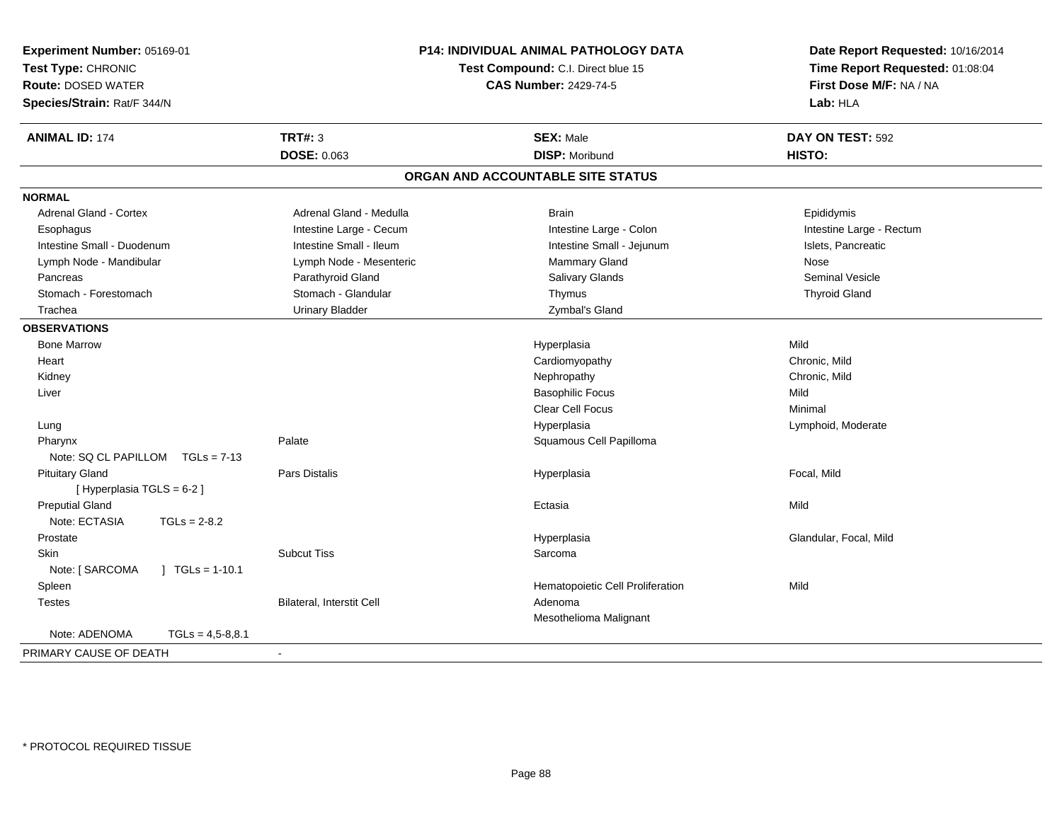**Experiment Number:** 05169-01
**Test Type:** CHRONIC
**Route:** DOSED WATER
**Species/Strain:** Rat/F 344/N

**P14: INDIVIDUAL ANIMAL PATHOLOGY DATA**
**Test Compound:** C.I. Direct blue 15
**CAS Number:** 2429-74-5

**Date Report Requested:** 10/16/2014
**Time Report Requested:** 01:08:04
**First Dose M/F:** NA / NA
**Lab:** HLA

| **ANIMAL ID:** 174 | **TRT#:** 3 | **SEX:** Male | **DAY ON TEST:** 592 |
|---|---|---|---|
| | **DOSE:** 0.063 | **DISP:** Moribund | **HISTO:** |

## ORGAN AND ACCOUNTABLE SITE STATUS

**NORMAL**

| | | | |
|---|---|---|---|
| Adrenal Gland - Cortex | Adrenal Gland - Medulla | Brain | Epididymis |
| Esophagus | Intestine Large - Cecum | Intestine Large - Colon | Intestine Large - Rectum |
| Intestine Small - Duodenum | Intestine Small - Ileum | Intestine Small - Jejunum | Islets, Pancreatic |
| Lymph Node - Mandibular | Lymph Node - Mesenteric | Mammary Gland | Nose |
| Pancreas | Parathyroid Gland | Salivary Glands | Seminal Vesicle |
| Stomach - Forestomach | Stomach - Glandular | Thymus | Thyroid Gland |
| Trachea | Urinary Bladder | Zymbal's Gland | |

**OBSERVATIONS**

| | | | |
|---|---|---|---|
| Bone Marrow | | Hyperplasia | Mild |
| Heart | | Cardiomyopathy | Chronic, Mild |
| Kidney | | Nephropathy | Chronic, Mild |
| Liver | | Basophilic Focus | Mild |
| | | Clear Cell Focus | Minimal |
| Lung | | Hyperplasia | Lymphoid, Moderate |
| Pharynx | Palate | Squamous Cell Papilloma | |
| Note: SQ CL PAPILLOM TGLs = 7-13 | | | |
| Pituitary Gland | Pars Distalis | Hyperplasia | Focal, Mild |
| [ Hyperplasia TGLS = 6-2 ] | | | |
| Preputial Gland | | Ectasia | Mild |
| Note: ECTASIA TGLs = 2-8.2 | | | |
| Prostate | | Hyperplasia | Glandular, Focal, Mild |
| Skin | Subcut Tiss | Sarcoma | |
| Note: [ SARCOMA ] TGLs = 1-10.1 | | | |
| Spleen | | Hematopoietic Cell Proliferation | Mild |
| Testes | Bilateral, Interstit Cell | Adenoma | |
| | | Mesothelioma Malignant | |
| Note: ADENOMA TGLs = 4,5-8,8.1 | | | |

PRIMARY CAUSE OF DEATH -

\* PROTOCOL REQUIRED TISSUE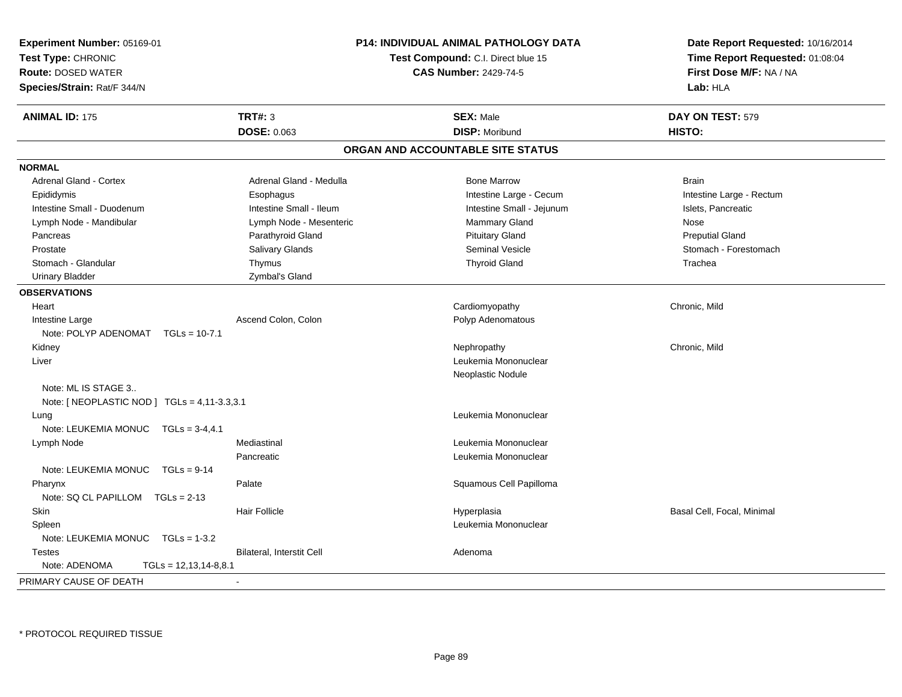**Experiment Number:** 05169-01
**Test Type:** CHRONIC
**Route:** DOSED WATER
**Species/Strain:** Rat/F 344/N

**P14: INDIVIDUAL ANIMAL PATHOLOGY DATA**
**Test Compound:** C.I. Direct blue 15
**CAS Number:** 2429-74-5

**Date Report Requested:** 10/16/2014
**Time Report Requested:** 01:08:04
**First Dose M/F:** NA / NA
**Lab:** HLA

| **ANIMAL ID:** 175 | **TRT#:** 3 | **SEX:** Male | **DAY ON TEST:** 579 |
|---|---|---|---|
| | **DOSE:** 0.063 | **DISP:** Moribund | **HISTO:** |

## ORGAN AND ACCOUNTABLE SITE STATUS

**NORMAL**

| | | | |
|---|---|---|---|
| Adrenal Gland - Cortex | Adrenal Gland - Medulla | Bone Marrow | Brain |
| Epididymis | Esophagus | Intestine Large - Cecum | Intestine Large - Rectum |
| Intestine Small - Duodenum | Intestine Small - Ileum | Intestine Small - Jejunum | Islets, Pancreatic |
| Lymph Node - Mandibular | Lymph Node - Mesenteric | Mammary Gland | Nose |
| Pancreas | Parathyroid Gland | Pituitary Gland | Preputial Gland |
| Prostate | Salivary Glands | Seminal Vesicle | Stomach - Forestomach |
| Stomach - Glandular | Thymus | Thyroid Gland | Trachea |
| Urinary Bladder | Zymbal's Gland | | |

**OBSERVATIONS**

| | | | |
|---|---|---|---|
| Heart | | Cardiomyopathy | Chronic, Mild |
| Intestine Large | Ascend Colon, Colon | Polyp Adenomatous | |
| Note: POLYP ADENOMAT TGLs = 10-7.1 | | | |
| Kidney | | Nephropathy | Chronic, Mild |
| Liver | | Leukemia Mononuclear | |
| | | Neoplastic Nodule | |
| Note: ML IS STAGE 3.. | | | |
| Note: [ NEOPLASTIC NOD ] TGLs = 4,11-3.3,3.1 | | | |
| Lung | | Leukemia Mononuclear | |
| Note: LEUKEMIA MONUC TGLs = 3-4,4.1 | | | |
| Lymph Node | Mediastinal | Leukemia Mononuclear | |
| | Pancreatic | Leukemia Mononuclear | |
| Note: LEUKEMIA MONUC TGLs = 9-14 | | | |
| Pharynx | Palate | Squamous Cell Papilloma | |
| Note: SQ CL PAPILLOM TGLs = 2-13 | | | |
| Skin | Hair Follicle | Hyperplasia | Basal Cell, Focal, Minimal |
| Spleen | | Leukemia Mononuclear | |
| Note: LEUKEMIA MONUC TGLs = 1-3.2 | | | |
| Testes | Bilateral, Interstit Cell | Adenoma | |
| Note: ADENOMA TGLs = 12,13,14-8,8.1 | | | |

PRIMARY CAUSE OF DEATH -

\* PROTOCOL REQUIRED TISSUE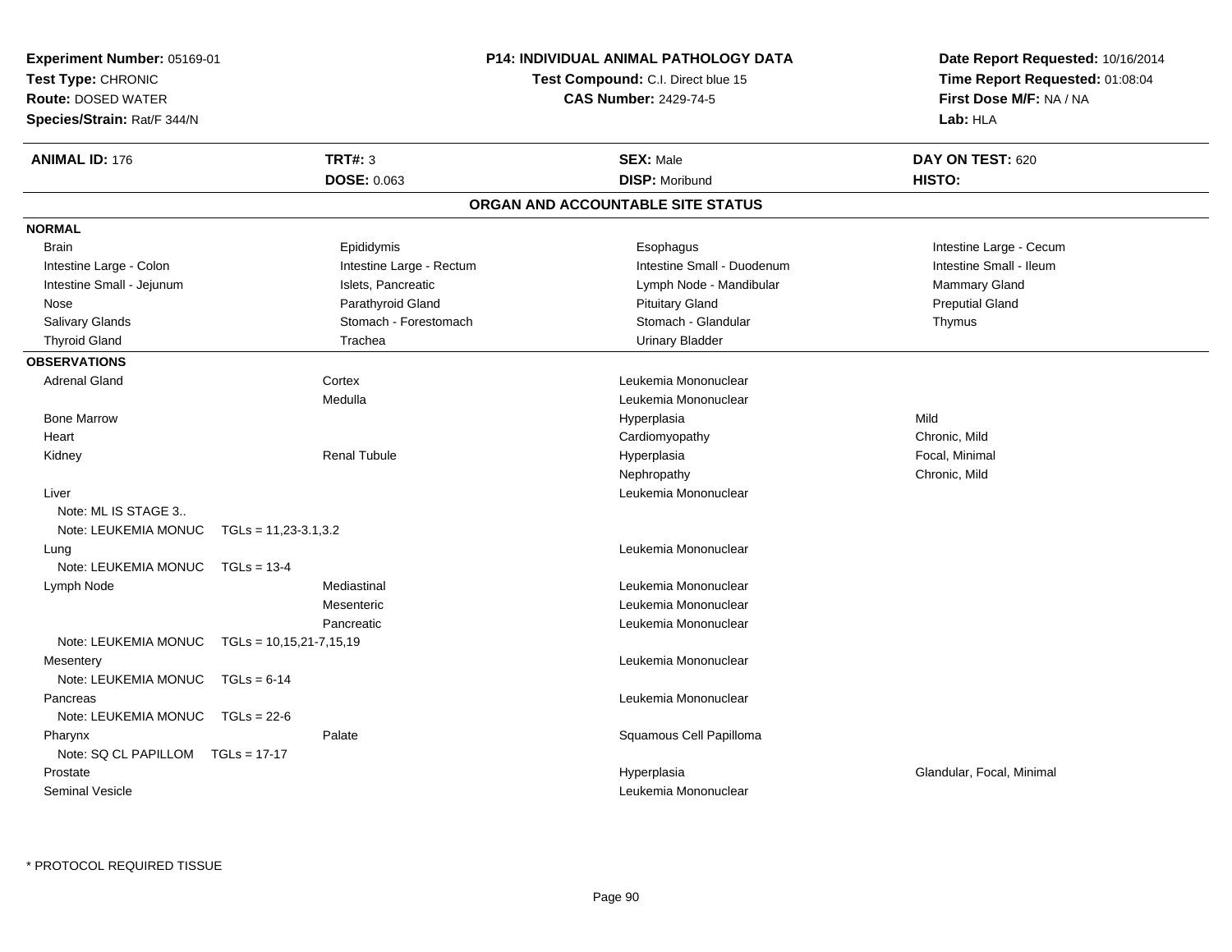**Experiment Number:** 05169-01
**Test Type:** CHRONIC
**Route:** DOSED WATER
**Species/Strain:** Rat/F 344/N

**P14: INDIVIDUAL ANIMAL PATHOLOGY DATA**
**Test Compound:** C.I. Direct blue 15
**CAS Number:** 2429-74-5

**Date Report Requested:** 10/16/2014
**Time Report Requested:** 01:08:04
**First Dose M/F:** NA / NA
**Lab:** HLA

| **ANIMAL ID:** 176 | **TRT#:** 3 | **SEX:** Male | **DAY ON TEST:** 620 |
|---|---|---|---|
| | **DOSE:** 0.063 | **DISP:** Moribund | **HISTO:** |

## ORGAN AND ACCOUNTABLE SITE STATUS

**NORMAL**

| | | | |
|---|---|---|---|
| Brain | Epididymis | Esophagus | Intestine Large - Cecum |
| Intestine Large - Colon | Intestine Large - Rectum | Intestine Small - Duodenum | Intestine Small - Ileum |
| Intestine Small - Jejunum | Islets, Pancreatic | Lymph Node - Mandibular | Mammary Gland |
| Nose | Parathyroid Gland | Pituitary Gland | Preputial Gland |
| Salivary Glands | Stomach - Forestomach | Stomach - Glandular | Thymus |
| Thyroid Gland | Trachea | Urinary Bladder | |

**OBSERVATIONS**

| Organ | Site | Observation | Severity |
|---|---|---|---|
| Adrenal Gland | Cortex | Leukemia Mononuclear | |
| | Medulla | Leukemia Mononuclear | |
| Bone Marrow | | Hyperplasia | Mild |
| Heart | | Cardiomyopathy | Chronic, Mild |
| Kidney | Renal Tubule | Hyperplasia | Focal, Minimal |
| | | Nephropathy | Chronic, Mild |
| Liver | | Leukemia Mononuclear | |
| Note: ML IS STAGE 3.. | | | |
| Note: LEUKEMIA MONUC TGLs = 11,23-3.1,3.2 | | | |
| Lung | | Leukemia Mononuclear | |
| Note: LEUKEMIA MONUC TGLs = 13-4 | | | |
| Lymph Node | Mediastinal | Leukemia Mononuclear | |
| | Mesenteric | Leukemia Mononuclear | |
| | Pancreatic | Leukemia Mononuclear | |
| Note: LEUKEMIA MONUC TGLs = 10,15,21-7,15,19 | | | |
| Mesentery | | Leukemia Mononuclear | |
| Note: LEUKEMIA MONUC TGLs = 6-14 | | | |
| Pancreas | | Leukemia Mononuclear | |
| Note: LEUKEMIA MONUC TGLs = 22-6 | | | |
| Pharynx | Palate | Squamous Cell Papilloma | |
| Note: SQ CL PAPILLOM TGLs = 17-17 | | | |
| Prostate | | Hyperplasia | Glandular, Focal, Minimal |
| Seminal Vesicle | | Leukemia Mononuclear | |

\* PROTOCOL REQUIRED TISSUE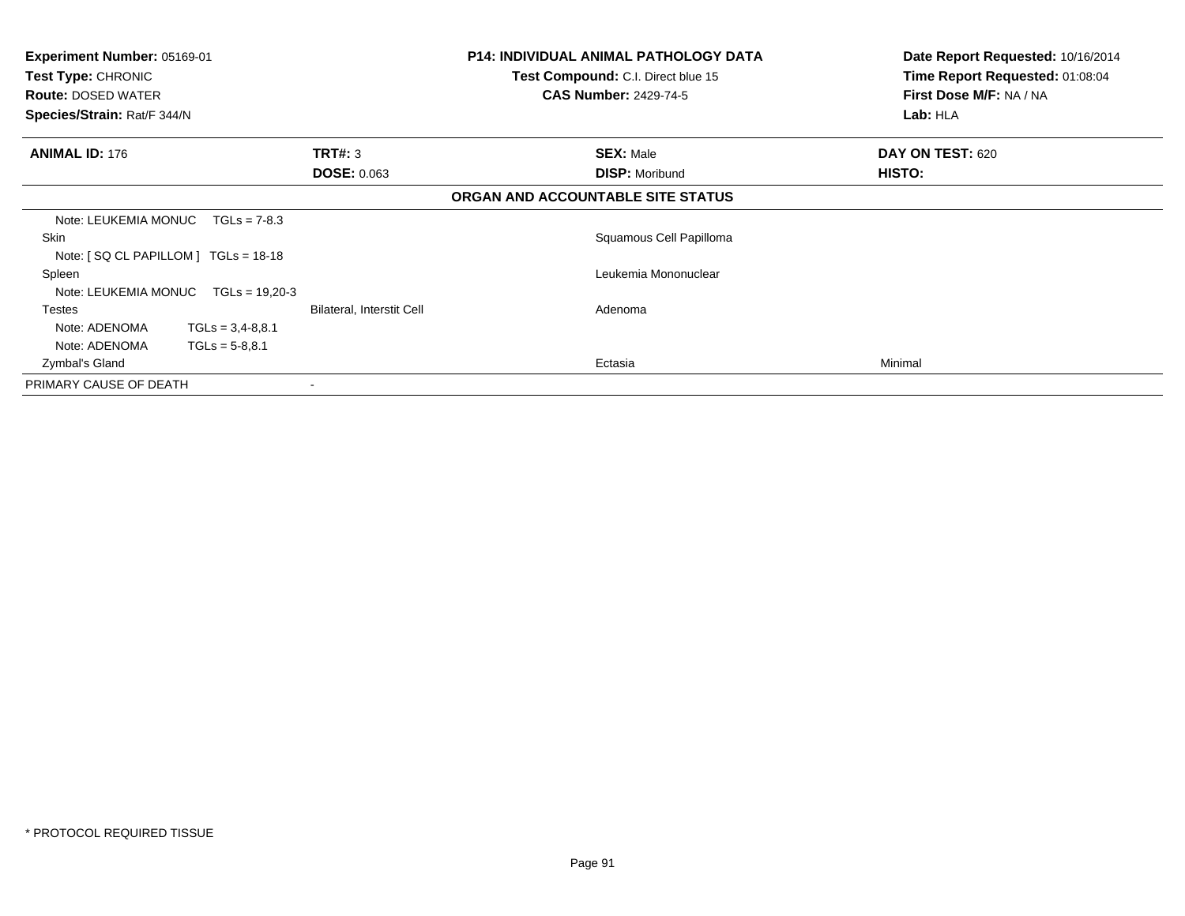**Experiment Number:** 05169-01
**Test Type:** CHRONIC
**Route:** DOSED WATER
**Species/Strain:** Rat/F 344/N

**P14: INDIVIDUAL ANIMAL PATHOLOGY DATA**
**Test Compound:** C.I. Direct blue 15
**CAS Number:** 2429-74-5

**Date Report Requested:** 10/16/2014
**Time Report Requested:** 01:08:04
**First Dose M/F:** NA / NA
**Lab:** HLA

| **ANIMAL ID:** 176 | **TRT#:** 3 | **SEX:** Male | **DAY ON TEST:** 620 |
|---|---|---|---|
| | **DOSE:** 0.063 | **DISP:** Moribund | **HISTO:** |

**ORGAN AND ACCOUNTABLE SITE STATUS**

| | | | |
|---|---|---|---|
| Note: LEUKEMIA MONUC TGLs = 7-8.3 | | | |
| Skin | | Squamous Cell Papilloma | |
| Note: [ SQ CL PAPILLOM ] TGLs = 18-18 | | | |
| Spleen | | Leukemia Mononuclear | |
| Note: LEUKEMIA MONUC TGLs = 19,20-3 | | | |
| Testes | Bilateral, Interstit Cell | Adenoma | |
| Note: ADENOMA TGLs = 3,4-8,8.1 | | | |
| Note: ADENOMA TGLs = 5-8,8.1 | | | |
| Zymbal's Gland | | Ectasia | Minimal |
| PRIMARY CAUSE OF DEATH | - | | |

* PROTOCOL REQUIRED TISSUE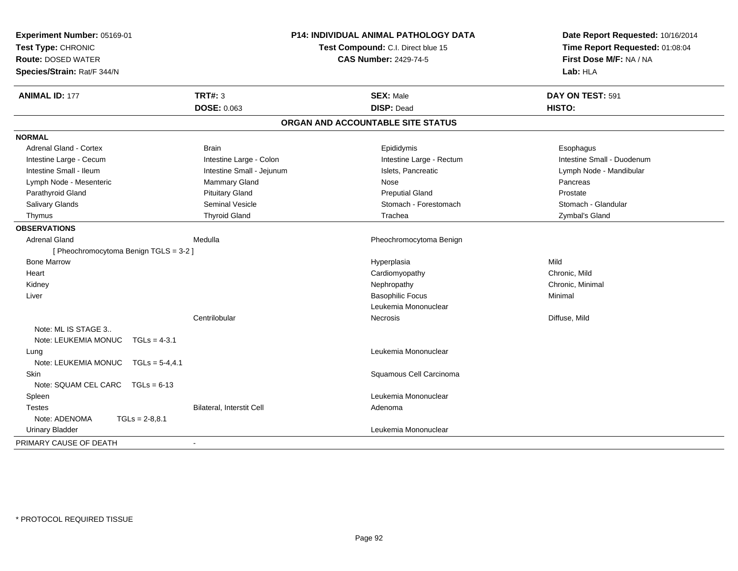**Experiment Number:** 05169-01
**Test Type:** CHRONIC
**Route:** DOSED WATER
**Species/Strain:** Rat/F 344/N

**P14: INDIVIDUAL ANIMAL PATHOLOGY DATA**
**Test Compound:** C.I. Direct blue 15
**CAS Number:** 2429-74-5

**Date Report Requested:** 10/16/2014
**Time Report Requested:** 01:08:04
**First Dose M/F:** NA / NA
**Lab:** HLA

| **ANIMAL ID:** 177 | **TRT#:** 3 | **SEX:** Male | **DAY ON TEST:** 591 |
|---|---|---|---|
| | **DOSE:** 0.063 | **DISP:** Dead | **HISTO:** |

## ORGAN AND ACCOUNTABLE SITE STATUS

| | | | |
|---|---|---|---|
| **NORMAL** | | | |
| Adrenal Gland - Cortex | Brain | Epididymis | Esophagus |
| Intestine Large - Cecum | Intestine Large - Colon | Intestine Large - Rectum | Intestine Small - Duodenum |
| Intestine Small - Ileum | Intestine Small - Jejunum | Islets, Pancreatic | Lymph Node - Mandibular |
| Lymph Node - Mesenteric | Mammary Gland | Nose | Pancreas |
| Parathyroid Gland | Pituitary Gland | Preputial Gland | Prostate |
| Salivary Glands | Seminal Vesicle | Stomach - Forestomach | Stomach - Glandular |
| Thymus | Thyroid Gland | Trachea | Zymbal's Gland |
| **OBSERVATIONS** | | | |
| Adrenal Gland | Medulla | Pheochromocytoma Benign | |
| [ Pheochromocytoma Benign TGLS = 3-2 ] | | | |
| Bone Marrow | | Hyperplasia | Mild |
| Heart | | Cardiomyopathy | Chronic, Mild |
| Kidney | | Nephropathy | Chronic, Minimal |
| Liver | | Basophilic Focus | Minimal |
| | | Leukemia Mononuclear | |
| | Centrilobular | Necrosis | Diffuse, Mild |
| Note: ML IS STAGE 3.. | | | |
| Note: LEUKEMIA MONUC TGLs = 4-3.1 | | | |
| Lung | | Leukemia Mononuclear | |
| Note: LEUKEMIA MONUC TGLs = 5-4,4.1 | | | |
| Skin | | Squamous Cell Carcinoma | |
| Note: SQUAM CEL CARC TGLs = 6-13 | | | |
| Spleen | | Leukemia Mononuclear | |
| Testes | Bilateral, Interstit Cell | Adenoma | |
| Note: ADENOMA TGLs = 2-8,8.1 | | | |
| Urinary Bladder | | Leukemia Mononuclear | |
| PRIMARY CAUSE OF DEATH | - | | |

\* PROTOCOL REQUIRED TISSUE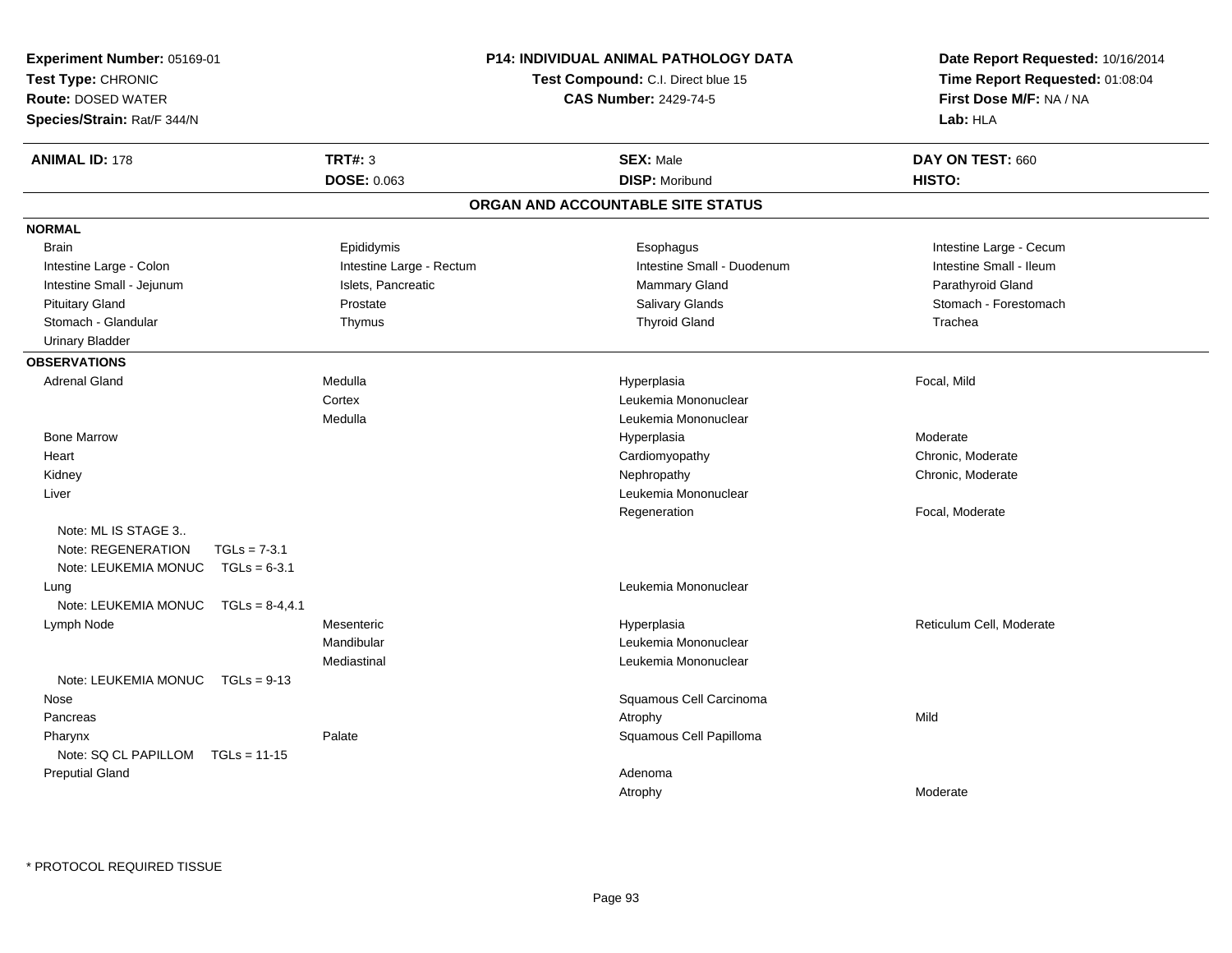**Experiment Number:** 05169-01
**Test Type:** CHRONIC
**Route:** DOSED WATER
**Species/Strain:** Rat/F 344/N

**P14: INDIVIDUAL ANIMAL PATHOLOGY DATA**
**Test Compound:** C.I. Direct blue 15
**CAS Number:** 2429-74-5

**Date Report Requested:** 10/16/2014
**Time Report Requested:** 01:08:04
**First Dose M/F:** NA / NA
**Lab:** HLA

| **ANIMAL ID:** 178 | **TRT#:** 3 | **SEX:** Male | **DAY ON TEST:** 660 |
|---|---|---|---|
| | **DOSE:** 0.063 | **DISP:** Moribund | **HISTO:** |

## ORGAN AND ACCOUNTABLE SITE STATUS

### NORMAL

| | | | |
|---|---|---|---|
| Brain | Epididymis | Esophagus | Intestine Large - Cecum |
| Intestine Large - Colon | Intestine Large - Rectum | Intestine Small - Duodenum | Intestine Small - Ileum |
| Intestine Small - Jejunum | Islets, Pancreatic | Mammary Gland | Parathyroid Gland |
| Pituitary Gland | Prostate | Salivary Glands | Stomach - Forestomach |
| Stomach - Glandular | Thymus | Thyroid Gland | Trachea |
| Urinary Bladder | | | |

### OBSERVATIONS

| | | | |
|---|---|---|---|
| Adrenal Gland | Medulla | Hyperplasia | Focal, Mild |
| | Cortex | Leukemia Mononuclear | |
| | Medulla | Leukemia Mononuclear | |
| Bone Marrow | | Hyperplasia | Moderate |
| Heart | | Cardiomyopathy | Chronic, Moderate |
| Kidney | | Nephropathy | Chronic, Moderate |
| Liver | | Leukemia Mononuclear | |
| | | Regeneration | Focal, Moderate |
| Note: ML IS STAGE 3.. | | | |
| Note: REGENERATION TGLs = 7-3.1 | | | |
| Note: LEUKEMIA MONUC TGLs = 6-3.1 | | | |
| Lung | | Leukemia Mononuclear | |
| Note: LEUKEMIA MONUC TGLs = 8-4,4.1 | | | |
| Lymph Node | Mesenteric | Hyperplasia | Reticulum Cell, Moderate |
| | Mandibular | Leukemia Mononuclear | |
| | Mediastinal | Leukemia Mononuclear | |
| Note: LEUKEMIA MONUC TGLs = 9-13 | | | |
| Nose | | Squamous Cell Carcinoma | |
| Pancreas | | Atrophy | Mild |
| Pharynx | Palate | Squamous Cell Papilloma | |
| Note: SQ CL PAPILLOM TGLs = 11-15 | | | |
| Preputial Gland | | Adenoma | |
| | | Atrophy | Moderate |

* PROTOCOL REQUIRED TISSUE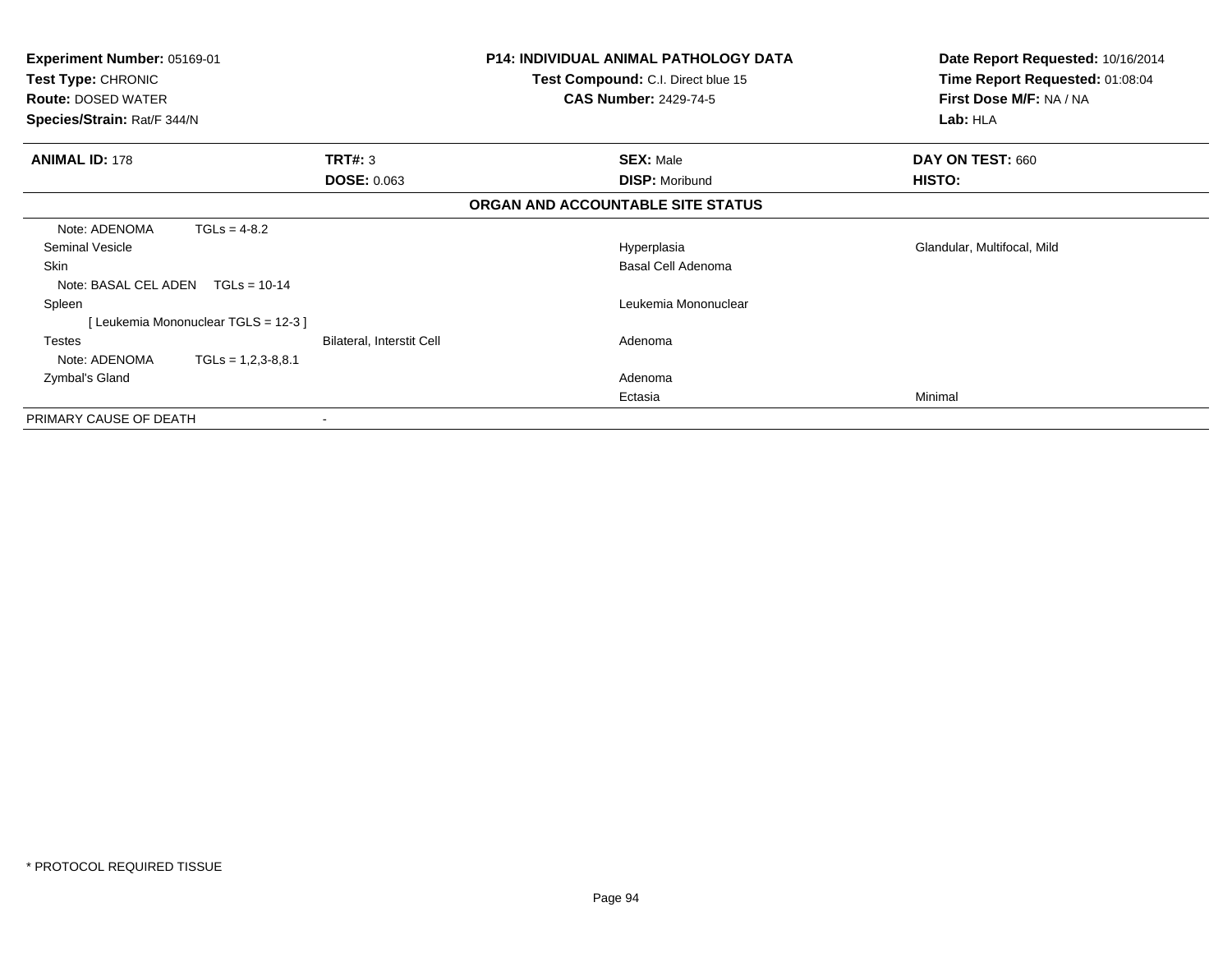**Experiment Number:** 05169-01
**Test Type:** CHRONIC
**Route:** DOSED WATER
**Species/Strain:** Rat/F 344/N

**P14: INDIVIDUAL ANIMAL PATHOLOGY DATA**
**Test Compound:** C.I. Direct blue 15
**CAS Number:** 2429-74-5

**Date Report Requested:** 10/16/2014
**Time Report Requested:** 01:08:04
**First Dose M/F:** NA / NA
**Lab:** HLA

| **ANIMAL ID:** 178 | **TRT#:** 3 | **SEX:** Male | **DAY ON TEST:** 660 |
|---|---|---|---|
| | **DOSE:** 0.063 | **DISP:** Moribund | **HISTO:** |

**ORGAN AND ACCOUNTABLE SITE STATUS**

| | | | |
|---|---|---|---|
| Note: ADENOMA TGLs = 4-8.2 | | | |
| Seminal Vesicle | | Hyperplasia | Glandular, Multifocal, Mild |
| Skin | | Basal Cell Adenoma | |
| Note: BASAL CEL ADEN TGLs = 10-14 | | | |
| Spleen | | Leukemia Mononuclear | |
| [ Leukemia Mononuclear TGLS = 12-3 ] | | | |
| Testes | Bilateral, Interstit Cell | Adenoma | |
| Note: ADENOMA TGLs = 1,2,3-8,8.1 | | | |
| Zymbal's Gland | | Adenoma | |
| | | Ectasia | Minimal |
| PRIMARY CAUSE OF DEATH | - | | |

\* PROTOCOL REQUIRED TISSUE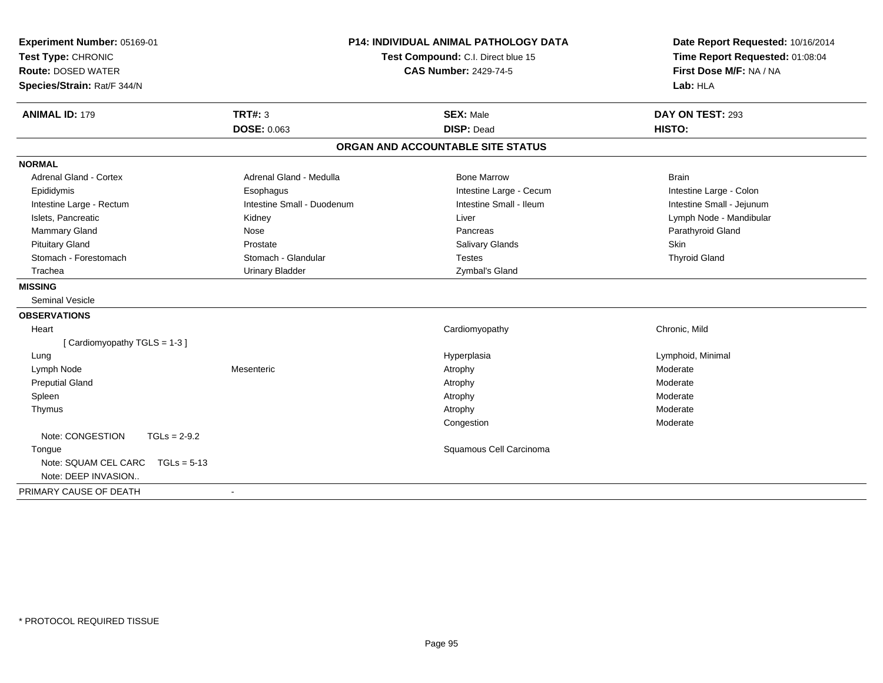**Experiment Number:** 05169-01
**Test Type:** CHRONIC
**Route:** DOSED WATER
**Species/Strain:** Rat/F 344/N

**P14: INDIVIDUAL ANIMAL PATHOLOGY DATA**
**Test Compound:** C.I. Direct blue 15
**CAS Number:** 2429-74-5

**Date Report Requested:** 10/16/2014
**Time Report Requested:** 01:08:04
**First Dose M/F:** NA / NA
**Lab:** HLA

| **ANIMAL ID:** 179 | **TRT#:** 3 | **SEX:** Male | **DAY ON TEST:** 293 |
|---|---|---|---|
| | **DOSE:** 0.063 | **DISP:** Dead | **HISTO:** |

## ORGAN AND ACCOUNTABLE SITE STATUS

**NORMAL**

| | | | |
|---|---|---|---|
| Adrenal Gland - Cortex | Adrenal Gland - Medulla | Bone Marrow | Brain |
| Epididymis | Esophagus | Intestine Large - Cecum | Intestine Large - Colon |
| Intestine Large - Rectum | Intestine Small - Duodenum | Intestine Small - Ileum | Intestine Small - Jejunum |
| Islets, Pancreatic | Kidney | Liver | Lymph Node - Mandibular |
| Mammary Gland | Nose | Pancreas | Parathyroid Gland |
| Pituitary Gland | Prostate | Salivary Glands | Skin |
| Stomach - Forestomach | Stomach - Glandular | Testes | Thyroid Gland |
| Trachea | Urinary Bladder | Zymbal's Gland | |

**MISSING**

Seminal Vesicle

**OBSERVATIONS**

| | | | |
|---|---|---|---|
| Heart | | Cardiomyopathy | Chronic, Mild |
| [ Cardiomyopathy TGLS = 1-3 ] | | | |
| Lung | | Hyperplasia | Lymphoid, Minimal |
| Lymph Node | Mesenteric | Atrophy | Moderate |
| Preputial Gland | | Atrophy | Moderate |
| Spleen | | Atrophy | Moderate |
| Thymus | | Atrophy | Moderate |
| | | Congestion | Moderate |
| Note: CONGESTION TGLs = 2-9.2 | | | |
| Tongue | | Squamous Cell Carcinoma | |
| Note: SQUAM CEL CARC TGLs = 5-13 | | | |
| Note: DEEP INVASION.. | | | |

PRIMARY CAUSE OF DEATH -

\* PROTOCOL REQUIRED TISSUE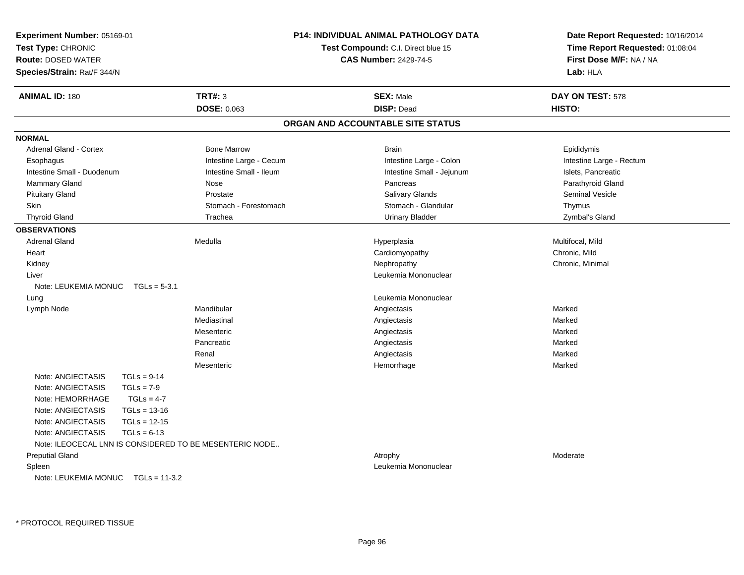**Experiment Number:** 05169-01
**Test Type:** CHRONIC
**Route:** DOSED WATER
**Species/Strain:** Rat/F 344/N

**P14: INDIVIDUAL ANIMAL PATHOLOGY DATA**
**Test Compound:** C.I. Direct blue 15
**CAS Number:** 2429-74-5

**Date Report Requested:** 10/16/2014
**Time Report Requested:** 01:08:04
**First Dose M/F:** NA / NA
**Lab:** HLA

| **ANIMAL ID:** 180 | **TRT#:** 3 | **SEX:** Male | **DAY ON TEST:** 578 |
|---|---|---|---|
| | **DOSE:** 0.063 | **DISP:** Dead | **HISTO:** |

## ORGAN AND ACCOUNTABLE SITE STATUS

**NORMAL**

| | | | |
|---|---|---|---|
| Adrenal Gland - Cortex | Bone Marrow | Brain | Epididymis |
| Esophagus | Intestine Large - Cecum | Intestine Large - Colon | Intestine Large - Rectum |
| Intestine Small - Duodenum | Intestine Small - Ileum | Intestine Small - Jejunum | Islets, Pancreatic |
| Mammary Gland | Nose | Pancreas | Parathyroid Gland |
| Pituitary Gland | Prostate | Salivary Glands | Seminal Vesicle |
| Skin | Stomach - Forestomach | Stomach - Glandular | Thymus |
| Thyroid Gland | Trachea | Urinary Bladder | Zymbal's Gland |

**OBSERVATIONS**

| | | | |
|---|---|---|---|
| Adrenal Gland | Medulla | Hyperplasia | Multifocal, Mild |
| Heart | | Cardiomyopathy | Chronic, Mild |
| Kidney | | Nephropathy | Chronic, Minimal |
| Liver | | Leukemia Mononuclear | |
| Note: LEUKEMIA MONUC TGLs = 5-3.1 | | | |
| Lung | | Leukemia Mononuclear | |
| Lymph Node | Mandibular | Angiectasis | Marked |
| | Mediastinal | Angiectasis | Marked |
| | Mesenteric | Angiectasis | Marked |
| | Pancreatic | Angiectasis | Marked |
| | Renal | Angiectasis | Marked |
| | Mesenteric | Hemorrhage | Marked |
| Note: ANGIECTASIS TGLs = 9-14 | | | |
| Note: ANGIECTASIS TGLs = 7-9 | | | |
| Note: HEMORRHAGE TGLs = 4-7 | | | |
| Note: ANGIECTASIS TGLs = 13-16 | | | |
| Note: ANGIECTASIS TGLs = 12-15 | | | |
| Note: ANGIECTASIS TGLs = 6-13 | | | |
| Note: ILEOCECAL LNN IS CONSIDERED TO BE MESENTERIC NODE.. | | | |
| Preputial Gland | | Atrophy | Moderate |
| Spleen | | Leukemia Mononuclear | |
| Note: LEUKEMIA MONUC TGLs = 11-3.2 | | | |

* PROTOCOL REQUIRED TISSUE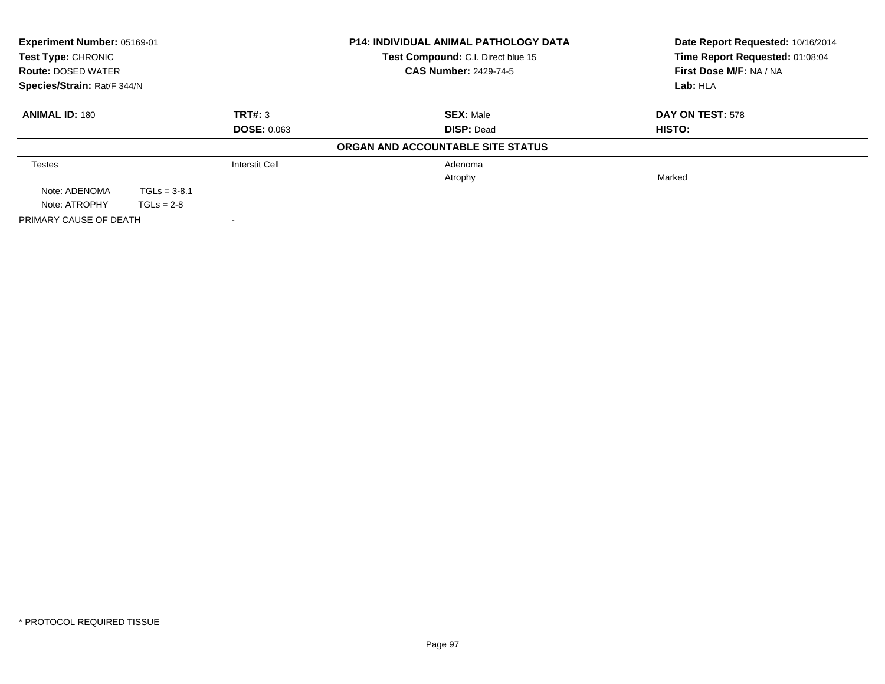**Experiment Number:** 05169-01
**Test Type:** CHRONIC
**Route:** DOSED WATER
**Species/Strain:** Rat/F 344/N

**P14: INDIVIDUAL ANIMAL PATHOLOGY DATA**
**Test Compound:** C.I. Direct blue 15
**CAS Number:** 2429-74-5

**Date Report Requested:** 10/16/2014
**Time Report Requested:** 01:08:04
**First Dose M/F:** NA / NA
**Lab:** HLA

| **ANIMAL ID:** 180 | **TRT#:** 3 | **SEX:** Male | **DAY ON TEST:** 578 |
|---|---|---|---|
| | **DOSE:** 0.063 | **DISP:** Dead | **HISTO:** |

**ORGAN AND ACCOUNTABLE SITE STATUS**

| | | | |
|---|---|---|---|
| Testes | Interstit Cell | Adenoma | |
| | | Atrophy | Marked |
| Note: ADENOMA TGLs = 3-8.1 | | | |
| Note: ATROPHY TGLs = 2-8 | | | |
| PRIMARY CAUSE OF DEATH | - | | |

\* PROTOCOL REQUIRED TISSUE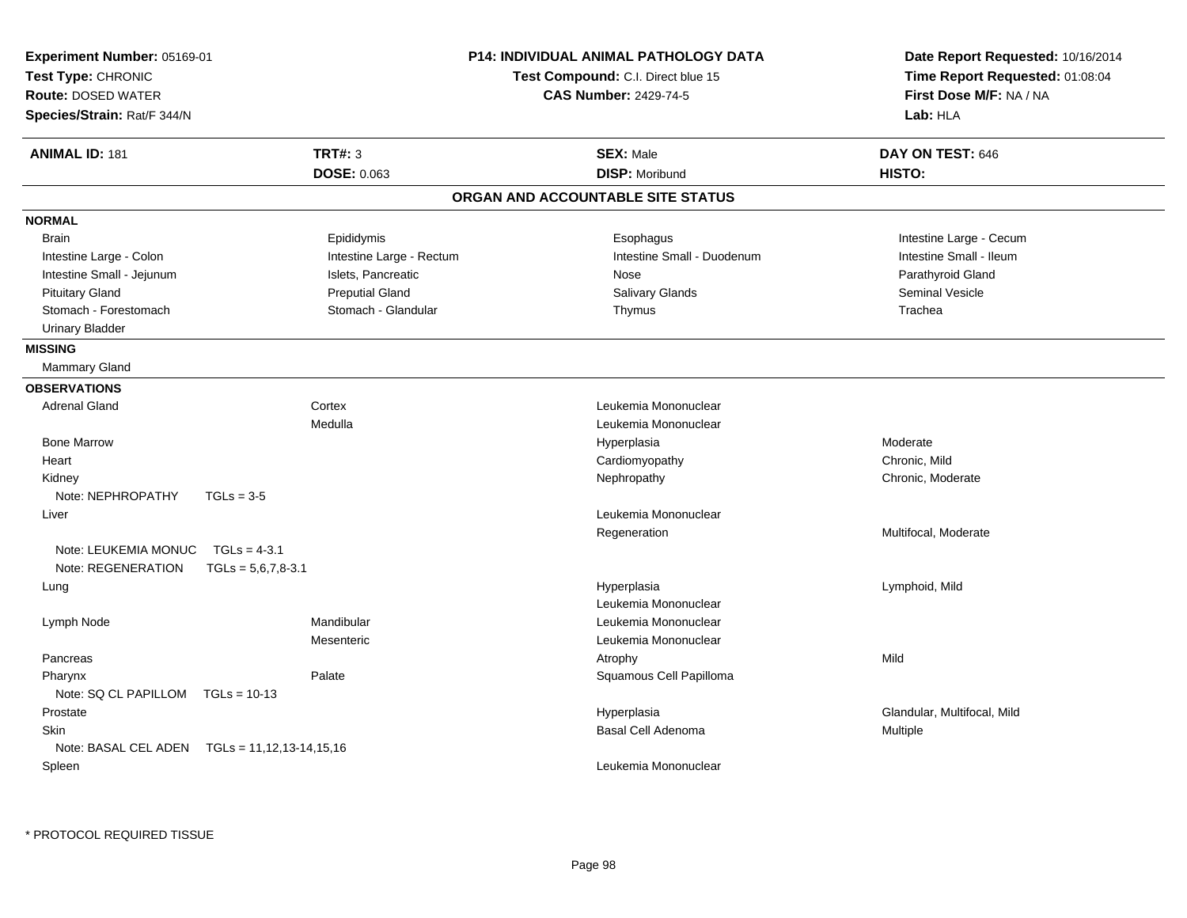**Experiment Number:** 05169-01
**Test Type:** CHRONIC
**Route:** DOSED WATER
**Species/Strain:** Rat/F 344/N

**P14: INDIVIDUAL ANIMAL PATHOLOGY DATA**
**Test Compound:** C.I. Direct blue 15
**CAS Number:** 2429-74-5

**Date Report Requested:** 10/16/2014
**Time Report Requested:** 01:08:04
**First Dose M/F:** NA / NA
**Lab:** HLA

| **ANIMAL ID:** 181 | **TRT#:** 3 | **SEX:** Male | **DAY ON TEST:** 646 |
|---|---|---|---|
| | **DOSE:** 0.063 | **DISP:** Moribund | **HISTO:** |

## ORGAN AND ACCOUNTABLE SITE STATUS

**NORMAL**

| | | | |
|---|---|---|---|
| Brain | Epididymis | Esophagus | Intestine Large - Cecum |
| Intestine Large - Colon | Intestine Large - Rectum | Intestine Small - Duodenum | Intestine Small - Ileum |
| Intestine Small - Jejunum | Islets, Pancreatic | Nose | Parathyroid Gland |
| Pituitary Gland | Preputial Gland | Salivary Glands | Seminal Vesicle |
| Stomach - Forestomach | Stomach - Glandular | Thymus | Trachea |
| Urinary Bladder | | | |

**MISSING**

Mammary Gland

**OBSERVATIONS**

| Organ | Site | Observation | Qualifier |
|---|---|---|---|
| Adrenal Gland | Cortex | Leukemia Mononuclear | |
| | Medulla | Leukemia Mononuclear | |
| Bone Marrow | | Hyperplasia | Moderate |
| Heart | | Cardiomyopathy | Chronic, Mild |
| Kidney | | Nephropathy | Chronic, Moderate |
| Note: NEPHROPATHY TGLs = 3-5 | | | |
| Liver | | Leukemia Mononuclear | |
| | | Regeneration | Multifocal, Moderate |
| Note: LEUKEMIA MONUC TGLs = 4-3.1 | | | |
| Note: REGENERATION TGLs = 5,6,7,8-3.1 | | | |
| Lung | | Hyperplasia | Lymphoid, Mild |
| | | Leukemia Mononuclear | |
| Lymph Node | Mandibular | Leukemia Mononuclear | |
| | Mesenteric | Leukemia Mononuclear | |
| Pancreas | | Atrophy | Mild |
| Pharynx | Palate | Squamous Cell Papilloma | |
| Note: SQ CL PAPILLOM TGLs = 10-13 | | | |
| Prostate | | Hyperplasia | Glandular, Multifocal, Mild |
| Skin | | Basal Cell Adenoma | Multiple |
| Note: BASAL CEL ADEN TGLs = 11,12,13-14,15,16 | | | |
| Spleen | | Leukemia Mononuclear | |

* PROTOCOL REQUIRED TISSUE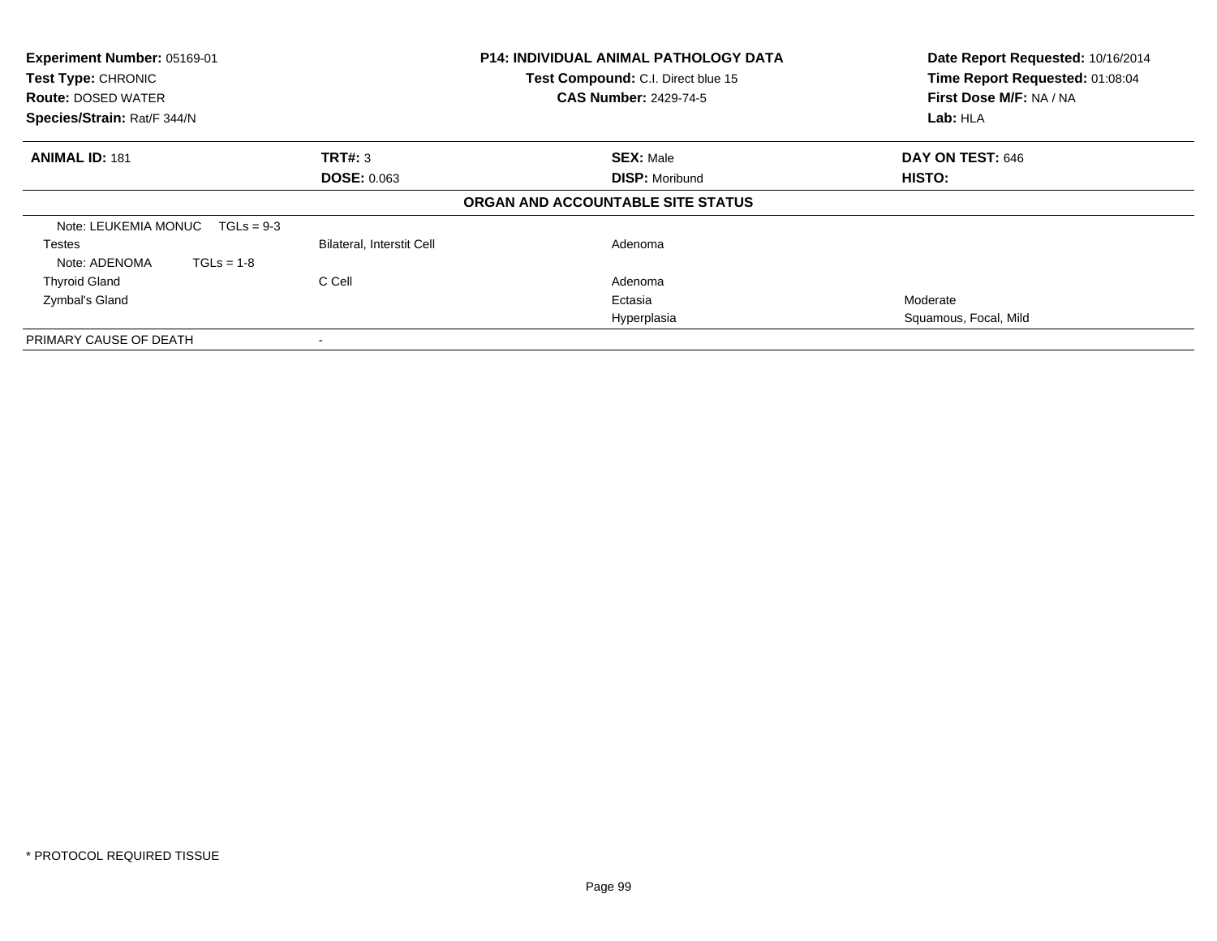| **Experiment Number:** 05169-01 | **P14: INDIVIDUAL ANIMAL PATHOLOGY DATA** | **Date Report Requested:** 10/16/2014 |
|---|---|---|
| **Test Type:** CHRONIC | **Test Compound:** C.I. Direct blue 15 | **Time Report Requested:** 01:08:04 |
| **Route:** DOSED WATER | **CAS Number:** 2429-74-5 | **First Dose M/F:** NA / NA |
| **Species/Strain:** Rat/F 344/N | | **Lab:** HLA |

| **ANIMAL ID:** 181 | **TRT#:** 3 | **SEX:** Male | **DAY ON TEST:** 646 |
|---|---|---|---|
| | **DOSE:** 0.063 | **DISP:** Moribund | **HISTO:** |

**ORGAN AND ACCOUNTABLE SITE STATUS**

| | | | |
|---|---|---|---|
| Note: LEUKEMIA MONUC TGLs = 9-3 | | | |
| Testes | Bilateral, Interstit Cell | Adenoma | |
| Note: ADENOMA TGLs = 1-8 | | | |
| Thyroid Gland | C Cell | Adenoma | |
| Zymbal's Gland | | Ectasia | Moderate |
| | | Hyperplasia | Squamous, Focal, Mild |
| PRIMARY CAUSE OF DEATH | - | | |

\* PROTOCOL REQUIRED TISSUE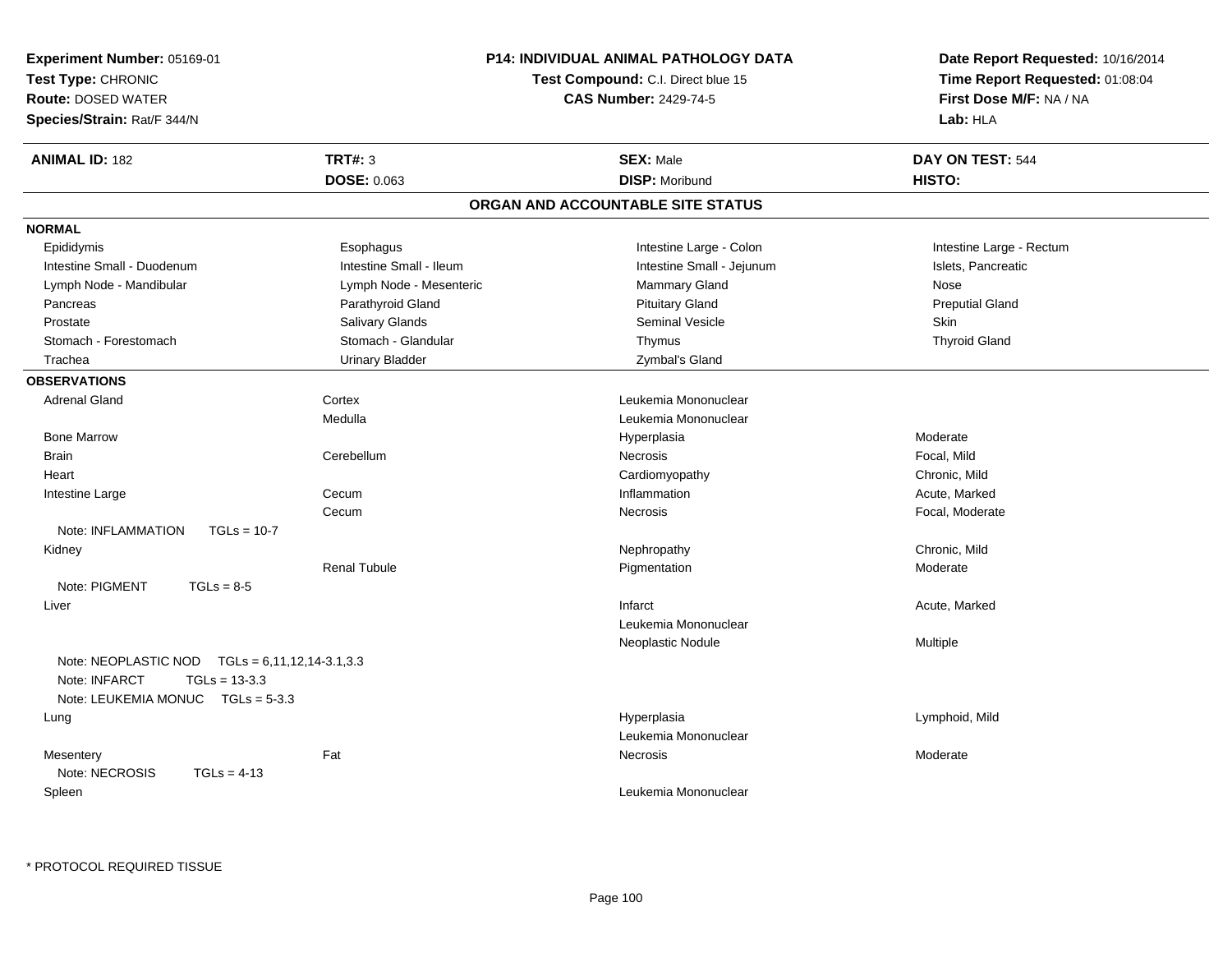**Experiment Number:** 05169-01
**Test Type:** CHRONIC
**Route:** DOSED WATER
**Species/Strain:** Rat/F 344/N

**P14: INDIVIDUAL ANIMAL PATHOLOGY DATA**
**Test Compound:** C.I. Direct blue 15
**CAS Number:** 2429-74-5

**Date Report Requested:** 10/16/2014
**Time Report Requested:** 01:08:04
**First Dose M/F:** NA / NA
**Lab:** HLA

| **ANIMAL ID:** 182 | **TRT#:** 3 | **SEX:** Male | **DAY ON TEST:** 544 |
|---|---|---|---|
| | **DOSE:** 0.063 | **DISP:** Moribund | **HISTO:** |

## ORGAN AND ACCOUNTABLE SITE STATUS

**NORMAL**

| | | | |
|---|---|---|---|
| Epididymis | Esophagus | Intestine Large - Colon | Intestine Large - Rectum |
| Intestine Small - Duodenum | Intestine Small - Ileum | Intestine Small - Jejunum | Islets, Pancreatic |
| Lymph Node - Mandibular | Lymph Node - Mesenteric | Mammary Gland | Nose |
| Pancreas | Parathyroid Gland | Pituitary Gland | Preputial Gland |
| Prostate | Salivary Glands | Seminal Vesicle | Skin |
| Stomach - Forestomach | Stomach - Glandular | Thymus | Thyroid Gland |
| Trachea | Urinary Bladder | Zymbal's Gland | |

**OBSERVATIONS**

| | | | |
|---|---|---|---|
| Adrenal Gland | Cortex | Leukemia Mononuclear | |
| | Medulla | Leukemia Mononuclear | |
| Bone Marrow | | Hyperplasia | Moderate |
| Brain | Cerebellum | Necrosis | Focal, Mild |
| Heart | | Cardiomyopathy | Chronic, Mild |
| Intestine Large | Cecum | Inflammation | Acute, Marked |
| | Cecum | Necrosis | Focal, Moderate |
| Note: INFLAMMATION TGLs = 10-7 | | | |
| Kidney | | Nephropathy | Chronic, Mild |
| | Renal Tubule | Pigmentation | Moderate |
| Note: PIGMENT TGLs = 8-5 | | | |
| Liver | | Infarct | Acute, Marked |
| | | Leukemia Mononuclear | |
| | | Neoplastic Nodule | Multiple |
| Note: NEOPLASTIC NOD TGLs = 6,11,12,14-3.1,3.3 | | | |
| Note: INFARCT TGLs = 13-3.3 | | | |
| Note: LEUKEMIA MONUC TGLs = 5-3.3 | | | |
| Lung | | Hyperplasia | Lymphoid, Mild |
| | | Leukemia Mononuclear | |
| Mesentery | Fat | Necrosis | Moderate |
| Note: NECROSIS TGLs = 4-13 | | | |
| Spleen | | Leukemia Mononuclear | |

\* PROTOCOL REQUIRED TISSUE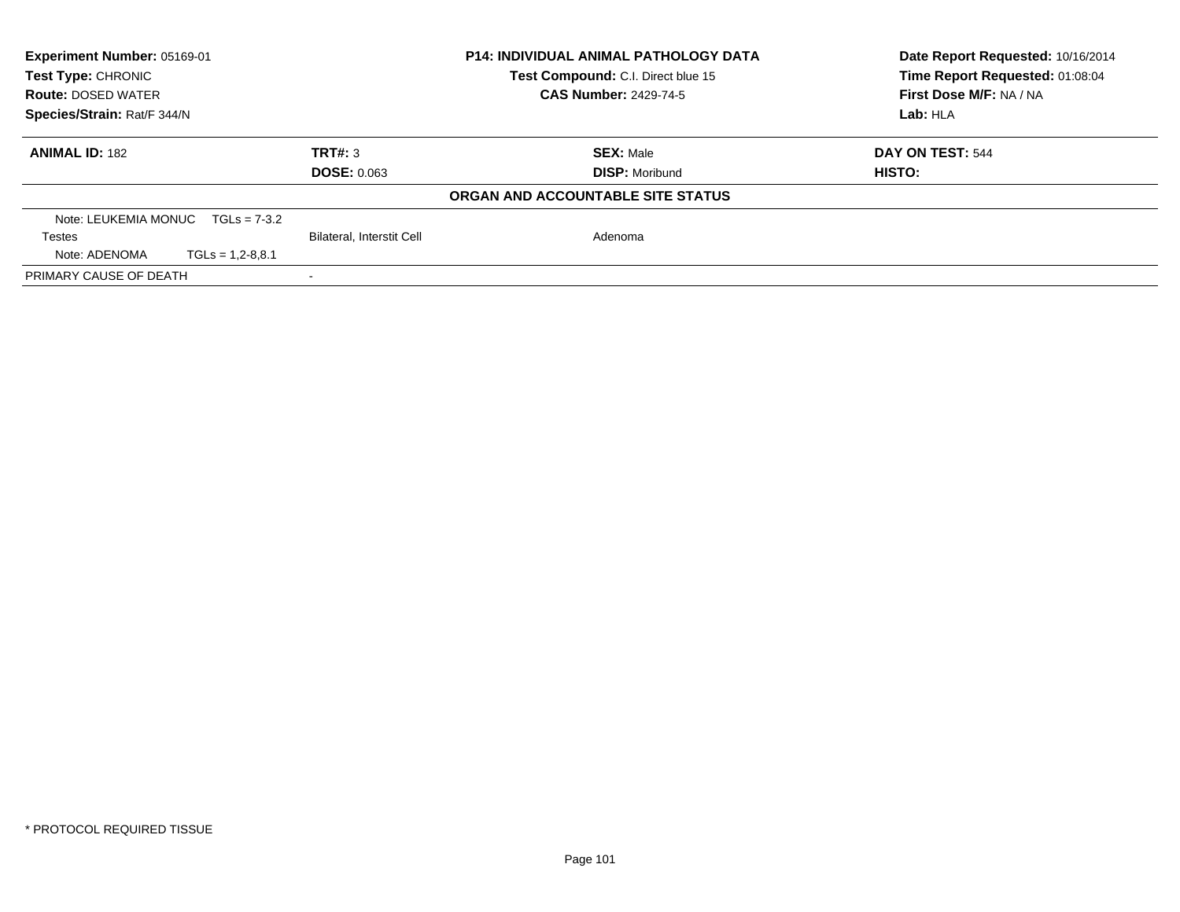**Experiment Number:** 05169-01
**Test Type:** CHRONIC
**Route:** DOSED WATER
**Species/Strain:** Rat/F 344/N

**P14: INDIVIDUAL ANIMAL PATHOLOGY DATA**
**Test Compound:** C.I. Direct blue 15
**CAS Number:** 2429-74-5

**Date Report Requested:** 10/16/2014
**Time Report Requested:** 01:08:04
**First Dose M/F:** NA / NA
**Lab:** HLA

| **ANIMAL ID:** 182 | **TRT#:** 3 | **SEX:** Male | **DAY ON TEST:** 544 |
|---|---|---|---|
| | **DOSE:** 0.063 | **DISP:** Moribund | **HISTO:** |

**ORGAN AND ACCOUNTABLE SITE STATUS**

| | | | |
|---|---|---|---|
| Note: LEUKEMIA MONUC TGLs = 7-3.2 | | | |
| Testes | Bilateral, Interstit Cell | Adenoma | |
| Note: ADENOMA TGLs = 1,2-8,8.1 | | | |
| PRIMARY CAUSE OF DEATH | - | | |

* PROTOCOL REQUIRED TISSUE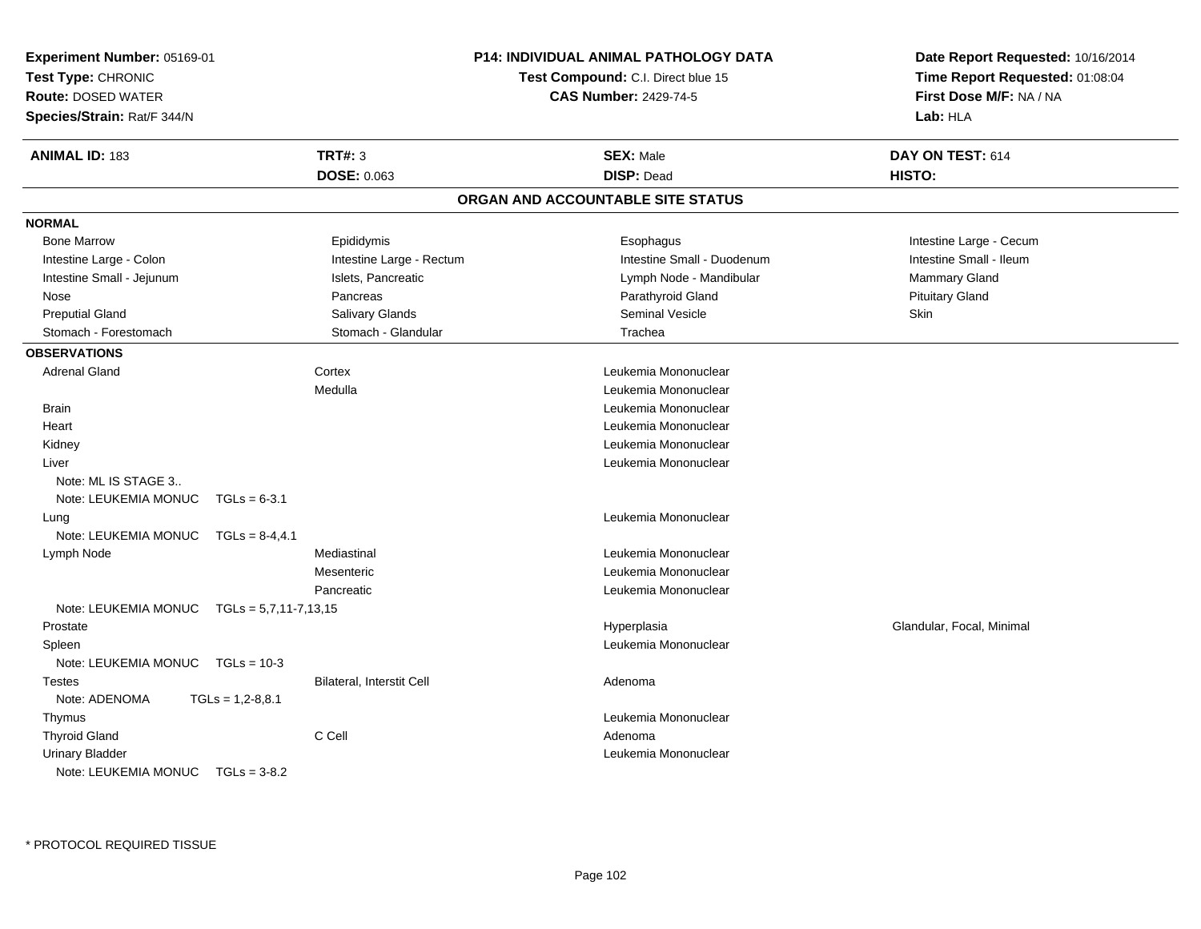**Experiment Number:** 05169-01
**Test Type:** CHRONIC
**Route:** DOSED WATER
**Species/Strain:** Rat/F 344/N

**P14: INDIVIDUAL ANIMAL PATHOLOGY DATA**
**Test Compound:** C.I. Direct blue 15
**CAS Number:** 2429-74-5

**Date Report Requested:** 10/16/2014
**Time Report Requested:** 01:08:04
**First Dose M/F:** NA / NA
**Lab:** HLA

| **ANIMAL ID:** 183 | **TRT#:** 3 | **SEX:** Male | **DAY ON TEST:** 614 |
|---|---|---|---|
| | **DOSE:** 0.063 | **DISP:** Dead | **HISTO:** |

## ORGAN AND ACCOUNTABLE SITE STATUS

**NORMAL**

| | | | |
|---|---|---|---|
| Bone Marrow | Epididymis | Esophagus | Intestine Large - Cecum |
| Intestine Large - Colon | Intestine Large - Rectum | Intestine Small - Duodenum | Intestine Small - Ileum |
| Intestine Small - Jejunum | Islets, Pancreatic | Lymph Node - Mandibular | Mammary Gland |
| Nose | Pancreas | Parathyroid Gland | Pituitary Gland |
| Preputial Gland | Salivary Glands | Seminal Vesicle | Skin |
| Stomach - Forestomach | Stomach - Glandular | Trachea | |

**OBSERVATIONS**

| | | | |
|---|---|---|---|
| Adrenal Gland | Cortex | Leukemia Mononuclear | |
| | Medulla | Leukemia Mononuclear | |
| Brain | | Leukemia Mononuclear | |
| Heart | | Leukemia Mononuclear | |
| Kidney | | Leukemia Mononuclear | |
| Liver | | Leukemia Mononuclear | |
| Note: ML IS STAGE 3.. | | | |
| Note: LEUKEMIA MONUC TGLs = 6-3.1 | | | |
| Lung | | Leukemia Mononuclear | |
| Note: LEUKEMIA MONUC TGLs = 8-4,4.1 | | | |
| Lymph Node | Mediastinal | Leukemia Mononuclear | |
| | Mesenteric | Leukemia Mononuclear | |
| | Pancreatic | Leukemia Mononuclear | |
| Note: LEUKEMIA MONUC TGLs = 5,7,11-7,13,15 | | | |
| Prostate | | Hyperplasia | Glandular, Focal, Minimal |
| Spleen | | Leukemia Mononuclear | |
| Note: LEUKEMIA MONUC TGLs = 10-3 | | | |
| Testes | Bilateral, Interstit Cell | Adenoma | |
| Note: ADENOMA TGLs = 1,2-8,8.1 | | | |
| Thymus | | Leukemia Mononuclear | |
| Thyroid Gland | C Cell | Adenoma | |
| Urinary Bladder | | Leukemia Mononuclear | |
| Note: LEUKEMIA MONUC TGLs = 3-8.2 | | | |

\* PROTOCOL REQUIRED TISSUE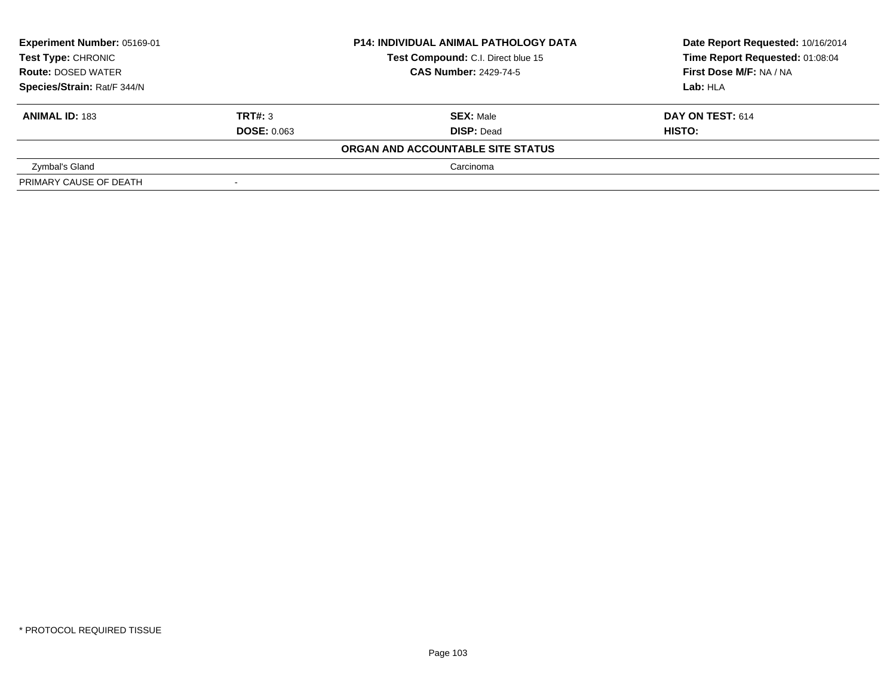**Experiment Number:** 05169-01
**Test Type:** CHRONIC
**Route:** DOSED WATER
**Species/Strain:** Rat/F 344/N

**P14: INDIVIDUAL ANIMAL PATHOLOGY DATA**
**Test Compound:** C.I. Direct blue 15
**CAS Number:** 2429-74-5

**Date Report Requested:** 10/16/2014
**Time Report Requested:** 01:08:04
**First Dose M/F:** NA / NA
**Lab:** HLA

| **ANIMAL ID:** 183 | **TRT#:** 3 | **SEX:** Male | **DAY ON TEST:** 614 |
|---|---|---|---|
| | **DOSE:** 0.063 | **DISP:** Dead | **HISTO:** |
| | | **ORGAN AND ACCOUNTABLE SITE STATUS** | |
| Zymbal's Gland | | Carcinoma | |
| PRIMARY CAUSE OF DEATH | - | | |

* PROTOCOL REQUIRED TISSUE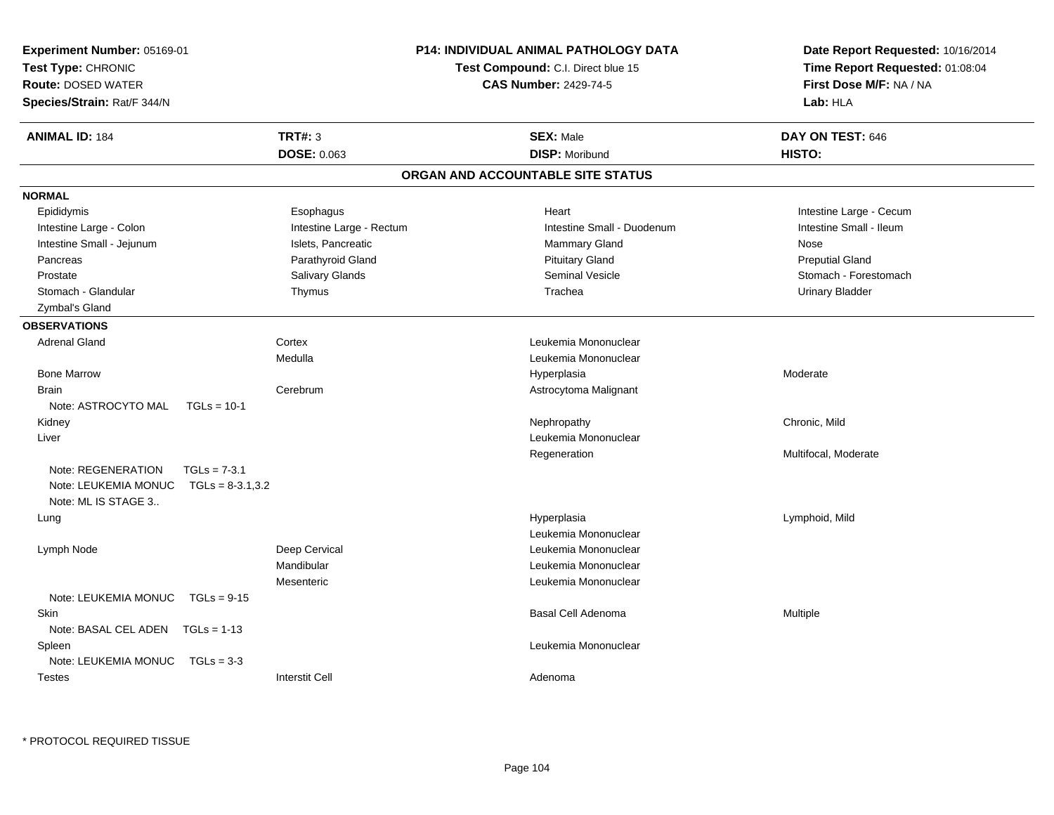**Experiment Number:** 05169-01
**Test Type:** CHRONIC
**Route:** DOSED WATER
**Species/Strain:** Rat/F 344/N

**P14: INDIVIDUAL ANIMAL PATHOLOGY DATA**
**Test Compound:** C.I. Direct blue 15
**CAS Number:** 2429-74-5

**Date Report Requested:** 10/16/2014
**Time Report Requested:** 01:08:04
**First Dose M/F:** NA / NA
**Lab:** HLA

| **ANIMAL ID:** 184 | **TRT#:** 3 | **SEX:** Male | **DAY ON TEST:** 646 |
|---|---|---|---|
| | **DOSE:** 0.063 | **DISP:** Moribund | **HISTO:** |

## ORGAN AND ACCOUNTABLE SITE STATUS

**NORMAL**

| | | | |
|---|---|---|---|
| Epididymis | Esophagus | Heart | Intestine Large - Cecum |
| Intestine Large - Colon | Intestine Large - Rectum | Intestine Small - Duodenum | Intestine Small - Ileum |
| Intestine Small - Jejunum | Islets, Pancreatic | Mammary Gland | Nose |
| Pancreas | Parathyroid Gland | Pituitary Gland | Preputial Gland |
| Prostate | Salivary Glands | Seminal Vesicle | Stomach - Forestomach |
| Stomach - Glandular | Thymus | Trachea | Urinary Bladder |
| Zymbal's Gland | | | |

**OBSERVATIONS**

| Organ | Site | Observation | Qualifier |
|---|---|---|---|
| Adrenal Gland | Cortex | Leukemia Mononuclear | |
| | Medulla | Leukemia Mononuclear | |
| Bone Marrow | | Hyperplasia | Moderate |
| Brain | Cerebrum | Astrocytoma Malignant | |
| Note: ASTROCYTO MAL TGLs = 10-1 | | | |
| Kidney | | Nephropathy | Chronic, Mild |
| Liver | | Leukemia Mononuclear | |
| | | Regeneration | Multifocal, Moderate |
| Note: REGENERATION TGLs = 7-3.1 | | | |
| Note: LEUKEMIA MONUC TGLs = 8-3.1,3.2 | | | |
| Note: ML IS STAGE 3.. | | | |
| Lung | | Hyperplasia | Lymphoid, Mild |
| | | Leukemia Mononuclear | |
| Lymph Node | Deep Cervical | Leukemia Mononuclear | |
| | Mandibular | Leukemia Mononuclear | |
| | Mesenteric | Leukemia Mononuclear | |
| Note: LEUKEMIA MONUC TGLs = 9-15 | | | |
| Skin | | Basal Cell Adenoma | Multiple |
| Note: BASAL CEL ADEN TGLs = 1-13 | | | |
| Spleen | | Leukemia Mononuclear | |
| Note: LEUKEMIA MONUC TGLs = 3-3 | | | |
| Testes | Interstit Cell | Adenoma | |

\* PROTOCOL REQUIRED TISSUE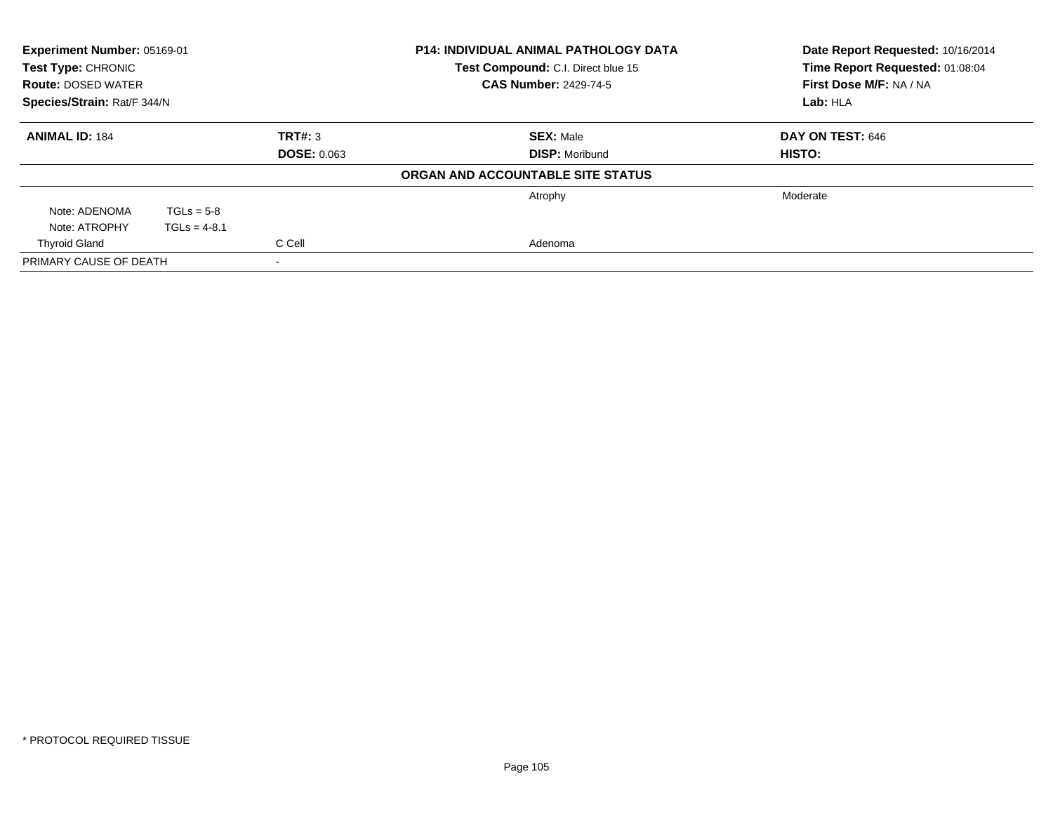**Experiment Number:** 05169-01
**Test Type:** CHRONIC
**Route:** DOSED WATER
**Species/Strain:** Rat/F 344/N

**P14: INDIVIDUAL ANIMAL PATHOLOGY DATA**
**Test Compound:** C.I. Direct blue 15
**CAS Number:** 2429-74-5

**Date Report Requested:** 10/16/2014
**Time Report Requested:** 01:08:04
**First Dose M/F:** NA / NA
**Lab:** HLA

| **ANIMAL ID:** 184 | **TRT#:** 3 | **SEX:** Male | **DAY ON TEST:** 646 |
|---|---|---|---|
| | **DOSE:** 0.063 | **DISP:** Moribund | **HISTO:** |

**ORGAN AND ACCOUNTABLE SITE STATUS**

| | | | |
|---|---|---|---|
| | | Atrophy | Moderate |
| Note: ADENOMA TGLs = 5-8 | | | |
| Note: ATROPHY TGLs = 4-8.1 | | | |
| Thyroid Gland | C Cell | Adenoma | |
| PRIMARY CAUSE OF DEATH | - | | |

\* PROTOCOL REQUIRED TISSUE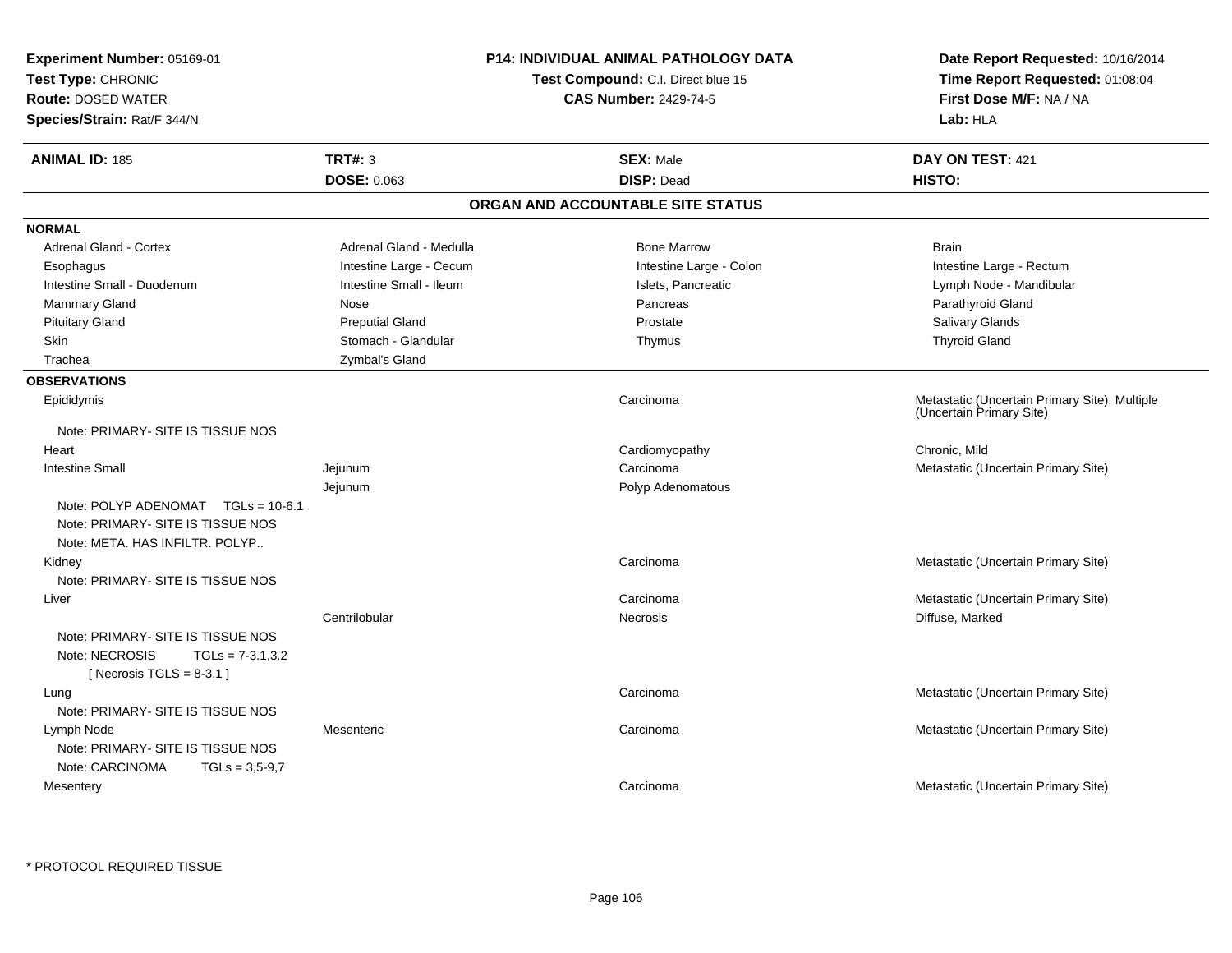**Experiment Number:** 05169-01
**Test Type:** CHRONIC
**Route:** DOSED WATER
**Species/Strain:** Rat/F 344/N

**P14: INDIVIDUAL ANIMAL PATHOLOGY DATA**
**Test Compound:** C.I. Direct blue 15
**CAS Number:** 2429-74-5

**Date Report Requested:** 10/16/2014
**Time Report Requested:** 01:08:04
**First Dose M/F:** NA / NA
**Lab:** HLA

| **ANIMAL ID:** 185 | **TRT#:** 3 | **SEX:** Male | **DAY ON TEST:** 421 |
|---|---|---|---|
| | **DOSE:** 0.063 | **DISP:** Dead | **HISTO:** |

## ORGAN AND ACCOUNTABLE SITE STATUS

**NORMAL**

| | | | |
|---|---|---|---|
| Adrenal Gland - Cortex | Adrenal Gland - Medulla | Bone Marrow | Brain |
| Esophagus | Intestine Large - Cecum | Intestine Large - Colon | Intestine Large - Rectum |
| Intestine Small - Duodenum | Intestine Small - Ileum | Islets, Pancreatic | Lymph Node - Mandibular |
| Mammary Gland | Nose | Pancreas | Parathyroid Gland |
| Pituitary Gland | Preputial Gland | Prostate | Salivary Glands |
| Skin | Stomach - Glandular | Thymus | Thyroid Gland |
| Trachea | Zymbal's Gland | | |

**OBSERVATIONS**

| | | | |
|---|---|---|---|
| Epididymis | | Carcinoma | Metastatic (Uncertain Primary Site), Multiple (Uncertain Primary Site) |
| Note: PRIMARY- SITE IS TISSUE NOS | | | |
| Heart | | Cardiomyopathy | Chronic, Mild |
| Intestine Small | Jejunum | Carcinoma | Metastatic (Uncertain Primary Site) |
| | Jejunum | Polyp Adenomatous | |
| Note: POLYP ADENOMAT TGLs = 10-6.1 | | | |
| Note: PRIMARY- SITE IS TISSUE NOS | | | |
| Note: META. HAS INFILTR. POLYP.. | | | |
| Kidney | | Carcinoma | Metastatic (Uncertain Primary Site) |
| Note: PRIMARY- SITE IS TISSUE NOS | | | |
| Liver | | Carcinoma | Metastatic (Uncertain Primary Site) |
| | Centrilobular | Necrosis | Diffuse, Marked |
| Note: PRIMARY- SITE IS TISSUE NOS | | | |
| Note: NECROSIS TGLs = 7-3.1,3.2 | | | |
| [ Necrosis TGLS = 8-3.1 ] | | | |
| Lung | | Carcinoma | Metastatic (Uncertain Primary Site) |
| Note: PRIMARY- SITE IS TISSUE NOS | | | |
| Lymph Node | Mesenteric | Carcinoma | Metastatic (Uncertain Primary Site) |
| Note: PRIMARY- SITE IS TISSUE NOS | | | |
| Note: CARCINOMA TGLs = 3,5-9,7 | | | |
| Mesentery | | Carcinoma | Metastatic (Uncertain Primary Site) |

* PROTOCOL REQUIRED TISSUE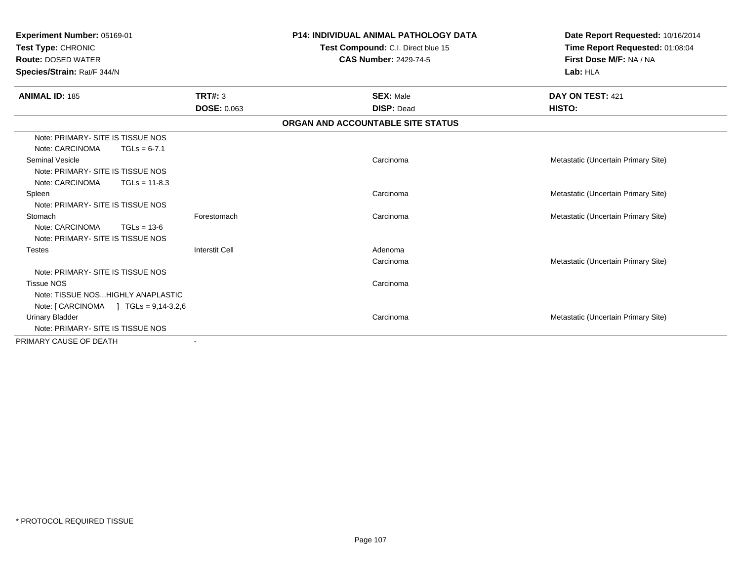**Experiment Number:** 05169-01
**Test Type:** CHRONIC
**Route:** DOSED WATER
**Species/Strain:** Rat/F 344/N

**P14: INDIVIDUAL ANIMAL PATHOLOGY DATA**
**Test Compound:** C.I. Direct blue 15
**CAS Number:** 2429-74-5

**Date Report Requested:** 10/16/2014
**Time Report Requested:** 01:08:04
**First Dose M/F:** NA / NA
**Lab:** HLA

| **ANIMAL ID:** 185 | **TRT#:** 3 | **SEX:** Male | **DAY ON TEST:** 421 |
|---|---|---|---|
| | **DOSE:** 0.063 | **DISP:** Dead | **HISTO:** |

**ORGAN AND ACCOUNTABLE SITE STATUS**

| | | | |
|---|---|---|---|
| Note: PRIMARY- SITE IS TISSUE NOS | | | |
| Note: CARCINOMA TGLs = 6-7.1 | | | |
| Seminal Vesicle | | Carcinoma | Metastatic (Uncertain Primary Site) |
| Note: PRIMARY- SITE IS TISSUE NOS | | | |
| Note: CARCINOMA TGLs = 11-8.3 | | | |
| Spleen | | Carcinoma | Metastatic (Uncertain Primary Site) |
| Note: PRIMARY- SITE IS TISSUE NOS | | | |
| Stomach | Forestomach | Carcinoma | Metastatic (Uncertain Primary Site) |
| Note: CARCINOMA TGLs = 13-6 | | | |
| Note: PRIMARY- SITE IS TISSUE NOS | | | |
| Testes | Interstit Cell | Adenoma | |
| | | Carcinoma | Metastatic (Uncertain Primary Site) |
| Note: PRIMARY- SITE IS TISSUE NOS | | | |
| Tissue NOS | | Carcinoma | |
| Note: TISSUE NOS...HIGHLY ANAPLASTIC | | | |
| Note: [ CARCINOMA ] TGLs = 9,14-3.2,6 | | | |
| Urinary Bladder | | Carcinoma | Metastatic (Uncertain Primary Site) |
| Note: PRIMARY- SITE IS TISSUE NOS | | | |
| PRIMARY CAUSE OF DEATH | - | | |

\* PROTOCOL REQUIRED TISSUE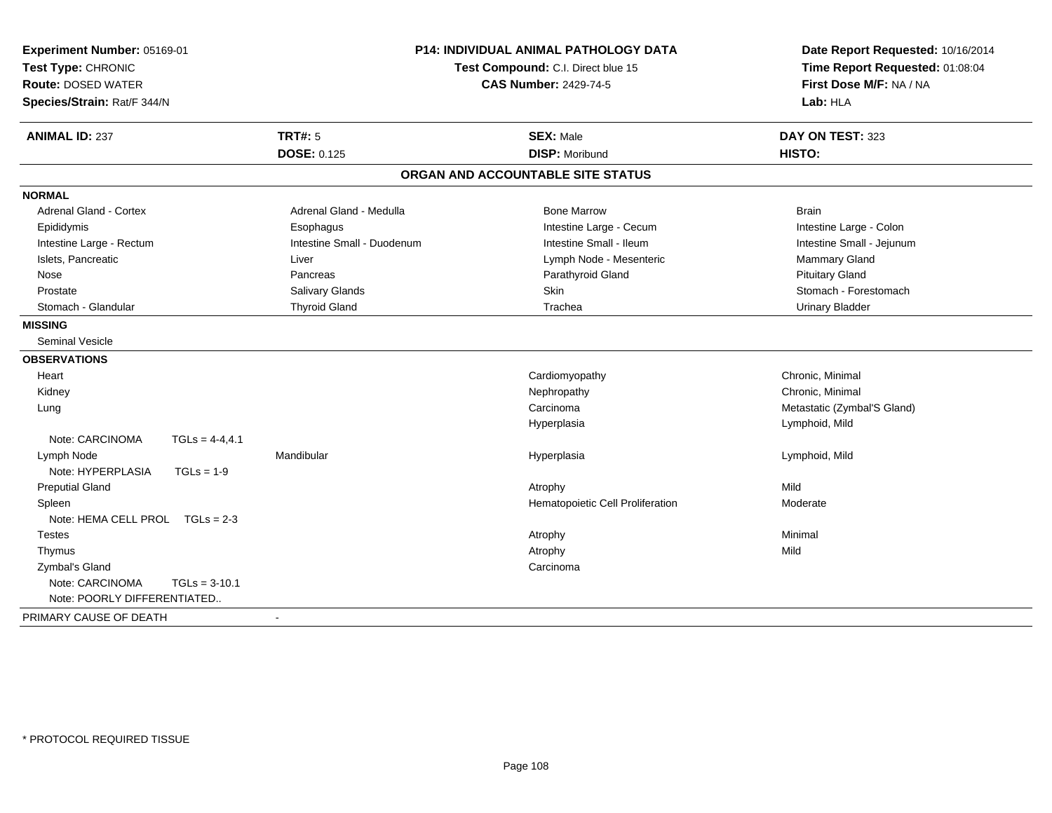**Experiment Number:** 05169-01
**Test Type:** CHRONIC
**Route:** DOSED WATER
**Species/Strain:** Rat/F 344/N

**P14: INDIVIDUAL ANIMAL PATHOLOGY DATA**
**Test Compound:** C.I. Direct blue 15
**CAS Number:** 2429-74-5

**Date Report Requested:** 10/16/2014
**Time Report Requested:** 01:08:04
**First Dose M/F:** NA / NA
**Lab:** HLA

| **ANIMAL ID:** 237 | **TRT#:** 5 | **SEX:** Male | **DAY ON TEST:** 323 |
|---|---|---|---|
| | **DOSE:** 0.125 | **DISP:** Moribund | **HISTO:** |

## ORGAN AND ACCOUNTABLE SITE STATUS

**NORMAL**

| | | | |
|---|---|---|---|
| Adrenal Gland - Cortex | Adrenal Gland - Medulla | Bone Marrow | Brain |
| Epididymis | Esophagus | Intestine Large - Cecum | Intestine Large - Colon |
| Intestine Large - Rectum | Intestine Small - Duodenum | Intestine Small - Ileum | Intestine Small - Jejunum |
| Islets, Pancreatic | Liver | Lymph Node - Mesenteric | Mammary Gland |
| Nose | Pancreas | Parathyroid Gland | Pituitary Gland |
| Prostate | Salivary Glands | Skin | Stomach - Forestomach |
| Stomach - Glandular | Thyroid Gland | Trachea | Urinary Bladder |

**MISSING**

Seminal Vesicle

**OBSERVATIONS**

| | | | |
|---|---|---|---|
| Heart | | Cardiomyopathy | Chronic, Minimal |
| Kidney | | Nephropathy | Chronic, Minimal |
| Lung | | Carcinoma | Metastatic (Zymbal'S Gland) |
| | | Hyperplasia | Lymphoid, Mild |
| Note: CARCINOMA TGLs = 4-4,4.1 | | | |
| Lymph Node | Mandibular | Hyperplasia | Lymphoid, Mild |
| Note: HYPERPLASIA TGLs = 1-9 | | | |
| Preputial Gland | | Atrophy | Mild |
| Spleen | | Hematopoietic Cell Proliferation | Moderate |
| Note: HEMA CELL PROL TGLs = 2-3 | | | |
| Testes | | Atrophy | Minimal |
| Thymus | | Atrophy | Mild |
| Zymbal's Gland | | Carcinoma | |
| Note: CARCINOMA TGLs = 3-10.1 | | | |
| Note: POORLY DIFFERENTIATED.. | | | |

PRIMARY CAUSE OF DEATH -

\* PROTOCOL REQUIRED TISSUE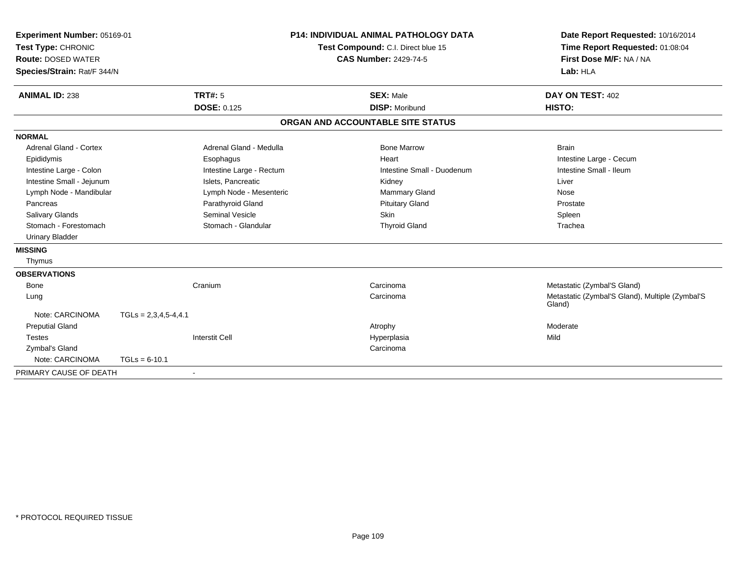**Experiment Number:** 05169-01
**Test Type:** CHRONIC
**Route:** DOSED WATER
**Species/Strain:** Rat/F 344/N

**P14: INDIVIDUAL ANIMAL PATHOLOGY DATA**
**Test Compound:** C.I. Direct blue 15
**CAS Number:** 2429-74-5

**Date Report Requested:** 10/16/2014
**Time Report Requested:** 01:08:04
**First Dose M/F:** NA / NA
**Lab:** HLA

| **ANIMAL ID:** 238 | **TRT#:** 5 | **SEX:** Male | **DAY ON TEST:** 402 |
|---|---|---|---|
| | **DOSE:** 0.125 | **DISP:** Moribund | **HISTO:** |

## ORGAN AND ACCOUNTABLE SITE STATUS

**NORMAL**

| | | | |
|---|---|---|---|
| Adrenal Gland - Cortex | Adrenal Gland - Medulla | Bone Marrow | Brain |
| Epididymis | Esophagus | Heart | Intestine Large - Cecum |
| Intestine Large - Colon | Intestine Large - Rectum | Intestine Small - Duodenum | Intestine Small - Ileum |
| Intestine Small - Jejunum | Islets, Pancreatic | Kidney | Liver |
| Lymph Node - Mandibular | Lymph Node - Mesenteric | Mammary Gland | Nose |
| Pancreas | Parathyroid Gland | Pituitary Gland | Prostate |
| Salivary Glands | Seminal Vesicle | Skin | Spleen |
| Stomach - Forestomach | Stomach - Glandular | Thyroid Gland | Trachea |
| Urinary Bladder | | | |

**MISSING**

Thymus

**OBSERVATIONS**

| Organ | Site | Finding | Qualifier |
|---|---|---|---|
| Bone | Cranium | Carcinoma | Metastatic (Zymbal'S Gland) |
| Lung | | Carcinoma | Metastatic (Zymbal'S Gland), Multiple (Zymbal'S Gland) |
| Note: CARCINOMA TGLs = 2,3,4,5-4,4.1 | | | |
| Preputial Gland | | Atrophy | Moderate |
| Testes | Interstit Cell | Hyperplasia | Mild |
| Zymbal's Gland | | Carcinoma | |
| Note: CARCINOMA TGLs = 6-10.1 | | | |

PRIMARY CAUSE OF DEATH -

* PROTOCOL REQUIRED TISSUE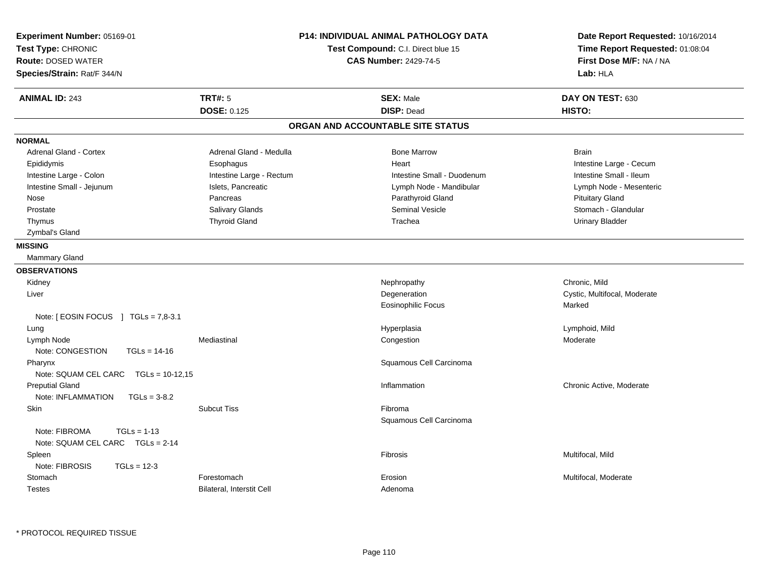**Experiment Number:** 05169-01
**Test Type:** CHRONIC
**Route:** DOSED WATER
**Species/Strain:** Rat/F 344/N

**P14: INDIVIDUAL ANIMAL PATHOLOGY DATA**
**Test Compound:** C.I. Direct blue 15
**CAS Number:** 2429-74-5

**Date Report Requested:** 10/16/2014
**Time Report Requested:** 01:08:04
**First Dose M/F:** NA / NA
**Lab:** HLA

| **ANIMAL ID:** 243 | **TRT#:** 5 | **SEX:** Male | **DAY ON TEST:** 630 |
|---|---|---|---|
| | **DOSE:** 0.125 | **DISP:** Dead | **HISTO:** |

## ORGAN AND ACCOUNTABLE SITE STATUS

**NORMAL**

| | | | |
|---|---|---|---|
| Adrenal Gland - Cortex | Adrenal Gland - Medulla | Bone Marrow | Brain |
| Epididymis | Esophagus | Heart | Intestine Large - Cecum |
| Intestine Large - Colon | Intestine Large - Rectum | Intestine Small - Duodenum | Intestine Small - Ileum |
| Intestine Small - Jejunum | Islets, Pancreatic | Lymph Node - Mandibular | Lymph Node - Mesenteric |
| Nose | Pancreas | Parathyroid Gland | Pituitary Gland |
| Prostate | Salivary Glands | Seminal Vesicle | Stomach - Glandular |
| Thymus | Thyroid Gland | Trachea | Urinary Bladder |
| Zymbal's Gland | | | |

**MISSING**

Mammary Gland

**OBSERVATIONS**

| | | | |
|---|---|---|---|
| Kidney | | Nephropathy | Chronic, Mild |
| Liver | | Degeneration | Cystic, Multifocal, Moderate |
| | | Eosinophilic Focus | Marked |
| Note: [ EOSIN FOCUS ] TGLs = 7,8-3.1 | | | |
| Lung | | Hyperplasia | Lymphoid, Mild |
| Lymph Node | Mediastinal | Congestion | Moderate |
| Note: CONGESTION TGLs = 14-16 | | | |
| Pharynx | | Squamous Cell Carcinoma | |
| Note: SQUAM CEL CARC TGLs = 10-12,15 | | | |
| Preputial Gland | | Inflammation | Chronic Active, Moderate |
| Note: INFLAMMATION TGLs = 3-8.2 | | | |
| Skin | Subcut Tiss | Fibroma | |
| | | Squamous Cell Carcinoma | |
| Note: FIBROMA TGLs = 1-13 | | | |
| Note: SQUAM CEL CARC TGLs = 2-14 | | | |
| Spleen | | Fibrosis | Multifocal, Mild |
| Note: FIBROSIS TGLs = 12-3 | | | |
| Stomach | Forestomach | Erosion | Multifocal, Moderate |
| Testes | Bilateral, Interstit Cell | Adenoma | |

\* PROTOCOL REQUIRED TISSUE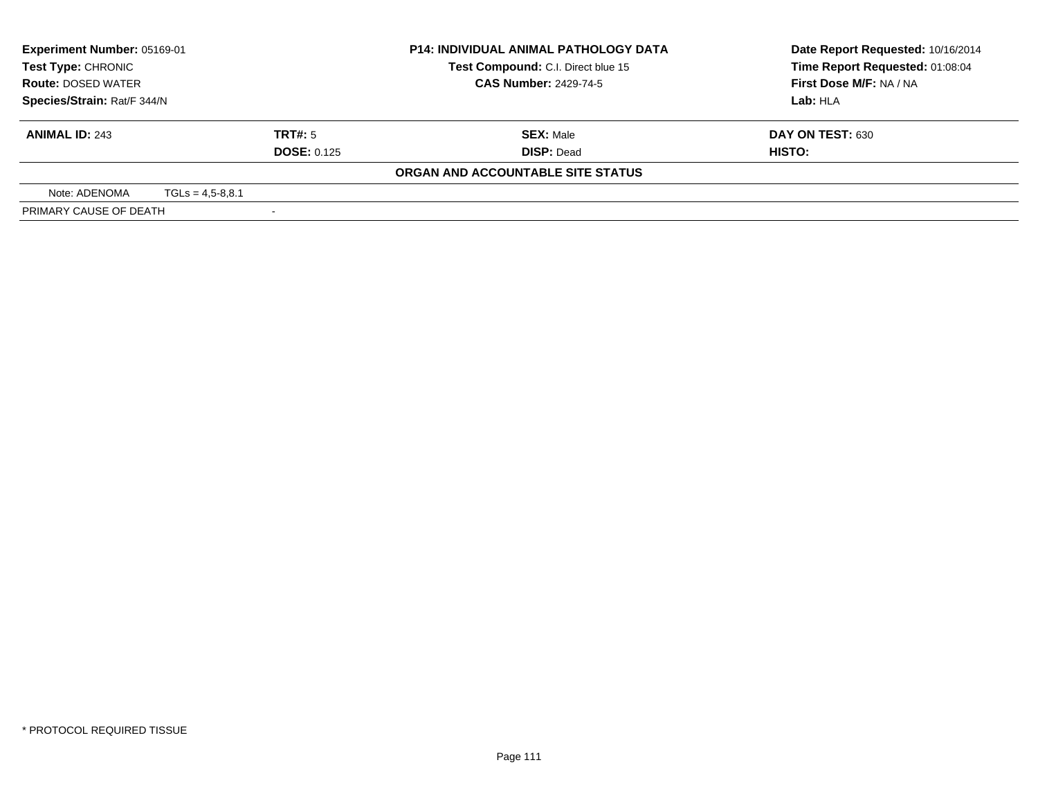| **Experiment Number:** 05169-01 | **P14: INDIVIDUAL ANIMAL PATHOLOGY DATA** | **Date Report Requested:** 10/16/2014 |
|---|---|---|
| **Test Type:** CHRONIC | **Test Compound:** C.I. Direct blue 15 | **Time Report Requested:** 01:08:04 |
| **Route:** DOSED WATER | **CAS Number:** 2429-74-5 | **First Dose M/F:** NA / NA |
| **Species/Strain:** Rat/F 344/N | | **Lab:** HLA |

| **ANIMAL ID:** 243 | **TRT#:** 5 | **SEX:** Male | **DAY ON TEST:** 630 |
|---|---|---|---|
| | **DOSE:** 0.125 | **DISP:** Dead | **HISTO:** |

**ORGAN AND ACCOUNTABLE SITE STATUS**

| Note: ADENOMA | TGLs = 4,5-8,8.1 |
|---|---|
| PRIMARY CAUSE OF DEATH | - |

* PROTOCOL REQUIRED TISSUE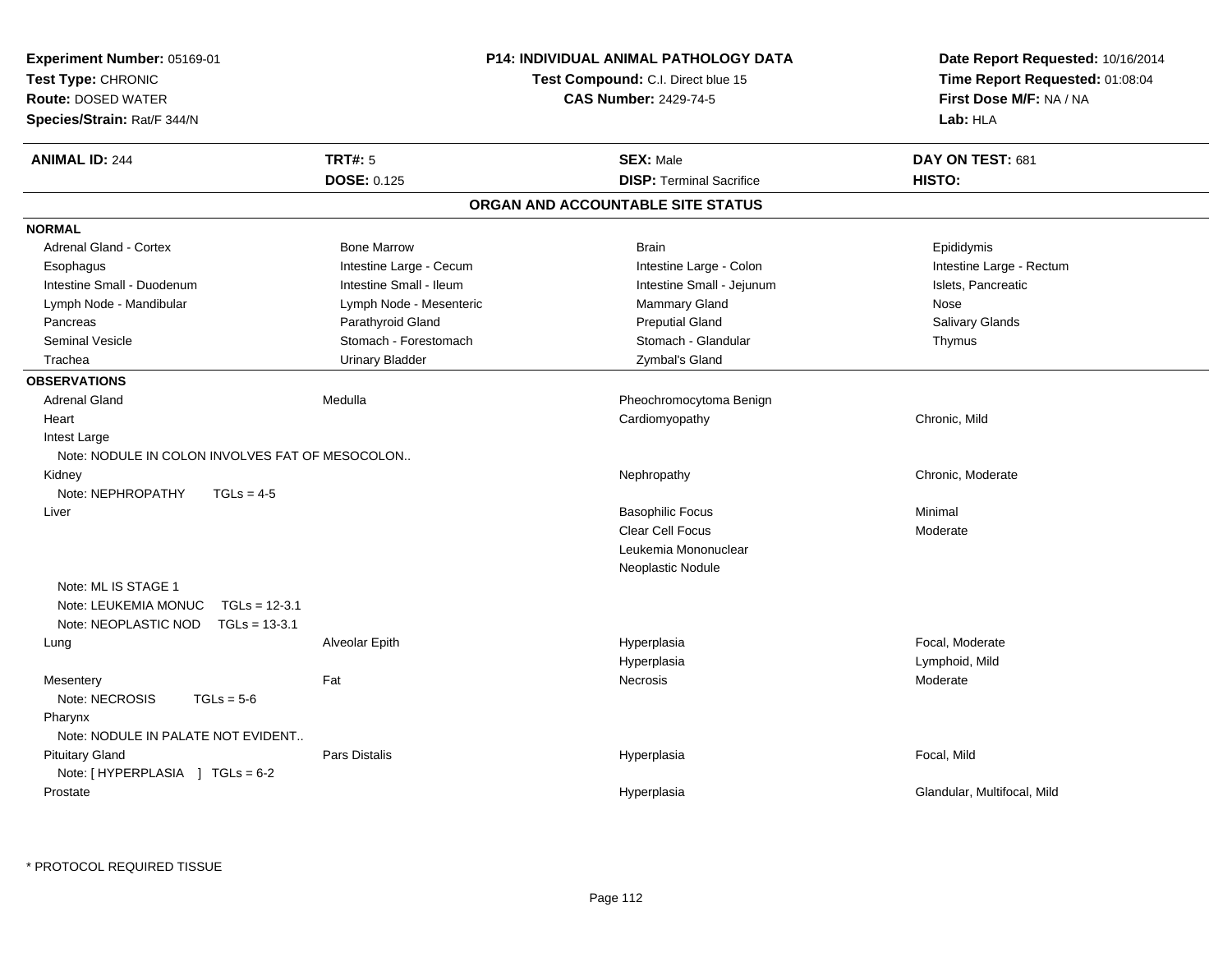**Experiment Number:** 05169-01
**Test Type:** CHRONIC
**Route:** DOSED WATER
**Species/Strain:** Rat/F 344/N

**P14: INDIVIDUAL ANIMAL PATHOLOGY DATA**
**Test Compound:** C.I. Direct blue 15
**CAS Number:** 2429-74-5

**Date Report Requested:** 10/16/2014
**Time Report Requested:** 01:08:04
**First Dose M/F:** NA / NA
**Lab:** HLA

| **ANIMAL ID:** 244 | **TRT#:** 5 | **SEX:** Male | **DAY ON TEST:** 681 |
|---|---|---|---|
| | **DOSE:** 0.125 | **DISP:** Terminal Sacrifice | **HISTO:** |

## ORGAN AND ACCOUNTABLE SITE STATUS

**NORMAL**

| | | | |
|---|---|---|---|
| Adrenal Gland - Cortex | Bone Marrow | Brain | Epididymis |
| Esophagus | Intestine Large - Cecum | Intestine Large - Colon | Intestine Large - Rectum |
| Intestine Small - Duodenum | Intestine Small - Ileum | Intestine Small - Jejunum | Islets, Pancreatic |
| Lymph Node - Mandibular | Lymph Node - Mesenteric | Mammary Gland | Nose |
| Pancreas | Parathyroid Gland | Preputial Gland | Salivary Glands |
| Seminal Vesicle | Stomach - Forestomach | Stomach - Glandular | Thymus |
| Trachea | Urinary Bladder | Zymbal's Gland | |

**OBSERVATIONS**

| | | | |
|---|---|---|---|
| Adrenal Gland | Medulla | Pheochromocytoma Benign | |
| Heart | | Cardiomyopathy | Chronic, Mild |
| Intest Large | | | |
| Note: NODULE IN COLON INVOLVES FAT OF MESOCOLON.. | | | |
| Kidney | | Nephropathy | Chronic, Moderate |
| Note: NEPHROPATHY TGLs = 4-5 | | | |
| Liver | | Basophilic Focus | Minimal |
| | | Clear Cell Focus | Moderate |
| | | Leukemia Mononuclear | |
| | | Neoplastic Nodule | |
| Note: ML IS STAGE 1 | | | |
| Note: LEUKEMIA MONUC TGLs = 12-3.1 | | | |
| Note: NEOPLASTIC NOD TGLs = 13-3.1 | | | |
| Lung | Alveolar Epith | Hyperplasia | Focal, Moderate |
| | | Hyperplasia | Lymphoid, Mild |
| Mesentery | Fat | Necrosis | Moderate |
| Note: NECROSIS TGLs = 5-6 | | | |
| Pharynx | | | |
| Note: NODULE IN PALATE NOT EVIDENT.. | | | |
| Pituitary Gland | Pars Distalis | Hyperplasia | Focal, Mild |
| Note: [ HYPERPLASIA ] TGLs = 6-2 | | | |
| Prostate | | Hyperplasia | Glandular, Multifocal, Mild |

\* PROTOCOL REQUIRED TISSUE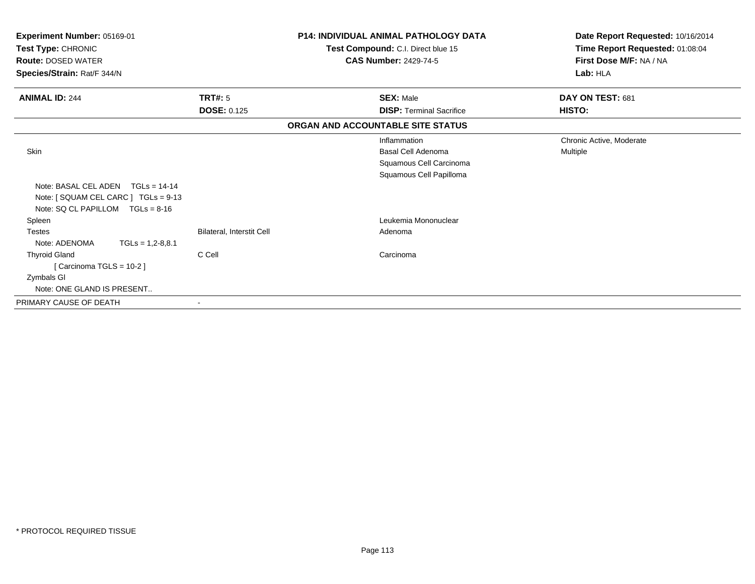**Experiment Number:** 05169-01
**Test Type:** CHRONIC
**Route:** DOSED WATER
**Species/Strain:** Rat/F 344/N

**P14: INDIVIDUAL ANIMAL PATHOLOGY DATA**
**Test Compound:** C.I. Direct blue 15
**CAS Number:** 2429-74-5

**Date Report Requested:** 10/16/2014
**Time Report Requested:** 01:08:04
**First Dose M/F:** NA / NA
**Lab:** HLA

| **ANIMAL ID:** 244 | **TRT#:** 5 | **SEX:** Male | **DAY ON TEST:** 681 |
|---|---|---|---|
| | **DOSE:** 0.125 | **DISP:** Terminal Sacrifice | **HISTO:** |

**ORGAN AND ACCOUNTABLE SITE STATUS**

| | | | |
|---|---|---|---|
| | | Inflammation | Chronic Active, Moderate |
| Skin | | Basal Cell Adenoma | Multiple |
| | | Squamous Cell Carcinoma | |
| | | Squamous Cell Papilloma | |
| Note: BASAL CEL ADEN TGLs = 14-14 | | | |
| Note: [ SQUAM CEL CARC ] TGLs = 9-13 | | | |
| Note: SQ CL PAPILLOM TGLs = 8-16 | | | |
| Spleen | | Leukemia Mononuclear | |
| Testes | Bilateral, Interstit Cell | Adenoma | |
| Note: ADENOMA TGLs = 1,2-8,8.1 | | | |
| Thyroid Gland | C Cell | Carcinoma | |
| [ Carcinoma TGLS = 10-2 ] | | | |
| Zymbals Gl | | | |
| Note: ONE GLAND IS PRESENT.. | | | |
| PRIMARY CAUSE OF DEATH | - | | |

* PROTOCOL REQUIRED TISSUE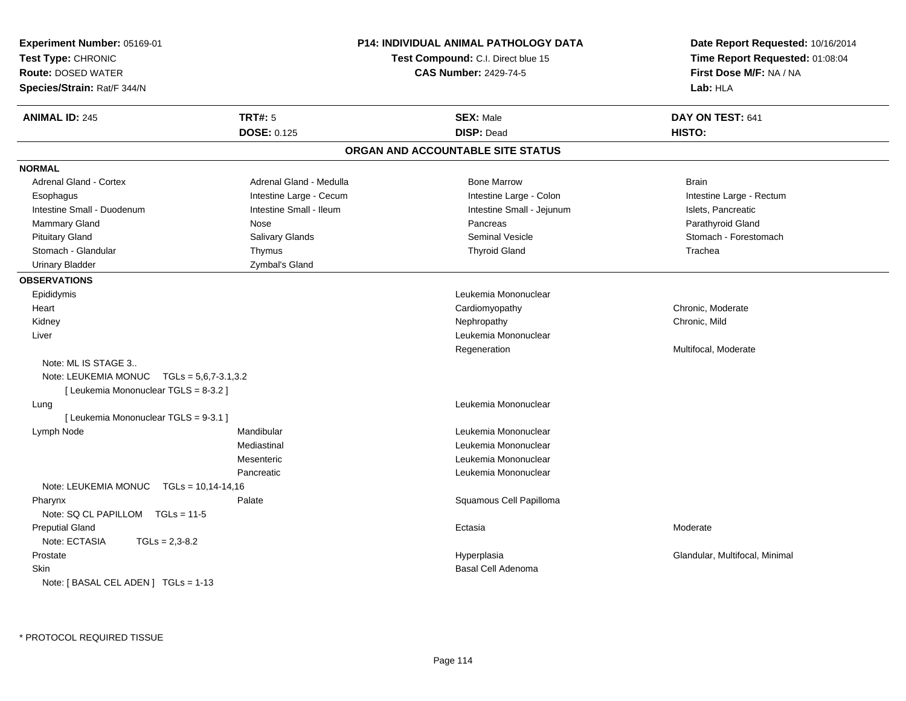**Experiment Number:** 05169-01
**Test Type:** CHRONIC
**Route:** DOSED WATER
**Species/Strain:** Rat/F 344/N

**P14: INDIVIDUAL ANIMAL PATHOLOGY DATA**
**Test Compound:** C.I. Direct blue 15
**CAS Number:** 2429-74-5

**Date Report Requested:** 10/16/2014
**Time Report Requested:** 01:08:04
**First Dose M/F:** NA / NA
**Lab:** HLA

| **ANIMAL ID:** 245 | **TRT#:** 5 | **SEX:** Male | **DAY ON TEST:** 641 |
|---|---|---|---|
| | **DOSE:** 0.125 | **DISP:** Dead | **HISTO:** |

## ORGAN AND ACCOUNTABLE SITE STATUS

**NORMAL**

| | | | |
|---|---|---|---|
| Adrenal Gland - Cortex | Adrenal Gland - Medulla | Bone Marrow | Brain |
| Esophagus | Intestine Large - Cecum | Intestine Large - Colon | Intestine Large - Rectum |
| Intestine Small - Duodenum | Intestine Small - Ileum | Intestine Small - Jejunum | Islets, Pancreatic |
| Mammary Gland | Nose | Pancreas | Parathyroid Gland |
| Pituitary Gland | Salivary Glands | Seminal Vesicle | Stomach - Forestomach |
| Stomach - Glandular | Thymus | Thyroid Gland | Trachea |
| Urinary Bladder | Zymbal's Gland | | |

**OBSERVATIONS**

| | | | |
|---|---|---|---|
| Epididymis | | Leukemia Mononuclear | |
| Heart | | Cardiomyopathy | Chronic, Moderate |
| Kidney | | Nephropathy | Chronic, Mild |
| Liver | | Leukemia Mononuclear | |
| | | Regeneration | Multifocal, Moderate |
| Note: ML IS STAGE 3.. | | | |
| Note: LEUKEMIA MONUC TGLs = 5,6,7-3.1,3.2 | | | |
| [ Leukemia Mononuclear TGLS = 8-3.2 ] | | | |
| Lung | | Leukemia Mononuclear | |
| [ Leukemia Mononuclear TGLS = 9-3.1 ] | | | |
| Lymph Node | Mandibular | Leukemia Mononuclear | |
| | Mediastinal | Leukemia Mononuclear | |
| | Mesenteric | Leukemia Mononuclear | |
| | Pancreatic | Leukemia Mononuclear | |
| Note: LEUKEMIA MONUC TGLs = 10,14-14,16 | | | |
| Pharynx | Palate | Squamous Cell Papilloma | |
| Note: SQ CL PAPILLOM TGLs = 11-5 | | | |
| Preputial Gland | | Ectasia | Moderate |
| Note: ECTASIA TGLs = 2,3-8.2 | | | |
| Prostate | | Hyperplasia | Glandular, Multifocal, Minimal |
| Skin | | Basal Cell Adenoma | |
| Note: [ BASAL CEL ADEN ] TGLs = 1-13 | | | |

* PROTOCOL REQUIRED TISSUE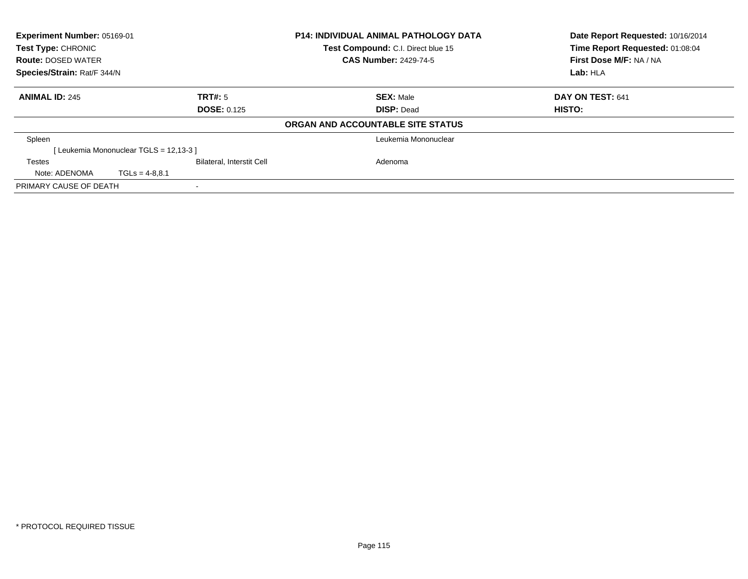**Experiment Number:** 05169-01
**Test Type:** CHRONIC
**Route:** DOSED WATER
**Species/Strain:** Rat/F 344/N

**P14: INDIVIDUAL ANIMAL PATHOLOGY DATA**
**Test Compound:** C.I. Direct blue 15
**CAS Number:** 2429-74-5

**Date Report Requested:** 10/16/2014
**Time Report Requested:** 01:08:04
**First Dose M/F:** NA / NA
**Lab:** HLA

| **ANIMAL ID:** 245 | **TRT#:** 5 | **SEX:** Male | **DAY ON TEST:** 641 |
|---|---|---|---|
| | **DOSE:** 0.125 | **DISP:** Dead | **HISTO:** |

**ORGAN AND ACCOUNTABLE SITE STATUS**

| | | |
|---|---|---|
| Spleen | | Leukemia Mononuclear |
| [ Leukemia Mononuclear TGLS = 12,13-3 ] | | |
| Testes | Bilateral, Interstit Cell | Adenoma |
| Note: ADENOMA TGLs = 4-8,8.1 | | |
| PRIMARY CAUSE OF DEATH | - | |

* PROTOCOL REQUIRED TISSUE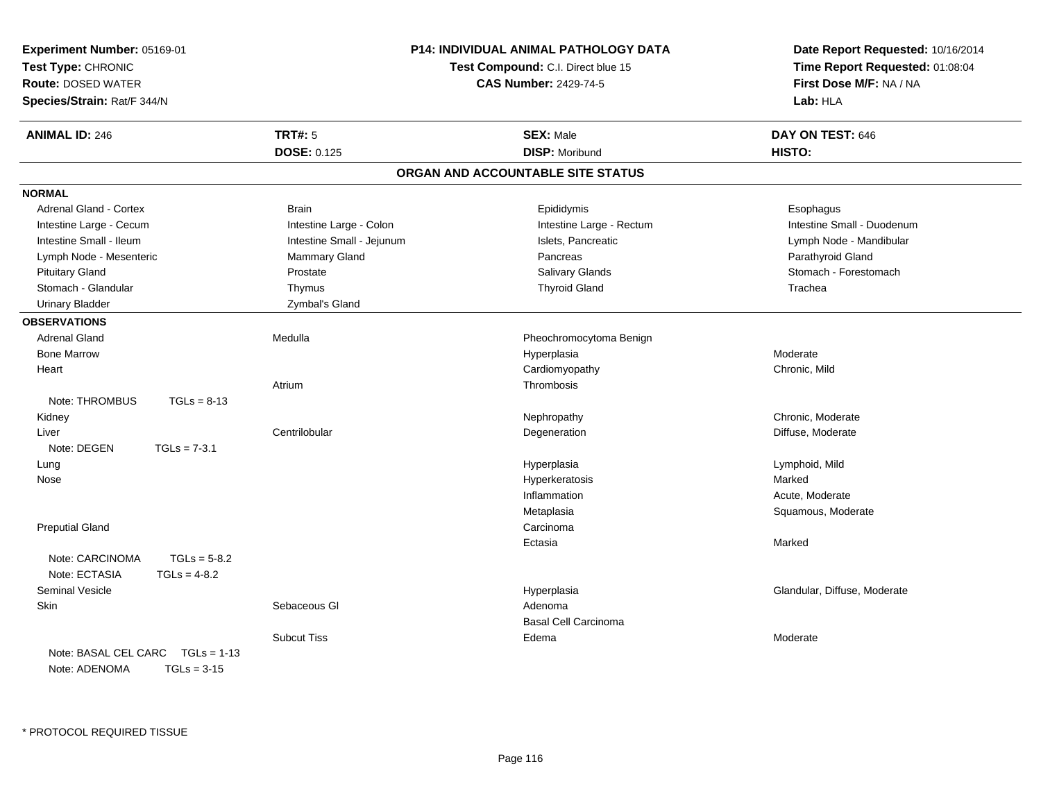**Experiment Number:** 05169-01
**Test Type:** CHRONIC
**Route:** DOSED WATER
**Species/Strain:** Rat/F 344/N

**P14: INDIVIDUAL ANIMAL PATHOLOGY DATA**
**Test Compound:** C.I. Direct blue 15
**CAS Number:** 2429-74-5

**Date Report Requested:** 10/16/2014
**Time Report Requested:** 01:08:04
**First Dose M/F:** NA / NA
**Lab:** HLA

| **ANIMAL ID:** 246 | **TRT#:** 5 | **SEX:** Male | **DAY ON TEST:** 646 |
|---|---|---|---|
| | **DOSE:** 0.125 | **DISP:** Moribund | **HISTO:** |

## ORGAN AND ACCOUNTABLE SITE STATUS

**NORMAL**

| | | | |
|---|---|---|---|
| Adrenal Gland - Cortex | Brain | Epididymis | Esophagus |
| Intestine Large - Cecum | Intestine Large - Colon | Intestine Large - Rectum | Intestine Small - Duodenum |
| Intestine Small - Ileum | Intestine Small - Jejunum | Islets, Pancreatic | Lymph Node - Mandibular |
| Lymph Node - Mesenteric | Mammary Gland | Pancreas | Parathyroid Gland |
| Pituitary Gland | Prostate | Salivary Glands | Stomach - Forestomach |
| Stomach - Glandular | Thymus | Thyroid Gland | Trachea |
| Urinary Bladder | Zymbal's Gland | | |

**OBSERVATIONS**

| | | | |
|---|---|---|---|
| Adrenal Gland | Medulla | Pheochromocytoma Benign | |
| Bone Marrow | | Hyperplasia | Moderate |
| Heart | | Cardiomyopathy | Chronic, Mild |
| | Atrium | Thrombosis | |
| Note: THROMBUS TGLs = 8-13 | | | |
| Kidney | | Nephropathy | Chronic, Moderate |
| Liver | Centrilobular | Degeneration | Diffuse, Moderate |
| Note: DEGEN TGLs = 7-3.1 | | | |
| Lung | | Hyperplasia | Lymphoid, Mild |
| Nose | | Hyperkeratosis | Marked |
| | | Inflammation | Acute, Moderate |
| | | Metaplasia | Squamous, Moderate |
| Preputial Gland | | Carcinoma | |
| | | Ectasia | Marked |
| Note: CARCINOMA TGLs = 5-8.2 | | | |
| Note: ECTASIA TGLs = 4-8.2 | | | |
| Seminal Vesicle | | Hyperplasia | Glandular, Diffuse, Moderate |
| Skin | Sebaceous Gl | Adenoma | |
| | | Basal Cell Carcinoma | |
| | Subcut Tiss | Edema | Moderate |
| Note: BASAL CEL CARC TGLs = 1-13 | | | |
| Note: ADENOMA TGLs = 3-15 | | | |

\* PROTOCOL REQUIRED TISSUE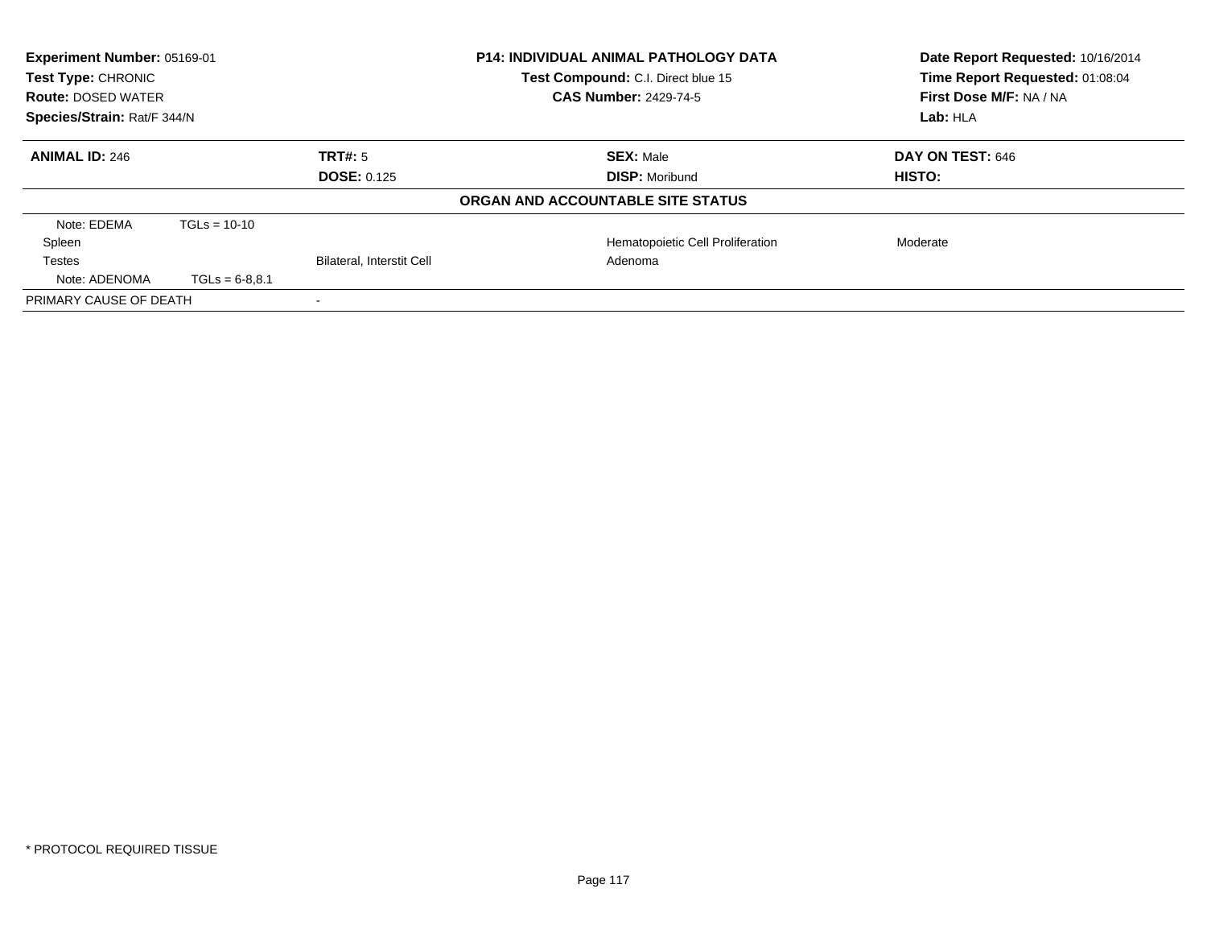**Experiment Number:** 05169-01
**Test Type:** CHRONIC
**Route:** DOSED WATER
**Species/Strain:** Rat/F 344/N

**P14: INDIVIDUAL ANIMAL PATHOLOGY DATA**
**Test Compound:** C.I. Direct blue 15
**CAS Number:** 2429-74-5

**Date Report Requested:** 10/16/2014
**Time Report Requested:** 01:08:04
**First Dose M/F:** NA / NA
**Lab:** HLA

| **ANIMAL ID:** 246 | **TRT#:** 5 | **SEX:** Male | **DAY ON TEST:** 646 |
|---|---|---|---|
| | **DOSE:** 0.125 | **DISP:** Moribund | **HISTO:** |

**ORGAN AND ACCOUNTABLE SITE STATUS**

| | | | |
|---|---|---|---|
| Note: EDEMA TGLs = 10-10 | | | |
| Spleen | | Hematopoietic Cell Proliferation | Moderate |
| Testes | Bilateral, Interstit Cell | Adenoma | |
| Note: ADENOMA TGLs = 6-8,8.1 | | | |
| PRIMARY CAUSE OF DEATH | - | | |

\* PROTOCOL REQUIRED TISSUE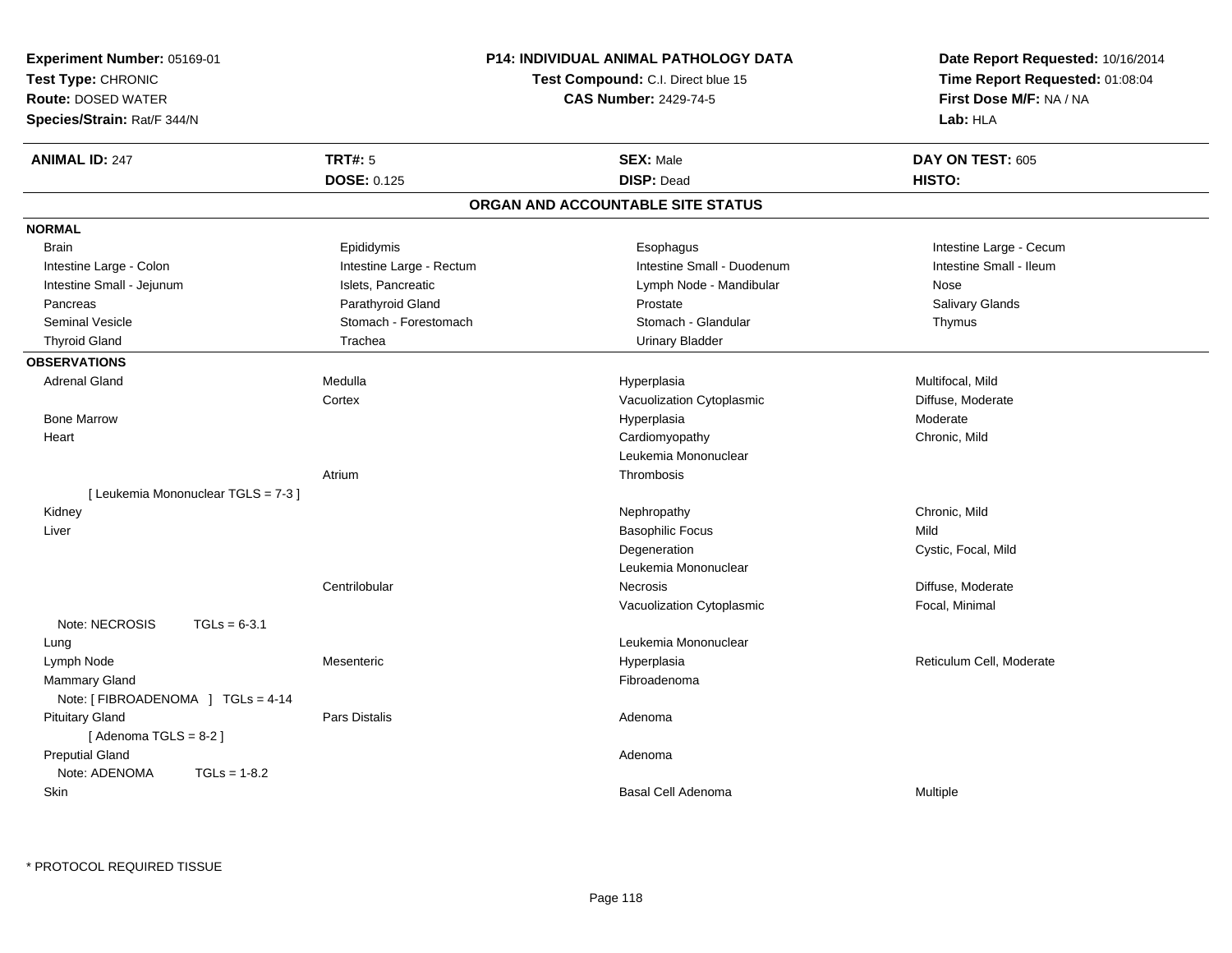**Experiment Number:** 05169-01
**Test Type:** CHRONIC
**Route:** DOSED WATER
**Species/Strain:** Rat/F 344/N

**P14: INDIVIDUAL ANIMAL PATHOLOGY DATA**
**Test Compound:** C.I. Direct blue 15
**CAS Number:** 2429-74-5

**Date Report Requested:** 10/16/2014
**Time Report Requested:** 01:08:04
**First Dose M/F:** NA / NA
**Lab:** HLA

| **ANIMAL ID:** 247 | **TRT#:** 5 | **SEX:** Male | **DAY ON TEST:** 605 |
|---|---|---|---|
| | **DOSE:** 0.125 | **DISP:** Dead | **HISTO:** |

## ORGAN AND ACCOUNTABLE SITE STATUS

**NORMAL**

| | | | |
|---|---|---|---|
| Brain | Epididymis | Esophagus | Intestine Large - Cecum |
| Intestine Large - Colon | Intestine Large - Rectum | Intestine Small - Duodenum | Intestine Small - Ileum |
| Intestine Small - Jejunum | Islets, Pancreatic | Lymph Node - Mandibular | Nose |
| Pancreas | Parathyroid Gland | Prostate | Salivary Glands |
| Seminal Vesicle | Stomach - Forestomach | Stomach - Glandular | Thymus |
| Thyroid Gland | Trachea | Urinary Bladder | |

**OBSERVATIONS**

| | | | |
|---|---|---|---|
| Adrenal Gland | Medulla | Hyperplasia | Multifocal, Mild |
| | Cortex | Vacuolization Cytoplasmic | Diffuse, Moderate |
| Bone Marrow | | Hyperplasia | Moderate |
| Heart | | Cardiomyopathy | Chronic, Mild |
| | | Leukemia Mononuclear | |
| | Atrium | Thrombosis | |
| [ Leukemia Mononuclear TGLS = 7-3 ] | | | |
| Kidney | | Nephropathy | Chronic, Mild |
| Liver | | Basophilic Focus | Mild |
| | | Degeneration | Cystic, Focal, Mild |
| | | Leukemia Mononuclear | |
| | Centrilobular | Necrosis | Diffuse, Moderate |
| | | Vacuolization Cytoplasmic | Focal, Minimal |
| Note: NECROSIS TGLs = 6-3.1 | | | |
| Lung | | Leukemia Mononuclear | |
| Lymph Node | Mesenteric | Hyperplasia | Reticulum Cell, Moderate |
| Mammary Gland | | Fibroadenoma | |
| Note: [ FIBROADENOMA ] TGLs = 4-14 | | | |
| Pituitary Gland | Pars Distalis | Adenoma | |
| [ Adenoma TGLS = 8-2 ] | | | |
| Preputial Gland | | Adenoma | |
| Note: ADENOMA TGLs = 1-8.2 | | | |
| Skin | | Basal Cell Adenoma | Multiple |

* PROTOCOL REQUIRED TISSUE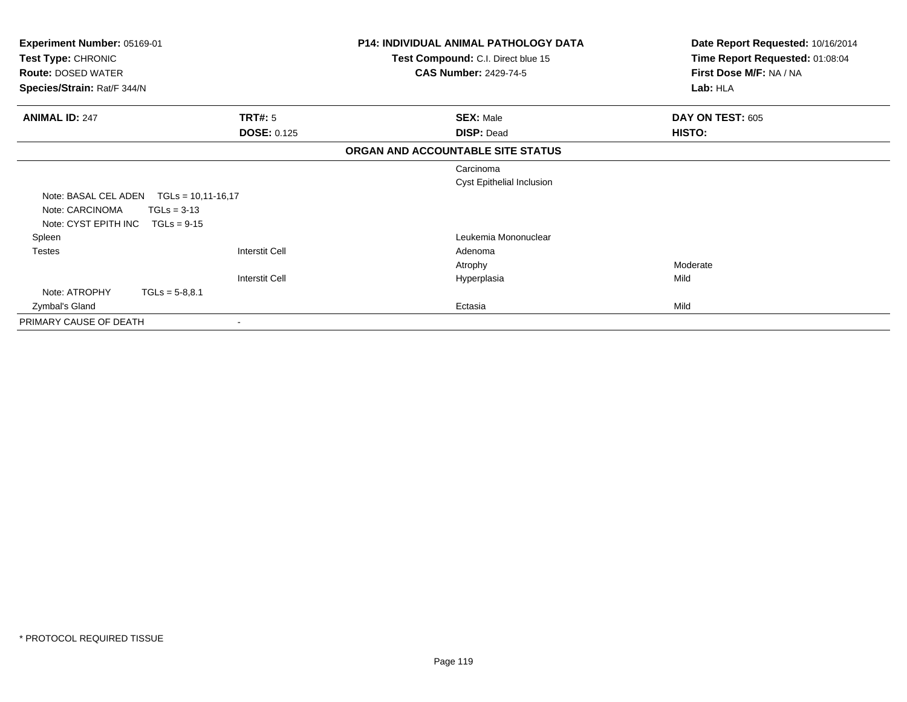**Experiment Number:** 05169-01
**Test Type:** CHRONIC
**Route:** DOSED WATER
**Species/Strain:** Rat/F 344/N

**P14: INDIVIDUAL ANIMAL PATHOLOGY DATA**
**Test Compound:** C.I. Direct blue 15
**CAS Number:** 2429-74-5

**Date Report Requested:** 10/16/2014
**Time Report Requested:** 01:08:04
**First Dose M/F:** NA / NA
**Lab:** HLA

| **ANIMAL ID:** 247 | **TRT#:** 5 | **SEX:** Male | **DAY ON TEST:** 605 |
|---|---|---|---|
| | **DOSE:** 0.125 | **DISP:** Dead | **HISTO:** |

**ORGAN AND ACCOUNTABLE SITE STATUS**

| | | | |
|---|---|---|---|
| | | Carcinoma | |
| | | Cyst Epithelial Inclusion | |
| Note: BASAL CEL ADEN TGLs = 10,11-16,17 | | | |
| Note: CARCINOMA TGLs = 3-13 | | | |
| Note: CYST EPITH INC TGLs = 9-15 | | | |
| Spleen | | Leukemia Mononuclear | |
| Testes | Interstit Cell | Adenoma | |
| | | Atrophy | Moderate |
| | Interstit Cell | Hyperplasia | Mild |
| Note: ATROPHY TGLs = 5-8,8.1 | | | |
| Zymbal's Gland | | Ectasia | Mild |
| PRIMARY CAUSE OF DEATH | - | | |

* PROTOCOL REQUIRED TISSUE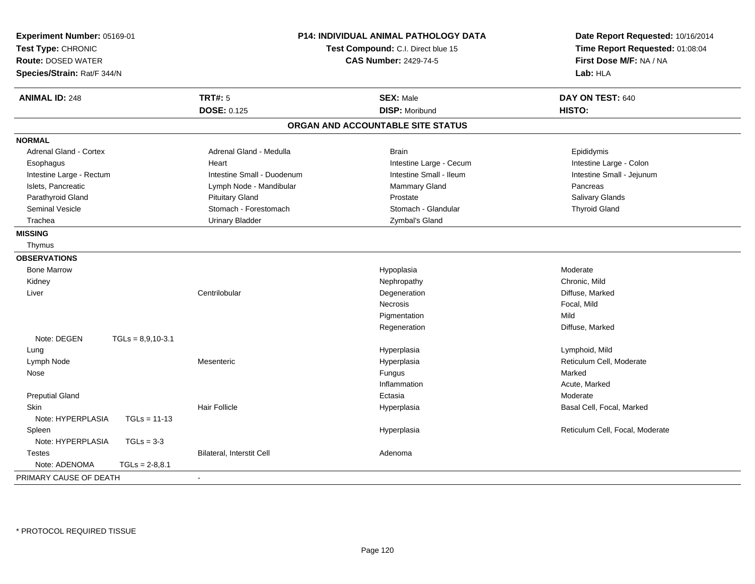**Experiment Number:** 05169-01
**Test Type:** CHRONIC
**Route:** DOSED WATER
**Species/Strain:** Rat/F 344/N

**P14: INDIVIDUAL ANIMAL PATHOLOGY DATA**
**Test Compound:** C.I. Direct blue 15
**CAS Number:** 2429-74-5

**Date Report Requested:** 10/16/2014
**Time Report Requested:** 01:08:04
**First Dose M/F:** NA / NA
**Lab:** HLA

| **ANIMAL ID:** 248 | **TRT#:** 5 | **SEX:** Male | **DAY ON TEST:** 640 |
|---|---|---|---|
| | **DOSE:** 0.125 | **DISP:** Moribund | **HISTO:** |

**ORGAN AND ACCOUNTABLE SITE STATUS**

**NORMAL**

| | | | |
|---|---|---|---|
| Adrenal Gland - Cortex | Adrenal Gland - Medulla | Brain | Epididymis |
| Esophagus | Heart | Intestine Large - Cecum | Intestine Large - Colon |
| Intestine Large - Rectum | Intestine Small - Duodenum | Intestine Small - Ileum | Intestine Small - Jejunum |
| Islets, Pancreatic | Lymph Node - Mandibular | Mammary Gland | Pancreas |
| Parathyroid Gland | Pituitary Gland | Prostate | Salivary Glands |
| Seminal Vesicle | Stomach - Forestomach | Stomach - Glandular | Thyroid Gland |
| Trachea | Urinary Bladder | Zymbal's Gland | |

**MISSING**

Thymus

**OBSERVATIONS**

| Organ | Site | Observation | Severity |
|---|---|---|---|
| Bone Marrow | | Hypoplasia | Moderate |
| Kidney | | Nephropathy | Chronic, Mild |
| Liver | Centrilobular | Degeneration | Diffuse, Marked |
| | | Necrosis | Focal, Mild |
| | | Pigmentation | Mild |
| | | Regeneration | Diffuse, Marked |
| Note: DEGEN TGLs = 8,9,10-3.1 | | | |
| Lung | | Hyperplasia | Lymphoid, Mild |
| Lymph Node | Mesenteric | Hyperplasia | Reticulum Cell, Moderate |
| Nose | | Fungus | Marked |
| | | Inflammation | Acute, Marked |
| Preputial Gland | | Ectasia | Moderate |
| Skin | Hair Follicle | Hyperplasia | Basal Cell, Focal, Marked |
| Note: HYPERPLASIA TGLs = 11-13 | | | |
| Spleen | | Hyperplasia | Reticulum Cell, Focal, Moderate |
| Note: HYPERPLASIA TGLs = 3-3 | | | |
| Testes | Bilateral, Interstit Cell | Adenoma | |
| Note: ADENOMA TGLs = 2-8,8.1 | | | |

PRIMARY CAUSE OF DEATH -

* PROTOCOL REQUIRED TISSUE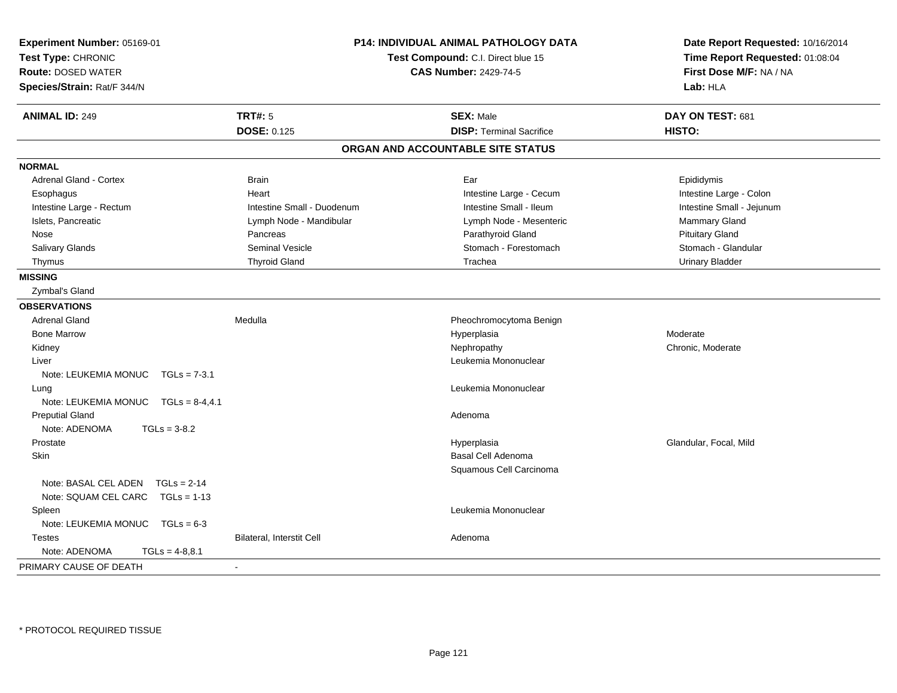**Experiment Number:** 05169-01
**Test Type:** CHRONIC
**Route:** DOSED WATER
**Species/Strain:** Rat/F 344/N

**P14: INDIVIDUAL ANIMAL PATHOLOGY DATA**
**Test Compound:** C.I. Direct blue 15
**CAS Number:** 2429-74-5

**Date Report Requested:** 10/16/2014
**Time Report Requested:** 01:08:04
**First Dose M/F:** NA / NA
**Lab:** HLA

| **ANIMAL ID:** 249 | **TRT#:** 5 | **SEX:** Male | **DAY ON TEST:** 681 |
|---|---|---|---|
| | **DOSE:** 0.125 | **DISP:** Terminal Sacrifice | **HISTO:** |

## ORGAN AND ACCOUNTABLE SITE STATUS

**NORMAL**

| | | | |
|---|---|---|---|
| Adrenal Gland - Cortex | Brain | Ear | Epididymis |
| Esophagus | Heart | Intestine Large - Cecum | Intestine Large - Colon |
| Intestine Large - Rectum | Intestine Small - Duodenum | Intestine Small - Ileum | Intestine Small - Jejunum |
| Islets, Pancreatic | Lymph Node - Mandibular | Lymph Node - Mesenteric | Mammary Gland |
| Nose | Pancreas | Parathyroid Gland | Pituitary Gland |
| Salivary Glands | Seminal Vesicle | Stomach - Forestomach | Stomach - Glandular |
| Thymus | Thyroid Gland | Trachea | Urinary Bladder |

**MISSING**

Zymbal's Gland

**OBSERVATIONS**

| | | | |
|---|---|---|---|
| Adrenal Gland | Medulla | Pheochromocytoma Benign | |
| Bone Marrow | | Hyperplasia | Moderate |
| Kidney | | Nephropathy | Chronic, Moderate |
| Liver | | Leukemia Mononuclear | |
| Note: LEUKEMIA MONUC TGLs = 7-3.1 | | | |
| Lung | | Leukemia Mononuclear | |
| Note: LEUKEMIA MONUC TGLs = 8-4,4.1 | | | |
| Preputial Gland | | Adenoma | |
| Note: ADENOMA TGLs = 3-8.2 | | | |
| Prostate | | Hyperplasia | Glandular, Focal, Mild |
| Skin | | Basal Cell Adenoma | |
| | | Squamous Cell Carcinoma | |
| Note: BASAL CEL ADEN TGLs = 2-14 | | | |
| Note: SQUAM CEL CARC TGLs = 1-13 | | | |
| Spleen | | Leukemia Mononuclear | |
| Note: LEUKEMIA MONUC TGLs = 6-3 | | | |
| Testes | Bilateral, Interstit Cell | Adenoma | |
| Note: ADENOMA TGLs = 4-8,8.1 | | | |

PRIMARY CAUSE OF DEATH -

* PROTOCOL REQUIRED TISSUE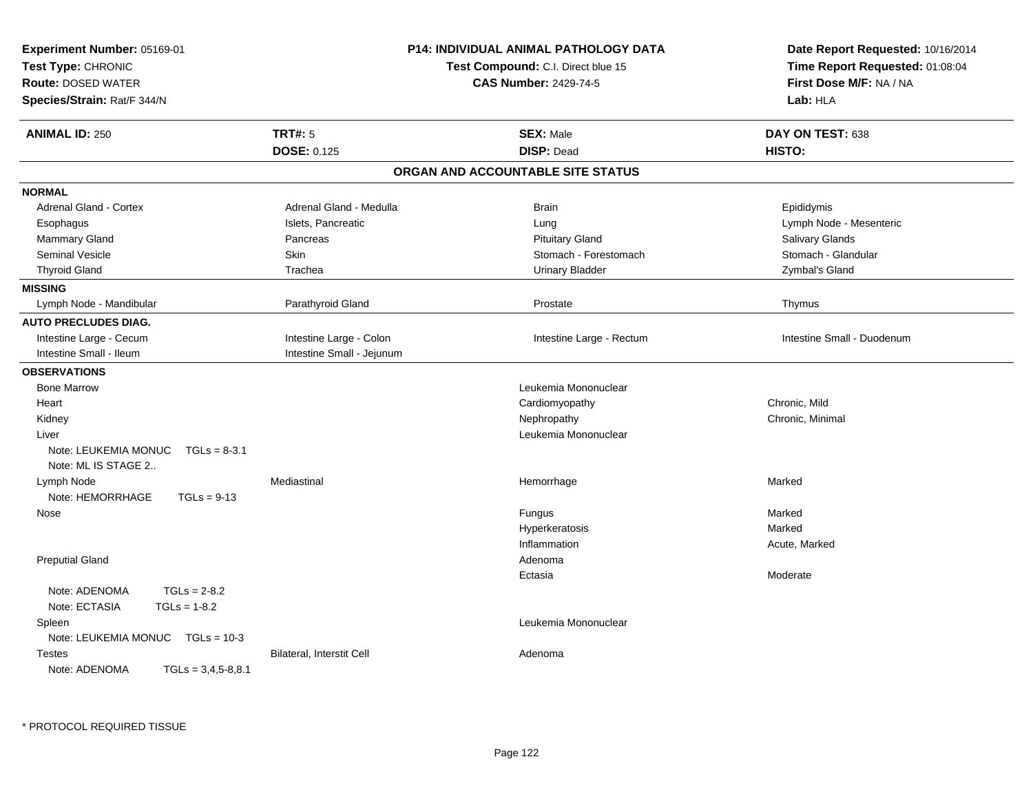**Experiment Number:** 05169-01
**Test Type:** CHRONIC
**Route:** DOSED WATER
**Species/Strain:** Rat/F 344/N

**P14: INDIVIDUAL ANIMAL PATHOLOGY DATA**
**Test Compound:** C.I. Direct blue 15
**CAS Number:** 2429-74-5

**Date Report Requested:** 10/16/2014
**Time Report Requested:** 01:08:04
**First Dose M/F:** NA / NA
**Lab:** HLA

| **ANIMAL ID:** 250 | **TRT#:** 5 | **SEX:** Male | **DAY ON TEST:** 638 |
|---|---|---|---|
| | **DOSE:** 0.125 | **DISP:** Dead | **HISTO:** |

## ORGAN AND ACCOUNTABLE SITE STATUS

**NORMAL**

| | | | |
|---|---|---|---|
| Adrenal Gland - Cortex | Adrenal Gland - Medulla | Brain | Epididymis |
| Esophagus | Islets, Pancreatic | Lung | Lymph Node - Mesenteric |
| Mammary Gland | Pancreas | Pituitary Gland | Salivary Glands |
| Seminal Vesicle | Skin | Stomach - Forestomach | Stomach - Glandular |
| Thyroid Gland | Trachea | Urinary Bladder | Zymbal's Gland |

**MISSING**

| | | | |
|---|---|---|---|
| Lymph Node - Mandibular | Parathyroid Gland | Prostate | Thymus |

**AUTO PRECLUDES DIAG.**

| | | | |
|---|---|---|---|
| Intestine Large - Cecum | Intestine Large - Colon | Intestine Large - Rectum | Intestine Small - Duodenum |
| Intestine Small - Ileum | Intestine Small - Jejunum | | |

**OBSERVATIONS**

| | | | |
|---|---|---|---|
| Bone Marrow | | Leukemia Mononuclear | |
| Heart | | Cardiomyopathy | Chronic, Mild |
| Kidney | | Nephropathy | Chronic, Minimal |
| Liver | | Leukemia Mononuclear | |
| Note: LEUKEMIA MONUC TGLs = 8-3.1 | | | |
| Note: ML IS STAGE 2.. | | | |
| Lymph Node | Mediastinal | Hemorrhage | Marked |
| Note: HEMORRHAGE TGLs = 9-13 | | | |
| Nose | | Fungus | Marked |
| | | Hyperkeratosis | Marked |
| | | Inflammation | Acute, Marked |
| Preputial Gland | | Adenoma | |
| | | Ectasia | Moderate |
| Note: ADENOMA TGLs = 2-8.2 | | | |
| Note: ECTASIA TGLs = 1-8.2 | | | |
| Spleen | | Leukemia Mononuclear | |
| Note: LEUKEMIA MONUC TGLs = 10-3 | | | |
| Testes | Bilateral, Interstit Cell | Adenoma | |
| Note: ADENOMA TGLs = 3,4,5-8,8.1 | | | |

* PROTOCOL REQUIRED TISSUE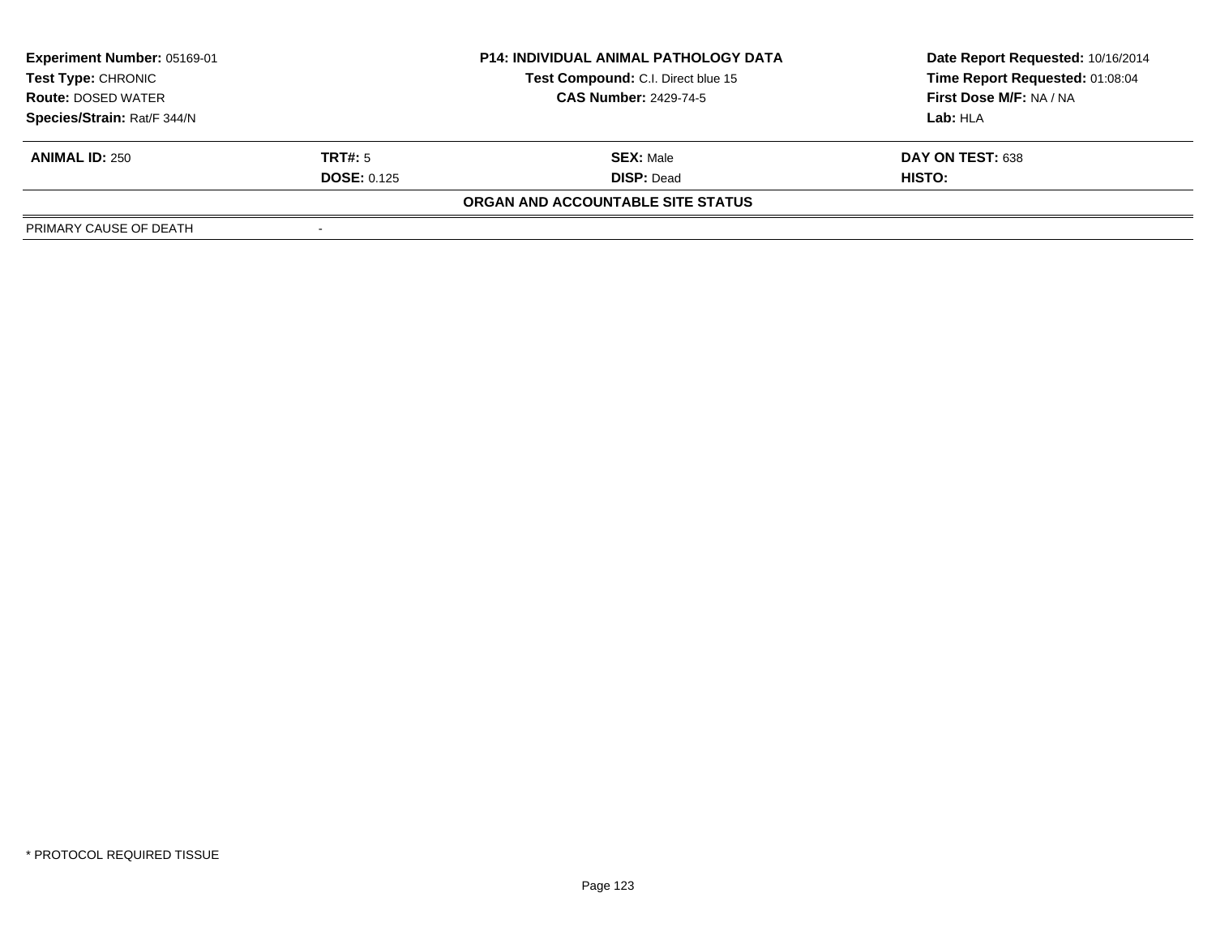| **Experiment Number:** 05169-01 | **P14: INDIVIDUAL ANIMAL PATHOLOGY DATA** | **Date Report Requested:** 10/16/2014 |
|---|---|---|
| **Test Type:** CHRONIC | **Test Compound:** C.I. Direct blue 15 | **Time Report Requested:** 01:08:04 |
| **Route:** DOSED WATER | **CAS Number:** 2429-74-5 | **First Dose M/F:** NA / NA |
| **Species/Strain:** Rat/F 344/N | | **Lab:** HLA |

| **ANIMAL ID:** 250 | **TRT#:** 5 | **SEX:** Male | **DAY ON TEST:** 638 |
|---|---|---|---|
| | **DOSE:** 0.125 | **DISP:** Dead | **HISTO:** |

**ORGAN AND ACCOUNTABLE SITE STATUS**

| PRIMARY CAUSE OF DEATH | - |
|---|---|

* PROTOCOL REQUIRED TISSUE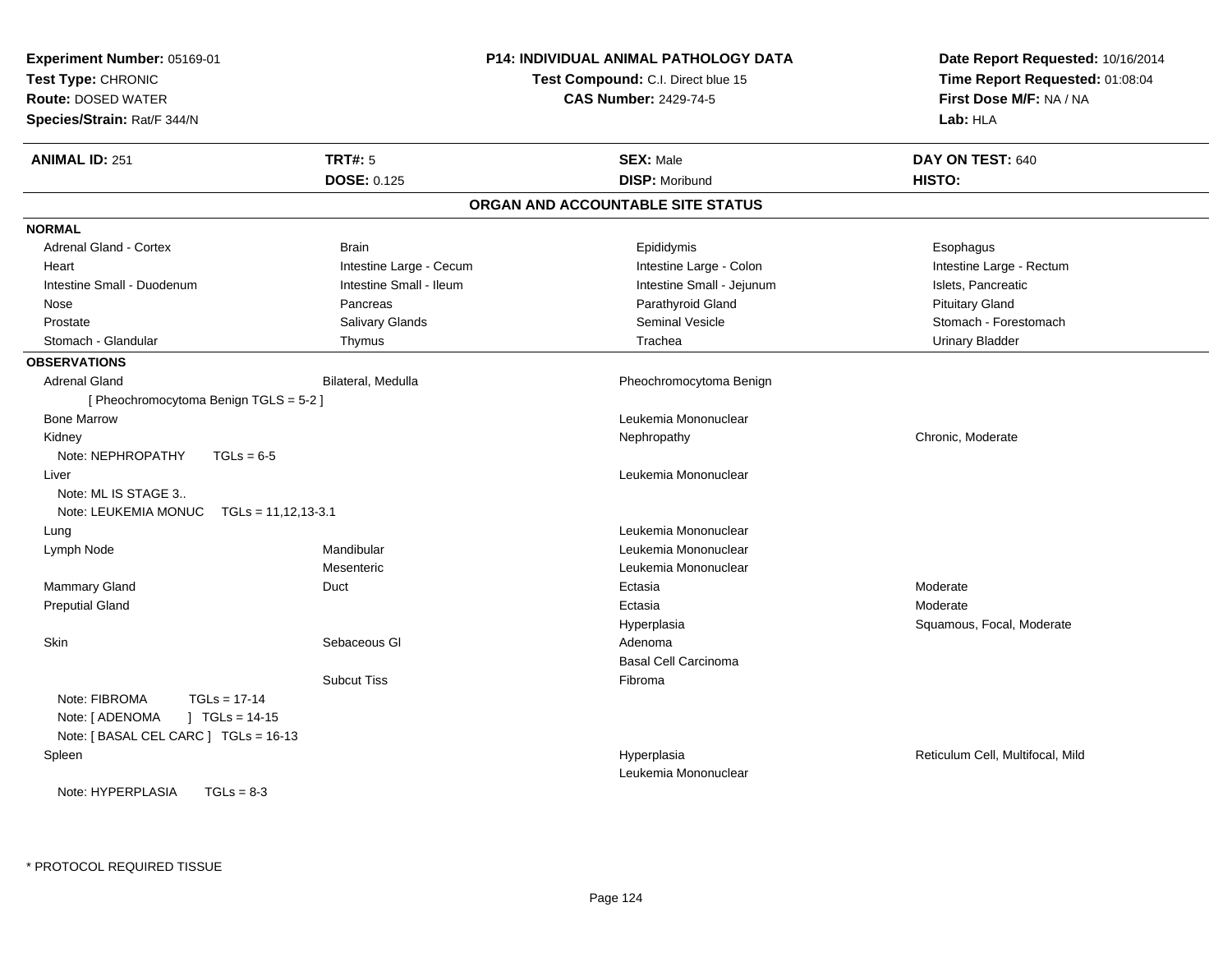**Experiment Number:** 05169-01
**Test Type:** CHRONIC
**Route:** DOSED WATER
**Species/Strain:** Rat/F 344/N

**P14: INDIVIDUAL ANIMAL PATHOLOGY DATA**
**Test Compound:** C.I. Direct blue 15
**CAS Number:** 2429-74-5

**Date Report Requested:** 10/16/2014
**Time Report Requested:** 01:08:04
**First Dose M/F:** NA / NA
**Lab:** HLA

| **ANIMAL ID:** 251 | **TRT#:** 5 | **SEX:** Male | **DAY ON TEST:** 640 |
|---|---|---|---|
| | **DOSE:** 0.125 | **DISP:** Moribund | **HISTO:** |

## ORGAN AND ACCOUNTABLE SITE STATUS

**NORMAL**

| | | | |
|---|---|---|---|
| Adrenal Gland - Cortex | Brain | Epididymis | Esophagus |
| Heart | Intestine Large - Cecum | Intestine Large - Colon | Intestine Large - Rectum |
| Intestine Small - Duodenum | Intestine Small - Ileum | Intestine Small - Jejunum | Islets, Pancreatic |
| Nose | Pancreas | Parathyroid Gland | Pituitary Gland |
| Prostate | Salivary Glands | Seminal Vesicle | Stomach - Forestomach |
| Stomach - Glandular | Thymus | Trachea | Urinary Bladder |

**OBSERVATIONS**

| | | | |
|---|---|---|---|
| Adrenal Gland | Bilateral, Medulla | Pheochromocytoma Benign | |
| [ Pheochromocytoma Benign TGLS = 5-2 ] | | | |
| Bone Marrow | | Leukemia Mononuclear | |
| Kidney | | Nephropathy | Chronic, Moderate |
| Note: NEPHROPATHY TGLs = 6-5 | | | |
| Liver | | Leukemia Mononuclear | |
| Note: ML IS STAGE 3.. | | | |
| Note: LEUKEMIA MONUC TGLs = 11,12,13-3.1 | | | |
| Lung | | Leukemia Mononuclear | |
| Lymph Node | Mandibular | Leukemia Mononuclear | |
| | Mesenteric | Leukemia Mononuclear | |
| Mammary Gland | Duct | Ectasia | Moderate |
| Preputial Gland | | Ectasia | Moderate |
| | | Hyperplasia | Squamous, Focal, Moderate |
| Skin | Sebaceous Gl | Adenoma | |
| | | Basal Cell Carcinoma | |
| | Subcut Tiss | Fibroma | |
| Note: FIBROMA TGLs = 17-14 | | | |
| Note: [ ADENOMA ] TGLs = 14-15 | | | |
| Note: [ BASAL CEL CARC ] TGLs = 16-13 | | | |
| Spleen | | Hyperplasia | Reticulum Cell, Multifocal, Mild |
| | | Leukemia Mononuclear | |
| Note: HYPERPLASIA TGLs = 8-3 | | | |

\* PROTOCOL REQUIRED TISSUE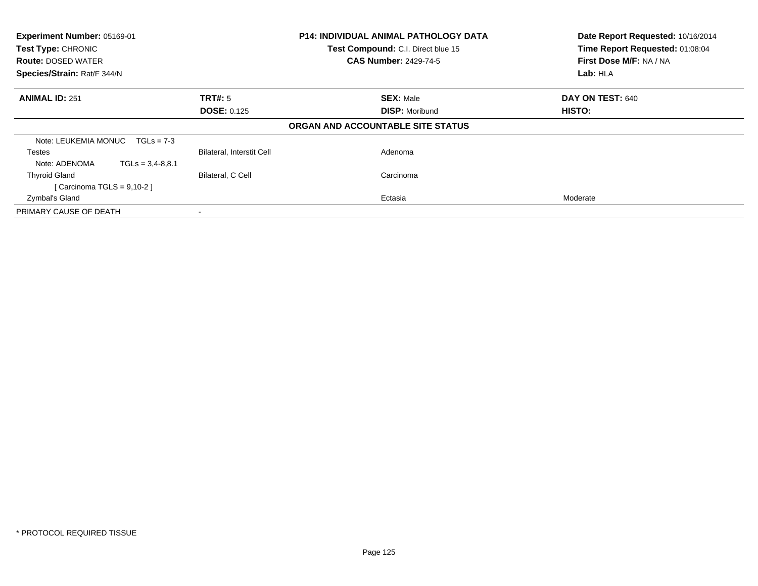**Experiment Number:** 05169-01
**Test Type:** CHRONIC
**Route:** DOSED WATER
**Species/Strain:** Rat/F 344/N

**P14: INDIVIDUAL ANIMAL PATHOLOGY DATA**
**Test Compound:** C.I. Direct blue 15
**CAS Number:** 2429-74-5

**Date Report Requested:** 10/16/2014
**Time Report Requested:** 01:08:04
**First Dose M/F:** NA / NA
**Lab:** HLA

| **ANIMAL ID:** 251 | **TRT#:** 5 | **SEX:** Male | **DAY ON TEST:** 640 |
|---|---|---|---|
| | **DOSE:** 0.125 | **DISP:** Moribund | **HISTO:** |

**ORGAN AND ACCOUNTABLE SITE STATUS**

| | | | |
|---|---|---|---|
| Note: LEUKEMIA MONUC TGLs = 7-3 | | | |
| Testes | Bilateral, Interstit Cell | Adenoma | |
| Note: ADENOMA TGLs = 3,4-8,8.1 | | | |
| Thyroid Gland | Bilateral, C Cell | Carcinoma | |
| [ Carcinoma TGLS = 9,10-2 ] | | | |
| Zymbal's Gland | | Ectasia | Moderate |
| PRIMARY CAUSE OF DEATH | - | | |

* PROTOCOL REQUIRED TISSUE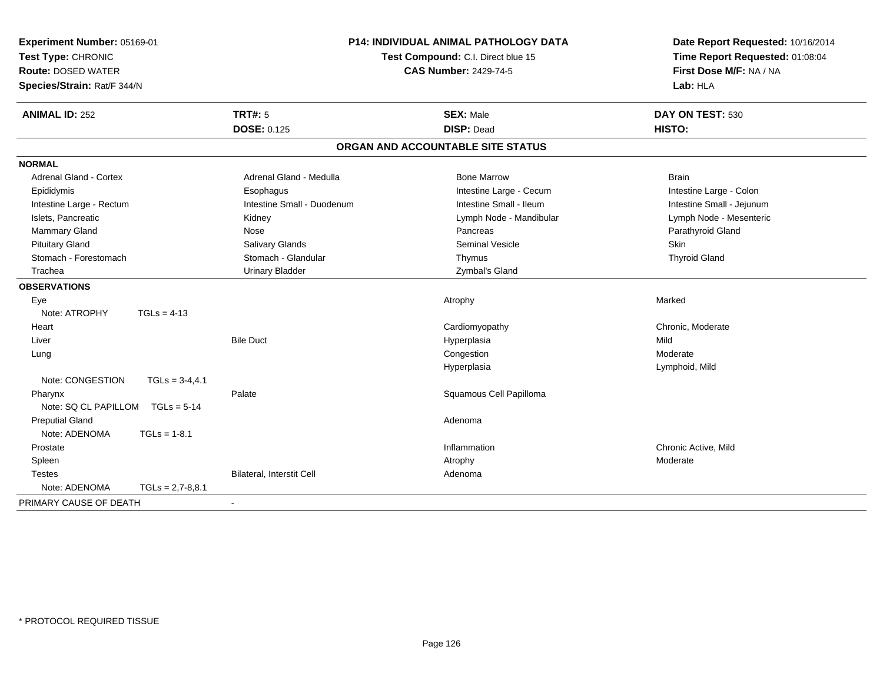**Experiment Number:** 05169-01
**Test Type:** CHRONIC
**Route:** DOSED WATER
**Species/Strain:** Rat/F 344/N

**P14: INDIVIDUAL ANIMAL PATHOLOGY DATA**
**Test Compound:** C.I. Direct blue 15
**CAS Number:** 2429-74-5

**Date Report Requested:** 10/16/2014
**Time Report Requested:** 01:08:04
**First Dose M/F:** NA / NA
**Lab:** HLA

| **ANIMAL ID:** 252 | **TRT#:** 5 | **SEX:** Male | **DAY ON TEST:** 530 |
|---|---|---|---|
| | **DOSE:** 0.125 | **DISP:** Dead | **HISTO:** |

## ORGAN AND ACCOUNTABLE SITE STATUS

**NORMAL**

| | | | |
|---|---|---|---|
| Adrenal Gland - Cortex | Adrenal Gland - Medulla | Bone Marrow | Brain |
| Epididymis | Esophagus | Intestine Large - Cecum | Intestine Large - Colon |
| Intestine Large - Rectum | Intestine Small - Duodenum | Intestine Small - Ileum | Intestine Small - Jejunum |
| Islets, Pancreatic | Kidney | Lymph Node - Mandibular | Lymph Node - Mesenteric |
| Mammary Gland | Nose | Pancreas | Parathyroid Gland |
| Pituitary Gland | Salivary Glands | Seminal Vesicle | Skin |
| Stomach - Forestomach | Stomach - Glandular | Thymus | Thyroid Gland |
| Trachea | Urinary Bladder | Zymbal's Gland | |

**OBSERVATIONS**

| | | | |
|---|---|---|---|
| Eye | | Atrophy | Marked |
| Note: ATROPHY TGLs = 4-13 | | | |
| Heart | | Cardiomyopathy | Chronic, Moderate |
| Liver | Bile Duct | Hyperplasia | Mild |
| Lung | | Congestion | Moderate |
| | | Hyperplasia | Lymphoid, Mild |
| Note: CONGESTION TGLs = 3-4,4.1 | | | |
| Pharynx | Palate | Squamous Cell Papilloma | |
| Note: SQ CL PAPILLOM TGLs = 5-14 | | | |
| Preputial Gland | | Adenoma | |
| Note: ADENOMA TGLs = 1-8.1 | | | |
| Prostate | | Inflammation | Chronic Active, Mild |
| Spleen | | Atrophy | Moderate |
| Testes | Bilateral, Interstit Cell | Adenoma | |
| Note: ADENOMA TGLs = 2,7-8,8.1 | | | |

PRIMARY CAUSE OF DEATH -

\* PROTOCOL REQUIRED TISSUE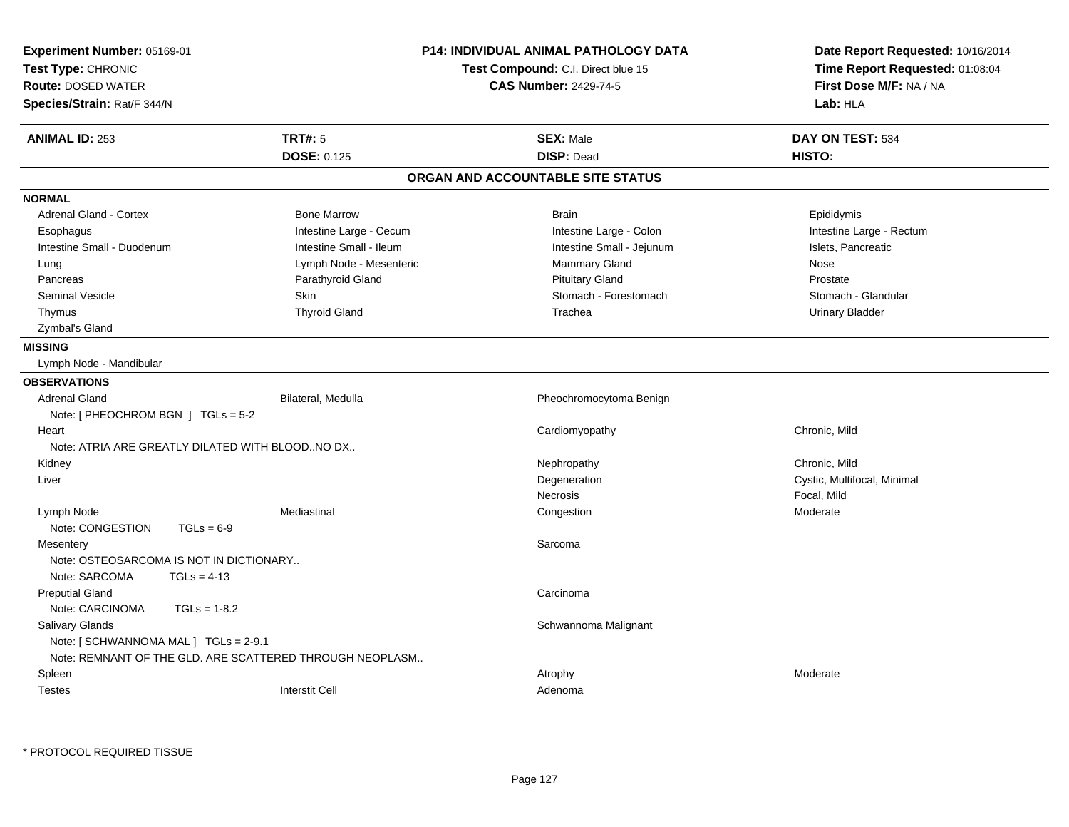**Experiment Number:** 05169-01
**Test Type:** CHRONIC
**Route:** DOSED WATER
**Species/Strain:** Rat/F 344/N

**P14: INDIVIDUAL ANIMAL PATHOLOGY DATA**
**Test Compound:** C.I. Direct blue 15
**CAS Number:** 2429-74-5

**Date Report Requested:** 10/16/2014
**Time Report Requested:** 01:08:04
**First Dose M/F:** NA / NA
**Lab:** HLA

| **ANIMAL ID:** 253 | **TRT#:** 5 | **SEX:** Male | **DAY ON TEST:** 534 |
|---|---|---|---|
| | **DOSE:** 0.125 | **DISP:** Dead | **HISTO:** |

## ORGAN AND ACCOUNTABLE SITE STATUS

**NORMAL**

| | | | |
|---|---|---|---|
| Adrenal Gland - Cortex | Bone Marrow | Brain | Epididymis |
| Esophagus | Intestine Large - Cecum | Intestine Large - Colon | Intestine Large - Rectum |
| Intestine Small - Duodenum | Intestine Small - Ileum | Intestine Small - Jejunum | Islets, Pancreatic |
| Lung | Lymph Node - Mesenteric | Mammary Gland | Nose |
| Pancreas | Parathyroid Gland | Pituitary Gland | Prostate |
| Seminal Vesicle | Skin | Stomach - Forestomach | Stomach - Glandular |
| Thymus | Thyroid Gland | Trachea | Urinary Bladder |
| Zymbal's Gland | | | |

**MISSING**

Lymph Node - Mandibular

**OBSERVATIONS**

| | | | |
|---|---|---|---|
| Adrenal Gland | Bilateral, Medulla | Pheochromocytoma Benign | |
| Note: [ PHEOCHROM BGN ] TGLs = 5-2 | | | |
| Heart | | Cardiomyopathy | Chronic, Mild |
| Note: ATRIA ARE GREATLY DILATED WITH BLOOD..NO DX.. | | | |
| Kidney | | Nephropathy | Chronic, Mild |
| Liver | | Degeneration | Cystic, Multifocal, Minimal |
| | | Necrosis | Focal, Mild |
| Lymph Node | Mediastinal | Congestion | Moderate |
| Note: CONGESTION TGLs = 6-9 | | | |
| Mesentery | | Sarcoma | |
| Note: OSTEOSARCOMA IS NOT IN DICTIONARY.. | | | |
| Note: SARCOMA TGLs = 4-13 | | | |
| Preputial Gland | | Carcinoma | |
| Note: CARCINOMA TGLs = 1-8.2 | | | |
| Salivary Glands | | Schwannoma Malignant | |
| Note: [ SCHWANNOMA MAL ] TGLs = 2-9.1 | | | |
| Note: REMNANT OF THE GLD. ARE SCATTERED THROUGH NEOPLASM.. | | | |
| Spleen | | Atrophy | Moderate |
| Testes | Interstit Cell | Adenoma | |

\* PROTOCOL REQUIRED TISSUE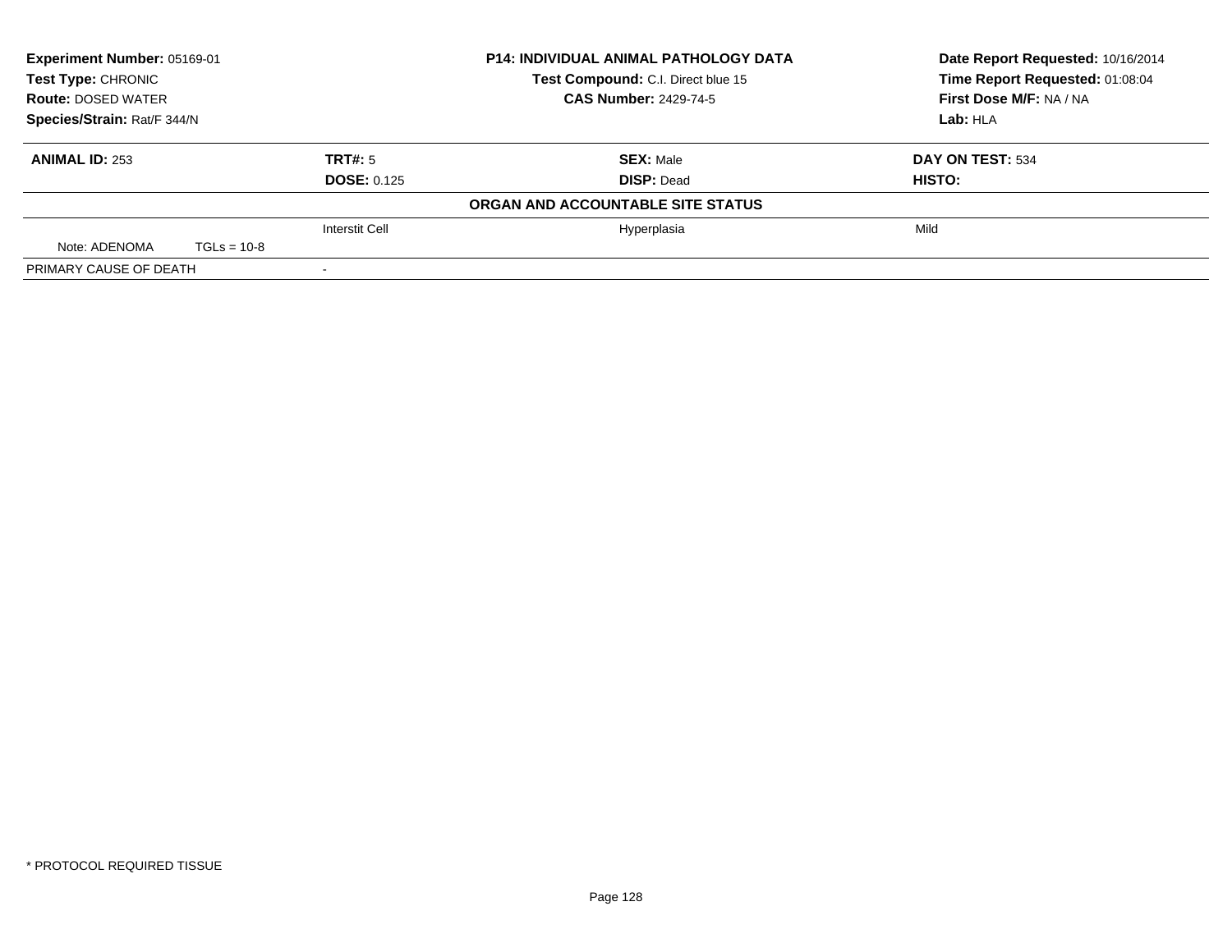| **Experiment Number:** 05169-01 | **P14: INDIVIDUAL ANIMAL PATHOLOGY DATA** | **Date Report Requested:** 10/16/2014 |
|---|---|---|
| **Test Type:** CHRONIC | **Test Compound:** C.I. Direct blue 15 | **Time Report Requested:** 01:08:04 |
| **Route:** DOSED WATER | **CAS Number:** 2429-74-5 | **First Dose M/F:** NA / NA |
| **Species/Strain:** Rat/F 344/N | | **Lab:** HLA |

| **ANIMAL ID:** 253 | **TRT#:** 5 | **SEX:** Male | **DAY ON TEST:** 534 |
|---|---|---|---|
| | **DOSE:** 0.125 | **DISP:** Dead | **HISTO:** |
| | | **ORGAN AND ACCOUNTABLE SITE STATUS** | |
| | Interstit Cell | Hyperplasia | Mild |
| Note: ADENOMA TGLs = 10-8 | | | |
| PRIMARY CAUSE OF DEATH | - | | |

\* PROTOCOL REQUIRED TISSUE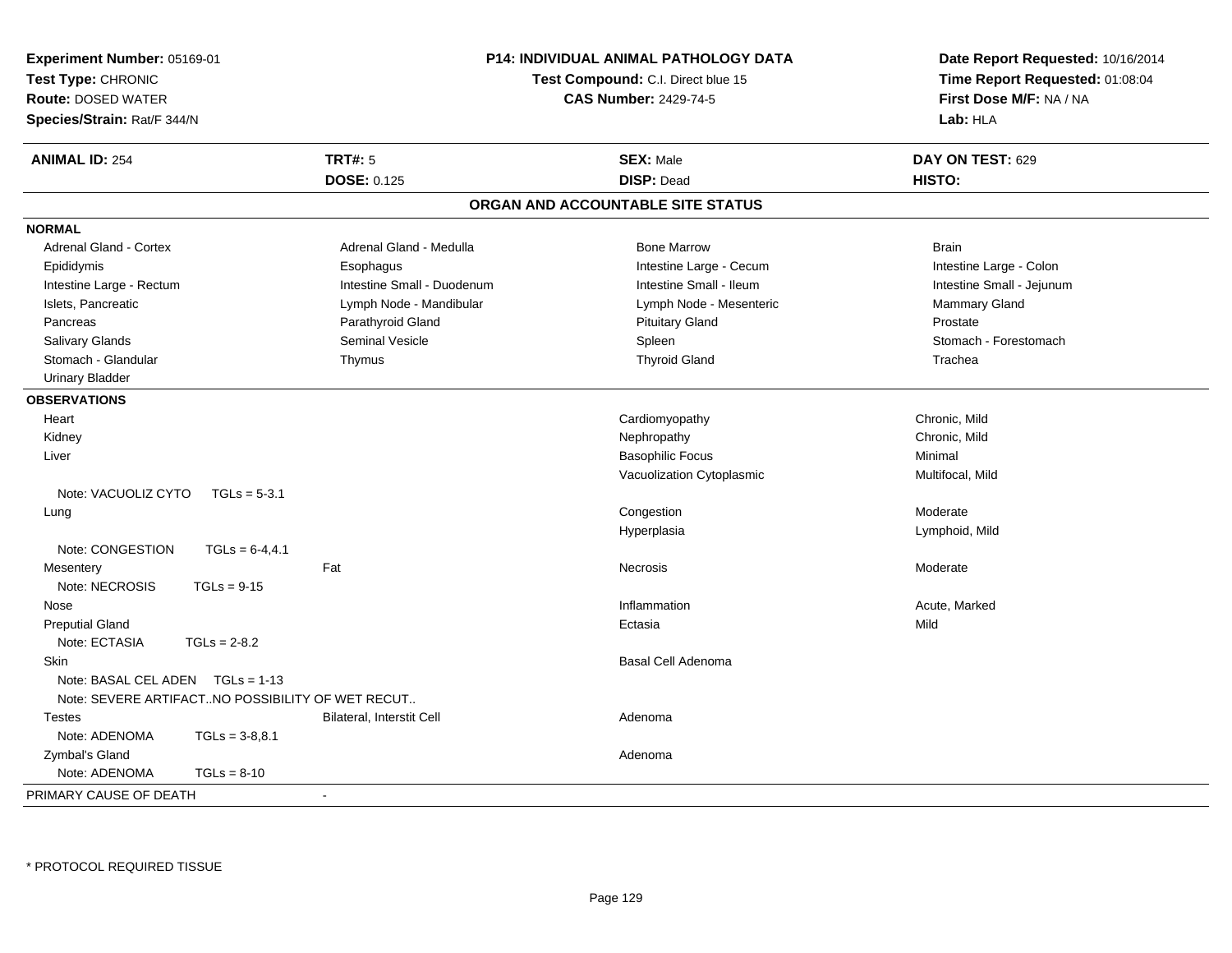**Experiment Number:** 05169-01
**Test Type:** CHRONIC
**Route:** DOSED WATER
**Species/Strain:** Rat/F 344/N

**P14: INDIVIDUAL ANIMAL PATHOLOGY DATA**
**Test Compound:** C.I. Direct blue 15
**CAS Number:** 2429-74-5

**Date Report Requested:** 10/16/2014
**Time Report Requested:** 01:08:04
**First Dose M/F:** NA / NA
**Lab:** HLA

| **ANIMAL ID:** 254 | **TRT#:** 5 | **SEX:** Male | **DAY ON TEST:** 629 |
|---|---|---|---|
| | **DOSE:** 0.125 | **DISP:** Dead | **HISTO:** |

## ORGAN AND ACCOUNTABLE SITE STATUS

**NORMAL**

| | | | |
|---|---|---|---|
| Adrenal Gland - Cortex | Adrenal Gland - Medulla | Bone Marrow | Brain |
| Epididymis | Esophagus | Intestine Large - Cecum | Intestine Large - Colon |
| Intestine Large - Rectum | Intestine Small - Duodenum | Intestine Small - Ileum | Intestine Small - Jejunum |
| Islets, Pancreatic | Lymph Node - Mandibular | Lymph Node - Mesenteric | Mammary Gland |
| Pancreas | Parathyroid Gland | Pituitary Gland | Prostate |
| Salivary Glands | Seminal Vesicle | Spleen | Stomach - Forestomach |
| Stomach - Glandular | Thymus | Thyroid Gland | Trachea |
| Urinary Bladder | | | |

**OBSERVATIONS**

| | | | |
|---|---|---|---|
| Heart | | Cardiomyopathy | Chronic, Mild |
| Kidney | | Nephropathy | Chronic, Mild |
| Liver | | Basophilic Focus | Minimal |
| | | Vacuolization Cytoplasmic | Multifocal, Mild |
| Note: VACUOLIZ CYTO TGLs = 5-3.1 | | | |
| Lung | | Congestion | Moderate |
| | | Hyperplasia | Lymphoid, Mild |
| Note: CONGESTION TGLs = 6-4,4.1 | | | |
| Mesentery | Fat | Necrosis | Moderate |
| Note: NECROSIS TGLs = 9-15 | | | |
| Nose | | Inflammation | Acute, Marked |
| Preputial Gland | | Ectasia | Mild |
| Note: ECTASIA TGLs = 2-8.2 | | | |
| Skin | | Basal Cell Adenoma | |
| Note: BASAL CEL ADEN TGLs = 1-13 | | | |
| Note: SEVERE ARTIFACT..NO POSSIBILITY OF WET RECUT.. | | | |
| Testes | Bilateral, Interstit Cell | Adenoma | |
| Note: ADENOMA TGLs = 3-8,8.1 | | | |
| Zymbal's Gland | | Adenoma | |
| Note: ADENOMA TGLs = 8-10 | | | |

PRIMARY CAUSE OF DEATH -

\* PROTOCOL REQUIRED TISSUE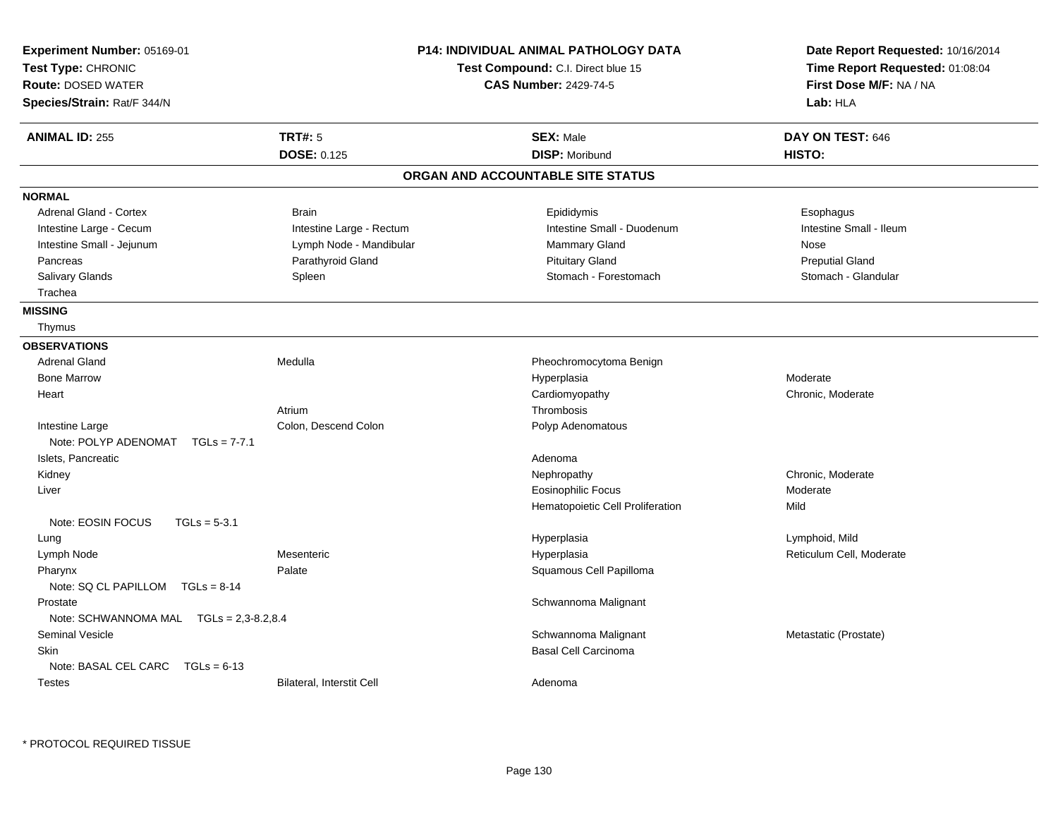**Experiment Number:** 05169-01
**Test Type:** CHRONIC
**Route:** DOSED WATER
**Species/Strain:** Rat/F 344/N

**P14: INDIVIDUAL ANIMAL PATHOLOGY DATA**
**Test Compound:** C.I. Direct blue 15
**CAS Number:** 2429-74-5

**Date Report Requested:** 10/16/2014
**Time Report Requested:** 01:08:04
**First Dose M/F:** NA / NA
**Lab:** HLA

| **ANIMAL ID:** 255 | **TRT#:** 5 | **SEX:** Male | **DAY ON TEST:** 646 |
|---|---|---|---|
| | **DOSE:** 0.125 | **DISP:** Moribund | **HISTO:** |

## ORGAN AND ACCOUNTABLE SITE STATUS

**NORMAL**

| | | | |
|---|---|---|---|
| Adrenal Gland - Cortex | Brain | Epididymis | Esophagus |
| Intestine Large - Cecum | Intestine Large - Rectum | Intestine Small - Duodenum | Intestine Small - Ileum |
| Intestine Small - Jejunum | Lymph Node - Mandibular | Mammary Gland | Nose |
| Pancreas | Parathyroid Gland | Pituitary Gland | Preputial Gland |
| Salivary Glands | Spleen | Stomach - Forestomach | Stomach - Glandular |
| Trachea | | | |

**MISSING**

Thymus

**OBSERVATIONS**

| | | | |
|---|---|---|---|
| Adrenal Gland | Medulla | Pheochromocytoma Benign | |
| Bone Marrow | | Hyperplasia | Moderate |
| Heart | | Cardiomyopathy | Chronic, Moderate |
| | Atrium | Thrombosis | |
| Intestine Large | Colon, Descend Colon | Polyp Adenomatous | |
| Note: POLYP ADENOMAT TGLs = 7-7.1 | | | |
| Islets, Pancreatic | | Adenoma | |
| Kidney | | Nephropathy | Chronic, Moderate |
| Liver | | Eosinophilic Focus | Moderate |
| | | Hematopoietic Cell Proliferation | Mild |
| Note: EOSIN FOCUS TGLs = 5-3.1 | | | |
| Lung | | Hyperplasia | Lymphoid, Mild |
| Lymph Node | Mesenteric | Hyperplasia | Reticulum Cell, Moderate |
| Pharynx | Palate | Squamous Cell Papilloma | |
| Note: SQ CL PAPILLOM TGLs = 8-14 | | | |
| Prostate | | Schwannoma Malignant | |
| Note: SCHWANNOMA MAL TGLs = 2,3-8.2,8.4 | | | |
| Seminal Vesicle | | Schwannoma Malignant | Metastatic (Prostate) |
| Skin | | Basal Cell Carcinoma | |
| Note: BASAL CEL CARC TGLs = 6-13 | | | |
| Testes | Bilateral, Interstit Cell | Adenoma | |

* PROTOCOL REQUIRED TISSUE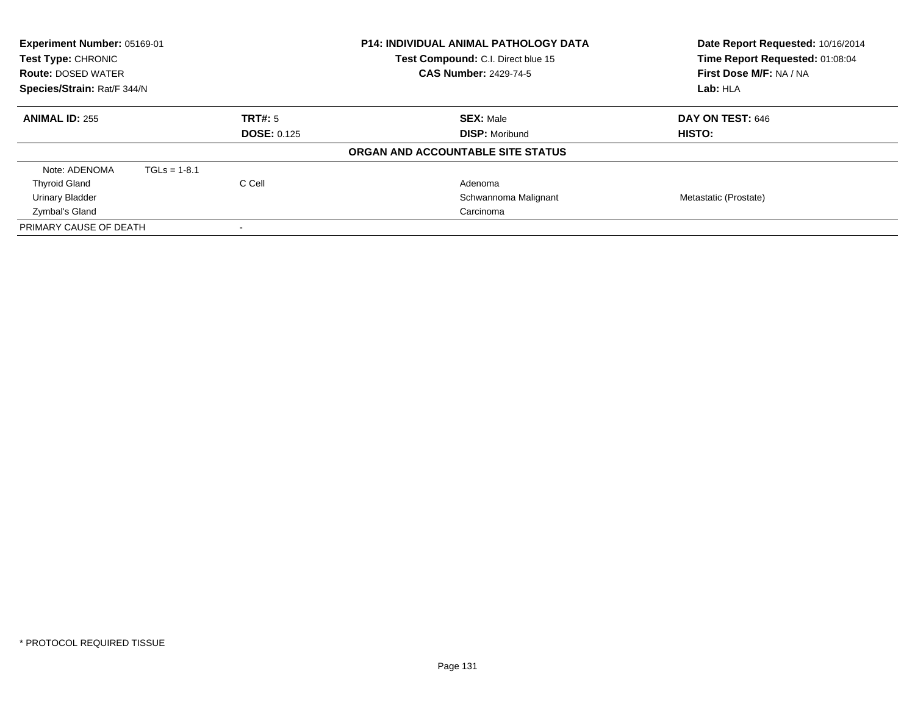**Experiment Number:** 05169-01
**Test Type:** CHRONIC
**Route:** DOSED WATER
**Species/Strain:** Rat/F 344/N

**P14: INDIVIDUAL ANIMAL PATHOLOGY DATA**
**Test Compound:** C.I. Direct blue 15
**CAS Number:** 2429-74-5

**Date Report Requested:** 10/16/2014
**Time Report Requested:** 01:08:04
**First Dose M/F:** NA / NA
**Lab:** HLA

| **ANIMAL ID:** 255 | **TRT#:** 5 | **SEX:** Male | **DAY ON TEST:** 646 |
|---|---|---|---|
| | **DOSE:** 0.125 | **DISP:** Moribund | **HISTO:** |

**ORGAN AND ACCOUNTABLE SITE STATUS**

| Note: ADENOMA TGLs = 1-8.1 | | | |
|---|---|---|---|
| Thyroid Gland | C Cell | Adenoma | |
| Urinary Bladder | | Schwannoma Malignant | Metastatic (Prostate) |
| Zymbal's Gland | | Carcinoma | |
| PRIMARY CAUSE OF DEATH | - | | |

* PROTOCOL REQUIRED TISSUE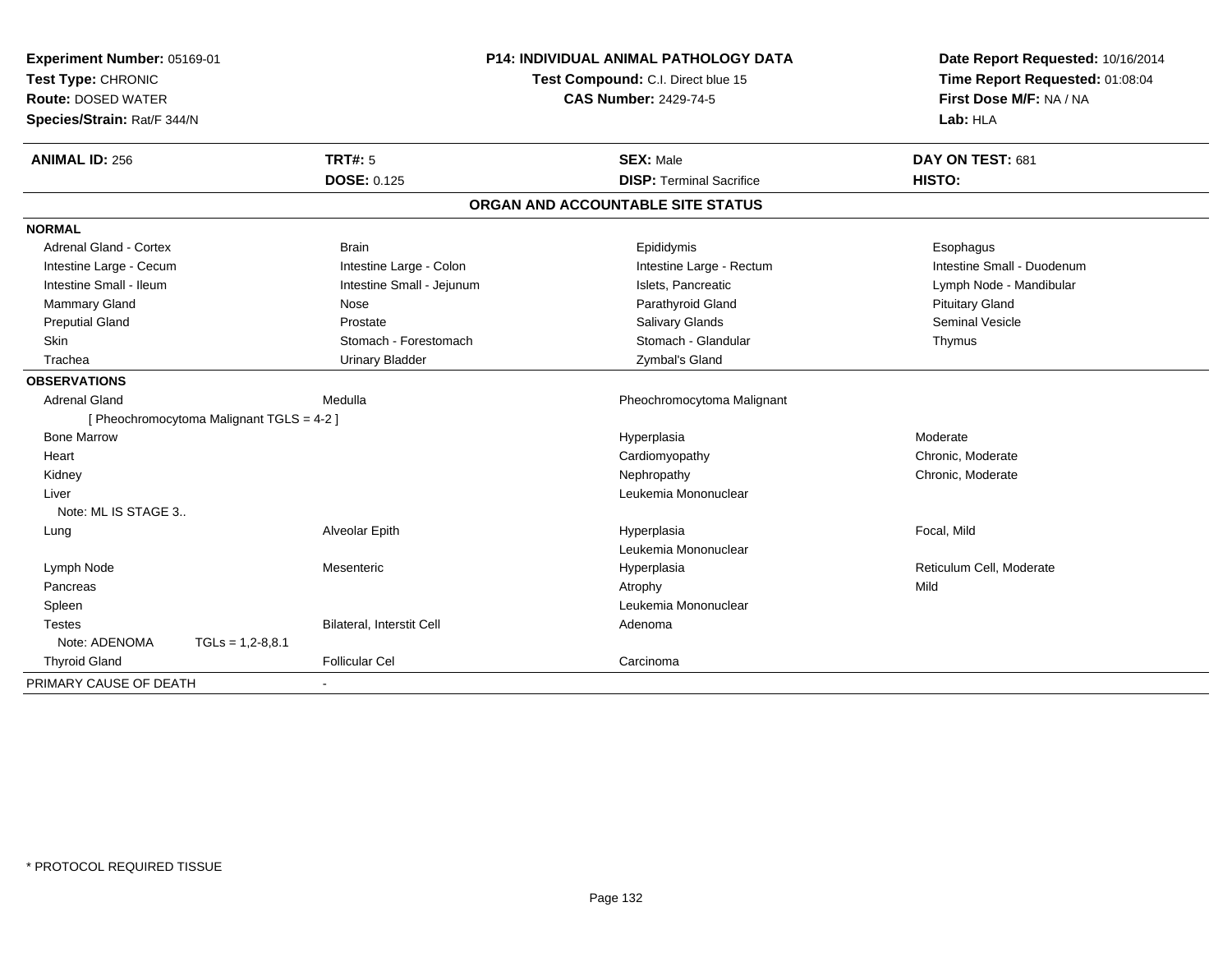**Experiment Number:** 05169-01
**Test Type:** CHRONIC
**Route:** DOSED WATER
**Species/Strain:** Rat/F 344/N

**P14: INDIVIDUAL ANIMAL PATHOLOGY DATA**
**Test Compound:** C.I. Direct blue 15
**CAS Number:** 2429-74-5

**Date Report Requested:** 10/16/2014
**Time Report Requested:** 01:08:04
**First Dose M/F:** NA / NA
**Lab:** HLA

| **ANIMAL ID:** 256 | **TRT#:** 5 | **SEX:** Male | **DAY ON TEST:** 681 |
|---|---|---|---|
| | **DOSE:** 0.125 | **DISP:** Terminal Sacrifice | **HISTO:** |

## ORGAN AND ACCOUNTABLE SITE STATUS

**NORMAL**

| | | | |
|---|---|---|---|
| Adrenal Gland - Cortex | Brain | Epididymis | Esophagus |
| Intestine Large - Cecum | Intestine Large - Colon | Intestine Large - Rectum | Intestine Small - Duodenum |
| Intestine Small - Ileum | Intestine Small - Jejunum | Islets, Pancreatic | Lymph Node - Mandibular |
| Mammary Gland | Nose | Parathyroid Gland | Pituitary Gland |
| Preputial Gland | Prostate | Salivary Glands | Seminal Vesicle |
| Skin | Stomach - Forestomach | Stomach - Glandular | Thymus |
| Trachea | Urinary Bladder | Zymbal's Gland | |

**OBSERVATIONS**

| | | | |
|---|---|---|---|
| Adrenal Gland | Medulla | Pheochromocytoma Malignant | |
| [ Pheochromocytoma Malignant TGLS = 4-2 ] | | | |
| Bone Marrow | | Hyperplasia | Moderate |
| Heart | | Cardiomyopathy | Chronic, Moderate |
| Kidney | | Nephropathy | Chronic, Moderate |
| Liver | | Leukemia Mononuclear | |
| Note: ML IS STAGE 3.. | | | |
| Lung | Alveolar Epith | Hyperplasia | Focal, Mild |
| | | Leukemia Mononuclear | |
| Lymph Node | Mesenteric | Hyperplasia | Reticulum Cell, Moderate |
| Pancreas | | Atrophy | Mild |
| Spleen | | Leukemia Mononuclear | |
| Testes | Bilateral, Interstit Cell | Adenoma | |
| Note: ADENOMA TGLs = 1,2-8,8.1 | | | |
| Thyroid Gland | Follicular Cel | Carcinoma | |

PRIMARY CAUSE OF DEATH -

* PROTOCOL REQUIRED TISSUE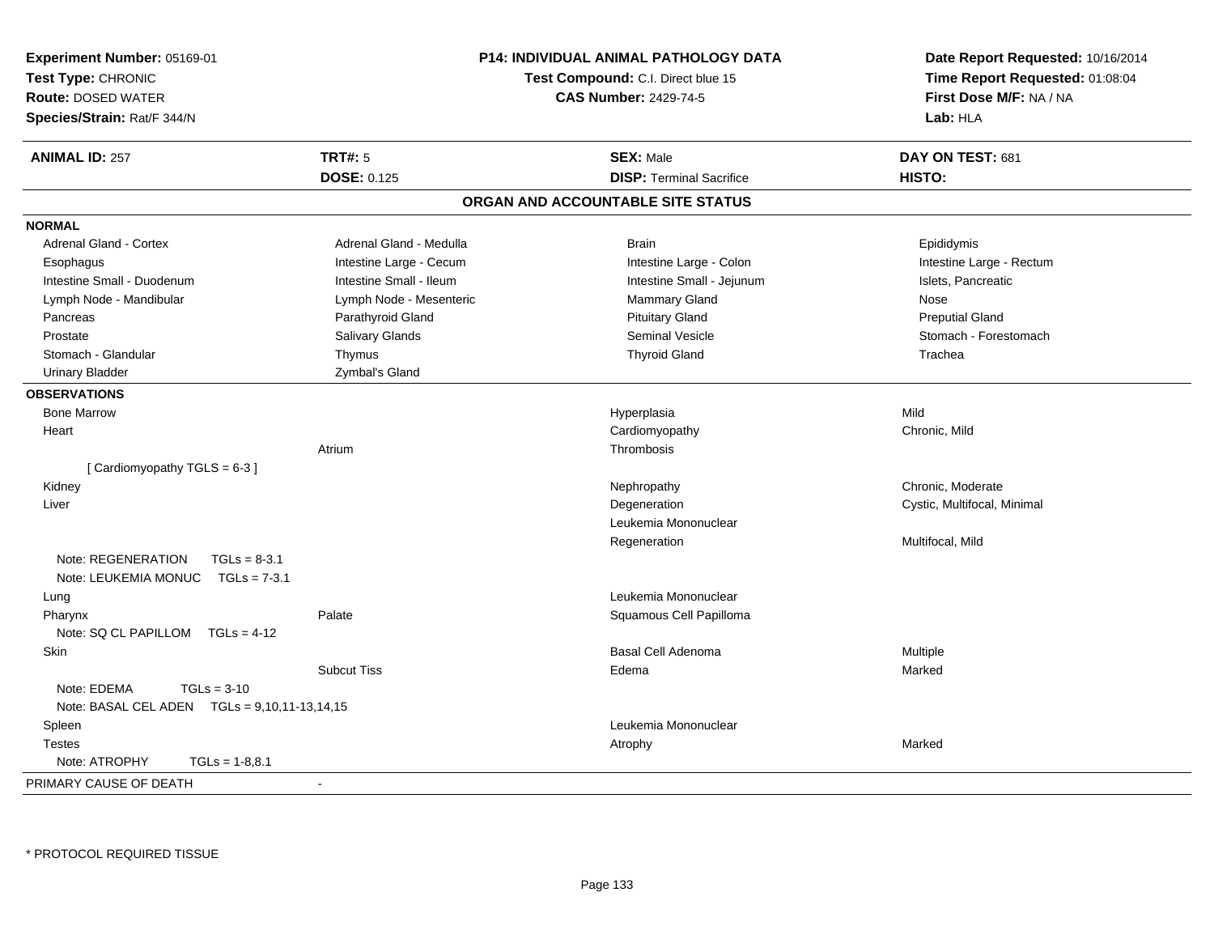**Experiment Number:** 05169-01
**Test Type:** CHRONIC
**Route:** DOSED WATER
**Species/Strain:** Rat/F 344/N

**P14: INDIVIDUAL ANIMAL PATHOLOGY DATA**
**Test Compound:** C.I. Direct blue 15
**CAS Number:** 2429-74-5

**Date Report Requested:** 10/16/2014
**Time Report Requested:** 01:08:04
**First Dose M/F:** NA / NA
**Lab:** HLA

| **ANIMAL ID:** 257 | **TRT#:** 5 | **SEX:** Male | **DAY ON TEST:** 681 |
|---|---|---|---|
| | **DOSE:** 0.125 | **DISP:** Terminal Sacrifice | **HISTO:** |

## ORGAN AND ACCOUNTABLE SITE STATUS

**NORMAL**

| | | | |
|---|---|---|---|
| Adrenal Gland - Cortex | Adrenal Gland - Medulla | Brain | Epididymis |
| Esophagus | Intestine Large - Cecum | Intestine Large - Colon | Intestine Large - Rectum |
| Intestine Small - Duodenum | Intestine Small - Ileum | Intestine Small - Jejunum | Islets, Pancreatic |
| Lymph Node - Mandibular | Lymph Node - Mesenteric | Mammary Gland | Nose |
| Pancreas | Parathyroid Gland | Pituitary Gland | Preputial Gland |
| Prostate | Salivary Glands | Seminal Vesicle | Stomach - Forestomach |
| Stomach - Glandular | Thymus | Thyroid Gland | Trachea |
| Urinary Bladder | Zymbal's Gland | | |

**OBSERVATIONS**

| | | | |
|---|---|---|---|
| Bone Marrow | | Hyperplasia | Mild |
| Heart | | Cardiomyopathy | Chronic, Mild |
| | Atrium | Thrombosis | |
| [ Cardiomyopathy TGLS = 6-3 ] | | | |
| Kidney | | Nephropathy | Chronic, Moderate |
| Liver | | Degeneration | Cystic, Multifocal, Minimal |
| | | Leukemia Mononuclear | |
| | | Regeneration | Multifocal, Mild |
| Note: REGENERATION TGLs = 8-3.1 | | | |
| Note: LEUKEMIA MONUC TGLs = 7-3.1 | | | |
| Lung | | Leukemia Mononuclear | |
| Pharynx | Palate | Squamous Cell Papilloma | |
| Note: SQ CL PAPILLOM TGLs = 4-12 | | | |
| Skin | | Basal Cell Adenoma | Multiple |
| | Subcut Tiss | Edema | Marked |
| Note: EDEMA TGLs = 3-10 | | | |
| Note: BASAL CEL ADEN TGLs = 9,10,11-13,14,15 | | | |
| Spleen | | Leukemia Mononuclear | |
| Testes | | Atrophy | Marked |
| Note: ATROPHY TGLs = 1-8,8.1 | | | |

PRIMARY CAUSE OF DEATH -

\* PROTOCOL REQUIRED TISSUE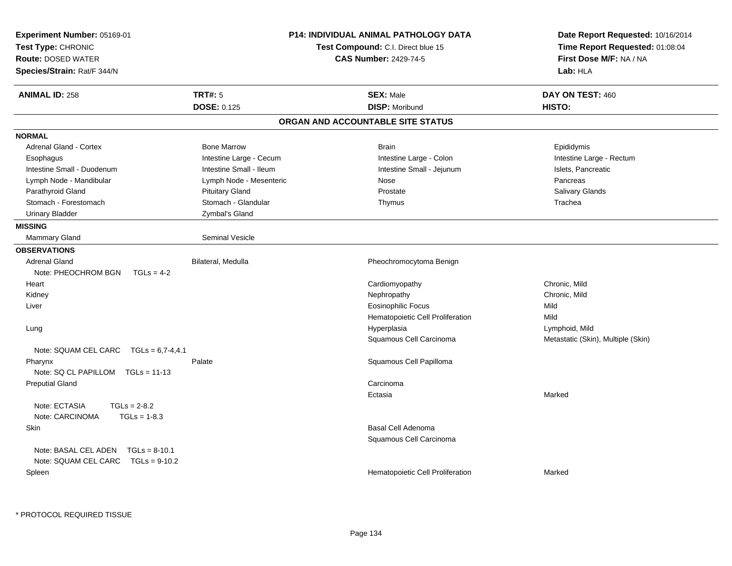**Experiment Number:** 05169-01
**Test Type:** CHRONIC
**Route:** DOSED WATER
**Species/Strain:** Rat/F 344/N

**P14: INDIVIDUAL ANIMAL PATHOLOGY DATA**
**Test Compound:** C.I. Direct blue 15
**CAS Number:** 2429-74-5

**Date Report Requested:** 10/16/2014
**Time Report Requested:** 01:08:04
**First Dose M/F:** NA / NA
**Lab:** HLA

| **ANIMAL ID:** 258 | **TRT#:** 5 | **SEX:** Male | **DAY ON TEST:** 460 |
|---|---|---|---|
| | **DOSE:** 0.125 | **DISP:** Moribund | **HISTO:** |

## ORGAN AND ACCOUNTABLE SITE STATUS

**NORMAL**

| | | | |
|---|---|---|---|
| Adrenal Gland - Cortex | Bone Marrow | Brain | Epididymis |
| Esophagus | Intestine Large - Cecum | Intestine Large - Colon | Intestine Large - Rectum |
| Intestine Small - Duodenum | Intestine Small - Ileum | Intestine Small - Jejunum | Islets, Pancreatic |
| Lymph Node - Mandibular | Lymph Node - Mesenteric | Nose | Pancreas |
| Parathyroid Gland | Pituitary Gland | Prostate | Salivary Glands |
| Stomach - Forestomach | Stomach - Glandular | Thymus | Trachea |
| Urinary Bladder | Zymbal's Gland | | |

**MISSING**

| | |
|---|---|
| Mammary Gland | Seminal Vesicle |

**OBSERVATIONS**

| | | | |
|---|---|---|---|
| Adrenal Gland | Bilateral, Medulla | Pheochromocytoma Benign | |
| Note: PHEOCHROM BGN TGLs = 4-2 | | | |
| Heart | | Cardiomyopathy | Chronic, Mild |
| Kidney | | Nephropathy | Chronic, Mild |
| Liver | | Eosinophilic Focus | Mild |
| | | Hematopoietic Cell Proliferation | Mild |
| Lung | | Hyperplasia | Lymphoid, Mild |
| | | Squamous Cell Carcinoma | Metastatic (Skin), Multiple (Skin) |
| Note: SQUAM CEL CARC TGLs = 6,7-4,4.1 | | | |
| Pharynx | Palate | Squamous Cell Papilloma | |
| Note: SQ CL PAPILLOM TGLs = 11-13 | | | |
| Preputial Gland | | Carcinoma | |
| | | Ectasia | Marked |
| Note: ECTASIA TGLs = 2-8.2 | | | |
| Note: CARCINOMA TGLs = 1-8.3 | | | |
| Skin | | Basal Cell Adenoma | |
| | | Squamous Cell Carcinoma | |
| Note: BASAL CEL ADEN TGLs = 8-10.1 | | | |
| Note: SQUAM CEL CARC TGLs = 9-10.2 | | | |
| Spleen | | Hematopoietic Cell Proliferation | Marked |

* PROTOCOL REQUIRED TISSUE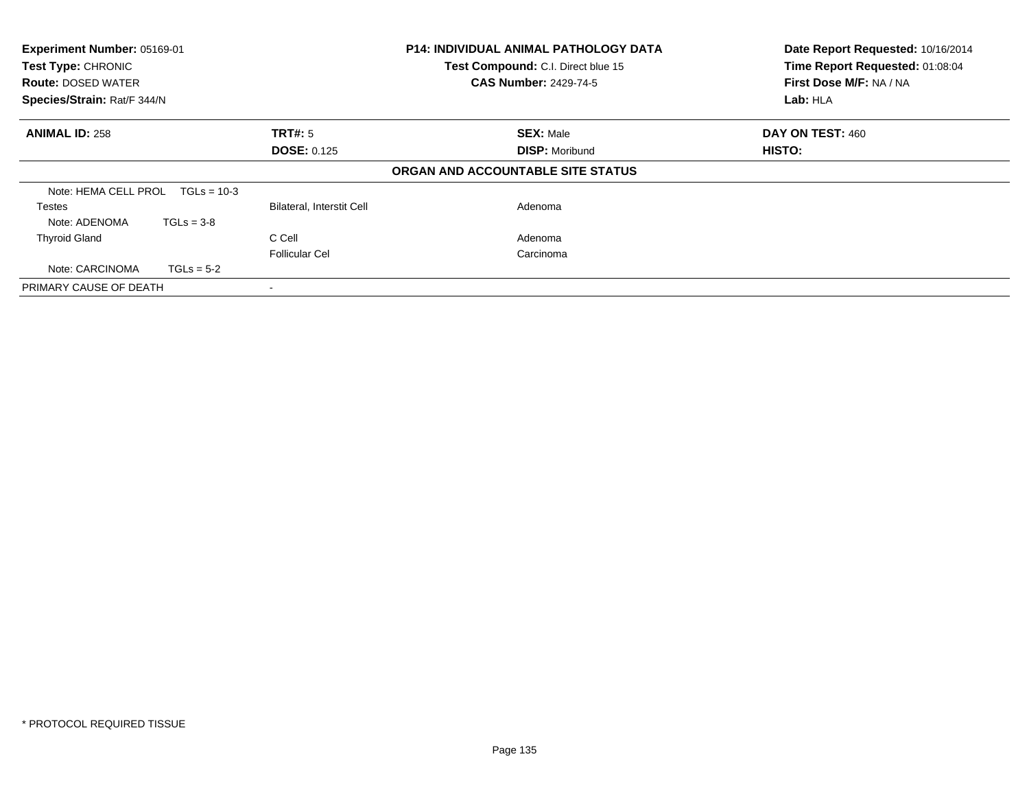| **Experiment Number:** 05169-01 | **P14: INDIVIDUAL ANIMAL PATHOLOGY DATA** | **Date Report Requested:** 10/16/2014 |
|---|---|---|
| **Test Type:** CHRONIC | **Test Compound:** C.I. Direct blue 15 | **Time Report Requested:** 01:08:04 |
| **Route:** DOSED WATER | **CAS Number:** 2429-74-5 | **First Dose M/F:** NA / NA |
| **Species/Strain:** Rat/F 344/N | | **Lab:** HLA |

| **ANIMAL ID:** 258 | **TRT#:** 5 | **SEX:** Male | **DAY ON TEST:** 460 |
|---|---|---|---|
| | **DOSE:** 0.125 | **DISP:** Moribund | **HISTO:** |

**ORGAN AND ACCOUNTABLE SITE STATUS**

| | | |
|---|---|---|
| Note: HEMA CELL PROL TGLs = 10-3 | | |
| Testes | Bilateral, Interstit Cell | Adenoma |
| Note: ADENOMA TGLs = 3-8 | | |
| Thyroid Gland | C Cell | Adenoma |
| | Follicular Cel | Carcinoma |
| Note: CARCINOMA TGLs = 5-2 | | |
| PRIMARY CAUSE OF DEATH | - | |

* PROTOCOL REQUIRED TISSUE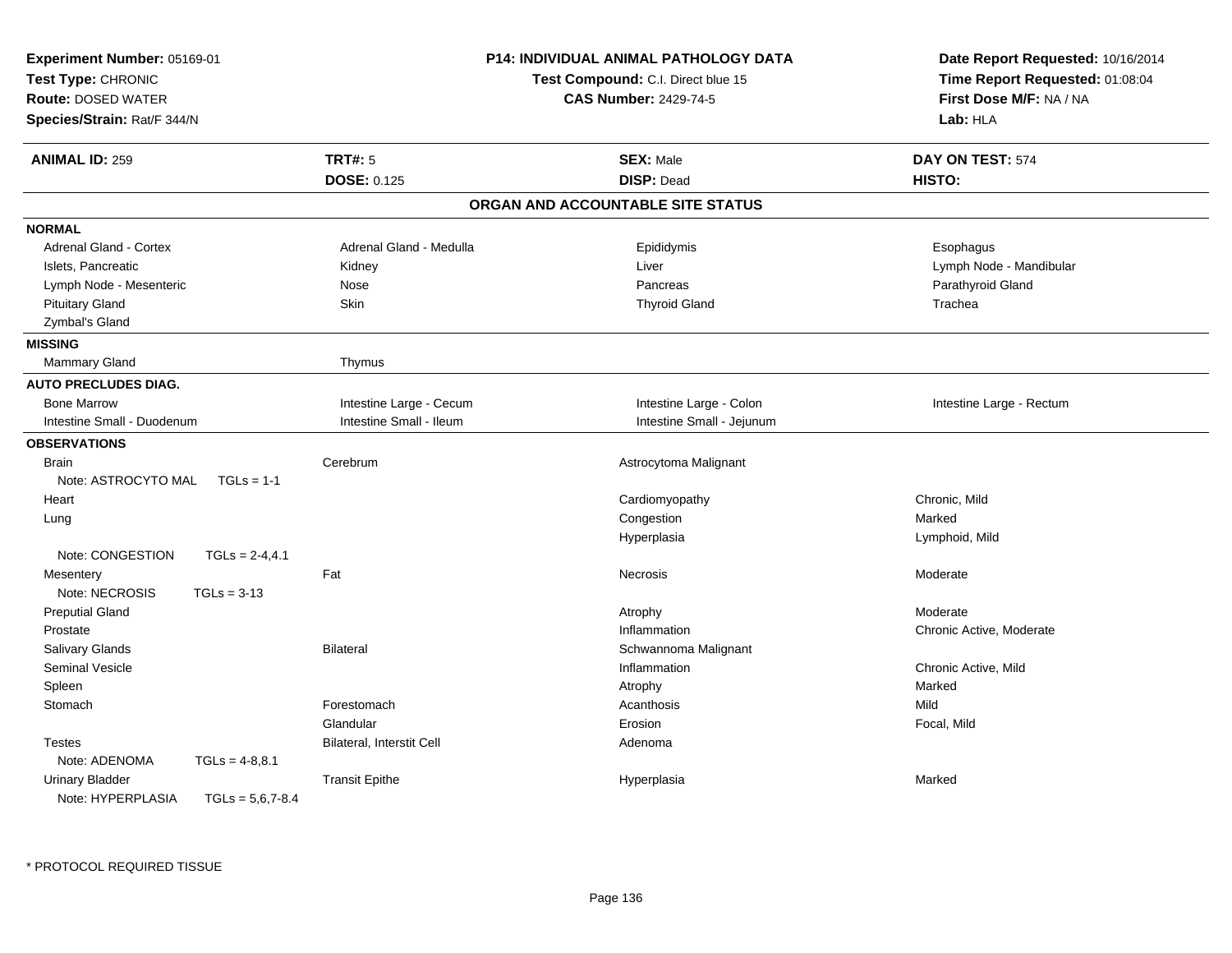**Experiment Number:** 05169-01
**Test Type:** CHRONIC
**Route:** DOSED WATER
**Species/Strain:** Rat/F 344/N

**P14: INDIVIDUAL ANIMAL PATHOLOGY DATA**
**Test Compound:** C.I. Direct blue 15
**CAS Number:** 2429-74-5

**Date Report Requested:** 10/16/2014
**Time Report Requested:** 01:08:04
**First Dose M/F:** NA / NA
**Lab:** HLA

| **ANIMAL ID:** 259 | **TRT#:** 5 | **SEX:** Male | **DAY ON TEST:** 574 |
|---|---|---|---|
| | **DOSE:** 0.125 | **DISP:** Dead | **HISTO:** |

## ORGAN AND ACCOUNTABLE SITE STATUS

**NORMAL**

| | | | |
|---|---|---|---|
| Adrenal Gland - Cortex | Adrenal Gland - Medulla | Epididymis | Esophagus |
| Islets, Pancreatic | Kidney | Liver | Lymph Node - Mandibular |
| Lymph Node - Mesenteric | Nose | Pancreas | Parathyroid Gland |
| Pituitary Gland | Skin | Thyroid Gland | Trachea |
| Zymbal's Gland | | | |

**MISSING**

| | |
|---|---|
| Mammary Gland | Thymus |

**AUTO PRECLUDES DIAG.**

| | | | |
|---|---|---|---|
| Bone Marrow | Intestine Large - Cecum | Intestine Large - Colon | Intestine Large - Rectum |
| Intestine Small - Duodenum | Intestine Small - Ileum | Intestine Small - Jejunum | |

**OBSERVATIONS**

| | | | |
|---|---|---|---|
| Brain | Cerebrum | Astrocytoma Malignant | |
| Note: ASTROCYTO MAL TGLs = 1-1 | | | |
| Heart | | Cardiomyopathy | Chronic, Mild |
| Lung | | Congestion | Marked |
| | | Hyperplasia | Lymphoid, Mild |
| Note: CONGESTION TGLs = 2-4,4.1 | | | |
| Mesentery | Fat | Necrosis | Moderate |
| Note: NECROSIS TGLs = 3-13 | | | |
| Preputial Gland | | Atrophy | Moderate |
| Prostate | | Inflammation | Chronic Active, Moderate |
| Salivary Glands | Bilateral | Schwannoma Malignant | |
| Seminal Vesicle | | Inflammation | Chronic Active, Mild |
| Spleen | | Atrophy | Marked |
| Stomach | Forestomach | Acanthosis | Mild |
| | Glandular | Erosion | Focal, Mild |
| Testes | Bilateral, Interstit Cell | Adenoma | |
| Note: ADENOMA TGLs = 4-8,8.1 | | | |
| Urinary Bladder | Transit Epithe | Hyperplasia | Marked |
| Note: HYPERPLASIA TGLs = 5,6,7-8.4 | | | |

* PROTOCOL REQUIRED TISSUE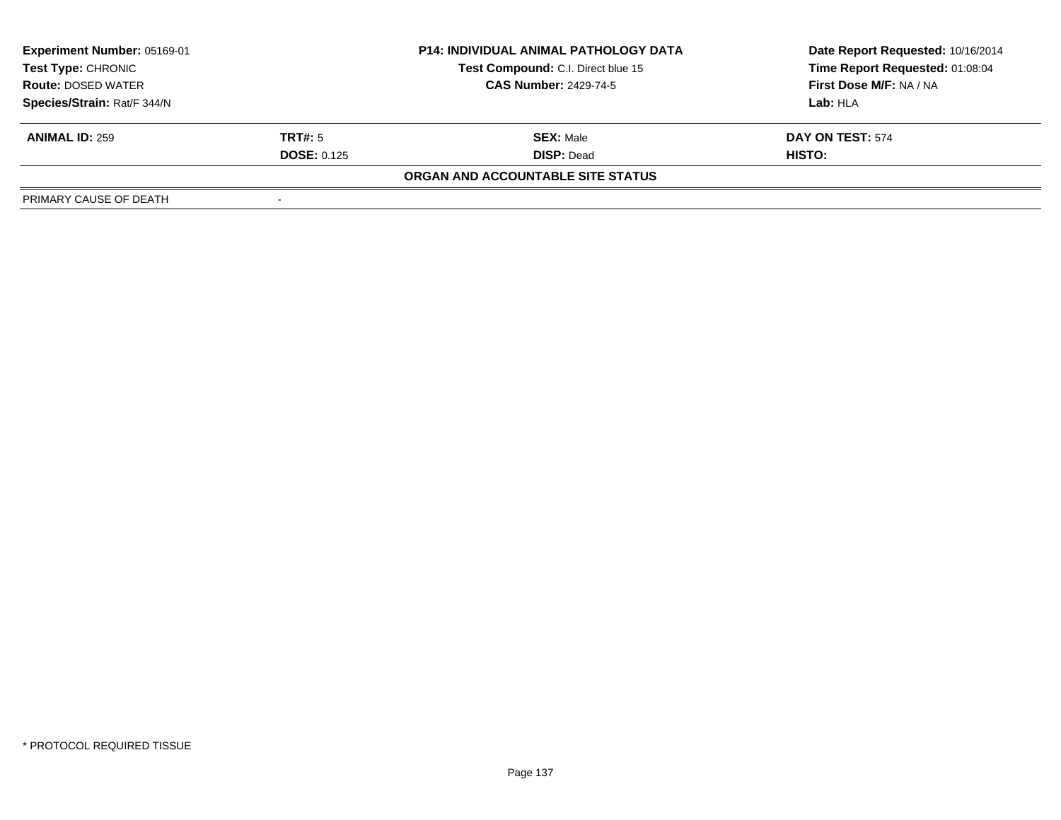| **Experiment Number:** 05169-01 | **P14: INDIVIDUAL ANIMAL PATHOLOGY DATA** | **Date Report Requested:** 10/16/2014 |
|---|---|---|
| **Test Type:** CHRONIC | **Test Compound:** C.I. Direct blue 15 | **Time Report Requested:** 01:08:04 |
| **Route:** DOSED WATER | **CAS Number:** 2429-74-5 | **First Dose M/F:** NA / NA |
| **Species/Strain:** Rat/F 344/N | | **Lab:** HLA |

| **ANIMAL ID:** 259 | **TRT#:** 5 | **SEX:** Male | **DAY ON TEST:** 574 |
|---|---|---|---|
| | **DOSE:** 0.125 | **DISP:** Dead | **HISTO:** |

**ORGAN AND ACCOUNTABLE SITE STATUS**

| | |
|---|---|
| PRIMARY CAUSE OF DEATH | - |

* PROTOCOL REQUIRED TISSUE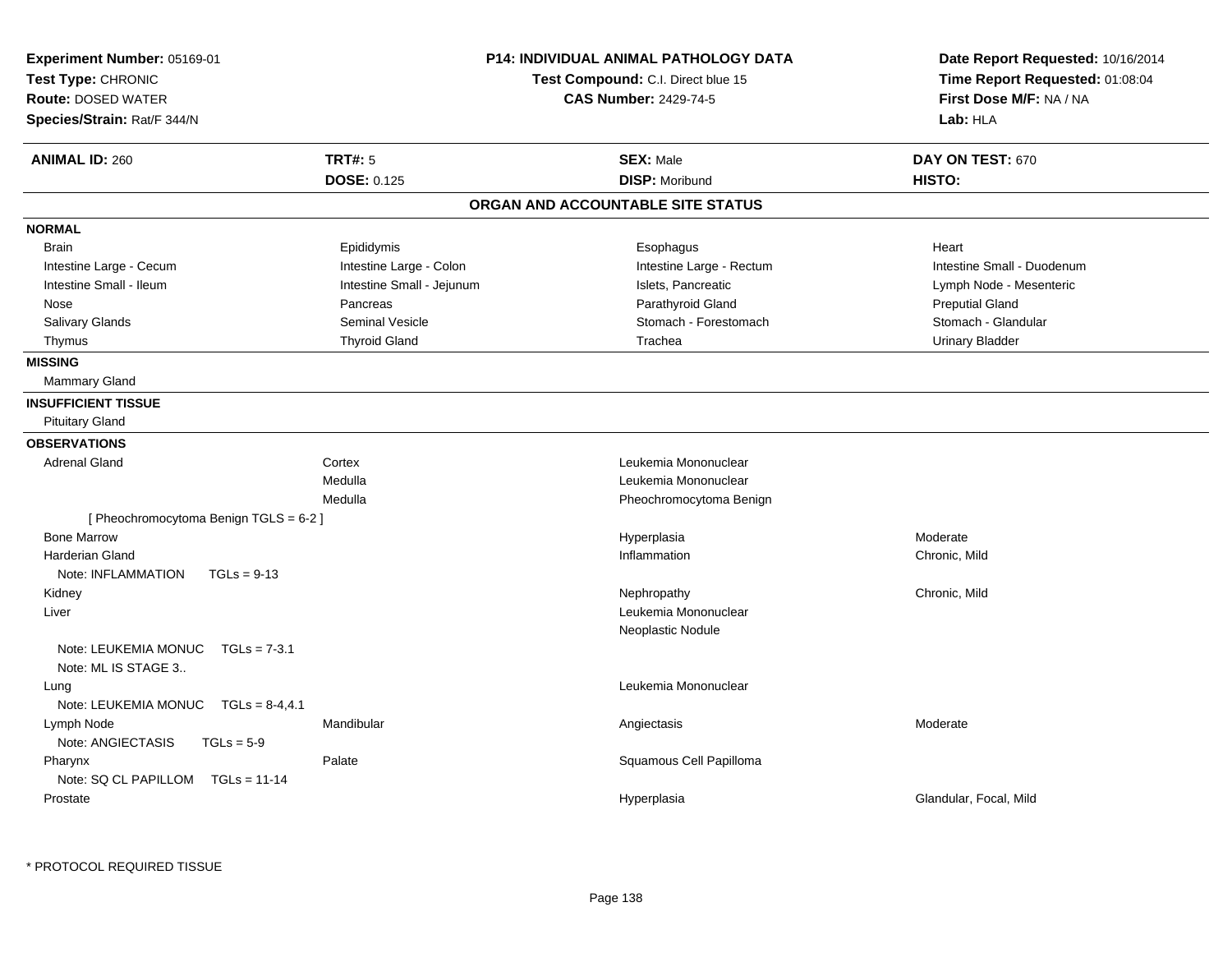**Experiment Number:** 05169-01
**Test Type:** CHRONIC
**Route:** DOSED WATER
**Species/Strain:** Rat/F 344/N

**P14: INDIVIDUAL ANIMAL PATHOLOGY DATA**
**Test Compound:** C.I. Direct blue 15
**CAS Number:** 2429-74-5

**Date Report Requested:** 10/16/2014
**Time Report Requested:** 01:08:04
**First Dose M/F:** NA / NA
**Lab:** HLA

| **ANIMAL ID:** 260 | **TRT#:** 5 | **SEX:** Male | **DAY ON TEST:** 670 |
|---|---|---|---|
| | **DOSE:** 0.125 | **DISP:** Moribund | **HISTO:** |

## ORGAN AND ACCOUNTABLE SITE STATUS

**NORMAL**

| | | | |
|---|---|---|---|
| Brain | Epididymis | Esophagus | Heart |
| Intestine Large - Cecum | Intestine Large - Colon | Intestine Large - Rectum | Intestine Small - Duodenum |
| Intestine Small - Ileum | Intestine Small - Jejunum | Islets, Pancreatic | Lymph Node - Mesenteric |
| Nose | Pancreas | Parathyroid Gland | Preputial Gland |
| Salivary Glands | Seminal Vesicle | Stomach - Forestomach | Stomach - Glandular |
| Thymus | Thyroid Gland | Trachea | Urinary Bladder |

**MISSING**

Mammary Gland

**INSUFFICIENT TISSUE**

Pituitary Gland

**OBSERVATIONS**

| Organ | Site | Observation | Severity |
|---|---|---|---|
| Adrenal Gland | Cortex | Leukemia Mononuclear | |
| | Medulla | Leukemia Mononuclear | |
| | Medulla | Pheochromocytoma Benign | |
| [ Pheochromocytoma Benign TGLS = 6-2 ] | | | |
| Bone Marrow | | Hyperplasia | Moderate |
| Harderian Gland | | Inflammation | Chronic, Mild |
| Note: INFLAMMATION TGLs = 9-13 | | | |
| Kidney | | Nephropathy | Chronic, Mild |
| Liver | | Leukemia Mononuclear | |
| | | Neoplastic Nodule | |
| Note: LEUKEMIA MONUC TGLs = 7-3.1 | | | |
| Note: ML IS STAGE 3.. | | | |
| Lung | | Leukemia Mononuclear | |
| Note: LEUKEMIA MONUC TGLs = 8-4,4.1 | | | |
| Lymph Node | Mandibular | Angiectasis | Moderate |
| Note: ANGIECTASIS TGLs = 5-9 | | | |
| Pharynx | Palate | Squamous Cell Papilloma | |
| Note: SQ CL PAPILLOM TGLs = 11-14 | | | |
| Prostate | | Hyperplasia | Glandular, Focal, Mild |

\* PROTOCOL REQUIRED TISSUE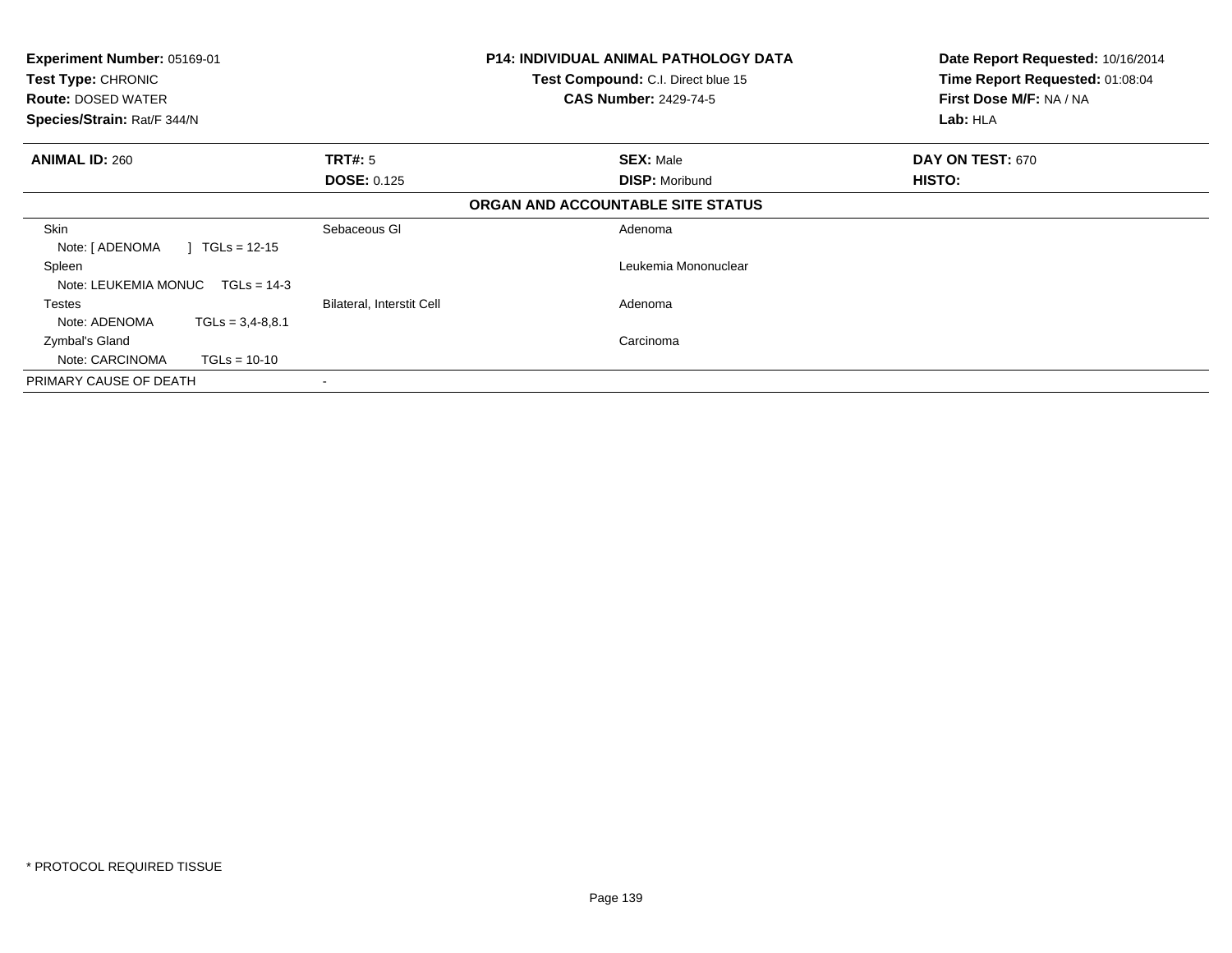**Experiment Number:** 05169-01
**Test Type:** CHRONIC
**Route:** DOSED WATER
**Species/Strain:** Rat/F 344/N

**P14: INDIVIDUAL ANIMAL PATHOLOGY DATA**
**Test Compound:** C.I. Direct blue 15
**CAS Number:** 2429-74-5

**Date Report Requested:** 10/16/2014
**Time Report Requested:** 01:08:04
**First Dose M/F:** NA / NA
**Lab:** HLA

| **ANIMAL ID:** 260 | **TRT#:** 5 | **SEX:** Male | **DAY ON TEST:** 670 |
|---|---|---|---|
| | **DOSE:** 0.125 | **DISP:** Moribund | **HISTO:** |

**ORGAN AND ACCOUNTABLE SITE STATUS**

| | | |
|---|---|---|
| Skin | Sebaceous Gl | Adenoma |
| Note: [ ADENOMA ] TGLs = 12-15 | | |
| Spleen | | Leukemia Mononuclear |
| Note: LEUKEMIA MONUC TGLs = 14-3 | | |
| Testes | Bilateral, Interstit Cell | Adenoma |
| Note: ADENOMA TGLs = 3,4-8,8.1 | | |
| Zymbal's Gland | | Carcinoma |
| Note: CARCINOMA TGLs = 10-10 | | |
| PRIMARY CAUSE OF DEATH | - | |

* PROTOCOL REQUIRED TISSUE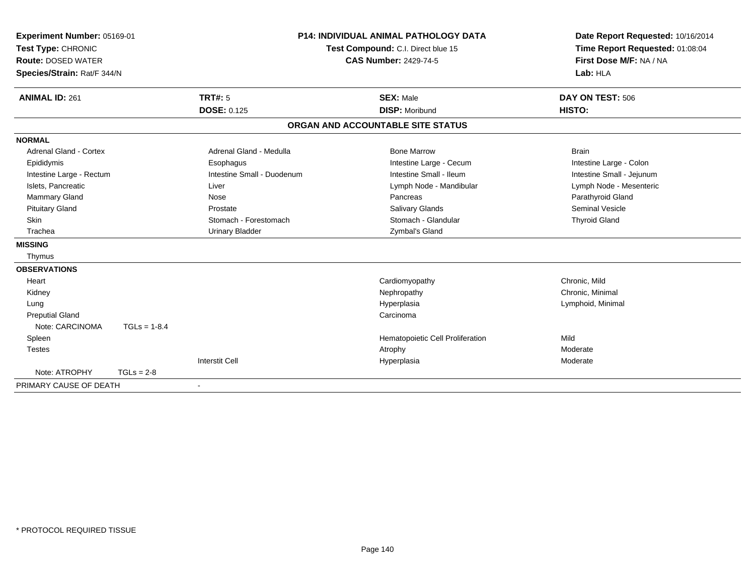**Experiment Number:** 05169-01
**Test Type:** CHRONIC
**Route:** DOSED WATER
**Species/Strain:** Rat/F 344/N

**P14: INDIVIDUAL ANIMAL PATHOLOGY DATA**
**Test Compound:** C.I. Direct blue 15
**CAS Number:** 2429-74-5

**Date Report Requested:** 10/16/2014
**Time Report Requested:** 01:08:04
**First Dose M/F:** NA / NA
**Lab:** HLA

| **ANIMAL ID:** 261 | **TRT#:** 5 | **SEX:** Male | **DAY ON TEST:** 506 |
|---|---|---|---|
| | **DOSE:** 0.125 | **DISP:** Moribund | **HISTO:** |

## ORGAN AND ACCOUNTABLE SITE STATUS

**NORMAL**

| | | | |
|---|---|---|---|
| Adrenal Gland - Cortex | Adrenal Gland - Medulla | Bone Marrow | Brain |
| Epididymis | Esophagus | Intestine Large - Cecum | Intestine Large - Colon |
| Intestine Large - Rectum | Intestine Small - Duodenum | Intestine Small - Ileum | Intestine Small - Jejunum |
| Islets, Pancreatic | Liver | Lymph Node - Mandibular | Lymph Node - Mesenteric |
| Mammary Gland | Nose | Pancreas | Parathyroid Gland |
| Pituitary Gland | Prostate | Salivary Glands | Seminal Vesicle |
| Skin | Stomach - Forestomach | Stomach - Glandular | Thyroid Gland |
| Trachea | Urinary Bladder | Zymbal's Gland | |

**MISSING**

Thymus

**OBSERVATIONS**

| | | | |
|---|---|---|---|
| Heart | | Cardiomyopathy | Chronic, Mild |
| Kidney | | Nephropathy | Chronic, Minimal |
| Lung | | Hyperplasia | Lymphoid, Minimal |
| Preputial Gland | | Carcinoma | |
| Note: CARCINOMA TGLs = 1-8.4 | | | |
| Spleen | | Hematopoietic Cell Proliferation | Mild |
| Testes | | Atrophy | Moderate |
| | Interstit Cell | Hyperplasia | Moderate |
| Note: ATROPHY TGLs = 2-8 | | | |

PRIMARY CAUSE OF DEATH -

* PROTOCOL REQUIRED TISSUE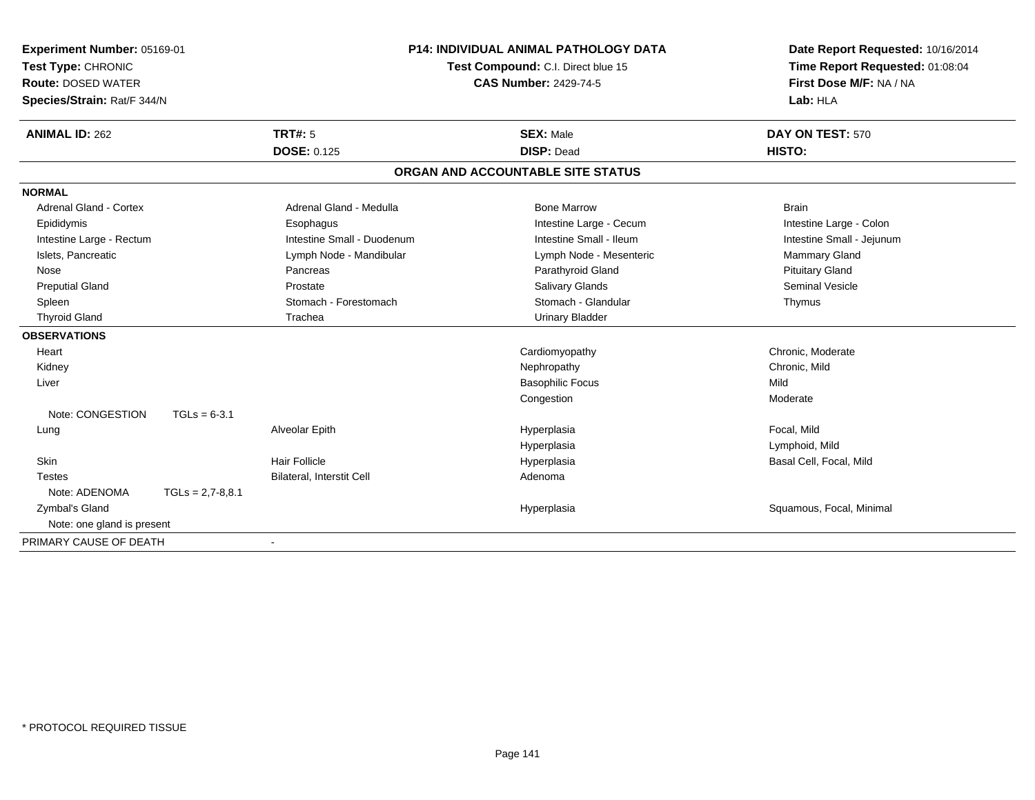**Experiment Number:** 05169-01
**Test Type:** CHRONIC
**Route:** DOSED WATER
**Species/Strain:** Rat/F 344/N

**P14: INDIVIDUAL ANIMAL PATHOLOGY DATA**
**Test Compound:** C.I. Direct blue 15
**CAS Number:** 2429-74-5

**Date Report Requested:** 10/16/2014
**Time Report Requested:** 01:08:04
**First Dose M/F:** NA / NA
**Lab:** HLA

| **ANIMAL ID:** 262 | **TRT#:** 5 | **SEX:** Male | **DAY ON TEST:** 570 |
|---|---|---|---|
| | **DOSE:** 0.125 | **DISP:** Dead | **HISTO:** |

## ORGAN AND ACCOUNTABLE SITE STATUS

**NORMAL**

| | | | |
|---|---|---|---|
| Adrenal Gland - Cortex | Adrenal Gland - Medulla | Bone Marrow | Brain |
| Epididymis | Esophagus | Intestine Large - Cecum | Intestine Large - Colon |
| Intestine Large - Rectum | Intestine Small - Duodenum | Intestine Small - Ileum | Intestine Small - Jejunum |
| Islets, Pancreatic | Lymph Node - Mandibular | Lymph Node - Mesenteric | Mammary Gland |
| Nose | Pancreas | Parathyroid Gland | Pituitary Gland |
| Preputial Gland | Prostate | Salivary Glands | Seminal Vesicle |
| Spleen | Stomach - Forestomach | Stomach - Glandular | Thymus |
| Thyroid Gland | Trachea | Urinary Bladder | |

**OBSERVATIONS**

| | | | |
|---|---|---|---|
| Heart | | Cardiomyopathy | Chronic, Moderate |
| Kidney | | Nephropathy | Chronic, Mild |
| Liver | | Basophilic Focus | Mild |
| | | Congestion | Moderate |
| Note: CONGESTION TGLs = 6-3.1 | | | |
| Lung | Alveolar Epith | Hyperplasia | Focal, Mild |
| | | Hyperplasia | Lymphoid, Mild |
| Skin | Hair Follicle | Hyperplasia | Basal Cell, Focal, Mild |
| Testes | Bilateral, Interstit Cell | Adenoma | |
| Note: ADENOMA TGLs = 2,7-8,8.1 | | | |
| Zymbal's Gland | | Hyperplasia | Squamous, Focal, Minimal |
| Note: one gland is present | | | |

PRIMARY CAUSE OF DEATH -

\* PROTOCOL REQUIRED TISSUE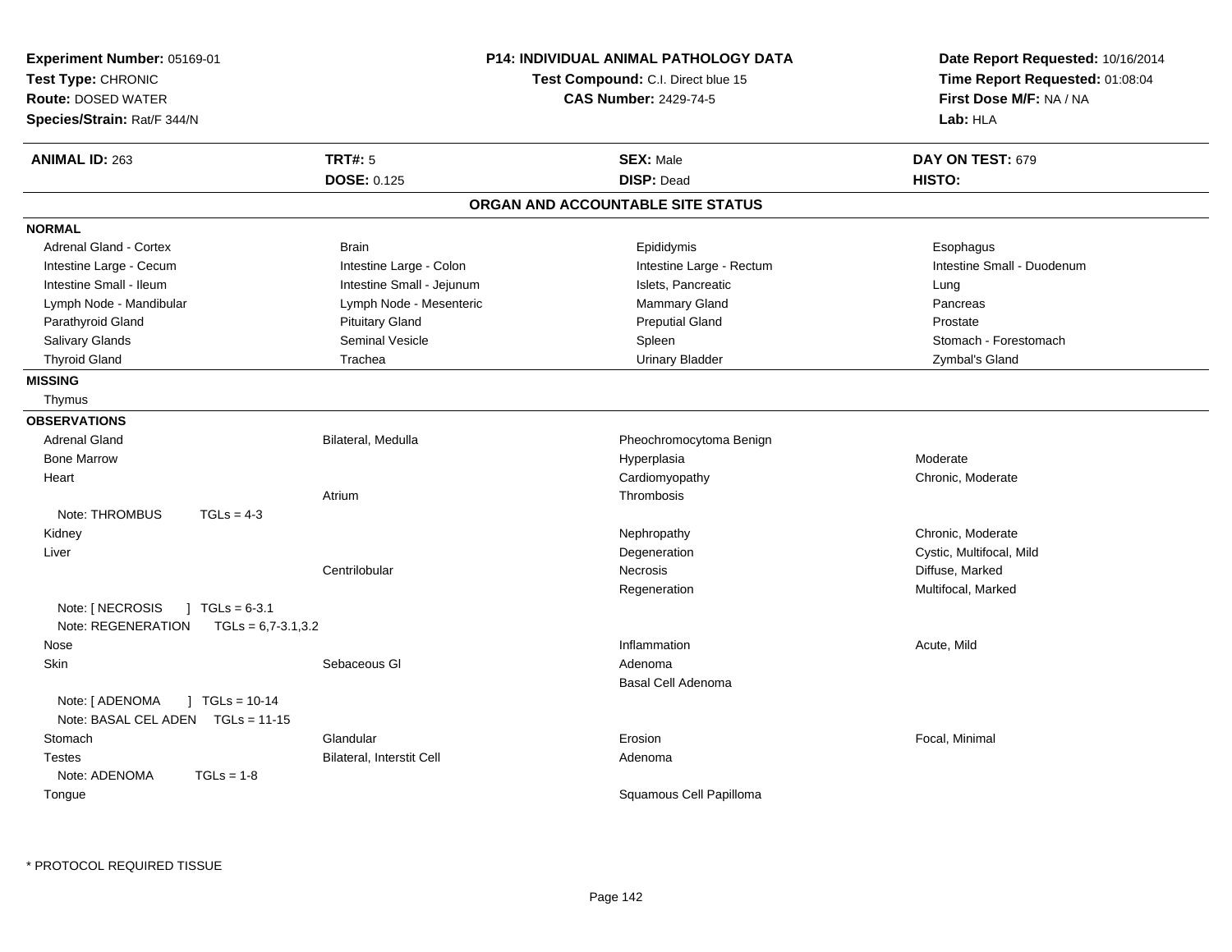**Experiment Number:** 05169-01
**Test Type:** CHRONIC
**Route:** DOSED WATER
**Species/Strain:** Rat/F 344/N

**P14: INDIVIDUAL ANIMAL PATHOLOGY DATA**
**Test Compound:** C.I. Direct blue 15
**CAS Number:** 2429-74-5

**Date Report Requested:** 10/16/2014
**Time Report Requested:** 01:08:04
**First Dose M/F:** NA / NA
**Lab:** HLA

| **ANIMAL ID:** 263 | **TRT#:** 5 | **SEX:** Male | **DAY ON TEST:** 679 |
|---|---|---|---|
| | **DOSE:** 0.125 | **DISP:** Dead | **HISTO:** |

## ORGAN AND ACCOUNTABLE SITE STATUS

**NORMAL**

| | | | |
|---|---|---|---|
| Adrenal Gland - Cortex | Brain | Epididymis | Esophagus |
| Intestine Large - Cecum | Intestine Large - Colon | Intestine Large - Rectum | Intestine Small - Duodenum |
| Intestine Small - Ileum | Intestine Small - Jejunum | Islets, Pancreatic | Lung |
| Lymph Node - Mandibular | Lymph Node - Mesenteric | Mammary Gland | Pancreas |
| Parathyroid Gland | Pituitary Gland | Preputial Gland | Prostate |
| Salivary Glands | Seminal Vesicle | Spleen | Stomach - Forestomach |
| Thyroid Gland | Trachea | Urinary Bladder | Zymbal's Gland |

**MISSING**

Thymus

**OBSERVATIONS**

| | | | |
|---|---|---|---|
| Adrenal Gland | Bilateral, Medulla | Pheochromocytoma Benign | |
| Bone Marrow | | Hyperplasia | Moderate |
| Heart | | Cardiomyopathy | Chronic, Moderate |
| | Atrium | Thrombosis | |
| Note: THROMBUS TGLs = 4-3 | | | |
| Kidney | | Nephropathy | Chronic, Moderate |
| Liver | | Degeneration | Cystic, Multifocal, Mild |
| | Centrilobular | Necrosis | Diffuse, Marked |
| | | Regeneration | Multifocal, Marked |
| Note: [ NECROSIS ] TGLs = 6-3.1 | | | |
| Note: REGENERATION TGLs = 6,7-3.1,3.2 | | | |
| Nose | | Inflammation | Acute, Mild |
| Skin | Sebaceous Gl | Adenoma | |
| | | Basal Cell Adenoma | |
| Note: [ ADENOMA ] TGLs = 10-14 | | | |
| Note: BASAL CEL ADEN TGLs = 11-15 | | | |
| Stomach | Glandular | Erosion | Focal, Minimal |
| Testes | Bilateral, Interstit Cell | Adenoma | |
| Note: ADENOMA TGLs = 1-8 | | | |
| Tongue | | Squamous Cell Papilloma | |

* PROTOCOL REQUIRED TISSUE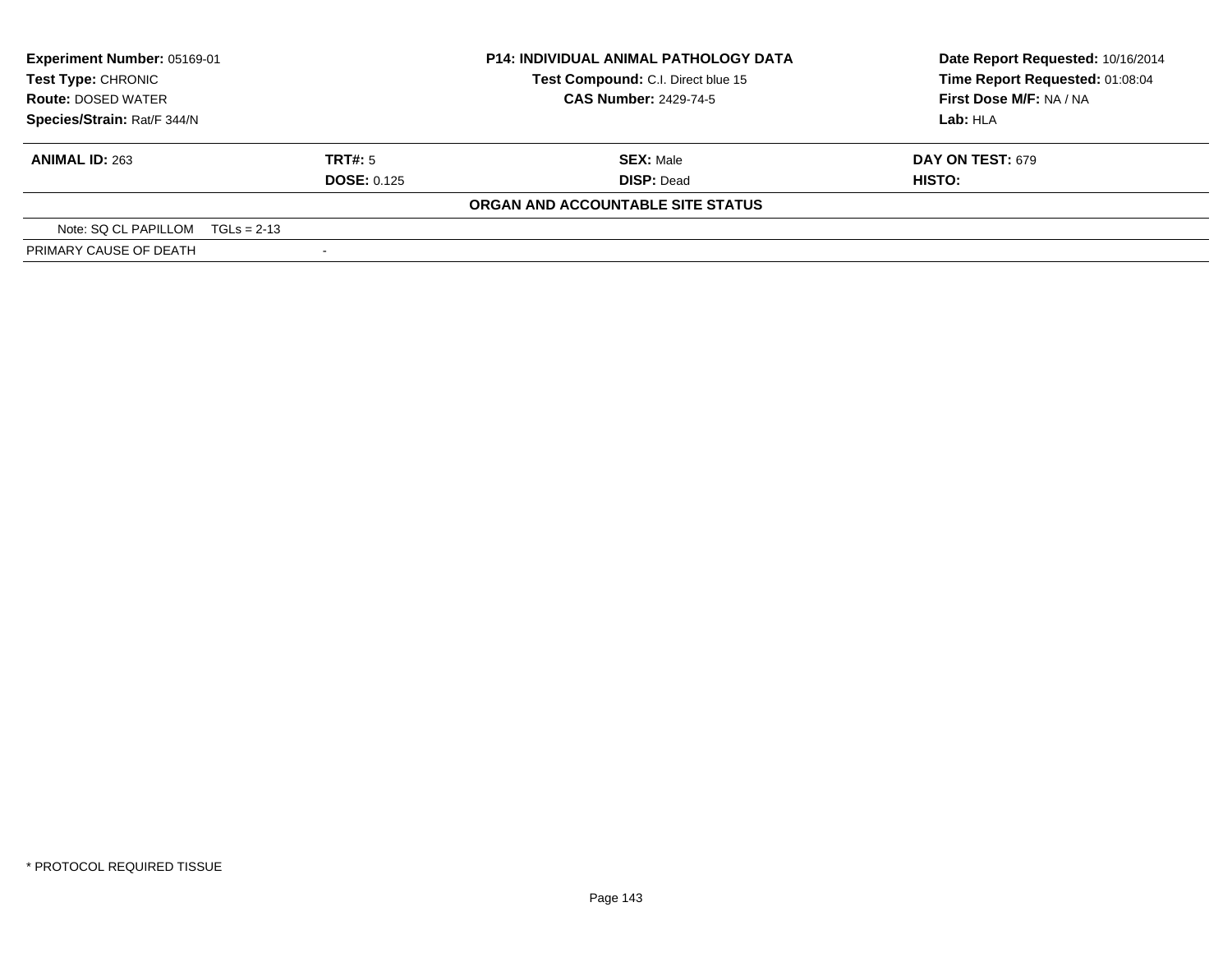**Experiment Number:** 05169-01
**Test Type:** CHRONIC
**Route:** DOSED WATER
**Species/Strain:** Rat/F 344/N

**P14: INDIVIDUAL ANIMAL PATHOLOGY DATA**
**Test Compound:** C.I. Direct blue 15
**CAS Number:** 2429-74-5

**Date Report Requested:** 10/16/2014
**Time Report Requested:** 01:08:04
**First Dose M/F:** NA / NA
**Lab:** HLA

| **ANIMAL ID:** 263 | **TRT#:** 5 | **SEX:** Male | **DAY ON TEST:** 679 |
|---|---|---|---|
| | **DOSE:** 0.125 | **DISP:** Dead | **HISTO:** |

**ORGAN AND ACCOUNTABLE SITE STATUS**

| | |
|---|---|
| Note: SQ CL PAPILLOM TGLs = 2-13 | |
| PRIMARY CAUSE OF DEATH | - |

* PROTOCOL REQUIRED TISSUE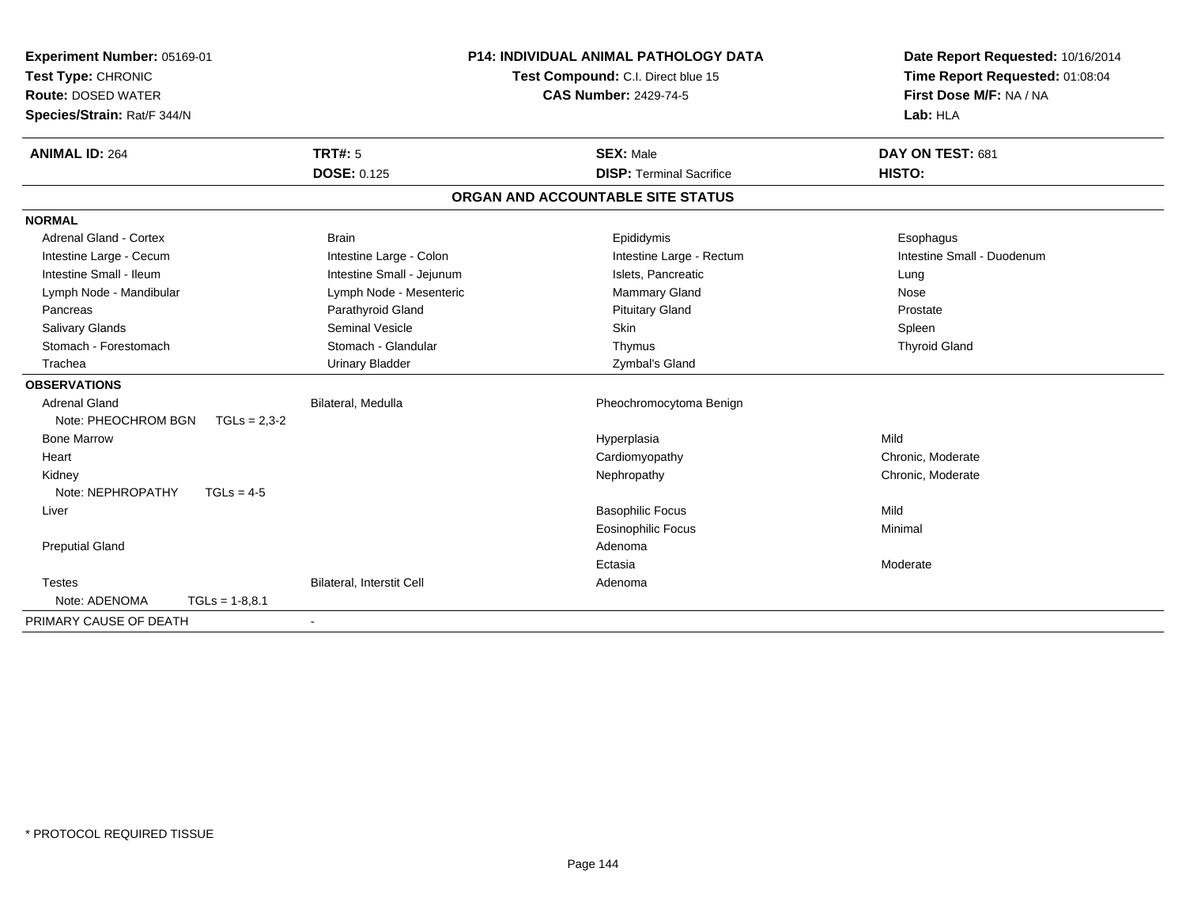**Experiment Number:** 05169-01
**Test Type:** CHRONIC
**Route:** DOSED WATER
**Species/Strain:** Rat/F 344/N

**P14: INDIVIDUAL ANIMAL PATHOLOGY DATA**
**Test Compound:** C.I. Direct blue 15
**CAS Number:** 2429-74-5

**Date Report Requested:** 10/16/2014
**Time Report Requested:** 01:08:04
**First Dose M/F:** NA / NA
**Lab:** HLA

| **ANIMAL ID:** 264 | **TRT#:** 5 | **SEX:** Male | **DAY ON TEST:** 681 |
|---|---|---|---|
| | **DOSE:** 0.125 | **DISP:** Terminal Sacrifice | **HISTO:** |

## ORGAN AND ACCOUNTABLE SITE STATUS

| | | | |
|---|---|---|---|
| **NORMAL** | | | |
| Adrenal Gland - Cortex | Brain | Epididymis | Esophagus |
| Intestine Large - Cecum | Intestine Large - Colon | Intestine Large - Rectum | Intestine Small - Duodenum |
| Intestine Small - Ileum | Intestine Small - Jejunum | Islets, Pancreatic | Lung |
| Lymph Node - Mandibular | Lymph Node - Mesenteric | Mammary Gland | Nose |
| Pancreas | Parathyroid Gland | Pituitary Gland | Prostate |
| Salivary Glands | Seminal Vesicle | Skin | Spleen |
| Stomach - Forestomach | Stomach - Glandular | Thymus | Thyroid Gland |
| Trachea | Urinary Bladder | Zymbal's Gland | |
| **OBSERVATIONS** | | | |
| Adrenal Gland | Bilateral, Medulla | Pheochromocytoma Benign | |
| Note: PHEOCHROM BGN TGLs = 2,3-2 | | | |
| Bone Marrow | | Hyperplasia | Mild |
| Heart | | Cardiomyopathy | Chronic, Moderate |
| Kidney | | Nephropathy | Chronic, Moderate |
| Note: NEPHROPATHY TGLs = 4-5 | | | |
| Liver | | Basophilic Focus | Mild |
| | | Eosinophilic Focus | Minimal |
| Preputial Gland | | Adenoma | |
| | | Ectasia | Moderate |
| Testes | Bilateral, Interstit Cell | Adenoma | |
| Note: ADENOMA TGLs = 1-8,8.1 | | | |
| PRIMARY CAUSE OF DEATH | - | | |

* PROTOCOL REQUIRED TISSUE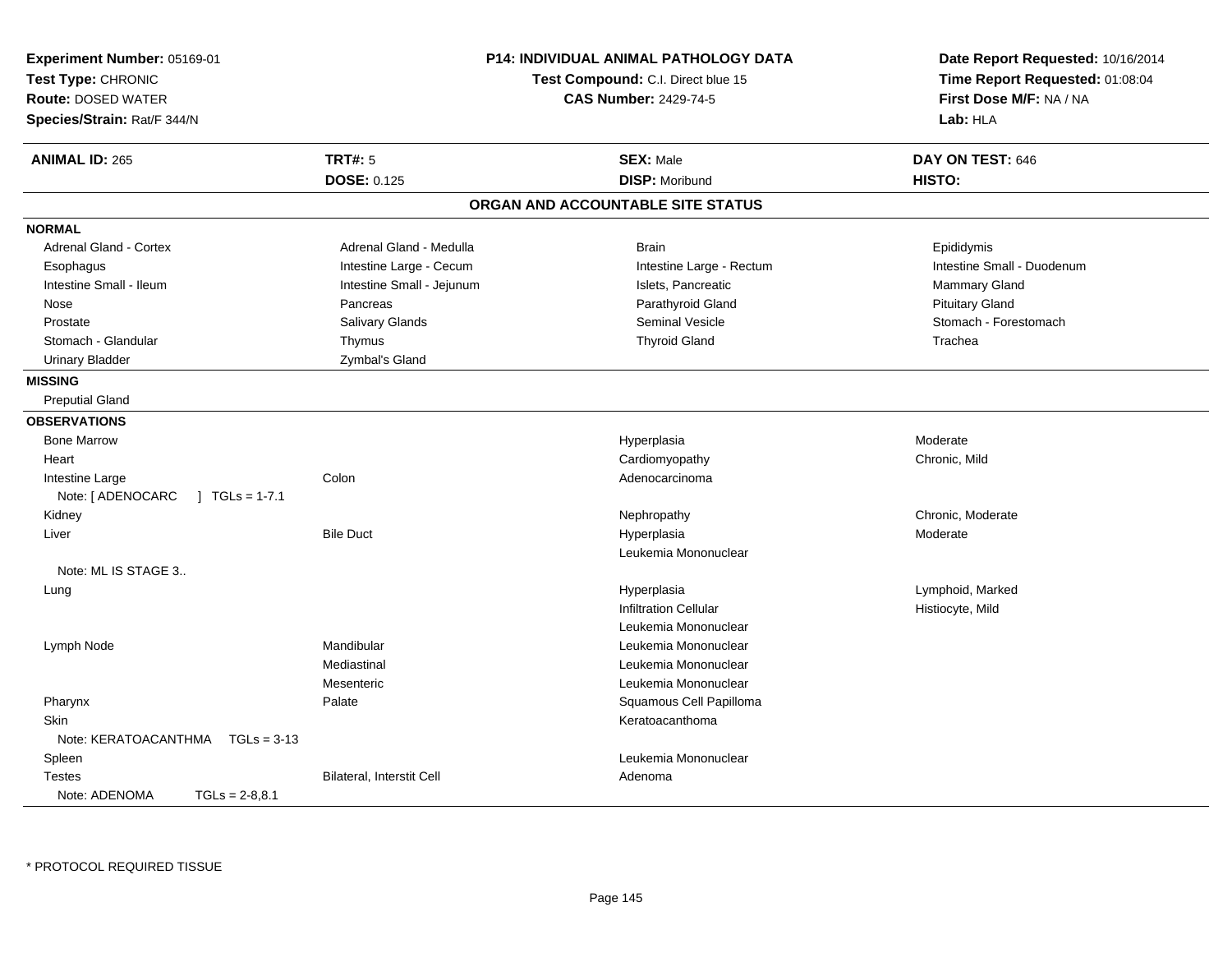**Experiment Number:** 05169-01
**Test Type:** CHRONIC
**Route:** DOSED WATER
**Species/Strain:** Rat/F 344/N

**P14: INDIVIDUAL ANIMAL PATHOLOGY DATA**
**Test Compound:** C.I. Direct blue 15
**CAS Number:** 2429-74-5

**Date Report Requested:** 10/16/2014
**Time Report Requested:** 01:08:04
**First Dose M/F:** NA / NA
**Lab:** HLA

| **ANIMAL ID:** 265 | **TRT#:** 5 | **SEX:** Male | **DAY ON TEST:** 646 |
|---|---|---|---|
| | **DOSE:** 0.125 | **DISP:** Moribund | **HISTO:** |

## ORGAN AND ACCOUNTABLE SITE STATUS

**NORMAL**

| | | | |
|---|---|---|---|
| Adrenal Gland - Cortex | Adrenal Gland - Medulla | Brain | Epididymis |
| Esophagus | Intestine Large - Cecum | Intestine Large - Rectum | Intestine Small - Duodenum |
| Intestine Small - Ileum | Intestine Small - Jejunum | Islets, Pancreatic | Mammary Gland |
| Nose | Pancreas | Parathyroid Gland | Pituitary Gland |
| Prostate | Salivary Glands | Seminal Vesicle | Stomach - Forestomach |
| Stomach - Glandular | Thymus | Thyroid Gland | Trachea |
| Urinary Bladder | Zymbal's Gland | | |

**MISSING**

Preputial Gland

**OBSERVATIONS**

| | | | |
|---|---|---|---|
| Bone Marrow | | Hyperplasia | Moderate |
| Heart | | Cardiomyopathy | Chronic, Mild |
| Intestine Large | Colon | Adenocarcinoma | |
| Note: [ ADENOCARC ] TGLs = 1-7.1 | | | |
| Kidney | | Nephropathy | Chronic, Moderate |
| Liver | Bile Duct | Hyperplasia | Moderate |
| | | Leukemia Mononuclear | |
| Note: ML IS STAGE 3.. | | | |
| Lung | | Hyperplasia | Lymphoid, Marked |
| | | Infiltration Cellular | Histiocyte, Mild |
| | | Leukemia Mononuclear | |
| Lymph Node | Mandibular | Leukemia Mononuclear | |
| | Mediastinal | Leukemia Mononuclear | |
| | Mesenteric | Leukemia Mononuclear | |
| Pharynx | Palate | Squamous Cell Papilloma | |
| Skin | | Keratoacanthoma | |
| Note: KERATOACANTHMA TGLs = 3-13 | | | |
| Spleen | | Leukemia Mononuclear | |
| Testes | Bilateral, Interstit Cell | Adenoma | |
| Note: ADENOMA TGLs = 2-8,8.1 | | | |

\* PROTOCOL REQUIRED TISSUE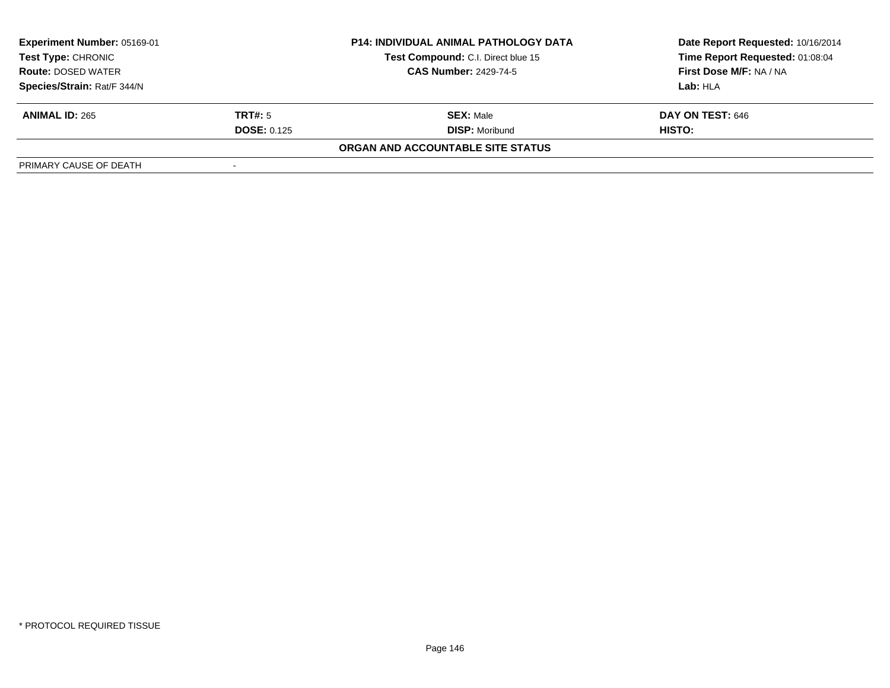| **Experiment Number:** 05169-01 | **P14: INDIVIDUAL ANIMAL PATHOLOGY DATA** | **Date Report Requested:** 10/16/2014 |
|---|---|---|
| **Test Type:** CHRONIC | **Test Compound:** C.I. Direct blue 15 | **Time Report Requested:** 01:08:04 |
| **Route:** DOSED WATER | **CAS Number:** 2429-74-5 | **First Dose M/F:** NA / NA |
| **Species/Strain:** Rat/F 344/N | | **Lab:** HLA |

| **ANIMAL ID:** 265 | **TRT#:** 5 | **SEX:** Male | **DAY ON TEST:** 646 |
|---|---|---|---|
| | **DOSE:** 0.125 | **DISP:** Moribund | **HISTO:** |

**ORGAN AND ACCOUNTABLE SITE STATUS**

| PRIMARY CAUSE OF DEATH | - |
|---|---|

\* PROTOCOL REQUIRED TISSUE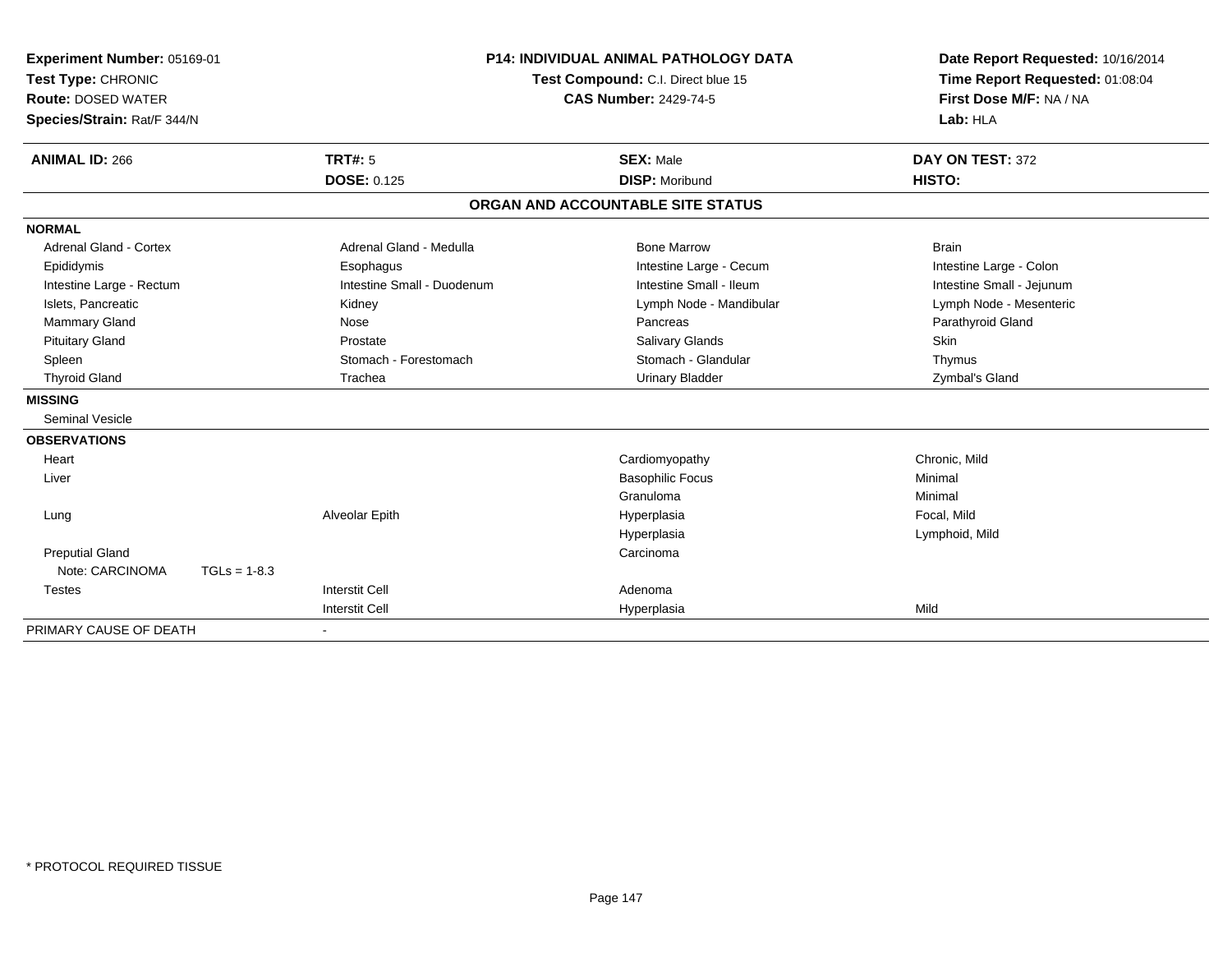**Experiment Number:** 05169-01
**Test Type:** CHRONIC
**Route:** DOSED WATER
**Species/Strain:** Rat/F 344/N

**P14: INDIVIDUAL ANIMAL PATHOLOGY DATA**
**Test Compound:** C.I. Direct blue 15
**CAS Number:** 2429-74-5

**Date Report Requested:** 10/16/2014
**Time Report Requested:** 01:08:04
**First Dose M/F:** NA / NA
**Lab:** HLA

| **ANIMAL ID:** 266 | **TRT#:** 5 | **SEX:** Male | **DAY ON TEST:** 372 |
|---|---|---|---|
| | **DOSE:** 0.125 | **DISP:** Moribund | **HISTO:** |

## ORGAN AND ACCOUNTABLE SITE STATUS

**NORMAL**

| | | | |
|---|---|---|---|
| Adrenal Gland - Cortex | Adrenal Gland - Medulla | Bone Marrow | Brain |
| Epididymis | Esophagus | Intestine Large - Cecum | Intestine Large - Colon |
| Intestine Large - Rectum | Intestine Small - Duodenum | Intestine Small - Ileum | Intestine Small - Jejunum |
| Islets, Pancreatic | Kidney | Lymph Node - Mandibular | Lymph Node - Mesenteric |
| Mammary Gland | Nose | Pancreas | Parathyroid Gland |
| Pituitary Gland | Prostate | Salivary Glands | Skin |
| Spleen | Stomach - Forestomach | Stomach - Glandular | Thymus |
| Thyroid Gland | Trachea | Urinary Bladder | Zymbal's Gland |

**MISSING**

Seminal Vesicle

**OBSERVATIONS**

| | | | |
|---|---|---|---|
| Heart | | Cardiomyopathy | Chronic, Mild |
| Liver | | Basophilic Focus | Minimal |
| | | Granuloma | Minimal |
| Lung | Alveolar Epith | Hyperplasia | Focal, Mild |
| | | Hyperplasia | Lymphoid, Mild |
| Preputial Gland | | Carcinoma | |
| Note: CARCINOMA TGLs = 1-8.3 | | | |
| Testes | Interstit Cell | Adenoma | |
| | Interstit Cell | Hyperplasia | Mild |

PRIMARY CAUSE OF DEATH -

* PROTOCOL REQUIRED TISSUE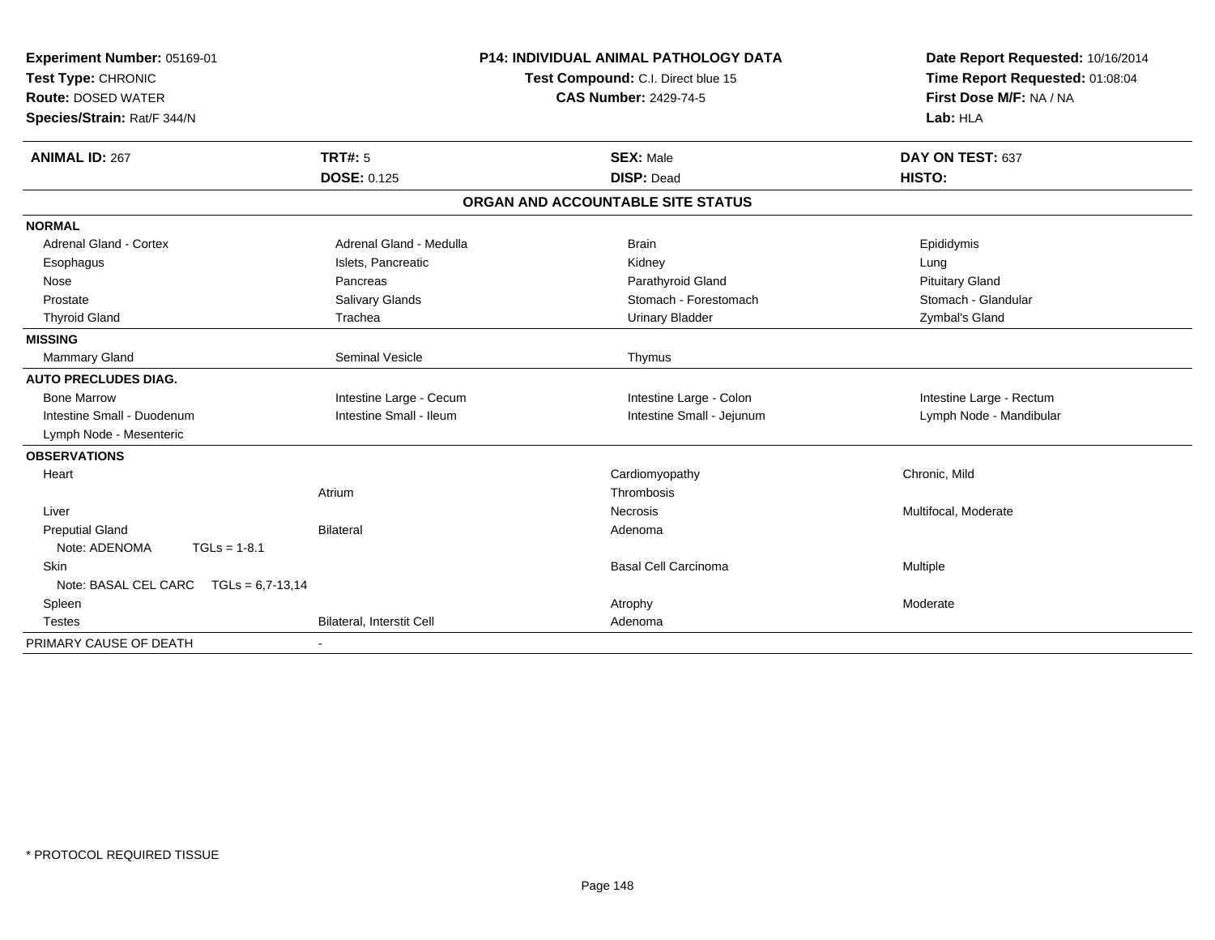**Experiment Number:** 05169-01
**Test Type:** CHRONIC
**Route:** DOSED WATER
**Species/Strain:** Rat/F 344/N

**P14: INDIVIDUAL ANIMAL PATHOLOGY DATA**
**Test Compound:** C.I. Direct blue 15
**CAS Number:** 2429-74-5

**Date Report Requested:** 10/16/2014
**Time Report Requested:** 01:08:04
**First Dose M/F:** NA / NA
**Lab:** HLA

| **ANIMAL ID:** 267 | **TRT#:** 5 | **SEX:** Male | **DAY ON TEST:** 637 |
|---|---|---|---|
| | **DOSE:** 0.125 | **DISP:** Dead | **HISTO:** |

**ORGAN AND ACCOUNTABLE SITE STATUS**

| | | | |
|---|---|---|---|
| **NORMAL** | | | |
| Adrenal Gland - Cortex | Adrenal Gland - Medulla | Brain | Epididymis |
| Esophagus | Islets, Pancreatic | Kidney | Lung |
| Nose | Pancreas | Parathyroid Gland | Pituitary Gland |
| Prostate | Salivary Glands | Stomach - Forestomach | Stomach - Glandular |
| Thyroid Gland | Trachea | Urinary Bladder | Zymbal's Gland |
| **MISSING** | | | |
| Mammary Gland | Seminal Vesicle | Thymus | |
| **AUTO PRECLUDES DIAG.** | | | |
| Bone Marrow | Intestine Large - Cecum | Intestine Large - Colon | Intestine Large - Rectum |
| Intestine Small - Duodenum | Intestine Small - Ileum | Intestine Small - Jejunum | Lymph Node - Mandibular |
| Lymph Node - Mesenteric | | | |
| **OBSERVATIONS** | | | |
| Heart | | Cardiomyopathy | Chronic, Mild |
| | Atrium | Thrombosis | |
| Liver | | Necrosis | Multifocal, Moderate |
| Preputial Gland | Bilateral | Adenoma | |
| Note: ADENOMA TGLs = 1-8.1 | | | |
| Skin | | Basal Cell Carcinoma | Multiple |
| Note: BASAL CEL CARC TGLs = 6,7-13,14 | | | |
| Spleen | | Atrophy | Moderate |
| Testes | Bilateral, Interstit Cell | Adenoma | |
| PRIMARY CAUSE OF DEATH | - | | |

\* PROTOCOL REQUIRED TISSUE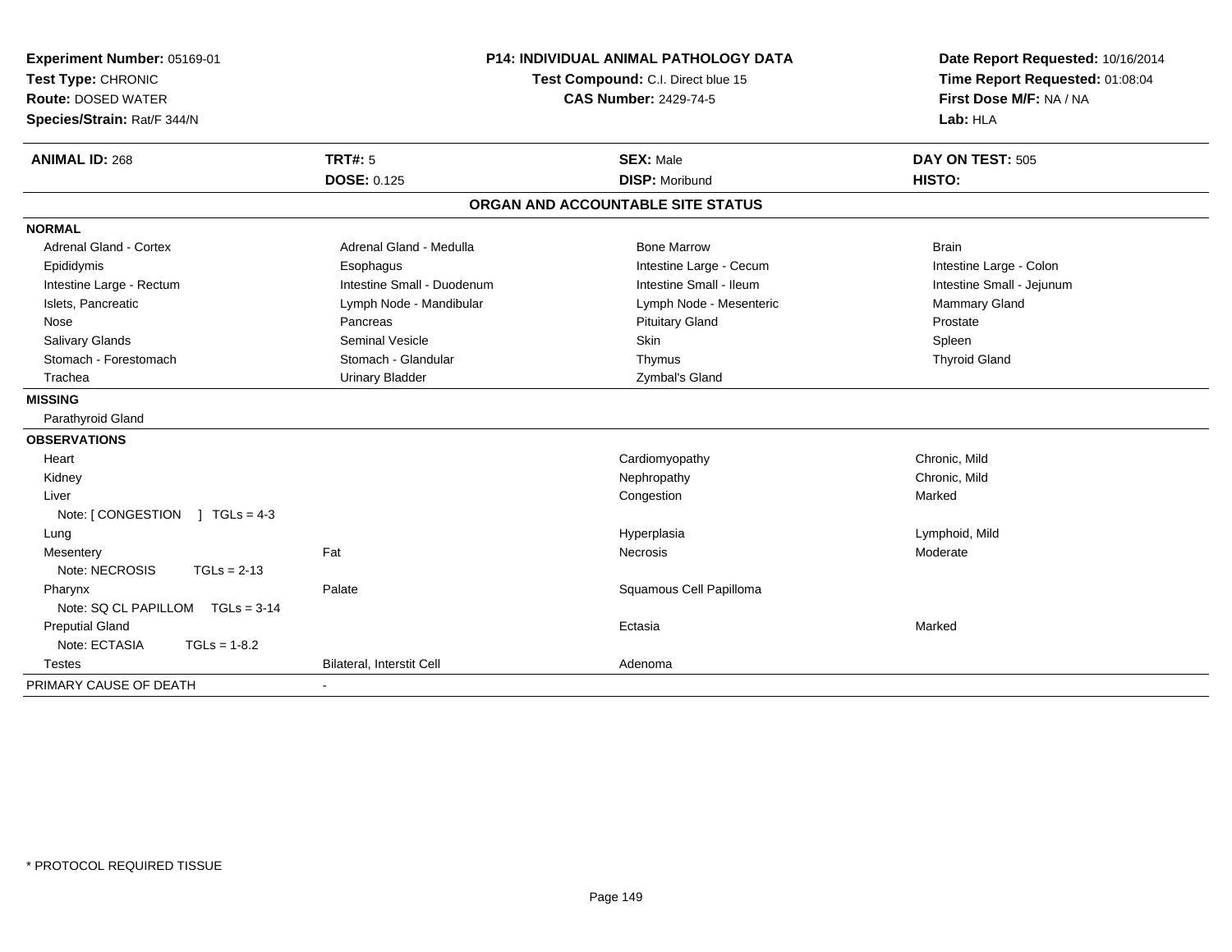**Experiment Number:** 05169-01
**Test Type:** CHRONIC
**Route:** DOSED WATER
**Species/Strain:** Rat/F 344/N

**P14: INDIVIDUAL ANIMAL PATHOLOGY DATA**
**Test Compound:** C.I. Direct blue 15
**CAS Number:** 2429-74-5

**Date Report Requested:** 10/16/2014
**Time Report Requested:** 01:08:04
**First Dose M/F:** NA / NA
**Lab:** HLA

| **ANIMAL ID:** 268 | **TRT#:** 5 | **SEX:** Male | **DAY ON TEST:** 505 |
|---|---|---|---|
| | **DOSE:** 0.125 | **DISP:** Moribund | **HISTO:** |

## ORGAN AND ACCOUNTABLE SITE STATUS

**NORMAL**

| | | | |
|---|---|---|---|
| Adrenal Gland - Cortex | Adrenal Gland - Medulla | Bone Marrow | Brain |
| Epididymis | Esophagus | Intestine Large - Cecum | Intestine Large - Colon |
| Intestine Large - Rectum | Intestine Small - Duodenum | Intestine Small - Ileum | Intestine Small - Jejunum |
| Islets, Pancreatic | Lymph Node - Mandibular | Lymph Node - Mesenteric | Mammary Gland |
| Nose | Pancreas | Pituitary Gland | Prostate |
| Salivary Glands | Seminal Vesicle | Skin | Spleen |
| Stomach - Forestomach | Stomach - Glandular | Thymus | Thyroid Gland |
| Trachea | Urinary Bladder | Zymbal's Gland | |

**MISSING**

Parathyroid Gland

**OBSERVATIONS**

| | | | |
|---|---|---|---|
| Heart | | Cardiomyopathy | Chronic, Mild |
| Kidney | | Nephropathy | Chronic, Mild |
| Liver | | Congestion | Marked |
| Note: [ CONGESTION ] TGLs = 4-3 | | | |
| Lung | | Hyperplasia | Lymphoid, Mild |
| Mesentery | Fat | Necrosis | Moderate |
| Note: NECROSIS TGLs = 2-13 | | | |
| Pharynx | Palate | Squamous Cell Papilloma | |
| Note: SQ CL PAPILLOM TGLs = 3-14 | | | |
| Preputial Gland | | Ectasia | Marked |
| Note: ECTASIA TGLs = 1-8.2 | | | |
| Testes | Bilateral, Interstit Cell | Adenoma | |

PRIMARY CAUSE OF DEATH -

\* PROTOCOL REQUIRED TISSUE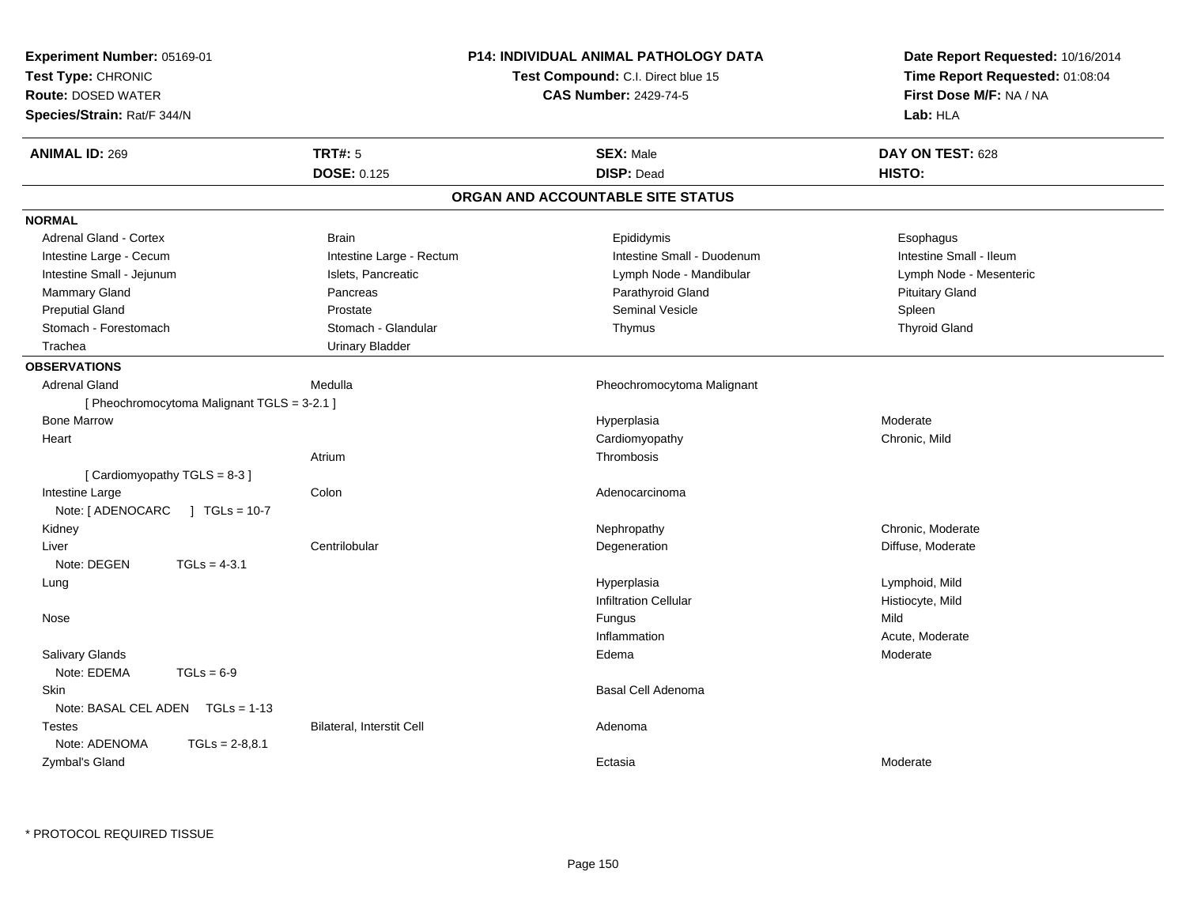**Experiment Number:** 05169-01
**Test Type:** CHRONIC
**Route:** DOSED WATER
**Species/Strain:** Rat/F 344/N

**P14: INDIVIDUAL ANIMAL PATHOLOGY DATA**
**Test Compound:** C.I. Direct blue 15
**CAS Number:** 2429-74-5

**Date Report Requested:** 10/16/2014
**Time Report Requested:** 01:08:04
**First Dose M/F:** NA / NA
**Lab:** HLA

| **ANIMAL ID:** 269 | **TRT#:** 5 | **SEX:** Male | **DAY ON TEST:** 628 |
|---|---|---|---|
| | **DOSE:** 0.125 | **DISP:** Dead | **HISTO:** |

## ORGAN AND ACCOUNTABLE SITE STATUS

### NORMAL

| | | | |
|---|---|---|---|
| Adrenal Gland - Cortex | Brain | Epididymis | Esophagus |
| Intestine Large - Cecum | Intestine Large - Rectum | Intestine Small - Duodenum | Intestine Small - Ileum |
| Intestine Small - Jejunum | Islets, Pancreatic | Lymph Node - Mandibular | Lymph Node - Mesenteric |
| Mammary Gland | Pancreas | Parathyroid Gland | Pituitary Gland |
| Preputial Gland | Prostate | Seminal Vesicle | Spleen |
| Stomach - Forestomach | Stomach - Glandular | Thymus | Thyroid Gland |
| Trachea | Urinary Bladder | | |

### OBSERVATIONS

| | | | |
|---|---|---|---|
| Adrenal Gland | Medulla | Pheochromocytoma Malignant | |
| [ Pheochromocytoma Malignant TGLS = 3-2.1 ] | | | |
| Bone Marrow | | Hyperplasia | Moderate |
| Heart | | Cardiomyopathy | Chronic, Mild |
| | Atrium | Thrombosis | |
| [ Cardiomyopathy TGLS = 8-3 ] | | | |
| Intestine Large | Colon | Adenocarcinoma | |
| Note: [ ADENOCARC ] TGLs = 10-7 | | | |
| Kidney | | Nephropathy | Chronic, Moderate |
| Liver | Centrilobular | Degeneration | Diffuse, Moderate |
| Note: DEGEN TGLs = 4-3.1 | | | |
| Lung | | Hyperplasia | Lymphoid, Mild |
| | | Infiltration Cellular | Histiocyte, Mild |
| Nose | | Fungus | Mild |
| | | Inflammation | Acute, Moderate |
| Salivary Glands | | Edema | Moderate |
| Note: EDEMA TGLs = 6-9 | | | |
| Skin | | Basal Cell Adenoma | |
| Note: BASAL CEL ADEN TGLs = 1-13 | | | |
| Testes | Bilateral, Interstit Cell | Adenoma | |
| Note: ADENOMA TGLs = 2-8,8.1 | | | |
| Zymbal's Gland | | Ectasia | Moderate |

* PROTOCOL REQUIRED TISSUE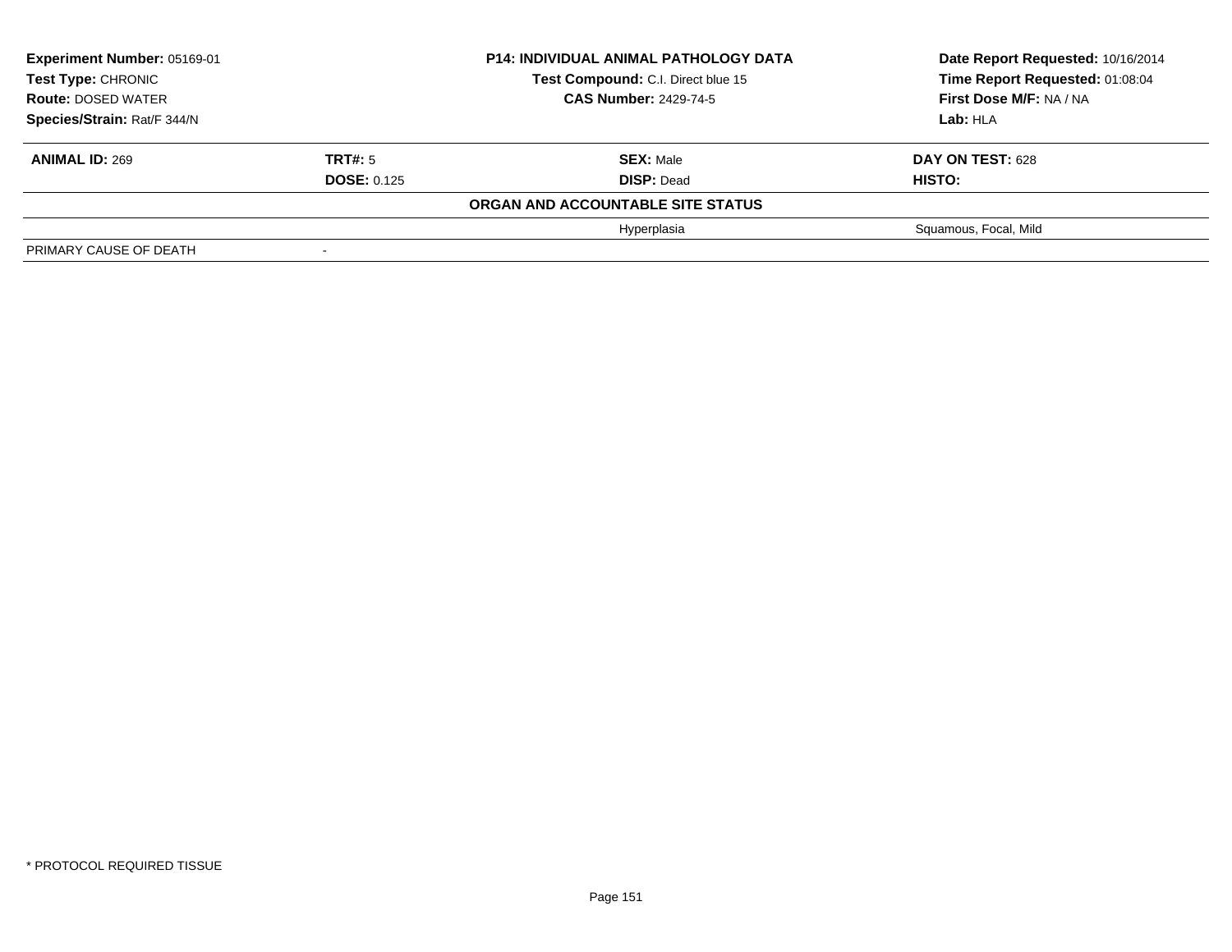| **Experiment Number:** 05169-01 | **P14: INDIVIDUAL ANIMAL PATHOLOGY DATA** | **Date Report Requested:** 10/16/2014 |
|---|---|---|
| **Test Type:** CHRONIC | **Test Compound:** C.I. Direct blue 15 | **Time Report Requested:** 01:08:04 |
| **Route:** DOSED WATER | **CAS Number:** 2429-74-5 | **First Dose M/F:** NA / NA |
| **Species/Strain:** Rat/F 344/N | | **Lab:** HLA |

| **ANIMAL ID:** 269 | **TRT#:** 5 | **SEX:** Male | **DAY ON TEST:** 628 |
|---|---|---|---|
| | **DOSE:** 0.125 | **DISP:** Dead | **HISTO:** |
| | | **ORGAN AND ACCOUNTABLE SITE STATUS** | |
| | | Hyperplasia | Squamous, Focal, Mild |
| PRIMARY CAUSE OF DEATH | - | | |

* PROTOCOL REQUIRED TISSUE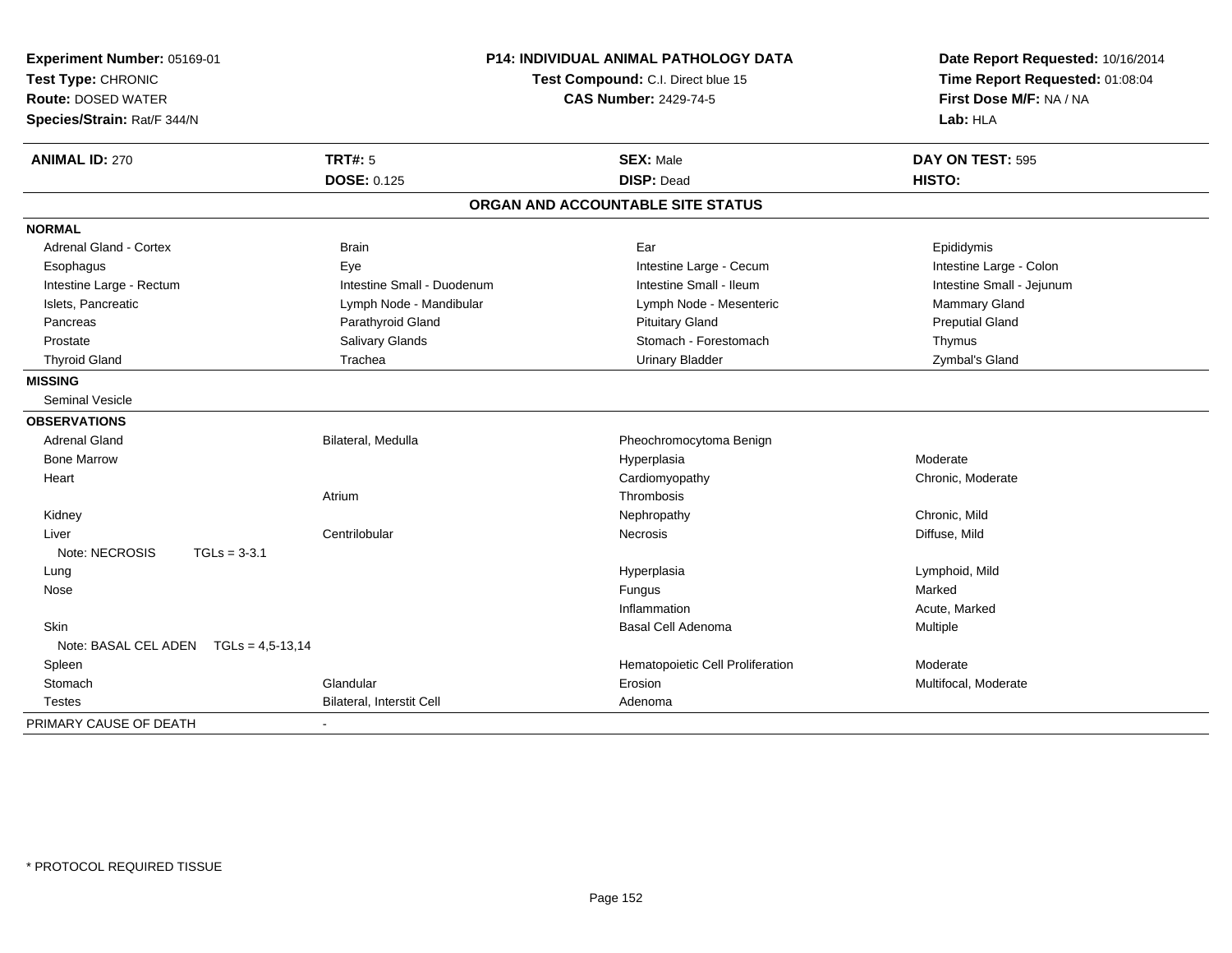**Experiment Number:** 05169-01
**Test Type:** CHRONIC
**Route:** DOSED WATER
**Species/Strain:** Rat/F 344/N

**P14: INDIVIDUAL ANIMAL PATHOLOGY DATA**
**Test Compound:** C.I. Direct blue 15
**CAS Number:** 2429-74-5

**Date Report Requested:** 10/16/2014
**Time Report Requested:** 01:08:04
**First Dose M/F:** NA / NA
**Lab:** HLA

| **ANIMAL ID:** 270 | **TRT#:** 5 | **SEX:** Male | **DAY ON TEST:** 595 |
|---|---|---|---|
| | **DOSE:** 0.125 | **DISP:** Dead | **HISTO:** |

## ORGAN AND ACCOUNTABLE SITE STATUS

| | | | |
|---|---|---|---|
| **NORMAL** | | | |
| Adrenal Gland - Cortex | Brain | Ear | Epididymis |
| Esophagus | Eye | Intestine Large - Cecum | Intestine Large - Colon |
| Intestine Large - Rectum | Intestine Small - Duodenum | Intestine Small - Ileum | Intestine Small - Jejunum |
| Islets, Pancreatic | Lymph Node - Mandibular | Lymph Node - Mesenteric | Mammary Gland |
| Pancreas | Parathyroid Gland | Pituitary Gland | Preputial Gland |
| Prostate | Salivary Glands | Stomach - Forestomach | Thymus |
| Thyroid Gland | Trachea | Urinary Bladder | Zymbal's Gland |
| **MISSING** | | | |
| Seminal Vesicle | | | |
| **OBSERVATIONS** | | | |
| Adrenal Gland | Bilateral, Medulla | Pheochromocytoma Benign | |
| Bone Marrow | | Hyperplasia | Moderate |
| Heart | | Cardiomyopathy | Chronic, Moderate |
| | Atrium | Thrombosis | |
| Kidney | | Nephropathy | Chronic, Mild |
| Liver | Centrilobular | Necrosis | Diffuse, Mild |
| Note: NECROSIS TGLs = 3-3.1 | | | |
| Lung | | Hyperplasia | Lymphoid, Mild |
| Nose | | Fungus | Marked |
| | | Inflammation | Acute, Marked |
| Skin | | Basal Cell Adenoma | Multiple |
| Note: BASAL CEL ADEN TGLs = 4,5-13,14 | | | |
| Spleen | | Hematopoietic Cell Proliferation | Moderate |
| Stomach | Glandular | Erosion | Multifocal, Moderate |
| Testes | Bilateral, Interstit Cell | Adenoma | |
| PRIMARY CAUSE OF DEATH | - | | |

* PROTOCOL REQUIRED TISSUE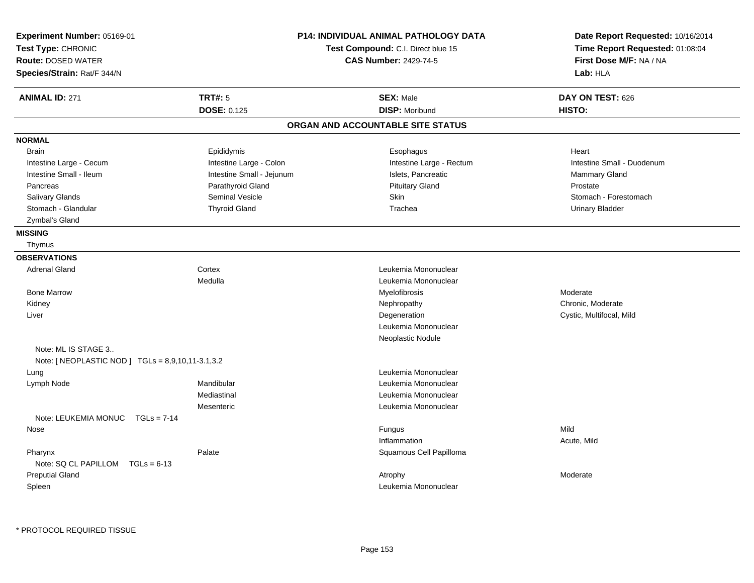**Experiment Number:** 05169-01
**Test Type:** CHRONIC
**Route:** DOSED WATER
**Species/Strain:** Rat/F 344/N

**P14: INDIVIDUAL ANIMAL PATHOLOGY DATA**
**Test Compound:** C.I. Direct blue 15
**CAS Number:** 2429-74-5

**Date Report Requested:** 10/16/2014
**Time Report Requested:** 01:08:04
**First Dose M/F:** NA / NA
**Lab:** HLA

| **ANIMAL ID:** 271 | **TRT#:** 5 | **SEX:** Male | **DAY ON TEST:** 626 |
|---|---|---|---|
| | **DOSE:** 0.125 | **DISP:** Moribund | **HISTO:** |

## ORGAN AND ACCOUNTABLE SITE STATUS

**NORMAL**

| | | | |
|---|---|---|---|
| Brain | Epididymis | Esophagus | Heart |
| Intestine Large - Cecum | Intestine Large - Colon | Intestine Large - Rectum | Intestine Small - Duodenum |
| Intestine Small - Ileum | Intestine Small - Jejunum | Islets, Pancreatic | Mammary Gland |
| Pancreas | Parathyroid Gland | Pituitary Gland | Prostate |
| Salivary Glands | Seminal Vesicle | Skin | Stomach - Forestomach |
| Stomach - Glandular | Thyroid Gland | Trachea | Urinary Bladder |
| Zymbal's Gland | | | |

**MISSING**

Thymus

**OBSERVATIONS**

| Organ | Site | Observation | Qualifier |
|---|---|---|---|
| Adrenal Gland | Cortex | Leukemia Mononuclear | |
| | Medulla | Leukemia Mononuclear | |
| Bone Marrow | | Myelofibrosis | Moderate |
| Kidney | | Nephropathy | Chronic, Moderate |
| Liver | | Degeneration | Cystic, Multifocal, Mild |
| | | Leukemia Mononuclear | |
| | | Neoplastic Nodule | |
| Note: ML IS STAGE 3.. | | | |
| Note: [ NEOPLASTIC NOD ] TGLs = 8,9,10,11-3.1,3.2 | | | |
| Lung | | Leukemia Mononuclear | |
| Lymph Node | Mandibular | Leukemia Mononuclear | |
| | Mediastinal | Leukemia Mononuclear | |
| | Mesenteric | Leukemia Mononuclear | |
| Note: LEUKEMIA MONUC TGLs = 7-14 | | | |
| Nose | | Fungus | Mild |
| | | Inflammation | Acute, Mild |
| Pharynx | Palate | Squamous Cell Papilloma | |
| Note: SQ CL PAPILLOM TGLs = 6-13 | | | |
| Preputial Gland | | Atrophy | Moderate |
| Spleen | | Leukemia Mononuclear | |

* PROTOCOL REQUIRED TISSUE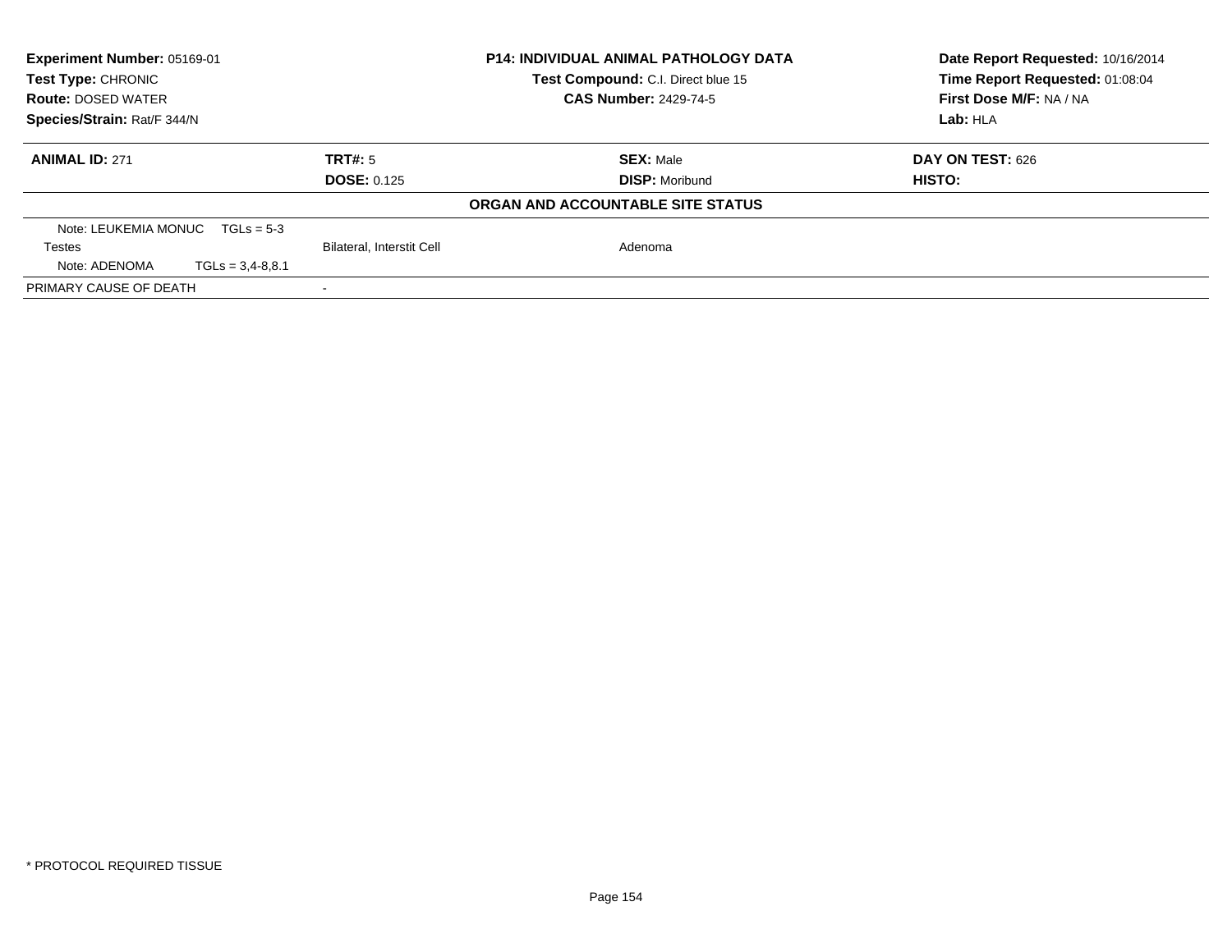**Experiment Number:** 05169-01
**Test Type:** CHRONIC
**Route:** DOSED WATER
**Species/Strain:** Rat/F 344/N

**P14: INDIVIDUAL ANIMAL PATHOLOGY DATA**
**Test Compound:** C.I. Direct blue 15
**CAS Number:** 2429-74-5

**Date Report Requested:** 10/16/2014
**Time Report Requested:** 01:08:04
**First Dose M/F:** NA / NA
**Lab:** HLA

| **ANIMAL ID:** 271 | **TRT#:** 5 | **SEX:** Male | **DAY ON TEST:** 626 |
|---|---|---|---|
| | **DOSE:** 0.125 | **DISP:** Moribund | **HISTO:** |

**ORGAN AND ACCOUNTABLE SITE STATUS**

| | | | |
|---|---|---|---|
| Note: LEUKEMIA MONUC TGLs = 5-3 | | | |
| Testes | Bilateral, Interstit Cell | Adenoma | |
| Note: ADENOMA TGLs = 3,4-8,8.1 | | | |
| PRIMARY CAUSE OF DEATH | - | | |

* PROTOCOL REQUIRED TISSUE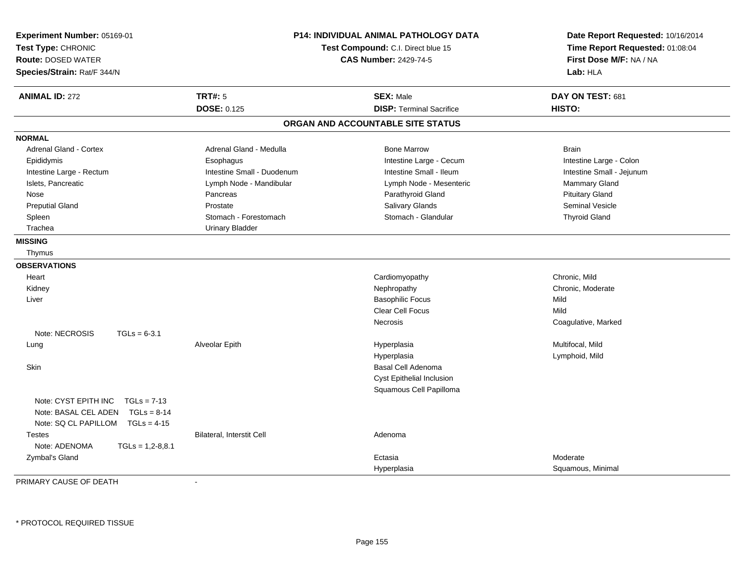**Experiment Number:** 05169-01
**Test Type:** CHRONIC
**Route:** DOSED WATER
**Species/Strain:** Rat/F 344/N

**P14: INDIVIDUAL ANIMAL PATHOLOGY DATA**
**Test Compound:** C.I. Direct blue 15
**CAS Number:** 2429-74-5

**Date Report Requested:** 10/16/2014
**Time Report Requested:** 01:08:04
**First Dose M/F:** NA / NA
**Lab:** HLA

| **ANIMAL ID:** 272 | **TRT#:** 5 | **SEX:** Male | **DAY ON TEST:** 681 |
|---|---|---|---|
| | **DOSE:** 0.125 | **DISP:** Terminal Sacrifice | **HISTO:** |

## ORGAN AND ACCOUNTABLE SITE STATUS

**NORMAL**

| | | | |
|---|---|---|---|
| Adrenal Gland - Cortex | Adrenal Gland - Medulla | Bone Marrow | Brain |
| Epididymis | Esophagus | Intestine Large - Cecum | Intestine Large - Colon |
| Intestine Large - Rectum | Intestine Small - Duodenum | Intestine Small - Ileum | Intestine Small - Jejunum |
| Islets, Pancreatic | Lymph Node - Mandibular | Lymph Node - Mesenteric | Mammary Gland |
| Nose | Pancreas | Parathyroid Gland | Pituitary Gland |
| Preputial Gland | Prostate | Salivary Glands | Seminal Vesicle |
| Spleen | Stomach - Forestomach | Stomach - Glandular | Thyroid Gland |
| Trachea | Urinary Bladder | | |

**MISSING**

Thymus

**OBSERVATIONS**

| | | | |
|---|---|---|---|
| Heart | | Cardiomyopathy | Chronic, Mild |
| Kidney | | Nephropathy | Chronic, Moderate |
| Liver | | Basophilic Focus | Mild |
| | | Clear Cell Focus | Mild |
| | | Necrosis | Coagulative, Marked |
| Note: NECROSIS TGLs = 6-3.1 | | | |
| Lung | Alveolar Epith | Hyperplasia | Multifocal, Mild |
| | | Hyperplasia | Lymphoid, Mild |
| Skin | | Basal Cell Adenoma | |
| | | Cyst Epithelial Inclusion | |
| | | Squamous Cell Papilloma | |
| Note: CYST EPITH INC TGLs = 7-13 | | | |
| Note: BASAL CEL ADEN TGLs = 8-14 | | | |
| Note: SQ CL PAPILLOM TGLs = 4-15 | | | |
| Testes | Bilateral, Interstit Cell | Adenoma | |
| Note: ADENOMA TGLs = 1,2-8,8.1 | | | |
| Zymbal's Gland | | Ectasia | Moderate |
| | | Hyperplasia | Squamous, Minimal |

PRIMARY CAUSE OF DEATH -

* PROTOCOL REQUIRED TISSUE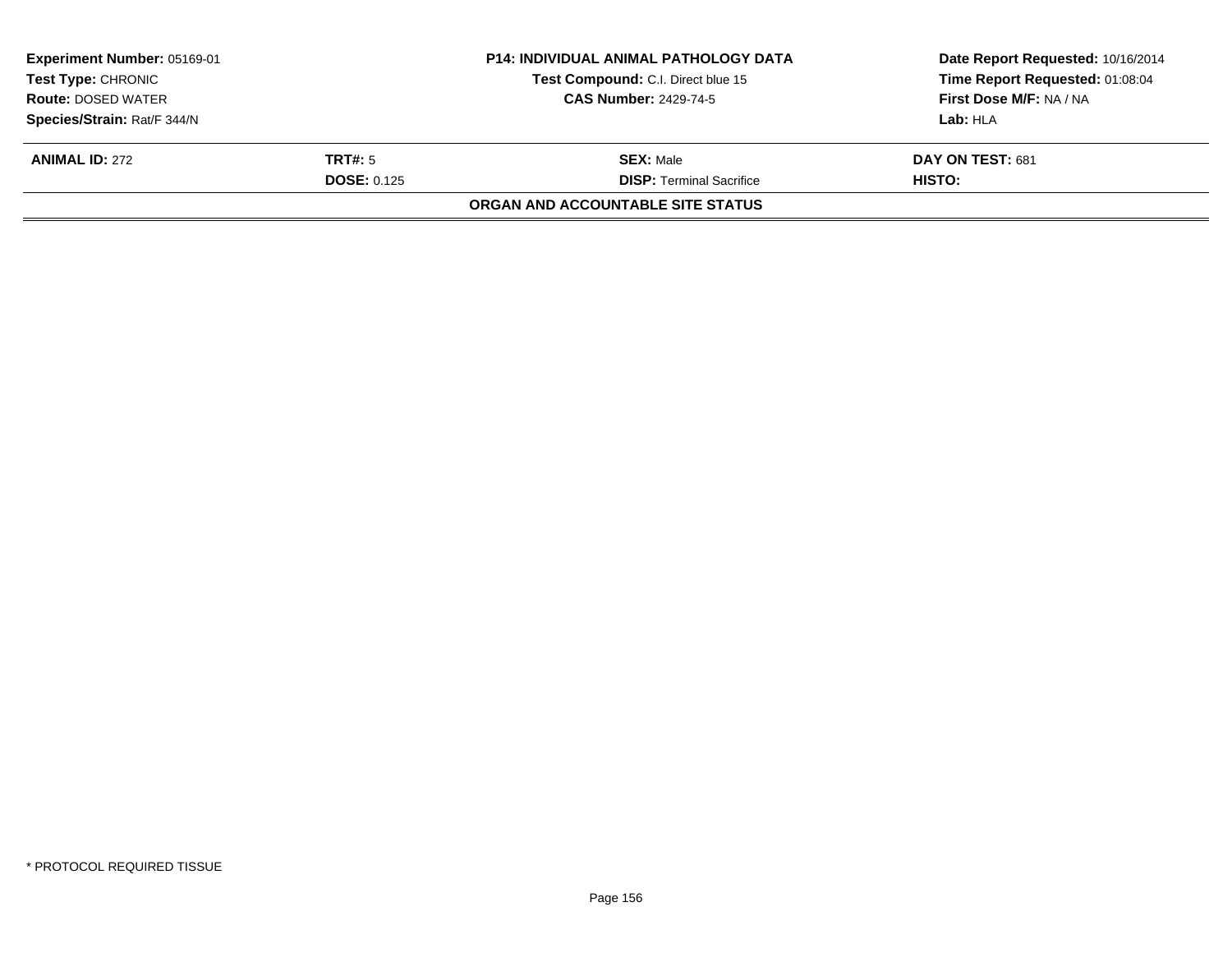**Experiment Number:** 05169-01
**Test Type:** CHRONIC
**Route:** DOSED WATER
**Species/Strain:** Rat/F 344/N

**P14: INDIVIDUAL ANIMAL PATHOLOGY DATA**
**Test Compound:** C.I. Direct blue 15
**CAS Number:** 2429-74-5

**Date Report Requested:** 10/16/2014
**Time Report Requested:** 01:08:04
**First Dose M/F:** NA / NA
**Lab:** HLA

| **ANIMAL ID:** 272 | **TRT#:** 5 | **SEX:** Male | **DAY ON TEST:** 681 |
|---|---|---|---|
| | **DOSE:** 0.125 | **DISP:** Terminal Sacrifice | **HISTO:** |

**ORGAN AND ACCOUNTABLE SITE STATUS**

* PROTOCOL REQUIRED TISSUE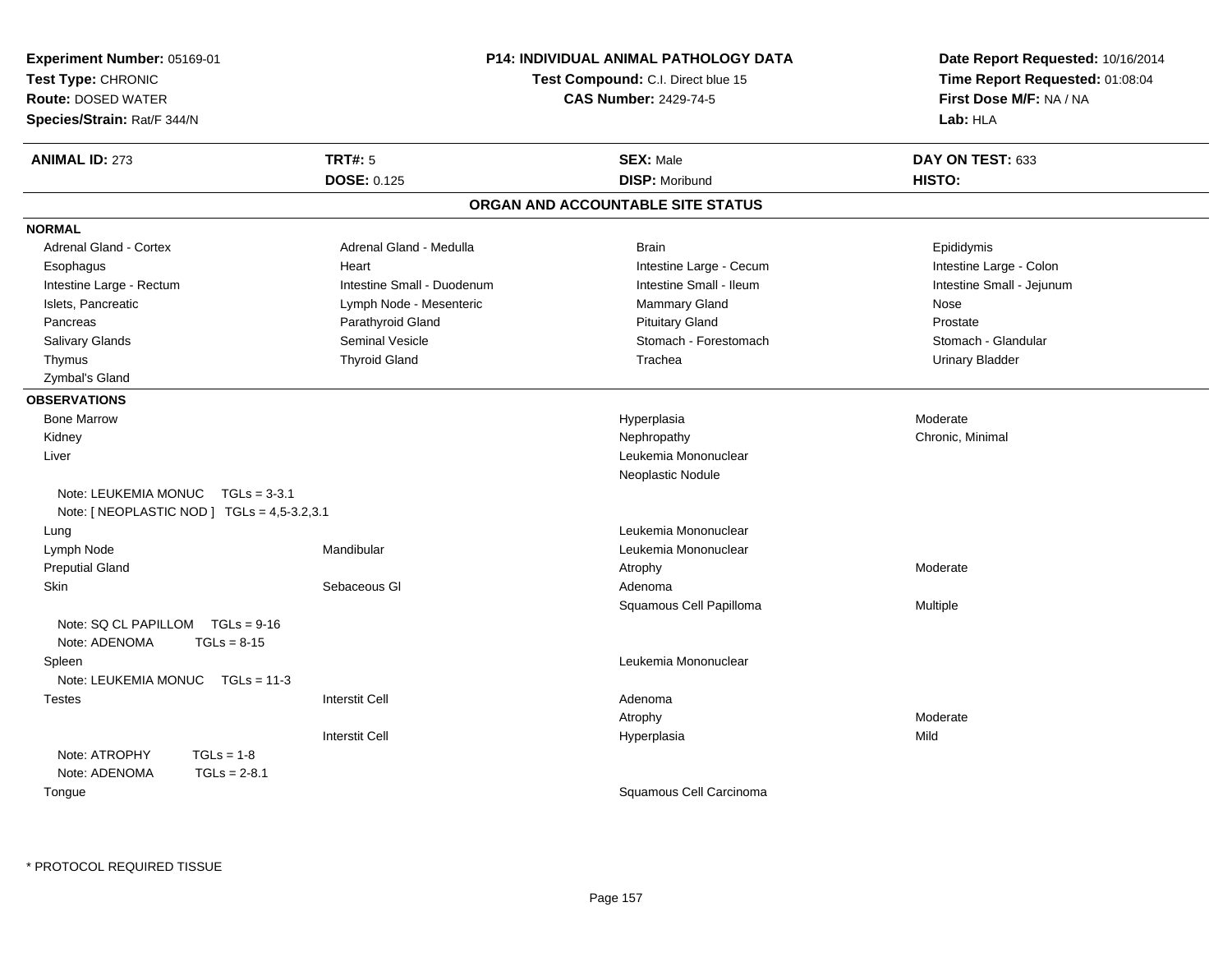**Experiment Number:** 05169-01
**Test Type:** CHRONIC
**Route:** DOSED WATER
**Species/Strain:** Rat/F 344/N

## P14: INDIVIDUAL ANIMAL PATHOLOGY DATA

**Test Compound:** C.I. Direct blue 15
**CAS Number:** 2429-74-5

**Date Report Requested:** 10/16/2014
**Time Report Requested:** 01:08:04
**First Dose M/F:** NA / NA
**Lab:** HLA

| **ANIMAL ID:** 273 | **TRT#:** 5 | **SEX:** Male | **DAY ON TEST:** 633 |
|---|---|---|---|
| | **DOSE:** 0.125 | **DISP:** Moribund | **HISTO:** |

### ORGAN AND ACCOUNTABLE SITE STATUS

**NORMAL**

| | | | |
|---|---|---|---|
| Adrenal Gland - Cortex | Adrenal Gland - Medulla | Brain | Epididymis |
| Esophagus | Heart | Intestine Large - Cecum | Intestine Large - Colon |
| Intestine Large - Rectum | Intestine Small - Duodenum | Intestine Small - Ileum | Intestine Small - Jejunum |
| Islets, Pancreatic | Lymph Node - Mesenteric | Mammary Gland | Nose |
| Pancreas | Parathyroid Gland | Pituitary Gland | Prostate |
| Salivary Glands | Seminal Vesicle | Stomach - Forestomach | Stomach - Glandular |
| Thymus | Thyroid Gland | Trachea | Urinary Bladder |
| Zymbal's Gland | | | |

**OBSERVATIONS**

| | | | |
|---|---|---|---|
| Bone Marrow | | Hyperplasia | Moderate |
| Kidney | | Nephropathy | Chronic, Minimal |
| Liver | | Leukemia Mononuclear | |
| | | Neoplastic Nodule | |
| Note: LEUKEMIA MONUC TGLs = 3-3.1 | | | |
| Note: [ NEOPLASTIC NOD ] TGLs = 4,5-3.2,3.1 | | | |
| Lung | | Leukemia Mononuclear | |
| Lymph Node | Mandibular | Leukemia Mononuclear | |
| Preputial Gland | | Atrophy | Moderate |
| Skin | Sebaceous Gl | Adenoma | |
| | | Squamous Cell Papilloma | Multiple |
| Note: SQ CL PAPILLOM TGLs = 9-16 | | | |
| Note: ADENOMA TGLs = 8-15 | | | |
| Spleen | | Leukemia Mononuclear | |
| Note: LEUKEMIA MONUC TGLs = 11-3 | | | |
| Testes | Interstit Cell | Adenoma | |
| | | Atrophy | Moderate |
| | Interstit Cell | Hyperplasia | Mild |
| Note: ATROPHY TGLs = 1-8 | | | |
| Note: ADENOMA TGLs = 2-8.1 | | | |
| Tongue | | Squamous Cell Carcinoma | |

* PROTOCOL REQUIRED TISSUE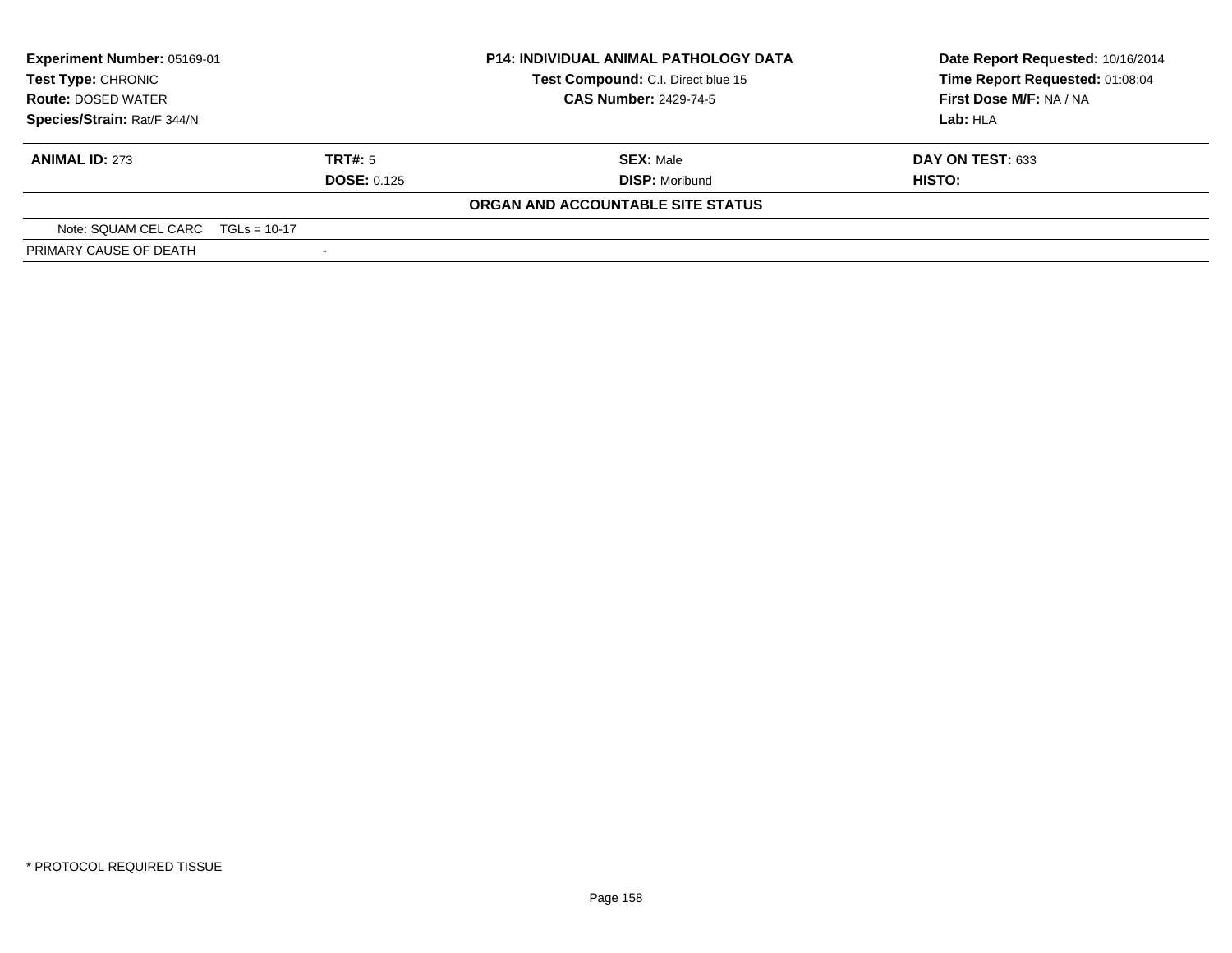| Experiment Number: 05169-01 | P14: INDIVIDUAL ANIMAL PATHOLOGY DATA | Date Report Requested: 10/16/2014 |
|---|---|---|
| Test Type: CHRONIC | Test Compound: C.I. Direct blue 15 | Time Report Requested: 01:08:04 |
| Route: DOSED WATER | CAS Number: 2429-74-5 | First Dose M/F: NA / NA |
| Species/Strain: Rat/F 344/N | | Lab: HLA |

| ANIMAL ID: 273 | TRT#: 5 | SEX: Male | DAY ON TEST: 633 |
|---|---|---|---|
| | DOSE: 0.125 | DISP: Moribund | HISTO: |

**ORGAN AND ACCOUNTABLE SITE STATUS**

| | |
|---|---|
| Note: SQUAM CEL CARC TGLs = 10-17 | |
| PRIMARY CAUSE OF DEATH | - |

* PROTOCOL REQUIRED TISSUE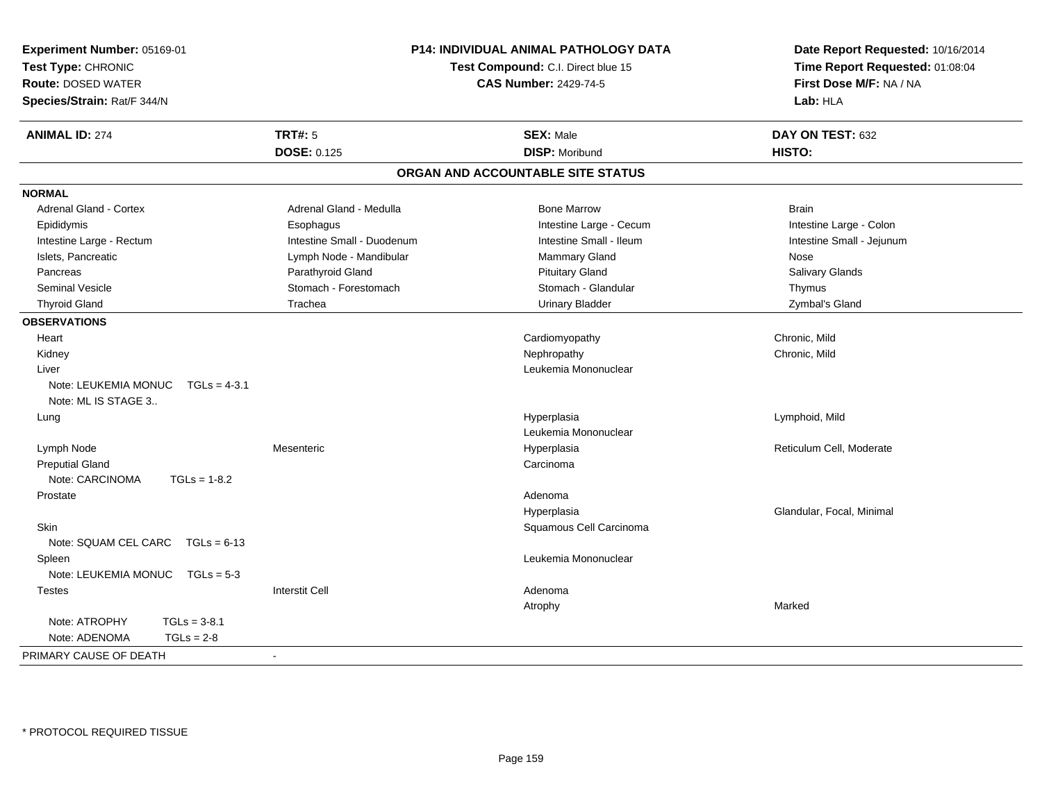**Experiment Number:** 05169-01
**Test Type:** CHRONIC
**Route:** DOSED WATER
**Species/Strain:** Rat/F 344/N

**P14: INDIVIDUAL ANIMAL PATHOLOGY DATA**
**Test Compound:** C.I. Direct blue 15
**CAS Number:** 2429-74-5

**Date Report Requested:** 10/16/2014
**Time Report Requested:** 01:08:04
**First Dose M/F:** NA / NA
**Lab:** HLA

| **ANIMAL ID:** 274 | **TRT#:** 5 | **SEX:** Male | **DAY ON TEST:** 632 |
|---|---|---|---|
| | **DOSE:** 0.125 | **DISP:** Moribund | **HISTO:** |

## ORGAN AND ACCOUNTABLE SITE STATUS

**NORMAL**

| | | | |
|---|---|---|---|
| Adrenal Gland - Cortex | Adrenal Gland - Medulla | Bone Marrow | Brain |
| Epididymis | Esophagus | Intestine Large - Cecum | Intestine Large - Colon |
| Intestine Large - Rectum | Intestine Small - Duodenum | Intestine Small - Ileum | Intestine Small - Jejunum |
| Islets, Pancreatic | Lymph Node - Mandibular | Mammary Gland | Nose |
| Pancreas | Parathyroid Gland | Pituitary Gland | Salivary Glands |
| Seminal Vesicle | Stomach - Forestomach | Stomach - Glandular | Thymus |
| Thyroid Gland | Trachea | Urinary Bladder | Zymbal's Gland |

**OBSERVATIONS**

| | | | |
|---|---|---|---|
| Heart | | Cardiomyopathy | Chronic, Mild |
| Kidney | | Nephropathy | Chronic, Mild |
| Liver | | Leukemia Mononuclear | |
| Note: LEUKEMIA MONUC TGLs = 4-3.1 | | | |
| Note: ML IS STAGE 3.. | | | |
| Lung | | Hyperplasia | Lymphoid, Mild |
| | | Leukemia Mononuclear | |
| Lymph Node | Mesenteric | Hyperplasia | Reticulum Cell, Moderate |
| Preputial Gland | | Carcinoma | |
| Note: CARCINOMA TGLs = 1-8.2 | | | |
| Prostate | | Adenoma | |
| | | Hyperplasia | Glandular, Focal, Minimal |
| Skin | | Squamous Cell Carcinoma | |
| Note: SQUAM CEL CARC TGLs = 6-13 | | | |
| Spleen | | Leukemia Mononuclear | |
| Note: LEUKEMIA MONUC TGLs = 5-3 | | | |
| Testes | Interstit Cell | Adenoma | |
| | | Atrophy | Marked |
| Note: ATROPHY TGLs = 3-8.1 | | | |
| Note: ADENOMA TGLs = 2-8 | | | |

| | |
|---|---|
| PRIMARY CAUSE OF DEATH | - |

* PROTOCOL REQUIRED TISSUE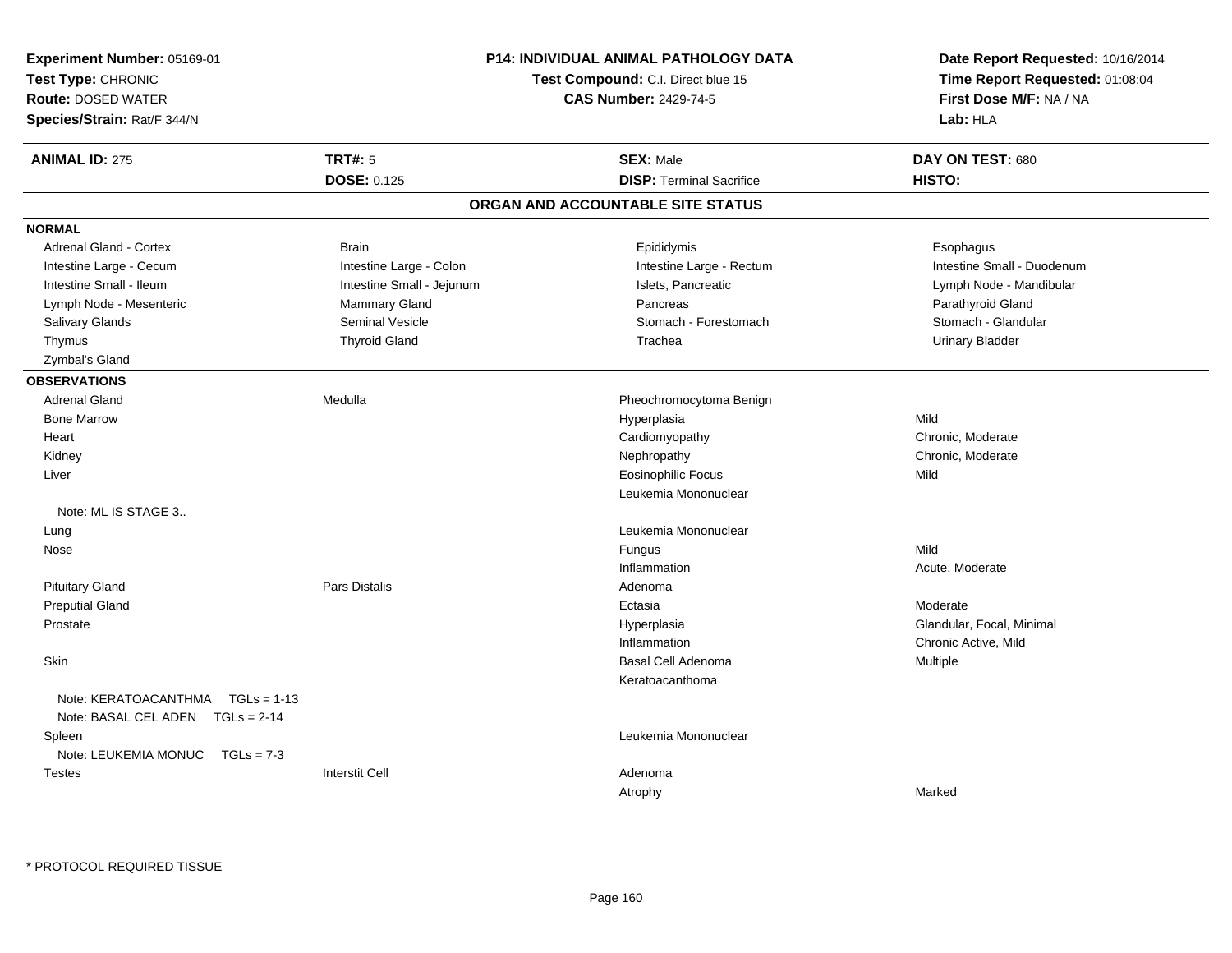**Experiment Number:** 05169-01
**Test Type:** CHRONIC
**Route:** DOSED WATER
**Species/Strain:** Rat/F 344/N

**P14: INDIVIDUAL ANIMAL PATHOLOGY DATA**
**Test Compound:** C.I. Direct blue 15
**CAS Number:** 2429-74-5

**Date Report Requested:** 10/16/2014
**Time Report Requested:** 01:08:04
**First Dose M/F:** NA / NA
**Lab:** HLA

| **ANIMAL ID:** 275 | **TRT#:** 5 | **SEX:** Male | **DAY ON TEST:** 680 |
|---|---|---|---|
| | **DOSE:** 0.125 | **DISP:** Terminal Sacrifice | **HISTO:** |

## ORGAN AND ACCOUNTABLE SITE STATUS

**NORMAL**

| | | | |
|---|---|---|---|
| Adrenal Gland - Cortex | Brain | Epididymis | Esophagus |
| Intestine Large - Cecum | Intestine Large - Colon | Intestine Large - Rectum | Intestine Small - Duodenum |
| Intestine Small - Ileum | Intestine Small - Jejunum | Islets, Pancreatic | Lymph Node - Mandibular |
| Lymph Node - Mesenteric | Mammary Gland | Pancreas | Parathyroid Gland |
| Salivary Glands | Seminal Vesicle | Stomach - Forestomach | Stomach - Glandular |
| Thymus | Thyroid Gland | Trachea | Urinary Bladder |
| Zymbal's Gland | | | |

**OBSERVATIONS**

| | | | |
|---|---|---|---|
| Adrenal Gland | Medulla | Pheochromocytoma Benign | |
| Bone Marrow | | Hyperplasia | Mild |
| Heart | | Cardiomyopathy | Chronic, Moderate |
| Kidney | | Nephropathy | Chronic, Moderate |
| Liver | | Eosinophilic Focus | Mild |
| | | Leukemia Mononuclear | |
| Note: ML IS STAGE 3.. | | | |
| Lung | | Leukemia Mononuclear | |
| Nose | | Fungus | Mild |
| | | Inflammation | Acute, Moderate |
| Pituitary Gland | Pars Distalis | Adenoma | |
| Preputial Gland | | Ectasia | Moderate |
| Prostate | | Hyperplasia | Glandular, Focal, Minimal |
| | | Inflammation | Chronic Active, Mild |
| Skin | | Basal Cell Adenoma | Multiple |
| | | Keratoacanthoma | |
| Note: KERATOACANTHMA TGLs = 1-13 | | | |
| Note: BASAL CEL ADEN TGLs = 2-14 | | | |
| Spleen | | Leukemia Mononuclear | |
| Note: LEUKEMIA MONUC TGLs = 7-3 | | | |
| Testes | Interstit Cell | Adenoma | |
| | | Atrophy | Marked |

\* PROTOCOL REQUIRED TISSUE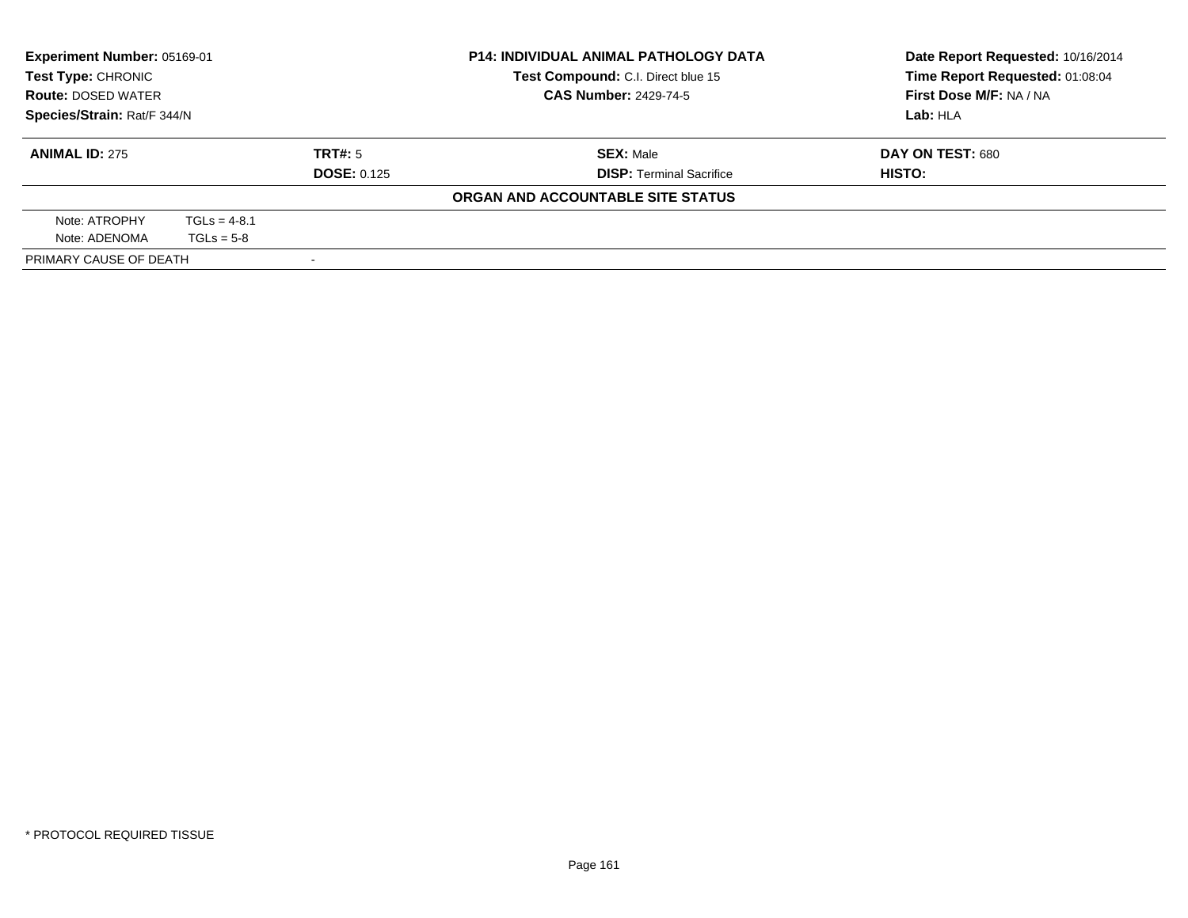**Experiment Number:** 05169-01
**Test Type:** CHRONIC
**Route:** DOSED WATER
**Species/Strain:** Rat/F 344/N

**P14: INDIVIDUAL ANIMAL PATHOLOGY DATA**
**Test Compound:** C.I. Direct blue 15
**CAS Number:** 2429-74-5

**Date Report Requested:** 10/16/2014
**Time Report Requested:** 01:08:04
**First Dose M/F:** NA / NA
**Lab:** HLA

| **ANIMAL ID:** 275 | **TRT#:** 5 | **SEX:** Male | **DAY ON TEST:** 680 |
|---|---|---|---|
| | **DOSE:** 0.125 | **DISP:** Terminal Sacrifice | **HISTO:** |

**ORGAN AND ACCOUNTABLE SITE STATUS**

| | |
|---|---|
| Note: ATROPHY | TGLs = 4-8.1 |
| Note: ADENOMA | TGLs = 5-8 |

| | |
|---|---|
| PRIMARY CAUSE OF DEATH | - |

* PROTOCOL REQUIRED TISSUE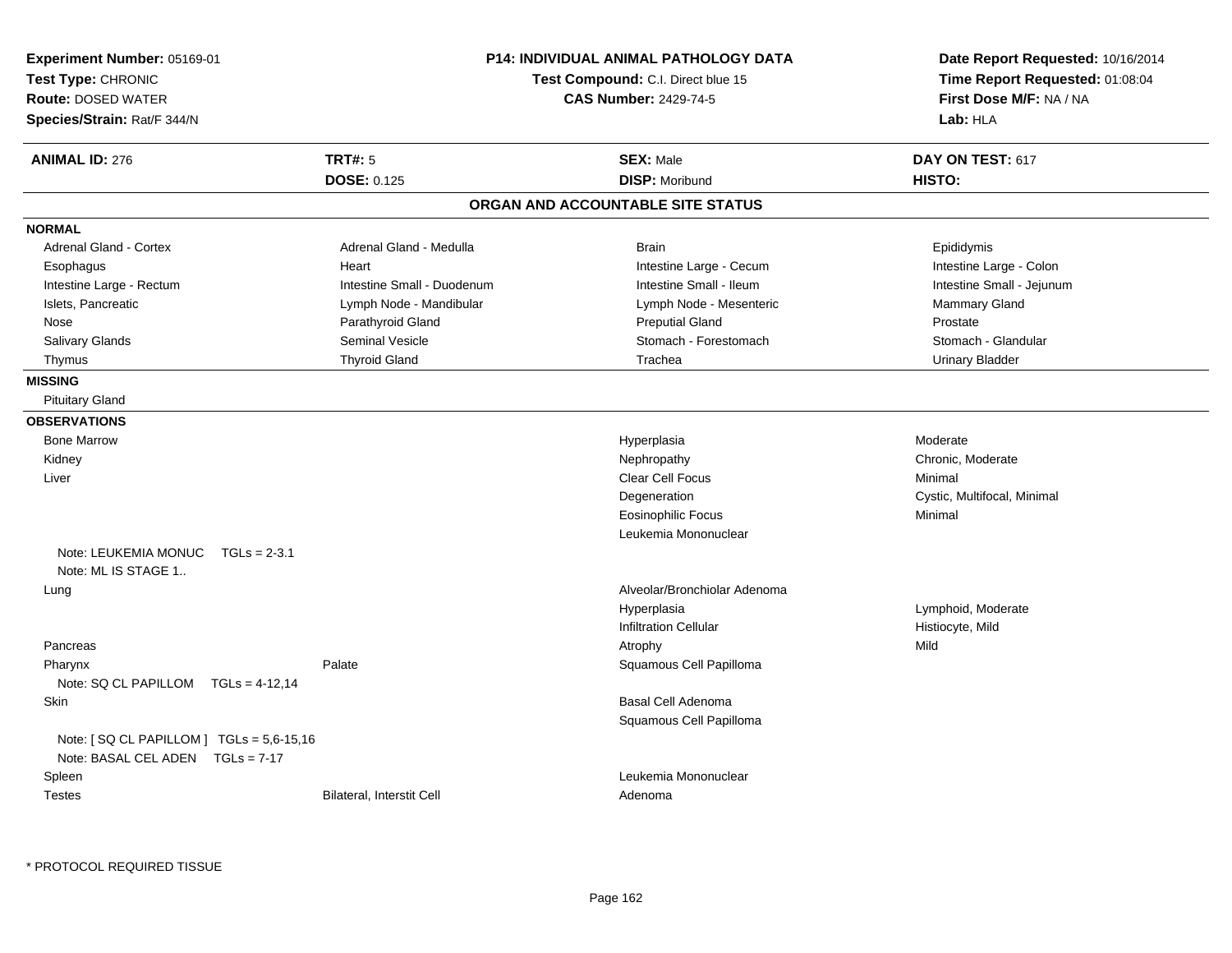**Experiment Number:** 05169-01
**Test Type:** CHRONIC
**Route:** DOSED WATER
**Species/Strain:** Rat/F 344/N

**P14: INDIVIDUAL ANIMAL PATHOLOGY DATA**
**Test Compound:** C.I. Direct blue 15
**CAS Number:** 2429-74-5

**Date Report Requested:** 10/16/2014
**Time Report Requested:** 01:08:04
**First Dose M/F:** NA / NA
**Lab:** HLA

| **ANIMAL ID:** 276 | **TRT#:** 5 | **SEX:** Male | **DAY ON TEST:** 617 |
|---|---|---|---|
| | **DOSE:** 0.125 | **DISP:** Moribund | **HISTO:** |

## ORGAN AND ACCOUNTABLE SITE STATUS

**NORMAL**

| | | | |
|---|---|---|---|
| Adrenal Gland - Cortex | Adrenal Gland - Medulla | Brain | Epididymis |
| Esophagus | Heart | Intestine Large - Cecum | Intestine Large - Colon |
| Intestine Large - Rectum | Intestine Small - Duodenum | Intestine Small - Ileum | Intestine Small - Jejunum |
| Islets, Pancreatic | Lymph Node - Mandibular | Lymph Node - Mesenteric | Mammary Gland |
| Nose | Parathyroid Gland | Preputial Gland | Prostate |
| Salivary Glands | Seminal Vesicle | Stomach - Forestomach | Stomach - Glandular |
| Thymus | Thyroid Gland | Trachea | Urinary Bladder |

**MISSING**

Pituitary Gland

**OBSERVATIONS**

| Organ | Site | Observation | Qualifier |
|---|---|---|---|
| Bone Marrow | | Hyperplasia | Moderate |
| Kidney | | Nephropathy | Chronic, Moderate |
| Liver | | Clear Cell Focus | Minimal |
| | | Degeneration | Cystic, Multifocal, Minimal |
| | | Eosinophilic Focus | Minimal |
| | | Leukemia Mononuclear | |
| Note: LEUKEMIA MONUC TGLs = 2-3.1 | | | |
| Note: ML IS STAGE 1.. | | | |
| Lung | | Alveolar/Bronchiolar Adenoma | |
| | | Hyperplasia | Lymphoid, Moderate |
| | | Infiltration Cellular | Histiocyte, Mild |
| Pancreas | | Atrophy | Mild |
| Pharynx | Palate | Squamous Cell Papilloma | |
| Note: SQ CL PAPILLOM TGLs = 4-12,14 | | | |
| Skin | | Basal Cell Adenoma | |
| | | Squamous Cell Papilloma | |
| Note: [ SQ CL PAPILLOM ] TGLs = 5,6-15,16 | | | |
| Note: BASAL CEL ADEN TGLs = 7-17 | | | |
| Spleen | | Leukemia Mononuclear | |
| Testes | Bilateral, Interstit Cell | Adenoma | |

\* PROTOCOL REQUIRED TISSUE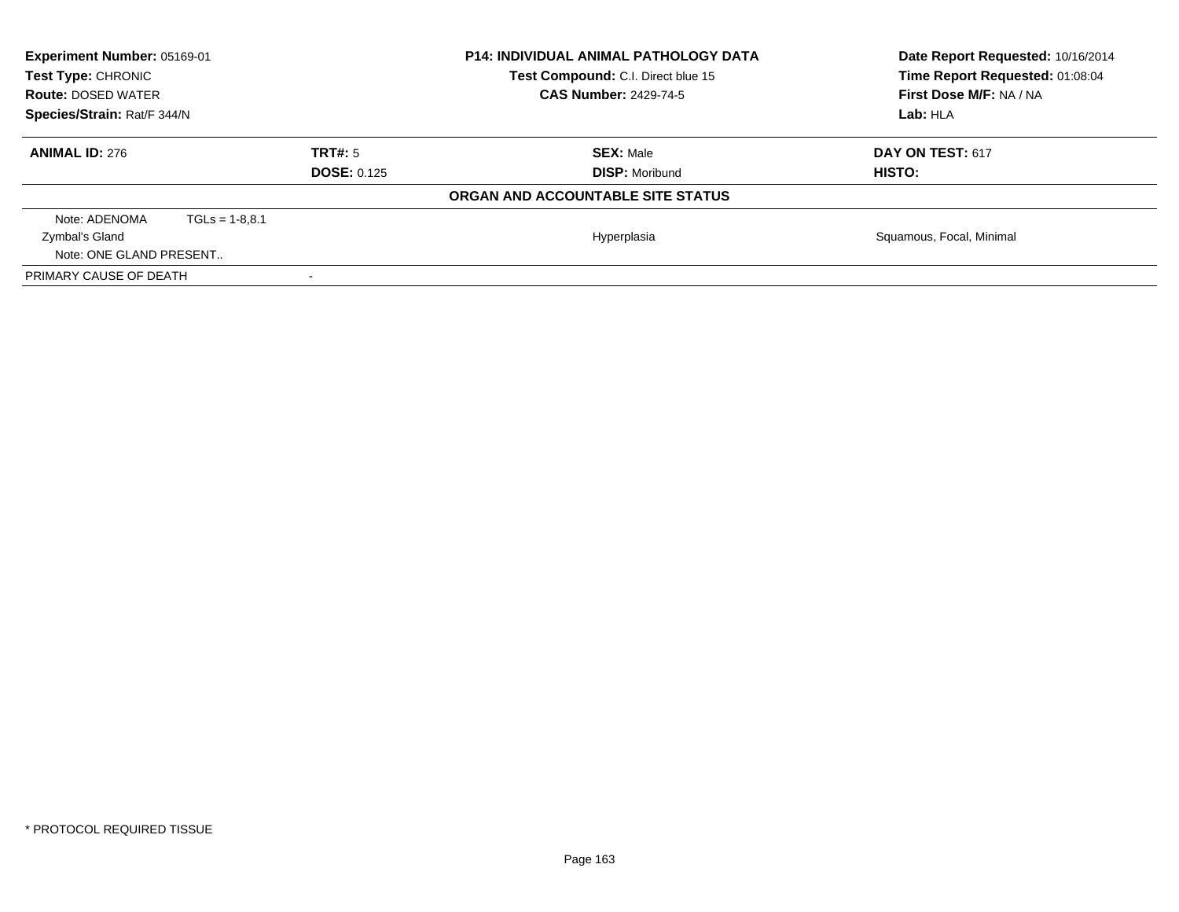| **Experiment Number:** 05169-01 | **P14: INDIVIDUAL ANIMAL PATHOLOGY DATA** | **Date Report Requested:** 10/16/2014 |
|---|---|---|
| **Test Type:** CHRONIC | **Test Compound:** C.I. Direct blue 15 | **Time Report Requested:** 01:08:04 |
| **Route:** DOSED WATER | **CAS Number:** 2429-74-5 | **First Dose M/F:** NA / NA |
| **Species/Strain:** Rat/F 344/N | | **Lab:** HLA |

| **ANIMAL ID:** 276 | **TRT#:** 5 | **SEX:** Male | **DAY ON TEST:** 617 |
|---|---|---|---|
| | **DOSE:** 0.125 | **DISP:** Moribund | **HISTO:** |

**ORGAN AND ACCOUNTABLE SITE STATUS**

| | | | |
|---|---|---|---|
| Note: ADENOMA TGLs = 1-8,8.1 | | | |
| Zymbal's Gland | | Hyperplasia | Squamous, Focal, Minimal |
| Note: ONE GLAND PRESENT.. | | | |
| PRIMARY CAUSE OF DEATH | - | | |

* PROTOCOL REQUIRED TISSUE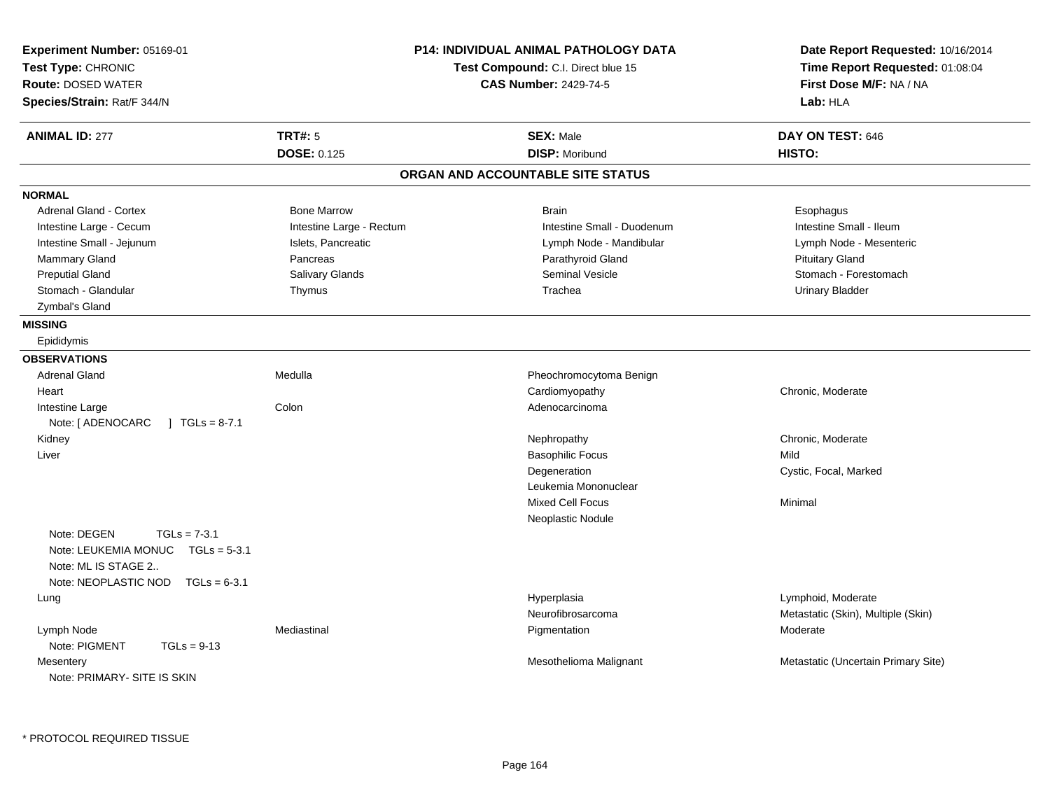**Experiment Number:** 05169-01
**Test Type:** CHRONIC
**Route:** DOSED WATER
**Species/Strain:** Rat/F 344/N

**P14: INDIVIDUAL ANIMAL PATHOLOGY DATA**
**Test Compound:** C.I. Direct blue 15
**CAS Number:** 2429-74-5

**Date Report Requested:** 10/16/2014
**Time Report Requested:** 01:08:04
**First Dose M/F:** NA / NA
**Lab:** HLA

| **ANIMAL ID:** 277 | **TRT#:** 5 | **SEX:** Male | **DAY ON TEST:** 646 |
|---|---|---|---|
| | **DOSE:** 0.125 | **DISP:** Moribund | **HISTO:** |

## ORGAN AND ACCOUNTABLE SITE STATUS

**NORMAL**

| | | | |
|---|---|---|---|
| Adrenal Gland - Cortex | Bone Marrow | Brain | Esophagus |
| Intestine Large - Cecum | Intestine Large - Rectum | Intestine Small - Duodenum | Intestine Small - Ileum |
| Intestine Small - Jejunum | Islets, Pancreatic | Lymph Node - Mandibular | Lymph Node - Mesenteric |
| Mammary Gland | Pancreas | Parathyroid Gland | Pituitary Gland |
| Preputial Gland | Salivary Glands | Seminal Vesicle | Stomach - Forestomach |
| Stomach - Glandular | Thymus | Trachea | Urinary Bladder |
| Zymbal's Gland | | | |

**MISSING**

Epididymis

**OBSERVATIONS**

| | | | |
|---|---|---|---|
| Adrenal Gland | Medulla | Pheochromocytoma Benign | |
| Heart | | Cardiomyopathy | Chronic, Moderate |
| Intestine Large | Colon | Adenocarcinoma | |
| Note: [ ADENOCARC ] TGLs = 8-7.1 | | | |
| Kidney | | Nephropathy | Chronic, Moderate |
| Liver | | Basophilic Focus | Mild |
| | | Degeneration | Cystic, Focal, Marked |
| | | Leukemia Mononuclear | |
| | | Mixed Cell Focus | Minimal |
| | | Neoplastic Nodule | |
| Note: DEGEN TGLs = 7-3.1 | | | |
| Note: LEUKEMIA MONUC TGLs = 5-3.1 | | | |
| Note: ML IS STAGE 2.. | | | |
| Note: NEOPLASTIC NOD TGLs = 6-3.1 | | | |
| Lung | | Hyperplasia | Lymphoid, Moderate |
| | | Neurofibrosarcoma | Metastatic (Skin), Multiple (Skin) |
| Lymph Node | Mediastinal | Pigmentation | Moderate |
| Note: PIGMENT TGLs = 9-13 | | | |
| Mesentery | | Mesothelioma Malignant | Metastatic (Uncertain Primary Site) |
| Note: PRIMARY- SITE IS SKIN | | | |

\* PROTOCOL REQUIRED TISSUE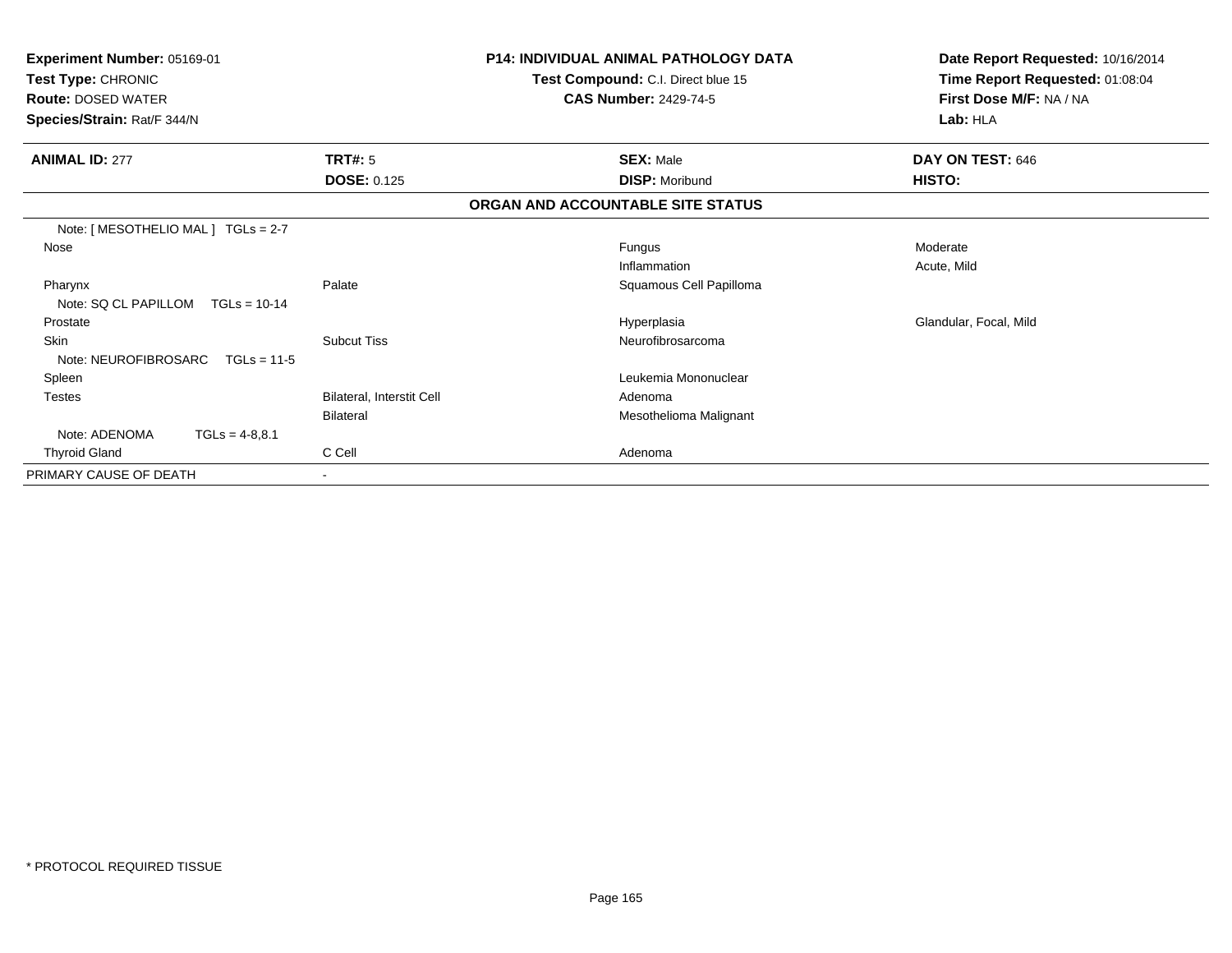**Experiment Number:** 05169-01
**Test Type:** CHRONIC
**Route:** DOSED WATER
**Species/Strain:** Rat/F 344/N

**P14: INDIVIDUAL ANIMAL PATHOLOGY DATA**
**Test Compound:** C.I. Direct blue 15
**CAS Number:** 2429-74-5

**Date Report Requested:** 10/16/2014
**Time Report Requested:** 01:08:04
**First Dose M/F:** NA / NA
**Lab:** HLA

| **ANIMAL ID:** 277 | **TRT#:** 5 | **SEX:** Male | **DAY ON TEST:** 646 |
|---|---|---|---|
| | **DOSE:** 0.125 | **DISP:** Moribund | **HISTO:** |

**ORGAN AND ACCOUNTABLE SITE STATUS**

| | | | |
|---|---|---|---|
| Note: [ MESOTHELIO MAL ] TGLs = 2-7 | | | |
| Nose | | Fungus | Moderate |
| | | Inflammation | Acute, Mild |
| Pharynx | Palate | Squamous Cell Papilloma | |
| Note: SQ CL PAPILLOM TGLs = 10-14 | | | |
| Prostate | | Hyperplasia | Glandular, Focal, Mild |
| Skin | Subcut Tiss | Neurofibrosarcoma | |
| Note: NEUROFIBROSARC TGLs = 11-5 | | | |
| Spleen | | Leukemia Mononuclear | |
| Testes | Bilateral, Interstit Cell | Adenoma | |
| | Bilateral | Mesothelioma Malignant | |
| Note: ADENOMA TGLs = 4-8,8.1 | | | |
| Thyroid Gland | C Cell | Adenoma | |
| PRIMARY CAUSE OF DEATH | - | | |

\* PROTOCOL REQUIRED TISSUE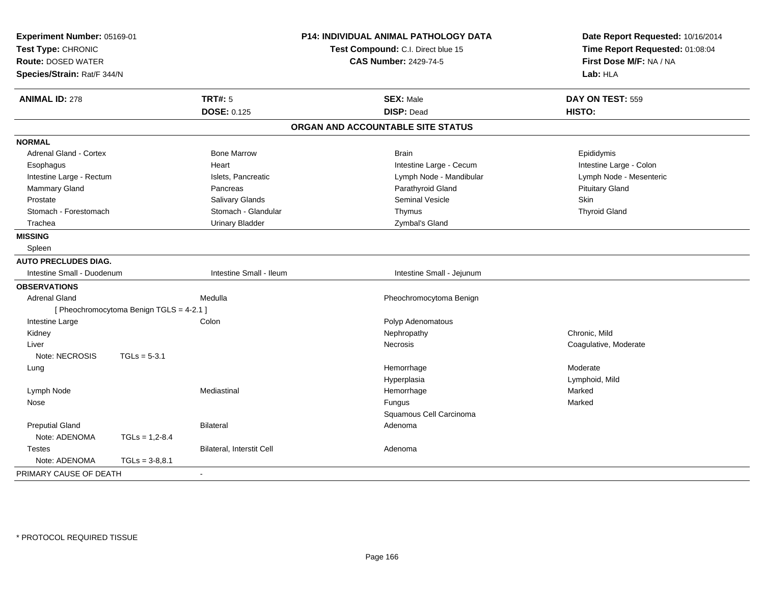**Experiment Number:** 05169-01
**Test Type:** CHRONIC
**Route:** DOSED WATER
**Species/Strain:** Rat/F 344/N

**P14: INDIVIDUAL ANIMAL PATHOLOGY DATA**
**Test Compound:** C.I. Direct blue 15
**CAS Number:** 2429-74-5

**Date Report Requested:** 10/16/2014
**Time Report Requested:** 01:08:04
**First Dose M/F:** NA / NA
**Lab:** HLA

| **ANIMAL ID:** 278 | **TRT#:** 5 | **SEX:** Male | **DAY ON TEST:** 559 |
|---|---|---|---|
| | **DOSE:** 0.125 | **DISP:** Dead | **HISTO:** |

## ORGAN AND ACCOUNTABLE SITE STATUS

**NORMAL**

| | | | |
|---|---|---|---|
| Adrenal Gland - Cortex | Bone Marrow | Brain | Epididymis |
| Esophagus | Heart | Intestine Large - Cecum | Intestine Large - Colon |
| Intestine Large - Rectum | Islets, Pancreatic | Lymph Node - Mandibular | Lymph Node - Mesenteric |
| Mammary Gland | Pancreas | Parathyroid Gland | Pituitary Gland |
| Prostate | Salivary Glands | Seminal Vesicle | Skin |
| Stomach - Forestomach | Stomach - Glandular | Thymus | Thyroid Gland |
| Trachea | Urinary Bladder | Zymbal's Gland | |

**MISSING**

Spleen

**AUTO PRECLUDES DIAG.**

| | | |
|---|---|---|
| Intestine Small - Duodenum | Intestine Small - Ileum | Intestine Small - Jejunum |

**OBSERVATIONS**

| | | | |
|---|---|---|---|
| Adrenal Gland | Medulla | Pheochromocytoma Benign | |
| [ Pheochromocytoma Benign TGLS = 4-2.1 ] | | | |
| Intestine Large | Colon | Polyp Adenomatous | |
| Kidney | | Nephropathy | Chronic, Mild |
| Liver | | Necrosis | Coagulative, Moderate |
| Note: NECROSIS TGLs = 5-3.1 | | | |
| Lung | | Hemorrhage | Moderate |
| | | Hyperplasia | Lymphoid, Mild |
| Lymph Node | Mediastinal | Hemorrhage | Marked |
| Nose | | Fungus | Marked |
| | | Squamous Cell Carcinoma | |
| Preputial Gland | Bilateral | Adenoma | |
| Note: ADENOMA TGLs = 1,2-8.4 | | | |
| Testes | Bilateral, Interstit Cell | Adenoma | |
| Note: ADENOMA TGLs = 3-8,8.1 | | | |

PRIMARY CAUSE OF DEATH -

* PROTOCOL REQUIRED TISSUE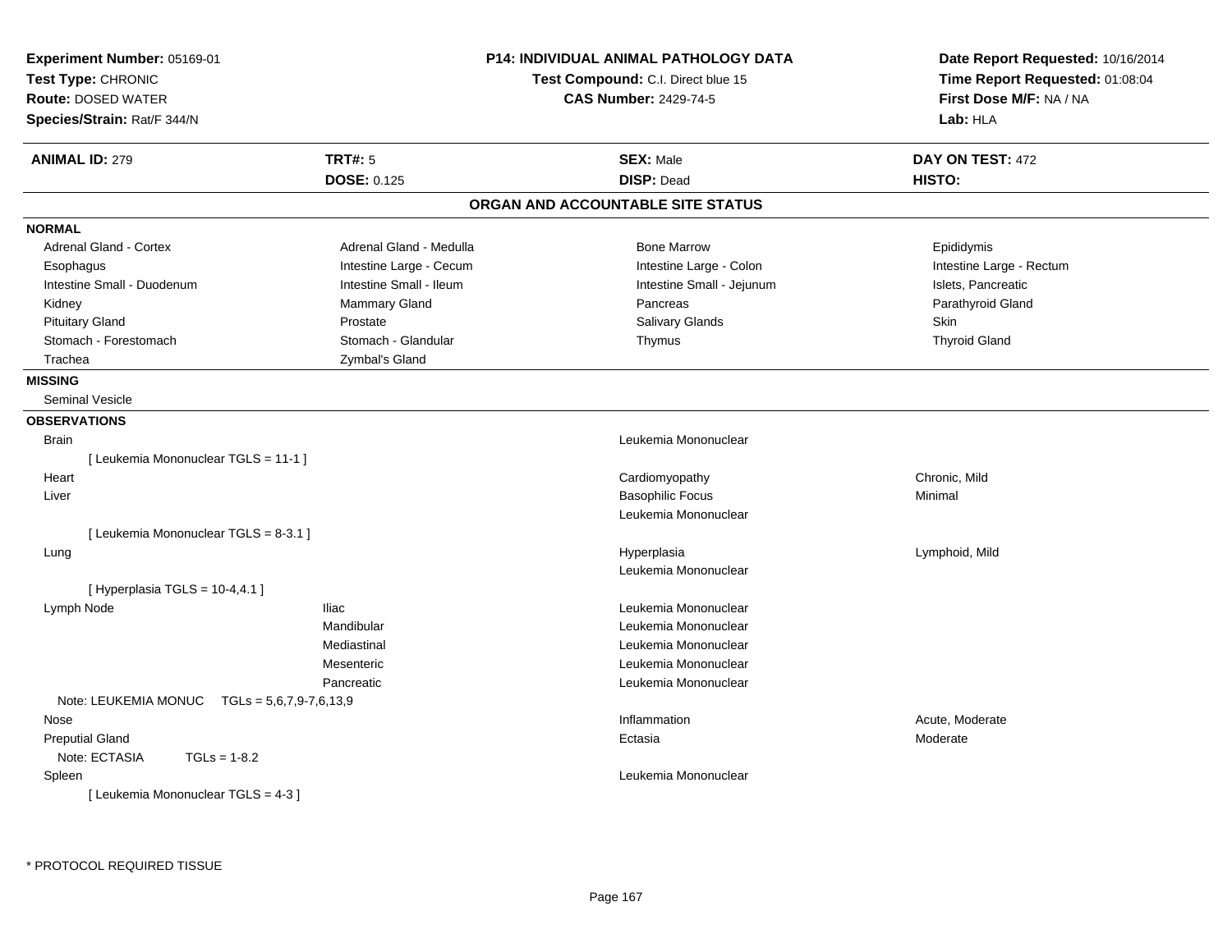**Experiment Number:** 05169-01
**Test Type:** CHRONIC
**Route:** DOSED WATER
**Species/Strain:** Rat/F 344/N

**P14: INDIVIDUAL ANIMAL PATHOLOGY DATA**
**Test Compound:** C.I. Direct blue 15
**CAS Number:** 2429-74-5

**Date Report Requested:** 10/16/2014
**Time Report Requested:** 01:08:04
**First Dose M/F:** NA / NA
**Lab:** HLA

| **ANIMAL ID:** 279 | **TRT#:** 5 | **SEX:** Male | **DAY ON TEST:** 472 |
|---|---|---|---|
| | **DOSE:** 0.125 | **DISP:** Dead | **HISTO:** |

## ORGAN AND ACCOUNTABLE SITE STATUS

**NORMAL**

| | | | |
|---|---|---|---|
| Adrenal Gland - Cortex | Adrenal Gland - Medulla | Bone Marrow | Epididymis |
| Esophagus | Intestine Large - Cecum | Intestine Large - Colon | Intestine Large - Rectum |
| Intestine Small - Duodenum | Intestine Small - Ileum | Intestine Small - Jejunum | Islets, Pancreatic |
| Kidney | Mammary Gland | Pancreas | Parathyroid Gland |
| Pituitary Gland | Prostate | Salivary Glands | Skin |
| Stomach - Forestomach | Stomach - Glandular | Thymus | Thyroid Gland |
| Trachea | Zymbal's Gland | | |

**MISSING**

Seminal Vesicle

**OBSERVATIONS**

| | | | |
|---|---|---|---|
| Brain | | Leukemia Mononuclear | |
| [ Leukemia Mononuclear TGLS = 11-1 ] | | | |
| Heart | | Cardiomyopathy | Chronic, Mild |
| Liver | | Basophilic Focus | Minimal |
| | | Leukemia Mononuclear | |
| [ Leukemia Mononuclear TGLS = 8-3.1 ] | | | |
| Lung | | Hyperplasia | Lymphoid, Mild |
| | | Leukemia Mononuclear | |
| [ Hyperplasia TGLS = 10-4,4.1 ] | | | |
| Lymph Node | Iliac | Leukemia Mononuclear | |
| | Mandibular | Leukemia Mononuclear | |
| | Mediastinal | Leukemia Mononuclear | |
| | Mesenteric | Leukemia Mononuclear | |
| | Pancreatic | Leukemia Mononuclear | |
| Note: LEUKEMIA MONUC TGLs = 5,6,7,9-7,6,13,9 | | | |
| Nose | | Inflammation | Acute, Moderate |
| Preputial Gland | | Ectasia | Moderate |
| Note: ECTASIA TGLs = 1-8.2 | | | |
| Spleen | | Leukemia Mononuclear | |
| [ Leukemia Mononuclear TGLS = 4-3 ] | | | |

* PROTOCOL REQUIRED TISSUE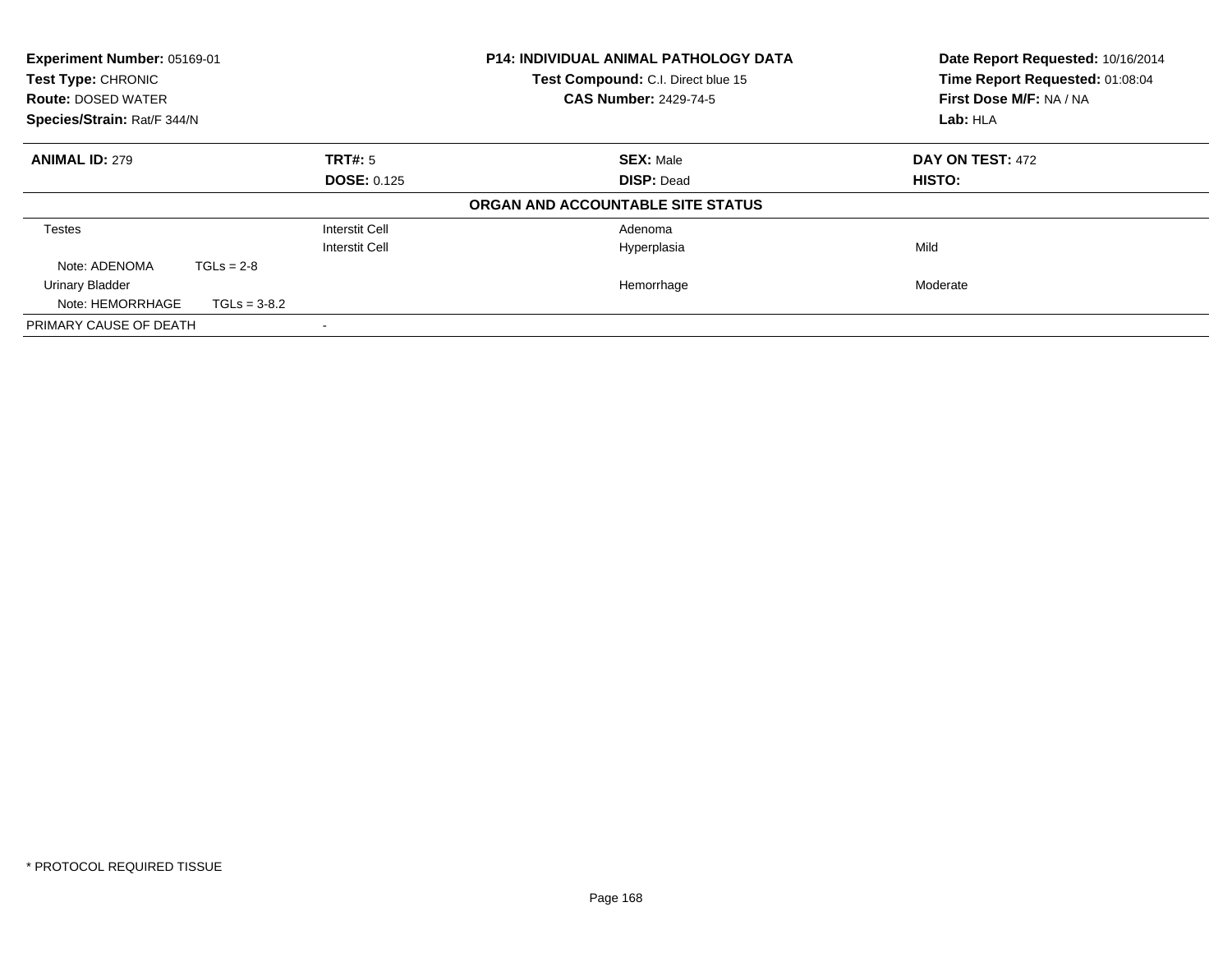| Experiment Number: 05169-01 | P14: INDIVIDUAL ANIMAL PATHOLOGY DATA | Date Report Requested: 10/16/2014 |
|---|---|---|
| Test Type: CHRONIC | Test Compound: C.I. Direct blue 15 | Time Report Requested: 01:08:04 |
| Route: DOSED WATER | CAS Number: 2429-74-5 | First Dose M/F: NA / NA |
| Species/Strain: Rat/F 344/N | | Lab: HLA |

| ANIMAL ID: 279 | TRT#: 5 | SEX: Male | DAY ON TEST: 472 |
|---|---|---|---|
| | DOSE: 0.125 | DISP: Dead | HISTO: |
| | | ORGAN AND ACCOUNTABLE SITE STATUS | |
| Testes | Interstit Cell | Adenoma | |
| | Interstit Cell | Hyperplasia | Mild |
| Note: ADENOMA TGLs = 2-8 | | | |
| Urinary Bladder | | Hemorrhage | Moderate |
| Note: HEMORRHAGE TGLs = 3-8.2 | | | |
| PRIMARY CAUSE OF DEATH | - | | |

\* PROTOCOL REQUIRED TISSUE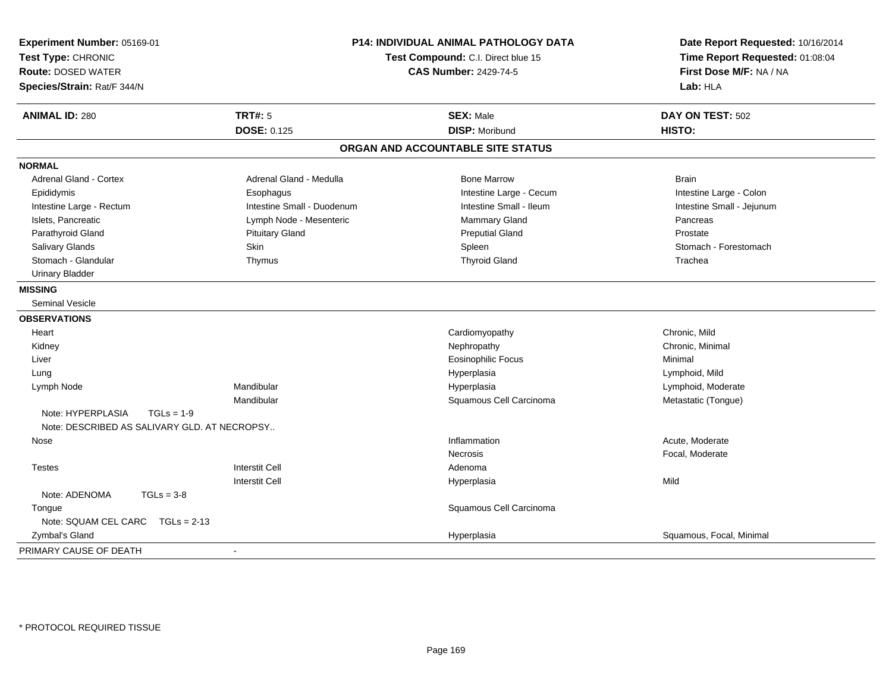**Experiment Number:** 05169-01
**Test Type:** CHRONIC
**Route:** DOSED WATER
**Species/Strain:** Rat/F 344/N

**P14: INDIVIDUAL ANIMAL PATHOLOGY DATA**
**Test Compound:** C.I. Direct blue 15
**CAS Number:** 2429-74-5

**Date Report Requested:** 10/16/2014
**Time Report Requested:** 01:08:04
**First Dose M/F:** NA / NA
**Lab:** HLA

| **ANIMAL ID:** 280 | **TRT#:** 5 | **SEX:** Male | **DAY ON TEST:** 502 |
|---|---|---|---|
| | **DOSE:** 0.125 | **DISP:** Moribund | **HISTO:** |

## ORGAN AND ACCOUNTABLE SITE STATUS

**NORMAL**

| | | | |
|---|---|---|---|
| Adrenal Gland - Cortex | Adrenal Gland - Medulla | Bone Marrow | Brain |
| Epididymis | Esophagus | Intestine Large - Cecum | Intestine Large - Colon |
| Intestine Large - Rectum | Intestine Small - Duodenum | Intestine Small - Ileum | Intestine Small - Jejunum |
| Islets, Pancreatic | Lymph Node - Mesenteric | Mammary Gland | Pancreas |
| Parathyroid Gland | Pituitary Gland | Preputial Gland | Prostate |
| Salivary Glands | Skin | Spleen | Stomach - Forestomach |
| Stomach - Glandular | Thymus | Thyroid Gland | Trachea |
| Urinary Bladder | | | |

**MISSING**

Seminal Vesicle

**OBSERVATIONS**

| | | | |
|---|---|---|---|
| Heart | | Cardiomyopathy | Chronic, Mild |
| Kidney | | Nephropathy | Chronic, Minimal |
| Liver | | Eosinophilic Focus | Minimal |
| Lung | | Hyperplasia | Lymphoid, Mild |
| Lymph Node | Mandibular | Hyperplasia | Lymphoid, Moderate |
| | Mandibular | Squamous Cell Carcinoma | Metastatic (Tongue) |
| Note: HYPERPLASIA TGLs = 1-9 | | | |
| Note: DESCRIBED AS SALIVARY GLD. AT NECROPSY.. | | | |
| Nose | | Inflammation | Acute, Moderate |
| | | Necrosis | Focal, Moderate |
| Testes | Interstit Cell | Adenoma | |
| | Interstit Cell | Hyperplasia | Mild |
| Note: ADENOMA TGLs = 3-8 | | | |
| Tongue | | Squamous Cell Carcinoma | |
| Note: SQUAM CEL CARC TGLs = 2-13 | | | |
| Zymbal's Gland | | Hyperplasia | Squamous, Focal, Minimal |

PRIMARY CAUSE OF DEATH -

* PROTOCOL REQUIRED TISSUE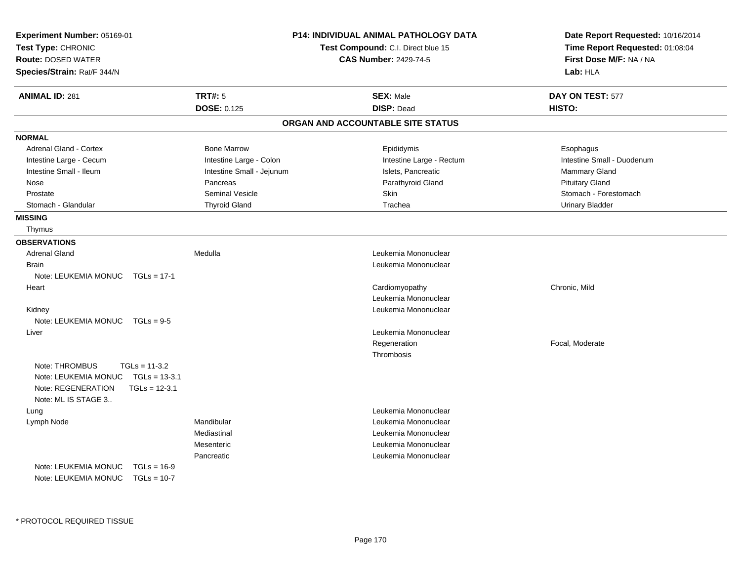**Experiment Number:** 05169-01
**Test Type:** CHRONIC
**Route:** DOSED WATER
**Species/Strain:** Rat/F 344/N

**P14: INDIVIDUAL ANIMAL PATHOLOGY DATA**
**Test Compound:** C.I. Direct blue 15
**CAS Number:** 2429-74-5

**Date Report Requested:** 10/16/2014
**Time Report Requested:** 01:08:04
**First Dose M/F:** NA / NA
**Lab:** HLA

| **ANIMAL ID:** 281 | **TRT#:** 5 | **SEX:** Male | **DAY ON TEST:** 577 |
|---|---|---|---|
| | **DOSE:** 0.125 | **DISP:** Dead | **HISTO:** |

## ORGAN AND ACCOUNTABLE SITE STATUS

**NORMAL**

| | | | |
|---|---|---|---|
| Adrenal Gland - Cortex | Bone Marrow | Epididymis | Esophagus |
| Intestine Large - Cecum | Intestine Large - Colon | Intestine Large - Rectum | Intestine Small - Duodenum |
| Intestine Small - Ileum | Intestine Small - Jejunum | Islets, Pancreatic | Mammary Gland |
| Nose | Pancreas | Parathyroid Gland | Pituitary Gland |
| Prostate | Seminal Vesicle | Skin | Stomach - Forestomach |
| Stomach - Glandular | Thyroid Gland | Trachea | Urinary Bladder |

**MISSING**

Thymus

**OBSERVATIONS**

| | | | |
|---|---|---|---|
| Adrenal Gland | Medulla | Leukemia Mononuclear | |
| Brain | | Leukemia Mononuclear | |
| Note: LEUKEMIA MONUC TGLs = 17-1 | | | |
| Heart | | Cardiomyopathy | Chronic, Mild |
| | | Leukemia Mononuclear | |
| Kidney | | Leukemia Mononuclear | |
| Note: LEUKEMIA MONUC TGLs = 9-5 | | | |
| Liver | | Leukemia Mononuclear | |
| | | Regeneration | Focal, Moderate |
| | | Thrombosis | |
| Note: THROMBUS TGLs = 11-3.2 | | | |
| Note: LEUKEMIA MONUC TGLs = 13-3.1 | | | |
| Note: REGENERATION TGLs = 12-3.1 | | | |
| Note: ML IS STAGE 3.. | | | |
| Lung | | Leukemia Mononuclear | |
| Lymph Node | Mandibular | Leukemia Mononuclear | |
| | Mediastinal | Leukemia Mononuclear | |
| | Mesenteric | Leukemia Mononuclear | |
| | Pancreatic | Leukemia Mononuclear | |
| Note: LEUKEMIA MONUC TGLs = 16-9 | | | |
| Note: LEUKEMIA MONUC TGLs = 10-7 | | | |

* PROTOCOL REQUIRED TISSUE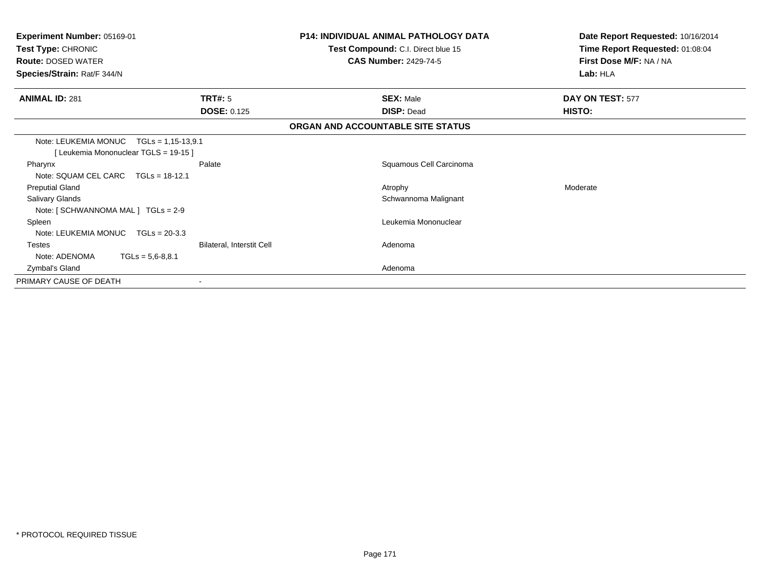**Experiment Number:** 05169-01
**Test Type:** CHRONIC
**Route:** DOSED WATER
**Species/Strain:** Rat/F 344/N

**P14: INDIVIDUAL ANIMAL PATHOLOGY DATA**
**Test Compound:** C.I. Direct blue 15
**CAS Number:** 2429-74-5

**Date Report Requested:** 10/16/2014
**Time Report Requested:** 01:08:04
**First Dose M/F:** NA / NA
**Lab:** HLA

| **ANIMAL ID:** 281 | **TRT#:** 5 | **SEX:** Male | **DAY ON TEST:** 577 |
|---|---|---|---|
| | **DOSE:** 0.125 | **DISP:** Dead | **HISTO:** |

**ORGAN AND ACCOUNTABLE SITE STATUS**

| | | | |
|---|---|---|---|
| Note: LEUKEMIA MONUC TGLs = 1,15-13,9.1 | | | |
| [ Leukemia Mononuclear TGLS = 19-15 ] | | | |
| Pharynx | Palate | Squamous Cell Carcinoma | |
| Note: SQUAM CEL CARC TGLs = 18-12.1 | | | |
| Preputial Gland | | Atrophy | Moderate |
| Salivary Glands | | Schwannoma Malignant | |
| Note: [ SCHWANNOMA MAL ] TGLs = 2-9 | | | |
| Spleen | | Leukemia Mononuclear | |
| Note: LEUKEMIA MONUC TGLs = 20-3.3 | | | |
| Testes | Bilateral, Interstit Cell | Adenoma | |
| Note: ADENOMA TGLs = 5,6-8,8.1 | | | |
| Zymbal's Gland | | Adenoma | |
| PRIMARY CAUSE OF DEATH | - | | |

* PROTOCOL REQUIRED TISSUE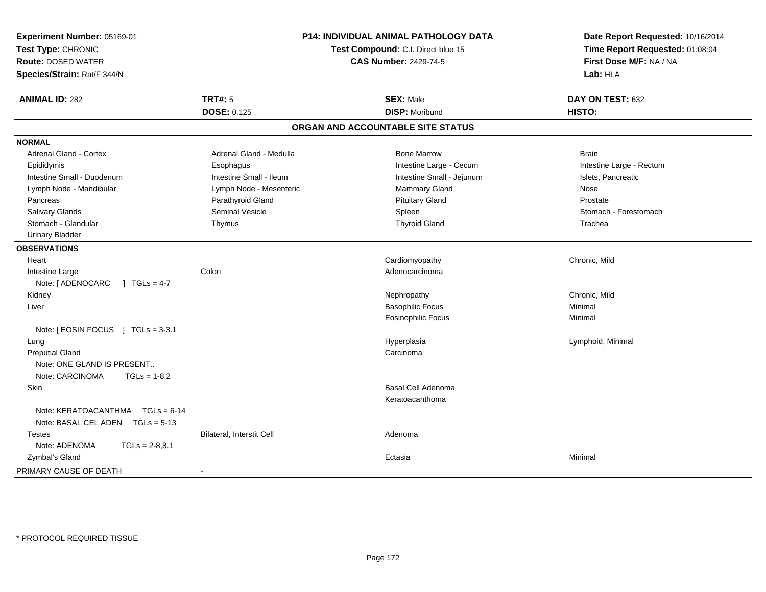**Experiment Number:** 05169-01
**Test Type:** CHRONIC
**Route:** DOSED WATER
**Species/Strain:** Rat/F 344/N

**P14: INDIVIDUAL ANIMAL PATHOLOGY DATA**
**Test Compound:** C.I. Direct blue 15
**CAS Number:** 2429-74-5

**Date Report Requested:** 10/16/2014
**Time Report Requested:** 01:08:04
**First Dose M/F:** NA / NA
**Lab:** HLA

| **ANIMAL ID:** 282 | **TRT#:** 5 | **SEX:** Male | **DAY ON TEST:** 632 |
|---|---|---|---|
| | **DOSE:** 0.125 | **DISP:** Moribund | **HISTO:** |

## ORGAN AND ACCOUNTABLE SITE STATUS

**NORMAL**

| | | | |
|---|---|---|---|
| Adrenal Gland - Cortex | Adrenal Gland - Medulla | Bone Marrow | Brain |
| Epididymis | Esophagus | Intestine Large - Cecum | Intestine Large - Rectum |
| Intestine Small - Duodenum | Intestine Small - Ileum | Intestine Small - Jejunum | Islets, Pancreatic |
| Lymph Node - Mandibular | Lymph Node - Mesenteric | Mammary Gland | Nose |
| Pancreas | Parathyroid Gland | Pituitary Gland | Prostate |
| Salivary Glands | Seminal Vesicle | Spleen | Stomach - Forestomach |
| Stomach - Glandular | Thymus | Thyroid Gland | Trachea |
| Urinary Bladder | | | |

**OBSERVATIONS**

| | | | |
|---|---|---|---|
| Heart | | Cardiomyopathy | Chronic, Mild |
| Intestine Large | Colon | Adenocarcinoma | |
| Note: [ ADENOCARC ] TGLs = 4-7 | | | |
| Kidney | | Nephropathy | Chronic, Mild |
| Liver | | Basophilic Focus | Minimal |
| | | Eosinophilic Focus | Minimal |
| Note: [ EOSIN FOCUS ] TGLs = 3-3.1 | | | |
| Lung | | Hyperplasia | Lymphoid, Minimal |
| Preputial Gland | | Carcinoma | |
| Note: ONE GLAND IS PRESENT.. | | | |
| Note: CARCINOMA TGLs = 1-8.2 | | | |
| Skin | | Basal Cell Adenoma | |
| | | Keratoacanthoma | |
| Note: KERATOACANTHMA TGLs = 6-14 | | | |
| Note: BASAL CEL ADEN TGLs = 5-13 | | | |
| Testes | Bilateral, Interstit Cell | Adenoma | |
| Note: ADENOMA TGLs = 2-8,8.1 | | | |
| Zymbal's Gland | | Ectasia | Minimal |

| | |
|---|---|
| PRIMARY CAUSE OF DEATH | - |

\* PROTOCOL REQUIRED TISSUE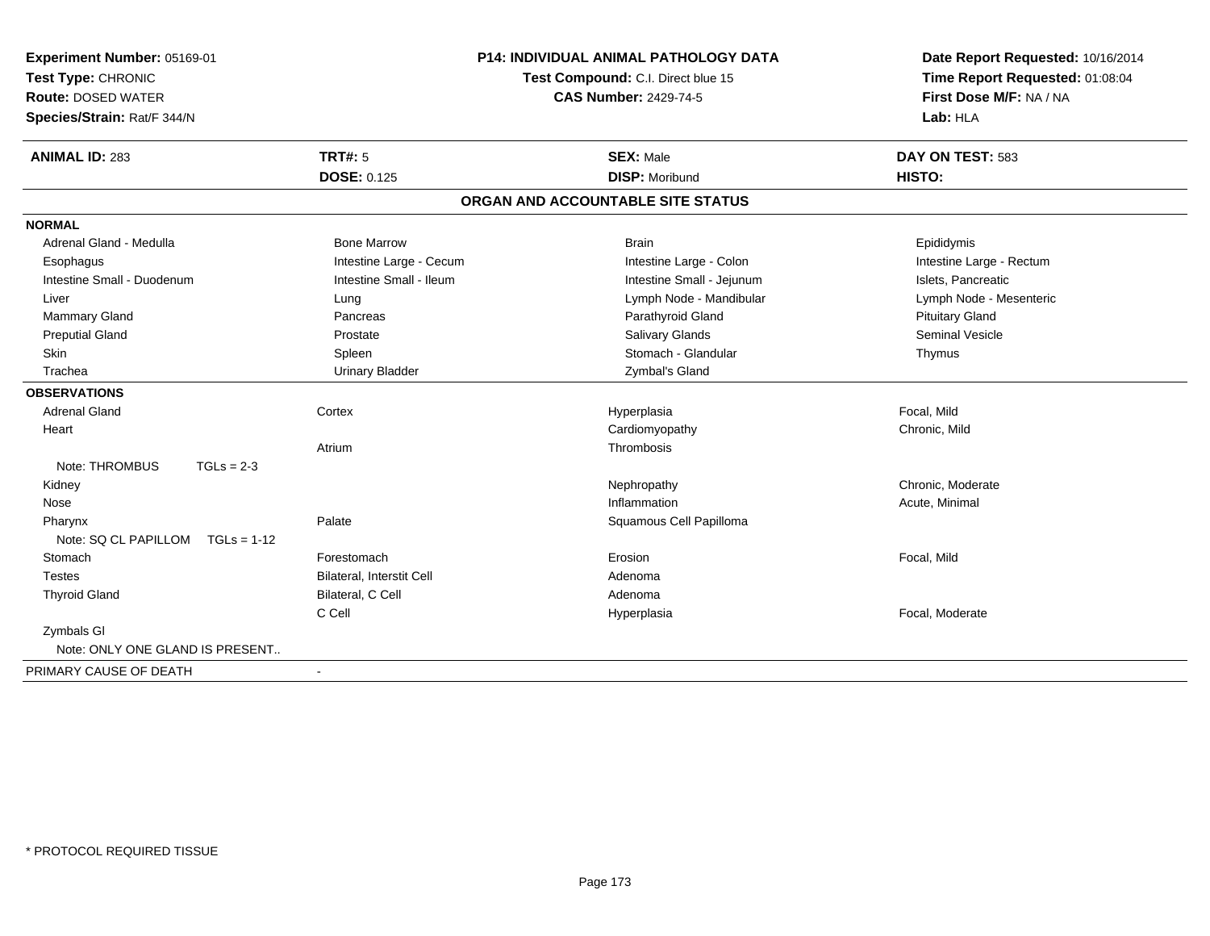**Experiment Number:** 05169-01
**Test Type:** CHRONIC
**Route:** DOSED WATER
**Species/Strain:** Rat/F 344/N

**P14: INDIVIDUAL ANIMAL PATHOLOGY DATA**
**Test Compound:** C.I. Direct blue 15
**CAS Number:** 2429-74-5

**Date Report Requested:** 10/16/2014
**Time Report Requested:** 01:08:04
**First Dose M/F:** NA / NA
**Lab:** HLA

| **ANIMAL ID:** 283 | **TRT#:** 5 | **SEX:** Male | **DAY ON TEST:** 583 |
|---|---|---|---|
| | **DOSE:** 0.125 | **DISP:** Moribund | **HISTO:** |

## ORGAN AND ACCOUNTABLE SITE STATUS

**NORMAL**

| | | | |
|---|---|---|---|
| Adrenal Gland - Medulla | Bone Marrow | Brain | Epididymis |
| Esophagus | Intestine Large - Cecum | Intestine Large - Colon | Intestine Large - Rectum |
| Intestine Small - Duodenum | Intestine Small - Ileum | Intestine Small - Jejunum | Islets, Pancreatic |
| Liver | Lung | Lymph Node - Mandibular | Lymph Node - Mesenteric |
| Mammary Gland | Pancreas | Parathyroid Gland | Pituitary Gland |
| Preputial Gland | Prostate | Salivary Glands | Seminal Vesicle |
| Skin | Spleen | Stomach - Glandular | Thymus |
| Trachea | Urinary Bladder | Zymbal's Gland | |

**OBSERVATIONS**

| | | | |
|---|---|---|---|
| Adrenal Gland | Cortex | Hyperplasia | Focal, Mild |
| Heart | | Cardiomyopathy | Chronic, Mild |
| | Atrium | Thrombosis | |
| Note: THROMBUS TGLs = 2-3 | | | |
| Kidney | | Nephropathy | Chronic, Moderate |
| Nose | | Inflammation | Acute, Minimal |
| Pharynx | Palate | Squamous Cell Papilloma | |
| Note: SQ CL PAPILLOM TGLs = 1-12 | | | |
| Stomach | Forestomach | Erosion | Focal, Mild |
| Testes | Bilateral, Interstit Cell | Adenoma | |
| Thyroid Gland | Bilateral, C Cell | Adenoma | |
| | C Cell | Hyperplasia | Focal, Moderate |
| Zymbals Gl | | | |
| Note: ONLY ONE GLAND IS PRESENT.. | | | |

PRIMARY CAUSE OF DEATH -

* PROTOCOL REQUIRED TISSUE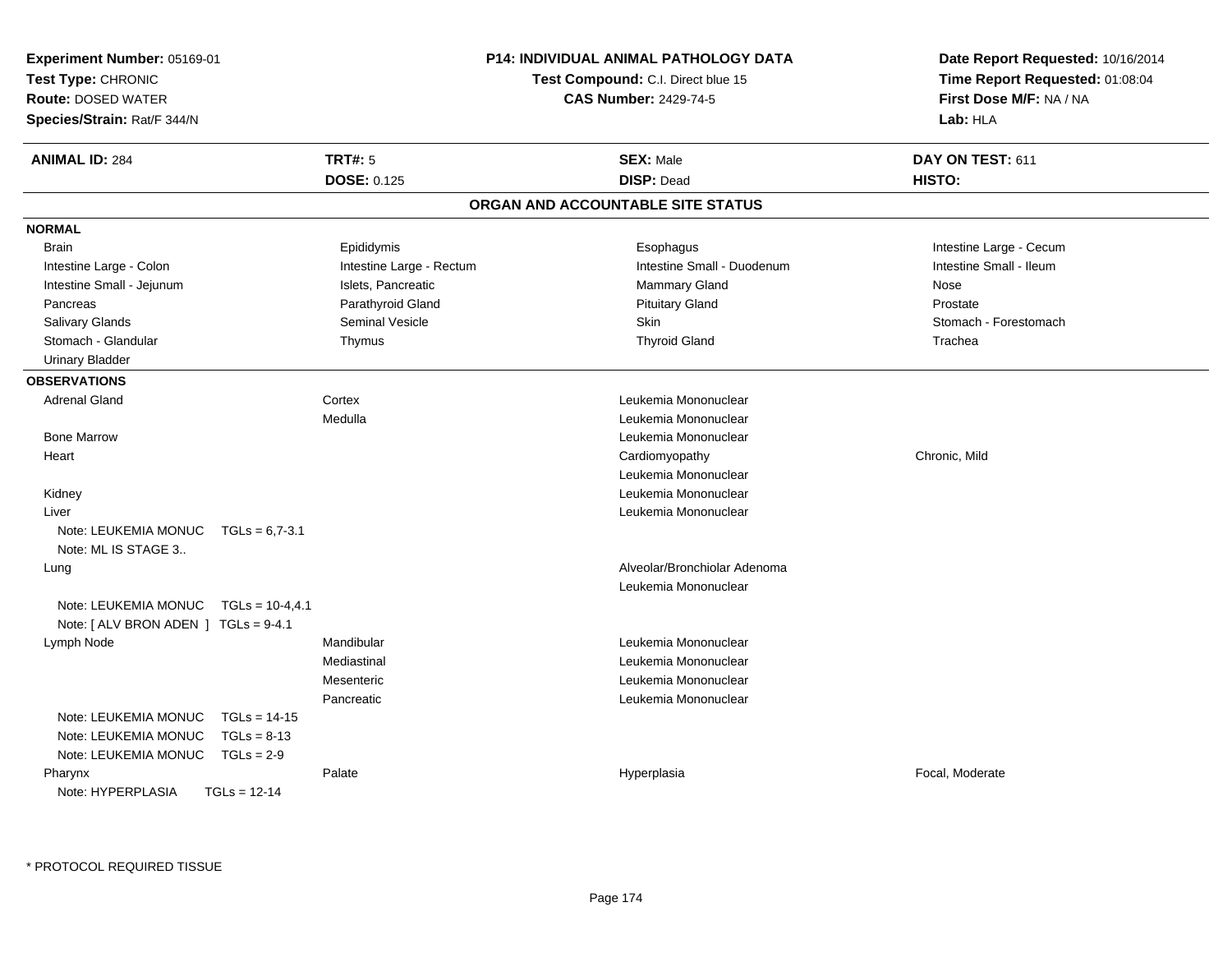**Experiment Number:** 05169-01
**Test Type:** CHRONIC
**Route:** DOSED WATER
**Species/Strain:** Rat/F 344/N

**P14: INDIVIDUAL ANIMAL PATHOLOGY DATA**
**Test Compound:** C.I. Direct blue 15
**CAS Number:** 2429-74-5

**Date Report Requested:** 10/16/2014
**Time Report Requested:** 01:08:04
**First Dose M/F:** NA / NA
**Lab:** HLA

| **ANIMAL ID:** 284 | **TRT#:** 5 | **SEX:** Male | **DAY ON TEST:** 611 |
|---|---|---|---|
| | **DOSE:** 0.125 | **DISP:** Dead | **HISTO:** |

## ORGAN AND ACCOUNTABLE SITE STATUS

**NORMAL**

| | | | |
|---|---|---|---|
| Brain | Epididymis | Esophagus | Intestine Large - Cecum |
| Intestine Large - Colon | Intestine Large - Rectum | Intestine Small - Duodenum | Intestine Small - Ileum |
| Intestine Small - Jejunum | Islets, Pancreatic | Mammary Gland | Nose |
| Pancreas | Parathyroid Gland | Pituitary Gland | Prostate |
| Salivary Glands | Seminal Vesicle | Skin | Stomach - Forestomach |
| Stomach - Glandular | Thymus | Thyroid Gland | Trachea |
| Urinary Bladder | | | |

**OBSERVATIONS**

| Organ | Site | Observation | Qualifier |
|---|---|---|---|
| Adrenal Gland | Cortex | Leukemia Mononuclear | |
| | Medulla | Leukemia Mononuclear | |
| Bone Marrow | | Leukemia Mononuclear | |
| Heart | | Cardiomyopathy | Chronic, Mild |
| | | Leukemia Mononuclear | |
| Kidney | | Leukemia Mononuclear | |
| Liver | | Leukemia Mononuclear | |
| Note: LEUKEMIA MONUC TGLs = 6,7-3.1 | | | |
| Note: ML IS STAGE 3.. | | | |
| Lung | | Alveolar/Bronchiolar Adenoma | |
| | | Leukemia Mononuclear | |
| Note: LEUKEMIA MONUC TGLs = 10-4,4.1 | | | |
| Note: [ ALV BRON ADEN ] TGLs = 9-4.1 | | | |
| Lymph Node | Mandibular | Leukemia Mononuclear | |
| | Mediastinal | Leukemia Mononuclear | |
| | Mesenteric | Leukemia Mononuclear | |
| | Pancreatic | Leukemia Mononuclear | |
| Note: LEUKEMIA MONUC TGLs = 14-15 | | | |
| Note: LEUKEMIA MONUC TGLs = 8-13 | | | |
| Note: LEUKEMIA MONUC TGLs = 2-9 | | | |
| Pharynx | Palate | Hyperplasia | Focal, Moderate |
| Note: HYPERPLASIA TGLs = 12-14 | | | |

* PROTOCOL REQUIRED TISSUE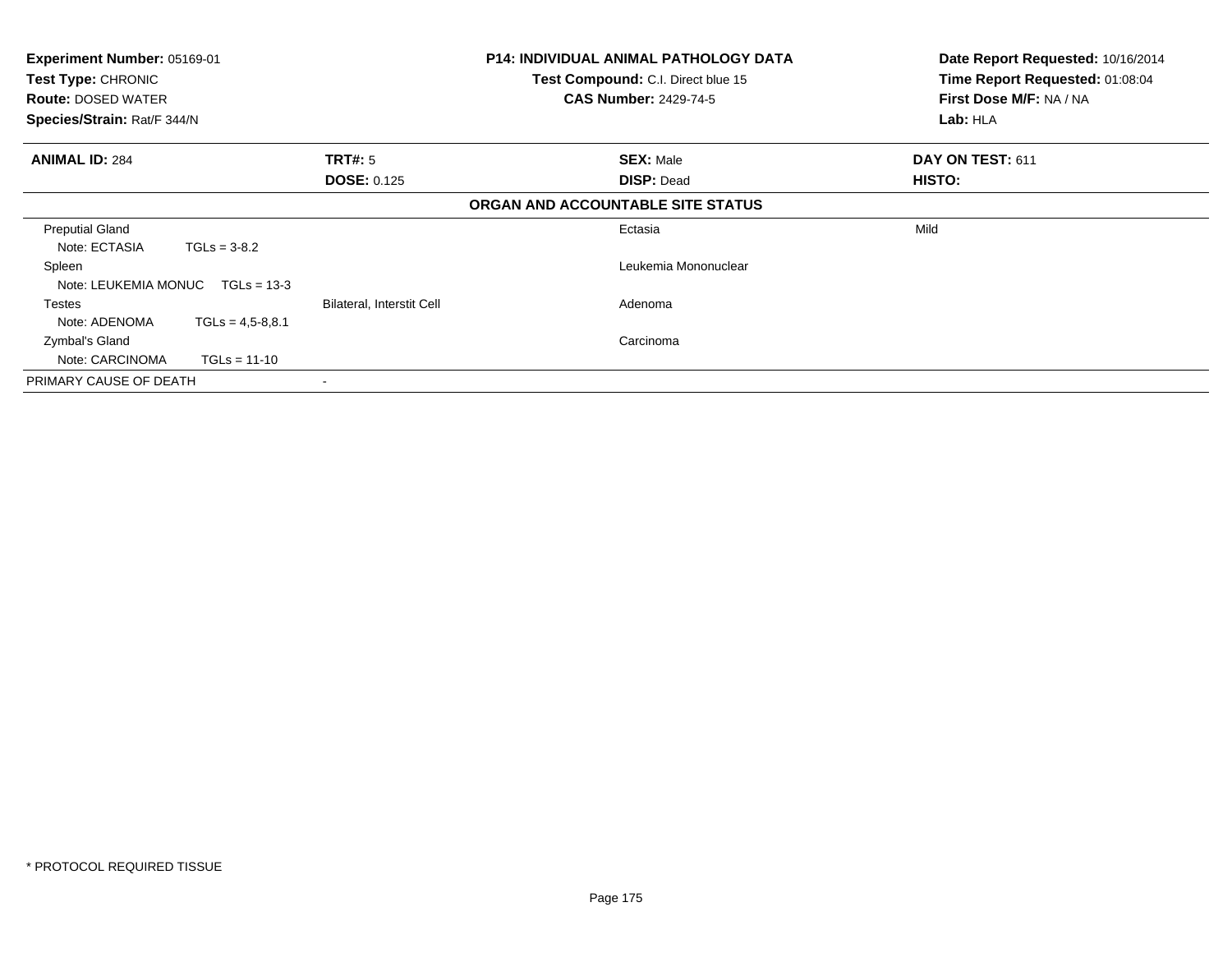**Experiment Number:** 05169-01
**Test Type:** CHRONIC
**Route:** DOSED WATER
**Species/Strain:** Rat/F 344/N

**P14: INDIVIDUAL ANIMAL PATHOLOGY DATA**
**Test Compound:** C.I. Direct blue 15
**CAS Number:** 2429-74-5

**Date Report Requested:** 10/16/2014
**Time Report Requested:** 01:08:04
**First Dose M/F:** NA / NA
**Lab:** HLA

| **ANIMAL ID:** 284 | **TRT#:** 5 | **SEX:** Male | **DAY ON TEST:** 611 |
|---|---|---|---|
| | **DOSE:** 0.125 | **DISP:** Dead | **HISTO:** |

**ORGAN AND ACCOUNTABLE SITE STATUS**

| Organ | Site | Finding | Severity |
|---|---|---|---|
| Preputial Gland | | Ectasia | Mild |
| Note: ECTASIA TGLs = 3-8.2 | | | |
| Spleen | | Leukemia Mononuclear | |
| Note: LEUKEMIA MONUC TGLs = 13-3 | | | |
| Testes | Bilateral, Interstit Cell | Adenoma | |
| Note: ADENOMA TGLs = 4,5-8,8.1 | | | |
| Zymbal's Gland | | Carcinoma | |
| Note: CARCINOMA TGLs = 11-10 | | | |
| PRIMARY CAUSE OF DEATH | - | | |

\* PROTOCOL REQUIRED TISSUE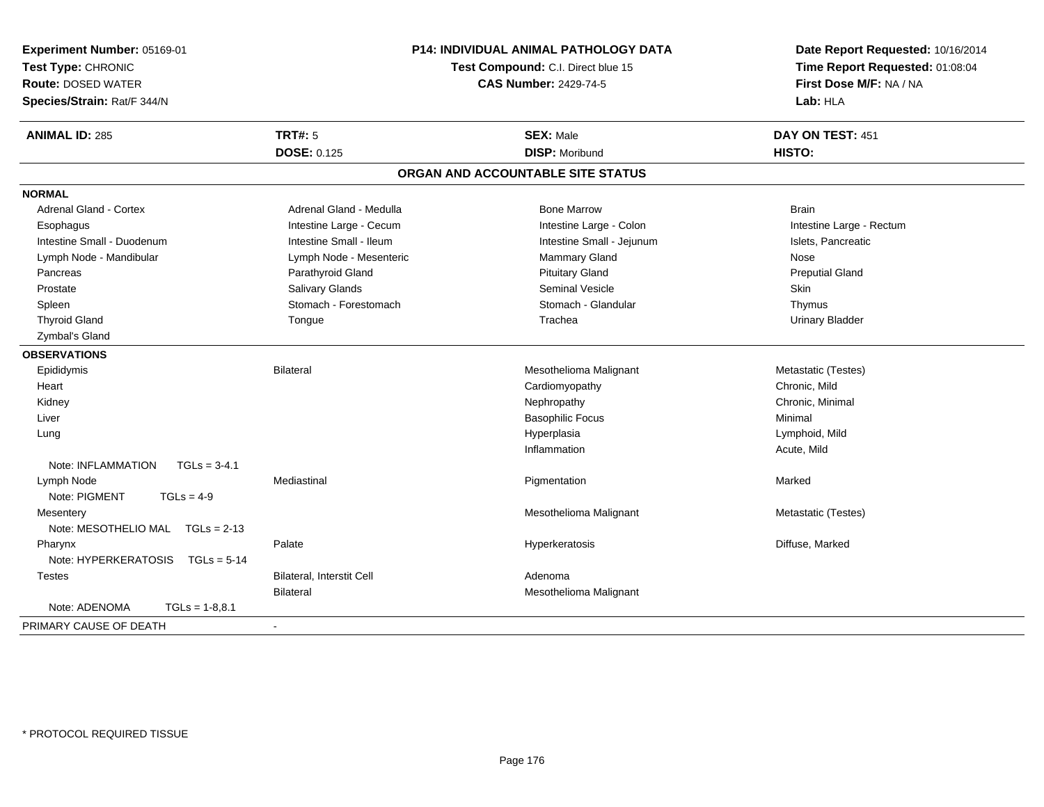**Experiment Number:** 05169-01
**Test Type:** CHRONIC
**Route:** DOSED WATER
**Species/Strain:** Rat/F 344/N

**P14: INDIVIDUAL ANIMAL PATHOLOGY DATA**
**Test Compound:** C.I. Direct blue 15
**CAS Number:** 2429-74-5

**Date Report Requested:** 10/16/2014
**Time Report Requested:** 01:08:04
**First Dose M/F:** NA / NA
**Lab:** HLA

| **ANIMAL ID:** 285 | **TRT#:** 5 | **SEX:** Male | **DAY ON TEST:** 451 |
|---|---|---|---|
| | **DOSE:** 0.125 | **DISP:** Moribund | **HISTO:** |

## ORGAN AND ACCOUNTABLE SITE STATUS

| | | | |
|---|---|---|---|
| **NORMAL** | | | |
| Adrenal Gland - Cortex | Adrenal Gland - Medulla | Bone Marrow | Brain |
| Esophagus | Intestine Large - Cecum | Intestine Large - Colon | Intestine Large - Rectum |
| Intestine Small - Duodenum | Intestine Small - Ileum | Intestine Small - Jejunum | Islets, Pancreatic |
| Lymph Node - Mandibular | Lymph Node - Mesenteric | Mammary Gland | Nose |
| Pancreas | Parathyroid Gland | Pituitary Gland | Preputial Gland |
| Prostate | Salivary Glands | Seminal Vesicle | Skin |
| Spleen | Stomach - Forestomach | Stomach - Glandular | Thymus |
| Thyroid Gland | Tongue | Trachea | Urinary Bladder |
| Zymbal's Gland | | | |
| **OBSERVATIONS** | | | |
| Epididymis | Bilateral | Mesothelioma Malignant | Metastatic (Testes) |
| Heart | | Cardiomyopathy | Chronic, Mild |
| Kidney | | Nephropathy | Chronic, Minimal |
| Liver | | Basophilic Focus | Minimal |
| Lung | | Hyperplasia | Lymphoid, Mild |
| | | Inflammation | Acute, Mild |
| Note: INFLAMMATION TGLs = 3-4.1 | | | |
| Lymph Node | Mediastinal | Pigmentation | Marked |
| Note: PIGMENT TGLs = 4-9 | | | |
| Mesentery | | Mesothelioma Malignant | Metastatic (Testes) |
| Note: MESOTHELIO MAL TGLs = 2-13 | | | |
| Pharynx | Palate | Hyperkeratosis | Diffuse, Marked |
| Note: HYPERKERATOSIS TGLs = 5-14 | | | |
| Testes | Bilateral, Interstit Cell | Adenoma | |
| | Bilateral | Mesothelioma Malignant | |
| Note: ADENOMA TGLs = 1-8,8.1 | | | |
| PRIMARY CAUSE OF DEATH | - | | |

* PROTOCOL REQUIRED TISSUE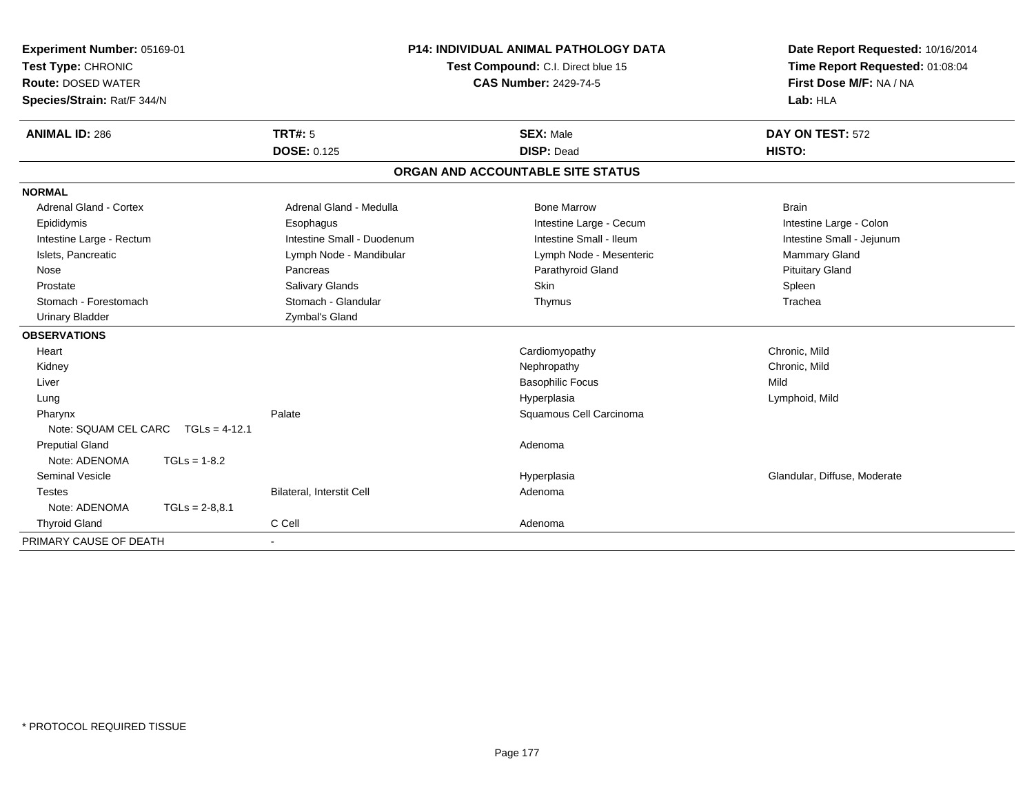**Experiment Number:** 05169-01
**Test Type:** CHRONIC
**Route:** DOSED WATER
**Species/Strain:** Rat/F 344/N

**P14: INDIVIDUAL ANIMAL PATHOLOGY DATA**
**Test Compound:** C.I. Direct blue 15
**CAS Number:** 2429-74-5

**Date Report Requested:** 10/16/2014
**Time Report Requested:** 01:08:04
**First Dose M/F:** NA / NA
**Lab:** HLA

| **ANIMAL ID:** 286 | **TRT#:** 5 | **SEX:** Male | **DAY ON TEST:** 572 |
|---|---|---|---|
| | **DOSE:** 0.125 | **DISP:** Dead | **HISTO:** |

## ORGAN AND ACCOUNTABLE SITE STATUS

| | | | |
|---|---|---|---|
| **NORMAL** | | | |
| Adrenal Gland - Cortex | Adrenal Gland - Medulla | Bone Marrow | Brain |
| Epididymis | Esophagus | Intestine Large - Cecum | Intestine Large - Colon |
| Intestine Large - Rectum | Intestine Small - Duodenum | Intestine Small - Ileum | Intestine Small - Jejunum |
| Islets, Pancreatic | Lymph Node - Mandibular | Lymph Node - Mesenteric | Mammary Gland |
| Nose | Pancreas | Parathyroid Gland | Pituitary Gland |
| Prostate | Salivary Glands | Skin | Spleen |
| Stomach - Forestomach | Stomach - Glandular | Thymus | Trachea |
| Urinary Bladder | Zymbal's Gland | | |
| **OBSERVATIONS** | | | |
| Heart | | Cardiomyopathy | Chronic, Mild |
| Kidney | | Nephropathy | Chronic, Mild |
| Liver | | Basophilic Focus | Mild |
| Lung | | Hyperplasia | Lymphoid, Mild |
| Pharynx | Palate | Squamous Cell Carcinoma | |
| Note: SQUAM CEL CARC TGLs = 4-12.1 | | | |
| Preputial Gland | | Adenoma | |
| Note: ADENOMA TGLs = 1-8.2 | | | |
| Seminal Vesicle | | Hyperplasia | Glandular, Diffuse, Moderate |
| Testes | Bilateral, Interstit Cell | Adenoma | |
| Note: ADENOMA TGLs = 2-8,8.1 | | | |
| Thyroid Gland | C Cell | Adenoma | |
| PRIMARY CAUSE OF DEATH | - | | |

\* PROTOCOL REQUIRED TISSUE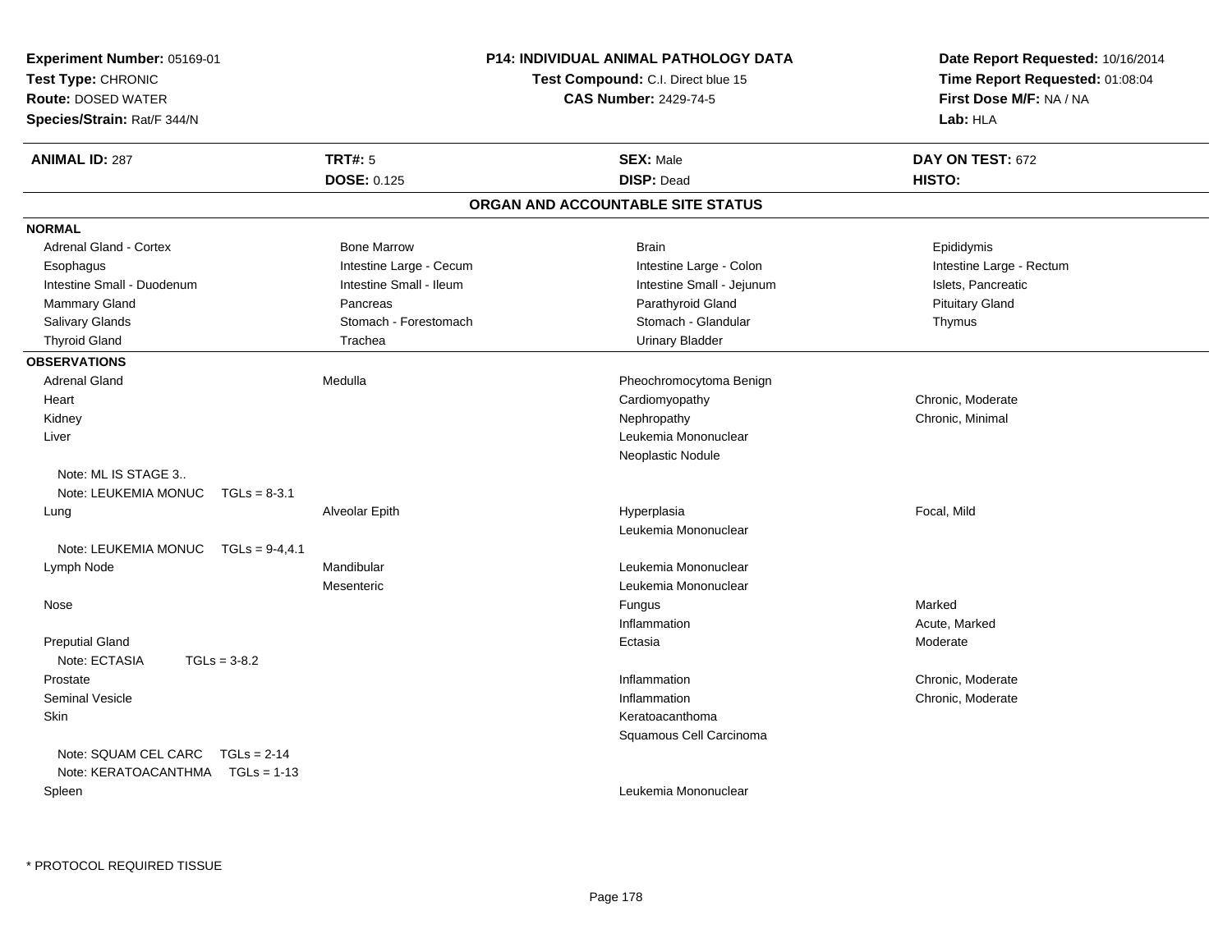**Experiment Number:** 05169-01
**Test Type:** CHRONIC
**Route:** DOSED WATER
**Species/Strain:** Rat/F 344/N

**P14: INDIVIDUAL ANIMAL PATHOLOGY DATA**
**Test Compound:** C.I. Direct blue 15
**CAS Number:** 2429-74-5

**Date Report Requested:** 10/16/2014
**Time Report Requested:** 01:08:04
**First Dose M/F:** NA / NA
**Lab:** HLA

| **ANIMAL ID:** 287 | **TRT#:** 5 | **SEX:** Male | **DAY ON TEST:** 672 |
|---|---|---|---|
| | **DOSE:** 0.125 | **DISP:** Dead | **HISTO:** |

## ORGAN AND ACCOUNTABLE SITE STATUS

**NORMAL**

| | | | |
|---|---|---|---|
| Adrenal Gland - Cortex | Bone Marrow | Brain | Epididymis |
| Esophagus | Intestine Large - Cecum | Intestine Large - Colon | Intestine Large - Rectum |
| Intestine Small - Duodenum | Intestine Small - Ileum | Intestine Small - Jejunum | Islets, Pancreatic |
| Mammary Gland | Pancreas | Parathyroid Gland | Pituitary Gland |
| Salivary Glands | Stomach - Forestomach | Stomach - Glandular | Thymus |
| Thyroid Gland | Trachea | Urinary Bladder | |

**OBSERVATIONS**

| | | | |
|---|---|---|---|
| Adrenal Gland | Medulla | Pheochromocytoma Benign | |
| Heart | | Cardiomyopathy | Chronic, Moderate |
| Kidney | | Nephropathy | Chronic, Minimal |
| Liver | | Leukemia Mononuclear | |
| | | Neoplastic Nodule | |
| Note: ML IS STAGE 3.. | | | |
| Note: LEUKEMIA MONUC TGLs = 8-3.1 | | | |
| Lung | Alveolar Epith | Hyperplasia | Focal, Mild |
| | | Leukemia Mononuclear | |
| Note: LEUKEMIA MONUC TGLs = 9-4,4.1 | | | |
| Lymph Node | Mandibular | Leukemia Mononuclear | |
| | Mesenteric | Leukemia Mononuclear | |
| Nose | | Fungus | Marked |
| | | Inflammation | Acute, Marked |
| Preputial Gland | | Ectasia | Moderate |
| Note: ECTASIA TGLs = 3-8.2 | | | |
| Prostate | | Inflammation | Chronic, Moderate |
| Seminal Vesicle | | Inflammation | Chronic, Moderate |
| Skin | | Keratoacanthoma | |
| | | Squamous Cell Carcinoma | |
| Note: SQUAM CEL CARC TGLs = 2-14 | | | |
| Note: KERATOACANTHMA TGLs = 1-13 | | | |
| Spleen | | Leukemia Mononuclear | |

* PROTOCOL REQUIRED TISSUE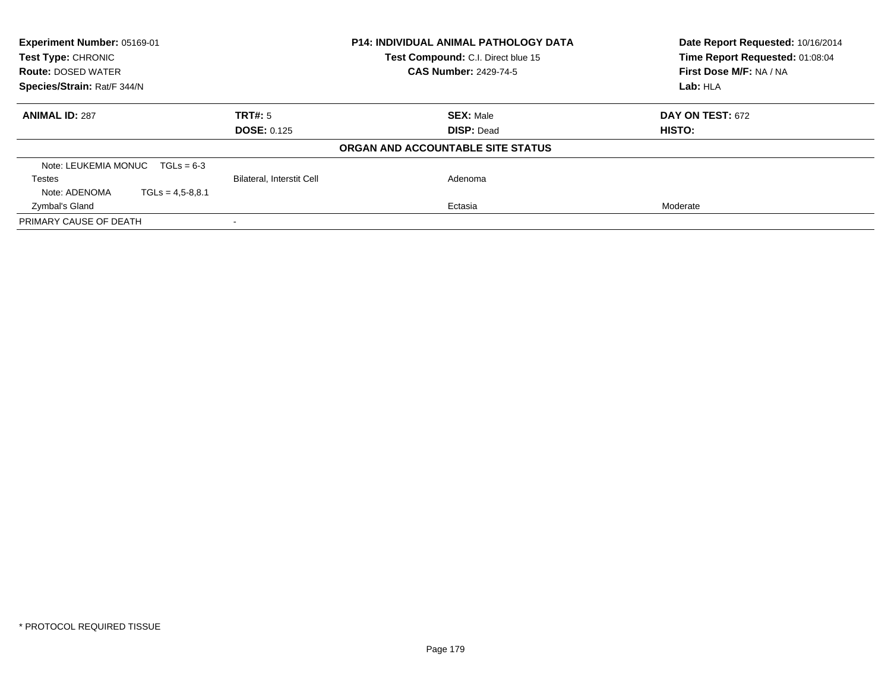**Experiment Number:** 05169-01
**Test Type:** CHRONIC
**Route:** DOSED WATER
**Species/Strain:** Rat/F 344/N

**P14: INDIVIDUAL ANIMAL PATHOLOGY DATA**
**Test Compound:** C.I. Direct blue 15
**CAS Number:** 2429-74-5

**Date Report Requested:** 10/16/2014
**Time Report Requested:** 01:08:04
**First Dose M/F:** NA / NA
**Lab:** HLA

| **ANIMAL ID:** 287 | **TRT#:** 5 | **SEX:** Male | **DAY ON TEST:** 672 |
|---|---|---|---|
| | **DOSE:** 0.125 | **DISP:** Dead | **HISTO:** |

**ORGAN AND ACCOUNTABLE SITE STATUS**

| | | | |
|---|---|---|---|
| Note: LEUKEMIA MONUC TGLs = 6-3 | | | |
| Testes | Bilateral, Interstit Cell | Adenoma | |
| Note: ADENOMA TGLs = 4,5-8,8.1 | | | |
| Zymbal's Gland | | Ectasia | Moderate |
| PRIMARY CAUSE OF DEATH | - | | |

\* PROTOCOL REQUIRED TISSUE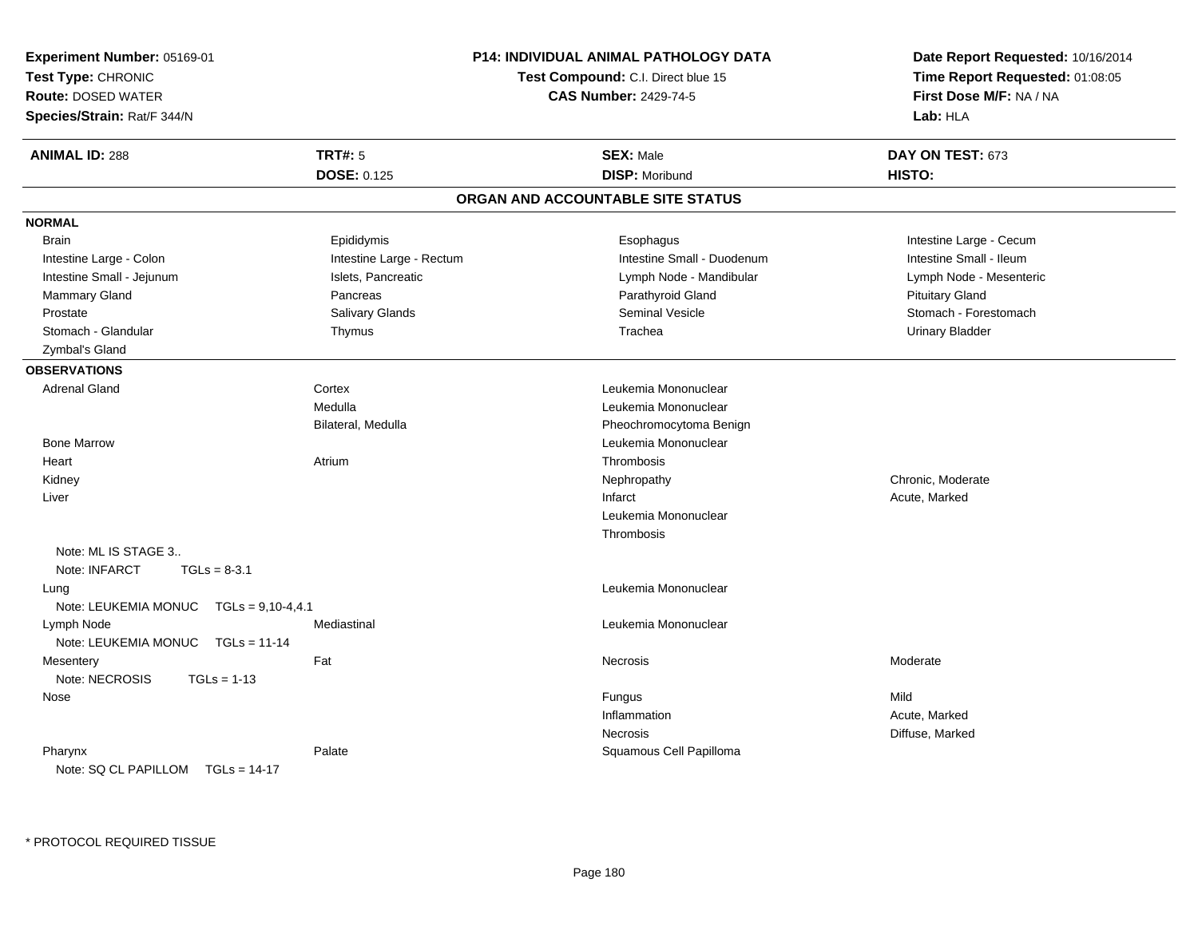**Experiment Number:** 05169-01
**Test Type:** CHRONIC
**Route:** DOSED WATER
**Species/Strain:** Rat/F 344/N

**P14: INDIVIDUAL ANIMAL PATHOLOGY DATA**
**Test Compound:** C.I. Direct blue 15
**CAS Number:** 2429-74-5

**Date Report Requested:** 10/16/2014
**Time Report Requested:** 01:08:05
**First Dose M/F:** NA / NA
**Lab:** HLA

| **ANIMAL ID:** 288 | **TRT#:** 5 | **SEX:** Male | **DAY ON TEST:** 673 |
|---|---|---|---|
| | **DOSE:** 0.125 | **DISP:** Moribund | **HISTO:** |

## ORGAN AND ACCOUNTABLE SITE STATUS

**NORMAL**

| | | | |
|---|---|---|---|
| Brain | Epididymis | Esophagus | Intestine Large - Cecum |
| Intestine Large - Colon | Intestine Large - Rectum | Intestine Small - Duodenum | Intestine Small - Ileum |
| Intestine Small - Jejunum | Islets, Pancreatic | Lymph Node - Mandibular | Lymph Node - Mesenteric |
| Mammary Gland | Pancreas | Parathyroid Gland | Pituitary Gland |
| Prostate | Salivary Glands | Seminal Vesicle | Stomach - Forestomach |
| Stomach - Glandular | Thymus | Trachea | Urinary Bladder |
| Zymbal's Gland | | | |

**OBSERVATIONS**

| Organ | Site | Observation | Qualifier |
|---|---|---|---|
| Adrenal Gland | Cortex | Leukemia Mononuclear | |
| | Medulla | Leukemia Mononuclear | |
| | Bilateral, Medulla | Pheochromocytoma Benign | |
| Bone Marrow | | Leukemia Mononuclear | |
| Heart | Atrium | Thrombosis | |
| Kidney | | Nephropathy | Chronic, Moderate |
| Liver | | Infarct | Acute, Marked |
| | | Leukemia Mononuclear | |
| | | Thrombosis | |
| Note: ML IS STAGE 3.. | | | |
| Note: INFARCT TGLs = 8-3.1 | | | |
| Lung | | Leukemia Mononuclear | |
| Note: LEUKEMIA MONUC TGLs = 9,10-4,4.1 | | | |
| Lymph Node | Mediastinal | Leukemia Mononuclear | |
| Note: LEUKEMIA MONUC TGLs = 11-14 | | | |
| Mesentery | Fat | Necrosis | Moderate |
| Note: NECROSIS TGLs = 1-13 | | | |
| Nose | | Fungus | Mild |
| | | Inflammation | Acute, Marked |
| | | Necrosis | Diffuse, Marked |
| Pharynx | Palate | Squamous Cell Papilloma | |
| Note: SQ CL PAPILLOM TGLs = 14-17 | | | |

* PROTOCOL REQUIRED TISSUE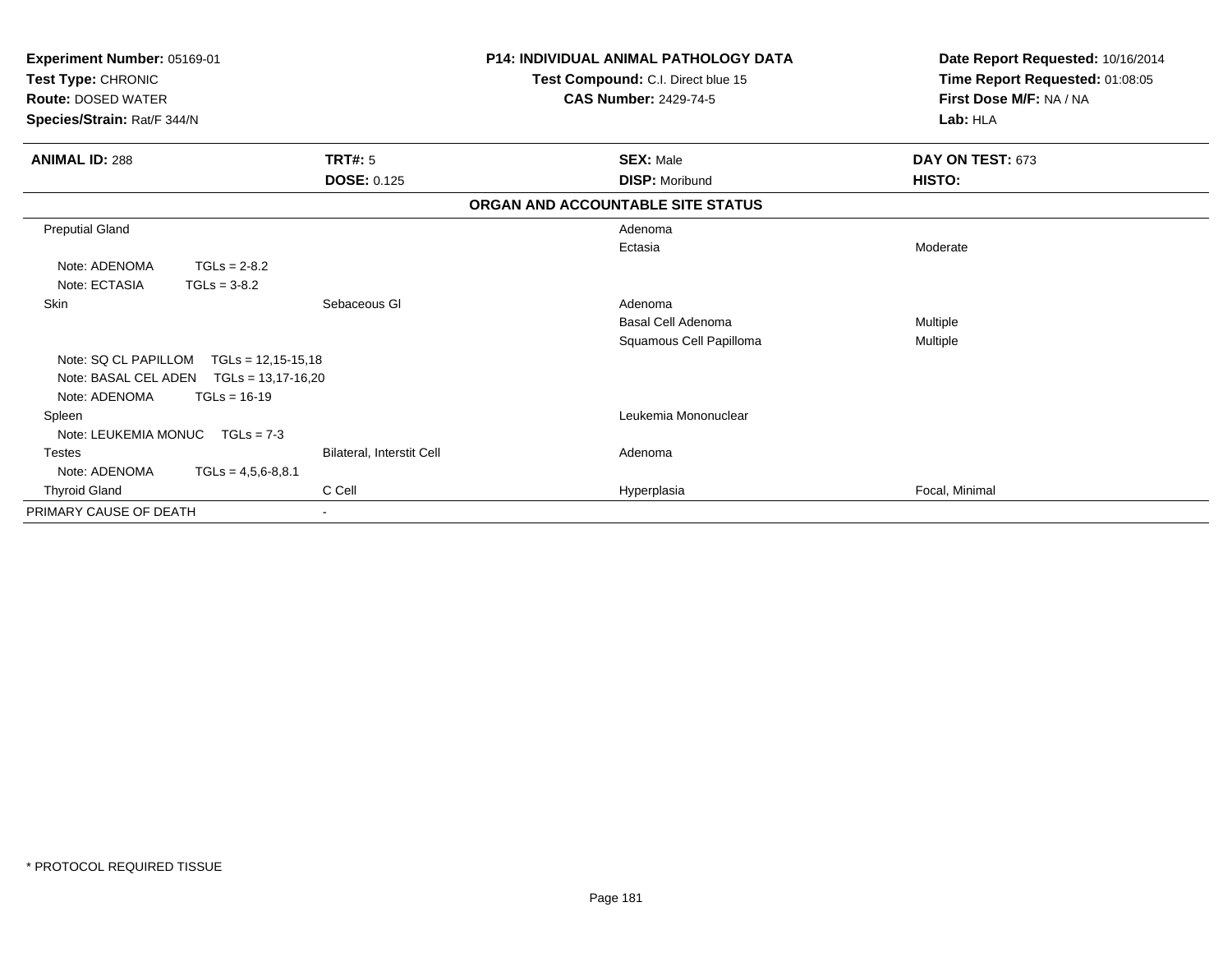**Experiment Number:** 05169-01
**Test Type:** CHRONIC
**Route:** DOSED WATER
**Species/Strain:** Rat/F 344/N

**P14: INDIVIDUAL ANIMAL PATHOLOGY DATA**
**Test Compound:** C.I. Direct blue 15
**CAS Number:** 2429-74-5

**Date Report Requested:** 10/16/2014
**Time Report Requested:** 01:08:05
**First Dose M/F:** NA / NA
**Lab:** HLA

| **ANIMAL ID:** 288 | **TRT#:** 5 | **SEX:** Male | **DAY ON TEST:** 673 |
|---|---|---|---|
| | **DOSE:** 0.125 | **DISP:** Moribund | **HISTO:** |

**ORGAN AND ACCOUNTABLE SITE STATUS**

| | | | |
|---|---|---|---|
| Preputial Gland | | Adenoma | |
| | | Ectasia | Moderate |
| Note: ADENOMA TGLs = 2-8.2 | | | |
| Note: ECTASIA TGLs = 3-8.2 | | | |
| Skin | Sebaceous Gl | Adenoma | |
| | | Basal Cell Adenoma | Multiple |
| | | Squamous Cell Papilloma | Multiple |
| Note: SQ CL PAPILLOM TGLs = 12,15-15,18 | | | |
| Note: BASAL CEL ADEN TGLs = 13,17-16,20 | | | |
| Note: ADENOMA TGLs = 16-19 | | | |
| Spleen | | Leukemia Mononuclear | |
| Note: LEUKEMIA MONUC TGLs = 7-3 | | | |
| Testes | Bilateral, Interstit Cell | Adenoma | |
| Note: ADENOMA TGLs = 4,5,6-8,8.1 | | | |
| Thyroid Gland | C Cell | Hyperplasia | Focal, Minimal |
| PRIMARY CAUSE OF DEATH | - | | |

* PROTOCOL REQUIRED TISSUE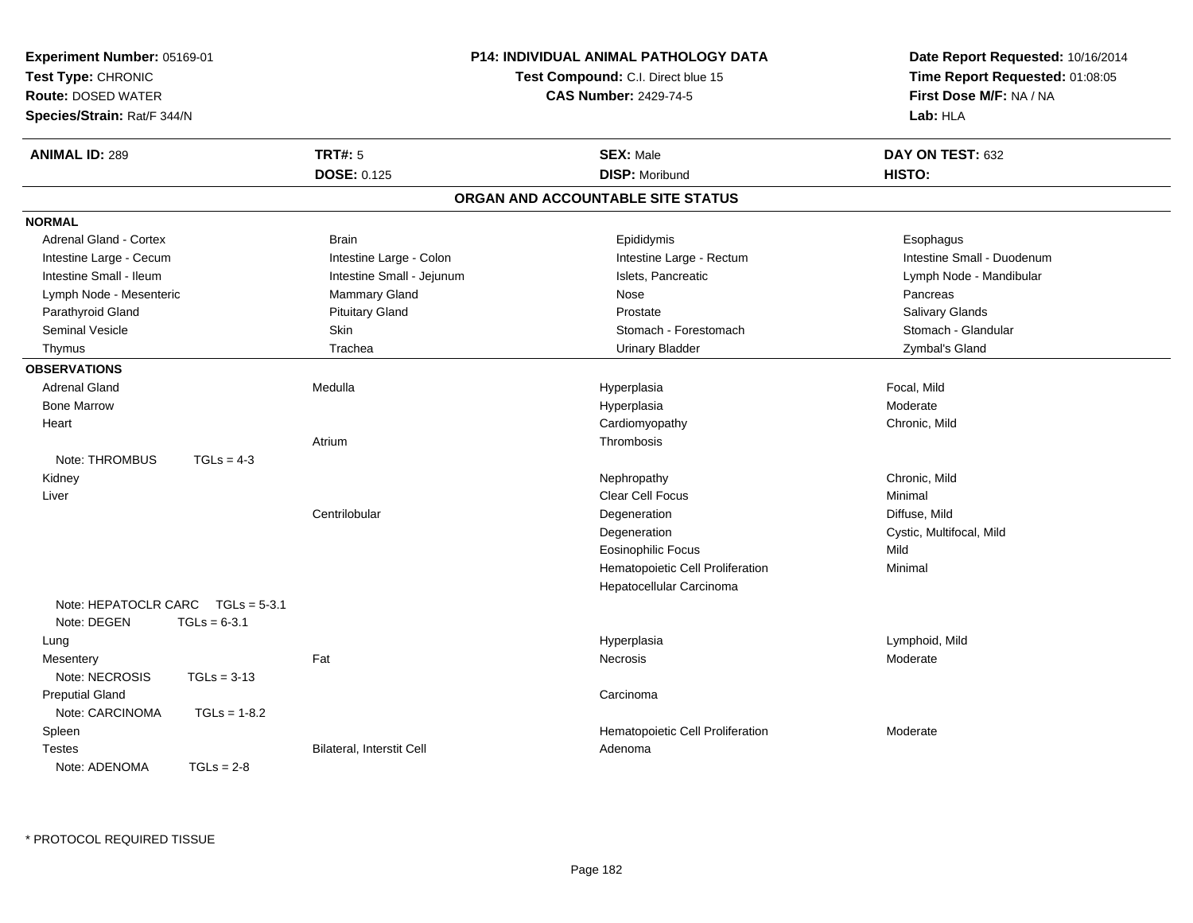**Experiment Number:** 05169-01
**Test Type:** CHRONIC
**Route:** DOSED WATER
**Species/Strain:** Rat/F 344/N

**P14: INDIVIDUAL ANIMAL PATHOLOGY DATA**
**Test Compound:** C.I. Direct blue 15
**CAS Number:** 2429-74-5

**Date Report Requested:** 10/16/2014
**Time Report Requested:** 01:08:05
**First Dose M/F:** NA / NA
**Lab:** HLA

| **ANIMAL ID:** 289 | **TRT#:** 5 | **SEX:** Male | **DAY ON TEST:** 632 |
|---|---|---|---|
| | **DOSE:** 0.125 | **DISP:** Moribund | **HISTO:** |

## ORGAN AND ACCOUNTABLE SITE STATUS

**NORMAL**

| | | | |
|---|---|---|---|
| Adrenal Gland - Cortex | Brain | Epididymis | Esophagus |
| Intestine Large - Cecum | Intestine Large - Colon | Intestine Large - Rectum | Intestine Small - Duodenum |
| Intestine Small - Ileum | Intestine Small - Jejunum | Islets, Pancreatic | Lymph Node - Mandibular |
| Lymph Node - Mesenteric | Mammary Gland | Nose | Pancreas |
| Parathyroid Gland | Pituitary Gland | Prostate | Salivary Glands |
| Seminal Vesicle | Skin | Stomach - Forestomach | Stomach - Glandular |
| Thymus | Trachea | Urinary Bladder | Zymbal's Gland |

**OBSERVATIONS**

| | | | |
|---|---|---|---|
| Adrenal Gland | Medulla | Hyperplasia | Focal, Mild |
| Bone Marrow | | Hyperplasia | Moderate |
| Heart | | Cardiomyopathy | Chronic, Mild |
| | Atrium | Thrombosis | |
| Note: THROMBUS TGLs = 4-3 | | | |
| Kidney | | Nephropathy | Chronic, Mild |
| Liver | | Clear Cell Focus | Minimal |
| | Centrilobular | Degeneration | Diffuse, Mild |
| | | Degeneration | Cystic, Multifocal, Mild |
| | | Eosinophilic Focus | Mild |
| | | Hematopoietic Cell Proliferation | Minimal |
| | | Hepatocellular Carcinoma | |
| Note: HEPATOCLR CARC TGLs = 5-3.1 | | | |
| Note: DEGEN TGLs = 6-3.1 | | | |
| Lung | | Hyperplasia | Lymphoid, Mild |
| Mesentery | Fat | Necrosis | Moderate |
| Note: NECROSIS TGLs = 3-13 | | | |
| Preputial Gland | | Carcinoma | |
| Note: CARCINOMA TGLs = 1-8.2 | | | |
| Spleen | | Hematopoietic Cell Proliferation | Moderate |
| Testes | Bilateral, Interstit Cell | Adenoma | |
| Note: ADENOMA TGLs = 2-8 | | | |

* PROTOCOL REQUIRED TISSUE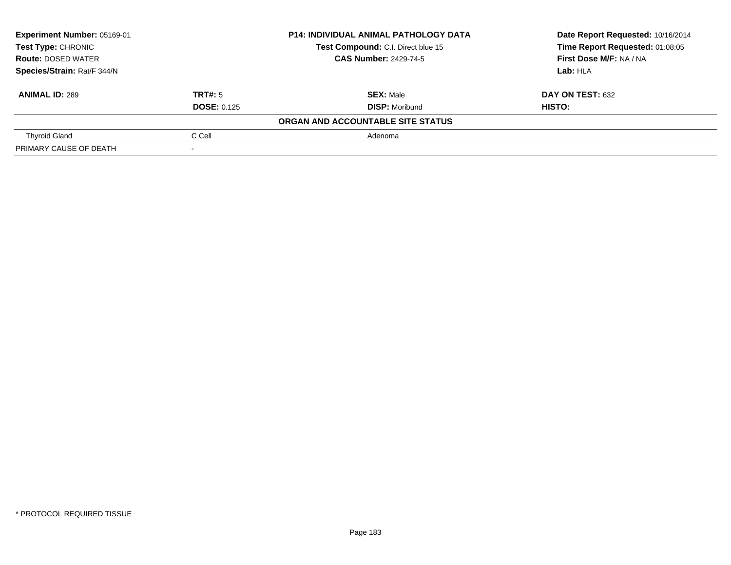**Experiment Number:** 05169-01
**Test Type:** CHRONIC
**Route:** DOSED WATER
**Species/Strain:** Rat/F 344/N

**P14: INDIVIDUAL ANIMAL PATHOLOGY DATA**
**Test Compound:** C.I. Direct blue 15
**CAS Number:** 2429-74-5

**Date Report Requested:** 10/16/2014
**Time Report Requested:** 01:08:05
**First Dose M/F:** NA / NA
**Lab:** HLA

| **ANIMAL ID:** 289 | **TRT#:** 5 | **SEX:** Male | **DAY ON TEST:** 632 |
|---|---|---|---|
| | **DOSE:** 0.125 | **DISP:** Moribund | **HISTO:** |
| | | **ORGAN AND ACCOUNTABLE SITE STATUS** | |
| Thyroid Gland | C Cell | Adenoma | |
| PRIMARY CAUSE OF DEATH | - | | |

* PROTOCOL REQUIRED TISSUE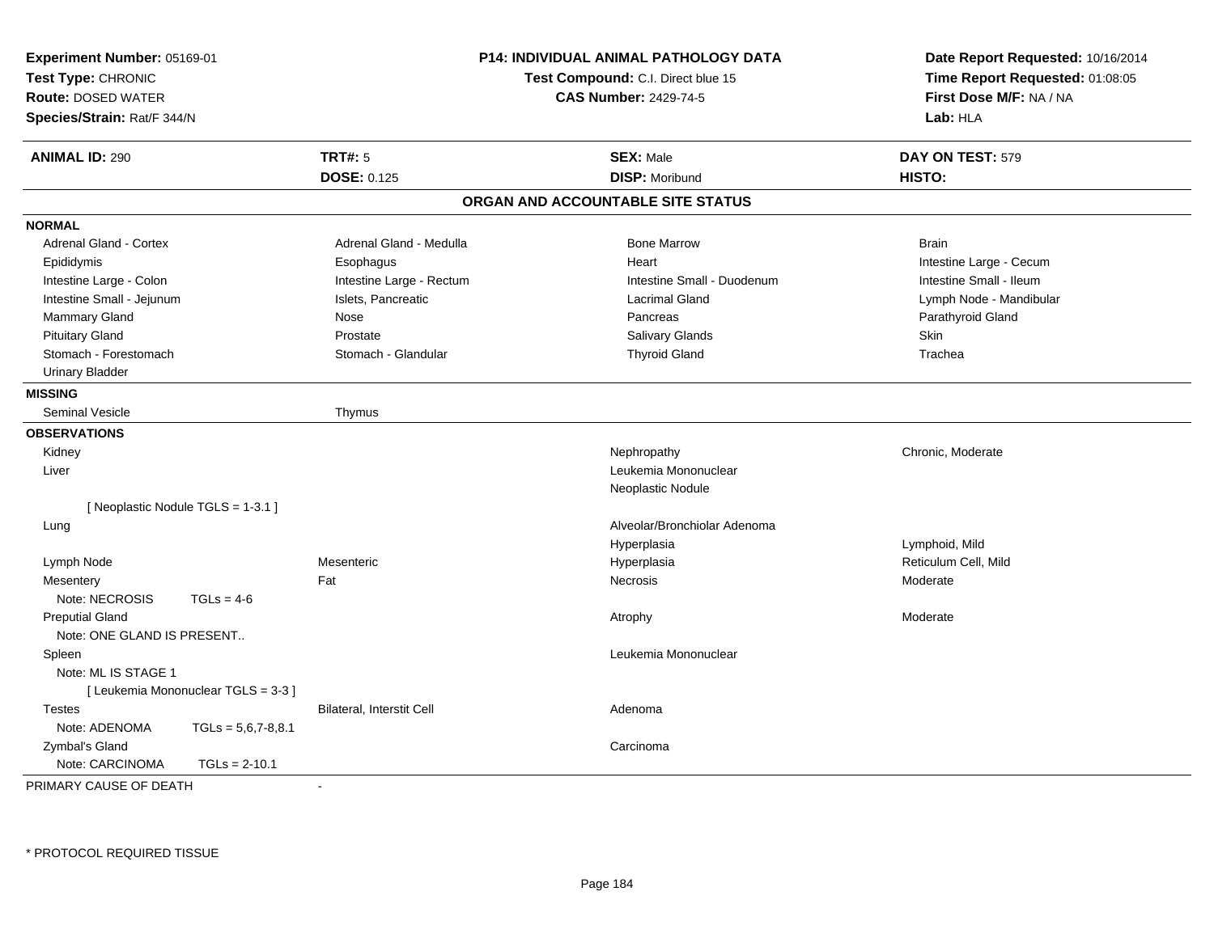**Experiment Number:** 05169-01
**Test Type:** CHRONIC
**Route:** DOSED WATER
**Species/Strain:** Rat/F 344/N

**P14: INDIVIDUAL ANIMAL PATHOLOGY DATA**
**Test Compound:** C.I. Direct blue 15
**CAS Number:** 2429-74-5

**Date Report Requested:** 10/16/2014
**Time Report Requested:** 01:08:05
**First Dose M/F:** NA / NA
**Lab:** HLA

| **ANIMAL ID:** 290 | **TRT#:** 5 | **SEX:** Male | **DAY ON TEST:** 579 |
|---|---|---|---|
| | **DOSE:** 0.125 | **DISP:** Moribund | **HISTO:** |

## ORGAN AND ACCOUNTABLE SITE STATUS

**NORMAL**

| | | | |
|---|---|---|---|
| Adrenal Gland - Cortex | Adrenal Gland - Medulla | Bone Marrow | Brain |
| Epididymis | Esophagus | Heart | Intestine Large - Cecum |
| Intestine Large - Colon | Intestine Large - Rectum | Intestine Small - Duodenum | Intestine Small - Ileum |
| Intestine Small - Jejunum | Islets, Pancreatic | Lacrimal Gland | Lymph Node - Mandibular |
| Mammary Gland | Nose | Pancreas | Parathyroid Gland |
| Pituitary Gland | Prostate | Salivary Glands | Skin |
| Stomach - Forestomach | Stomach - Glandular | Thyroid Gland | Trachea |
| Urinary Bladder | | | |

**MISSING**

| | |
|---|---|
| Seminal Vesicle | Thymus |

**OBSERVATIONS**

| | | | |
|---|---|---|---|
| Kidney | | Nephropathy | Chronic, Moderate |
| Liver | | Leukemia Mononuclear | |
| | | Neoplastic Nodule | |
| [ Neoplastic Nodule TGLS = 1-3.1 ] | | | |
| Lung | | Alveolar/Bronchiolar Adenoma | |
| | | Hyperplasia | Lymphoid, Mild |
| Lymph Node | Mesenteric | Hyperplasia | Reticulum Cell, Mild |
| Mesentery | Fat | Necrosis | Moderate |
| Note: NECROSIS TGLs = 4-6 | | | |
| Preputial Gland | | Atrophy | Moderate |
| Note: ONE GLAND IS PRESENT.. | | | |
| Spleen | | Leukemia Mononuclear | |
| Note: ML IS STAGE 1 | | | |
| [ Leukemia Mononuclear TGLS = 3-3 ] | | | |
| Testes | Bilateral, Interstit Cell | Adenoma | |
| Note: ADENOMA TGLs = 5,6,7-8,8.1 | | | |
| Zymbal's Gland | | Carcinoma | |
| Note: CARCINOMA TGLs = 2-10.1 | | | |

PRIMARY CAUSE OF DEATH -

\* PROTOCOL REQUIRED TISSUE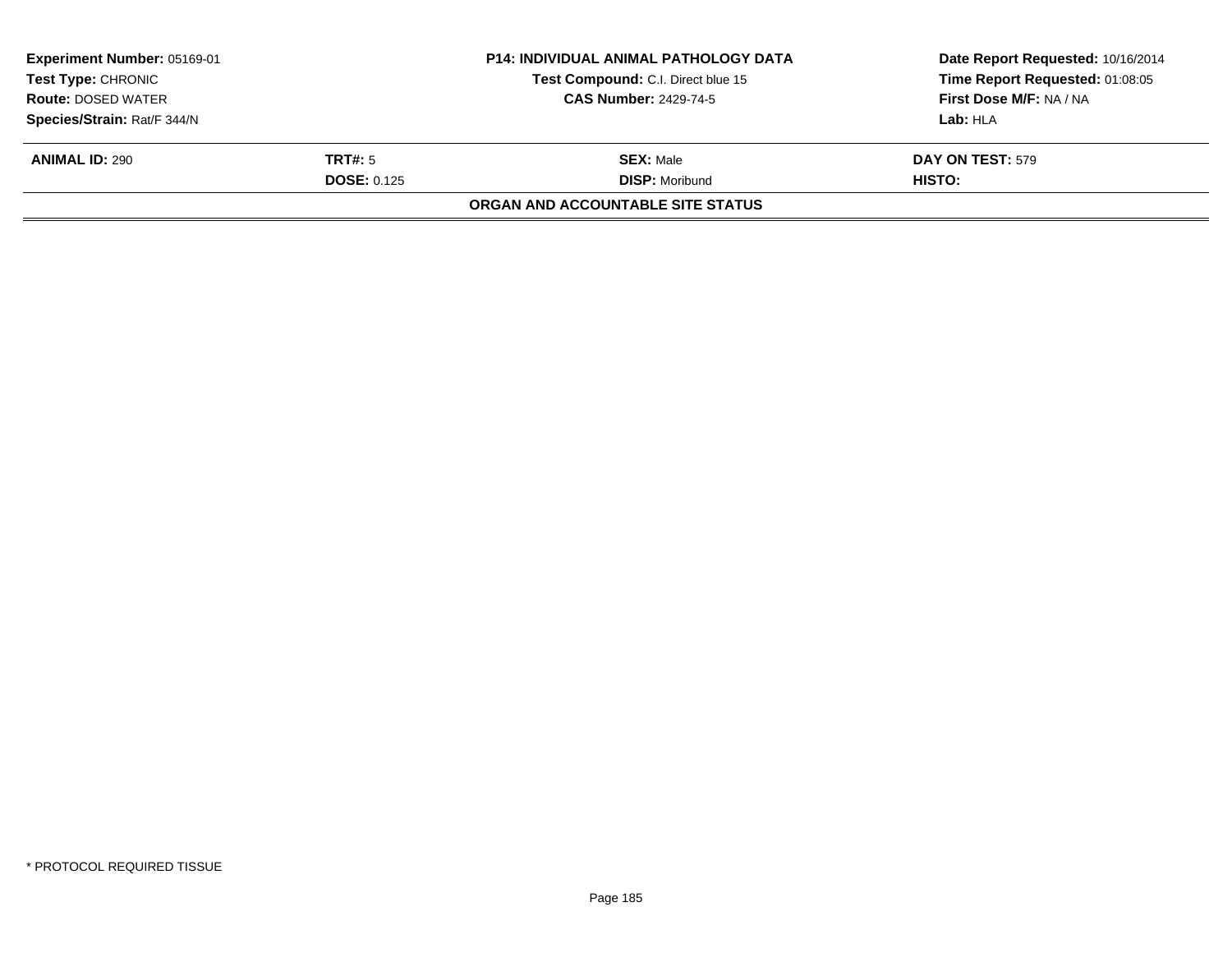| Experiment Number: 05169-01 | P14: INDIVIDUAL ANIMAL PATHOLOGY DATA | Date Report Requested: 10/16/2014 |
|---|---|---|
| Test Type: CHRONIC | Test Compound: C.I. Direct blue 15 | Time Report Requested: 01:08:05 |
| Route: DOSED WATER | CAS Number: 2429-74-5 | First Dose M/F: NA / NA |
| Species/Strain: Rat/F 344/N | | Lab: HLA |

| ANIMAL ID: 290 | TRT#: 5 | SEX: Male | DAY ON TEST: 579 |
|---|---|---|---|
| | DOSE: 0.125 | DISP: Moribund | HISTO: |

**ORGAN AND ACCOUNTABLE SITE STATUS**

* PROTOCOL REQUIRED TISSUE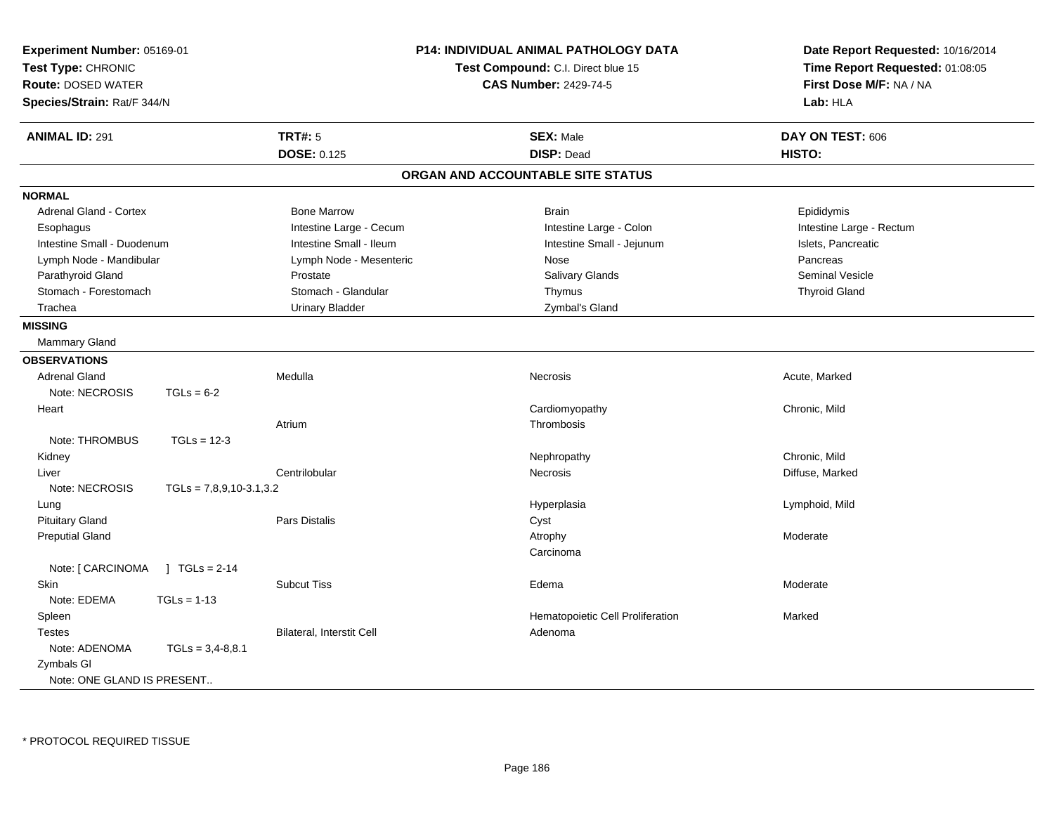**Experiment Number:** 05169-01
**Test Type:** CHRONIC
**Route:** DOSED WATER
**Species/Strain:** Rat/F 344/N

**P14: INDIVIDUAL ANIMAL PATHOLOGY DATA**
**Test Compound:** C.I. Direct blue 15
**CAS Number:** 2429-74-5

**Date Report Requested:** 10/16/2014
**Time Report Requested:** 01:08:05
**First Dose M/F:** NA / NA
**Lab:** HLA

| **ANIMAL ID:** 291 | **TRT#:** 5 | **SEX:** Male | **DAY ON TEST:** 606 |
|---|---|---|---|
| | **DOSE:** 0.125 | **DISP:** Dead | **HISTO:** |

## ORGAN AND ACCOUNTABLE SITE STATUS

**NORMAL**

| | | | |
|---|---|---|---|
| Adrenal Gland - Cortex | Bone Marrow | Brain | Epididymis |
| Esophagus | Intestine Large - Cecum | Intestine Large - Colon | Intestine Large - Rectum |
| Intestine Small - Duodenum | Intestine Small - Ileum | Intestine Small - Jejunum | Islets, Pancreatic |
| Lymph Node - Mandibular | Lymph Node - Mesenteric | Nose | Pancreas |
| Parathyroid Gland | Prostate | Salivary Glands | Seminal Vesicle |
| Stomach - Forestomach | Stomach - Glandular | Thymus | Thyroid Gland |
| Trachea | Urinary Bladder | Zymbal's Gland | |

**MISSING**

Mammary Gland

**OBSERVATIONS**

| | | | |
|---|---|---|---|
| Adrenal Gland | Medulla | Necrosis | Acute, Marked |
| Note: NECROSIS TGLs = 6-2 | | | |
| Heart | | Cardiomyopathy | Chronic, Mild |
| | Atrium | Thrombosis | |
| Note: THROMBUS TGLs = 12-3 | | | |
| Kidney | | Nephropathy | Chronic, Mild |
| Liver | Centrilobular | Necrosis | Diffuse, Marked |
| Note: NECROSIS TGLs = 7,8,9,10-3.1,3.2 | | | |
| Lung | | Hyperplasia | Lymphoid, Mild |
| Pituitary Gland | Pars Distalis | Cyst | |
| Preputial Gland | | Atrophy | Moderate |
| | | Carcinoma | |
| Note: [ CARCINOMA ] TGLs = 2-14 | | | |
| Skin | Subcut Tiss | Edema | Moderate |
| Note: EDEMA TGLs = 1-13 | | | |
| Spleen | | Hematopoietic Cell Proliferation | Marked |
| Testes | Bilateral, Interstit Cell | Adenoma | |
| Note: ADENOMA TGLs = 3,4-8,8.1 | | | |
| Zymbals Gl | | | |
| Note: ONE GLAND IS PRESENT.. | | | |

* PROTOCOL REQUIRED TISSUE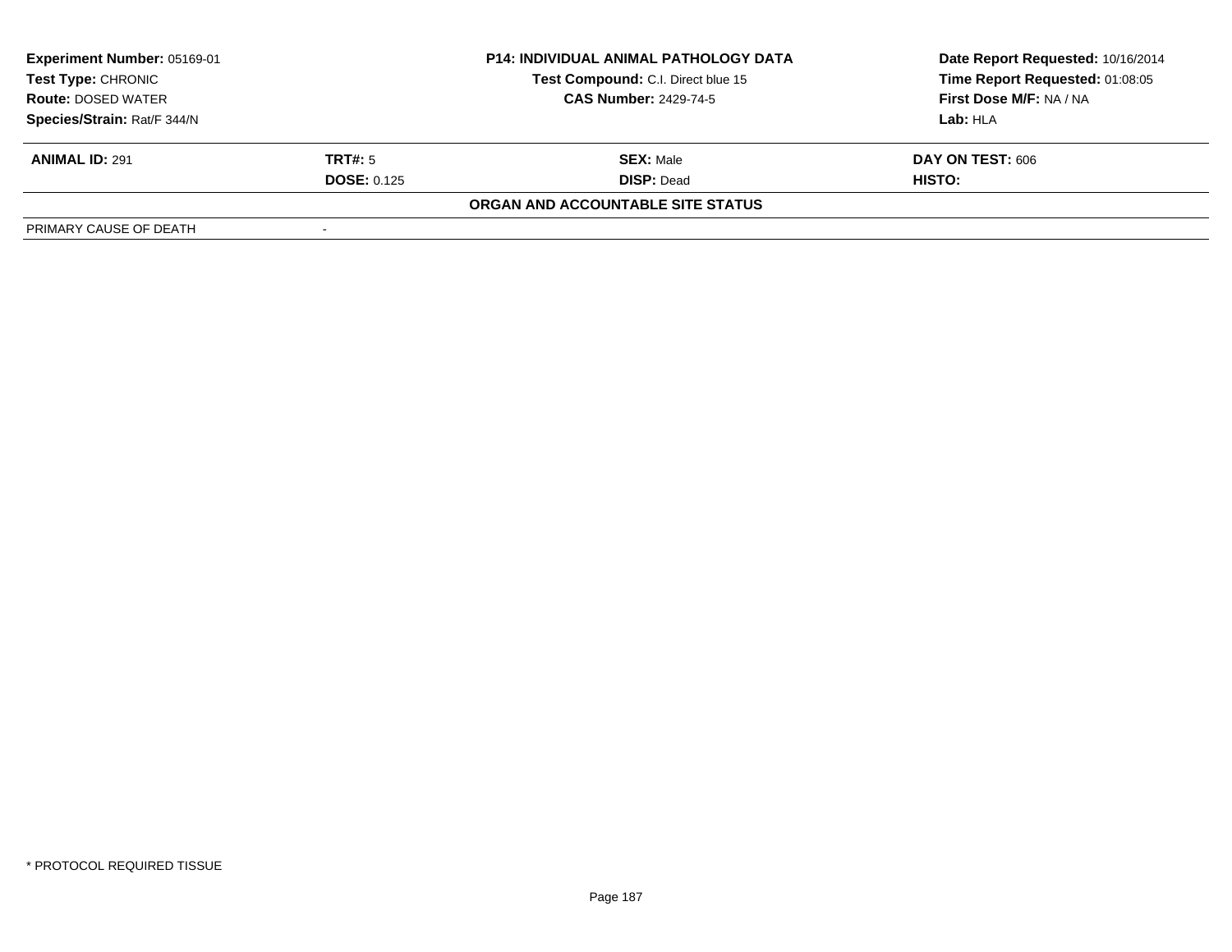| Experiment Number: 05169-01 | P14: INDIVIDUAL ANIMAL PATHOLOGY DATA | Date Report Requested: 10/16/2014 |
|---|---|---|
| Test Type: CHRONIC | Test Compound: C.I. Direct blue 15 | Time Report Requested: 01:08:05 |
| Route: DOSED WATER | CAS Number: 2429-74-5 | First Dose M/F: NA / NA |
| Species/Strain: Rat/F 344/N | | Lab: HLA |

| ANIMAL ID: 291 | TRT#: 5 | SEX: Male | DAY ON TEST: 606 |
|---|---|---|---|
| | DOSE: 0.125 | DISP: Dead | HISTO: |

**ORGAN AND ACCOUNTABLE SITE STATUS**

| PRIMARY CAUSE OF DEATH | - |
|---|---|

\* PROTOCOL REQUIRED TISSUE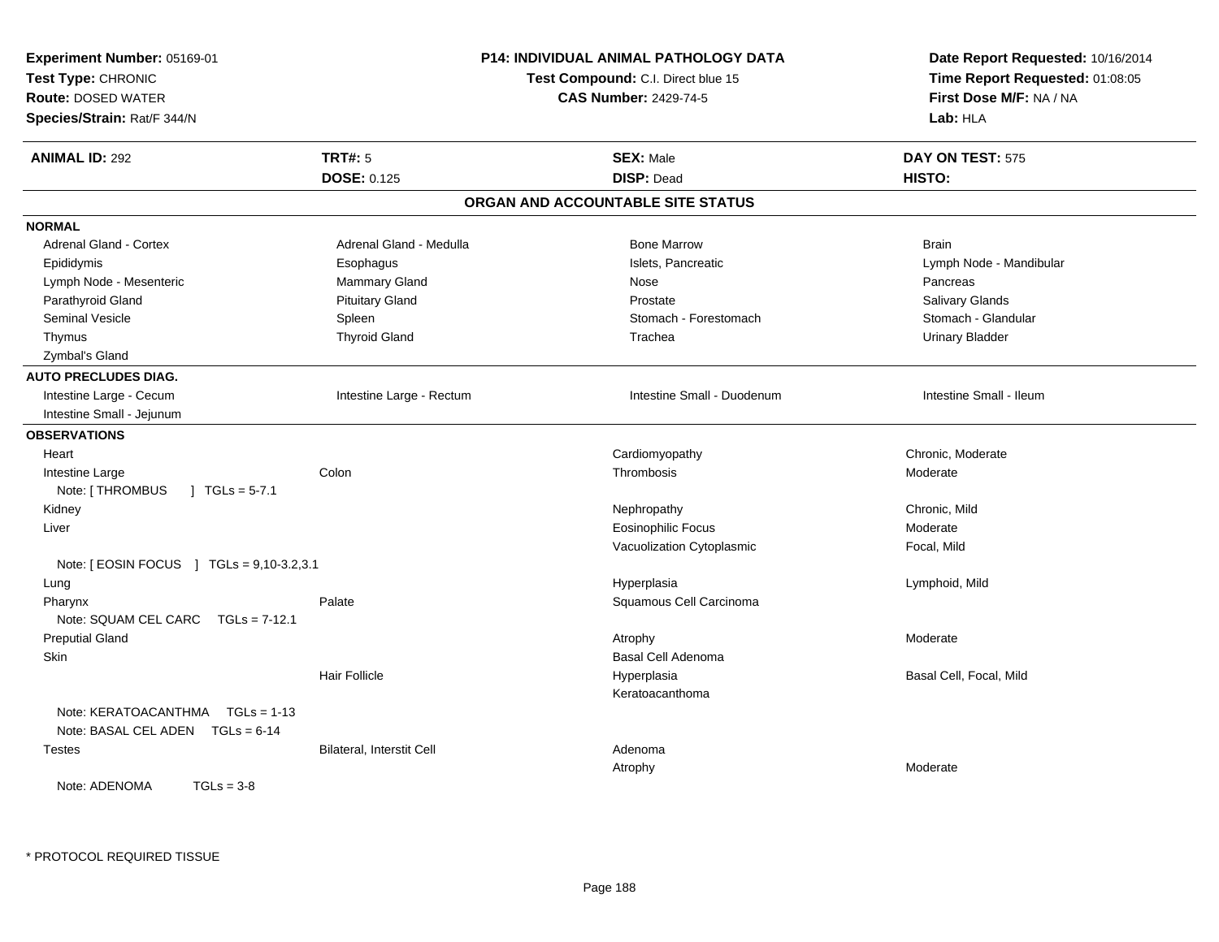**Experiment Number:** 05169-01
**Test Type:** CHRONIC
**Route:** DOSED WATER
**Species/Strain:** Rat/F 344/N

**P14: INDIVIDUAL ANIMAL PATHOLOGY DATA**
**Test Compound:** C.I. Direct blue 15
**CAS Number:** 2429-74-5

**Date Report Requested:** 10/16/2014
**Time Report Requested:** 01:08:05
**First Dose M/F:** NA / NA
**Lab:** HLA

| **ANIMAL ID:** 292 | **TRT#:** 5 | **SEX:** Male | **DAY ON TEST:** 575 |
|---|---|---|---|
| | **DOSE:** 0.125 | **DISP:** Dead | **HISTO:** |

## ORGAN AND ACCOUNTABLE SITE STATUS

**NORMAL**

| | | | |
|---|---|---|---|
| Adrenal Gland - Cortex | Adrenal Gland - Medulla | Bone Marrow | Brain |
| Epididymis | Esophagus | Islets, Pancreatic | Lymph Node - Mandibular |
| Lymph Node - Mesenteric | Mammary Gland | Nose | Pancreas |
| Parathyroid Gland | Pituitary Gland | Prostate | Salivary Glands |
| Seminal Vesicle | Spleen | Stomach - Forestomach | Stomach - Glandular |
| Thymus | Thyroid Gland | Trachea | Urinary Bladder |
| Zymbal's Gland | | | |

**AUTO PRECLUDES DIAG.**

| | | | |
|---|---|---|---|
| Intestine Large - Cecum | Intestine Large - Rectum | Intestine Small - Duodenum | Intestine Small - Ileum |
| Intestine Small - Jejunum | | | |

**OBSERVATIONS**

| | | | |
|---|---|---|---|
| Heart | | Cardiomyopathy | Chronic, Moderate |
| Intestine Large | Colon | Thrombosis | Moderate |
| Note: [ THROMBUS ] TGLs = 5-7.1 | | | |
| Kidney | | Nephropathy | Chronic, Mild |
| Liver | | Eosinophilic Focus | Moderate |
| | | Vacuolization Cytoplasmic | Focal, Mild |
| Note: [ EOSIN FOCUS ] TGLs = 9,10-3.2,3.1 | | | |
| Lung | | Hyperplasia | Lymphoid, Mild |
| Pharynx | Palate | Squamous Cell Carcinoma | |
| Note: SQUAM CEL CARC TGLs = 7-12.1 | | | |
| Preputial Gland | | Atrophy | Moderate |
| Skin | | Basal Cell Adenoma | |
| | Hair Follicle | Hyperplasia | Basal Cell, Focal, Mild |
| | | Keratoacanthoma | |
| Note: KERATOACANTHMA TGLs = 1-13 | | | |
| Note: BASAL CEL ADEN TGLs = 6-14 | | | |
| Testes | Bilateral, Interstit Cell | Adenoma | |
| | | Atrophy | Moderate |
| Note: ADENOMA TGLs = 3-8 | | | |

* PROTOCOL REQUIRED TISSUE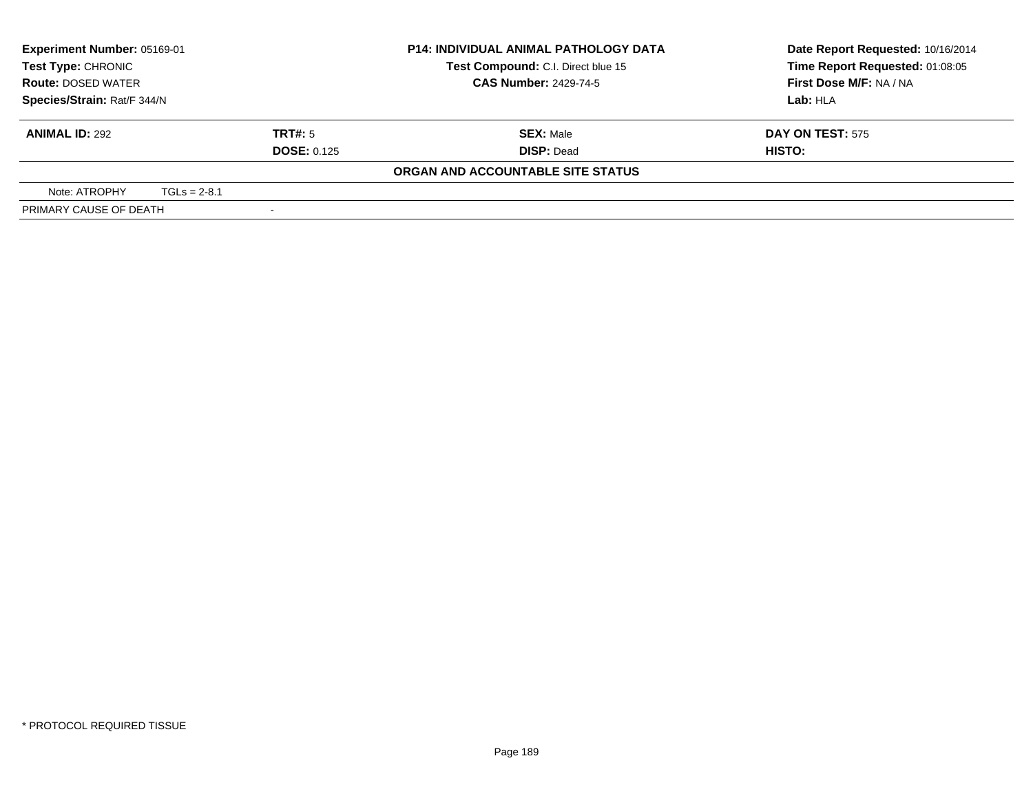**Experiment Number:** 05169-01
**Test Type:** CHRONIC
**Route:** DOSED WATER
**Species/Strain:** Rat/F 344/N

**P14: INDIVIDUAL ANIMAL PATHOLOGY DATA**
**Test Compound:** C.I. Direct blue 15
**CAS Number:** 2429-74-5

**Date Report Requested:** 10/16/2014
**Time Report Requested:** 01:08:05
**First Dose M/F:** NA / NA
**Lab:** HLA

| **ANIMAL ID:** 292 | **TRT#:** 5 | **SEX:** Male | **DAY ON TEST:** 575 |
|---|---|---|---|
| | **DOSE:** 0.125 | **DISP:** Dead | **HISTO:** |

**ORGAN AND ACCOUNTABLE SITE STATUS**

| Note: ATROPHY | TGLs = 2-8.1 |
|---|---|
| PRIMARY CAUSE OF DEATH | - |

* PROTOCOL REQUIRED TISSUE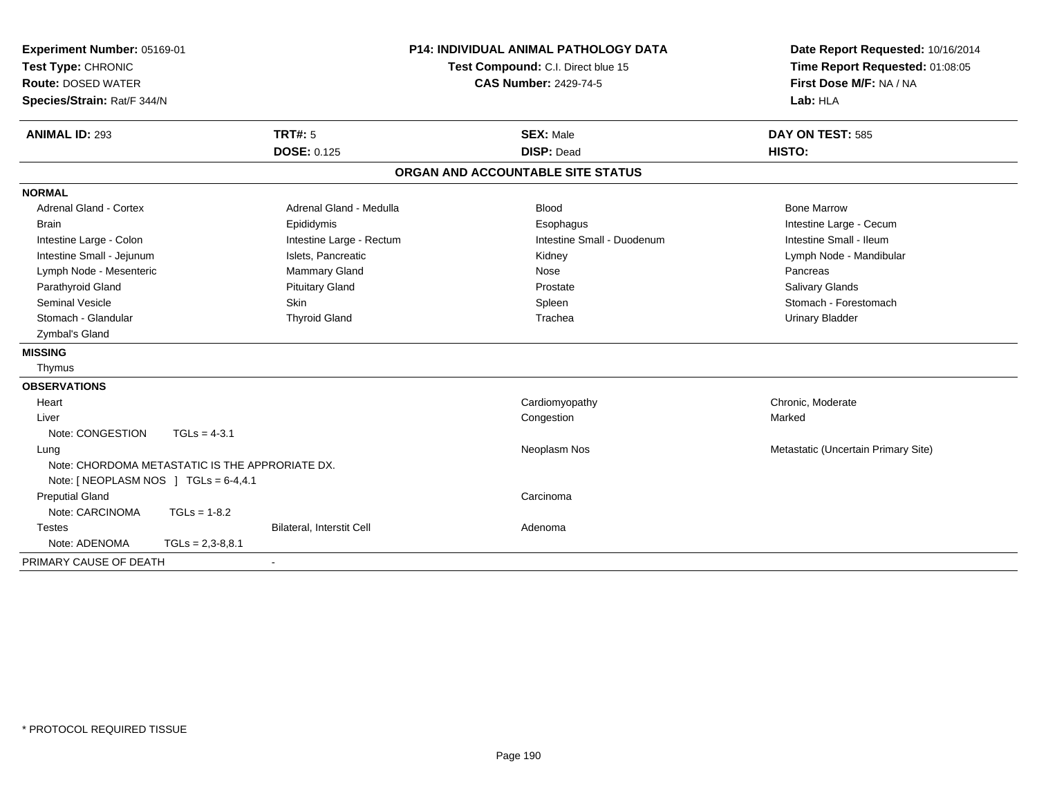**Experiment Number:** 05169-01
**Test Type:** CHRONIC
**Route:** DOSED WATER
**Species/Strain:** Rat/F 344/N

**P14: INDIVIDUAL ANIMAL PATHOLOGY DATA**
**Test Compound:** C.I. Direct blue 15
**CAS Number:** 2429-74-5

**Date Report Requested:** 10/16/2014
**Time Report Requested:** 01:08:05
**First Dose M/F:** NA / NA
**Lab:** HLA

| **ANIMAL ID:** 293 | **TRT#:** 5 | **SEX:** Male | **DAY ON TEST:** 585 |
|---|---|---|---|
| | **DOSE:** 0.125 | **DISP:** Dead | **HISTO:** |

## ORGAN AND ACCOUNTABLE SITE STATUS

**NORMAL**

| | | | |
|---|---|---|---|
| Adrenal Gland - Cortex | Adrenal Gland - Medulla | Blood | Bone Marrow |
| Brain | Epididymis | Esophagus | Intestine Large - Cecum |
| Intestine Large - Colon | Intestine Large - Rectum | Intestine Small - Duodenum | Intestine Small - Ileum |
| Intestine Small - Jejunum | Islets, Pancreatic | Kidney | Lymph Node - Mandibular |
| Lymph Node - Mesenteric | Mammary Gland | Nose | Pancreas |
| Parathyroid Gland | Pituitary Gland | Prostate | Salivary Glands |
| Seminal Vesicle | Skin | Spleen | Stomach - Forestomach |
| Stomach - Glandular | Thyroid Gland | Trachea | Urinary Bladder |
| Zymbal's Gland | | | |

**MISSING**

Thymus

**OBSERVATIONS**

| | | | |
|---|---|---|---|
| Heart | | Cardiomyopathy | Chronic, Moderate |
| Liver | | Congestion | Marked |
| Note: CONGESTION TGLs = 4-3.1 | | | |
| Lung | | Neoplasm Nos | Metastatic (Uncertain Primary Site) |
| Note: CHORDOMA METASTATIC IS THE APPRORIATE DX. | | | |
| Note: [ NEOPLASM NOS ] TGLs = 6-4,4.1 | | | |
| Preputial Gland | | Carcinoma | |
| Note: CARCINOMA TGLs = 1-8.2 | | | |
| Testes | Bilateral, Interstit Cell | Adenoma | |
| Note: ADENOMA TGLs = 2,3-8,8.1 | | | |

PRIMARY CAUSE OF DEATH -

* PROTOCOL REQUIRED TISSUE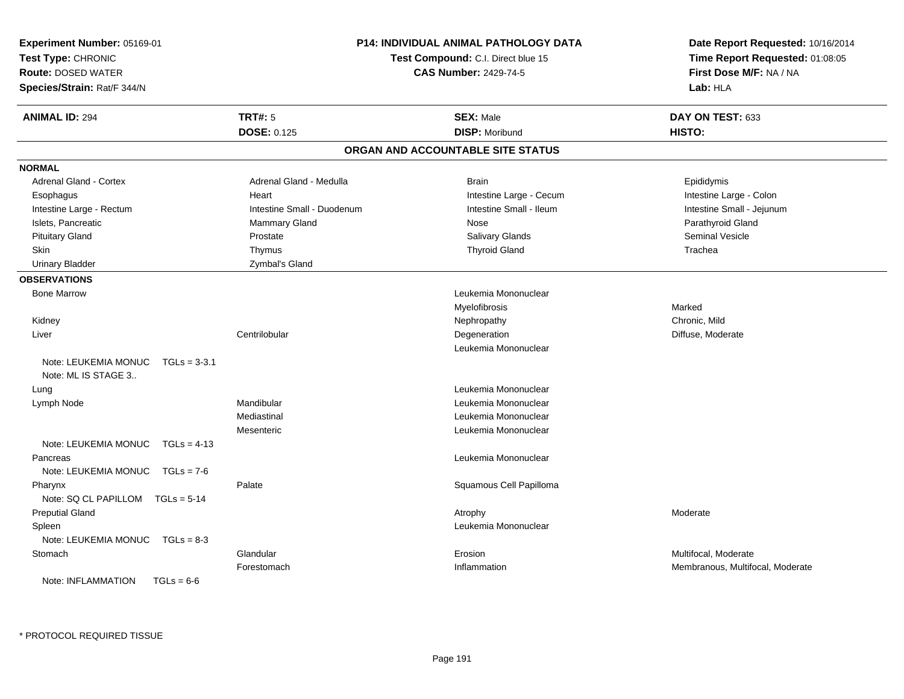**Experiment Number:** 05169-01
**Test Type:** CHRONIC
**Route:** DOSED WATER
**Species/Strain:** Rat/F 344/N

**P14: INDIVIDUAL ANIMAL PATHOLOGY DATA**
**Test Compound:** C.I. Direct blue 15
**CAS Number:** 2429-74-5

**Date Report Requested:** 10/16/2014
**Time Report Requested:** 01:08:05
**First Dose M/F:** NA / NA
**Lab:** HLA

| **ANIMAL ID:** 294 | **TRT#:** 5 | **SEX:** Male | **DAY ON TEST:** 633 |
|---|---|---|---|
| | **DOSE:** 0.125 | **DISP:** Moribund | **HISTO:** |

## ORGAN AND ACCOUNTABLE SITE STATUS

**NORMAL**

| | | | |
|---|---|---|---|
| Adrenal Gland - Cortex | Adrenal Gland - Medulla | Brain | Epididymis |
| Esophagus | Heart | Intestine Large - Cecum | Intestine Large - Colon |
| Intestine Large - Rectum | Intestine Small - Duodenum | Intestine Small - Ileum | Intestine Small - Jejunum |
| Islets, Pancreatic | Mammary Gland | Nose | Parathyroid Gland |
| Pituitary Gland | Prostate | Salivary Glands | Seminal Vesicle |
| Skin | Thymus | Thyroid Gland | Trachea |
| Urinary Bladder | Zymbal's Gland | | |

**OBSERVATIONS**

| | | | |
|---|---|---|---|
| Bone Marrow | | Leukemia Mononuclear | |
| | | Myelofibrosis | Marked |
| Kidney | | Nephropathy | Chronic, Mild |
| Liver | Centrilobular | Degeneration | Diffuse, Moderate |
| | | Leukemia Mononuclear | |
| Note: LEUKEMIA MONUC TGLs = 3-3.1 | | | |
| Note: ML IS STAGE 3.. | | | |
| Lung | | Leukemia Mononuclear | |
| Lymph Node | Mandibular | Leukemia Mononuclear | |
| | Mediastinal | Leukemia Mononuclear | |
| | Mesenteric | Leukemia Mononuclear | |
| Note: LEUKEMIA MONUC TGLs = 4-13 | | | |
| Pancreas | | Leukemia Mononuclear | |
| Note: LEUKEMIA MONUC TGLs = 7-6 | | | |
| Pharynx | Palate | Squamous Cell Papilloma | |
| Note: SQ CL PAPILLOM TGLs = 5-14 | | | |
| Preputial Gland | | Atrophy | Moderate |
| Spleen | | Leukemia Mononuclear | |
| Note: LEUKEMIA MONUC TGLs = 8-3 | | | |
| Stomach | Glandular | Erosion | Multifocal, Moderate |
| | Forestomach | Inflammation | Membranous, Multifocal, Moderate |
| Note: INFLAMMATION TGLs = 6-6 | | | |

* PROTOCOL REQUIRED TISSUE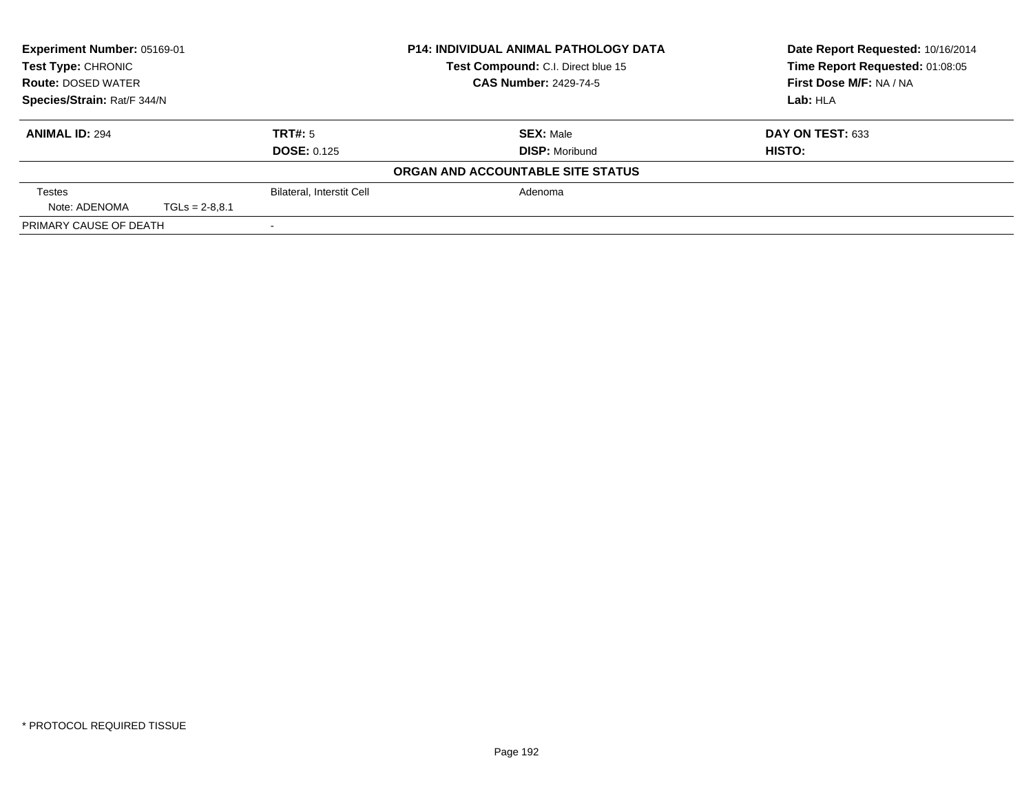**Experiment Number:** 05169-01
**Test Type:** CHRONIC
**Route:** DOSED WATER
**Species/Strain:** Rat/F 344/N

**P14: INDIVIDUAL ANIMAL PATHOLOGY DATA**
**Test Compound:** C.I. Direct blue 15
**CAS Number:** 2429-74-5

**Date Report Requested:** 10/16/2014
**Time Report Requested:** 01:08:05
**First Dose M/F:** NA / NA
**Lab:** HLA

| **ANIMAL ID:** 294 | **TRT#:** 5 | **SEX:** Male | **DAY ON TEST:** 633 |
|---|---|---|---|
| | **DOSE:** 0.125 | **DISP:** Moribund | **HISTO:** |

**ORGAN AND ACCOUNTABLE SITE STATUS**

| | | | |
|---|---|---|---|
| Testes | | Bilateral, Interstit Cell | Adenoma |
| Note: ADENOMA | TGLs = 2-8,8.1 | | |
| PRIMARY CAUSE OF DEATH | | - | |

* PROTOCOL REQUIRED TISSUE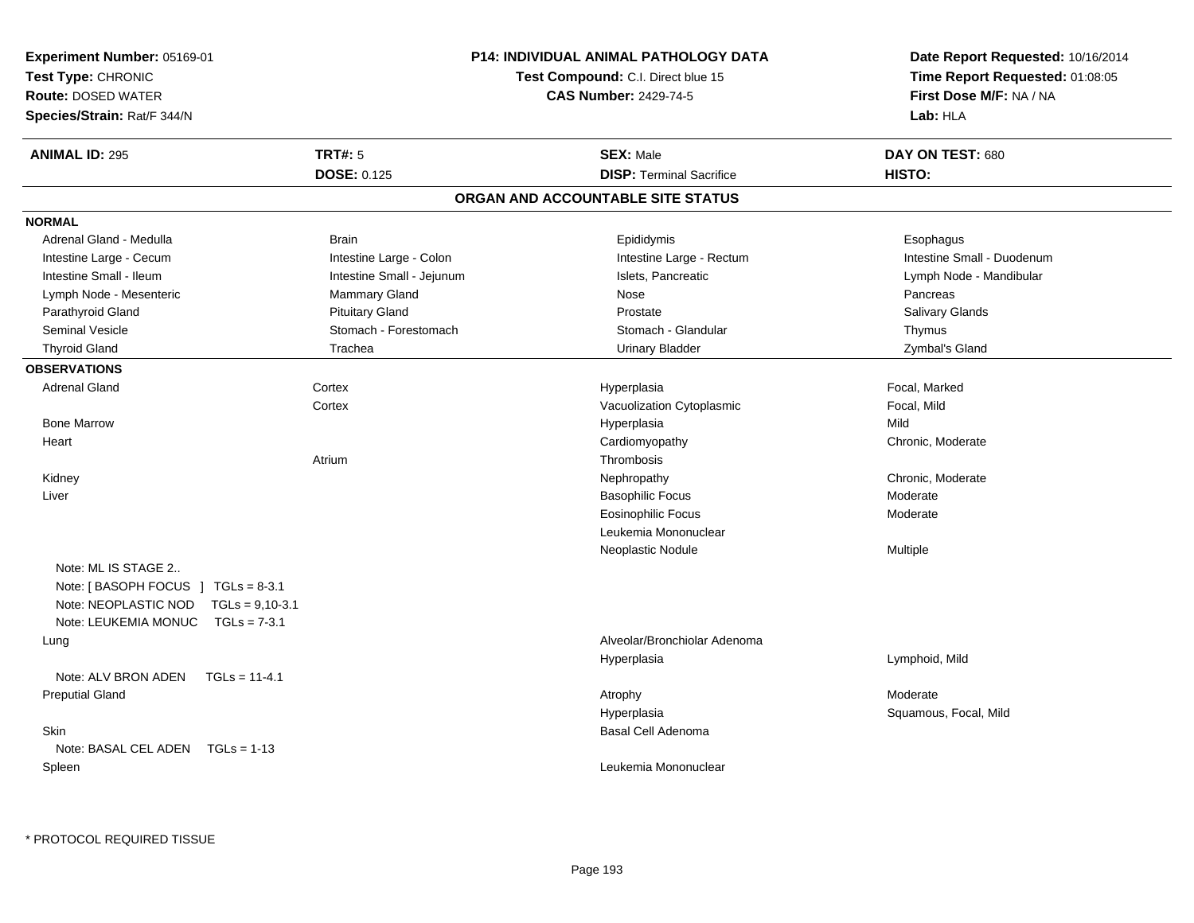**Experiment Number:** 05169-01
**Test Type:** CHRONIC
**Route:** DOSED WATER
**Species/Strain:** Rat/F 344/N

**P14: INDIVIDUAL ANIMAL PATHOLOGY DATA**
**Test Compound:** C.I. Direct blue 15
**CAS Number:** 2429-74-5

**Date Report Requested:** 10/16/2014
**Time Report Requested:** 01:08:05
**First Dose M/F:** NA / NA
**Lab:** HLA

| **ANIMAL ID:** 295 | **TRT#:** 5 | **SEX:** Male | **DAY ON TEST:** 680 |
|---|---|---|---|
| | **DOSE:** 0.125 | **DISP:** Terminal Sacrifice | **HISTO:** |

## ORGAN AND ACCOUNTABLE SITE STATUS

**NORMAL**

| | | | |
|---|---|---|---|
| Adrenal Gland - Medulla | Brain | Epididymis | Esophagus |
| Intestine Large - Cecum | Intestine Large - Colon | Intestine Large - Rectum | Intestine Small - Duodenum |
| Intestine Small - Ileum | Intestine Small - Jejunum | Islets, Pancreatic | Lymph Node - Mandibular |
| Lymph Node - Mesenteric | Mammary Gland | Nose | Pancreas |
| Parathyroid Gland | Pituitary Gland | Prostate | Salivary Glands |
| Seminal Vesicle | Stomach - Forestomach | Stomach - Glandular | Thymus |
| Thyroid Gland | Trachea | Urinary Bladder | Zymbal's Gland |

**OBSERVATIONS**

| | | | |
|---|---|---|---|
| Adrenal Gland | Cortex | Hyperplasia | Focal, Marked |
| | Cortex | Vacuolization Cytoplasmic | Focal, Mild |
| Bone Marrow | | Hyperplasia | Mild |
| Heart | | Cardiomyopathy | Chronic, Moderate |
| | Atrium | Thrombosis | |
| Kidney | | Nephropathy | Chronic, Moderate |
| Liver | | Basophilic Focus | Moderate |
| | | Eosinophilic Focus | Moderate |
| | | Leukemia Mononuclear | |
| | | Neoplastic Nodule | Multiple |
| Note: ML IS STAGE 2.. | | | |
| Note: [ BASOPH FOCUS ] TGLs = 8-3.1 | | | |
| Note: NEOPLASTIC NOD TGLs = 9,10-3.1 | | | |
| Note: LEUKEMIA MONUC TGLs = 7-3.1 | | | |
| Lung | | Alveolar/Bronchiolar Adenoma | |
| | | Hyperplasia | Lymphoid, Mild |
| Note: ALV BRON ADEN TGLs = 11-4.1 | | | |
| Preputial Gland | | Atrophy | Moderate |
| | | Hyperplasia | Squamous, Focal, Mild |
| Skin | | Basal Cell Adenoma | |
| Note: BASAL CEL ADEN TGLs = 1-13 | | | |
| Spleen | | Leukemia Mononuclear | |

* PROTOCOL REQUIRED TISSUE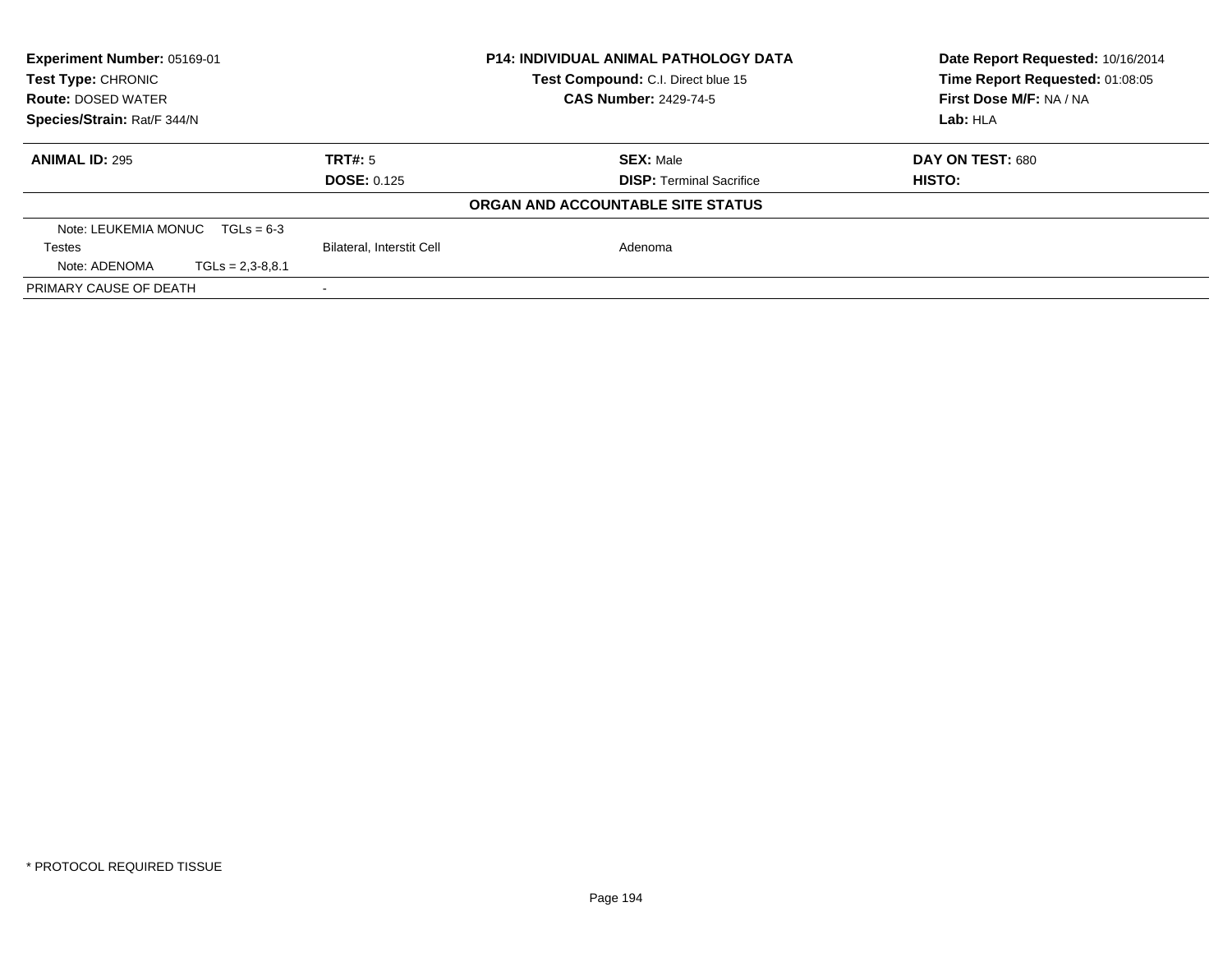| **Experiment Number:** 05169-01 | **P14: INDIVIDUAL ANIMAL PATHOLOGY DATA** | **Date Report Requested:** 10/16/2014 |
|---|---|---|
| **Test Type:** CHRONIC | **Test Compound:** C.I. Direct blue 15 | **Time Report Requested:** 01:08:05 |
| **Route:** DOSED WATER | **CAS Number:** 2429-74-5 | **First Dose M/F:** NA / NA |
| **Species/Strain:** Rat/F 344/N | | **Lab:** HLA |

| **ANIMAL ID:** 295 | **TRT#:** 5 | **SEX:** Male | **DAY ON TEST:** 680 |
|---|---|---|---|
| | **DOSE:** 0.125 | **DISP:** Terminal Sacrifice | **HISTO:** |

**ORGAN AND ACCOUNTABLE SITE STATUS**

| | | | |
|---|---|---|---|
| Note: LEUKEMIA MONUC TGLs = 6-3 | | | |
| Testes | Bilateral, Interstit Cell | Adenoma | |
| Note: ADENOMA TGLs = 2,3-8,8.1 | | | |
| PRIMARY CAUSE OF DEATH | - | | |

* PROTOCOL REQUIRED TISSUE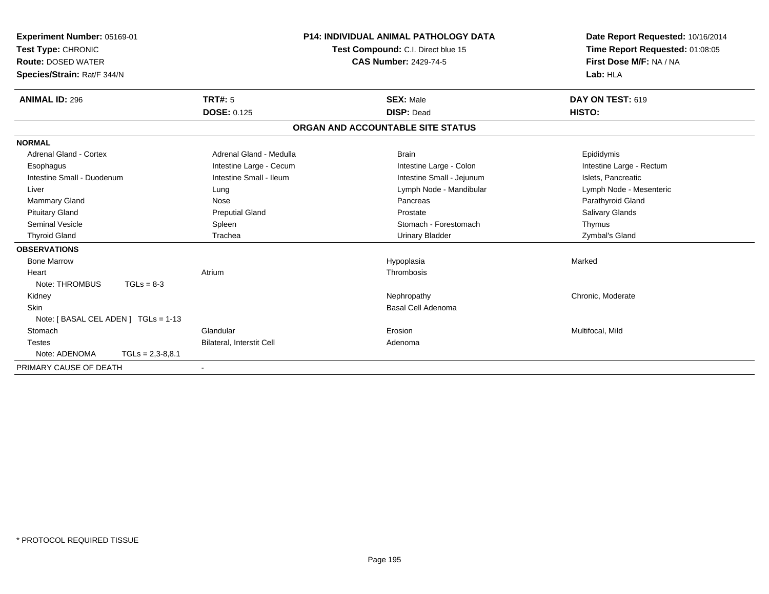**Experiment Number:** 05169-01
**Test Type:** CHRONIC
**Route:** DOSED WATER
**Species/Strain:** Rat/F 344/N

**P14: INDIVIDUAL ANIMAL PATHOLOGY DATA**
**Test Compound:** C.I. Direct blue 15
**CAS Number:** 2429-74-5

**Date Report Requested:** 10/16/2014
**Time Report Requested:** 01:08:05
**First Dose M/F:** NA / NA
**Lab:** HLA

| **ANIMAL ID:** 296 | **TRT#:** 5 | **SEX:** Male | **DAY ON TEST:** 619 |
|---|---|---|---|
| | **DOSE:** 0.125 | **DISP:** Dead | **HISTO:** |

## ORGAN AND ACCOUNTABLE SITE STATUS

| | | | |
|---|---|---|---|
| **NORMAL** | | | |
| Adrenal Gland - Cortex | Adrenal Gland - Medulla | Brain | Epididymis |
| Esophagus | Intestine Large - Cecum | Intestine Large - Colon | Intestine Large - Rectum |
| Intestine Small - Duodenum | Intestine Small - Ileum | Intestine Small - Jejunum | Islets, Pancreatic |
| Liver | Lung | Lymph Node - Mandibular | Lymph Node - Mesenteric |
| Mammary Gland | Nose | Pancreas | Parathyroid Gland |
| Pituitary Gland | Preputial Gland | Prostate | Salivary Glands |
| Seminal Vesicle | Spleen | Stomach - Forestomach | Thymus |
| Thyroid Gland | Trachea | Urinary Bladder | Zymbal's Gland |
| **OBSERVATIONS** | | | |
| Bone Marrow | | Hypoplasia | Marked |
| Heart | Atrium | Thrombosis | |
| Note: THROMBUS TGLs = 8-3 | | | |
| Kidney | | Nephropathy | Chronic, Moderate |
| Skin | | Basal Cell Adenoma | |
| Note: [ BASAL CEL ADEN ] TGLs = 1-13 | | | |
| Stomach | Glandular | Erosion | Multifocal, Mild |
| Testes | Bilateral, Interstit Cell | Adenoma | |
| Note: ADENOMA TGLs = 2,3-8,8.1 | | | |
| PRIMARY CAUSE OF DEATH | - | | |

* PROTOCOL REQUIRED TISSUE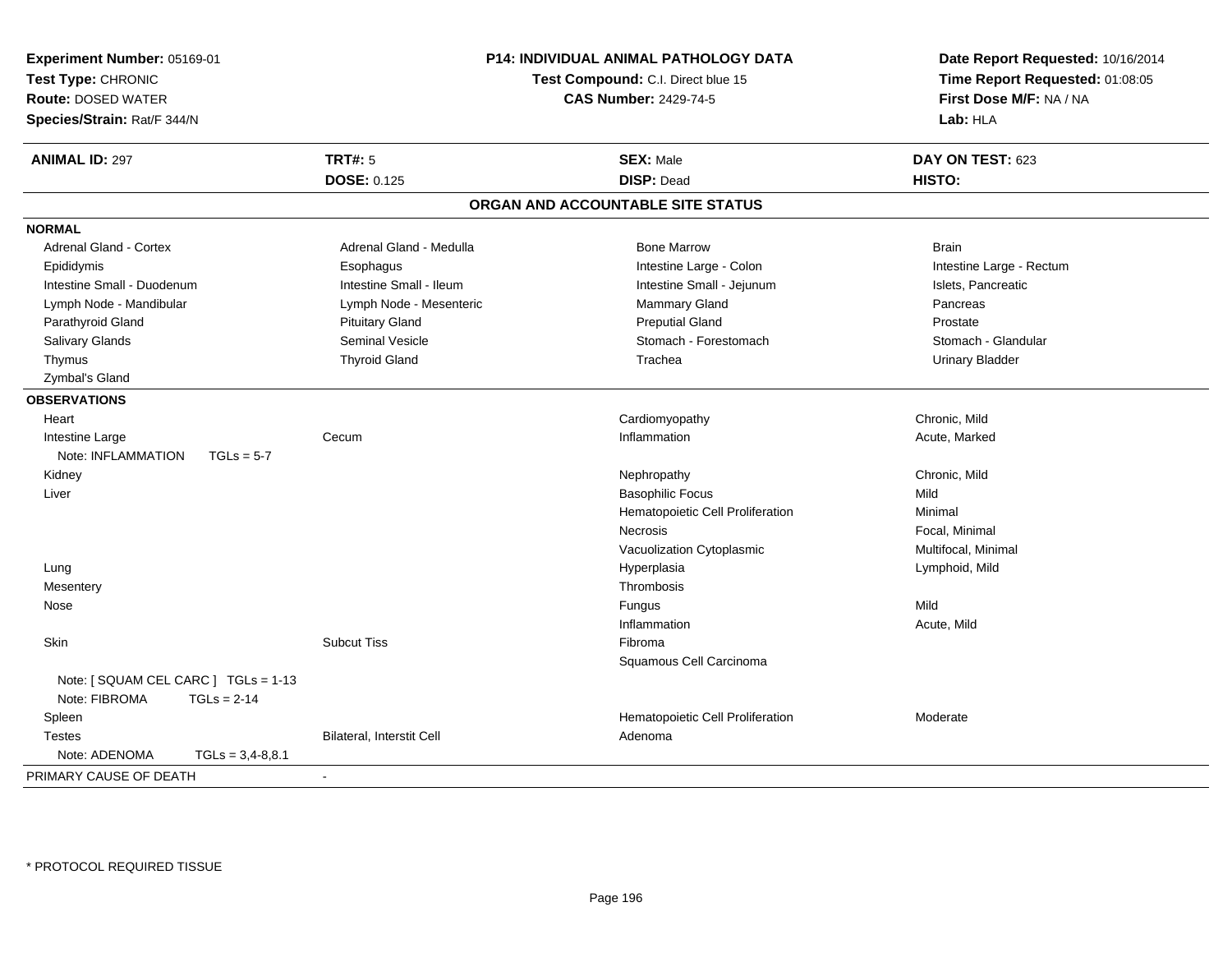**Experiment Number:** 05169-01
**Test Type:** CHRONIC
**Route:** DOSED WATER
**Species/Strain:** Rat/F 344/N

**P14: INDIVIDUAL ANIMAL PATHOLOGY DATA**
**Test Compound:** C.I. Direct blue 15
**CAS Number:** 2429-74-5

**Date Report Requested:** 10/16/2014
**Time Report Requested:** 01:08:05
**First Dose M/F:** NA / NA
**Lab:** HLA

| **ANIMAL ID:** 297 | **TRT#:** 5 | **SEX:** Male | **DAY ON TEST:** 623 |
|---|---|---|---|
| | **DOSE:** 0.125 | **DISP:** Dead | **HISTO:** |

## ORGAN AND ACCOUNTABLE SITE STATUS

**NORMAL**

| | | | |
|---|---|---|---|
| Adrenal Gland - Cortex | Adrenal Gland - Medulla | Bone Marrow | Brain |
| Epididymis | Esophagus | Intestine Large - Colon | Intestine Large - Rectum |
| Intestine Small - Duodenum | Intestine Small - Ileum | Intestine Small - Jejunum | Islets, Pancreatic |
| Lymph Node - Mandibular | Lymph Node - Mesenteric | Mammary Gland | Pancreas |
| Parathyroid Gland | Pituitary Gland | Preputial Gland | Prostate |
| Salivary Glands | Seminal Vesicle | Stomach - Forestomach | Stomach - Glandular |
| Thymus | Thyroid Gland | Trachea | Urinary Bladder |
| Zymbal's Gland | | | |

**OBSERVATIONS**

| | | | |
|---|---|---|---|
| Heart | | Cardiomyopathy | Chronic, Mild |
| Intestine Large | Cecum | Inflammation | Acute, Marked |
| Note: INFLAMMATION TGLs = 5-7 | | | |
| Kidney | | Nephropathy | Chronic, Mild |
| Liver | | Basophilic Focus | Mild |
| | | Hematopoietic Cell Proliferation | Minimal |
| | | Necrosis | Focal, Minimal |
| | | Vacuolization Cytoplasmic | Multifocal, Minimal |
| Lung | | Hyperplasia | Lymphoid, Mild |
| Mesentery | | Thrombosis | |
| Nose | | Fungus | Mild |
| | | Inflammation | Acute, Mild |
| Skin | Subcut Tiss | Fibroma | |
| | | Squamous Cell Carcinoma | |
| Note: [ SQUAM CEL CARC ] TGLs = 1-13 | | | |
| Note: FIBROMA TGLs = 2-14 | | | |
| Spleen | | Hematopoietic Cell Proliferation | Moderate |
| Testes | Bilateral, Interstit Cell | Adenoma | |
| Note: ADENOMA TGLs = 3,4-8,8.1 | | | |

PRIMARY CAUSE OF DEATH -

* PROTOCOL REQUIRED TISSUE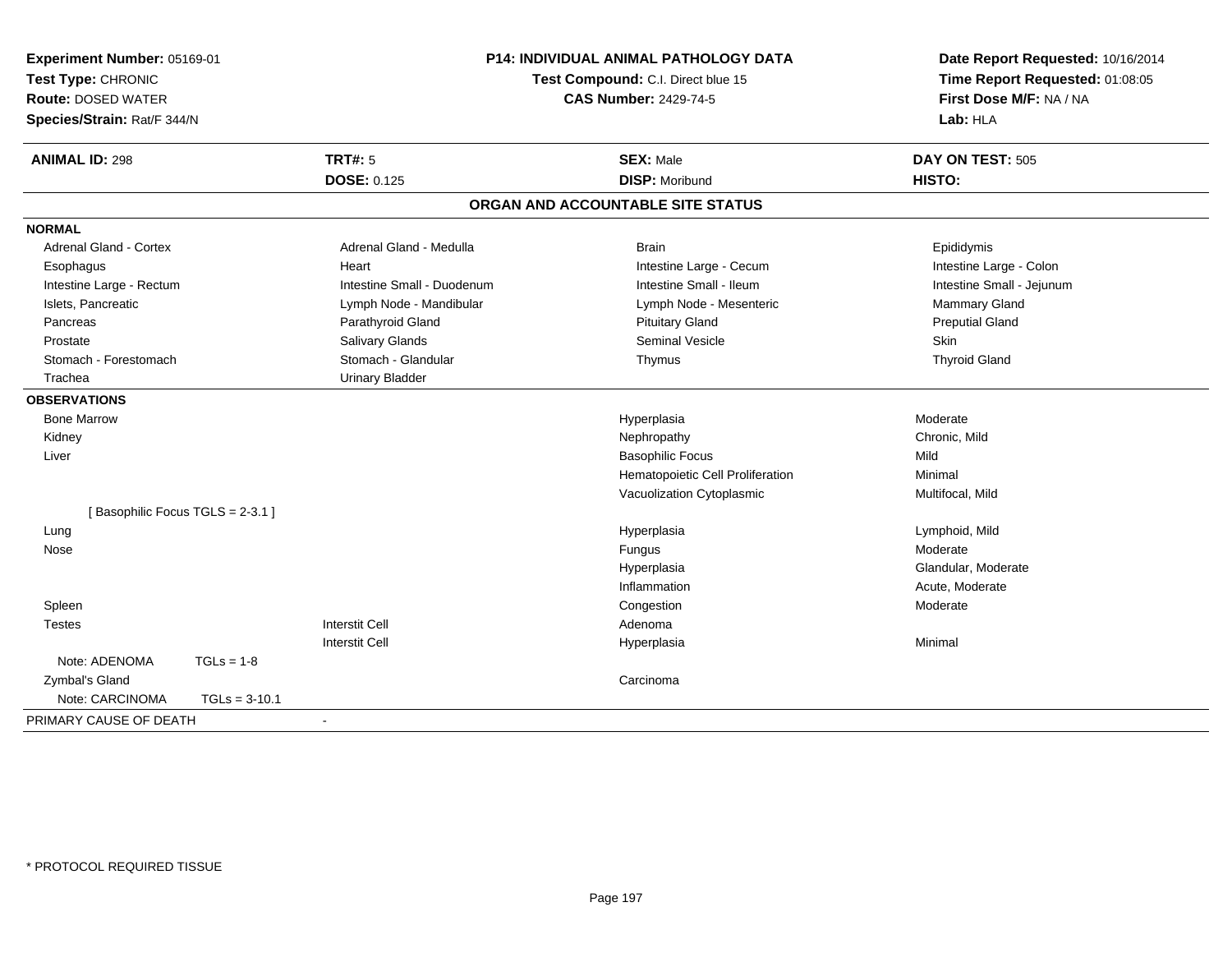**Experiment Number:** 05169-01
**Test Type:** CHRONIC
**Route:** DOSED WATER
**Species/Strain:** Rat/F 344/N

**P14: INDIVIDUAL ANIMAL PATHOLOGY DATA**
**Test Compound:** C.I. Direct blue 15
**CAS Number:** 2429-74-5

**Date Report Requested:** 10/16/2014
**Time Report Requested:** 01:08:05
**First Dose M/F:** NA / NA
**Lab:** HLA

| **ANIMAL ID:** 298 | **TRT#:** 5 | **SEX:** Male | **DAY ON TEST:** 505 |
|---|---|---|---|
| | **DOSE:** 0.125 | **DISP:** Moribund | **HISTO:** |

## ORGAN AND ACCOUNTABLE SITE STATUS

**NORMAL**

| | | | |
|---|---|---|---|
| Adrenal Gland - Cortex | Adrenal Gland - Medulla | Brain | Epididymis |
| Esophagus | Heart | Intestine Large - Cecum | Intestine Large - Colon |
| Intestine Large - Rectum | Intestine Small - Duodenum | Intestine Small - Ileum | Intestine Small - Jejunum |
| Islets, Pancreatic | Lymph Node - Mandibular | Lymph Node - Mesenteric | Mammary Gland |
| Pancreas | Parathyroid Gland | Pituitary Gland | Preputial Gland |
| Prostate | Salivary Glands | Seminal Vesicle | Skin |
| Stomach - Forestomach | Stomach - Glandular | Thymus | Thyroid Gland |
| Trachea | Urinary Bladder | | |

**OBSERVATIONS**

| | | | |
|---|---|---|---|
| Bone Marrow | | Hyperplasia | Moderate |
| Kidney | | Nephropathy | Chronic, Mild |
| Liver | | Basophilic Focus | Mild |
| | | Hematopoietic Cell Proliferation | Minimal |
| | | Vacuolization Cytoplasmic | Multifocal, Mild |
| [ Basophilic Focus TGLS = 2-3.1 ] | | | |
| Lung | | Hyperplasia | Lymphoid, Mild |
| Nose | | Fungus | Moderate |
| | | Hyperplasia | Glandular, Moderate |
| | | Inflammation | Acute, Moderate |
| Spleen | | Congestion | Moderate |
| Testes | Interstit Cell | Adenoma | |
| | Interstit Cell | Hyperplasia | Minimal |
| Note: ADENOMA TGLs = 1-8 | | | |
| Zymbal's Gland | | Carcinoma | |
| Note: CARCINOMA TGLs = 3-10.1 | | | |

PRIMARY CAUSE OF DEATH -

\* PROTOCOL REQUIRED TISSUE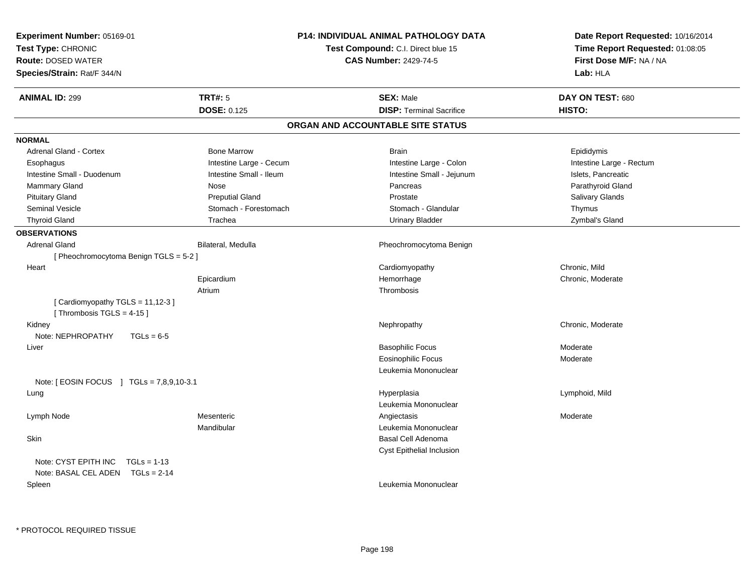**Experiment Number:** 05169-01
**Test Type:** CHRONIC
**Route:** DOSED WATER
**Species/Strain:** Rat/F 344/N

**P14: INDIVIDUAL ANIMAL PATHOLOGY DATA**
**Test Compound:** C.I. Direct blue 15
**CAS Number:** 2429-74-5

**Date Report Requested:** 10/16/2014
**Time Report Requested:** 01:08:05
**First Dose M/F:** NA / NA
**Lab:** HLA

| **ANIMAL ID:** 299 | **TRT#:** 5 | **SEX:** Male | **DAY ON TEST:** 680 |
|---|---|---|---|
| | **DOSE:** 0.125 | **DISP:** Terminal Sacrifice | **HISTO:** |

## ORGAN AND ACCOUNTABLE SITE STATUS

**NORMAL**

| | | | |
|---|---|---|---|
| Adrenal Gland - Cortex | Bone Marrow | Brain | Epididymis |
| Esophagus | Intestine Large - Cecum | Intestine Large - Colon | Intestine Large - Rectum |
| Intestine Small - Duodenum | Intestine Small - Ileum | Intestine Small - Jejunum | Islets, Pancreatic |
| Mammary Gland | Nose | Pancreas | Parathyroid Gland |
| Pituitary Gland | Preputial Gland | Prostate | Salivary Glands |
| Seminal Vesicle | Stomach - Forestomach | Stomach - Glandular | Thymus |
| Thyroid Gland | Trachea | Urinary Bladder | Zymbal's Gland |

**OBSERVATIONS**

| | | | |
|---|---|---|---|
| Adrenal Gland | Bilateral, Medulla | Pheochromocytoma Benign | |
| [ Pheochromocytoma Benign TGLS = 5-2 ] | | | |
| Heart | | Cardiomyopathy | Chronic, Mild |
| | Epicardium | Hemorrhage | Chronic, Moderate |
| | Atrium | Thrombosis | |
| [ Cardiomyopathy TGLS = 11,12-3 ] | | | |
| [ Thrombosis TGLS = 4-15 ] | | | |
| Kidney | | Nephropathy | Chronic, Moderate |
| Note: NEPHROPATHY TGLs = 6-5 | | | |
| Liver | | Basophilic Focus | Moderate |
| | | Eosinophilic Focus | Moderate |
| | | Leukemia Mononuclear | |
| Note: [ EOSIN FOCUS ] TGLs = 7,8,9,10-3.1 | | | |
| Lung | | Hyperplasia | Lymphoid, Mild |
| | | Leukemia Mononuclear | |
| Lymph Node | Mesenteric | Angiectasis | Moderate |
| | Mandibular | Leukemia Mononuclear | |
| Skin | | Basal Cell Adenoma | |
| | | Cyst Epithelial Inclusion | |
| Note: CYST EPITH INC TGLs = 1-13 | | | |
| Note: BASAL CEL ADEN TGLs = 2-14 | | | |
| Spleen | | Leukemia Mononuclear | |

\* PROTOCOL REQUIRED TISSUE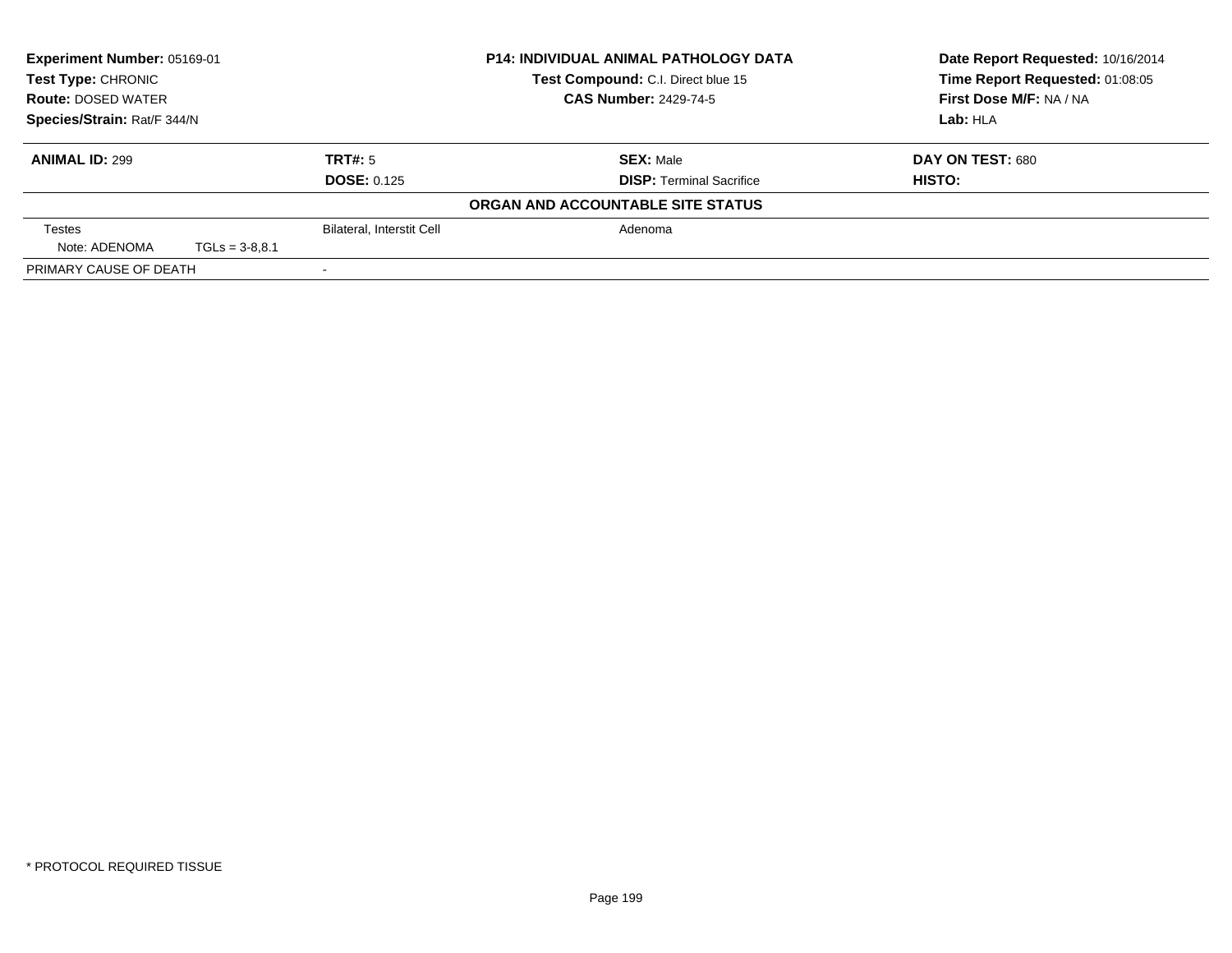**Experiment Number:** 05169-01
**Test Type:** CHRONIC
**Route:** DOSED WATER
**Species/Strain:** Rat/F 344/N

**P14: INDIVIDUAL ANIMAL PATHOLOGY DATA**
**Test Compound:** C.I. Direct blue 15
**CAS Number:** 2429-74-5

**Date Report Requested:** 10/16/2014
**Time Report Requested:** 01:08:05
**First Dose M/F:** NA / NA
**Lab:** HLA

| **ANIMAL ID:** 299 | **TRT#:** 5 | **SEX:** Male | **DAY ON TEST:** 680 |
|---|---|---|---|
| | **DOSE:** 0.125 | **DISP:** Terminal Sacrifice | **HISTO:** |

**ORGAN AND ACCOUNTABLE SITE STATUS**

| | | | |
|---|---|---|---|
| Testes | Bilateral, Interstit Cell | Adenoma | |
| Note: ADENOMA TGLs = 3-8,8.1 | | | |
| PRIMARY CAUSE OF DEATH | - | | |

\* PROTOCOL REQUIRED TISSUE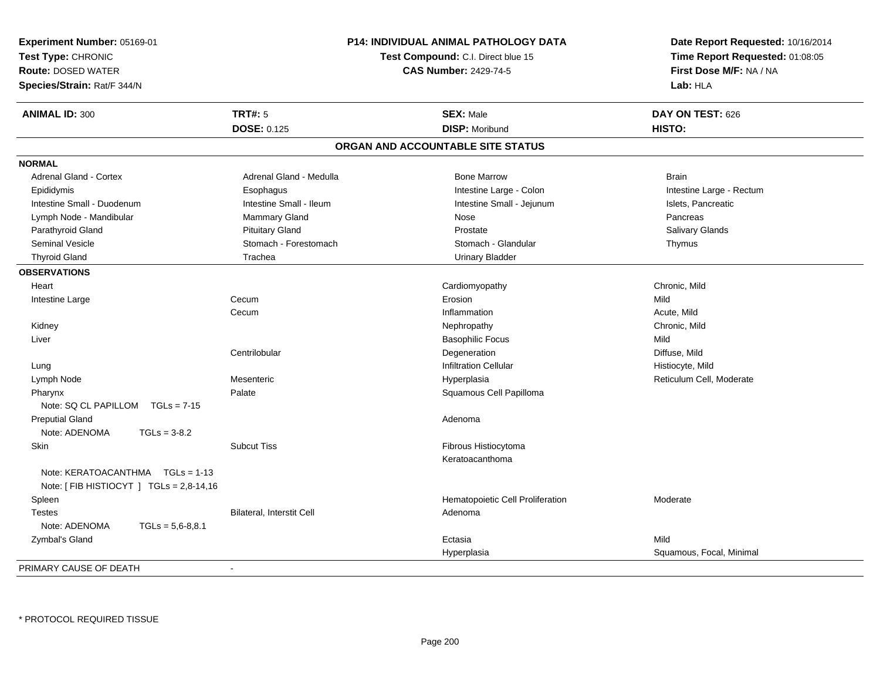**Experiment Number:** 05169-01
**Test Type:** CHRONIC
**Route:** DOSED WATER
**Species/Strain:** Rat/F 344/N

**P14: INDIVIDUAL ANIMAL PATHOLOGY DATA**
**Test Compound:** C.I. Direct blue 15
**CAS Number:** 2429-74-5

**Date Report Requested:** 10/16/2014
**Time Report Requested:** 01:08:05
**First Dose M/F:** NA / NA
**Lab:** HLA

| **ANIMAL ID:** 300 | **TRT#:** 5 | **SEX:** Male | **DAY ON TEST:** 626 |
|---|---|---|---|
| | **DOSE:** 0.125 | **DISP:** Moribund | **HISTO:** |

## ORGAN AND ACCOUNTABLE SITE STATUS

**NORMAL**

| | | | |
|---|---|---|---|
| Adrenal Gland - Cortex | Adrenal Gland - Medulla | Bone Marrow | Brain |
| Epididymis | Esophagus | Intestine Large - Colon | Intestine Large - Rectum |
| Intestine Small - Duodenum | Intestine Small - Ileum | Intestine Small - Jejunum | Islets, Pancreatic |
| Lymph Node - Mandibular | Mammary Gland | Nose | Pancreas |
| Parathyroid Gland | Pituitary Gland | Prostate | Salivary Glands |
| Seminal Vesicle | Stomach - Forestomach | Stomach - Glandular | Thymus |
| Thyroid Gland | Trachea | Urinary Bladder | |

**OBSERVATIONS**

| Organ | Site | Observation | Qualifier |
|---|---|---|---|
| Heart | | Cardiomyopathy | Chronic, Mild |
| Intestine Large | Cecum | Erosion | Mild |
| | Cecum | Inflammation | Acute, Mild |
| Kidney | | Nephropathy | Chronic, Mild |
| Liver | | Basophilic Focus | Mild |
| | Centrilobular | Degeneration | Diffuse, Mild |
| Lung | | Infiltration Cellular | Histiocyte, Mild |
| Lymph Node | Mesenteric | Hyperplasia | Reticulum Cell, Moderate |
| Pharynx | Palate | Squamous Cell Papilloma | |
| Note: SQ CL PAPILLOM TGLs = 7-15 | | | |
| Preputial Gland | | Adenoma | |
| Note: ADENOMA TGLs = 3-8.2 | | | |
| Skin | Subcut Tiss | Fibrous Histiocytoma | |
| | | Keratoacanthoma | |
| Note: KERATOACANTHMA TGLs = 1-13 | | | |
| Note: [ FIB HISTIOCYT ] TGLs = 2,8-14,16 | | | |
| Spleen | | Hematopoietic Cell Proliferation | Moderate |
| Testes | Bilateral, Interstit Cell | Adenoma | |
| Note: ADENOMA TGLs = 5,6-8,8.1 | | | |
| Zymbal's Gland | | Ectasia | Mild |
| | | Hyperplasia | Squamous, Focal, Minimal |

PRIMARY CAUSE OF DEATH -

\* PROTOCOL REQUIRED TISSUE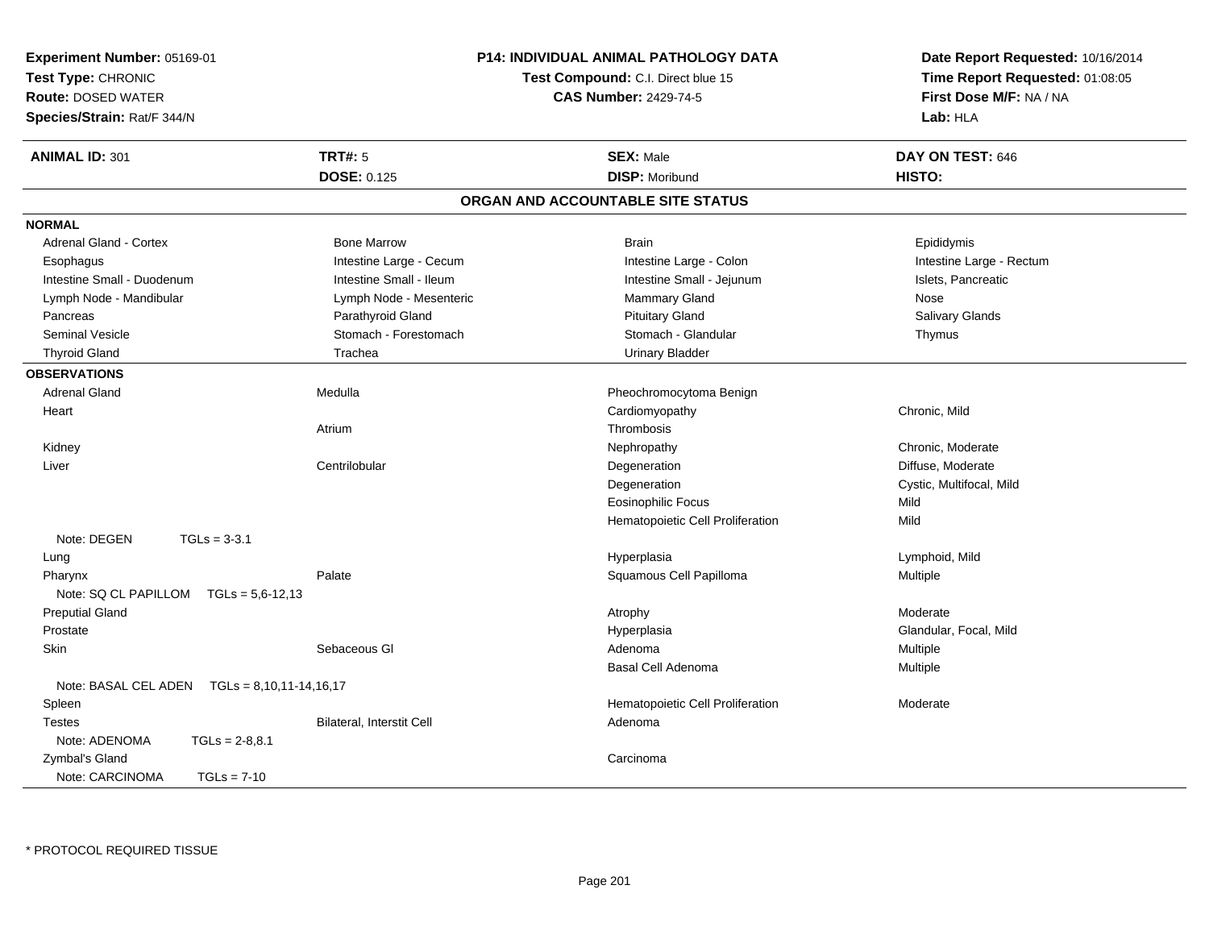**Experiment Number:** 05169-01
**Test Type:** CHRONIC
**Route:** DOSED WATER
**Species/Strain:** Rat/F 344/N

**P14: INDIVIDUAL ANIMAL PATHOLOGY DATA**
**Test Compound:** C.I. Direct blue 15
**CAS Number:** 2429-74-5

**Date Report Requested:** 10/16/2014
**Time Report Requested:** 01:08:05
**First Dose M/F:** NA / NA
**Lab:** HLA

| **ANIMAL ID:** 301 | **TRT#:** 5 | **SEX:** Male | **DAY ON TEST:** 646 |
|---|---|---|---|
| | **DOSE:** 0.125 | **DISP:** Moribund | **HISTO:** |

## ORGAN AND ACCOUNTABLE SITE STATUS

**NORMAL**

| | | | |
|---|---|---|---|
| Adrenal Gland - Cortex | Bone Marrow | Brain | Epididymis |
| Esophagus | Intestine Large - Cecum | Intestine Large - Colon | Intestine Large - Rectum |
| Intestine Small - Duodenum | Intestine Small - Ileum | Intestine Small - Jejunum | Islets, Pancreatic |
| Lymph Node - Mandibular | Lymph Node - Mesenteric | Mammary Gland | Nose |
| Pancreas | Parathyroid Gland | Pituitary Gland | Salivary Glands |
| Seminal Vesicle | Stomach - Forestomach | Stomach - Glandular | Thymus |
| Thyroid Gland | Trachea | Urinary Bladder | |

**OBSERVATIONS**

| | | | |
|---|---|---|---|
| Adrenal Gland | Medulla | Pheochromocytoma Benign | |
| Heart | | Cardiomyopathy | Chronic, Mild |
| | Atrium | Thrombosis | |
| Kidney | | Nephropathy | Chronic, Moderate |
| Liver | Centrilobular | Degeneration | Diffuse, Moderate |
| | | Degeneration | Cystic, Multifocal, Mild |
| | | Eosinophilic Focus | Mild |
| | | Hematopoietic Cell Proliferation | Mild |
| Note: DEGEN TGLs = 3-3.1 | | | |
| Lung | | Hyperplasia | Lymphoid, Mild |
| Pharynx | Palate | Squamous Cell Papilloma | Multiple |
| Note: SQ CL PAPILLOM TGLs = 5,6-12,13 | | | |
| Preputial Gland | | Atrophy | Moderate |
| Prostate | | Hyperplasia | Glandular, Focal, Mild |
| Skin | Sebaceous Gl | Adenoma | Multiple |
| | | Basal Cell Adenoma | Multiple |
| Note: BASAL CEL ADEN TGLs = 8,10,11-14,16,17 | | | |
| Spleen | | Hematopoietic Cell Proliferation | Moderate |
| Testes | Bilateral, Interstit Cell | Adenoma | |
| Note: ADENOMA TGLs = 2-8,8.1 | | | |
| Zymbal's Gland | | Carcinoma | |
| Note: CARCINOMA TGLs = 7-10 | | | |

* PROTOCOL REQUIRED TISSUE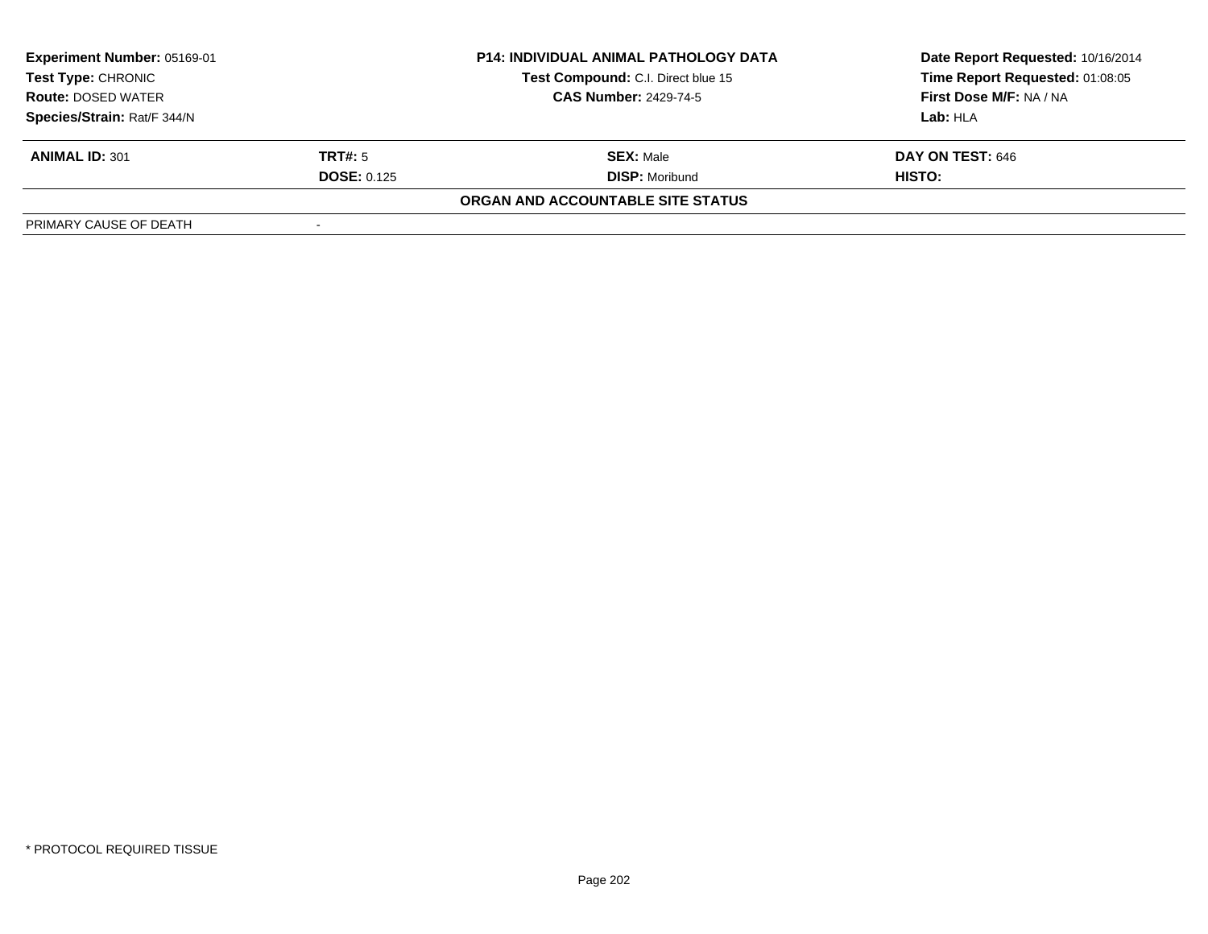| Experiment Number: 05169-01 | P14: INDIVIDUAL ANIMAL PATHOLOGY DATA | Date Report Requested: 10/16/2014 |
|---|---|---|
| Test Type: CHRONIC | Test Compound: C.I. Direct blue 15 | Time Report Requested: 01:08:05 |
| Route: DOSED WATER | CAS Number: 2429-74-5 | First Dose M/F: NA / NA |
| Species/Strain: Rat/F 344/N | | Lab: HLA |

| ANIMAL ID: 301 | TRT#: 5 | SEX: Male | DAY ON TEST: 646 |
|---|---|---|---|
| | DOSE: 0.125 | DISP: Moribund | HISTO: |

**ORGAN AND ACCOUNTABLE SITE STATUS**

| PRIMARY CAUSE OF DEATH | - |
|---|---|

* PROTOCOL REQUIRED TISSUE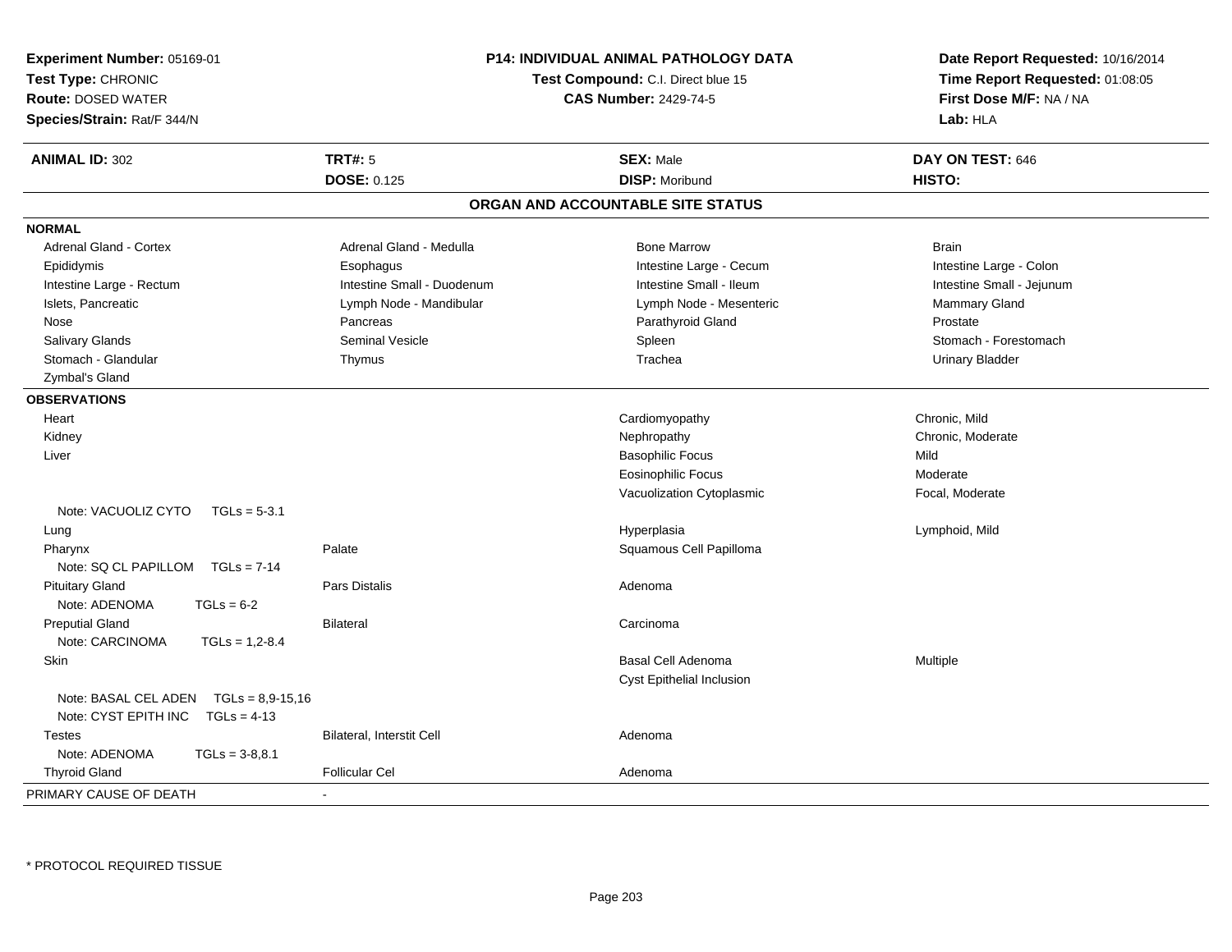**Experiment Number:** 05169-01
**Test Type:** CHRONIC
**Route:** DOSED WATER
**Species/Strain:** Rat/F 344/N

**P14: INDIVIDUAL ANIMAL PATHOLOGY DATA**
**Test Compound:** C.I. Direct blue 15
**CAS Number:** 2429-74-5

**Date Report Requested:** 10/16/2014
**Time Report Requested:** 01:08:05
**First Dose M/F:** NA / NA
**Lab:** HLA

| **ANIMAL ID:** 302 | **TRT#:** 5 | **SEX:** Male | **DAY ON TEST:** 646 |
|---|---|---|---|
| | **DOSE:** 0.125 | **DISP:** Moribund | **HISTO:** |

## ORGAN AND ACCOUNTABLE SITE STATUS

**NORMAL**

| | | | |
|---|---|---|---|
| Adrenal Gland - Cortex | Adrenal Gland - Medulla | Bone Marrow | Brain |
| Epididymis | Esophagus | Intestine Large - Cecum | Intestine Large - Colon |
| Intestine Large - Rectum | Intestine Small - Duodenum | Intestine Small - Ileum | Intestine Small - Jejunum |
| Islets, Pancreatic | Lymph Node - Mandibular | Lymph Node - Mesenteric | Mammary Gland |
| Nose | Pancreas | Parathyroid Gland | Prostate |
| Salivary Glands | Seminal Vesicle | Spleen | Stomach - Forestomach |
| Stomach - Glandular | Thymus | Trachea | Urinary Bladder |
| Zymbal's Gland | | | |

**OBSERVATIONS**

| | | | |
|---|---|---|---|
| Heart | | Cardiomyopathy | Chronic, Mild |
| Kidney | | Nephropathy | Chronic, Moderate |
| Liver | | Basophilic Focus | Mild |
| | | Eosinophilic Focus | Moderate |
| | | Vacuolization Cytoplasmic | Focal, Moderate |
| Note: VACUOLIZ CYTO TGLs = 5-3.1 | | | |
| Lung | | Hyperplasia | Lymphoid, Mild |
| Pharynx | Palate | Squamous Cell Papilloma | |
| Note: SQ CL PAPILLOM TGLs = 7-14 | | | |
| Pituitary Gland | Pars Distalis | Adenoma | |
| Note: ADENOMA TGLs = 6-2 | | | |
| Preputial Gland | Bilateral | Carcinoma | |
| Note: CARCINOMA TGLs = 1,2-8.4 | | | |
| Skin | | Basal Cell Adenoma | Multiple |
| | | Cyst Epithelial Inclusion | |
| Note: BASAL CEL ADEN TGLs = 8,9-15,16 | | | |
| Note: CYST EPITH INC TGLs = 4-13 | | | |
| Testes | Bilateral, Interstit Cell | Adenoma | |
| Note: ADENOMA TGLs = 3-8,8.1 | | | |
| Thyroid Gland | Follicular Cel | Adenoma | |

PRIMARY CAUSE OF DEATH -

* PROTOCOL REQUIRED TISSUE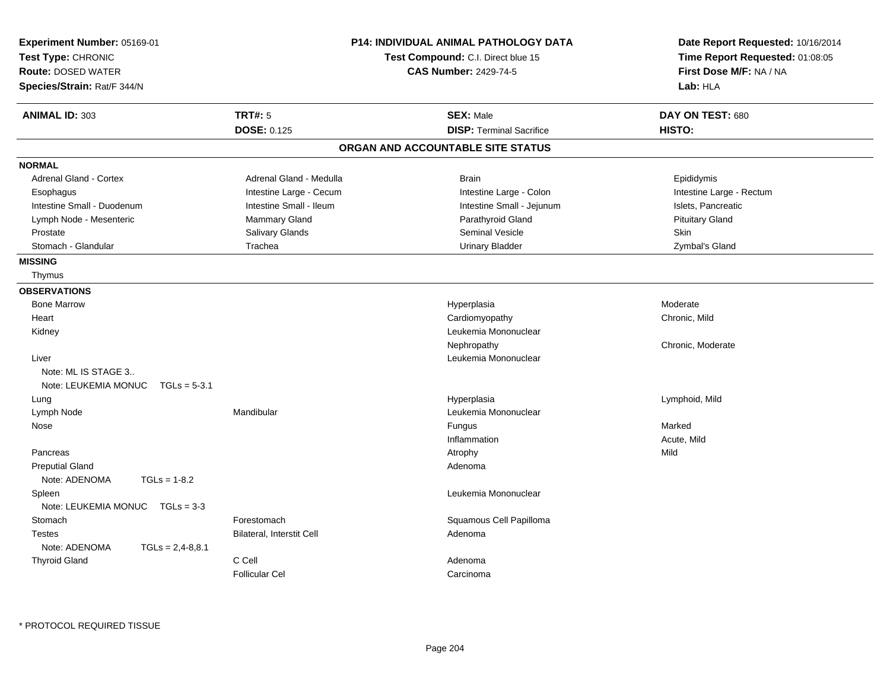**Experiment Number:** 05169-01
**Test Type:** CHRONIC
**Route:** DOSED WATER
**Species/Strain:** Rat/F 344/N

**P14: INDIVIDUAL ANIMAL PATHOLOGY DATA**
**Test Compound:** C.I. Direct blue 15
**CAS Number:** 2429-74-5

**Date Report Requested:** 10/16/2014
**Time Report Requested:** 01:08:05
**First Dose M/F:** NA / NA
**Lab:** HLA

| **ANIMAL ID:** 303 | **TRT#:** 5 | **SEX:** Male | **DAY ON TEST:** 680 |
|---|---|---|---|
| | **DOSE:** 0.125 | **DISP:** Terminal Sacrifice | **HISTO:** |

## ORGAN AND ACCOUNTABLE SITE STATUS

**NORMAL**

| | | | |
|---|---|---|---|
| Adrenal Gland - Cortex | Adrenal Gland - Medulla | Brain | Epididymis |
| Esophagus | Intestine Large - Cecum | Intestine Large - Colon | Intestine Large - Rectum |
| Intestine Small - Duodenum | Intestine Small - Ileum | Intestine Small - Jejunum | Islets, Pancreatic |
| Lymph Node - Mesenteric | Mammary Gland | Parathyroid Gland | Pituitary Gland |
| Prostate | Salivary Glands | Seminal Vesicle | Skin |
| Stomach - Glandular | Trachea | Urinary Bladder | Zymbal's Gland |

**MISSING**

Thymus

**OBSERVATIONS**

| Organ | Site | Observation | Severity |
|---|---|---|---|
| Bone Marrow | | Hyperplasia | Moderate |
| Heart | | Cardiomyopathy | Chronic, Mild |
| Kidney | | Leukemia Mononuclear | |
| | | Nephropathy | Chronic, Moderate |
| Liver | | Leukemia Mononuclear | |
| Note: ML IS STAGE 3.. | | | |
| Note: LEUKEMIA MONUC TGLs = 5-3.1 | | | |
| Lung | | Hyperplasia | Lymphoid, Mild |
| Lymph Node | Mandibular | Leukemia Mononuclear | |
| Nose | | Fungus | Marked |
| | | Inflammation | Acute, Mild |
| Pancreas | | Atrophy | Mild |
| Preputial Gland | | Adenoma | |
| Note: ADENOMA TGLs = 1-8.2 | | | |
| Spleen | | Leukemia Mononuclear | |
| Note: LEUKEMIA MONUC TGLs = 3-3 | | | |
| Stomach | Forestomach | Squamous Cell Papilloma | |
| Testes | Bilateral, Interstit Cell | Adenoma | |
| Note: ADENOMA TGLs = 2,4-8,8.1 | | | |
| Thyroid Gland | C Cell | Adenoma | |
| | Follicular Cel | Carcinoma | |

\* PROTOCOL REQUIRED TISSUE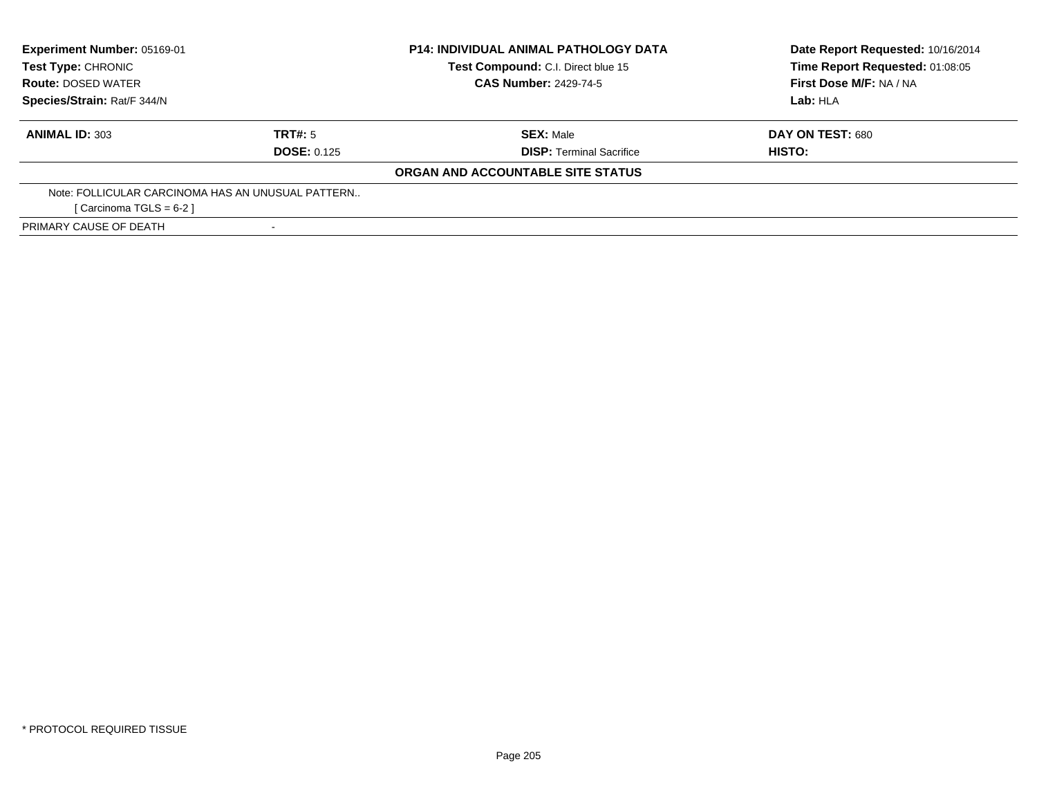| Experiment Number: 05169-01 | P14: INDIVIDUAL ANIMAL PATHOLOGY DATA | Date Report Requested: 10/16/2014 |
|---|---|---|
| Test Type: CHRONIC | Test Compound: C.I. Direct blue 15 | Time Report Requested: 01:08:05 |
| Route: DOSED WATER | CAS Number: 2429-74-5 | First Dose M/F: NA / NA |
| Species/Strain: Rat/F 344/N | | Lab: HLA |

| ANIMAL ID: 303 | TRT#: 5 | SEX: Male | DAY ON TEST: 680 |
|---|---|---|---|
| | DOSE: 0.125 | DISP: Terminal Sacrifice | HISTO: |

## ORGAN AND ACCOUNTABLE SITE STATUS

Note: FOLLICULAR CARCINOMA HAS AN UNUSUAL PATTERN..
[ Carcinoma TGLS = 6-2 ]

| PRIMARY CAUSE OF DEATH | - |
|---|---|

* PROTOCOL REQUIRED TISSUE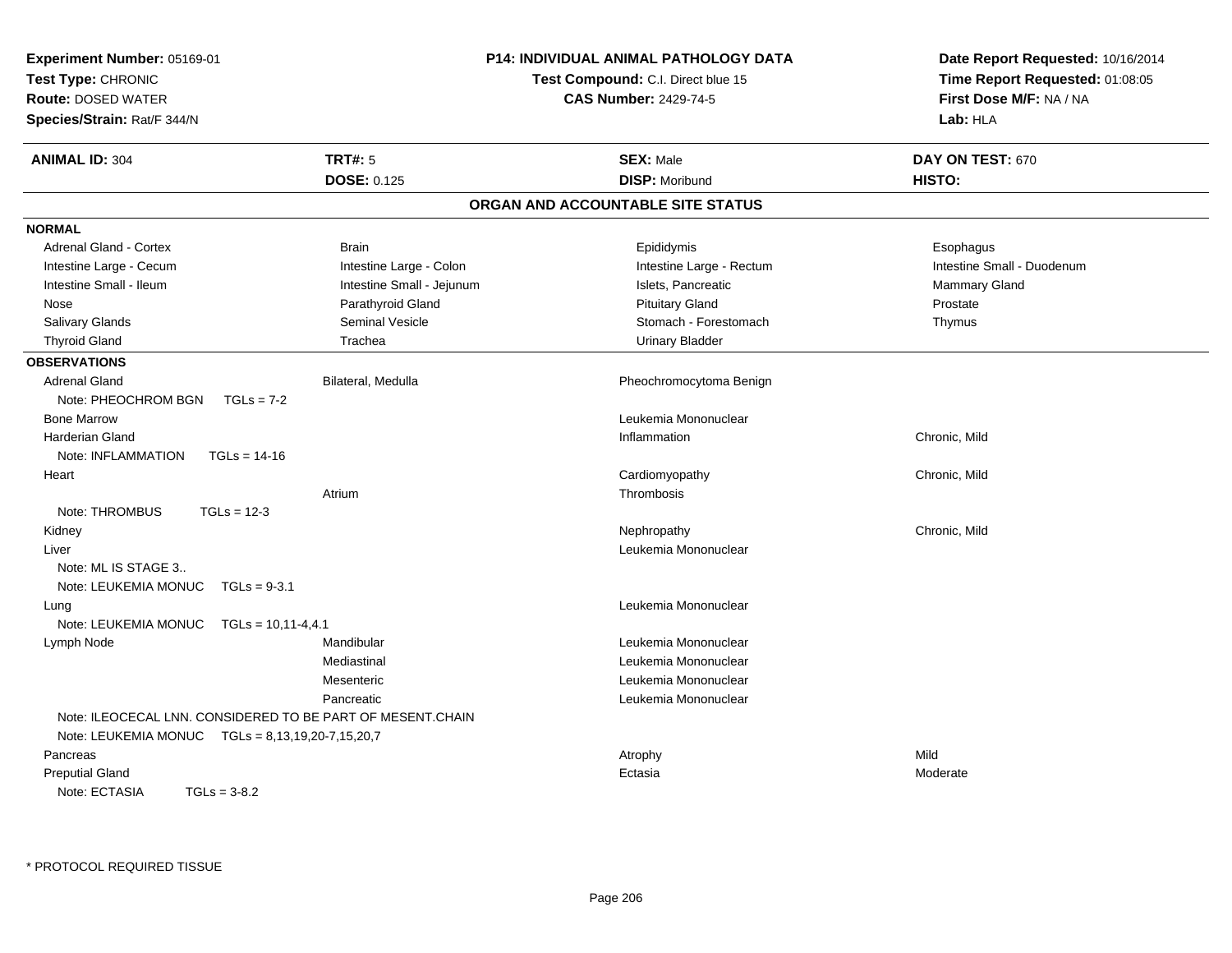**Experiment Number:** 05169-01
**Test Type:** CHRONIC
**Route:** DOSED WATER
**Species/Strain:** Rat/F 344/N

**P14: INDIVIDUAL ANIMAL PATHOLOGY DATA**
**Test Compound:** C.I. Direct blue 15
**CAS Number:** 2429-74-5

**Date Report Requested:** 10/16/2014
**Time Report Requested:** 01:08:05
**First Dose M/F:** NA / NA
**Lab:** HLA

| **ANIMAL ID:** 304 | **TRT#:** 5 | **SEX:** Male | **DAY ON TEST:** 670 |
|---|---|---|---|
| | **DOSE:** 0.125 | **DISP:** Moribund | **HISTO:** |

## ORGAN AND ACCOUNTABLE SITE STATUS

**NORMAL**

| | | | |
|---|---|---|---|
| Adrenal Gland - Cortex | Brain | Epididymis | Esophagus |
| Intestine Large - Cecum | Intestine Large - Colon | Intestine Large - Rectum | Intestine Small - Duodenum |
| Intestine Small - Ileum | Intestine Small - Jejunum | Islets, Pancreatic | Mammary Gland |
| Nose | Parathyroid Gland | Pituitary Gland | Prostate |
| Salivary Glands | Seminal Vesicle | Stomach - Forestomach | Thymus |
| Thyroid Gland | Trachea | Urinary Bladder | |

**OBSERVATIONS**

| | | | |
|---|---|---|---|
| Adrenal Gland | Bilateral, Medulla | Pheochromocytoma Benign | |
| Note: PHEOCHROM BGN TGLs = 7-2 | | | |
| Bone Marrow | | Leukemia Mononuclear | |
| Harderian Gland | | Inflammation | Chronic, Mild |
| Note: INFLAMMATION TGLs = 14-16 | | | |
| Heart | | Cardiomyopathy | Chronic, Mild |
| | Atrium | Thrombosis | |
| Note: THROMBUS TGLs = 12-3 | | | |
| Kidney | | Nephropathy | Chronic, Mild |
| Liver | | Leukemia Mononuclear | |
| Note: ML IS STAGE 3.. | | | |
| Note: LEUKEMIA MONUC TGLs = 9-3.1 | | | |
| Lung | | Leukemia Mononuclear | |
| Note: LEUKEMIA MONUC TGLs = 10,11-4,4.1 | | | |
| Lymph Node | Mandibular | Leukemia Mononuclear | |
| | Mediastinal | Leukemia Mononuclear | |
| | Mesenteric | Leukemia Mononuclear | |
| | Pancreatic | Leukemia Mononuclear | |
| Note: ILEOCECAL LNN. CONSIDERED TO BE PART OF MESENT.CHAIN | | | |
| Note: LEUKEMIA MONUC TGLs = 8,13,19,20-7,15,20,7 | | | |
| Pancreas | | Atrophy | Mild |
| Preputial Gland | | Ectasia | Moderate |
| Note: ECTASIA TGLs = 3-8.2 | | | |

\* PROTOCOL REQUIRED TISSUE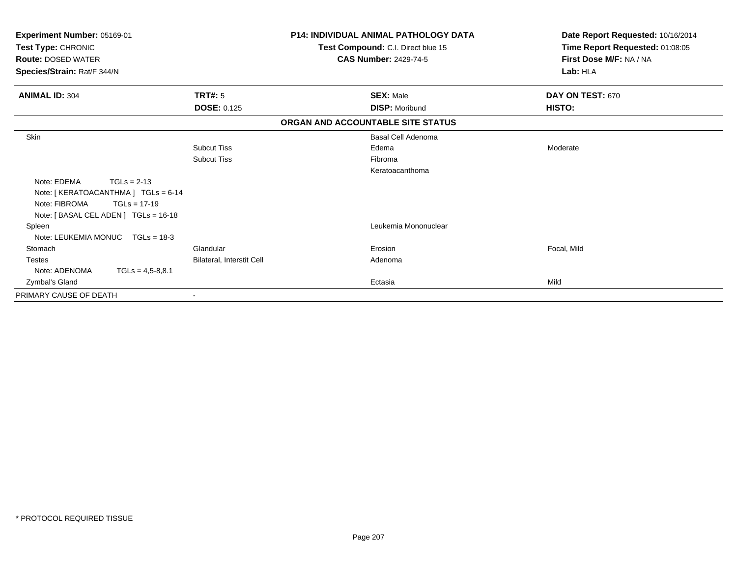**Experiment Number:** 05169-01
**Test Type:** CHRONIC
**Route:** DOSED WATER
**Species/Strain:** Rat/F 344/N

**P14: INDIVIDUAL ANIMAL PATHOLOGY DATA**
**Test Compound:** C.I. Direct blue 15
**CAS Number:** 2429-74-5

**Date Report Requested:** 10/16/2014
**Time Report Requested:** 01:08:05
**First Dose M/F:** NA / NA
**Lab:** HLA

| **ANIMAL ID:** 304 | **TRT#:** 5 | **SEX:** Male | **DAY ON TEST:** 670 |
|---|---|---|---|
| | **DOSE:** 0.125 | **DISP:** Moribund | **HISTO:** |

**ORGAN AND ACCOUNTABLE SITE STATUS**

| | | | |
|---|---|---|---|
| Skin | | Basal Cell Adenoma | |
| | Subcut Tiss | Edema | Moderate |
| | Subcut Tiss | Fibroma | |
| | | Keratoacanthoma | |
| Note: EDEMA TGLs = 2-13 | | | |
| Note: [ KERATOACANTHMA ] TGLs = 6-14 | | | |
| Note: FIBROMA TGLs = 17-19 | | | |
| Note: [ BASAL CEL ADEN ] TGLs = 16-18 | | | |
| Spleen | | Leukemia Mononuclear | |
| Note: LEUKEMIA MONUC TGLs = 18-3 | | | |
| Stomach | Glandular | Erosion | Focal, Mild |
| Testes | Bilateral, Interstit Cell | Adenoma | |
| Note: ADENOMA TGLs = 4,5-8,8.1 | | | |
| Zymbal's Gland | | Ectasia | Mild |
| PRIMARY CAUSE OF DEATH | - | | |

* PROTOCOL REQUIRED TISSUE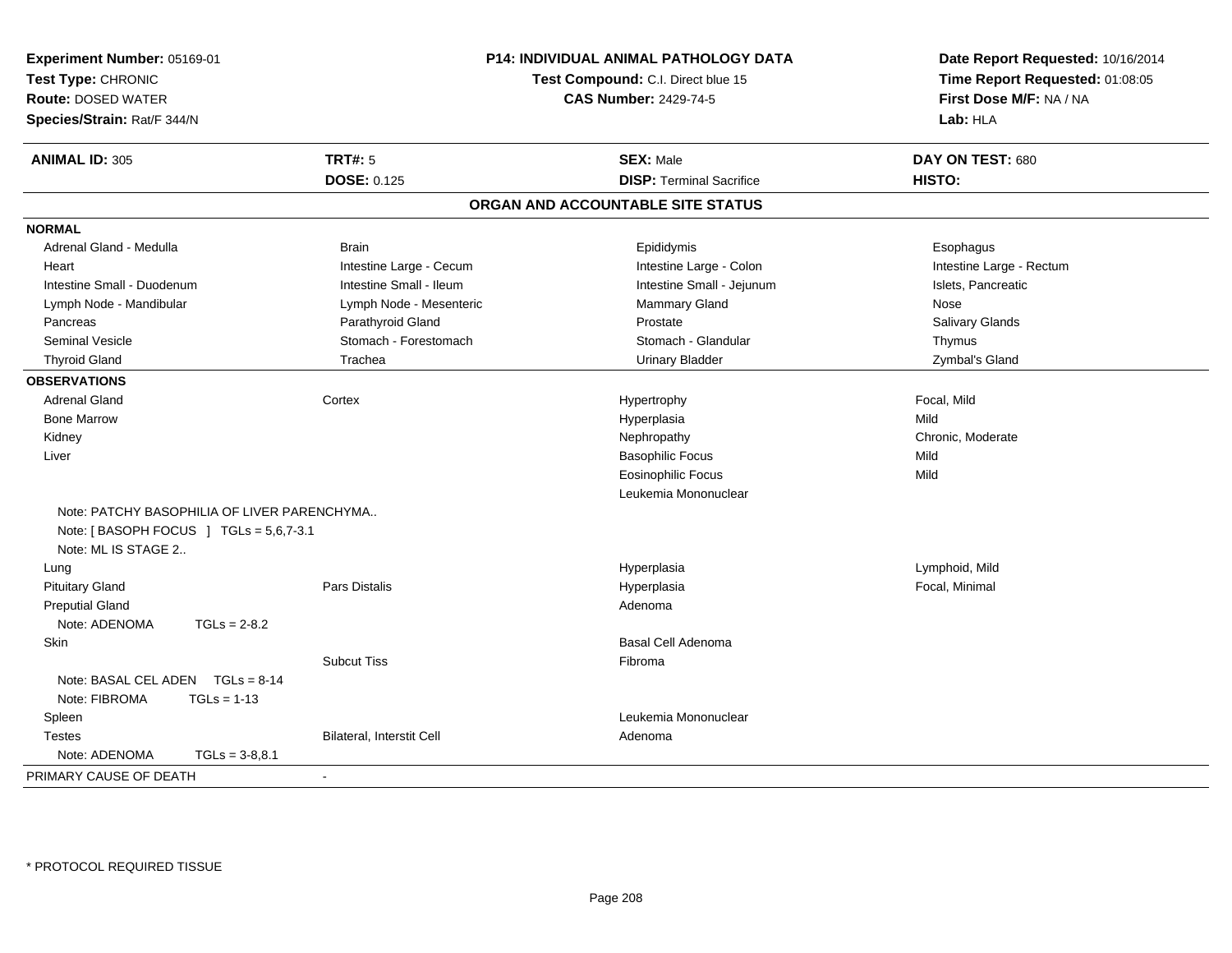**Experiment Number:** 05169-01
**Test Type:** CHRONIC
**Route:** DOSED WATER
**Species/Strain:** Rat/F 344/N

**P14: INDIVIDUAL ANIMAL PATHOLOGY DATA**
**Test Compound:** C.I. Direct blue 15
**CAS Number:** 2429-74-5

**Date Report Requested:** 10/16/2014
**Time Report Requested:** 01:08:05
**First Dose M/F:** NA / NA
**Lab:** HLA

| **ANIMAL ID:** 305 | **TRT#:** 5 | **SEX:** Male | **DAY ON TEST:** 680 |
|---|---|---|---|
| | **DOSE:** 0.125 | **DISP:** Terminal Sacrifice | **HISTO:** |

## ORGAN AND ACCOUNTABLE SITE STATUS

**NORMAL**

| | | | |
|---|---|---|---|
| Adrenal Gland - Medulla | Brain | Epididymis | Esophagus |
| Heart | Intestine Large - Cecum | Intestine Large - Colon | Intestine Large - Rectum |
| Intestine Small - Duodenum | Intestine Small - Ileum | Intestine Small - Jejunum | Islets, Pancreatic |
| Lymph Node - Mandibular | Lymph Node - Mesenteric | Mammary Gland | Nose |
| Pancreas | Parathyroid Gland | Prostate | Salivary Glands |
| Seminal Vesicle | Stomach - Forestomach | Stomach - Glandular | Thymus |
| Thyroid Gland | Trachea | Urinary Bladder | Zymbal's Gland |

**OBSERVATIONS**

| | | | |
|---|---|---|---|
| Adrenal Gland | Cortex | Hypertrophy | Focal, Mild |
| Bone Marrow | | Hyperplasia | Mild |
| Kidney | | Nephropathy | Chronic, Moderate |
| Liver | | Basophilic Focus | Mild |
| | | Eosinophilic Focus | Mild |
| | | Leukemia Mononuclear | |
| Note: PATCHY BASOPHILIA OF LIVER PARENCHYMA.. | | | |
| Note: [ BASOPH FOCUS ] TGLs = 5,6,7-3.1 | | | |
| Note: ML IS STAGE 2.. | | | |
| Lung | | Hyperplasia | Lymphoid, Mild |
| Pituitary Gland | Pars Distalis | Hyperplasia | Focal, Minimal |
| Preputial Gland | | Adenoma | |
| Note: ADENOMA TGLs = 2-8.2 | | | |
| Skin | | Basal Cell Adenoma | |
| | Subcut Tiss | Fibroma | |
| Note: BASAL CEL ADEN TGLs = 8-14 | | | |
| Note: FIBROMA TGLs = 1-13 | | | |
| Spleen | | Leukemia Mononuclear | |
| Testes | Bilateral, Interstit Cell | Adenoma | |
| Note: ADENOMA TGLs = 3-8,8.1 | | | |

PRIMARY CAUSE OF DEATH -

\* PROTOCOL REQUIRED TISSUE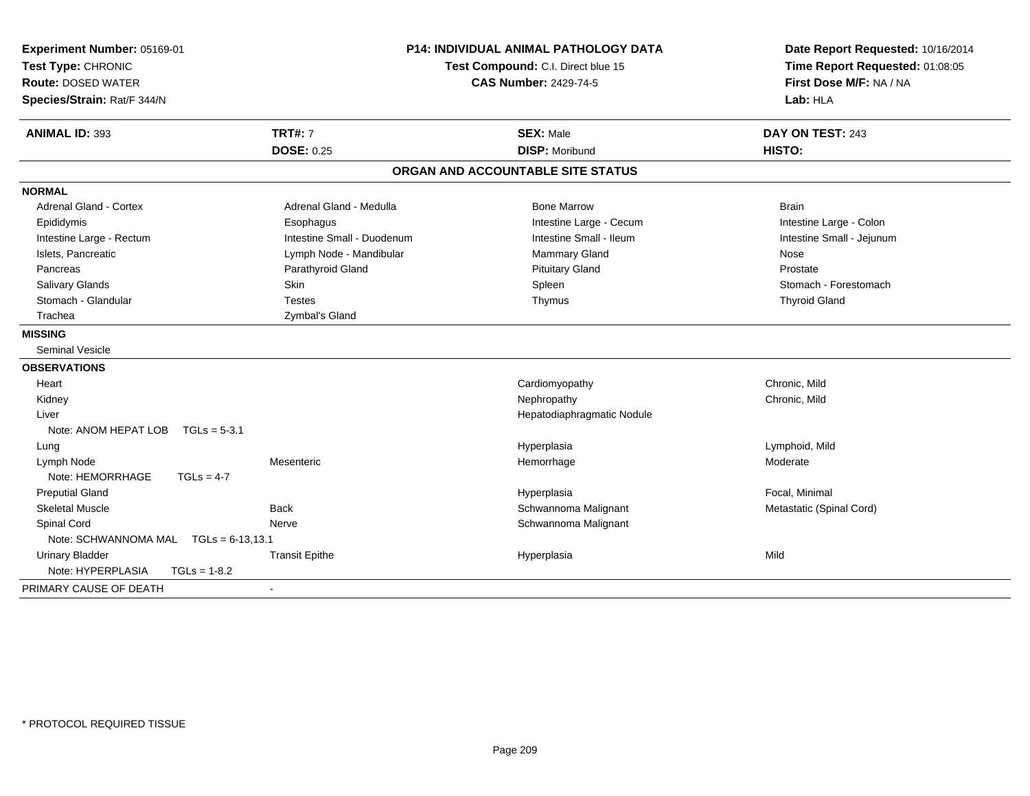**Experiment Number:** 05169-01
**Test Type:** CHRONIC
**Route:** DOSED WATER
**Species/Strain:** Rat/F 344/N

**P14: INDIVIDUAL ANIMAL PATHOLOGY DATA**
**Test Compound:** C.I. Direct blue 15
**CAS Number:** 2429-74-5

**Date Report Requested:** 10/16/2014
**Time Report Requested:** 01:08:05
**First Dose M/F:** NA / NA
**Lab:** HLA

| **ANIMAL ID:** 393 | **TRT#:** 7 | **SEX:** Male | **DAY ON TEST:** 243 |
|---|---|---|---|
| | **DOSE:** 0.25 | **DISP:** Moribund | **HISTO:** |

## ORGAN AND ACCOUNTABLE SITE STATUS

**NORMAL**

| | | | |
|---|---|---|---|
| Adrenal Gland - Cortex | Adrenal Gland - Medulla | Bone Marrow | Brain |
| Epididymis | Esophagus | Intestine Large - Cecum | Intestine Large - Colon |
| Intestine Large - Rectum | Intestine Small - Duodenum | Intestine Small - Ileum | Intestine Small - Jejunum |
| Islets, Pancreatic | Lymph Node - Mandibular | Mammary Gland | Nose |
| Pancreas | Parathyroid Gland | Pituitary Gland | Prostate |
| Salivary Glands | Skin | Spleen | Stomach - Forestomach |
| Stomach - Glandular | Testes | Thymus | Thyroid Gland |
| Trachea | Zymbal's Gland | | |

**MISSING**

Seminal Vesicle

**OBSERVATIONS**

| | | | |
|---|---|---|---|
| Heart | | Cardiomyopathy | Chronic, Mild |
| Kidney | | Nephropathy | Chronic, Mild |
| Liver | | Hepatodiaphragmatic Nodule | |
| Note: ANOM HEPAT LOB TGLs = 5-3.1 | | | |
| Lung | | Hyperplasia | Lymphoid, Mild |
| Lymph Node | Mesenteric | Hemorrhage | Moderate |
| Note: HEMORRHAGE TGLs = 4-7 | | | |
| Preputial Gland | | Hyperplasia | Focal, Minimal |
| Skeletal Muscle | Back | Schwannoma Malignant | Metastatic (Spinal Cord) |
| Spinal Cord | Nerve | Schwannoma Malignant | |
| Note: SCHWANNOMA MAL TGLs = 6-13,13.1 | | | |
| Urinary Bladder | Transit Epithe | Hyperplasia | Mild |
| Note: HYPERPLASIA TGLs = 1-8.2 | | | |

PRIMARY CAUSE OF DEATH -

\* PROTOCOL REQUIRED TISSUE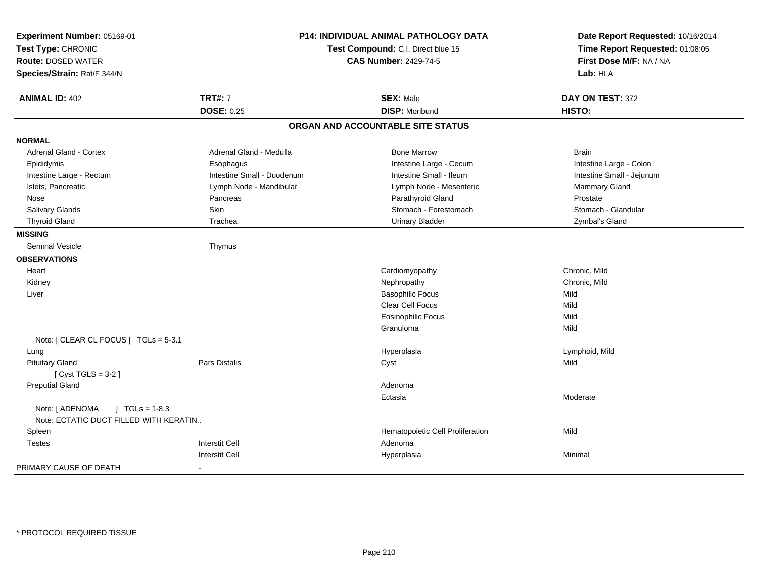**Experiment Number:** 05169-01
**Test Type:** CHRONIC
**Route:** DOSED WATER
**Species/Strain:** Rat/F 344/N

**P14: INDIVIDUAL ANIMAL PATHOLOGY DATA**
**Test Compound:** C.I. Direct blue 15
**CAS Number:** 2429-74-5

**Date Report Requested:** 10/16/2014
**Time Report Requested:** 01:08:05
**First Dose M/F:** NA / NA
**Lab:** HLA

| **ANIMAL ID:** 402 | **TRT#:** 7 | **SEX:** Male | **DAY ON TEST:** 372 |
|---|---|---|---|
| | **DOSE:** 0.25 | **DISP:** Moribund | **HISTO:** |

## ORGAN AND ACCOUNTABLE SITE STATUS

| | | | |
|---|---|---|---|
| **NORMAL** | | | |
| Adrenal Gland - Cortex | Adrenal Gland - Medulla | Bone Marrow | Brain |
| Epididymis | Esophagus | Intestine Large - Cecum | Intestine Large - Colon |
| Intestine Large - Rectum | Intestine Small - Duodenum | Intestine Small - Ileum | Intestine Small - Jejunum |
| Islets, Pancreatic | Lymph Node - Mandibular | Lymph Node - Mesenteric | Mammary Gland |
| Nose | Pancreas | Parathyroid Gland | Prostate |
| Salivary Glands | Skin | Stomach - Forestomach | Stomach - Glandular |
| Thyroid Gland | Trachea | Urinary Bladder | Zymbal's Gland |
| **MISSING** | | | |
| Seminal Vesicle | Thymus | | |
| **OBSERVATIONS** | | | |
| Heart | | Cardiomyopathy | Chronic, Mild |
| Kidney | | Nephropathy | Chronic, Mild |
| Liver | | Basophilic Focus | Mild |
| | | Clear Cell Focus | Mild |
| | | Eosinophilic Focus | Mild |
| | | Granuloma | Mild |
| Note: [ CLEAR CL FOCUS ] TGLs = 5-3.1 | | | |
| Lung | | Hyperplasia | Lymphoid, Mild |
| Pituitary Gland | Pars Distalis | Cyst | Mild |
| [ Cyst TGLS = 3-2 ] | | | |
| Preputial Gland | | Adenoma | |
| | | Ectasia | Moderate |
| Note: [ ADENOMA ] TGLs = 1-8.3 | | | |
| Note: ECTATIC DUCT FILLED WITH KERATIN.. | | | |
| Spleen | | Hematopoietic Cell Proliferation | Mild |
| Testes | Interstit Cell | Adenoma | |
| | Interstit Cell | Hyperplasia | Minimal |
| PRIMARY CAUSE OF DEATH | - | | |

\* PROTOCOL REQUIRED TISSUE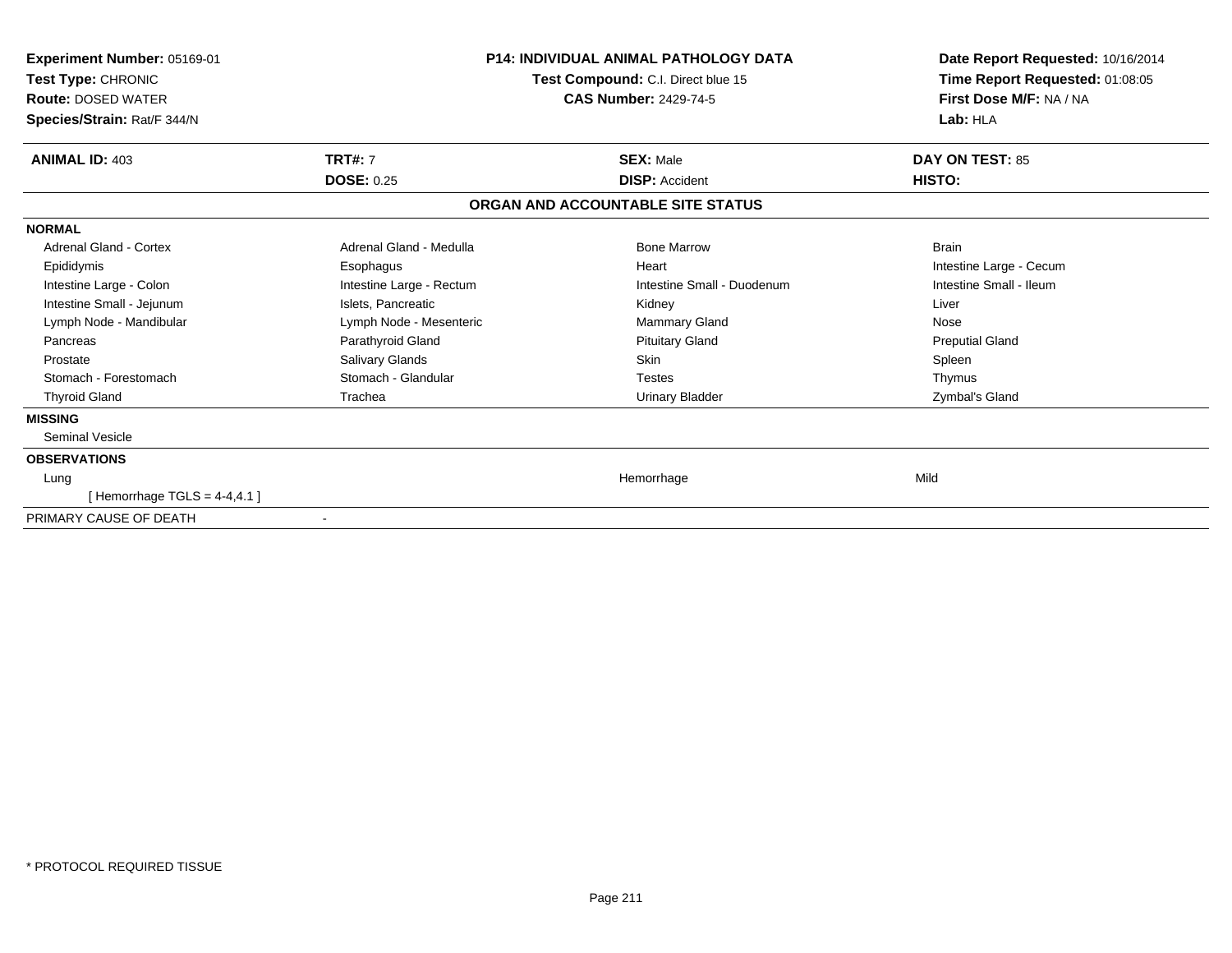**Experiment Number:** 05169-01
**Test Type:** CHRONIC
**Route:** DOSED WATER
**Species/Strain:** Rat/F 344/N

**P14: INDIVIDUAL ANIMAL PATHOLOGY DATA**
**Test Compound:** C.I. Direct blue 15
**CAS Number:** 2429-74-5

**Date Report Requested:** 10/16/2014
**Time Report Requested:** 01:08:05
**First Dose M/F:** NA / NA
**Lab:** HLA

| **ANIMAL ID:** 403 | **TRT#:** 7 | **SEX:** Male | **DAY ON TEST:** 85 |
|---|---|---|---|
| | **DOSE:** 0.25 | **DISP:** Accident | **HISTO:** |

**ORGAN AND ACCOUNTABLE SITE STATUS**

**NORMAL**

| | | | |
|---|---|---|---|
| Adrenal Gland - Cortex | Adrenal Gland - Medulla | Bone Marrow | Brain |
| Epididymis | Esophagus | Heart | Intestine Large - Cecum |
| Intestine Large - Colon | Intestine Large - Rectum | Intestine Small - Duodenum | Intestine Small - Ileum |
| Intestine Small - Jejunum | Islets, Pancreatic | Kidney | Liver |
| Lymph Node - Mandibular | Lymph Node - Mesenteric | Mammary Gland | Nose |
| Pancreas | Parathyroid Gland | Pituitary Gland | Preputial Gland |
| Prostate | Salivary Glands | Skin | Spleen |
| Stomach - Forestomach | Stomach - Glandular | Testes | Thymus |
| Thyroid Gland | Trachea | Urinary Bladder | Zymbal's Gland |

**MISSING**

Seminal Vesicle

**OBSERVATIONS**

| | | | |
|---|---|---|---|
| Lung | | Hemorrhage | Mild |
| [ Hemorrhage TGLS = 4-4,4.1 ] | | | |

PRIMARY CAUSE OF DEATH -

\* PROTOCOL REQUIRED TISSUE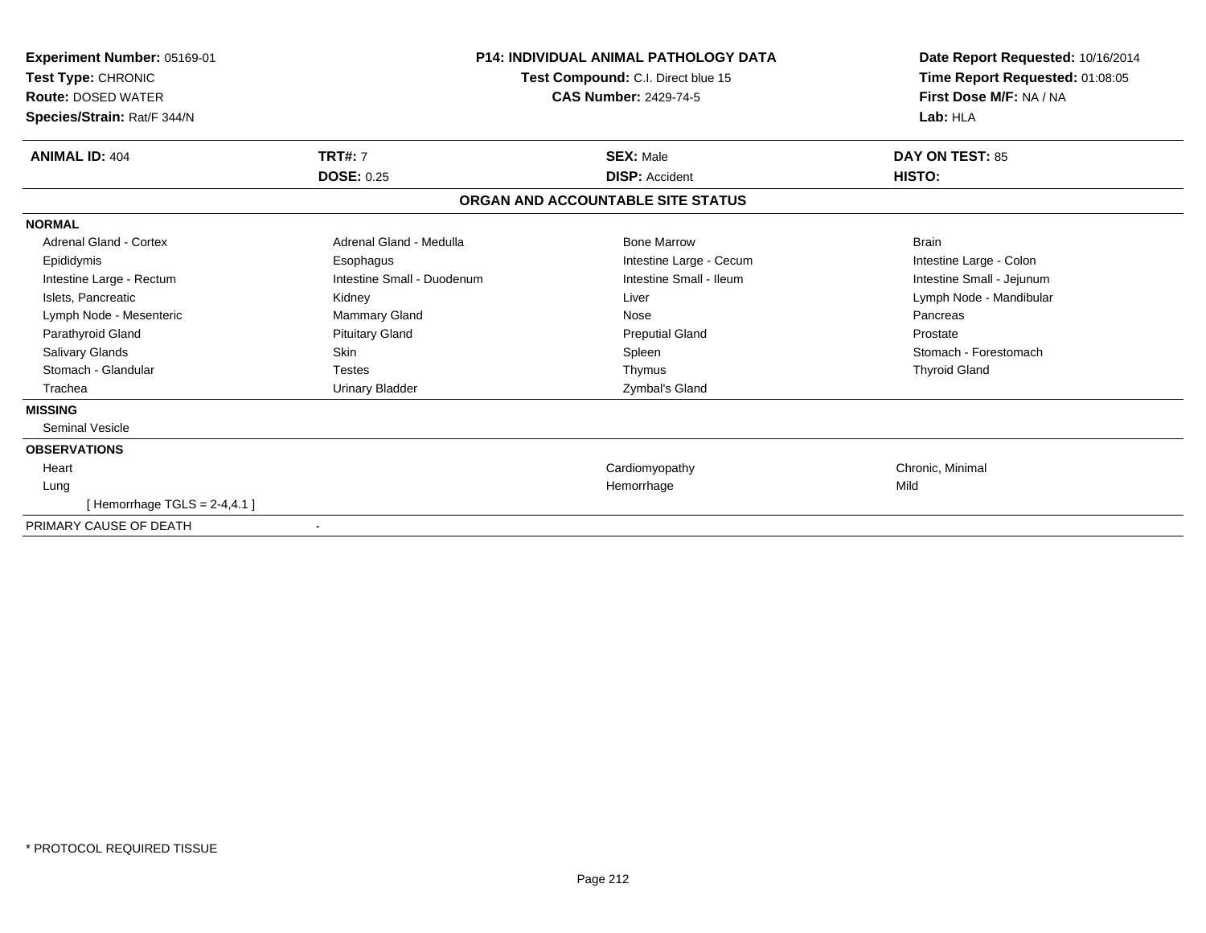**Experiment Number:** 05169-01
**Test Type:** CHRONIC
**Route:** DOSED WATER
**Species/Strain:** Rat/F 344/N

**P14: INDIVIDUAL ANIMAL PATHOLOGY DATA**
**Test Compound:** C.I. Direct blue 15
**CAS Number:** 2429-74-5

**Date Report Requested:** 10/16/2014
**Time Report Requested:** 01:08:05
**First Dose M/F:** NA / NA
**Lab:** HLA

| **ANIMAL ID:** 404 | **TRT#:** 7 | **SEX:** Male | **DAY ON TEST:** 85 |
|---|---|---|---|
| | **DOSE:** 0.25 | **DISP:** Accident | **HISTO:** |

## ORGAN AND ACCOUNTABLE SITE STATUS

| | | | |
|---|---|---|---|
| **NORMAL** | | | |
| Adrenal Gland - Cortex | Adrenal Gland - Medulla | Bone Marrow | Brain |
| Epididymis | Esophagus | Intestine Large - Cecum | Intestine Large - Colon |
| Intestine Large - Rectum | Intestine Small - Duodenum | Intestine Small - Ileum | Intestine Small - Jejunum |
| Islets, Pancreatic | Kidney | Liver | Lymph Node - Mandibular |
| Lymph Node - Mesenteric | Mammary Gland | Nose | Pancreas |
| Parathyroid Gland | Pituitary Gland | Preputial Gland | Prostate |
| Salivary Glands | Skin | Spleen | Stomach - Forestomach |
| Stomach - Glandular | Testes | Thymus | Thyroid Gland |
| Trachea | Urinary Bladder | Zymbal's Gland | |
| **MISSING** | | | |
| Seminal Vesicle | | | |
| **OBSERVATIONS** | | | |
| Heart | | Cardiomyopathy | Chronic, Minimal |
| Lung | | Hemorrhage | Mild |
| [ Hemorrhage TGLS = 2-4,4.1 ] | | | |
| PRIMARY CAUSE OF DEATH | - | | |

* PROTOCOL REQUIRED TISSUE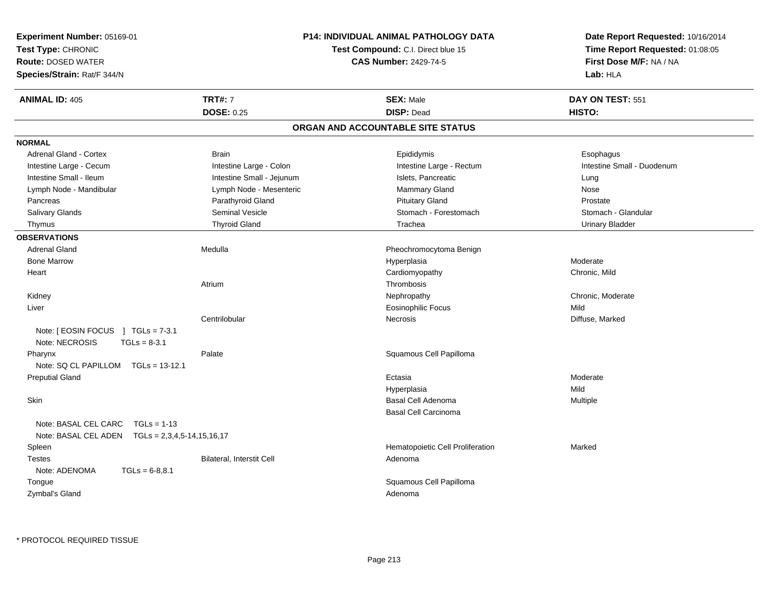**Experiment Number:** 05169-01
**Test Type:** CHRONIC
**Route:** DOSED WATER
**Species/Strain:** Rat/F 344/N

**P14: INDIVIDUAL ANIMAL PATHOLOGY DATA**
**Test Compound:** C.I. Direct blue 15
**CAS Number:** 2429-74-5

**Date Report Requested:** 10/16/2014
**Time Report Requested:** 01:08:05
**First Dose M/F:** NA / NA
**Lab:** HLA

| **ANIMAL ID:** 405 | **TRT#:** 7 | **SEX:** Male | **DAY ON TEST:** 551 |
|---|---|---|---|
| | **DOSE:** 0.25 | **DISP:** Dead | **HISTO:** |

## ORGAN AND ACCOUNTABLE SITE STATUS

**NORMAL**

| | | | |
|---|---|---|---|
| Adrenal Gland - Cortex | Brain | Epididymis | Esophagus |
| Intestine Large - Cecum | Intestine Large - Colon | Intestine Large - Rectum | Intestine Small - Duodenum |
| Intestine Small - Ileum | Intestine Small - Jejunum | Islets, Pancreatic | Lung |
| Lymph Node - Mandibular | Lymph Node - Mesenteric | Mammary Gland | Nose |
| Pancreas | Parathyroid Gland | Pituitary Gland | Prostate |
| Salivary Glands | Seminal Vesicle | Stomach - Forestomach | Stomach - Glandular |
| Thymus | Thyroid Gland | Trachea | Urinary Bladder |

**OBSERVATIONS**

| Organ | Site | Observation | Severity |
|---|---|---|---|
| Adrenal Gland | Medulla | Pheochromocytoma Benign | |
| Bone Marrow | | Hyperplasia | Moderate |
| Heart | | Cardiomyopathy | Chronic, Mild |
| | Atrium | Thrombosis | |
| Kidney | | Nephropathy | Chronic, Moderate |
| Liver | | Eosinophilic Focus | Mild |
| | Centrilobular | Necrosis | Diffuse, Marked |
| Note: [ EOSIN FOCUS ] TGLs = 7-3.1 | | | |
| Note: NECROSIS TGLs = 8-3.1 | | | |
| Pharynx | Palate | Squamous Cell Papilloma | |
| Note: SQ CL PAPILLOM TGLs = 13-12.1 | | | |
| Preputial Gland | | Ectasia | Moderate |
| | | Hyperplasia | Mild |
| Skin | | Basal Cell Adenoma | Multiple |
| | | Basal Cell Carcinoma | |
| Note: BASAL CEL CARC TGLs = 1-13 | | | |
| Note: BASAL CEL ADEN TGLs = 2,3,4,5-14,15,16,17 | | | |
| Spleen | | Hematopoietic Cell Proliferation | Marked |
| Testes | Bilateral, Interstit Cell | Adenoma | |
| Note: ADENOMA TGLs = 6-8,8.1 | | | |
| Tongue | | Squamous Cell Papilloma | |
| Zymbal's Gland | | Adenoma | |

\* PROTOCOL REQUIRED TISSUE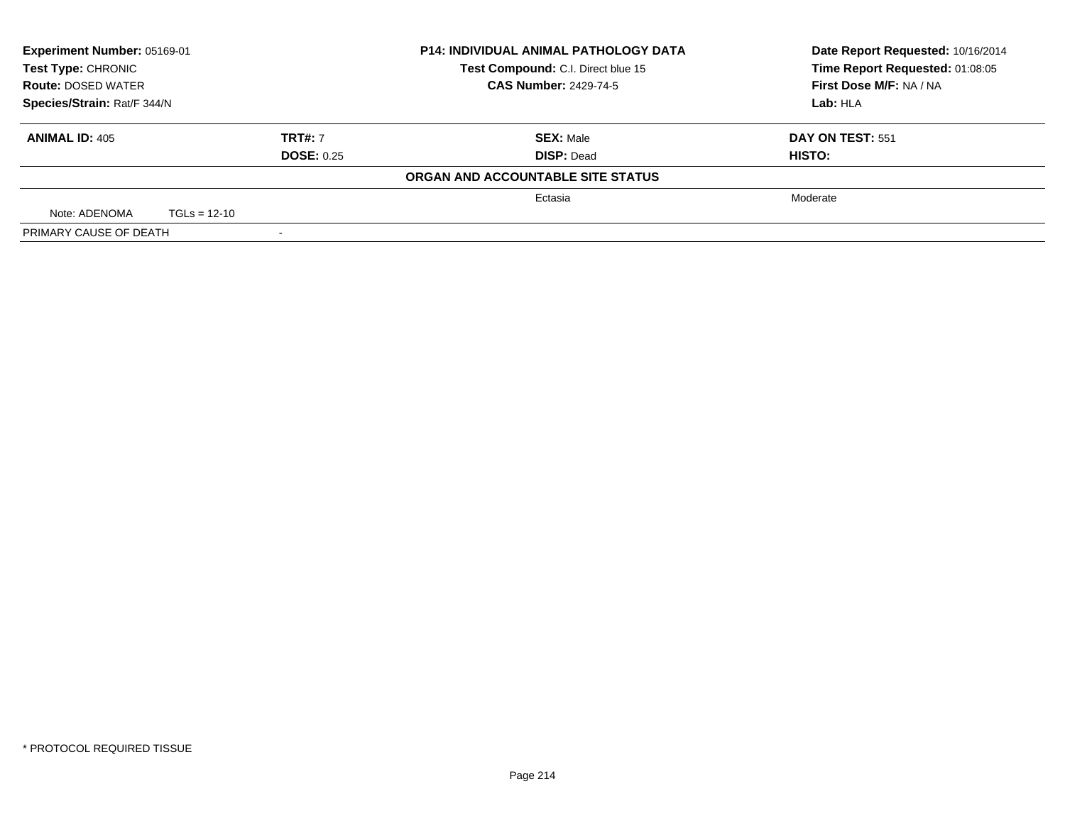**Experiment Number:** 05169-01
**Test Type:** CHRONIC
**Route:** DOSED WATER
**Species/Strain:** Rat/F 344/N

**P14: INDIVIDUAL ANIMAL PATHOLOGY DATA**
**Test Compound:** C.I. Direct blue 15
**CAS Number:** 2429-74-5

**Date Report Requested:** 10/16/2014
**Time Report Requested:** 01:08:05
**First Dose M/F:** NA / NA
**Lab:** HLA

| **ANIMAL ID:** 405 | **TRT#:** 7 | **SEX:** Male | **DAY ON TEST:** 551 |
|---|---|---|---|
| | **DOSE:** 0.25 | **DISP:** Dead | **HISTO:** |

**ORGAN AND ACCOUNTABLE SITE STATUS**

| | | | |
|---|---|---|---|
| | | Ectasia | Moderate |
| Note: ADENOMA TGLs = 12-10 | | | |
| PRIMARY CAUSE OF DEATH | - | | |

* PROTOCOL REQUIRED TISSUE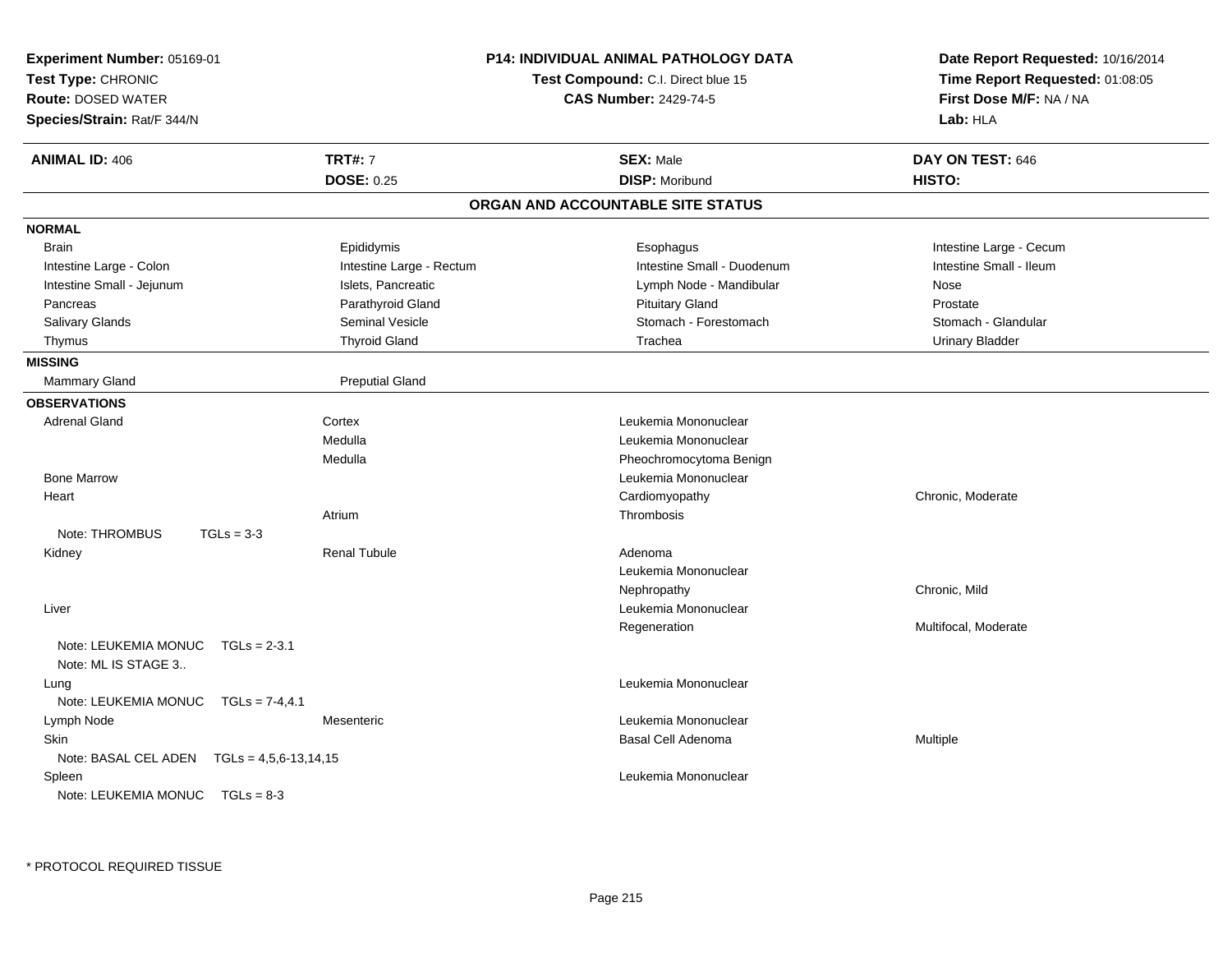**Experiment Number:** 05169-01
**Test Type:** CHRONIC
**Route:** DOSED WATER
**Species/Strain:** Rat/F 344/N

**P14: INDIVIDUAL ANIMAL PATHOLOGY DATA**
**Test Compound:** C.I. Direct blue 15
**CAS Number:** 2429-74-5

**Date Report Requested:** 10/16/2014
**Time Report Requested:** 01:08:05
**First Dose M/F:** NA / NA
**Lab:** HLA

| **ANIMAL ID:** 406 | **TRT#:** 7 | **SEX:** Male | **DAY ON TEST:** 646 |
|---|---|---|---|
| | **DOSE:** 0.25 | **DISP:** Moribund | **HISTO:** |

## ORGAN AND ACCOUNTABLE SITE STATUS

**NORMAL**

| | | | |
|---|---|---|---|
| Brain | Epididymis | Esophagus | Intestine Large - Cecum |
| Intestine Large - Colon | Intestine Large - Rectum | Intestine Small - Duodenum | Intestine Small - Ileum |
| Intestine Small - Jejunum | Islets, Pancreatic | Lymph Node - Mandibular | Nose |
| Pancreas | Parathyroid Gland | Pituitary Gland | Prostate |
| Salivary Glands | Seminal Vesicle | Stomach - Forestomach | Stomach - Glandular |
| Thymus | Thyroid Gland | Trachea | Urinary Bladder |

**MISSING**

| | |
|---|---|
| Mammary Gland | Preputial Gland |

**OBSERVATIONS**

| | | | |
|---|---|---|---|
| Adrenal Gland | Cortex | Leukemia Mononuclear | |
| | Medulla | Leukemia Mononuclear | |
| | Medulla | Pheochromocytoma Benign | |
| Bone Marrow | | Leukemia Mononuclear | |
| Heart | | Cardiomyopathy | Chronic, Moderate |
| | Atrium | Thrombosis | |
| Note: THROMBUS TGLs = 3-3 | | | |
| Kidney | Renal Tubule | Adenoma | |
| | | Leukemia Mononuclear | |
| | | Nephropathy | Chronic, Mild |
| Liver | | Leukemia Mononuclear | |
| | | Regeneration | Multifocal, Moderate |
| Note: LEUKEMIA MONUC TGLs = 2-3.1 | | | |
| Note: ML IS STAGE 3.. | | | |
| Lung | | Leukemia Mononuclear | |
| Note: LEUKEMIA MONUC TGLs = 7-4,4.1 | | | |
| Lymph Node | Mesenteric | Leukemia Mononuclear | |
| Skin | | Basal Cell Adenoma | Multiple |
| Note: BASAL CEL ADEN TGLs = 4,5,6-13,14,15 | | | |
| Spleen | | Leukemia Mononuclear | |
| Note: LEUKEMIA MONUC TGLs = 8-3 | | | |

* PROTOCOL REQUIRED TISSUE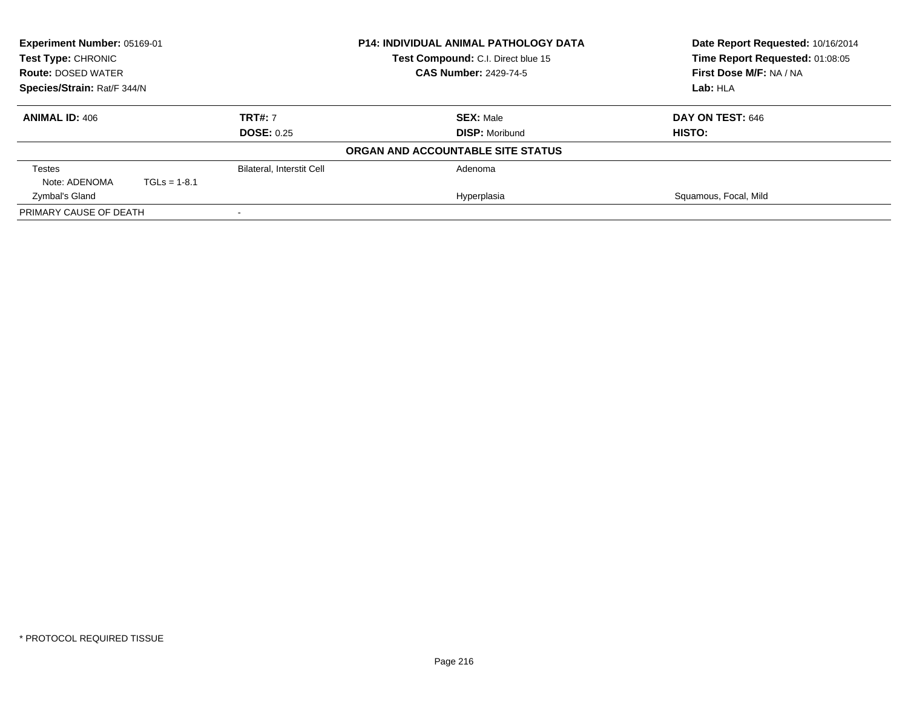**Experiment Number:** 05169-01
**Test Type:** CHRONIC
**Route:** DOSED WATER
**Species/Strain:** Rat/F 344/N

**P14: INDIVIDUAL ANIMAL PATHOLOGY DATA**
**Test Compound:** C.I. Direct blue 15
**CAS Number:** 2429-74-5

**Date Report Requested:** 10/16/2014
**Time Report Requested:** 01:08:05
**First Dose M/F:** NA / NA
**Lab:** HLA

| **ANIMAL ID:** 406 | **TRT#:** 7 | **SEX:** Male | **DAY ON TEST:** 646 |
|---|---|---|---|
| | **DOSE:** 0.25 | **DISP:** Moribund | **HISTO:** |

**ORGAN AND ACCOUNTABLE SITE STATUS**

| | | | |
|---|---|---|---|
| Testes | Bilateral, Interstit Cell | Adenoma | |
| Note: ADENOMA TGLs = 1-8.1 | | | |
| Zymbal's Gland | | Hyperplasia | Squamous, Focal, Mild |
| PRIMARY CAUSE OF DEATH | - | | |

* PROTOCOL REQUIRED TISSUE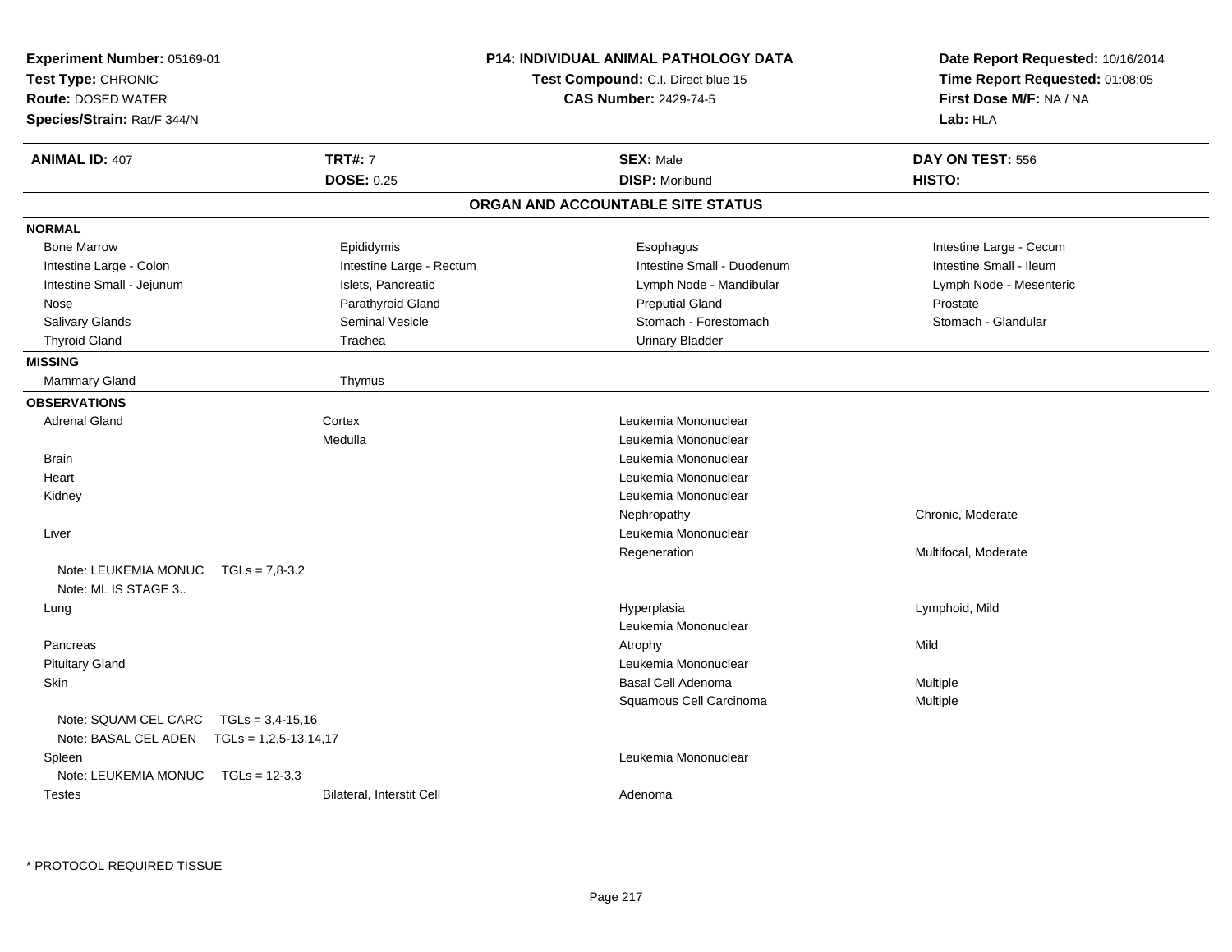**Experiment Number:** 05169-01
**Test Type:** CHRONIC
**Route:** DOSED WATER
**Species/Strain:** Rat/F 344/N

**P14: INDIVIDUAL ANIMAL PATHOLOGY DATA**
**Test Compound:** C.I. Direct blue 15
**CAS Number:** 2429-74-5

**Date Report Requested:** 10/16/2014
**Time Report Requested:** 01:08:05
**First Dose M/F:** NA / NA
**Lab:** HLA

| **ANIMAL ID:** 407 | **TRT#:** 7 | **SEX:** Male | **DAY ON TEST:** 556 |
|---|---|---|---|
| | **DOSE:** 0.25 | **DISP:** Moribund | **HISTO:** |

## ORGAN AND ACCOUNTABLE SITE STATUS

### NORMAL

| | | | |
|---|---|---|---|
| Bone Marrow | Epididymis | Esophagus | Intestine Large - Cecum |
| Intestine Large - Colon | Intestine Large - Rectum | Intestine Small - Duodenum | Intestine Small - Ileum |
| Intestine Small - Jejunum | Islets, Pancreatic | Lymph Node - Mandibular | Lymph Node - Mesenteric |
| Nose | Parathyroid Gland | Preputial Gland | Prostate |
| Salivary Glands | Seminal Vesicle | Stomach - Forestomach | Stomach - Glandular |
| Thyroid Gland | Trachea | Urinary Bladder | |

### MISSING

| | |
|---|---|
| Mammary Gland | Thymus |

### OBSERVATIONS

| Organ | Site | Observation | Qualifier |
|---|---|---|---|
| Adrenal Gland | Cortex | Leukemia Mononuclear | |
| | Medulla | Leukemia Mononuclear | |
| Brain | | Leukemia Mononuclear | |
| Heart | | Leukemia Mononuclear | |
| Kidney | | Leukemia Mononuclear | |
| | | Nephropathy | Chronic, Moderate |
| Liver | | Leukemia Mononuclear | |
| | | Regeneration | Multifocal, Moderate |
| Note: LEUKEMIA MONUC TGLs = 7,8-3.2 | | | |
| Note: ML IS STAGE 3.. | | | |
| Lung | | Hyperplasia | Lymphoid, Mild |
| | | Leukemia Mononuclear | |
| Pancreas | | Atrophy | Mild |
| Pituitary Gland | | Leukemia Mononuclear | |
| Skin | | Basal Cell Adenoma | Multiple |
| | | Squamous Cell Carcinoma | Multiple |
| Note: SQUAM CEL CARC TGLs = 3,4-15,16 | | | |
| Note: BASAL CEL ADEN TGLs = 1,2,5-13,14,17 | | | |
| Spleen | | Leukemia Mononuclear | |
| Note: LEUKEMIA MONUC TGLs = 12-3.3 | | | |
| Testes | Bilateral, Interstit Cell | Adenoma | |

\* PROTOCOL REQUIRED TISSUE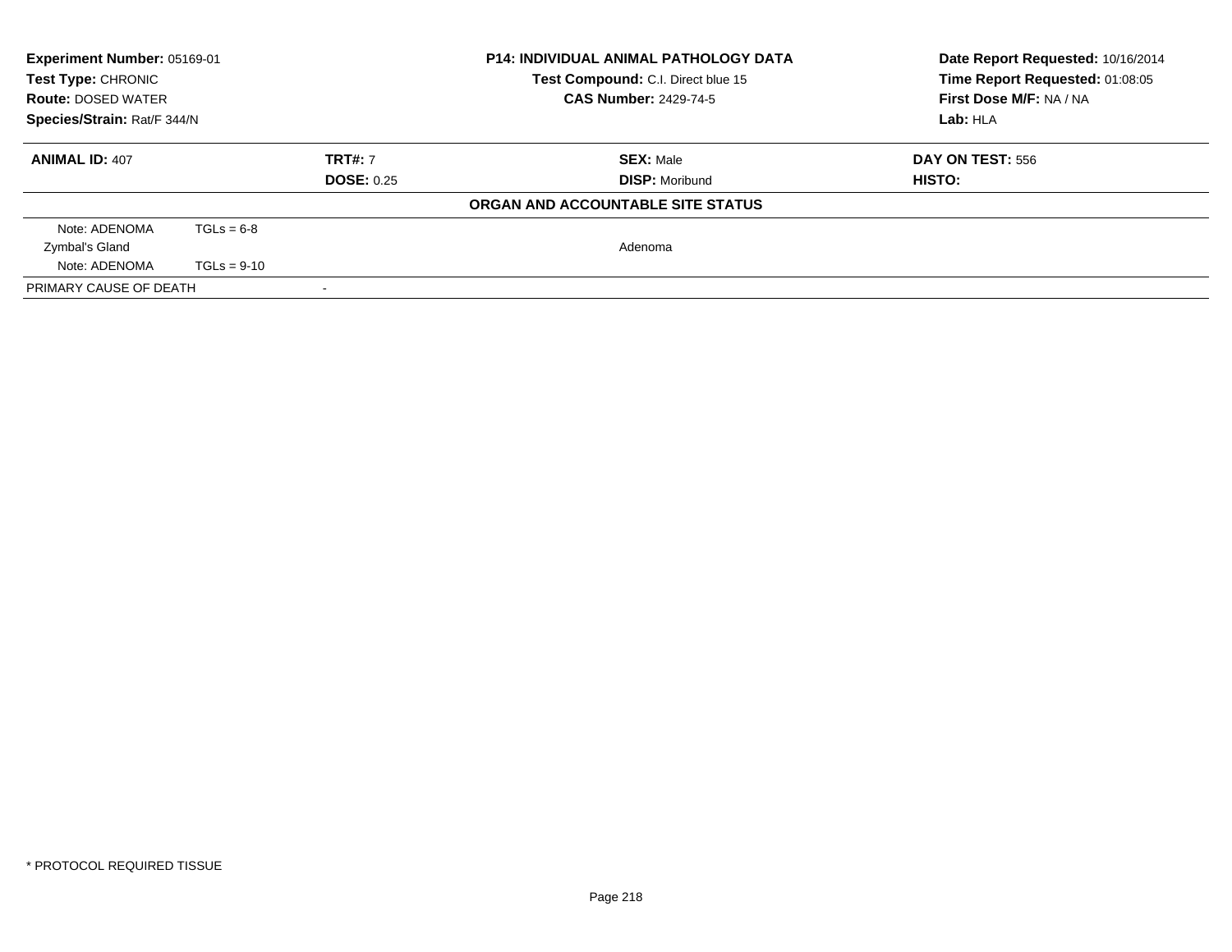| **Experiment Number:** 05169-01 | **P14: INDIVIDUAL ANIMAL PATHOLOGY DATA** | **Date Report Requested:** 10/16/2014 |
|---|---|---|
| **Test Type:** CHRONIC | **Test Compound:** C.I. Direct blue 15 | **Time Report Requested:** 01:08:05 |
| **Route:** DOSED WATER | **CAS Number:** 2429-74-5 | **First Dose M/F:** NA / NA |
| **Species/Strain:** Rat/F 344/N | | **Lab:** HLA |

| **ANIMAL ID:** 407 | **TRT#:** 7 | **SEX:** Male | **DAY ON TEST:** 556 |
|---|---|---|---|
| | **DOSE:** 0.25 | **DISP:** Moribund | **HISTO:** |

**ORGAN AND ACCOUNTABLE SITE STATUS**

| | | |
|---|---|---|
| Note: ADENOMA | TGLs = 6-8 | |
| Zymbal's Gland | | Adenoma |
| Note: ADENOMA | TGLs = 9-10 | |
| PRIMARY CAUSE OF DEATH | - | |

\* PROTOCOL REQUIRED TISSUE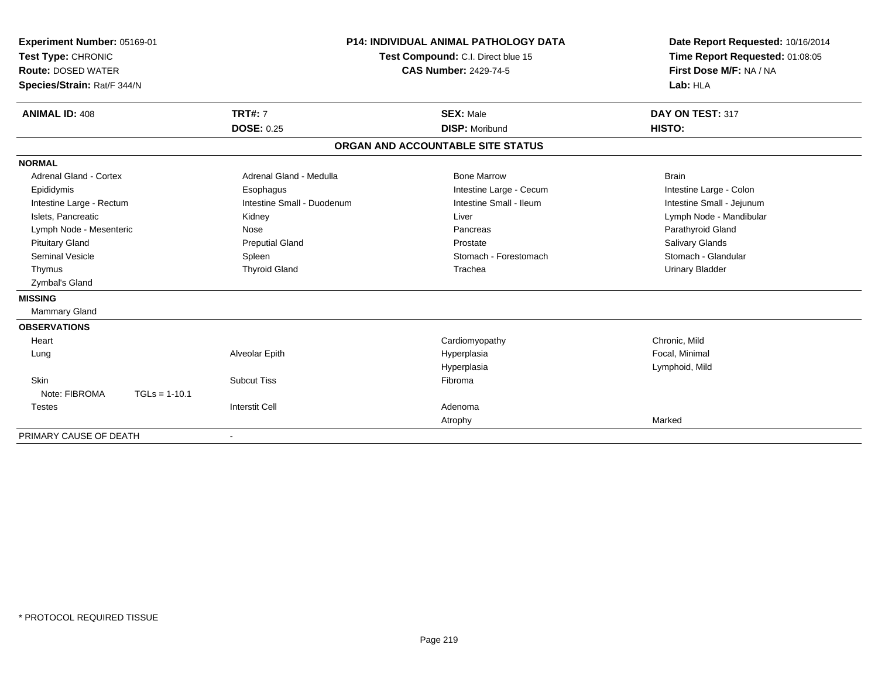**Experiment Number:** 05169-01
**Test Type:** CHRONIC
**Route:** DOSED WATER
**Species/Strain:** Rat/F 344/N

**P14: INDIVIDUAL ANIMAL PATHOLOGY DATA**
**Test Compound:** C.I. Direct blue 15
**CAS Number:** 2429-74-5

**Date Report Requested:** 10/16/2014
**Time Report Requested:** 01:08:05
**First Dose M/F:** NA / NA
**Lab:** HLA

| **ANIMAL ID:** 408 | **TRT#:** 7 | **SEX:** Male | **DAY ON TEST:** 317 |
|---|---|---|---|
| | **DOSE:** 0.25 | **DISP:** Moribund | **HISTO:** |

## ORGAN AND ACCOUNTABLE SITE STATUS

**NORMAL**

| | | | |
|---|---|---|---|
| Adrenal Gland - Cortex | Adrenal Gland - Medulla | Bone Marrow | Brain |
| Epididymis | Esophagus | Intestine Large - Cecum | Intestine Large - Colon |
| Intestine Large - Rectum | Intestine Small - Duodenum | Intestine Small - Ileum | Intestine Small - Jejunum |
| Islets, Pancreatic | Kidney | Liver | Lymph Node - Mandibular |
| Lymph Node - Mesenteric | Nose | Pancreas | Parathyroid Gland |
| Pituitary Gland | Preputial Gland | Prostate | Salivary Glands |
| Seminal Vesicle | Spleen | Stomach - Forestomach | Stomach - Glandular |
| Thymus | Thyroid Gland | Trachea | Urinary Bladder |
| Zymbal's Gland | | | |

**MISSING**

Mammary Gland

**OBSERVATIONS**

| | | | |
|---|---|---|---|
| Heart | | Cardiomyopathy | Chronic, Mild |
| Lung | Alveolar Epith | Hyperplasia | Focal, Minimal |
| | | Hyperplasia | Lymphoid, Mild |
| Skin | Subcut Tiss | Fibroma | |
| Note: FIBROMA TGLs = 1-10.1 | | | |
| Testes | Interstit Cell | Adenoma | |
| | | Atrophy | Marked |

PRIMARY CAUSE OF DEATH -

\* PROTOCOL REQUIRED TISSUE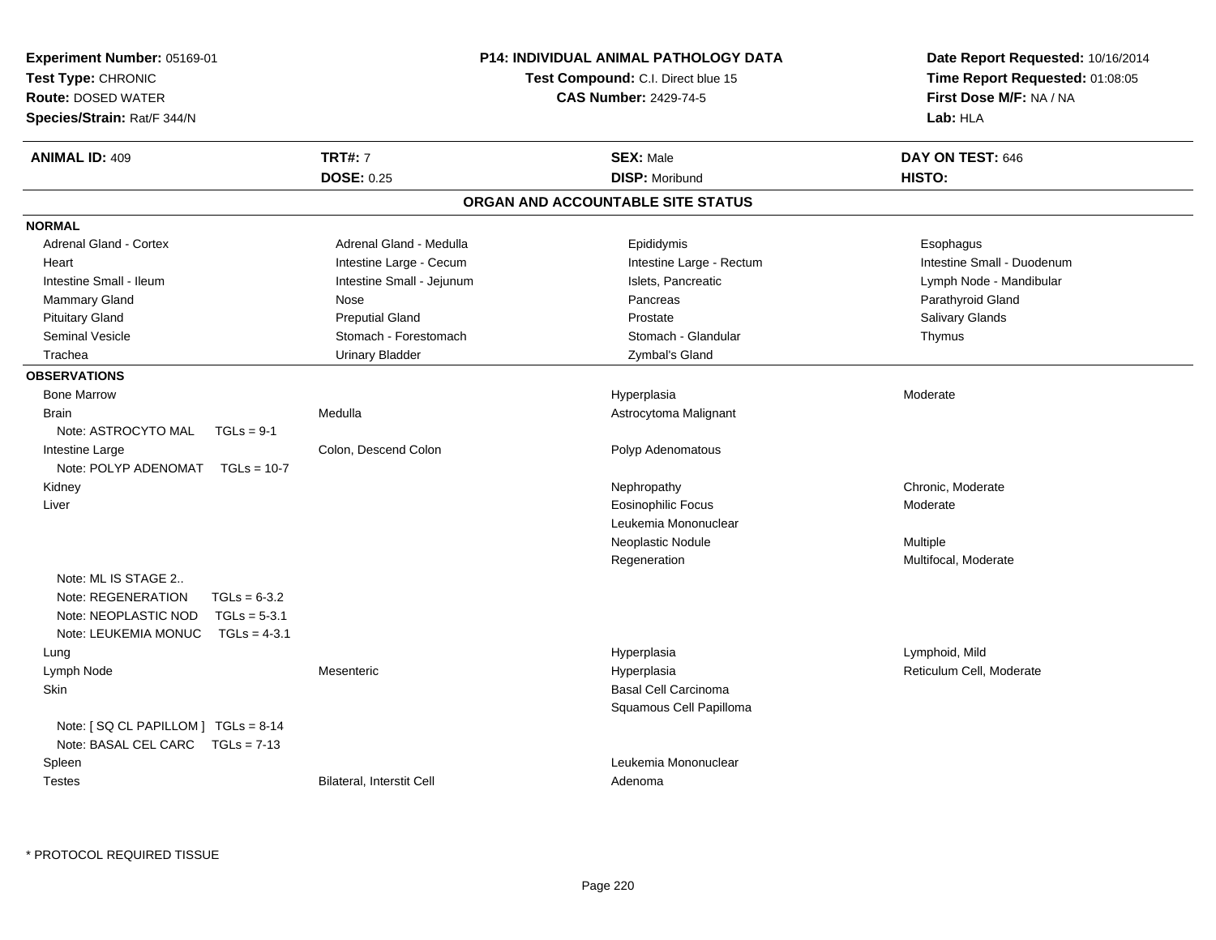**Experiment Number:** 05169-01
**Test Type:** CHRONIC
**Route:** DOSED WATER
**Species/Strain:** Rat/F 344/N

**P14: INDIVIDUAL ANIMAL PATHOLOGY DATA**
**Test Compound:** C.I. Direct blue 15
**CAS Number:** 2429-74-5

**Date Report Requested:** 10/16/2014
**Time Report Requested:** 01:08:05
**First Dose M/F:** NA / NA
**Lab:** HLA

| **ANIMAL ID:** 409 | **TRT#:** 7 | **SEX:** Male | **DAY ON TEST:** 646 |
|---|---|---|---|
| | **DOSE:** 0.25 | **DISP:** Moribund | **HISTO:** |

## ORGAN AND ACCOUNTABLE SITE STATUS

**NORMAL**

| | | | |
|---|---|---|---|
| Adrenal Gland - Cortex | Adrenal Gland - Medulla | Epididymis | Esophagus |
| Heart | Intestine Large - Cecum | Intestine Large - Rectum | Intestine Small - Duodenum |
| Intestine Small - Ileum | Intestine Small - Jejunum | Islets, Pancreatic | Lymph Node - Mandibular |
| Mammary Gland | Nose | Pancreas | Parathyroid Gland |
| Pituitary Gland | Preputial Gland | Prostate | Salivary Glands |
| Seminal Vesicle | Stomach - Forestomach | Stomach - Glandular | Thymus |
| Trachea | Urinary Bladder | Zymbal's Gland | |

**OBSERVATIONS**

| | | | |
|---|---|---|---|
| Bone Marrow | | Hyperplasia | Moderate |
| Brain | Medulla | Astrocytoma Malignant | |
| Note: ASTROCYTO MAL TGLs = 9-1 | | | |
| Intestine Large | Colon, Descend Colon | Polyp Adenomatous | |
| Note: POLYP ADENOMAT TGLs = 10-7 | | | |
| Kidney | | Nephropathy | Chronic, Moderate |
| Liver | | Eosinophilic Focus | Moderate |
| | | Leukemia Mononuclear | |
| | | Neoplastic Nodule | Multiple |
| | | Regeneration | Multifocal, Moderate |
| Note: ML IS STAGE 2.. | | | |
| Note: REGENERATION TGLs = 6-3.2 | | | |
| Note: NEOPLASTIC NOD TGLs = 5-3.1 | | | |
| Note: LEUKEMIA MONUC TGLs = 4-3.1 | | | |
| Lung | | Hyperplasia | Lymphoid, Mild |
| Lymph Node | Mesenteric | Hyperplasia | Reticulum Cell, Moderate |
| Skin | | Basal Cell Carcinoma | |
| | | Squamous Cell Papilloma | |
| Note: [ SQ CL PAPILLOM ] TGLs = 8-14 | | | |
| Note: BASAL CEL CARC TGLs = 7-13 | | | |
| Spleen | | Leukemia Mononuclear | |
| Testes | Bilateral, Interstit Cell | Adenoma | |

* PROTOCOL REQUIRED TISSUE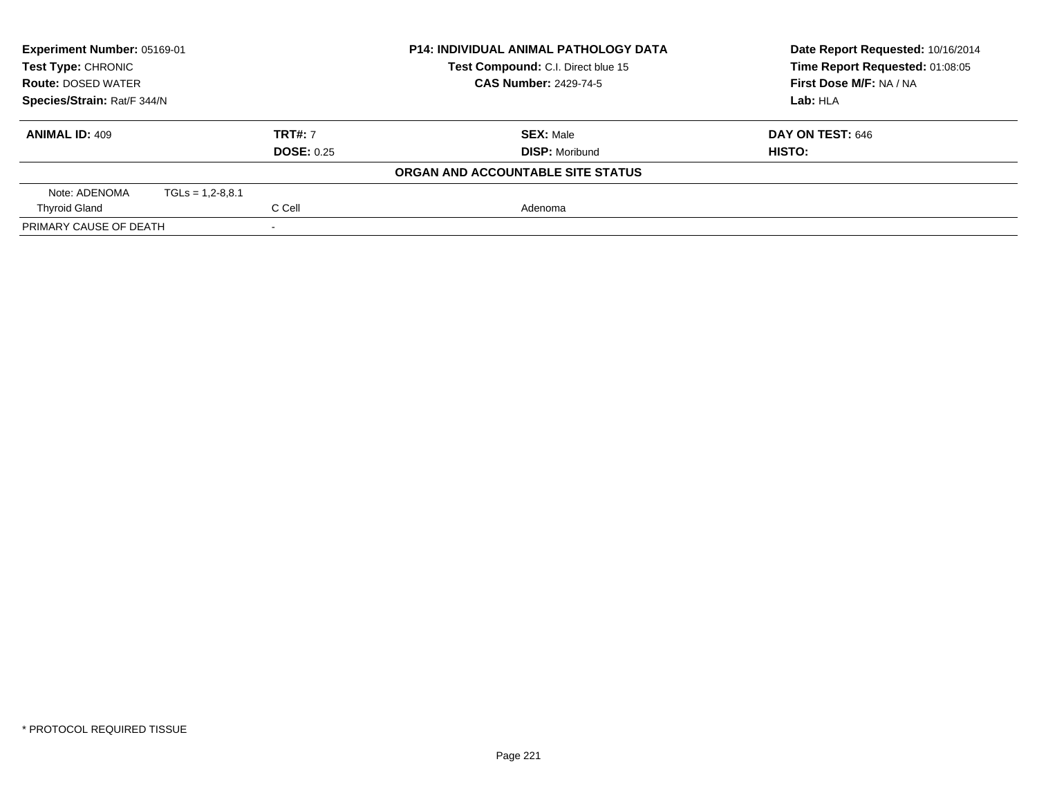| **Experiment Number:** 05169-01 | **P14: INDIVIDUAL ANIMAL PATHOLOGY DATA** | **Date Report Requested:** 10/16/2014 |
|---|---|---|
| **Test Type:** CHRONIC | **Test Compound:** C.I. Direct blue 15 | **Time Report Requested:** 01:08:05 |
| **Route:** DOSED WATER | **CAS Number:** 2429-74-5 | **First Dose M/F:** NA / NA |
| **Species/Strain:** Rat/F 344/N | | **Lab:** HLA |

| **ANIMAL ID:** 409 | **TRT#:** 7 | **SEX:** Male | **DAY ON TEST:** 646 |
|---|---|---|---|
| | **DOSE:** 0.25 | **DISP:** Moribund | **HISTO:** |

**ORGAN AND ACCOUNTABLE SITE STATUS**

| | | |
|---|---|---|
| Note: ADENOMA TGLs = 1,2-8,8.1 | | |
| Thyroid Gland | C Cell | Adenoma |
| PRIMARY CAUSE OF DEATH | - | |

* PROTOCOL REQUIRED TISSUE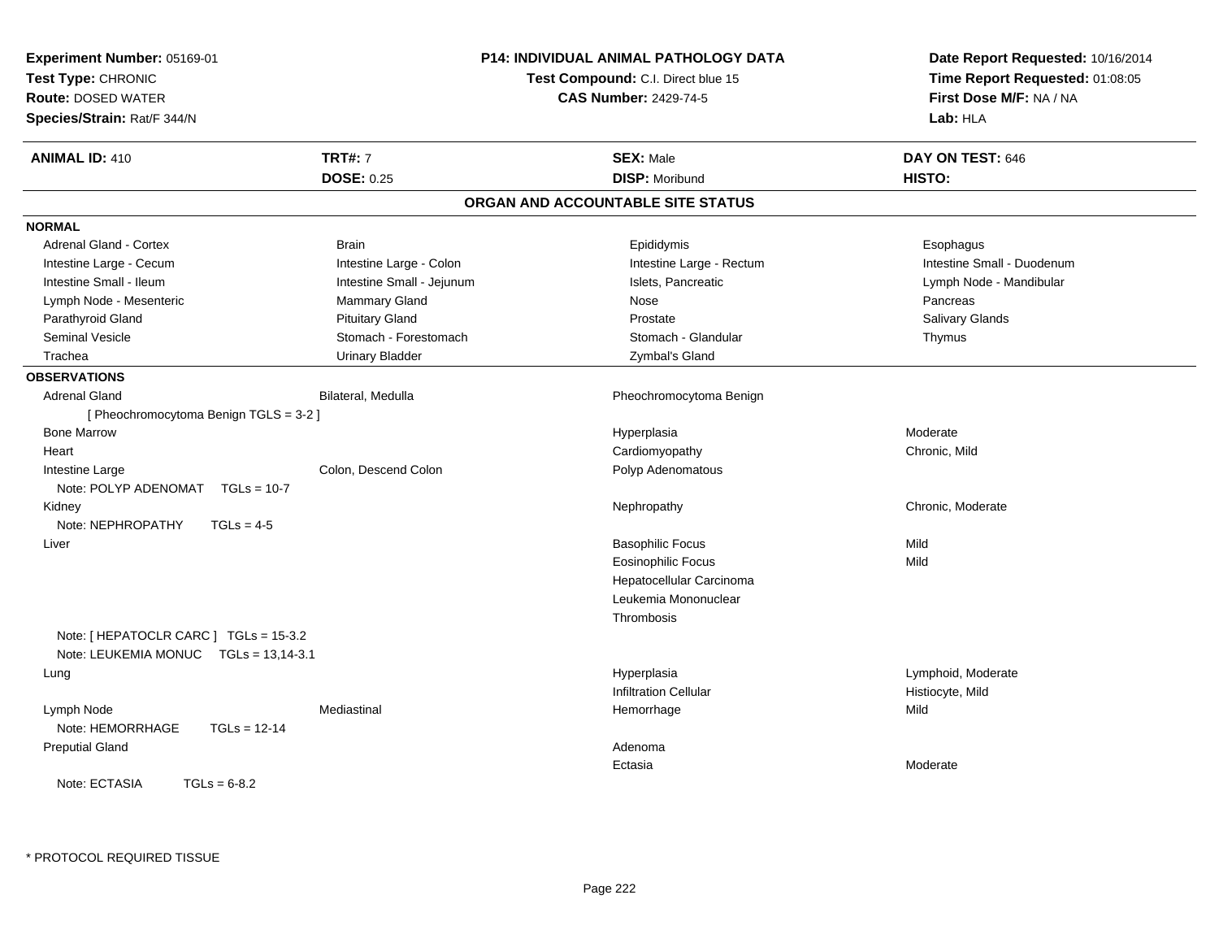**Experiment Number:** 05169-01
**Test Type:** CHRONIC
**Route:** DOSED WATER
**Species/Strain:** Rat/F 344/N

**P14: INDIVIDUAL ANIMAL PATHOLOGY DATA**
**Test Compound:** C.I. Direct blue 15
**CAS Number:** 2429-74-5

**Date Report Requested:** 10/16/2014
**Time Report Requested:** 01:08:05
**First Dose M/F:** NA / NA
**Lab:** HLA

| **ANIMAL ID:** 410 | **TRT#:** 7 | **SEX:** Male | **DAY ON TEST:** 646 |
|---|---|---|---|
| | **DOSE:** 0.25 | **DISP:** Moribund | **HISTO:** |

## ORGAN AND ACCOUNTABLE SITE STATUS

**NORMAL**

| | | | |
|---|---|---|---|
| Adrenal Gland - Cortex | Brain | Epididymis | Esophagus |
| Intestine Large - Cecum | Intestine Large - Colon | Intestine Large - Rectum | Intestine Small - Duodenum |
| Intestine Small - Ileum | Intestine Small - Jejunum | Islets, Pancreatic | Lymph Node - Mandibular |
| Lymph Node - Mesenteric | Mammary Gland | Nose | Pancreas |
| Parathyroid Gland | Pituitary Gland | Prostate | Salivary Glands |
| Seminal Vesicle | Stomach - Forestomach | Stomach - Glandular | Thymus |
| Trachea | Urinary Bladder | Zymbal's Gland | |

**OBSERVATIONS**

| | | | |
|---|---|---|---|
| Adrenal Gland | Bilateral, Medulla | Pheochromocytoma Benign | |
| [ Pheochromocytoma Benign TGLS = 3-2 ] | | | |
| Bone Marrow | | Hyperplasia | Moderate |
| Heart | | Cardiomyopathy | Chronic, Mild |
| Intestine Large | Colon, Descend Colon | Polyp Adenomatous | |
| Note: POLYP ADENOMAT TGLs = 10-7 | | | |
| Kidney | | Nephropathy | Chronic, Moderate |
| Note: NEPHROPATHY TGLs = 4-5 | | | |
| Liver | | Basophilic Focus | Mild |
| | | Eosinophilic Focus | Mild |
| | | Hepatocellular Carcinoma | |
| | | Leukemia Mononuclear | |
| | | Thrombosis | |
| Note: [ HEPATOCLR CARC ] TGLs = 15-3.2 | | | |
| Note: LEUKEMIA MONUC TGLs = 13,14-3.1 | | | |
| Lung | | Hyperplasia | Lymphoid, Moderate |
| | | Infiltration Cellular | Histiocyte, Mild |
| Lymph Node | Mediastinal | Hemorrhage | Mild |
| Note: HEMORRHAGE TGLs = 12-14 | | | |
| Preputial Gland | | Adenoma | |
| | | Ectasia | Moderate |
| Note: ECTASIA TGLs = 6-8.2 | | | |

* PROTOCOL REQUIRED TISSUE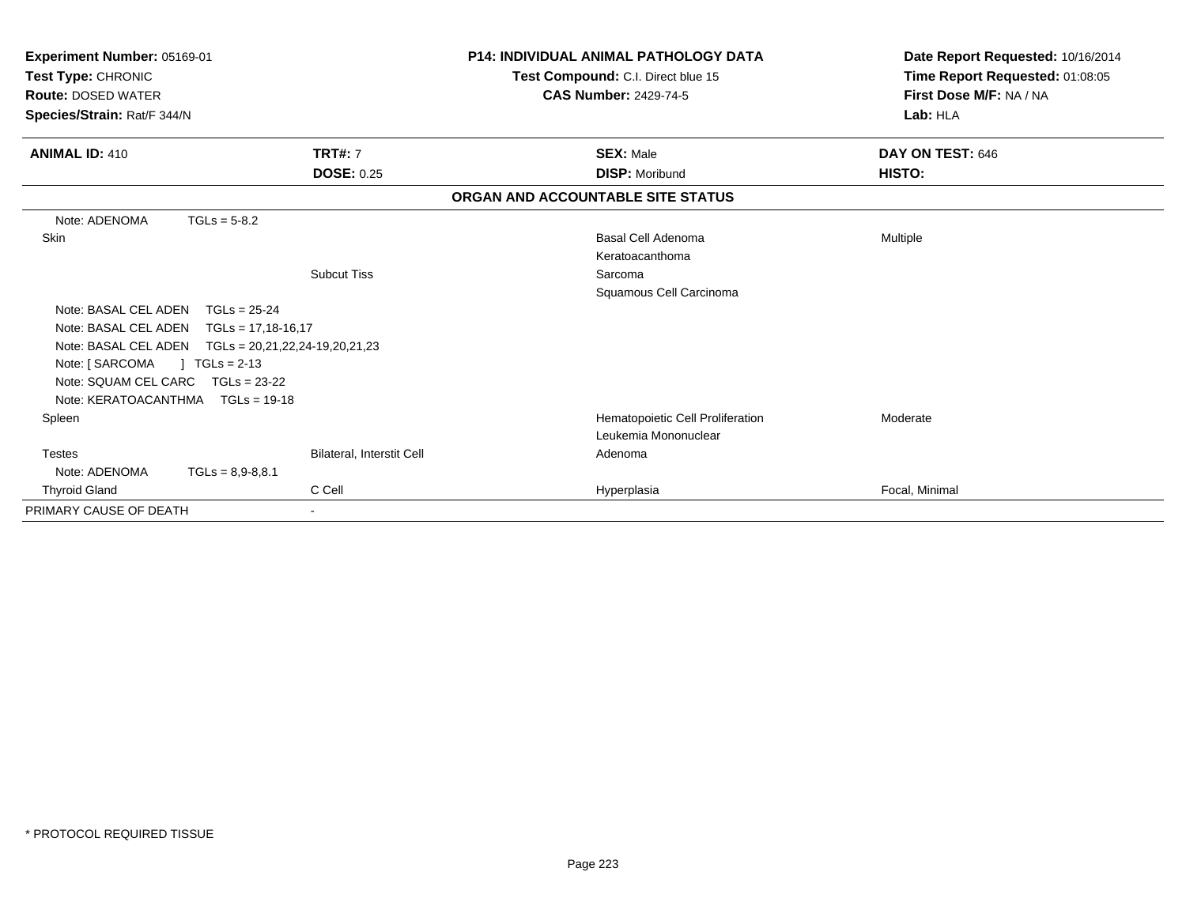**Experiment Number:** 05169-01
**Test Type:** CHRONIC
**Route:** DOSED WATER
**Species/Strain:** Rat/F 344/N

**P14: INDIVIDUAL ANIMAL PATHOLOGY DATA**
**Test Compound:** C.I. Direct blue 15
**CAS Number:** 2429-74-5

**Date Report Requested:** 10/16/2014
**Time Report Requested:** 01:08:05
**First Dose M/F:** NA / NA
**Lab:** HLA

| **ANIMAL ID:** 410 | **TRT#:** 7 | **SEX:** Male | **DAY ON TEST:** 646 |
|---|---|---|---|
| | **DOSE:** 0.25 | **DISP:** Moribund | **HISTO:** |

**ORGAN AND ACCOUNTABLE SITE STATUS**

| | | | |
|---|---|---|---|
| Note: ADENOMA TGLs = 5-8.2 | | | |
| Skin | | Basal Cell Adenoma | Multiple |
| | | Keratoacanthoma | |
| | Subcut Tiss | Sarcoma | |
| | | Squamous Cell Carcinoma | |
| Note: BASAL CEL ADEN TGLs = 25-24 | | | |
| Note: BASAL CEL ADEN TGLs = 17,18-16,17 | | | |
| Note: BASAL CEL ADEN TGLs = 20,21,22,24-19,20,21,23 | | | |
| Note: [ SARCOMA ] TGLs = 2-13 | | | |
| Note: SQUAM CEL CARC TGLs = 23-22 | | | |
| Note: KERATOACANTHMA TGLs = 19-18 | | | |
| Spleen | | Hematopoietic Cell Proliferation | Moderate |
| | | Leukemia Mononuclear | |
| Testes | Bilateral, Interstit Cell | Adenoma | |
| Note: ADENOMA TGLs = 8,9-8,8.1 | | | |
| Thyroid Gland | C Cell | Hyperplasia | Focal, Minimal |
| PRIMARY CAUSE OF DEATH | - | | |

* PROTOCOL REQUIRED TISSUE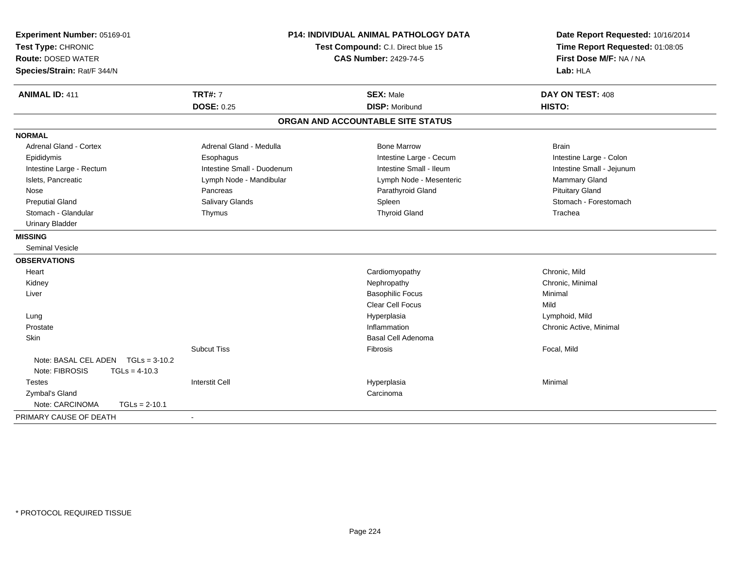**Experiment Number:** 05169-01
**Test Type:** CHRONIC
**Route:** DOSED WATER
**Species/Strain:** Rat/F 344/N

**P14: INDIVIDUAL ANIMAL PATHOLOGY DATA**
**Test Compound:** C.I. Direct blue 15
**CAS Number:** 2429-74-5

**Date Report Requested:** 10/16/2014
**Time Report Requested:** 01:08:05
**First Dose M/F:** NA / NA
**Lab:** HLA

| **ANIMAL ID:** 411 | **TRT#:** 7 | **SEX:** Male | **DAY ON TEST:** 408 |
|---|---|---|---|
| | **DOSE:** 0.25 | **DISP:** Moribund | **HISTO:** |

## ORGAN AND ACCOUNTABLE SITE STATUS

**NORMAL**

| | | | |
|---|---|---|---|
| Adrenal Gland - Cortex | Adrenal Gland - Medulla | Bone Marrow | Brain |
| Epididymis | Esophagus | Intestine Large - Cecum | Intestine Large - Colon |
| Intestine Large - Rectum | Intestine Small - Duodenum | Intestine Small - Ileum | Intestine Small - Jejunum |
| Islets, Pancreatic | Lymph Node - Mandibular | Lymph Node - Mesenteric | Mammary Gland |
| Nose | Pancreas | Parathyroid Gland | Pituitary Gland |
| Preputial Gland | Salivary Glands | Spleen | Stomach - Forestomach |
| Stomach - Glandular | Thymus | Thyroid Gland | Trachea |
| Urinary Bladder | | | |

**MISSING**

Seminal Vesicle

**OBSERVATIONS**

| Organ | Site | Observation | Severity |
|---|---|---|---|
| Heart | | Cardiomyopathy | Chronic, Mild |
| Kidney | | Nephropathy | Chronic, Minimal |
| Liver | | Basophilic Focus | Minimal |
| | | Clear Cell Focus | Mild |
| Lung | | Hyperplasia | Lymphoid, Mild |
| Prostate | | Inflammation | Chronic Active, Minimal |
| Skin | | Basal Cell Adenoma | |
| | Subcut Tiss | Fibrosis | Focal, Mild |
| Note: BASAL CEL ADEN TGLs = 3-10.2 | | | |
| Note: FIBROSIS TGLs = 4-10.3 | | | |
| Testes | Interstit Cell | Hyperplasia | Minimal |
| Zymbal's Gland | | Carcinoma | |
| Note: CARCINOMA TGLs = 2-10.1 | | | |

PRIMARY CAUSE OF DEATH -

\* PROTOCOL REQUIRED TISSUE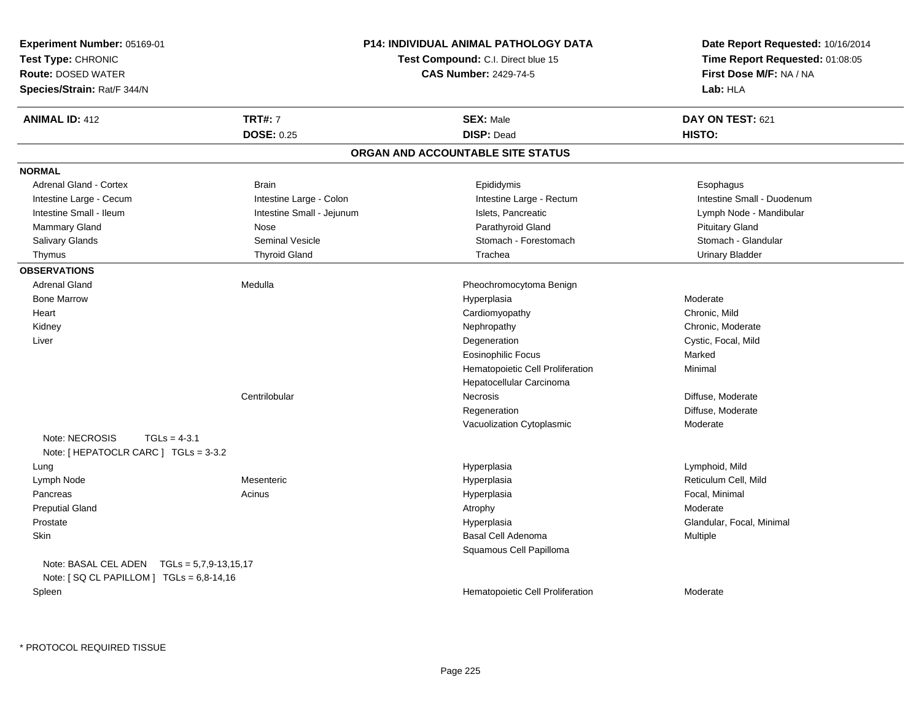**Experiment Number:** 05169-01
**Test Type:** CHRONIC
**Route:** DOSED WATER
**Species/Strain:** Rat/F 344/N

**P14: INDIVIDUAL ANIMAL PATHOLOGY DATA**
**Test Compound:** C.I. Direct blue 15
**CAS Number:** 2429-74-5

**Date Report Requested:** 10/16/2014
**Time Report Requested:** 01:08:05
**First Dose M/F:** NA / NA
**Lab:** HLA

| **ANIMAL ID:** 412 | **TRT#:** 7 | **SEX:** Male | **DAY ON TEST:** 621 |
|---|---|---|---|
| | **DOSE:** 0.25 | **DISP:** Dead | **HISTO:** |

## ORGAN AND ACCOUNTABLE SITE STATUS

### NORMAL

| | | | |
|---|---|---|---|
| Adrenal Gland - Cortex | Brain | Epididymis | Esophagus |
| Intestine Large - Cecum | Intestine Large - Colon | Intestine Large - Rectum | Intestine Small - Duodenum |
| Intestine Small - Ileum | Intestine Small - Jejunum | Islets, Pancreatic | Lymph Node - Mandibular |
| Mammary Gland | Nose | Parathyroid Gland | Pituitary Gland |
| Salivary Glands | Seminal Vesicle | Stomach - Forestomach | Stomach - Glandular |
| Thymus | Thyroid Gland | Trachea | Urinary Bladder |

### OBSERVATIONS

| | | | |
|---|---|---|---|
| Adrenal Gland | Medulla | Pheochromocytoma Benign | |
| Bone Marrow | | Hyperplasia | Moderate |
| Heart | | Cardiomyopathy | Chronic, Mild |
| Kidney | | Nephropathy | Chronic, Moderate |
| Liver | | Degeneration | Cystic, Focal, Mild |
| | | Eosinophilic Focus | Marked |
| | | Hematopoietic Cell Proliferation | Minimal |
| | | Hepatocellular Carcinoma | |
| | Centrilobular | Necrosis | Diffuse, Moderate |
| | | Regeneration | Diffuse, Moderate |
| | | Vacuolization Cytoplasmic | Moderate |
| Note: NECROSIS TGLs = 4-3.1 | | | |
| Note: [ HEPATOCLR CARC ] TGLs = 3-3.2 | | | |
| Lung | | Hyperplasia | Lymphoid, Mild |
| Lymph Node | Mesenteric | Hyperplasia | Reticulum Cell, Mild |
| Pancreas | Acinus | Hyperplasia | Focal, Minimal |
| Preputial Gland | | Atrophy | Moderate |
| Prostate | | Hyperplasia | Glandular, Focal, Minimal |
| Skin | | Basal Cell Adenoma | Multiple |
| | | Squamous Cell Papilloma | |
| Note: BASAL CEL ADEN TGLs = 5,7,9-13,15,17 | | | |
| Note: [ SQ CL PAPILLOM ] TGLs = 6,8-14,16 | | | |
| Spleen | | Hematopoietic Cell Proliferation | Moderate |

* PROTOCOL REQUIRED TISSUE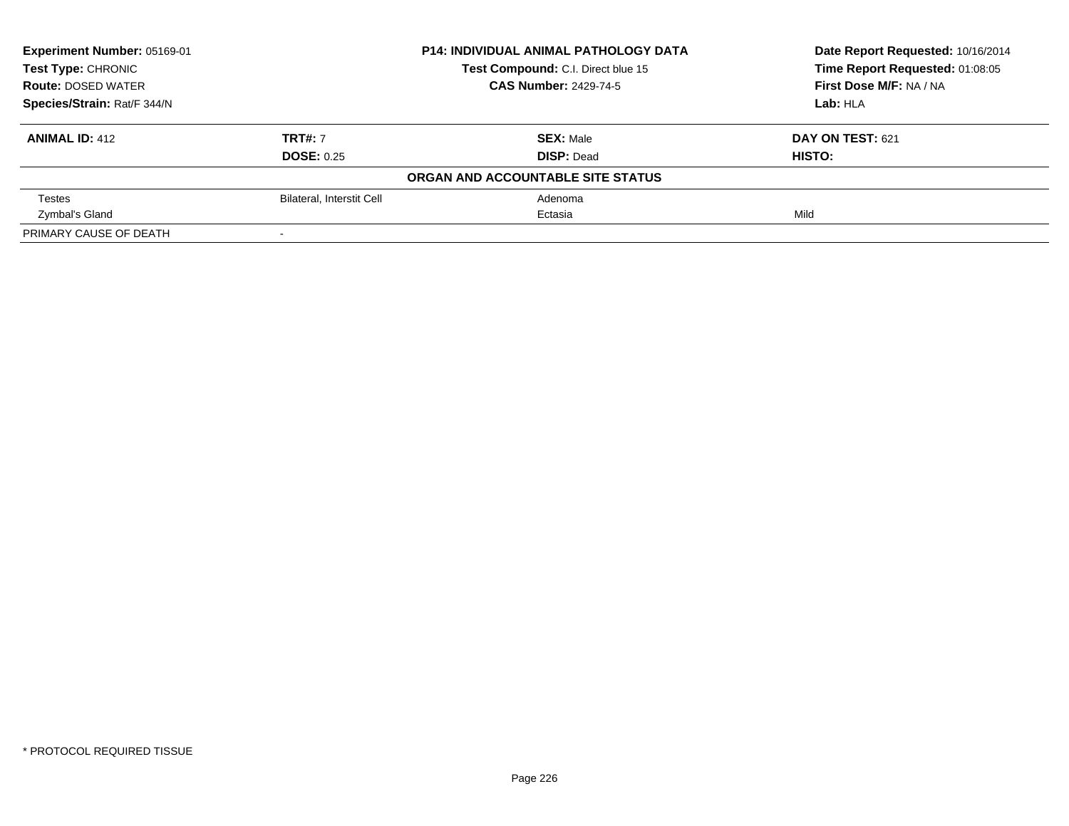**Experiment Number:** 05169-01
**Test Type:** CHRONIC
**Route:** DOSED WATER
**Species/Strain:** Rat/F 344/N

**P14: INDIVIDUAL ANIMAL PATHOLOGY DATA**
**Test Compound:** C.I. Direct blue 15
**CAS Number:** 2429-74-5

**Date Report Requested:** 10/16/2014
**Time Report Requested:** 01:08:05
**First Dose M/F:** NA / NA
**Lab:** HLA

| **ANIMAL ID:** 412 | **TRT#:** 7 | **SEX:** Male | **DAY ON TEST:** 621 |
|---|---|---|---|
| | **DOSE:** 0.25 | **DISP:** Dead | **HISTO:** |
| | | **ORGAN AND ACCOUNTABLE SITE STATUS** | |
| Testes | Bilateral, Interstit Cell | Adenoma | |
| Zymbal's Gland | | Ectasia | Mild |
| PRIMARY CAUSE OF DEATH | - | | |

* PROTOCOL REQUIRED TISSUE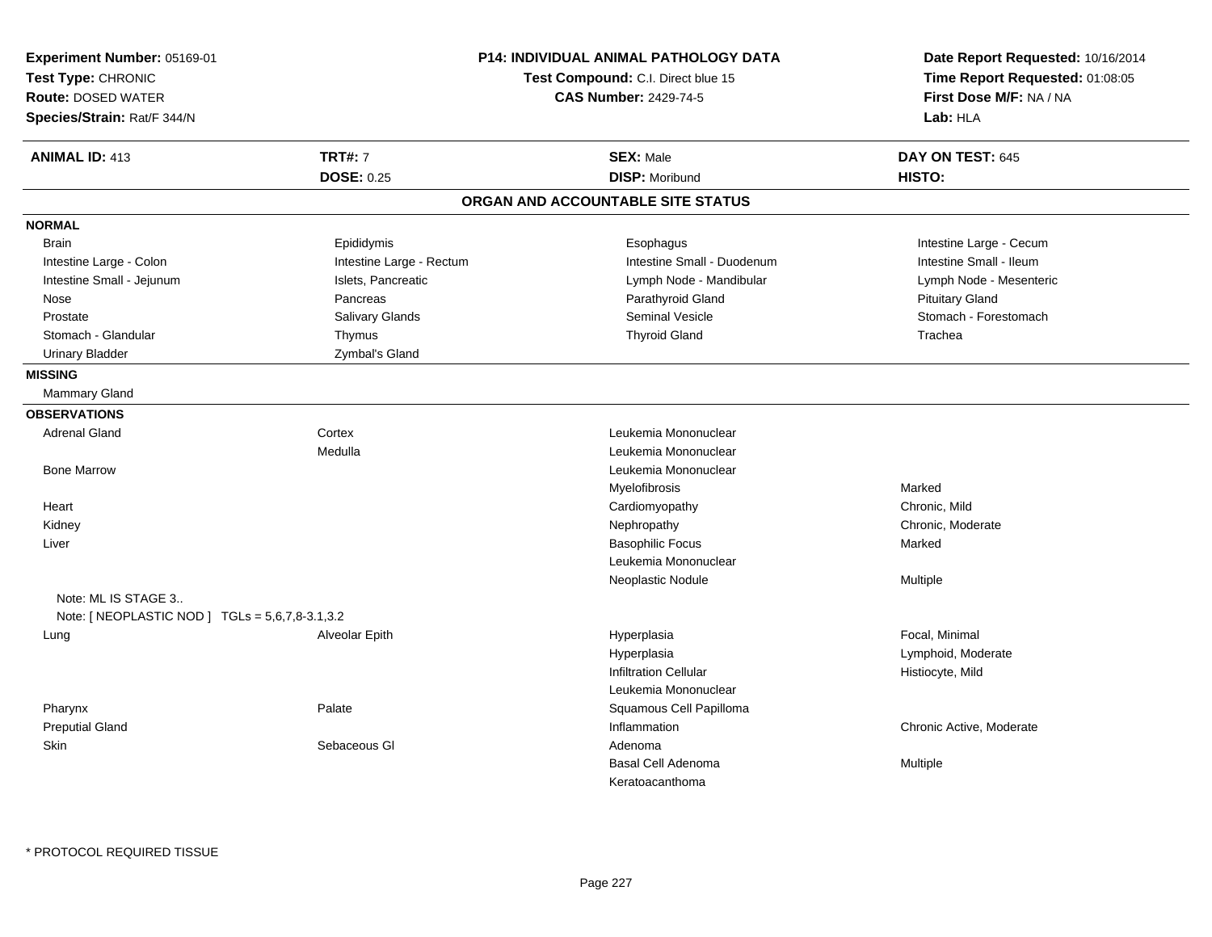**Experiment Number:** 05169-01
**Test Type:** CHRONIC
**Route:** DOSED WATER
**Species/Strain:** Rat/F 344/N

**P14: INDIVIDUAL ANIMAL PATHOLOGY DATA**
**Test Compound:** C.I. Direct blue 15
**CAS Number:** 2429-74-5

**Date Report Requested:** 10/16/2014
**Time Report Requested:** 01:08:05
**First Dose M/F:** NA / NA
**Lab:** HLA

| **ANIMAL ID:** 413 | **TRT#:** 7 | **SEX:** Male | **DAY ON TEST:** 645 |
|---|---|---|---|
| | **DOSE:** 0.25 | **DISP:** Moribund | **HISTO:** |

## ORGAN AND ACCOUNTABLE SITE STATUS

**NORMAL**

| | | | |
|---|---|---|---|
| Brain | Epididymis | Esophagus | Intestine Large - Cecum |
| Intestine Large - Colon | Intestine Large - Rectum | Intestine Small - Duodenum | Intestine Small - Ileum |
| Intestine Small - Jejunum | Islets, Pancreatic | Lymph Node - Mandibular | Lymph Node - Mesenteric |
| Nose | Pancreas | Parathyroid Gland | Pituitary Gland |
| Prostate | Salivary Glands | Seminal Vesicle | Stomach - Forestomach |
| Stomach - Glandular | Thymus | Thyroid Gland | Trachea |
| Urinary Bladder | Zymbal's Gland | | |

**MISSING**

Mammary Gland

**OBSERVATIONS**

| | | | |
|---|---|---|---|
| Adrenal Gland | Cortex | Leukemia Mononuclear | |
| | Medulla | Leukemia Mononuclear | |
| Bone Marrow | | Leukemia Mononuclear | |
| | | Myelofibrosis | Marked |
| Heart | | Cardiomyopathy | Chronic, Mild |
| Kidney | | Nephropathy | Chronic, Moderate |
| Liver | | Basophilic Focus | Marked |
| | | Leukemia Mononuclear | |
| | | Neoplastic Nodule | Multiple |
| Note: ML IS STAGE 3.. | | | |
| Note: [ NEOPLASTIC NOD ] TGLs = 5,6,7,8-3.1,3.2 | | | |
| Lung | Alveolar Epith | Hyperplasia | Focal, Minimal |
| | | Hyperplasia | Lymphoid, Moderate |
| | | Infiltration Cellular | Histiocyte, Mild |
| | | Leukemia Mononuclear | |
| Pharynx | Palate | Squamous Cell Papilloma | |
| Preputial Gland | | Inflammation | Chronic Active, Moderate |
| Skin | Sebaceous Gl | Adenoma | |
| | | Basal Cell Adenoma | Multiple |
| | | Keratoacanthoma | |

* PROTOCOL REQUIRED TISSUE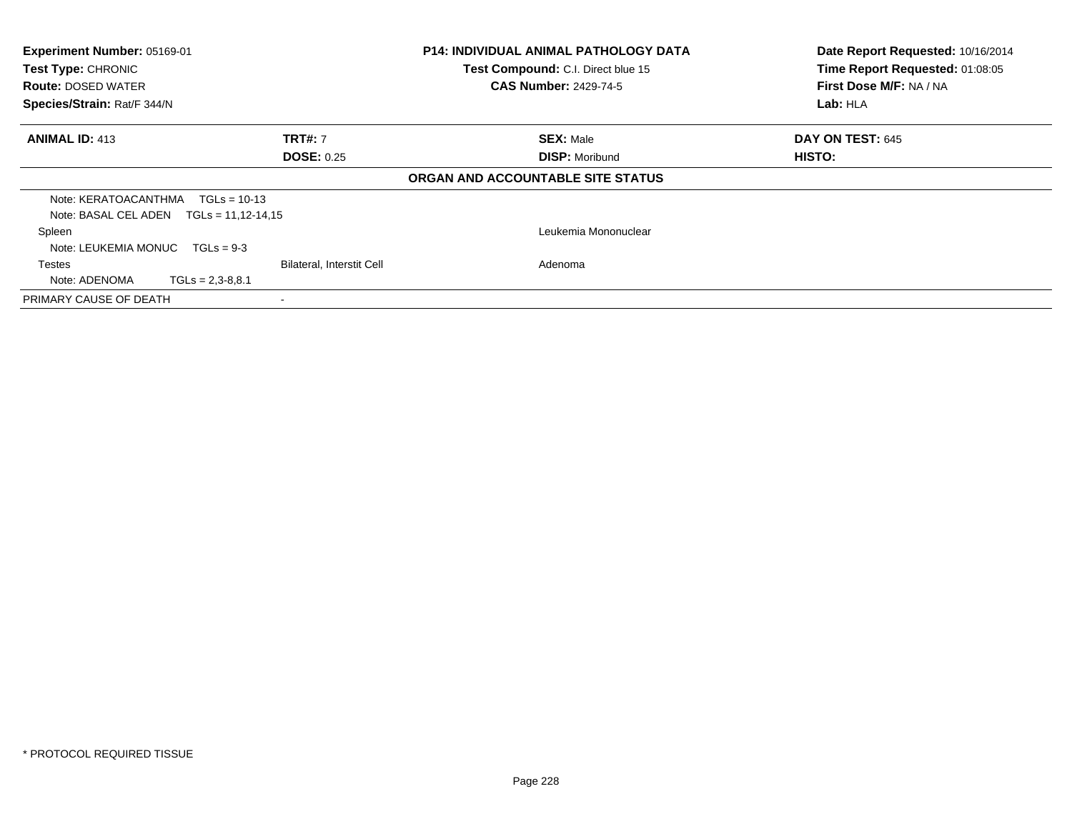**Experiment Number:** 05169-01
**Test Type:** CHRONIC
**Route:** DOSED WATER
**Species/Strain:** Rat/F 344/N

**P14: INDIVIDUAL ANIMAL PATHOLOGY DATA**
**Test Compound:** C.I. Direct blue 15
**CAS Number:** 2429-74-5

**Date Report Requested:** 10/16/2014
**Time Report Requested:** 01:08:05
**First Dose M/F:** NA / NA
**Lab:** HLA

| **ANIMAL ID:** 413 | **TRT#:** 7 | **SEX:** Male | **DAY ON TEST:** 645 |
|---|---|---|---|
| | **DOSE:** 0.25 | **DISP:** Moribund | **HISTO:** |

**ORGAN AND ACCOUNTABLE SITE STATUS**

| | | | |
|---|---|---|---|
| Note: KERATOACANTHMA TGLs = 10-13 | | | |
| Note: BASAL CEL ADEN TGLs = 11,12-14,15 | | | |
| Spleen | | Leukemia Mononuclear | |
| Note: LEUKEMIA MONUC TGLs = 9-3 | | | |
| Testes | Bilateral, Interstit Cell | Adenoma | |
| Note: ADENOMA TGLs = 2,3-8,8.1 | | | |
| PRIMARY CAUSE OF DEATH | - | | |

\* PROTOCOL REQUIRED TISSUE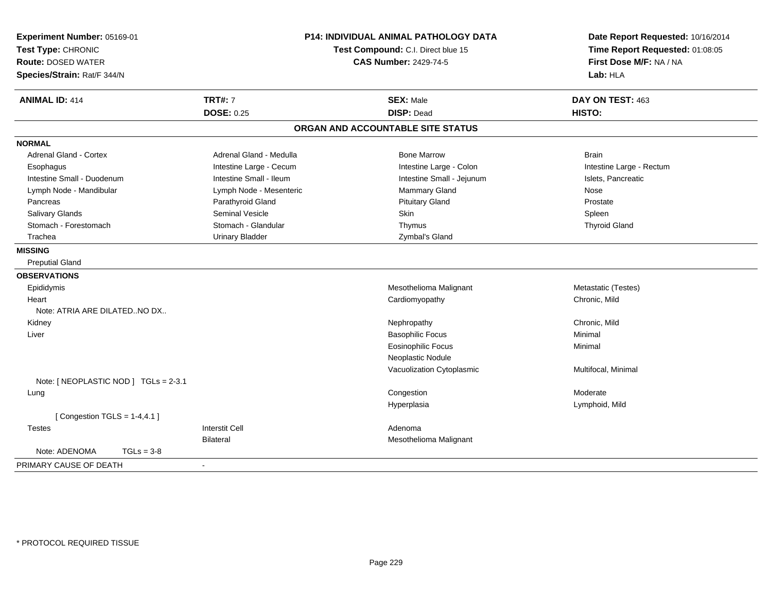**Experiment Number:** 05169-01
**Test Type:** CHRONIC
**Route:** DOSED WATER
**Species/Strain:** Rat/F 344/N

**P14: INDIVIDUAL ANIMAL PATHOLOGY DATA**
**Test Compound:** C.I. Direct blue 15
**CAS Number:** 2429-74-5

**Date Report Requested:** 10/16/2014
**Time Report Requested:** 01:08:05
**First Dose M/F:** NA / NA
**Lab:** HLA

| **ANIMAL ID:** 414 | **TRT#:** 7 | **SEX:** Male | **DAY ON TEST:** 463 |
|---|---|---|---|
| | **DOSE:** 0.25 | **DISP:** Dead | **HISTO:** |

## ORGAN AND ACCOUNTABLE SITE STATUS

**NORMAL**

| | | | |
|---|---|---|---|
| Adrenal Gland - Cortex | Adrenal Gland - Medulla | Bone Marrow | Brain |
| Esophagus | Intestine Large - Cecum | Intestine Large - Colon | Intestine Large - Rectum |
| Intestine Small - Duodenum | Intestine Small - Ileum | Intestine Small - Jejunum | Islets, Pancreatic |
| Lymph Node - Mandibular | Lymph Node - Mesenteric | Mammary Gland | Nose |
| Pancreas | Parathyroid Gland | Pituitary Gland | Prostate |
| Salivary Glands | Seminal Vesicle | Skin | Spleen |
| Stomach - Forestomach | Stomach - Glandular | Thymus | Thyroid Gland |
| Trachea | Urinary Bladder | Zymbal's Gland | |

**MISSING**

Preputial Gland

**OBSERVATIONS**

| | | | |
|---|---|---|---|
| Epididymis | | Mesothelioma Malignant | Metastatic (Testes) |
| Heart | | Cardiomyopathy | Chronic, Mild |
| Note: ATRIA ARE DILATED..NO DX.. | | | |
| Kidney | | Nephropathy | Chronic, Mild |
| Liver | | Basophilic Focus | Minimal |
| | | Eosinophilic Focus | Minimal |
| | | Neoplastic Nodule | |
| | | Vacuolization Cytoplasmic | Multifocal, Minimal |
| Note: [ NEOPLASTIC NOD ] TGLs = 2-3.1 | | | |
| Lung | | Congestion | Moderate |
| | | Hyperplasia | Lymphoid, Mild |
| [ Congestion TGLS = 1-4,4.1 ] | | | |
| Testes | Interstit Cell | Adenoma | |
| | Bilateral | Mesothelioma Malignant | |
| Note: ADENOMA TGLs = 3-8 | | | |

PRIMARY CAUSE OF DEATH -

\* PROTOCOL REQUIRED TISSUE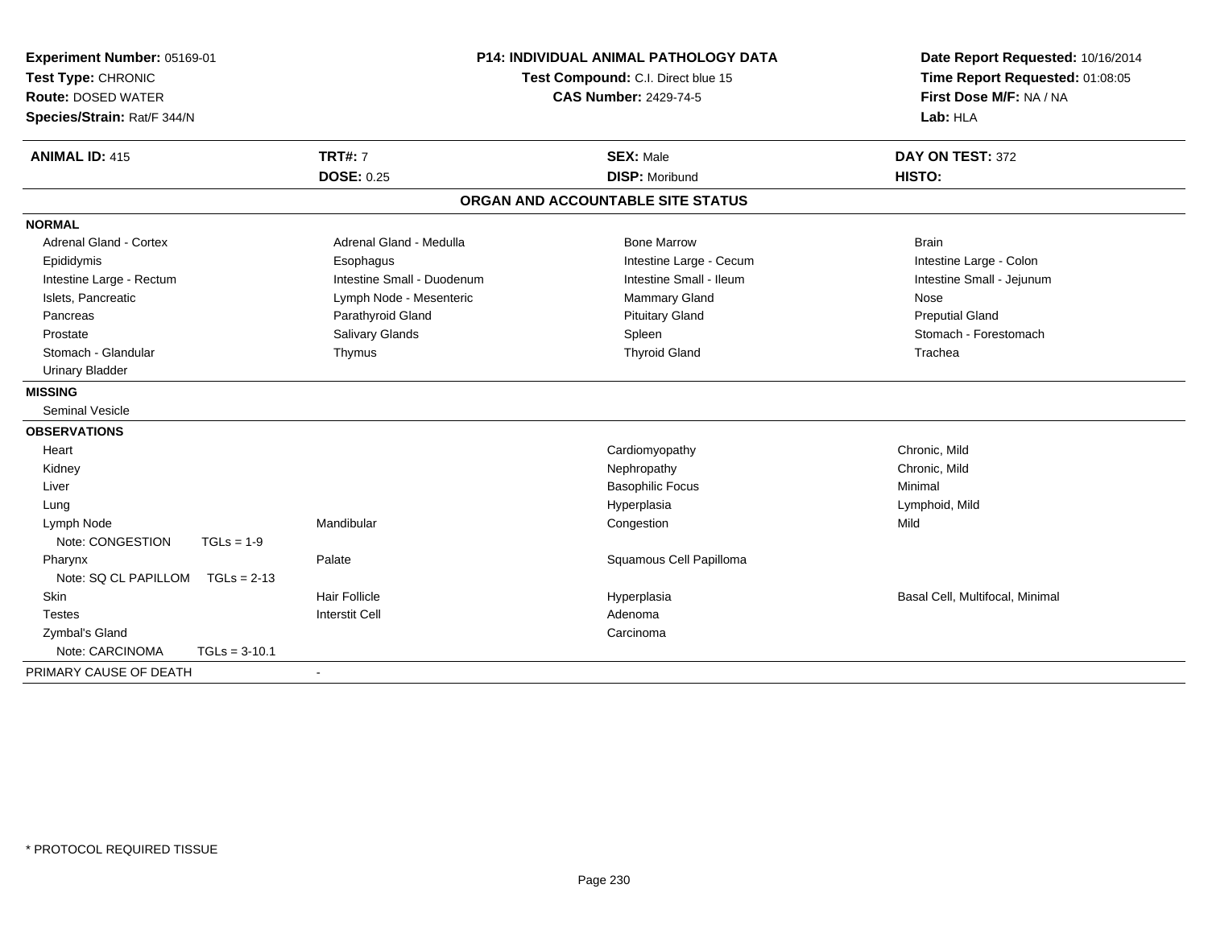**Experiment Number:** 05169-01
**Test Type:** CHRONIC
**Route:** DOSED WATER
**Species/Strain:** Rat/F 344/N

**P14: INDIVIDUAL ANIMAL PATHOLOGY DATA**
**Test Compound:** C.I. Direct blue 15
**CAS Number:** 2429-74-5

**Date Report Requested:** 10/16/2014
**Time Report Requested:** 01:08:05
**First Dose M/F:** NA / NA
**Lab:** HLA

| **ANIMAL ID:** 415 | **TRT#:** 7 | **SEX:** Male | **DAY ON TEST:** 372 |
|---|---|---|---|
| | **DOSE:** 0.25 | **DISP:** Moribund | **HISTO:** |

## ORGAN AND ACCOUNTABLE SITE STATUS

### NORMAL

| | | | |
|---|---|---|---|
| Adrenal Gland - Cortex | Adrenal Gland - Medulla | Bone Marrow | Brain |
| Epididymis | Esophagus | Intestine Large - Cecum | Intestine Large - Colon |
| Intestine Large - Rectum | Intestine Small - Duodenum | Intestine Small - Ileum | Intestine Small - Jejunum |
| Islets, Pancreatic | Lymph Node - Mesenteric | Mammary Gland | Nose |
| Pancreas | Parathyroid Gland | Pituitary Gland | Preputial Gland |
| Prostate | Salivary Glands | Spleen | Stomach - Forestomach |
| Stomach - Glandular | Thymus | Thyroid Gland | Trachea |
| Urinary Bladder | | | |

### MISSING

Seminal Vesicle

### OBSERVATIONS

| Organ | Site | Observation | Qualifier |
|---|---|---|---|
| Heart | | Cardiomyopathy | Chronic, Mild |
| Kidney | | Nephropathy | Chronic, Mild |
| Liver | | Basophilic Focus | Minimal |
| Lung | | Hyperplasia | Lymphoid, Mild |
| Lymph Node | Mandibular | Congestion | Mild |
| Note: CONGESTION TGLs = 1-9 | | | |
| Pharynx | Palate | Squamous Cell Papilloma | |
| Note: SQ CL PAPILLOM TGLs = 2-13 | | | |
| Skin | Hair Follicle | Hyperplasia | Basal Cell, Multifocal, Minimal |
| Testes | Interstit Cell | Adenoma | |
| Zymbal's Gland | | Carcinoma | |
| Note: CARCINOMA TGLs = 3-10.1 | | | |

PRIMARY CAUSE OF DEATH -

\* PROTOCOL REQUIRED TISSUE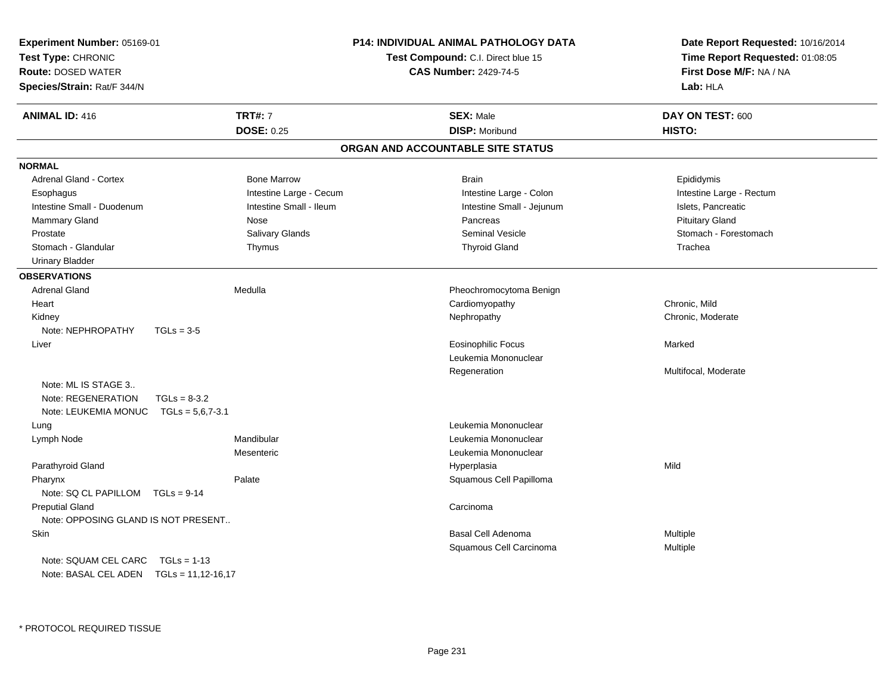**Experiment Number:** 05169-01
**Test Type:** CHRONIC
**Route:** DOSED WATER
**Species/Strain:** Rat/F 344/N

**P14: INDIVIDUAL ANIMAL PATHOLOGY DATA**
**Test Compound:** C.I. Direct blue 15
**CAS Number:** 2429-74-5

**Date Report Requested:** 10/16/2014
**Time Report Requested:** 01:08:05
**First Dose M/F:** NA / NA
**Lab:** HLA

| **ANIMAL ID:** 416 | **TRT#:** 7 | **SEX:** Male | **DAY ON TEST:** 600 |
|---|---|---|---|
| | **DOSE:** 0.25 | **DISP:** Moribund | **HISTO:** |

## ORGAN AND ACCOUNTABLE SITE STATUS

**NORMAL**

| | | | |
|---|---|---|---|
| Adrenal Gland - Cortex | Bone Marrow | Brain | Epididymis |
| Esophagus | Intestine Large - Cecum | Intestine Large - Colon | Intestine Large - Rectum |
| Intestine Small - Duodenum | Intestine Small - Ileum | Intestine Small - Jejunum | Islets, Pancreatic |
| Mammary Gland | Nose | Pancreas | Pituitary Gland |
| Prostate | Salivary Glands | Seminal Vesicle | Stomach - Forestomach |
| Stomach - Glandular | Thymus | Thyroid Gland | Trachea |
| Urinary Bladder | | | |

**OBSERVATIONS**

| Organ | Site | Observation | Severity |
|---|---|---|---|
| Adrenal Gland | Medulla | Pheochromocytoma Benign | |
| Heart | | Cardiomyopathy | Chronic, Mild |
| Kidney | | Nephropathy | Chronic, Moderate |
| Note: NEPHROPATHY TGLs = 3-5 | | | |
| Liver | | Eosinophilic Focus | Marked |
| | | Leukemia Mononuclear | |
| | | Regeneration | Multifocal, Moderate |
| Note: ML IS STAGE 3.. | | | |
| Note: REGENERATION TGLs = 8-3.2 | | | |
| Note: LEUKEMIA MONUC TGLs = 5,6,7-3.1 | | | |
| Lung | | Leukemia Mononuclear | |
| Lymph Node | Mandibular | Leukemia Mononuclear | |
| | Mesenteric | Leukemia Mononuclear | |
| Parathyroid Gland | | Hyperplasia | Mild |
| Pharynx | Palate | Squamous Cell Papilloma | |
| Note: SQ CL PAPILLOM TGLs = 9-14 | | | |
| Preputial Gland | | Carcinoma | |
| Note: OPPOSING GLAND IS NOT PRESENT.. | | | |
| Skin | | Basal Cell Adenoma | Multiple |
| | | Squamous Cell Carcinoma | Multiple |
| Note: SQUAM CEL CARC TGLs = 1-13 | | | |
| Note: BASAL CEL ADEN TGLs = 11,12-16,17 | | | |

* PROTOCOL REQUIRED TISSUE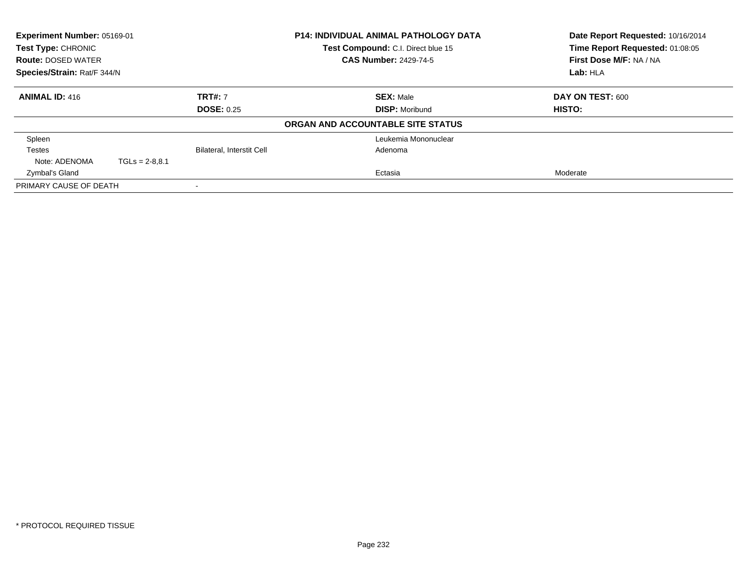**Experiment Number:** 05169-01
**Test Type:** CHRONIC
**Route:** DOSED WATER
**Species/Strain:** Rat/F 344/N

**P14: INDIVIDUAL ANIMAL PATHOLOGY DATA**
**Test Compound:** C.I. Direct blue 15
**CAS Number:** 2429-74-5

**Date Report Requested:** 10/16/2014
**Time Report Requested:** 01:08:05
**First Dose M/F:** NA / NA
**Lab:** HLA

| **ANIMAL ID:** 416 | **TRT#:** 7 | **SEX:** Male | **DAY ON TEST:** 600 |
|---|---|---|---|
| | **DOSE:** 0.25 | **DISP:** Moribund | **HISTO:** |

**ORGAN AND ACCOUNTABLE SITE STATUS**

| Organ | Site | Finding | Severity |
|---|---|---|---|
| Spleen | | Leukemia Mononuclear | |
| Testes | Bilateral, Interstit Cell | Adenoma | |
| Note: ADENOMA TGLs = 2-8,8.1 | | | |
| Zymbal's Gland | | Ectasia | Moderate |
| PRIMARY CAUSE OF DEATH | - | | |

* PROTOCOL REQUIRED TISSUE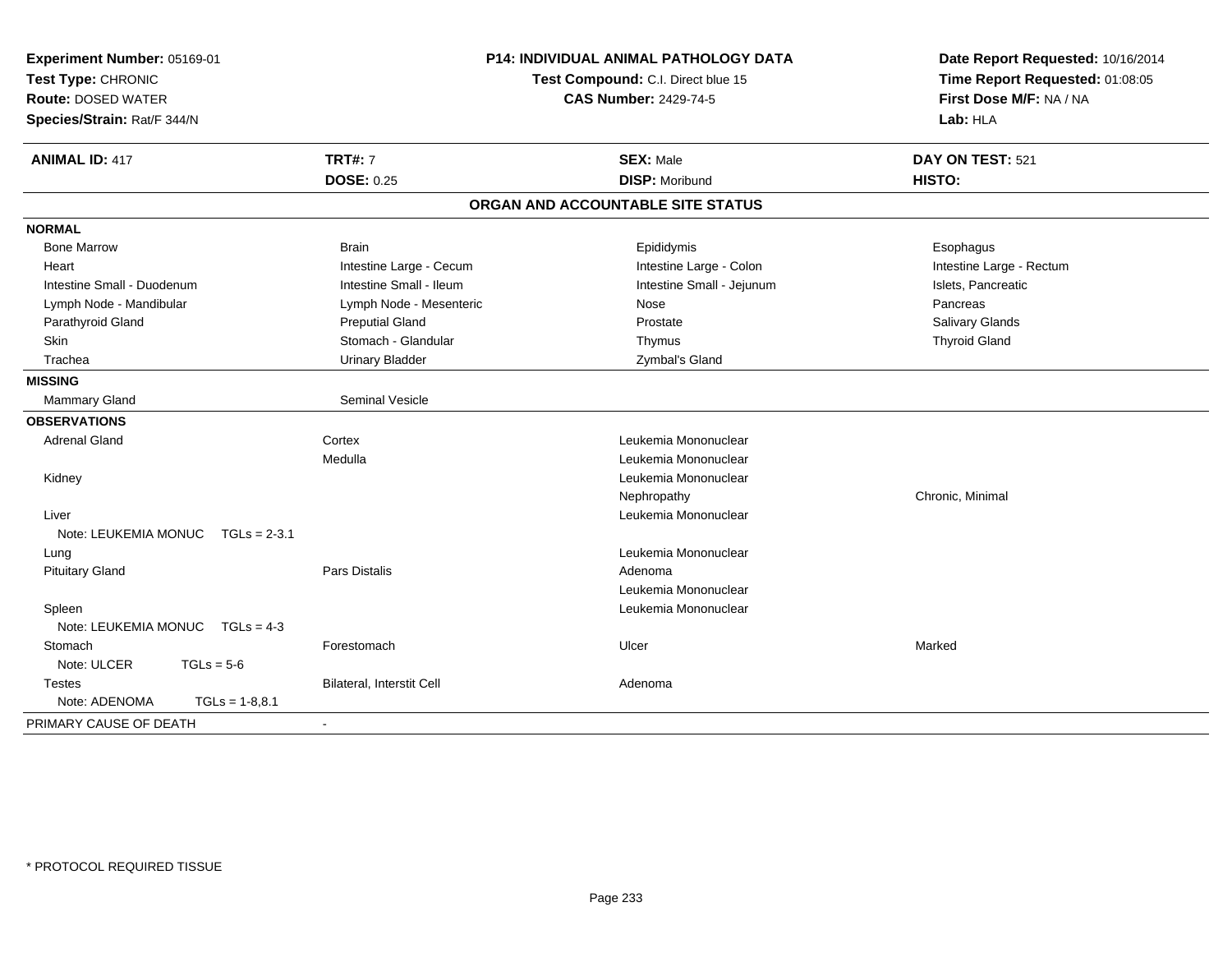**Experiment Number:** 05169-01
**Test Type:** CHRONIC
**Route:** DOSED WATER
**Species/Strain:** Rat/F 344/N

**P14: INDIVIDUAL ANIMAL PATHOLOGY DATA**
**Test Compound:** C.I. Direct blue 15
**CAS Number:** 2429-74-5

**Date Report Requested:** 10/16/2014
**Time Report Requested:** 01:08:05
**First Dose M/F:** NA / NA
**Lab:** HLA

| **ANIMAL ID:** 417 | **TRT#:** 7 | **SEX:** Male | **DAY ON TEST:** 521 |
|---|---|---|---|
| | **DOSE:** 0.25 | **DISP:** Moribund | **HISTO:** |

## ORGAN AND ACCOUNTABLE SITE STATUS

| | | | |
|---|---|---|---|
| **NORMAL** | | | |
| Bone Marrow | Brain | Epididymis | Esophagus |
| Heart | Intestine Large - Cecum | Intestine Large - Colon | Intestine Large - Rectum |
| Intestine Small - Duodenum | Intestine Small - Ileum | Intestine Small - Jejunum | Islets, Pancreatic |
| Lymph Node - Mandibular | Lymph Node - Mesenteric | Nose | Pancreas |
| Parathyroid Gland | Preputial Gland | Prostate | Salivary Glands |
| Skin | Stomach - Glandular | Thymus | Thyroid Gland |
| Trachea | Urinary Bladder | Zymbal's Gland | |
| **MISSING** | | | |
| Mammary Gland | Seminal Vesicle | | |
| **OBSERVATIONS** | | | |
| Adrenal Gland | Cortex | Leukemia Mononuclear | |
| | Medulla | Leukemia Mononuclear | |
| Kidney | | Leukemia Mononuclear | |
| | | Nephropathy | Chronic, Minimal |
| Liver | | Leukemia Mononuclear | |
| Note: LEUKEMIA MONUC TGLs = 2-3.1 | | | |
| Lung | | Leukemia Mononuclear | |
| Pituitary Gland | Pars Distalis | Adenoma | |
| | | Leukemia Mononuclear | |
| Spleen | | Leukemia Mononuclear | |
| Note: LEUKEMIA MONUC TGLs = 4-3 | | | |
| Stomach | Forestomach | Ulcer | Marked |
| Note: ULCER TGLs = 5-6 | | | |
| Testes | Bilateral, Interstit Cell | Adenoma | |
| Note: ADENOMA TGLs = 1-8,8.1 | | | |
| PRIMARY CAUSE OF DEATH | - | | |

* PROTOCOL REQUIRED TISSUE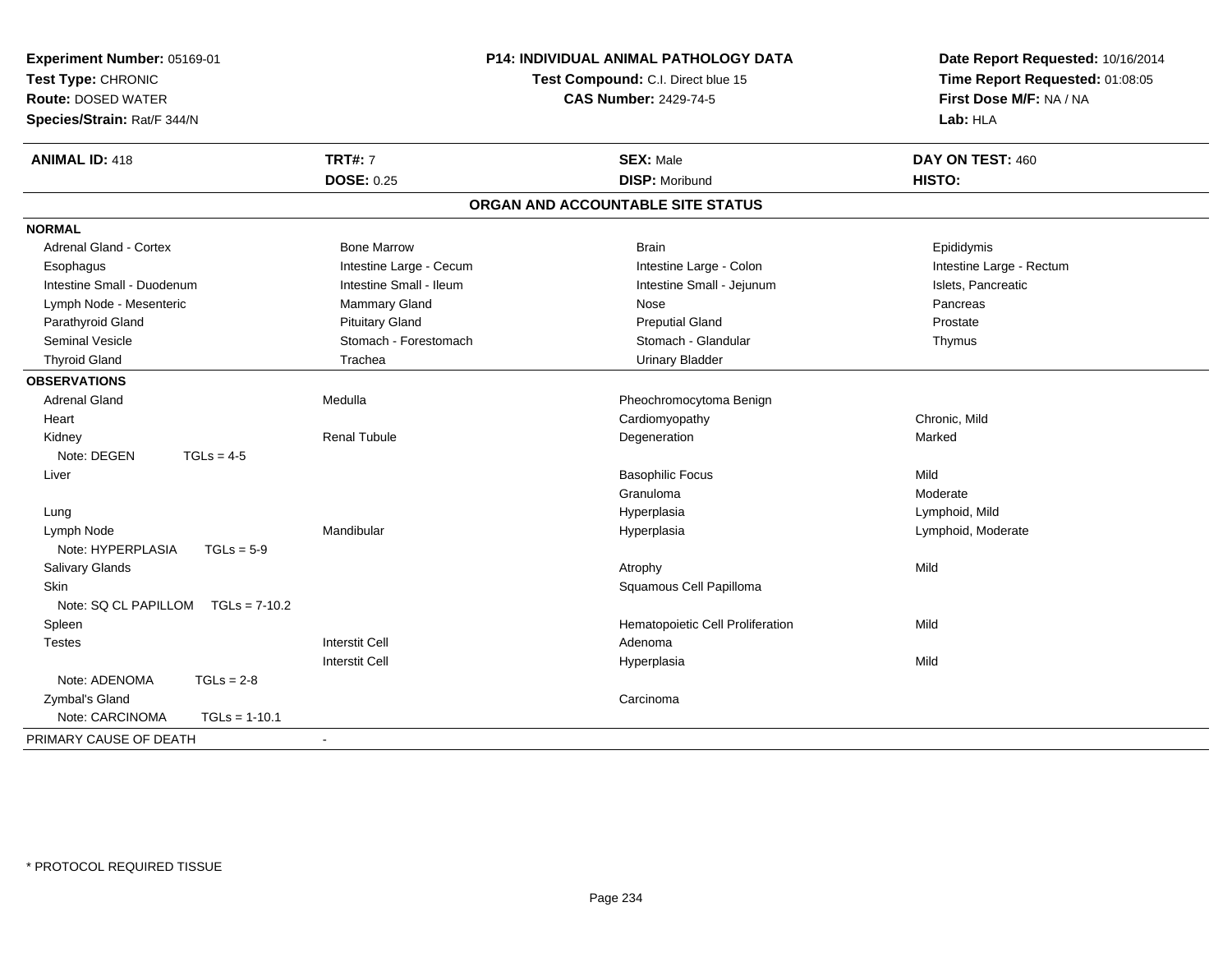**Experiment Number:** 05169-01
**Test Type:** CHRONIC
**Route:** DOSED WATER
**Species/Strain:** Rat/F 344/N

**P14: INDIVIDUAL ANIMAL PATHOLOGY DATA**
**Test Compound:** C.I. Direct blue 15
**CAS Number:** 2429-74-5

**Date Report Requested:** 10/16/2014
**Time Report Requested:** 01:08:05
**First Dose M/F:** NA / NA
**Lab:** HLA

| **ANIMAL ID:** 418 | **TRT#:** 7 | **SEX:** Male | **DAY ON TEST:** 460 |
|---|---|---|---|
| | **DOSE:** 0.25 | **DISP:** Moribund | **HISTO:** |

## ORGAN AND ACCOUNTABLE SITE STATUS

**NORMAL**

| | | | |
|---|---|---|---|
| Adrenal Gland - Cortex | Bone Marrow | Brain | Epididymis |
| Esophagus | Intestine Large - Cecum | Intestine Large - Colon | Intestine Large - Rectum |
| Intestine Small - Duodenum | Intestine Small - Ileum | Intestine Small - Jejunum | Islets, Pancreatic |
| Lymph Node - Mesenteric | Mammary Gland | Nose | Pancreas |
| Parathyroid Gland | Pituitary Gland | Preputial Gland | Prostate |
| Seminal Vesicle | Stomach - Forestomach | Stomach - Glandular | Thymus |
| Thyroid Gland | Trachea | Urinary Bladder | |

**OBSERVATIONS**

| Organ | Site | Observation | Severity |
|---|---|---|---|
| Adrenal Gland | Medulla | Pheochromocytoma Benign | |
| Heart | | Cardiomyopathy | Chronic, Mild |
| Kidney | Renal Tubule | Degeneration | Marked |
| Note: DEGEN TGLs = 4-5 | | | |
| Liver | | Basophilic Focus | Mild |
| | | Granuloma | Moderate |
| Lung | | Hyperplasia | Lymphoid, Mild |
| Lymph Node | Mandibular | Hyperplasia | Lymphoid, Moderate |
| Note: HYPERPLASIA TGLs = 5-9 | | | |
| Salivary Glands | | Atrophy | Mild |
| Skin | | Squamous Cell Papilloma | |
| Note: SQ CL PAPILLOM TGLs = 7-10.2 | | | |
| Spleen | | Hematopoietic Cell Proliferation | Mild |
| Testes | Interstit Cell | Adenoma | |
| | Interstit Cell | Hyperplasia | Mild |
| Note: ADENOMA TGLs = 2-8 | | | |
| Zymbal's Gland | | Carcinoma | |
| Note: CARCINOMA TGLs = 1-10.1 | | | |

PRIMARY CAUSE OF DEATH -

* PROTOCOL REQUIRED TISSUE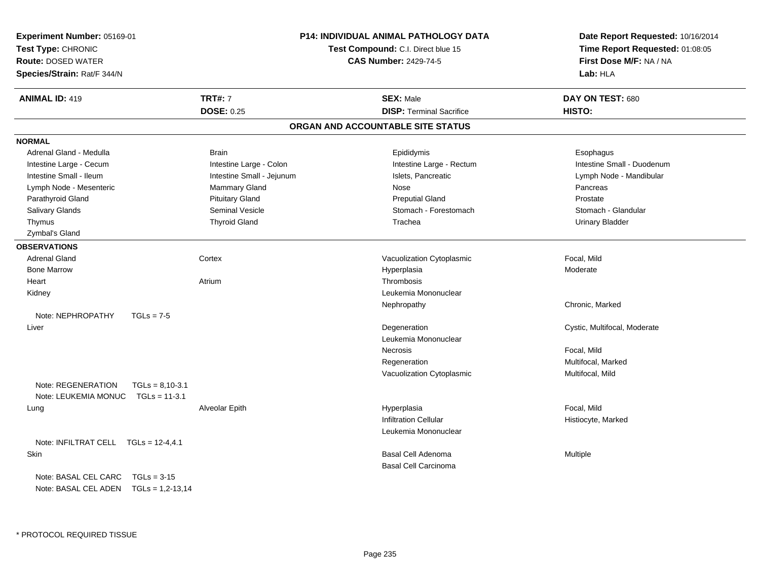**Experiment Number:** 05169-01
**Test Type:** CHRONIC
**Route:** DOSED WATER
**Species/Strain:** Rat/F 344/N

**P14: INDIVIDUAL ANIMAL PATHOLOGY DATA**
**Test Compound:** C.I. Direct blue 15
**CAS Number:** 2429-74-5

**Date Report Requested:** 10/16/2014
**Time Report Requested:** 01:08:05
**First Dose M/F:** NA / NA
**Lab:** HLA

| **ANIMAL ID:** 419 | **TRT#:** 7 | **SEX:** Male | **DAY ON TEST:** 680 |
|---|---|---|---|
| | **DOSE:** 0.25 | **DISP:** Terminal Sacrifice | **HISTO:** |

## ORGAN AND ACCOUNTABLE SITE STATUS

**NORMAL**

| | | | |
|---|---|---|---|
| Adrenal Gland - Medulla | Brain | Epididymis | Esophagus |
| Intestine Large - Cecum | Intestine Large - Colon | Intestine Large - Rectum | Intestine Small - Duodenum |
| Intestine Small - Ileum | Intestine Small - Jejunum | Islets, Pancreatic | Lymph Node - Mandibular |
| Lymph Node - Mesenteric | Mammary Gland | Nose | Pancreas |
| Parathyroid Gland | Pituitary Gland | Preputial Gland | Prostate |
| Salivary Glands | Seminal Vesicle | Stomach - Forestomach | Stomach - Glandular |
| Thymus | Thyroid Gland | Trachea | Urinary Bladder |
| Zymbal's Gland | | | |

**OBSERVATIONS**

| | | | |
|---|---|---|---|
| Adrenal Gland | Cortex | Vacuolization Cytoplasmic | Focal, Mild |
| Bone Marrow | | Hyperplasia | Moderate |
| Heart | Atrium | Thrombosis | |
| Kidney | | Leukemia Mononuclear | |
| | | Nephropathy | Chronic, Marked |
| Note: NEPHROPATHY TGLs = 7-5 | | | |
| Liver | | Degeneration | Cystic, Multifocal, Moderate |
| | | Leukemia Mononuclear | |
| | | Necrosis | Focal, Mild |
| | | Regeneration | Multifocal, Marked |
| | | Vacuolization Cytoplasmic | Multifocal, Mild |
| Note: REGENERATION TGLs = 8,10-3.1 | | | |
| Note: LEUKEMIA MONUC TGLs = 11-3.1 | | | |
| Lung | Alveolar Epith | Hyperplasia | Focal, Mild |
| | | Infiltration Cellular | Histiocyte, Marked |
| | | Leukemia Mononuclear | |
| Note: INFILTRAT CELL TGLs = 12-4,4.1 | | | |
| Skin | | Basal Cell Adenoma | Multiple |
| | | Basal Cell Carcinoma | |
| Note: BASAL CEL CARC TGLs = 3-15 | | | |
| Note: BASAL CEL ADEN TGLs = 1,2-13,14 | | | |

\* PROTOCOL REQUIRED TISSUE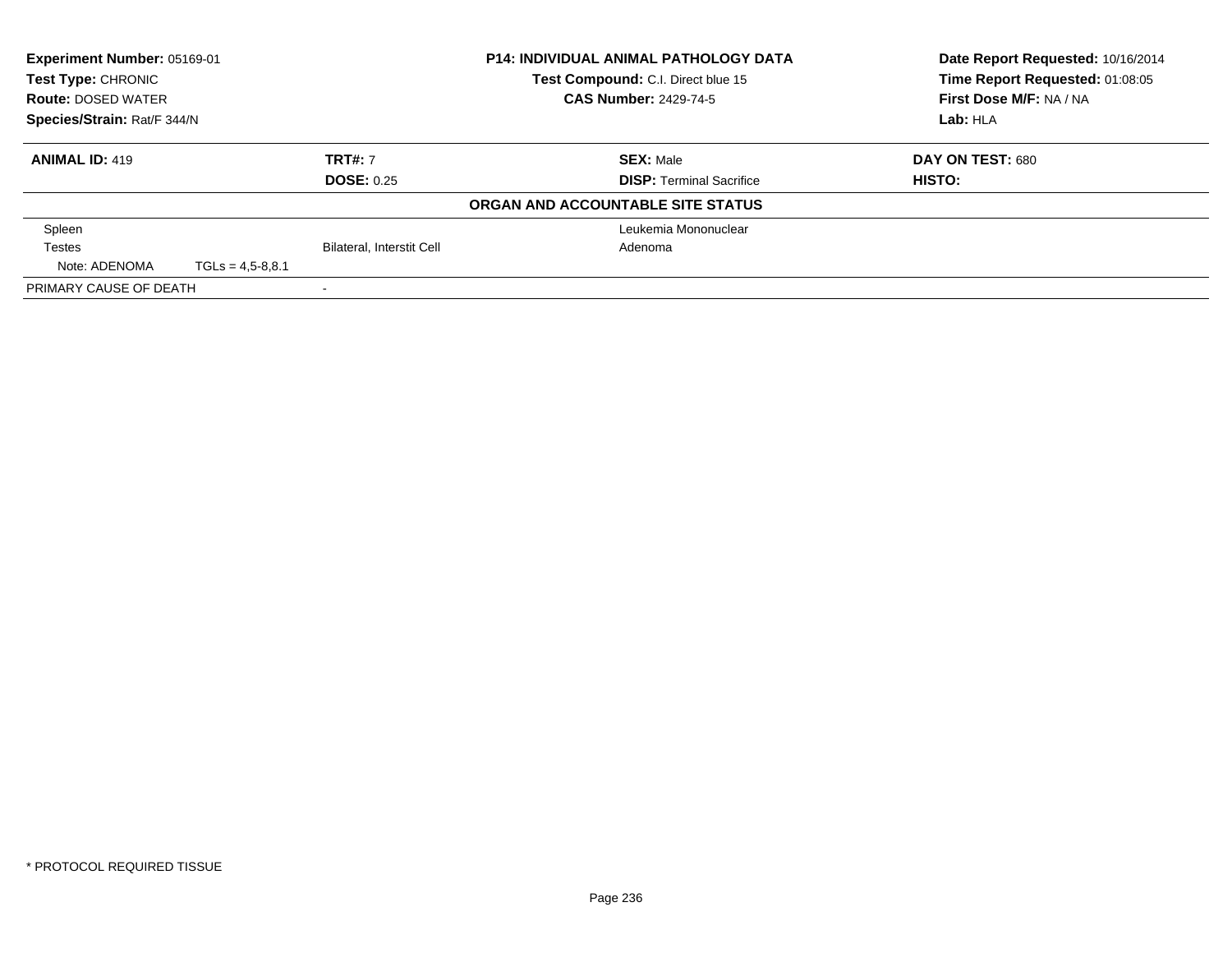**Experiment Number:** 05169-01
**Test Type:** CHRONIC
**Route:** DOSED WATER
**Species/Strain:** Rat/F 344/N

**P14: INDIVIDUAL ANIMAL PATHOLOGY DATA**
**Test Compound:** C.I. Direct blue 15
**CAS Number:** 2429-74-5

**Date Report Requested:** 10/16/2014
**Time Report Requested:** 01:08:05
**First Dose M/F:** NA / NA
**Lab:** HLA

| **ANIMAL ID:** 419 | **TRT#:** 7 | **SEX:** Male | **DAY ON TEST:** 680 |
|---|---|---|---|
| | **DOSE:** 0.25 | **DISP:** Terminal Sacrifice | **HISTO:** |

**ORGAN AND ACCOUNTABLE SITE STATUS**

| | | |
|---|---|---|
| Spleen | | Leukemia Mononuclear |
| Testes | Bilateral, Interstit Cell | Adenoma |
| Note: ADENOMA TGLs = 4,5-8,8.1 | | |
| PRIMARY CAUSE OF DEATH | - | |

* PROTOCOL REQUIRED TISSUE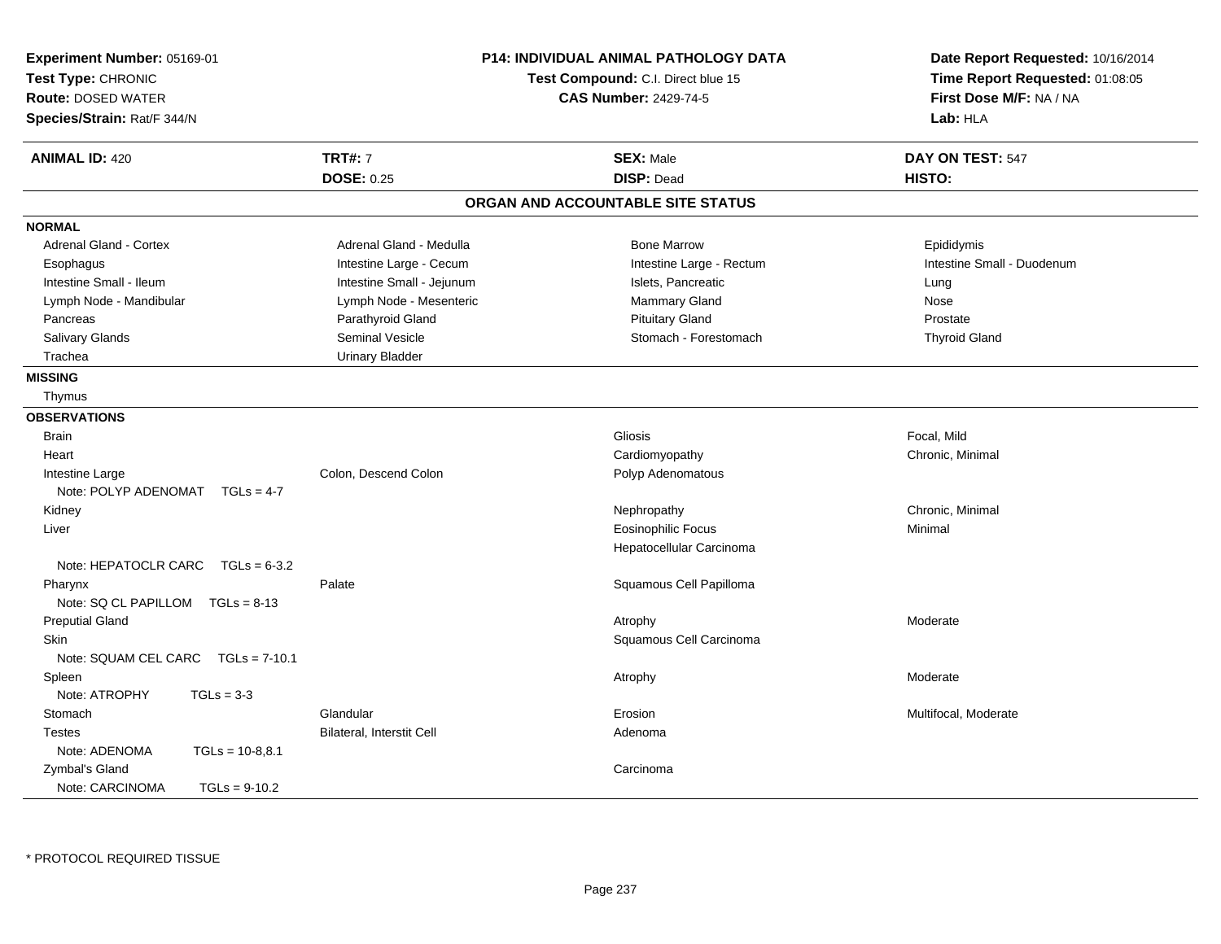**Experiment Number:** 05169-01
**Test Type:** CHRONIC
**Route:** DOSED WATER
**Species/Strain:** Rat/F 344/N

**P14: INDIVIDUAL ANIMAL PATHOLOGY DATA**
**Test Compound:** C.I. Direct blue 15
**CAS Number:** 2429-74-5

**Date Report Requested:** 10/16/2014
**Time Report Requested:** 01:08:05
**First Dose M/F:** NA / NA
**Lab:** HLA

| **ANIMAL ID:** 420 | **TRT#:** 7 | **SEX:** Male | **DAY ON TEST:** 547 |
|---|---|---|---|
| | **DOSE:** 0.25 | **DISP:** Dead | **HISTO:** |

## ORGAN AND ACCOUNTABLE SITE STATUS

**NORMAL**

| | | | |
|---|---|---|---|
| Adrenal Gland - Cortex | Adrenal Gland - Medulla | Bone Marrow | Epididymis |
| Esophagus | Intestine Large - Cecum | Intestine Large - Rectum | Intestine Small - Duodenum |
| Intestine Small - Ileum | Intestine Small - Jejunum | Islets, Pancreatic | Lung |
| Lymph Node - Mandibular | Lymph Node - Mesenteric | Mammary Gland | Nose |
| Pancreas | Parathyroid Gland | Pituitary Gland | Prostate |
| Salivary Glands | Seminal Vesicle | Stomach - Forestomach | Thyroid Gland |
| Trachea | Urinary Bladder | | |

**MISSING**

Thymus

**OBSERVATIONS**

| | | | |
|---|---|---|---|
| Brain | | Gliosis | Focal, Mild |
| Heart | | Cardiomyopathy | Chronic, Minimal |
| Intestine Large | Colon, Descend Colon | Polyp Adenomatous | |
| Note: POLYP ADENOMAT TGLs = 4-7 | | | |
| Kidney | | Nephropathy | Chronic, Minimal |
| Liver | | Eosinophilic Focus | Minimal |
| | | Hepatocellular Carcinoma | |
| Note: HEPATOCLR CARC TGLs = 6-3.2 | | | |
| Pharynx | Palate | Squamous Cell Papilloma | |
| Note: SQ CL PAPILLOM TGLs = 8-13 | | | |
| Preputial Gland | | Atrophy | Moderate |
| Skin | | Squamous Cell Carcinoma | |
| Note: SQUAM CEL CARC TGLs = 7-10.1 | | | |
| Spleen | | Atrophy | Moderate |
| Note: ATROPHY TGLs = 3-3 | | | |
| Stomach | Glandular | Erosion | Multifocal, Moderate |
| Testes | Bilateral, Interstit Cell | Adenoma | |
| Note: ADENOMA TGLs = 10-8,8.1 | | | |
| Zymbal's Gland | | Carcinoma | |
| Note: CARCINOMA TGLs = 9-10.2 | | | |

* PROTOCOL REQUIRED TISSUE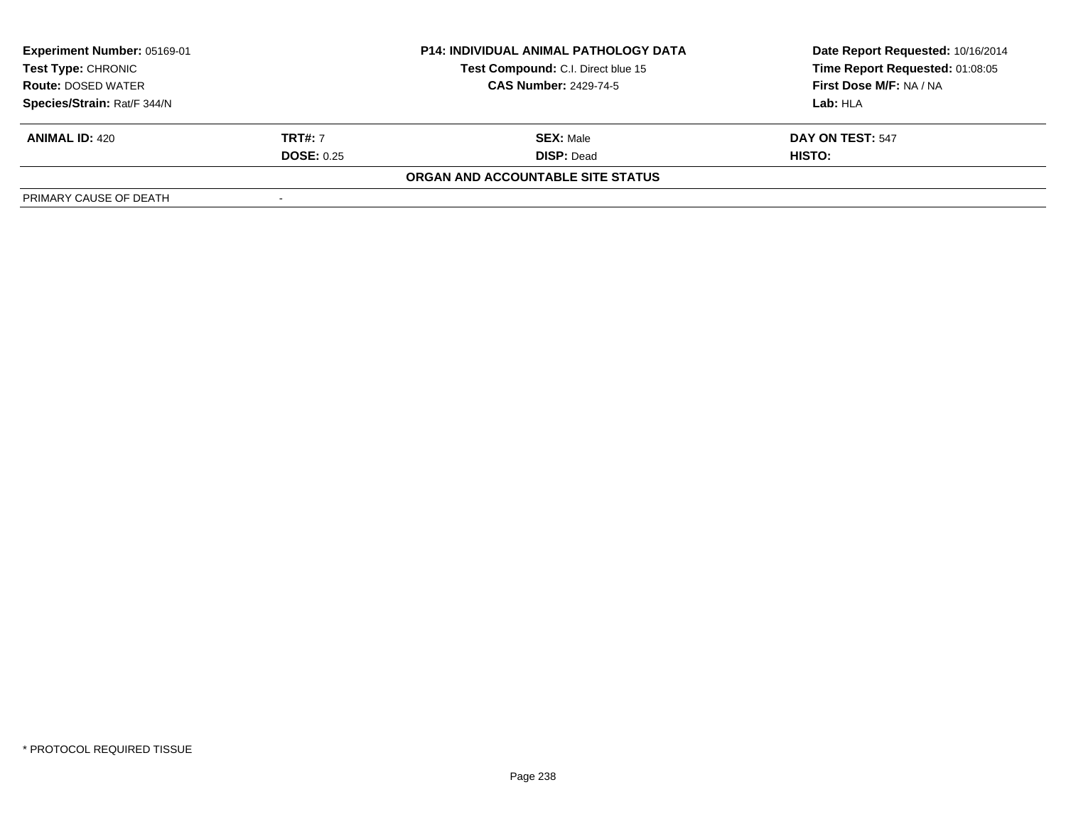| **Experiment Number:** 05169-01 | **P14: INDIVIDUAL ANIMAL PATHOLOGY DATA** | **Date Report Requested:** 10/16/2014 |
|---|---|---|
| **Test Type:** CHRONIC | **Test Compound:** C.I. Direct blue 15 | **Time Report Requested:** 01:08:05 |
| **Route:** DOSED WATER | **CAS Number:** 2429-74-5 | **First Dose M/F:** NA / NA |
| **Species/Strain:** Rat/F 344/N | | **Lab:** HLA |

| **ANIMAL ID:** 420 | **TRT#:** 7 | **SEX:** Male | **DAY ON TEST:** 547 |
|---|---|---|---|
| | **DOSE:** 0.25 | **DISP:** Dead | **HISTO:** |
| | | **ORGAN AND ACCOUNTABLE SITE STATUS** | |
| PRIMARY CAUSE OF DEATH | - | | |

\* PROTOCOL REQUIRED TISSUE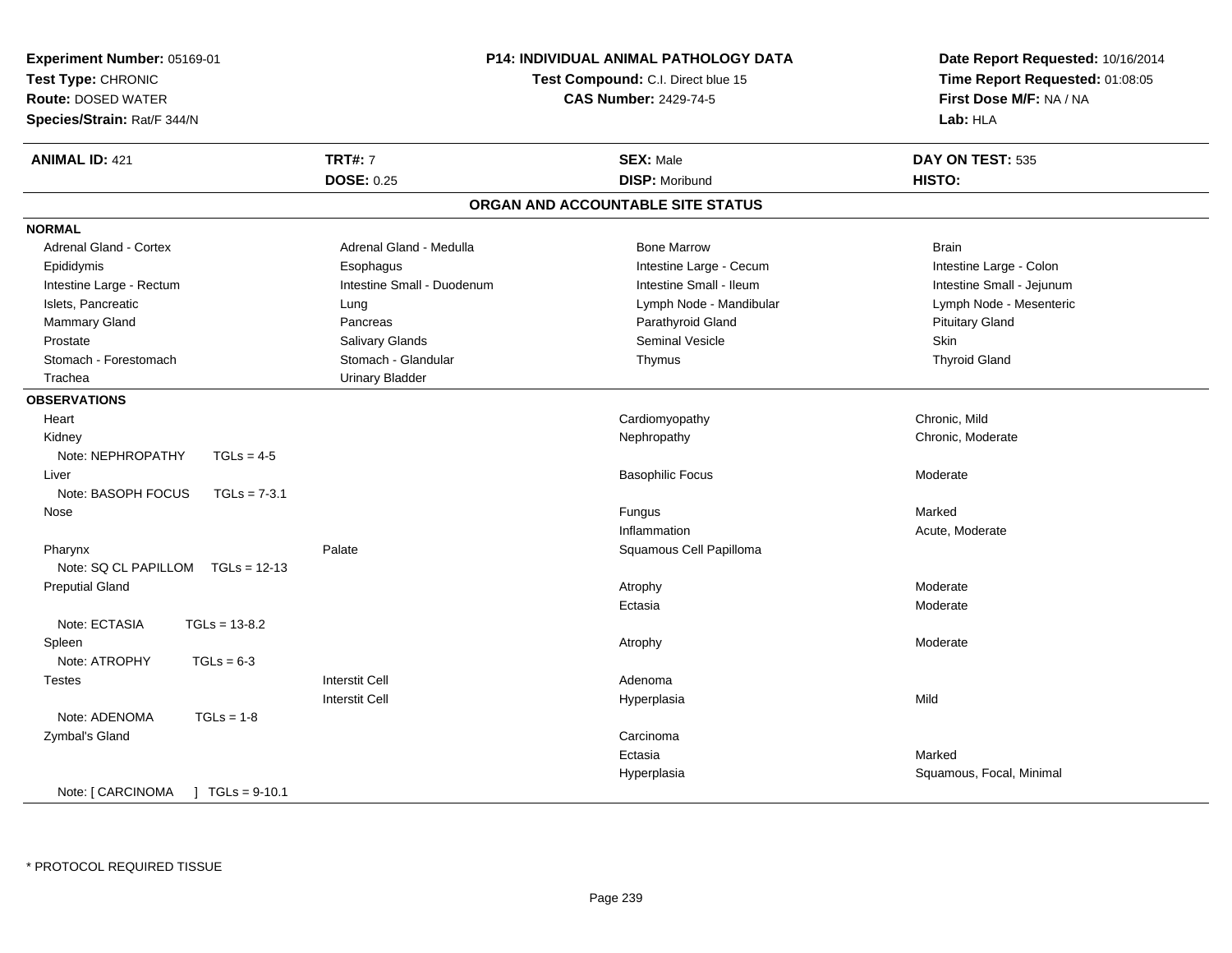**Experiment Number:** 05169-01
**Test Type:** CHRONIC
**Route:** DOSED WATER
**Species/Strain:** Rat/F 344/N

**P14: INDIVIDUAL ANIMAL PATHOLOGY DATA**
**Test Compound:** C.I. Direct blue 15
**CAS Number:** 2429-74-5

**Date Report Requested:** 10/16/2014
**Time Report Requested:** 01:08:05
**First Dose M/F:** NA / NA
**Lab:** HLA

| **ANIMAL ID:** 421 | **TRT#:** 7 | **SEX:** Male | **DAY ON TEST:** 535 |
|---|---|---|---|
| | **DOSE:** 0.25 | **DISP:** Moribund | **HISTO:** |

## ORGAN AND ACCOUNTABLE SITE STATUS

**NORMAL**

| | | | |
|---|---|---|---|
| Adrenal Gland - Cortex | Adrenal Gland - Medulla | Bone Marrow | Brain |
| Epididymis | Esophagus | Intestine Large - Cecum | Intestine Large - Colon |
| Intestine Large - Rectum | Intestine Small - Duodenum | Intestine Small - Ileum | Intestine Small - Jejunum |
| Islets, Pancreatic | Lung | Lymph Node - Mandibular | Lymph Node - Mesenteric |
| Mammary Gland | Pancreas | Parathyroid Gland | Pituitary Gland |
| Prostate | Salivary Glands | Seminal Vesicle | Skin |
| Stomach - Forestomach | Stomach - Glandular | Thymus | Thyroid Gland |
| Trachea | Urinary Bladder | | |

**OBSERVATIONS**

| | | | |
|---|---|---|---|
| Heart | | Cardiomyopathy | Chronic, Mild |
| Kidney | | Nephropathy | Chronic, Moderate |
| Note: NEPHROPATHY TGLs = 4-5 | | | |
| Liver | | Basophilic Focus | Moderate |
| Note: BASOPH FOCUS TGLs = 7-3.1 | | | |
| Nose | | Fungus | Marked |
| | | Inflammation | Acute, Moderate |
| Pharynx | Palate | Squamous Cell Papilloma | |
| Note: SQ CL PAPILLOM TGLs = 12-13 | | | |
| Preputial Gland | | Atrophy | Moderate |
| | | Ectasia | Moderate |
| Note: ECTASIA TGLs = 13-8.2 | | | |
| Spleen | | Atrophy | Moderate |
| Note: ATROPHY TGLs = 6-3 | | | |
| Testes | Interstit Cell | Adenoma | |
| | Interstit Cell | Hyperplasia | Mild |
| Note: ADENOMA TGLs = 1-8 | | | |
| Zymbal's Gland | | Carcinoma | |
| | | Ectasia | Marked |
| | | Hyperplasia | Squamous, Focal, Minimal |
| Note: [ CARCINOMA ] TGLs = 9-10.1 | | | |

* PROTOCOL REQUIRED TISSUE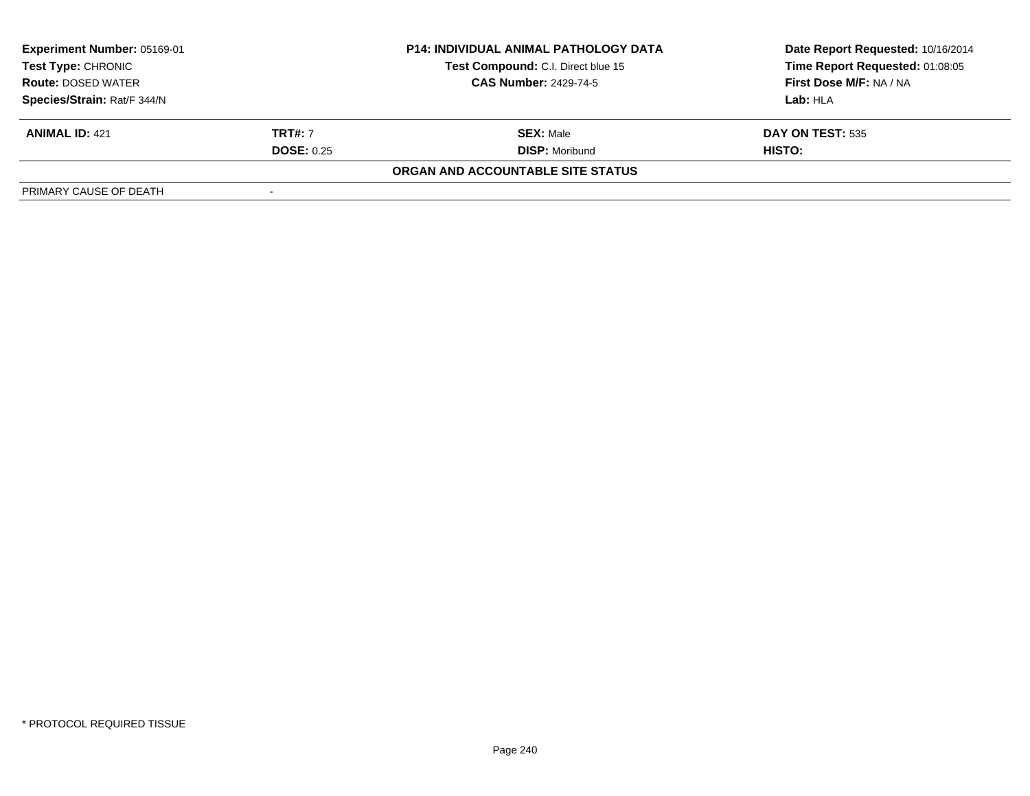| Experiment Number: 05169-01 | P14: INDIVIDUAL ANIMAL PATHOLOGY DATA | Date Report Requested: 10/16/2014 |
|---|---|---|
| Test Type: CHRONIC | Test Compound: C.I. Direct blue 15 | Time Report Requested: 01:08:05 |
| Route: DOSED WATER | CAS Number: 2429-74-5 | First Dose M/F: NA / NA |
| Species/Strain: Rat/F 344/N | | Lab: HLA |

| ANIMAL ID: 421 | TRT#: 7 | SEX: Male | DAY ON TEST: 535 |
|---|---|---|---|
| | DOSE: 0.25 | DISP: Moribund | HISTO: |

**ORGAN AND ACCOUNTABLE SITE STATUS**

| PRIMARY CAUSE OF DEATH | - |
|---|---|

\* PROTOCOL REQUIRED TISSUE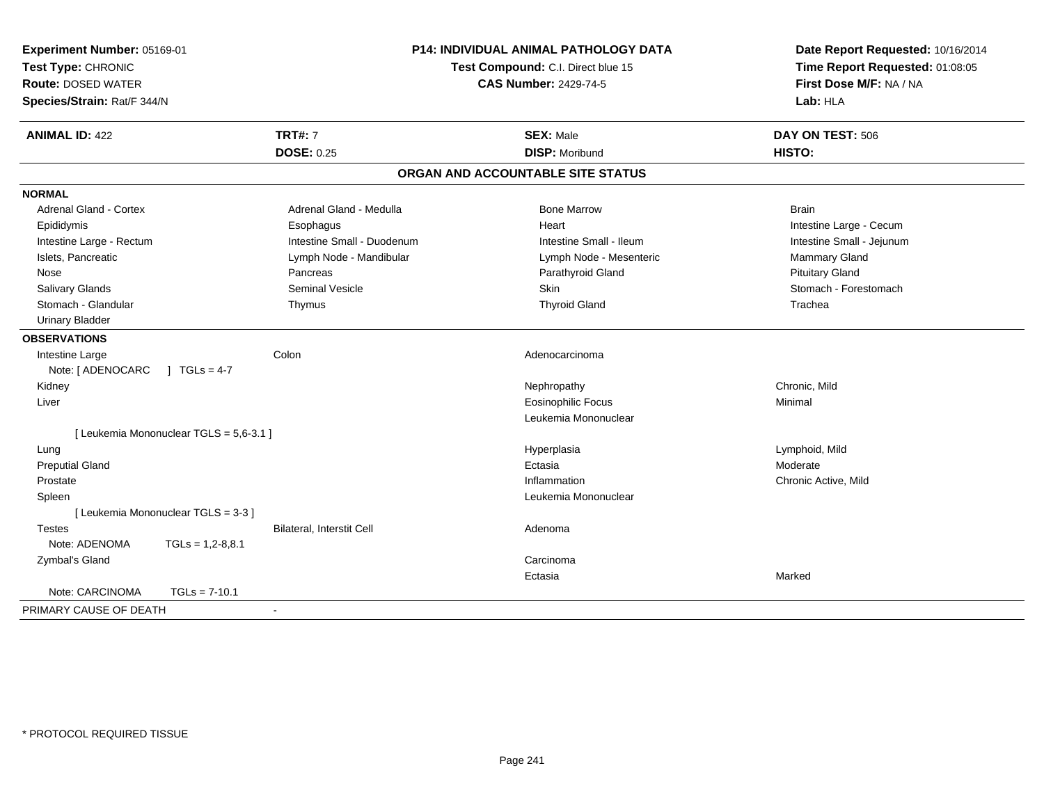**Experiment Number:** 05169-01
**Test Type:** CHRONIC
**Route:** DOSED WATER
**Species/Strain:** Rat/F 344/N

**P14: INDIVIDUAL ANIMAL PATHOLOGY DATA**
**Test Compound:** C.I. Direct blue 15
**CAS Number:** 2429-74-5

**Date Report Requested:** 10/16/2014
**Time Report Requested:** 01:08:05
**First Dose M/F:** NA / NA
**Lab:** HLA

| **ANIMAL ID:** 422 | **TRT#:** 7 | **SEX:** Male | **DAY ON TEST:** 506 |
|---|---|---|---|
| | **DOSE:** 0.25 | **DISP:** Moribund | **HISTO:** |

## ORGAN AND ACCOUNTABLE SITE STATUS

**NORMAL**

| | | | |
|---|---|---|---|
| Adrenal Gland - Cortex | Adrenal Gland - Medulla | Bone Marrow | Brain |
| Epididymis | Esophagus | Heart | Intestine Large - Cecum |
| Intestine Large - Rectum | Intestine Small - Duodenum | Intestine Small - Ileum | Intestine Small - Jejunum |
| Islets, Pancreatic | Lymph Node - Mandibular | Lymph Node - Mesenteric | Mammary Gland |
| Nose | Pancreas | Parathyroid Gland | Pituitary Gland |
| Salivary Glands | Seminal Vesicle | Skin | Stomach - Forestomach |
| Stomach - Glandular | Thymus | Thyroid Gland | Trachea |
| Urinary Bladder | | | |

**OBSERVATIONS**

| | | | |
|---|---|---|---|
| Intestine Large | Colon | Adenocarcinoma | |
| Note: [ ADENOCARC ] TGLs = 4-7 | | | |
| Kidney | | Nephropathy | Chronic, Mild |
| Liver | | Eosinophilic Focus | Minimal |
| | | Leukemia Mononuclear | |
| [ Leukemia Mononuclear TGLS = 5,6-3.1 ] | | | |
| Lung | | Hyperplasia | Lymphoid, Mild |
| Preputial Gland | | Ectasia | Moderate |
| Prostate | | Inflammation | Chronic Active, Mild |
| Spleen | | Leukemia Mononuclear | |
| [ Leukemia Mononuclear TGLS = 3-3 ] | | | |
| Testes | Bilateral, Interstit Cell | Adenoma | |
| Note: ADENOMA TGLs = 1,2-8,8.1 | | | |
| Zymbal's Gland | | Carcinoma | |
| | | Ectasia | Marked |
| Note: CARCINOMA TGLs = 7-10.1 | | | |

PRIMARY CAUSE OF DEATH -

\* PROTOCOL REQUIRED TISSUE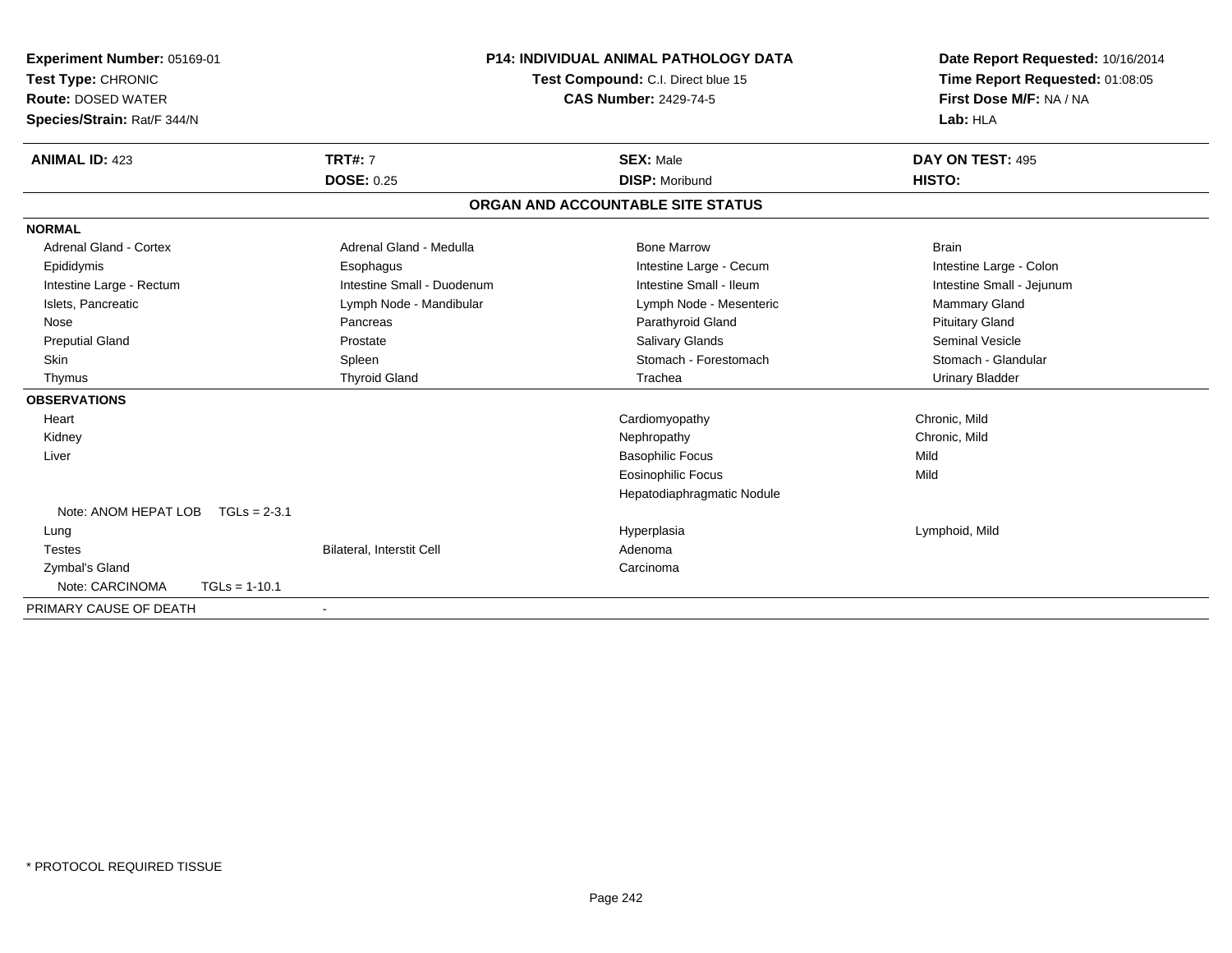**Experiment Number:** 05169-01
**Test Type:** CHRONIC
**Route:** DOSED WATER
**Species/Strain:** Rat/F 344/N

**P14: INDIVIDUAL ANIMAL PATHOLOGY DATA**
**Test Compound:** C.I. Direct blue 15
**CAS Number:** 2429-74-5

**Date Report Requested:** 10/16/2014
**Time Report Requested:** 01:08:05
**First Dose M/F:** NA / NA
**Lab:** HLA

| **ANIMAL ID:** 423 | **TRT#:** 7 | **SEX:** Male | **DAY ON TEST:** 495 |
|---|---|---|---|
| | **DOSE:** 0.25 | **DISP:** Moribund | **HISTO:** |

## ORGAN AND ACCOUNTABLE SITE STATUS

| | | | |
|---|---|---|---|
| **NORMAL** | | | |
| Adrenal Gland - Cortex | Adrenal Gland - Medulla | Bone Marrow | Brain |
| Epididymis | Esophagus | Intestine Large - Cecum | Intestine Large - Colon |
| Intestine Large - Rectum | Intestine Small - Duodenum | Intestine Small - Ileum | Intestine Small - Jejunum |
| Islets, Pancreatic | Lymph Node - Mandibular | Lymph Node - Mesenteric | Mammary Gland |
| Nose | Pancreas | Parathyroid Gland | Pituitary Gland |
| Preputial Gland | Prostate | Salivary Glands | Seminal Vesicle |
| Skin | Spleen | Stomach - Forestomach | Stomach - Glandular |
| Thymus | Thyroid Gland | Trachea | Urinary Bladder |
| **OBSERVATIONS** | | | |
| Heart | | Cardiomyopathy | Chronic, Mild |
| Kidney | | Nephropathy | Chronic, Mild |
| Liver | | Basophilic Focus | Mild |
| | | Eosinophilic Focus | Mild |
| | | Hepatodiaphragmatic Nodule | |
| Note: ANOM HEPAT LOB TGLs = 2-3.1 | | | |
| Lung | | Hyperplasia | Lymphoid, Mild |
| Testes | Bilateral, Interstit Cell | Adenoma | |
| Zymbal's Gland | | Carcinoma | |
| Note: CARCINOMA TGLs = 1-10.1 | | | |
| PRIMARY CAUSE OF DEATH | - | | |

\* PROTOCOL REQUIRED TISSUE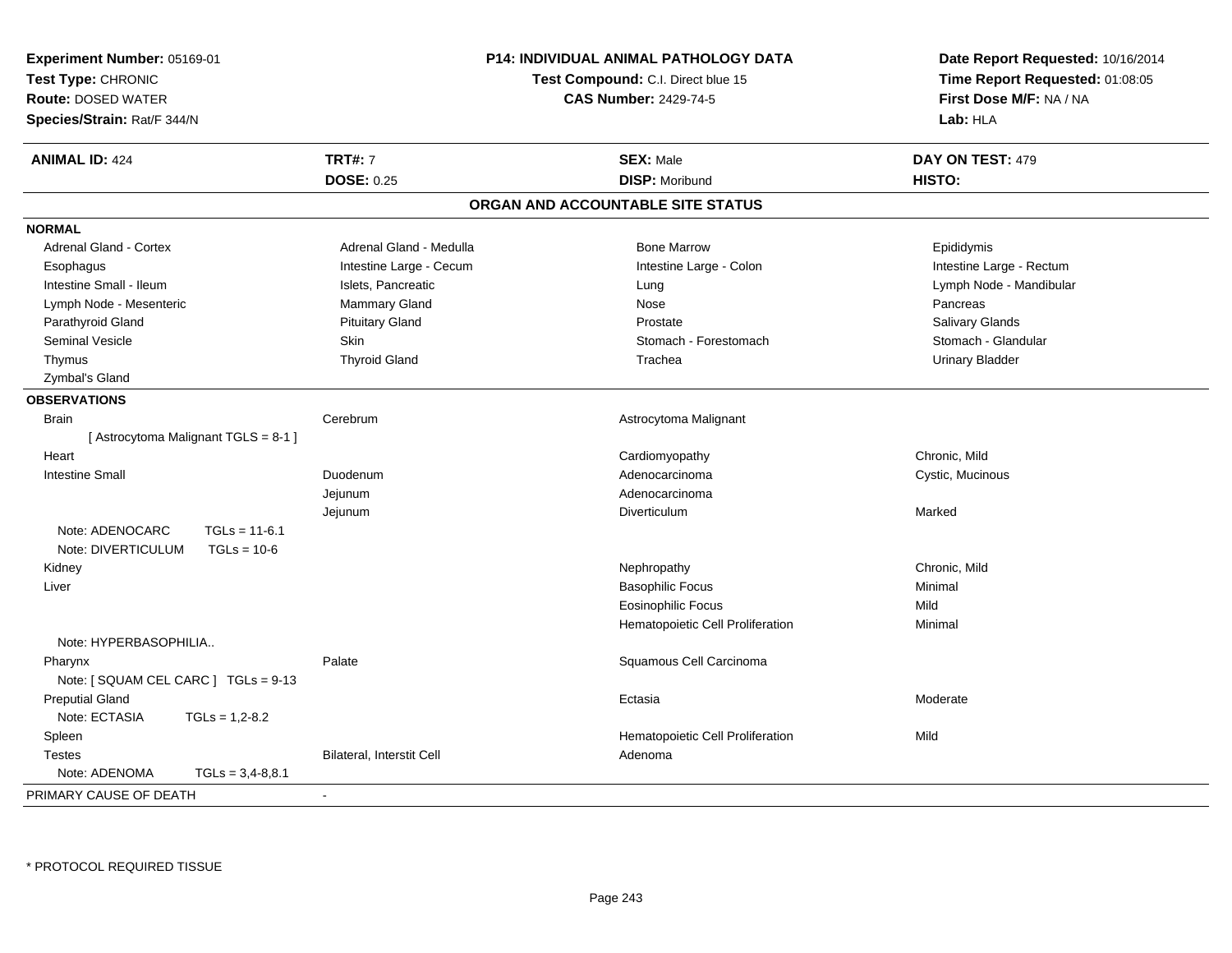**Experiment Number:** 05169-01
**Test Type:** CHRONIC
**Route:** DOSED WATER
**Species/Strain:** Rat/F 344/N

**P14: INDIVIDUAL ANIMAL PATHOLOGY DATA**
**Test Compound:** C.I. Direct blue 15
**CAS Number:** 2429-74-5

**Date Report Requested:** 10/16/2014
**Time Report Requested:** 01:08:05
**First Dose M/F:** NA / NA
**Lab:** HLA

| **ANIMAL ID:** 424 | **TRT#:** 7 | **SEX:** Male | **DAY ON TEST:** 479 |
|---|---|---|---|
| | **DOSE:** 0.25 | **DISP:** Moribund | **HISTO:** |

## ORGAN AND ACCOUNTABLE SITE STATUS

**NORMAL**

| | | | |
|---|---|---|---|
| Adrenal Gland - Cortex | Adrenal Gland - Medulla | Bone Marrow | Epididymis |
| Esophagus | Intestine Large - Cecum | Intestine Large - Colon | Intestine Large - Rectum |
| Intestine Small - Ileum | Islets, Pancreatic | Lung | Lymph Node - Mandibular |
| Lymph Node - Mesenteric | Mammary Gland | Nose | Pancreas |
| Parathyroid Gland | Pituitary Gland | Prostate | Salivary Glands |
| Seminal Vesicle | Skin | Stomach - Forestomach | Stomach - Glandular |
| Thymus | Thyroid Gland | Trachea | Urinary Bladder |
| Zymbal's Gland | | | |

**OBSERVATIONS**

| | | | |
|---|---|---|---|
| Brain | Cerebrum | Astrocytoma Malignant | |
| [ Astrocytoma Malignant TGLS = 8-1 ] | | | |
| Heart | | Cardiomyopathy | Chronic, Mild |
| Intestine Small | Duodenum | Adenocarcinoma | Cystic, Mucinous |
| | Jejunum | Adenocarcinoma | |
| | Jejunum | Diverticulum | Marked |
| Note: ADENOCARC TGLs = 11-6.1 | | | |
| Note: DIVERTICULUM TGLs = 10-6 | | | |
| Kidney | | Nephropathy | Chronic, Mild |
| Liver | | Basophilic Focus | Minimal |
| | | Eosinophilic Focus | Mild |
| | | Hematopoietic Cell Proliferation | Minimal |
| Note: HYPERBASOPHILIA.. | | | |
| Pharynx | Palate | Squamous Cell Carcinoma | |
| Note: [ SQUAM CEL CARC ] TGLs = 9-13 | | | |
| Preputial Gland | | Ectasia | Moderate |
| Note: ECTASIA TGLs = 1,2-8.2 | | | |
| Spleen | | Hematopoietic Cell Proliferation | Mild |
| Testes | Bilateral, Interstit Cell | Adenoma | |
| Note: ADENOMA TGLs = 3,4-8,8.1 | | | |

PRIMARY CAUSE OF DEATH -

\* PROTOCOL REQUIRED TISSUE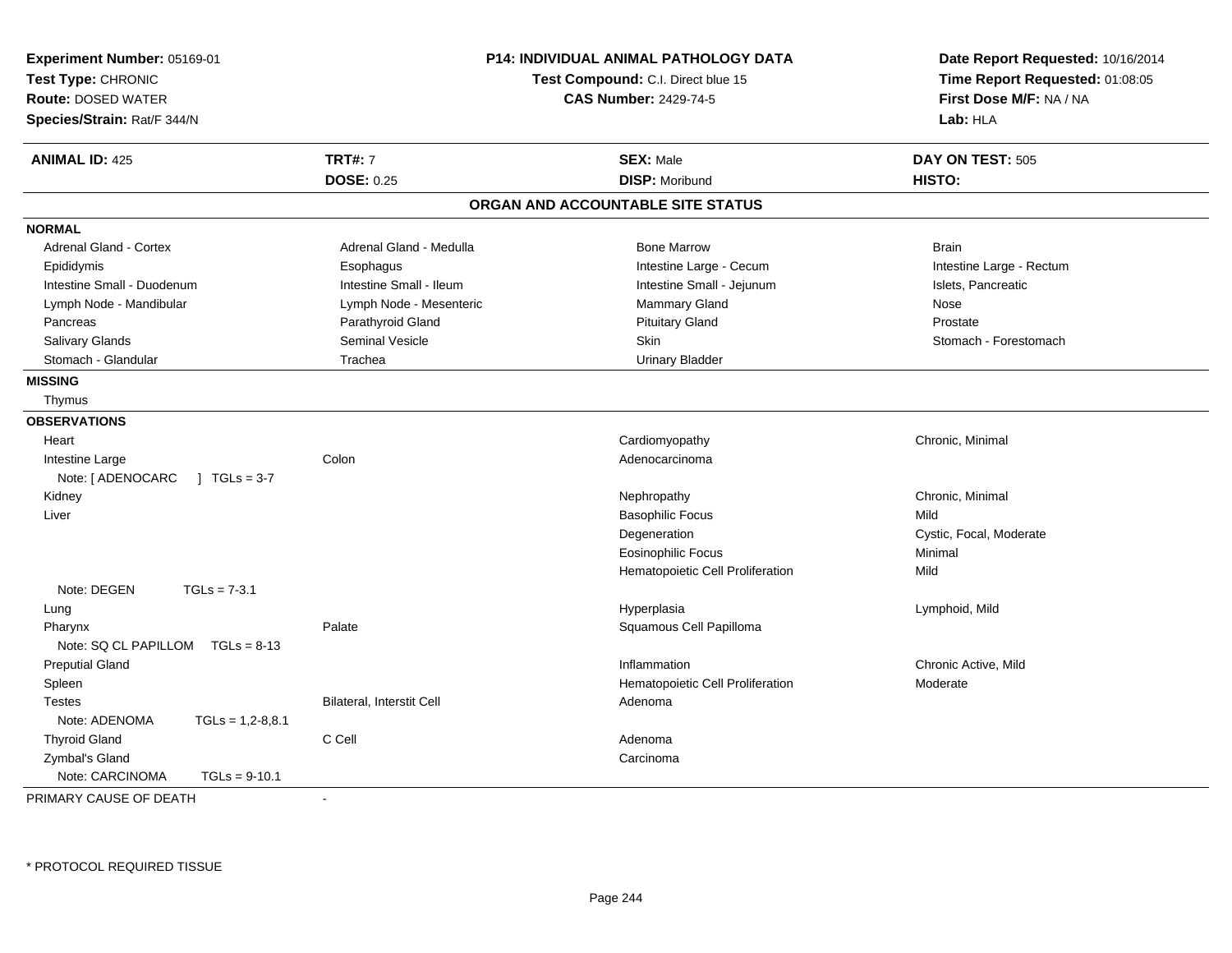**Experiment Number:** 05169-01
**Test Type:** CHRONIC
**Route:** DOSED WATER
**Species/Strain:** Rat/F 344/N

**P14: INDIVIDUAL ANIMAL PATHOLOGY DATA**
**Test Compound:** C.I. Direct blue 15
**CAS Number:** 2429-74-5

**Date Report Requested:** 10/16/2014
**Time Report Requested:** 01:08:05
**First Dose M/F:** NA / NA
**Lab:** HLA

| **ANIMAL ID:** 425 | **TRT#:** 7 | **SEX:** Male | **DAY ON TEST:** 505 |
|---|---|---|---|
| | **DOSE:** 0.25 | **DISP:** Moribund | **HISTO:** |

## ORGAN AND ACCOUNTABLE SITE STATUS

**NORMAL**

| | | | |
|---|---|---|---|
| Adrenal Gland - Cortex | Adrenal Gland - Medulla | Bone Marrow | Brain |
| Epididymis | Esophagus | Intestine Large - Cecum | Intestine Large - Rectum |
| Intestine Small - Duodenum | Intestine Small - Ileum | Intestine Small - Jejunum | Islets, Pancreatic |
| Lymph Node - Mandibular | Lymph Node - Mesenteric | Mammary Gland | Nose |
| Pancreas | Parathyroid Gland | Pituitary Gland | Prostate |
| Salivary Glands | Seminal Vesicle | Skin | Stomach - Forestomach |
| Stomach - Glandular | Trachea | Urinary Bladder | |

**MISSING**

Thymus

**OBSERVATIONS**

| | | | |
|---|---|---|---|
| Heart | | Cardiomyopathy | Chronic, Minimal |
| Intestine Large | Colon | Adenocarcinoma | |
| Note: [ ADENOCARC ] TGLs = 3-7 | | | |
| Kidney | | Nephropathy | Chronic, Minimal |
| Liver | | Basophilic Focus | Mild |
| | | Degeneration | Cystic, Focal, Moderate |
| | | Eosinophilic Focus | Minimal |
| | | Hematopoietic Cell Proliferation | Mild |
| Note: DEGEN TGLs = 7-3.1 | | | |
| Lung | | Hyperplasia | Lymphoid, Mild |
| Pharynx | Palate | Squamous Cell Papilloma | |
| Note: SQ CL PAPILLOM TGLs = 8-13 | | | |
| Preputial Gland | | Inflammation | Chronic Active, Mild |
| Spleen | | Hematopoietic Cell Proliferation | Moderate |
| Testes | Bilateral, Interstit Cell | Adenoma | |
| Note: ADENOMA TGLs = 1,2-8,8.1 | | | |
| Thyroid Gland | C Cell | Adenoma | |
| Zymbal's Gland | | Carcinoma | |
| Note: CARCINOMA TGLs = 9-10.1 | | | |

PRIMARY CAUSE OF DEATH -

\* PROTOCOL REQUIRED TISSUE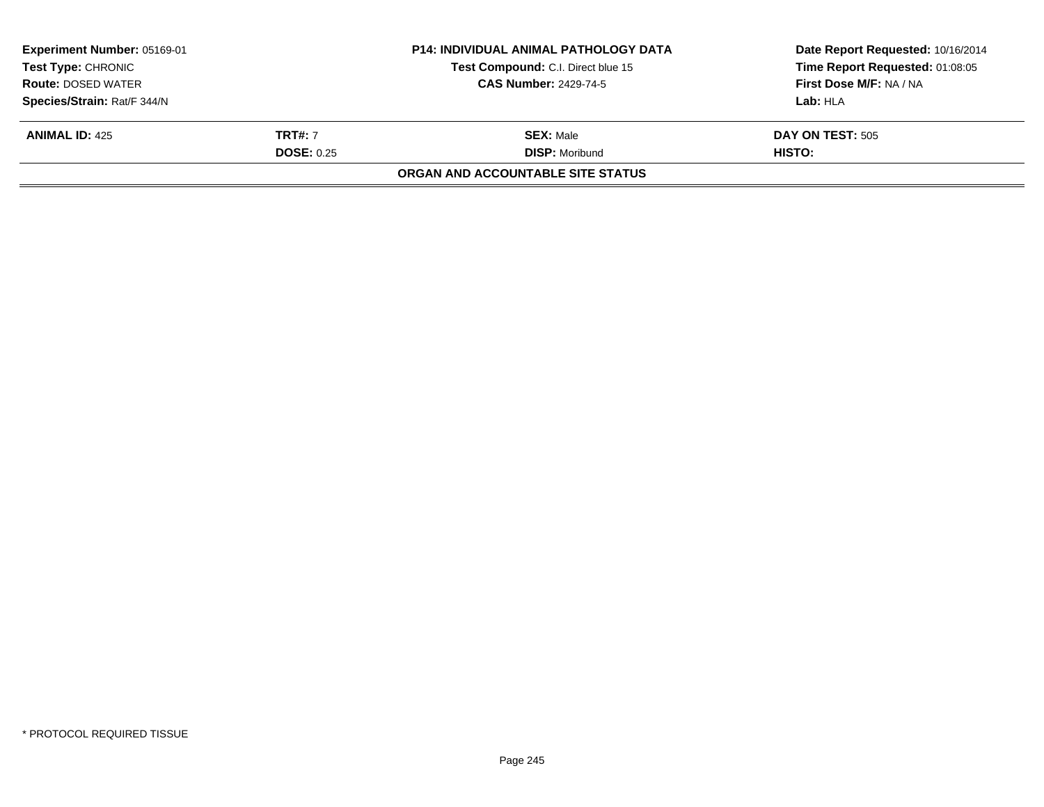**Experiment Number:** 05169-01
**Test Type:** CHRONIC
**Route:** DOSED WATER
**Species/Strain:** Rat/F 344/N

**P14: INDIVIDUAL ANIMAL PATHOLOGY DATA**
**Test Compound:** C.I. Direct blue 15
**CAS Number:** 2429-74-5

**Date Report Requested:** 10/16/2014
**Time Report Requested:** 01:08:05
**First Dose M/F:** NA / NA
**Lab:** HLA

| **ANIMAL ID:** 425 | **TRT#:** 7 | **SEX:** Male | **DAY ON TEST:** 505 |
|---|---|---|---|
| | **DOSE:** 0.25 | **DISP:** Moribund | **HISTO:** |

**ORGAN AND ACCOUNTABLE SITE STATUS**

* PROTOCOL REQUIRED TISSUE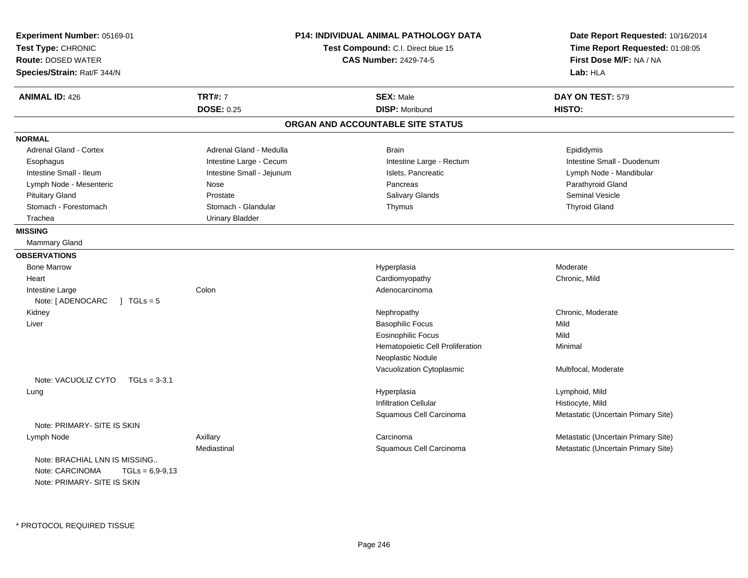**Experiment Number:** 05169-01
**Test Type:** CHRONIC
**Route:** DOSED WATER
**Species/Strain:** Rat/F 344/N

**P14: INDIVIDUAL ANIMAL PATHOLOGY DATA**
**Test Compound:** C.I. Direct blue 15
**CAS Number:** 2429-74-5

**Date Report Requested:** 10/16/2014
**Time Report Requested:** 01:08:05
**First Dose M/F:** NA / NA
**Lab:** HLA

| **ANIMAL ID:** 426 | **TRT#:** 7 | **SEX:** Male | **DAY ON TEST:** 579 |
|---|---|---|---|
| | **DOSE:** 0.25 | **DISP:** Moribund | **HISTO:** |

## ORGAN AND ACCOUNTABLE SITE STATUS

**NORMAL**

| | | | |
|---|---|---|---|
| Adrenal Gland - Cortex | Adrenal Gland - Medulla | Brain | Epididymis |
| Esophagus | Intestine Large - Cecum | Intestine Large - Rectum | Intestine Small - Duodenum |
| Intestine Small - Ileum | Intestine Small - Jejunum | Islets, Pancreatic | Lymph Node - Mandibular |
| Lymph Node - Mesenteric | Nose | Pancreas | Parathyroid Gland |
| Pituitary Gland | Prostate | Salivary Glands | Seminal Vesicle |
| Stomach - Forestomach | Stomach - Glandular | Thymus | Thyroid Gland |
| Trachea | Urinary Bladder | | |

**MISSING**

Mammary Gland

**OBSERVATIONS**

| | | | |
|---|---|---|---|
| Bone Marrow | | Hyperplasia | Moderate |
| Heart | | Cardiomyopathy | Chronic, Mild |
| Intestine Large | Colon | Adenocarcinoma | |
| Note: [ ADENOCARC ] TGLs = 5 | | | |
| Kidney | | Nephropathy | Chronic, Moderate |
| Liver | | Basophilic Focus | Mild |
| | | Eosinophilic Focus | Mild |
| | | Hematopoietic Cell Proliferation | Minimal |
| | | Neoplastic Nodule | |
| | | Vacuolization Cytoplasmic | Multifocal, Moderate |
| Note: VACUOLIZ CYTO TGLs = 3-3.1 | | | |
| Lung | | Hyperplasia | Lymphoid, Mild |
| | | Infiltration Cellular | Histiocyte, Mild |
| | | Squamous Cell Carcinoma | Metastatic (Uncertain Primary Site) |
| Note: PRIMARY- SITE IS SKIN | | | |
| Lymph Node | Axillary | Carcinoma | Metastatic (Uncertain Primary Site) |
| | Mediastinal | Squamous Cell Carcinoma | Metastatic (Uncertain Primary Site) |
| Note: BRACHIAL LNN IS MISSING.. | | | |
| Note: CARCINOMA TGLs = 6,9-9,13 | | | |
| Note: PRIMARY- SITE IS SKIN | | | |

\* PROTOCOL REQUIRED TISSUE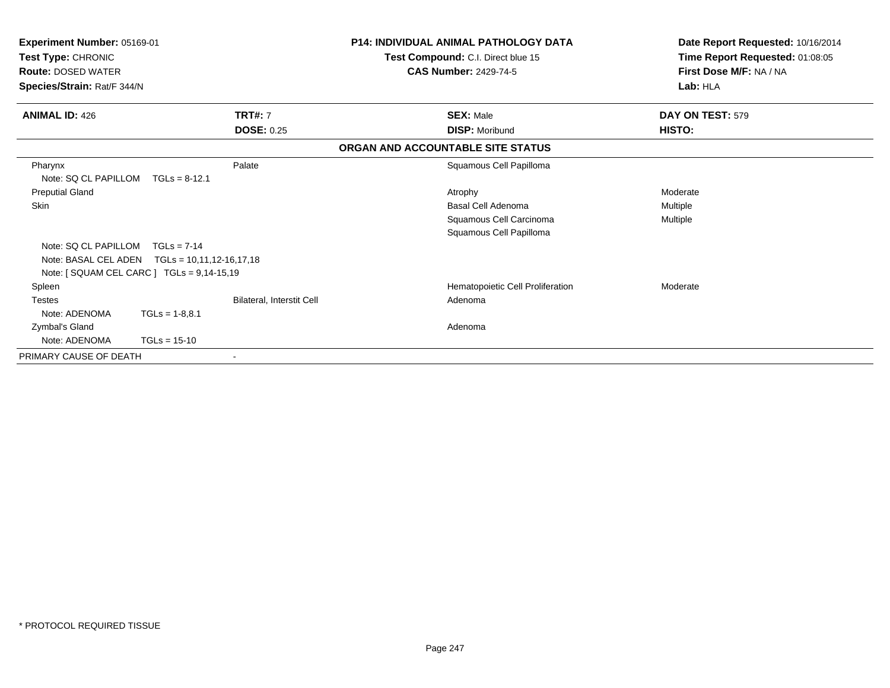**Experiment Number:** 05169-01
**Test Type:** CHRONIC
**Route:** DOSED WATER
**Species/Strain:** Rat/F 344/N

**P14: INDIVIDUAL ANIMAL PATHOLOGY DATA**
**Test Compound:** C.I. Direct blue 15
**CAS Number:** 2429-74-5

**Date Report Requested:** 10/16/2014
**Time Report Requested:** 01:08:05
**First Dose M/F:** NA / NA
**Lab:** HLA

| **ANIMAL ID:** 426 | **TRT#:** 7 | **SEX:** Male | **DAY ON TEST:** 579 |
|---|---|---|---|
| | **DOSE:** 0.25 | **DISP:** Moribund | **HISTO:** |

**ORGAN AND ACCOUNTABLE SITE STATUS**

| | | | |
|---|---|---|---|
| Pharynx | Palate | Squamous Cell Papilloma | |
| Note: SQ CL PAPILLOM TGLs = 8-12.1 | | | |
| Preputial Gland | | Atrophy | Moderate |
| Skin | | Basal Cell Adenoma | Multiple |
| | | Squamous Cell Carcinoma | Multiple |
| | | Squamous Cell Papilloma | |
| Note: SQ CL PAPILLOM TGLs = 7-14 | | | |
| Note: BASAL CEL ADEN TGLs = 10,11,12-16,17,18 | | | |
| Note: [ SQUAM CEL CARC ] TGLs = 9,14-15,19 | | | |
| Spleen | | Hematopoietic Cell Proliferation | Moderate |
| Testes | Bilateral, Interstit Cell | Adenoma | |
| Note: ADENOMA TGLs = 1-8,8.1 | | | |
| Zymbal's Gland | | Adenoma | |
| Note: ADENOMA TGLs = 15-10 | | | |
| PRIMARY CAUSE OF DEATH | - | | |

* PROTOCOL REQUIRED TISSUE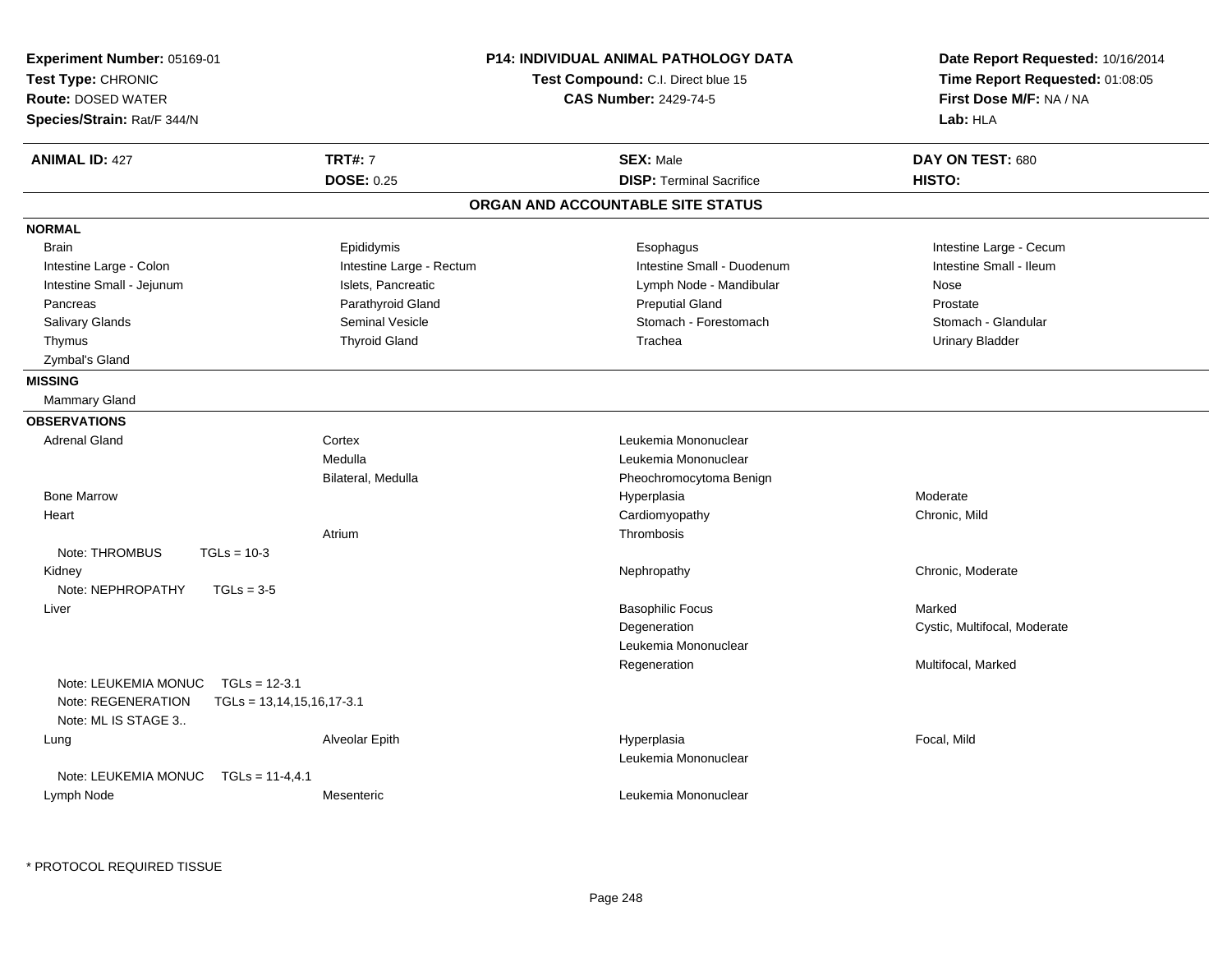**Experiment Number:** 05169-01
**Test Type:** CHRONIC
**Route:** DOSED WATER
**Species/Strain:** Rat/F 344/N

**P14: INDIVIDUAL ANIMAL PATHOLOGY DATA**
**Test Compound:** C.I. Direct blue 15
**CAS Number:** 2429-74-5

**Date Report Requested:** 10/16/2014
**Time Report Requested:** 01:08:05
**First Dose M/F:** NA / NA
**Lab:** HLA

| **ANIMAL ID:** 427 | **TRT#:** 7 | **SEX:** Male | **DAY ON TEST:** 680 |
|---|---|---|---|
| | **DOSE:** 0.25 | **DISP:** Terminal Sacrifice | **HISTO:** |

## ORGAN AND ACCOUNTABLE SITE STATUS

**NORMAL**

| | | | |
|---|---|---|---|
| Brain | Epididymis | Esophagus | Intestine Large - Cecum |
| Intestine Large - Colon | Intestine Large - Rectum | Intestine Small - Duodenum | Intestine Small - Ileum |
| Intestine Small - Jejunum | Islets, Pancreatic | Lymph Node - Mandibular | Nose |
| Pancreas | Parathyroid Gland | Preputial Gland | Prostate |
| Salivary Glands | Seminal Vesicle | Stomach - Forestomach | Stomach - Glandular |
| Thymus | Thyroid Gland | Trachea | Urinary Bladder |
| Zymbal's Gland | | | |

**MISSING**

Mammary Gland

**OBSERVATIONS**

| Organ | Site | Observation | Qualifier |
|---|---|---|---|
| Adrenal Gland | Cortex | Leukemia Mononuclear | |
| | Medulla | Leukemia Mononuclear | |
| | Bilateral, Medulla | Pheochromocytoma Benign | |
| Bone Marrow | | Hyperplasia | Moderate |
| Heart | | Cardiomyopathy | Chronic, Mild |
| | Atrium | Thrombosis | |
| Note: THROMBUS TGLs = 10-3 | | | |
| Kidney | | Nephropathy | Chronic, Moderate |
| Note: NEPHROPATHY TGLs = 3-5 | | | |
| Liver | | Basophilic Focus | Marked |
| | | Degeneration | Cystic, Multifocal, Moderate |
| | | Leukemia Mononuclear | |
| | | Regeneration | Multifocal, Marked |
| Note: LEUKEMIA MONUC TGLs = 12-3.1 | | | |
| Note: REGENERATION TGLs = 13,14,15,16,17-3.1 | | | |
| Note: ML IS STAGE 3.. | | | |
| Lung | Alveolar Epith | Hyperplasia | Focal, Mild |
| | | Leukemia Mononuclear | |
| Note: LEUKEMIA MONUC TGLs = 11-4,4.1 | | | |
| Lymph Node | Mesenteric | Leukemia Mononuclear | |

\* PROTOCOL REQUIRED TISSUE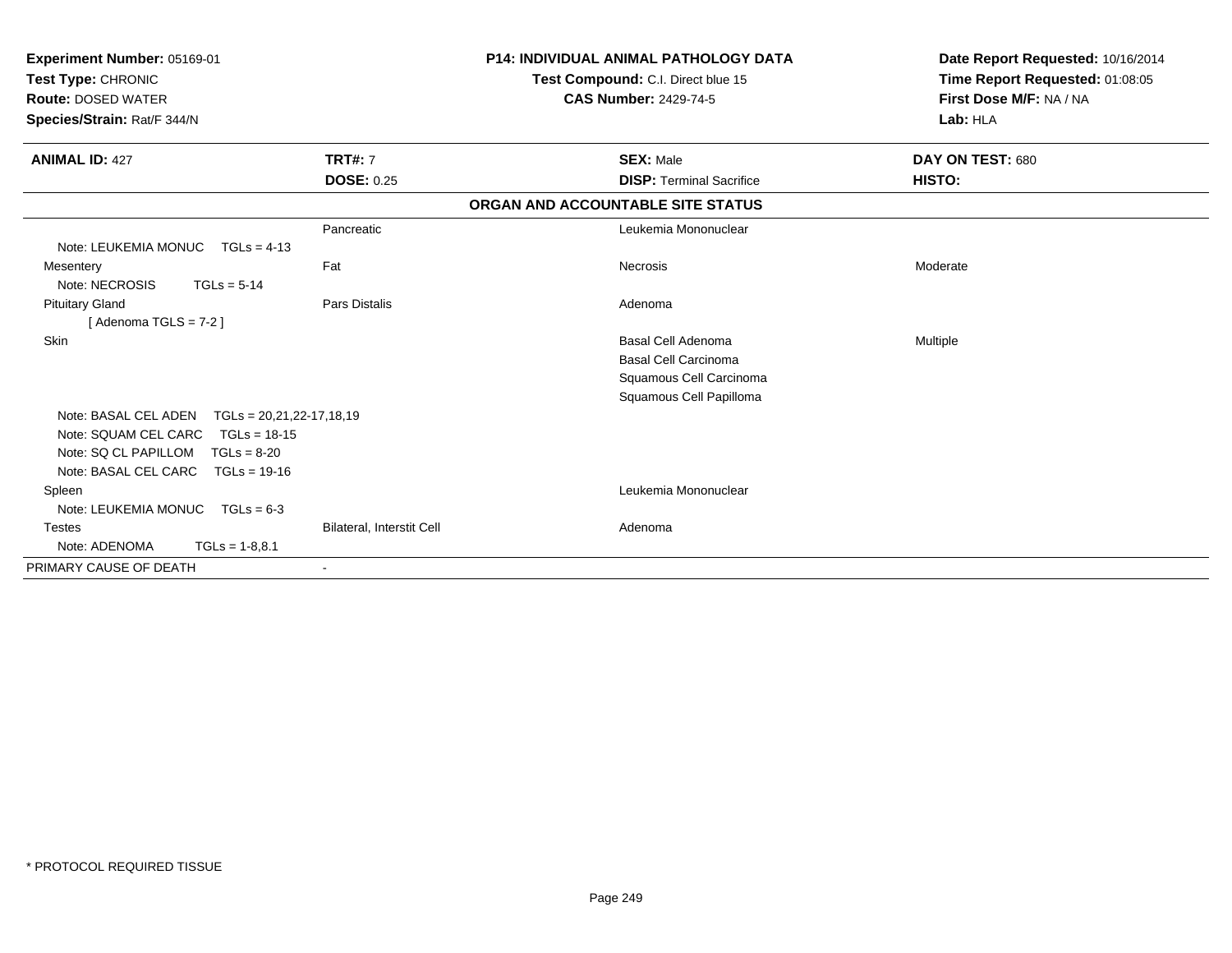**Experiment Number:** 05169-01
**Test Type:** CHRONIC
**Route:** DOSED WATER
**Species/Strain:** Rat/F 344/N

**P14: INDIVIDUAL ANIMAL PATHOLOGY DATA**
**Test Compound:** C.I. Direct blue 15
**CAS Number:** 2429-74-5

**Date Report Requested:** 10/16/2014
**Time Report Requested:** 01:08:05
**First Dose M/F:** NA / NA
**Lab:** HLA

| **ANIMAL ID:** 427 | **TRT#:** 7 | **SEX:** Male | **DAY ON TEST:** 680 |
|---|---|---|---|
| | **DOSE:** 0.25 | **DISP:** Terminal Sacrifice | **HISTO:** |

**ORGAN AND ACCOUNTABLE SITE STATUS**

| | | | |
|---|---|---|---|
| | Pancreatic | Leukemia Mononuclear | |
| Note: LEUKEMIA MONUC TGLs = 4-13 | | | |
| Mesentery | Fat | Necrosis | Moderate |
| Note: NECROSIS TGLs = 5-14 | | | |
| Pituitary Gland | Pars Distalis | Adenoma | |
| [ Adenoma TGLS = 7-2 ] | | | |
| Skin | | Basal Cell Adenoma | Multiple |
| | | Basal Cell Carcinoma | |
| | | Squamous Cell Carcinoma | |
| | | Squamous Cell Papilloma | |
| Note: BASAL CEL ADEN TGLs = 20,21,22-17,18,19 | | | |
| Note: SQUAM CEL CARC TGLs = 18-15 | | | |
| Note: SQ CL PAPILLOM TGLs = 8-20 | | | |
| Note: BASAL CEL CARC TGLs = 19-16 | | | |
| Spleen | | Leukemia Mononuclear | |
| Note: LEUKEMIA MONUC TGLs = 6-3 | | | |
| Testes | Bilateral, Interstit Cell | Adenoma | |
| Note: ADENOMA TGLs = 1-8,8.1 | | | |
| PRIMARY CAUSE OF DEATH | - | | |

\* PROTOCOL REQUIRED TISSUE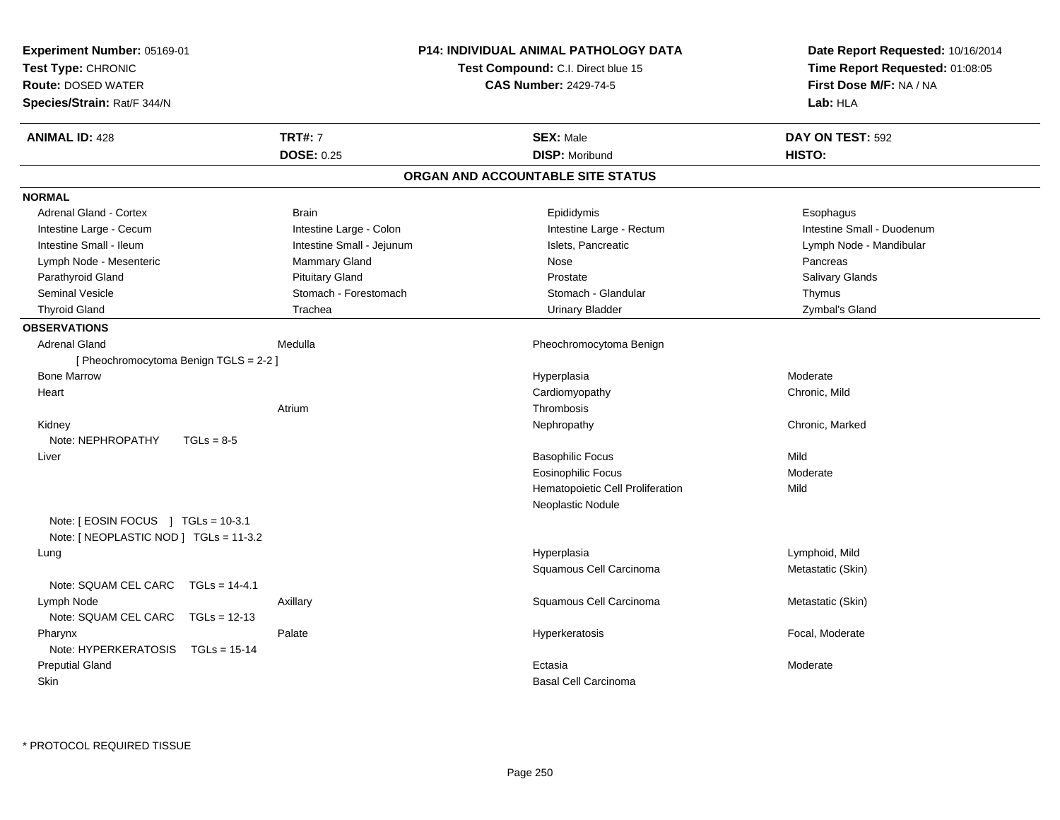**Experiment Number:** 05169-01
**Test Type:** CHRONIC
**Route:** DOSED WATER
**Species/Strain:** Rat/F 344/N

**P14: INDIVIDUAL ANIMAL PATHOLOGY DATA**
**Test Compound:** C.I. Direct blue 15
**CAS Number:** 2429-74-5

**Date Report Requested:** 10/16/2014
**Time Report Requested:** 01:08:05
**First Dose M/F:** NA / NA
**Lab:** HLA

| **ANIMAL ID:** 428 | **TRT#:** 7 | **SEX:** Male | **DAY ON TEST:** 592 |
|---|---|---|---|
| | **DOSE:** 0.25 | **DISP:** Moribund | **HISTO:** |

## ORGAN AND ACCOUNTABLE SITE STATUS

**NORMAL**

| | | | |
|---|---|---|---|
| Adrenal Gland - Cortex | Brain | Epididymis | Esophagus |
| Intestine Large - Cecum | Intestine Large - Colon | Intestine Large - Rectum | Intestine Small - Duodenum |
| Intestine Small - Ileum | Intestine Small - Jejunum | Islets, Pancreatic | Lymph Node - Mandibular |
| Lymph Node - Mesenteric | Mammary Gland | Nose | Pancreas |
| Parathyroid Gland | Pituitary Gland | Prostate | Salivary Glands |
| Seminal Vesicle | Stomach - Forestomach | Stomach - Glandular | Thymus |
| Thyroid Gland | Trachea | Urinary Bladder | Zymbal's Gland |

**OBSERVATIONS**

| | | | |
|---|---|---|---|
| Adrenal Gland | Medulla | Pheochromocytoma Benign | |
| [ Pheochromocytoma Benign TGLS = 2-2 ] | | | |
| Bone Marrow | | Hyperplasia | Moderate |
| Heart | | Cardiomyopathy | Chronic, Mild |
| | Atrium | Thrombosis | |
| Kidney | | Nephropathy | Chronic, Marked |
| Note: NEPHROPATHY TGLs = 8-5 | | | |
| Liver | | Basophilic Focus | Mild |
| | | Eosinophilic Focus | Moderate |
| | | Hematopoietic Cell Proliferation | Mild |
| | | Neoplastic Nodule | |
| Note: [ EOSIN FOCUS ] TGLs = 10-3.1 | | | |
| Note: [ NEOPLASTIC NOD ] TGLs = 11-3.2 | | | |
| Lung | | Hyperplasia | Lymphoid, Mild |
| | | Squamous Cell Carcinoma | Metastatic (Skin) |
| Note: SQUAM CEL CARC TGLs = 14-4.1 | | | |
| Lymph Node | Axillary | Squamous Cell Carcinoma | Metastatic (Skin) |
| Note: SQUAM CEL CARC TGLs = 12-13 | | | |
| Pharynx | Palate | Hyperkeratosis | Focal, Moderate |
| Note: HYPERKERATOSIS TGLs = 15-14 | | | |
| Preputial Gland | | Ectasia | Moderate |
| Skin | | Basal Cell Carcinoma | |

* PROTOCOL REQUIRED TISSUE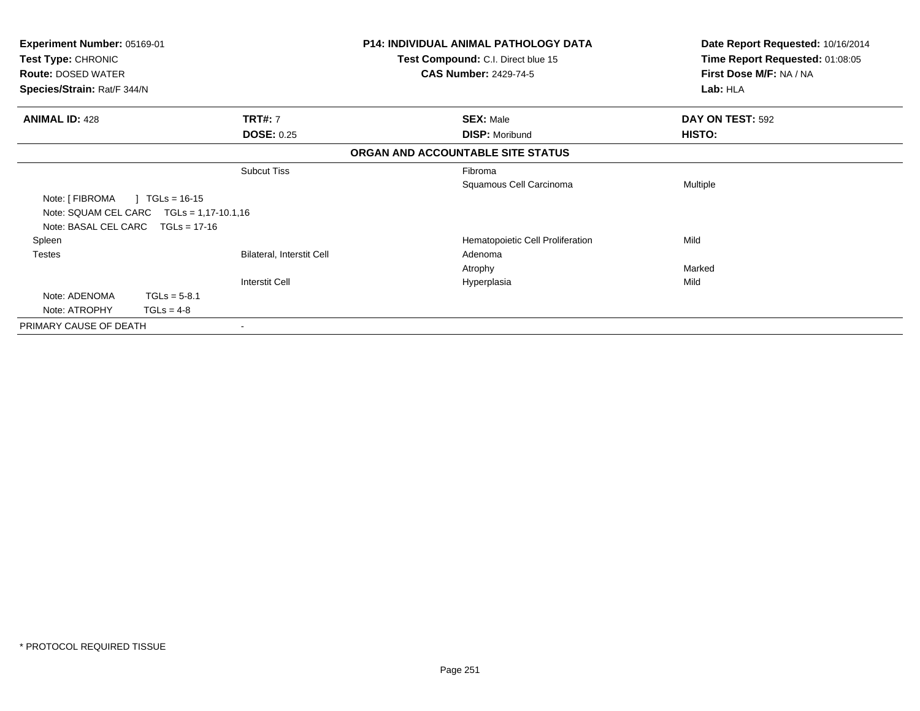**Experiment Number:** 05169-01
**Test Type:** CHRONIC
**Route:** DOSED WATER
**Species/Strain:** Rat/F 344/N

**P14: INDIVIDUAL ANIMAL PATHOLOGY DATA**
**Test Compound:** C.I. Direct blue 15
**CAS Number:** 2429-74-5

**Date Report Requested:** 10/16/2014
**Time Report Requested:** 01:08:05
**First Dose M/F:** NA / NA
**Lab:** HLA

| **ANIMAL ID:** 428 | **TRT#:** 7 | **SEX:** Male | **DAY ON TEST:** 592 |
|---|---|---|---|
| | **DOSE:** 0.25 | **DISP:** Moribund | **HISTO:** |

**ORGAN AND ACCOUNTABLE SITE STATUS**

| | | | |
|---|---|---|---|
| | Subcut Tiss | Fibroma | |
| | | Squamous Cell Carcinoma | Multiple |
| Note: [ FIBROMA ] TGLs = 16-15 | | | |
| Note: SQUAM CEL CARC TGLs = 1,17-10.1,16 | | | |
| Note: BASAL CEL CARC TGLs = 17-16 | | | |
| Spleen | | Hematopoietic Cell Proliferation | Mild |
| Testes | Bilateral, Interstit Cell | Adenoma | |
| | | Atrophy | Marked |
| | Interstit Cell | Hyperplasia | Mild |
| Note: ADENOMA TGLs = 5-8.1 | | | |
| Note: ATROPHY TGLs = 4-8 | | | |
| PRIMARY CAUSE OF DEATH | - | | |

* PROTOCOL REQUIRED TISSUE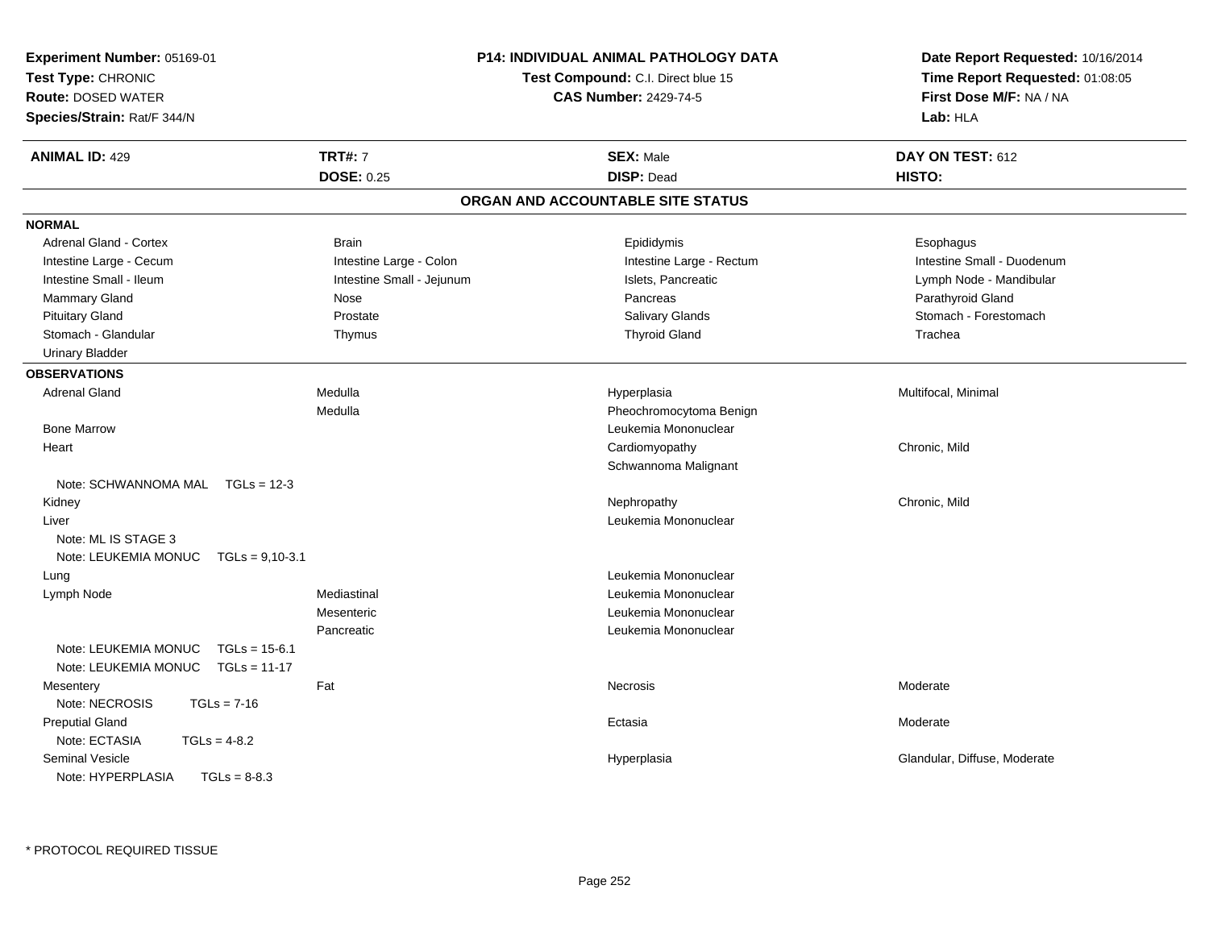**Experiment Number:** 05169-01
**Test Type:** CHRONIC
**Route:** DOSED WATER
**Species/Strain:** Rat/F 344/N

**P14: INDIVIDUAL ANIMAL PATHOLOGY DATA**
**Test Compound:** C.I. Direct blue 15
**CAS Number:** 2429-74-5

**Date Report Requested:** 10/16/2014
**Time Report Requested:** 01:08:05
**First Dose M/F:** NA / NA
**Lab:** HLA

| **ANIMAL ID:** 429 | **TRT#:** 7 | **SEX:** Male | **DAY ON TEST:** 612 |
|---|---|---|---|
| | **DOSE:** 0.25 | **DISP:** Dead | **HISTO:** |

## ORGAN AND ACCOUNTABLE SITE STATUS

**NORMAL**

| | | | |
|---|---|---|---|
| Adrenal Gland - Cortex | Brain | Epididymis | Esophagus |
| Intestine Large - Cecum | Intestine Large - Colon | Intestine Large - Rectum | Intestine Small - Duodenum |
| Intestine Small - Ileum | Intestine Small - Jejunum | Islets, Pancreatic | Lymph Node - Mandibular |
| Mammary Gland | Nose | Pancreas | Parathyroid Gland |
| Pituitary Gland | Prostate | Salivary Glands | Stomach - Forestomach |
| Stomach - Glandular | Thymus | Thyroid Gland | Trachea |
| Urinary Bladder | | | |

**OBSERVATIONS**

| | | | |
|---|---|---|---|
| Adrenal Gland | Medulla | Hyperplasia | Multifocal, Minimal |
| | Medulla | Pheochromocytoma Benign | |
| Bone Marrow | | Leukemia Mononuclear | |
| Heart | | Cardiomyopathy | Chronic, Mild |
| | | Schwannoma Malignant | |
| Note: SCHWANNOMA MAL TGLs = 12-3 | | | |
| Kidney | | Nephropathy | Chronic, Mild |
| Liver | | Leukemia Mononuclear | |
| Note: ML IS STAGE 3 | | | |
| Note: LEUKEMIA MONUC TGLs = 9,10-3.1 | | | |
| Lung | | Leukemia Mononuclear | |
| Lymph Node | Mediastinal | Leukemia Mononuclear | |
| | Mesenteric | Leukemia Mononuclear | |
| | Pancreatic | Leukemia Mononuclear | |
| Note: LEUKEMIA MONUC TGLs = 15-6.1 | | | |
| Note: LEUKEMIA MONUC TGLs = 11-17 | | | |
| Mesentery | Fat | Necrosis | Moderate |
| Note: NECROSIS TGLs = 7-16 | | | |
| Preputial Gland | | Ectasia | Moderate |
| Note: ECTASIA TGLs = 4-8.2 | | | |
| Seminal Vesicle | | Hyperplasia | Glandular, Diffuse, Moderate |
| Note: HYPERPLASIA TGLs = 8-8.3 | | | |

\* PROTOCOL REQUIRED TISSUE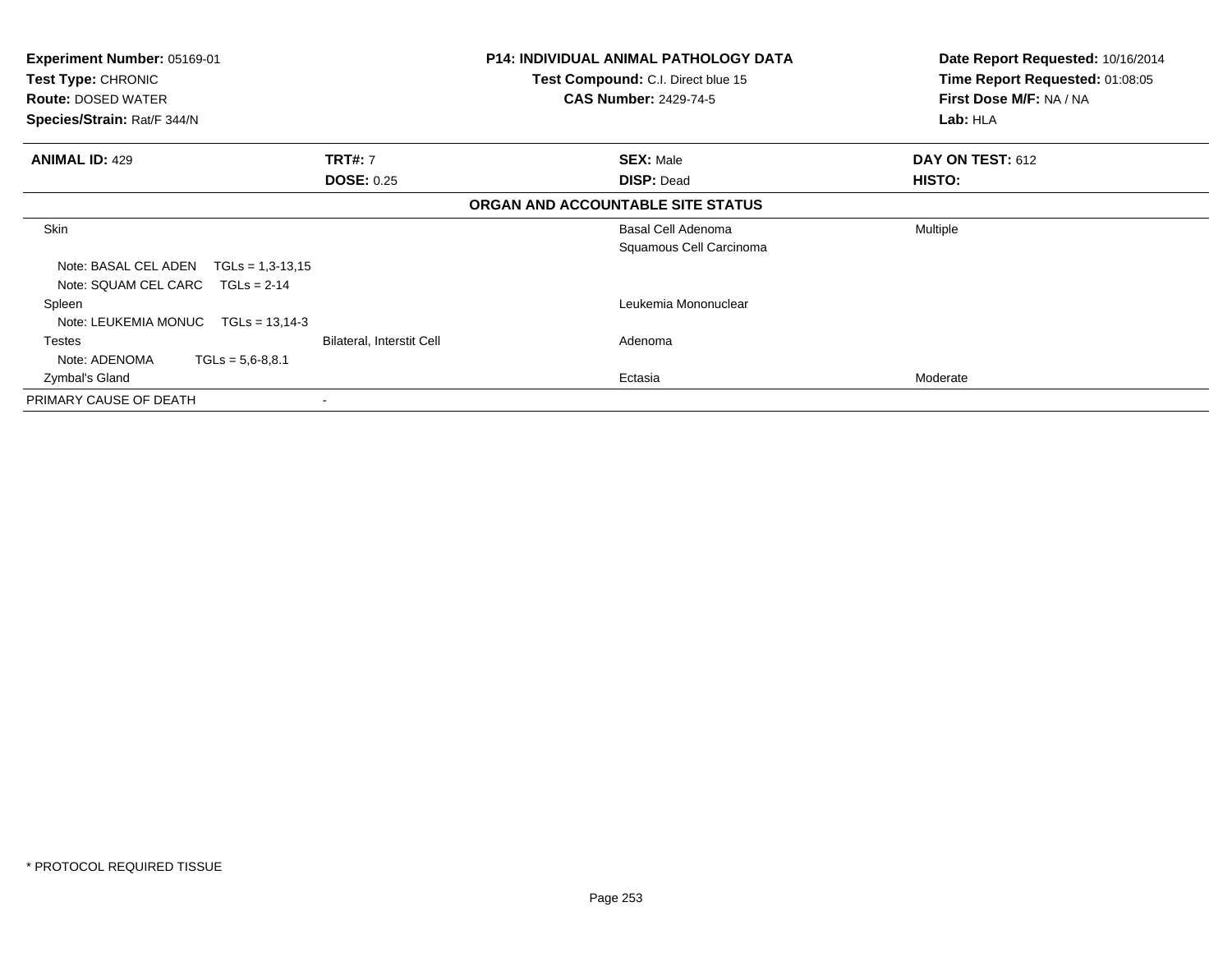**Experiment Number:** 05169-01
**Test Type:** CHRONIC
**Route:** DOSED WATER
**Species/Strain:** Rat/F 344/N

**P14: INDIVIDUAL ANIMAL PATHOLOGY DATA**
**Test Compound:** C.I. Direct blue 15
**CAS Number:** 2429-74-5

**Date Report Requested:** 10/16/2014
**Time Report Requested:** 01:08:05
**First Dose M/F:** NA / NA
**Lab:** HLA

| **ANIMAL ID:** 429 | **TRT#:** 7 | **SEX:** Male | **DAY ON TEST:** 612 |
|---|---|---|---|
| | **DOSE:** 0.25 | **DISP:** Dead | **HISTO:** |

**ORGAN AND ACCOUNTABLE SITE STATUS**

| | | | |
|---|---|---|---|
| Skin | | Basal Cell Adenoma | Multiple |
| | | Squamous Cell Carcinoma | |
| Note: BASAL CEL ADEN TGLs = 1,3-13,15 | | | |
| Note: SQUAM CEL CARC TGLs = 2-14 | | | |
| Spleen | | Leukemia Mononuclear | |
| Note: LEUKEMIA MONUC TGLs = 13,14-3 | | | |
| Testes | Bilateral, Interstit Cell | Adenoma | |
| Note: ADENOMA TGLs = 5,6-8,8.1 | | | |
| Zymbal's Gland | | Ectasia | Moderate |
| PRIMARY CAUSE OF DEATH | - | | |

\* PROTOCOL REQUIRED TISSUE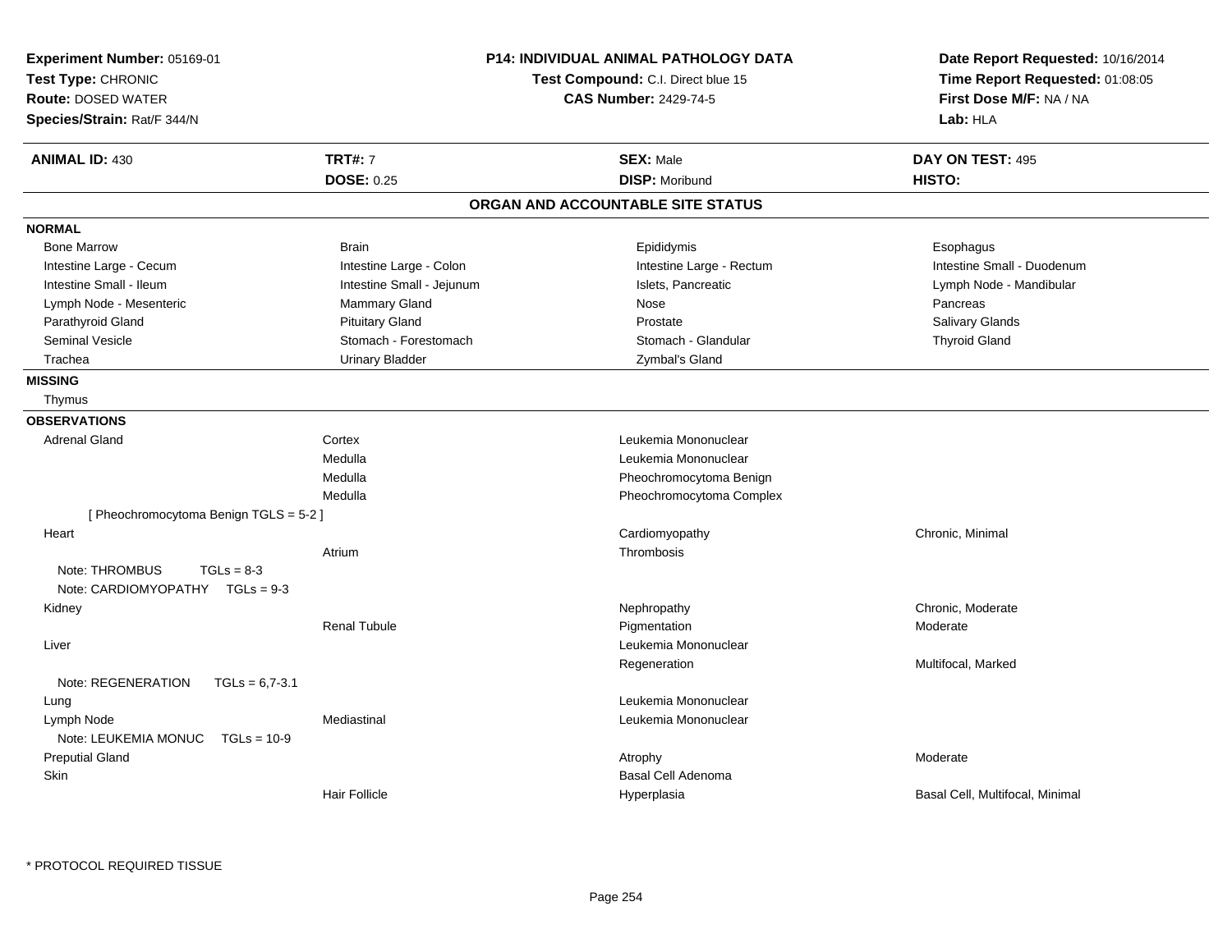**Experiment Number:** 05169-01
**Test Type:** CHRONIC
**Route:** DOSED WATER
**Species/Strain:** Rat/F 344/N

**P14: INDIVIDUAL ANIMAL PATHOLOGY DATA**
**Test Compound:** C.I. Direct blue 15
**CAS Number:** 2429-74-5

**Date Report Requested:** 10/16/2014
**Time Report Requested:** 01:08:05
**First Dose M/F:** NA / NA
**Lab:** HLA

| **ANIMAL ID:** 430 | **TRT#:** 7 | **SEX:** Male | **DAY ON TEST:** 495 |
|---|---|---|---|
| | **DOSE:** 0.25 | **DISP:** Moribund | **HISTO:** |

## ORGAN AND ACCOUNTABLE SITE STATUS

**NORMAL**

| | | | |
|---|---|---|---|
| Bone Marrow | Brain | Epididymis | Esophagus |
| Intestine Large - Cecum | Intestine Large - Colon | Intestine Large - Rectum | Intestine Small - Duodenum |
| Intestine Small - Ileum | Intestine Small - Jejunum | Islets, Pancreatic | Lymph Node - Mandibular |
| Lymph Node - Mesenteric | Mammary Gland | Nose | Pancreas |
| Parathyroid Gland | Pituitary Gland | Prostate | Salivary Glands |
| Seminal Vesicle | Stomach - Forestomach | Stomach - Glandular | Thyroid Gland |
| Trachea | Urinary Bladder | Zymbal's Gland | |

**MISSING**

Thymus

**OBSERVATIONS**

| | | | |
|---|---|---|---|
| Adrenal Gland | Cortex | Leukemia Mononuclear | |
| | Medulla | Leukemia Mononuclear | |
| | Medulla | Pheochromocytoma Benign | |
| | Medulla | Pheochromocytoma Complex | |
| [ Pheochromocytoma Benign TGLS = 5-2 ] | | | |
| Heart | | Cardiomyopathy | Chronic, Minimal |
| | Atrium | Thrombosis | |
| Note: THROMBUS TGLs = 8-3 | | | |
| Note: CARDIOMYOPATHY TGLs = 9-3 | | | |
| Kidney | | Nephropathy | Chronic, Moderate |
| | Renal Tubule | Pigmentation | Moderate |
| Liver | | Leukemia Mononuclear | |
| | | Regeneration | Multifocal, Marked |
| Note: REGENERATION TGLs = 6,7-3.1 | | | |
| Lung | | Leukemia Mononuclear | |
| Lymph Node | Mediastinal | Leukemia Mononuclear | |
| Note: LEUKEMIA MONUC TGLs = 10-9 | | | |
| Preputial Gland | | Atrophy | Moderate |
| Skin | | Basal Cell Adenoma | |
| | Hair Follicle | Hyperplasia | Basal Cell, Multifocal, Minimal |

* PROTOCOL REQUIRED TISSUE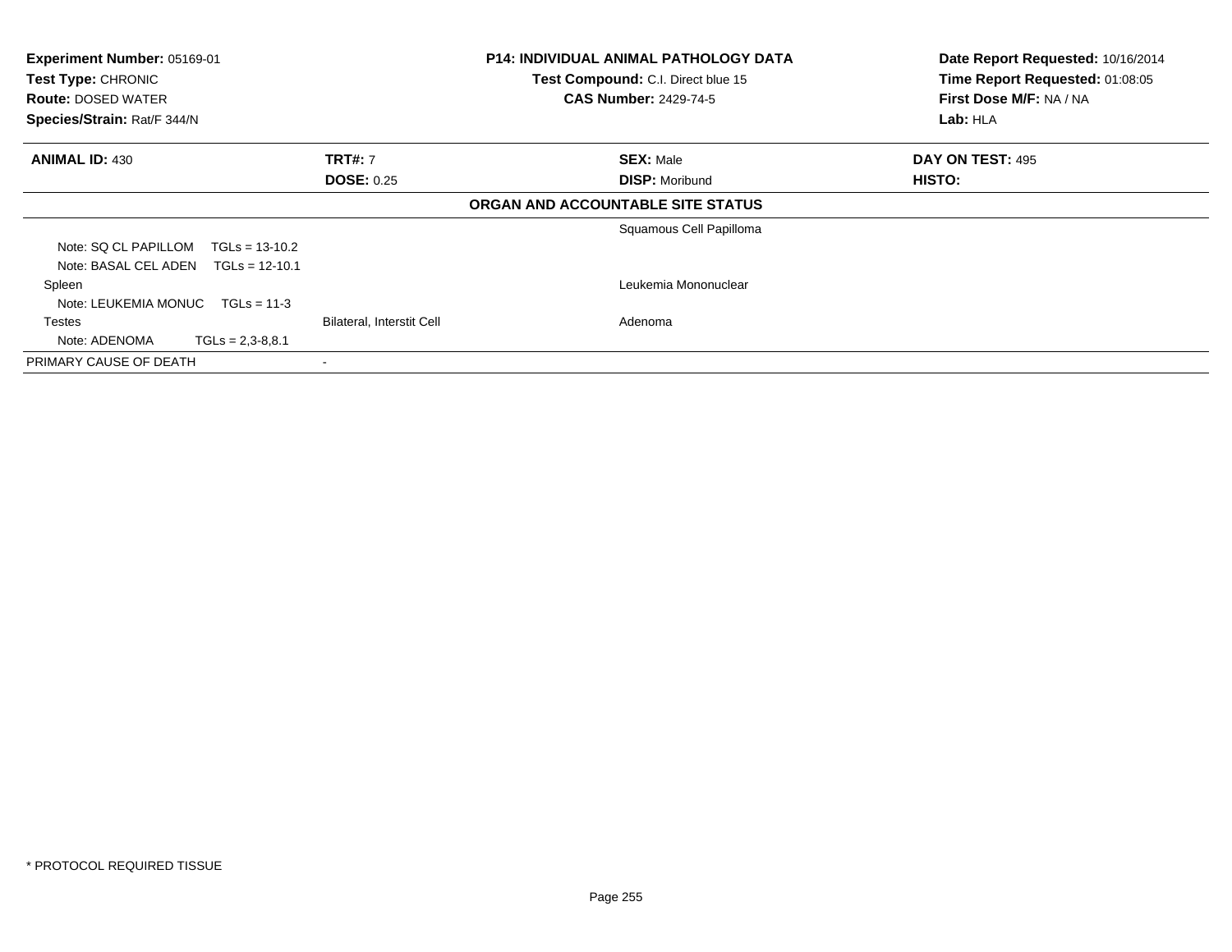**Experiment Number:** 05169-01
**Test Type:** CHRONIC
**Route:** DOSED WATER
**Species/Strain:** Rat/F 344/N

**P14: INDIVIDUAL ANIMAL PATHOLOGY DATA**
**Test Compound:** C.I. Direct blue 15
**CAS Number:** 2429-74-5

**Date Report Requested:** 10/16/2014
**Time Report Requested:** 01:08:05
**First Dose M/F:** NA / NA
**Lab:** HLA

| **ANIMAL ID:** 430 | **TRT#:** 7 | **SEX:** Male | **DAY ON TEST:** 495 |
|---|---|---|---|
| | **DOSE:** 0.25 | **DISP:** Moribund | **HISTO:** |

**ORGAN AND ACCOUNTABLE SITE STATUS**

| | | | |
|---|---|---|---|
| | | Squamous Cell Papilloma | |
| Note: SQ CL PAPILLOM TGLs = 13-10.2 | | | |
| Note: BASAL CEL ADEN TGLs = 12-10.1 | | | |
| Spleen | | Leukemia Mononuclear | |
| Note: LEUKEMIA MONUC TGLs = 11-3 | | | |
| Testes | Bilateral, Interstit Cell | Adenoma | |
| Note: ADENOMA TGLs = 2,3-8,8.1 | | | |
| PRIMARY CAUSE OF DEATH | - | | |

* PROTOCOL REQUIRED TISSUE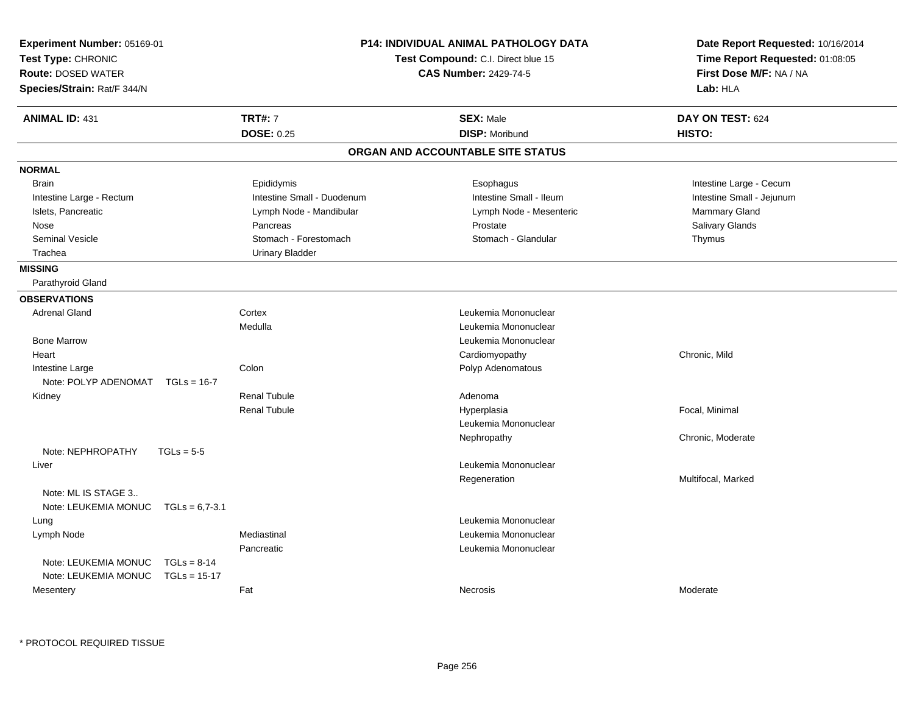**Experiment Number:** 05169-01
**Test Type:** CHRONIC
**Route:** DOSED WATER
**Species/Strain:** Rat/F 344/N

**P14: INDIVIDUAL ANIMAL PATHOLOGY DATA**
**Test Compound:** C.I. Direct blue 15
**CAS Number:** 2429-74-5

**Date Report Requested:** 10/16/2014
**Time Report Requested:** 01:08:05
**First Dose M/F:** NA / NA
**Lab:** HLA

| **ANIMAL ID:** 431 | **TRT#:** 7 | **SEX:** Male | **DAY ON TEST:** 624 |
|---|---|---|---|
| | **DOSE:** 0.25 | **DISP:** Moribund | **HISTO:** |

## ORGAN AND ACCOUNTABLE SITE STATUS

**NORMAL**

| | | | |
|---|---|---|---|
| Brain | Epididymis | Esophagus | Intestine Large - Cecum |
| Intestine Large - Rectum | Intestine Small - Duodenum | Intestine Small - Ileum | Intestine Small - Jejunum |
| Islets, Pancreatic | Lymph Node - Mandibular | Lymph Node - Mesenteric | Mammary Gland |
| Nose | Pancreas | Prostate | Salivary Glands |
| Seminal Vesicle | Stomach - Forestomach | Stomach - Glandular | Thymus |
| Trachea | Urinary Bladder | | |

**MISSING**

Parathyroid Gland

**OBSERVATIONS**

| | | | |
|---|---|---|---|
| Adrenal Gland | Cortex | Leukemia Mononuclear | |
| | Medulla | Leukemia Mononuclear | |
| Bone Marrow | | Leukemia Mononuclear | |
| Heart | | Cardiomyopathy | Chronic, Mild |
| Intestine Large | Colon | Polyp Adenomatous | |
| Note: POLYP ADENOMAT TGLs = 16-7 | | | |
| Kidney | Renal Tubule | Adenoma | |
| | Renal Tubule | Hyperplasia | Focal, Minimal |
| | | Leukemia Mononuclear | |
| | | Nephropathy | Chronic, Moderate |
| Note: NEPHROPATHY TGLs = 5-5 | | | |
| Liver | | Leukemia Mononuclear | |
| | | Regeneration | Multifocal, Marked |
| Note: ML IS STAGE 3.. | | | |
| Note: LEUKEMIA MONUC TGLs = 6,7-3.1 | | | |
| Lung | | Leukemia Mononuclear | |
| Lymph Node | Mediastinal | Leukemia Mononuclear | |
| | Pancreatic | Leukemia Mononuclear | |
| Note: LEUKEMIA MONUC TGLs = 8-14 | | | |
| Note: LEUKEMIA MONUC TGLs = 15-17 | | | |
| Mesentery | Fat | Necrosis | Moderate |

* PROTOCOL REQUIRED TISSUE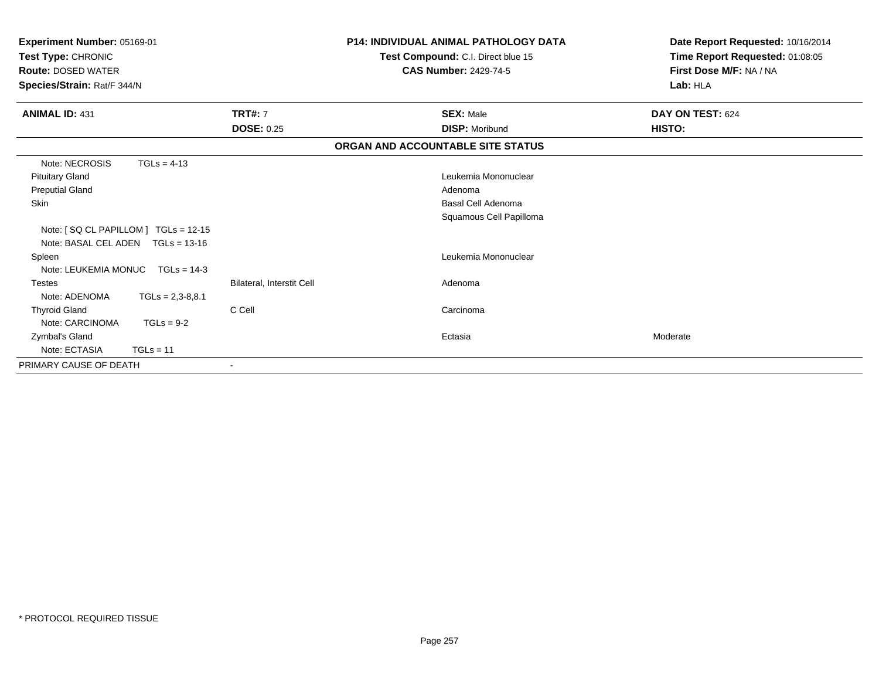**Experiment Number:** 05169-01
**Test Type:** CHRONIC
**Route:** DOSED WATER
**Species/Strain:** Rat/F 344/N

**P14: INDIVIDUAL ANIMAL PATHOLOGY DATA**
**Test Compound:** C.I. Direct blue 15
**CAS Number:** 2429-74-5

**Date Report Requested:** 10/16/2014
**Time Report Requested:** 01:08:05
**First Dose M/F:** NA / NA
**Lab:** HLA

| **ANIMAL ID:** 431 | **TRT#:** 7 | **SEX:** Male | **DAY ON TEST:** 624 |
|---|---|---|---|
| | **DOSE:** 0.25 | **DISP:** Moribund | **HISTO:** |

**ORGAN AND ACCOUNTABLE SITE STATUS**

| | | | |
|---|---|---|---|
| Note: NECROSIS TGLs = 4-13 | | | |
| Pituitary Gland | | Leukemia Mononuclear | |
| Preputial Gland | | Adenoma | |
| Skin | | Basal Cell Adenoma | |
| | | Squamous Cell Papilloma | |
| Note: [ SQ CL PAPILLOM ] TGLs = 12-15 | | | |
| Note: BASAL CEL ADEN TGLs = 13-16 | | | |
| Spleen | | Leukemia Mononuclear | |
| Note: LEUKEMIA MONUC TGLs = 14-3 | | | |
| Testes | Bilateral, Interstit Cell | Adenoma | |
| Note: ADENOMA TGLs = 2,3-8,8.1 | | | |
| Thyroid Gland | C Cell | Carcinoma | |
| Note: CARCINOMA TGLs = 9-2 | | | |
| Zymbal's Gland | | Ectasia | Moderate |
| Note: ECTASIA TGLs = 11 | | | |
| PRIMARY CAUSE OF DEATH | - | | |

\* PROTOCOL REQUIRED TISSUE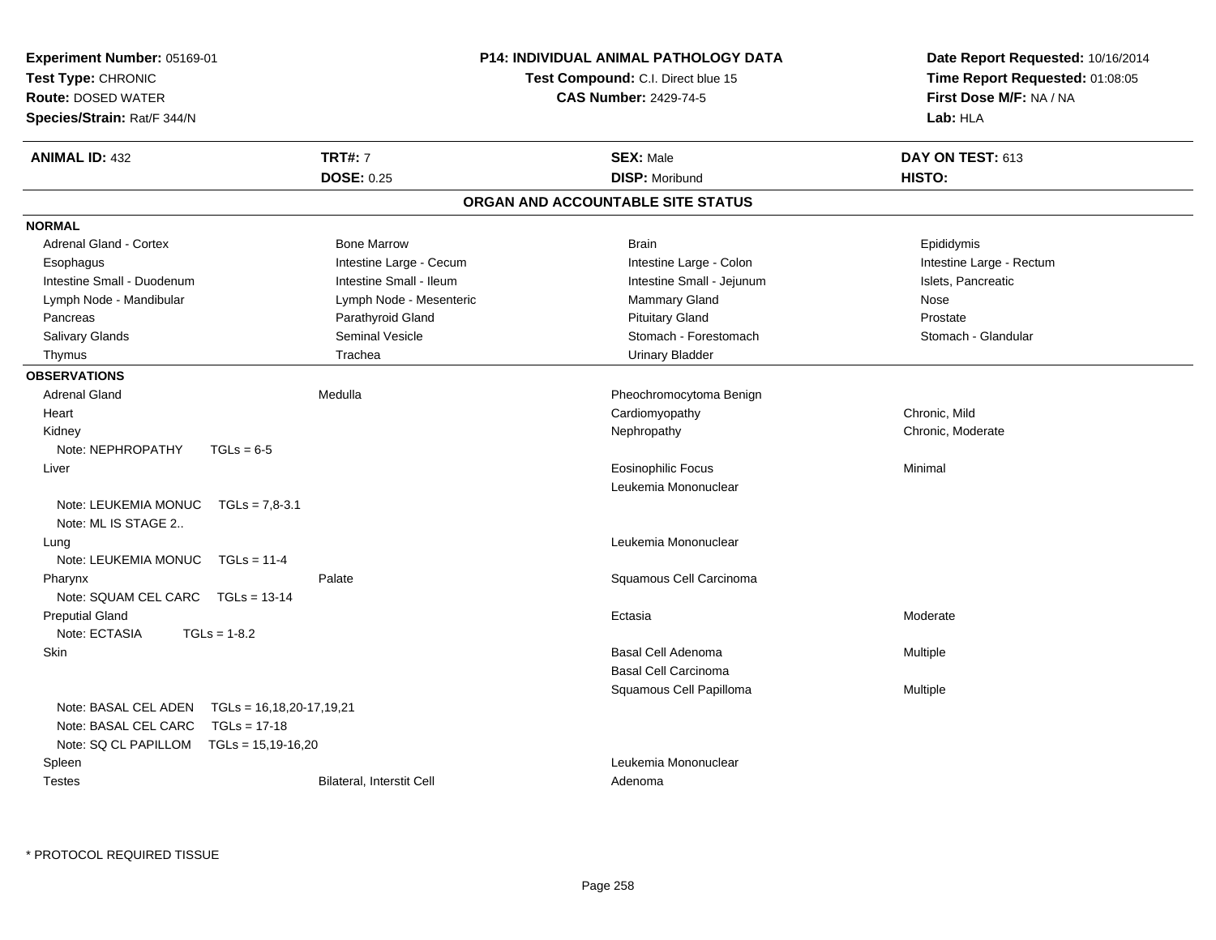**Experiment Number:** 05169-01
**Test Type:** CHRONIC
**Route:** DOSED WATER
**Species/Strain:** Rat/F 344/N

**P14: INDIVIDUAL ANIMAL PATHOLOGY DATA**
**Test Compound:** C.I. Direct blue 15
**CAS Number:** 2429-74-5

**Date Report Requested:** 10/16/2014
**Time Report Requested:** 01:08:05
**First Dose M/F:** NA / NA
**Lab:** HLA

| **ANIMAL ID:** 432 | **TRT#:** 7 | **SEX:** Male | **DAY ON TEST:** 613 |
|---|---|---|---|
| | **DOSE:** 0.25 | **DISP:** Moribund | **HISTO:** |

## ORGAN AND ACCOUNTABLE SITE STATUS

**NORMAL**

| | | | |
|---|---|---|---|
| Adrenal Gland - Cortex | Bone Marrow | Brain | Epididymis |
| Esophagus | Intestine Large - Cecum | Intestine Large - Colon | Intestine Large - Rectum |
| Intestine Small - Duodenum | Intestine Small - Ileum | Intestine Small - Jejunum | Islets, Pancreatic |
| Lymph Node - Mandibular | Lymph Node - Mesenteric | Mammary Gland | Nose |
| Pancreas | Parathyroid Gland | Pituitary Gland | Prostate |
| Salivary Glands | Seminal Vesicle | Stomach - Forestomach | Stomach - Glandular |
| Thymus | Trachea | Urinary Bladder | |

**OBSERVATIONS**

| | | | |
|---|---|---|---|
| Adrenal Gland | Medulla | Pheochromocytoma Benign | |
| Heart | | Cardiomyopathy | Chronic, Mild |
| Kidney | | Nephropathy | Chronic, Moderate |
| Note: NEPHROPATHY TGLs = 6-5 | | | |
| Liver | | Eosinophilic Focus | Minimal |
| | | Leukemia Mononuclear | |
| Note: LEUKEMIA MONUC TGLs = 7,8-3.1 | | | |
| Note: ML IS STAGE 2.. | | | |
| Lung | | Leukemia Mononuclear | |
| Note: LEUKEMIA MONUC TGLs = 11-4 | | | |
| Pharynx | Palate | Squamous Cell Carcinoma | |
| Note: SQUAM CEL CARC TGLs = 13-14 | | | |
| Preputial Gland | | Ectasia | Moderate |
| Note: ECTASIA TGLs = 1-8.2 | | | |
| Skin | | Basal Cell Adenoma | Multiple |
| | | Basal Cell Carcinoma | |
| | | Squamous Cell Papilloma | Multiple |
| Note: BASAL CEL ADEN TGLs = 16,18,20-17,19,21 | | | |
| Note: BASAL CEL CARC TGLs = 17-18 | | | |
| Note: SQ CL PAPILLOM TGLs = 15,19-16,20 | | | |
| Spleen | | Leukemia Mononuclear | |
| Testes | Bilateral, Interstit Cell | Adenoma | |

\* PROTOCOL REQUIRED TISSUE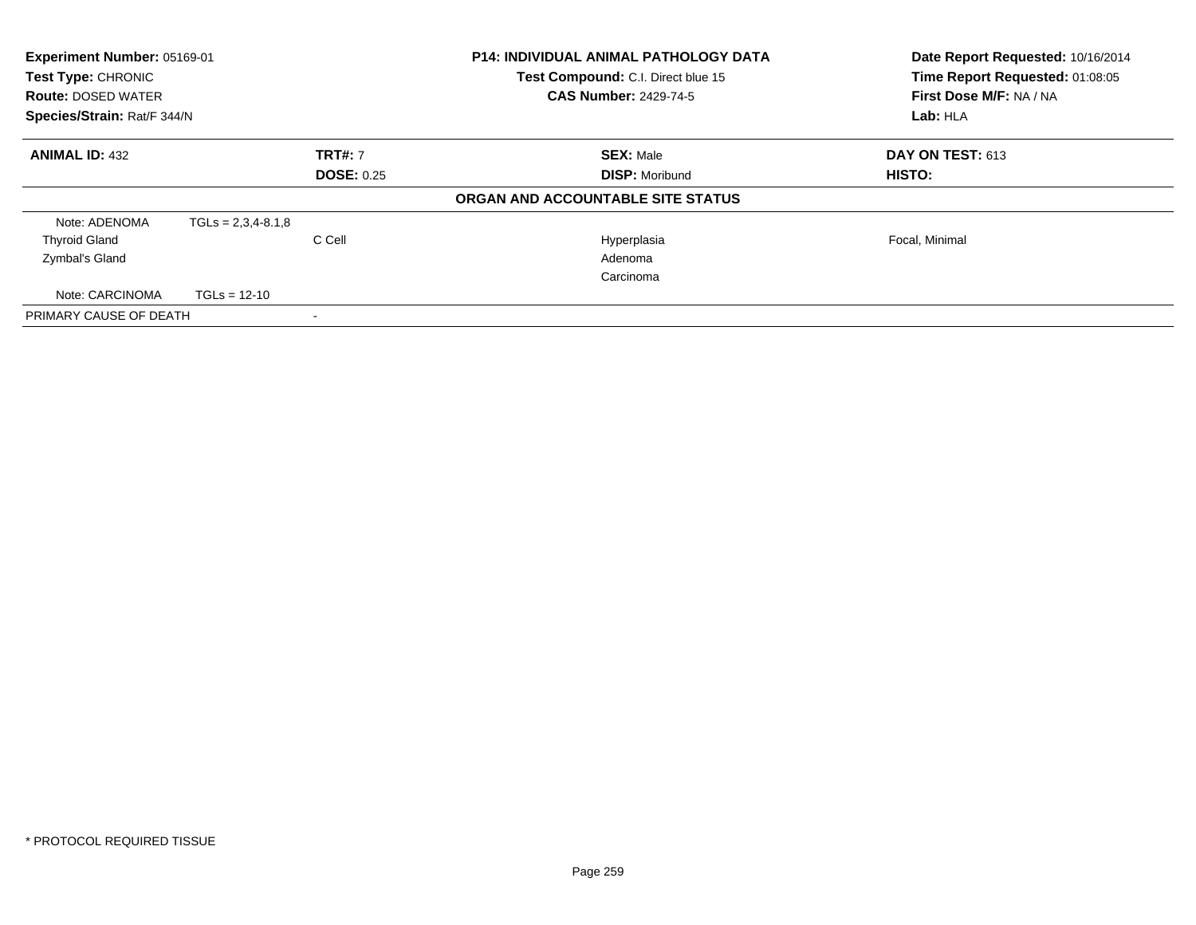| Experiment Number: 05169-01 | P14: INDIVIDUAL ANIMAL PATHOLOGY DATA | Date Report Requested: 10/16/2014 |
|---|---|---|
| Test Type: CHRONIC | Test Compound: C.I. Direct blue 15 | Time Report Requested: 01:08:05 |
| Route: DOSED WATER | CAS Number: 2429-74-5 | First Dose M/F: NA / NA |
| Species/Strain: Rat/F 344/N | | Lab: HLA |

| ANIMAL ID: 432 | TRT#: 7 | SEX: Male | DAY ON TEST: 613 |
|---|---|---|---|
| | DOSE: 0.25 | DISP: Moribund | HISTO: |

**ORGAN AND ACCOUNTABLE SITE STATUS**

| | | | | |
|---|---|---|---|---|
| Note: ADENOMA | TGLs = 2,3,4-8.1,8 | | | |
| Thyroid Gland | | C Cell | Hyperplasia | Focal, Minimal |
| Zymbal's Gland | | | Adenoma | |
| | | | Carcinoma | |
| Note: CARCINOMA | TGLs = 12-10 | | | |
| PRIMARY CAUSE OF DEATH | | - | | |

* PROTOCOL REQUIRED TISSUE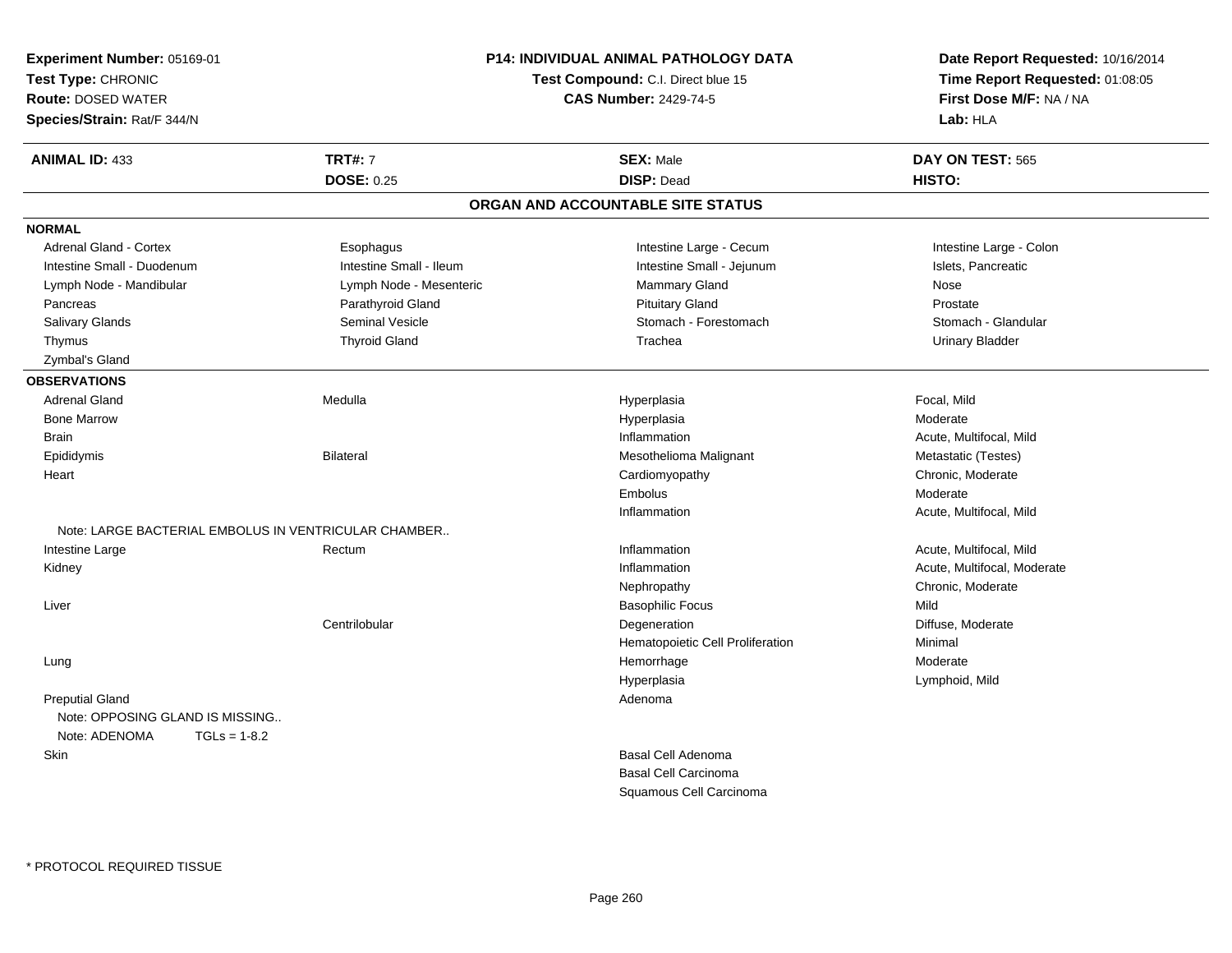**Experiment Number:** 05169-01
**Test Type:** CHRONIC
**Route:** DOSED WATER
**Species/Strain:** Rat/F 344/N

**P14: INDIVIDUAL ANIMAL PATHOLOGY DATA**
**Test Compound:** C.I. Direct blue 15
**CAS Number:** 2429-74-5

**Date Report Requested:** 10/16/2014
**Time Report Requested:** 01:08:05
**First Dose M/F:** NA / NA
**Lab:** HLA

| **ANIMAL ID:** 433 | **TRT#:** 7 | **SEX:** Male | **DAY ON TEST:** 565 |
|---|---|---|---|
| | **DOSE:** 0.25 | **DISP:** Dead | **HISTO:** |

## ORGAN AND ACCOUNTABLE SITE STATUS

**NORMAL**

| | | | |
|---|---|---|---|
| Adrenal Gland - Cortex | Esophagus | Intestine Large - Cecum | Intestine Large - Colon |
| Intestine Small - Duodenum | Intestine Small - Ileum | Intestine Small - Jejunum | Islets, Pancreatic |
| Lymph Node - Mandibular | Lymph Node - Mesenteric | Mammary Gland | Nose |
| Pancreas | Parathyroid Gland | Pituitary Gland | Prostate |
| Salivary Glands | Seminal Vesicle | Stomach - Forestomach | Stomach - Glandular |
| Thymus | Thyroid Gland | Trachea | Urinary Bladder |
| Zymbal's Gland | | | |

**OBSERVATIONS**

| | | | |
|---|---|---|---|
| Adrenal Gland | Medulla | Hyperplasia | Focal, Mild |
| Bone Marrow | | Hyperplasia | Moderate |
| Brain | | Inflammation | Acute, Multifocal, Mild |
| Epididymis | Bilateral | Mesothelioma Malignant | Metastatic (Testes) |
| Heart | | Cardiomyopathy | Chronic, Moderate |
| | | Embolus | Moderate |
| | | Inflammation | Acute, Multifocal, Mild |
| Note: LARGE BACTERIAL EMBOLUS IN VENTRICULAR CHAMBER.. | | | |
| Intestine Large | Rectum | Inflammation | Acute, Multifocal, Mild |
| Kidney | | Inflammation | Acute, Multifocal, Moderate |
| | | Nephropathy | Chronic, Moderate |
| Liver | | Basophilic Focus | Mild |
| | Centrilobular | Degeneration | Diffuse, Moderate |
| | | Hematopoietic Cell Proliferation | Minimal |
| Lung | | Hemorrhage | Moderate |
| | | Hyperplasia | Lymphoid, Mild |
| Preputial Gland | | Adenoma | |
| Note: OPPOSING GLAND IS MISSING.. | | | |
| Note: ADENOMA TGLs = 1-8.2 | | | |
| Skin | | Basal Cell Adenoma | |
| | | Basal Cell Carcinoma | |
| | | Squamous Cell Carcinoma | |

\* PROTOCOL REQUIRED TISSUE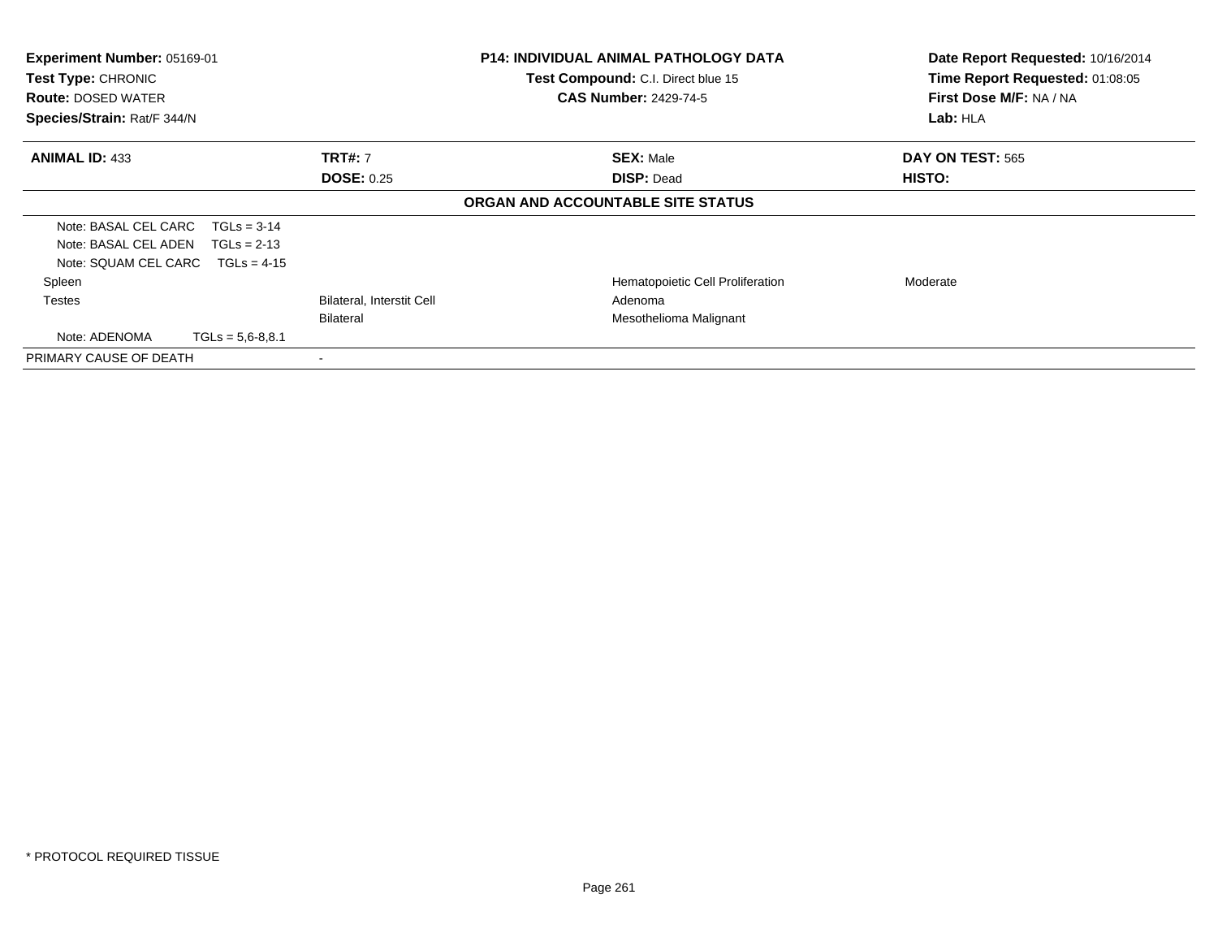| **Experiment Number:** 05169-01 | **P14: INDIVIDUAL ANIMAL PATHOLOGY DATA** | **Date Report Requested:** 10/16/2014 |
|---|---|---|
| **Test Type:** CHRONIC | **Test Compound:** C.I. Direct blue 15 | **Time Report Requested:** 01:08:05 |
| **Route:** DOSED WATER | **CAS Number:** 2429-74-5 | **First Dose M/F:** NA / NA |
| **Species/Strain:** Rat/F 344/N | | **Lab:** HLA |

| **ANIMAL ID:** 433 | **TRT#:** 7 | **SEX:** Male | **DAY ON TEST:** 565 |
|---|---|---|---|
| | **DOSE:** 0.25 | **DISP:** Dead | **HISTO:** |
| **ORGAN AND ACCOUNTABLE SITE STATUS** | | | |
| Note: BASAL CEL CARC TGLs = 3-14 | | | |
| Note: BASAL CEL ADEN TGLs = 2-13 | | | |
| Note: SQUAM CEL CARC TGLs = 4-15 | | | |
| Spleen | | Hematopoietic Cell Proliferation | Moderate |
| Testes | Bilateral, Interstit Cell | Adenoma | |
| | Bilateral | Mesothelioma Malignant | |
| Note: ADENOMA TGLs = 5,6-8,8.1 | | | |
| PRIMARY CAUSE OF DEATH | - | | |

* PROTOCOL REQUIRED TISSUE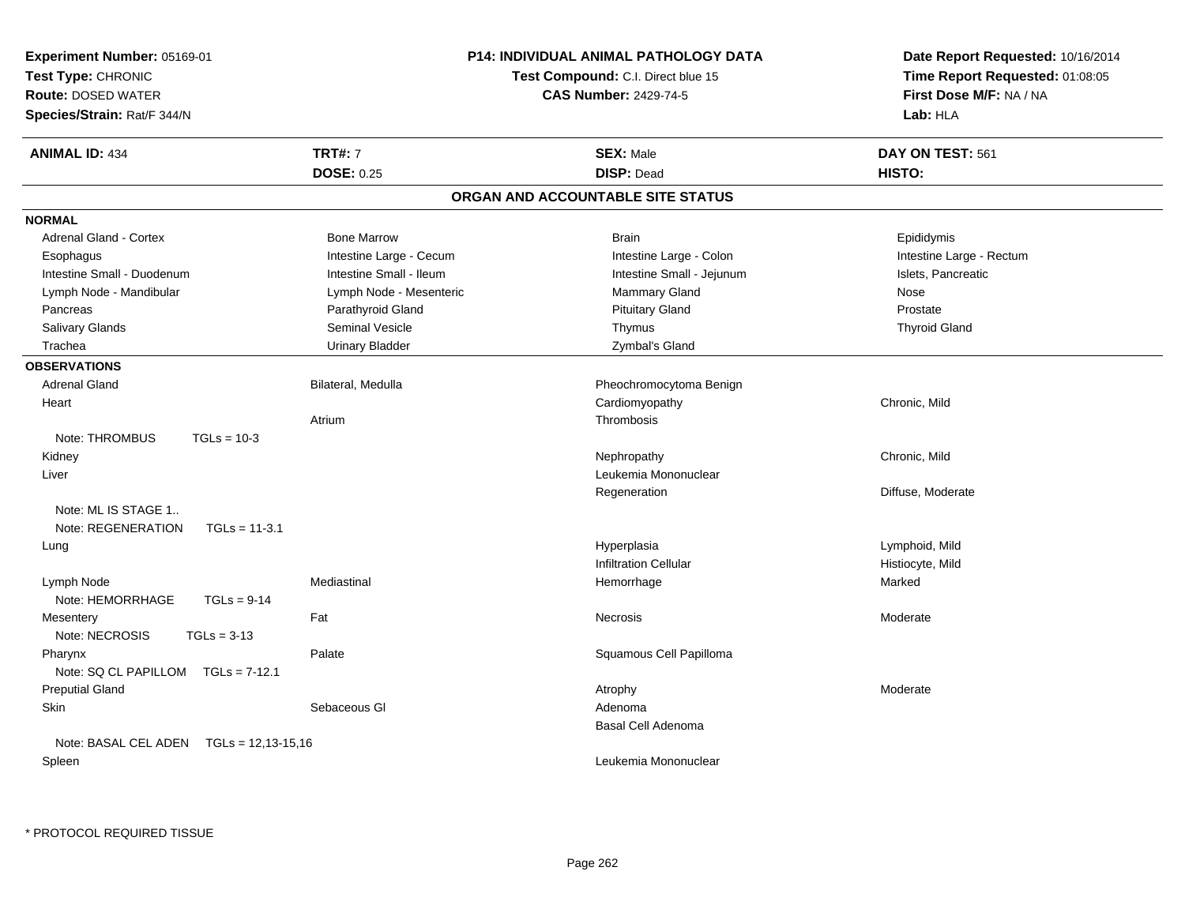**Experiment Number:** 05169-01
**Test Type:** CHRONIC
**Route:** DOSED WATER
**Species/Strain:** Rat/F 344/N

**P14: INDIVIDUAL ANIMAL PATHOLOGY DATA**
**Test Compound:** C.I. Direct blue 15
**CAS Number:** 2429-74-5

**Date Report Requested:** 10/16/2014
**Time Report Requested:** 01:08:05
**First Dose M/F:** NA / NA
**Lab:** HLA

| **ANIMAL ID:** 434 | **TRT#:** 7 | **SEX:** Male | **DAY ON TEST:** 561 |
|---|---|---|---|
| | **DOSE:** 0.25 | **DISP:** Dead | **HISTO:** |

## ORGAN AND ACCOUNTABLE SITE STATUS

**NORMAL**

| | | | |
|---|---|---|---|
| Adrenal Gland - Cortex | Bone Marrow | Brain | Epididymis |
| Esophagus | Intestine Large - Cecum | Intestine Large - Colon | Intestine Large - Rectum |
| Intestine Small - Duodenum | Intestine Small - Ileum | Intestine Small - Jejunum | Islets, Pancreatic |
| Lymph Node - Mandibular | Lymph Node - Mesenteric | Mammary Gland | Nose |
| Pancreas | Parathyroid Gland | Pituitary Gland | Prostate |
| Salivary Glands | Seminal Vesicle | Thymus | Thyroid Gland |
| Trachea | Urinary Bladder | Zymbal's Gland | |

**OBSERVATIONS**

| | | | |
|---|---|---|---|
| Adrenal Gland | Bilateral, Medulla | Pheochromocytoma Benign | |
| Heart | | Cardiomyopathy | Chronic, Mild |
| | Atrium | Thrombosis | |
| Note: THROMBUS TGLs = 10-3 | | | |
| Kidney | | Nephropathy | Chronic, Mild |
| Liver | | Leukemia Mononuclear | |
| | | Regeneration | Diffuse, Moderate |
| Note: ML IS STAGE 1.. | | | |
| Note: REGENERATION TGLs = 11-3.1 | | | |
| Lung | | Hyperplasia | Lymphoid, Mild |
| | | Infiltration Cellular | Histiocyte, Mild |
| Lymph Node | Mediastinal | Hemorrhage | Marked |
| Note: HEMORRHAGE TGLs = 9-14 | | | |
| Mesentery | Fat | Necrosis | Moderate |
| Note: NECROSIS TGLs = 3-13 | | | |
| Pharynx | Palate | Squamous Cell Papilloma | |
| Note: SQ CL PAPILLOM TGLs = 7-12.1 | | | |
| Preputial Gland | | Atrophy | Moderate |
| Skin | Sebaceous Gl | Adenoma | |
| | | Basal Cell Adenoma | |
| Note: BASAL CEL ADEN TGLs = 12,13-15,16 | | | |
| Spleen | | Leukemia Mononuclear | |

\* PROTOCOL REQUIRED TISSUE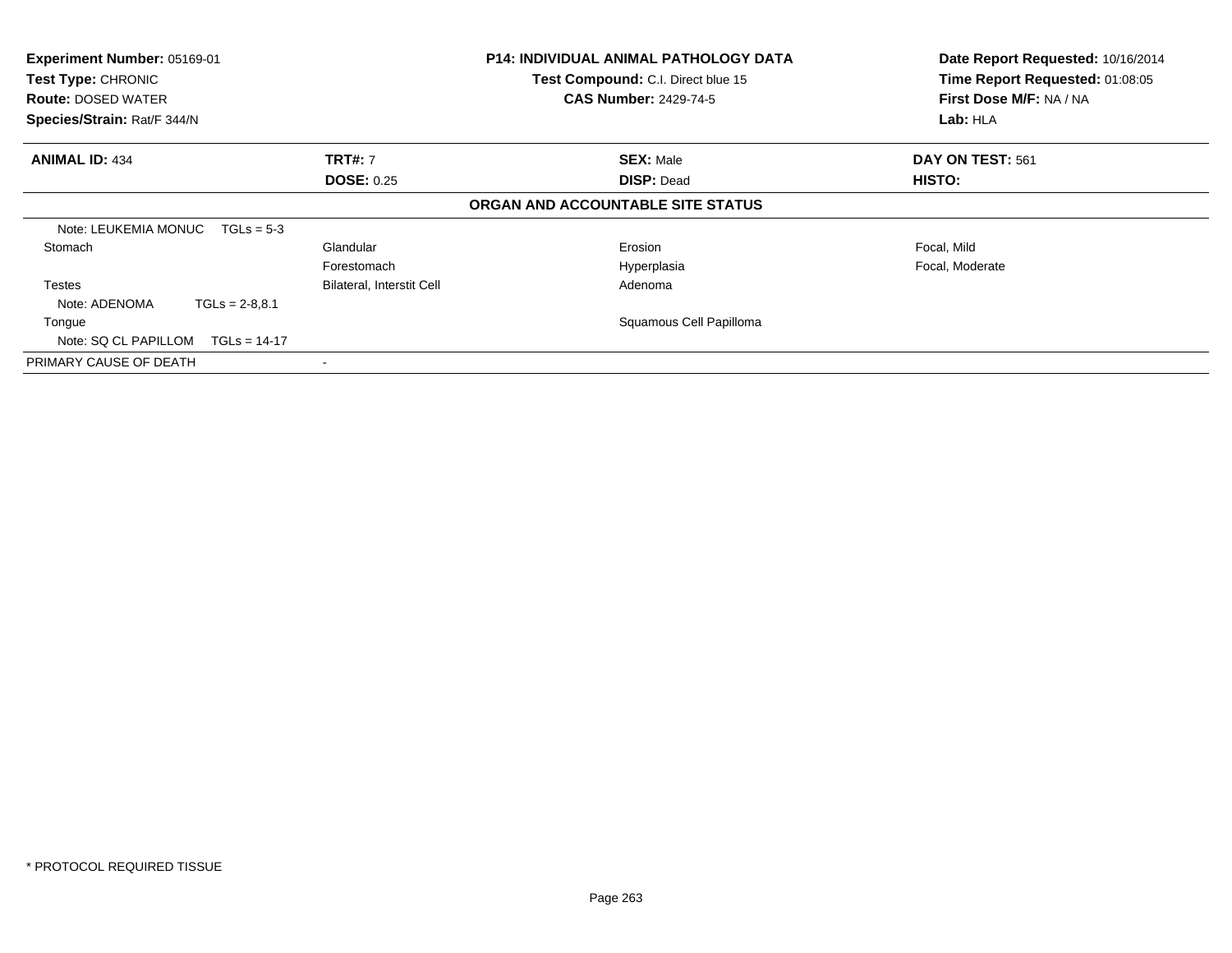**Experiment Number:** 05169-01
**Test Type:** CHRONIC
**Route:** DOSED WATER
**Species/Strain:** Rat/F 344/N

**P14: INDIVIDUAL ANIMAL PATHOLOGY DATA**
**Test Compound:** C.I. Direct blue 15
**CAS Number:** 2429-74-5

**Date Report Requested:** 10/16/2014
**Time Report Requested:** 01:08:05
**First Dose M/F:** NA / NA
**Lab:** HLA

| **ANIMAL ID:** 434 | **TRT#:** 7 | **SEX:** Male | **DAY ON TEST:** 561 |
|---|---|---|---|
| | **DOSE:** 0.25 | **DISP:** Dead | **HISTO:** |

**ORGAN AND ACCOUNTABLE SITE STATUS**

| | | | |
|---|---|---|---|
| Note: LEUKEMIA MONUC TGLs = 5-3 | | | |
| Stomach | Glandular | Erosion | Focal, Mild |
| | Forestomach | Hyperplasia | Focal, Moderate |
| Testes | Bilateral, Interstit Cell | Adenoma | |
| Note: ADENOMA TGLs = 2-8,8.1 | | | |
| Tongue | | Squamous Cell Papilloma | |
| Note: SQ CL PAPILLOM TGLs = 14-17 | | | |
| PRIMARY CAUSE OF DEATH | - | | |

* PROTOCOL REQUIRED TISSUE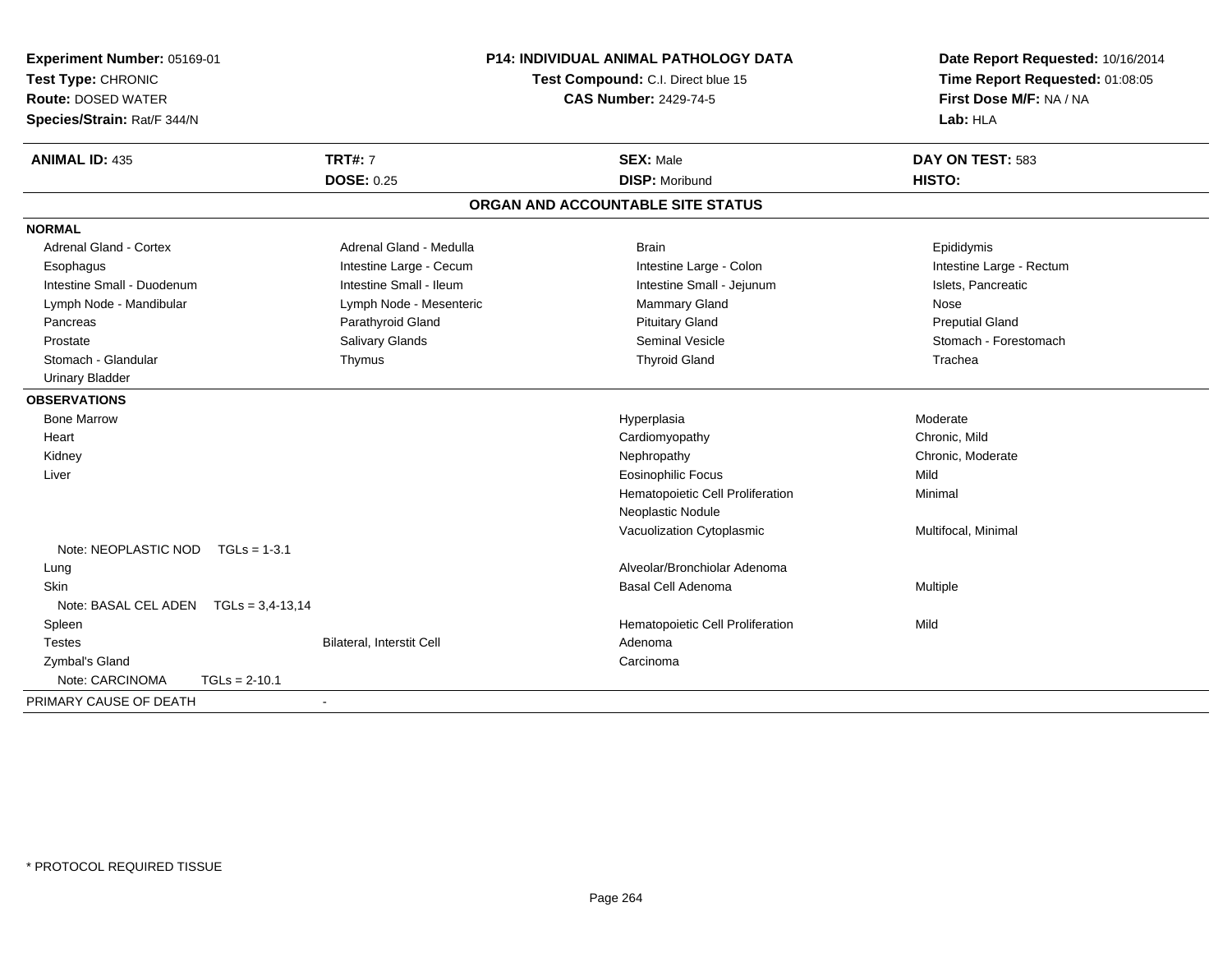**Experiment Number:** 05169-01
**Test Type:** CHRONIC
**Route:** DOSED WATER
**Species/Strain:** Rat/F 344/N

**P14: INDIVIDUAL ANIMAL PATHOLOGY DATA**
**Test Compound:** C.I. Direct blue 15
**CAS Number:** 2429-74-5

**Date Report Requested:** 10/16/2014
**Time Report Requested:** 01:08:05
**First Dose M/F:** NA / NA
**Lab:** HLA

| **ANIMAL ID:** 435 | **TRT#:** 7 | **SEX:** Male | **DAY ON TEST:** 583 |
|---|---|---|---|
| | **DOSE:** 0.25 | **DISP:** Moribund | **HISTO:** |

## ORGAN AND ACCOUNTABLE SITE STATUS

**NORMAL**

| | | | |
|---|---|---|---|
| Adrenal Gland - Cortex | Adrenal Gland - Medulla | Brain | Epididymis |
| Esophagus | Intestine Large - Cecum | Intestine Large - Colon | Intestine Large - Rectum |
| Intestine Small - Duodenum | Intestine Small - Ileum | Intestine Small - Jejunum | Islets, Pancreatic |
| Lymph Node - Mandibular | Lymph Node - Mesenteric | Mammary Gland | Nose |
| Pancreas | Parathyroid Gland | Pituitary Gland | Preputial Gland |
| Prostate | Salivary Glands | Seminal Vesicle | Stomach - Forestomach |
| Stomach - Glandular | Thymus | Thyroid Gland | Trachea |
| Urinary Bladder | | | |

**OBSERVATIONS**

| | | | |
|---|---|---|---|
| Bone Marrow | | Hyperplasia | Moderate |
| Heart | | Cardiomyopathy | Chronic, Mild |
| Kidney | | Nephropathy | Chronic, Moderate |
| Liver | | Eosinophilic Focus | Mild |
| | | Hematopoietic Cell Proliferation | Minimal |
| | | Neoplastic Nodule | |
| | | Vacuolization Cytoplasmic | Multifocal, Minimal |
| Note: NEOPLASTIC NOD TGLs = 1-3.1 | | | |
| Lung | | Alveolar/Bronchiolar Adenoma | |
| Skin | | Basal Cell Adenoma | Multiple |
| Note: BASAL CEL ADEN TGLs = 3,4-13,14 | | | |
| Spleen | | Hematopoietic Cell Proliferation | Mild |
| Testes | Bilateral, Interstit Cell | Adenoma | |
| Zymbal's Gland | | Carcinoma | |
| Note: CARCINOMA TGLs = 2-10.1 | | | |

PRIMARY CAUSE OF DEATH -

* PROTOCOL REQUIRED TISSUE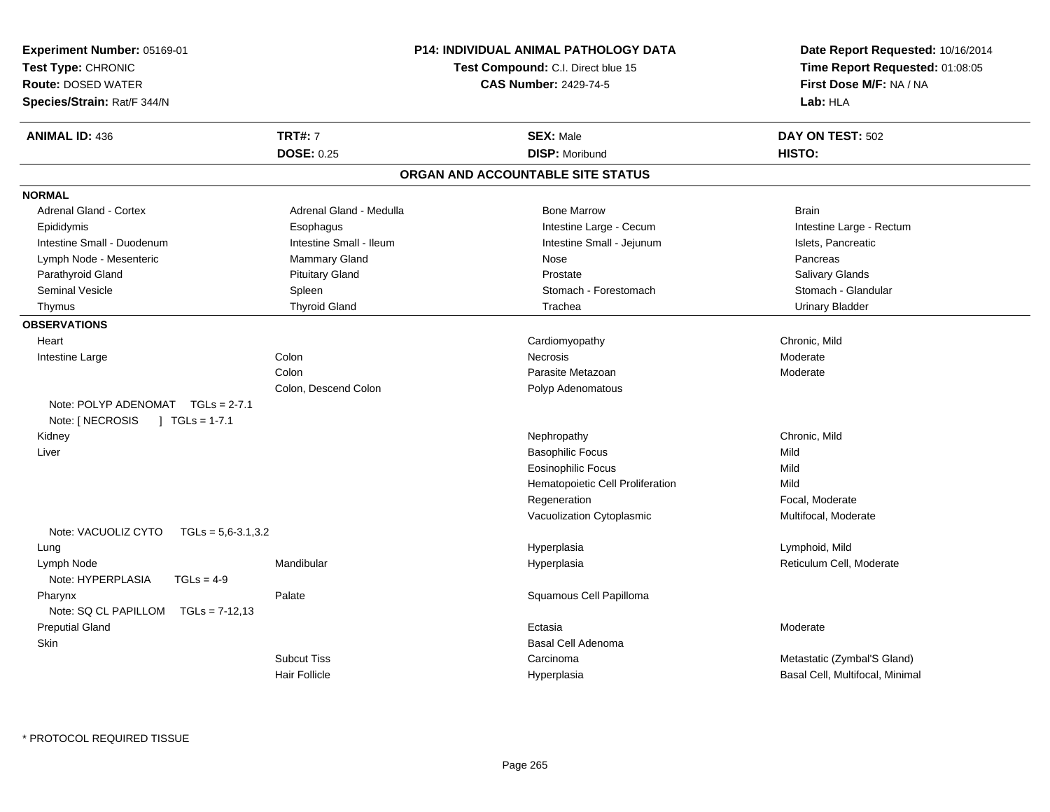**Experiment Number:** 05169-01
**Test Type:** CHRONIC
**Route:** DOSED WATER
**Species/Strain:** Rat/F 344/N

**P14: INDIVIDUAL ANIMAL PATHOLOGY DATA**
**Test Compound:** C.I. Direct blue 15
**CAS Number:** 2429-74-5

**Date Report Requested:** 10/16/2014
**Time Report Requested:** 01:08:05
**First Dose M/F:** NA / NA
**Lab:** HLA

| **ANIMAL ID:** 436 | **TRT#:** 7 | **SEX:** Male | **DAY ON TEST:** 502 |
|---|---|---|---|
| | **DOSE:** 0.25 | **DISP:** Moribund | **HISTO:** |

## ORGAN AND ACCOUNTABLE SITE STATUS

**NORMAL**

| | | | |
|---|---|---|---|
| Adrenal Gland - Cortex | Adrenal Gland - Medulla | Bone Marrow | Brain |
| Epididymis | Esophagus | Intestine Large - Cecum | Intestine Large - Rectum |
| Intestine Small - Duodenum | Intestine Small - Ileum | Intestine Small - Jejunum | Islets, Pancreatic |
| Lymph Node - Mesenteric | Mammary Gland | Nose | Pancreas |
| Parathyroid Gland | Pituitary Gland | Prostate | Salivary Glands |
| Seminal Vesicle | Spleen | Stomach - Forestomach | Stomach - Glandular |
| Thymus | Thyroid Gland | Trachea | Urinary Bladder |

**OBSERVATIONS**

| | | | |
|---|---|---|---|
| Heart | | Cardiomyopathy | Chronic, Mild |
| Intestine Large | Colon | Necrosis | Moderate |
| | Colon | Parasite Metazoan | Moderate |
| | Colon, Descend Colon | Polyp Adenomatous | |
| Note: POLYP ADENOMAT TGLs = 2-7.1 | | | |
| Note: [ NECROSIS ] TGLs = 1-7.1 | | | |
| Kidney | | Nephropathy | Chronic, Mild |
| Liver | | Basophilic Focus | Mild |
| | | Eosinophilic Focus | Mild |
| | | Hematopoietic Cell Proliferation | Mild |
| | | Regeneration | Focal, Moderate |
| | | Vacuolization Cytoplasmic | Multifocal, Moderate |
| Note: VACUOLIZ CYTO TGLs = 5,6-3.1,3.2 | | | |
| Lung | | Hyperplasia | Lymphoid, Mild |
| Lymph Node | Mandibular | Hyperplasia | Reticulum Cell, Moderate |
| Note: HYPERPLASIA TGLs = 4-9 | | | |
| Pharynx | Palate | Squamous Cell Papilloma | |
| Note: SQ CL PAPILLOM TGLs = 7-12,13 | | | |
| Preputial Gland | | Ectasia | Moderate |
| Skin | | Basal Cell Adenoma | |
| | Subcut Tiss | Carcinoma | Metastatic (Zymbal'S Gland) |
| | Hair Follicle | Hyperplasia | Basal Cell, Multifocal, Minimal |

* PROTOCOL REQUIRED TISSUE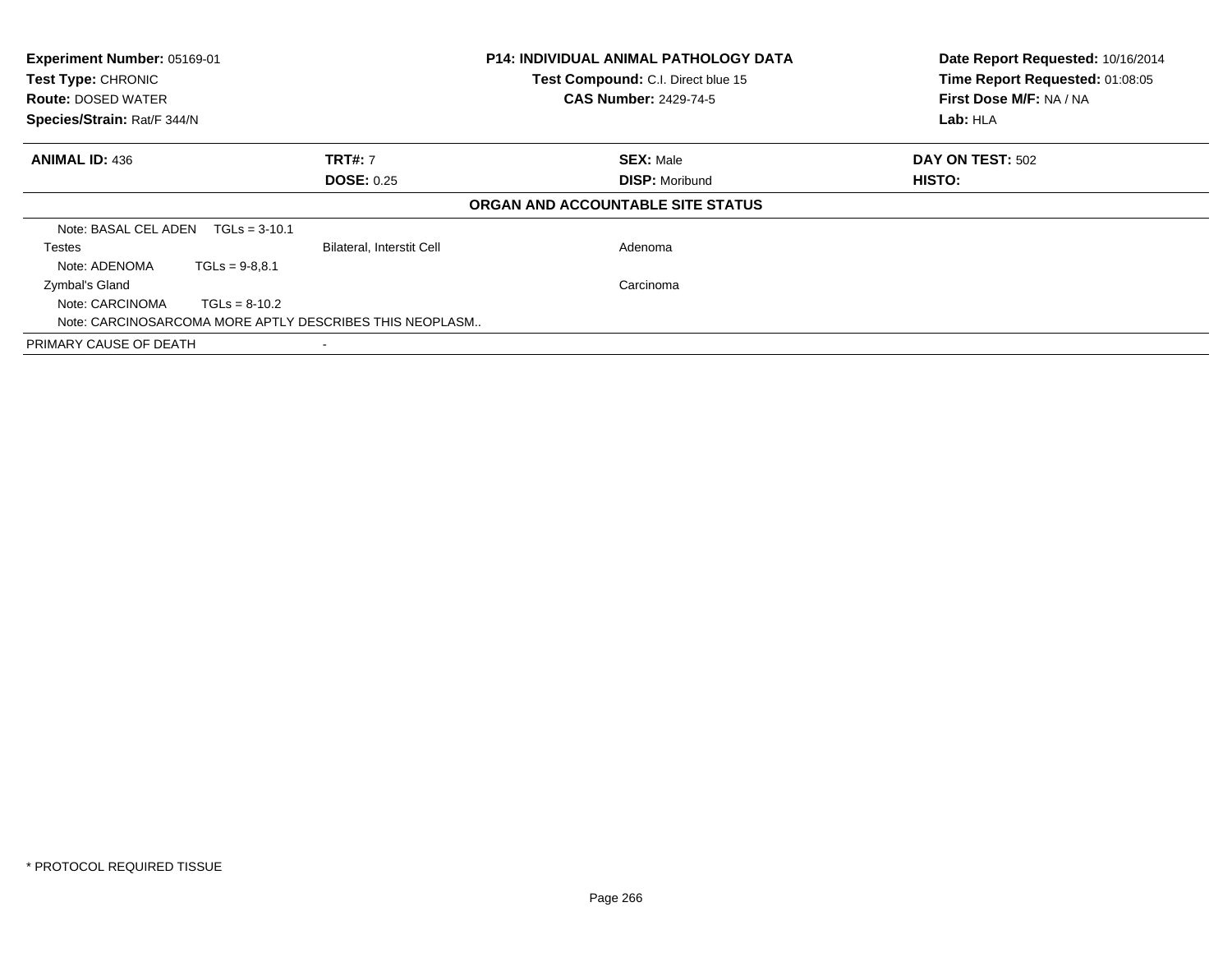| **Experiment Number:** 05169-01 | **P14: INDIVIDUAL ANIMAL PATHOLOGY DATA** | **Date Report Requested:** 10/16/2014 |
|---|---|---|
| **Test Type:** CHRONIC | **Test Compound:** C.I. Direct blue 15 | **Time Report Requested:** 01:08:05 |
| **Route:** DOSED WATER | **CAS Number:** 2429-74-5 | **First Dose M/F:** NA / NA |
| **Species/Strain:** Rat/F 344/N | | **Lab:** HLA |

| **ANIMAL ID:** 436 | **TRT#:** 7 | **SEX:** Male | **DAY ON TEST:** 502 |
|---|---|---|---|
| | **DOSE:** 0.25 | **DISP:** Moribund | **HISTO:** |

**ORGAN AND ACCOUNTABLE SITE STATUS**

| | | | |
|---|---|---|---|
| Note: BASAL CEL ADEN TGLs = 3-10.1 | | | |
| Testes | Bilateral, Interstit Cell | Adenoma | |
| Note: ADENOMA TGLs = 9-8,8.1 | | | |
| Zymbal's Gland | | Carcinoma | |
| Note: CARCINOMA TGLs = 8-10.2 | | | |
| Note: CARCINOSARCOMA MORE APTLY DESCRIBES THIS NEOPLASM.. | | | |
| PRIMARY CAUSE OF DEATH | - | | |

* PROTOCOL REQUIRED TISSUE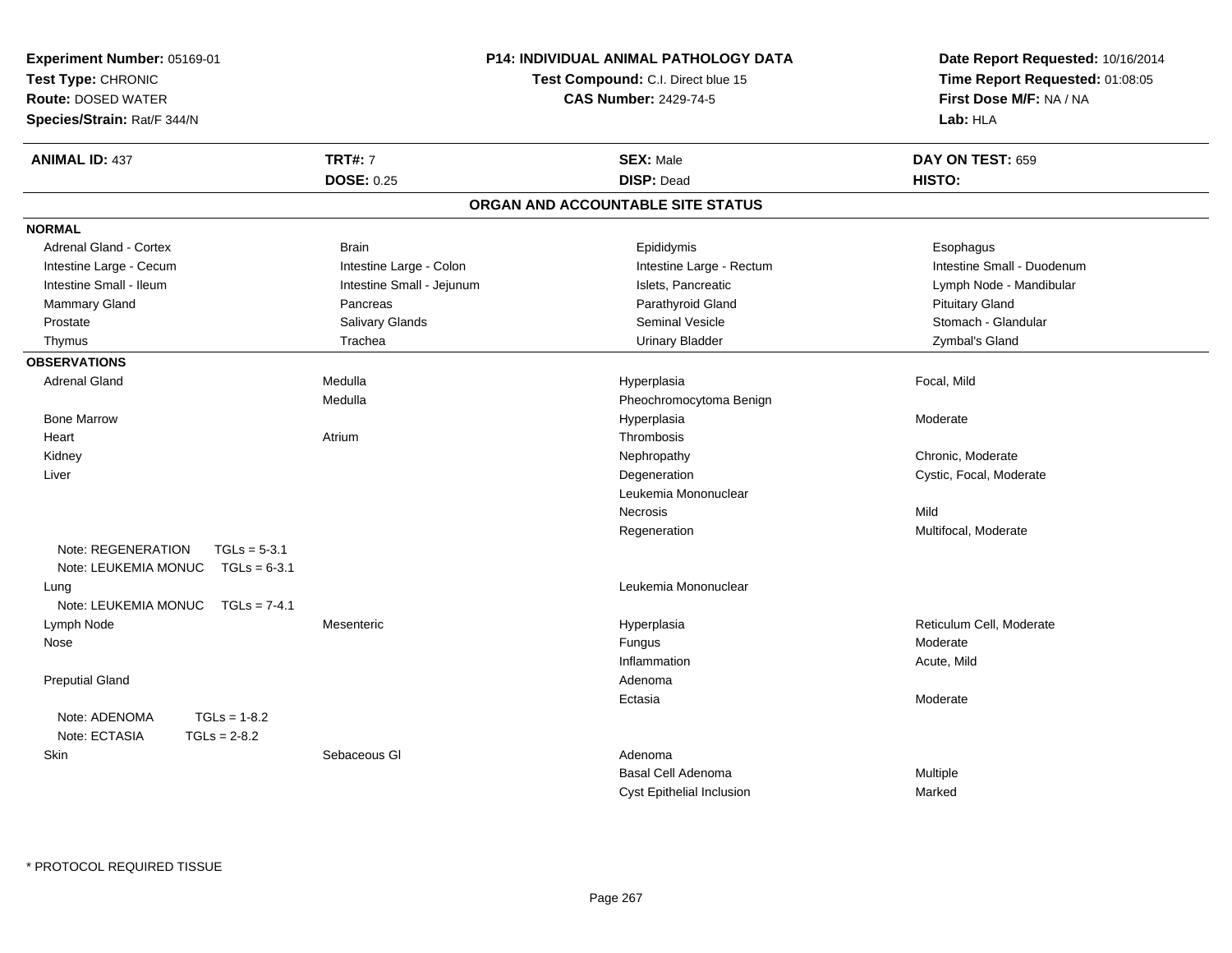**Experiment Number:** 05169-01
**Test Type:** CHRONIC
**Route:** DOSED WATER
**Species/Strain:** Rat/F 344/N

**P14: INDIVIDUAL ANIMAL PATHOLOGY DATA**
**Test Compound:** C.I. Direct blue 15
**CAS Number:** 2429-74-5

**Date Report Requested:** 10/16/2014
**Time Report Requested:** 01:08:05
**First Dose M/F:** NA / NA
**Lab:** HLA

| **ANIMAL ID:** 437 | **TRT#:** 7 | **SEX:** Male | **DAY ON TEST:** 659 |
|---|---|---|---|
| | **DOSE:** 0.25 | **DISP:** Dead | **HISTO:** |

## ORGAN AND ACCOUNTABLE SITE STATUS

**NORMAL**

| | | | |
|---|---|---|---|
| Adrenal Gland - Cortex | Brain | Epididymis | Esophagus |
| Intestine Large - Cecum | Intestine Large - Colon | Intestine Large - Rectum | Intestine Small - Duodenum |
| Intestine Small - Ileum | Intestine Small - Jejunum | Islets, Pancreatic | Lymph Node - Mandibular |
| Mammary Gland | Pancreas | Parathyroid Gland | Pituitary Gland |
| Prostate | Salivary Glands | Seminal Vesicle | Stomach - Glandular |
| Thymus | Trachea | Urinary Bladder | Zymbal's Gland |

**OBSERVATIONS**

| | | | |
|---|---|---|---|
| Adrenal Gland | Medulla | Hyperplasia | Focal, Mild |
| | Medulla | Pheochromocytoma Benign | |
| Bone Marrow | | Hyperplasia | Moderate |
| Heart | Atrium | Thrombosis | |
| Kidney | | Nephropathy | Chronic, Moderate |
| Liver | | Degeneration | Cystic, Focal, Moderate |
| | | Leukemia Mononuclear | |
| | | Necrosis | Mild |
| | | Regeneration | Multifocal, Moderate |
| Note: REGENERATION TGLs = 5-3.1 | | | |
| Note: LEUKEMIA MONUC TGLs = 6-3.1 | | | |
| Lung | | Leukemia Mononuclear | |
| Note: LEUKEMIA MONUC TGLs = 7-4.1 | | | |
| Lymph Node | Mesenteric | Hyperplasia | Reticulum Cell, Moderate |
| Nose | | Fungus | Moderate |
| | | Inflammation | Acute, Mild |
| Preputial Gland | | Adenoma | |
| | | Ectasia | Moderate |
| Note: ADENOMA TGLs = 1-8.2 | | | |
| Note: ECTASIA TGLs = 2-8.2 | | | |
| Skin | Sebaceous Gl | Adenoma | |
| | | Basal Cell Adenoma | Multiple |
| | | Cyst Epithelial Inclusion | Marked |

\* PROTOCOL REQUIRED TISSUE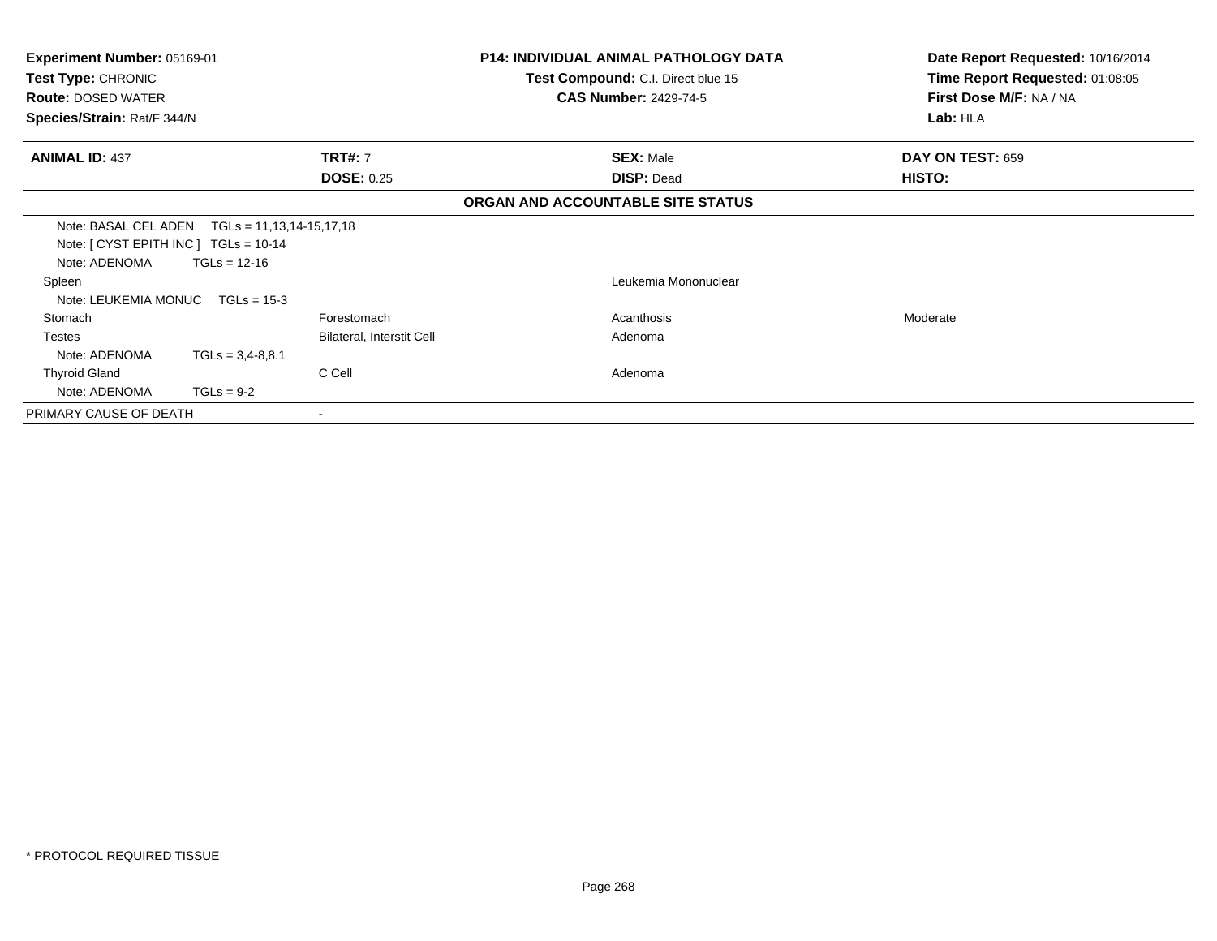**Experiment Number:** 05169-01
**Test Type:** CHRONIC
**Route:** DOSED WATER
**Species/Strain:** Rat/F 344/N

**P14: INDIVIDUAL ANIMAL PATHOLOGY DATA**
**Test Compound:** C.I. Direct blue 15
**CAS Number:** 2429-74-5

**Date Report Requested:** 10/16/2014
**Time Report Requested:** 01:08:05
**First Dose M/F:** NA / NA
**Lab:** HLA

| **ANIMAL ID:** 437 | **TRT#:** 7 | **SEX:** Male | **DAY ON TEST:** 659 |
|---|---|---|---|
| | **DOSE:** 0.25 | **DISP:** Dead | **HISTO:** |

**ORGAN AND ACCOUNTABLE SITE STATUS**

| | | | |
|---|---|---|---|
| Note: BASAL CEL ADEN TGLs = 11,13,14-15,17,18 | | | |
| Note: [ CYST EPITH INC ] TGLs = 10-14 | | | |
| Note: ADENOMA TGLs = 12-16 | | | |
| Spleen | | Leukemia Mononuclear | |
| Note: LEUKEMIA MONUC TGLs = 15-3 | | | |
| Stomach | Forestomach | Acanthosis | Moderate |
| Testes | Bilateral, Interstit Cell | Adenoma | |
| Note: ADENOMA TGLs = 3,4-8,8.1 | | | |
| Thyroid Gland | C Cell | Adenoma | |
| Note: ADENOMA TGLs = 9-2 | | | |
| PRIMARY CAUSE OF DEATH | - | | |

\* PROTOCOL REQUIRED TISSUE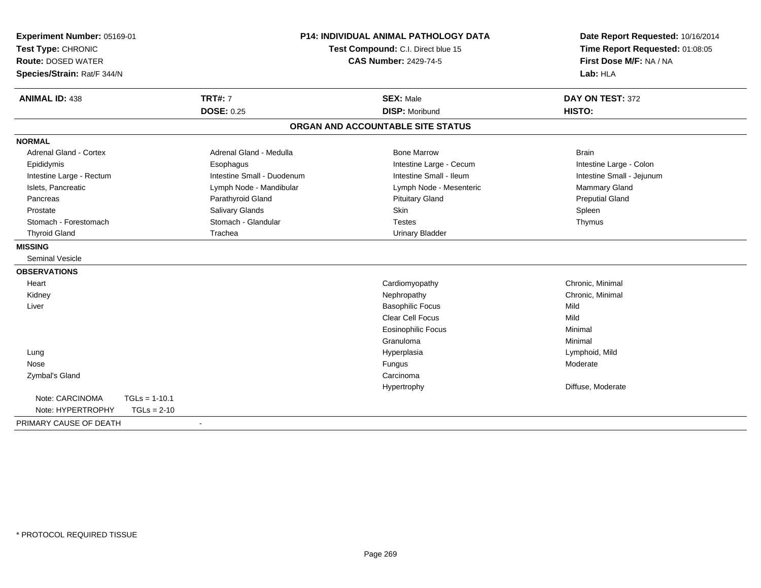**Experiment Number:** 05169-01
**Test Type:** CHRONIC
**Route:** DOSED WATER
**Species/Strain:** Rat/F 344/N

**P14: INDIVIDUAL ANIMAL PATHOLOGY DATA**
**Test Compound:** C.I. Direct blue 15
**CAS Number:** 2429-74-5

**Date Report Requested:** 10/16/2014
**Time Report Requested:** 01:08:05
**First Dose M/F:** NA / NA
**Lab:** HLA

| **ANIMAL ID:** 438 | **TRT#:** 7 | **SEX:** Male | **DAY ON TEST:** 372 |
|---|---|---|---|
| | **DOSE:** 0.25 | **DISP:** Moribund | **HISTO:** |

## ORGAN AND ACCOUNTABLE SITE STATUS

**NORMAL**

| | | | |
|---|---|---|---|
| Adrenal Gland - Cortex | Adrenal Gland - Medulla | Bone Marrow | Brain |
| Epididymis | Esophagus | Intestine Large - Cecum | Intestine Large - Colon |
| Intestine Large - Rectum | Intestine Small - Duodenum | Intestine Small - Ileum | Intestine Small - Jejunum |
| Islets, Pancreatic | Lymph Node - Mandibular | Lymph Node - Mesenteric | Mammary Gland |
| Pancreas | Parathyroid Gland | Pituitary Gland | Preputial Gland |
| Prostate | Salivary Glands | Skin | Spleen |
| Stomach - Forestomach | Stomach - Glandular | Testes | Thymus |
| Thyroid Gland | Trachea | Urinary Bladder | |

**MISSING**

Seminal Vesicle

**OBSERVATIONS**

| Organ | Observation | Severity |
|---|---|---|
| Heart | Cardiomyopathy | Chronic, Minimal |
| Kidney | Nephropathy | Chronic, Minimal |
| Liver | Basophilic Focus | Mild |
| | Clear Cell Focus | Mild |
| | Eosinophilic Focus | Minimal |
| | Granuloma | Minimal |
| Lung | Hyperplasia | Lymphoid, Mild |
| Nose | Fungus | Moderate |
| Zymbal's Gland | Carcinoma | |
| | Hypertrophy | Diffuse, Moderate |

Note: CARCINOMA TGLs = 1-10.1
Note: HYPERTROPHY TGLs = 2-10

PRIMARY CAUSE OF DEATH -

\* PROTOCOL REQUIRED TISSUE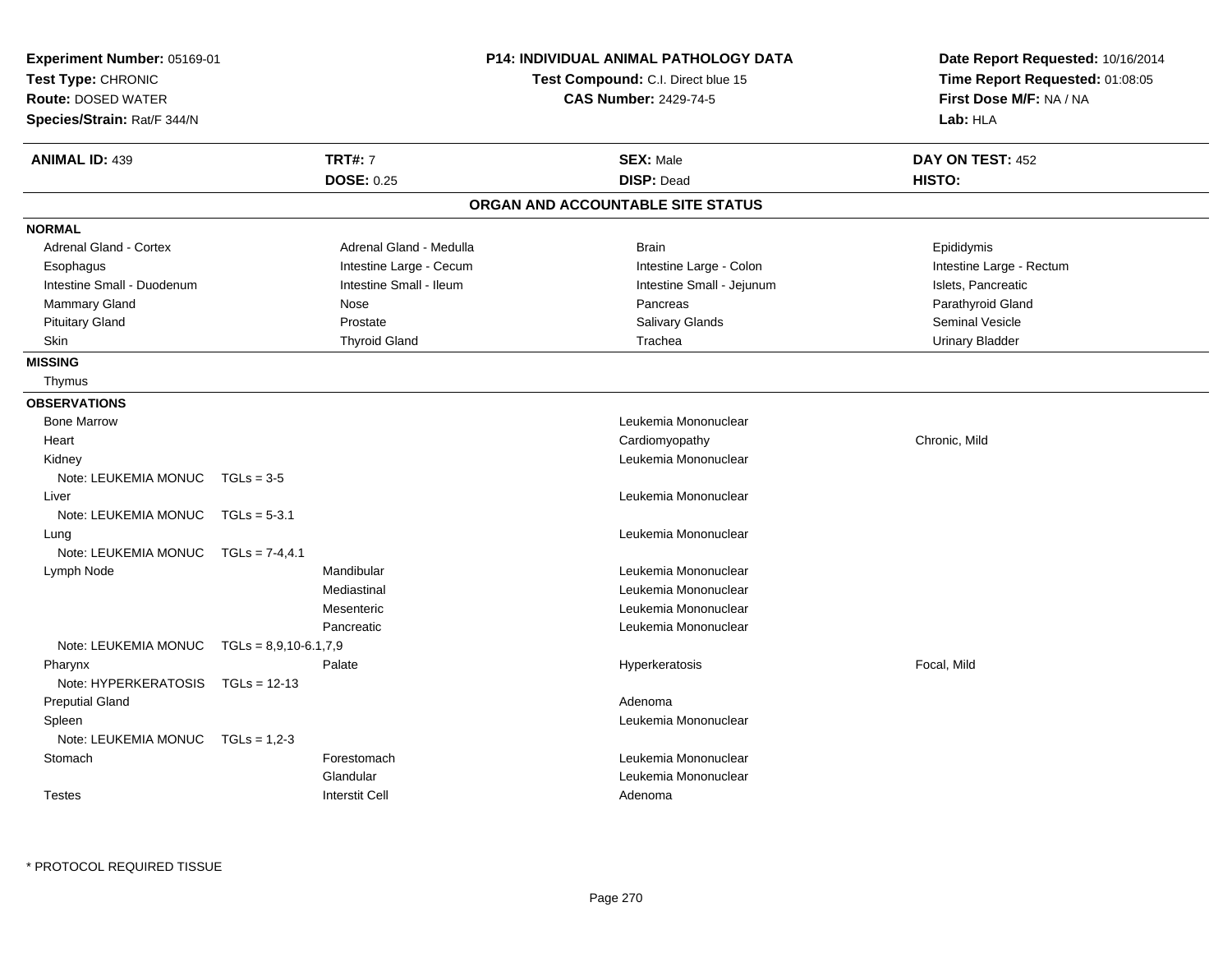**Experiment Number:** 05169-01
**Test Type:** CHRONIC
**Route:** DOSED WATER
**Species/Strain:** Rat/F 344/N

**P14: INDIVIDUAL ANIMAL PATHOLOGY DATA**
**Test Compound:** C.I. Direct blue 15
**CAS Number:** 2429-74-5

**Date Report Requested:** 10/16/2014
**Time Report Requested:** 01:08:05
**First Dose M/F:** NA / NA
**Lab:** HLA

| **ANIMAL ID:** 439 | **TRT#:** 7 | **SEX:** Male | **DAY ON TEST:** 452 |
|---|---|---|---|
| | **DOSE:** 0.25 | **DISP:** Dead | **HISTO:** |

## ORGAN AND ACCOUNTABLE SITE STATUS

**NORMAL**

| | | | |
|---|---|---|---|
| Adrenal Gland - Cortex | Adrenal Gland - Medulla | Brain | Epididymis |
| Esophagus | Intestine Large - Cecum | Intestine Large - Colon | Intestine Large - Rectum |
| Intestine Small - Duodenum | Intestine Small - Ileum | Intestine Small - Jejunum | Islets, Pancreatic |
| Mammary Gland | Nose | Pancreas | Parathyroid Gland |
| Pituitary Gland | Prostate | Salivary Glands | Seminal Vesicle |
| Skin | Thyroid Gland | Trachea | Urinary Bladder |

**MISSING**

Thymus

**OBSERVATIONS**

| Organ | Site | Observation | Severity |
|---|---|---|---|
| Bone Marrow | | Leukemia Mononuclear | |
| Heart | | Cardiomyopathy | Chronic, Mild |
| Kidney | | Leukemia Mononuclear | |
| Note: LEUKEMIA MONUC TGLs = 3-5 | | | |
| Liver | | Leukemia Mononuclear | |
| Note: LEUKEMIA MONUC TGLs = 5-3.1 | | | |
| Lung | | Leukemia Mononuclear | |
| Note: LEUKEMIA MONUC TGLs = 7-4,4.1 | | | |
| Lymph Node | Mandibular | Leukemia Mononuclear | |
| | Mediastinal | Leukemia Mononuclear | |
| | Mesenteric | Leukemia Mononuclear | |
| | Pancreatic | Leukemia Mononuclear | |
| Note: LEUKEMIA MONUC TGLs = 8,9,10-6.1,7,9 | | | |
| Pharynx | Palate | Hyperkeratosis | Focal, Mild |
| Note: HYPERKERATOSIS TGLs = 12-13 | | | |
| Preputial Gland | | Adenoma | |
| Spleen | | Leukemia Mononuclear | |
| Note: LEUKEMIA MONUC TGLs = 1,2-3 | | | |
| Stomach | Forestomach | Leukemia Mononuclear | |
| | Glandular | Leukemia Mononuclear | |
| Testes | Interstit Cell | Adenoma | |

\* PROTOCOL REQUIRED TISSUE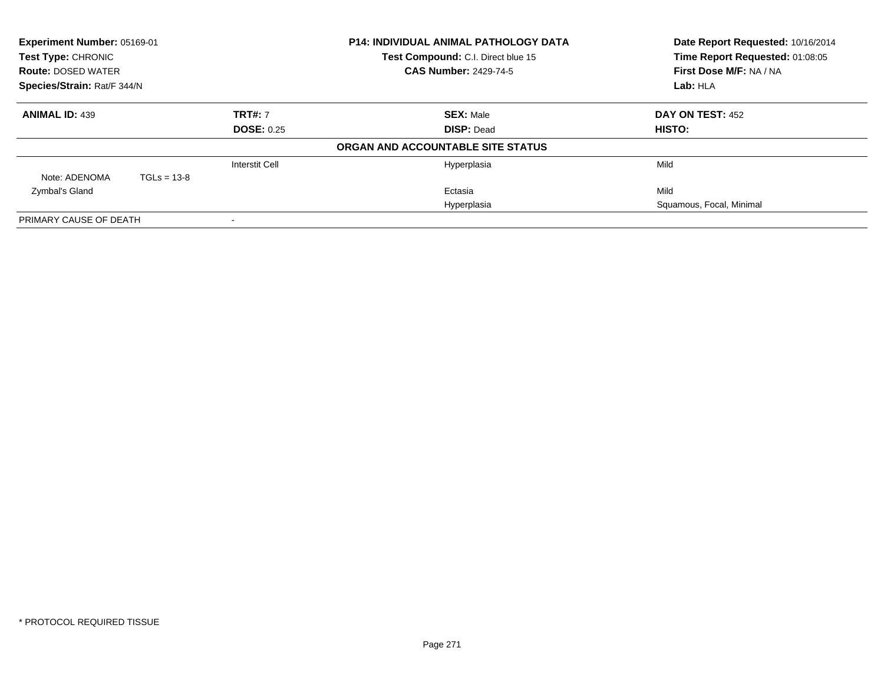**Experiment Number:** 05169-01
**Test Type:** CHRONIC
**Route:** DOSED WATER
**Species/Strain:** Rat/F 344/N

**P14: INDIVIDUAL ANIMAL PATHOLOGY DATA**
**Test Compound:** C.I. Direct blue 15
**CAS Number:** 2429-74-5

**Date Report Requested:** 10/16/2014
**Time Report Requested:** 01:08:05
**First Dose M/F:** NA / NA
**Lab:** HLA

| **ANIMAL ID:** 439 | **TRT#:** 7 | **SEX:** Male | **DAY ON TEST:** 452 |
|---|---|---|---|
| | **DOSE:** 0.25 | **DISP:** Dead | **HISTO:** |

**ORGAN AND ACCOUNTABLE SITE STATUS**

| | | | |
|---|---|---|---|
| | Interstit Cell | Hyperplasia | Mild |
| Note: ADENOMA TGLs = 13-8 | | | |
| Zymbal's Gland | | Ectasia | Mild |
| | | Hyperplasia | Squamous, Focal, Minimal |
| PRIMARY CAUSE OF DEATH | - | | |

\* PROTOCOL REQUIRED TISSUE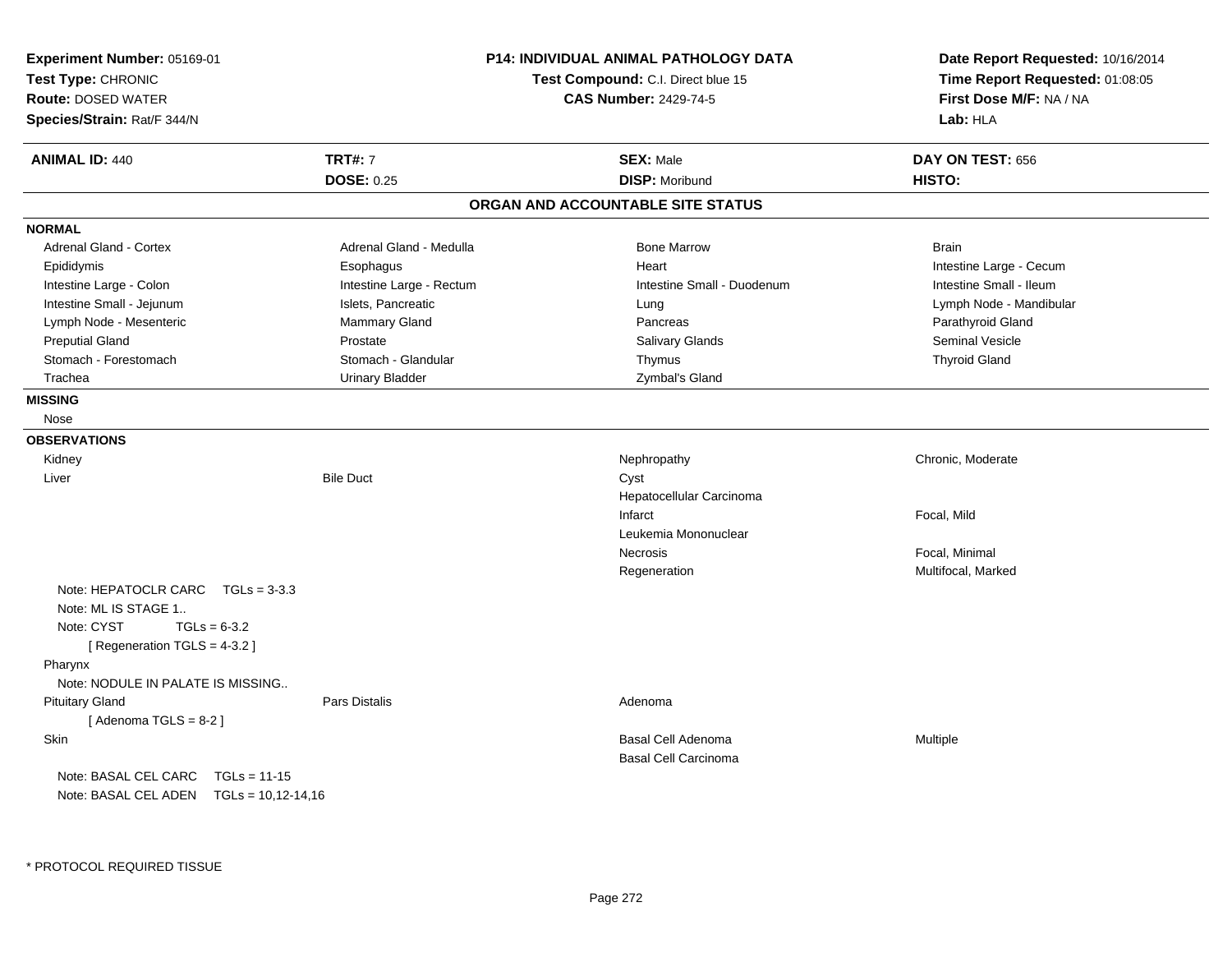**Experiment Number:** 05169-01
**Test Type:** CHRONIC
**Route:** DOSED WATER
**Species/Strain:** Rat/F 344/N

**P14: INDIVIDUAL ANIMAL PATHOLOGY DATA**
**Test Compound:** C.I. Direct blue 15
**CAS Number:** 2429-74-5

**Date Report Requested:** 10/16/2014
**Time Report Requested:** 01:08:05
**First Dose M/F:** NA / NA
**Lab:** HLA

| **ANIMAL ID:** 440 | **TRT#:** 7 | **SEX:** Male | **DAY ON TEST:** 656 |
|---|---|---|---|
| | **DOSE:** 0.25 | **DISP:** Moribund | **HISTO:** |

## ORGAN AND ACCOUNTABLE SITE STATUS

**NORMAL**

| | | | |
|---|---|---|---|
| Adrenal Gland - Cortex | Adrenal Gland - Medulla | Bone Marrow | Brain |
| Epididymis | Esophagus | Heart | Intestine Large - Cecum |
| Intestine Large - Colon | Intestine Large - Rectum | Intestine Small - Duodenum | Intestine Small - Ileum |
| Intestine Small - Jejunum | Islets, Pancreatic | Lung | Lymph Node - Mandibular |
| Lymph Node - Mesenteric | Mammary Gland | Pancreas | Parathyroid Gland |
| Preputial Gland | Prostate | Salivary Glands | Seminal Vesicle |
| Stomach - Forestomach | Stomach - Glandular | Thymus | Thyroid Gland |
| Trachea | Urinary Bladder | Zymbal's Gland | |

**MISSING**

Nose

**OBSERVATIONS**

| | | | |
|---|---|---|---|
| Kidney | | Nephropathy | Chronic, Moderate |
| Liver | Bile Duct | Cyst | |
| | | Hepatocellular Carcinoma | |
| | | Infarct | Focal, Mild |
| | | Leukemia Mononuclear | |
| | | Necrosis | Focal, Minimal |
| | | Regeneration | Multifocal, Marked |

Note: HEPATOCLR CARC TGLs = 3-3.3
Note: ML IS STAGE 1..
Note: CYST TGLs = 6-3.2
[ Regeneration TGLS = 4-3.2 ]

Pharynx
Note: NODULE IN PALATE IS MISSING..

| | | | |
|---|---|---|---|
| Pituitary Gland | Pars Distalis | Adenoma | |

[ Adenoma TGLS = 8-2 ]

| | | | |
|---|---|---|---|
| Skin | | Basal Cell Adenoma | Multiple |
| | | Basal Cell Carcinoma | |

Note: BASAL CEL CARC TGLs = 11-15
Note: BASAL CEL ADEN TGLs = 10,12-14,16

* PROTOCOL REQUIRED TISSUE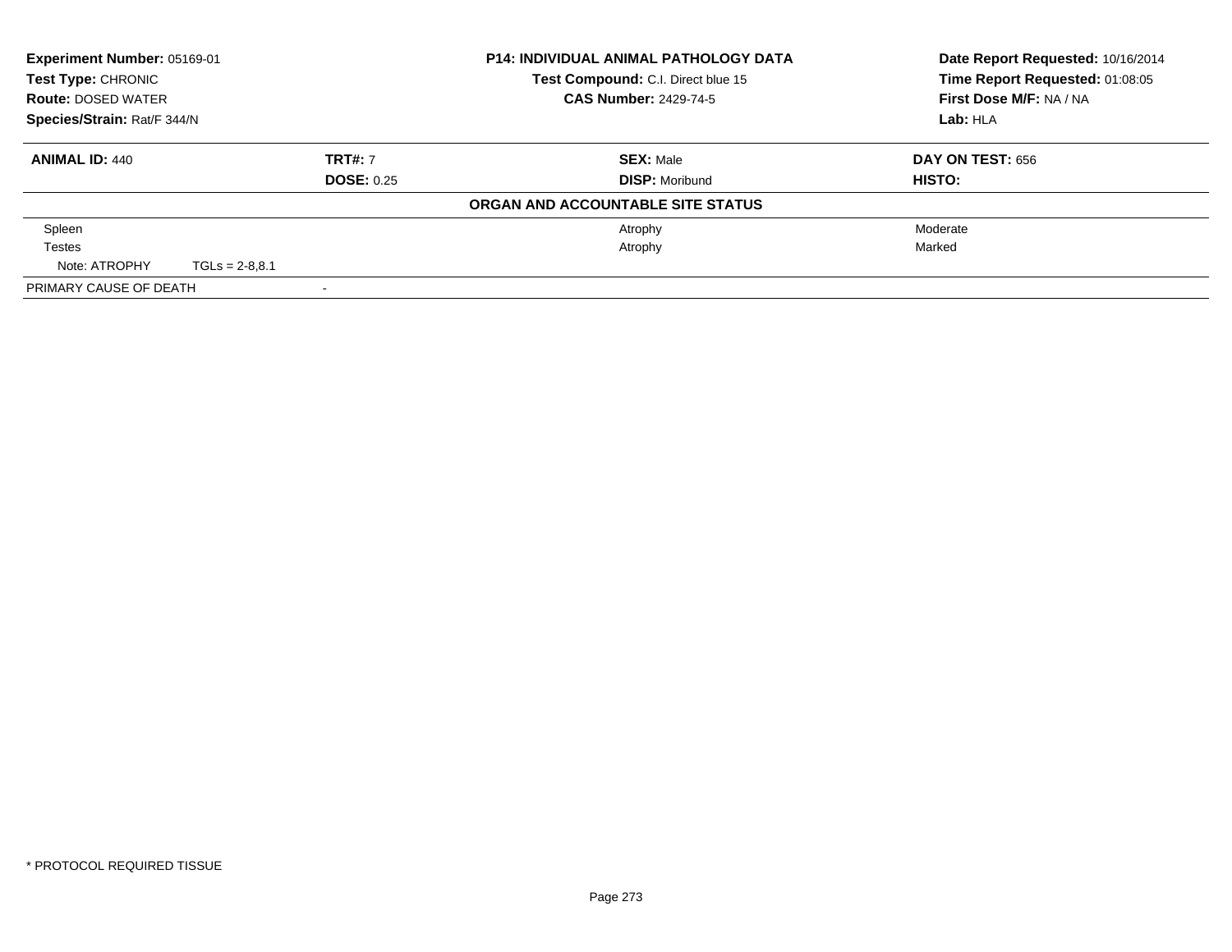**Experiment Number:** 05169-01
**Test Type:** CHRONIC
**Route:** DOSED WATER
**Species/Strain:** Rat/F 344/N

**P14: INDIVIDUAL ANIMAL PATHOLOGY DATA**
**Test Compound:** C.I. Direct blue 15
**CAS Number:** 2429-74-5

**Date Report Requested:** 10/16/2014
**Time Report Requested:** 01:08:05
**First Dose M/F:** NA / NA
**Lab:** HLA

| **ANIMAL ID:** 440 | **TRT#:** 7 | **SEX:** Male | **DAY ON TEST:** 656 |
|---|---|---|---|
| | **DOSE:** 0.25 | **DISP:** Moribund | **HISTO:** |

**ORGAN AND ACCOUNTABLE SITE STATUS**

| | | | |
|---|---|---|---|
| Spleen | | Atrophy | Moderate |
| Testes | | Atrophy | Marked |
| Note: ATROPHY | TGLs = 2-8,8.1 | | |
| PRIMARY CAUSE OF DEATH | - | | |

\* PROTOCOL REQUIRED TISSUE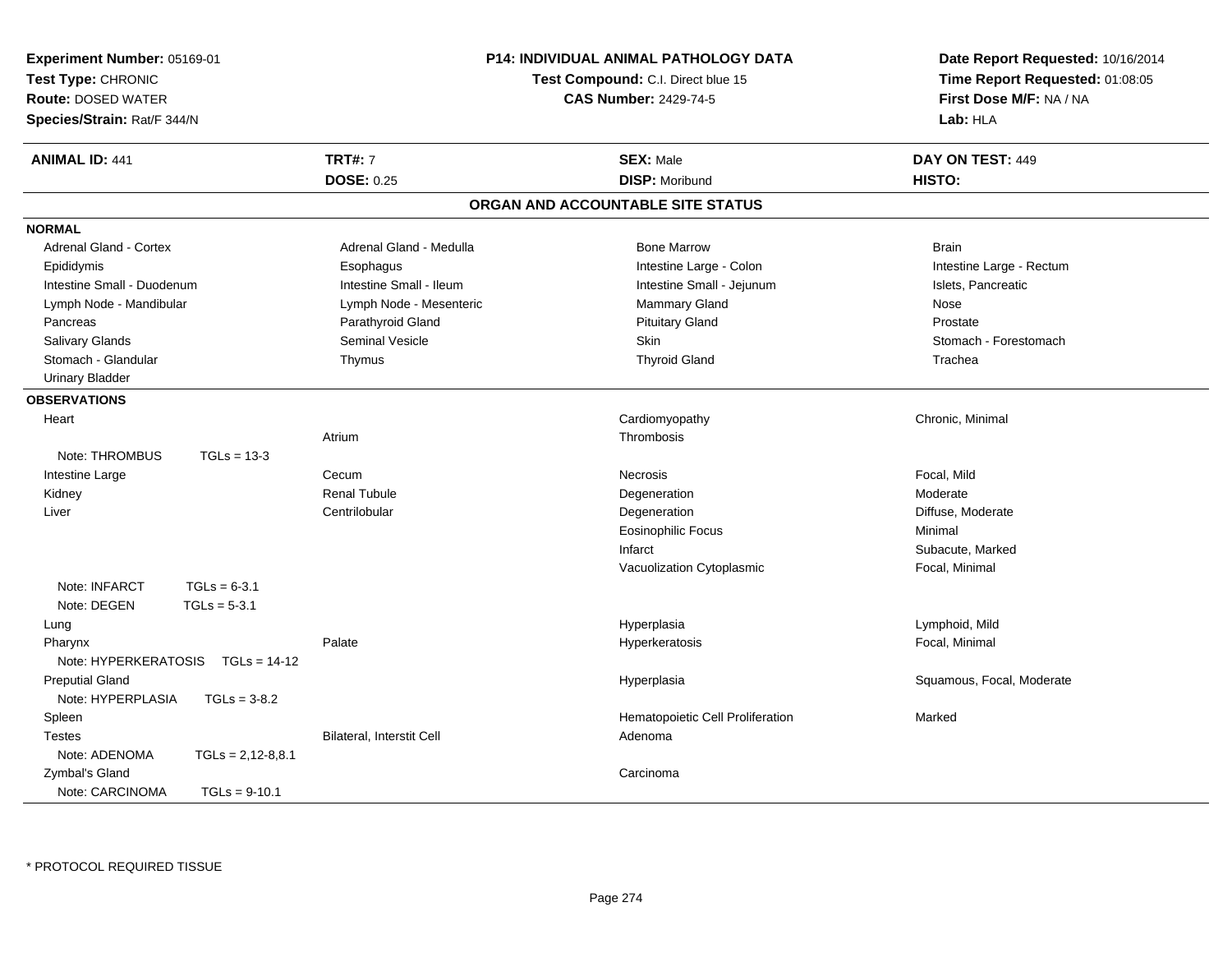**Experiment Number:** 05169-01
**Test Type:** CHRONIC
**Route:** DOSED WATER
**Species/Strain:** Rat/F 344/N

**P14: INDIVIDUAL ANIMAL PATHOLOGY DATA**
**Test Compound:** C.I. Direct blue 15
**CAS Number:** 2429-74-5

**Date Report Requested:** 10/16/2014
**Time Report Requested:** 01:08:05
**First Dose M/F:** NA / NA
**Lab:** HLA

| **ANIMAL ID:** 441 | **TRT#:** 7 | **SEX:** Male | **DAY ON TEST:** 449 |
|---|---|---|---|
| | **DOSE:** 0.25 | **DISP:** Moribund | **HISTO:** |

## ORGAN AND ACCOUNTABLE SITE STATUS

**NORMAL**

| | | | |
|---|---|---|---|
| Adrenal Gland - Cortex | Adrenal Gland - Medulla | Bone Marrow | Brain |
| Epididymis | Esophagus | Intestine Large - Colon | Intestine Large - Rectum |
| Intestine Small - Duodenum | Intestine Small - Ileum | Intestine Small - Jejunum | Islets, Pancreatic |
| Lymph Node - Mandibular | Lymph Node - Mesenteric | Mammary Gland | Nose |
| Pancreas | Parathyroid Gland | Pituitary Gland | Prostate |
| Salivary Glands | Seminal Vesicle | Skin | Stomach - Forestomach |
| Stomach - Glandular | Thymus | Thyroid Gland | Trachea |
| Urinary Bladder | | | |

**OBSERVATIONS**

| | | | |
|---|---|---|---|
| Heart | | Cardiomyopathy | Chronic, Minimal |
| | Atrium | Thrombosis | |
| Note: THROMBUS TGLs = 13-3 | | | |
| Intestine Large | Cecum | Necrosis | Focal, Mild |
| Kidney | Renal Tubule | Degeneration | Moderate |
| Liver | Centrilobular | Degeneration | Diffuse, Moderate |
| | | Eosinophilic Focus | Minimal |
| | | Infarct | Subacute, Marked |
| | | Vacuolization Cytoplasmic | Focal, Minimal |
| Note: INFARCT TGLs = 6-3.1 | | | |
| Note: DEGEN TGLs = 5-3.1 | | | |
| Lung | | Hyperplasia | Lymphoid, Mild |
| Pharynx | Palate | Hyperkeratosis | Focal, Minimal |
| Note: HYPERKERATOSIS TGLs = 14-12 | | | |
| Preputial Gland | | Hyperplasia | Squamous, Focal, Moderate |
| Note: HYPERPLASIA TGLs = 3-8.2 | | | |
| Spleen | | Hematopoietic Cell Proliferation | Marked |
| Testes | Bilateral, Interstit Cell | Adenoma | |
| Note: ADENOMA TGLs = 2,12-8,8.1 | | | |
| Zymbal's Gland | | Carcinoma | |
| Note: CARCINOMA TGLs = 9-10.1 | | | |

* PROTOCOL REQUIRED TISSUE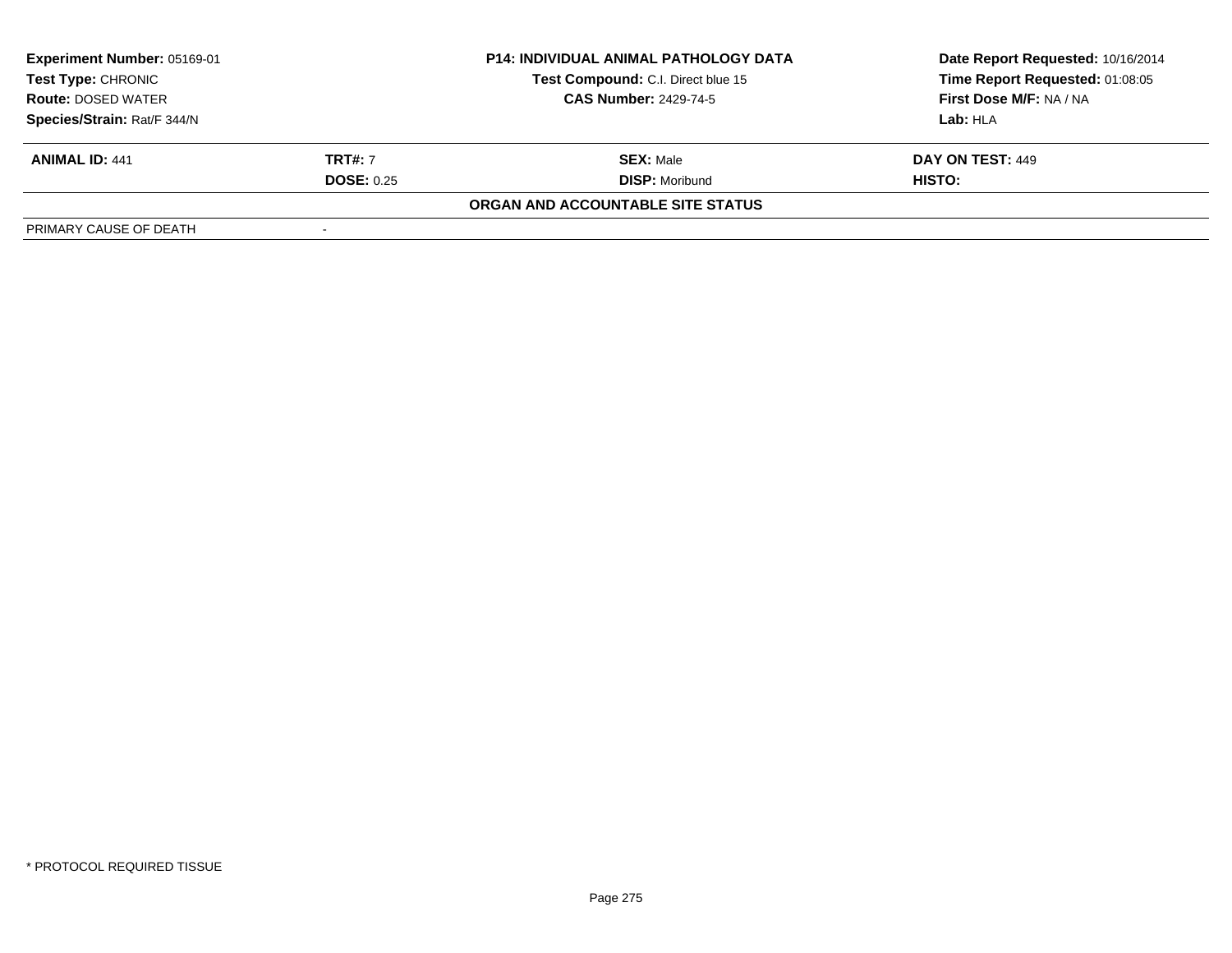**Experiment Number:** 05169-01
**Test Type:** CHRONIC
**Route:** DOSED WATER
**Species/Strain:** Rat/F 344/N

**P14: INDIVIDUAL ANIMAL PATHOLOGY DATA**
**Test Compound:** C.I. Direct blue 15
**CAS Number:** 2429-74-5

**Date Report Requested:** 10/16/2014
**Time Report Requested:** 01:08:05
**First Dose M/F:** NA / NA
**Lab:** HLA

| **ANIMAL ID:** 441 | **TRT#:** 7 | **SEX:** Male | **DAY ON TEST:** 449 |
|---|---|---|---|
| | **DOSE:** 0.25 | **DISP:** Moribund | **HISTO:** |

**ORGAN AND ACCOUNTABLE SITE STATUS**

| PRIMARY CAUSE OF DEATH | - |
|---|---|

\* PROTOCOL REQUIRED TISSUE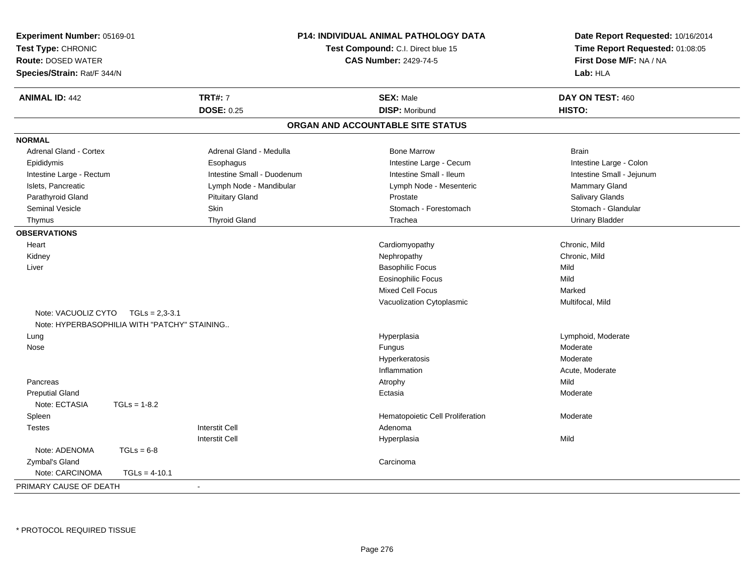**Experiment Number:** 05169-01
**Test Type:** CHRONIC
**Route:** DOSED WATER
**Species/Strain:** Rat/F 344/N

**P14: INDIVIDUAL ANIMAL PATHOLOGY DATA**
**Test Compound:** C.I. Direct blue 15
**CAS Number:** 2429-74-5

**Date Report Requested:** 10/16/2014
**Time Report Requested:** 01:08:05
**First Dose M/F:** NA / NA
**Lab:** HLA

| **ANIMAL ID:** 442 | **TRT#:** 7 | **SEX:** Male | **DAY ON TEST:** 460 |
|---|---|---|---|
| | **DOSE:** 0.25 | **DISP:** Moribund | **HISTO:** |

## ORGAN AND ACCOUNTABLE SITE STATUS

**NORMAL**

| | | | |
|---|---|---|---|
| Adrenal Gland - Cortex | Adrenal Gland - Medulla | Bone Marrow | Brain |
| Epididymis | Esophagus | Intestine Large - Cecum | Intestine Large - Colon |
| Intestine Large - Rectum | Intestine Small - Duodenum | Intestine Small - Ileum | Intestine Small - Jejunum |
| Islets, Pancreatic | Lymph Node - Mandibular | Lymph Node - Mesenteric | Mammary Gland |
| Parathyroid Gland | Pituitary Gland | Prostate | Salivary Glands |
| Seminal Vesicle | Skin | Stomach - Forestomach | Stomach - Glandular |
| Thymus | Thyroid Gland | Trachea | Urinary Bladder |

**OBSERVATIONS**

| | | | |
|---|---|---|---|
| Heart | | Cardiomyopathy | Chronic, Mild |
| Kidney | | Nephropathy | Chronic, Mild |
| Liver | | Basophilic Focus | Mild |
| | | Eosinophilic Focus | Mild |
| | | Mixed Cell Focus | Marked |
| | | Vacuolization Cytoplasmic | Multifocal, Mild |
| Note: VACUOLIZ CYTO TGLs = 2,3-3.1 | | | |
| Note: HYPERBASOPHILIA WITH "PATCHY" STAINING.. | | | |
| Lung | | Hyperplasia | Lymphoid, Moderate |
| Nose | | Fungus | Moderate |
| | | Hyperkeratosis | Moderate |
| | | Inflammation | Acute, Moderate |
| Pancreas | | Atrophy | Mild |
| Preputial Gland | | Ectasia | Moderate |
| Note: ECTASIA TGLs = 1-8.2 | | | |
| Spleen | | Hematopoietic Cell Proliferation | Moderate |
| Testes | Interstit Cell | Adenoma | |
| | Interstit Cell | Hyperplasia | Mild |
| Note: ADENOMA TGLs = 6-8 | | | |
| Zymbal's Gland | | Carcinoma | |
| Note: CARCINOMA TGLs = 4-10.1 | | | |

PRIMARY CAUSE OF DEATH -

* PROTOCOL REQUIRED TISSUE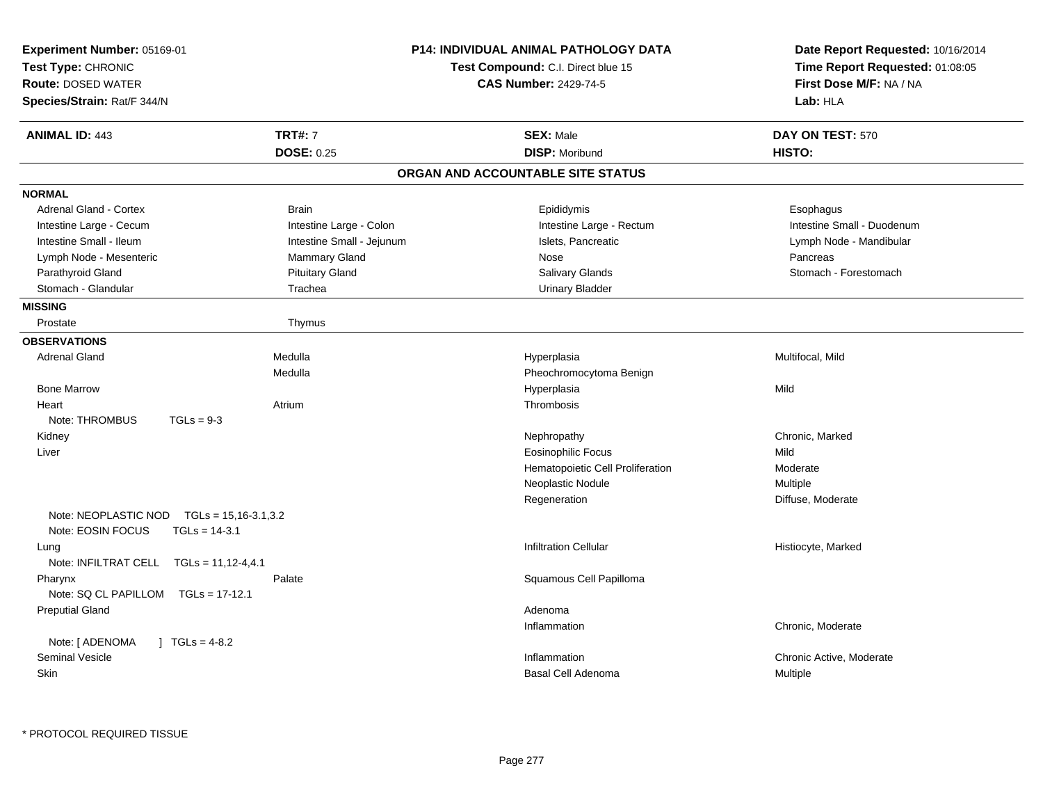**Experiment Number:** 05169-01
**Test Type:** CHRONIC
**Route:** DOSED WATER
**Species/Strain:** Rat/F 344/N

**P14: INDIVIDUAL ANIMAL PATHOLOGY DATA**
**Test Compound:** C.I. Direct blue 15
**CAS Number:** 2429-74-5

**Date Report Requested:** 10/16/2014
**Time Report Requested:** 01:08:05
**First Dose M/F:** NA / NA
**Lab:** HLA

| **ANIMAL ID:** 443 | **TRT#:** 7 | **SEX:** Male | **DAY ON TEST:** 570 |
|---|---|---|---|
| | **DOSE:** 0.25 | **DISP:** Moribund | **HISTO:** |

## ORGAN AND ACCOUNTABLE SITE STATUS

**NORMAL**

| | | | |
|---|---|---|---|
| Adrenal Gland - Cortex | Brain | Epididymis | Esophagus |
| Intestine Large - Cecum | Intestine Large - Colon | Intestine Large - Rectum | Intestine Small - Duodenum |
| Intestine Small - Ileum | Intestine Small - Jejunum | Islets, Pancreatic | Lymph Node - Mandibular |
| Lymph Node - Mesenteric | Mammary Gland | Nose | Pancreas |
| Parathyroid Gland | Pituitary Gland | Salivary Glands | Stomach - Forestomach |
| Stomach - Glandular | Trachea | Urinary Bladder | |

**MISSING**

| | |
|---|---|
| Prostate | Thymus |

**OBSERVATIONS**

| Organ | Site | Observation | Qualifier |
|---|---|---|---|
| Adrenal Gland | Medulla | Hyperplasia | Multifocal, Mild |
| | Medulla | Pheochromocytoma Benign | |
| Bone Marrow | | Hyperplasia | Mild |
| Heart | Atrium | Thrombosis | |
| Note: THROMBUS TGLs = 9-3 | | | |
| Kidney | | Nephropathy | Chronic, Marked |
| Liver | | Eosinophilic Focus | Mild |
| | | Hematopoietic Cell Proliferation | Moderate |
| | | Neoplastic Nodule | Multiple |
| | | Regeneration | Diffuse, Moderate |
| Note: NEOPLASTIC NOD TGLs = 15,16-3.1,3.2 | | | |
| Note: EOSIN FOCUS TGLs = 14-3.1 | | | |
| Lung | | Infiltration Cellular | Histiocyte, Marked |
| Note: INFILTRAT CELL TGLs = 11,12-4,4.1 | | | |
| Pharynx | Palate | Squamous Cell Papilloma | |
| Note: SQ CL PAPILLOM TGLs = 17-12.1 | | | |
| Preputial Gland | | Adenoma | |
| | | Inflammation | Chronic, Moderate |
| Note: [ ADENOMA ] TGLs = 4-8.2 | | | |
| Seminal Vesicle | | Inflammation | Chronic Active, Moderate |
| Skin | | Basal Cell Adenoma | Multiple |

* PROTOCOL REQUIRED TISSUE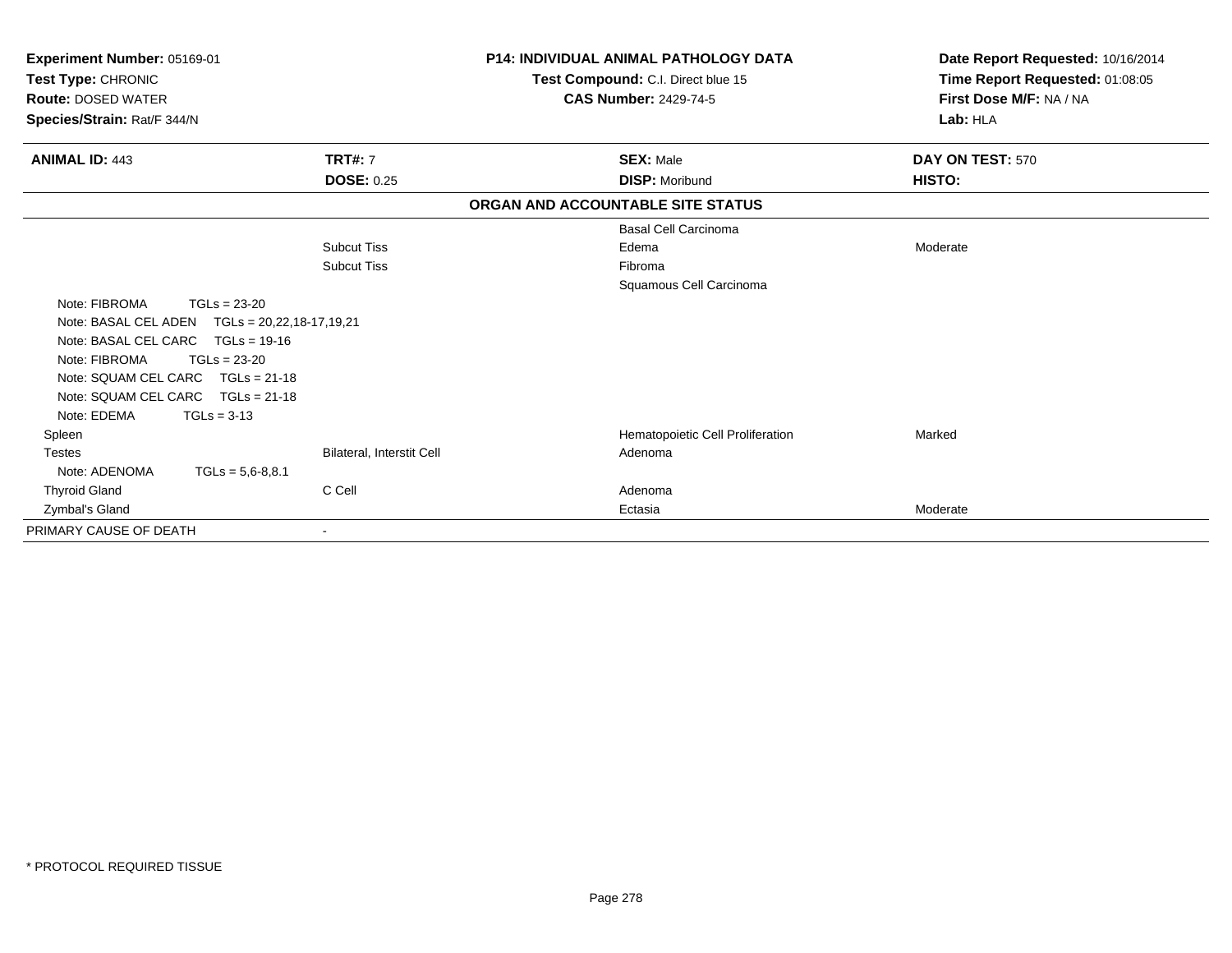**Experiment Number:** 05169-01
**Test Type:** CHRONIC
**Route:** DOSED WATER
**Species/Strain:** Rat/F 344/N

**P14: INDIVIDUAL ANIMAL PATHOLOGY DATA**
**Test Compound:** C.I. Direct blue 15
**CAS Number:** 2429-74-5

**Date Report Requested:** 10/16/2014
**Time Report Requested:** 01:08:05
**First Dose M/F:** NA / NA
**Lab:** HLA

| **ANIMAL ID:** 443 | **TRT#:** 7 | **SEX:** Male | **DAY ON TEST:** 570 |
|---|---|---|---|
| | **DOSE:** 0.25 | **DISP:** Moribund | **HISTO:** |

**ORGAN AND ACCOUNTABLE SITE STATUS**

| | | | |
|---|---|---|---|
| | | Basal Cell Carcinoma | |
| | Subcut Tiss | Edema | Moderate |
| | Subcut Tiss | Fibroma | |
| | | Squamous Cell Carcinoma | |
| Note: FIBROMA TGLs = 23-20 | | | |
| Note: BASAL CEL ADEN TGLs = 20,22,18-17,19,21 | | | |
| Note: BASAL CEL CARC TGLs = 19-16 | | | |
| Note: FIBROMA TGLs = 23-20 | | | |
| Note: SQUAM CEL CARC TGLs = 21-18 | | | |
| Note: SQUAM CEL CARC TGLs = 21-18 | | | |
| Note: EDEMA TGLs = 3-13 | | | |
| Spleen | | Hematopoietic Cell Proliferation | Marked |
| Testes | Bilateral, Interstit Cell | Adenoma | |
| Note: ADENOMA TGLs = 5,6-8,8.1 | | | |
| Thyroid Gland | C Cell | Adenoma | |
| Zymbal's Gland | | Ectasia | Moderate |
| PRIMARY CAUSE OF DEATH | - | | |

* PROTOCOL REQUIRED TISSUE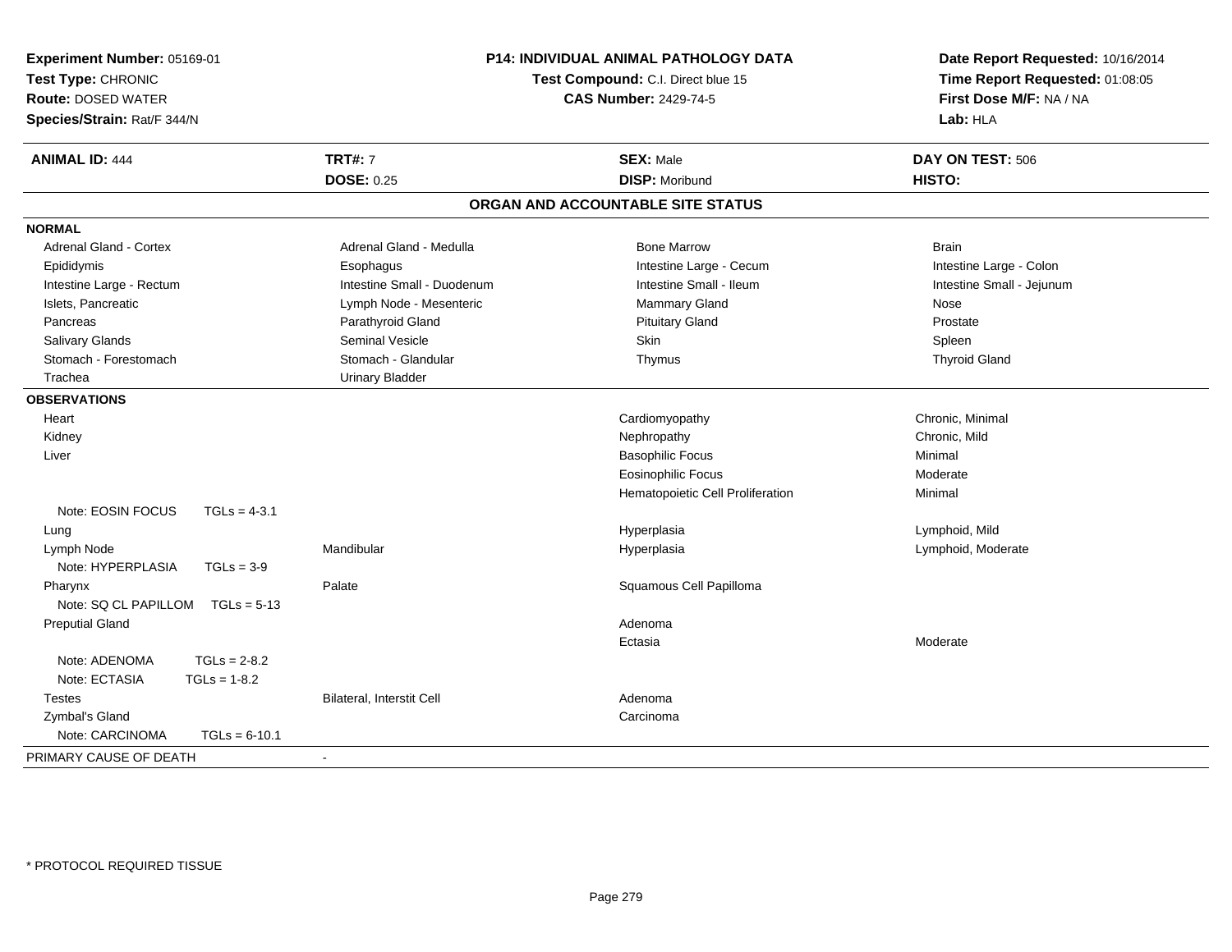**Experiment Number:** 05169-01
**Test Type:** CHRONIC
**Route:** DOSED WATER
**Species/Strain:** Rat/F 344/N

**P14: INDIVIDUAL ANIMAL PATHOLOGY DATA**
**Test Compound:** C.I. Direct blue 15
**CAS Number:** 2429-74-5

**Date Report Requested:** 10/16/2014
**Time Report Requested:** 01:08:05
**First Dose M/F:** NA / NA
**Lab:** HLA

| **ANIMAL ID:** 444 | **TRT#:** 7 | **SEX:** Male | **DAY ON TEST:** 506 |
|---|---|---|---|
| | **DOSE:** 0.25 | **DISP:** Moribund | **HISTO:** |

## ORGAN AND ACCOUNTABLE SITE STATUS

**NORMAL**

| | | | |
|---|---|---|---|
| Adrenal Gland - Cortex | Adrenal Gland - Medulla | Bone Marrow | Brain |
| Epididymis | Esophagus | Intestine Large - Cecum | Intestine Large - Colon |
| Intestine Large - Rectum | Intestine Small - Duodenum | Intestine Small - Ileum | Intestine Small - Jejunum |
| Islets, Pancreatic | Lymph Node - Mesenteric | Mammary Gland | Nose |
| Pancreas | Parathyroid Gland | Pituitary Gland | Prostate |
| Salivary Glands | Seminal Vesicle | Skin | Spleen |
| Stomach - Forestomach | Stomach - Glandular | Thymus | Thyroid Gland |
| Trachea | Urinary Bladder | | |

**OBSERVATIONS**

| | | | |
|---|---|---|---|
| Heart | | Cardiomyopathy | Chronic, Minimal |
| Kidney | | Nephropathy | Chronic, Mild |
| Liver | | Basophilic Focus | Minimal |
| | | Eosinophilic Focus | Moderate |
| | | Hematopoietic Cell Proliferation | Minimal |
| Note: EOSIN FOCUS TGLs = 4-3.1 | | | |
| Lung | | Hyperplasia | Lymphoid, Mild |
| Lymph Node | Mandibular | Hyperplasia | Lymphoid, Moderate |
| Note: HYPERPLASIA TGLs = 3-9 | | | |
| Pharynx | Palate | Squamous Cell Papilloma | |
| Note: SQ CL PAPILLOM TGLs = 5-13 | | | |
| Preputial Gland | | Adenoma | |
| | | Ectasia | Moderate |
| Note: ADENOMA TGLs = 2-8.2 | | | |
| Note: ECTASIA TGLs = 1-8.2 | | | |
| Testes | Bilateral, Interstit Cell | Adenoma | |
| Zymbal's Gland | | Carcinoma | |
| Note: CARCINOMA TGLs = 6-10.1 | | | |

PRIMARY CAUSE OF DEATH -

* PROTOCOL REQUIRED TISSUE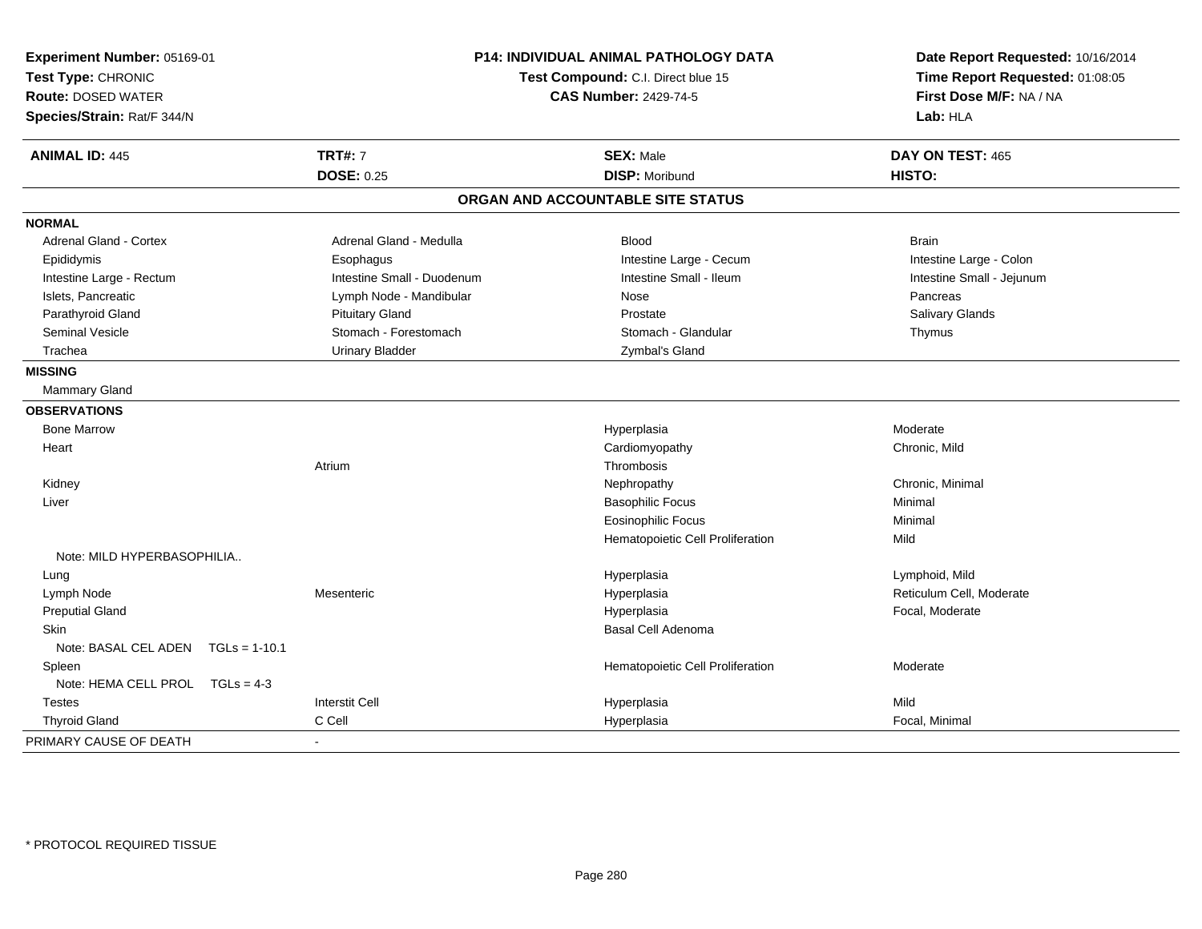**Experiment Number:** 05169-01
**Test Type:** CHRONIC
**Route:** DOSED WATER
**Species/Strain:** Rat/F 344/N

**P14: INDIVIDUAL ANIMAL PATHOLOGY DATA**
**Test Compound:** C.I. Direct blue 15
**CAS Number:** 2429-74-5

**Date Report Requested:** 10/16/2014
**Time Report Requested:** 01:08:05
**First Dose M/F:** NA / NA
**Lab:** HLA

| **ANIMAL ID:** 445 | **TRT#:** 7 | **SEX:** Male | **DAY ON TEST:** 465 |
|---|---|---|---|
| | **DOSE:** 0.25 | **DISP:** Moribund | **HISTO:** |

## ORGAN AND ACCOUNTABLE SITE STATUS

**NORMAL**

| | | | |
|---|---|---|---|
| Adrenal Gland - Cortex | Adrenal Gland - Medulla | Blood | Brain |
| Epididymis | Esophagus | Intestine Large - Cecum | Intestine Large - Colon |
| Intestine Large - Rectum | Intestine Small - Duodenum | Intestine Small - Ileum | Intestine Small - Jejunum |
| Islets, Pancreatic | Lymph Node - Mandibular | Nose | Pancreas |
| Parathyroid Gland | Pituitary Gland | Prostate | Salivary Glands |
| Seminal Vesicle | Stomach - Forestomach | Stomach - Glandular | Thymus |
| Trachea | Urinary Bladder | Zymbal's Gland | |

**MISSING**

Mammary Gland

**OBSERVATIONS**

| | | | |
|---|---|---|---|
| Bone Marrow | | Hyperplasia | Moderate |
| Heart | | Cardiomyopathy | Chronic, Mild |
| | Atrium | Thrombosis | |
| Kidney | | Nephropathy | Chronic, Minimal |
| Liver | | Basophilic Focus | Minimal |
| | | Eosinophilic Focus | Minimal |
| | | Hematopoietic Cell Proliferation | Mild |
| Note: MILD HYPERBASOPHILIA.. | | | |
| Lung | | Hyperplasia | Lymphoid, Mild |
| Lymph Node | Mesenteric | Hyperplasia | Reticulum Cell, Moderate |
| Preputial Gland | | Hyperplasia | Focal, Moderate |
| Skin | | Basal Cell Adenoma | |
| Note: BASAL CEL ADEN TGLs = 1-10.1 | | | |
| Spleen | | Hematopoietic Cell Proliferation | Moderate |
| Note: HEMA CELL PROL TGLs = 4-3 | | | |
| Testes | Interstit Cell | Hyperplasia | Mild |
| Thyroid Gland | C Cell | Hyperplasia | Focal, Minimal |

PRIMARY CAUSE OF DEATH -

* PROTOCOL REQUIRED TISSUE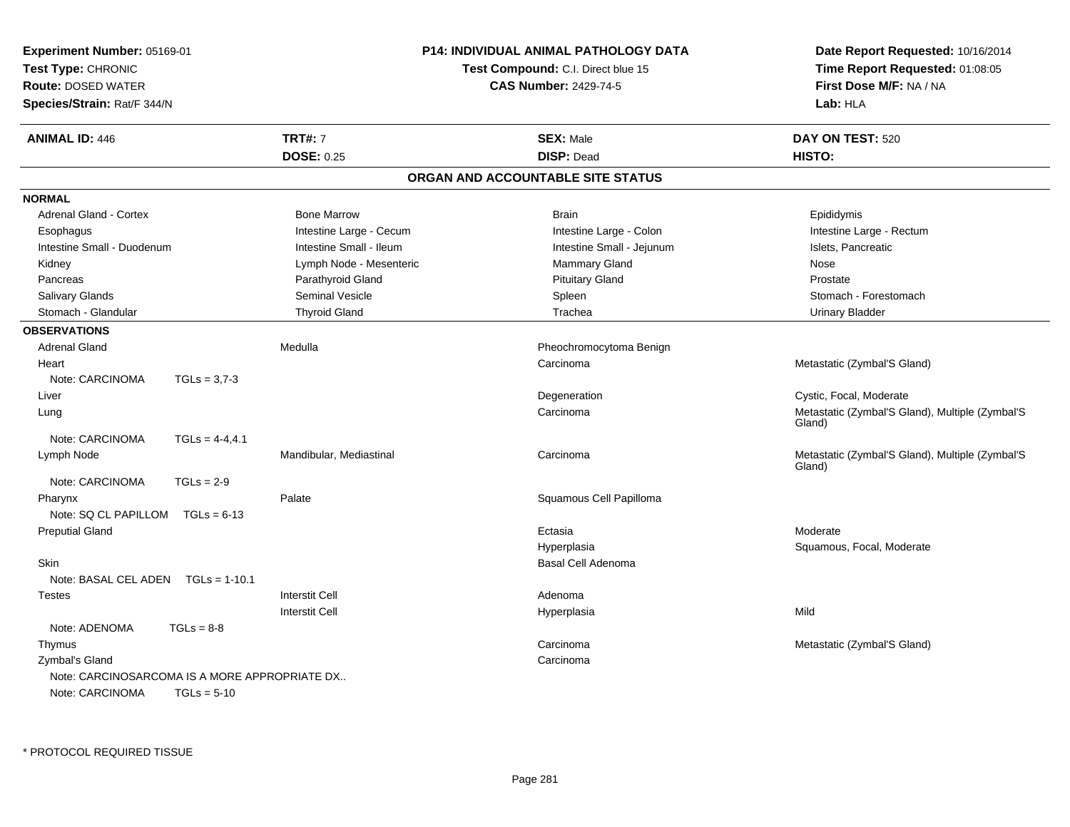**Experiment Number:** 05169-01
**Test Type:** CHRONIC
**Route:** DOSED WATER
**Species/Strain:** Rat/F 344/N

**P14: INDIVIDUAL ANIMAL PATHOLOGY DATA**
**Test Compound:** C.I. Direct blue 15
**CAS Number:** 2429-74-5

**Date Report Requested:** 10/16/2014
**Time Report Requested:** 01:08:05
**First Dose M/F:** NA / NA
**Lab:** HLA

| **ANIMAL ID:** 446 | **TRT#:** 7 | **SEX:** Male | **DAY ON TEST:** 520 |
|---|---|---|---|
| | **DOSE:** 0.25 | **DISP:** Dead | **HISTO:** |

## ORGAN AND ACCOUNTABLE SITE STATUS

**NORMAL**

| | | | |
|---|---|---|---|
| Adrenal Gland - Cortex | Bone Marrow | Brain | Epididymis |
| Esophagus | Intestine Large - Cecum | Intestine Large - Colon | Intestine Large - Rectum |
| Intestine Small - Duodenum | Intestine Small - Ileum | Intestine Small - Jejunum | Islets, Pancreatic |
| Kidney | Lymph Node - Mesenteric | Mammary Gland | Nose |
| Pancreas | Parathyroid Gland | Pituitary Gland | Prostate |
| Salivary Glands | Seminal Vesicle | Spleen | Stomach - Forestomach |
| Stomach - Glandular | Thyroid Gland | Trachea | Urinary Bladder |

**OBSERVATIONS**

| | | | |
|---|---|---|---|
| Adrenal Gland | Medulla | Pheochromocytoma Benign | |
| Heart | | Carcinoma | Metastatic (Zymbal'S Gland) |
| Note: CARCINOMA TGLs = 3,7-3 | | | |
| Liver | | Degeneration | Cystic, Focal, Moderate |
| Lung | | Carcinoma | Metastatic (Zymbal'S Gland), Multiple (Zymbal'S Gland) |
| Note: CARCINOMA TGLs = 4-4,4.1 | | | |
| Lymph Node | Mandibular, Mediastinal | Carcinoma | Metastatic (Zymbal'S Gland), Multiple (Zymbal'S Gland) |
| Note: CARCINOMA TGLs = 2-9 | | | |
| Pharynx | Palate | Squamous Cell Papilloma | |
| Note: SQ CL PAPILLOM TGLs = 6-13 | | | |
| Preputial Gland | | Ectasia | Moderate |
| | | Hyperplasia | Squamous, Focal, Moderate |
| Skin | | Basal Cell Adenoma | |
| Note: BASAL CEL ADEN TGLs = 1-10.1 | | | |
| Testes | Interstit Cell | Adenoma | |
| | Interstit Cell | Hyperplasia | Mild |
| Note: ADENOMA TGLs = 8-8 | | | |
| Thymus | | Carcinoma | Metastatic (Zymbal'S Gland) |
| Zymbal's Gland | | Carcinoma | |
| Note: CARCINOSARCOMA IS A MORE APPROPRIATE DX.. | | | |
| Note: CARCINOMA TGLs = 5-10 | | | |

* PROTOCOL REQUIRED TISSUE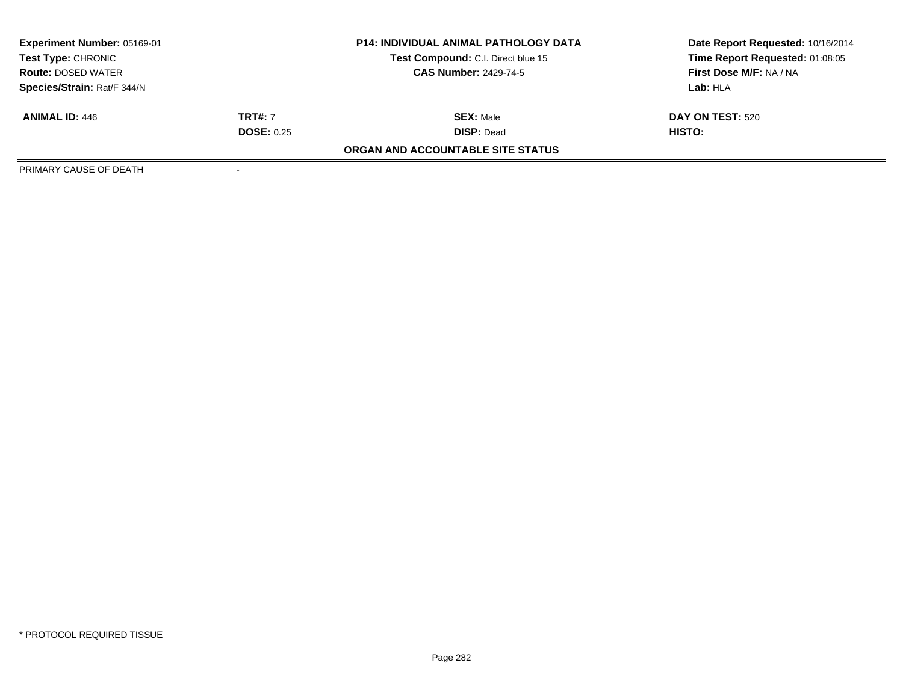| **Experiment Number:** 05169-01 | **P14: INDIVIDUAL ANIMAL PATHOLOGY DATA** | **Date Report Requested:** 10/16/2014 |
|---|---|---|
| **Test Type:** CHRONIC | **Test Compound:** C.I. Direct blue 15 | **Time Report Requested:** 01:08:05 |
| **Route:** DOSED WATER | **CAS Number:** 2429-74-5 | **First Dose M/F:** NA / NA |
| **Species/Strain:** Rat/F 344/N | | **Lab:** HLA |

| **ANIMAL ID:** 446 | **TRT#:** 7 | **SEX:** Male | **DAY ON TEST:** 520 |
|---|---|---|---|
| | **DOSE:** 0.25 | **DISP:** Dead | **HISTO:** |

**ORGAN AND ACCOUNTABLE SITE STATUS**

| PRIMARY CAUSE OF DEATH | - |
|---|---|

\* PROTOCOL REQUIRED TISSUE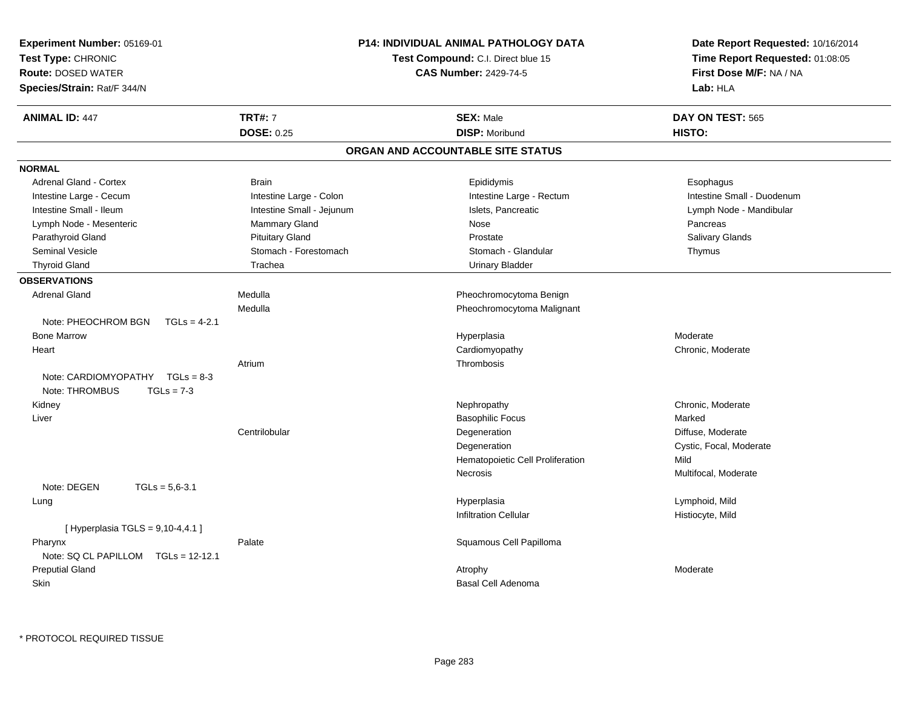**Experiment Number:** 05169-01
**Test Type:** CHRONIC
**Route:** DOSED WATER
**Species/Strain:** Rat/F 344/N

**P14: INDIVIDUAL ANIMAL PATHOLOGY DATA**
**Test Compound:** C.I. Direct blue 15
**CAS Number:** 2429-74-5

**Date Report Requested:** 10/16/2014
**Time Report Requested:** 01:08:05
**First Dose M/F:** NA / NA
**Lab:** HLA

| **ANIMAL ID:** 447 | **TRT#:** 7 | **SEX:** Male | **DAY ON TEST:** 565 |
|---|---|---|---|
| | **DOSE:** 0.25 | **DISP:** Moribund | **HISTO:** |

## ORGAN AND ACCOUNTABLE SITE STATUS

**NORMAL**

| | | | |
|---|---|---|---|
| Adrenal Gland - Cortex | Brain | Epididymis | Esophagus |
| Intestine Large - Cecum | Intestine Large - Colon | Intestine Large - Rectum | Intestine Small - Duodenum |
| Intestine Small - Ileum | Intestine Small - Jejunum | Islets, Pancreatic | Lymph Node - Mandibular |
| Lymph Node - Mesenteric | Mammary Gland | Nose | Pancreas |
| Parathyroid Gland | Pituitary Gland | Prostate | Salivary Glands |
| Seminal Vesicle | Stomach - Forestomach | Stomach - Glandular | Thymus |
| Thyroid Gland | Trachea | Urinary Bladder | |

**OBSERVATIONS**

| | | | |
|---|---|---|---|
| Adrenal Gland | Medulla | Pheochromocytoma Benign | |
| | Medulla | Pheochromocytoma Malignant | |
| Note: PHEOCHROM BGN TGLs = 4-2.1 | | | |
| Bone Marrow | | Hyperplasia | Moderate |
| Heart | | Cardiomyopathy | Chronic, Moderate |
| | Atrium | Thrombosis | |
| Note: CARDIOMYOPATHY TGLs = 8-3 | | | |
| Note: THROMBUS TGLs = 7-3 | | | |
| Kidney | | Nephropathy | Chronic, Moderate |
| Liver | | Basophilic Focus | Marked |
| | Centrilobular | Degeneration | Diffuse, Moderate |
| | | Degeneration | Cystic, Focal, Moderate |
| | | Hematopoietic Cell Proliferation | Mild |
| | | Necrosis | Multifocal, Moderate |
| Note: DEGEN TGLs = 5,6-3.1 | | | |
| Lung | | Hyperplasia | Lymphoid, Mild |
| | | Infiltration Cellular | Histiocyte, Mild |
| [ Hyperplasia TGLS = 9,10-4,4.1 ] | | | |
| Pharynx | Palate | Squamous Cell Papilloma | |
| Note: SQ CL PAPILLOM TGLs = 12-12.1 | | | |
| Preputial Gland | | Atrophy | Moderate |
| Skin | | Basal Cell Adenoma | |

* PROTOCOL REQUIRED TISSUE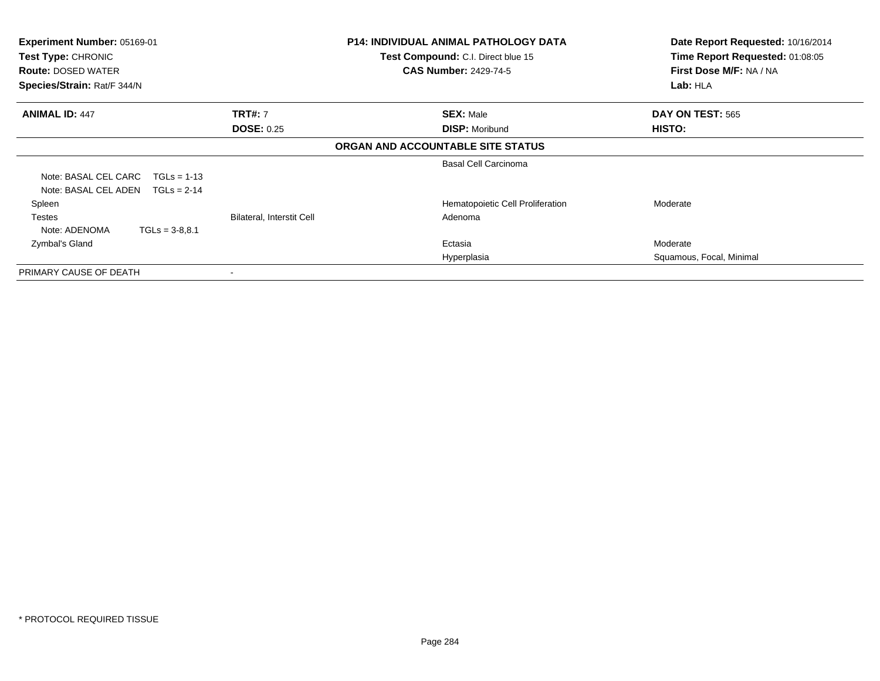**Experiment Number:** 05169-01
**Test Type:** CHRONIC
**Route:** DOSED WATER
**Species/Strain:** Rat/F 344/N

**P14: INDIVIDUAL ANIMAL PATHOLOGY DATA**
**Test Compound:** C.I. Direct blue 15
**CAS Number:** 2429-74-5

**Date Report Requested:** 10/16/2014
**Time Report Requested:** 01:08:05
**First Dose M/F:** NA / NA
**Lab:** HLA

| **ANIMAL ID:** 447 | **TRT#:** 7 | **SEX:** Male | **DAY ON TEST:** 565 |
|---|---|---|---|
| | **DOSE:** 0.25 | **DISP:** Moribund | **HISTO:** |

**ORGAN AND ACCOUNTABLE SITE STATUS**

| | | | |
|---|---|---|---|
| | | Basal Cell Carcinoma | |
| Note: BASAL CEL CARC TGLs = 1-13 | | | |
| Note: BASAL CEL ADEN TGLs = 2-14 | | | |
| Spleen | | Hematopoietic Cell Proliferation | Moderate |
| Testes | Bilateral, Interstit Cell | Adenoma | |
| Note: ADENOMA TGLs = 3-8,8.1 | | | |
| Zymbal's Gland | | Ectasia | Moderate |
| | | Hyperplasia | Squamous, Focal, Minimal |
| PRIMARY CAUSE OF DEATH | - | | |

* PROTOCOL REQUIRED TISSUE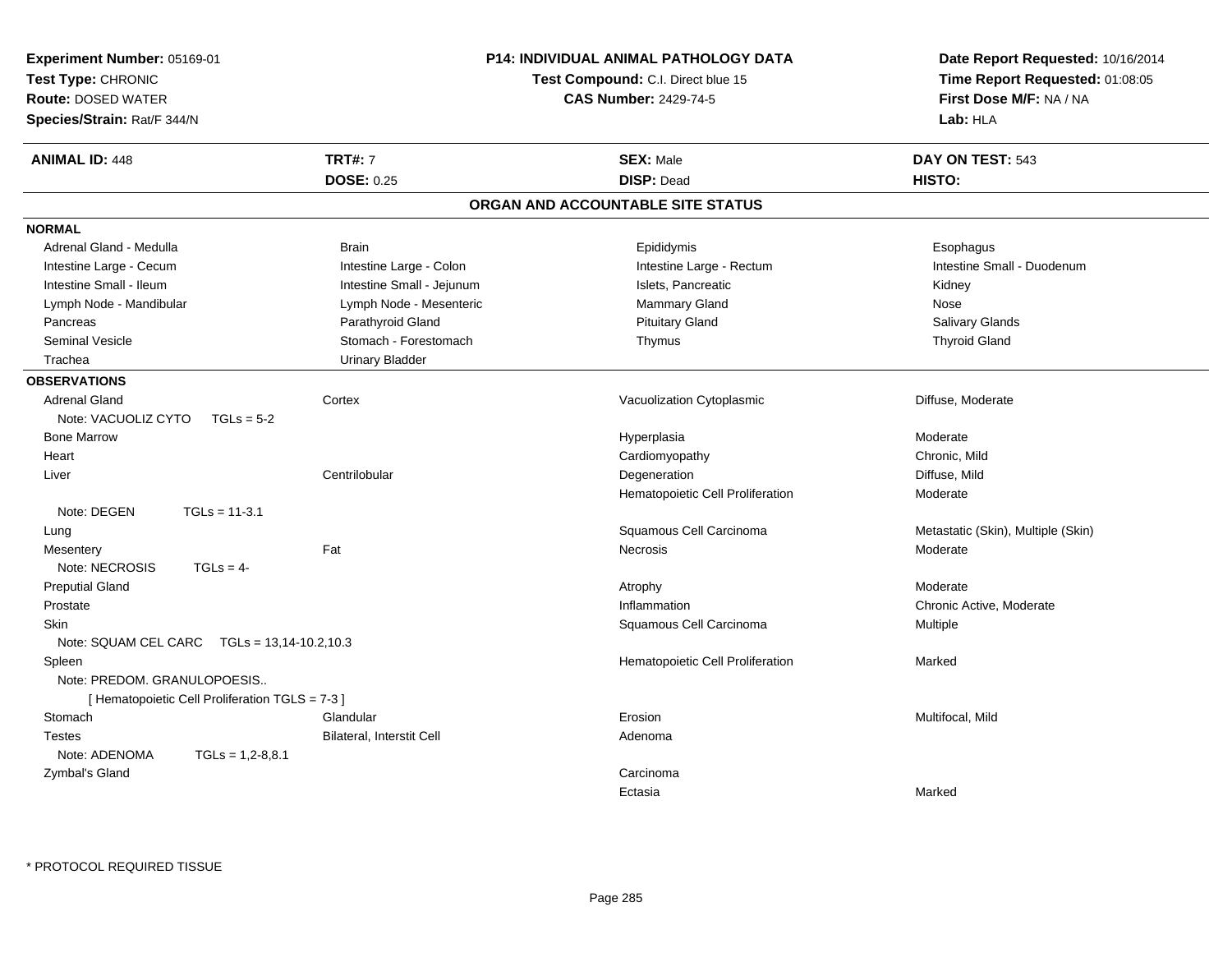**Experiment Number:** 05169-01
**Test Type:** CHRONIC
**Route:** DOSED WATER
**Species/Strain:** Rat/F 344/N

**P14: INDIVIDUAL ANIMAL PATHOLOGY DATA**
**Test Compound:** C.I. Direct blue 15
**CAS Number:** 2429-74-5

**Date Report Requested:** 10/16/2014
**Time Report Requested:** 01:08:05
**First Dose M/F:** NA / NA
**Lab:** HLA

| **ANIMAL ID:** 448 | **TRT#:** 7 | **SEX:** Male | **DAY ON TEST:** 543 |
|---|---|---|---|
| | **DOSE:** 0.25 | **DISP:** Dead | **HISTO:** |

## ORGAN AND ACCOUNTABLE SITE STATUS

**NORMAL**

| | | | |
|---|---|---|---|
| Adrenal Gland - Medulla | Brain | Epididymis | Esophagus |
| Intestine Large - Cecum | Intestine Large - Colon | Intestine Large - Rectum | Intestine Small - Duodenum |
| Intestine Small - Ileum | Intestine Small - Jejunum | Islets, Pancreatic | Kidney |
| Lymph Node - Mandibular | Lymph Node - Mesenteric | Mammary Gland | Nose |
| Pancreas | Parathyroid Gland | Pituitary Gland | Salivary Glands |
| Seminal Vesicle | Stomach - Forestomach | Thymus | Thyroid Gland |
| Trachea | Urinary Bladder | | |

**OBSERVATIONS**

| | | | |
|---|---|---|---|
| Adrenal Gland | Cortex | Vacuolization Cytoplasmic | Diffuse, Moderate |
| Note: VACUOLIZ CYTO TGLs = 5-2 | | | |
| Bone Marrow | | Hyperplasia | Moderate |
| Heart | | Cardiomyopathy | Chronic, Mild |
| Liver | Centrilobular | Degeneration | Diffuse, Mild |
| | | Hematopoietic Cell Proliferation | Moderate |
| Note: DEGEN TGLs = 11-3.1 | | | |
| Lung | | Squamous Cell Carcinoma | Metastatic (Skin), Multiple (Skin) |
| Mesentery | Fat | Necrosis | Moderate |
| Note: NECROSIS TGLs = 4- | | | |
| Preputial Gland | | Atrophy | Moderate |
| Prostate | | Inflammation | Chronic Active, Moderate |
| Skin | | Squamous Cell Carcinoma | Multiple |
| Note: SQUAM CEL CARC TGLs = 13,14-10.2,10.3 | | | |
| Spleen | | Hematopoietic Cell Proliferation | Marked |
| Note: PREDOM. GRANULOPOESIS.. | | | |
| [ Hematopoietic Cell Proliferation TGLS = 7-3 ] | | | |
| Stomach | Glandular | Erosion | Multifocal, Mild |
| Testes | Bilateral, Interstit Cell | Adenoma | |
| Note: ADENOMA TGLs = 1,2-8,8.1 | | | |
| Zymbal's Gland | | Carcinoma | |
| | | Ectasia | Marked |

\* PROTOCOL REQUIRED TISSUE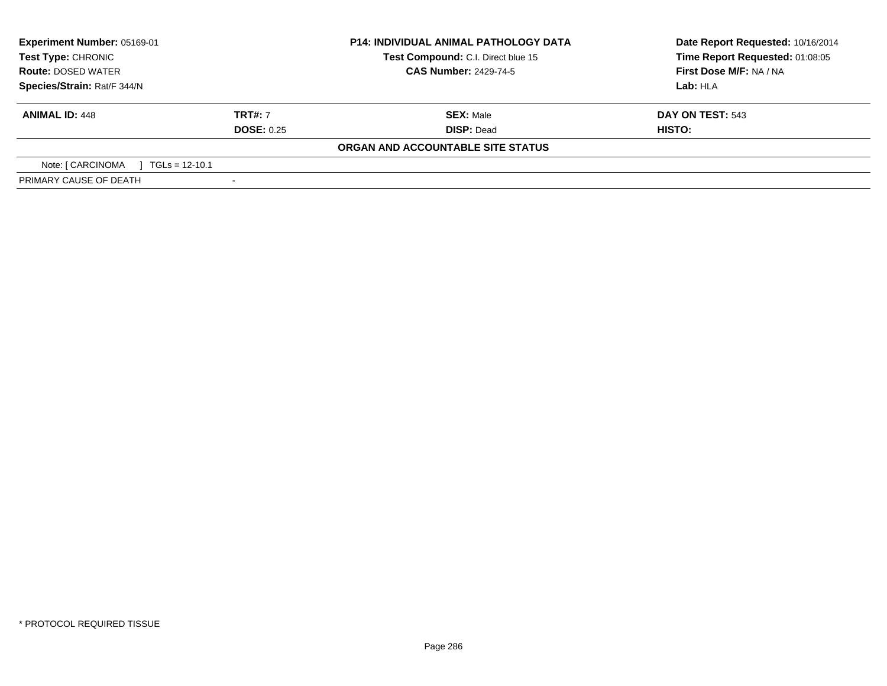| **Experiment Number:** 05169-01 | **P14: INDIVIDUAL ANIMAL PATHOLOGY DATA** | **Date Report Requested:** 10/16/2014 |
|---|---|---|
| **Test Type:** CHRONIC | **Test Compound:** C.I. Direct blue 15 | **Time Report Requested:** 01:08:05 |
| **Route:** DOSED WATER | **CAS Number:** 2429-74-5 | **First Dose M/F:** NA / NA |
| **Species/Strain:** Rat/F 344/N | | **Lab:** HLA |

| **ANIMAL ID:** 448 | **TRT#:** 7 | **SEX:** Male | **DAY ON TEST:** 543 |
|---|---|---|---|
| | **DOSE:** 0.25 | **DISP:** Dead | **HISTO:** |

**ORGAN AND ACCOUNTABLE SITE STATUS**

| | |
|---|---|
| Note: [ CARCINOMA ] TGLs = 12-10.1 | |
| PRIMARY CAUSE OF DEATH | - |

* PROTOCOL REQUIRED TISSUE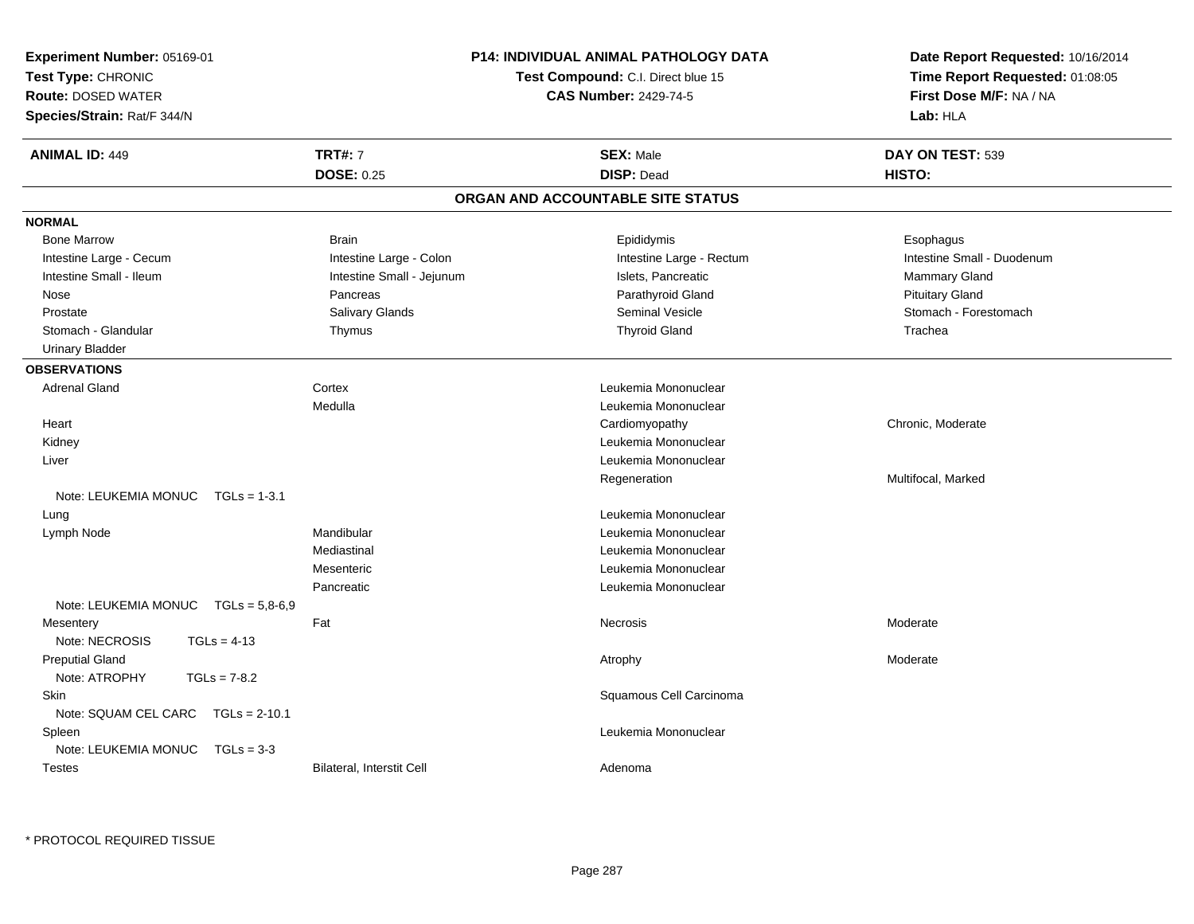**Experiment Number:** 05169-01
**Test Type:** CHRONIC
**Route:** DOSED WATER
**Species/Strain:** Rat/F 344/N

**P14: INDIVIDUAL ANIMAL PATHOLOGY DATA**
**Test Compound:** C.I. Direct blue 15
**CAS Number:** 2429-74-5

**Date Report Requested:** 10/16/2014
**Time Report Requested:** 01:08:05
**First Dose M/F:** NA / NA
**Lab:** HLA

| **ANIMAL ID:** 449 | **TRT#:** 7 | **SEX:** Male | **DAY ON TEST:** 539 |
|---|---|---|---|
| | **DOSE:** 0.25 | **DISP:** Dead | **HISTO:** |

## ORGAN AND ACCOUNTABLE SITE STATUS

**NORMAL**

| | | | |
|---|---|---|---|
| Bone Marrow | Brain | Epididymis | Esophagus |
| Intestine Large - Cecum | Intestine Large - Colon | Intestine Large - Rectum | Intestine Small - Duodenum |
| Intestine Small - Ileum | Intestine Small - Jejunum | Islets, Pancreatic | Mammary Gland |
| Nose | Pancreas | Parathyroid Gland | Pituitary Gland |
| Prostate | Salivary Glands | Seminal Vesicle | Stomach - Forestomach |
| Stomach - Glandular | Thymus | Thyroid Gland | Trachea |
| Urinary Bladder | | | |

**OBSERVATIONS**

| | | | |
|---|---|---|---|
| Adrenal Gland | Cortex | Leukemia Mononuclear | |
| | Medulla | Leukemia Mononuclear | |
| Heart | | Cardiomyopathy | Chronic, Moderate |
| Kidney | | Leukemia Mononuclear | |
| Liver | | Leukemia Mononuclear | |
| | | Regeneration | Multifocal, Marked |
| Note: LEUKEMIA MONUC TGLs = 1-3.1 | | | |
| Lung | | Leukemia Mononuclear | |
| Lymph Node | Mandibular | Leukemia Mononuclear | |
| | Mediastinal | Leukemia Mononuclear | |
| | Mesenteric | Leukemia Mononuclear | |
| | Pancreatic | Leukemia Mononuclear | |
| Note: LEUKEMIA MONUC TGLs = 5,8-6,9 | | | |
| Mesentery | Fat | Necrosis | Moderate |
| Note: NECROSIS TGLs = 4-13 | | | |
| Preputial Gland | | Atrophy | Moderate |
| Note: ATROPHY TGLs = 7-8.2 | | | |
| Skin | | Squamous Cell Carcinoma | |
| Note: SQUAM CEL CARC TGLs = 2-10.1 | | | |
| Spleen | | Leukemia Mononuclear | |
| Note: LEUKEMIA MONUC TGLs = 3-3 | | | |
| Testes | Bilateral, Interstit Cell | Adenoma | |

* PROTOCOL REQUIRED TISSUE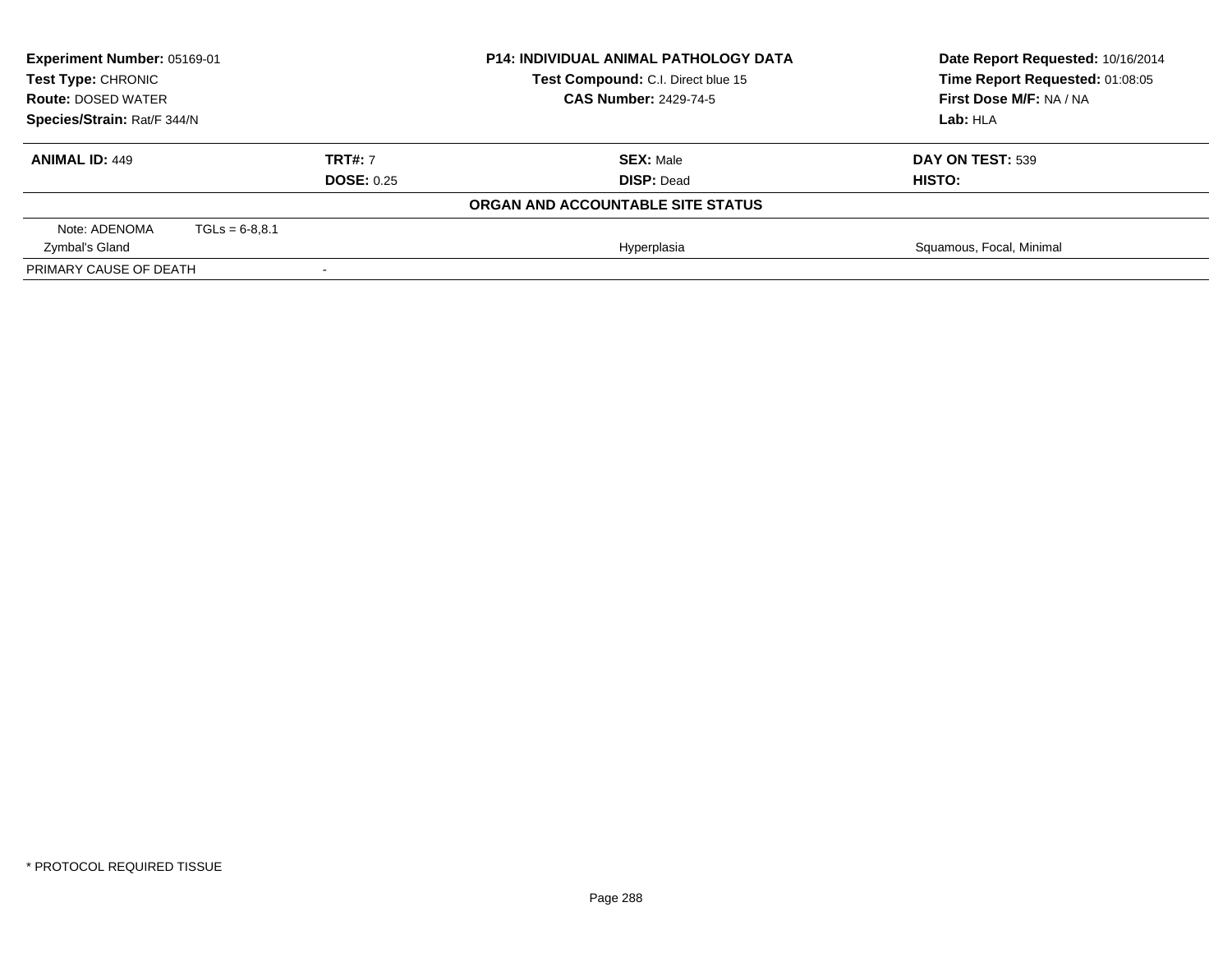**Experiment Number:** 05169-01
**Test Type:** CHRONIC
**Route:** DOSED WATER
**Species/Strain:** Rat/F 344/N

**P14: INDIVIDUAL ANIMAL PATHOLOGY DATA**
**Test Compound:** C.I. Direct blue 15
**CAS Number:** 2429-74-5

**Date Report Requested:** 10/16/2014
**Time Report Requested:** 01:08:05
**First Dose M/F:** NA / NA
**Lab:** HLA

| **ANIMAL ID:** 449 | **TRT#:** 7 | **SEX:** Male | **DAY ON TEST:** 539 |
|---|---|---|---|
| | **DOSE:** 0.25 | **DISP:** Dead | **HISTO:** |

**ORGAN AND ACCOUNTABLE SITE STATUS**

| | | | |
|---|---|---|---|
| Note: ADENOMA | TGLs = 6-8,8.1 | | |
| Zymbal's Gland | | Hyperplasia | Squamous, Focal, Minimal |
| PRIMARY CAUSE OF DEATH | - | | |

* PROTOCOL REQUIRED TISSUE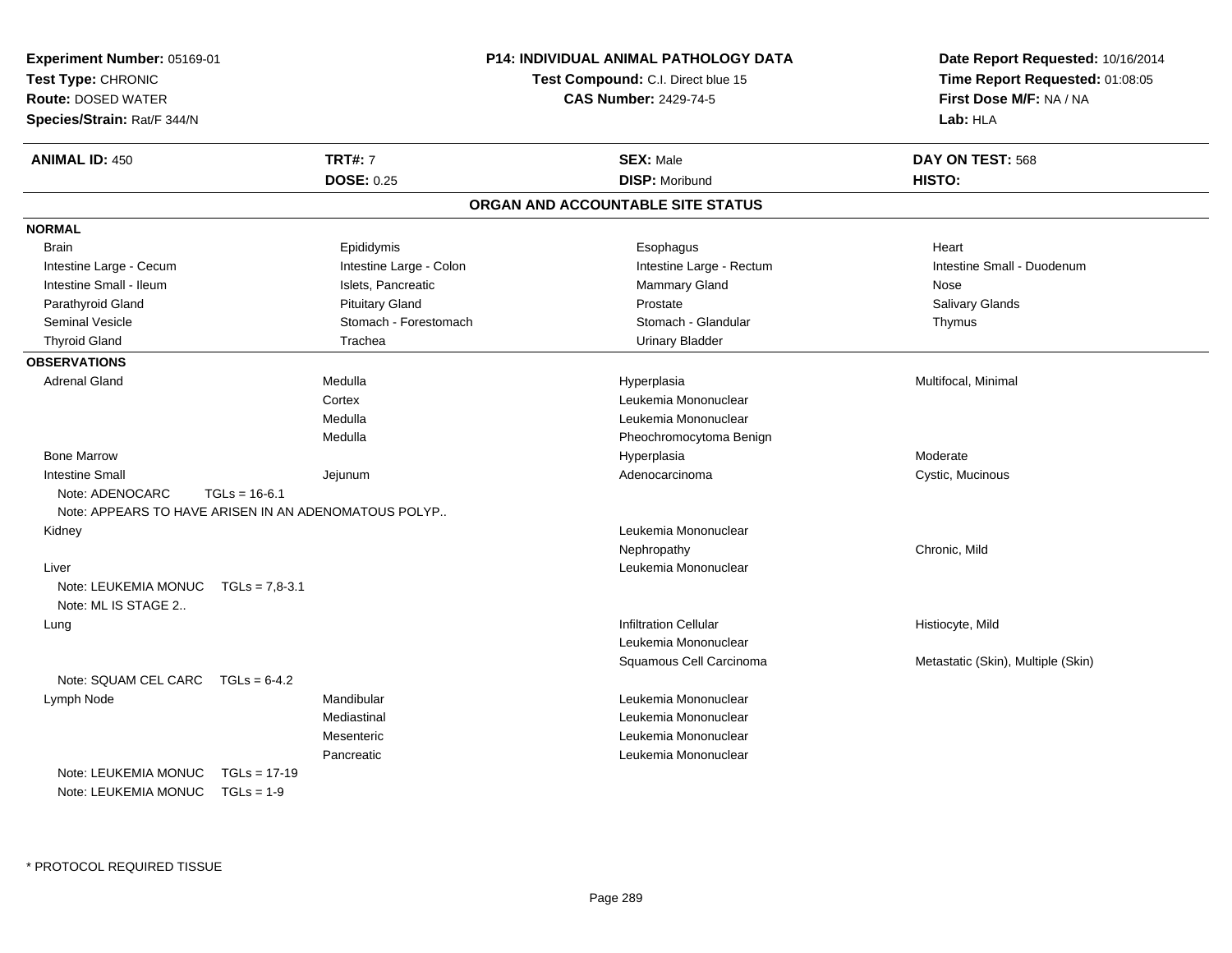**Experiment Number:** 05169-01
**Test Type:** CHRONIC
**Route:** DOSED WATER
**Species/Strain:** Rat/F 344/N

**P14: INDIVIDUAL ANIMAL PATHOLOGY DATA**
**Test Compound:** C.I. Direct blue 15
**CAS Number:** 2429-74-5

**Date Report Requested:** 10/16/2014
**Time Report Requested:** 01:08:05
**First Dose M/F:** NA / NA
**Lab:** HLA

| **ANIMAL ID:** 450 | **TRT#:** 7 | **SEX:** Male | **DAY ON TEST:** 568 |
|---|---|---|---|
| | **DOSE:** 0.25 | **DISP:** Moribund | **HISTO:** |

## ORGAN AND ACCOUNTABLE SITE STATUS

**NORMAL**

| | | | |
|---|---|---|---|
| Brain | Epididymis | Esophagus | Heart |
| Intestine Large - Cecum | Intestine Large - Colon | Intestine Large - Rectum | Intestine Small - Duodenum |
| Intestine Small - Ileum | Islets, Pancreatic | Mammary Gland | Nose |
| Parathyroid Gland | Pituitary Gland | Prostate | Salivary Glands |
| Seminal Vesicle | Stomach - Forestomach | Stomach - Glandular | Thymus |
| Thyroid Gland | Trachea | Urinary Bladder | |

**OBSERVATIONS**

| | | | |
|---|---|---|---|
| Adrenal Gland | Medulla | Hyperplasia | Multifocal, Minimal |
| | Cortex | Leukemia Mononuclear | |
| | Medulla | Leukemia Mononuclear | |
| | Medulla | Pheochromocytoma Benign | |
| Bone Marrow | | Hyperplasia | Moderate |
| Intestine Small | Jejunum | Adenocarcinoma | Cystic, Mucinous |
| Note: ADENOCARC TGLs = 16-6.1 | | | |
| Note: APPEARS TO HAVE ARISEN IN AN ADENOMATOUS POLYP.. | | | |
| Kidney | | Leukemia Mononuclear | |
| | | Nephropathy | Chronic, Mild |
| Liver | | Leukemia Mononuclear | |
| Note: LEUKEMIA MONUC TGLs = 7,8-3.1 | | | |
| Note: ML IS STAGE 2.. | | | |
| Lung | | Infiltration Cellular | Histiocyte, Mild |
| | | Leukemia Mononuclear | |
| | | Squamous Cell Carcinoma | Metastatic (Skin), Multiple (Skin) |
| Note: SQUAM CEL CARC TGLs = 6-4.2 | | | |
| Lymph Node | Mandibular | Leukemia Mononuclear | |
| | Mediastinal | Leukemia Mononuclear | |
| | Mesenteric | Leukemia Mononuclear | |
| | Pancreatic | Leukemia Mononuclear | |
| Note: LEUKEMIA MONUC TGLs = 17-19 | | | |
| Note: LEUKEMIA MONUC TGLs = 1-9 | | | |

* PROTOCOL REQUIRED TISSUE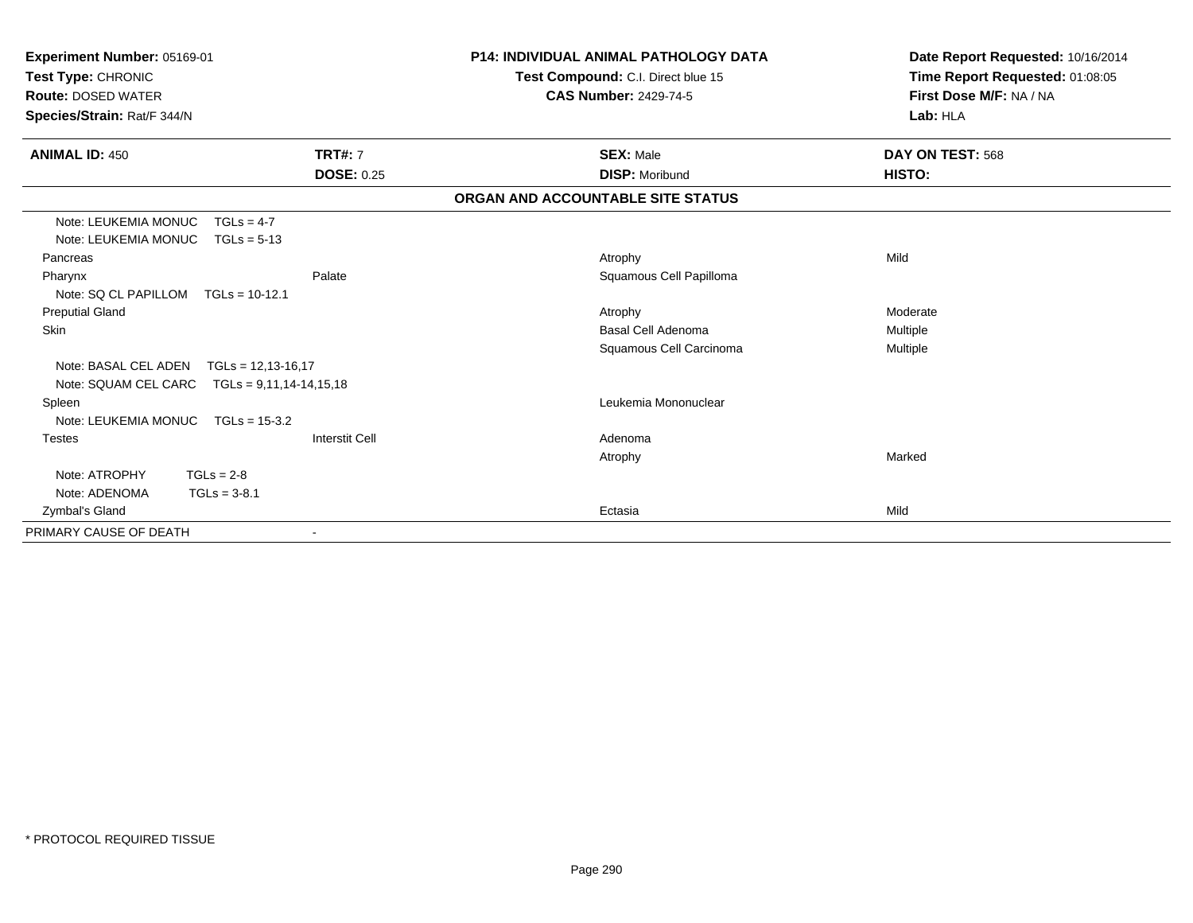**Experiment Number:** 05169-01
**Test Type:** CHRONIC
**Route:** DOSED WATER
**Species/Strain:** Rat/F 344/N

**P14: INDIVIDUAL ANIMAL PATHOLOGY DATA**
**Test Compound:** C.I. Direct blue 15
**CAS Number:** 2429-74-5

**Date Report Requested:** 10/16/2014
**Time Report Requested:** 01:08:05
**First Dose M/F:** NA / NA
**Lab:** HLA

| **ANIMAL ID:** 450 | **TRT#:** 7 | **SEX:** Male | **DAY ON TEST:** 568 |
|---|---|---|---|
| | **DOSE:** 0.25 | **DISP:** Moribund | **HISTO:** |

**ORGAN AND ACCOUNTABLE SITE STATUS**

| | | | |
|---|---|---|---|
| Note: LEUKEMIA MONUC TGLs = 4-7 | | | |
| Note: LEUKEMIA MONUC TGLs = 5-13 | | | |
| Pancreas | | Atrophy | Mild |
| Pharynx | Palate | Squamous Cell Papilloma | |
| Note: SQ CL PAPILLOM TGLs = 10-12.1 | | | |
| Preputial Gland | | Atrophy | Moderate |
| Skin | | Basal Cell Adenoma | Multiple |
| | | Squamous Cell Carcinoma | Multiple |
| Note: BASAL CEL ADEN TGLs = 12,13-16,17 | | | |
| Note: SQUAM CEL CARC TGLs = 9,11,14-14,15,18 | | | |
| Spleen | | Leukemia Mononuclear | |
| Note: LEUKEMIA MONUC TGLs = 15-3.2 | | | |
| Testes | Interstit Cell | Adenoma | |
| | | Atrophy | Marked |
| Note: ATROPHY TGLs = 2-8 | | | |
| Note: ADENOMA TGLs = 3-8.1 | | | |
| Zymbal's Gland | | Ectasia | Mild |
| PRIMARY CAUSE OF DEATH | - | | |

* PROTOCOL REQUIRED TISSUE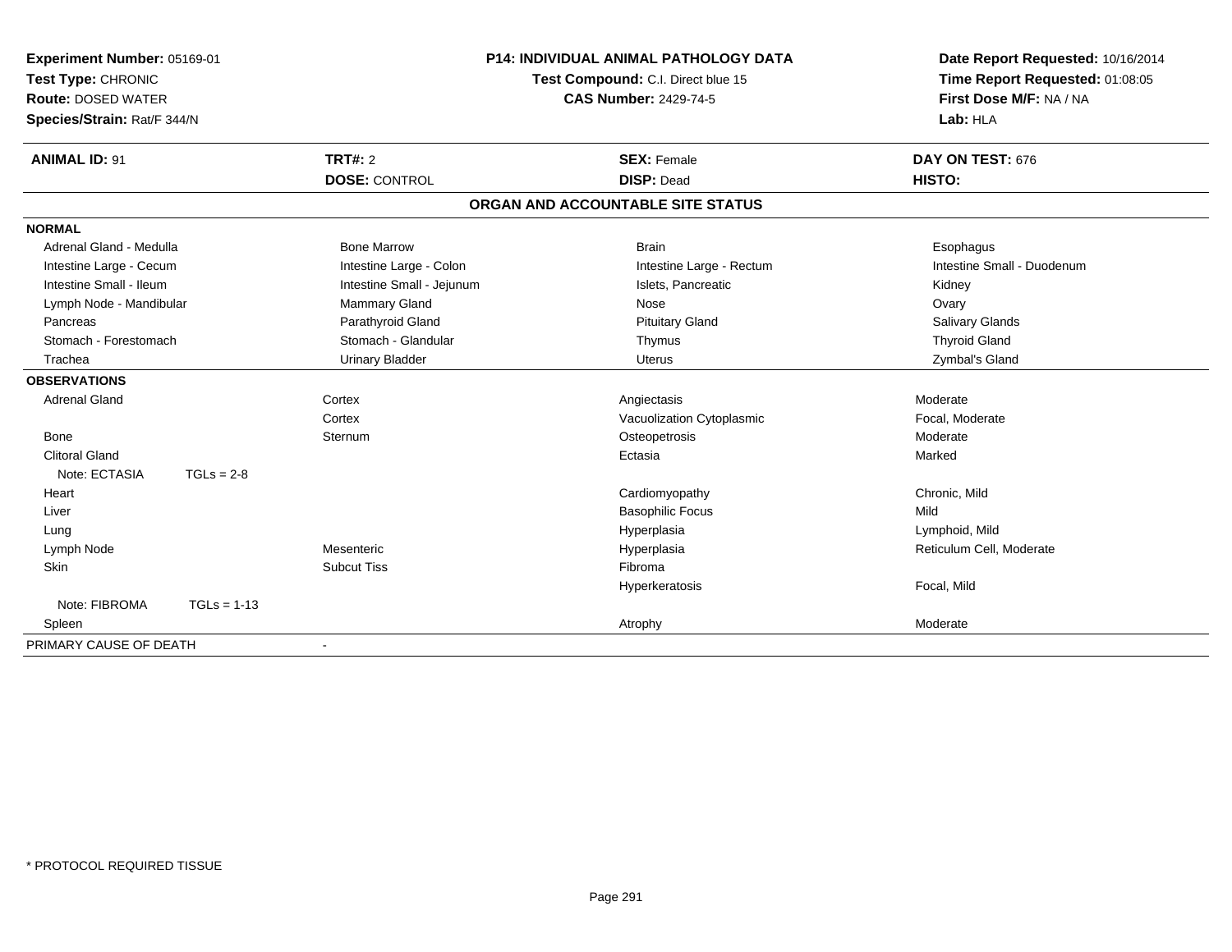**Experiment Number:** 05169-01
**Test Type:** CHRONIC
**Route:** DOSED WATER
**Species/Strain:** Rat/F 344/N

**P14: INDIVIDUAL ANIMAL PATHOLOGY DATA**
**Test Compound:** C.I. Direct blue 15
**CAS Number:** 2429-74-5

**Date Report Requested:** 10/16/2014
**Time Report Requested:** 01:08:05
**First Dose M/F:** NA / NA
**Lab:** HLA

| **ANIMAL ID:** 91 | **TRT#:** 2 | **SEX:** Female | **DAY ON TEST:** 676 |
|---|---|---|---|
| | **DOSE:** CONTROL | **DISP:** Dead | **HISTO:** |

**ORGAN AND ACCOUNTABLE SITE STATUS**

**NORMAL**

| | | | |
|---|---|---|---|
| Adrenal Gland - Medulla | Bone Marrow | Brain | Esophagus |
| Intestine Large - Cecum | Intestine Large - Colon | Intestine Large - Rectum | Intestine Small - Duodenum |
| Intestine Small - Ileum | Intestine Small - Jejunum | Islets, Pancreatic | Kidney |
| Lymph Node - Mandibular | Mammary Gland | Nose | Ovary |
| Pancreas | Parathyroid Gland | Pituitary Gland | Salivary Glands |
| Stomach - Forestomach | Stomach - Glandular | Thymus | Thyroid Gland |
| Trachea | Urinary Bladder | Uterus | Zymbal's Gland |

**OBSERVATIONS**

| | | | |
|---|---|---|---|
| Adrenal Gland | Cortex | Angiectasis | Moderate |
| | Cortex | Vacuolization Cytoplasmic | Focal, Moderate |
| Bone | Sternum | Osteopetrosis | Moderate |
| Clitoral Gland | | Ectasia | Marked |
| Note: ECTASIA TGLs = 2-8 | | | |
| Heart | | Cardiomyopathy | Chronic, Mild |
| Liver | | Basophilic Focus | Mild |
| Lung | | Hyperplasia | Lymphoid, Mild |
| Lymph Node | Mesenteric | Hyperplasia | Reticulum Cell, Moderate |
| Skin | Subcut Tiss | Fibroma | |
| | | Hyperkeratosis | Focal, Mild |
| Note: FIBROMA TGLs = 1-13 | | | |
| Spleen | | Atrophy | Moderate |

PRIMARY CAUSE OF DEATH -

\* PROTOCOL REQUIRED TISSUE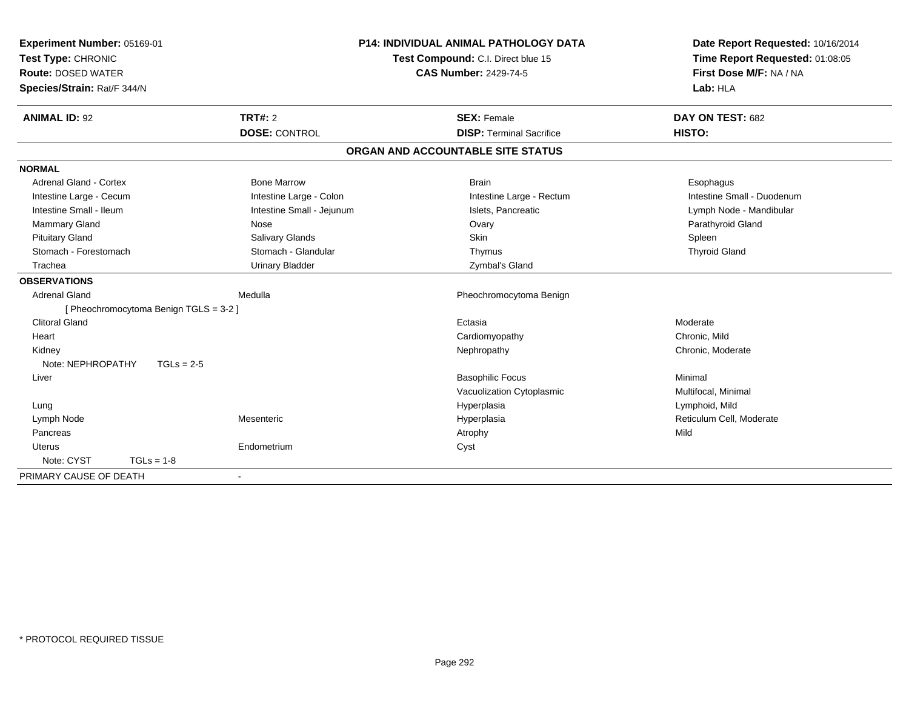**Experiment Number:** 05169-01
**Test Type:** CHRONIC
**Route:** DOSED WATER
**Species/Strain:** Rat/F 344/N

**P14: INDIVIDUAL ANIMAL PATHOLOGY DATA**
**Test Compound:** C.I. Direct blue 15
**CAS Number:** 2429-74-5

**Date Report Requested:** 10/16/2014
**Time Report Requested:** 01:08:05
**First Dose M/F:** NA / NA
**Lab:** HLA

| **ANIMAL ID:** 92 | **TRT#:** 2 | **SEX:** Female | **DAY ON TEST:** 682 |
|---|---|---|---|
| | **DOSE:** CONTROL | **DISP:** Terminal Sacrifice | **HISTO:** |

**ORGAN AND ACCOUNTABLE SITE STATUS**

**NORMAL**

| | | | |
|---|---|---|---|
| Adrenal Gland - Cortex | Bone Marrow | Brain | Esophagus |
| Intestine Large - Cecum | Intestine Large - Colon | Intestine Large - Rectum | Intestine Small - Duodenum |
| Intestine Small - Ileum | Intestine Small - Jejunum | Islets, Pancreatic | Lymph Node - Mandibular |
| Mammary Gland | Nose | Ovary | Parathyroid Gland |
| Pituitary Gland | Salivary Glands | Skin | Spleen |
| Stomach - Forestomach | Stomach - Glandular | Thymus | Thyroid Gland |
| Trachea | Urinary Bladder | Zymbal's Gland | |

**OBSERVATIONS**

| | | | |
|---|---|---|---|
| Adrenal Gland | Medulla | Pheochromocytoma Benign | |
| [ Pheochromocytoma Benign TGLS = 3-2 ] | | | |
| Clitoral Gland | | Ectasia | Moderate |
| Heart | | Cardiomyopathy | Chronic, Mild |
| Kidney | | Nephropathy | Chronic, Moderate |
| Note: NEPHROPATHY TGLs = 2-5 | | | |
| Liver | | Basophilic Focus | Minimal |
| | | Vacuolization Cytoplasmic | Multifocal, Minimal |
| Lung | | Hyperplasia | Lymphoid, Mild |
| Lymph Node | Mesenteric | Hyperplasia | Reticulum Cell, Moderate |
| Pancreas | | Atrophy | Mild |
| Uterus | Endometrium | Cyst | |
| Note: CYST TGLs = 1-8 | | | |

PRIMARY CAUSE OF DEATH -

* PROTOCOL REQUIRED TISSUE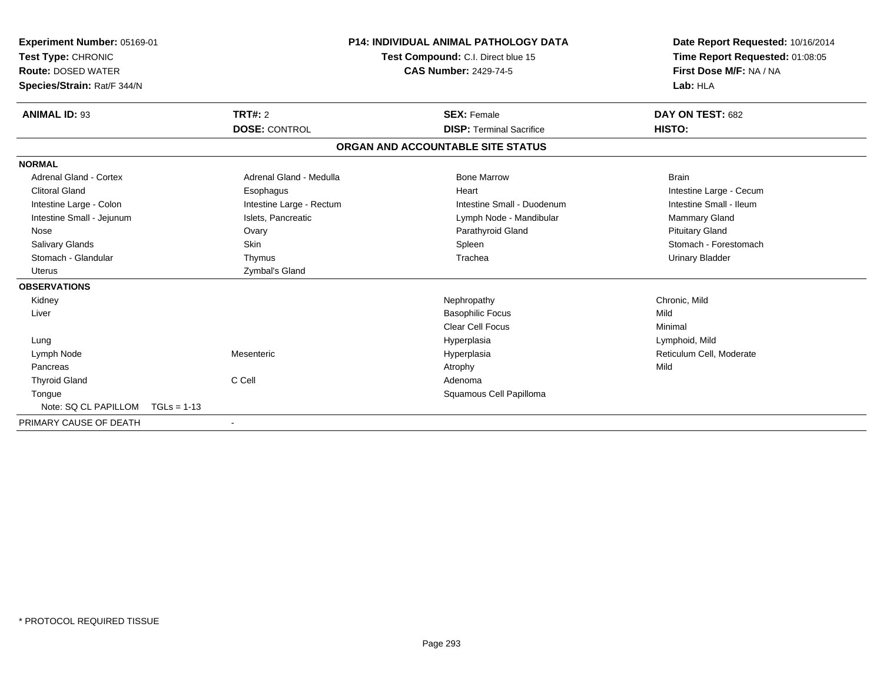**Experiment Number:** 05169-01
**Test Type:** CHRONIC
**Route:** DOSED WATER
**Species/Strain:** Rat/F 344/N

**P14: INDIVIDUAL ANIMAL PATHOLOGY DATA**
**Test Compound:** C.I. Direct blue 15
**CAS Number:** 2429-74-5

**Date Report Requested:** 10/16/2014
**Time Report Requested:** 01:08:05
**First Dose M/F:** NA / NA
**Lab:** HLA

| **ANIMAL ID:** 93 | **TRT#:** 2 | **SEX:** Female | **DAY ON TEST:** 682 |
|---|---|---|---|
| | **DOSE:** CONTROL | **DISP:** Terminal Sacrifice | **HISTO:** |

## ORGAN AND ACCOUNTABLE SITE STATUS

| | | | |
|---|---|---|---|
| **NORMAL** | | | |
| Adrenal Gland - Cortex | Adrenal Gland - Medulla | Bone Marrow | Brain |
| Clitoral Gland | Esophagus | Heart | Intestine Large - Cecum |
| Intestine Large - Colon | Intestine Large - Rectum | Intestine Small - Duodenum | Intestine Small - Ileum |
| Intestine Small - Jejunum | Islets, Pancreatic | Lymph Node - Mandibular | Mammary Gland |
| Nose | Ovary | Parathyroid Gland | Pituitary Gland |
| Salivary Glands | Skin | Spleen | Stomach - Forestomach |
| Stomach - Glandular | Thymus | Trachea | Urinary Bladder |
| Uterus | Zymbal's Gland | | |
| **OBSERVATIONS** | | | |
| Kidney | | Nephropathy | Chronic, Mild |
| Liver | | Basophilic Focus | Mild |
| | | Clear Cell Focus | Minimal |
| Lung | | Hyperplasia | Lymphoid, Mild |
| Lymph Node | Mesenteric | Hyperplasia | Reticulum Cell, Moderate |
| Pancreas | | Atrophy | Mild |
| Thyroid Gland | C Cell | Adenoma | |
| Tongue | | Squamous Cell Papilloma | |
| Note: SQ CL PAPILLOM TGLs = 1-13 | | | |
| PRIMARY CAUSE OF DEATH | - | | |

* PROTOCOL REQUIRED TISSUE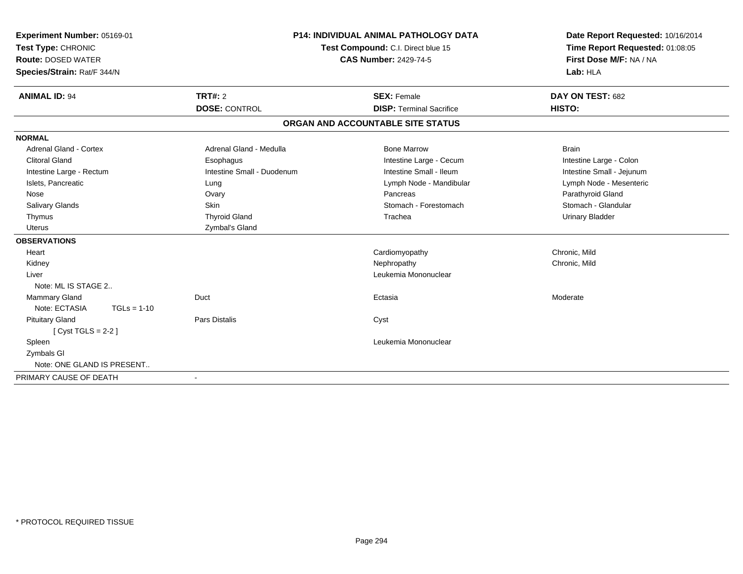**Experiment Number:** 05169-01
**Test Type:** CHRONIC
**Route:** DOSED WATER
**Species/Strain:** Rat/F 344/N

**P14: INDIVIDUAL ANIMAL PATHOLOGY DATA**
**Test Compound:** C.I. Direct blue 15
**CAS Number:** 2429-74-5

**Date Report Requested:** 10/16/2014
**Time Report Requested:** 01:08:05
**First Dose M/F:** NA / NA
**Lab:** HLA

| **ANIMAL ID:** 94 | **TRT#:** 2 | **SEX:** Female | **DAY ON TEST:** 682 |
|---|---|---|---|
| | **DOSE:** CONTROL | **DISP:** Terminal Sacrifice | **HISTO:** |

## ORGAN AND ACCOUNTABLE SITE STATUS

| | | | |
|---|---|---|---|
| **NORMAL** | | | |
| Adrenal Gland - Cortex | Adrenal Gland - Medulla | Bone Marrow | Brain |
| Clitoral Gland | Esophagus | Intestine Large - Cecum | Intestine Large - Colon |
| Intestine Large - Rectum | Intestine Small - Duodenum | Intestine Small - Ileum | Intestine Small - Jejunum |
| Islets, Pancreatic | Lung | Lymph Node - Mandibular | Lymph Node - Mesenteric |
| Nose | Ovary | Pancreas | Parathyroid Gland |
| Salivary Glands | Skin | Stomach - Forestomach | Stomach - Glandular |
| Thymus | Thyroid Gland | Trachea | Urinary Bladder |
| Uterus | Zymbal's Gland | | |
| **OBSERVATIONS** | | | |
| Heart | | Cardiomyopathy | Chronic, Mild |
| Kidney | | Nephropathy | Chronic, Mild |
| Liver | | Leukemia Mononuclear | |
| Note: ML IS STAGE 2.. | | | |
| Mammary Gland | Duct | Ectasia | Moderate |
| Note: ECTASIA TGLs = 1-10 | | | |
| Pituitary Gland | Pars Distalis | Cyst | |
| [ Cyst TGLS = 2-2 ] | | | |
| Spleen | | Leukemia Mononuclear | |
| Zymbals Gl | | | |
| Note: ONE GLAND IS PRESENT.. | | | |
| PRIMARY CAUSE OF DEATH | - | | |

\* PROTOCOL REQUIRED TISSUE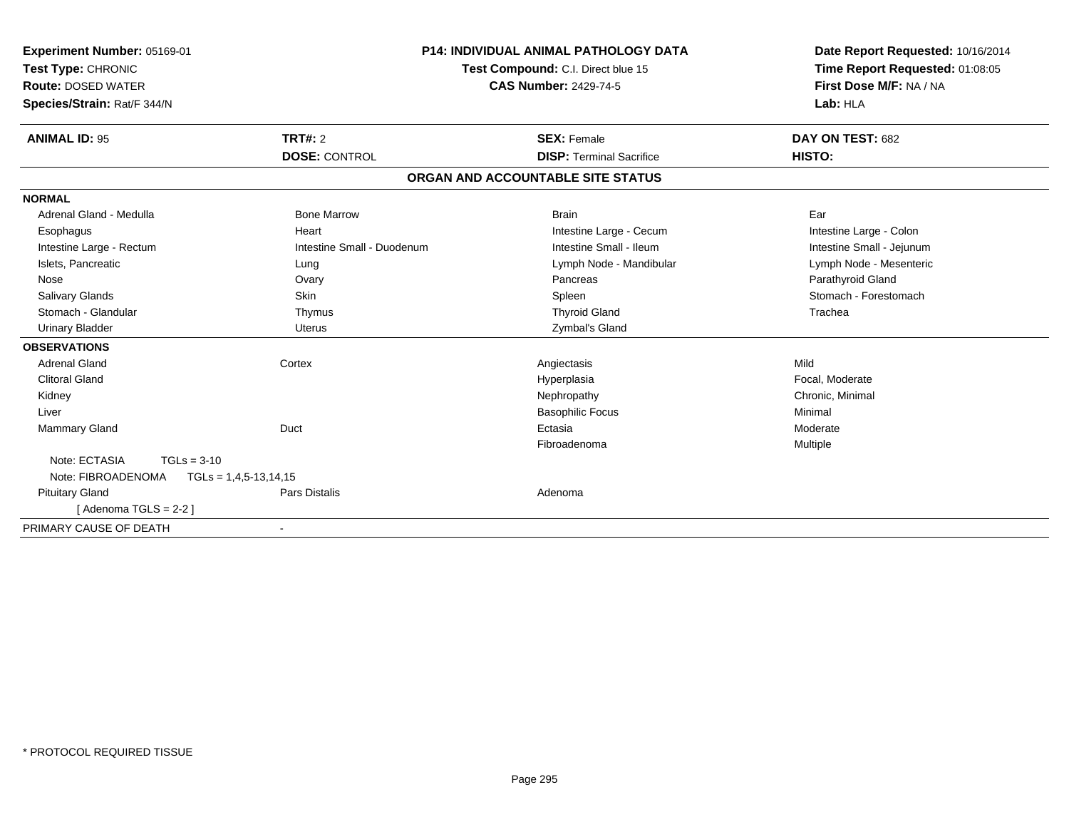**Experiment Number:** 05169-01
**Test Type:** CHRONIC
**Route:** DOSED WATER
**Species/Strain:** Rat/F 344/N

**P14: INDIVIDUAL ANIMAL PATHOLOGY DATA**
**Test Compound:** C.I. Direct blue 15
**CAS Number:** 2429-74-5

**Date Report Requested:** 10/16/2014
**Time Report Requested:** 01:08:05
**First Dose M/F:** NA / NA
**Lab:** HLA

| **ANIMAL ID:** 95 | **TRT#:** 2 | **SEX:** Female | **DAY ON TEST:** 682 |
|---|---|---|---|
| | **DOSE:** CONTROL | **DISP:** Terminal Sacrifice | **HISTO:** |

## ORGAN AND ACCOUNTABLE SITE STATUS

| | | | |
|---|---|---|---|
| **NORMAL** | | | |
| Adrenal Gland - Medulla | Bone Marrow | Brain | Ear |
| Esophagus | Heart | Intestine Large - Cecum | Intestine Large - Colon |
| Intestine Large - Rectum | Intestine Small - Duodenum | Intestine Small - Ileum | Intestine Small - Jejunum |
| Islets, Pancreatic | Lung | Lymph Node - Mandibular | Lymph Node - Mesenteric |
| Nose | Ovary | Pancreas | Parathyroid Gland |
| Salivary Glands | Skin | Spleen | Stomach - Forestomach |
| Stomach - Glandular | Thymus | Thyroid Gland | Trachea |
| Urinary Bladder | Uterus | Zymbal's Gland | |
| **OBSERVATIONS** | | | |
| Adrenal Gland | Cortex | Angiectasis | Mild |
| Clitoral Gland | | Hyperplasia | Focal, Moderate |
| Kidney | | Nephropathy | Chronic, Minimal |
| Liver | | Basophilic Focus | Minimal |
| Mammary Gland | Duct | Ectasia | Moderate |
| | | Fibroadenoma | Multiple |
| Note: ECTASIA TGLs = 3-10 | | | |
| Note: FIBROADENOMA TGLs = 1,4,5-13,14,15 | | | |
| Pituitary Gland | Pars Distalis | Adenoma | |
| [ Adenoma TGLS = 2-2 ] | | | |
| PRIMARY CAUSE OF DEATH | - | | |

* PROTOCOL REQUIRED TISSUE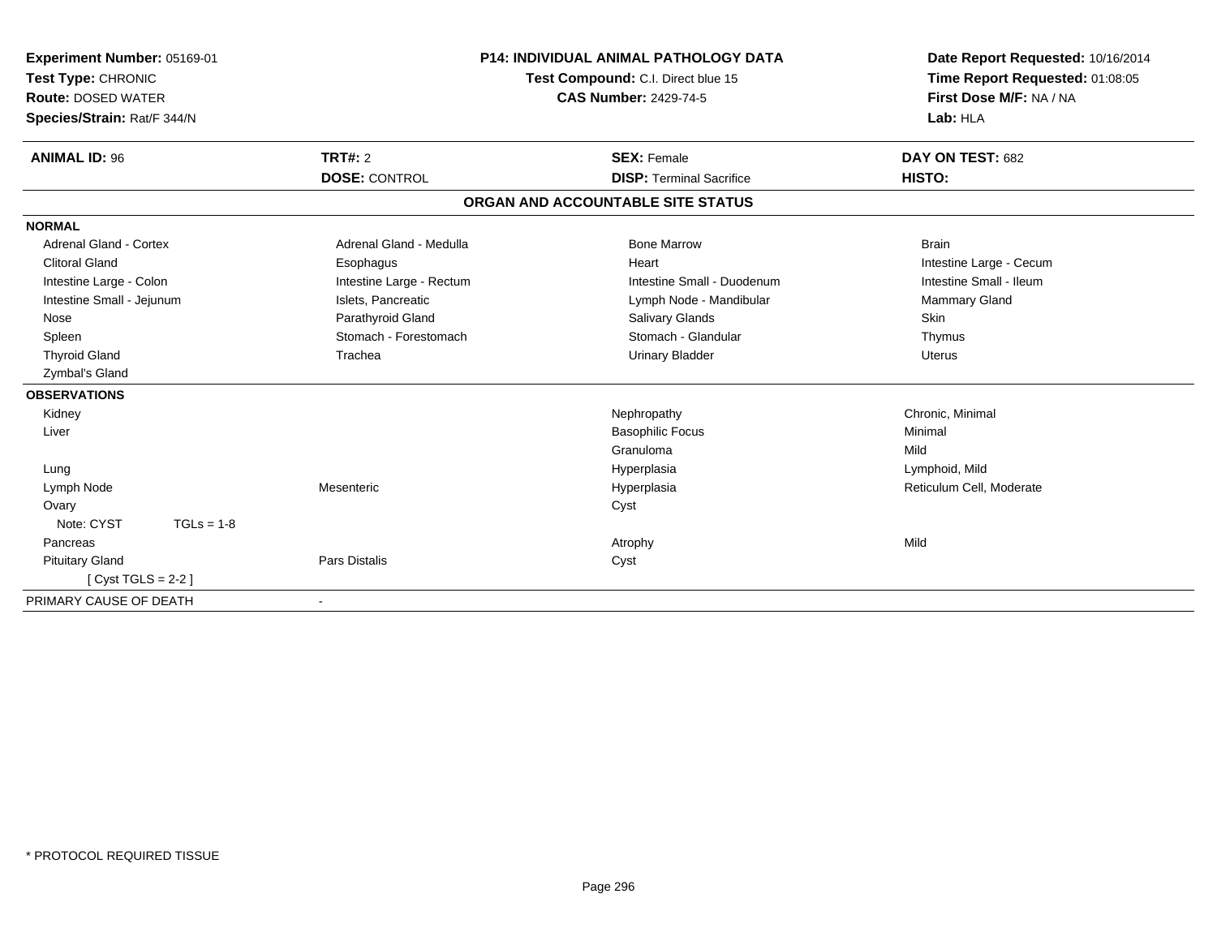**Experiment Number:** 05169-01
**Test Type:** CHRONIC
**Route:** DOSED WATER
**Species/Strain:** Rat/F 344/N

**P14: INDIVIDUAL ANIMAL PATHOLOGY DATA**
**Test Compound:** C.I. Direct blue 15
**CAS Number:** 2429-74-5

**Date Report Requested:** 10/16/2014
**Time Report Requested:** 01:08:05
**First Dose M/F:** NA / NA
**Lab:** HLA

| **ANIMAL ID:** 96 | **TRT#:** 2 | **SEX:** Female | **DAY ON TEST:** 682 |
|---|---|---|---|
| | **DOSE:** CONTROL | **DISP:** Terminal Sacrifice | **HISTO:** |

**ORGAN AND ACCOUNTABLE SITE STATUS**

| | | | |
|---|---|---|---|
| **NORMAL** | | | |
| Adrenal Gland - Cortex | Adrenal Gland - Medulla | Bone Marrow | Brain |
| Clitoral Gland | Esophagus | Heart | Intestine Large - Cecum |
| Intestine Large - Colon | Intestine Large - Rectum | Intestine Small - Duodenum | Intestine Small - Ileum |
| Intestine Small - Jejunum | Islets, Pancreatic | Lymph Node - Mandibular | Mammary Gland |
| Nose | Parathyroid Gland | Salivary Glands | Skin |
| Spleen | Stomach - Forestomach | Stomach - Glandular | Thymus |
| Thyroid Gland | Trachea | Urinary Bladder | Uterus |
| Zymbal's Gland | | | |
| **OBSERVATIONS** | | | |
| Kidney | | Nephropathy | Chronic, Minimal |
| Liver | | Basophilic Focus | Minimal |
| | | Granuloma | Mild |
| Lung | | Hyperplasia | Lymphoid, Mild |
| Lymph Node | Mesenteric | Hyperplasia | Reticulum Cell, Moderate |
| Ovary | | Cyst | |
| Note: CYST TGLs = 1-8 | | | |
| Pancreas | | Atrophy | Mild |
| Pituitary Gland | Pars Distalis | Cyst | |
| [ Cyst TGLS = 2-2 ] | | | |
| PRIMARY CAUSE OF DEATH | - | | |

\* PROTOCOL REQUIRED TISSUE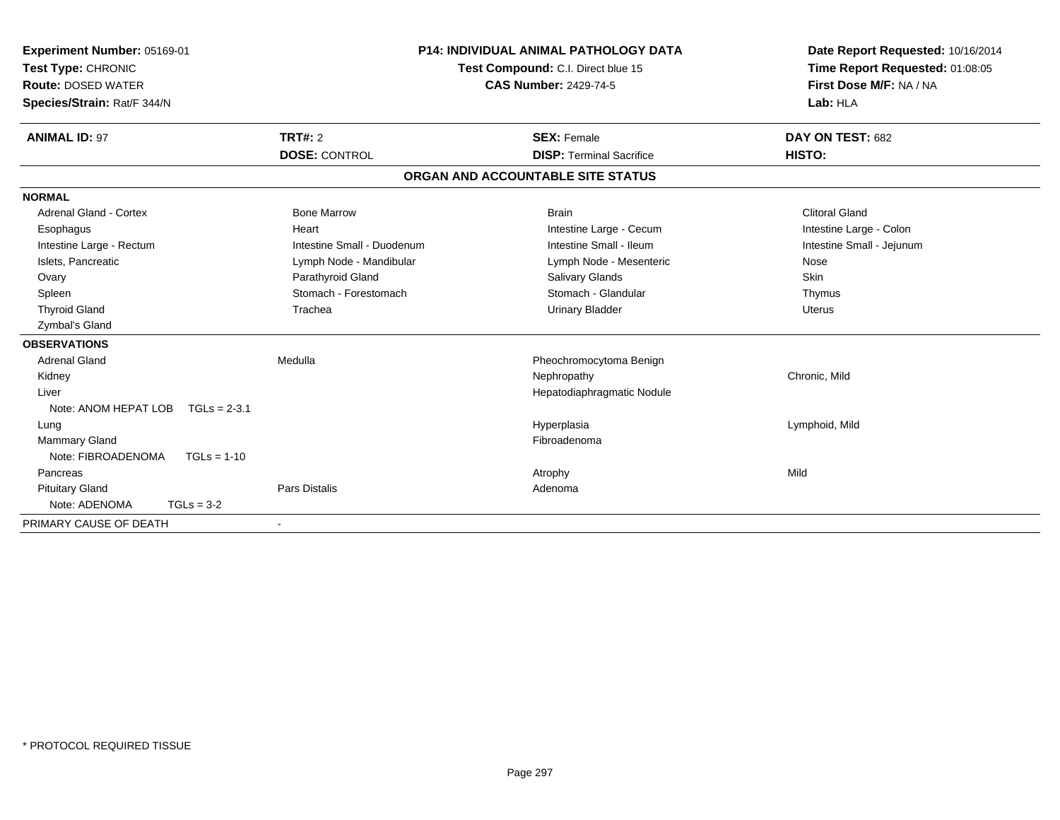**Experiment Number:** 05169-01
**Test Type:** CHRONIC
**Route:** DOSED WATER
**Species/Strain:** Rat/F 344/N

**P14: INDIVIDUAL ANIMAL PATHOLOGY DATA**
**Test Compound:** C.I. Direct blue 15
**CAS Number:** 2429-74-5

**Date Report Requested:** 10/16/2014
**Time Report Requested:** 01:08:05
**First Dose M/F:** NA / NA
**Lab:** HLA

| **ANIMAL ID:** 97 | **TRT#:** 2 | **SEX:** Female | **DAY ON TEST:** 682 |
|---|---|---|---|
| | **DOSE:** CONTROL | **DISP:** Terminal Sacrifice | **HISTO:** |

## ORGAN AND ACCOUNTABLE SITE STATUS

| | | | |
|---|---|---|---|
| **NORMAL** | | | |
| Adrenal Gland - Cortex | Bone Marrow | Brain | Clitoral Gland |
| Esophagus | Heart | Intestine Large - Cecum | Intestine Large - Colon |
| Intestine Large - Rectum | Intestine Small - Duodenum | Intestine Small - Ileum | Intestine Small - Jejunum |
| Islets, Pancreatic | Lymph Node - Mandibular | Lymph Node - Mesenteric | Nose |
| Ovary | Parathyroid Gland | Salivary Glands | Skin |
| Spleen | Stomach - Forestomach | Stomach - Glandular | Thymus |
| Thyroid Gland | Trachea | Urinary Bladder | Uterus |
| Zymbal's Gland | | | |
| **OBSERVATIONS** | | | |
| Adrenal Gland | Medulla | Pheochromocytoma Benign | |
| Kidney | | Nephropathy | Chronic, Mild |
| Liver | | Hepatodiaphragmatic Nodule | |
| Note: ANOM HEPAT LOB TGLs = 2-3.1 | | | |
| Lung | | Hyperplasia | Lymphoid, Mild |
| Mammary Gland | | Fibroadenoma | |
| Note: FIBROADENOMA TGLs = 1-10 | | | |
| Pancreas | | Atrophy | Mild |
| Pituitary Gland | Pars Distalis | Adenoma | |
| Note: ADENOMA TGLs = 3-2 | | | |
| PRIMARY CAUSE OF DEATH | - | | |

* PROTOCOL REQUIRED TISSUE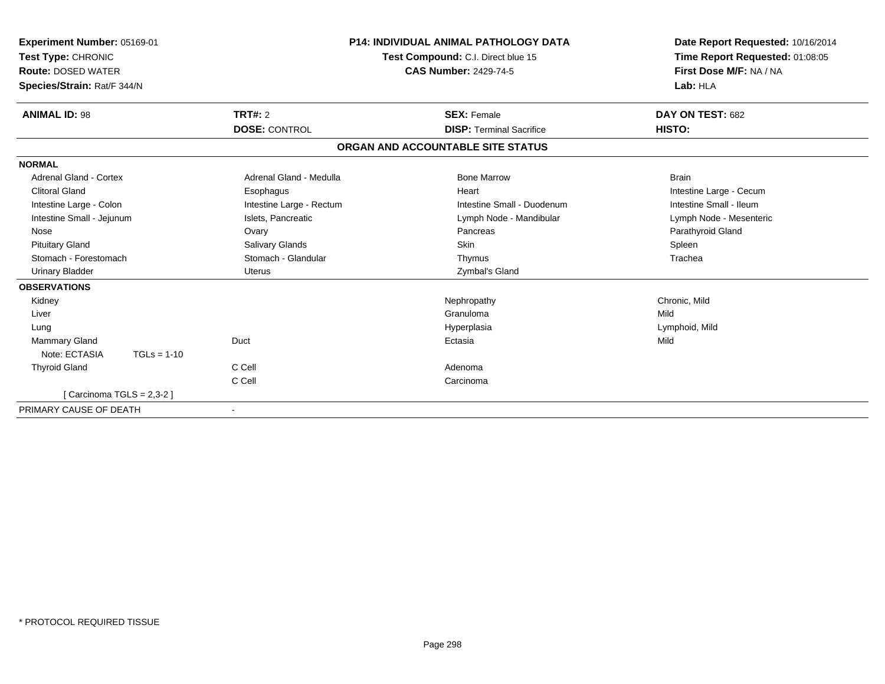**Experiment Number:** 05169-01
**Test Type:** CHRONIC
**Route:** DOSED WATER
**Species/Strain:** Rat/F 344/N

**P14: INDIVIDUAL ANIMAL PATHOLOGY DATA**
**Test Compound:** C.I. Direct blue 15
**CAS Number:** 2429-74-5

**Date Report Requested:** 10/16/2014
**Time Report Requested:** 01:08:05
**First Dose M/F:** NA / NA
**Lab:** HLA

| **ANIMAL ID:** 98 | **TRT#:** 2 | **SEX:** Female | **DAY ON TEST:** 682 |
|---|---|---|---|
| | **DOSE:** CONTROL | **DISP:** Terminal Sacrifice | **HISTO:** |

## ORGAN AND ACCOUNTABLE SITE STATUS

| | | | |
|---|---|---|---|
| **NORMAL** | | | |
| Adrenal Gland - Cortex | Adrenal Gland - Medulla | Bone Marrow | Brain |
| Clitoral Gland | Esophagus | Heart | Intestine Large - Cecum |
| Intestine Large - Colon | Intestine Large - Rectum | Intestine Small - Duodenum | Intestine Small - Ileum |
| Intestine Small - Jejunum | Islets, Pancreatic | Lymph Node - Mandibular | Lymph Node - Mesenteric |
| Nose | Ovary | Pancreas | Parathyroid Gland |
| Pituitary Gland | Salivary Glands | Skin | Spleen |
| Stomach - Forestomach | Stomach - Glandular | Thymus | Trachea |
| Urinary Bladder | Uterus | Zymbal's Gland | |
| **OBSERVATIONS** | | | |
| Kidney | | Nephropathy | Chronic, Mild |
| Liver | | Granuloma | Mild |
| Lung | | Hyperplasia | Lymphoid, Mild |
| Mammary Gland | Duct | Ectasia | Mild |
| Note: ECTASIA TGLs = 1-10 | | | |
| Thyroid Gland | C Cell | Adenoma | |
| | C Cell | Carcinoma | |
| [ Carcinoma TGLS = 2,3-2 ] | | | |
| PRIMARY CAUSE OF DEATH | - | | |

* PROTOCOL REQUIRED TISSUE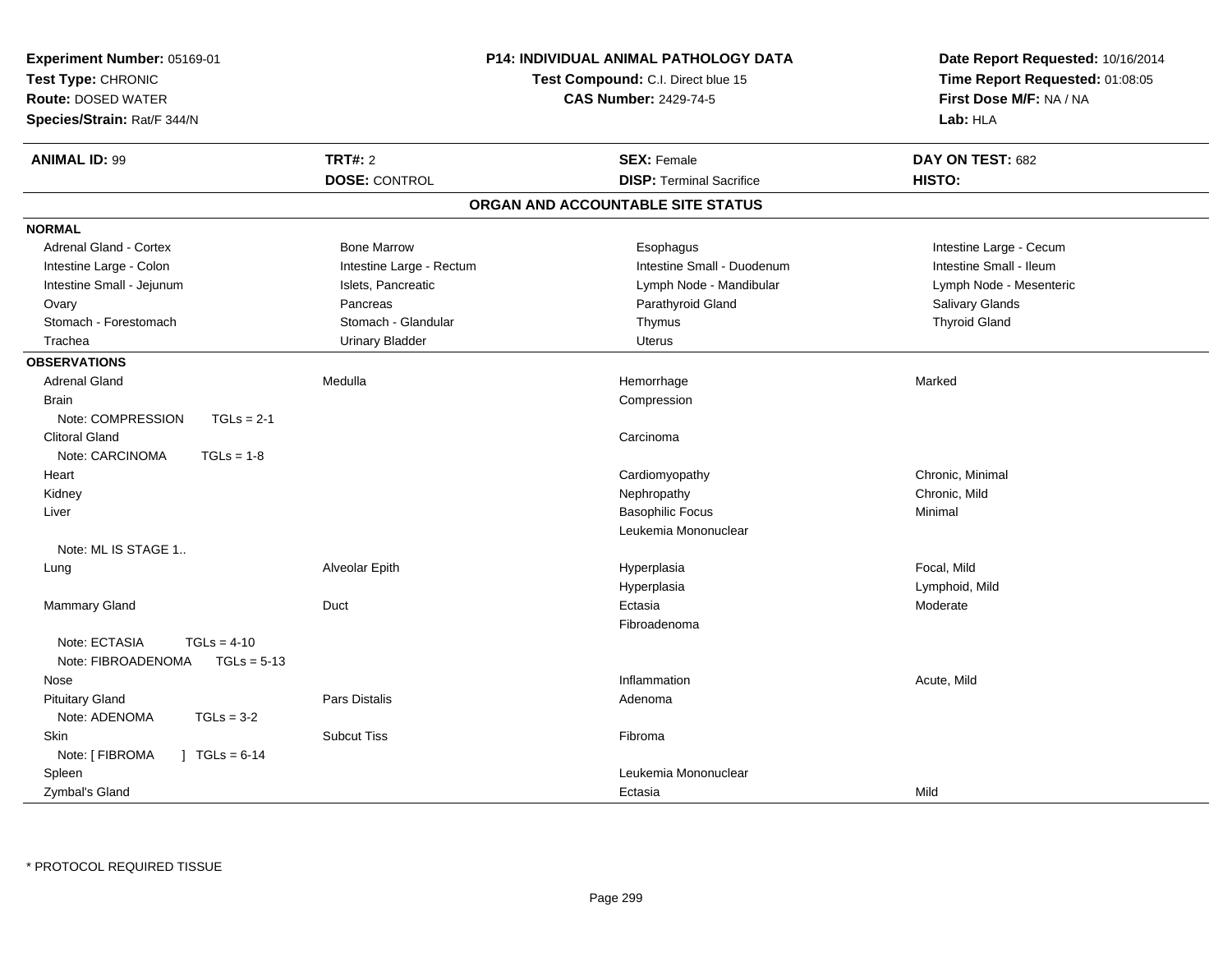**Experiment Number:** 05169-01
**Test Type:** CHRONIC
**Route:** DOSED WATER
**Species/Strain:** Rat/F 344/N

**P14: INDIVIDUAL ANIMAL PATHOLOGY DATA**
**Test Compound:** C.I. Direct blue 15
**CAS Number:** 2429-74-5

**Date Report Requested:** 10/16/2014
**Time Report Requested:** 01:08:05
**First Dose M/F:** NA / NA
**Lab:** HLA

| **ANIMAL ID:** 99 | **TRT#:** 2 | **SEX:** Female | **DAY ON TEST:** 682 |
|---|---|---|---|
| | **DOSE:** CONTROL | **DISP:** Terminal Sacrifice | **HISTO:** |

## ORGAN AND ACCOUNTABLE SITE STATUS

**NORMAL**

| | | | |
|---|---|---|---|
| Adrenal Gland - Cortex | Bone Marrow | Esophagus | Intestine Large - Cecum |
| Intestine Large - Colon | Intestine Large - Rectum | Intestine Small - Duodenum | Intestine Small - Ileum |
| Intestine Small - Jejunum | Islets, Pancreatic | Lymph Node - Mandibular | Lymph Node - Mesenteric |
| Ovary | Pancreas | Parathyroid Gland | Salivary Glands |
| Stomach - Forestomach | Stomach - Glandular | Thymus | Thyroid Gland |
| Trachea | Urinary Bladder | Uterus | |

**OBSERVATIONS**

| | | | |
|---|---|---|---|
| Adrenal Gland | Medulla | Hemorrhage | Marked |
| Brain | | Compression | |
| Note: COMPRESSION TGLs = 2-1 | | | |
| Clitoral Gland | | Carcinoma | |
| Note: CARCINOMA TGLs = 1-8 | | | |
| Heart | | Cardiomyopathy | Chronic, Minimal |
| Kidney | | Nephropathy | Chronic, Mild |
| Liver | | Basophilic Focus | Minimal |
| | | Leukemia Mononuclear | |
| Note: ML IS STAGE 1.. | | | |
| Lung | Alveolar Epith | Hyperplasia | Focal, Mild |
| | | Hyperplasia | Lymphoid, Mild |
| Mammary Gland | Duct | Ectasia | Moderate |
| | | Fibroadenoma | |
| Note: ECTASIA TGLs = 4-10 | | | |
| Note: FIBROADENOMA TGLs = 5-13 | | | |
| Nose | | Inflammation | Acute, Mild |
| Pituitary Gland | Pars Distalis | Adenoma | |
| Note: ADENOMA TGLs = 3-2 | | | |
| Skin | Subcut Tiss | Fibroma | |
| Note: [ FIBROMA ] TGLs = 6-14 | | | |
| Spleen | | Leukemia Mononuclear | |
| Zymbal's Gland | | Ectasia | Mild |

* PROTOCOL REQUIRED TISSUE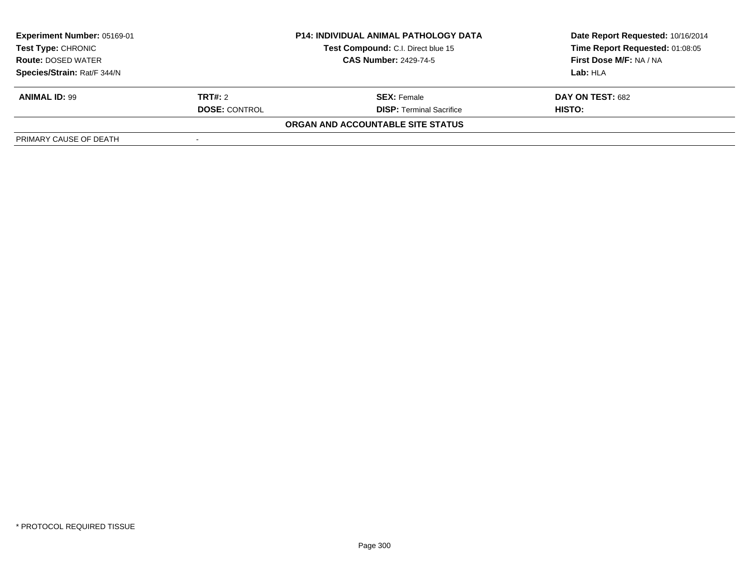| Experiment Number: 05169-01 | P14: INDIVIDUAL ANIMAL PATHOLOGY DATA | Date Report Requested: 10/16/2014 |
|---|---|---|
| Test Type: CHRONIC | Test Compound: C.I. Direct blue 15 | Time Report Requested: 01:08:05 |
| Route: DOSED WATER | CAS Number: 2429-74-5 | First Dose M/F: NA / NA |
| Species/Strain: Rat/F 344/N | | Lab: HLA |

| ANIMAL ID: 99 | TRT#: 2 | SEX: Female | DAY ON TEST: 682 |
|---|---|---|---|
| | DOSE: CONTROL | DISP: Terminal Sacrifice | HISTO: |

**ORGAN AND ACCOUNTABLE SITE STATUS**

| PRIMARY CAUSE OF DEATH | - |
|---|---|

\* PROTOCOL REQUIRED TISSUE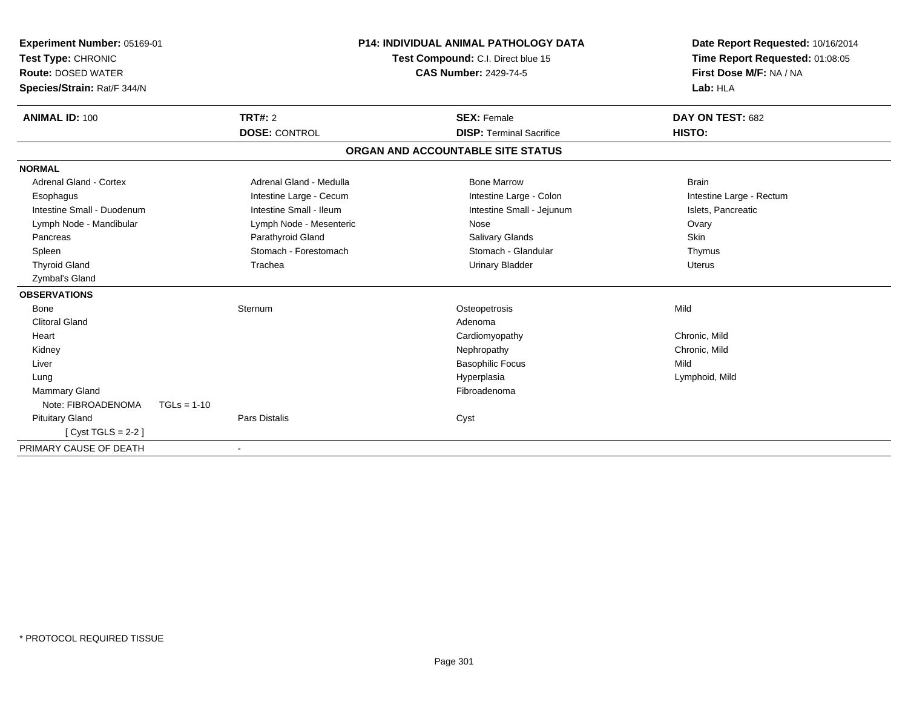**Experiment Number:** 05169-01
**Test Type:** CHRONIC
**Route:** DOSED WATER
**Species/Strain:** Rat/F 344/N

**P14: INDIVIDUAL ANIMAL PATHOLOGY DATA**
**Test Compound:** C.I. Direct blue 15
**CAS Number:** 2429-74-5

**Date Report Requested:** 10/16/2014
**Time Report Requested:** 01:08:05
**First Dose M/F:** NA / NA
**Lab:** HLA

| **ANIMAL ID:** 100 | **TRT#:** 2 | **SEX:** Female | **DAY ON TEST:** 682 |
|---|---|---|---|
| | **DOSE:** CONTROL | **DISP:** Terminal Sacrifice | **HISTO:** |

## ORGAN AND ACCOUNTABLE SITE STATUS

| | | | |
|---|---|---|---|
| **NORMAL** | | | |
| Adrenal Gland - Cortex | Adrenal Gland - Medulla | Bone Marrow | Brain |
| Esophagus | Intestine Large - Cecum | Intestine Large - Colon | Intestine Large - Rectum |
| Intestine Small - Duodenum | Intestine Small - Ileum | Intestine Small - Jejunum | Islets, Pancreatic |
| Lymph Node - Mandibular | Lymph Node - Mesenteric | Nose | Ovary |
| Pancreas | Parathyroid Gland | Salivary Glands | Skin |
| Spleen | Stomach - Forestomach | Stomach - Glandular | Thymus |
| Thyroid Gland | Trachea | Urinary Bladder | Uterus |
| Zymbal's Gland | | | |
| **OBSERVATIONS** | | | |
| Bone | Sternum | Osteopetrosis | Mild |
| Clitoral Gland | | Adenoma | |
| Heart | | Cardiomyopathy | Chronic, Mild |
| Kidney | | Nephropathy | Chronic, Mild |
| Liver | | Basophilic Focus | Mild |
| Lung | | Hyperplasia | Lymphoid, Mild |
| Mammary Gland | | Fibroadenoma | |
| Note: FIBROADENOMA TGLs = 1-10 | | | |
| Pituitary Gland | Pars Distalis | Cyst | |
| [ Cyst TGLS = 2-2 ] | | | |
| PRIMARY CAUSE OF DEATH | - | | |

\* PROTOCOL REQUIRED TISSUE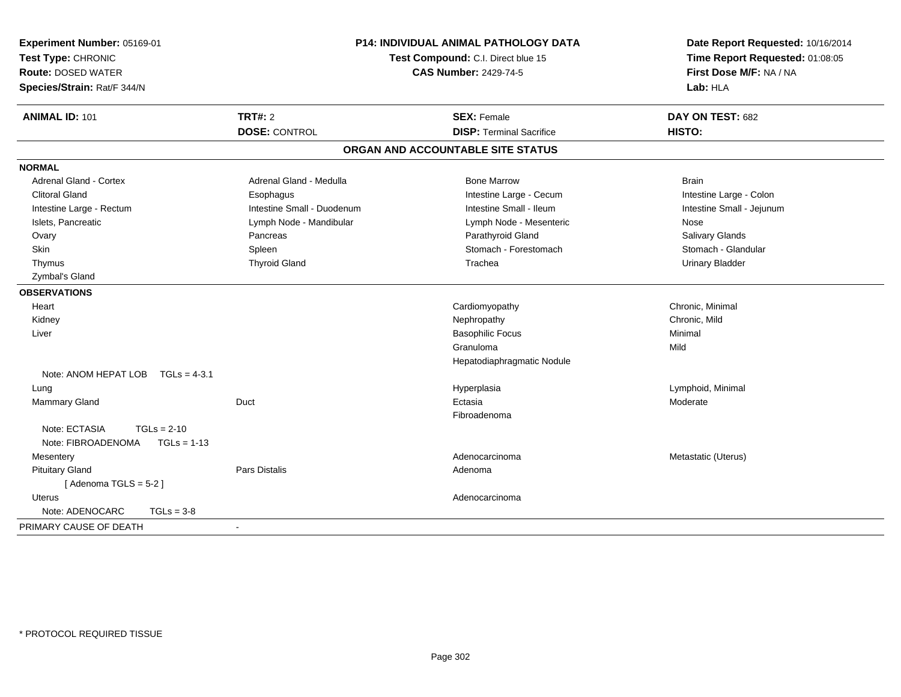**Experiment Number:** 05169-01
**Test Type:** CHRONIC
**Route:** DOSED WATER
**Species/Strain:** Rat/F 344/N

**P14: INDIVIDUAL ANIMAL PATHOLOGY DATA**
**Test Compound:** C.I. Direct blue 15
**CAS Number:** 2429-74-5

**Date Report Requested:** 10/16/2014
**Time Report Requested:** 01:08:05
**First Dose M/F:** NA / NA
**Lab:** HLA

| **ANIMAL ID:** 101 | **TRT#:** 2 | **SEX:** Female | **DAY ON TEST:** 682 |
|---|---|---|---|
| | **DOSE:** CONTROL | **DISP:** Terminal Sacrifice | **HISTO:** |

## ORGAN AND ACCOUNTABLE SITE STATUS

**NORMAL**

| | | | |
|---|---|---|---|
| Adrenal Gland - Cortex | Adrenal Gland - Medulla | Bone Marrow | Brain |
| Clitoral Gland | Esophagus | Intestine Large - Cecum | Intestine Large - Colon |
| Intestine Large - Rectum | Intestine Small - Duodenum | Intestine Small - Ileum | Intestine Small - Jejunum |
| Islets, Pancreatic | Lymph Node - Mandibular | Lymph Node - Mesenteric | Nose |
| Ovary | Pancreas | Parathyroid Gland | Salivary Glands |
| Skin | Spleen | Stomach - Forestomach | Stomach - Glandular |
| Thymus | Thyroid Gland | Trachea | Urinary Bladder |
| Zymbal's Gland | | | |

**OBSERVATIONS**

| | | | |
|---|---|---|---|
| Heart | | Cardiomyopathy | Chronic, Minimal |
| Kidney | | Nephropathy | Chronic, Mild |
| Liver | | Basophilic Focus | Minimal |
| | | Granuloma | Mild |
| | | Hepatodiaphragmatic Nodule | |
| Note: ANOM HEPAT LOB TGLs = 4-3.1 | | | |
| Lung | | Hyperplasia | Lymphoid, Minimal |
| Mammary Gland | Duct | Ectasia | Moderate |
| | | Fibroadenoma | |
| Note: ECTASIA TGLs = 2-10 | | | |
| Note: FIBROADENOMA TGLs = 1-13 | | | |
| Mesentery | | Adenocarcinoma | Metastatic (Uterus) |
| Pituitary Gland | Pars Distalis | Adenoma | |
| [ Adenoma TGLS = 5-2 ] | | | |
| Uterus | | Adenocarcinoma | |
| Note: ADENOCARC TGLs = 3-8 | | | |

PRIMARY CAUSE OF DEATH -

* PROTOCOL REQUIRED TISSUE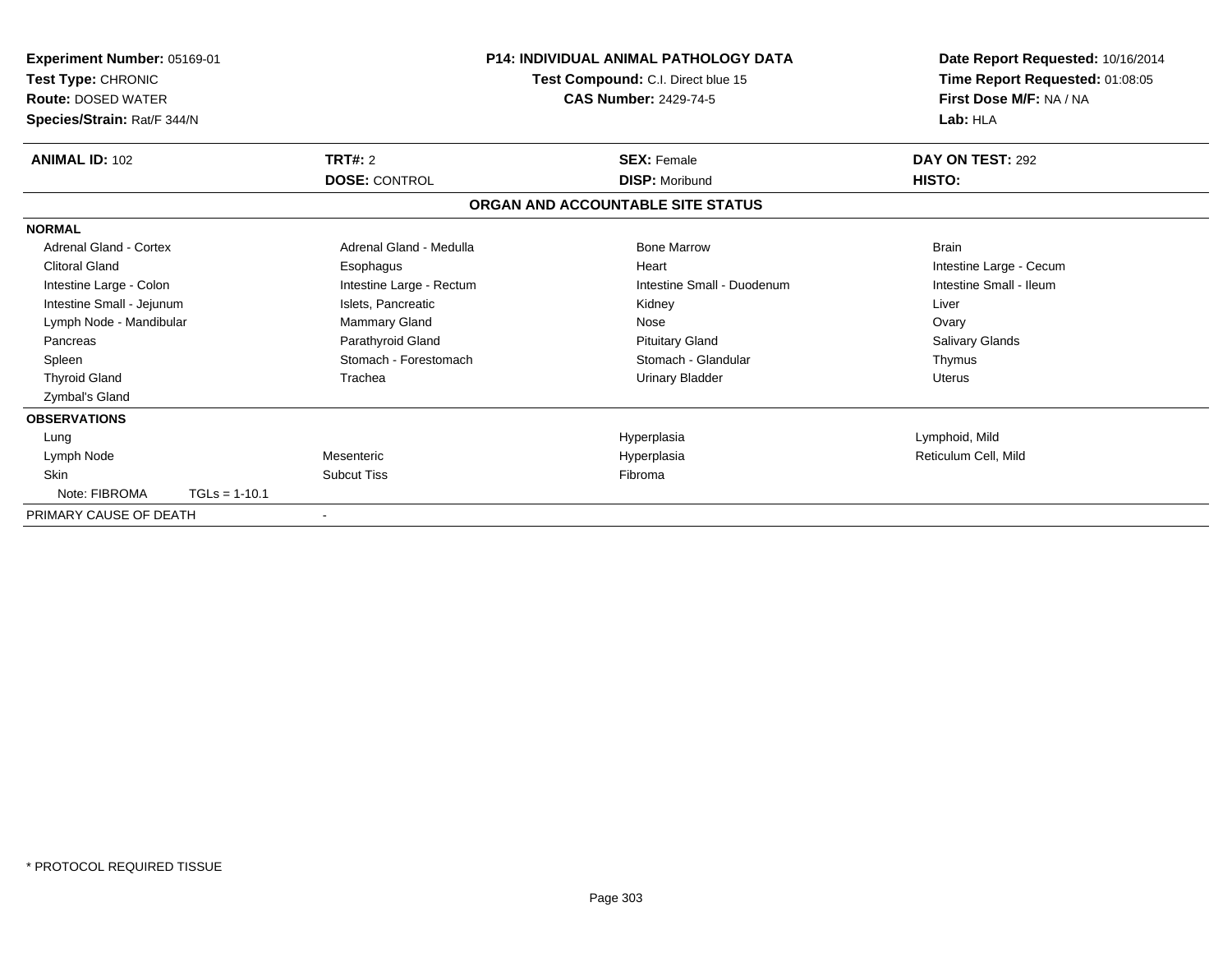**Experiment Number:** 05169-01
**Test Type:** CHRONIC
**Route:** DOSED WATER
**Species/Strain:** Rat/F 344/N

**P14: INDIVIDUAL ANIMAL PATHOLOGY DATA**
**Test Compound:** C.I. Direct blue 15
**CAS Number:** 2429-74-5

**Date Report Requested:** 10/16/2014
**Time Report Requested:** 01:08:05
**First Dose M/F:** NA / NA
**Lab:** HLA

| **ANIMAL ID:** 102 | **TRT#:** 2 | **SEX:** Female | **DAY ON TEST:** 292 |
|---|---|---|---|
| | **DOSE:** CONTROL | **DISP:** Moribund | **HISTO:** |

## ORGAN AND ACCOUNTABLE SITE STATUS

**NORMAL**

| | | | |
|---|---|---|---|
| Adrenal Gland - Cortex | Adrenal Gland - Medulla | Bone Marrow | Brain |
| Clitoral Gland | Esophagus | Heart | Intestine Large - Cecum |
| Intestine Large - Colon | Intestine Large - Rectum | Intestine Small - Duodenum | Intestine Small - Ileum |
| Intestine Small - Jejunum | Islets, Pancreatic | Kidney | Liver |
| Lymph Node - Mandibular | Mammary Gland | Nose | Ovary |
| Pancreas | Parathyroid Gland | Pituitary Gland | Salivary Glands |
| Spleen | Stomach - Forestomach | Stomach - Glandular | Thymus |
| Thyroid Gland | Trachea | Urinary Bladder | Uterus |
| Zymbal's Gland | | | |

**OBSERVATIONS**

| | | | |
|---|---|---|---|
| Lung | | Hyperplasia | Lymphoid, Mild |
| Lymph Node | Mesenteric | Hyperplasia | Reticulum Cell, Mild |
| Skin | Subcut Tiss | Fibroma | |
| Note: FIBROMA TGLs = 1-10.1 | | | |

PRIMARY CAUSE OF DEATH -

\* PROTOCOL REQUIRED TISSUE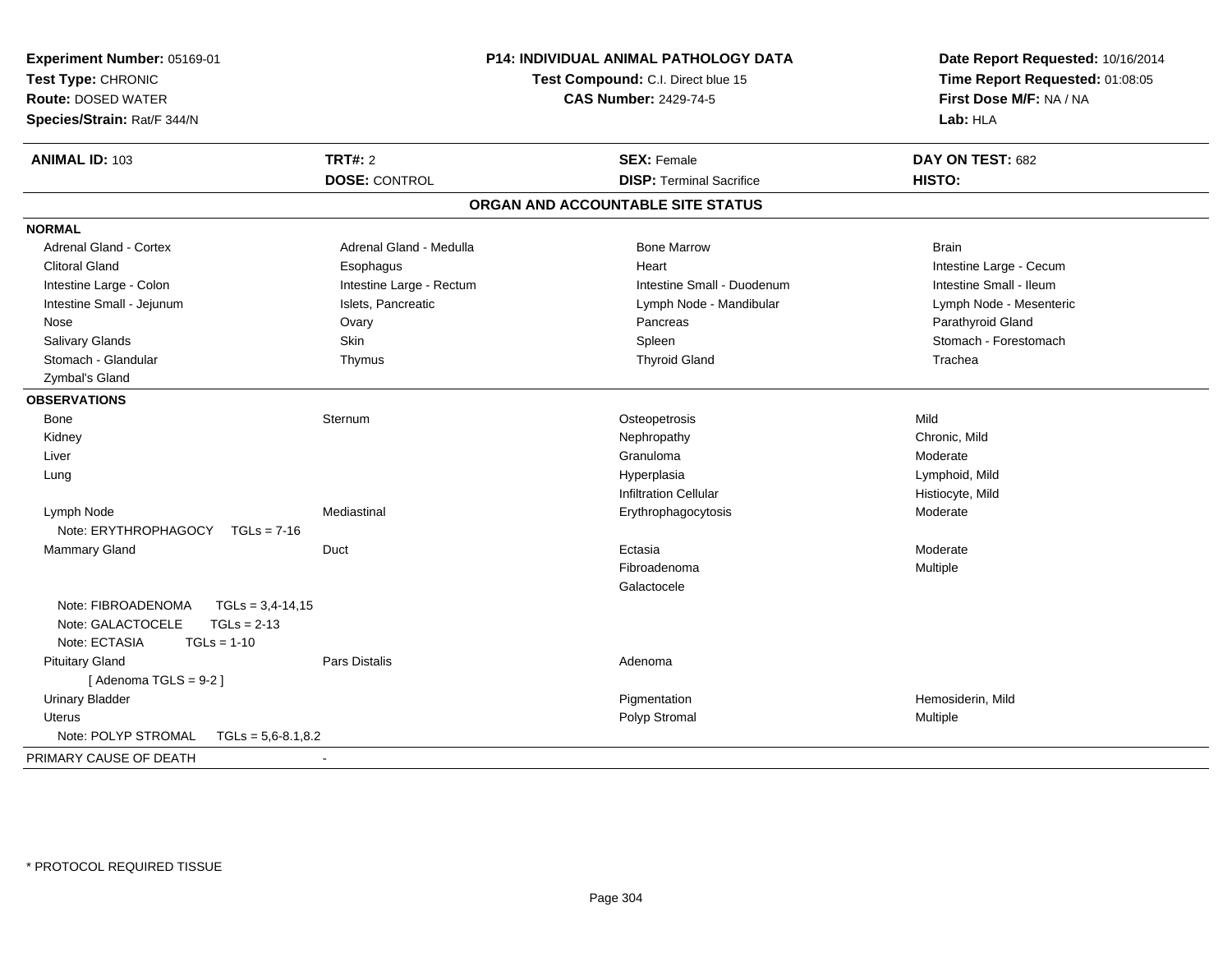**Experiment Number:** 05169-01
**Test Type:** CHRONIC
**Route:** DOSED WATER
**Species/Strain:** Rat/F 344/N

**P14: INDIVIDUAL ANIMAL PATHOLOGY DATA**
**Test Compound:** C.I. Direct blue 15
**CAS Number:** 2429-74-5

**Date Report Requested:** 10/16/2014
**Time Report Requested:** 01:08:05
**First Dose M/F:** NA / NA
**Lab:** HLA

| **ANIMAL ID:** 103 | **TRT#:** 2 | **SEX:** Female | **DAY ON TEST:** 682 |
|---|---|---|---|
| | **DOSE:** CONTROL | **DISP:** Terminal Sacrifice | **HISTO:** |

## ORGAN AND ACCOUNTABLE SITE STATUS

**NORMAL**

| | | | |
|---|---|---|---|
| Adrenal Gland - Cortex | Adrenal Gland - Medulla | Bone Marrow | Brain |
| Clitoral Gland | Esophagus | Heart | Intestine Large - Cecum |
| Intestine Large - Colon | Intestine Large - Rectum | Intestine Small - Duodenum | Intestine Small - Ileum |
| Intestine Small - Jejunum | Islets, Pancreatic | Lymph Node - Mandibular | Lymph Node - Mesenteric |
| Nose | Ovary | Pancreas | Parathyroid Gland |
| Salivary Glands | Skin | Spleen | Stomach - Forestomach |
| Stomach - Glandular | Thymus | Thyroid Gland | Trachea |
| Zymbal's Gland | | | |

**OBSERVATIONS**

| | | | |
|---|---|---|---|
| Bone | Sternum | Osteopetrosis | Mild |
| Kidney | | Nephropathy | Chronic, Mild |
| Liver | | Granuloma | Moderate |
| Lung | | Hyperplasia | Lymphoid, Mild |
| | | Infiltration Cellular | Histiocyte, Mild |
| Lymph Node | Mediastinal | Erythrophagocytosis | Moderate |
| Note: ERYTHROPHAGOCY TGLs = 7-16 | | | |
| Mammary Gland | Duct | Ectasia | Moderate |
| | | Fibroadenoma | Multiple |
| | | Galactocele | |
| Note: FIBROADENOMA TGLs = 3,4-14,15 | | | |
| Note: GALACTOCELE TGLs = 2-13 | | | |
| Note: ECTASIA TGLs = 1-10 | | | |
| Pituitary Gland | Pars Distalis | Adenoma | |
| [ Adenoma TGLS = 9-2 ] | | | |
| Urinary Bladder | | Pigmentation | Hemosiderin, Mild |
| Uterus | | Polyp Stromal | Multiple |
| Note: POLYP STROMAL TGLs = 5,6-8.1,8.2 | | | |

PRIMARY CAUSE OF DEATH -

* PROTOCOL REQUIRED TISSUE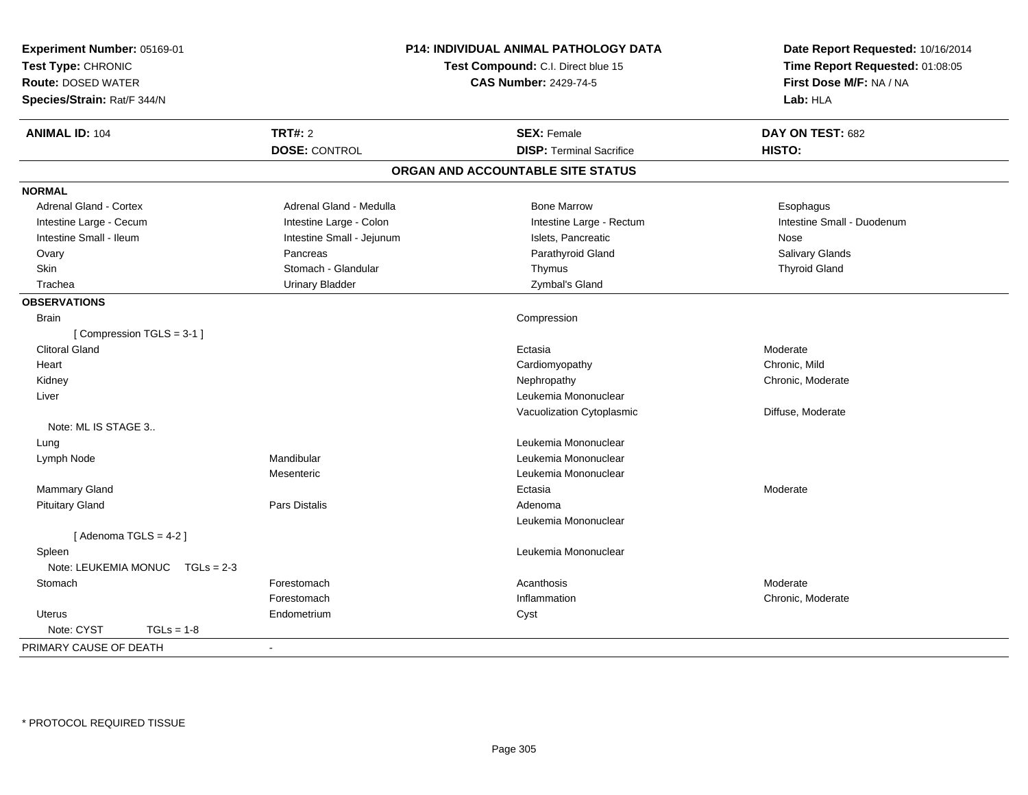**Experiment Number:** 05169-01
**Test Type:** CHRONIC
**Route:** DOSED WATER
**Species/Strain:** Rat/F 344/N

**P14: INDIVIDUAL ANIMAL PATHOLOGY DATA**
**Test Compound:** C.I. Direct blue 15
**CAS Number:** 2429-74-5

**Date Report Requested:** 10/16/2014
**Time Report Requested:** 01:08:05
**First Dose M/F:** NA / NA
**Lab:** HLA

| **ANIMAL ID:** 104 | **TRT#:** 2 | **SEX:** Female | **DAY ON TEST:** 682 |
|---|---|---|---|
| | **DOSE:** CONTROL | **DISP:** Terminal Sacrifice | **HISTO:** |

## ORGAN AND ACCOUNTABLE SITE STATUS

**NORMAL**

| | | | |
|---|---|---|---|
| Adrenal Gland - Cortex | Adrenal Gland - Medulla | Bone Marrow | Esophagus |
| Intestine Large - Cecum | Intestine Large - Colon | Intestine Large - Rectum | Intestine Small - Duodenum |
| Intestine Small - Ileum | Intestine Small - Jejunum | Islets, Pancreatic | Nose |
| Ovary | Pancreas | Parathyroid Gland | Salivary Glands |
| Skin | Stomach - Glandular | Thymus | Thyroid Gland |
| Trachea | Urinary Bladder | Zymbal's Gland | |

**OBSERVATIONS**

| | | | |
|---|---|---|---|
| Brain | | Compression | |
| [ Compression TGLS = 3-1 ] | | | |
| Clitoral Gland | | Ectasia | Moderate |
| Heart | | Cardiomyopathy | Chronic, Mild |
| Kidney | | Nephropathy | Chronic, Moderate |
| Liver | | Leukemia Mononuclear | |
| | | Vacuolization Cytoplasmic | Diffuse, Moderate |
| Note: ML IS STAGE 3.. | | | |
| Lung | | Leukemia Mononuclear | |
| Lymph Node | Mandibular | Leukemia Mononuclear | |
| | Mesenteric | Leukemia Mononuclear | |
| Mammary Gland | | Ectasia | Moderate |
| Pituitary Gland | Pars Distalis | Adenoma | |
| | | Leukemia Mononuclear | |
| [ Adenoma TGLS = 4-2 ] | | | |
| Spleen | | Leukemia Mononuclear | |
| Note: LEUKEMIA MONUC TGLs = 2-3 | | | |
| Stomach | Forestomach | Acanthosis | Moderate |
| | Forestomach | Inflammation | Chronic, Moderate |
| Uterus | Endometrium | Cyst | |
| Note: CYST TGLs = 1-8 | | | |

PRIMARY CAUSE OF DEATH -

\* PROTOCOL REQUIRED TISSUE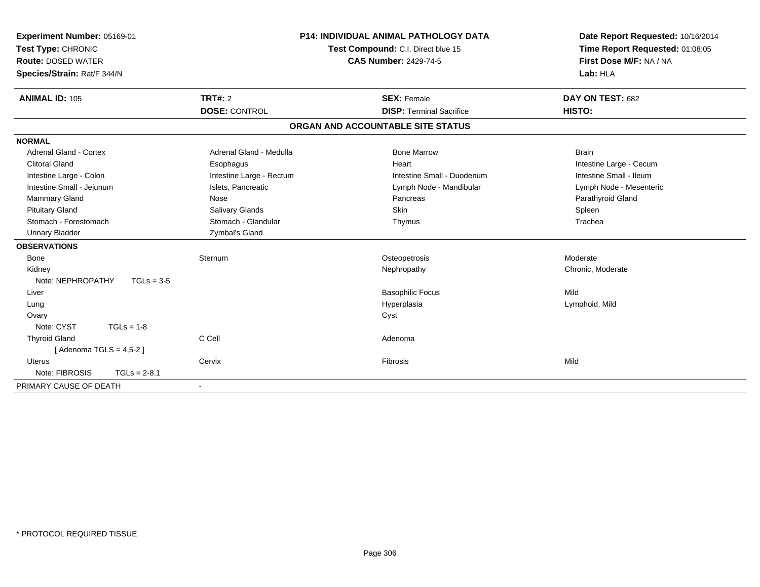**Experiment Number:** 05169-01
**Test Type:** CHRONIC
**Route:** DOSED WATER
**Species/Strain:** Rat/F 344/N

**P14: INDIVIDUAL ANIMAL PATHOLOGY DATA**
**Test Compound:** C.I. Direct blue 15
**CAS Number:** 2429-74-5

**Date Report Requested:** 10/16/2014
**Time Report Requested:** 01:08:05
**First Dose M/F:** NA / NA
**Lab:** HLA

| **ANIMAL ID:** 105 | **TRT#:** 2 | **SEX:** Female | **DAY ON TEST:** 682 |
|---|---|---|---|
| | **DOSE:** CONTROL | **DISP:** Terminal Sacrifice | **HISTO:** |

**ORGAN AND ACCOUNTABLE SITE STATUS**

| | | | |
|---|---|---|---|
| **NORMAL** | | | |
| Adrenal Gland - Cortex | Adrenal Gland - Medulla | Bone Marrow | Brain |
| Clitoral Gland | Esophagus | Heart | Intestine Large - Cecum |
| Intestine Large - Colon | Intestine Large - Rectum | Intestine Small - Duodenum | Intestine Small - Ileum |
| Intestine Small - Jejunum | Islets, Pancreatic | Lymph Node - Mandibular | Lymph Node - Mesenteric |
| Mammary Gland | Nose | Pancreas | Parathyroid Gland |
| Pituitary Gland | Salivary Glands | Skin | Spleen |
| Stomach - Forestomach | Stomach - Glandular | Thymus | Trachea |
| Urinary Bladder | Zymbal's Gland | | |
| **OBSERVATIONS** | | | |
| Bone | Sternum | Osteopetrosis | Moderate |
| Kidney | | Nephropathy | Chronic, Moderate |
| Note: NEPHROPATHY TGLs = 3-5 | | | |
| Liver | | Basophilic Focus | Mild |
| Lung | | Hyperplasia | Lymphoid, Mild |
| Ovary | | Cyst | |
| Note: CYST TGLs = 1-8 | | | |
| Thyroid Gland | C Cell | Adenoma | |
| [ Adenoma TGLS = 4,5-2 ] | | | |
| Uterus | Cervix | Fibrosis | Mild |
| Note: FIBROSIS TGLs = 2-8.1 | | | |
| PRIMARY CAUSE OF DEATH | - | | |

\* PROTOCOL REQUIRED TISSUE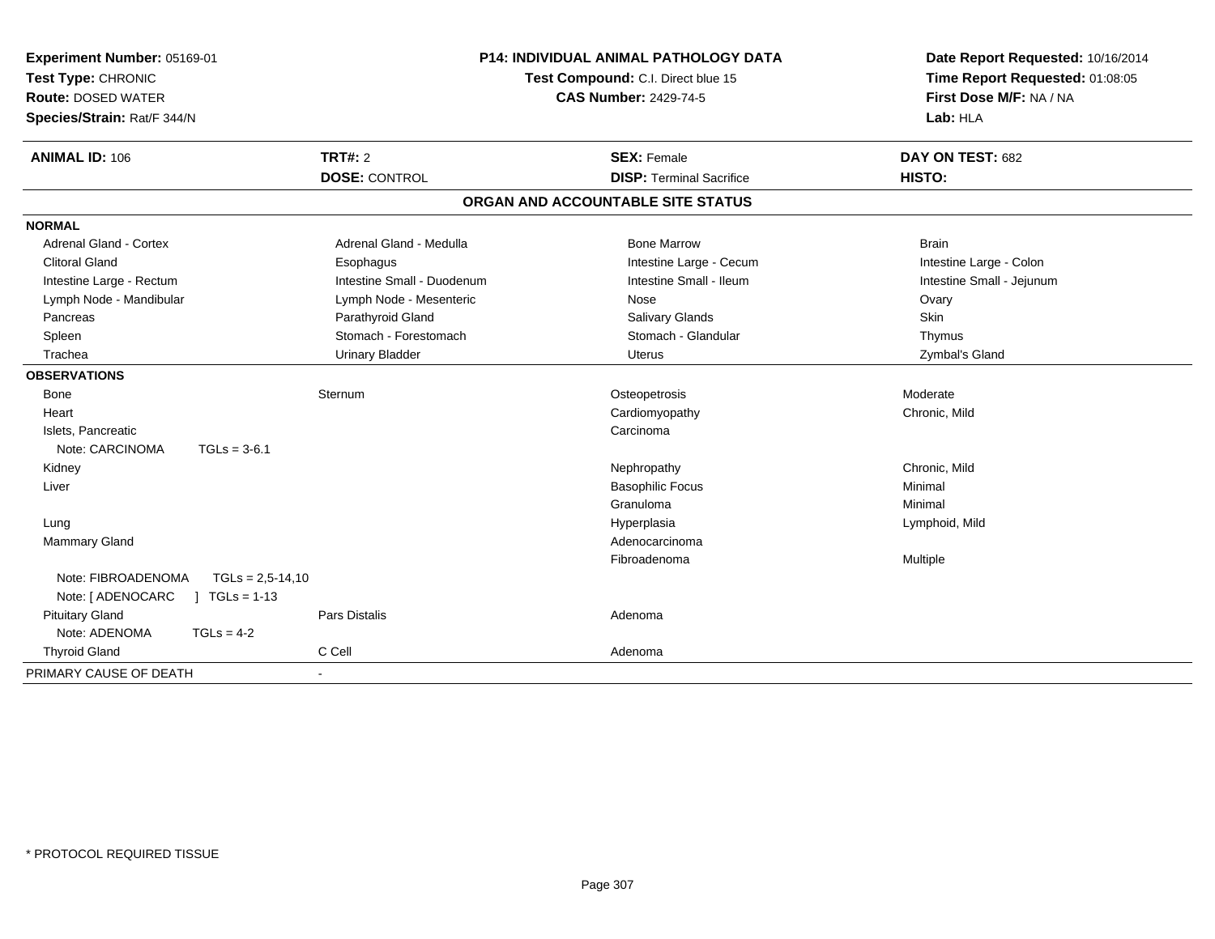**Experiment Number:** 05169-01
**Test Type:** CHRONIC
**Route:** DOSED WATER
**Species/Strain:** Rat/F 344/N

**P14: INDIVIDUAL ANIMAL PATHOLOGY DATA**
**Test Compound:** C.I. Direct blue 15
**CAS Number:** 2429-74-5

**Date Report Requested:** 10/16/2014
**Time Report Requested:** 01:08:05
**First Dose M/F:** NA / NA
**Lab:** HLA

| **ANIMAL ID:** 106 | **TRT#:** 2 | **SEX:** Female | **DAY ON TEST:** 682 |
|---|---|---|---|
| | **DOSE:** CONTROL | **DISP:** Terminal Sacrifice | **HISTO:** |

## ORGAN AND ACCOUNTABLE SITE STATUS

**NORMAL**

| | | | |
|---|---|---|---|
| Adrenal Gland - Cortex | Adrenal Gland - Medulla | Bone Marrow | Brain |
| Clitoral Gland | Esophagus | Intestine Large - Cecum | Intestine Large - Colon |
| Intestine Large - Rectum | Intestine Small - Duodenum | Intestine Small - Ileum | Intestine Small - Jejunum |
| Lymph Node - Mandibular | Lymph Node - Mesenteric | Nose | Ovary |
| Pancreas | Parathyroid Gland | Salivary Glands | Skin |
| Spleen | Stomach - Forestomach | Stomach - Glandular | Thymus |
| Trachea | Urinary Bladder | Uterus | Zymbal's Gland |

**OBSERVATIONS**

| | | | |
|---|---|---|---|
| Bone | Sternum | Osteopetrosis | Moderate |
| Heart | | Cardiomyopathy | Chronic, Mild |
| Islets, Pancreatic | | Carcinoma | |
| Note: CARCINOMA TGLs = 3-6.1 | | | |
| Kidney | | Nephropathy | Chronic, Mild |
| Liver | | Basophilic Focus | Minimal |
| | | Granuloma | Minimal |
| Lung | | Hyperplasia | Lymphoid, Mild |
| Mammary Gland | | Adenocarcinoma | |
| | | Fibroadenoma | Multiple |
| Note: FIBROADENOMA TGLs = 2,5-14,10 | | | |
| Note: [ ADENOCARC ] TGLs = 1-13 | | | |
| Pituitary Gland | Pars Distalis | Adenoma | |
| Note: ADENOMA TGLs = 4-2 | | | |
| Thyroid Gland | C Cell | Adenoma | |

PRIMARY CAUSE OF DEATH -

\* PROTOCOL REQUIRED TISSUE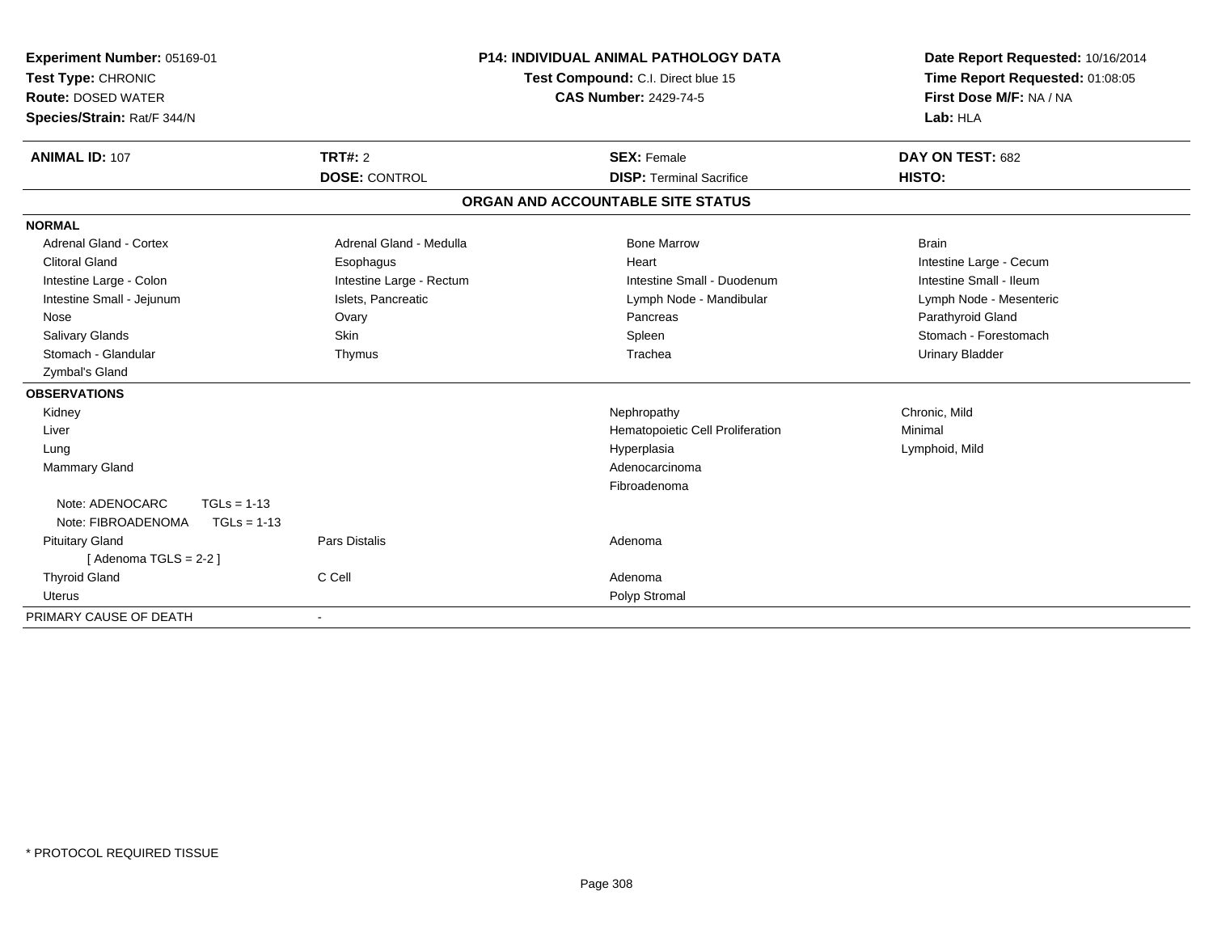**Experiment Number:** 05169-01
**Test Type:** CHRONIC
**Route:** DOSED WATER
**Species/Strain:** Rat/F 344/N

**P14: INDIVIDUAL ANIMAL PATHOLOGY DATA**
**Test Compound:** C.I. Direct blue 15
**CAS Number:** 2429-74-5

**Date Report Requested:** 10/16/2014
**Time Report Requested:** 01:08:05
**First Dose M/F:** NA / NA
**Lab:** HLA

| **ANIMAL ID:** 107 | **TRT#:** 2 | **SEX:** Female | **DAY ON TEST:** 682 |
|---|---|---|---|
| | **DOSE:** CONTROL | **DISP:** Terminal Sacrifice | **HISTO:** |

## ORGAN AND ACCOUNTABLE SITE STATUS

| | | | |
|---|---|---|---|
| **NORMAL** | | | |
| Adrenal Gland - Cortex | Adrenal Gland - Medulla | Bone Marrow | Brain |
| Clitoral Gland | Esophagus | Heart | Intestine Large - Cecum |
| Intestine Large - Colon | Intestine Large - Rectum | Intestine Small - Duodenum | Intestine Small - Ileum |
| Intestine Small - Jejunum | Islets, Pancreatic | Lymph Node - Mandibular | Lymph Node - Mesenteric |
| Nose | Ovary | Pancreas | Parathyroid Gland |
| Salivary Glands | Skin | Spleen | Stomach - Forestomach |
| Stomach - Glandular | Thymus | Trachea | Urinary Bladder |
| Zymbal's Gland | | | |
| **OBSERVATIONS** | | | |
| Kidney | | Nephropathy | Chronic, Mild |
| Liver | | Hematopoietic Cell Proliferation | Minimal |
| Lung | | Hyperplasia | Lymphoid, Mild |
| Mammary Gland | | Adenocarcinoma | |
| | | Fibroadenoma | |
| Note: ADENOCARC TGLs = 1-13 | | | |
| Note: FIBROADENOMA TGLs = 1-13 | | | |
| Pituitary Gland | Pars Distalis | Adenoma | |
| [ Adenoma TGLS = 2-2 ] | | | |
| Thyroid Gland | C Cell | Adenoma | |
| Uterus | | Polyp Stromal | |
| PRIMARY CAUSE OF DEATH | - | | |

* PROTOCOL REQUIRED TISSUE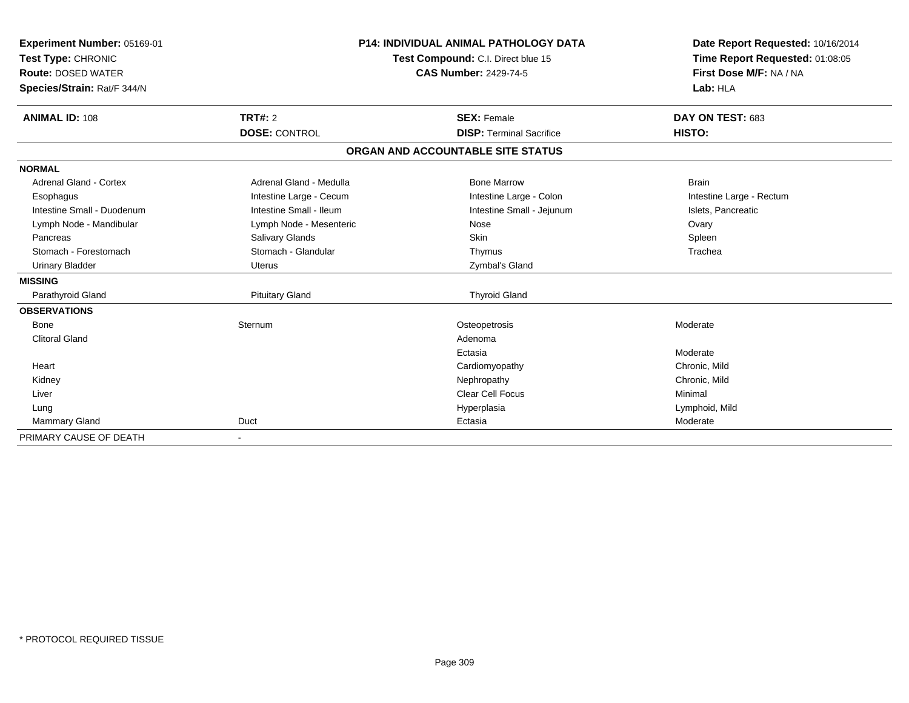**Experiment Number:** 05169-01
**Test Type:** CHRONIC
**Route:** DOSED WATER
**Species/Strain:** Rat/F 344/N

**P14: INDIVIDUAL ANIMAL PATHOLOGY DATA**
**Test Compound:** C.I. Direct blue 15
**CAS Number:** 2429-74-5

**Date Report Requested:** 10/16/2014
**Time Report Requested:** 01:08:05
**First Dose M/F:** NA / NA
**Lab:** HLA

| **ANIMAL ID:** 108 | **TRT#:** 2 | **SEX:** Female | **DAY ON TEST:** 683 |
|---|---|---|---|
| | **DOSE:** CONTROL | **DISP:** Terminal Sacrifice | **HISTO:** |

**ORGAN AND ACCOUNTABLE SITE STATUS**

| | | | |
|---|---|---|---|
| **NORMAL** | | | |
| Adrenal Gland - Cortex | Adrenal Gland - Medulla | Bone Marrow | Brain |
| Esophagus | Intestine Large - Cecum | Intestine Large - Colon | Intestine Large - Rectum |
| Intestine Small - Duodenum | Intestine Small - Ileum | Intestine Small - Jejunum | Islets, Pancreatic |
| Lymph Node - Mandibular | Lymph Node - Mesenteric | Nose | Ovary |
| Pancreas | Salivary Glands | Skin | Spleen |
| Stomach - Forestomach | Stomach - Glandular | Thymus | Trachea |
| Urinary Bladder | Uterus | Zymbal's Gland | |
| **MISSING** | | | |
| Parathyroid Gland | Pituitary Gland | Thyroid Gland | |
| **OBSERVATIONS** | | | |
| Bone | Sternum | Osteopetrosis | Moderate |
| Clitoral Gland | | Adenoma | |
| | | Ectasia | Moderate |
| Heart | | Cardiomyopathy | Chronic, Mild |
| Kidney | | Nephropathy | Chronic, Mild |
| Liver | | Clear Cell Focus | Minimal |
| Lung | | Hyperplasia | Lymphoid, Mild |
| Mammary Gland | Duct | Ectasia | Moderate |
| PRIMARY CAUSE OF DEATH | - | | |

* PROTOCOL REQUIRED TISSUE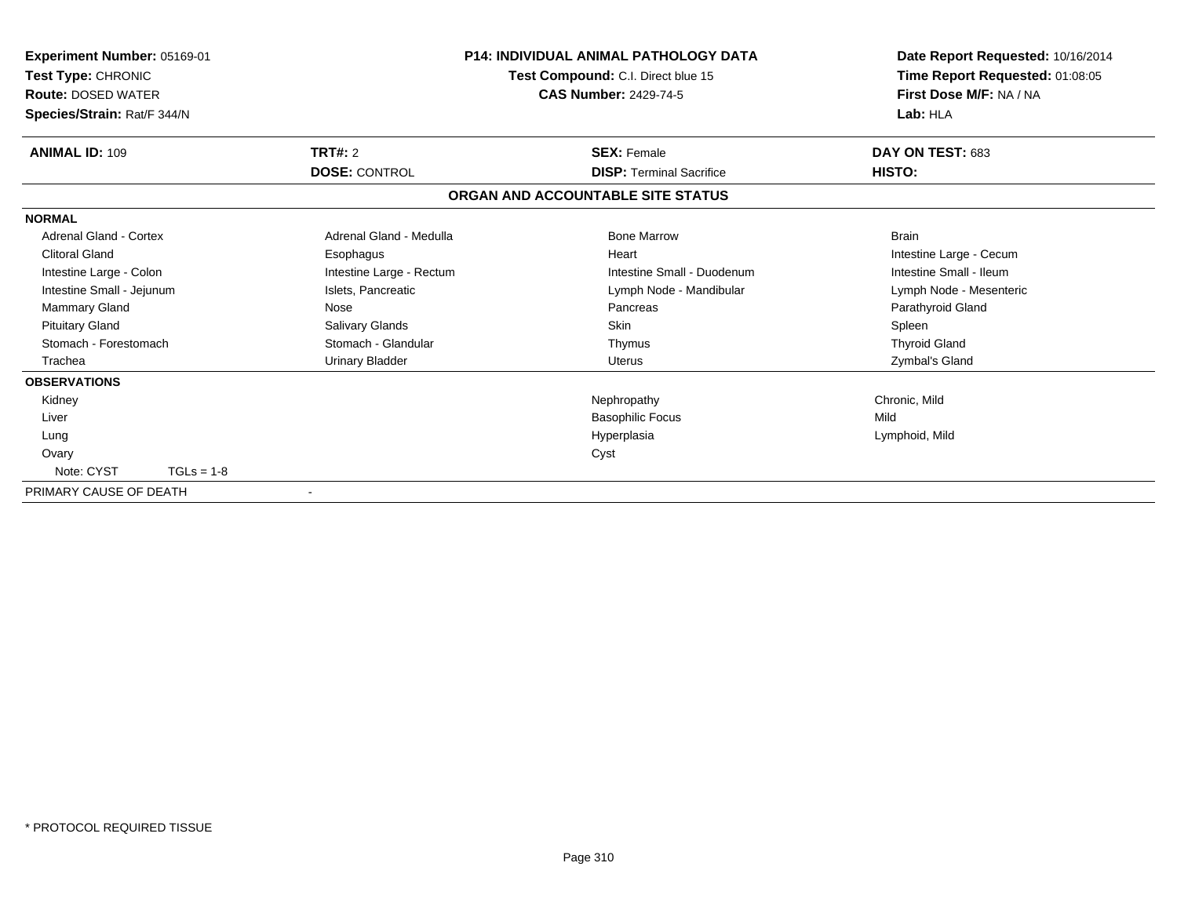**Experiment Number:** 05169-01
**Test Type:** CHRONIC
**Route:** DOSED WATER
**Species/Strain:** Rat/F 344/N

**P14: INDIVIDUAL ANIMAL PATHOLOGY DATA**
**Test Compound:** C.I. Direct blue 15
**CAS Number:** 2429-74-5

**Date Report Requested:** 10/16/2014
**Time Report Requested:** 01:08:05
**First Dose M/F:** NA / NA
**Lab:** HLA

| **ANIMAL ID:** 109 | **TRT#:** 2 | **SEX:** Female | **DAY ON TEST:** 683 |
|---|---|---|---|
| | **DOSE:** CONTROL | **DISP:** Terminal Sacrifice | **HISTO:** |

## ORGAN AND ACCOUNTABLE SITE STATUS

**NORMAL**

| | | | |
|---|---|---|---|
| Adrenal Gland - Cortex | Adrenal Gland - Medulla | Bone Marrow | Brain |
| Clitoral Gland | Esophagus | Heart | Intestine Large - Cecum |
| Intestine Large - Colon | Intestine Large - Rectum | Intestine Small - Duodenum | Intestine Small - Ileum |
| Intestine Small - Jejunum | Islets, Pancreatic | Lymph Node - Mandibular | Lymph Node - Mesenteric |
| Mammary Gland | Nose | Pancreas | Parathyroid Gland |
| Pituitary Gland | Salivary Glands | Skin | Spleen |
| Stomach - Forestomach | Stomach - Glandular | Thymus | Thyroid Gland |
| Trachea | Urinary Bladder | Uterus | Zymbal's Gland |

**OBSERVATIONS**

| | | | |
|---|---|---|---|
| Kidney | | Nephropathy | Chronic, Mild |
| Liver | | Basophilic Focus | Mild |
| Lung | | Hyperplasia | Lymphoid, Mild |
| Ovary | | Cyst | |
| Note: CYST TGLs = 1-8 | | | |

PRIMARY CAUSE OF DEATH -

\* PROTOCOL REQUIRED TISSUE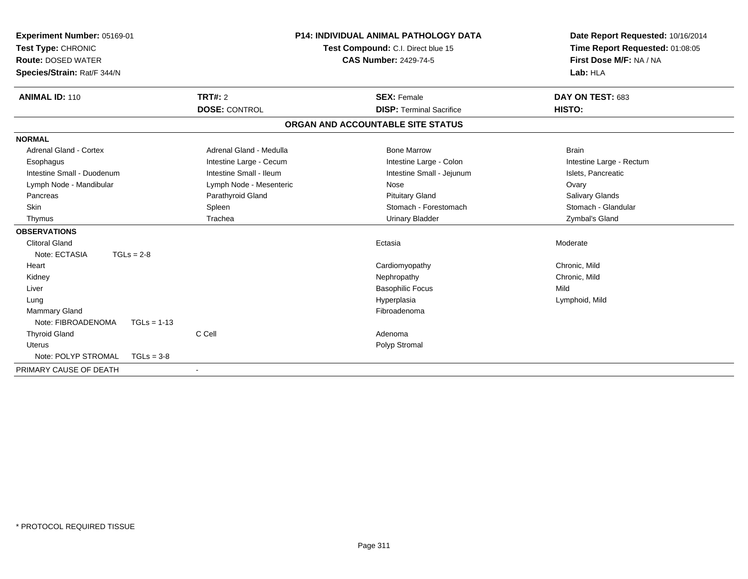**Experiment Number:** 05169-01
**Test Type:** CHRONIC
**Route:** DOSED WATER
**Species/Strain:** Rat/F 344/N

**P14: INDIVIDUAL ANIMAL PATHOLOGY DATA**
**Test Compound:** C.I. Direct blue 15
**CAS Number:** 2429-74-5

**Date Report Requested:** 10/16/2014
**Time Report Requested:** 01:08:05
**First Dose M/F:** NA / NA
**Lab:** HLA

| **ANIMAL ID:** 110 | **TRT#:** 2 | **SEX:** Female | **DAY ON TEST:** 683 |
|---|---|---|---|
| | **DOSE:** CONTROL | **DISP:** Terminal Sacrifice | **HISTO:** |

## ORGAN AND ACCOUNTABLE SITE STATUS

**NORMAL**

| | | | |
|---|---|---|---|
| Adrenal Gland - Cortex | Adrenal Gland - Medulla | Bone Marrow | Brain |
| Esophagus | Intestine Large - Cecum | Intestine Large - Colon | Intestine Large - Rectum |
| Intestine Small - Duodenum | Intestine Small - Ileum | Intestine Small - Jejunum | Islets, Pancreatic |
| Lymph Node - Mandibular | Lymph Node - Mesenteric | Nose | Ovary |
| Pancreas | Parathyroid Gland | Pituitary Gland | Salivary Glands |
| Skin | Spleen | Stomach - Forestomach | Stomach - Glandular |
| Thymus | Trachea | Urinary Bladder | Zymbal's Gland |

**OBSERVATIONS**

| | | | |
|---|---|---|---|
| Clitoral Gland | | Ectasia | Moderate |
| Note: ECTASIA TGLs = 2-8 | | | |
| Heart | | Cardiomyopathy | Chronic, Mild |
| Kidney | | Nephropathy | Chronic, Mild |
| Liver | | Basophilic Focus | Mild |
| Lung | | Hyperplasia | Lymphoid, Mild |
| Mammary Gland | | Fibroadenoma | |
| Note: FIBROADENOMA TGLs = 1-13 | | | |
| Thyroid Gland | C Cell | Adenoma | |
| Uterus | | Polyp Stromal | |
| Note: POLYP STROMAL TGLs = 3-8 | | | |

PRIMARY CAUSE OF DEATH -

\* PROTOCOL REQUIRED TISSUE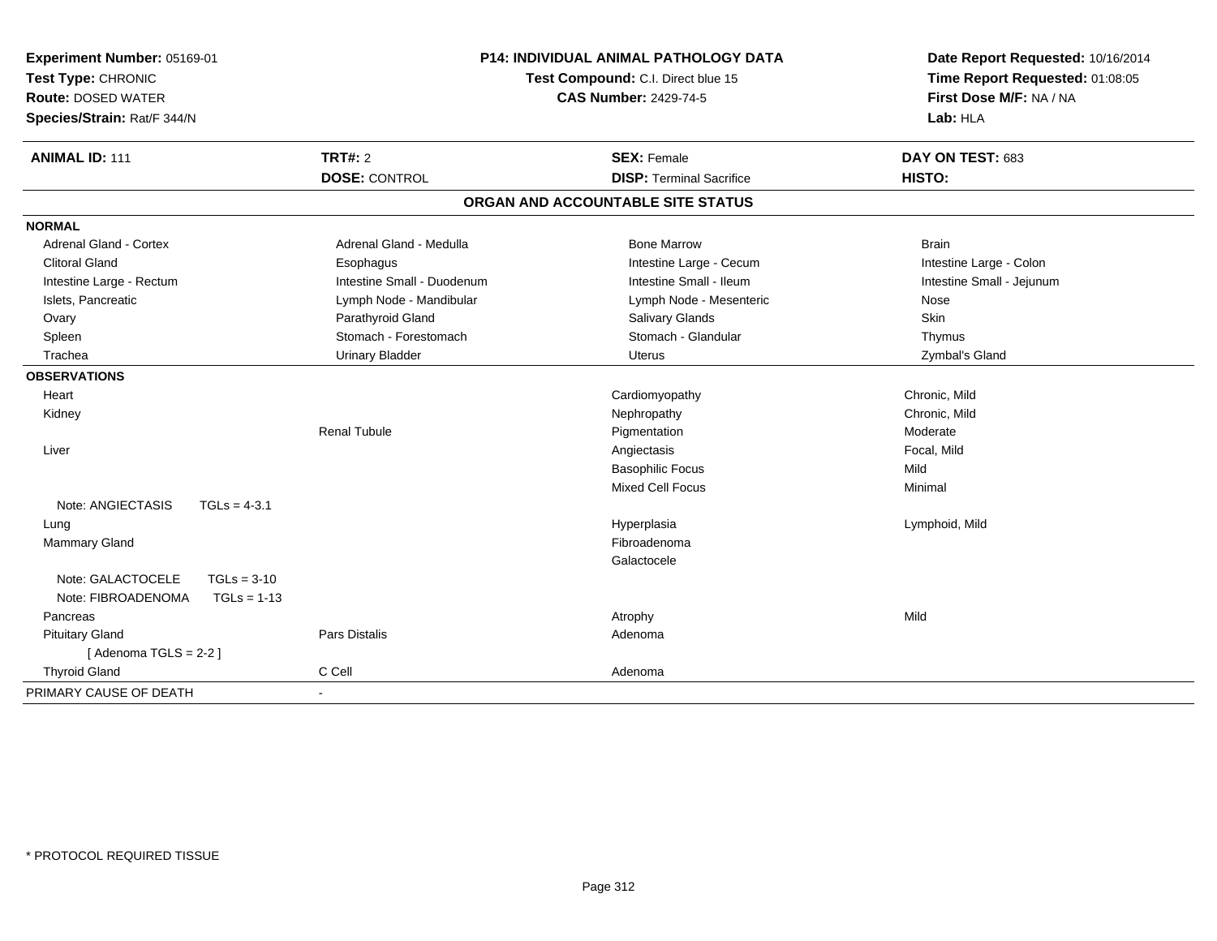**Experiment Number:** 05169-01
**Test Type:** CHRONIC
**Route:** DOSED WATER
**Species/Strain:** Rat/F 344/N

**P14: INDIVIDUAL ANIMAL PATHOLOGY DATA**
**Test Compound:** C.I. Direct blue 15
**CAS Number:** 2429-74-5

**Date Report Requested:** 10/16/2014
**Time Report Requested:** 01:08:05
**First Dose M/F:** NA / NA
**Lab:** HLA

| **ANIMAL ID:** 111 | **TRT#:** 2 | **SEX:** Female | **DAY ON TEST:** 683 |
|---|---|---|---|
| | **DOSE:** CONTROL | **DISP:** Terminal Sacrifice | **HISTO:** |

## ORGAN AND ACCOUNTABLE SITE STATUS

| | | | |
|---|---|---|---|
| **NORMAL** | | | |
| Adrenal Gland - Cortex | Adrenal Gland - Medulla | Bone Marrow | Brain |
| Clitoral Gland | Esophagus | Intestine Large - Cecum | Intestine Large - Colon |
| Intestine Large - Rectum | Intestine Small - Duodenum | Intestine Small - Ileum | Intestine Small - Jejunum |
| Islets, Pancreatic | Lymph Node - Mandibular | Lymph Node - Mesenteric | Nose |
| Ovary | Parathyroid Gland | Salivary Glands | Skin |
| Spleen | Stomach - Forestomach | Stomach - Glandular | Thymus |
| Trachea | Urinary Bladder | Uterus | Zymbal's Gland |
| **OBSERVATIONS** | | | |
| Heart | | Cardiomyopathy | Chronic, Mild |
| Kidney | | Nephropathy | Chronic, Mild |
| | Renal Tubule | Pigmentation | Moderate |
| Liver | | Angiectasis | Focal, Mild |
| | | Basophilic Focus | Mild |
| | | Mixed Cell Focus | Minimal |
| Note: ANGIECTASIS TGLs = 4-3.1 | | | |
| Lung | | Hyperplasia | Lymphoid, Mild |
| Mammary Gland | | Fibroadenoma | |
| | | Galactocele | |
| Note: GALACTOCELE TGLs = 3-10 | | | |
| Note: FIBROADENOMA TGLs = 1-13 | | | |
| Pancreas | | Atrophy | Mild |
| Pituitary Gland | Pars Distalis | Adenoma | |
| [ Adenoma TGLS = 2-2 ] | | | |
| Thyroid Gland | C Cell | Adenoma | |
| PRIMARY CAUSE OF DEATH | - | | |

\* PROTOCOL REQUIRED TISSUE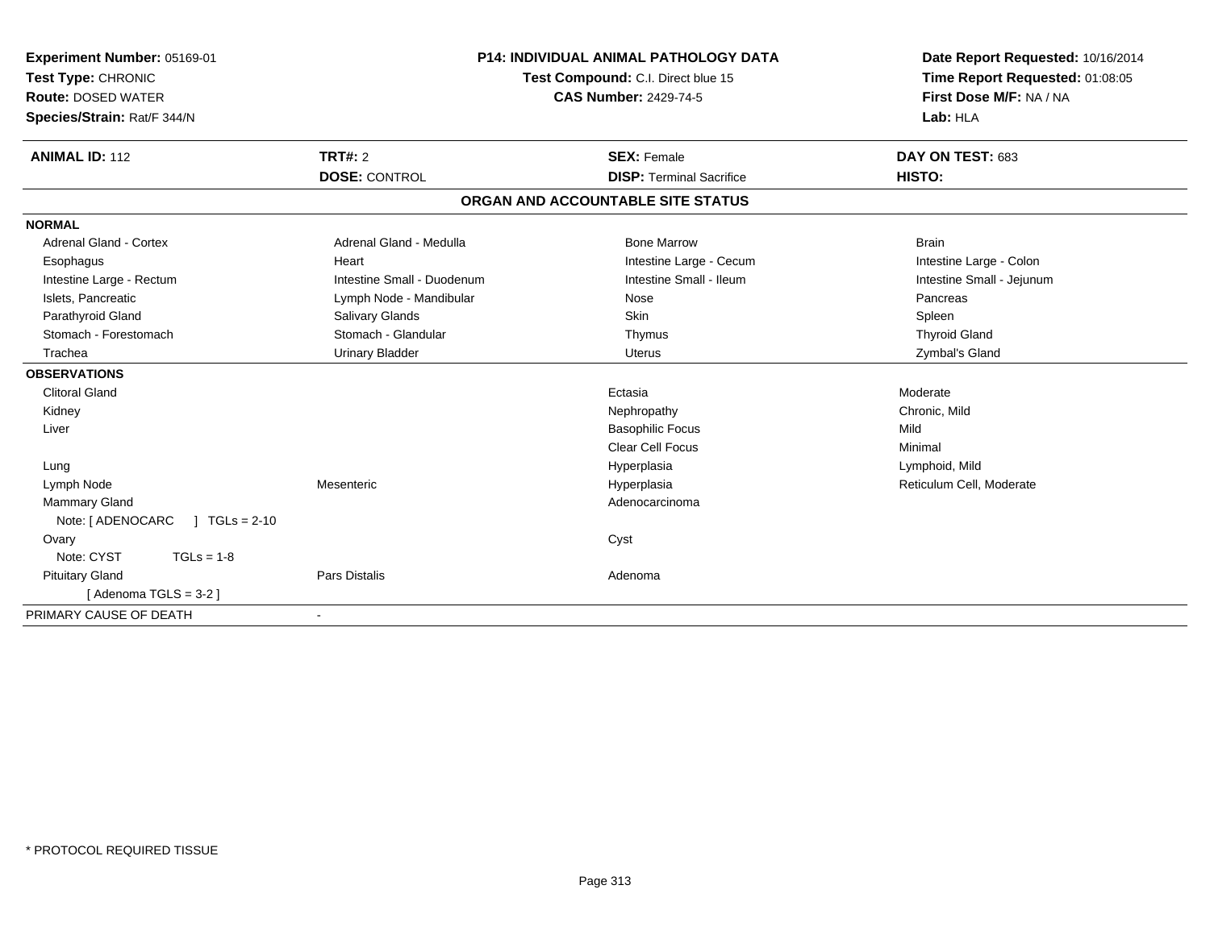**Experiment Number:** 05169-01
**Test Type:** CHRONIC
**Route:** DOSED WATER
**Species/Strain:** Rat/F 344/N

**P14: INDIVIDUAL ANIMAL PATHOLOGY DATA**
**Test Compound:** C.I. Direct blue 15
**CAS Number:** 2429-74-5

**Date Report Requested:** 10/16/2014
**Time Report Requested:** 01:08:05
**First Dose M/F:** NA / NA
**Lab:** HLA

| **ANIMAL ID:** 112 | **TRT#:** 2 | **SEX:** Female | **DAY ON TEST:** 683 |
|---|---|---|---|
| | **DOSE:** CONTROL | **DISP:** Terminal Sacrifice | **HISTO:** |

## ORGAN AND ACCOUNTABLE SITE STATUS

| | | | |
|---|---|---|---|
| **NORMAL** | | | |
| Adrenal Gland - Cortex | Adrenal Gland - Medulla | Bone Marrow | Brain |
| Esophagus | Heart | Intestine Large - Cecum | Intestine Large - Colon |
| Intestine Large - Rectum | Intestine Small - Duodenum | Intestine Small - Ileum | Intestine Small - Jejunum |
| Islets, Pancreatic | Lymph Node - Mandibular | Nose | Pancreas |
| Parathyroid Gland | Salivary Glands | Skin | Spleen |
| Stomach - Forestomach | Stomach - Glandular | Thymus | Thyroid Gland |
| Trachea | Urinary Bladder | Uterus | Zymbal's Gland |
| **OBSERVATIONS** | | | |
| Clitoral Gland | | Ectasia | Moderate |
| Kidney | | Nephropathy | Chronic, Mild |
| Liver | | Basophilic Focus | Mild |
| | | Clear Cell Focus | Minimal |
| Lung | | Hyperplasia | Lymphoid, Mild |
| Lymph Node | Mesenteric | Hyperplasia | Reticulum Cell, Moderate |
| Mammary Gland | | Adenocarcinoma | |
| Note: [ ADENOCARC ] TGLs = 2-10 | | | |
| Ovary | | Cyst | |
| Note: CYST TGLs = 1-8 | | | |
| Pituitary Gland | Pars Distalis | Adenoma | |
| [ Adenoma TGLS = 3-2 ] | | | |
| PRIMARY CAUSE OF DEATH | - | | |

* PROTOCOL REQUIRED TISSUE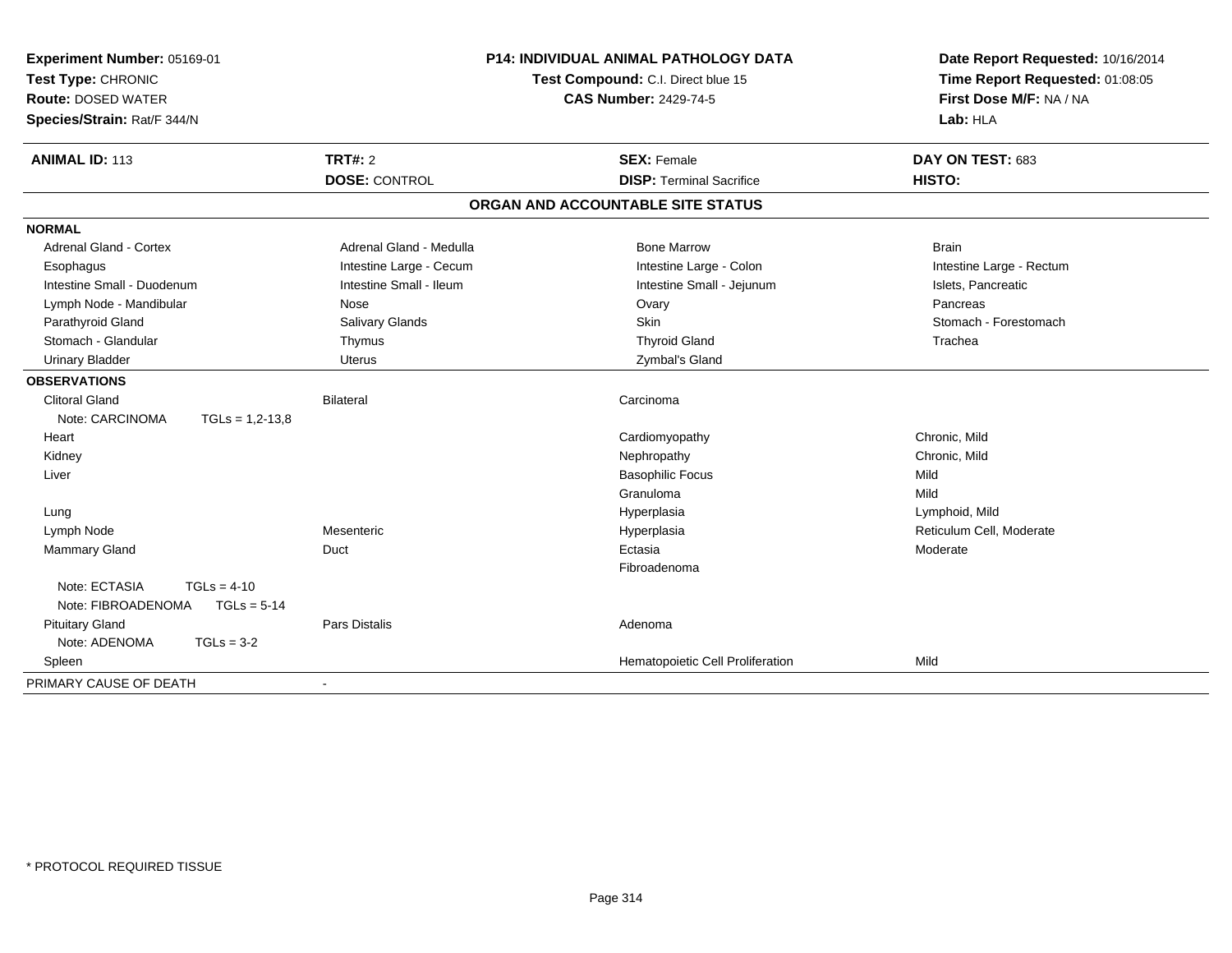**Experiment Number:** 05169-01
**Test Type:** CHRONIC
**Route:** DOSED WATER
**Species/Strain:** Rat/F 344/N

**P14: INDIVIDUAL ANIMAL PATHOLOGY DATA**
**Test Compound:** C.I. Direct blue 15
**CAS Number:** 2429-74-5

**Date Report Requested:** 10/16/2014
**Time Report Requested:** 01:08:05
**First Dose M/F:** NA / NA
**Lab:** HLA

| **ANIMAL ID:** 113 | **TRT#:** 2 | **SEX:** Female | **DAY ON TEST:** 683 |
|---|---|---|---|
| | **DOSE:** CONTROL | **DISP:** Terminal Sacrifice | **HISTO:** |

**ORGAN AND ACCOUNTABLE SITE STATUS**

| | | | |
|---|---|---|---|
| **NORMAL** | | | |
| Adrenal Gland - Cortex | Adrenal Gland - Medulla | Bone Marrow | Brain |
| Esophagus | Intestine Large - Cecum | Intestine Large - Colon | Intestine Large - Rectum |
| Intestine Small - Duodenum | Intestine Small - Ileum | Intestine Small - Jejunum | Islets, Pancreatic |
| Lymph Node - Mandibular | Nose | Ovary | Pancreas |
| Parathyroid Gland | Salivary Glands | Skin | Stomach - Forestomach |
| Stomach - Glandular | Thymus | Thyroid Gland | Trachea |
| Urinary Bladder | Uterus | Zymbal's Gland | |
| **OBSERVATIONS** | | | |
| Clitoral Gland | Bilateral | Carcinoma | |
| Note: CARCINOMA TGLs = 1,2-13,8 | | | |
| Heart | | Cardiomyopathy | Chronic, Mild |
| Kidney | | Nephropathy | Chronic, Mild |
| Liver | | Basophilic Focus | Mild |
| | | Granuloma | Mild |
| Lung | | Hyperplasia | Lymphoid, Mild |
| Lymph Node | Mesenteric | Hyperplasia | Reticulum Cell, Moderate |
| Mammary Gland | Duct | Ectasia | Moderate |
| | | Fibroadenoma | |
| Note: ECTASIA TGLs = 4-10 | | | |
| Note: FIBROADENOMA TGLs = 5-14 | | | |
| Pituitary Gland | Pars Distalis | Adenoma | |
| Note: ADENOMA TGLs = 3-2 | | | |
| Spleen | | Hematopoietic Cell Proliferation | Mild |
| PRIMARY CAUSE OF DEATH | - | | |

* PROTOCOL REQUIRED TISSUE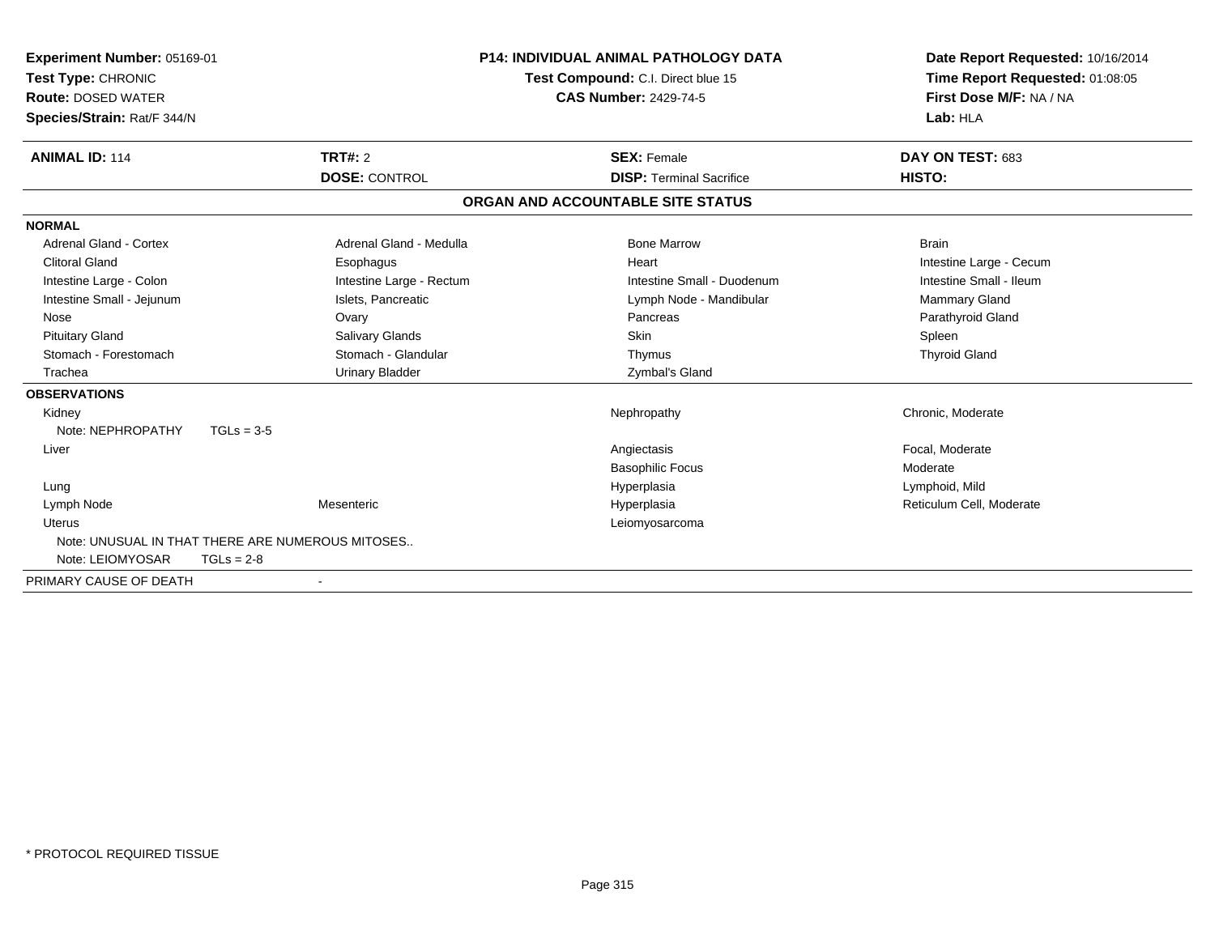**Experiment Number:** 05169-01
**Test Type:** CHRONIC
**Route:** DOSED WATER
**Species/Strain:** Rat/F 344/N

**P14: INDIVIDUAL ANIMAL PATHOLOGY DATA**
**Test Compound:** C.I. Direct blue 15
**CAS Number:** 2429-74-5

**Date Report Requested:** 10/16/2014
**Time Report Requested:** 01:08:05
**First Dose M/F:** NA / NA
**Lab:** HLA

| **ANIMAL ID:** 114 | **TRT#:** 2 | **SEX:** Female | **DAY ON TEST:** 683 |
|---|---|---|---|
| | **DOSE:** CONTROL | **DISP:** Terminal Sacrifice | **HISTO:** |

## ORGAN AND ACCOUNTABLE SITE STATUS

**NORMAL**

| | | | |
|---|---|---|---|
| Adrenal Gland - Cortex | Adrenal Gland - Medulla | Bone Marrow | Brain |
| Clitoral Gland | Esophagus | Heart | Intestine Large - Cecum |
| Intestine Large - Colon | Intestine Large - Rectum | Intestine Small - Duodenum | Intestine Small - Ileum |
| Intestine Small - Jejunum | Islets, Pancreatic | Lymph Node - Mandibular | Mammary Gland |
| Nose | Ovary | Pancreas | Parathyroid Gland |
| Pituitary Gland | Salivary Glands | Skin | Spleen |
| Stomach - Forestomach | Stomach - Glandular | Thymus | Thyroid Gland |
| Trachea | Urinary Bladder | Zymbal's Gland | |

**OBSERVATIONS**

| | | | |
|---|---|---|---|
| Kidney | | Nephropathy | Chronic, Moderate |
| Note: NEPHROPATHY TGLs = 3-5 | | | |
| Liver | | Angiectasis | Focal, Moderate |
| | | Basophilic Focus | Moderate |
| Lung | | Hyperplasia | Lymphoid, Mild |
| Lymph Node | Mesenteric | Hyperplasia | Reticulum Cell, Moderate |
| Uterus | | Leiomyosarcoma | |
| Note: UNUSUAL IN THAT THERE ARE NUMEROUS MITOSES.. | | | |
| Note: LEIOMYOSAR TGLs = 2-8 | | | |

PRIMARY CAUSE OF DEATH -

\* PROTOCOL REQUIRED TISSUE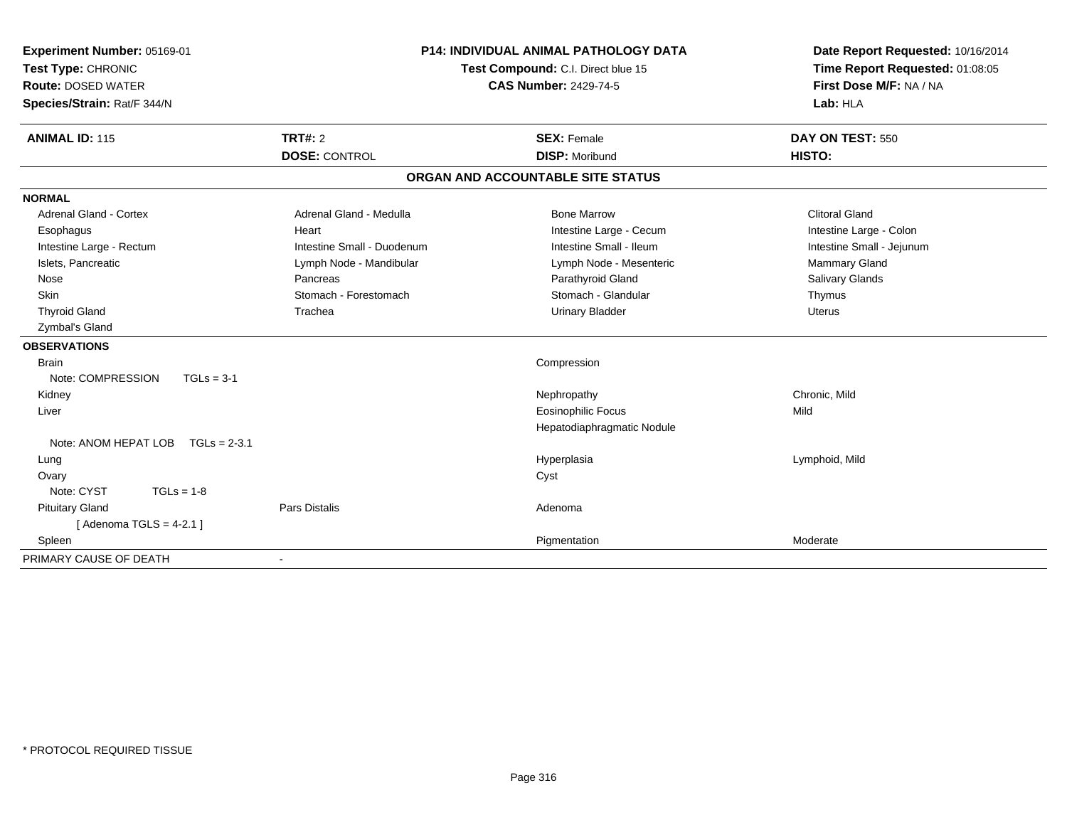**Experiment Number:** 05169-01
**Test Type:** CHRONIC
**Route:** DOSED WATER
**Species/Strain:** Rat/F 344/N

**P14: INDIVIDUAL ANIMAL PATHOLOGY DATA**
**Test Compound:** C.I. Direct blue 15
**CAS Number:** 2429-74-5

**Date Report Requested:** 10/16/2014
**Time Report Requested:** 01:08:05
**First Dose M/F:** NA / NA
**Lab:** HLA

| **ANIMAL ID:** 115 | **TRT#:** 2 | **SEX:** Female | **DAY ON TEST:** 550 |
|---|---|---|---|
| | **DOSE:** CONTROL | **DISP:** Moribund | **HISTO:** |

**ORGAN AND ACCOUNTABLE SITE STATUS**

**NORMAL**

| | | | |
|---|---|---|---|
| Adrenal Gland - Cortex | Adrenal Gland - Medulla | Bone Marrow | Clitoral Gland |
| Esophagus | Heart | Intestine Large - Cecum | Intestine Large - Colon |
| Intestine Large - Rectum | Intestine Small - Duodenum | Intestine Small - Ileum | Intestine Small - Jejunum |
| Islets, Pancreatic | Lymph Node - Mandibular | Lymph Node - Mesenteric | Mammary Gland |
| Nose | Pancreas | Parathyroid Gland | Salivary Glands |
| Skin | Stomach - Forestomach | Stomach - Glandular | Thymus |
| Thyroid Gland | Trachea | Urinary Bladder | Uterus |
| Zymbal's Gland | | | |

**OBSERVATIONS**

| | | | |
|---|---|---|---|
| Brain | | Compression | |
| Note: COMPRESSION TGLs = 3-1 | | | |
| Kidney | | Nephropathy | Chronic, Mild |
| Liver | | Eosinophilic Focus | Mild |
| | | Hepatodiaphragmatic Nodule | |
| Note: ANOM HEPAT LOB TGLs = 2-3.1 | | | |
| Lung | | Hyperplasia | Lymphoid, Mild |
| Ovary | | Cyst | |
| Note: CYST TGLs = 1-8 | | | |
| Pituitary Gland | Pars Distalis | Adenoma | |
| [ Adenoma TGLS = 4-2.1 ] | | | |
| Spleen | | Pigmentation | Moderate |

PRIMARY CAUSE OF DEATH -

* PROTOCOL REQUIRED TISSUE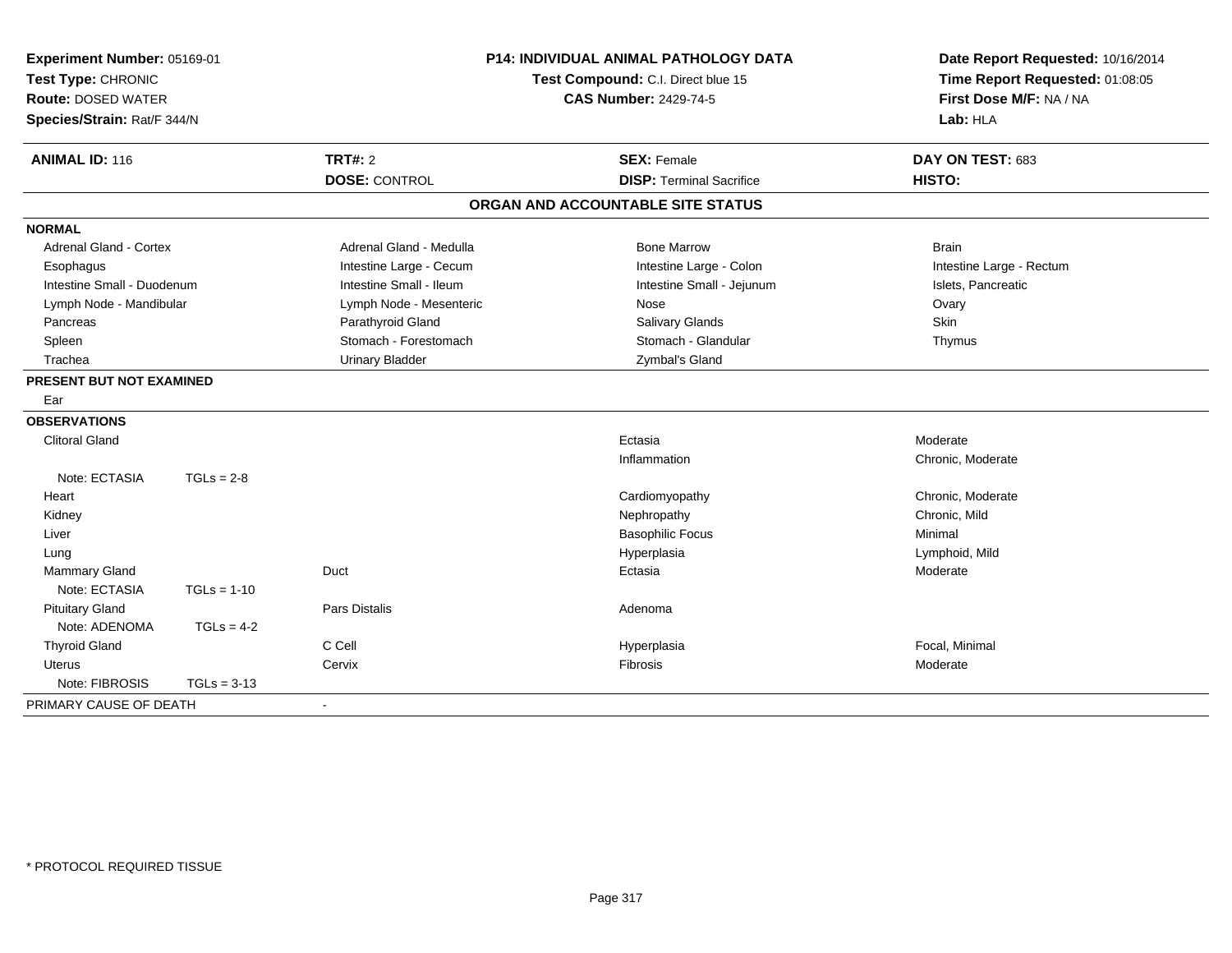**Experiment Number:** 05169-01
**Test Type:** CHRONIC
**Route:** DOSED WATER
**Species/Strain:** Rat/F 344/N

**P14: INDIVIDUAL ANIMAL PATHOLOGY DATA**
**Test Compound:** C.I. Direct blue 15
**CAS Number:** 2429-74-5

**Date Report Requested:** 10/16/2014
**Time Report Requested:** 01:08:05
**First Dose M/F:** NA / NA
**Lab:** HLA

| **ANIMAL ID:** 116 | **TRT#:** 2 | **SEX:** Female | **DAY ON TEST:** 683 |
|---|---|---|---|
| | **DOSE:** CONTROL | **DISP:** Terminal Sacrifice | **HISTO:** |

## ORGAN AND ACCOUNTABLE SITE STATUS

**NORMAL**

| | | | |
|---|---|---|---|
| Adrenal Gland - Cortex | Adrenal Gland - Medulla | Bone Marrow | Brain |
| Esophagus | Intestine Large - Cecum | Intestine Large - Colon | Intestine Large - Rectum |
| Intestine Small - Duodenum | Intestine Small - Ileum | Intestine Small - Jejunum | Islets, Pancreatic |
| Lymph Node - Mandibular | Lymph Node - Mesenteric | Nose | Ovary |
| Pancreas | Parathyroid Gland | Salivary Glands | Skin |
| Spleen | Stomach - Forestomach | Stomach - Glandular | Thymus |
| Trachea | Urinary Bladder | Zymbal's Gland | |

**PRESENT BUT NOT EXAMINED**

Ear

**OBSERVATIONS**

| Organ | Site | Observation | Severity |
|---|---|---|---|
| Clitoral Gland | | Ectasia | Moderate |
| | | Inflammation | Chronic, Moderate |
| Note: ECTASIA TGLs = 2-8 | | | |
| Heart | | Cardiomyopathy | Chronic, Moderate |
| Kidney | | Nephropathy | Chronic, Mild |
| Liver | | Basophilic Focus | Minimal |
| Lung | | Hyperplasia | Lymphoid, Mild |
| Mammary Gland | Duct | Ectasia | Moderate |
| Note: ECTASIA TGLs = 1-10 | | | |
| Pituitary Gland | Pars Distalis | Adenoma | |
| Note: ADENOMA TGLs = 4-2 | | | |
| Thyroid Gland | C Cell | Hyperplasia | Focal, Minimal |
| Uterus | Cervix | Fibrosis | Moderate |
| Note: FIBROSIS TGLs = 3-13 | | | |

PRIMARY CAUSE OF DEATH -

* PROTOCOL REQUIRED TISSUE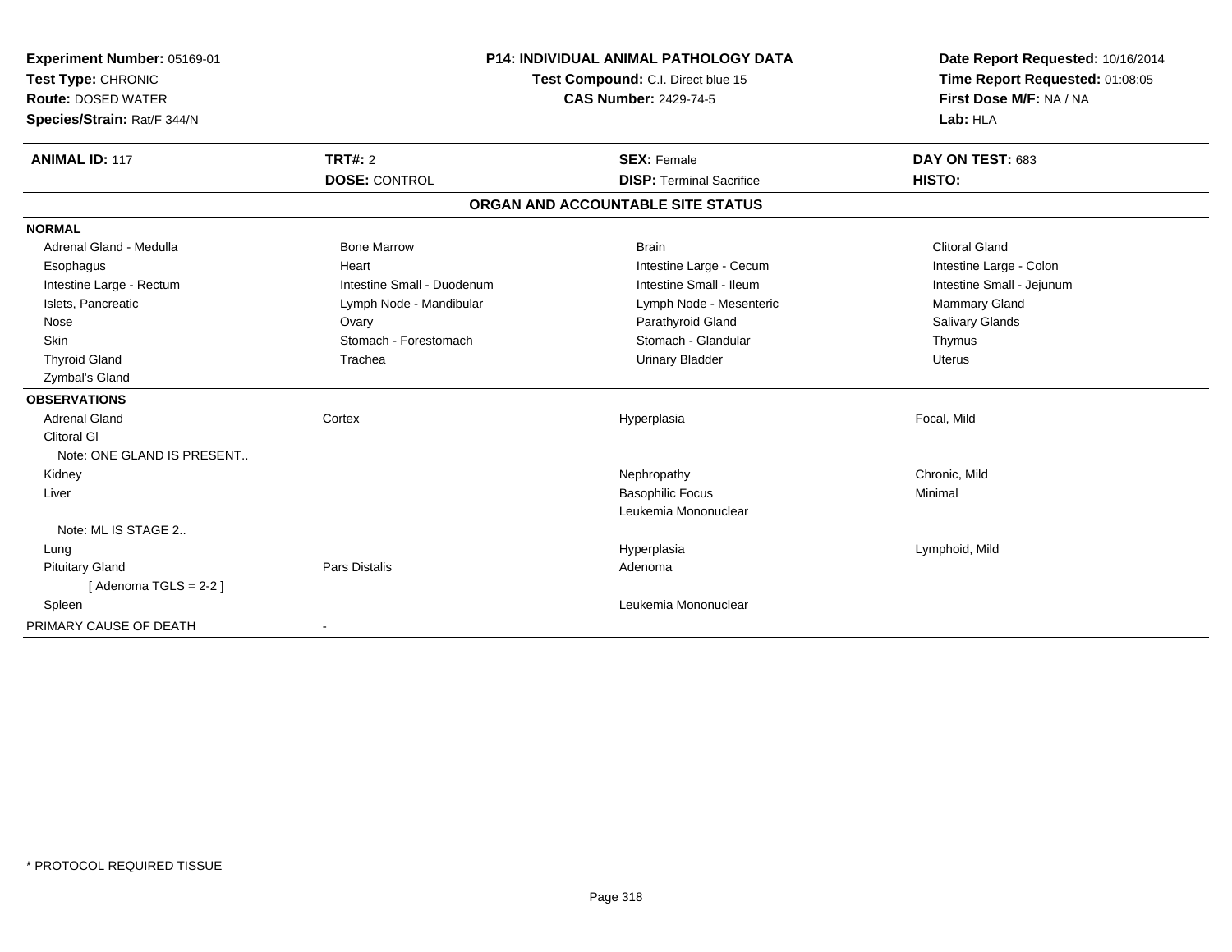**Experiment Number:** 05169-01
**Test Type:** CHRONIC
**Route:** DOSED WATER
**Species/Strain:** Rat/F 344/N

**P14: INDIVIDUAL ANIMAL PATHOLOGY DATA**
**Test Compound:** C.I. Direct blue 15
**CAS Number:** 2429-74-5

**Date Report Requested:** 10/16/2014
**Time Report Requested:** 01:08:05
**First Dose M/F:** NA / NA
**Lab:** HLA

| **ANIMAL ID:** 117 | **TRT#:** 2 | **SEX:** Female | **DAY ON TEST:** 683 |
|---|---|---|---|
| | **DOSE:** CONTROL | **DISP:** Terminal Sacrifice | **HISTO:** |

## ORGAN AND ACCOUNTABLE SITE STATUS

**NORMAL**

| | | | |
|---|---|---|---|
| Adrenal Gland - Medulla | Bone Marrow | Brain | Clitoral Gland |
| Esophagus | Heart | Intestine Large - Cecum | Intestine Large - Colon |
| Intestine Large - Rectum | Intestine Small - Duodenum | Intestine Small - Ileum | Intestine Small - Jejunum |
| Islets, Pancreatic | Lymph Node - Mandibular | Lymph Node - Mesenteric | Mammary Gland |
| Nose | Ovary | Parathyroid Gland | Salivary Glands |
| Skin | Stomach - Forestomach | Stomach - Glandular | Thymus |
| Thyroid Gland | Trachea | Urinary Bladder | Uterus |
| Zymbal's Gland | | | |

**OBSERVATIONS**

| | | | |
|---|---|---|---|
| Adrenal Gland | Cortex | Hyperplasia | Focal, Mild |
| Clitoral Gl | | | |
| Note: ONE GLAND IS PRESENT.. | | | |
| Kidney | | Nephropathy | Chronic, Mild |
| Liver | | Basophilic Focus | Minimal |
| | | Leukemia Mononuclear | |
| Note: ML IS STAGE 2.. | | | |
| Lung | | Hyperplasia | Lymphoid, Mild |
| Pituitary Gland | Pars Distalis | Adenoma | |
| [ Adenoma TGLS = 2-2 ] | | | |
| Spleen | | Leukemia Mononuclear | |

| PRIMARY CAUSE OF DEATH | - |
|---|---|

\* PROTOCOL REQUIRED TISSUE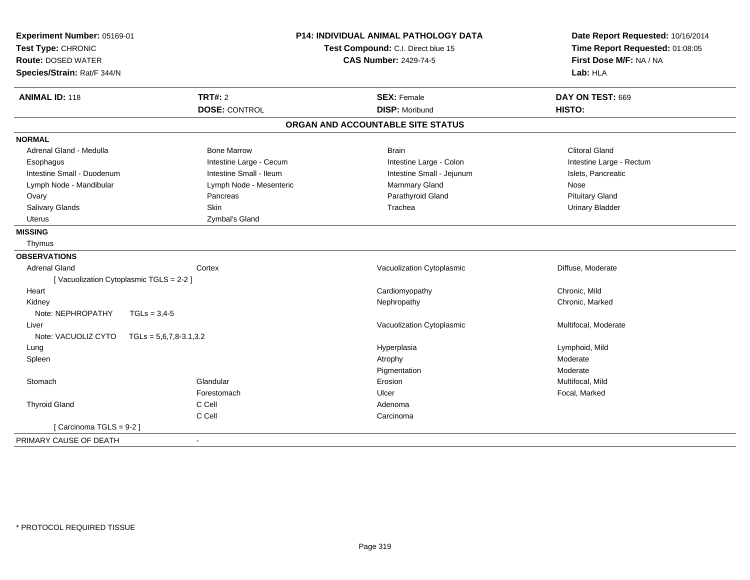**Experiment Number:** 05169-01
**Test Type:** CHRONIC
**Route:** DOSED WATER
**Species/Strain:** Rat/F 344/N

**P14: INDIVIDUAL ANIMAL PATHOLOGY DATA**
**Test Compound:** C.I. Direct blue 15
**CAS Number:** 2429-74-5

**Date Report Requested:** 10/16/2014
**Time Report Requested:** 01:08:05
**First Dose M/F:** NA / NA
**Lab:** HLA

| **ANIMAL ID:** 118 | **TRT#:** 2 | **SEX:** Female | **DAY ON TEST:** 669 |
|---|---|---|---|
| | **DOSE:** CONTROL | **DISP:** Moribund | **HISTO:** |

## ORGAN AND ACCOUNTABLE SITE STATUS

**NORMAL**

| | | | |
|---|---|---|---|
| Adrenal Gland - Medulla | Bone Marrow | Brain | Clitoral Gland |
| Esophagus | Intestine Large - Cecum | Intestine Large - Colon | Intestine Large - Rectum |
| Intestine Small - Duodenum | Intestine Small - Ileum | Intestine Small - Jejunum | Islets, Pancreatic |
| Lymph Node - Mandibular | Lymph Node - Mesenteric | Mammary Gland | Nose |
| Ovary | Pancreas | Parathyroid Gland | Pituitary Gland |
| Salivary Glands | Skin | Trachea | Urinary Bladder |
| Uterus | Zymbal's Gland | | |

**MISSING**

Thymus

**OBSERVATIONS**

| | | | |
|---|---|---|---|
| Adrenal Gland | Cortex | Vacuolization Cytoplasmic | Diffuse, Moderate |
| [ Vacuolization Cytoplasmic TGLS = 2-2 ] | | | |
| Heart | | Cardiomyopathy | Chronic, Mild |
| Kidney | | Nephropathy | Chronic, Marked |
| Note: NEPHROPATHY TGLs = 3,4-5 | | | |
| Liver | | Vacuolization Cytoplasmic | Multifocal, Moderate |
| Note: VACUOLIZ CYTO TGLs = 5,6,7,8-3.1,3.2 | | | |
| Lung | | Hyperplasia | Lymphoid, Mild |
| Spleen | | Atrophy | Moderate |
| | | Pigmentation | Moderate |
| Stomach | Glandular | Erosion | Multifocal, Mild |
| | Forestomach | Ulcer | Focal, Marked |
| Thyroid Gland | C Cell | Adenoma | |
| | C Cell | Carcinoma | |
| [ Carcinoma TGLS = 9-2 ] | | | |

PRIMARY CAUSE OF DEATH -

* PROTOCOL REQUIRED TISSUE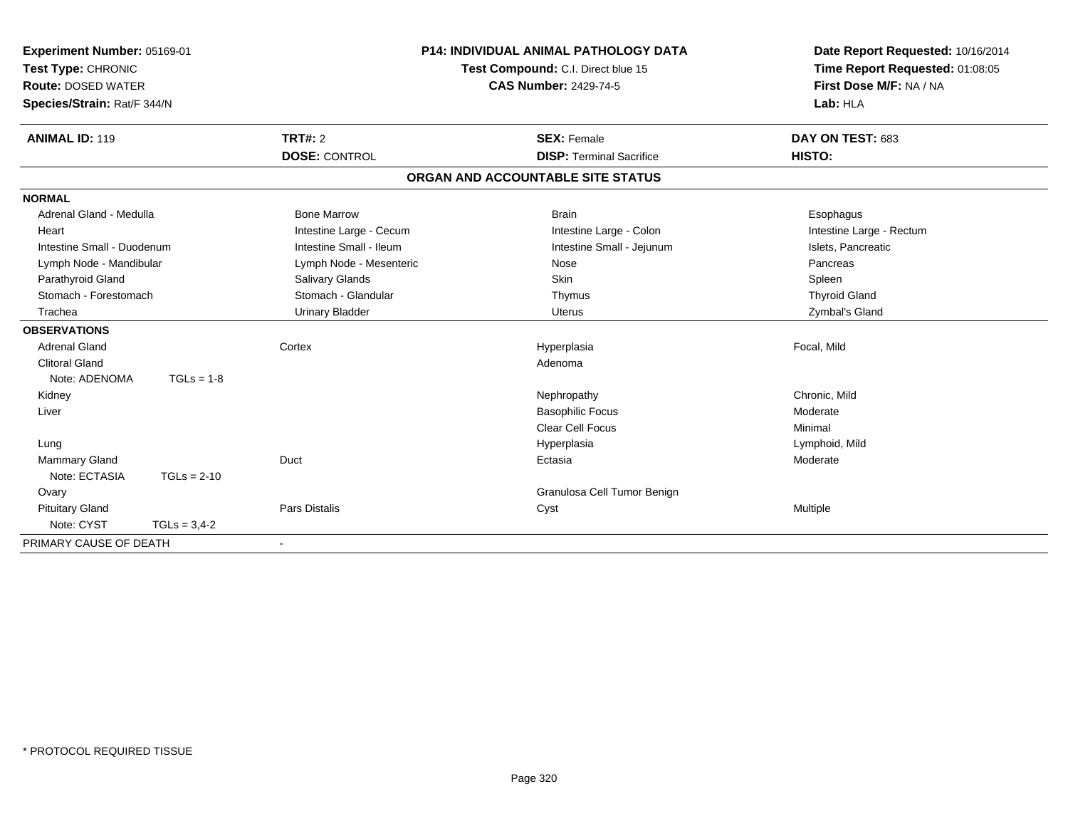**Experiment Number:** 05169-01
**Test Type:** CHRONIC
**Route:** DOSED WATER
**Species/Strain:** Rat/F 344/N

**P14: INDIVIDUAL ANIMAL PATHOLOGY DATA**
**Test Compound:** C.I. Direct blue 15
**CAS Number:** 2429-74-5

**Date Report Requested:** 10/16/2014
**Time Report Requested:** 01:08:05
**First Dose M/F:** NA / NA
**Lab:** HLA

| **ANIMAL ID:** 119 | **TRT#:** 2 | **SEX:** Female | **DAY ON TEST:** 683 |
|---|---|---|---|
| | **DOSE:** CONTROL | **DISP:** Terminal Sacrifice | **HISTO:** |

## ORGAN AND ACCOUNTABLE SITE STATUS

**NORMAL**

| | | | |
|---|---|---|---|
| Adrenal Gland - Medulla | Bone Marrow | Brain | Esophagus |
| Heart | Intestine Large - Cecum | Intestine Large - Colon | Intestine Large - Rectum |
| Intestine Small - Duodenum | Intestine Small - Ileum | Intestine Small - Jejunum | Islets, Pancreatic |
| Lymph Node - Mandibular | Lymph Node - Mesenteric | Nose | Pancreas |
| Parathyroid Gland | Salivary Glands | Skin | Spleen |
| Stomach - Forestomach | Stomach - Glandular | Thymus | Thyroid Gland |
| Trachea | Urinary Bladder | Uterus | Zymbal's Gland |

**OBSERVATIONS**

| | | | |
|---|---|---|---|
| Adrenal Gland | Cortex | Hyperplasia | Focal, Mild |
| Clitoral Gland | | Adenoma | |
| Note: ADENOMA TGLs = 1-8 | | | |
| Kidney | | Nephropathy | Chronic, Mild |
| Liver | | Basophilic Focus | Moderate |
| | | Clear Cell Focus | Minimal |
| Lung | | Hyperplasia | Lymphoid, Mild |
| Mammary Gland | Duct | Ectasia | Moderate |
| Note: ECTASIA TGLs = 2-10 | | | |
| Ovary | | Granulosa Cell Tumor Benign | |
| Pituitary Gland | Pars Distalis | Cyst | Multiple |
| Note: CYST TGLs = 3,4-2 | | | |

PRIMARY CAUSE OF DEATH -

\* PROTOCOL REQUIRED TISSUE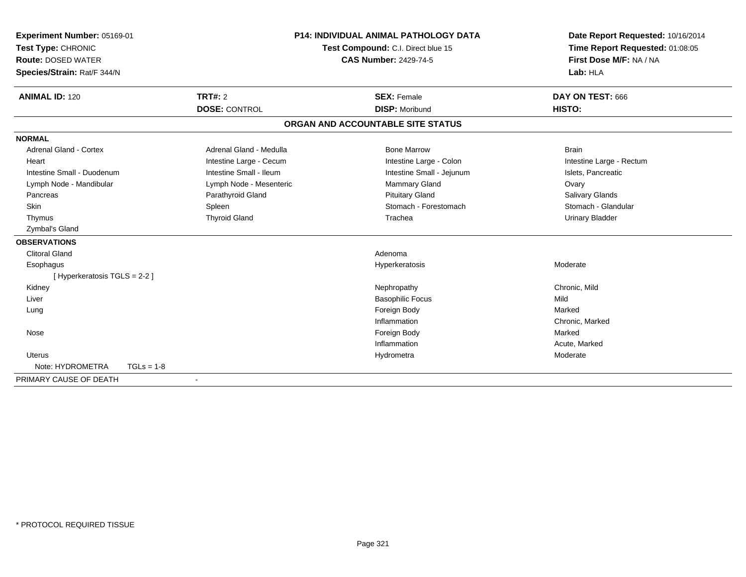**Experiment Number:** 05169-01
**Test Type:** CHRONIC
**Route:** DOSED WATER
**Species/Strain:** Rat/F 344/N

**P14: INDIVIDUAL ANIMAL PATHOLOGY DATA**
**Test Compound:** C.I. Direct blue 15
**CAS Number:** 2429-74-5

**Date Report Requested:** 10/16/2014
**Time Report Requested:** 01:08:05
**First Dose M/F:** NA / NA
**Lab:** HLA

| **ANIMAL ID:** 120 | **TRT#:** 2 | **SEX:** Female | **DAY ON TEST:** 666 |
|---|---|---|---|
| | **DOSE:** CONTROL | **DISP:** Moribund | **HISTO:** |

## ORGAN AND ACCOUNTABLE SITE STATUS

**NORMAL**

| | | | |
|---|---|---|---|
| Adrenal Gland - Cortex | Adrenal Gland - Medulla | Bone Marrow | Brain |
| Heart | Intestine Large - Cecum | Intestine Large - Colon | Intestine Large - Rectum |
| Intestine Small - Duodenum | Intestine Small - Ileum | Intestine Small - Jejunum | Islets, Pancreatic |
| Lymph Node - Mandibular | Lymph Node - Mesenteric | Mammary Gland | Ovary |
| Pancreas | Parathyroid Gland | Pituitary Gland | Salivary Glands |
| Skin | Spleen | Stomach - Forestomach | Stomach - Glandular |
| Thymus | Thyroid Gland | Trachea | Urinary Bladder |
| Zymbal's Gland | | | |

**OBSERVATIONS**

| Organ | Observation | Severity |
|---|---|---|
| Clitoral Gland | Adenoma | |
| Esophagus | Hyperkeratosis | Moderate |
| [ Hyperkeratosis TGLS = 2-2 ] | | |
| Kidney | Nephropathy | Chronic, Mild |
| Liver | Basophilic Focus | Mild |
| Lung | Foreign Body | Marked |
| | Inflammation | Chronic, Marked |
| Nose | Foreign Body | Marked |
| | Inflammation | Acute, Marked |
| Uterus | Hydrometra | Moderate |
| Note: HYDROMETRA TGLs = 1-8 | | |

PRIMARY CAUSE OF DEATH -

\* PROTOCOL REQUIRED TISSUE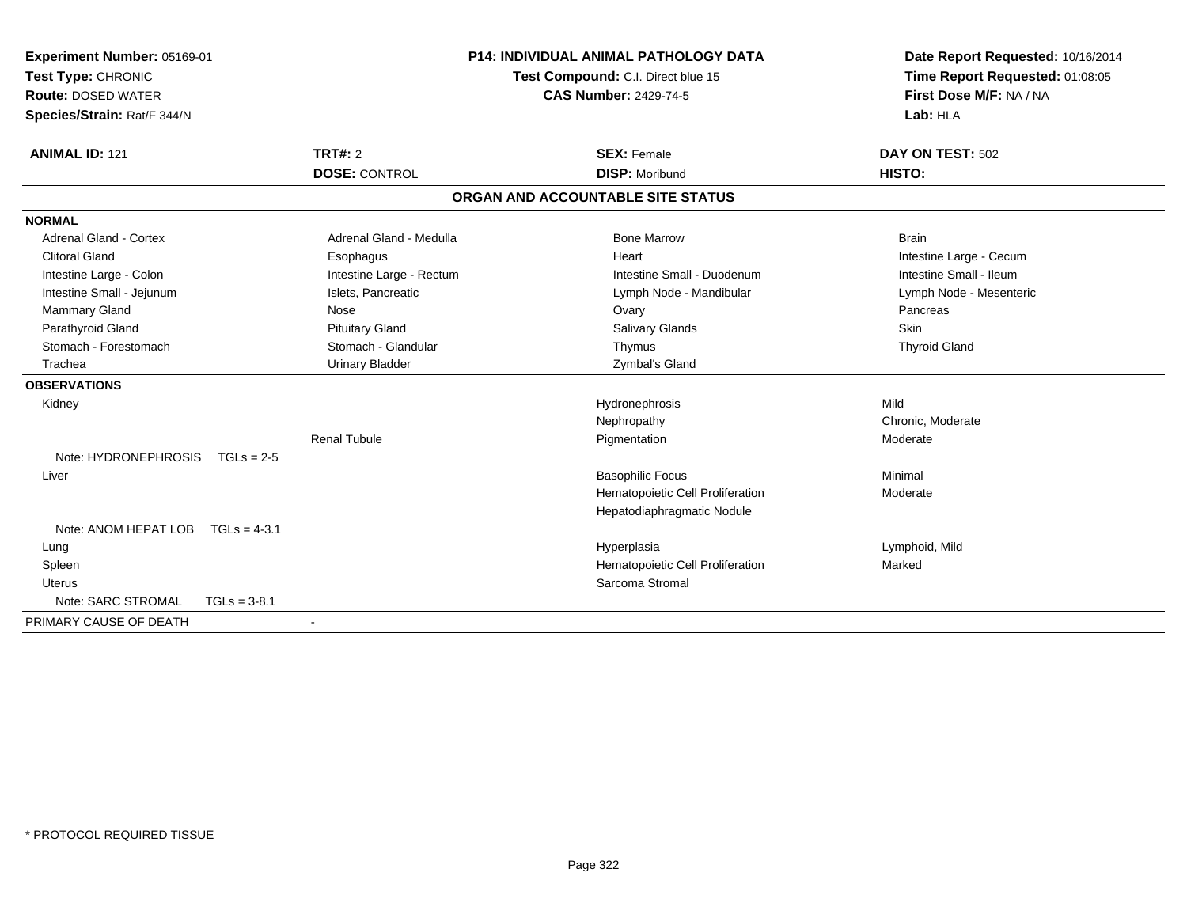**Experiment Number:** 05169-01
**Test Type:** CHRONIC
**Route:** DOSED WATER
**Species/Strain:** Rat/F 344/N

**P14: INDIVIDUAL ANIMAL PATHOLOGY DATA**
**Test Compound:** C.I. Direct blue 15
**CAS Number:** 2429-74-5

**Date Report Requested:** 10/16/2014
**Time Report Requested:** 01:08:05
**First Dose M/F:** NA / NA
**Lab:** HLA

| **ANIMAL ID:** 121 | **TRT#:** 2 | **SEX:** Female | **DAY ON TEST:** 502 |
|---|---|---|---|
| | **DOSE:** CONTROL | **DISP:** Moribund | **HISTO:** |

## ORGAN AND ACCOUNTABLE SITE STATUS

| | | | |
|---|---|---|---|
| **NORMAL** | | | |
| Adrenal Gland - Cortex | Adrenal Gland - Medulla | Bone Marrow | Brain |
| Clitoral Gland | Esophagus | Heart | Intestine Large - Cecum |
| Intestine Large - Colon | Intestine Large - Rectum | Intestine Small - Duodenum | Intestine Small - Ileum |
| Intestine Small - Jejunum | Islets, Pancreatic | Lymph Node - Mandibular | Lymph Node - Mesenteric |
| Mammary Gland | Nose | Ovary | Pancreas |
| Parathyroid Gland | Pituitary Gland | Salivary Glands | Skin |
| Stomach - Forestomach | Stomach - Glandular | Thymus | Thyroid Gland |
| Trachea | Urinary Bladder | Zymbal's Gland | |
| **OBSERVATIONS** | | | |
| Kidney | | Hydronephrosis | Mild |
| | | Nephropathy | Chronic, Moderate |
| | Renal Tubule | Pigmentation | Moderate |
| Note: HYDRONEPHROSIS TGLs = 2-5 | | | |
| Liver | | Basophilic Focus | Minimal |
| | | Hematopoietic Cell Proliferation | Moderate |
| | | Hepatodiaphragmatic Nodule | |
| Note: ANOM HEPAT LOB TGLs = 4-3.1 | | | |
| Lung | | Hyperplasia | Lymphoid, Mild |
| Spleen | | Hematopoietic Cell Proliferation | Marked |
| Uterus | | Sarcoma Stromal | |
| Note: SARC STROMAL TGLs = 3-8.1 | | | |
| PRIMARY CAUSE OF DEATH | - | | |

\* PROTOCOL REQUIRED TISSUE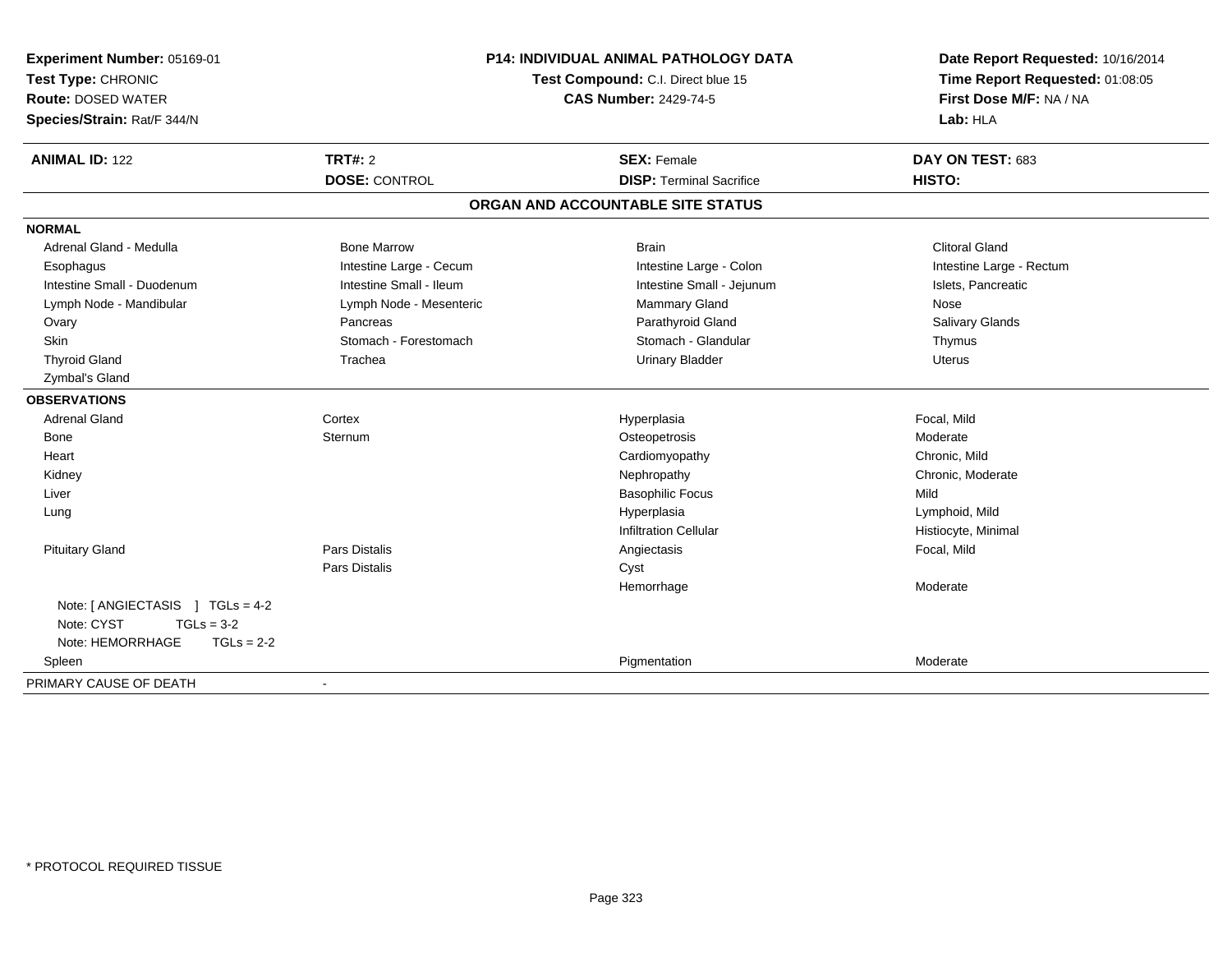**Experiment Number:** 05169-01
**Test Type:** CHRONIC
**Route:** DOSED WATER
**Species/Strain:** Rat/F 344/N

**P14: INDIVIDUAL ANIMAL PATHOLOGY DATA**
**Test Compound:** C.I. Direct blue 15
**CAS Number:** 2429-74-5

**Date Report Requested:** 10/16/2014
**Time Report Requested:** 01:08:05
**First Dose M/F:** NA / NA
**Lab:** HLA

| **ANIMAL ID:** 122 | **TRT#:** 2 | **SEX:** Female | **DAY ON TEST:** 683 |
|---|---|---|---|
| | **DOSE:** CONTROL | **DISP:** Terminal Sacrifice | **HISTO:** |

**ORGAN AND ACCOUNTABLE SITE STATUS**

| | | | |
|---|---|---|---|
| **NORMAL** | | | |
| Adrenal Gland - Medulla | Bone Marrow | Brain | Clitoral Gland |
| Esophagus | Intestine Large - Cecum | Intestine Large - Colon | Intestine Large - Rectum |
| Intestine Small - Duodenum | Intestine Small - Ileum | Intestine Small - Jejunum | Islets, Pancreatic |
| Lymph Node - Mandibular | Lymph Node - Mesenteric | Mammary Gland | Nose |
| Ovary | Pancreas | Parathyroid Gland | Salivary Glands |
| Skin | Stomach - Forestomach | Stomach - Glandular | Thymus |
| Thyroid Gland | Trachea | Urinary Bladder | Uterus |
| Zymbal's Gland | | | |
| **OBSERVATIONS** | | | |
| Adrenal Gland | Cortex | Hyperplasia | Focal, Mild |
| Bone | Sternum | Osteopetrosis | Moderate |
| Heart | | Cardiomyopathy | Chronic, Mild |
| Kidney | | Nephropathy | Chronic, Moderate |
| Liver | | Basophilic Focus | Mild |
| Lung | | Hyperplasia | Lymphoid, Mild |
| | | Infiltration Cellular | Histiocyte, Minimal |
| Pituitary Gland | Pars Distalis | Angiectasis | Focal, Mild |
| | Pars Distalis | Cyst | |
| | | Hemorrhage | Moderate |
| Note: [ ANGIECTASIS ] TGLs = 4-2 | | | |
| Note: CYST TGLs = 3-2 | | | |
| Note: HEMORRHAGE TGLs = 2-2 | | | |
| Spleen | | Pigmentation | Moderate |
| PRIMARY CAUSE OF DEATH | - | | |

\* PROTOCOL REQUIRED TISSUE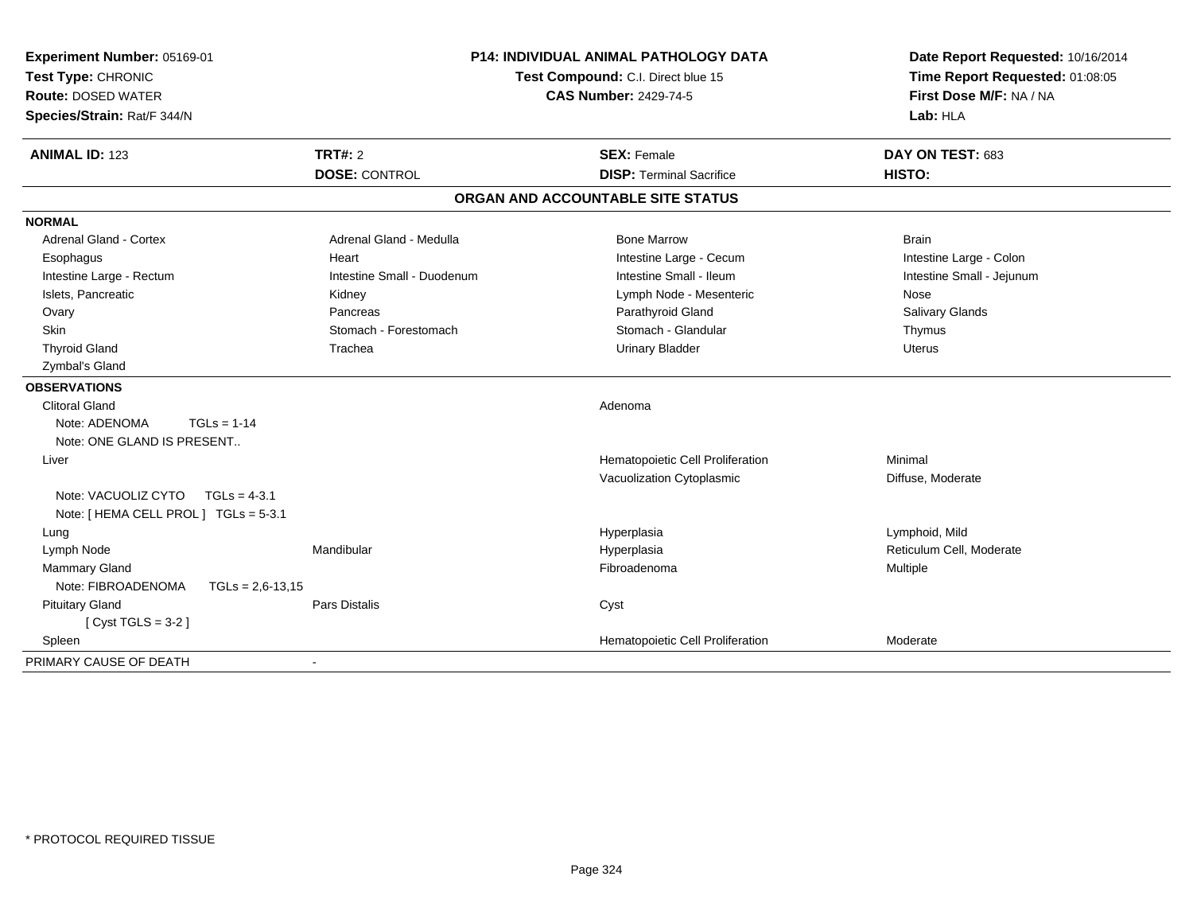**Experiment Number:** 05169-01
**Test Type:** CHRONIC
**Route:** DOSED WATER
**Species/Strain:** Rat/F 344/N

**P14: INDIVIDUAL ANIMAL PATHOLOGY DATA**
**Test Compound:** C.I. Direct blue 15
**CAS Number:** 2429-74-5

**Date Report Requested:** 10/16/2014
**Time Report Requested:** 01:08:05
**First Dose M/F:** NA / NA
**Lab:** HLA

| **ANIMAL ID:** 123 | **TRT#:** 2 | **SEX:** Female | **DAY ON TEST:** 683 |
|---|---|---|---|
| | **DOSE:** CONTROL | **DISP:** Terminal Sacrifice | **HISTO:** |

## ORGAN AND ACCOUNTABLE SITE STATUS

**NORMAL**

| | | | |
|---|---|---|---|
| Adrenal Gland - Cortex | Adrenal Gland - Medulla | Bone Marrow | Brain |
| Esophagus | Heart | Intestine Large - Cecum | Intestine Large - Colon |
| Intestine Large - Rectum | Intestine Small - Duodenum | Intestine Small - Ileum | Intestine Small - Jejunum |
| Islets, Pancreatic | Kidney | Lymph Node - Mesenteric | Nose |
| Ovary | Pancreas | Parathyroid Gland | Salivary Glands |
| Skin | Stomach - Forestomach | Stomach - Glandular | Thymus |
| Thyroid Gland | Trachea | Urinary Bladder | Uterus |
| Zymbal's Gland | | | |

**OBSERVATIONS**

| | | | |
|---|---|---|---|
| Clitoral Gland | | Adenoma | |
| Note: ADENOMA TGLs = 1-14 | | | |
| Note: ONE GLAND IS PRESENT.. | | | |
| Liver | | Hematopoietic Cell Proliferation | Minimal |
| | | Vacuolization Cytoplasmic | Diffuse, Moderate |
| Note: VACUOLIZ CYTO TGLs = 4-3.1 | | | |
| Note: [ HEMA CELL PROL ] TGLs = 5-3.1 | | | |
| Lung | | Hyperplasia | Lymphoid, Mild |
| Lymph Node | Mandibular | Hyperplasia | Reticulum Cell, Moderate |
| Mammary Gland | | Fibroadenoma | Multiple |
| Note: FIBROADENOMA TGLs = 2,6-13,15 | | | |
| Pituitary Gland | Pars Distalis | Cyst | |
| [ Cyst TGLS = 3-2 ] | | | |
| Spleen | | Hematopoietic Cell Proliferation | Moderate |

PRIMARY CAUSE OF DEATH -

* PROTOCOL REQUIRED TISSUE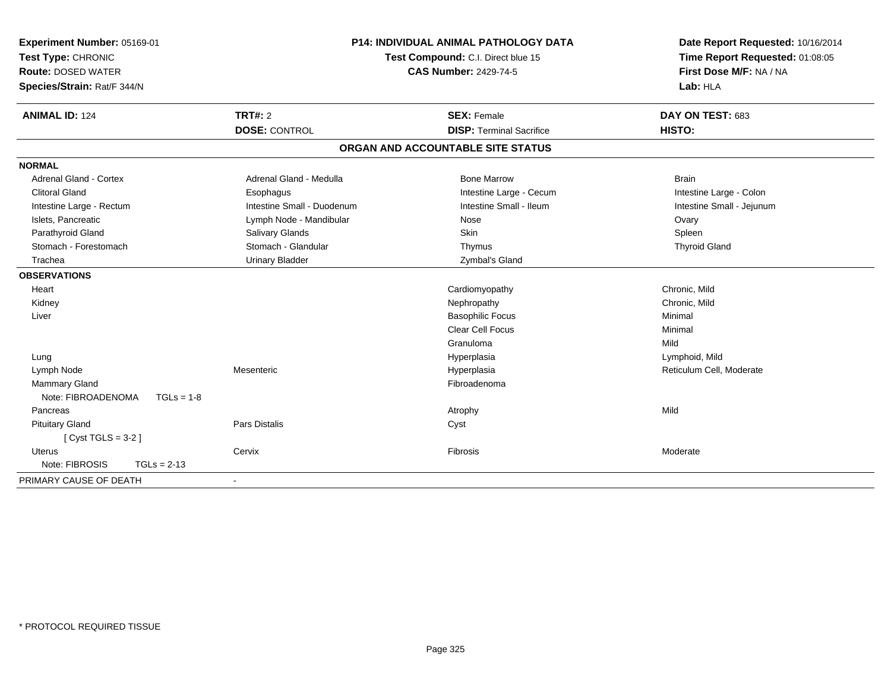**Experiment Number:** 05169-01
**Test Type:** CHRONIC
**Route:** DOSED WATER
**Species/Strain:** Rat/F 344/N

**P14: INDIVIDUAL ANIMAL PATHOLOGY DATA**
**Test Compound:** C.I. Direct blue 15
**CAS Number:** 2429-74-5

**Date Report Requested:** 10/16/2014
**Time Report Requested:** 01:08:05
**First Dose M/F:** NA / NA
**Lab:** HLA

| **ANIMAL ID:** 124 | **TRT#:** 2 | **SEX:** Female | **DAY ON TEST:** 683 |
|---|---|---|---|
| | **DOSE:** CONTROL | **DISP:** Terminal Sacrifice | **HISTO:** |

## ORGAN AND ACCOUNTABLE SITE STATUS

**NORMAL**

| | | | |
|---|---|---|---|
| Adrenal Gland - Cortex | Adrenal Gland - Medulla | Bone Marrow | Brain |
| Clitoral Gland | Esophagus | Intestine Large - Cecum | Intestine Large - Colon |
| Intestine Large - Rectum | Intestine Small - Duodenum | Intestine Small - Ileum | Intestine Small - Jejunum |
| Islets, Pancreatic | Lymph Node - Mandibular | Nose | Ovary |
| Parathyroid Gland | Salivary Glands | Skin | Spleen |
| Stomach - Forestomach | Stomach - Glandular | Thymus | Thyroid Gland |
| Trachea | Urinary Bladder | Zymbal's Gland | |

**OBSERVATIONS**

| | | | |
|---|---|---|---|
| Heart | | Cardiomyopathy | Chronic, Mild |
| Kidney | | Nephropathy | Chronic, Mild |
| Liver | | Basophilic Focus | Minimal |
| | | Clear Cell Focus | Minimal |
| | | Granuloma | Mild |
| Lung | | Hyperplasia | Lymphoid, Mild |
| Lymph Node | Mesenteric | Hyperplasia | Reticulum Cell, Moderate |
| Mammary Gland | | Fibroadenoma | |
| Note: FIBROADENOMA TGLs = 1-8 | | | |
| Pancreas | | Atrophy | Mild |
| Pituitary Gland | Pars Distalis | Cyst | |
| [ Cyst TGLS = 3-2 ] | | | |
| Uterus | Cervix | Fibrosis | Moderate |
| Note: FIBROSIS TGLs = 2-13 | | | |

PRIMARY CAUSE OF DEATH -

* PROTOCOL REQUIRED TISSUE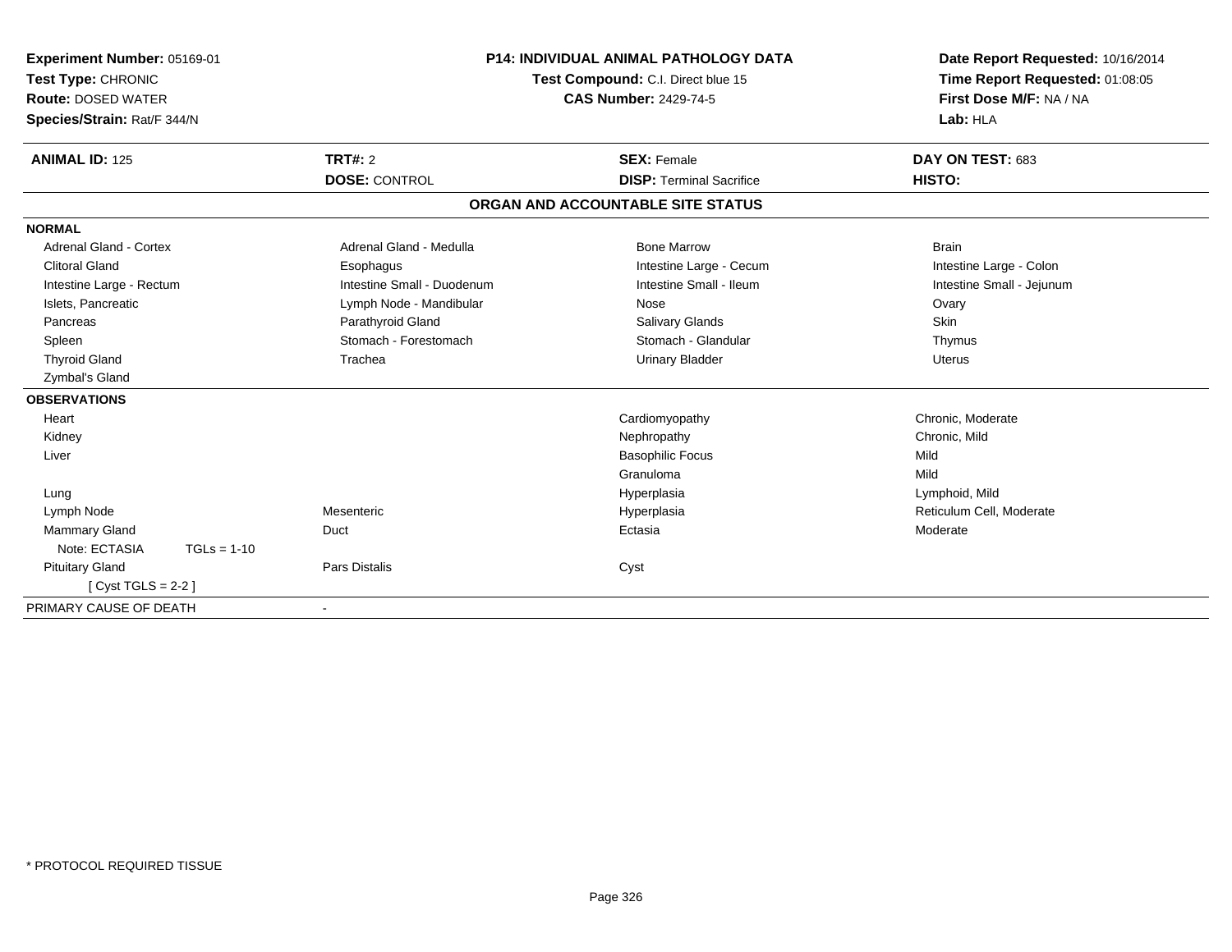**Experiment Number:** 05169-01
**Test Type:** CHRONIC
**Route:** DOSED WATER
**Species/Strain:** Rat/F 344/N

**P14: INDIVIDUAL ANIMAL PATHOLOGY DATA**
**Test Compound:** C.I. Direct blue 15
**CAS Number:** 2429-74-5

**Date Report Requested:** 10/16/2014
**Time Report Requested:** 01:08:05
**First Dose M/F:** NA / NA
**Lab:** HLA

| **ANIMAL ID:** 125 | **TRT#:** 2 | **SEX:** Female | **DAY ON TEST:** 683 |
|---|---|---|---|
| | **DOSE:** CONTROL | **DISP:** Terminal Sacrifice | **HISTO:** |

## ORGAN AND ACCOUNTABLE SITE STATUS

**NORMAL**

| | | | |
|---|---|---|---|
| Adrenal Gland - Cortex | Adrenal Gland - Medulla | Bone Marrow | Brain |
| Clitoral Gland | Esophagus | Intestine Large - Cecum | Intestine Large - Colon |
| Intestine Large - Rectum | Intestine Small - Duodenum | Intestine Small - Ileum | Intestine Small - Jejunum |
| Islets, Pancreatic | Lymph Node - Mandibular | Nose | Ovary |
| Pancreas | Parathyroid Gland | Salivary Glands | Skin |
| Spleen | Stomach - Forestomach | Stomach - Glandular | Thymus |
| Thyroid Gland | Trachea | Urinary Bladder | Uterus |
| Zymbal's Gland | | | |

**OBSERVATIONS**

| | | | |
|---|---|---|---|
| Heart | | Cardiomyopathy | Chronic, Moderate |
| Kidney | | Nephropathy | Chronic, Mild |
| Liver | | Basophilic Focus | Mild |
| | | Granuloma | Mild |
| Lung | | Hyperplasia | Lymphoid, Mild |
| Lymph Node | Mesenteric | Hyperplasia | Reticulum Cell, Moderate |
| Mammary Gland | Duct | Ectasia | Moderate |
| Note: ECTASIA TGLs = 1-10 | | | |
| Pituitary Gland | Pars Distalis | Cyst | |
| [ Cyst TGLS = 2-2 ] | | | |

PRIMARY CAUSE OF DEATH -

* PROTOCOL REQUIRED TISSUE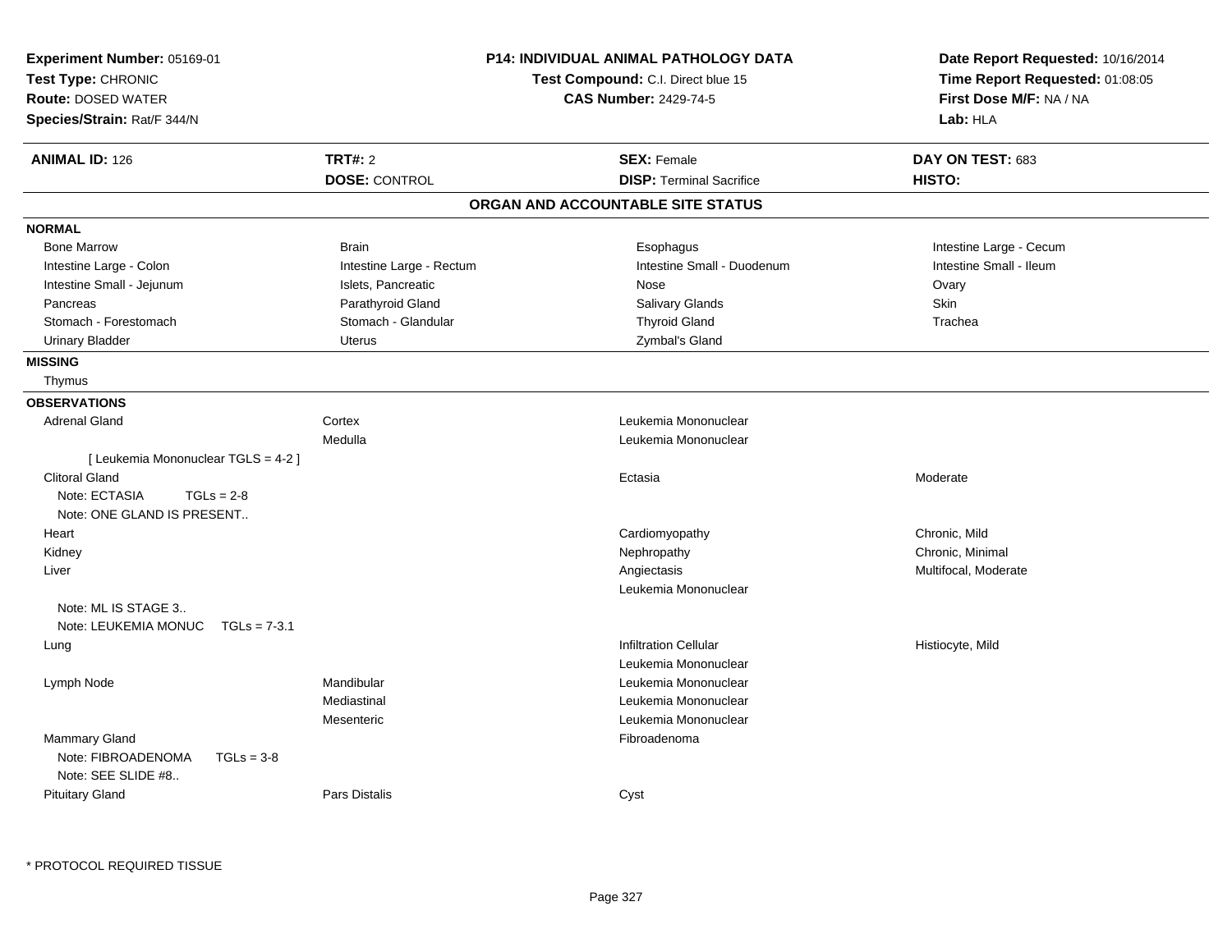**Experiment Number:** 05169-01
**Test Type:** CHRONIC
**Route:** DOSED WATER
**Species/Strain:** Rat/F 344/N

**P14: INDIVIDUAL ANIMAL PATHOLOGY DATA**
**Test Compound:** C.I. Direct blue 15
**CAS Number:** 2429-74-5

**Date Report Requested:** 10/16/2014
**Time Report Requested:** 01:08:05
**First Dose M/F:** NA / NA
**Lab:** HLA

| **ANIMAL ID:** 126 | **TRT#:** 2 | **SEX:** Female | **DAY ON TEST:** 683 |
|---|---|---|---|
| | **DOSE:** CONTROL | **DISP:** Terminal Sacrifice | **HISTO:** |

## ORGAN AND ACCOUNTABLE SITE STATUS

**NORMAL**

| | | | |
|---|---|---|---|
| Bone Marrow | Brain | Esophagus | Intestine Large - Cecum |
| Intestine Large - Colon | Intestine Large - Rectum | Intestine Small - Duodenum | Intestine Small - Ileum |
| Intestine Small - Jejunum | Islets, Pancreatic | Nose | Ovary |
| Pancreas | Parathyroid Gland | Salivary Glands | Skin |
| Stomach - Forestomach | Stomach - Glandular | Thyroid Gland | Trachea |
| Urinary Bladder | Uterus | Zymbal's Gland | |

**MISSING**

Thymus

**OBSERVATIONS**

| | | | |
|---|---|---|---|
| Adrenal Gland | Cortex | Leukemia Mononuclear | |
| | Medulla | Leukemia Mononuclear | |
| [ Leukemia Mononuclear TGLS = 4-2 ] | | | |
| Clitoral Gland | | Ectasia | Moderate |
| Note: ECTASIA TGLs = 2-8 | | | |
| Note: ONE GLAND IS PRESENT.. | | | |
| Heart | | Cardiomyopathy | Chronic, Mild |
| Kidney | | Nephropathy | Chronic, Minimal |
| Liver | | Angiectasis | Multifocal, Moderate |
| | | Leukemia Mononuclear | |
| Note: ML IS STAGE 3.. | | | |
| Note: LEUKEMIA MONUC TGLs = 7-3.1 | | | |
| Lung | | Infiltration Cellular | Histiocyte, Mild |
| | | Leukemia Mononuclear | |
| Lymph Node | Mandibular | Leukemia Mononuclear | |
| | Mediastinal | Leukemia Mononuclear | |
| | Mesenteric | Leukemia Mononuclear | |
| Mammary Gland | | Fibroadenoma | |
| Note: FIBROADENOMA TGLs = 3-8 | | | |
| Note: SEE SLIDE #8.. | | | |
| Pituitary Gland | Pars Distalis | Cyst | |

* PROTOCOL REQUIRED TISSUE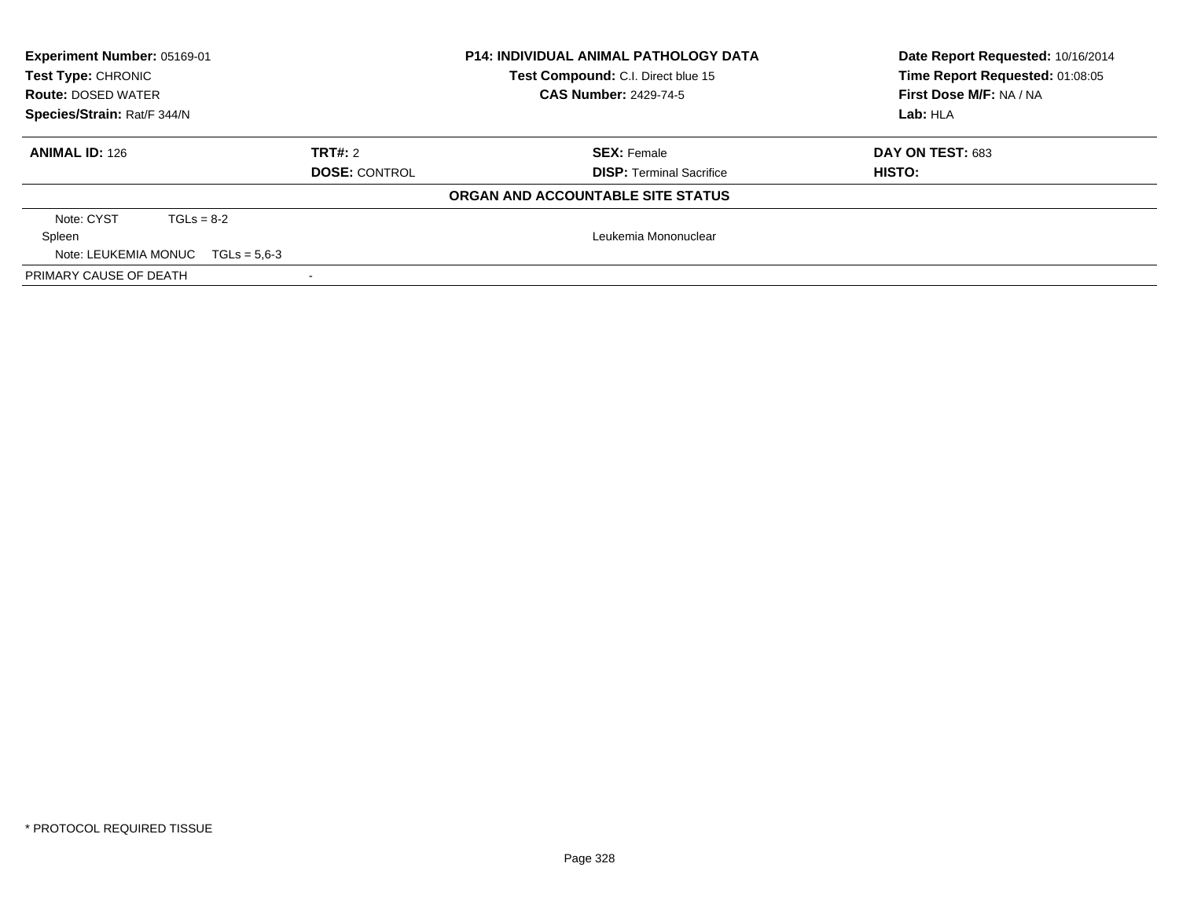**Experiment Number:** 05169-01
**Test Type:** CHRONIC
**Route:** DOSED WATER
**Species/Strain:** Rat/F 344/N

**P14: INDIVIDUAL ANIMAL PATHOLOGY DATA**
**Test Compound:** C.I. Direct blue 15
**CAS Number:** 2429-74-5

**Date Report Requested:** 10/16/2014
**Time Report Requested:** 01:08:05
**First Dose M/F:** NA / NA
**Lab:** HLA

| **ANIMAL ID:** 126 | **TRT#:** 2 | **SEX:** Female | **DAY ON TEST:** 683 |
|---|---|---|---|
| | **DOSE:** CONTROL | **DISP:** Terminal Sacrifice | **HISTO:** |

**ORGAN AND ACCOUNTABLE SITE STATUS**

| | | |
|---|---|---|
| Note: CYST TGLs = 8-2 | | |
| Spleen | | Leukemia Mononuclear |
| Note: LEUKEMIA MONUC TGLs = 5,6-3 | | |
| PRIMARY CAUSE OF DEATH | - | |

* PROTOCOL REQUIRED TISSUE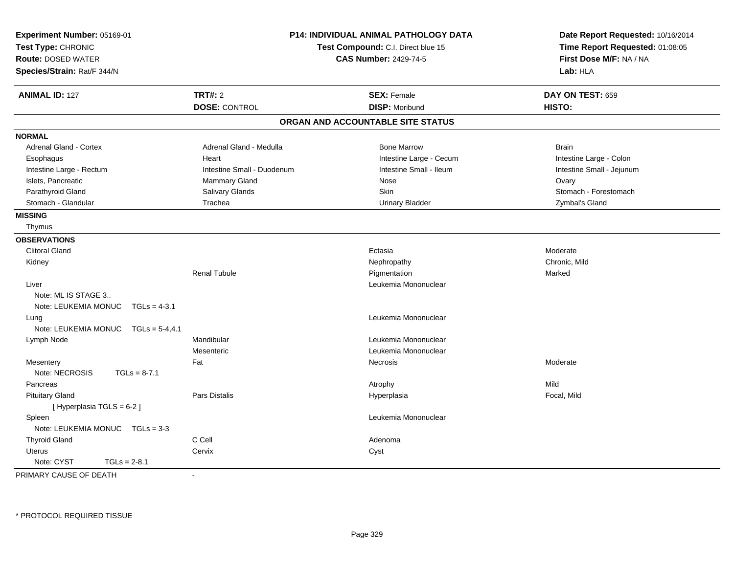**Experiment Number:** 05169-01
**Test Type:** CHRONIC
**Route:** DOSED WATER
**Species/Strain:** Rat/F 344/N

**P14: INDIVIDUAL ANIMAL PATHOLOGY DATA**
**Test Compound:** C.I. Direct blue 15
**CAS Number:** 2429-74-5

**Date Report Requested:** 10/16/2014
**Time Report Requested:** 01:08:05
**First Dose M/F:** NA / NA
**Lab:** HLA

| **ANIMAL ID:** 127 | **TRT#:** 2 | **SEX:** Female | **DAY ON TEST:** 659 |
|---|---|---|---|
| | **DOSE:** CONTROL | **DISP:** Moribund | **HISTO:** |

## ORGAN AND ACCOUNTABLE SITE STATUS

**NORMAL**

| | | | |
|---|---|---|---|
| Adrenal Gland - Cortex | Adrenal Gland - Medulla | Bone Marrow | Brain |
| Esophagus | Heart | Intestine Large - Cecum | Intestine Large - Colon |
| Intestine Large - Rectum | Intestine Small - Duodenum | Intestine Small - Ileum | Intestine Small - Jejunum |
| Islets, Pancreatic | Mammary Gland | Nose | Ovary |
| Parathyroid Gland | Salivary Glands | Skin | Stomach - Forestomach |
| Stomach - Glandular | Trachea | Urinary Bladder | Zymbal's Gland |

**MISSING**

Thymus

**OBSERVATIONS**

| | | | |
|---|---|---|---|
| Clitoral Gland | | Ectasia | Moderate |
| Kidney | | Nephropathy | Chronic, Mild |
| | Renal Tubule | Pigmentation | Marked |
| Liver | | Leukemia Mononuclear | |
| Note: ML IS STAGE 3.. | | | |
| Note: LEUKEMIA MONUC TGLs = 4-3.1 | | | |
| Lung | | Leukemia Mononuclear | |
| Note: LEUKEMIA MONUC TGLs = 5-4,4.1 | | | |
| Lymph Node | Mandibular | Leukemia Mononuclear | |
| | Mesenteric | Leukemia Mononuclear | |
| Mesentery | Fat | Necrosis | Moderate |
| Note: NECROSIS TGLs = 8-7.1 | | | |
| Pancreas | | Atrophy | Mild |
| Pituitary Gland | Pars Distalis | Hyperplasia | Focal, Mild |
| [ Hyperplasia TGLS = 6-2 ] | | | |
| Spleen | | Leukemia Mononuclear | |
| Note: LEUKEMIA MONUC TGLs = 3-3 | | | |
| Thyroid Gland | C Cell | Adenoma | |
| Uterus | Cervix | Cyst | |
| Note: CYST TGLs = 2-8.1 | | | |

PRIMARY CAUSE OF DEATH -

\* PROTOCOL REQUIRED TISSUE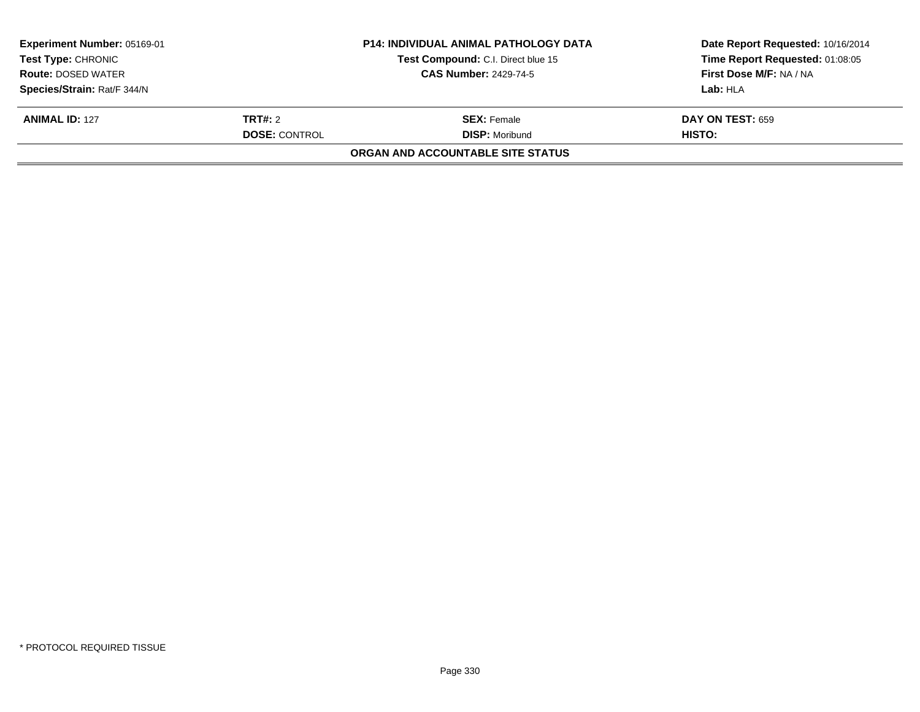**Experiment Number:** 05169-01
**Test Type:** CHRONIC
**Route:** DOSED WATER
**Species/Strain:** Rat/F 344/N

**P14: INDIVIDUAL ANIMAL PATHOLOGY DATA**
**Test Compound:** C.I. Direct blue 15
**CAS Number:** 2429-74-5

**Date Report Requested:** 10/16/2014
**Time Report Requested:** 01:08:05
**First Dose M/F:** NA / NA
**Lab:** HLA

| **ANIMAL ID:** 127 | **TRT#:** 2 | **SEX:** Female | **DAY ON TEST:** 659 |
|---|---|---|---|
| | **DOSE:** CONTROL | **DISP:** Moribund | **HISTO:** |

**ORGAN AND ACCOUNTABLE SITE STATUS**

* PROTOCOL REQUIRED TISSUE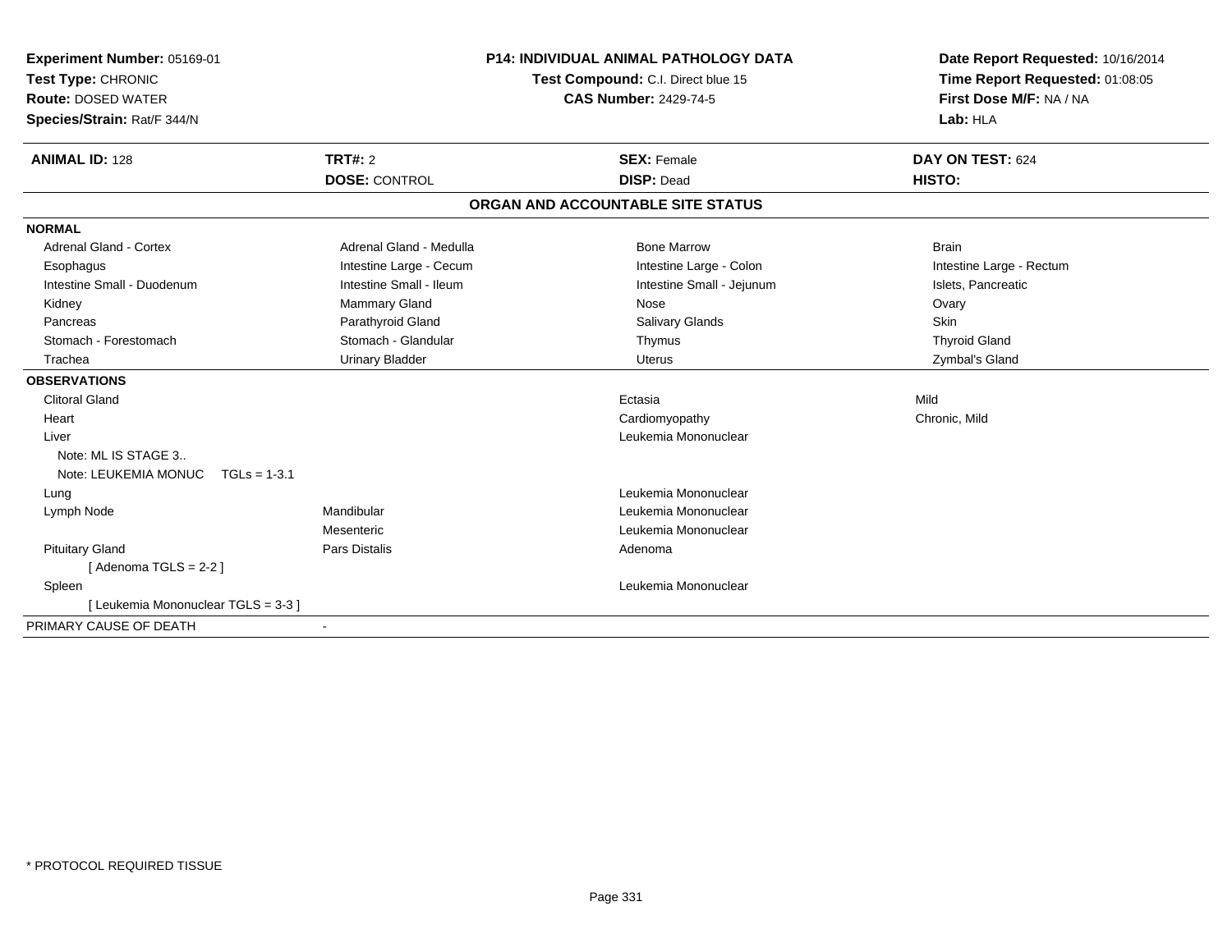**Experiment Number:** 05169-01
**Test Type:** CHRONIC
**Route:** DOSED WATER
**Species/Strain:** Rat/F 344/N

**P14: INDIVIDUAL ANIMAL PATHOLOGY DATA**
**Test Compound:** C.I. Direct blue 15
**CAS Number:** 2429-74-5

**Date Report Requested:** 10/16/2014
**Time Report Requested:** 01:08:05
**First Dose M/F:** NA / NA
**Lab:** HLA

| **ANIMAL ID:** 128 | **TRT#:** 2 | **SEX:** Female | **DAY ON TEST:** 624 |
|---|---|---|---|
| | **DOSE:** CONTROL | **DISP:** Dead | **HISTO:** |

**ORGAN AND ACCOUNTABLE SITE STATUS**

**NORMAL**

| | | | |
|---|---|---|---|
| Adrenal Gland - Cortex | Adrenal Gland - Medulla | Bone Marrow | Brain |
| Esophagus | Intestine Large - Cecum | Intestine Large - Colon | Intestine Large - Rectum |
| Intestine Small - Duodenum | Intestine Small - Ileum | Intestine Small - Jejunum | Islets, Pancreatic |
| Kidney | Mammary Gland | Nose | Ovary |
| Pancreas | Parathyroid Gland | Salivary Glands | Skin |
| Stomach - Forestomach | Stomach - Glandular | Thymus | Thyroid Gland |
| Trachea | Urinary Bladder | Uterus | Zymbal's Gland |

**OBSERVATIONS**

| | | | |
|---|---|---|---|
| Clitoral Gland | | Ectasia | Mild |
| Heart | | Cardiomyopathy | Chronic, Mild |
| Liver | | Leukemia Mononuclear | |
| Note: ML IS STAGE 3.. | | | |
| Note: LEUKEMIA MONUC TGLs = 1-3.1 | | | |
| Lung | | Leukemia Mononuclear | |
| Lymph Node | Mandibular | Leukemia Mononuclear | |
| | Mesenteric | Leukemia Mononuclear | |
| Pituitary Gland | Pars Distalis | Adenoma | |
| [ Adenoma TGLS = 2-2 ] | | | |
| Spleen | | Leukemia Mononuclear | |
| [ Leukemia Mononuclear TGLS = 3-3 ] | | | |

PRIMARY CAUSE OF DEATH -

* PROTOCOL REQUIRED TISSUE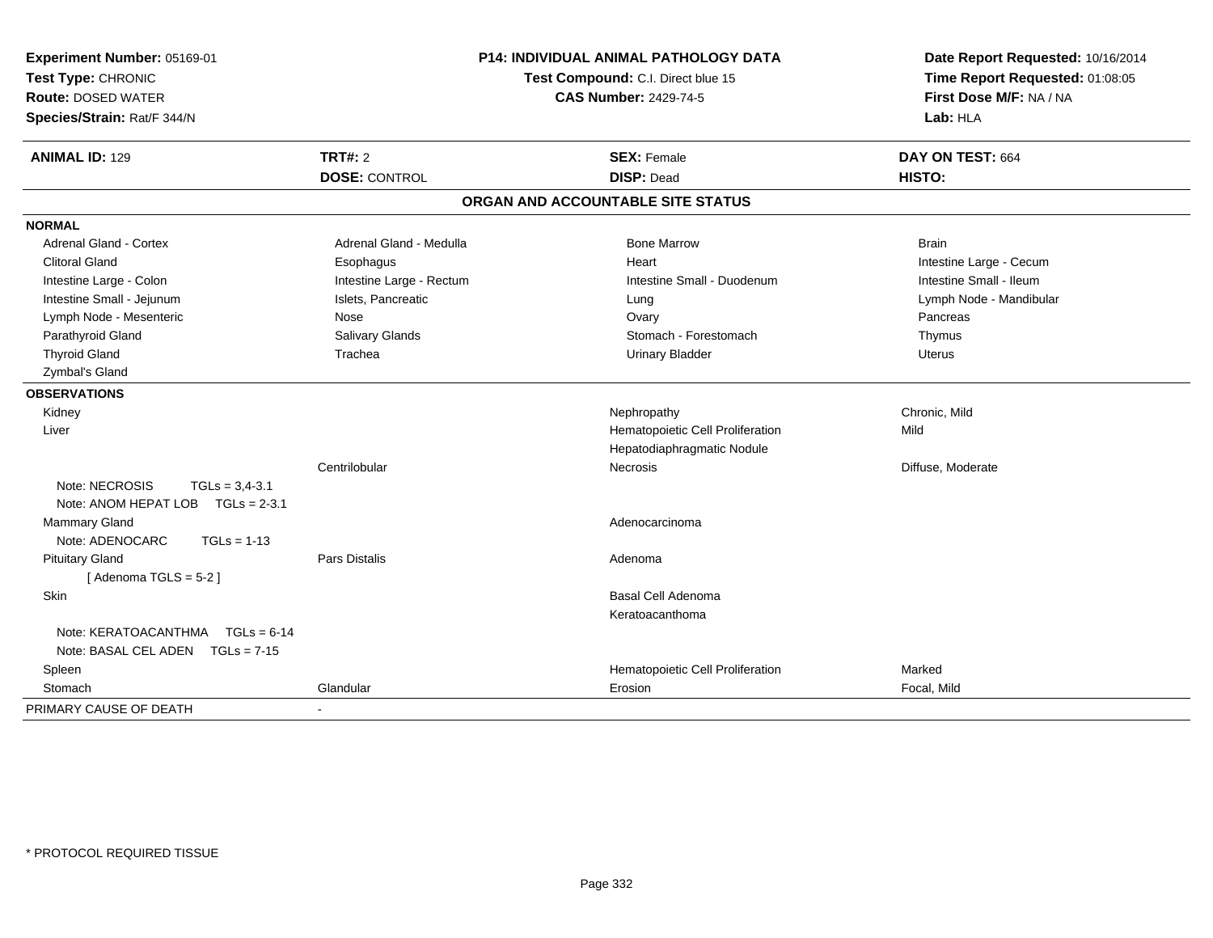**Experiment Number:** 05169-01
**Test Type:** CHRONIC
**Route:** DOSED WATER
**Species/Strain:** Rat/F 344/N

**P14: INDIVIDUAL ANIMAL PATHOLOGY DATA**
**Test Compound:** C.I. Direct blue 15
**CAS Number:** 2429-74-5

**Date Report Requested:** 10/16/2014
**Time Report Requested:** 01:08:05
**First Dose M/F:** NA / NA
**Lab:** HLA

| **ANIMAL ID:** 129 | **TRT#:** 2 | **SEX:** Female | **DAY ON TEST:** 664 |
|---|---|---|---|
| | **DOSE:** CONTROL | **DISP:** Dead | **HISTO:** |

## ORGAN AND ACCOUNTABLE SITE STATUS

**NORMAL**

| | | | |
|---|---|---|---|
| Adrenal Gland - Cortex | Adrenal Gland - Medulla | Bone Marrow | Brain |
| Clitoral Gland | Esophagus | Heart | Intestine Large - Cecum |
| Intestine Large - Colon | Intestine Large - Rectum | Intestine Small - Duodenum | Intestine Small - Ileum |
| Intestine Small - Jejunum | Islets, Pancreatic | Lung | Lymph Node - Mandibular |
| Lymph Node - Mesenteric | Nose | Ovary | Pancreas |
| Parathyroid Gland | Salivary Glands | Stomach - Forestomach | Thymus |
| Thyroid Gland | Trachea | Urinary Bladder | Uterus |
| Zymbal's Gland | | | |

**OBSERVATIONS**

| | | | |
|---|---|---|---|
| Kidney | | Nephropathy | Chronic, Mild |
| Liver | | Hematopoietic Cell Proliferation | Mild |
| | | Hepatodiaphragmatic Nodule | |
| | Centrilobular | Necrosis | Diffuse, Moderate |
| Note: NECROSIS TGLs = 3,4-3.1 | | | |
| Note: ANOM HEPAT LOB TGLs = 2-3.1 | | | |
| Mammary Gland | | Adenocarcinoma | |
| Note: ADENOCARC TGLs = 1-13 | | | |
| Pituitary Gland | Pars Distalis | Adenoma | |
| [ Adenoma TGLS = 5-2 ] | | | |
| Skin | | Basal Cell Adenoma | |
| | | Keratoacanthoma | |
| Note: KERATOACANTHMA TGLs = 6-14 | | | |
| Note: BASAL CEL ADEN TGLs = 7-15 | | | |
| Spleen | | Hematopoietic Cell Proliferation | Marked |
| Stomach | Glandular | Erosion | Focal, Mild |

PRIMARY CAUSE OF DEATH -

\* PROTOCOL REQUIRED TISSUE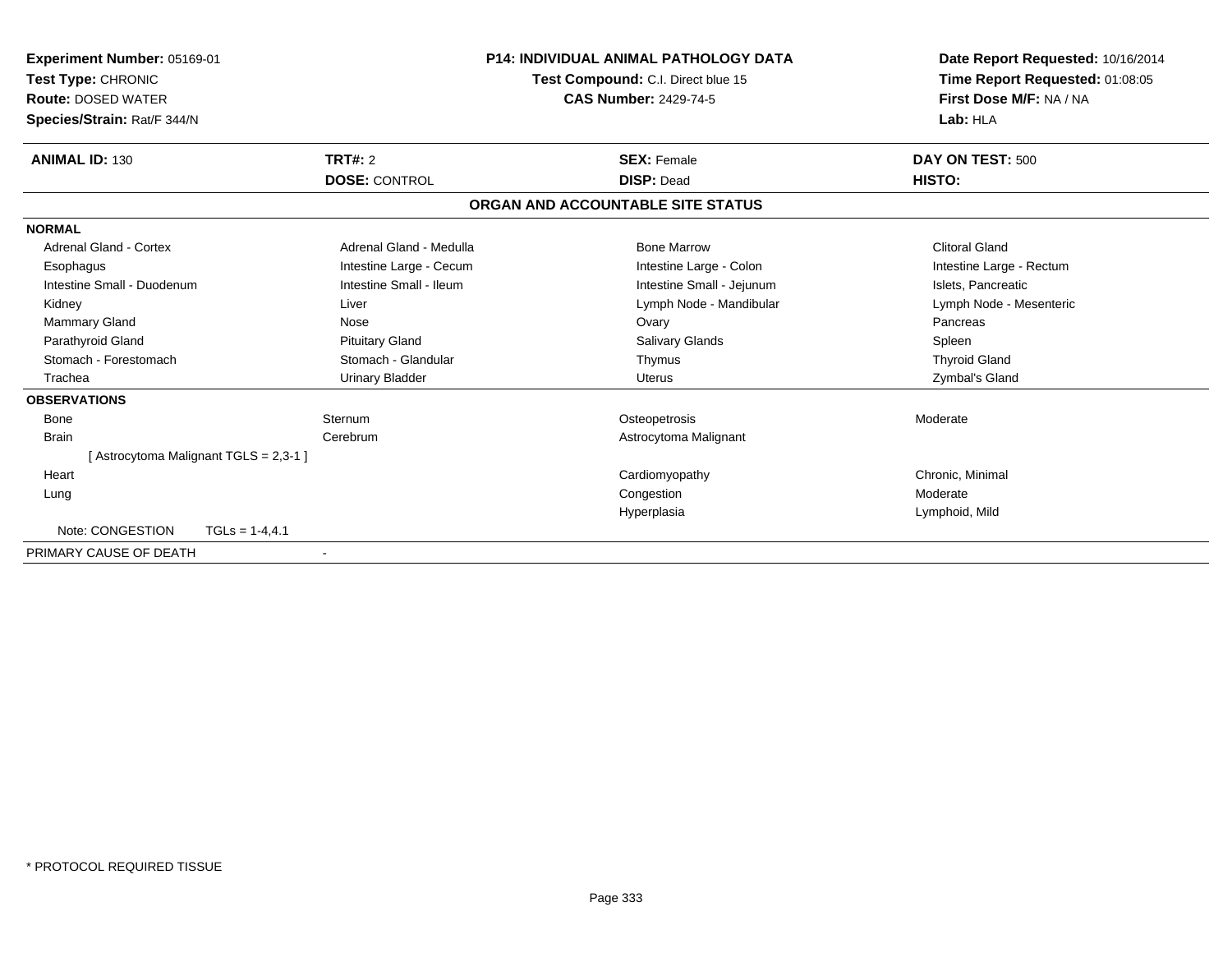**Experiment Number:** 05169-01
**Test Type:** CHRONIC
**Route:** DOSED WATER
**Species/Strain:** Rat/F 344/N

**P14: INDIVIDUAL ANIMAL PATHOLOGY DATA**
**Test Compound:** C.I. Direct blue 15
**CAS Number:** 2429-74-5

**Date Report Requested:** 10/16/2014
**Time Report Requested:** 01:08:05
**First Dose M/F:** NA / NA
**Lab:** HLA

| **ANIMAL ID:** 130 | **TRT#:** 2 | **SEX:** Female | **DAY ON TEST:** 500 |
|---|---|---|---|
| | **DOSE:** CONTROL | **DISP:** Dead | **HISTO:** |

## ORGAN AND ACCOUNTABLE SITE STATUS

**NORMAL**

| | | | |
|---|---|---|---|
| Adrenal Gland - Cortex | Adrenal Gland - Medulla | Bone Marrow | Clitoral Gland |
| Esophagus | Intestine Large - Cecum | Intestine Large - Colon | Intestine Large - Rectum |
| Intestine Small - Duodenum | Intestine Small - Ileum | Intestine Small - Jejunum | Islets, Pancreatic |
| Kidney | Liver | Lymph Node - Mandibular | Lymph Node - Mesenteric |
| Mammary Gland | Nose | Ovary | Pancreas |
| Parathyroid Gland | Pituitary Gland | Salivary Glands | Spleen |
| Stomach - Forestomach | Stomach - Glandular | Thymus | Thyroid Gland |
| Trachea | Urinary Bladder | Uterus | Zymbal's Gland |

**OBSERVATIONS**

| | | | |
|---|---|---|---|
| Bone | Sternum | Osteopetrosis | Moderate |
| Brain | Cerebrum | Astrocytoma Malignant | |
| [ Astrocytoma Malignant TGLS = 2,3-1 ] | | | |
| Heart | | Cardiomyopathy | Chronic, Minimal |
| Lung | | Congestion | Moderate |
| | | Hyperplasia | Lymphoid, Mild |
| Note: CONGESTION TGLs = 1-4,4.1 | | | |

PRIMARY CAUSE OF DEATH -

* PROTOCOL REQUIRED TISSUE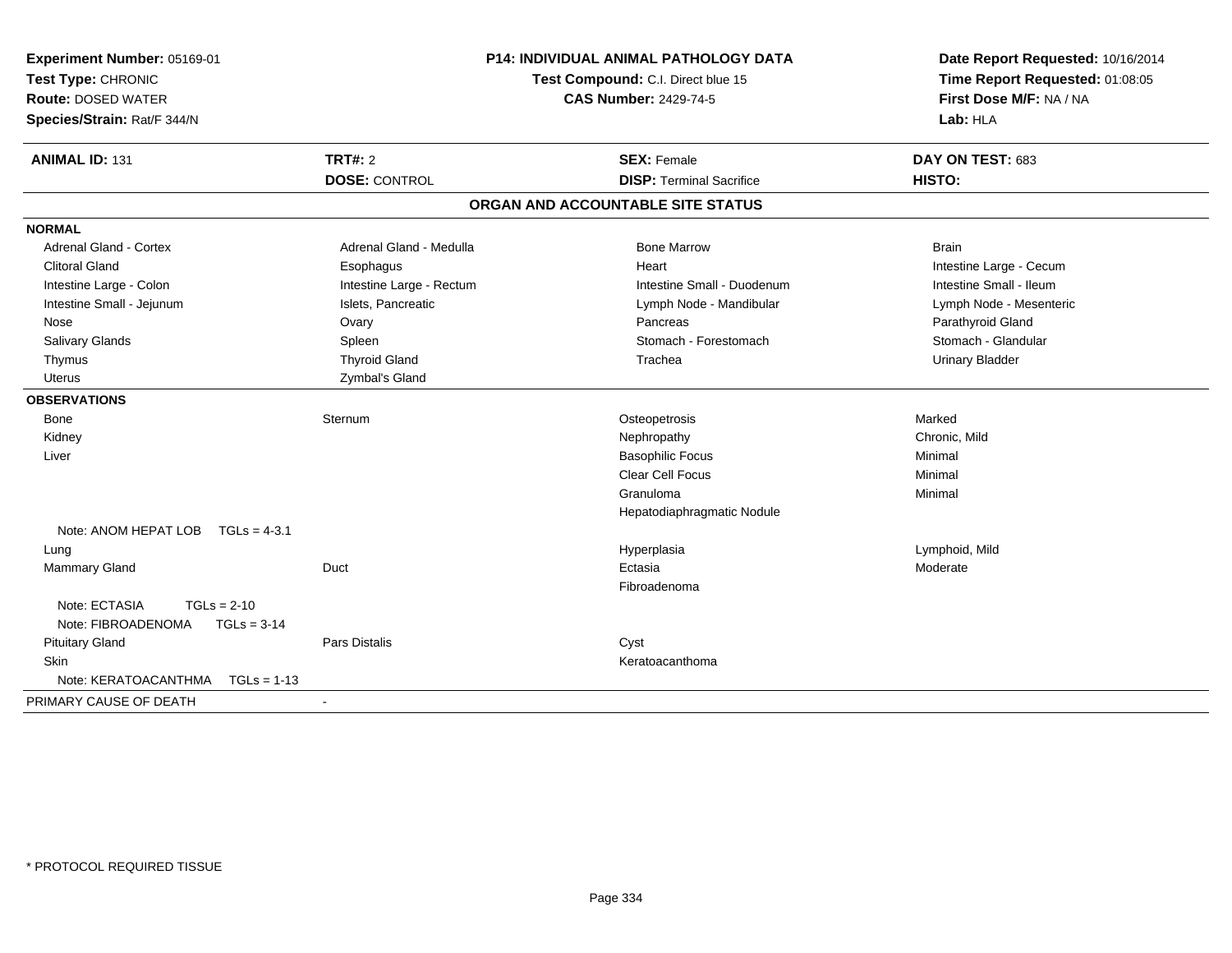**Experiment Number:** 05169-01
**Test Type:** CHRONIC
**Route:** DOSED WATER
**Species/Strain:** Rat/F 344/N

**P14: INDIVIDUAL ANIMAL PATHOLOGY DATA**
**Test Compound:** C.I. Direct blue 15
**CAS Number:** 2429-74-5

**Date Report Requested:** 10/16/2014
**Time Report Requested:** 01:08:05
**First Dose M/F:** NA / NA
**Lab:** HLA

| **ANIMAL ID:** 131 | **TRT#:** 2 | **SEX:** Female | **DAY ON TEST:** 683 |
|---|---|---|---|
| | **DOSE:** CONTROL | **DISP:** Terminal Sacrifice | **HISTO:** |

## ORGAN AND ACCOUNTABLE SITE STATUS

**NORMAL**

| | | | |
|---|---|---|---|
| Adrenal Gland - Cortex | Adrenal Gland - Medulla | Bone Marrow | Brain |
| Clitoral Gland | Esophagus | Heart | Intestine Large - Cecum |
| Intestine Large - Colon | Intestine Large - Rectum | Intestine Small - Duodenum | Intestine Small - Ileum |
| Intestine Small - Jejunum | Islets, Pancreatic | Lymph Node - Mandibular | Lymph Node - Mesenteric |
| Nose | Ovary | Pancreas | Parathyroid Gland |
| Salivary Glands | Spleen | Stomach - Forestomach | Stomach - Glandular |
| Thymus | Thyroid Gland | Trachea | Urinary Bladder |
| Uterus | Zymbal's Gland | | |

**OBSERVATIONS**

| | | | |
|---|---|---|---|
| Bone | Sternum | Osteopetrosis | Marked |
| Kidney | | Nephropathy | Chronic, Mild |
| Liver | | Basophilic Focus | Minimal |
| | | Clear Cell Focus | Minimal |
| | | Granuloma | Minimal |
| | | Hepatodiaphragmatic Nodule | |
| Note: ANOM HEPAT LOB TGLs = 4-3.1 | | | |
| Lung | | Hyperplasia | Lymphoid, Mild |
| Mammary Gland | Duct | Ectasia | Moderate |
| | | Fibroadenoma | |
| Note: ECTASIA TGLs = 2-10 | | | |
| Note: FIBROADENOMA TGLs = 3-14 | | | |
| Pituitary Gland | Pars Distalis | Cyst | |
| Skin | | Keratoacanthoma | |
| Note: KERATOACANTHMA TGLs = 1-13 | | | |

PRIMARY CAUSE OF DEATH -

\* PROTOCOL REQUIRED TISSUE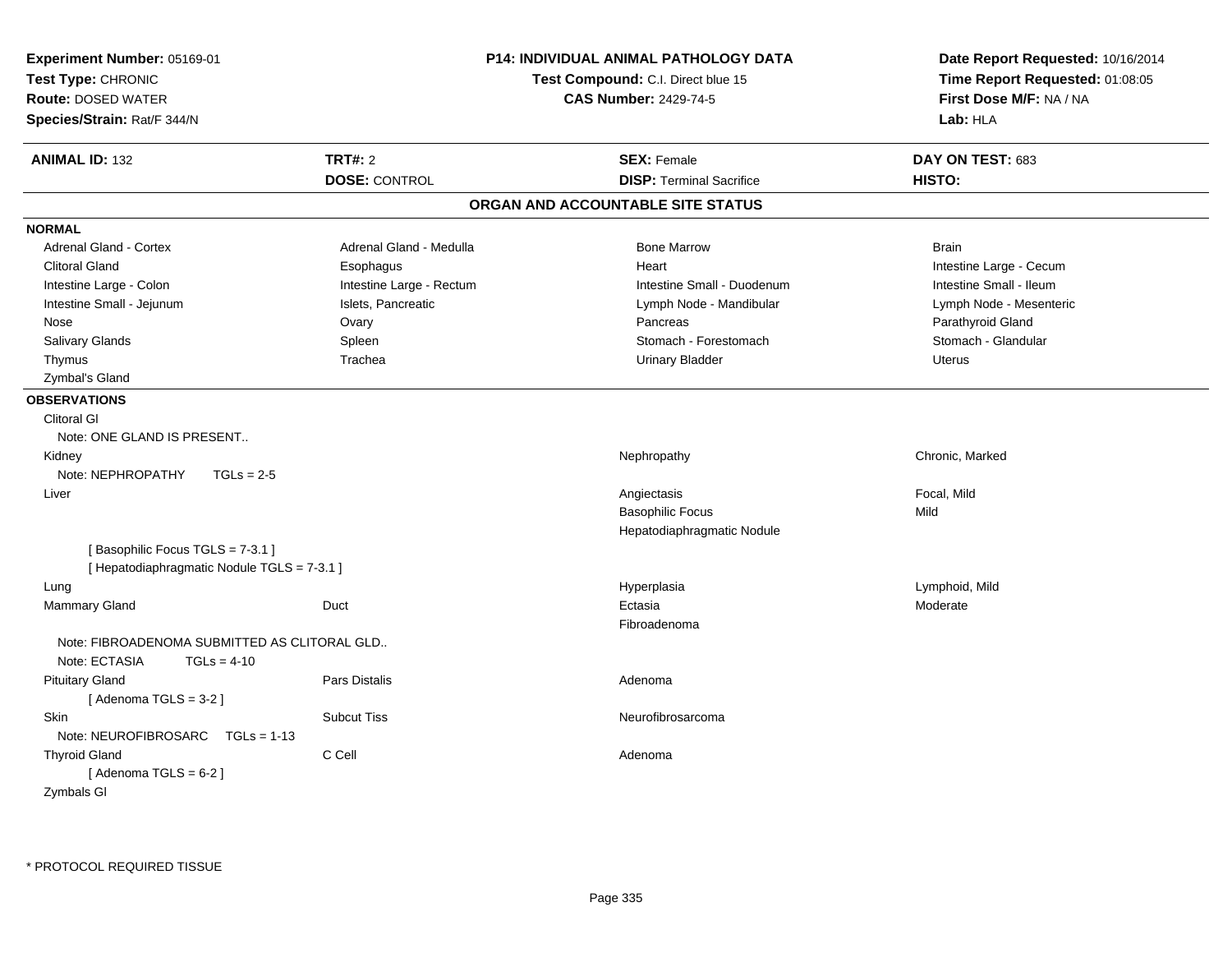**Experiment Number:** 05169-01
**Test Type:** CHRONIC
**Route:** DOSED WATER
**Species/Strain:** Rat/F 344/N

**P14: INDIVIDUAL ANIMAL PATHOLOGY DATA**
**Test Compound:** C.I. Direct blue 15
**CAS Number:** 2429-74-5

**Date Report Requested:** 10/16/2014
**Time Report Requested:** 01:08:05
**First Dose M/F:** NA / NA
**Lab:** HLA

| **ANIMAL ID:** 132 | **TRT#:** 2 | **SEX:** Female | **DAY ON TEST:** 683 |
|---|---|---|---|
| | **DOSE:** CONTROL | **DISP:** Terminal Sacrifice | **HISTO:** |

## ORGAN AND ACCOUNTABLE SITE STATUS

**NORMAL**

| | | | |
|---|---|---|---|
| Adrenal Gland - Cortex | Adrenal Gland - Medulla | Bone Marrow | Brain |
| Clitoral Gland | Esophagus | Heart | Intestine Large - Cecum |
| Intestine Large - Colon | Intestine Large - Rectum | Intestine Small - Duodenum | Intestine Small - Ileum |
| Intestine Small - Jejunum | Islets, Pancreatic | Lymph Node - Mandibular | Lymph Node - Mesenteric |
| Nose | Ovary | Pancreas | Parathyroid Gland |
| Salivary Glands | Spleen | Stomach - Forestomach | Stomach - Glandular |
| Thymus | Trachea | Urinary Bladder | Uterus |
| Zymbal's Gland | | | |

**OBSERVATIONS**

| | | | |
|---|---|---|---|
| Clitoral Gl | | | |
| Note: ONE GLAND IS PRESENT.. | | | |
| Kidney | | Nephropathy | Chronic, Marked |
| Note: NEPHROPATHY TGLs = 2-5 | | | |
| Liver | | Angiectasis | Focal, Mild |
| | | Basophilic Focus | Mild |
| | | Hepatodiaphragmatic Nodule | |
| [ Basophilic Focus TGLS = 7-3.1 ] | | | |
| [ Hepatodiaphragmatic Nodule TGLS = 7-3.1 ] | | | |
| Lung | | Hyperplasia | Lymphoid, Mild |
| Mammary Gland | Duct | Ectasia | Moderate |
| | | Fibroadenoma | |
| Note: FIBROADENOMA SUBMITTED AS CLITORAL GLD.. | | | |
| Note: ECTASIA TGLs = 4-10 | | | |
| Pituitary Gland | Pars Distalis | Adenoma | |
| [ Adenoma TGLS = 3-2 ] | | | |
| Skin | Subcut Tiss | Neurofibrosarcoma | |
| Note: NEUROFIBROSARC TGLs = 1-13 | | | |
| Thyroid Gland | C Cell | Adenoma | |
| [ Adenoma TGLS = 6-2 ] | | | |
| Zymbals Gl | | | |

* PROTOCOL REQUIRED TISSUE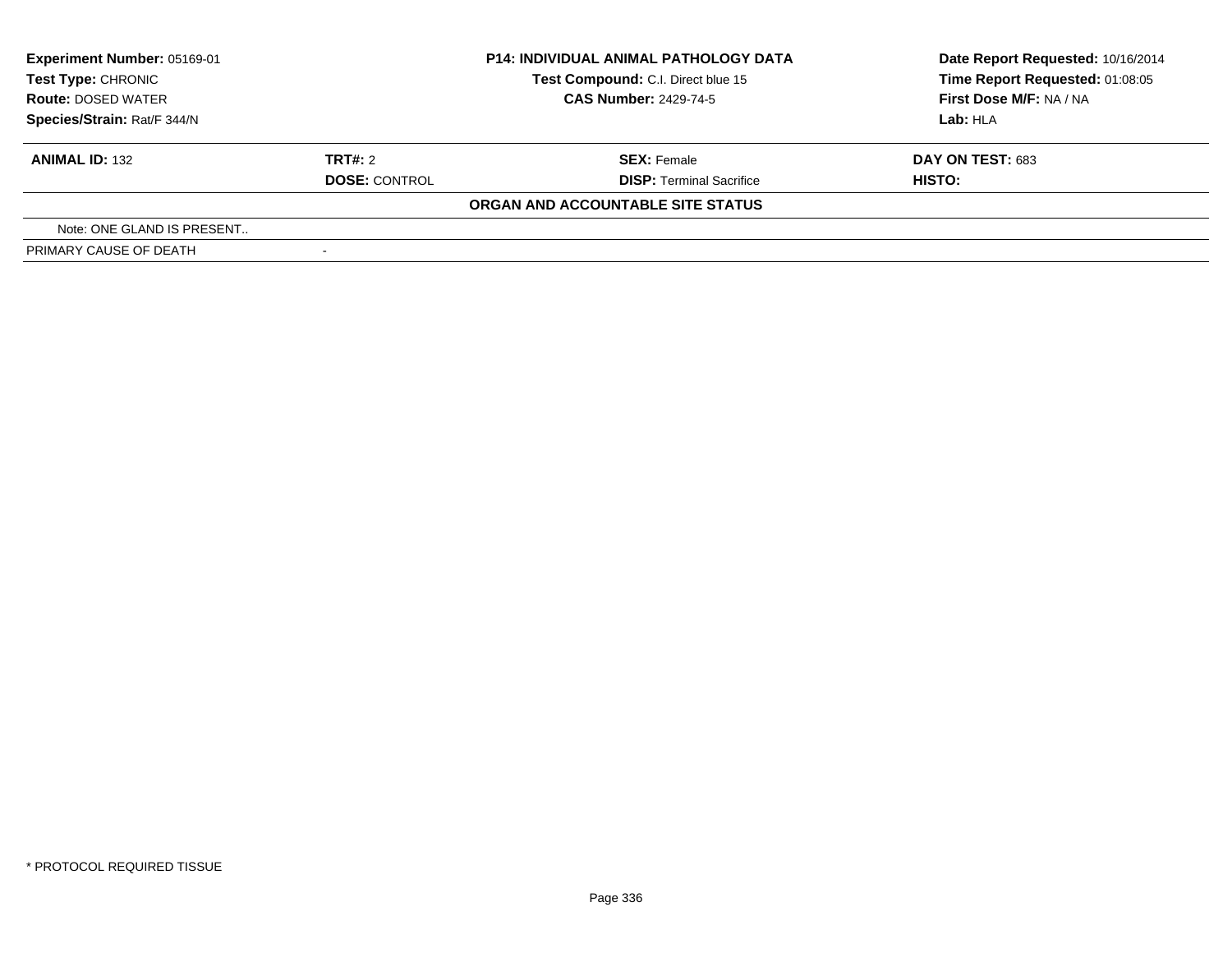**Experiment Number:** 05169-01
**Test Type:** CHRONIC
**Route:** DOSED WATER
**Species/Strain:** Rat/F 344/N

**P14: INDIVIDUAL ANIMAL PATHOLOGY DATA**
**Test Compound:** C.I. Direct blue 15
**CAS Number:** 2429-74-5

**Date Report Requested:** 10/16/2014
**Time Report Requested:** 01:08:05
**First Dose M/F:** NA / NA
**Lab:** HLA

| **ANIMAL ID:** 132 | **TRT#:** 2 | **SEX:** Female | **DAY ON TEST:** 683 |
|---|---|---|---|
| | **DOSE:** CONTROL | **DISP:** Terminal Sacrifice | **HISTO:** |

**ORGAN AND ACCOUNTABLE SITE STATUS**

| | |
|---|---|
| Note: ONE GLAND IS PRESENT.. | |
| PRIMARY CAUSE OF DEATH | - |

\* PROTOCOL REQUIRED TISSUE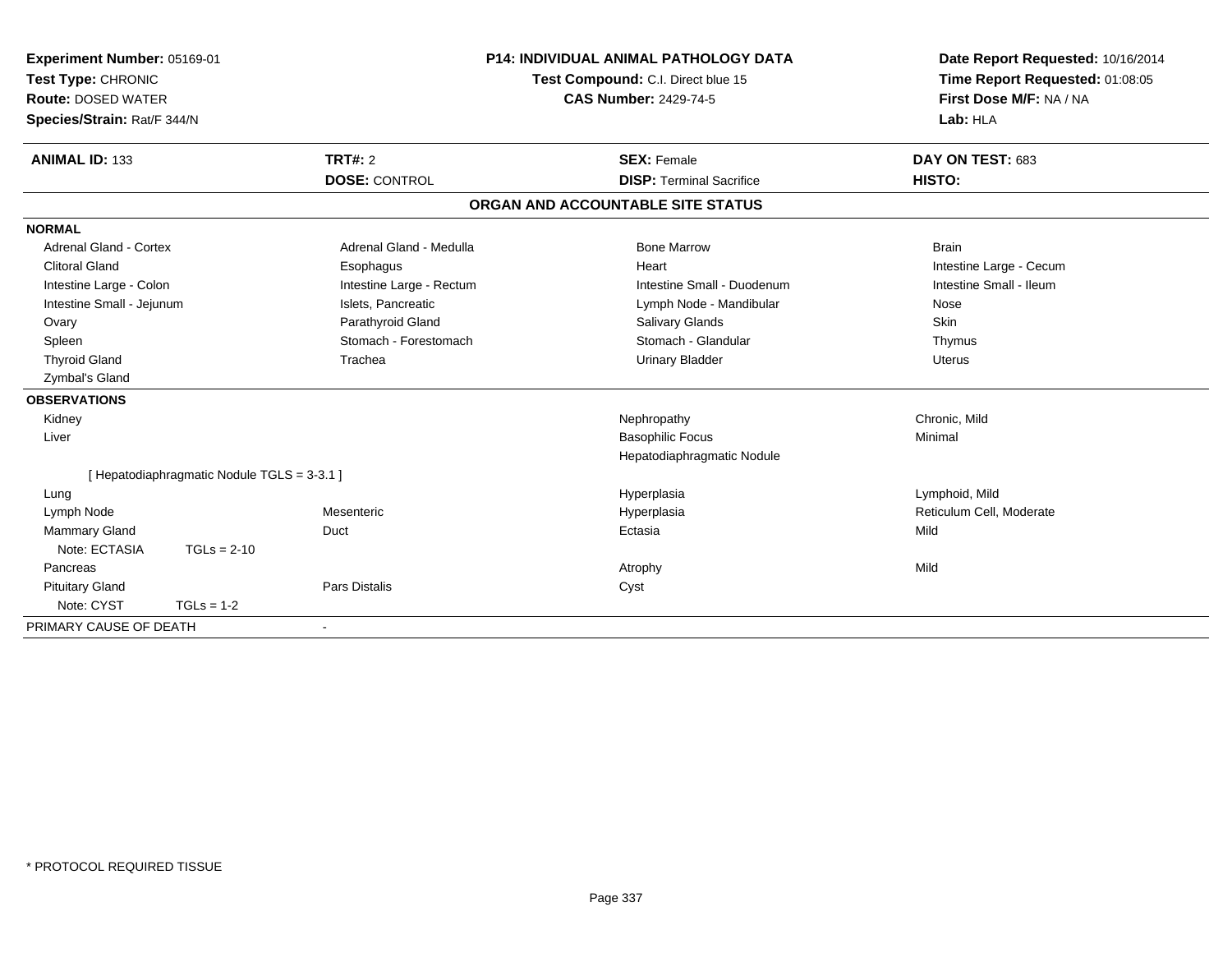**Experiment Number:** 05169-01
**Test Type:** CHRONIC
**Route:** DOSED WATER
**Species/Strain:** Rat/F 344/N

**P14: INDIVIDUAL ANIMAL PATHOLOGY DATA**
**Test Compound:** C.I. Direct blue 15
**CAS Number:** 2429-74-5

**Date Report Requested:** 10/16/2014
**Time Report Requested:** 01:08:05
**First Dose M/F:** NA / NA
**Lab:** HLA

| **ANIMAL ID:** 133 | **TRT#:** 2 | **SEX:** Female | **DAY ON TEST:** 683 |
|---|---|---|---|
| | **DOSE:** CONTROL | **DISP:** Terminal Sacrifice | **HISTO:** |

## ORGAN AND ACCOUNTABLE SITE STATUS

**NORMAL**

| | | | |
|---|---|---|---|
| Adrenal Gland - Cortex | Adrenal Gland - Medulla | Bone Marrow | Brain |
| Clitoral Gland | Esophagus | Heart | Intestine Large - Cecum |
| Intestine Large - Colon | Intestine Large - Rectum | Intestine Small - Duodenum | Intestine Small - Ileum |
| Intestine Small - Jejunum | Islets, Pancreatic | Lymph Node - Mandibular | Nose |
| Ovary | Parathyroid Gland | Salivary Glands | Skin |
| Spleen | Stomach - Forestomach | Stomach - Glandular | Thymus |
| Thyroid Gland | Trachea | Urinary Bladder | Uterus |
| Zymbal's Gland | | | |

**OBSERVATIONS**

| | | | |
|---|---|---|---|
| Kidney | | Nephropathy | Chronic, Mild |
| Liver | | Basophilic Focus | Minimal |
| | | Hepatodiaphragmatic Nodule | |
| [ Hepatodiaphragmatic Nodule TGLS = 3-3.1 ] | | | |
| Lung | | Hyperplasia | Lymphoid, Mild |
| Lymph Node | Mesenteric | Hyperplasia | Reticulum Cell, Moderate |
| Mammary Gland | Duct | Ectasia | Mild |
| Note: ECTASIA TGLs = 2-10 | | | |
| Pancreas | | Atrophy | Mild |
| Pituitary Gland | Pars Distalis | Cyst | |
| Note: CYST TGLs = 1-2 | | | |

PRIMARY CAUSE OF DEATH -

\* PROTOCOL REQUIRED TISSUE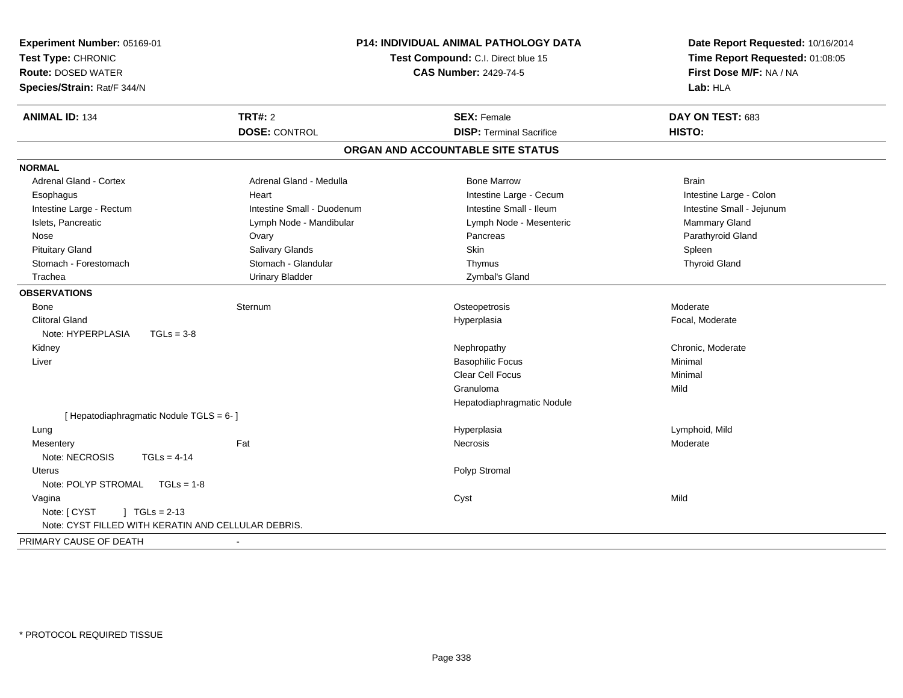**Experiment Number:** 05169-01
**Test Type:** CHRONIC
**Route:** DOSED WATER
**Species/Strain:** Rat/F 344/N

**P14: INDIVIDUAL ANIMAL PATHOLOGY DATA**
**Test Compound:** C.I. Direct blue 15
**CAS Number:** 2429-74-5

**Date Report Requested:** 10/16/2014
**Time Report Requested:** 01:08:05
**First Dose M/F:** NA / NA
**Lab:** HLA

| **ANIMAL ID:** 134 | **TRT#:** 2 | **SEX:** Female | **DAY ON TEST:** 683 |
|---|---|---|---|
| | **DOSE:** CONTROL | **DISP:** Terminal Sacrifice | **HISTO:** |

## ORGAN AND ACCOUNTABLE SITE STATUS

**NORMAL**

| | | | |
|---|---|---|---|
| Adrenal Gland - Cortex | Adrenal Gland - Medulla | Bone Marrow | Brain |
| Esophagus | Heart | Intestine Large - Cecum | Intestine Large - Colon |
| Intestine Large - Rectum | Intestine Small - Duodenum | Intestine Small - Ileum | Intestine Small - Jejunum |
| Islets, Pancreatic | Lymph Node - Mandibular | Lymph Node - Mesenteric | Mammary Gland |
| Nose | Ovary | Pancreas | Parathyroid Gland |
| Pituitary Gland | Salivary Glands | Skin | Spleen |
| Stomach - Forestomach | Stomach - Glandular | Thymus | Thyroid Gland |
| Trachea | Urinary Bladder | Zymbal's Gland | |

**OBSERVATIONS**

| | | | |
|---|---|---|---|
| Bone | Sternum | Osteopetrosis | Moderate |
| Clitoral Gland | | Hyperplasia | Focal, Moderate |
| Note: HYPERPLASIA TGLs = 3-8 | | | |
| Kidney | | Nephropathy | Chronic, Moderate |
| Liver | | Basophilic Focus | Minimal |
| | | Clear Cell Focus | Minimal |
| | | Granuloma | Mild |
| | | Hepatodiaphragmatic Nodule | |
| [ Hepatodiaphragmatic Nodule TGLS = 6- ] | | | |
| Lung | | Hyperplasia | Lymphoid, Mild |
| Mesentery | Fat | Necrosis | Moderate |
| Note: NECROSIS TGLs = 4-14 | | | |
| Uterus | | Polyp Stromal | |
| Note: POLYP STROMAL TGLs = 1-8 | | | |
| Vagina | | Cyst | Mild |
| Note: [ CYST ] TGLs = 2-13 | | | |
| Note: CYST FILLED WITH KERATIN AND CELLULAR DEBRIS. | | | |

PRIMARY CAUSE OF DEATH -

* PROTOCOL REQUIRED TISSUE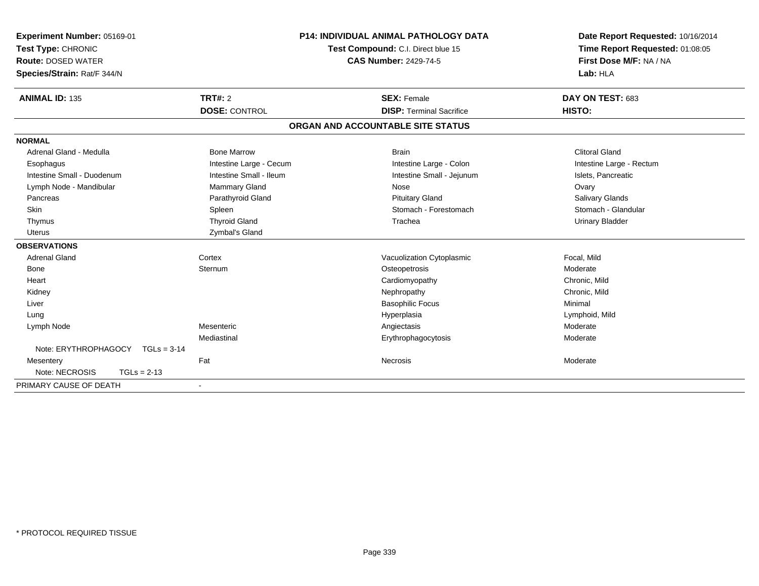**Experiment Number:** 05169-01
**Test Type:** CHRONIC
**Route:** DOSED WATER
**Species/Strain:** Rat/F 344/N

**P14: INDIVIDUAL ANIMAL PATHOLOGY DATA**
**Test Compound:** C.I. Direct blue 15
**CAS Number:** 2429-74-5

**Date Report Requested:** 10/16/2014
**Time Report Requested:** 01:08:05
**First Dose M/F:** NA / NA
**Lab:** HLA

| **ANIMAL ID:** 135 | **TRT#:** 2 | **SEX:** Female | **DAY ON TEST:** 683 |
|---|---|---|---|
| | **DOSE:** CONTROL | **DISP:** Terminal Sacrifice | **HISTO:** |

**ORGAN AND ACCOUNTABLE SITE STATUS**

| | | | |
|---|---|---|---|
| **NORMAL** | | | |
| Adrenal Gland - Medulla | Bone Marrow | Brain | Clitoral Gland |
| Esophagus | Intestine Large - Cecum | Intestine Large - Colon | Intestine Large - Rectum |
| Intestine Small - Duodenum | Intestine Small - Ileum | Intestine Small - Jejunum | Islets, Pancreatic |
| Lymph Node - Mandibular | Mammary Gland | Nose | Ovary |
| Pancreas | Parathyroid Gland | Pituitary Gland | Salivary Glands |
| Skin | Spleen | Stomach - Forestomach | Stomach - Glandular |
| Thymus | Thyroid Gland | Trachea | Urinary Bladder |
| Uterus | Zymbal's Gland | | |
| **OBSERVATIONS** | | | |
| Adrenal Gland | Cortex | Vacuolization Cytoplasmic | Focal, Mild |
| Bone | Sternum | Osteopetrosis | Moderate |
| Heart | | Cardiomyopathy | Chronic, Mild |
| Kidney | | Nephropathy | Chronic, Mild |
| Liver | | Basophilic Focus | Minimal |
| Lung | | Hyperplasia | Lymphoid, Mild |
| Lymph Node | Mesenteric | Angiectasis | Moderate |
| | Mediastinal | Erythrophagocytosis | Moderate |
| Note: ERYTHROPHAGOCY TGLs = 3-14 | | | |
| Mesentery | Fat | Necrosis | Moderate |
| Note: NECROSIS TGLs = 2-13 | | | |
| PRIMARY CAUSE OF DEATH | - | | |

* PROTOCOL REQUIRED TISSUE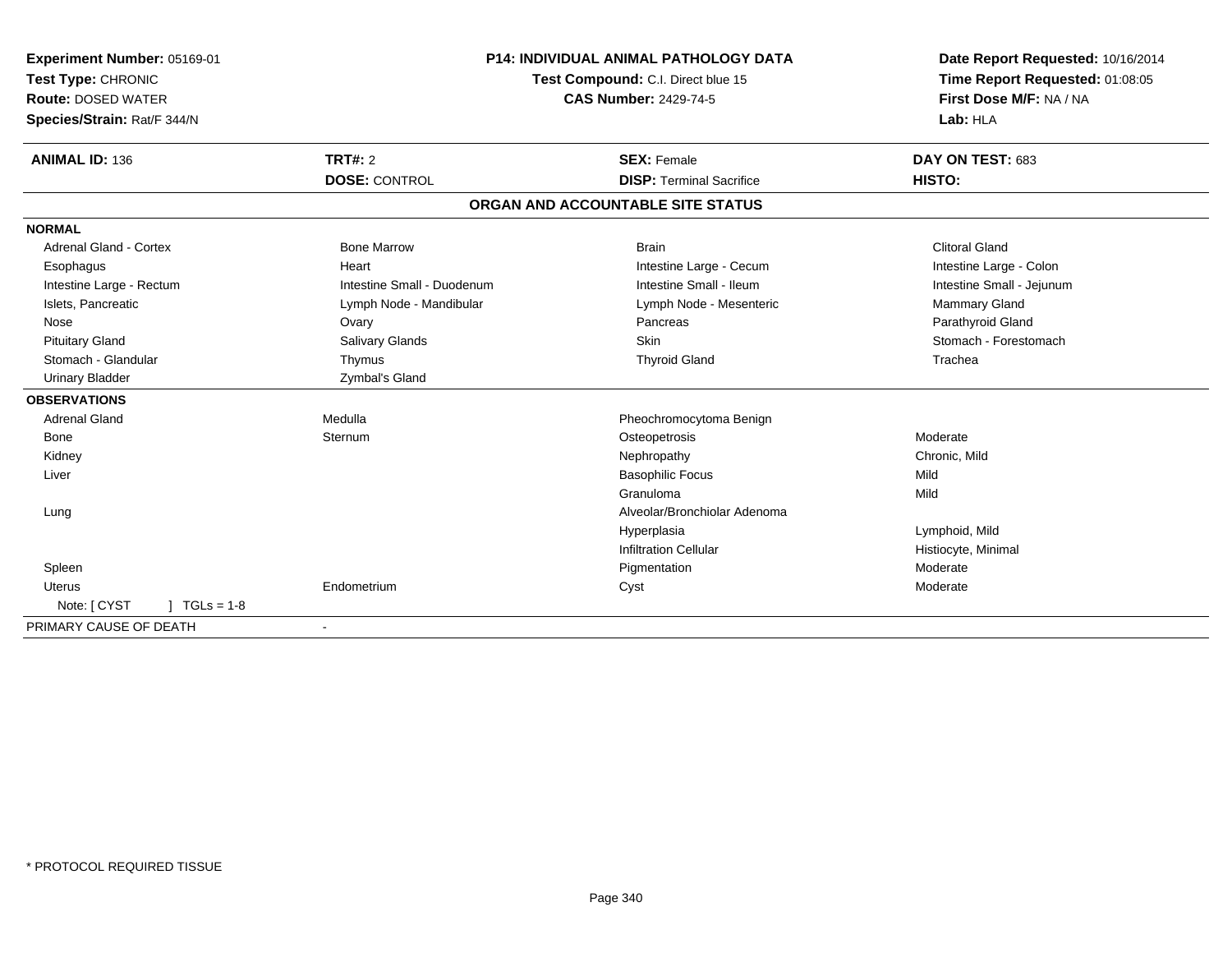**Experiment Number:** 05169-01
**Test Type:** CHRONIC
**Route:** DOSED WATER
**Species/Strain:** Rat/F 344/N

**P14: INDIVIDUAL ANIMAL PATHOLOGY DATA**
**Test Compound:** C.I. Direct blue 15
**CAS Number:** 2429-74-5

**Date Report Requested:** 10/16/2014
**Time Report Requested:** 01:08:05
**First Dose M/F:** NA / NA
**Lab:** HLA

| **ANIMAL ID:** 136 | **TRT#:** 2 | **SEX:** Female | **DAY ON TEST:** 683 |
|---|---|---|---|
| | **DOSE:** CONTROL | **DISP:** Terminal Sacrifice | **HISTO:** |

**ORGAN AND ACCOUNTABLE SITE STATUS**

| | | | |
|---|---|---|---|
| **NORMAL** | | | |
| Adrenal Gland - Cortex | Bone Marrow | Brain | Clitoral Gland |
| Esophagus | Heart | Intestine Large - Cecum | Intestine Large - Colon |
| Intestine Large - Rectum | Intestine Small - Duodenum | Intestine Small - Ileum | Intestine Small - Jejunum |
| Islets, Pancreatic | Lymph Node - Mandibular | Lymph Node - Mesenteric | Mammary Gland |
| Nose | Ovary | Pancreas | Parathyroid Gland |
| Pituitary Gland | Salivary Glands | Skin | Stomach - Forestomach |
| Stomach - Glandular | Thymus | Thyroid Gland | Trachea |
| Urinary Bladder | Zymbal's Gland | | |
| **OBSERVATIONS** | | | |
| Adrenal Gland | Medulla | Pheochromocytoma Benign | |
| Bone | Sternum | Osteopetrosis | Moderate |
| Kidney | | Nephropathy | Chronic, Mild |
| Liver | | Basophilic Focus | Mild |
| | | Granuloma | Mild |
| Lung | | Alveolar/Bronchiolar Adenoma | |
| | | Hyperplasia | Lymphoid, Mild |
| | | Infiltration Cellular | Histiocyte, Minimal |
| Spleen | | Pigmentation | Moderate |
| Uterus | Endometrium | Cyst | Moderate |
| Note: [ CYST ] TGLs = 1-8 | | | |
| PRIMARY CAUSE OF DEATH | - | | |

\* PROTOCOL REQUIRED TISSUE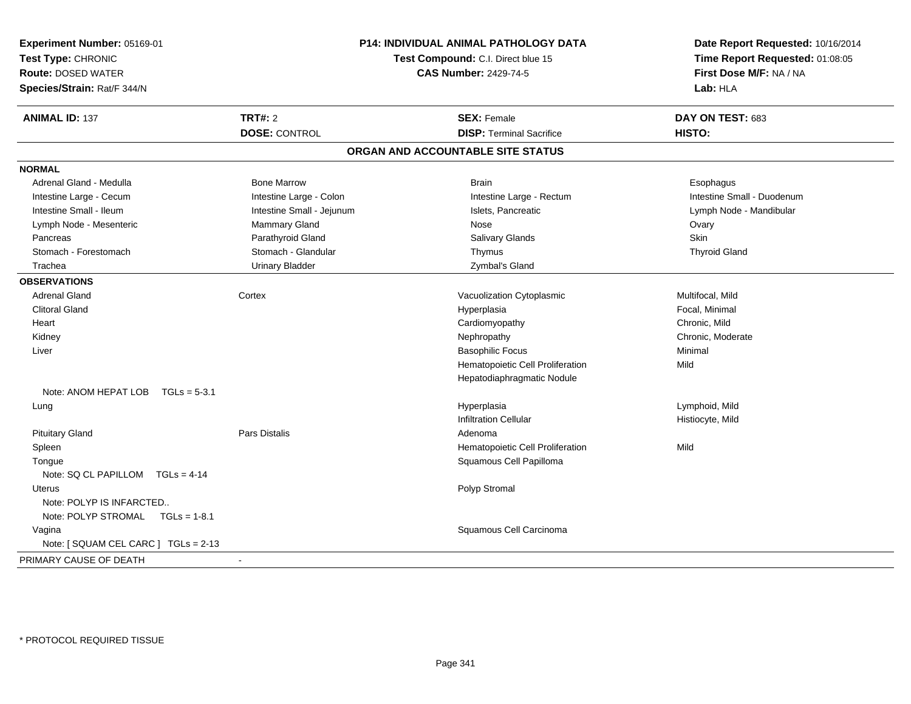**Experiment Number:** 05169-01
**Test Type:** CHRONIC
**Route:** DOSED WATER
**Species/Strain:** Rat/F 344/N

**P14: INDIVIDUAL ANIMAL PATHOLOGY DATA**
**Test Compound:** C.I. Direct blue 15
**CAS Number:** 2429-74-5

**Date Report Requested:** 10/16/2014
**Time Report Requested:** 01:08:05
**First Dose M/F:** NA / NA
**Lab:** HLA

| **ANIMAL ID:** 137 | **TRT#:** 2 | **SEX:** Female | **DAY ON TEST:** 683 |
|---|---|---|---|
| | **DOSE:** CONTROL | **DISP:** Terminal Sacrifice | **HISTO:** |

## ORGAN AND ACCOUNTABLE SITE STATUS

**NORMAL**

| | | | |
|---|---|---|---|
| Adrenal Gland - Medulla | Bone Marrow | Brain | Esophagus |
| Intestine Large - Cecum | Intestine Large - Colon | Intestine Large - Rectum | Intestine Small - Duodenum |
| Intestine Small - Ileum | Intestine Small - Jejunum | Islets, Pancreatic | Lymph Node - Mandibular |
| Lymph Node - Mesenteric | Mammary Gland | Nose | Ovary |
| Pancreas | Parathyroid Gland | Salivary Glands | Skin |
| Stomach - Forestomach | Stomach - Glandular | Thymus | Thyroid Gland |
| Trachea | Urinary Bladder | Zymbal's Gland | |

**OBSERVATIONS**

| | | | |
|---|---|---|---|
| Adrenal Gland | Cortex | Vacuolization Cytoplasmic | Multifocal, Mild |
| Clitoral Gland | | Hyperplasia | Focal, Minimal |
| Heart | | Cardiomyopathy | Chronic, Mild |
| Kidney | | Nephropathy | Chronic, Moderate |
| Liver | | Basophilic Focus | Minimal |
| | | Hematopoietic Cell Proliferation | Mild |
| | | Hepatodiaphragmatic Nodule | |
| Note: ANOM HEPAT LOB TGLs = 5-3.1 | | | |
| Lung | | Hyperplasia | Lymphoid, Mild |
| | | Infiltration Cellular | Histiocyte, Mild |
| Pituitary Gland | Pars Distalis | Adenoma | |
| Spleen | | Hematopoietic Cell Proliferation | Mild |
| Tongue | | Squamous Cell Papilloma | |
| Note: SQ CL PAPILLOM TGLs = 4-14 | | | |
| Uterus | | Polyp Stromal | |
| Note: POLYP IS INFARCTED.. | | | |
| Note: POLYP STROMAL TGLs = 1-8.1 | | | |
| Vagina | | Squamous Cell Carcinoma | |
| Note: [ SQUAM CEL CARC ] TGLs = 2-13 | | | |

PRIMARY CAUSE OF DEATH -

\* PROTOCOL REQUIRED TISSUE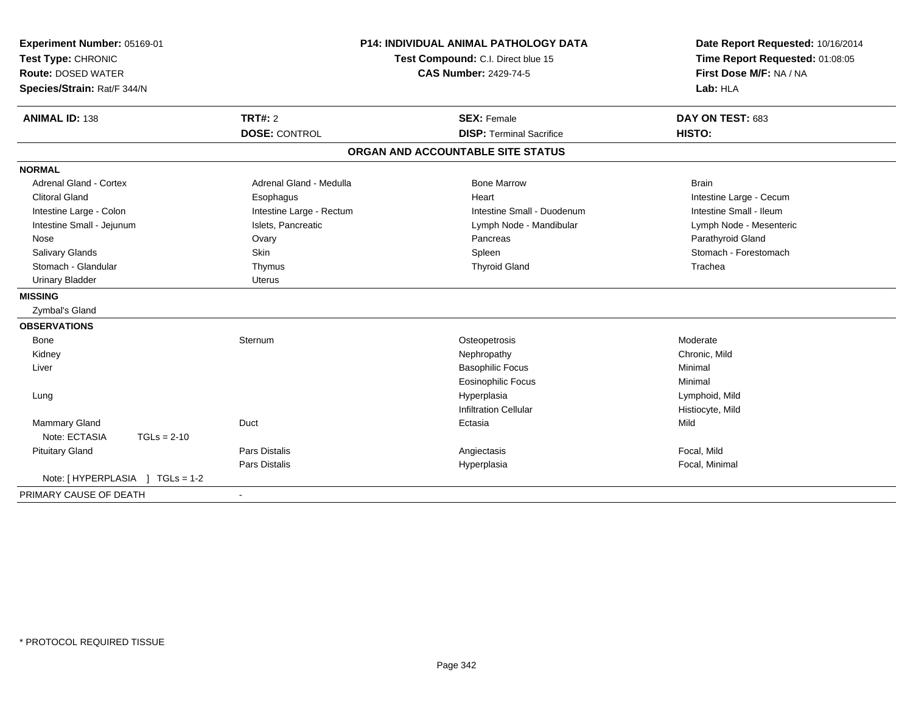**Experiment Number:** 05169-01
**Test Type:** CHRONIC
**Route:** DOSED WATER
**Species/Strain:** Rat/F 344/N

**P14: INDIVIDUAL ANIMAL PATHOLOGY DATA**
**Test Compound:** C.I. Direct blue 15
**CAS Number:** 2429-74-5

**Date Report Requested:** 10/16/2014
**Time Report Requested:** 01:08:05
**First Dose M/F:** NA / NA
**Lab:** HLA

| **ANIMAL ID:** 138 | **TRT#:** 2 | **SEX:** Female | **DAY ON TEST:** 683 |
|---|---|---|---|
| | **DOSE:** CONTROL | **DISP:** Terminal Sacrifice | **HISTO:** |

## ORGAN AND ACCOUNTABLE SITE STATUS

**NORMAL**

| | | | |
|---|---|---|---|
| Adrenal Gland - Cortex | Adrenal Gland - Medulla | Bone Marrow | Brain |
| Clitoral Gland | Esophagus | Heart | Intestine Large - Cecum |
| Intestine Large - Colon | Intestine Large - Rectum | Intestine Small - Duodenum | Intestine Small - Ileum |
| Intestine Small - Jejunum | Islets, Pancreatic | Lymph Node - Mandibular | Lymph Node - Mesenteric |
| Nose | Ovary | Pancreas | Parathyroid Gland |
| Salivary Glands | Skin | Spleen | Stomach - Forestomach |
| Stomach - Glandular | Thymus | Thyroid Gland | Trachea |
| Urinary Bladder | Uterus | | |

**MISSING**

Zymbal's Gland

**OBSERVATIONS**

| | | | |
|---|---|---|---|
| Bone | Sternum | Osteopetrosis | Moderate |
| Kidney | | Nephropathy | Chronic, Mild |
| Liver | | Basophilic Focus | Minimal |
| | | Eosinophilic Focus | Minimal |
| Lung | | Hyperplasia | Lymphoid, Mild |
| | | Infiltration Cellular | Histiocyte, Mild |
| Mammary Gland | Duct | Ectasia | Mild |
| Note: ECTASIA TGLs = 2-10 | | | |
| Pituitary Gland | Pars Distalis | Angiectasis | Focal, Mild |
| | Pars Distalis | Hyperplasia | Focal, Minimal |
| Note: [ HYPERPLASIA ] TGLs = 1-2 | | | |

PRIMARY CAUSE OF DEATH -

* PROTOCOL REQUIRED TISSUE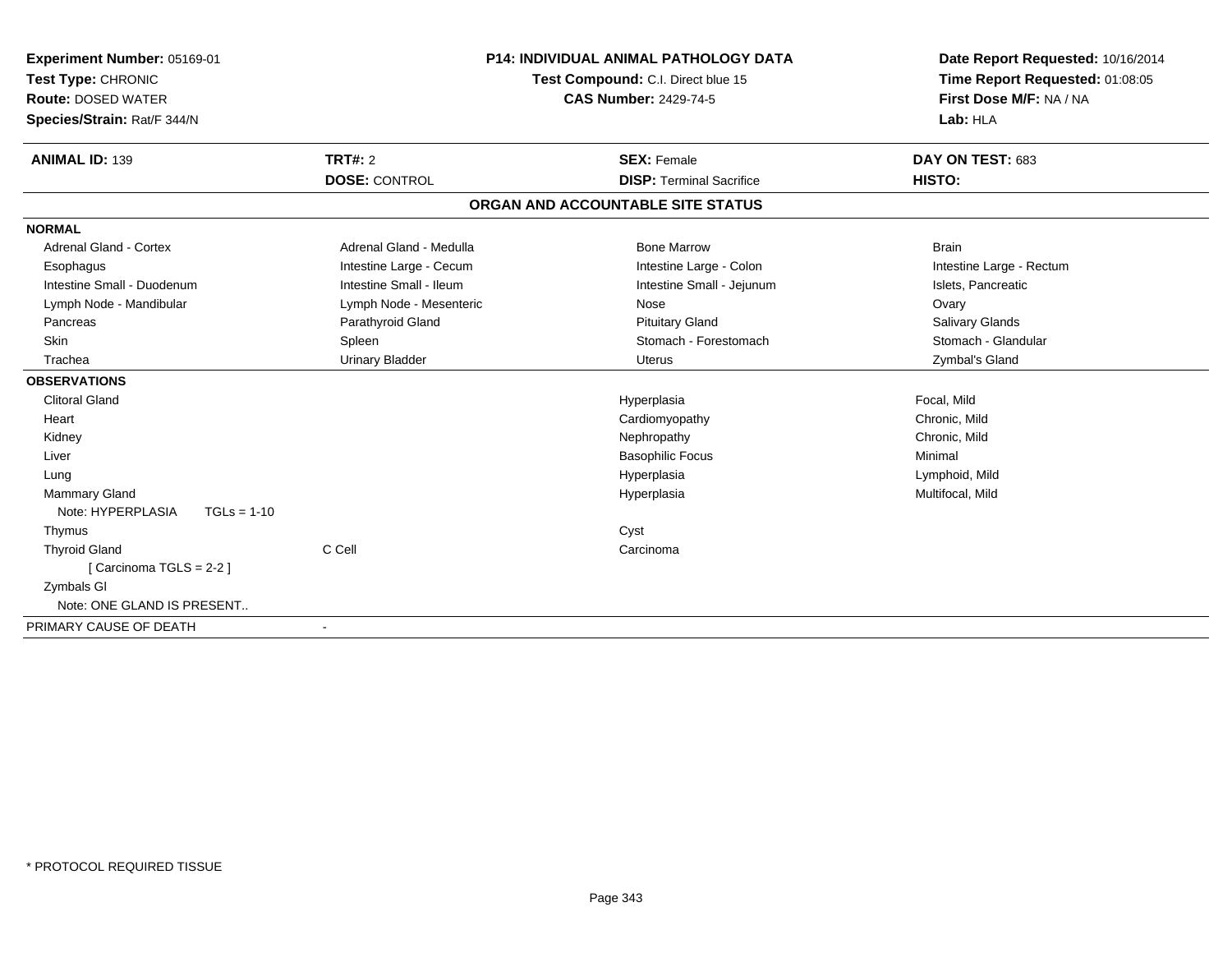| **Experiment Number:** 05169-01 | **P14: INDIVIDUAL ANIMAL PATHOLOGY DATA** | **Date Report Requested:** 10/16/2014 |
|---|---|---|
| **Test Type:** CHRONIC | **Test Compound:** C.I. Direct blue 15 | **Time Report Requested:** 01:08:05 |
| **Route:** DOSED WATER | **CAS Number:** 2429-74-5 | **First Dose M/F:** NA / NA |
| **Species/Strain:** Rat/F 344/N | | **Lab:** HLA |

| **ANIMAL ID:** 139 | **TRT#:** 2 | **SEX:** Female | **DAY ON TEST:** 683 |
|---|---|---|---|
| | **DOSE:** CONTROL | **DISP:** Terminal Sacrifice | **HISTO:** |

**ORGAN AND ACCOUNTABLE SITE STATUS**

**NORMAL**

| | | | |
|---|---|---|---|
| Adrenal Gland - Cortex | Adrenal Gland - Medulla | Bone Marrow | Brain |
| Esophagus | Intestine Large - Cecum | Intestine Large - Colon | Intestine Large - Rectum |
| Intestine Small - Duodenum | Intestine Small - Ileum | Intestine Small - Jejunum | Islets, Pancreatic |
| Lymph Node - Mandibular | Lymph Node - Mesenteric | Nose | Ovary |
| Pancreas | Parathyroid Gland | Pituitary Gland | Salivary Glands |
| Skin | Spleen | Stomach - Forestomach | Stomach - Glandular |
| Trachea | Urinary Bladder | Uterus | Zymbal's Gland |

**OBSERVATIONS**

| | | | |
|---|---|---|---|
| Clitoral Gland | | Hyperplasia | Focal, Mild |
| Heart | | Cardiomyopathy | Chronic, Mild |
| Kidney | | Nephropathy | Chronic, Mild |
| Liver | | Basophilic Focus | Minimal |
| Lung | | Hyperplasia | Lymphoid, Mild |
| Mammary Gland | | Hyperplasia | Multifocal, Mild |
| Note: HYPERPLASIA TGLs = 1-10 | | | |
| Thymus | | Cyst | |
| Thyroid Gland | C Cell | Carcinoma | |
| [ Carcinoma TGLS = 2-2 ] | | | |
| Zymbals Gl | | | |
| Note: ONE GLAND IS PRESENT.. | | | |

| | |
|---|---|
| PRIMARY CAUSE OF DEATH | - |

* PROTOCOL REQUIRED TISSUE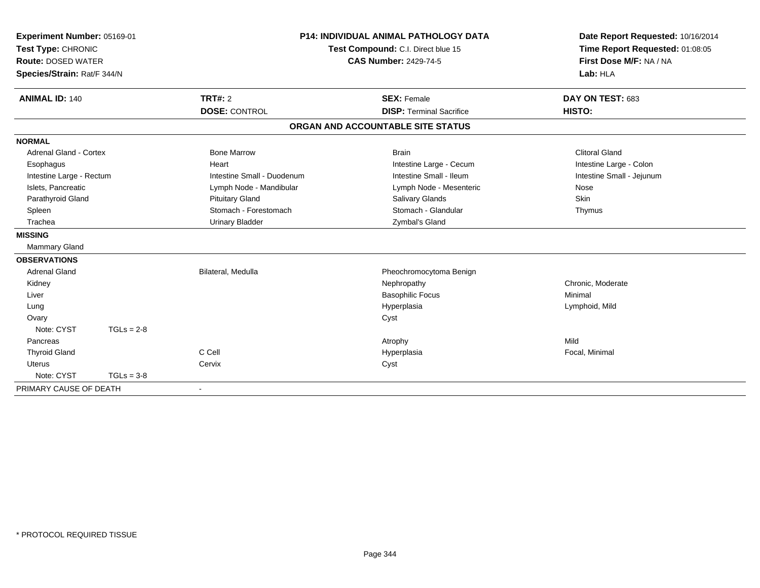**Experiment Number:** 05169-01
**Test Type:** CHRONIC
**Route:** DOSED WATER
**Species/Strain:** Rat/F 344/N

**P14: INDIVIDUAL ANIMAL PATHOLOGY DATA**
**Test Compound:** C.I. Direct blue 15
**CAS Number:** 2429-74-5

**Date Report Requested:** 10/16/2014
**Time Report Requested:** 01:08:05
**First Dose M/F:** NA / NA
**Lab:** HLA

| **ANIMAL ID:** 140 | **TRT#:** 2 | **SEX:** Female | **DAY ON TEST:** 683 |
|---|---|---|---|
| | **DOSE:** CONTROL | **DISP:** Terminal Sacrifice | **HISTO:** |

## ORGAN AND ACCOUNTABLE SITE STATUS

**NORMAL**

| | | | |
|---|---|---|---|
| Adrenal Gland - Cortex | Bone Marrow | Brain | Clitoral Gland |
| Esophagus | Heart | Intestine Large - Cecum | Intestine Large - Colon |
| Intestine Large - Rectum | Intestine Small - Duodenum | Intestine Small - Ileum | Intestine Small - Jejunum |
| Islets, Pancreatic | Lymph Node - Mandibular | Lymph Node - Mesenteric | Nose |
| Parathyroid Gland | Pituitary Gland | Salivary Glands | Skin |
| Spleen | Stomach - Forestomach | Stomach - Glandular | Thymus |
| Trachea | Urinary Bladder | Zymbal's Gland | |

**MISSING**

Mammary Gland

**OBSERVATIONS**

| | | | |
|---|---|---|---|
| Adrenal Gland | Bilateral, Medulla | Pheochromocytoma Benign | |
| Kidney | | Nephropathy | Chronic, Moderate |
| Liver | | Basophilic Focus | Minimal |
| Lung | | Hyperplasia | Lymphoid, Mild |
| Ovary | | Cyst | |
| Note: CYST TGLs = 2-8 | | | |
| Pancreas | | Atrophy | Mild |
| Thyroid Gland | C Cell | Hyperplasia | Focal, Minimal |
| Uterus | Cervix | Cyst | |
| Note: CYST TGLs = 3-8 | | | |

PRIMARY CAUSE OF DEATH -

\* PROTOCOL REQUIRED TISSUE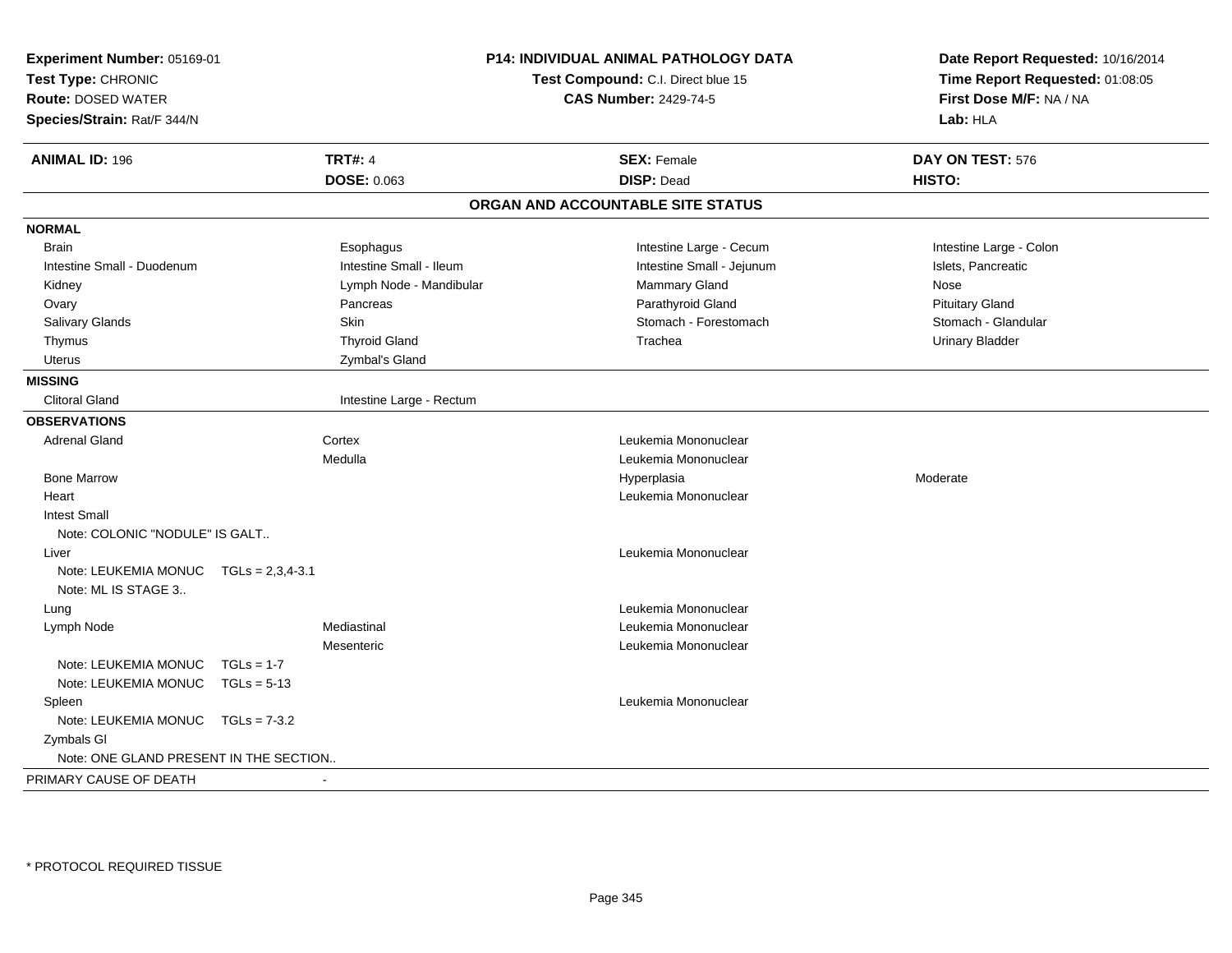**Experiment Number:** 05169-01
**Test Type:** CHRONIC
**Route:** DOSED WATER
**Species/Strain:** Rat/F 344/N

**P14: INDIVIDUAL ANIMAL PATHOLOGY DATA**
**Test Compound:** C.I. Direct blue 15
**CAS Number:** 2429-74-5

**Date Report Requested:** 10/16/2014
**Time Report Requested:** 01:08:05
**First Dose M/F:** NA / NA
**Lab:** HLA

| **ANIMAL ID:** 196 | **TRT#:** 4 | **SEX:** Female | **DAY ON TEST:** 576 |
|---|---|---|---|
| | **DOSE:** 0.063 | **DISP:** Dead | **HISTO:** |

## ORGAN AND ACCOUNTABLE SITE STATUS

**NORMAL**

| | | | |
|---|---|---|---|
| Brain | Esophagus | Intestine Large - Cecum | Intestine Large - Colon |
| Intestine Small - Duodenum | Intestine Small - Ileum | Intestine Small - Jejunum | Islets, Pancreatic |
| Kidney | Lymph Node - Mandibular | Mammary Gland | Nose |
| Ovary | Pancreas | Parathyroid Gland | Pituitary Gland |
| Salivary Glands | Skin | Stomach - Forestomach | Stomach - Glandular |
| Thymus | Thyroid Gland | Trachea | Urinary Bladder |
| Uterus | Zymbal's Gland | | |

**MISSING**

| | |
|---|---|
| Clitoral Gland | Intestine Large - Rectum |

**OBSERVATIONS**

| | | | |
|---|---|---|---|
| Adrenal Gland | Cortex | Leukemia Mononuclear | |
| | Medulla | Leukemia Mononuclear | |
| Bone Marrow | | Hyperplasia | Moderate |
| Heart | | Leukemia Mononuclear | |
| Intest Small | | | |
| Note: COLONIC "NODULE" IS GALT.. | | | |
| Liver | | Leukemia Mononuclear | |
| Note: LEUKEMIA MONUC TGLs = 2,3,4-3.1 | | | |
| Note: ML IS STAGE 3.. | | | |
| Lung | | Leukemia Mononuclear | |
| Lymph Node | Mediastinal | Leukemia Mononuclear | |
| | Mesenteric | Leukemia Mononuclear | |
| Note: LEUKEMIA MONUC TGLs = 1-7 | | | |
| Note: LEUKEMIA MONUC TGLs = 5-13 | | | |
| Spleen | | Leukemia Mononuclear | |
| Note: LEUKEMIA MONUC TGLs = 7-3.2 | | | |
| Zymbals Gl | | | |
| Note: ONE GLAND PRESENT IN THE SECTION.. | | | |

PRIMARY CAUSE OF DEATH -

\* PROTOCOL REQUIRED TISSUE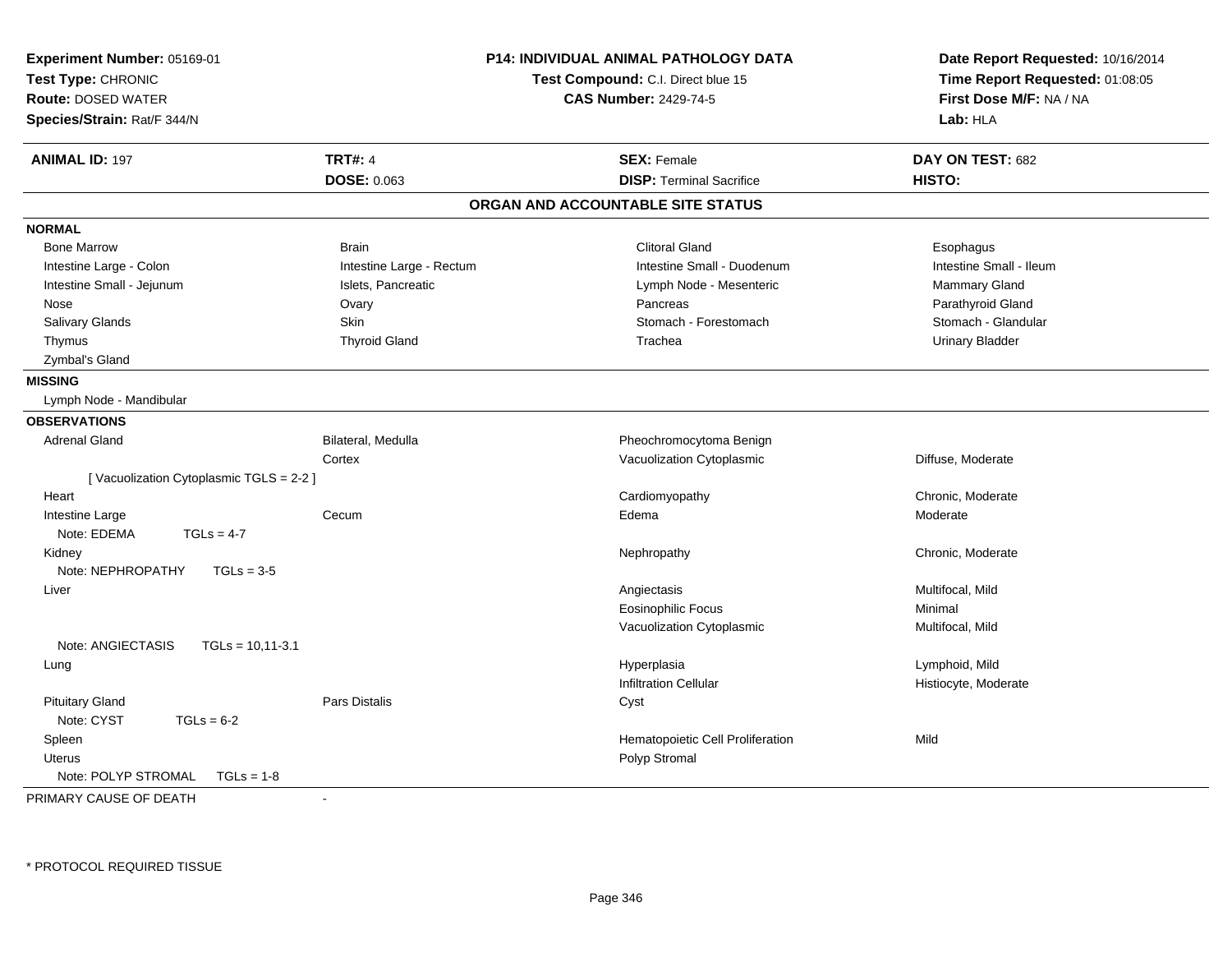**Experiment Number:** 05169-01
**Test Type:** CHRONIC
**Route:** DOSED WATER
**Species/Strain:** Rat/F 344/N

**P14: INDIVIDUAL ANIMAL PATHOLOGY DATA**
**Test Compound:** C.I. Direct blue 15
**CAS Number:** 2429-74-5

**Date Report Requested:** 10/16/2014
**Time Report Requested:** 01:08:05
**First Dose M/F:** NA / NA
**Lab:** HLA

| **ANIMAL ID:** 197 | **TRT#:** 4 | **SEX:** Female | **DAY ON TEST:** 682 |
|---|---|---|---|
| | **DOSE:** 0.063 | **DISP:** Terminal Sacrifice | **HISTO:** |

## ORGAN AND ACCOUNTABLE SITE STATUS

**NORMAL**

| | | | |
|---|---|---|---|
| Bone Marrow | Brain | Clitoral Gland | Esophagus |
| Intestine Large - Colon | Intestine Large - Rectum | Intestine Small - Duodenum | Intestine Small - Ileum |
| Intestine Small - Jejunum | Islets, Pancreatic | Lymph Node - Mesenteric | Mammary Gland |
| Nose | Ovary | Pancreas | Parathyroid Gland |
| Salivary Glands | Skin | Stomach - Forestomach | Stomach - Glandular |
| Thymus | Thyroid Gland | Trachea | Urinary Bladder |
| Zymbal's Gland | | | |

**MISSING**

Lymph Node - Mandibular

**OBSERVATIONS**

| | | | |
|---|---|---|---|
| Adrenal Gland | Bilateral, Medulla | Pheochromocytoma Benign | |
| | Cortex | Vacuolization Cytoplasmic | Diffuse, Moderate |
| [ Vacuolization Cytoplasmic TGLS = 2-2 ] | | | |
| Heart | | Cardiomyopathy | Chronic, Moderate |
| Intestine Large | Cecum | Edema | Moderate |
| Note: EDEMA TGLs = 4-7 | | | |
| Kidney | | Nephropathy | Chronic, Moderate |
| Note: NEPHROPATHY TGLs = 3-5 | | | |
| Liver | | Angiectasis | Multifocal, Mild |
| | | Eosinophilic Focus | Minimal |
| | | Vacuolization Cytoplasmic | Multifocal, Mild |
| Note: ANGIECTASIS TGLs = 10,11-3.1 | | | |
| Lung | | Hyperplasia | Lymphoid, Mild |
| | | Infiltration Cellular | Histiocyte, Moderate |
| Pituitary Gland | Pars Distalis | Cyst | |
| Note: CYST TGLs = 6-2 | | | |
| Spleen | | Hematopoietic Cell Proliferation | Mild |
| Uterus | | Polyp Stromal | |
| Note: POLYP STROMAL TGLs = 1-8 | | | |

PRIMARY CAUSE OF DEATH -

* PROTOCOL REQUIRED TISSUE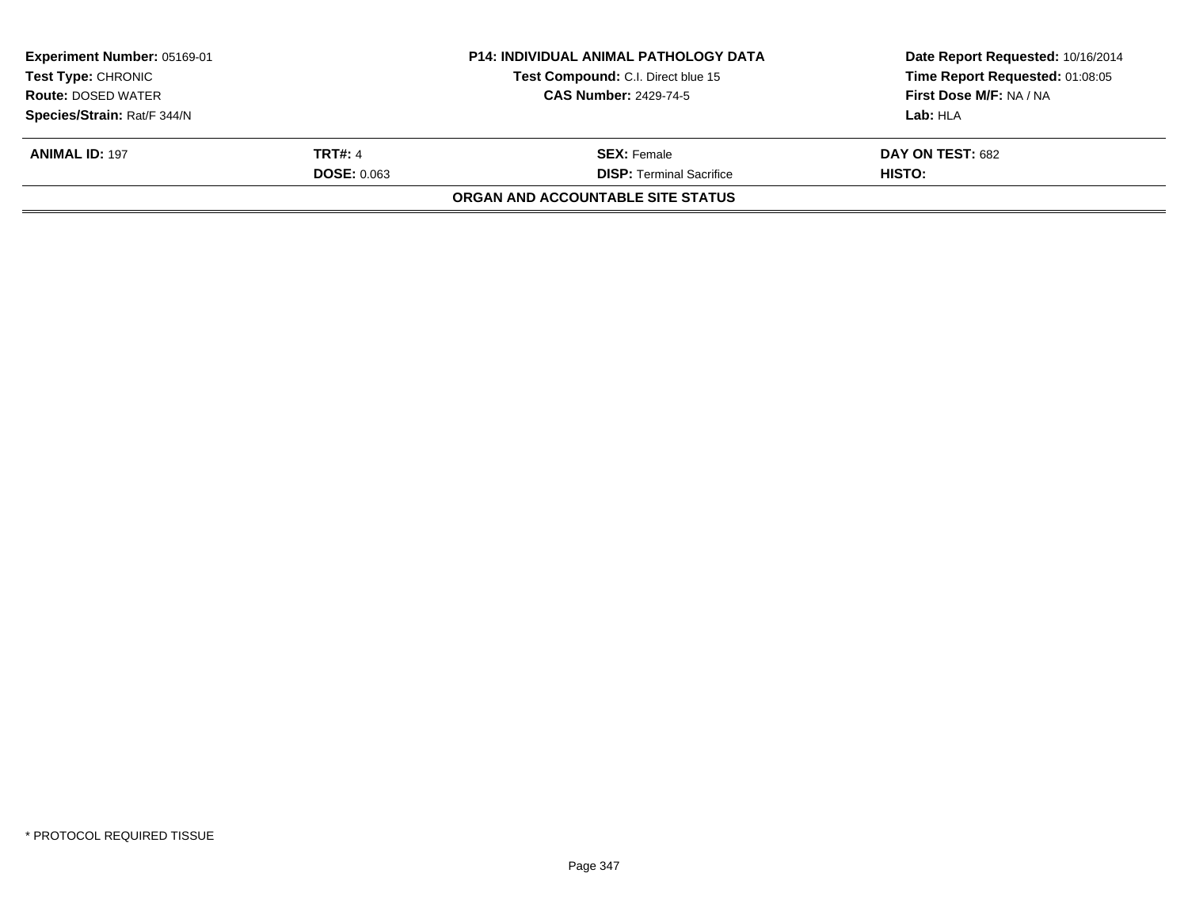| **Experiment Number:** 05169-01 | **P14: INDIVIDUAL ANIMAL PATHOLOGY DATA** | **Date Report Requested:** 10/16/2014 |
|---|---|---|
| **Test Type:** CHRONIC | **Test Compound:** C.I. Direct blue 15 | **Time Report Requested:** 01:08:05 |
| **Route:** DOSED WATER | **CAS Number:** 2429-74-5 | **First Dose M/F:** NA / NA |
| **Species/Strain:** Rat/F 344/N | | **Lab:** HLA |

| **ANIMAL ID:** 197 | **TRT#:** 4 | **SEX:** Female | **DAY ON TEST:** 682 |
|---|---|---|---|
| | **DOSE:** 0.063 | **DISP:** Terminal Sacrifice | **HISTO:** |

**ORGAN AND ACCOUNTABLE SITE STATUS**

* PROTOCOL REQUIRED TISSUE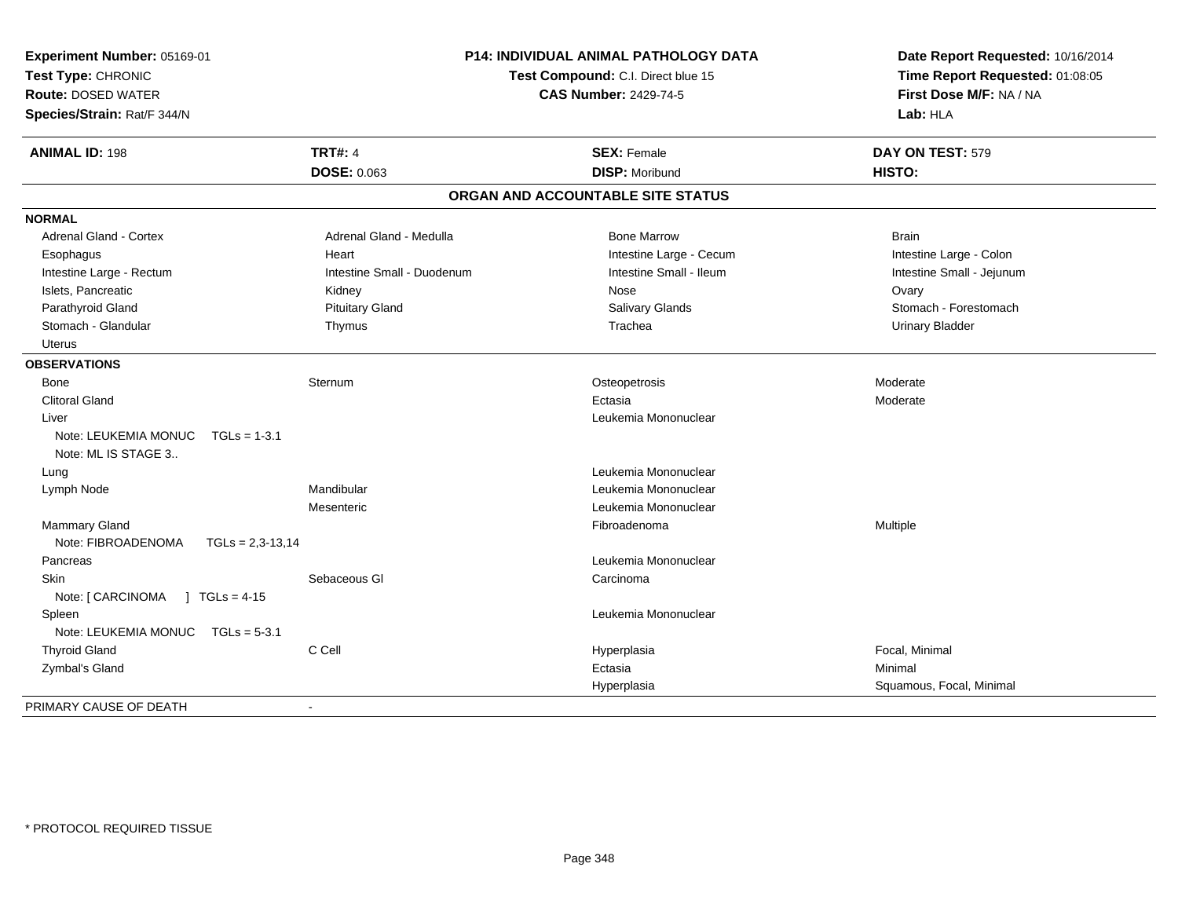**Experiment Number:** 05169-01
**Test Type:** CHRONIC
**Route:** DOSED WATER
**Species/Strain:** Rat/F 344/N

**P14: INDIVIDUAL ANIMAL PATHOLOGY DATA**
**Test Compound:** C.I. Direct blue 15
**CAS Number:** 2429-74-5

**Date Report Requested:** 10/16/2014
**Time Report Requested:** 01:08:05
**First Dose M/F:** NA / NA
**Lab:** HLA

| **ANIMAL ID:** 198 | **TRT#:** 4 | **SEX:** Female | **DAY ON TEST:** 579 |
|---|---|---|---|
| | **DOSE:** 0.063 | **DISP:** Moribund | **HISTO:** |

## ORGAN AND ACCOUNTABLE SITE STATUS

**NORMAL**

| | | | |
|---|---|---|---|
| Adrenal Gland - Cortex | Adrenal Gland - Medulla | Bone Marrow | Brain |
| Esophagus | Heart | Intestine Large - Cecum | Intestine Large - Colon |
| Intestine Large - Rectum | Intestine Small - Duodenum | Intestine Small - Ileum | Intestine Small - Jejunum |
| Islets, Pancreatic | Kidney | Nose | Ovary |
| Parathyroid Gland | Pituitary Gland | Salivary Glands | Stomach - Forestomach |
| Stomach - Glandular | Thymus | Trachea | Urinary Bladder |
| Uterus | | | |

**OBSERVATIONS**

| | | | |
|---|---|---|---|
| Bone | Sternum | Osteopetrosis | Moderate |
| Clitoral Gland | | Ectasia | Moderate |
| Liver | | Leukemia Mononuclear | |
| Note: LEUKEMIA MONUC TGLs = 1-3.1 | | | |
| Note: ML IS STAGE 3.. | | | |
| Lung | | Leukemia Mononuclear | |
| Lymph Node | Mandibular | Leukemia Mononuclear | |
| | Mesenteric | Leukemia Mononuclear | |
| Mammary Gland | | Fibroadenoma | Multiple |
| Note: FIBROADENOMA TGLs = 2,3-13,14 | | | |
| Pancreas | | Leukemia Mononuclear | |
| Skin | Sebaceous Gl | Carcinoma | |
| Note: [ CARCINOMA ] TGLs = 4-15 | | | |
| Spleen | | Leukemia Mononuclear | |
| Note: LEUKEMIA MONUC TGLs = 5-3.1 | | | |
| Thyroid Gland | C Cell | Hyperplasia | Focal, Minimal |
| Zymbal's Gland | | Ectasia | Minimal |
| | | Hyperplasia | Squamous, Focal, Minimal |

PRIMARY CAUSE OF DEATH -

* PROTOCOL REQUIRED TISSUE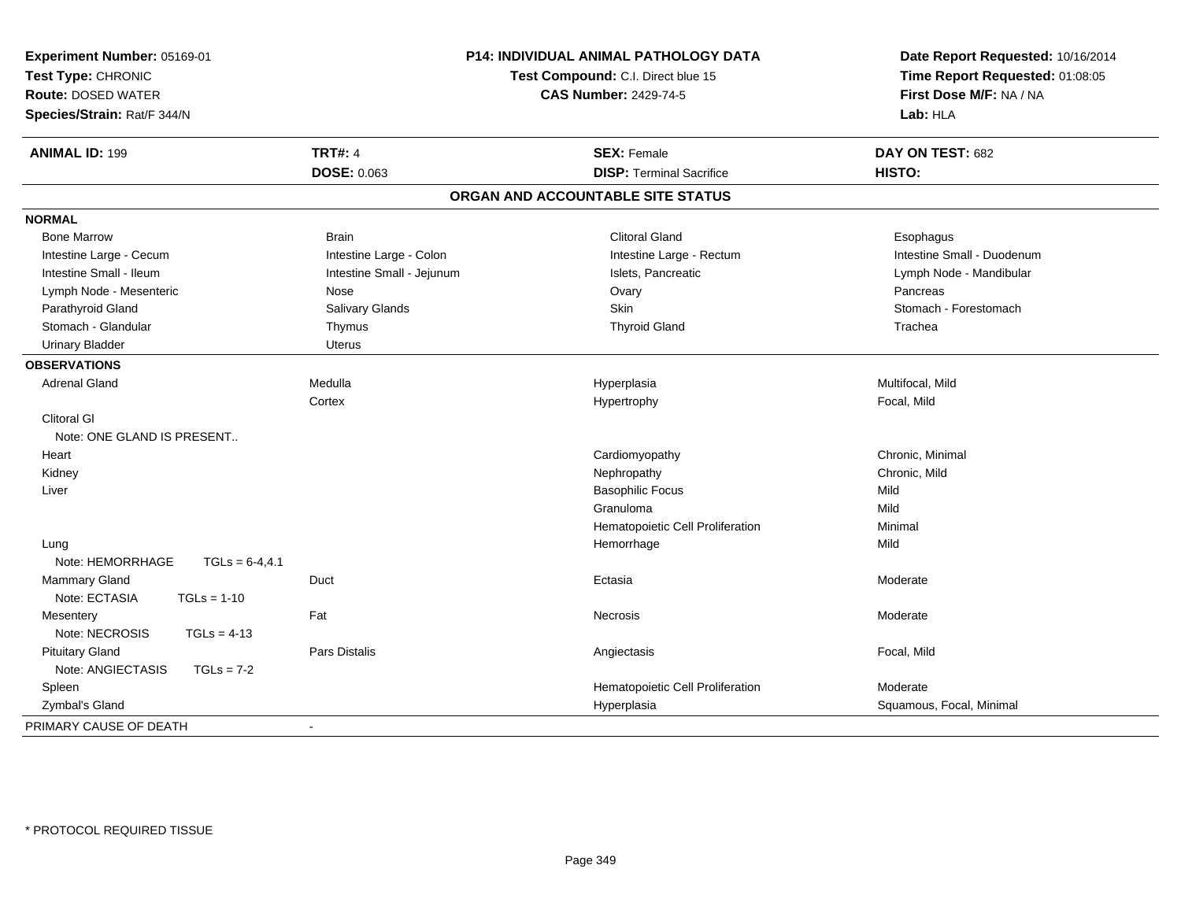**Experiment Number:** 05169-01
**Test Type:** CHRONIC
**Route:** DOSED WATER
**Species/Strain:** Rat/F 344/N

**P14: INDIVIDUAL ANIMAL PATHOLOGY DATA**
**Test Compound:** C.I. Direct blue 15
**CAS Number:** 2429-74-5

**Date Report Requested:** 10/16/2014
**Time Report Requested:** 01:08:05
**First Dose M/F:** NA / NA
**Lab:** HLA

| **ANIMAL ID:** 199 | **TRT#:** 4 | **SEX:** Female | **DAY ON TEST:** 682 |
|---|---|---|---|
| | **DOSE:** 0.063 | **DISP:** Terminal Sacrifice | **HISTO:** |

**ORGAN AND ACCOUNTABLE SITE STATUS**

**NORMAL**

| | | | |
|---|---|---|---|
| Bone Marrow | Brain | Clitoral Gland | Esophagus |
| Intestine Large - Cecum | Intestine Large - Colon | Intestine Large - Rectum | Intestine Small - Duodenum |
| Intestine Small - Ileum | Intestine Small - Jejunum | Islets, Pancreatic | Lymph Node - Mandibular |
| Lymph Node - Mesenteric | Nose | Ovary | Pancreas |
| Parathyroid Gland | Salivary Glands | Skin | Stomach - Forestomach |
| Stomach - Glandular | Thymus | Thyroid Gland | Trachea |
| Urinary Bladder | Uterus | | |

**OBSERVATIONS**

| Organ | Site | Observation | Severity |
|---|---|---|---|
| Adrenal Gland | Medulla | Hyperplasia | Multifocal, Mild |
| | Cortex | Hypertrophy | Focal, Mild |
| Clitoral Gl | | | |
| Note: ONE GLAND IS PRESENT.. | | | |
| Heart | | Cardiomyopathy | Chronic, Minimal |
| Kidney | | Nephropathy | Chronic, Mild |
| Liver | | Basophilic Focus | Mild |
| | | Granuloma | Mild |
| | | Hematopoietic Cell Proliferation | Minimal |
| Lung | | Hemorrhage | Mild |
| Note: HEMORRHAGE TGLs = 6-4,4.1 | | | |
| Mammary Gland | Duct | Ectasia | Moderate |
| Note: ECTASIA TGLs = 1-10 | | | |
| Mesentery | Fat | Necrosis | Moderate |
| Note: NECROSIS TGLs = 4-13 | | | |
| Pituitary Gland | Pars Distalis | Angiectasis | Focal, Mild |
| Note: ANGIECTASIS TGLs = 7-2 | | | |
| Spleen | | Hematopoietic Cell Proliferation | Moderate |
| Zymbal's Gland | | Hyperplasia | Squamous, Focal, Minimal |

PRIMARY CAUSE OF DEATH -

* PROTOCOL REQUIRED TISSUE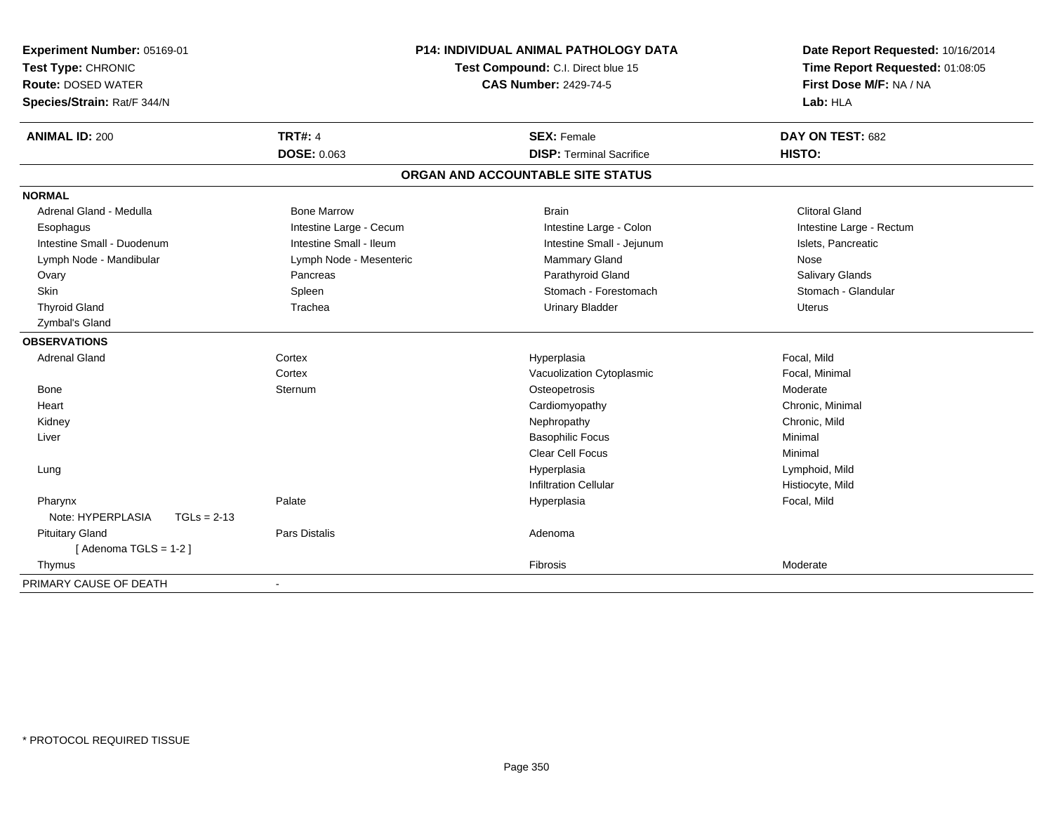**Experiment Number:** 05169-01
**Test Type:** CHRONIC
**Route:** DOSED WATER
**Species/Strain:** Rat/F 344/N

**P14: INDIVIDUAL ANIMAL PATHOLOGY DATA**
**Test Compound:** C.I. Direct blue 15
**CAS Number:** 2429-74-5

**Date Report Requested:** 10/16/2014
**Time Report Requested:** 01:08:05
**First Dose M/F:** NA / NA
**Lab:** HLA

| **ANIMAL ID:** 200 | **TRT#:** 4 | **SEX:** Female | **DAY ON TEST:** 682 |
|---|---|---|---|
| | **DOSE:** 0.063 | **DISP:** Terminal Sacrifice | **HISTO:** |

**ORGAN AND ACCOUNTABLE SITE STATUS**

| | | | |
|---|---|---|---|
| **NORMAL** | | | |
| Adrenal Gland - Medulla | Bone Marrow | Brain | Clitoral Gland |
| Esophagus | Intestine Large - Cecum | Intestine Large - Colon | Intestine Large - Rectum |
| Intestine Small - Duodenum | Intestine Small - Ileum | Intestine Small - Jejunum | Islets, Pancreatic |
| Lymph Node - Mandibular | Lymph Node - Mesenteric | Mammary Gland | Nose |
| Ovary | Pancreas | Parathyroid Gland | Salivary Glands |
| Skin | Spleen | Stomach - Forestomach | Stomach - Glandular |
| Thyroid Gland | Trachea | Urinary Bladder | Uterus |
| Zymbal's Gland | | | |
| **OBSERVATIONS** | | | |
| Adrenal Gland | Cortex | Hyperplasia | Focal, Mild |
| | Cortex | Vacuolization Cytoplasmic | Focal, Minimal |
| Bone | Sternum | Osteopetrosis | Moderate |
| Heart | | Cardiomyopathy | Chronic, Minimal |
| Kidney | | Nephropathy | Chronic, Mild |
| Liver | | Basophilic Focus | Minimal |
| | | Clear Cell Focus | Minimal |
| Lung | | Hyperplasia | Lymphoid, Mild |
| | | Infiltration Cellular | Histiocyte, Mild |
| Pharynx | Palate | Hyperplasia | Focal, Mild |
| Note: HYPERPLASIA TGLs = 2-13 | | | |
| Pituitary Gland | Pars Distalis | Adenoma | |
| [ Adenoma TGLS = 1-2 ] | | | |
| Thymus | | Fibrosis | Moderate |
| PRIMARY CAUSE OF DEATH | - | | |

* PROTOCOL REQUIRED TISSUE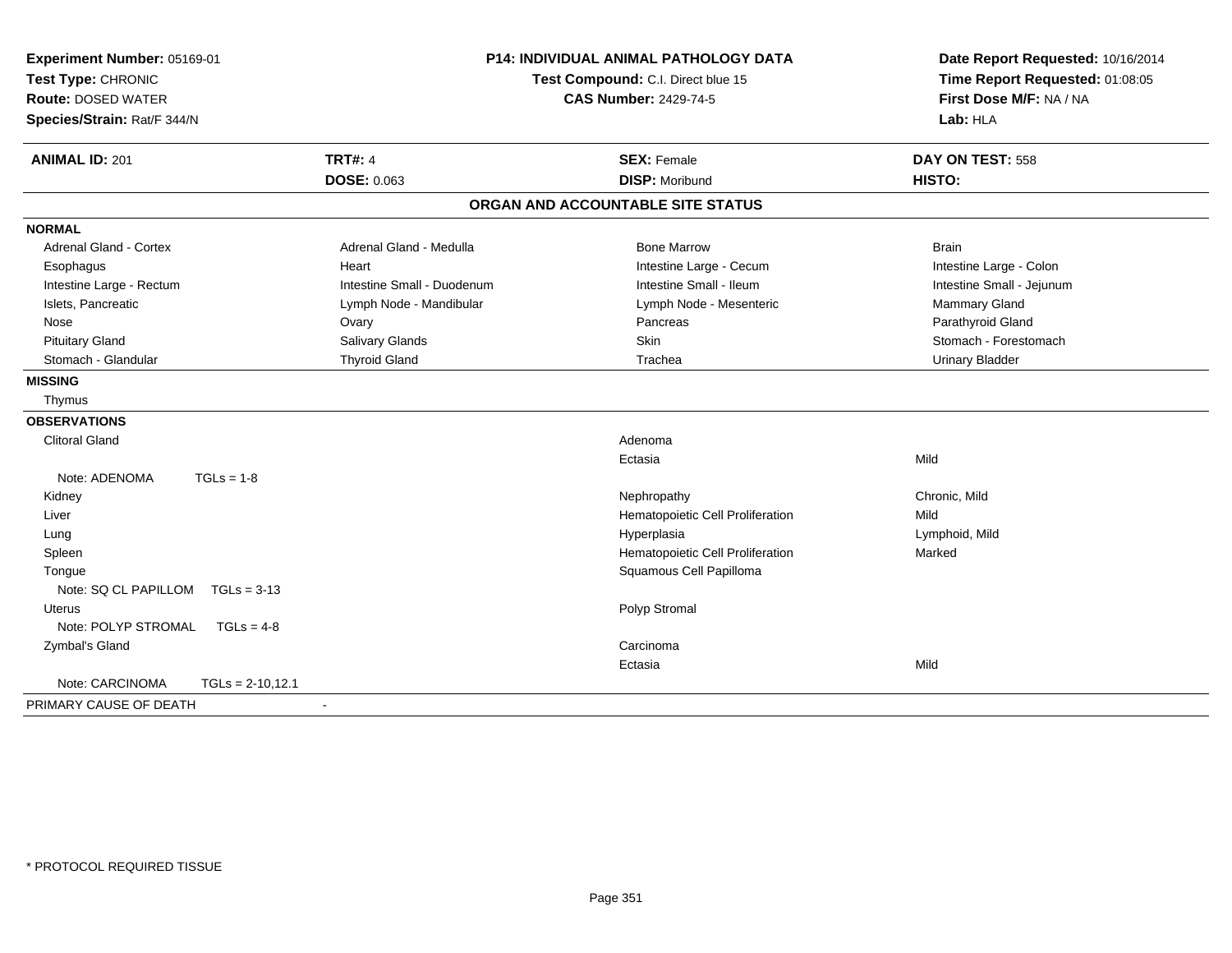**Experiment Number:** 05169-01
**Test Type:** CHRONIC
**Route:** DOSED WATER
**Species/Strain:** Rat/F 344/N

**P14: INDIVIDUAL ANIMAL PATHOLOGY DATA**
**Test Compound:** C.I. Direct blue 15
**CAS Number:** 2429-74-5

**Date Report Requested:** 10/16/2014
**Time Report Requested:** 01:08:05
**First Dose M/F:** NA / NA
**Lab:** HLA

| **ANIMAL ID:** 201 | **TRT#:** 4 | **SEX:** Female | **DAY ON TEST:** 558 |
|---|---|---|---|
| | **DOSE:** 0.063 | **DISP:** Moribund | **HISTO:** |

## ORGAN AND ACCOUNTABLE SITE STATUS

**NORMAL**

| | | | |
|---|---|---|---|
| Adrenal Gland - Cortex | Adrenal Gland - Medulla | Bone Marrow | Brain |
| Esophagus | Heart | Intestine Large - Cecum | Intestine Large - Colon |
| Intestine Large - Rectum | Intestine Small - Duodenum | Intestine Small - Ileum | Intestine Small - Jejunum |
| Islets, Pancreatic | Lymph Node - Mandibular | Lymph Node - Mesenteric | Mammary Gland |
| Nose | Ovary | Pancreas | Parathyroid Gland |
| Pituitary Gland | Salivary Glands | Skin | Stomach - Forestomach |
| Stomach - Glandular | Thyroid Gland | Trachea | Urinary Bladder |

**MISSING**

Thymus

**OBSERVATIONS**

| | | |
|---|---|---|
| Clitoral Gland | Adenoma | |
| | Ectasia | Mild |
| Note: ADENOMA TGLs = 1-8 | | |
| Kidney | Nephropathy | Chronic, Mild |
| Liver | Hematopoietic Cell Proliferation | Mild |
| Lung | Hyperplasia | Lymphoid, Mild |
| Spleen | Hematopoietic Cell Proliferation | Marked |
| Tongue | Squamous Cell Papilloma | |
| Note: SQ CL PAPILLOM TGLs = 3-13 | | |
| Uterus | Polyp Stromal | |
| Note: POLYP STROMAL TGLs = 4-8 | | |
| Zymbal's Gland | Carcinoma | |
| | Ectasia | Mild |
| Note: CARCINOMA TGLs = 2-10,12.1 | | |

PRIMARY CAUSE OF DEATH -

\* PROTOCOL REQUIRED TISSUE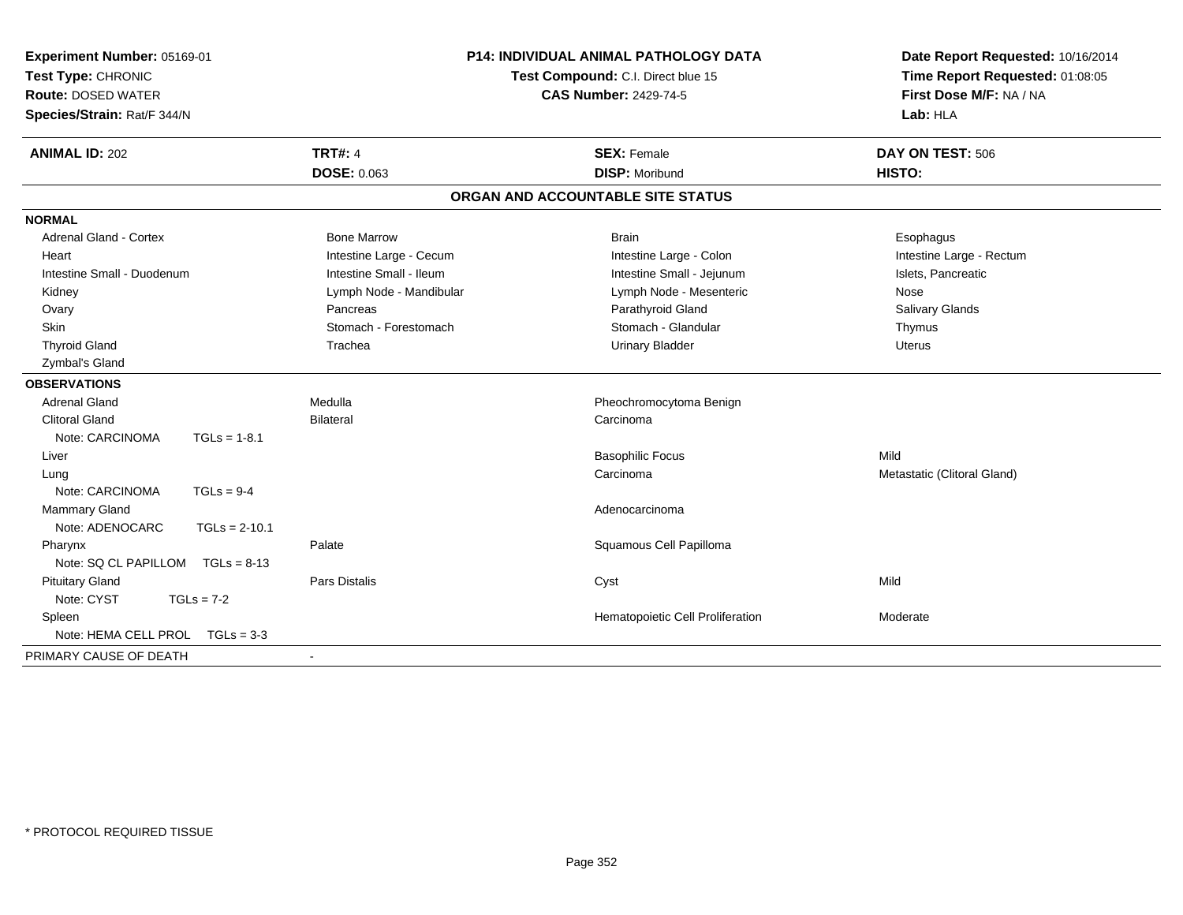**Experiment Number:** 05169-01
**Test Type:** CHRONIC
**Route:** DOSED WATER
**Species/Strain:** Rat/F 344/N

**P14: INDIVIDUAL ANIMAL PATHOLOGY DATA**
**Test Compound:** C.I. Direct blue 15
**CAS Number:** 2429-74-5

**Date Report Requested:** 10/16/2014
**Time Report Requested:** 01:08:05
**First Dose M/F:** NA / NA
**Lab:** HLA

| **ANIMAL ID:** 202 | **TRT#:** 4 | **SEX:** Female | **DAY ON TEST:** 506 |
|---|---|---|---|
| | **DOSE:** 0.063 | **DISP:** Moribund | **HISTO:** |

## ORGAN AND ACCOUNTABLE SITE STATUS

**NORMAL**

| | | | |
|---|---|---|---|
| Adrenal Gland - Cortex | Bone Marrow | Brain | Esophagus |
| Heart | Intestine Large - Cecum | Intestine Large - Colon | Intestine Large - Rectum |
| Intestine Small - Duodenum | Intestine Small - Ileum | Intestine Small - Jejunum | Islets, Pancreatic |
| Kidney | Lymph Node - Mandibular | Lymph Node - Mesenteric | Nose |
| Ovary | Pancreas | Parathyroid Gland | Salivary Glands |
| Skin | Stomach - Forestomach | Stomach - Glandular | Thymus |
| Thyroid Gland | Trachea | Urinary Bladder | Uterus |
| Zymbal's Gland | | | |

**OBSERVATIONS**

| | | | |
|---|---|---|---|
| Adrenal Gland | Medulla | Pheochromocytoma Benign | |
| Clitoral Gland | Bilateral | Carcinoma | |
| Note: CARCINOMA TGLs = 1-8.1 | | | |
| Liver | | Basophilic Focus | Mild |
| Lung | | Carcinoma | Metastatic (Clitoral Gland) |
| Note: CARCINOMA TGLs = 9-4 | | | |
| Mammary Gland | | Adenocarcinoma | |
| Note: ADENOCARC TGLs = 2-10.1 | | | |
| Pharynx | Palate | Squamous Cell Papilloma | |
| Note: SQ CL PAPILLOM TGLs = 8-13 | | | |
| Pituitary Gland | Pars Distalis | Cyst | Mild |
| Note: CYST TGLs = 7-2 | | | |
| Spleen | | Hematopoietic Cell Proliferation | Moderate |
| Note: HEMA CELL PROL TGLs = 3-3 | | | |

PRIMARY CAUSE OF DEATH -

* PROTOCOL REQUIRED TISSUE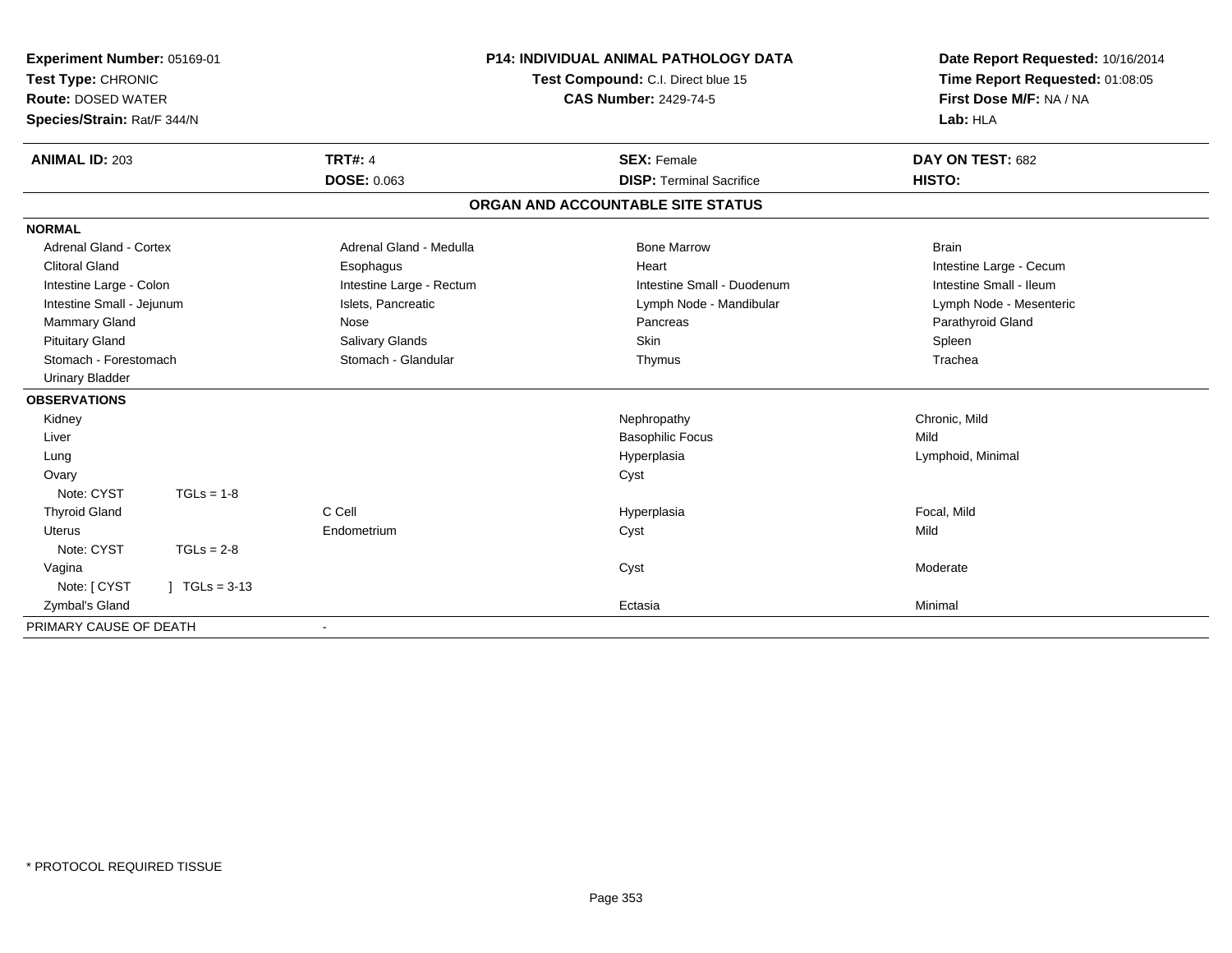**Experiment Number:** 05169-01
**Test Type:** CHRONIC
**Route:** DOSED WATER
**Species/Strain:** Rat/F 344/N

**P14: INDIVIDUAL ANIMAL PATHOLOGY DATA**
**Test Compound:** C.I. Direct blue 15
**CAS Number:** 2429-74-5

**Date Report Requested:** 10/16/2014
**Time Report Requested:** 01:08:05
**First Dose M/F:** NA / NA
**Lab:** HLA

| **ANIMAL ID:** 203 | **TRT#:** 4 | **SEX:** Female | **DAY ON TEST:** 682 |
|---|---|---|---|
| | **DOSE:** 0.063 | **DISP:** Terminal Sacrifice | **HISTO:** |

## ORGAN AND ACCOUNTABLE SITE STATUS

**NORMAL**

| | | | |
|---|---|---|---|
| Adrenal Gland - Cortex | Adrenal Gland - Medulla | Bone Marrow | Brain |
| Clitoral Gland | Esophagus | Heart | Intestine Large - Cecum |
| Intestine Large - Colon | Intestine Large - Rectum | Intestine Small - Duodenum | Intestine Small - Ileum |
| Intestine Small - Jejunum | Islets, Pancreatic | Lymph Node - Mandibular | Lymph Node - Mesenteric |
| Mammary Gland | Nose | Pancreas | Parathyroid Gland |
| Pituitary Gland | Salivary Glands | Skin | Spleen |
| Stomach - Forestomach | Stomach - Glandular | Thymus | Trachea |
| Urinary Bladder | | | |

**OBSERVATIONS**

| | | | |
|---|---|---|---|
| Kidney | | Nephropathy | Chronic, Mild |
| Liver | | Basophilic Focus | Mild |
| Lung | | Hyperplasia | Lymphoid, Minimal |
| Ovary | | Cyst | |
| Note: CYST TGLs = 1-8 | | | |
| Thyroid Gland | C Cell | Hyperplasia | Focal, Mild |
| Uterus | Endometrium | Cyst | Mild |
| Note: CYST TGLs = 2-8 | | | |
| Vagina | | Cyst | Moderate |
| Note: [ CYST ] TGLs = 3-13 | | | |
| Zymbal's Gland | | Ectasia | Minimal |

PRIMARY CAUSE OF DEATH -

* PROTOCOL REQUIRED TISSUE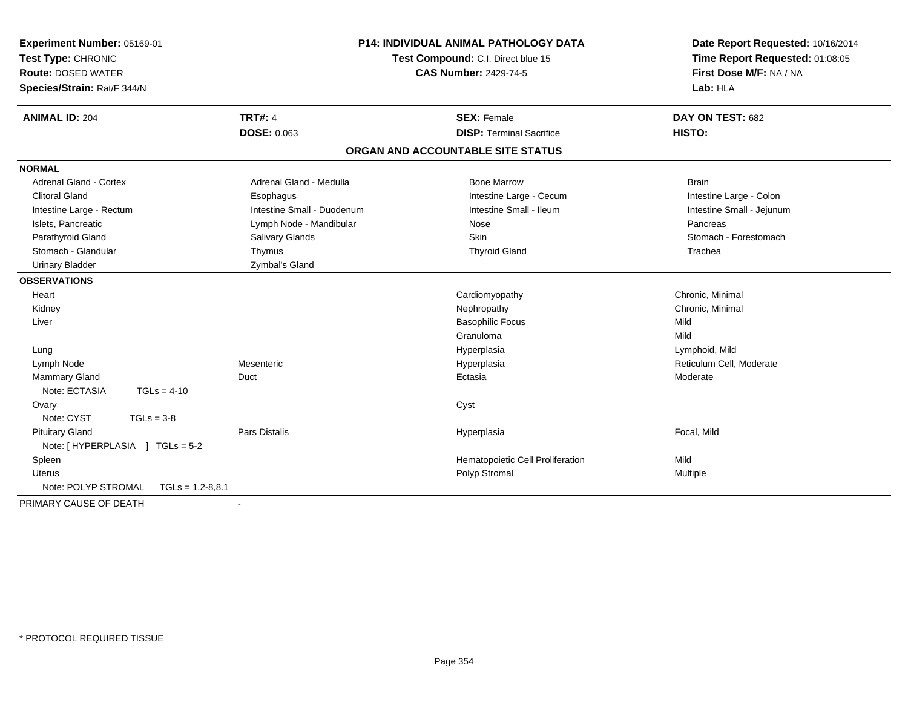**Experiment Number:** 05169-01
**Test Type:** CHRONIC
**Route:** DOSED WATER
**Species/Strain:** Rat/F 344/N

**P14: INDIVIDUAL ANIMAL PATHOLOGY DATA**
**Test Compound:** C.I. Direct blue 15
**CAS Number:** 2429-74-5

**Date Report Requested:** 10/16/2014
**Time Report Requested:** 01:08:05
**First Dose M/F:** NA / NA
**Lab:** HLA

| **ANIMAL ID:** 204 | **TRT#:** 4 | **SEX:** Female | **DAY ON TEST:** 682 |
|---|---|---|---|
| | **DOSE:** 0.063 | **DISP:** Terminal Sacrifice | **HISTO:** |

## ORGAN AND ACCOUNTABLE SITE STATUS

| | | | |
|---|---|---|---|
| **NORMAL** | | | |
| Adrenal Gland - Cortex | Adrenal Gland - Medulla | Bone Marrow | Brain |
| Clitoral Gland | Esophagus | Intestine Large - Cecum | Intestine Large - Colon |
| Intestine Large - Rectum | Intestine Small - Duodenum | Intestine Small - Ileum | Intestine Small - Jejunum |
| Islets, Pancreatic | Lymph Node - Mandibular | Nose | Pancreas |
| Parathyroid Gland | Salivary Glands | Skin | Stomach - Forestomach |
| Stomach - Glandular | Thymus | Thyroid Gland | Trachea |
| Urinary Bladder | Zymbal's Gland | | |
| **OBSERVATIONS** | | | |
| Heart | | Cardiomyopathy | Chronic, Minimal |
| Kidney | | Nephropathy | Chronic, Minimal |
| Liver | | Basophilic Focus | Mild |
| | | Granuloma | Mild |
| Lung | | Hyperplasia | Lymphoid, Mild |
| Lymph Node | Mesenteric | Hyperplasia | Reticulum Cell, Moderate |
| Mammary Gland | Duct | Ectasia | Moderate |
| Note: ECTASIA TGLs = 4-10 | | | |
| Ovary | | Cyst | |
| Note: CYST TGLs = 3-8 | | | |
| Pituitary Gland | Pars Distalis | Hyperplasia | Focal, Mild |
| Note: [ HYPERPLASIA ] TGLs = 5-2 | | | |
| Spleen | | Hematopoietic Cell Proliferation | Mild |
| Uterus | | Polyp Stromal | Multiple |
| Note: POLYP STROMAL TGLs = 1,2-8,8.1 | | | |
| PRIMARY CAUSE OF DEATH | - | | |

* PROTOCOL REQUIRED TISSUE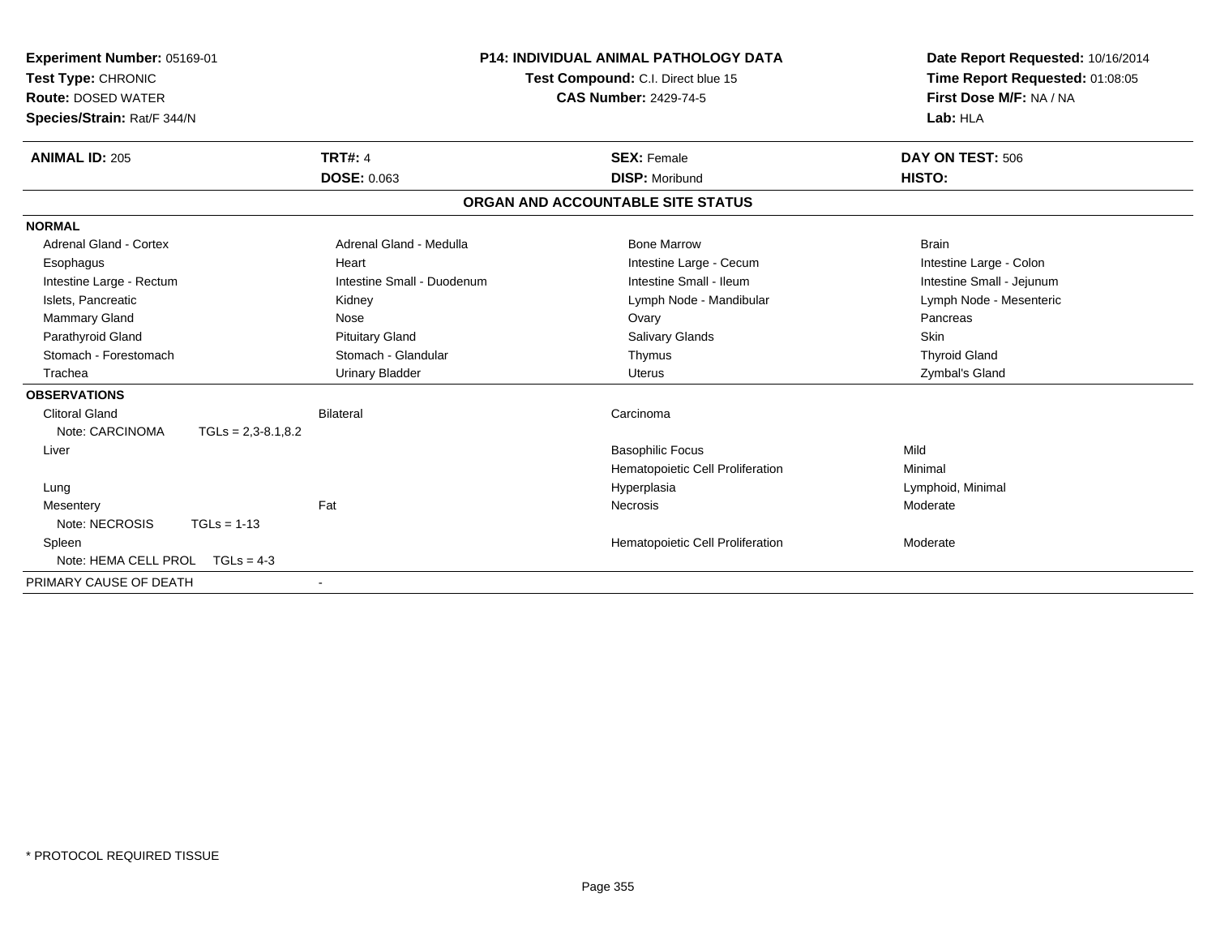**Experiment Number:** 05169-01
**Test Type:** CHRONIC
**Route:** DOSED WATER
**Species/Strain:** Rat/F 344/N

**P14: INDIVIDUAL ANIMAL PATHOLOGY DATA**
**Test Compound:** C.I. Direct blue 15
**CAS Number:** 2429-74-5

**Date Report Requested:** 10/16/2014
**Time Report Requested:** 01:08:05
**First Dose M/F:** NA / NA
**Lab:** HLA

| **ANIMAL ID:** 205 | **TRT#:** 4 | **SEX:** Female | **DAY ON TEST:** 506 |
|---|---|---|---|
| | **DOSE:** 0.063 | **DISP:** Moribund | **HISTO:** |

## ORGAN AND ACCOUNTABLE SITE STATUS

**NORMAL**

| | | | |
|---|---|---|---|
| Adrenal Gland - Cortex | Adrenal Gland - Medulla | Bone Marrow | Brain |
| Esophagus | Heart | Intestine Large - Cecum | Intestine Large - Colon |
| Intestine Large - Rectum | Intestine Small - Duodenum | Intestine Small - Ileum | Intestine Small - Jejunum |
| Islets, Pancreatic | Kidney | Lymph Node - Mandibular | Lymph Node - Mesenteric |
| Mammary Gland | Nose | Ovary | Pancreas |
| Parathyroid Gland | Pituitary Gland | Salivary Glands | Skin |
| Stomach - Forestomach | Stomach - Glandular | Thymus | Thyroid Gland |
| Trachea | Urinary Bladder | Uterus | Zymbal's Gland |

**OBSERVATIONS**

| | | | |
|---|---|---|---|
| Clitoral Gland | Bilateral | Carcinoma | |
| Note: CARCINOMA TGLs = 2,3-8.1,8.2 | | | |
| Liver | | Basophilic Focus | Mild |
| | | Hematopoietic Cell Proliferation | Minimal |
| Lung | | Hyperplasia | Lymphoid, Minimal |
| Mesentery | Fat | Necrosis | Moderate |
| Note: NECROSIS TGLs = 1-13 | | | |
| Spleen | | Hematopoietic Cell Proliferation | Moderate |
| Note: HEMA CELL PROL TGLs = 4-3 | | | |

PRIMARY CAUSE OF DEATH -

\* PROTOCOL REQUIRED TISSUE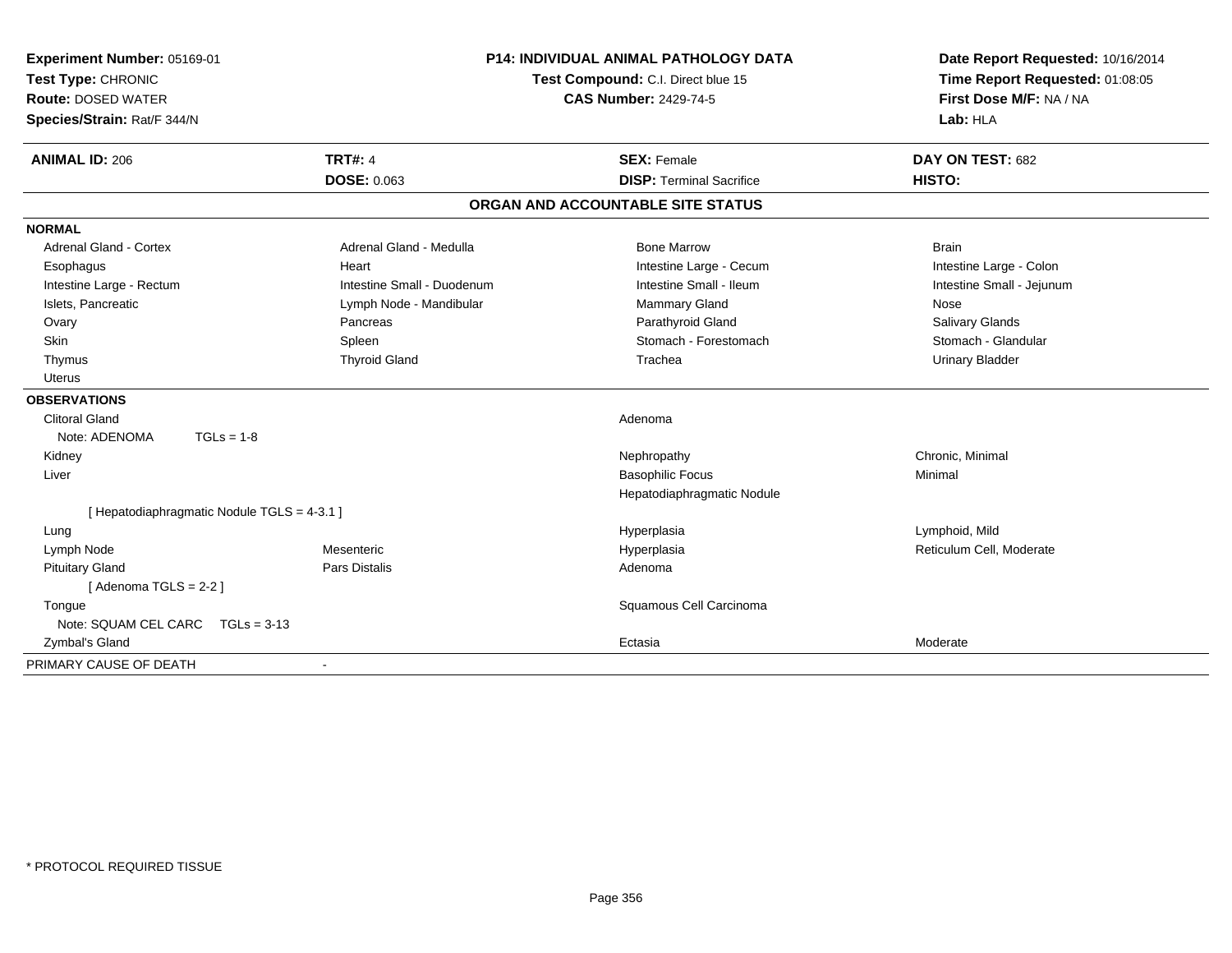**Experiment Number:** 05169-01
**Test Type:** CHRONIC
**Route:** DOSED WATER
**Species/Strain:** Rat/F 344/N

**P14: INDIVIDUAL ANIMAL PATHOLOGY DATA**
**Test Compound:** C.I. Direct blue 15
**CAS Number:** 2429-74-5

**Date Report Requested:** 10/16/2014
**Time Report Requested:** 01:08:05
**First Dose M/F:** NA / NA
**Lab:** HLA

| **ANIMAL ID:** 206 | **TRT#:** 4 | **SEX:** Female | **DAY ON TEST:** 682 |
|---|---|---|---|
| | **DOSE:** 0.063 | **DISP:** Terminal Sacrifice | **HISTO:** |

## ORGAN AND ACCOUNTABLE SITE STATUS

| | | | |
|---|---|---|---|
| **NORMAL** | | | |
| Adrenal Gland - Cortex | Adrenal Gland - Medulla | Bone Marrow | Brain |
| Esophagus | Heart | Intestine Large - Cecum | Intestine Large - Colon |
| Intestine Large - Rectum | Intestine Small - Duodenum | Intestine Small - Ileum | Intestine Small - Jejunum |
| Islets, Pancreatic | Lymph Node - Mandibular | Mammary Gland | Nose |
| Ovary | Pancreas | Parathyroid Gland | Salivary Glands |
| Skin | Spleen | Stomach - Forestomach | Stomach - Glandular |
| Thymus | Thyroid Gland | Trachea | Urinary Bladder |
| Uterus | | | |
| **OBSERVATIONS** | | | |
| Clitoral Gland | | Adenoma | |
| Note: ADENOMA TGLs = 1-8 | | | |
| Kidney | | Nephropathy | Chronic, Minimal |
| Liver | | Basophilic Focus | Minimal |
| | | Hepatodiaphragmatic Nodule | |
| [ Hepatodiaphragmatic Nodule TGLS = 4-3.1 ] | | | |
| Lung | | Hyperplasia | Lymphoid, Mild |
| Lymph Node | Mesenteric | Hyperplasia | Reticulum Cell, Moderate |
| Pituitary Gland | Pars Distalis | Adenoma | |
| [ Adenoma TGLS = 2-2 ] | | | |
| Tongue | | Squamous Cell Carcinoma | |
| Note: SQUAM CEL CARC TGLs = 3-13 | | | |
| Zymbal's Gland | | Ectasia | Moderate |
| PRIMARY CAUSE OF DEATH | - | | |

\* PROTOCOL REQUIRED TISSUE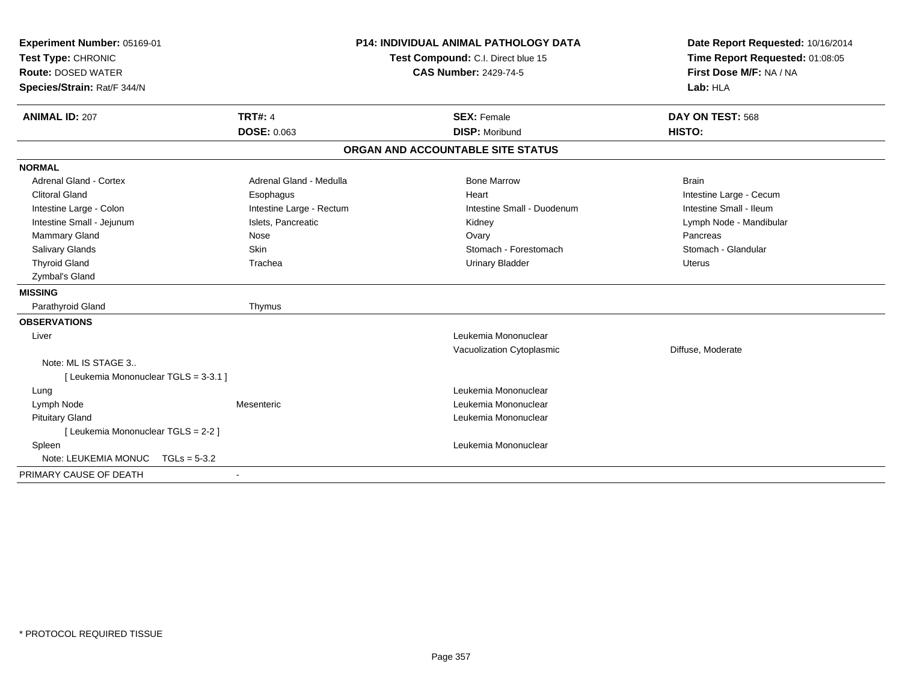**Experiment Number:** 05169-01
**Test Type:** CHRONIC
**Route:** DOSED WATER
**Species/Strain:** Rat/F 344/N

**P14: INDIVIDUAL ANIMAL PATHOLOGY DATA**
**Test Compound:** C.I. Direct blue 15
**CAS Number:** 2429-74-5

**Date Report Requested:** 10/16/2014
**Time Report Requested:** 01:08:05
**First Dose M/F:** NA / NA
**Lab:** HLA

| **ANIMAL ID:** 207 | **TRT#:** 4 | **SEX:** Female | **DAY ON TEST:** 568 |
|---|---|---|---|
| | **DOSE:** 0.063 | **DISP:** Moribund | **HISTO:** |

## ORGAN AND ACCOUNTABLE SITE STATUS

**NORMAL**

| | | | |
|---|---|---|---|
| Adrenal Gland - Cortex | Adrenal Gland - Medulla | Bone Marrow | Brain |
| Clitoral Gland | Esophagus | Heart | Intestine Large - Cecum |
| Intestine Large - Colon | Intestine Large - Rectum | Intestine Small - Duodenum | Intestine Small - Ileum |
| Intestine Small - Jejunum | Islets, Pancreatic | Kidney | Lymph Node - Mandibular |
| Mammary Gland | Nose | Ovary | Pancreas |
| Salivary Glands | Skin | Stomach - Forestomach | Stomach - Glandular |
| Thyroid Gland | Trachea | Urinary Bladder | Uterus |
| Zymbal's Gland | | | |

**MISSING**

| | |
|---|---|
| Parathyroid Gland | Thymus |

**OBSERVATIONS**

| Organ | Site | Observation | Severity |
|---|---|---|---|
| Liver | | Leukemia Mononuclear | |
| | | Vacuolization Cytoplasmic | Diffuse, Moderate |
| Note: ML IS STAGE 3.. | | | |
| [ Leukemia Mononuclear TGLS = 3-3.1 ] | | | |
| Lung | | Leukemia Mononuclear | |
| Lymph Node | Mesenteric | Leukemia Mononuclear | |
| Pituitary Gland | | Leukemia Mononuclear | |
| [ Leukemia Mononuclear TGLS = 2-2 ] | | | |
| Spleen | | Leukemia Mononuclear | |
| Note: LEUKEMIA MONUC TGLs = 5-3.2 | | | |

PRIMARY CAUSE OF DEATH -

* PROTOCOL REQUIRED TISSUE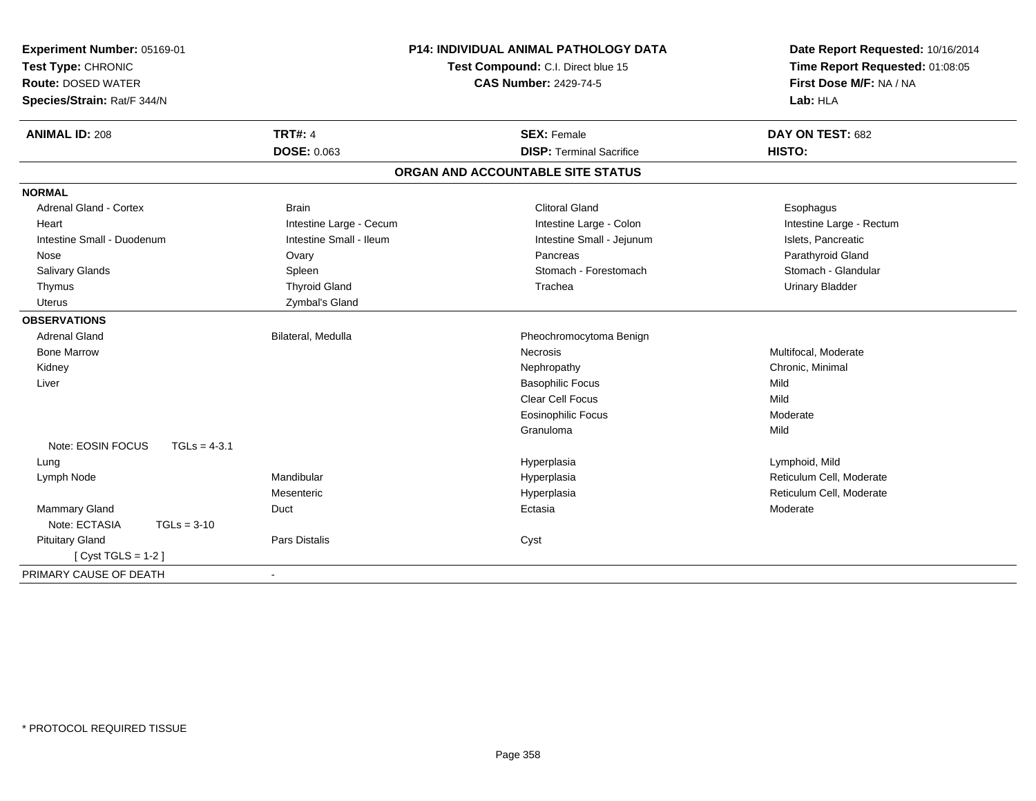**Experiment Number:** 05169-01
**Test Type:** CHRONIC
**Route:** DOSED WATER
**Species/Strain:** Rat/F 344/N

## P14: INDIVIDUAL ANIMAL PATHOLOGY DATA

**Test Compound:** C.I. Direct blue 15
**CAS Number:** 2429-74-5

**Date Report Requested:** 10/16/2014
**Time Report Requested:** 01:08:05
**First Dose M/F:** NA / NA
**Lab:** HLA

| **ANIMAL ID:** 208 | **TRT#:** 4 | **SEX:** Female | **DAY ON TEST:** 682 |
|---|---|---|---|
| | **DOSE:** 0.063 | **DISP:** Terminal Sacrifice | **HISTO:** |

### ORGAN AND ACCOUNTABLE SITE STATUS

| | | | |
|---|---|---|---|
| **NORMAL** | | | |
| Adrenal Gland - Cortex | Brain | Clitoral Gland | Esophagus |
| Heart | Intestine Large - Cecum | Intestine Large - Colon | Intestine Large - Rectum |
| Intestine Small - Duodenum | Intestine Small - Ileum | Intestine Small - Jejunum | Islets, Pancreatic |
| Nose | Ovary | Pancreas | Parathyroid Gland |
| Salivary Glands | Spleen | Stomach - Forestomach | Stomach - Glandular |
| Thymus | Thyroid Gland | Trachea | Urinary Bladder |
| Uterus | Zymbal's Gland | | |
| **OBSERVATIONS** | | | |
| Adrenal Gland | Bilateral, Medulla | Pheochromocytoma Benign | |
| Bone Marrow | | Necrosis | Multifocal, Moderate |
| Kidney | | Nephropathy | Chronic, Minimal |
| Liver | | Basophilic Focus | Mild |
| | | Clear Cell Focus | Mild |
| | | Eosinophilic Focus | Moderate |
| | | Granuloma | Mild |
| Note: EOSIN FOCUS TGLs = 4-3.1 | | | |
| Lung | | Hyperplasia | Lymphoid, Mild |
| Lymph Node | Mandibular | Hyperplasia | Reticulum Cell, Moderate |
| | Mesenteric | Hyperplasia | Reticulum Cell, Moderate |
| Mammary Gland | Duct | Ectasia | Moderate |
| Note: ECTASIA TGLs = 3-10 | | | |
| Pituitary Gland | Pars Distalis | Cyst | |
| [ Cyst TGLS = 1-2 ] | | | |
| PRIMARY CAUSE OF DEATH | - | | |

\* PROTOCOL REQUIRED TISSUE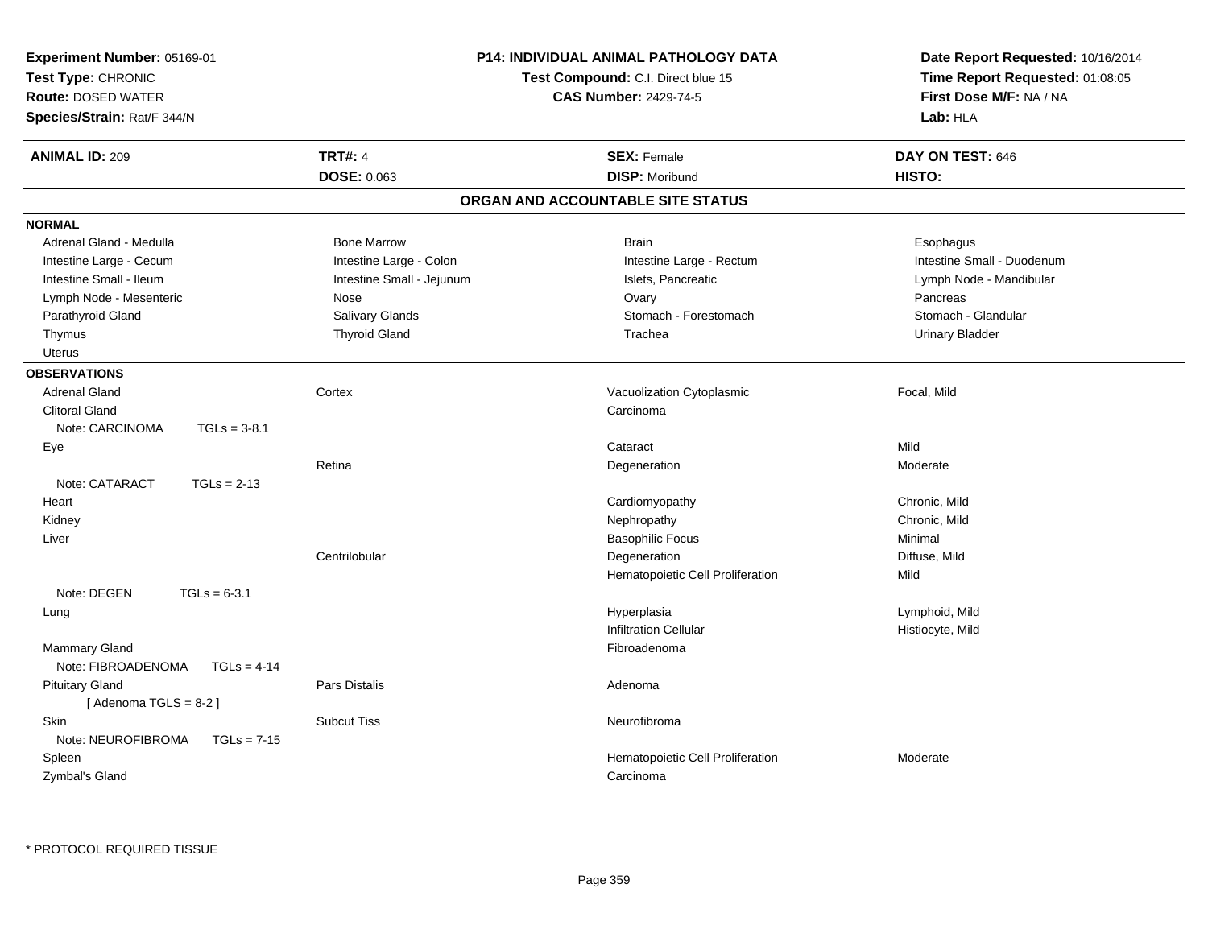**Experiment Number:** 05169-01
**Test Type:** CHRONIC
**Route:** DOSED WATER
**Species/Strain:** Rat/F 344/N

**P14: INDIVIDUAL ANIMAL PATHOLOGY DATA**
**Test Compound:** C.I. Direct blue 15
**CAS Number:** 2429-74-5

**Date Report Requested:** 10/16/2014
**Time Report Requested:** 01:08:05
**First Dose M/F:** NA / NA
**Lab:** HLA

| **ANIMAL ID:** 209 | **TRT#:** 4 | **SEX:** Female | **DAY ON TEST:** 646 |
|---|---|---|---|
| | **DOSE:** 0.063 | **DISP:** Moribund | **HISTO:** |

## ORGAN AND ACCOUNTABLE SITE STATUS

**NORMAL**

| | | | |
|---|---|---|---|
| Adrenal Gland - Medulla | Bone Marrow | Brain | Esophagus |
| Intestine Large - Cecum | Intestine Large - Colon | Intestine Large - Rectum | Intestine Small - Duodenum |
| Intestine Small - Ileum | Intestine Small - Jejunum | Islets, Pancreatic | Lymph Node - Mandibular |
| Lymph Node - Mesenteric | Nose | Ovary | Pancreas |
| Parathyroid Gland | Salivary Glands | Stomach - Forestomach | Stomach - Glandular |
| Thymus | Thyroid Gland | Trachea | Urinary Bladder |
| Uterus | | | |

**OBSERVATIONS**

| | | | |
|---|---|---|---|
| Adrenal Gland | Cortex | Vacuolization Cytoplasmic | Focal, Mild |
| Clitoral Gland | | Carcinoma | |
| Note: CARCINOMA TGLs = 3-8.1 | | | |
| Eye | | Cataract | Mild |
| | Retina | Degeneration | Moderate |
| Note: CATARACT TGLs = 2-13 | | | |
| Heart | | Cardiomyopathy | Chronic, Mild |
| Kidney | | Nephropathy | Chronic, Mild |
| Liver | | Basophilic Focus | Minimal |
| | Centrilobular | Degeneration | Diffuse, Mild |
| | | Hematopoietic Cell Proliferation | Mild |
| Note: DEGEN TGLs = 6-3.1 | | | |
| Lung | | Hyperplasia | Lymphoid, Mild |
| | | Infiltration Cellular | Histiocyte, Mild |
| Mammary Gland | | Fibroadenoma | |
| Note: FIBROADENOMA TGLs = 4-14 | | | |
| Pituitary Gland | Pars Distalis | Adenoma | |
| [ Adenoma TGLS = 8-2 ] | | | |
| Skin | Subcut Tiss | Neurofibroma | |
| Note: NEUROFIBROMA TGLs = 7-15 | | | |
| Spleen | | Hematopoietic Cell Proliferation | Moderate |
| Zymbal's Gland | | Carcinoma | |

* PROTOCOL REQUIRED TISSUE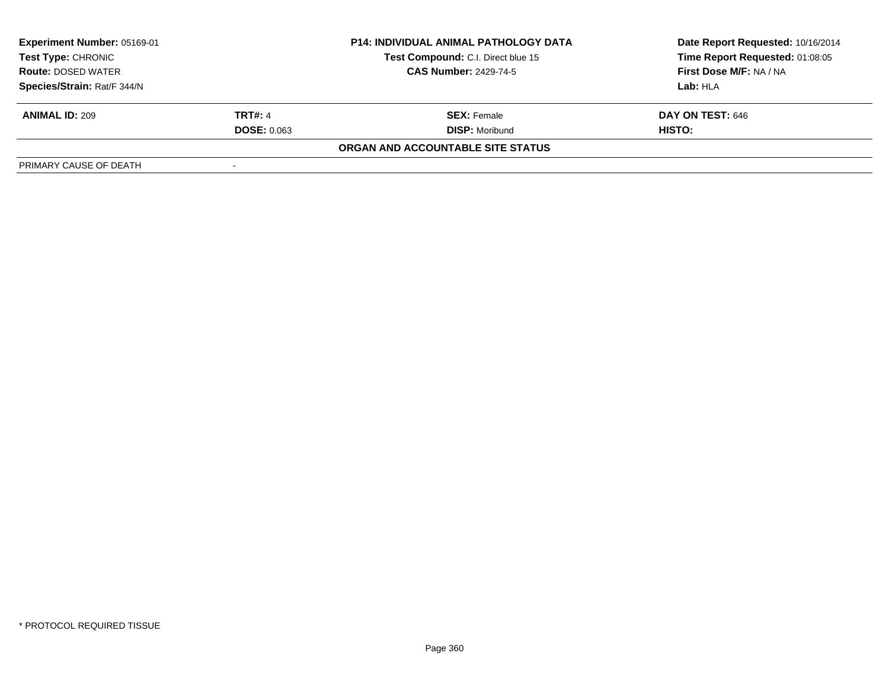| Experiment Number: 05169-01 | P14: INDIVIDUAL ANIMAL PATHOLOGY DATA | Date Report Requested: 10/16/2014 |
|---|---|---|
| Test Type: CHRONIC | Test Compound: C.I. Direct blue 15 | Time Report Requested: 01:08:05 |
| Route: DOSED WATER | CAS Number: 2429-74-5 | First Dose M/F: NA / NA |
| Species/Strain: Rat/F 344/N | | Lab: HLA |

| ANIMAL ID: 209 | TRT#: 4 | SEX: Female | DAY ON TEST: 646 |
|---|---|---|---|
| | DOSE: 0.063 | DISP: Moribund | HISTO: |

**ORGAN AND ACCOUNTABLE SITE STATUS**

| PRIMARY CAUSE OF DEATH | - |
|---|---|

* PROTOCOL REQUIRED TISSUE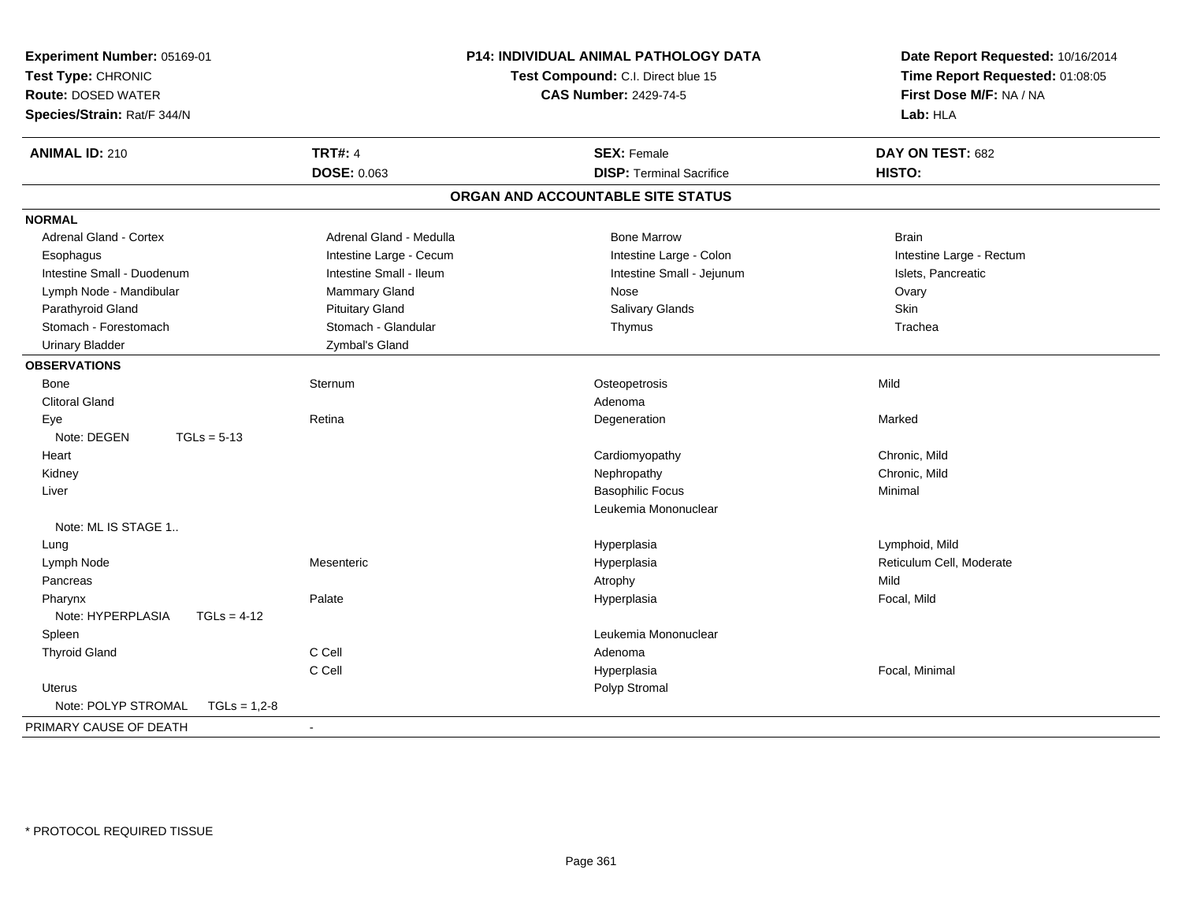**Experiment Number:** 05169-01
**Test Type:** CHRONIC
**Route:** DOSED WATER
**Species/Strain:** Rat/F 344/N

**P14: INDIVIDUAL ANIMAL PATHOLOGY DATA**
**Test Compound:** C.I. Direct blue 15
**CAS Number:** 2429-74-5

**Date Report Requested:** 10/16/2014
**Time Report Requested:** 01:08:05
**First Dose M/F:** NA / NA
**Lab:** HLA

| **ANIMAL ID:** 210 | **TRT#:** 4 | **SEX:** Female | **DAY ON TEST:** 682 |
|---|---|---|---|
| | **DOSE:** 0.063 | **DISP:** Terminal Sacrifice | **HISTO:** |

## ORGAN AND ACCOUNTABLE SITE STATUS

**NORMAL**

| | | | |
|---|---|---|---|
| Adrenal Gland - Cortex | Adrenal Gland - Medulla | Bone Marrow | Brain |
| Esophagus | Intestine Large - Cecum | Intestine Large - Colon | Intestine Large - Rectum |
| Intestine Small - Duodenum | Intestine Small - Ileum | Intestine Small - Jejunum | Islets, Pancreatic |
| Lymph Node - Mandibular | Mammary Gland | Nose | Ovary |
| Parathyroid Gland | Pituitary Gland | Salivary Glands | Skin |
| Stomach - Forestomach | Stomach - Glandular | Thymus | Trachea |
| Urinary Bladder | Zymbal's Gland | | |

**OBSERVATIONS**

| Organ | Site | Observation | Severity |
|---|---|---|---|
| Bone | Sternum | Osteopetrosis | Mild |
| Clitoral Gland | | Adenoma | |
| Eye | Retina | Degeneration | Marked |
| Note: DEGEN TGLs = 5-13 | | | |
| Heart | | Cardiomyopathy | Chronic, Mild |
| Kidney | | Nephropathy | Chronic, Mild |
| Liver | | Basophilic Focus | Minimal |
| | | Leukemia Mononuclear | |
| Note: ML IS STAGE 1.. | | | |
| Lung | | Hyperplasia | Lymphoid, Mild |
| Lymph Node | Mesenteric | Hyperplasia | Reticulum Cell, Moderate |
| Pancreas | | Atrophy | Mild |
| Pharynx | Palate | Hyperplasia | Focal, Mild |
| Note: HYPERPLASIA TGLs = 4-12 | | | |
| Spleen | | Leukemia Mononuclear | |
| Thyroid Gland | C Cell | Adenoma | |
| | C Cell | Hyperplasia | Focal, Minimal |
| Uterus | | Polyp Stromal | |
| Note: POLYP STROMAL TGLs = 1,2-8 | | | |

PRIMARY CAUSE OF DEATH -

\* PROTOCOL REQUIRED TISSUE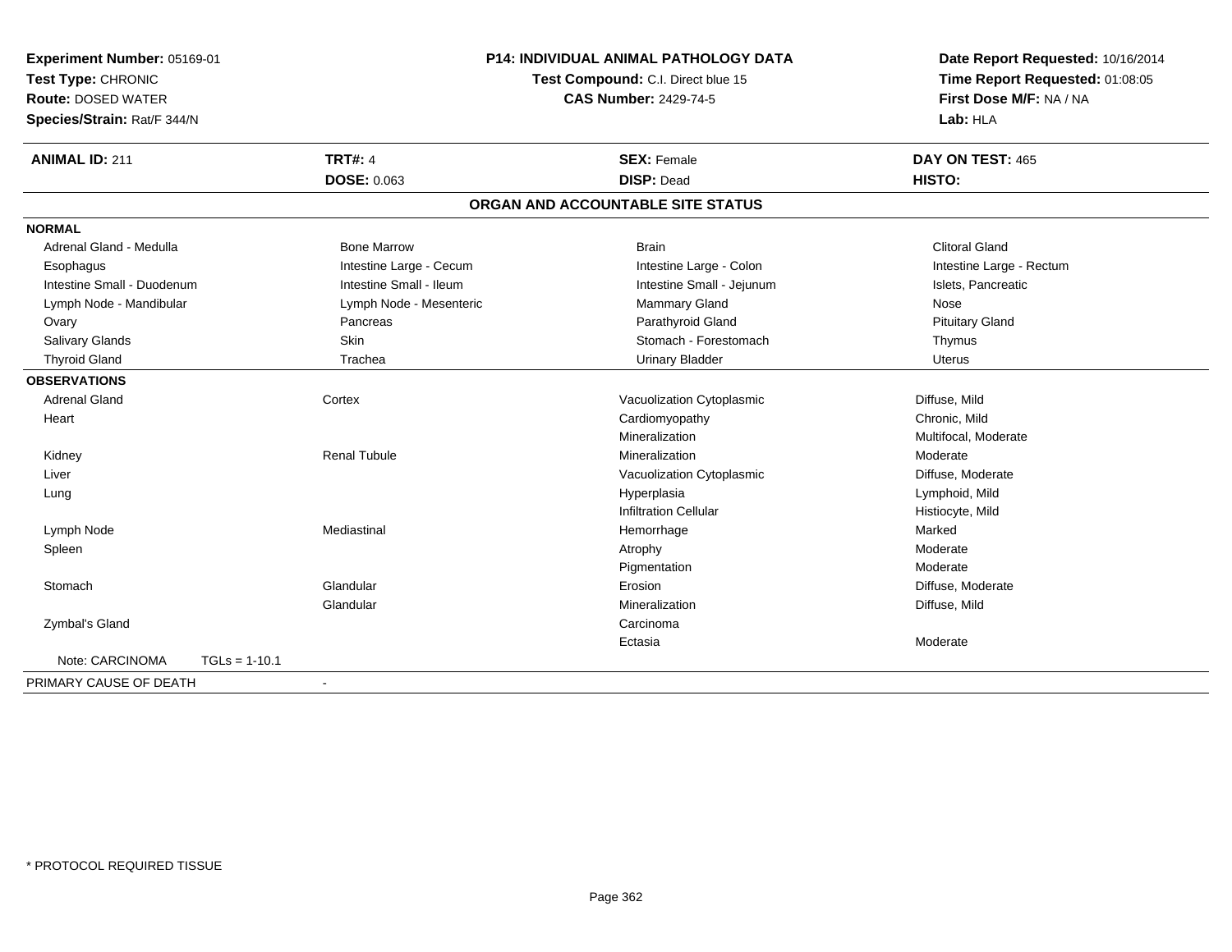**Experiment Number:** 05169-01
**Test Type:** CHRONIC
**Route:** DOSED WATER
**Species/Strain:** Rat/F 344/N

**P14: INDIVIDUAL ANIMAL PATHOLOGY DATA**
**Test Compound:** C.I. Direct blue 15
**CAS Number:** 2429-74-5

**Date Report Requested:** 10/16/2014
**Time Report Requested:** 01:08:05
**First Dose M/F:** NA / NA
**Lab:** HLA

| **ANIMAL ID:** 211 | **TRT#:** 4 | **SEX:** Female | **DAY ON TEST:** 465 |
|---|---|---|---|
| | **DOSE:** 0.063 | **DISP:** Dead | **HISTO:** |

## ORGAN AND ACCOUNTABLE SITE STATUS

**NORMAL**

| | | | |
|---|---|---|---|
| Adrenal Gland - Medulla | Bone Marrow | Brain | Clitoral Gland |
| Esophagus | Intestine Large - Cecum | Intestine Large - Colon | Intestine Large - Rectum |
| Intestine Small - Duodenum | Intestine Small - Ileum | Intestine Small - Jejunum | Islets, Pancreatic |
| Lymph Node - Mandibular | Lymph Node - Mesenteric | Mammary Gland | Nose |
| Ovary | Pancreas | Parathyroid Gland | Pituitary Gland |
| Salivary Glands | Skin | Stomach - Forestomach | Thymus |
| Thyroid Gland | Trachea | Urinary Bladder | Uterus |

**OBSERVATIONS**

| | | | |
|---|---|---|---|
| Adrenal Gland | Cortex | Vacuolization Cytoplasmic | Diffuse, Mild |
| Heart | | Cardiomyopathy | Chronic, Mild |
| | | Mineralization | Multifocal, Moderate |
| Kidney | Renal Tubule | Mineralization | Moderate |
| Liver | | Vacuolization Cytoplasmic | Diffuse, Moderate |
| Lung | | Hyperplasia | Lymphoid, Mild |
| | | Infiltration Cellular | Histiocyte, Mild |
| Lymph Node | Mediastinal | Hemorrhage | Marked |
| Spleen | | Atrophy | Moderate |
| | | Pigmentation | Moderate |
| Stomach | Glandular | Erosion | Diffuse, Moderate |
| | Glandular | Mineralization | Diffuse, Mild |
| Zymbal's Gland | | Carcinoma | |
| | | Ectasia | Moderate |

Note: CARCINOMA TGLs = 1-10.1

PRIMARY CAUSE OF DEATH -

\* PROTOCOL REQUIRED TISSUE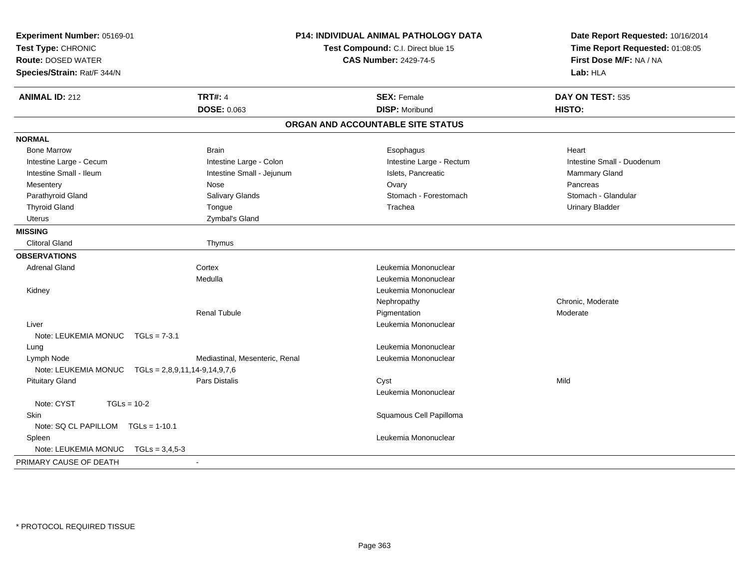**Experiment Number:** 05169-01
**Test Type:** CHRONIC
**Route:** DOSED WATER
**Species/Strain:** Rat/F 344/N

# P14: INDIVIDUAL ANIMAL PATHOLOGY DATA

**Test Compound:** C.I. Direct blue 15
**CAS Number:** 2429-74-5

**Date Report Requested:** 10/16/2014
**Time Report Requested:** 01:08:05
**First Dose M/F:** NA / NA
**Lab:** HLA

| **ANIMAL ID:** 212 | **TRT#:** 4 | **SEX:** Female | **DAY ON TEST:** 535 |
|---|---|---|---|
| | **DOSE:** 0.063 | **DISP:** Moribund | **HISTO:** |

## ORGAN AND ACCOUNTABLE SITE STATUS

**NORMAL**

| | | | |
|---|---|---|---|
| Bone Marrow | Brain | Esophagus | Heart |
| Intestine Large - Cecum | Intestine Large - Colon | Intestine Large - Rectum | Intestine Small - Duodenum |
| Intestine Small - Ileum | Intestine Small - Jejunum | Islets, Pancreatic | Mammary Gland |
| Mesentery | Nose | Ovary | Pancreas |
| Parathyroid Gland | Salivary Glands | Stomach - Forestomach | Stomach - Glandular |
| Thyroid Gland | Tongue | Trachea | Urinary Bladder |
| Uterus | Zymbal's Gland | | |

**MISSING**

| | |
|---|---|
| Clitoral Gland | Thymus |

**OBSERVATIONS**

| Organ | Site | Observation | Severity |
|---|---|---|---|
| Adrenal Gland | Cortex | Leukemia Mononuclear | |
| | Medulla | Leukemia Mononuclear | |
| Kidney | | Leukemia Mononuclear | |
| | | Nephropathy | Chronic, Moderate |
| | Renal Tubule | Pigmentation | Moderate |
| Liver | | Leukemia Mononuclear | |
| Note: LEUKEMIA MONUC TGLs = 7-3.1 | | | |
| Lung | | Leukemia Mononuclear | |
| Lymph Node | Mediastinal, Mesenteric, Renal | Leukemia Mononuclear | |
| Note: LEUKEMIA MONUC TGLs = 2,8,9,11,14-9,14,9,7,6 | | | |
| Pituitary Gland | Pars Distalis | Cyst | Mild |
| | | Leukemia Mononuclear | |
| Note: CYST TGLs = 10-2 | | | |
| Skin | | Squamous Cell Papilloma | |
| Note: SQ CL PAPILLOM TGLs = 1-10.1 | | | |
| Spleen | | Leukemia Mononuclear | |
| Note: LEUKEMIA MONUC TGLs = 3,4,5-3 | | | |

PRIMARY CAUSE OF DEATH -

\* PROTOCOL REQUIRED TISSUE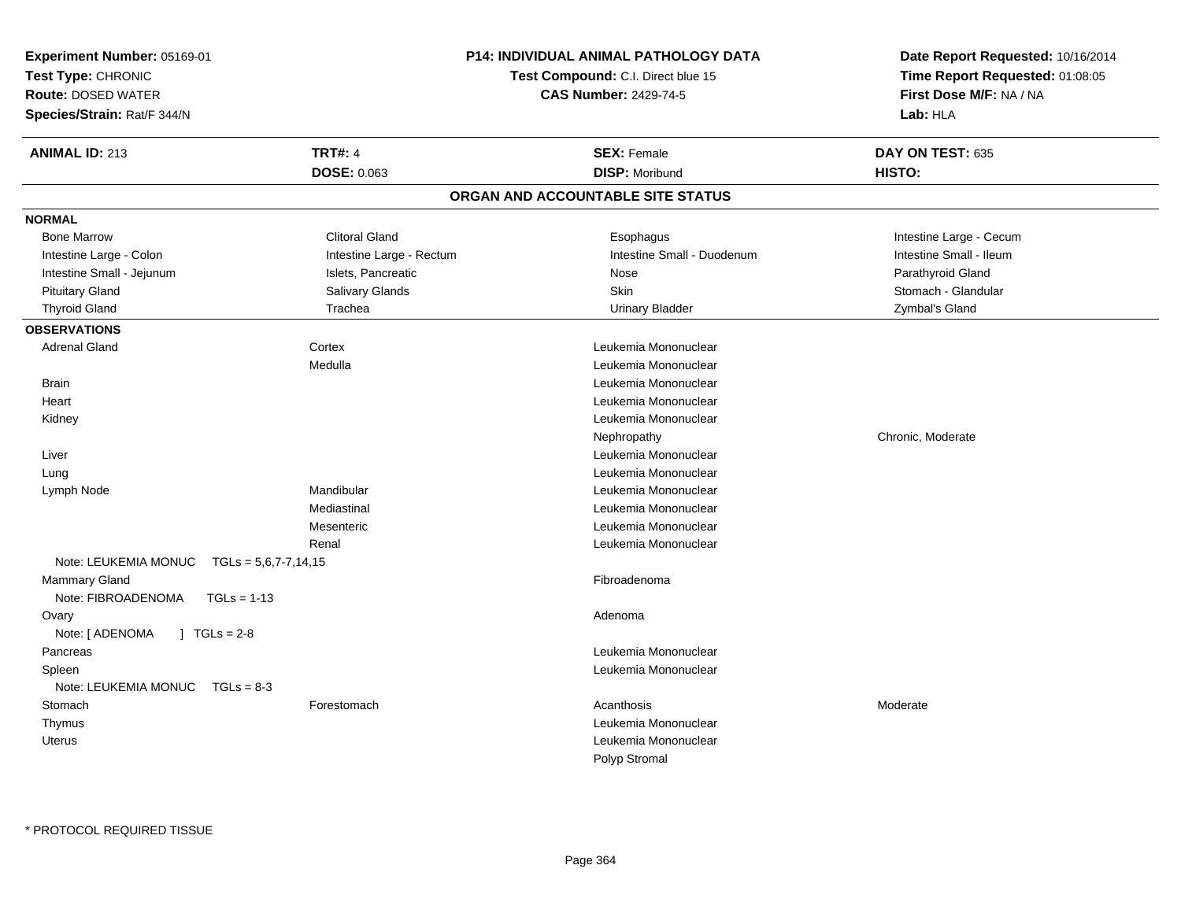**Experiment Number:** 05169-01
**Test Type:** CHRONIC
**Route:** DOSED WATER
**Species/Strain:** Rat/F 344/N

**P14: INDIVIDUAL ANIMAL PATHOLOGY DATA**
**Test Compound:** C.I. Direct blue 15
**CAS Number:** 2429-74-5

**Date Report Requested:** 10/16/2014
**Time Report Requested:** 01:08:05
**First Dose M/F:** NA / NA
**Lab:** HLA

| **ANIMAL ID:** 213 | **TRT#:** 4 | **SEX:** Female | **DAY ON TEST:** 635 |
|---|---|---|---|
| | **DOSE:** 0.063 | **DISP:** Moribund | **HISTO:** |

## ORGAN AND ACCOUNTABLE SITE STATUS

**NORMAL**

| | | | |
|---|---|---|---|
| Bone Marrow | Clitoral Gland | Esophagus | Intestine Large - Cecum |
| Intestine Large - Colon | Intestine Large - Rectum | Intestine Small - Duodenum | Intestine Small - Ileum |
| Intestine Small - Jejunum | Islets, Pancreatic | Nose | Parathyroid Gland |
| Pituitary Gland | Salivary Glands | Skin | Stomach - Glandular |
| Thyroid Gland | Trachea | Urinary Bladder | Zymbal's Gland |

**OBSERVATIONS**

| | | | |
|---|---|---|---|
| Adrenal Gland | Cortex | Leukemia Mononuclear | |
| | Medulla | Leukemia Mononuclear | |
| Brain | | Leukemia Mononuclear | |
| Heart | | Leukemia Mononuclear | |
| Kidney | | Leukemia Mononuclear | |
| | | Nephropathy | Chronic, Moderate |
| Liver | | Leukemia Mononuclear | |
| Lung | | Leukemia Mononuclear | |
| Lymph Node | Mandibular | Leukemia Mononuclear | |
| | Mediastinal | Leukemia Mononuclear | |
| | Mesenteric | Leukemia Mononuclear | |
| | Renal | Leukemia Mononuclear | |
| Note: LEUKEMIA MONUC TGLs = 5,6,7-7,14,15 | | | |
| Mammary Gland | | Fibroadenoma | |
| Note: FIBROADENOMA TGLs = 1-13 | | | |
| Ovary | | Adenoma | |
| Note: [ ADENOMA ] TGLs = 2-8 | | | |
| Pancreas | | Leukemia Mononuclear | |
| Spleen | | Leukemia Mononuclear | |
| Note: LEUKEMIA MONUC TGLs = 8-3 | | | |
| Stomach | Forestomach | Acanthosis | Moderate |
| Thymus | | Leukemia Mononuclear | |
| Uterus | | Leukemia Mononuclear | |
| | | Polyp Stromal | |

\* PROTOCOL REQUIRED TISSUE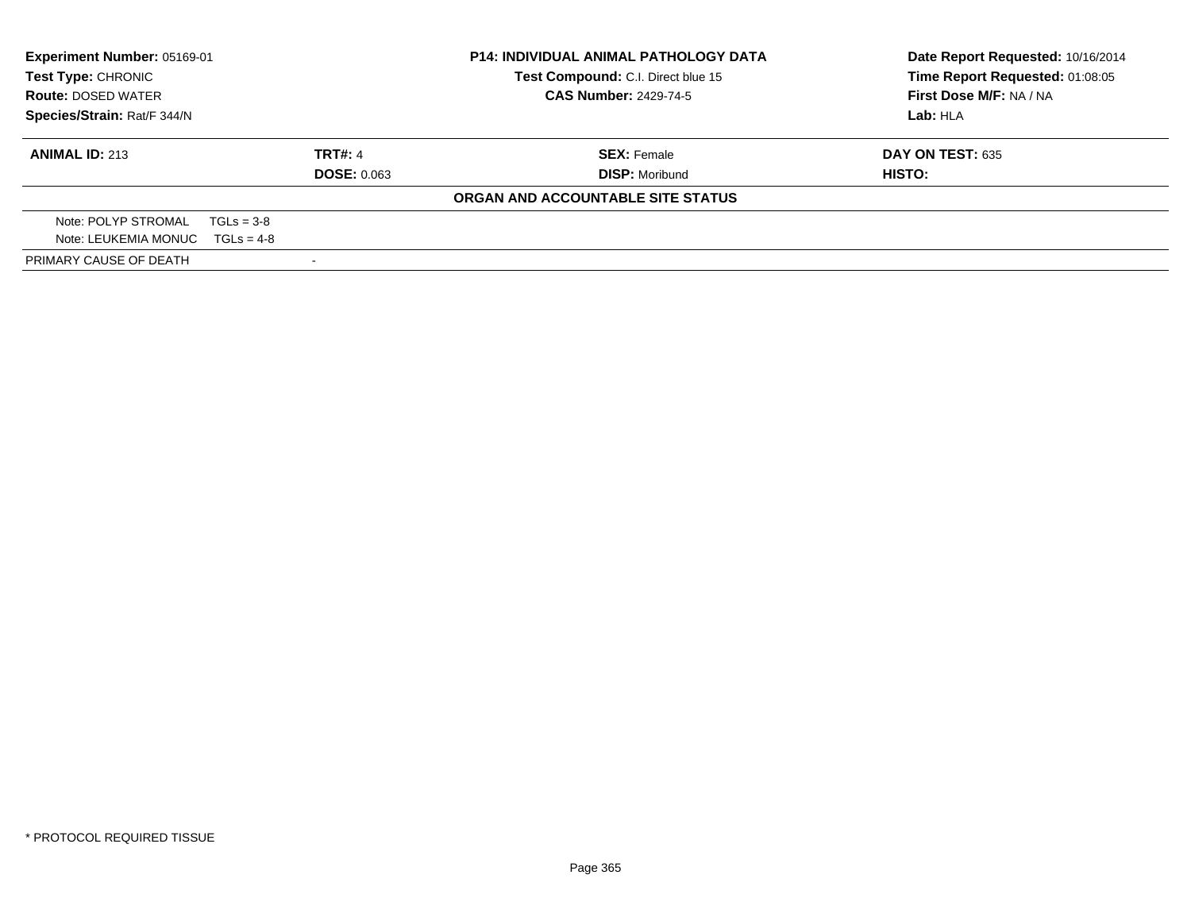**Experiment Number:** 05169-01
**Test Type:** CHRONIC
**Route:** DOSED WATER
**Species/Strain:** Rat/F 344/N

**P14: INDIVIDUAL ANIMAL PATHOLOGY DATA**
**Test Compound:** C.I. Direct blue 15
**CAS Number:** 2429-74-5

**Date Report Requested:** 10/16/2014
**Time Report Requested:** 01:08:05
**First Dose M/F:** NA / NA
**Lab:** HLA

| **ANIMAL ID:** 213 | **TRT#:** 4 | **SEX:** Female | **DAY ON TEST:** 635 |
|---|---|---|---|
| | **DOSE:** 0.063 | **DISP:** Moribund | **HISTO:** |

**ORGAN AND ACCOUNTABLE SITE STATUS**

Note: POLYP STROMAL    TGLs = 3-8
Note: LEUKEMIA MONUC    TGLs = 4-8

PRIMARY CAUSE OF DEATH    -

\* PROTOCOL REQUIRED TISSUE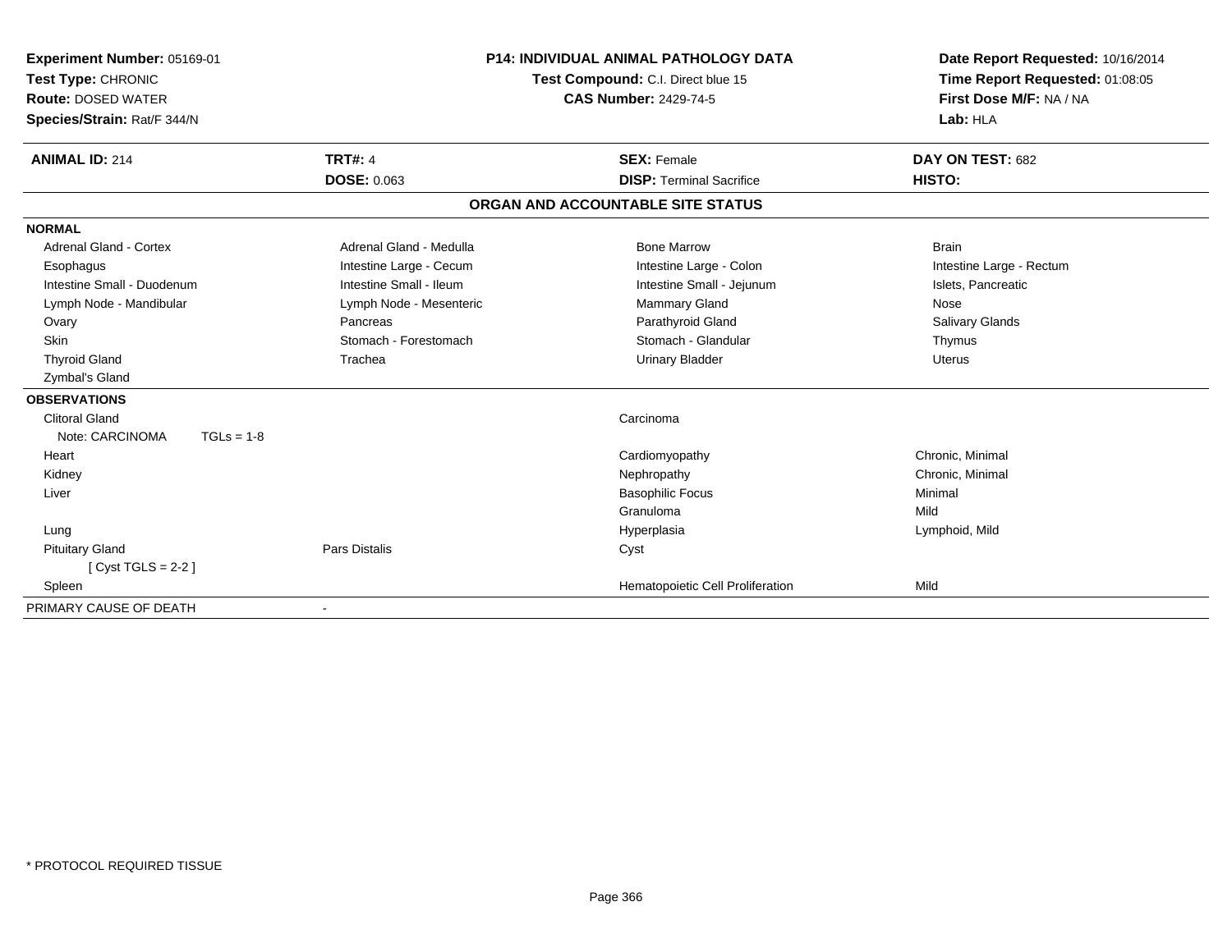**Experiment Number:** 05169-01
**Test Type:** CHRONIC
**Route:** DOSED WATER
**Species/Strain:** Rat/F 344/N

**P14: INDIVIDUAL ANIMAL PATHOLOGY DATA**
**Test Compound:** C.I. Direct blue 15
**CAS Number:** 2429-74-5

**Date Report Requested:** 10/16/2014
**Time Report Requested:** 01:08:05
**First Dose M/F:** NA / NA
**Lab:** HLA

| **ANIMAL ID:** 214 | **TRT#:** 4 | **SEX:** Female | **DAY ON TEST:** 682 |
|---|---|---|---|
| | **DOSE:** 0.063 | **DISP:** Terminal Sacrifice | **HISTO:** |

## ORGAN AND ACCOUNTABLE SITE STATUS

**NORMAL**

| | | | |
|---|---|---|---|
| Adrenal Gland - Cortex | Adrenal Gland - Medulla | Bone Marrow | Brain |
| Esophagus | Intestine Large - Cecum | Intestine Large - Colon | Intestine Large - Rectum |
| Intestine Small - Duodenum | Intestine Small - Ileum | Intestine Small - Jejunum | Islets, Pancreatic |
| Lymph Node - Mandibular | Lymph Node - Mesenteric | Mammary Gland | Nose |
| Ovary | Pancreas | Parathyroid Gland | Salivary Glands |
| Skin | Stomach - Forestomach | Stomach - Glandular | Thymus |
| Thyroid Gland | Trachea | Urinary Bladder | Uterus |
| Zymbal's Gland | | | |

**OBSERVATIONS**

| | | | |
|---|---|---|---|
| Clitoral Gland | | Carcinoma | |
| Note: CARCINOMA TGLs = 1-8 | | | |
| Heart | | Cardiomyopathy | Chronic, Minimal |
| Kidney | | Nephropathy | Chronic, Minimal |
| Liver | | Basophilic Focus | Minimal |
| | | Granuloma | Mild |
| Lung | | Hyperplasia | Lymphoid, Mild |
| Pituitary Gland | Pars Distalis | Cyst | |
| [ Cyst TGLS = 2-2 ] | | | |
| Spleen | | Hematopoietic Cell Proliferation | Mild |

PRIMARY CAUSE OF DEATH -

\* PROTOCOL REQUIRED TISSUE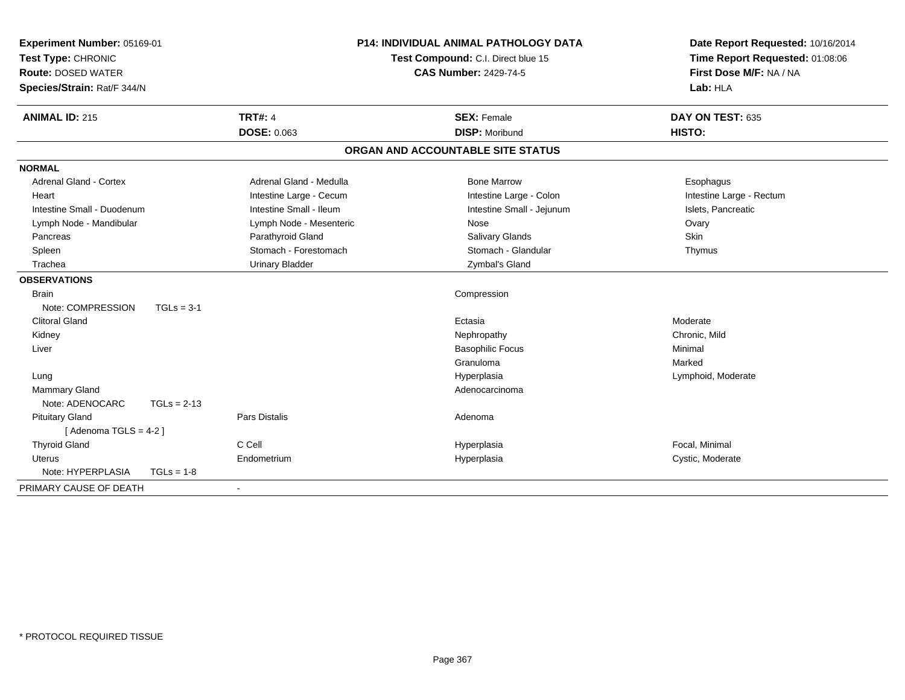**Experiment Number:** 05169-01
**Test Type:** CHRONIC
**Route:** DOSED WATER
**Species/Strain:** Rat/F 344/N

**P14: INDIVIDUAL ANIMAL PATHOLOGY DATA**
**Test Compound:** C.I. Direct blue 15
**CAS Number:** 2429-74-5

**Date Report Requested:** 10/16/2014
**Time Report Requested:** 01:08:06
**First Dose M/F:** NA / NA
**Lab:** HLA

| **ANIMAL ID:** 215 | **TRT#:** 4 | **SEX:** Female | **DAY ON TEST:** 635 |
|---|---|---|---|
| | **DOSE:** 0.063 | **DISP:** Moribund | **HISTO:** |

## ORGAN AND ACCOUNTABLE SITE STATUS

**NORMAL**

| | | | |
|---|---|---|---|
| Adrenal Gland - Cortex | Adrenal Gland - Medulla | Bone Marrow | Esophagus |
| Heart | Intestine Large - Cecum | Intestine Large - Colon | Intestine Large - Rectum |
| Intestine Small - Duodenum | Intestine Small - Ileum | Intestine Small - Jejunum | Islets, Pancreatic |
| Lymph Node - Mandibular | Lymph Node - Mesenteric | Nose | Ovary |
| Pancreas | Parathyroid Gland | Salivary Glands | Skin |
| Spleen | Stomach - Forestomach | Stomach - Glandular | Thymus |
| Trachea | Urinary Bladder | Zymbal's Gland | |

**OBSERVATIONS**

| | | | |
|---|---|---|---|
| Brain | | Compression | |
| Note: COMPRESSION TGLs = 3-1 | | | |
| Clitoral Gland | | Ectasia | Moderate |
| Kidney | | Nephropathy | Chronic, Mild |
| Liver | | Basophilic Focus | Minimal |
| | | Granuloma | Marked |
| Lung | | Hyperplasia | Lymphoid, Moderate |
| Mammary Gland | | Adenocarcinoma | |
| Note: ADENOCARC TGLs = 2-13 | | | |
| Pituitary Gland | Pars Distalis | Adenoma | |
| [ Adenoma TGLS = 4-2 ] | | | |
| Thyroid Gland | C Cell | Hyperplasia | Focal, Minimal |
| Uterus | Endometrium | Hyperplasia | Cystic, Moderate |
| Note: HYPERPLASIA TGLs = 1-8 | | | |

PRIMARY CAUSE OF DEATH -

* PROTOCOL REQUIRED TISSUE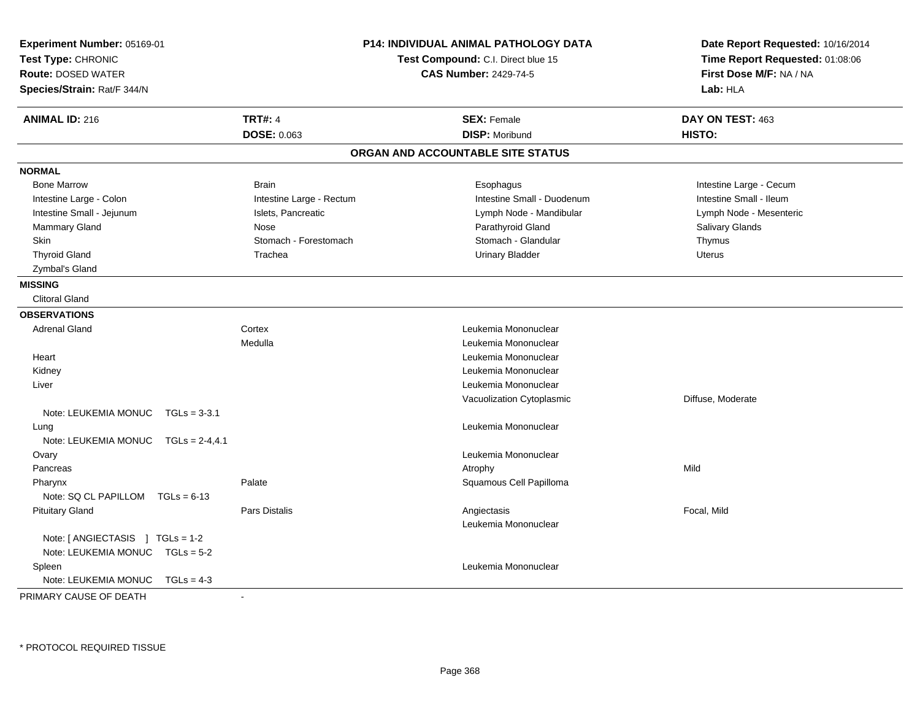**Experiment Number:** 05169-01
**Test Type:** CHRONIC
**Route:** DOSED WATER
**Species/Strain:** Rat/F 344/N

**P14: INDIVIDUAL ANIMAL PATHOLOGY DATA**
**Test Compound:** C.I. Direct blue 15
**CAS Number:** 2429-74-5

**Date Report Requested:** 10/16/2014
**Time Report Requested:** 01:08:06
**First Dose M/F:** NA / NA
**Lab:** HLA

| **ANIMAL ID:** 216 | **TRT#:** 4 | **SEX:** Female | **DAY ON TEST:** 463 |
|---|---|---|---|
| | **DOSE:** 0.063 | **DISP:** Moribund | **HISTO:** |

## ORGAN AND ACCOUNTABLE SITE STATUS

**NORMAL**

| | | | |
|---|---|---|---|
| Bone Marrow | Brain | Esophagus | Intestine Large - Cecum |
| Intestine Large - Colon | Intestine Large - Rectum | Intestine Small - Duodenum | Intestine Small - Ileum |
| Intestine Small - Jejunum | Islets, Pancreatic | Lymph Node - Mandibular | Lymph Node - Mesenteric |
| Mammary Gland | Nose | Parathyroid Gland | Salivary Glands |
| Skin | Stomach - Forestomach | Stomach - Glandular | Thymus |
| Thyroid Gland | Trachea | Urinary Bladder | Uterus |
| Zymbal's Gland | | | |

**MISSING**

Clitoral Gland

**OBSERVATIONS**

| Organ | Site | Observation | Severity |
|---|---|---|---|
| Adrenal Gland | Cortex | Leukemia Mononuclear | |
| | Medulla | Leukemia Mononuclear | |
| Heart | | Leukemia Mononuclear | |
| Kidney | | Leukemia Mononuclear | |
| Liver | | Leukemia Mononuclear | |
| | | Vacuolization Cytoplasmic | Diffuse, Moderate |
| Note: LEUKEMIA MONUC TGLs = 3-3.1 | | | |
| Lung | | Leukemia Mononuclear | |
| Note: LEUKEMIA MONUC TGLs = 2-4,4.1 | | | |
| Ovary | | Leukemia Mononuclear | |
| Pancreas | | Atrophy | Mild |
| Pharynx | Palate | Squamous Cell Papilloma | |
| Note: SQ CL PAPILLOM TGLs = 6-13 | | | |
| Pituitary Gland | Pars Distalis | Angiectasis | Focal, Mild |
| | | Leukemia Mononuclear | |
| Note: [ ANGIECTASIS ] TGLs = 1-2 | | | |
| Note: LEUKEMIA MONUC TGLs = 5-2 | | | |
| Spleen | | Leukemia Mononuclear | |
| Note: LEUKEMIA MONUC TGLs = 4-3 | | | |

PRIMARY CAUSE OF DEATH -

\* PROTOCOL REQUIRED TISSUE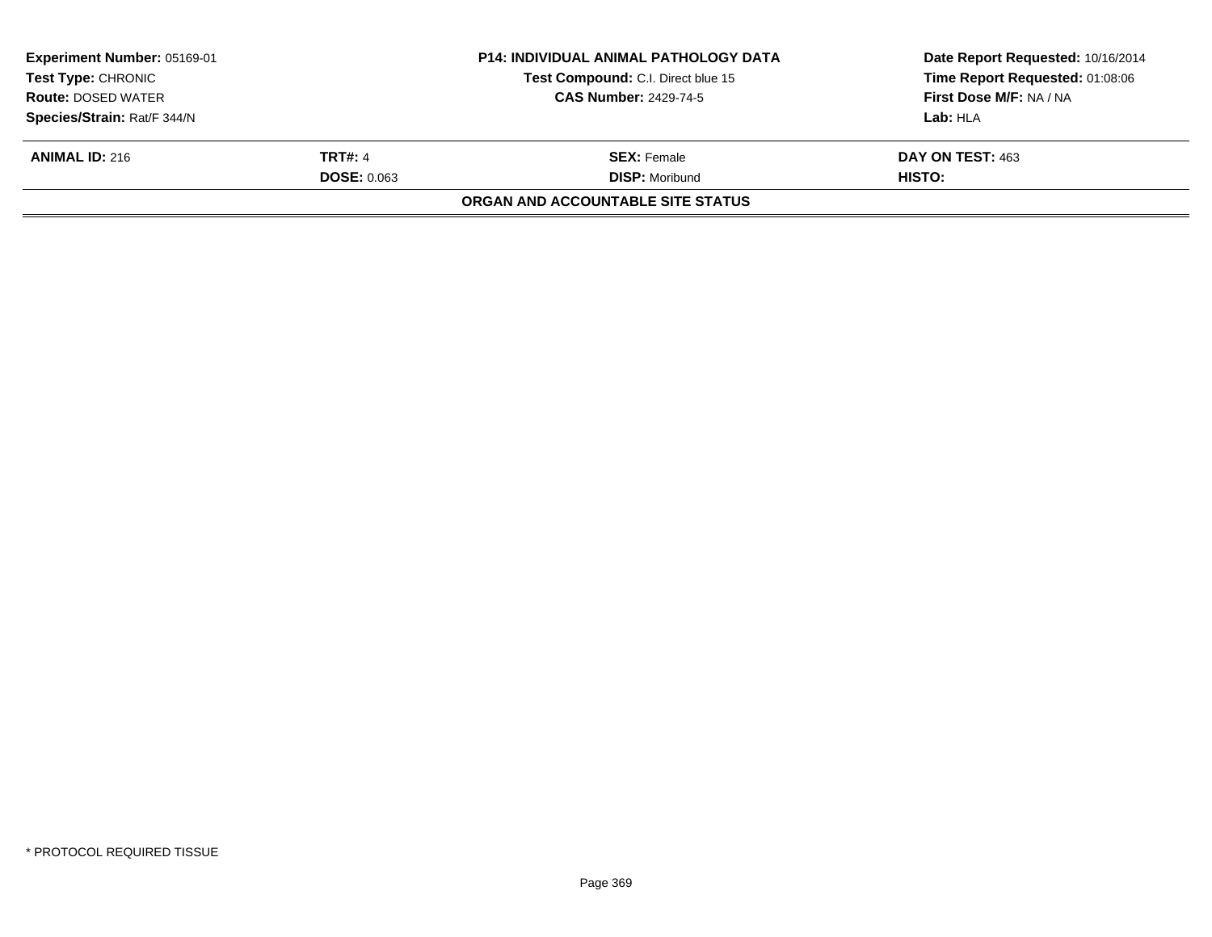**Experiment Number:** 05169-01
**Test Type:** CHRONIC
**Route:** DOSED WATER
**Species/Strain:** Rat/F 344/N

**P14: INDIVIDUAL ANIMAL PATHOLOGY DATA**
**Test Compound:** C.I. Direct blue 15
**CAS Number:** 2429-74-5

**Date Report Requested:** 10/16/2014
**Time Report Requested:** 01:08:06
**First Dose M/F:** NA / NA
**Lab:** HLA

| **ANIMAL ID:** 216 | **TRT#:** 4 | **SEX:** Female | **DAY ON TEST:** 463 |
|---|---|---|---|
| | **DOSE:** 0.063 | **DISP:** Moribund | **HISTO:** |

**ORGAN AND ACCOUNTABLE SITE STATUS**

* PROTOCOL REQUIRED TISSUE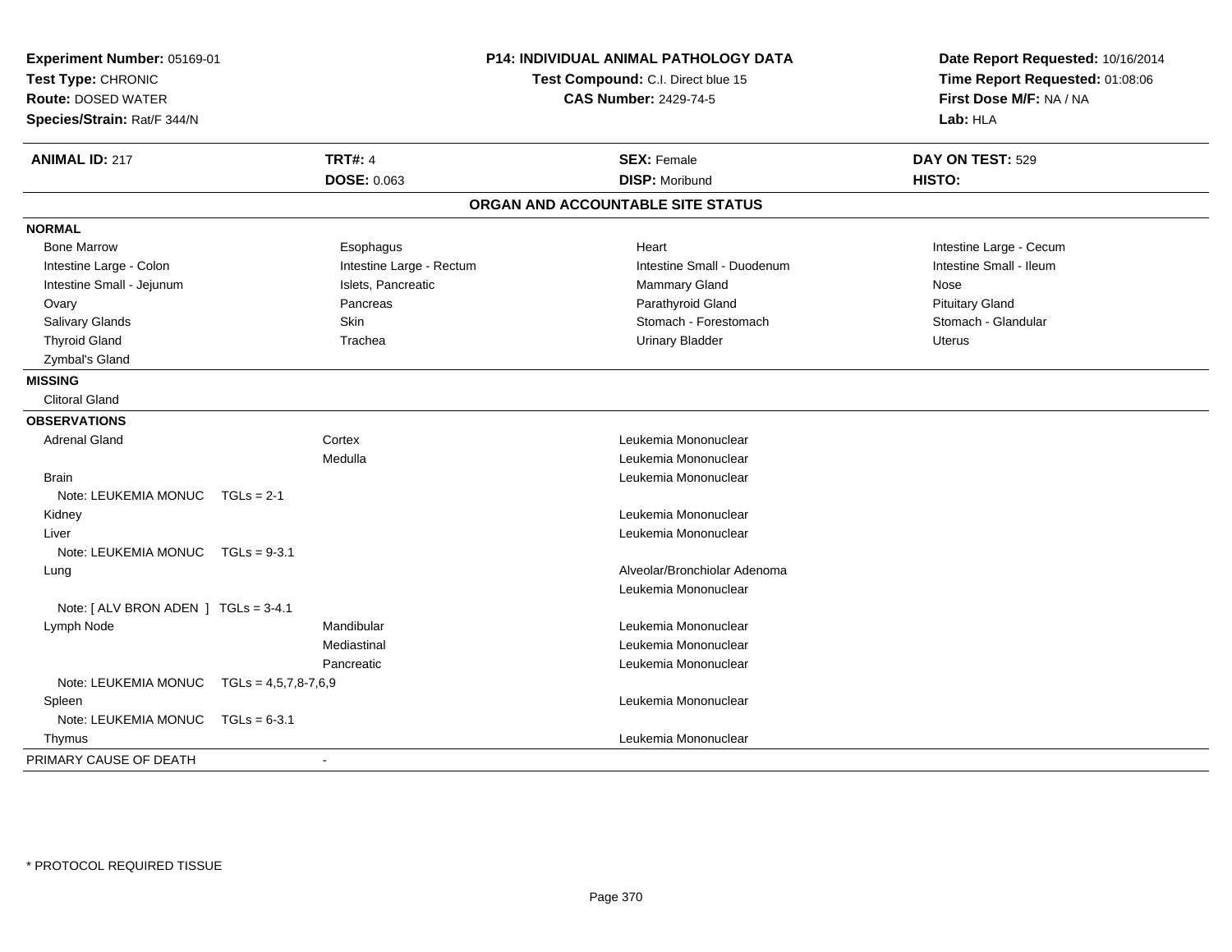**Experiment Number:** 05169-01
**Test Type:** CHRONIC
**Route:** DOSED WATER
**Species/Strain:** Rat/F 344/N

**P14: INDIVIDUAL ANIMAL PATHOLOGY DATA**
**Test Compound:** C.I. Direct blue 15
**CAS Number:** 2429-74-5

**Date Report Requested:** 10/16/2014
**Time Report Requested:** 01:08:06
**First Dose M/F:** NA / NA
**Lab:** HLA

| **ANIMAL ID:** 217 | **TRT#:** 4 | **SEX:** Female | **DAY ON TEST:** 529 |
|---|---|---|---|
| | **DOSE:** 0.063 | **DISP:** Moribund | **HISTO:** |

## ORGAN AND ACCOUNTABLE SITE STATUS

**NORMAL**

| | | | |
|---|---|---|---|
| Bone Marrow | Esophagus | Heart | Intestine Large - Cecum |
| Intestine Large - Colon | Intestine Large - Rectum | Intestine Small - Duodenum | Intestine Small - Ileum |
| Intestine Small - Jejunum | Islets, Pancreatic | Mammary Gland | Nose |
| Ovary | Pancreas | Parathyroid Gland | Pituitary Gland |
| Salivary Glands | Skin | Stomach - Forestomach | Stomach - Glandular |
| Thyroid Gland | Trachea | Urinary Bladder | Uterus |
| Zymbal's Gland | | | |

**MISSING**

Clitoral Gland

**OBSERVATIONS**

| Organ | Site | Observation |
|---|---|---|
| Adrenal Gland | Cortex | Leukemia Mononuclear |
| | Medulla | Leukemia Mononuclear |
| Brain | | Leukemia Mononuclear |
| Note: LEUKEMIA MONUC TGLs = 2-1 | | |
| Kidney | | Leukemia Mononuclear |
| Liver | | Leukemia Mononuclear |
| Note: LEUKEMIA MONUC TGLs = 9-3.1 | | |
| Lung | | Alveolar/Bronchiolar Adenoma |
| | | Leukemia Mononuclear |
| Note: [ ALV BRON ADEN ] TGLs = 3-4.1 | | |
| Lymph Node | Mandibular | Leukemia Mononuclear |
| | Mediastinal | Leukemia Mononuclear |
| | Pancreatic | Leukemia Mononuclear |
| Note: LEUKEMIA MONUC TGLs = 4,5,7,8-7,6,9 | | |
| Spleen | | Leukemia Mononuclear |
| Note: LEUKEMIA MONUC TGLs = 6-3.1 | | |
| Thymus | | Leukemia Mononuclear |

PRIMARY CAUSE OF DEATH -

\* PROTOCOL REQUIRED TISSUE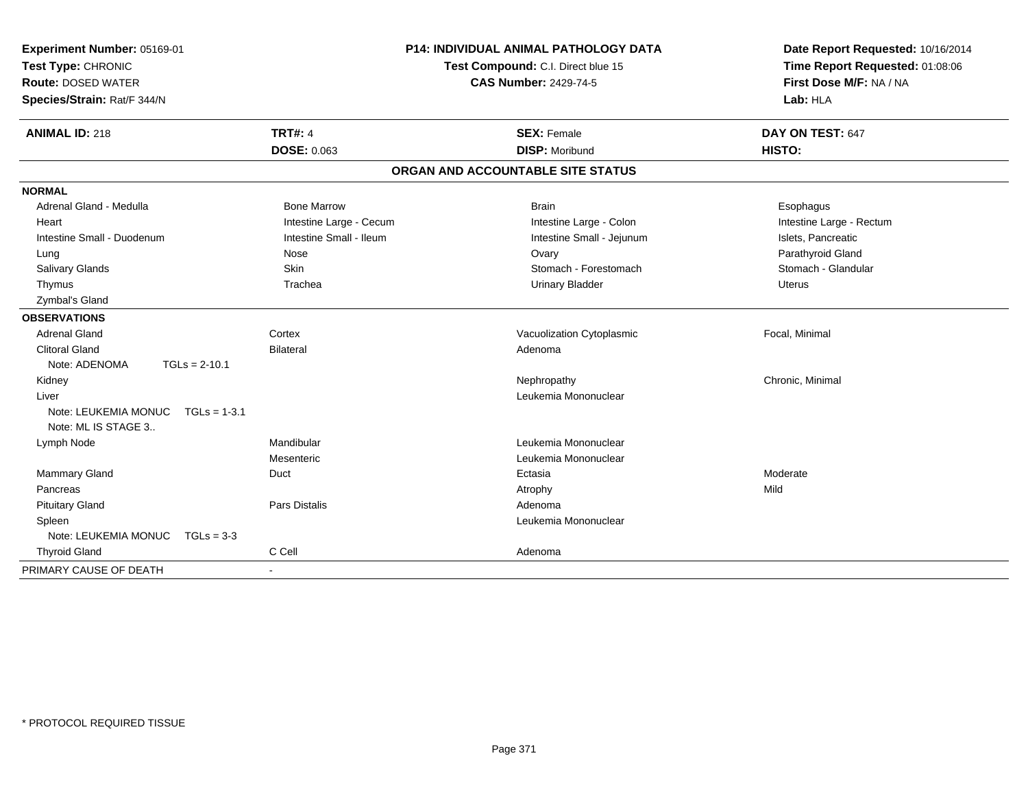**Experiment Number:** 05169-01
**Test Type:** CHRONIC
**Route:** DOSED WATER
**Species/Strain:** Rat/F 344/N

**P14: INDIVIDUAL ANIMAL PATHOLOGY DATA**
**Test Compound:** C.I. Direct blue 15
**CAS Number:** 2429-74-5

**Date Report Requested:** 10/16/2014
**Time Report Requested:** 01:08:06
**First Dose M/F:** NA / NA
**Lab:** HLA

| **ANIMAL ID:** 218 | **TRT#:** 4 | **SEX:** Female | **DAY ON TEST:** 647 |
|---|---|---|---|
| | **DOSE:** 0.063 | **DISP:** Moribund | **HISTO:** |

## ORGAN AND ACCOUNTABLE SITE STATUS

| | | | |
|---|---|---|---|
| **NORMAL** | | | |
| Adrenal Gland - Medulla | Bone Marrow | Brain | Esophagus |
| Heart | Intestine Large - Cecum | Intestine Large - Colon | Intestine Large - Rectum |
| Intestine Small - Duodenum | Intestine Small - Ileum | Intestine Small - Jejunum | Islets, Pancreatic |
| Lung | Nose | Ovary | Parathyroid Gland |
| Salivary Glands | Skin | Stomach - Forestomach | Stomach - Glandular |
| Thymus | Trachea | Urinary Bladder | Uterus |
| Zymbal's Gland | | | |
| **OBSERVATIONS** | | | |
| Adrenal Gland | Cortex | Vacuolization Cytoplasmic | Focal, Minimal |
| Clitoral Gland | Bilateral | Adenoma | |
| Note: ADENOMA TGLs = 2-10.1 | | | |
| Kidney | | Nephropathy | Chronic, Minimal |
| Liver | | Leukemia Mononuclear | |
| Note: LEUKEMIA MONUC TGLs = 1-3.1 | | | |
| Note: ML IS STAGE 3.. | | | |
| Lymph Node | Mandibular | Leukemia Mononuclear | |
| | Mesenteric | Leukemia Mononuclear | |
| Mammary Gland | Duct | Ectasia | Moderate |
| Pancreas | | Atrophy | Mild |
| Pituitary Gland | Pars Distalis | Adenoma | |
| Spleen | | Leukemia Mononuclear | |
| Note: LEUKEMIA MONUC TGLs = 3-3 | | | |
| Thyroid Gland | C Cell | Adenoma | |
| PRIMARY CAUSE OF DEATH | - | | |

\* PROTOCOL REQUIRED TISSUE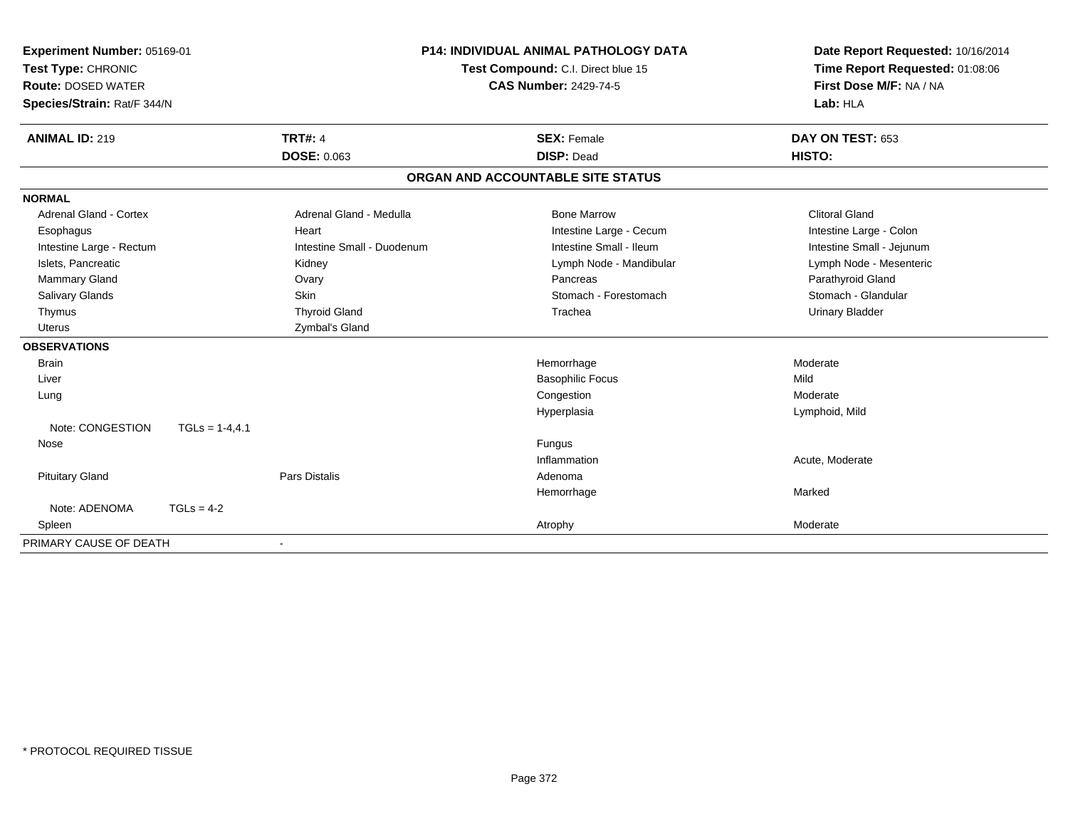**Experiment Number:** 05169-01
**Test Type:** CHRONIC
**Route:** DOSED WATER
**Species/Strain:** Rat/F 344/N

**P14: INDIVIDUAL ANIMAL PATHOLOGY DATA**
**Test Compound:** C.I. Direct blue 15
**CAS Number:** 2429-74-5

**Date Report Requested:** 10/16/2014
**Time Report Requested:** 01:08:06
**First Dose M/F:** NA / NA
**Lab:** HLA

| **ANIMAL ID:** 219 | **TRT#:** 4 | **SEX:** Female | **DAY ON TEST:** 653 |
|---|---|---|---|
| | **DOSE:** 0.063 | **DISP:** Dead | **HISTO:** |

## ORGAN AND ACCOUNTABLE SITE STATUS

**NORMAL**

| | | | |
|---|---|---|---|
| Adrenal Gland - Cortex | Adrenal Gland - Medulla | Bone Marrow | Clitoral Gland |
| Esophagus | Heart | Intestine Large - Cecum | Intestine Large - Colon |
| Intestine Large - Rectum | Intestine Small - Duodenum | Intestine Small - Ileum | Intestine Small - Jejunum |
| Islets, Pancreatic | Kidney | Lymph Node - Mandibular | Lymph Node - Mesenteric |
| Mammary Gland | Ovary | Pancreas | Parathyroid Gland |
| Salivary Glands | Skin | Stomach - Forestomach | Stomach - Glandular |
| Thymus | Thyroid Gland | Trachea | Urinary Bladder |
| Uterus | Zymbal's Gland | | |

**OBSERVATIONS**

| | | | |
|---|---|---|---|
| Brain | | Hemorrhage | Moderate |
| Liver | | Basophilic Focus | Mild |
| Lung | | Congestion | Moderate |
| | | Hyperplasia | Lymphoid, Mild |
| Note: CONGESTION TGLs = 1-4,4.1 | | | |
| Nose | | Fungus | |
| | | Inflammation | Acute, Moderate |
| Pituitary Gland | Pars Distalis | Adenoma | |
| | | Hemorrhage | Marked |
| Note: ADENOMA TGLs = 4-2 | | | |
| Spleen | | Atrophy | Moderate |

PRIMARY CAUSE OF DEATH -

* PROTOCOL REQUIRED TISSUE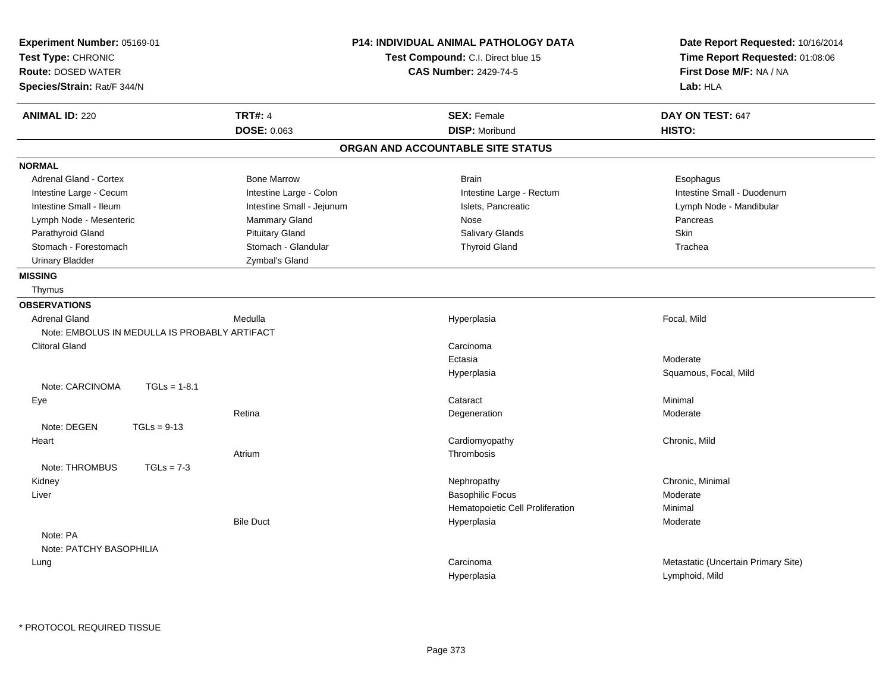**Experiment Number:** 05169-01
**Test Type:** CHRONIC
**Route:** DOSED WATER
**Species/Strain:** Rat/F 344/N

**P14: INDIVIDUAL ANIMAL PATHOLOGY DATA**
**Test Compound:** C.I. Direct blue 15
**CAS Number:** 2429-74-5

**Date Report Requested:** 10/16/2014
**Time Report Requested:** 01:08:06
**First Dose M/F:** NA / NA
**Lab:** HLA

| **ANIMAL ID:** 220 | **TRT#:** 4 | **SEX:** Female | **DAY ON TEST:** 647 |
|---|---|---|---|
| | **DOSE:** 0.063 | **DISP:** Moribund | **HISTO:** |

## ORGAN AND ACCOUNTABLE SITE STATUS

**NORMAL**

| | | | |
|---|---|---|---|
| Adrenal Gland - Cortex | Bone Marrow | Brain | Esophagus |
| Intestine Large - Cecum | Intestine Large - Colon | Intestine Large - Rectum | Intestine Small - Duodenum |
| Intestine Small - Ileum | Intestine Small - Jejunum | Islets, Pancreatic | Lymph Node - Mandibular |
| Lymph Node - Mesenteric | Mammary Gland | Nose | Pancreas |
| Parathyroid Gland | Pituitary Gland | Salivary Glands | Skin |
| Stomach - Forestomach | Stomach - Glandular | Thyroid Gland | Trachea |
| Urinary Bladder | Zymbal's Gland | | |

**MISSING**

Thymus

**OBSERVATIONS**

| | | | |
|---|---|---|---|
| Adrenal Gland | Medulla | Hyperplasia | Focal, Mild |
| Note: EMBOLUS IN MEDULLA IS PROBABLY ARTIFACT | | | |
| Clitoral Gland | | Carcinoma | |
| | | Ectasia | Moderate |
| | | Hyperplasia | Squamous, Focal, Mild |
| Note: CARCINOMA TGLs = 1-8.1 | | | |
| Eye | | Cataract | Minimal |
| | Retina | Degeneration | Moderate |
| Note: DEGEN TGLs = 9-13 | | | |
| Heart | | Cardiomyopathy | Chronic, Mild |
| | Atrium | Thrombosis | |
| Note: THROMBUS TGLs = 7-3 | | | |
| Kidney | | Nephropathy | Chronic, Minimal |
| Liver | | Basophilic Focus | Moderate |
| | | Hematopoietic Cell Proliferation | Minimal |
| | Bile Duct | Hyperplasia | Moderate |
| Note: PA | | | |
| Note: PATCHY BASOPHILIA | | | |
| Lung | | Carcinoma | Metastatic (Uncertain Primary Site) |
| | | Hyperplasia | Lymphoid, Mild |

* PROTOCOL REQUIRED TISSUE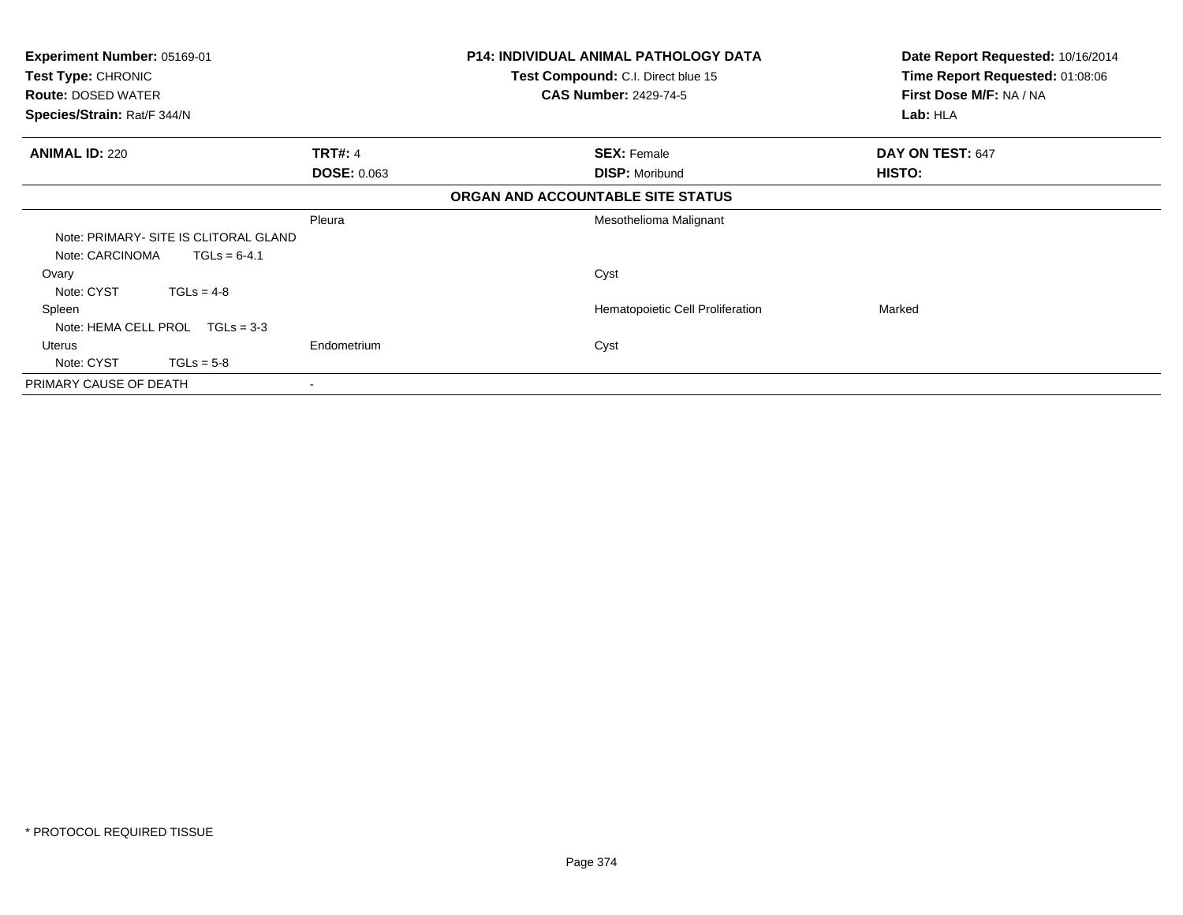| **Experiment Number:** 05169-01 | **P14: INDIVIDUAL ANIMAL PATHOLOGY DATA** | **Date Report Requested:** 10/16/2014 |
|---|---|---|
| **Test Type:** CHRONIC | **Test Compound:** C.I. Direct blue 15 | **Time Report Requested:** 01:08:06 |
| **Route:** DOSED WATER | **CAS Number:** 2429-74-5 | **First Dose M/F:** NA / NA |
| **Species/Strain:** Rat/F 344/N | | **Lab:** HLA |

| **ANIMAL ID:** 220 | **TRT#:** 4 | **SEX:** Female | **DAY ON TEST:** 647 |
|---|---|---|---|
| | **DOSE:** 0.063 | **DISP:** Moribund | **HISTO:** |

**ORGAN AND ACCOUNTABLE SITE STATUS**

| | | | |
|---|---|---|---|
| | Pleura | Mesothelioma Malignant | |
| Note: PRIMARY- SITE IS CLITORAL GLAND | | | |
| Note: CARCINOMA TGLs = 6-4.1 | | | |
| Ovary | | Cyst | |
| Note: CYST TGLs = 4-8 | | | |
| Spleen | | Hematopoietic Cell Proliferation | Marked |
| Note: HEMA CELL PROL TGLs = 3-3 | | | |
| Uterus | Endometrium | Cyst | |
| Note: CYST TGLs = 5-8 | | | |
| PRIMARY CAUSE OF DEATH | - | | |

\* PROTOCOL REQUIRED TISSUE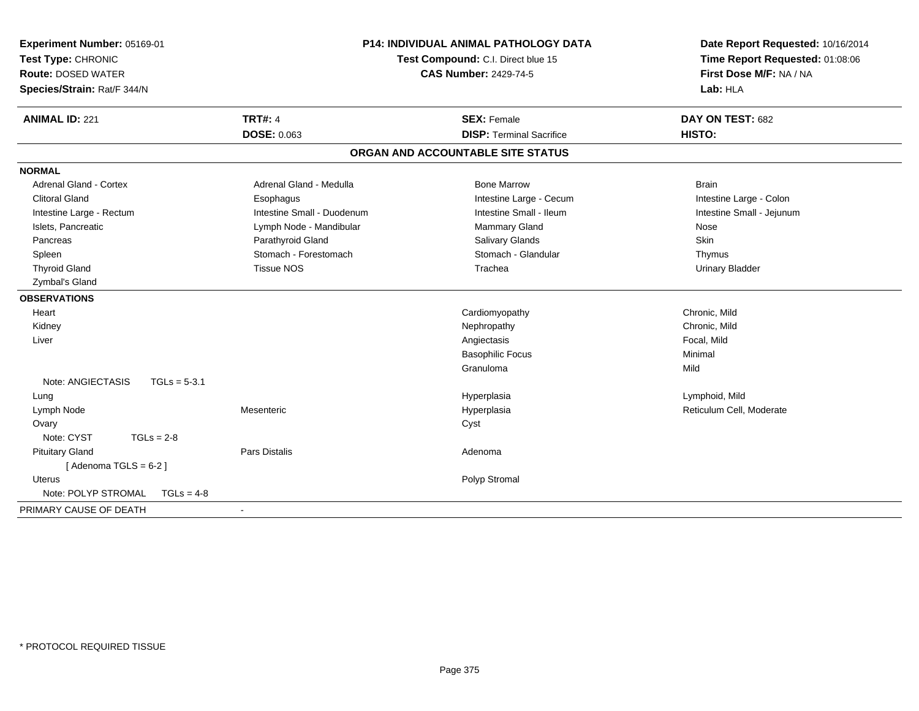**Experiment Number:** 05169-01
**Test Type:** CHRONIC
**Route:** DOSED WATER
**Species/Strain:** Rat/F 344/N

**P14: INDIVIDUAL ANIMAL PATHOLOGY DATA**
**Test Compound:** C.I. Direct blue 15
**CAS Number:** 2429-74-5

**Date Report Requested:** 10/16/2014
**Time Report Requested:** 01:08:06
**First Dose M/F:** NA / NA
**Lab:** HLA

| **ANIMAL ID:** 221 | **TRT#:** 4 | **SEX:** Female | **DAY ON TEST:** 682 |
|---|---|---|---|
| | **DOSE:** 0.063 | **DISP:** Terminal Sacrifice | **HISTO:** |

## ORGAN AND ACCOUNTABLE SITE STATUS

**NORMAL**

| | | | |
|---|---|---|---|
| Adrenal Gland - Cortex | Adrenal Gland - Medulla | Bone Marrow | Brain |
| Clitoral Gland | Esophagus | Intestine Large - Cecum | Intestine Large - Colon |
| Intestine Large - Rectum | Intestine Small - Duodenum | Intestine Small - Ileum | Intestine Small - Jejunum |
| Islets, Pancreatic | Lymph Node - Mandibular | Mammary Gland | Nose |
| Pancreas | Parathyroid Gland | Salivary Glands | Skin |
| Spleen | Stomach - Forestomach | Stomach - Glandular | Thymus |
| Thyroid Gland | Tissue NOS | Trachea | Urinary Bladder |
| Zymbal's Gland | | | |

**OBSERVATIONS**

| | | | |
|---|---|---|---|
| Heart | | Cardiomyopathy | Chronic, Mild |
| Kidney | | Nephropathy | Chronic, Mild |
| Liver | | Angiectasis | Focal, Mild |
| | | Basophilic Focus | Minimal |
| | | Granuloma | Mild |
| Note: ANGIECTASIS TGLs = 5-3.1 | | | |
| Lung | | Hyperplasia | Lymphoid, Mild |
| Lymph Node | Mesenteric | Hyperplasia | Reticulum Cell, Moderate |
| Ovary | | Cyst | |
| Note: CYST TGLs = 2-8 | | | |
| Pituitary Gland | Pars Distalis | Adenoma | |
| [ Adenoma TGLS = 6-2 ] | | | |
| Uterus | | Polyp Stromal | |
| Note: POLYP STROMAL TGLs = 4-8 | | | |

PRIMARY CAUSE OF DEATH -

* PROTOCOL REQUIRED TISSUE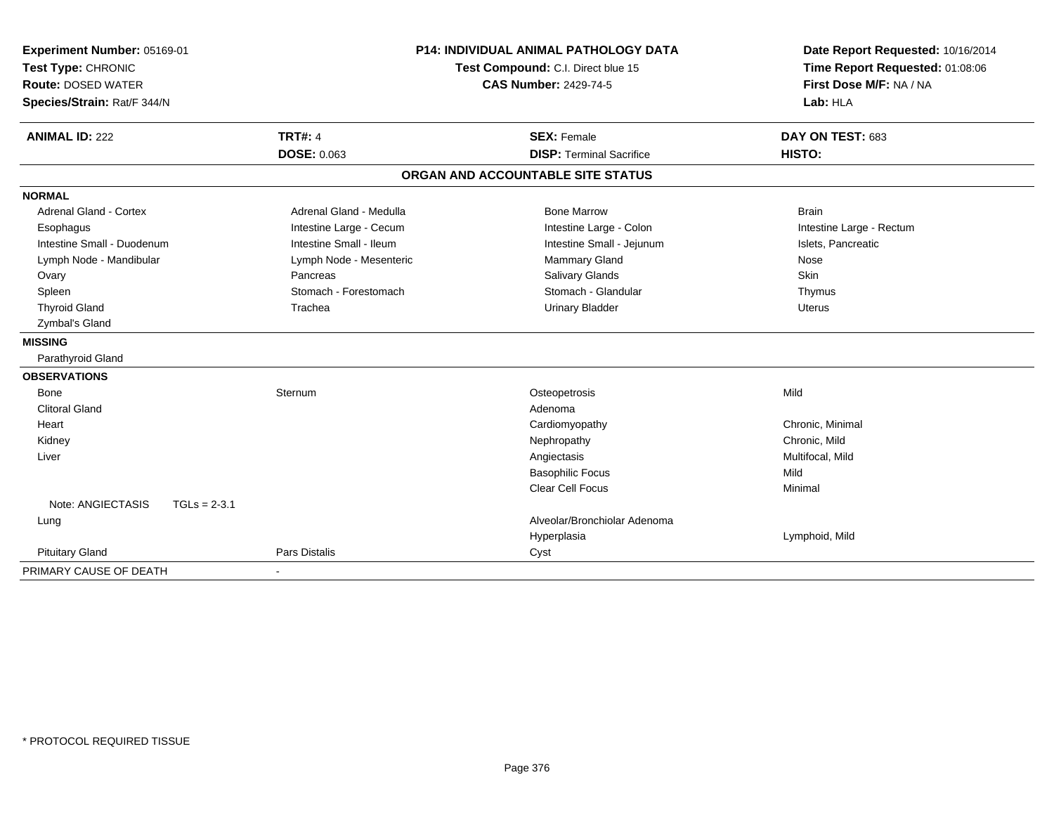**Experiment Number:** 05169-01
**Test Type:** CHRONIC
**Route:** DOSED WATER
**Species/Strain:** Rat/F 344/N

**P14: INDIVIDUAL ANIMAL PATHOLOGY DATA**
**Test Compound:** C.I. Direct blue 15
**CAS Number:** 2429-74-5

**Date Report Requested:** 10/16/2014
**Time Report Requested:** 01:08:06
**First Dose M/F:** NA / NA
**Lab:** HLA

| **ANIMAL ID:** 222 | **TRT#:** 4 | **SEX:** Female | **DAY ON TEST:** 683 |
|---|---|---|---|
| | **DOSE:** 0.063 | **DISP:** Terminal Sacrifice | **HISTO:** |

## ORGAN AND ACCOUNTABLE SITE STATUS

| | | | |
|---|---|---|---|
| **NORMAL** | | | |
| Adrenal Gland - Cortex | Adrenal Gland - Medulla | Bone Marrow | Brain |
| Esophagus | Intestine Large - Cecum | Intestine Large - Colon | Intestine Large - Rectum |
| Intestine Small - Duodenum | Intestine Small - Ileum | Intestine Small - Jejunum | Islets, Pancreatic |
| Lymph Node - Mandibular | Lymph Node - Mesenteric | Mammary Gland | Nose |
| Ovary | Pancreas | Salivary Glands | Skin |
| Spleen | Stomach - Forestomach | Stomach - Glandular | Thymus |
| Thyroid Gland | Trachea | Urinary Bladder | Uterus |
| Zymbal's Gland | | | |
| **MISSING** | | | |
| Parathyroid Gland | | | |
| **OBSERVATIONS** | | | |
| Bone | Sternum | Osteopetrosis | Mild |
| Clitoral Gland | | Adenoma | |
| Heart | | Cardiomyopathy | Chronic, Minimal |
| Kidney | | Nephropathy | Chronic, Mild |
| Liver | | Angiectasis | Multifocal, Mild |
| | | Basophilic Focus | Mild |
| | | Clear Cell Focus | Minimal |
| Note: ANGIECTASIS TGLs = 2-3.1 | | | |
| Lung | | Alveolar/Bronchiolar Adenoma | |
| | | Hyperplasia | Lymphoid, Mild |
| Pituitary Gland | Pars Distalis | Cyst | |
| PRIMARY CAUSE OF DEATH | - | | |

\* PROTOCOL REQUIRED TISSUE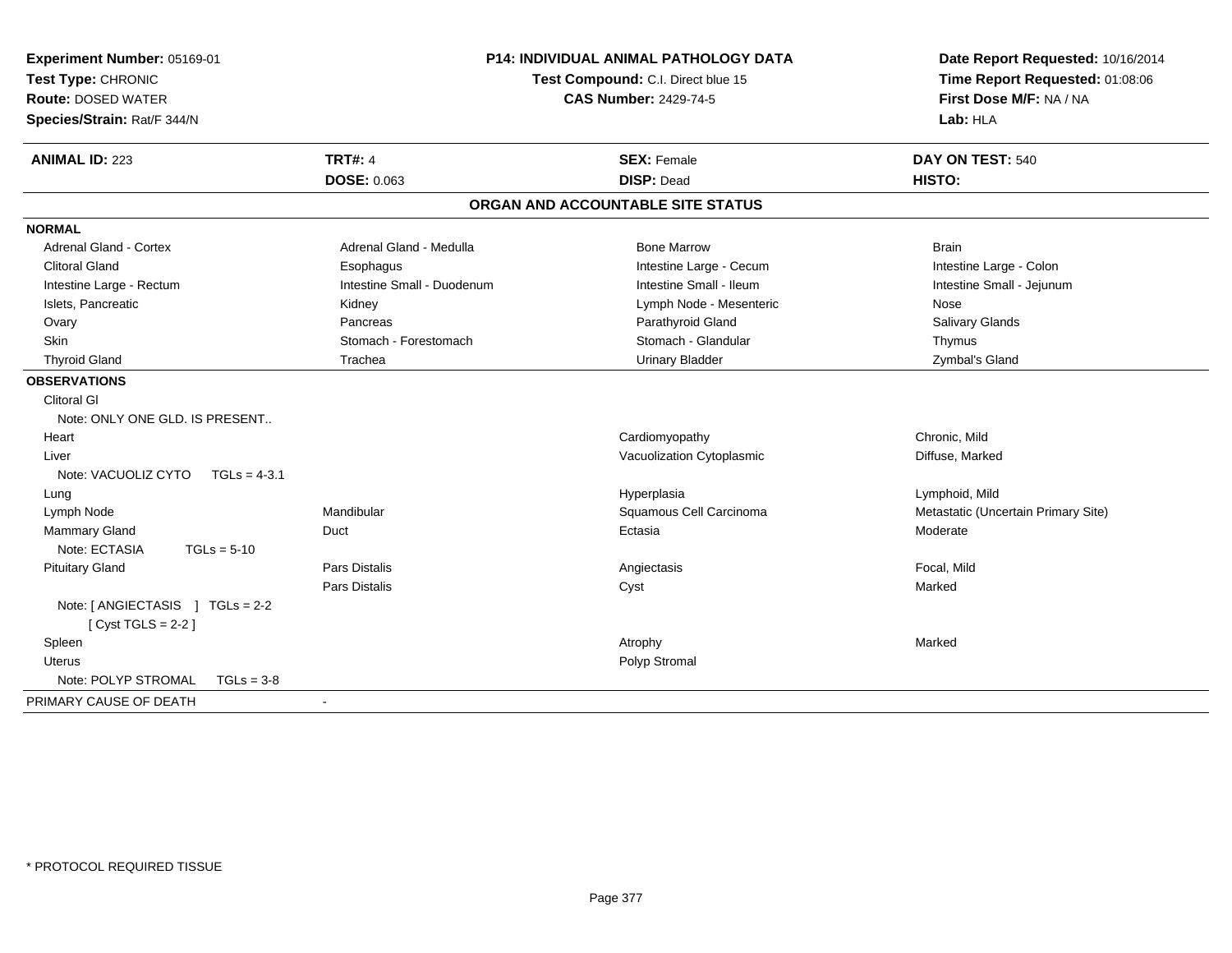**Experiment Number:** 05169-01
**Test Type:** CHRONIC
**Route:** DOSED WATER
**Species/Strain:** Rat/F 344/N

**P14: INDIVIDUAL ANIMAL PATHOLOGY DATA**
**Test Compound:** C.I. Direct blue 15
**CAS Number:** 2429-74-5

**Date Report Requested:** 10/16/2014
**Time Report Requested:** 01:08:06
**First Dose M/F:** NA / NA
**Lab:** HLA

| **ANIMAL ID:** 223 | **TRT#:** 4 | **SEX:** Female | **DAY ON TEST:** 540 |
|---|---|---|---|
| | **DOSE:** 0.063 | **DISP:** Dead | **HISTO:** |

## ORGAN AND ACCOUNTABLE SITE STATUS

**NORMAL**

| | | | |
|---|---|---|---|
| Adrenal Gland - Cortex | Adrenal Gland - Medulla | Bone Marrow | Brain |
| Clitoral Gland | Esophagus | Intestine Large - Cecum | Intestine Large - Colon |
| Intestine Large - Rectum | Intestine Small - Duodenum | Intestine Small - Ileum | Intestine Small - Jejunum |
| Islets, Pancreatic | Kidney | Lymph Node - Mesenteric | Nose |
| Ovary | Pancreas | Parathyroid Gland | Salivary Glands |
| Skin | Stomach - Forestomach | Stomach - Glandular | Thymus |
| Thyroid Gland | Trachea | Urinary Bladder | Zymbal's Gland |

**OBSERVATIONS**

| | | | |
|---|---|---|---|
| Clitoral Gl | | | |
| Note: ONLY ONE GLD. IS PRESENT.. | | | |
| Heart | | Cardiomyopathy | Chronic, Mild |
| Liver | | Vacuolization Cytoplasmic | Diffuse, Marked |
| Note: VACUOLIZ CYTO TGLs = 4-3.1 | | | |
| Lung | | Hyperplasia | Lymphoid, Mild |
| Lymph Node | Mandibular | Squamous Cell Carcinoma | Metastatic (Uncertain Primary Site) |
| Mammary Gland | Duct | Ectasia | Moderate |
| Note: ECTASIA TGLs = 5-10 | | | |
| Pituitary Gland | Pars Distalis | Angiectasis | Focal, Mild |
| | Pars Distalis | Cyst | Marked |
| Note: [ ANGIECTASIS ] TGLs = 2-2 [ Cyst TGLS = 2-2 ] | | | |
| Spleen | | Atrophy | Marked |
| Uterus | | Polyp Stromal | |
| Note: POLYP STROMAL TGLs = 3-8 | | | |

PRIMARY CAUSE OF DEATH -

\* PROTOCOL REQUIRED TISSUE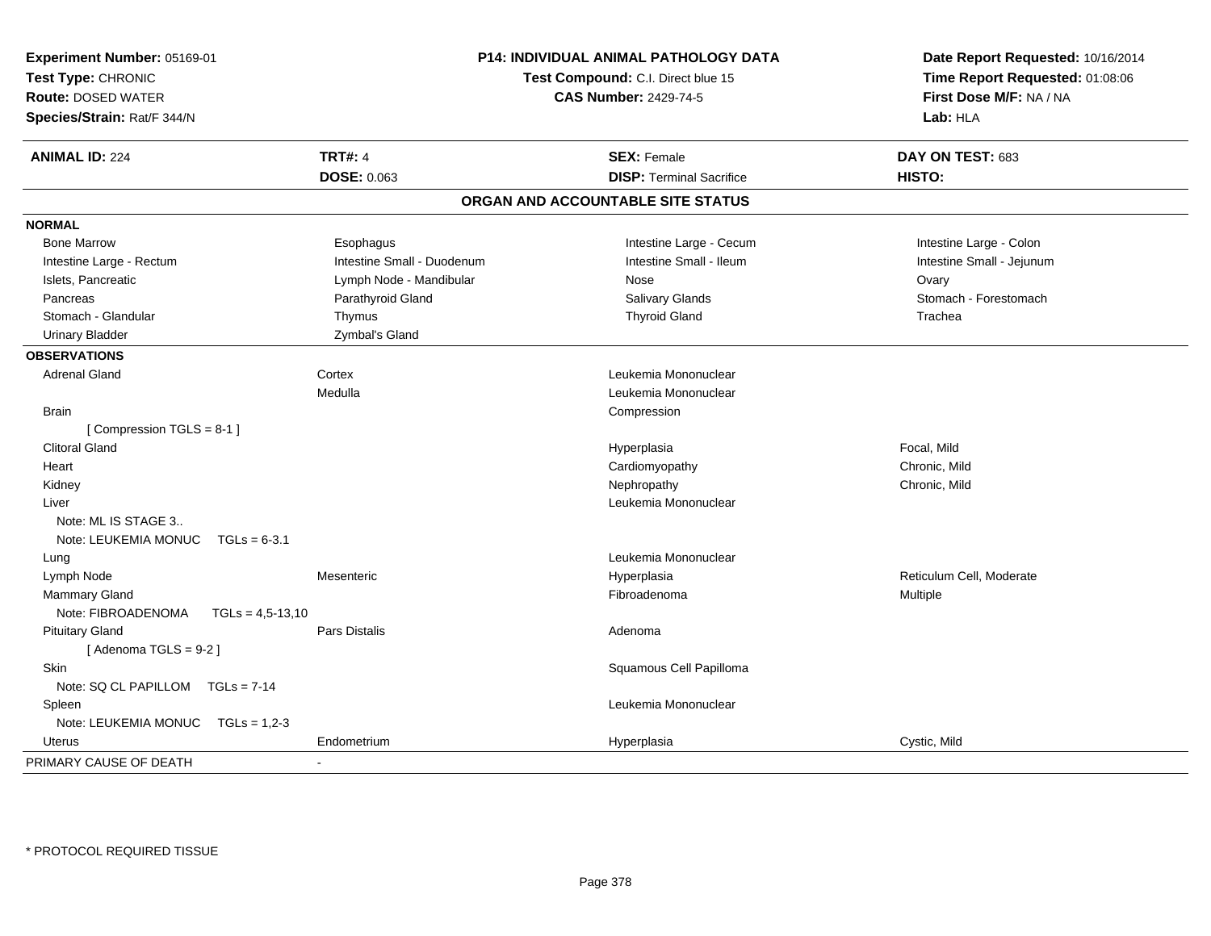**Experiment Number:** 05169-01
**Test Type:** CHRONIC
**Route:** DOSED WATER
**Species/Strain:** Rat/F 344/N

**P14: INDIVIDUAL ANIMAL PATHOLOGY DATA**
**Test Compound:** C.I. Direct blue 15
**CAS Number:** 2429-74-5

**Date Report Requested:** 10/16/2014
**Time Report Requested:** 01:08:06
**First Dose M/F:** NA / NA
**Lab:** HLA

| **ANIMAL ID:** 224 | **TRT#:** 4 | **SEX:** Female | **DAY ON TEST:** 683 |
|---|---|---|---|
| | **DOSE:** 0.063 | **DISP:** Terminal Sacrifice | **HISTO:** |

## ORGAN AND ACCOUNTABLE SITE STATUS

**NORMAL**

| | | | |
|---|---|---|---|
| Bone Marrow | Esophagus | Intestine Large - Cecum | Intestine Large - Colon |
| Intestine Large - Rectum | Intestine Small - Duodenum | Intestine Small - Ileum | Intestine Small - Jejunum |
| Islets, Pancreatic | Lymph Node - Mandibular | Nose | Ovary |
| Pancreas | Parathyroid Gland | Salivary Glands | Stomach - Forestomach |
| Stomach - Glandular | Thymus | Thyroid Gland | Trachea |
| Urinary Bladder | Zymbal's Gland | | |

**OBSERVATIONS**

| | | | |
|---|---|---|---|
| Adrenal Gland | Cortex | Leukemia Mononuclear | |
| | Medulla | Leukemia Mononuclear | |
| Brain | | Compression | |
| [ Compression TGLS = 8-1 ] | | | |
| Clitoral Gland | | Hyperplasia | Focal, Mild |
| Heart | | Cardiomyopathy | Chronic, Mild |
| Kidney | | Nephropathy | Chronic, Mild |
| Liver | | Leukemia Mononuclear | |
| Note: ML IS STAGE 3.. | | | |
| Note: LEUKEMIA MONUC TGLs = 6-3.1 | | | |
| Lung | | Leukemia Mononuclear | |
| Lymph Node | Mesenteric | Hyperplasia | Reticulum Cell, Moderate |
| Mammary Gland | | Fibroadenoma | Multiple |
| Note: FIBROADENOMA TGLs = 4,5-13,10 | | | |
| Pituitary Gland | Pars Distalis | Adenoma | |
| [ Adenoma TGLS = 9-2 ] | | | |
| Skin | | Squamous Cell Papilloma | |
| Note: SQ CL PAPILLOM TGLs = 7-14 | | | |
| Spleen | | Leukemia Mononuclear | |
| Note: LEUKEMIA MONUC TGLs = 1,2-3 | | | |
| Uterus | Endometrium | Hyperplasia | Cystic, Mild |

PRIMARY CAUSE OF DEATH -

* PROTOCOL REQUIRED TISSUE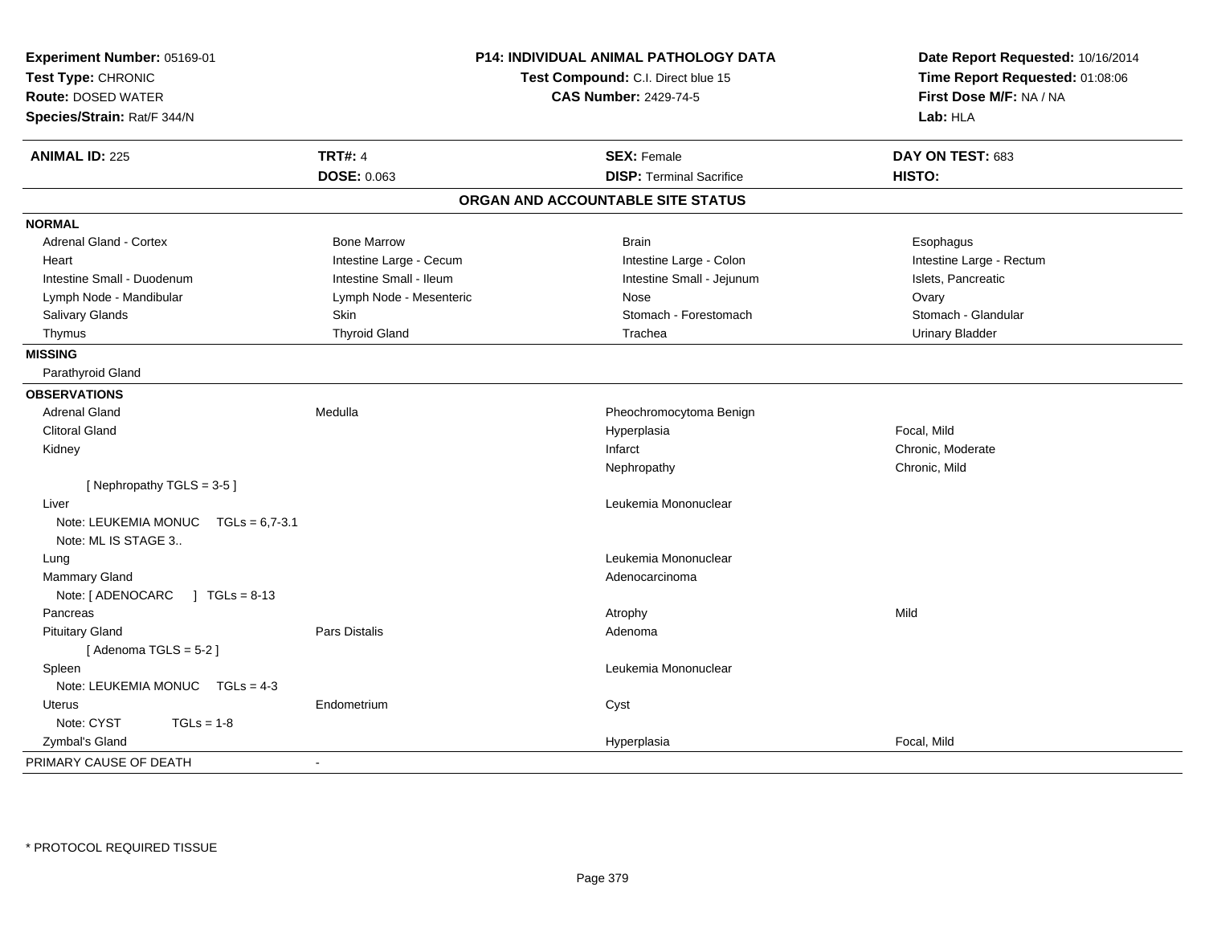**Experiment Number:** 05169-01
**Test Type:** CHRONIC
**Route:** DOSED WATER
**Species/Strain:** Rat/F 344/N

**P14: INDIVIDUAL ANIMAL PATHOLOGY DATA**
**Test Compound:** C.I. Direct blue 15
**CAS Number:** 2429-74-5

**Date Report Requested:** 10/16/2014
**Time Report Requested:** 01:08:06
**First Dose M/F:** NA / NA
**Lab:** HLA

| **ANIMAL ID:** 225 | **TRT#:** 4 | **SEX:** Female | **DAY ON TEST:** 683 |
|---|---|---|---|
| | **DOSE:** 0.063 | **DISP:** Terminal Sacrifice | **HISTO:** |

## ORGAN AND ACCOUNTABLE SITE STATUS

**NORMAL**

| | | | |
|---|---|---|---|
| Adrenal Gland - Cortex | Bone Marrow | Brain | Esophagus |
| Heart | Intestine Large - Cecum | Intestine Large - Colon | Intestine Large - Rectum |
| Intestine Small - Duodenum | Intestine Small - Ileum | Intestine Small - Jejunum | Islets, Pancreatic |
| Lymph Node - Mandibular | Lymph Node - Mesenteric | Nose | Ovary |
| Salivary Glands | Skin | Stomach - Forestomach | Stomach - Glandular |
| Thymus | Thyroid Gland | Trachea | Urinary Bladder |

**MISSING**

Parathyroid Gland

**OBSERVATIONS**

| | | | |
|---|---|---|---|
| Adrenal Gland | Medulla | Pheochromocytoma Benign | |
| Clitoral Gland | | Hyperplasia | Focal, Mild |
| Kidney | | Infarct | Chronic, Moderate |
| | | Nephropathy | Chronic, Mild |
| [ Nephropathy TGLS = 3-5 ] | | | |
| Liver | | Leukemia Mononuclear | |
| Note: LEUKEMIA MONUC TGLs = 6,7-3.1 | | | |
| Note: ML IS STAGE 3.. | | | |
| Lung | | Leukemia Mononuclear | |
| Mammary Gland | | Adenocarcinoma | |
| Note: [ ADENOCARC ] TGLs = 8-13 | | | |
| Pancreas | | Atrophy | Mild |
| Pituitary Gland | Pars Distalis | Adenoma | |
| [ Adenoma TGLS = 5-2 ] | | | |
| Spleen | | Leukemia Mononuclear | |
| Note: LEUKEMIA MONUC TGLs = 4-3 | | | |
| Uterus | Endometrium | Cyst | |
| Note: CYST TGLs = 1-8 | | | |
| Zymbal's Gland | | Hyperplasia | Focal, Mild |

PRIMARY CAUSE OF DEATH -

* PROTOCOL REQUIRED TISSUE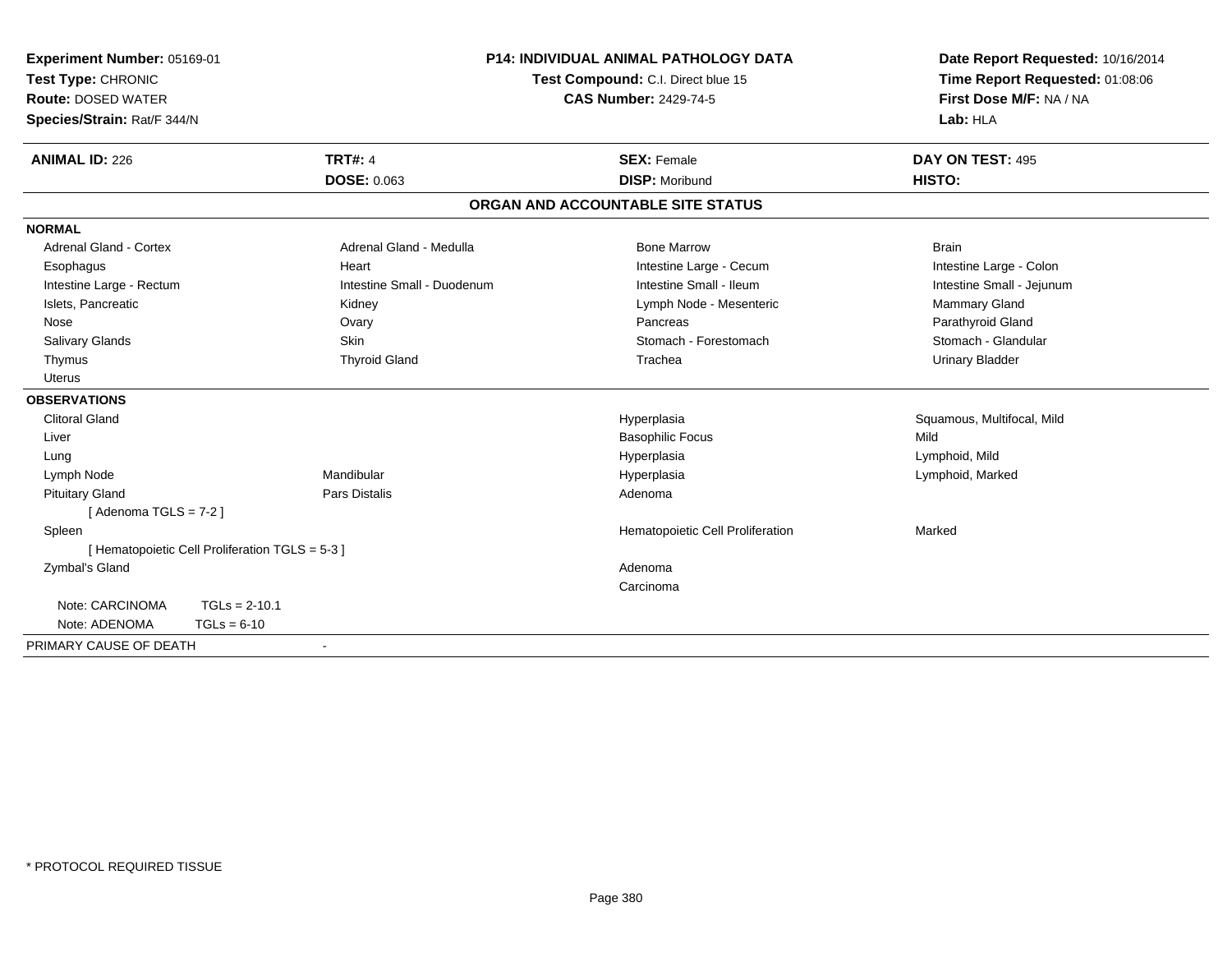**Experiment Number:** 05169-01
**Test Type:** CHRONIC
**Route:** DOSED WATER
**Species/Strain:** Rat/F 344/N

**P14: INDIVIDUAL ANIMAL PATHOLOGY DATA**
**Test Compound:** C.I. Direct blue 15
**CAS Number:** 2429-74-5

**Date Report Requested:** 10/16/2014
**Time Report Requested:** 01:08:06
**First Dose M/F:** NA / NA
**Lab:** HLA

| **ANIMAL ID:** 226 | **TRT#:** 4 | **SEX:** Female | **DAY ON TEST:** 495 |
|---|---|---|---|
| | **DOSE:** 0.063 | **DISP:** Moribund | **HISTO:** |

## ORGAN AND ACCOUNTABLE SITE STATUS

**NORMAL**

| | | | |
|---|---|---|---|
| Adrenal Gland - Cortex | Adrenal Gland - Medulla | Bone Marrow | Brain |
| Esophagus | Heart | Intestine Large - Cecum | Intestine Large - Colon |
| Intestine Large - Rectum | Intestine Small - Duodenum | Intestine Small - Ileum | Intestine Small - Jejunum |
| Islets, Pancreatic | Kidney | Lymph Node - Mesenteric | Mammary Gland |
| Nose | Ovary | Pancreas | Parathyroid Gland |
| Salivary Glands | Skin | Stomach - Forestomach | Stomach - Glandular |
| Thymus | Thyroid Gland | Trachea | Urinary Bladder |
| Uterus | | | |

**OBSERVATIONS**

| | | | |
|---|---|---|---|
| Clitoral Gland | | Hyperplasia | Squamous, Multifocal, Mild |
| Liver | | Basophilic Focus | Mild |
| Lung | | Hyperplasia | Lymphoid, Mild |
| Lymph Node | Mandibular | Hyperplasia | Lymphoid, Marked |
| Pituitary Gland | Pars Distalis | Adenoma | |
| [ Adenoma TGLS = 7-2 ] | | | |
| Spleen | | Hematopoietic Cell Proliferation | Marked |
| [ Hematopoietic Cell Proliferation TGLS = 5-3 ] | | | |
| Zymbal's Gland | | Adenoma | |
| | | Carcinoma | |
| Note: CARCINOMA TGLs = 2-10.1 | | | |
| Note: ADENOMA TGLs = 6-10 | | | |

PRIMARY CAUSE OF DEATH -

\* PROTOCOL REQUIRED TISSUE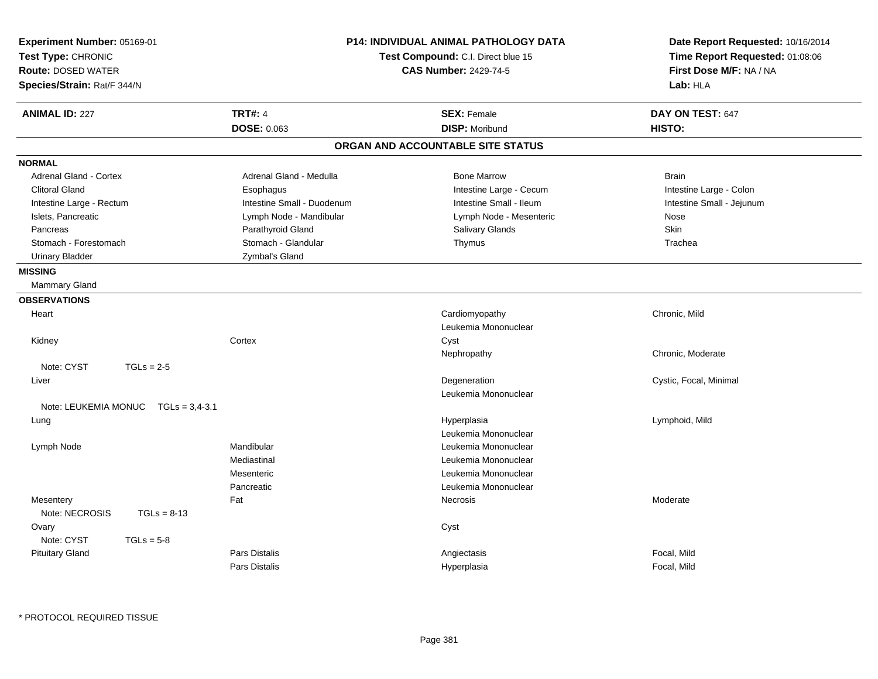**Experiment Number:** 05169-01
**Test Type:** CHRONIC
**Route:** DOSED WATER
**Species/Strain:** Rat/F 344/N

**P14: INDIVIDUAL ANIMAL PATHOLOGY DATA**
**Test Compound:** C.I. Direct blue 15
**CAS Number:** 2429-74-5

**Date Report Requested:** 10/16/2014
**Time Report Requested:** 01:08:06
**First Dose M/F:** NA / NA
**Lab:** HLA

| **ANIMAL ID:** 227 | **TRT#:** 4 | **SEX:** Female | **DAY ON TEST:** 647 |
|---|---|---|---|
| | **DOSE:** 0.063 | **DISP:** Moribund | **HISTO:** |

## ORGAN AND ACCOUNTABLE SITE STATUS

**NORMAL**

| | | | |
|---|---|---|---|
| Adrenal Gland - Cortex | Adrenal Gland - Medulla | Bone Marrow | Brain |
| Clitoral Gland | Esophagus | Intestine Large - Cecum | Intestine Large - Colon |
| Intestine Large - Rectum | Intestine Small - Duodenum | Intestine Small - Ileum | Intestine Small - Jejunum |
| Islets, Pancreatic | Lymph Node - Mandibular | Lymph Node - Mesenteric | Nose |
| Pancreas | Parathyroid Gland | Salivary Glands | Skin |
| Stomach - Forestomach | Stomach - Glandular | Thymus | Trachea |
| Urinary Bladder | Zymbal's Gland | | |

**MISSING**

Mammary Gland

**OBSERVATIONS**

| | | | |
|---|---|---|---|
| Heart | | Cardiomyopathy | Chronic, Mild |
| | | Leukemia Mononuclear | |
| Kidney | Cortex | Cyst | |
| | | Nephropathy | Chronic, Moderate |
| Note: CYST TGLs = 2-5 | | | |
| Liver | | Degeneration | Cystic, Focal, Minimal |
| | | Leukemia Mononuclear | |
| Note: LEUKEMIA MONUC TGLs = 3,4-3.1 | | | |
| Lung | | Hyperplasia | Lymphoid, Mild |
| | | Leukemia Mononuclear | |
| Lymph Node | Mandibular | Leukemia Mononuclear | |
| | Mediastinal | Leukemia Mononuclear | |
| | Mesenteric | Leukemia Mononuclear | |
| | Pancreatic | Leukemia Mononuclear | |
| Mesentery | Fat | Necrosis | Moderate |
| Note: NECROSIS TGLs = 8-13 | | | |
| Ovary | | Cyst | |
| Note: CYST TGLs = 5-8 | | | |
| Pituitary Gland | Pars Distalis | Angiectasis | Focal, Mild |
| | Pars Distalis | Hyperplasia | Focal, Mild |

* PROTOCOL REQUIRED TISSUE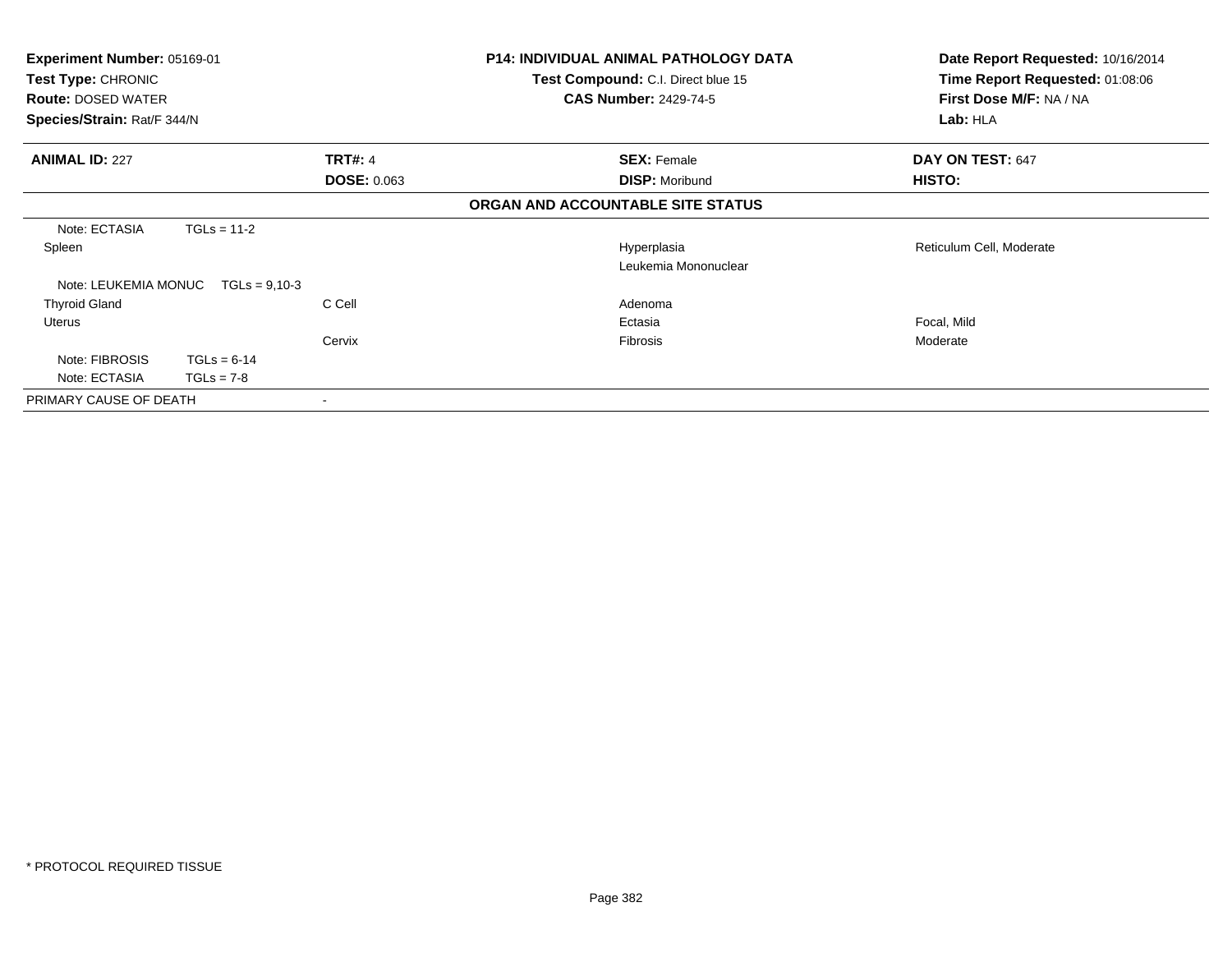**Experiment Number:** 05169-01
**Test Type:** CHRONIC
**Route:** DOSED WATER
**Species/Strain:** Rat/F 344/N

**P14: INDIVIDUAL ANIMAL PATHOLOGY DATA**
**Test Compound:** C.I. Direct blue 15
**CAS Number:** 2429-74-5

**Date Report Requested:** 10/16/2014
**Time Report Requested:** 01:08:06
**First Dose M/F:** NA / NA
**Lab:** HLA

| **ANIMAL ID:** 227 | **TRT#:** 4 | **SEX:** Female | **DAY ON TEST:** 647 |
|---|---|---|---|
| | **DOSE:** 0.063 | **DISP:** Moribund | **HISTO:** |

**ORGAN AND ACCOUNTABLE SITE STATUS**

| | | | |
|---|---|---|---|
| Note: ECTASIA TGLs = 11-2 | | | |
| Spleen | | Hyperplasia | Reticulum Cell, Moderate |
| | | Leukemia Mononuclear | |
| Note: LEUKEMIA MONUC TGLs = 9,10-3 | | | |
| Thyroid Gland | C Cell | Adenoma | |
| Uterus | | Ectasia | Focal, Mild |
| | Cervix | Fibrosis | Moderate |
| Note: FIBROSIS TGLs = 6-14 | | | |
| Note: ECTASIA TGLs = 7-8 | | | |
| PRIMARY CAUSE OF DEATH | - | | |

* PROTOCOL REQUIRED TISSUE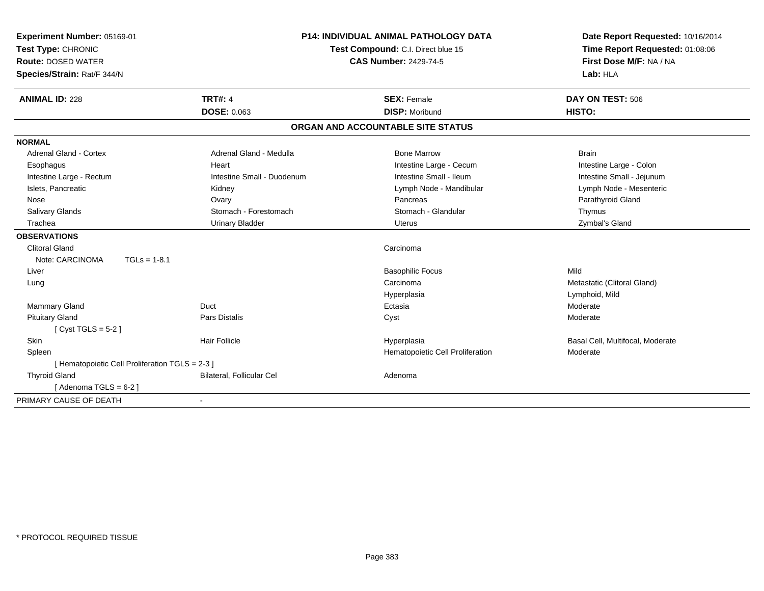**Experiment Number:** 05169-01
**Test Type:** CHRONIC
**Route:** DOSED WATER
**Species/Strain:** Rat/F 344/N

**P14: INDIVIDUAL ANIMAL PATHOLOGY DATA**
**Test Compound:** C.I. Direct blue 15
**CAS Number:** 2429-74-5

**Date Report Requested:** 10/16/2014
**Time Report Requested:** 01:08:06
**First Dose M/F:** NA / NA
**Lab:** HLA

| **ANIMAL ID:** 228 | **TRT#:** 4 | **SEX:** Female | **DAY ON TEST:** 506 |
|---|---|---|---|
| | **DOSE:** 0.063 | **DISP:** Moribund | **HISTO:** |

## ORGAN AND ACCOUNTABLE SITE STATUS

**NORMAL**

| | | | |
|---|---|---|---|
| Adrenal Gland - Cortex | Adrenal Gland - Medulla | Bone Marrow | Brain |
| Esophagus | Heart | Intestine Large - Cecum | Intestine Large - Colon |
| Intestine Large - Rectum | Intestine Small - Duodenum | Intestine Small - Ileum | Intestine Small - Jejunum |
| Islets, Pancreatic | Kidney | Lymph Node - Mandibular | Lymph Node - Mesenteric |
| Nose | Ovary | Pancreas | Parathyroid Gland |
| Salivary Glands | Stomach - Forestomach | Stomach - Glandular | Thymus |
| Trachea | Urinary Bladder | Uterus | Zymbal's Gland |

**OBSERVATIONS**

| | | | |
|---|---|---|---|
| Clitoral Gland | | Carcinoma | |
| Note: CARCINOMA TGLs = 1-8.1 | | | |
| Liver | | Basophilic Focus | Mild |
| Lung | | Carcinoma | Metastatic (Clitoral Gland) |
| | | Hyperplasia | Lymphoid, Mild |
| Mammary Gland | Duct | Ectasia | Moderate |
| Pituitary Gland | Pars Distalis | Cyst | Moderate |
| [ Cyst TGLS = 5-2 ] | | | |
| Skin | Hair Follicle | Hyperplasia | Basal Cell, Multifocal, Moderate |
| Spleen | | Hematopoietic Cell Proliferation | Moderate |
| [ Hematopoietic Cell Proliferation TGLS = 2-3 ] | | | |
| Thyroid Gland | Bilateral, Follicular Cel | Adenoma | |
| [ Adenoma TGLS = 6-2 ] | | | |

PRIMARY CAUSE OF DEATH -

* PROTOCOL REQUIRED TISSUE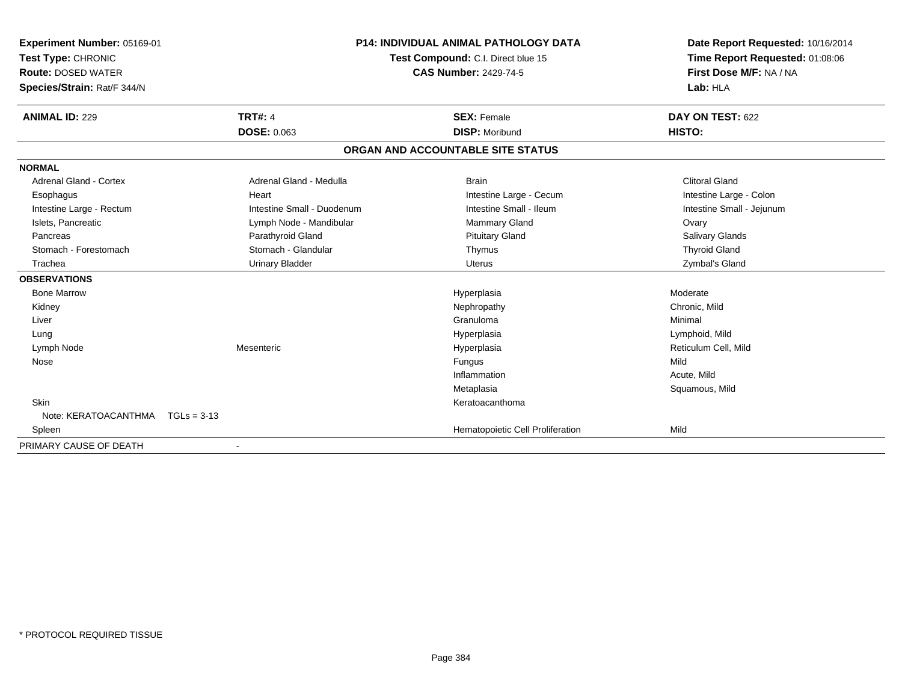**Experiment Number:** 05169-01
**Test Type:** CHRONIC
**Route:** DOSED WATER
**Species/Strain:** Rat/F 344/N

**P14: INDIVIDUAL ANIMAL PATHOLOGY DATA**
**Test Compound:** C.I. Direct blue 15
**CAS Number:** 2429-74-5

**Date Report Requested:** 10/16/2014
**Time Report Requested:** 01:08:06
**First Dose M/F:** NA / NA
**Lab:** HLA

| **ANIMAL ID:** 229 | **TRT#:** 4 | **SEX:** Female | **DAY ON TEST:** 622 |
|---|---|---|---|
| | **DOSE:** 0.063 | **DISP:** Moribund | **HISTO:** |

## ORGAN AND ACCOUNTABLE SITE STATUS

| | | | |
|---|---|---|---|
| **NORMAL** | | | |
| Adrenal Gland - Cortex | Adrenal Gland - Medulla | Brain | Clitoral Gland |
| Esophagus | Heart | Intestine Large - Cecum | Intestine Large - Colon |
| Intestine Large - Rectum | Intestine Small - Duodenum | Intestine Small - Ileum | Intestine Small - Jejunum |
| Islets, Pancreatic | Lymph Node - Mandibular | Mammary Gland | Ovary |
| Pancreas | Parathyroid Gland | Pituitary Gland | Salivary Glands |
| Stomach - Forestomach | Stomach - Glandular | Thymus | Thyroid Gland |
| Trachea | Urinary Bladder | Uterus | Zymbal's Gland |
| **OBSERVATIONS** | | | |
| Bone Marrow | | Hyperplasia | Moderate |
| Kidney | | Nephropathy | Chronic, Mild |
| Liver | | Granuloma | Minimal |
| Lung | | Hyperplasia | Lymphoid, Mild |
| Lymph Node | Mesenteric | Hyperplasia | Reticulum Cell, Mild |
| Nose | | Fungus | Mild |
| | | Inflammation | Acute, Mild |
| | | Metaplasia | Squamous, Mild |
| Skin | | Keratoacanthoma | |
| Note: KERATOACANTHMA TGLs = 3-13 | | | |
| Spleen | | Hematopoietic Cell Proliferation | Mild |
| PRIMARY CAUSE OF DEATH | - | | |

\* PROTOCOL REQUIRED TISSUE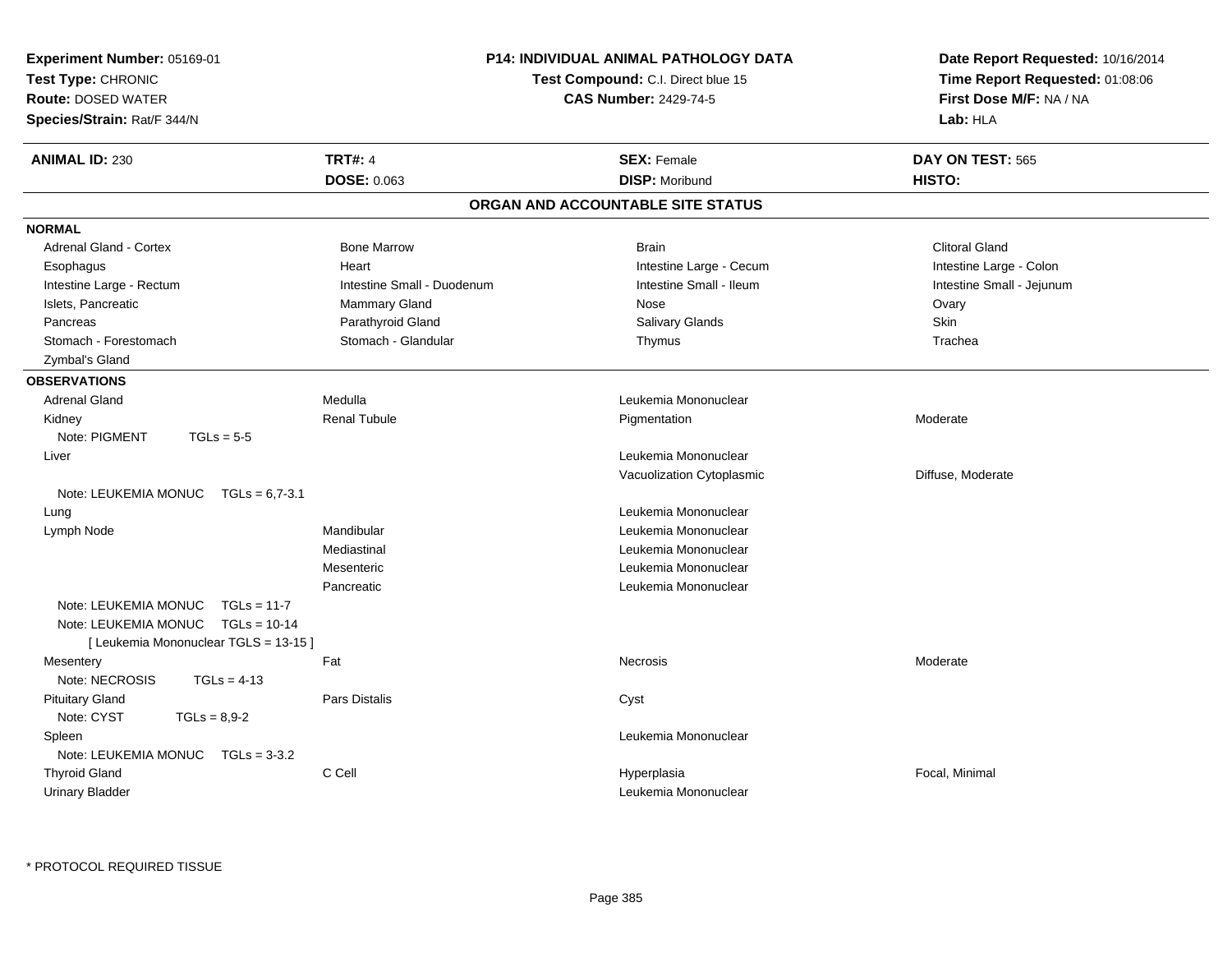**Experiment Number:** 05169-01
**Test Type:** CHRONIC
**Route:** DOSED WATER
**Species/Strain:** Rat/F 344/N

**P14: INDIVIDUAL ANIMAL PATHOLOGY DATA**
**Test Compound:** C.I. Direct blue 15
**CAS Number:** 2429-74-5

**Date Report Requested:** 10/16/2014
**Time Report Requested:** 01:08:06
**First Dose M/F:** NA / NA
**Lab:** HLA

| **ANIMAL ID:** 230 | **TRT#:** 4 | **SEX:** Female | **DAY ON TEST:** 565 |
|---|---|---|---|
| | **DOSE:** 0.063 | **DISP:** Moribund | **HISTO:** |

## ORGAN AND ACCOUNTABLE SITE STATUS

**NORMAL**

| | | | |
|---|---|---|---|
| Adrenal Gland - Cortex | Bone Marrow | Brain | Clitoral Gland |
| Esophagus | Heart | Intestine Large - Cecum | Intestine Large - Colon |
| Intestine Large - Rectum | Intestine Small - Duodenum | Intestine Small - Ileum | Intestine Small - Jejunum |
| Islets, Pancreatic | Mammary Gland | Nose | Ovary |
| Pancreas | Parathyroid Gland | Salivary Glands | Skin |
| Stomach - Forestomach | Stomach - Glandular | Thymus | Trachea |
| Zymbal's Gland | | | |

**OBSERVATIONS**

| | | | |
|---|---|---|---|
| Adrenal Gland | Medulla | Leukemia Mononuclear | |
| Kidney | Renal Tubule | Pigmentation | Moderate |
| Note: PIGMENT TGLs = 5-5 | | | |
| Liver | | Leukemia Mononuclear | |
| | | Vacuolization Cytoplasmic | Diffuse, Moderate |
| Note: LEUKEMIA MONUC TGLs = 6,7-3.1 | | | |
| Lung | | Leukemia Mononuclear | |
| Lymph Node | Mandibular | Leukemia Mononuclear | |
| | Mediastinal | Leukemia Mononuclear | |
| | Mesenteric | Leukemia Mononuclear | |
| | Pancreatic | Leukemia Mononuclear | |
| Note: LEUKEMIA MONUC TGLs = 11-7 | | | |
| Note: LEUKEMIA MONUC TGLs = 10-14 | | | |
| [ Leukemia Mononuclear TGLS = 13-15 ] | | | |
| Mesentery | Fat | Necrosis | Moderate |
| Note: NECROSIS TGLs = 4-13 | | | |
| Pituitary Gland | Pars Distalis | Cyst | |
| Note: CYST TGLs = 8,9-2 | | | |
| Spleen | | Leukemia Mononuclear | |
| Note: LEUKEMIA MONUC TGLs = 3-3.2 | | | |
| Thyroid Gland | C Cell | Hyperplasia | Focal, Minimal |
| Urinary Bladder | | Leukemia Mononuclear | |

* PROTOCOL REQUIRED TISSUE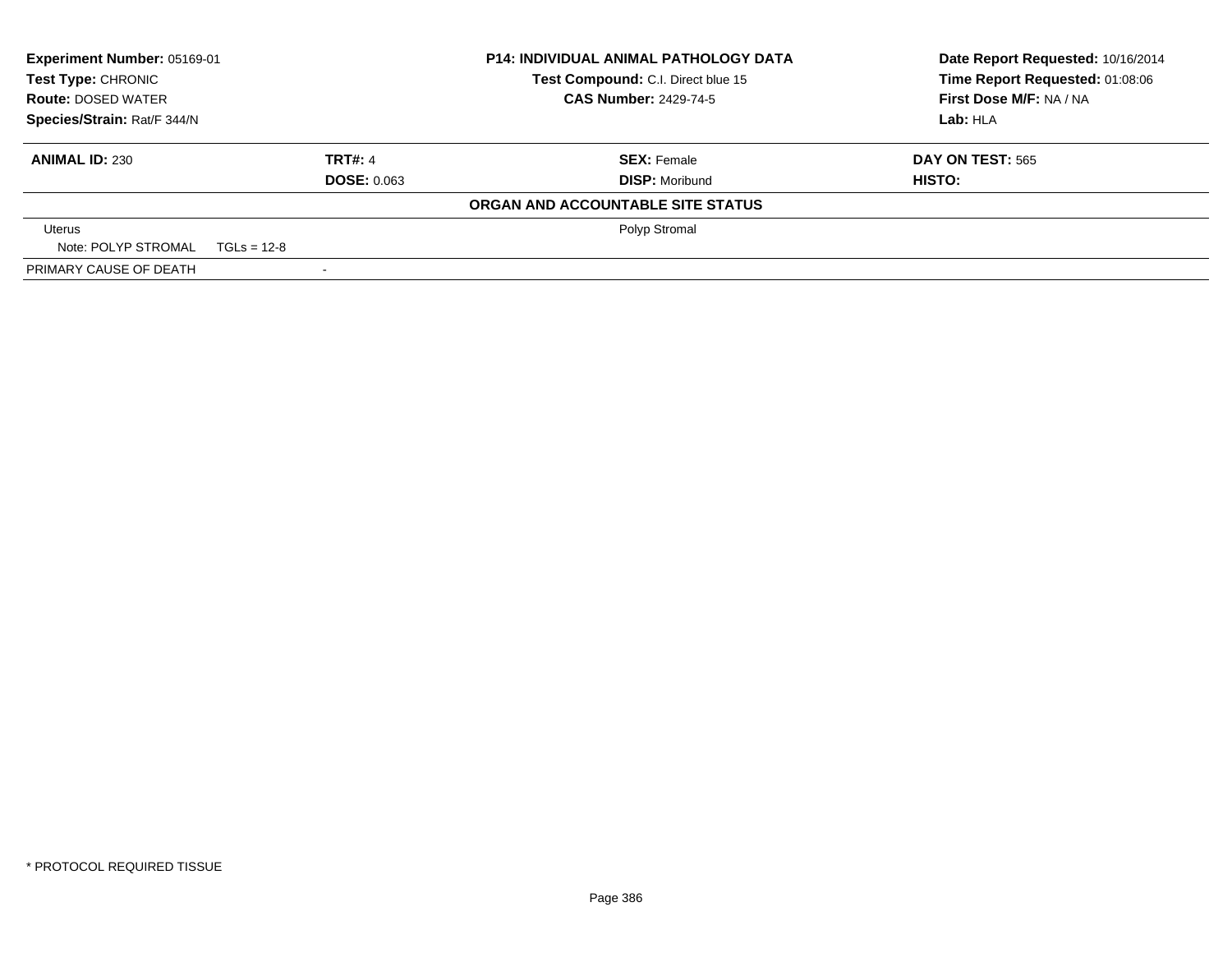| Experiment Number: 05169-01 | P14: INDIVIDUAL ANIMAL PATHOLOGY DATA | Date Report Requested: 10/16/2014 |
|---|---|---|
| Test Type: CHRONIC | Test Compound: C.I. Direct blue 15 | Time Report Requested: 01:08:06 |
| Route: DOSED WATER | CAS Number: 2429-74-5 | First Dose M/F: NA / NA |
| Species/Strain: Rat/F 344/N | | Lab: HLA |

| ANIMAL ID: 230 | TRT#: 4 | SEX: Female | DAY ON TEST: 565 |
|---|---|---|---|
| | DOSE: 0.063 | DISP: Moribund | HISTO: |

**ORGAN AND ACCOUNTABLE SITE STATUS**

| | | |
|---|---|---|
| Uterus | | Polyp Stromal |
| Note: POLYP STROMAL TGLs = 12-8 | | |
| PRIMARY CAUSE OF DEATH | - | |

* PROTOCOL REQUIRED TISSUE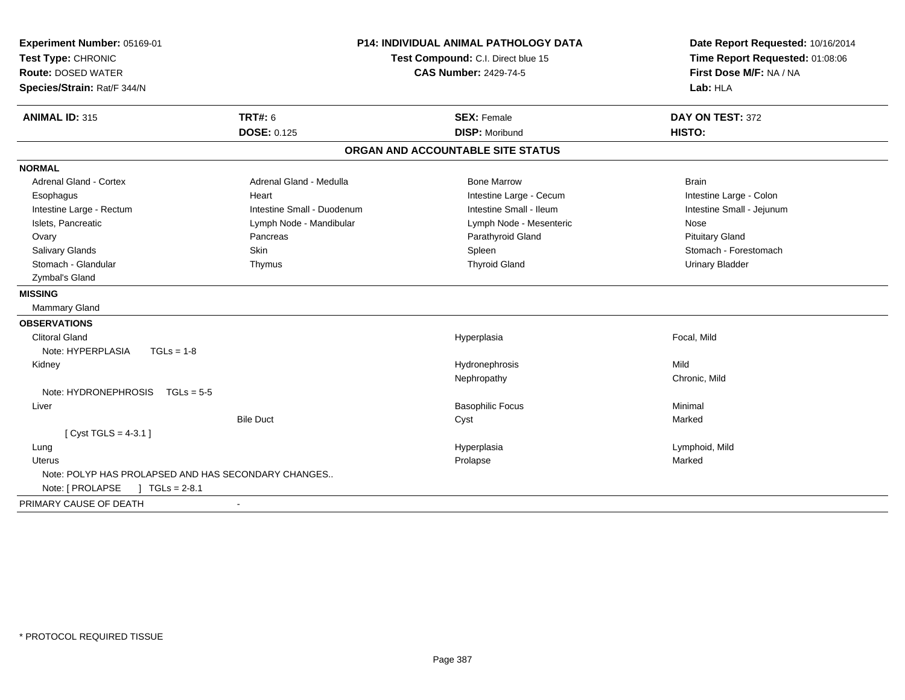**Experiment Number:** 05169-01
**Test Type:** CHRONIC
**Route:** DOSED WATER
**Species/Strain:** Rat/F 344/N

**P14: INDIVIDUAL ANIMAL PATHOLOGY DATA**
**Test Compound:** C.I. Direct blue 15
**CAS Number:** 2429-74-5

**Date Report Requested:** 10/16/2014
**Time Report Requested:** 01:08:06
**First Dose M/F:** NA / NA
**Lab:** HLA

| **ANIMAL ID:** 315 | **TRT#:** 6 | **SEX:** Female | **DAY ON TEST:** 372 |
|---|---|---|---|
| | **DOSE:** 0.125 | **DISP:** Moribund | **HISTO:** |

## ORGAN AND ACCOUNTABLE SITE STATUS

**NORMAL**

| | | | |
|---|---|---|---|
| Adrenal Gland - Cortex | Adrenal Gland - Medulla | Bone Marrow | Brain |
| Esophagus | Heart | Intestine Large - Cecum | Intestine Large - Colon |
| Intestine Large - Rectum | Intestine Small - Duodenum | Intestine Small - Ileum | Intestine Small - Jejunum |
| Islets, Pancreatic | Lymph Node - Mandibular | Lymph Node - Mesenteric | Nose |
| Ovary | Pancreas | Parathyroid Gland | Pituitary Gland |
| Salivary Glands | Skin | Spleen | Stomach - Forestomach |
| Stomach - Glandular | Thymus | Thyroid Gland | Urinary Bladder |
| Zymbal's Gland | | | |

**MISSING**

Mammary Gland

**OBSERVATIONS**

| | | | |
|---|---|---|---|
| Clitoral Gland | | Hyperplasia | Focal, Mild |
| Note: HYPERPLASIA TGLs = 1-8 | | | |
| Kidney | | Hydronephrosis | Mild |
| | | Nephropathy | Chronic, Mild |
| Note: HYDRONEPHROSIS TGLs = 5-5 | | | |
| Liver | | Basophilic Focus | Minimal |
| | Bile Duct | Cyst | Marked |
| [ Cyst TGLS = 4-3.1 ] | | | |
| Lung | | Hyperplasia | Lymphoid, Mild |
| Uterus | | Prolapse | Marked |
| Note: POLYP HAS PROLAPSED AND HAS SECONDARY CHANGES.. | | | |
| Note: [ PROLAPSE ] TGLs = 2-8.1 | | | |

PRIMARY CAUSE OF DEATH -

* PROTOCOL REQUIRED TISSUE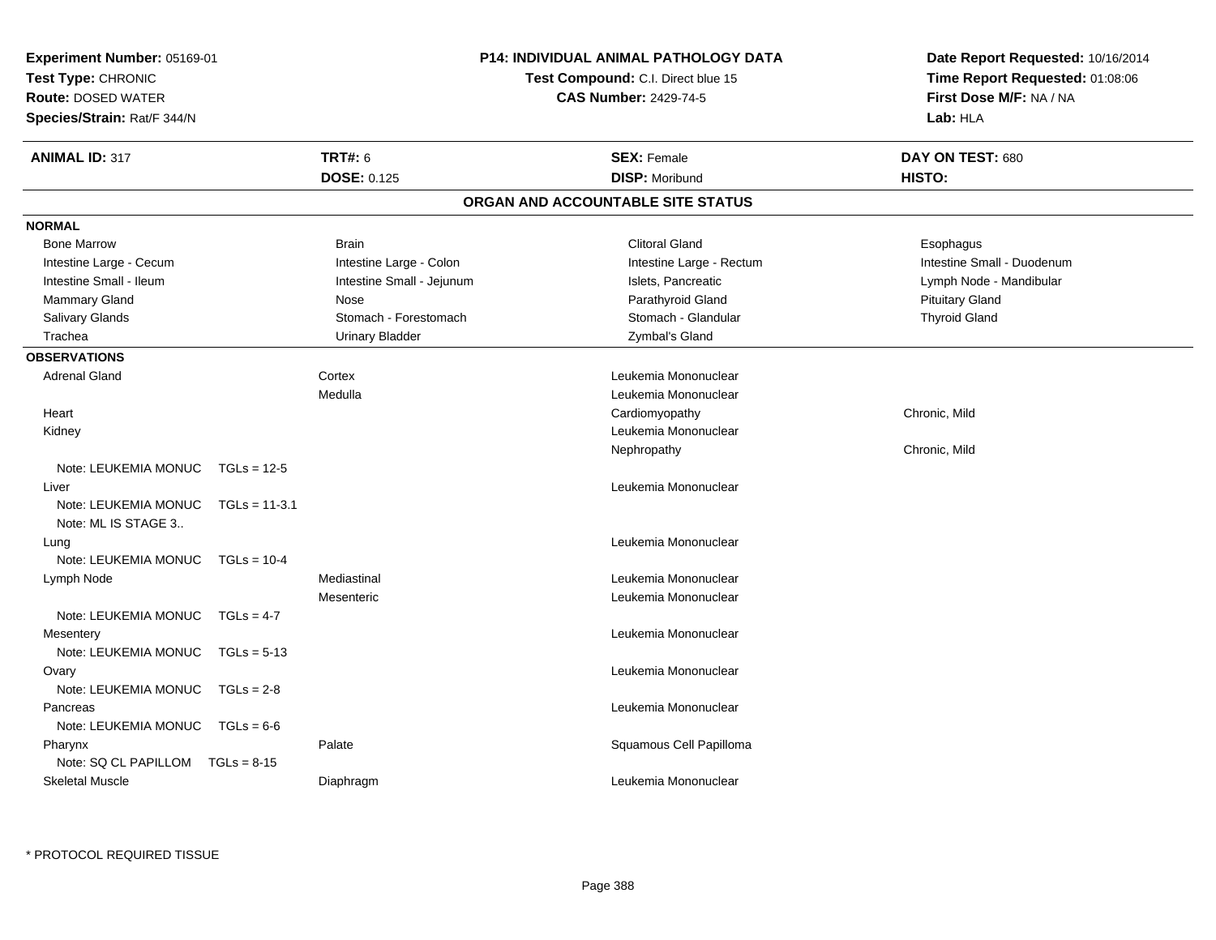**Experiment Number:** 05169-01
**Test Type:** CHRONIC
**Route:** DOSED WATER
**Species/Strain:** Rat/F 344/N

**P14: INDIVIDUAL ANIMAL PATHOLOGY DATA**
**Test Compound:** C.I. Direct blue 15
**CAS Number:** 2429-74-5

**Date Report Requested:** 10/16/2014
**Time Report Requested:** 01:08:06
**First Dose M/F:** NA / NA
**Lab:** HLA

| **ANIMAL ID:** 317 | **TRT#:** 6 | **SEX:** Female | **DAY ON TEST:** 680 |
|---|---|---|---|
| | **DOSE:** 0.125 | **DISP:** Moribund | **HISTO:** |

## ORGAN AND ACCOUNTABLE SITE STATUS

**NORMAL**

| | | | |
|---|---|---|---|
| Bone Marrow | Brain | Clitoral Gland | Esophagus |
| Intestine Large - Cecum | Intestine Large - Colon | Intestine Large - Rectum | Intestine Small - Duodenum |
| Intestine Small - Ileum | Intestine Small - Jejunum | Islets, Pancreatic | Lymph Node - Mandibular |
| Mammary Gland | Nose | Parathyroid Gland | Pituitary Gland |
| Salivary Glands | Stomach - Forestomach | Stomach - Glandular | Thyroid Gland |
| Trachea | Urinary Bladder | Zymbal's Gland | |

**OBSERVATIONS**

| Organ | Site | Observation | Qualifier |
|---|---|---|---|
| Adrenal Gland | Cortex | Leukemia Mononuclear | |
| | Medulla | Leukemia Mononuclear | |
| Heart | | Cardiomyopathy | Chronic, Mild |
| Kidney | | Leukemia Mononuclear | |
| | | Nephropathy | Chronic, Mild |
| Note: LEUKEMIA MONUC TGLs = 12-5 | | | |
| Liver | | Leukemia Mononuclear | |
| Note: LEUKEMIA MONUC TGLs = 11-3.1 | | | |
| Note: ML IS STAGE 3.. | | | |
| Lung | | Leukemia Mononuclear | |
| Note: LEUKEMIA MONUC TGLs = 10-4 | | | |
| Lymph Node | Mediastinal | Leukemia Mononuclear | |
| | Mesenteric | Leukemia Mononuclear | |
| Note: LEUKEMIA MONUC TGLs = 4-7 | | | |
| Mesentery | | Leukemia Mononuclear | |
| Note: LEUKEMIA MONUC TGLs = 5-13 | | | |
| Ovary | | Leukemia Mononuclear | |
| Note: LEUKEMIA MONUC TGLs = 2-8 | | | |
| Pancreas | | Leukemia Mononuclear | |
| Note: LEUKEMIA MONUC TGLs = 6-6 | | | |
| Pharynx | Palate | Squamous Cell Papilloma | |
| Note: SQ CL PAPILLOM TGLs = 8-15 | | | |
| Skeletal Muscle | Diaphragm | Leukemia Mononuclear | |

* PROTOCOL REQUIRED TISSUE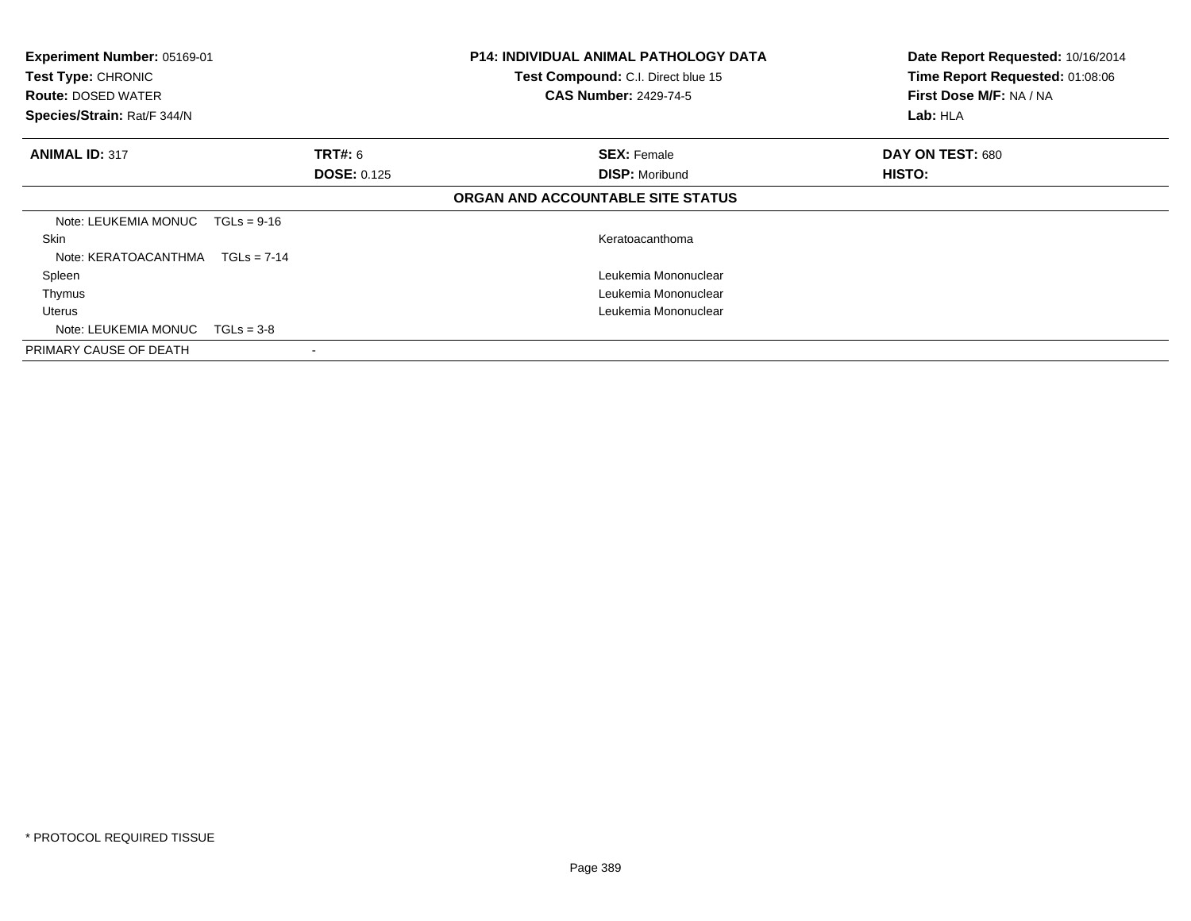**Experiment Number:** 05169-01
**Test Type:** CHRONIC
**Route:** DOSED WATER
**Species/Strain:** Rat/F 344/N

**P14: INDIVIDUAL ANIMAL PATHOLOGY DATA**
**Test Compound:** C.I. Direct blue 15
**CAS Number:** 2429-74-5

**Date Report Requested:** 10/16/2014
**Time Report Requested:** 01:08:06
**First Dose M/F:** NA / NA
**Lab:** HLA

| **ANIMAL ID:** 317 | **TRT#:** 6 | **SEX:** Female | **DAY ON TEST:** 680 |
|---|---|---|---|
| | **DOSE:** 0.125 | **DISP:** Moribund | **HISTO:** |

**ORGAN AND ACCOUNTABLE SITE STATUS**

| | |
|---|---|
| Note: LEUKEMIA MONUC TGLs = 9-16 | |
| Skin | Keratoacanthoma |
| Note: KERATOACANTHMA TGLs = 7-14 | |
| Spleen | Leukemia Mononuclear |
| Thymus | Leukemia Mononuclear |
| Uterus | Leukemia Mononuclear |
| Note: LEUKEMIA MONUC TGLs = 3-8 | |
| PRIMARY CAUSE OF DEATH | - |

\* PROTOCOL REQUIRED TISSUE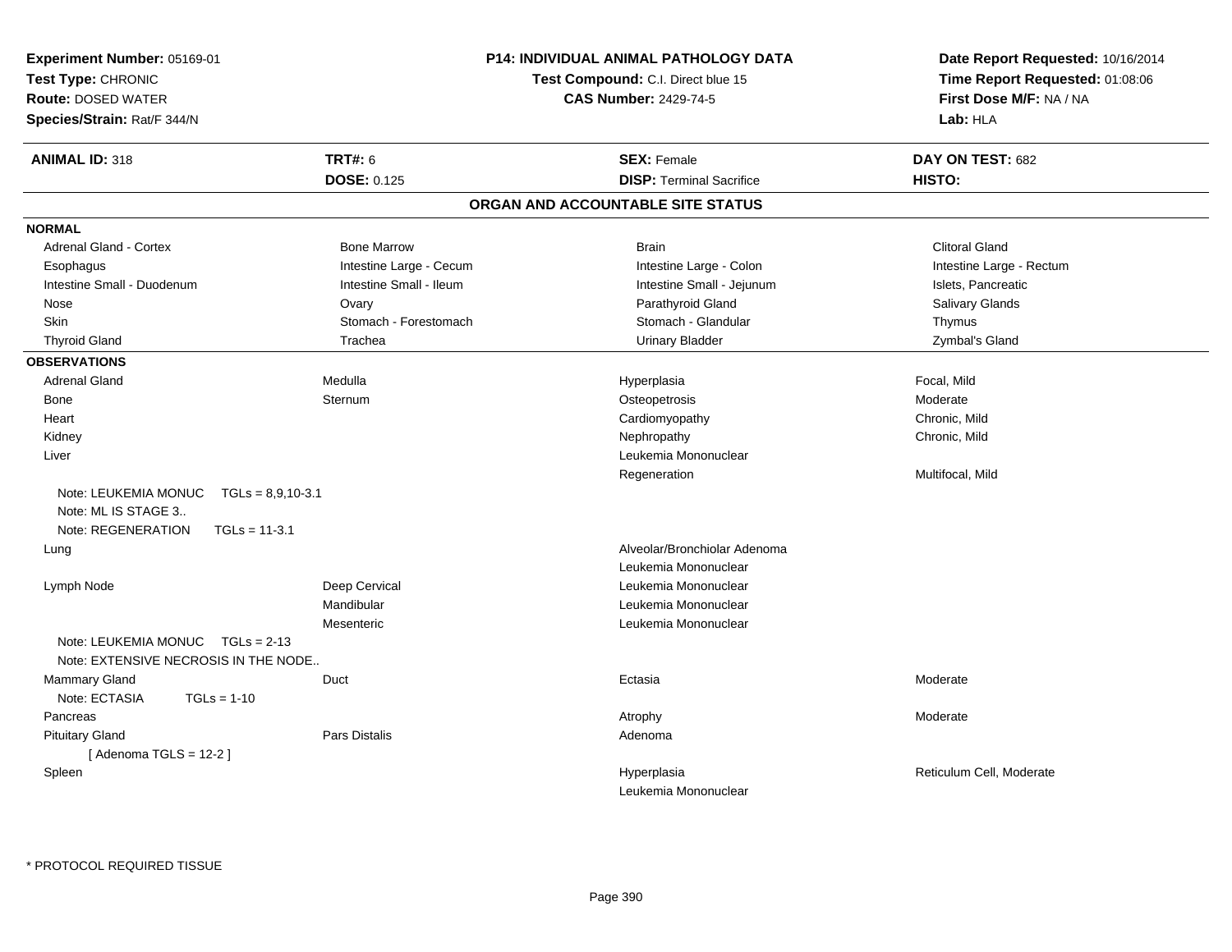**Experiment Number:** 05169-01
**Test Type:** CHRONIC
**Route:** DOSED WATER
**Species/Strain:** Rat/F 344/N

**P14: INDIVIDUAL ANIMAL PATHOLOGY DATA**
**Test Compound:** C.I. Direct blue 15
**CAS Number:** 2429-74-5

**Date Report Requested:** 10/16/2014
**Time Report Requested:** 01:08:06
**First Dose M/F:** NA / NA
**Lab:** HLA

| **ANIMAL ID:** 318 | **TRT#:** 6 | **SEX:** Female | **DAY ON TEST:** 682 |
|---|---|---|---|
| | **DOSE:** 0.125 | **DISP:** Terminal Sacrifice | **HISTO:** |

## ORGAN AND ACCOUNTABLE SITE STATUS

**NORMAL**

| | | | |
|---|---|---|---|
| Adrenal Gland - Cortex | Bone Marrow | Brain | Clitoral Gland |
| Esophagus | Intestine Large - Cecum | Intestine Large - Colon | Intestine Large - Rectum |
| Intestine Small - Duodenum | Intestine Small - Ileum | Intestine Small - Jejunum | Islets, Pancreatic |
| Nose | Ovary | Parathyroid Gland | Salivary Glands |
| Skin | Stomach - Forestomach | Stomach - Glandular | Thymus |
| Thyroid Gland | Trachea | Urinary Bladder | Zymbal's Gland |

**OBSERVATIONS**

| | | | |
|---|---|---|---|
| Adrenal Gland | Medulla | Hyperplasia | Focal, Mild |
| Bone | Sternum | Osteopetrosis | Moderate |
| Heart | | Cardiomyopathy | Chronic, Mild |
| Kidney | | Nephropathy | Chronic, Mild |
| Liver | | Leukemia Mononuclear | |
| | | Regeneration | Multifocal, Mild |
| Note: LEUKEMIA MONUC TGLs = 8,9,10-3.1 | | | |
| Note: ML IS STAGE 3.. | | | |
| Note: REGENERATION TGLs = 11-3.1 | | | |
| Lung | | Alveolar/Bronchiolar Adenoma | |
| | | Leukemia Mononuclear | |
| Lymph Node | Deep Cervical | Leukemia Mononuclear | |
| | Mandibular | Leukemia Mononuclear | |
| | Mesenteric | Leukemia Mononuclear | |
| Note: LEUKEMIA MONUC TGLs = 2-13 | | | |
| Note: EXTENSIVE NECROSIS IN THE NODE.. | | | |
| Mammary Gland | Duct | Ectasia | Moderate |
| Note: ECTASIA TGLs = 1-10 | | | |
| Pancreas | | Atrophy | Moderate |
| Pituitary Gland | Pars Distalis | Adenoma | |
| [ Adenoma TGLS = 12-2 ] | | | |
| Spleen | | Hyperplasia | Reticulum Cell, Moderate |
| | | Leukemia Mononuclear | |

* PROTOCOL REQUIRED TISSUE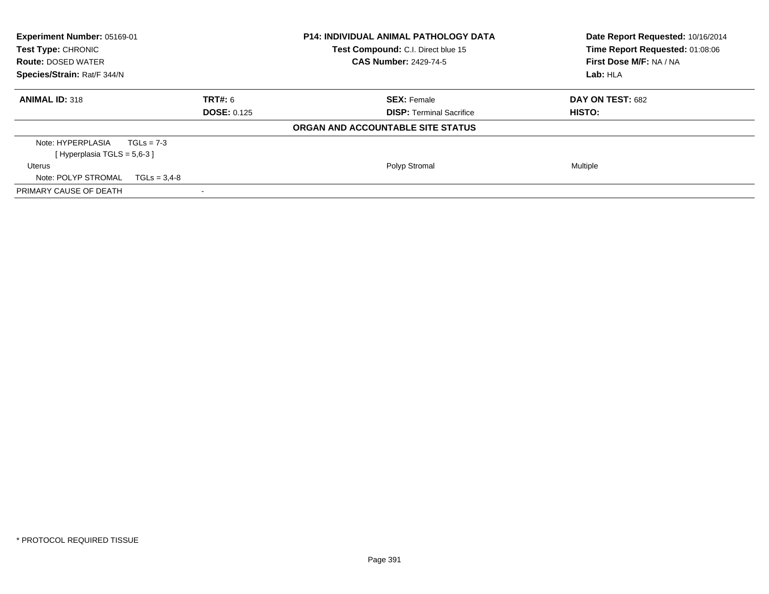**Experiment Number:** 05169-01
**Test Type:** CHRONIC
**Route:** DOSED WATER
**Species/Strain:** Rat/F 344/N

**P14: INDIVIDUAL ANIMAL PATHOLOGY DATA**
**Test Compound:** C.I. Direct blue 15
**CAS Number:** 2429-74-5

**Date Report Requested:** 10/16/2014
**Time Report Requested:** 01:08:06
**First Dose M/F:** NA / NA
**Lab:** HLA

| **ANIMAL ID:** 318 | **TRT#:** 6 | **SEX:** Female | **DAY ON TEST:** 682 |
|---|---|---|---|
| | **DOSE:** 0.125 | **DISP:** Terminal Sacrifice | **HISTO:** |

**ORGAN AND ACCOUNTABLE SITE STATUS**

| | | |
|---|---|---|
| Note: HYPERPLASIA TGLs = 7-3 | | |
| [ Hyperplasia TGLS = 5,6-3 ] | | |
| Uterus | Polyp Stromal | Multiple |
| Note: POLYP STROMAL TGLs = 3,4-8 | | |
| PRIMARY CAUSE OF DEATH | - | |

* PROTOCOL REQUIRED TISSUE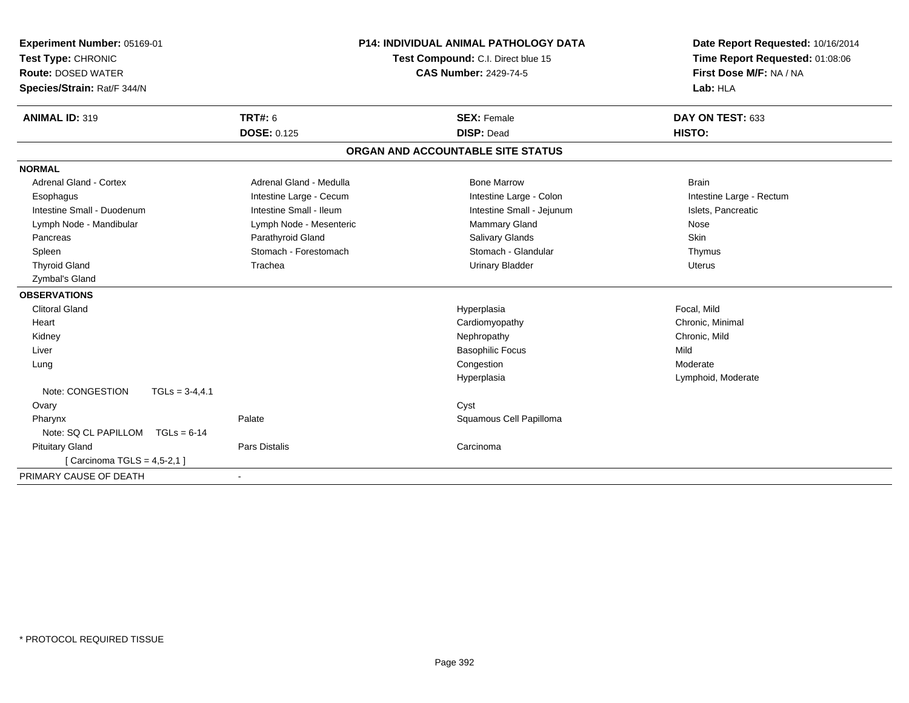**Experiment Number:** 05169-01
**Test Type:** CHRONIC
**Route:** DOSED WATER
**Species/Strain:** Rat/F 344/N

**P14: INDIVIDUAL ANIMAL PATHOLOGY DATA**
**Test Compound:** C.I. Direct blue 15
**CAS Number:** 2429-74-5

**Date Report Requested:** 10/16/2014
**Time Report Requested:** 01:08:06
**First Dose M/F:** NA / NA
**Lab:** HLA

| **ANIMAL ID:** 319 | **TRT#:** 6 | **SEX:** Female | **DAY ON TEST:** 633 |
|---|---|---|---|
| | **DOSE:** 0.125 | **DISP:** Dead | **HISTO:** |

## ORGAN AND ACCOUNTABLE SITE STATUS

**NORMAL**

| | | | |
|---|---|---|---|
| Adrenal Gland - Cortex | Adrenal Gland - Medulla | Bone Marrow | Brain |
| Esophagus | Intestine Large - Cecum | Intestine Large - Colon | Intestine Large - Rectum |
| Intestine Small - Duodenum | Intestine Small - Ileum | Intestine Small - Jejunum | Islets, Pancreatic |
| Lymph Node - Mandibular | Lymph Node - Mesenteric | Mammary Gland | Nose |
| Pancreas | Parathyroid Gland | Salivary Glands | Skin |
| Spleen | Stomach - Forestomach | Stomach - Glandular | Thymus |
| Thyroid Gland | Trachea | Urinary Bladder | Uterus |
| Zymbal's Gland | | | |

**OBSERVATIONS**

| | | | |
|---|---|---|---|
| Clitoral Gland | | Hyperplasia | Focal, Mild |
| Heart | | Cardiomyopathy | Chronic, Minimal |
| Kidney | | Nephropathy | Chronic, Mild |
| Liver | | Basophilic Focus | Mild |
| Lung | | Congestion | Moderate |
| | | Hyperplasia | Lymphoid, Moderate |
| Note: CONGESTION TGLs = 3-4,4.1 | | | |
| Ovary | | Cyst | |
| Pharynx | Palate | Squamous Cell Papilloma | |
| Note: SQ CL PAPILLOM TGLs = 6-14 | | | |
| Pituitary Gland | Pars Distalis | Carcinoma | |
| [ Carcinoma TGLS = 4,5-2,1 ] | | | |

PRIMARY CAUSE OF DEATH -

\* PROTOCOL REQUIRED TISSUE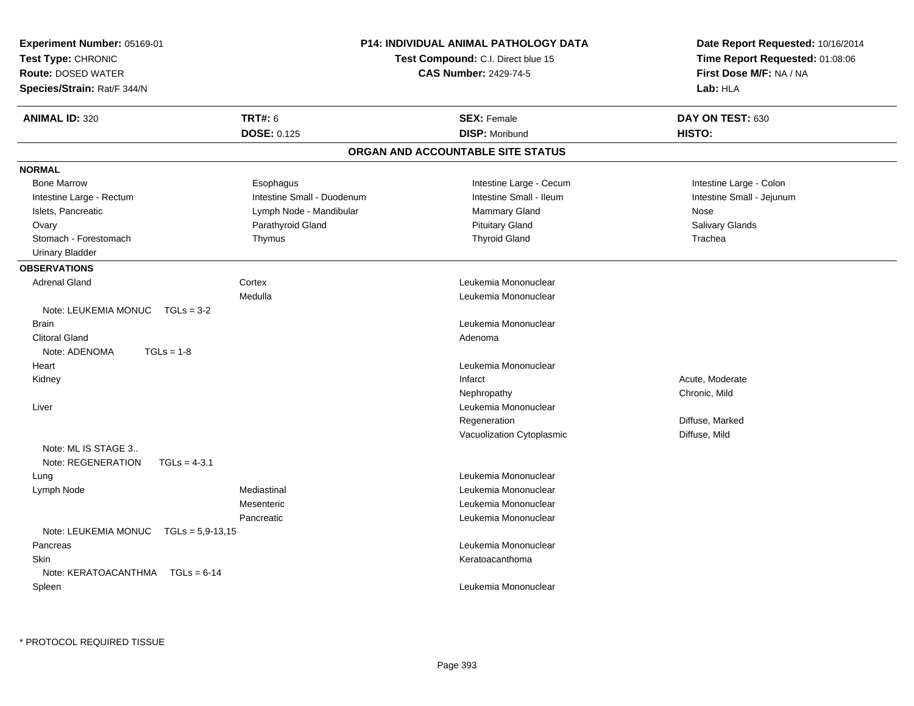**Experiment Number:** 05169-01
**Test Type:** CHRONIC
**Route:** DOSED WATER
**Species/Strain:** Rat/F 344/N

**P14: INDIVIDUAL ANIMAL PATHOLOGY DATA**
**Test Compound:** C.I. Direct blue 15
**CAS Number:** 2429-74-5

**Date Report Requested:** 10/16/2014
**Time Report Requested:** 01:08:06
**First Dose M/F:** NA / NA
**Lab:** HLA

| **ANIMAL ID:** 320 | **TRT#:** 6 | **SEX:** Female | **DAY ON TEST:** 630 |
|---|---|---|---|
| | **DOSE:** 0.125 | **DISP:** Moribund | **HISTO:** |

## ORGAN AND ACCOUNTABLE SITE STATUS

**NORMAL**

| | | | |
|---|---|---|---|
| Bone Marrow | Esophagus | Intestine Large - Cecum | Intestine Large - Colon |
| Intestine Large - Rectum | Intestine Small - Duodenum | Intestine Small - Ileum | Intestine Small - Jejunum |
| Islets, Pancreatic | Lymph Node - Mandibular | Mammary Gland | Nose |
| Ovary | Parathyroid Gland | Pituitary Gland | Salivary Glands |
| Stomach - Forestomach | Thymus | Thyroid Gland | Trachea |
| Urinary Bladder | | | |

**OBSERVATIONS**

| Organ | Site | Observation | Qualifier |
|---|---|---|---|
| Adrenal Gland | Cortex | Leukemia Mononuclear | |
| | Medulla | Leukemia Mononuclear | |
| Note: LEUKEMIA MONUC TGLs = 3-2 | | | |
| Brain | | Leukemia Mononuclear | |
| Clitoral Gland | | Adenoma | |
| Note: ADENOMA TGLs = 1-8 | | | |
| Heart | | Leukemia Mononuclear | |
| Kidney | | Infarct | Acute, Moderate |
| | | Nephropathy | Chronic, Mild |
| Liver | | Leukemia Mononuclear | |
| | | Regeneration | Diffuse, Marked |
| | | Vacuolization Cytoplasmic | Diffuse, Mild |
| Note: ML IS STAGE 3.. | | | |
| Note: REGENERATION TGLs = 4-3.1 | | | |
| Lung | | Leukemia Mononuclear | |
| Lymph Node | Mediastinal | Leukemia Mononuclear | |
| | Mesenteric | Leukemia Mononuclear | |
| | Pancreatic | Leukemia Mononuclear | |
| Note: LEUKEMIA MONUC TGLs = 5,9-13,15 | | | |
| Pancreas | | Leukemia Mononuclear | |
| Skin | | Keratoacanthoma | |
| Note: KERATOACANTHMA TGLs = 6-14 | | | |
| Spleen | | Leukemia Mononuclear | |

* PROTOCOL REQUIRED TISSUE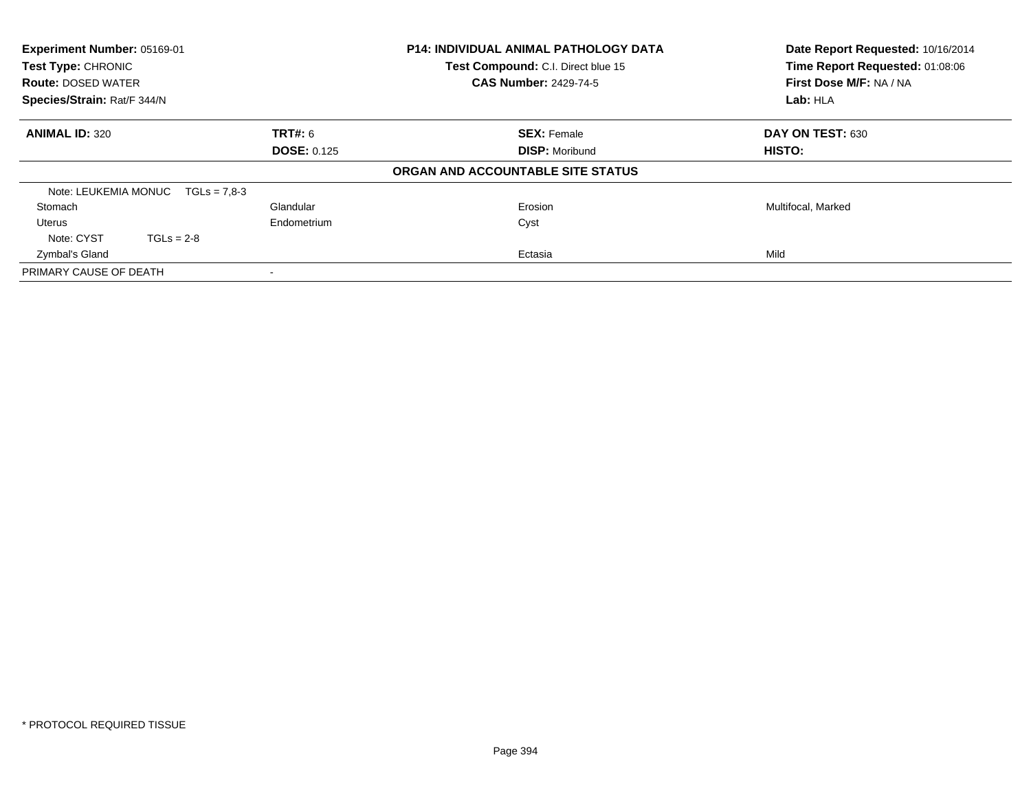| Experiment Number: 05169-01 | P14: INDIVIDUAL ANIMAL PATHOLOGY DATA | Date Report Requested: 10/16/2014 |
|---|---|---|
| Test Type: CHRONIC | Test Compound: C.I. Direct blue 15 | Time Report Requested: 01:08:06 |
| Route: DOSED WATER | CAS Number: 2429-74-5 | First Dose M/F: NA / NA |
| Species/Strain: Rat/F 344/N | | Lab: HLA |

| ANIMAL ID: 320 | TRT#: 6 | SEX: Female | DAY ON TEST: 630 |
|---|---|---|---|
| | DOSE: 0.125 | DISP: Moribund | HISTO: |

**ORGAN AND ACCOUNTABLE SITE STATUS**

| | | | |
|---|---|---|---|
| Note: LEUKEMIA MONUC TGLs = 7,8-3 | | | |
| Stomach | Glandular | Erosion | Multifocal, Marked |
| Uterus | Endometrium | Cyst | |
| Note: CYST TGLs = 2-8 | | | |
| Zymbal's Gland | | Ectasia | Mild |
| PRIMARY CAUSE OF DEATH | - | | |

* PROTOCOL REQUIRED TISSUE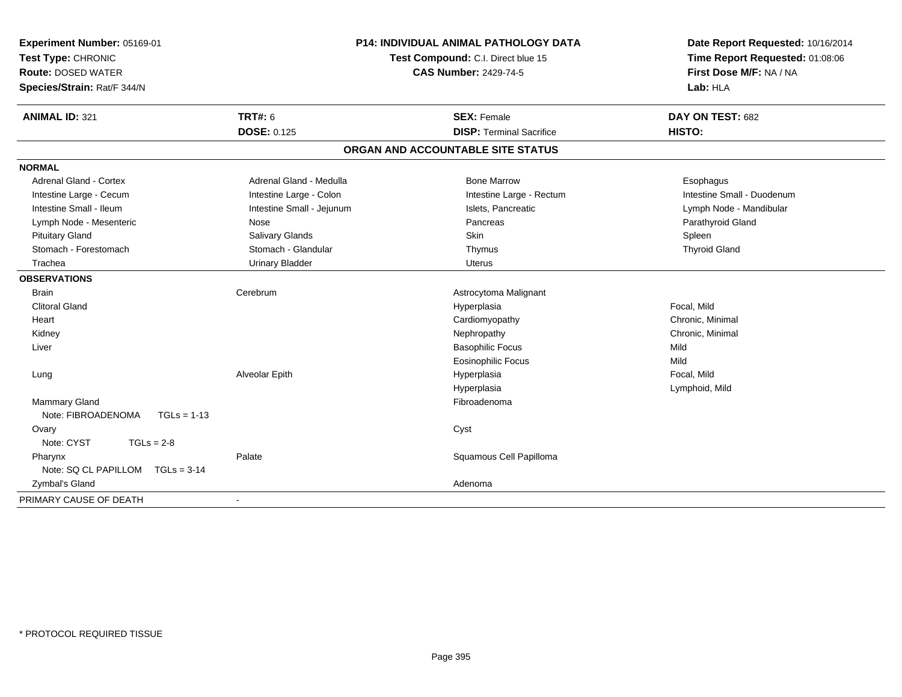**Experiment Number:** 05169-01
**Test Type:** CHRONIC
**Route:** DOSED WATER
**Species/Strain:** Rat/F 344/N

**P14: INDIVIDUAL ANIMAL PATHOLOGY DATA**
**Test Compound:** C.I. Direct blue 15
**CAS Number:** 2429-74-5

**Date Report Requested:** 10/16/2014
**Time Report Requested:** 01:08:06
**First Dose M/F:** NA / NA
**Lab:** HLA

| **ANIMAL ID:** 321 | **TRT#:** 6 | **SEX:** Female | **DAY ON TEST:** 682 |
|---|---|---|---|
| | **DOSE:** 0.125 | **DISP:** Terminal Sacrifice | **HISTO:** |

## ORGAN AND ACCOUNTABLE SITE STATUS

**NORMAL**

| | | | |
|---|---|---|---|
| Adrenal Gland - Cortex | Adrenal Gland - Medulla | Bone Marrow | Esophagus |
| Intestine Large - Cecum | Intestine Large - Colon | Intestine Large - Rectum | Intestine Small - Duodenum |
| Intestine Small - Ileum | Intestine Small - Jejunum | Islets, Pancreatic | Lymph Node - Mandibular |
| Lymph Node - Mesenteric | Nose | Pancreas | Parathyroid Gland |
| Pituitary Gland | Salivary Glands | Skin | Spleen |
| Stomach - Forestomach | Stomach - Glandular | Thymus | Thyroid Gland |
| Trachea | Urinary Bladder | Uterus | |

**OBSERVATIONS**

| | | | |
|---|---|---|---|
| Brain | Cerebrum | Astrocytoma Malignant | |
| Clitoral Gland | | Hyperplasia | Focal, Mild |
| Heart | | Cardiomyopathy | Chronic, Minimal |
| Kidney | | Nephropathy | Chronic, Minimal |
| Liver | | Basophilic Focus | Mild |
| | | Eosinophilic Focus | Mild |
| Lung | Alveolar Epith | Hyperplasia | Focal, Mild |
| | | Hyperplasia | Lymphoid, Mild |
| Mammary Gland | | Fibroadenoma | |
| Note: FIBROADENOMA TGLs = 1-13 | | | |
| Ovary | | Cyst | |
| Note: CYST TGLs = 2-8 | | | |
| Pharynx | Palate | Squamous Cell Papilloma | |
| Note: SQ CL PAPILLOM TGLs = 3-14 | | | |
| Zymbal's Gland | | Adenoma | |

| PRIMARY CAUSE OF DEATH | - |
|---|---|

* PROTOCOL REQUIRED TISSUE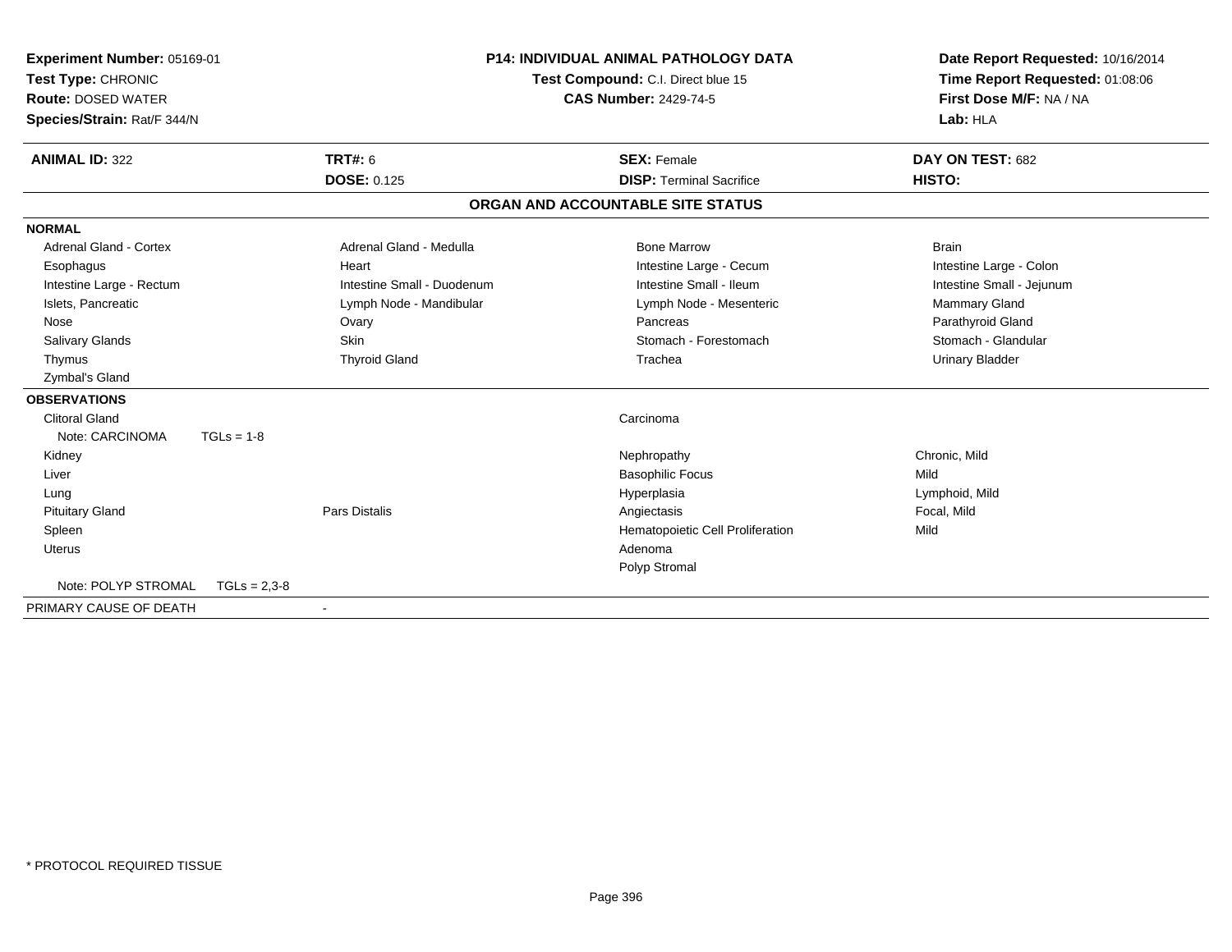**Experiment Number:** 05169-01
**Test Type:** CHRONIC
**Route:** DOSED WATER
**Species/Strain:** Rat/F 344/N

**P14: INDIVIDUAL ANIMAL PATHOLOGY DATA**
**Test Compound:** C.I. Direct blue 15
**CAS Number:** 2429-74-5

**Date Report Requested:** 10/16/2014
**Time Report Requested:** 01:08:06
**First Dose M/F:** NA / NA
**Lab:** HLA

| **ANIMAL ID:** 322 | **TRT#:** 6 | **SEX:** Female | **DAY ON TEST:** 682 |
|---|---|---|---|
| | **DOSE:** 0.125 | **DISP:** Terminal Sacrifice | **HISTO:** |

## ORGAN AND ACCOUNTABLE SITE STATUS

**NORMAL**

| | | | |
|---|---|---|---|
| Adrenal Gland - Cortex | Adrenal Gland - Medulla | Bone Marrow | Brain |
| Esophagus | Heart | Intestine Large - Cecum | Intestine Large - Colon |
| Intestine Large - Rectum | Intestine Small - Duodenum | Intestine Small - Ileum | Intestine Small - Jejunum |
| Islets, Pancreatic | Lymph Node - Mandibular | Lymph Node - Mesenteric | Mammary Gland |
| Nose | Ovary | Pancreas | Parathyroid Gland |
| Salivary Glands | Skin | Stomach - Forestomach | Stomach - Glandular |
| Thymus | Thyroid Gland | Trachea | Urinary Bladder |
| Zymbal's Gland | | | |

**OBSERVATIONS**

| | | | |
|---|---|---|---|
| Clitoral Gland | | Carcinoma | |
| Note: CARCINOMA TGLs = 1-8 | | | |
| Kidney | | Nephropathy | Chronic, Mild |
| Liver | | Basophilic Focus | Mild |
| Lung | | Hyperplasia | Lymphoid, Mild |
| Pituitary Gland | Pars Distalis | Angiectasis | Focal, Mild |
| Spleen | | Hematopoietic Cell Proliferation | Mild |
| Uterus | | Adenoma | |
| | | Polyp Stromal | |
| Note: POLYP STROMAL TGLs = 2,3-8 | | | |

PRIMARY CAUSE OF DEATH -

\* PROTOCOL REQUIRED TISSUE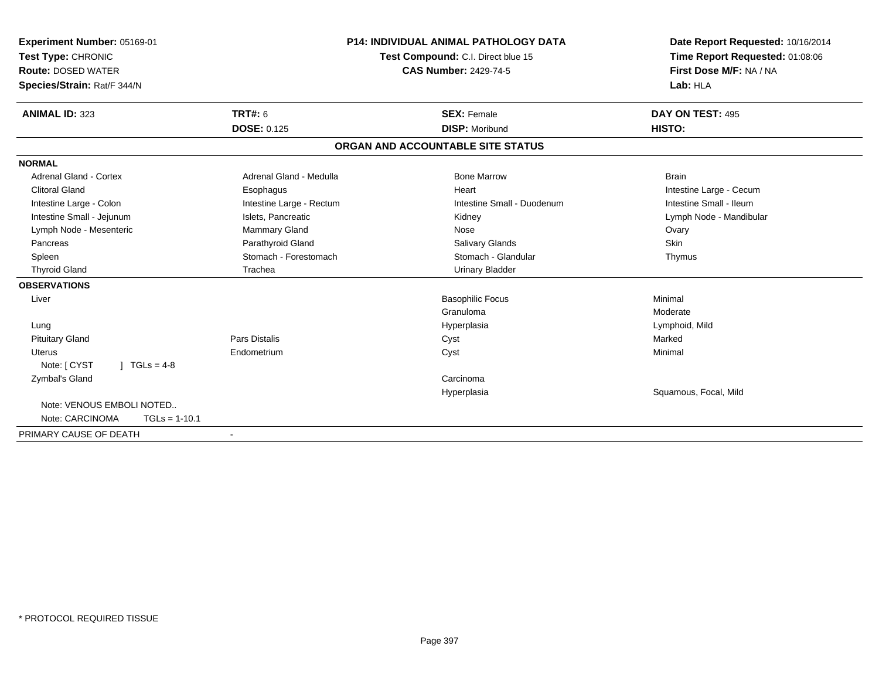**Experiment Number:** 05169-01
**Test Type:** CHRONIC
**Route:** DOSED WATER
**Species/Strain:** Rat/F 344/N

**P14: INDIVIDUAL ANIMAL PATHOLOGY DATA**
**Test Compound:** C.I. Direct blue 15
**CAS Number:** 2429-74-5

**Date Report Requested:** 10/16/2014
**Time Report Requested:** 01:08:06
**First Dose M/F:** NA / NA
**Lab:** HLA

| **ANIMAL ID:** 323 | **TRT#:** 6 | **SEX:** Female | **DAY ON TEST:** 495 |
|---|---|---|---|
| | **DOSE:** 0.125 | **DISP:** Moribund | **HISTO:** |

## ORGAN AND ACCOUNTABLE SITE STATUS

| | | | |
|---|---|---|---|
| **NORMAL** | | | |
| Adrenal Gland - Cortex | Adrenal Gland - Medulla | Bone Marrow | Brain |
| Clitoral Gland | Esophagus | Heart | Intestine Large - Cecum |
| Intestine Large - Colon | Intestine Large - Rectum | Intestine Small - Duodenum | Intestine Small - Ileum |
| Intestine Small - Jejunum | Islets, Pancreatic | Kidney | Lymph Node - Mandibular |
| Lymph Node - Mesenteric | Mammary Gland | Nose | Ovary |
| Pancreas | Parathyroid Gland | Salivary Glands | Skin |
| Spleen | Stomach - Forestomach | Stomach - Glandular | Thymus |
| Thyroid Gland | Trachea | Urinary Bladder | |
| **OBSERVATIONS** | | | |
| Liver | | Basophilic Focus | Minimal |
| | | Granuloma | Moderate |
| Lung | | Hyperplasia | Lymphoid, Mild |
| Pituitary Gland | Pars Distalis | Cyst | Marked |
| Uterus | Endometrium | Cyst | Minimal |
| Note: [ CYST ] TGLs = 4-8 | | | |
| Zymbal's Gland | | Carcinoma | |
| | | Hyperplasia | Squamous, Focal, Mild |
| Note: VENOUS EMBOLI NOTED.. | | | |
| Note: CARCINOMA TGLs = 1-10.1 | | | |
| PRIMARY CAUSE OF DEATH | - | | |

\* PROTOCOL REQUIRED TISSUE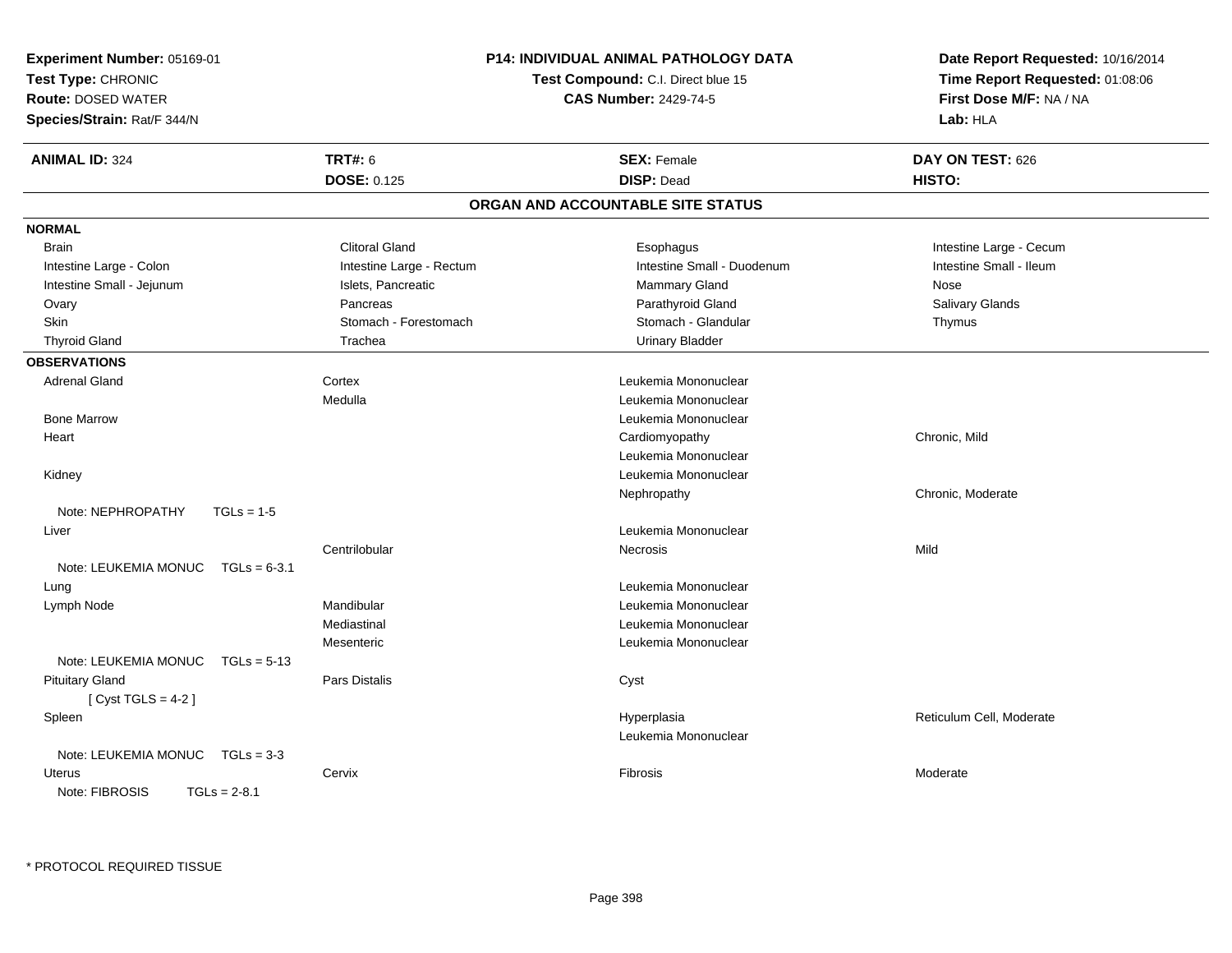**Experiment Number:** 05169-01
**Test Type:** CHRONIC
**Route:** DOSED WATER
**Species/Strain:** Rat/F 344/N

**P14: INDIVIDUAL ANIMAL PATHOLOGY DATA**
**Test Compound:** C.I. Direct blue 15
**CAS Number:** 2429-74-5

**Date Report Requested:** 10/16/2014
**Time Report Requested:** 01:08:06
**First Dose M/F:** NA / NA
**Lab:** HLA

| **ANIMAL ID:** 324 | **TRT#:** 6 | **SEX:** Female | **DAY ON TEST:** 626 |
|---|---|---|---|
| | **DOSE:** 0.125 | **DISP:** Dead | **HISTO:** |

## ORGAN AND ACCOUNTABLE SITE STATUS

**NORMAL**

| | | | |
|---|---|---|---|
| Brain | Clitoral Gland | Esophagus | Intestine Large - Cecum |
| Intestine Large - Colon | Intestine Large - Rectum | Intestine Small - Duodenum | Intestine Small - Ileum |
| Intestine Small - Jejunum | Islets, Pancreatic | Mammary Gland | Nose |
| Ovary | Pancreas | Parathyroid Gland | Salivary Glands |
| Skin | Stomach - Forestomach | Stomach - Glandular | Thymus |
| Thyroid Gland | Trachea | Urinary Bladder | |

**OBSERVATIONS**

| Organ | Site | Observation | Qualifier |
|---|---|---|---|
| Adrenal Gland | Cortex | Leukemia Mononuclear | |
| | Medulla | Leukemia Mononuclear | |
| Bone Marrow | | Leukemia Mononuclear | |
| Heart | | Cardiomyopathy | Chronic, Mild |
| | | Leukemia Mononuclear | |
| Kidney | | Leukemia Mononuclear | |
| | | Nephropathy | Chronic, Moderate |
| Note: NEPHROPATHY TGLs = 1-5 | | | |
| Liver | | Leukemia Mononuclear | |
| | Centrilobular | Necrosis | Mild |
| Note: LEUKEMIA MONUC TGLs = 6-3.1 | | | |
| Lung | | Leukemia Mononuclear | |
| Lymph Node | Mandibular | Leukemia Mononuclear | |
| | Mediastinal | Leukemia Mononuclear | |
| | Mesenteric | Leukemia Mononuclear | |
| Note: LEUKEMIA MONUC TGLs = 5-13 | | | |
| Pituitary Gland | Pars Distalis | Cyst | |
| [ Cyst TGLS = 4-2 ] | | | |
| Spleen | | Hyperplasia | Reticulum Cell, Moderate |
| | | Leukemia Mononuclear | |
| Note: LEUKEMIA MONUC TGLs = 3-3 | | | |
| Uterus | Cervix | Fibrosis | Moderate |
| Note: FIBROSIS TGLs = 2-8.1 | | | |

* PROTOCOL REQUIRED TISSUE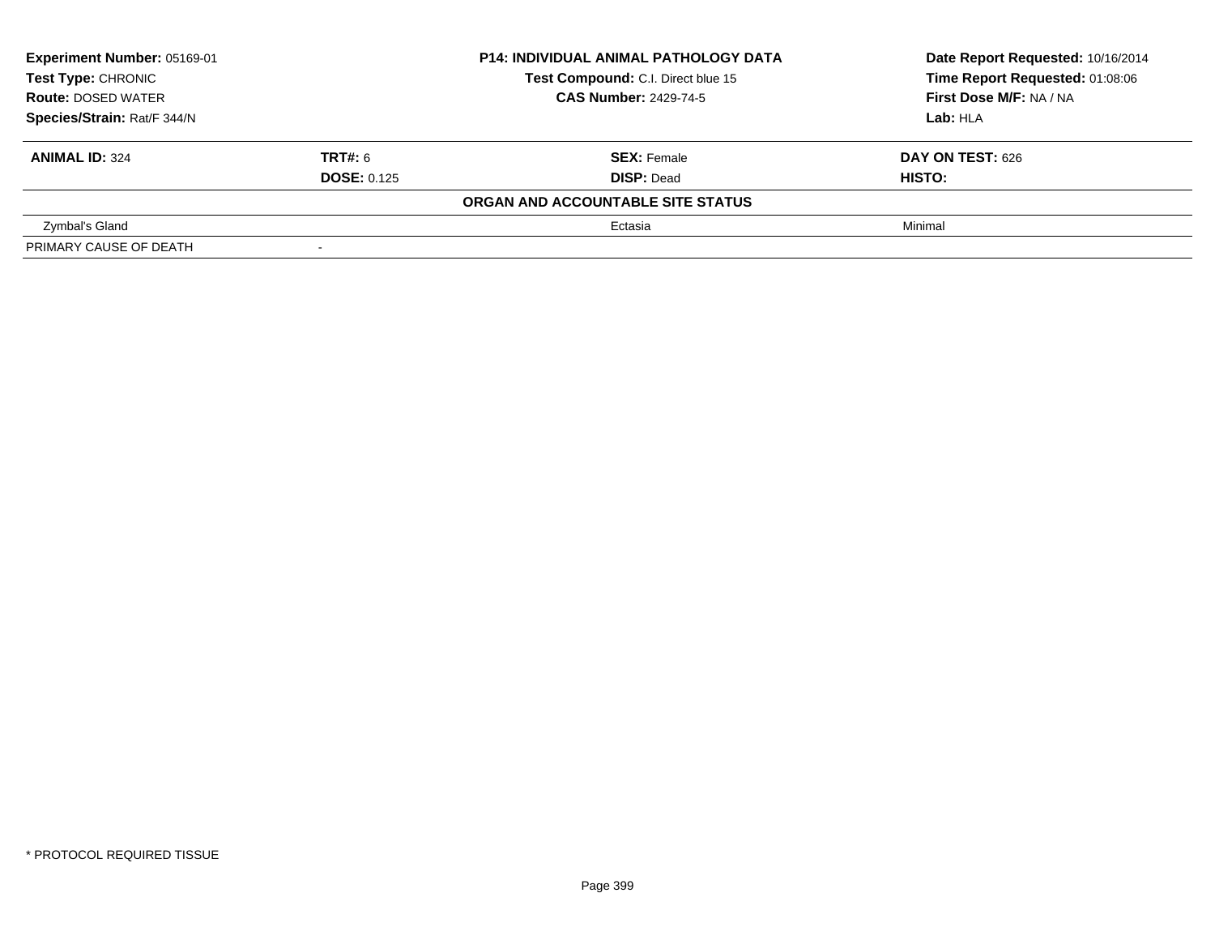**Experiment Number:** 05169-01
**Test Type:** CHRONIC
**Route:** DOSED WATER
**Species/Strain:** Rat/F 344/N

**P14: INDIVIDUAL ANIMAL PATHOLOGY DATA**
**Test Compound:** C.I. Direct blue 15
**CAS Number:** 2429-74-5

**Date Report Requested:** 10/16/2014
**Time Report Requested:** 01:08:06
**First Dose M/F:** NA / NA
**Lab:** HLA

| **ANIMAL ID:** 324 | **TRT#:** 6 | **SEX:** Female | **DAY ON TEST:** 626 |
|---|---|---|---|
| | **DOSE:** 0.125 | **DISP:** Dead | **HISTO:** |
| | | **ORGAN AND ACCOUNTABLE SITE STATUS** | |
| Zymbal's Gland | | Ectasia | Minimal |
| PRIMARY CAUSE OF DEATH | - | | |

* PROTOCOL REQUIRED TISSUE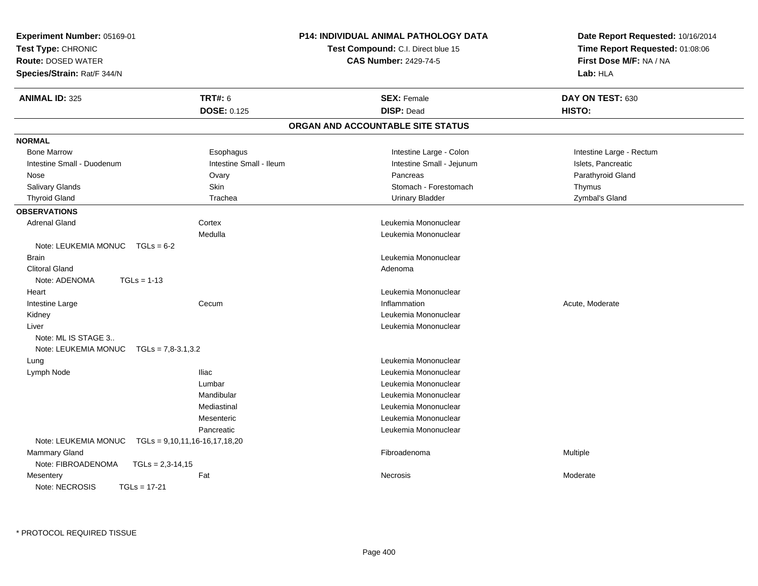**Experiment Number:** 05169-01
**Test Type:** CHRONIC
**Route:** DOSED WATER
**Species/Strain:** Rat/F 344/N

**P14: INDIVIDUAL ANIMAL PATHOLOGY DATA**
**Test Compound:** C.I. Direct blue 15
**CAS Number:** 2429-74-5

**Date Report Requested:** 10/16/2014
**Time Report Requested:** 01:08:06
**First Dose M/F:** NA / NA
**Lab:** HLA

| **ANIMAL ID:** 325 | **TRT#:** 6 | **SEX:** Female | **DAY ON TEST:** 630 |
|---|---|---|---|
| | **DOSE:** 0.125 | **DISP:** Dead | **HISTO:** |

## ORGAN AND ACCOUNTABLE SITE STATUS

**NORMAL**

| | | | |
|---|---|---|---|
| Bone Marrow | Esophagus | Intestine Large - Colon | Intestine Large - Rectum |
| Intestine Small - Duodenum | Intestine Small - Ileum | Intestine Small - Jejunum | Islets, Pancreatic |
| Nose | Ovary | Pancreas | Parathyroid Gland |
| Salivary Glands | Skin | Stomach - Forestomach | Thymus |
| Thyroid Gland | Trachea | Urinary Bladder | Zymbal's Gland |

**OBSERVATIONS**

| | | | |
|---|---|---|---|
| Adrenal Gland | Cortex | Leukemia Mononuclear | |
| | Medulla | Leukemia Mononuclear | |
| Note: LEUKEMIA MONUC TGLs = 6-2 | | | |
| Brain | | Leukemia Mononuclear | |
| Clitoral Gland | | Adenoma | |
| Note: ADENOMA TGLs = 1-13 | | | |
| Heart | | Leukemia Mononuclear | |
| Intestine Large | Cecum | Inflammation | Acute, Moderate |
| Kidney | | Leukemia Mononuclear | |
| Liver | | Leukemia Mononuclear | |
| Note: ML IS STAGE 3.. | | | |
| Note: LEUKEMIA MONUC TGLs = 7,8-3.1,3.2 | | | |
| Lung | | Leukemia Mononuclear | |
| Lymph Node | Iliac | Leukemia Mononuclear | |
| | Lumbar | Leukemia Mononuclear | |
| | Mandibular | Leukemia Mononuclear | |
| | Mediastinal | Leukemia Mononuclear | |
| | Mesenteric | Leukemia Mononuclear | |
| | Pancreatic | Leukemia Mononuclear | |
| Note: LEUKEMIA MONUC TGLs = 9,10,11,16-16,17,18,20 | | | |
| Mammary Gland | | Fibroadenoma | Multiple |
| Note: FIBROADENOMA TGLs = 2,3-14,15 | | | |
| Mesentery | Fat | Necrosis | Moderate |
| Note: NECROSIS TGLs = 17-21 | | | |

\* PROTOCOL REQUIRED TISSUE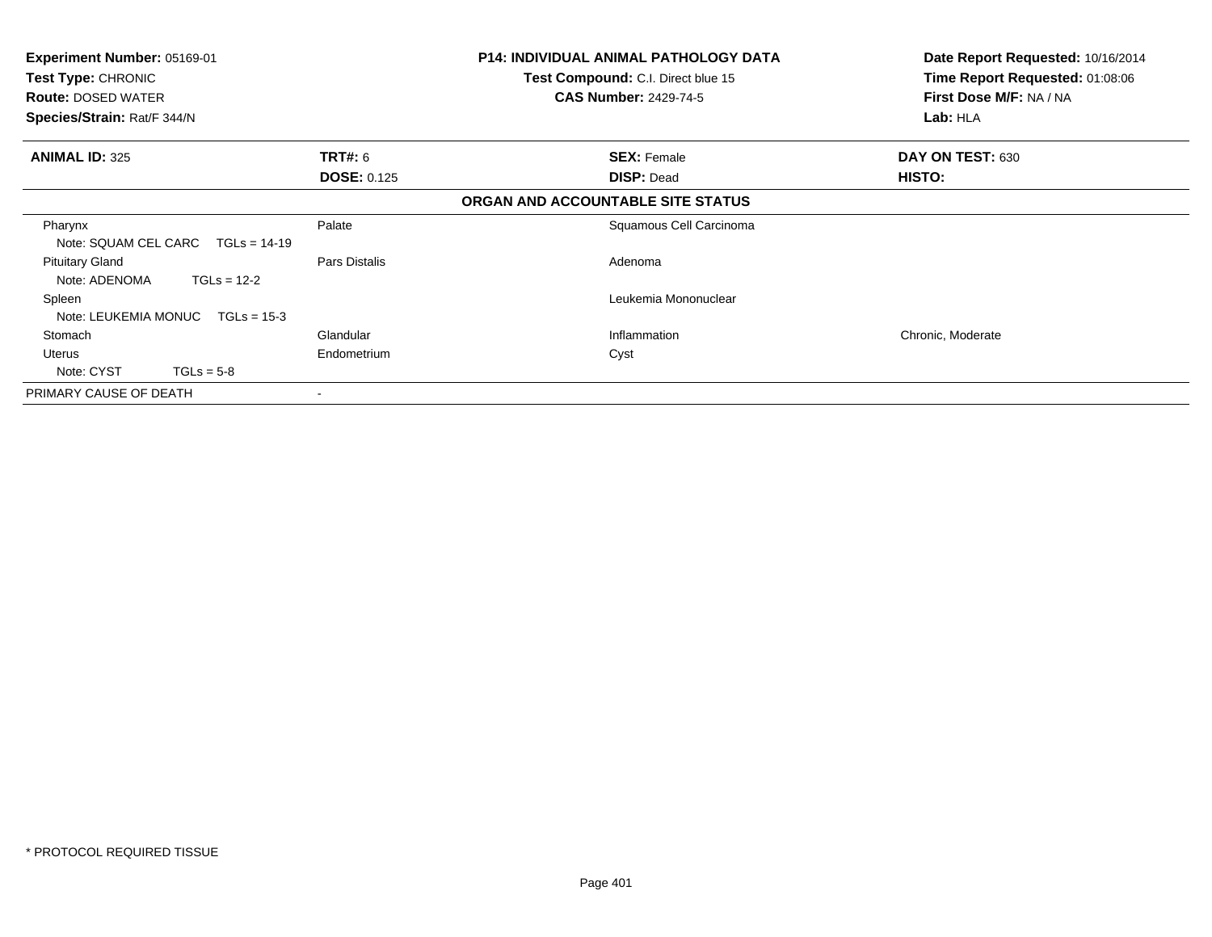**Experiment Number:** 05169-01
**Test Type:** CHRONIC
**Route:** DOSED WATER
**Species/Strain:** Rat/F 344/N

**P14: INDIVIDUAL ANIMAL PATHOLOGY DATA**
**Test Compound:** C.I. Direct blue 15
**CAS Number:** 2429-74-5

**Date Report Requested:** 10/16/2014
**Time Report Requested:** 01:08:06
**First Dose M/F:** NA / NA
**Lab:** HLA

| **ANIMAL ID:** 325 | **TRT#:** 6 | **SEX:** Female | **DAY ON TEST:** 630 |
|---|---|---|---|
| | **DOSE:** 0.125 | **DISP:** Dead | **HISTO:** |

**ORGAN AND ACCOUNTABLE SITE STATUS**

| | | | |
|---|---|---|---|
| Pharynx | Palate | Squamous Cell Carcinoma | |
| Note: SQUAM CEL CARC TGLs = 14-19 | | | |
| Pituitary Gland | Pars Distalis | Adenoma | |
| Note: ADENOMA TGLs = 12-2 | | | |
| Spleen | | Leukemia Mononuclear | |
| Note: LEUKEMIA MONUC TGLs = 15-3 | | | |
| Stomach | Glandular | Inflammation | Chronic, Moderate |
| Uterus | Endometrium | Cyst | |
| Note: CYST TGLs = 5-8 | | | |
| PRIMARY CAUSE OF DEATH | - | | |

\* PROTOCOL REQUIRED TISSUE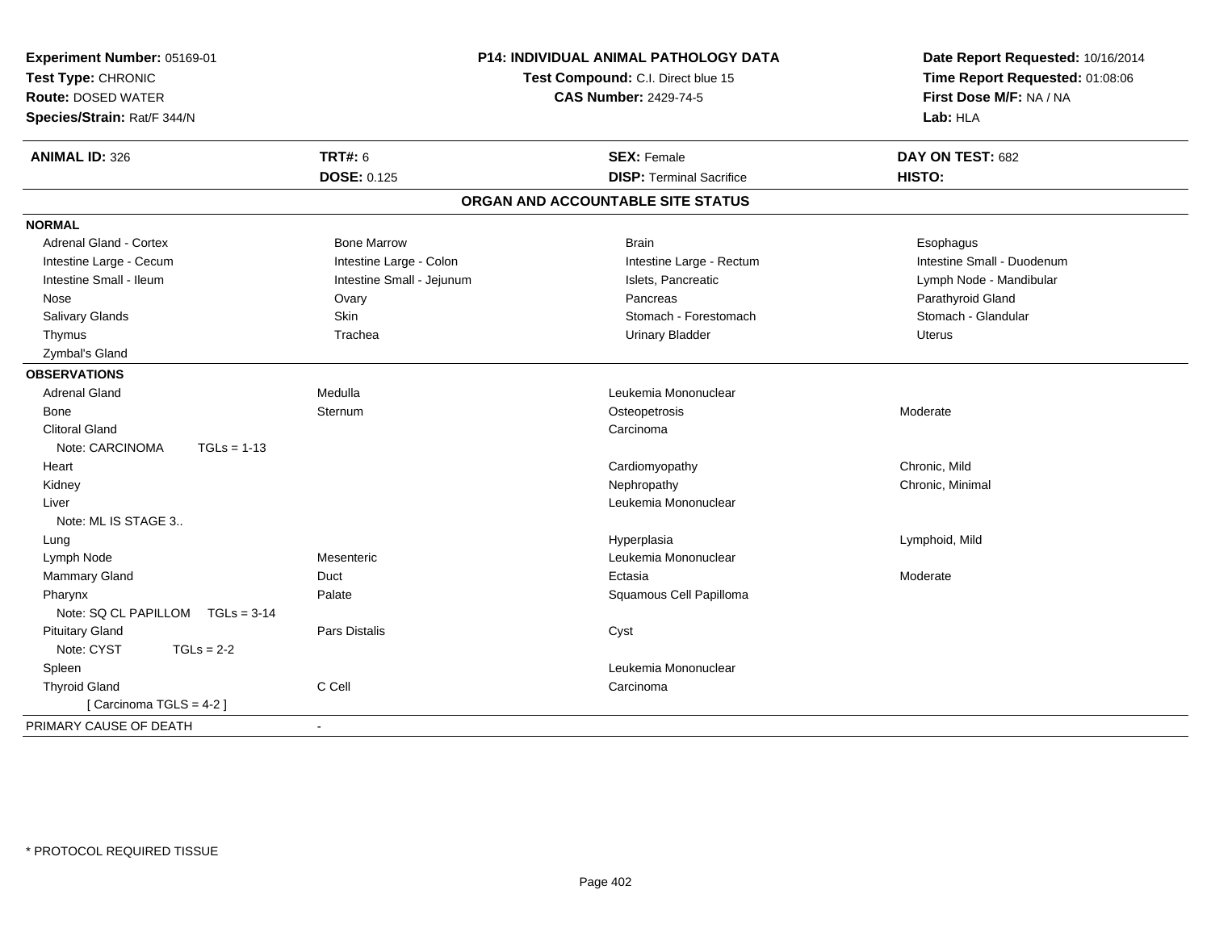**Experiment Number:** 05169-01
**Test Type:** CHRONIC
**Route:** DOSED WATER
**Species/Strain:** Rat/F 344/N

**P14: INDIVIDUAL ANIMAL PATHOLOGY DATA**
**Test Compound:** C.I. Direct blue 15
**CAS Number:** 2429-74-5

**Date Report Requested:** 10/16/2014
**Time Report Requested:** 01:08:06
**First Dose M/F:** NA / NA
**Lab:** HLA

| **ANIMAL ID:** 326 | **TRT#:** 6 | **SEX:** Female | **DAY ON TEST:** 682 |
|---|---|---|---|
| | **DOSE:** 0.125 | **DISP:** Terminal Sacrifice | **HISTO:** |

## ORGAN AND ACCOUNTABLE SITE STATUS

**NORMAL**

| | | | |
|---|---|---|---|
| Adrenal Gland - Cortex | Bone Marrow | Brain | Esophagus |
| Intestine Large - Cecum | Intestine Large - Colon | Intestine Large - Rectum | Intestine Small - Duodenum |
| Intestine Small - Ileum | Intestine Small - Jejunum | Islets, Pancreatic | Lymph Node - Mandibular |
| Nose | Ovary | Pancreas | Parathyroid Gland |
| Salivary Glands | Skin | Stomach - Forestomach | Stomach - Glandular |
| Thymus | Trachea | Urinary Bladder | Uterus |
| Zymbal's Gland | | | |

**OBSERVATIONS**

| | | | |
|---|---|---|---|
| Adrenal Gland | Medulla | Leukemia Mononuclear | |
| Bone | Sternum | Osteopetrosis | Moderate |
| Clitoral Gland | | Carcinoma | |
| Note: CARCINOMA TGLs = 1-13 | | | |
| Heart | | Cardiomyopathy | Chronic, Mild |
| Kidney | | Nephropathy | Chronic, Minimal |
| Liver | | Leukemia Mononuclear | |
| Note: ML IS STAGE 3.. | | | |
| Lung | | Hyperplasia | Lymphoid, Mild |
| Lymph Node | Mesenteric | Leukemia Mononuclear | |
| Mammary Gland | Duct | Ectasia | Moderate |
| Pharynx | Palate | Squamous Cell Papilloma | |
| Note: SQ CL PAPILLOM TGLs = 3-14 | | | |
| Pituitary Gland | Pars Distalis | Cyst | |
| Note: CYST TGLs = 2-2 | | | |
| Spleen | | Leukemia Mononuclear | |
| Thyroid Gland | C Cell | Carcinoma | |
| [ Carcinoma TGLS = 4-2 ] | | | |

PRIMARY CAUSE OF DEATH -

* PROTOCOL REQUIRED TISSUE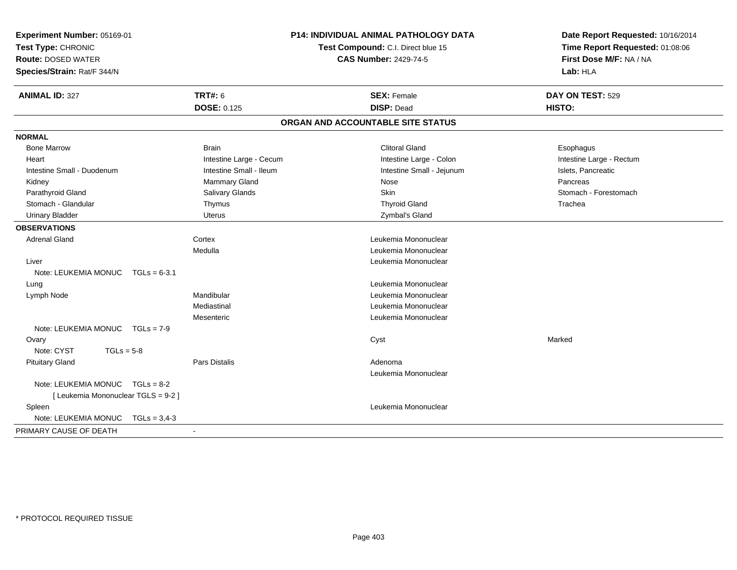**Experiment Number:** 05169-01
**Test Type:** CHRONIC
**Route:** DOSED WATER
**Species/Strain:** Rat/F 344/N

**P14: INDIVIDUAL ANIMAL PATHOLOGY DATA**
**Test Compound:** C.I. Direct blue 15
**CAS Number:** 2429-74-5

**Date Report Requested:** 10/16/2014
**Time Report Requested:** 01:08:06
**First Dose M/F:** NA / NA
**Lab:** HLA

| **ANIMAL ID:** 327 | **TRT#:** 6 | **SEX:** Female | **DAY ON TEST:** 529 |
|---|---|---|---|
| | **DOSE:** 0.125 | **DISP:** Dead | **HISTO:** |

## ORGAN AND ACCOUNTABLE SITE STATUS

**NORMAL**

| | | | |
|---|---|---|---|
| Bone Marrow | Brain | Clitoral Gland | Esophagus |
| Heart | Intestine Large - Cecum | Intestine Large - Colon | Intestine Large - Rectum |
| Intestine Small - Duodenum | Intestine Small - Ileum | Intestine Small - Jejunum | Islets, Pancreatic |
| Kidney | Mammary Gland | Nose | Pancreas |
| Parathyroid Gland | Salivary Glands | Skin | Stomach - Forestomach |
| Stomach - Glandular | Thymus | Thyroid Gland | Trachea |
| Urinary Bladder | Uterus | Zymbal's Gland | |

**OBSERVATIONS**

| | | | |
|---|---|---|---|
| Adrenal Gland | Cortex | Leukemia Mononuclear | |
| | Medulla | Leukemia Mononuclear | |
| Liver | | Leukemia Mononuclear | |
| Note: LEUKEMIA MONUC TGLs = 6-3.1 | | | |
| Lung | | Leukemia Mononuclear | |
| Lymph Node | Mandibular | Leukemia Mononuclear | |
| | Mediastinal | Leukemia Mononuclear | |
| | Mesenteric | Leukemia Mononuclear | |
| Note: LEUKEMIA MONUC TGLs = 7-9 | | | |
| Ovary | | Cyst | Marked |
| Note: CYST TGLs = 5-8 | | | |
| Pituitary Gland | Pars Distalis | Adenoma | |
| | | Leukemia Mononuclear | |
| Note: LEUKEMIA MONUC TGLs = 8-2 | | | |
| [ Leukemia Mononuclear TGLS = 9-2 ] | | | |
| Spleen | | Leukemia Mononuclear | |
| Note: LEUKEMIA MONUC TGLs = 3,4-3 | | | |

PRIMARY CAUSE OF DEATH -

* PROTOCOL REQUIRED TISSUE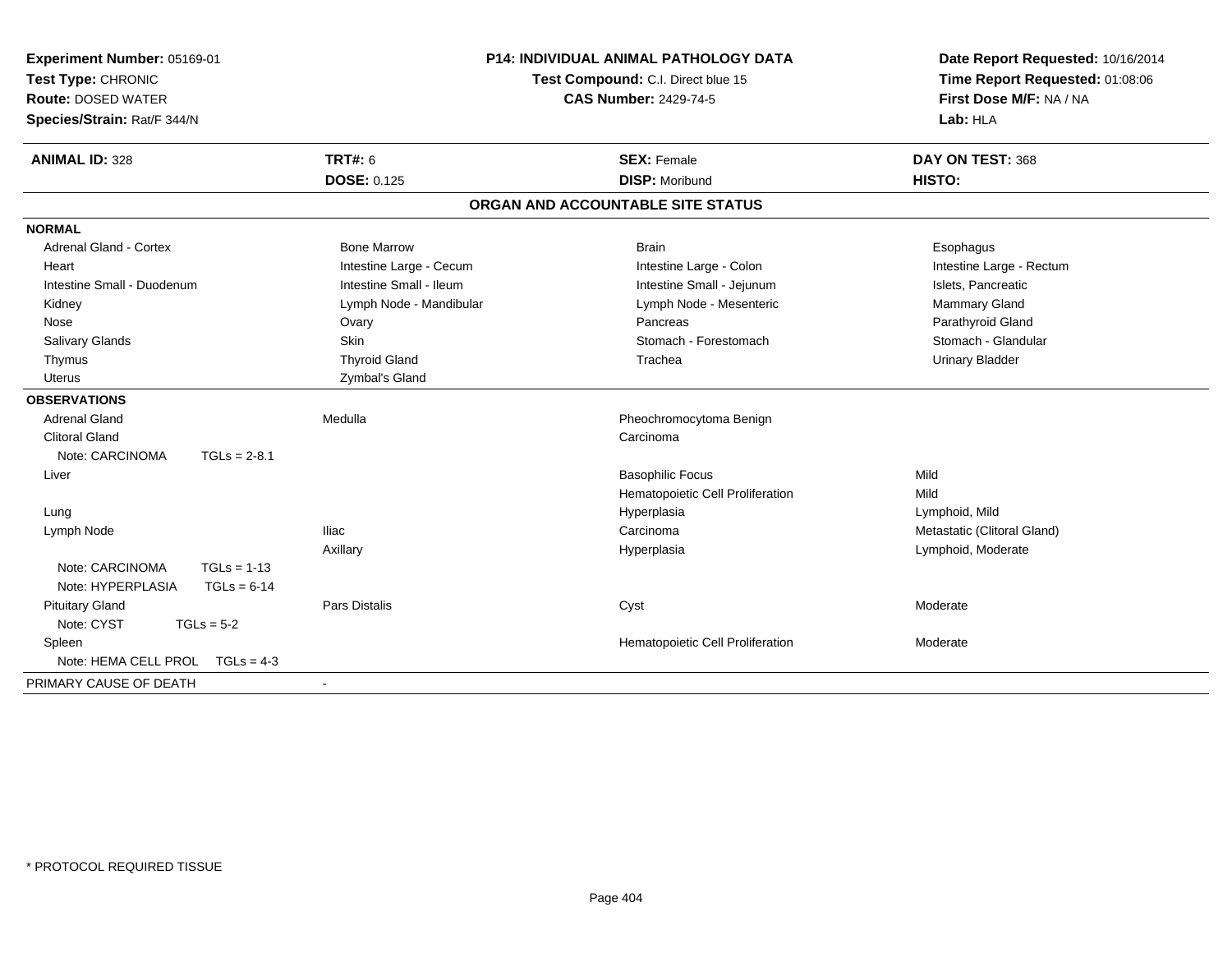**Experiment Number:** 05169-01
**Test Type:** CHRONIC
**Route:** DOSED WATER
**Species/Strain:** Rat/F 344/N

**P14: INDIVIDUAL ANIMAL PATHOLOGY DATA**
**Test Compound:** C.I. Direct blue 15
**CAS Number:** 2429-74-5

**Date Report Requested:** 10/16/2014
**Time Report Requested:** 01:08:06
**First Dose M/F:** NA / NA
**Lab:** HLA

| **ANIMAL ID:** 328 | **TRT#:** 6 | **SEX:** Female | **DAY ON TEST:** 368 |
|---|---|---|---|
| | **DOSE:** 0.125 | **DISP:** Moribund | **HISTO:** |

## ORGAN AND ACCOUNTABLE SITE STATUS

**NORMAL**

| | | | |
|---|---|---|---|
| Adrenal Gland - Cortex | Bone Marrow | Brain | Esophagus |
| Heart | Intestine Large - Cecum | Intestine Large - Colon | Intestine Large - Rectum |
| Intestine Small - Duodenum | Intestine Small - Ileum | Intestine Small - Jejunum | Islets, Pancreatic |
| Kidney | Lymph Node - Mandibular | Lymph Node - Mesenteric | Mammary Gland |
| Nose | Ovary | Pancreas | Parathyroid Gland |
| Salivary Glands | Skin | Stomach - Forestomach | Stomach - Glandular |
| Thymus | Thyroid Gland | Trachea | Urinary Bladder |
| Uterus | Zymbal's Gland | | |

**OBSERVATIONS**

| | | | |
|---|---|---|---|
| Adrenal Gland | Medulla | Pheochromocytoma Benign | |
| Clitoral Gland | | Carcinoma | |
| Note: CARCINOMA TGLs = 2-8.1 | | | |
| Liver | | Basophilic Focus | Mild |
| | | Hematopoietic Cell Proliferation | Mild |
| Lung | | Hyperplasia | Lymphoid, Mild |
| Lymph Node | Iliac | Carcinoma | Metastatic (Clitoral Gland) |
| | Axillary | Hyperplasia | Lymphoid, Moderate |
| Note: CARCINOMA TGLs = 1-13 | | | |
| Note: HYPERPLASIA TGLs = 6-14 | | | |
| Pituitary Gland | Pars Distalis | Cyst | Moderate |
| Note: CYST TGLs = 5-2 | | | |
| Spleen | | Hematopoietic Cell Proliferation | Moderate |
| Note: HEMA CELL PROL TGLs = 4-3 | | | |

PRIMARY CAUSE OF DEATH -

* PROTOCOL REQUIRED TISSUE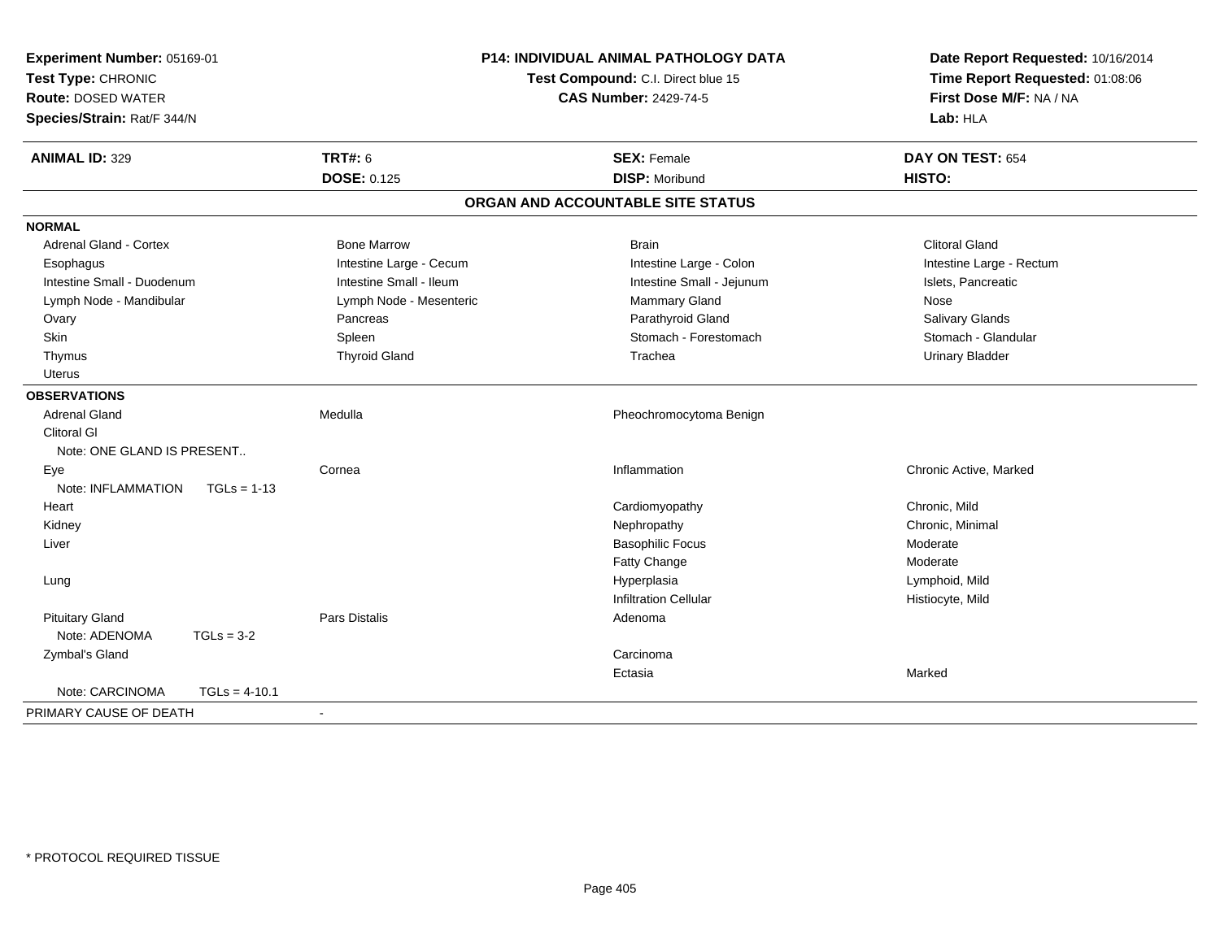**Experiment Number:** 05169-01
**Test Type:** CHRONIC
**Route:** DOSED WATER
**Species/Strain:** Rat/F 344/N

**P14: INDIVIDUAL ANIMAL PATHOLOGY DATA**
**Test Compound:** C.I. Direct blue 15
**CAS Number:** 2429-74-5

**Date Report Requested:** 10/16/2014
**Time Report Requested:** 01:08:06
**First Dose M/F:** NA / NA
**Lab:** HLA

| **ANIMAL ID:** 329 | **TRT#:** 6 | **SEX:** Female | **DAY ON TEST:** 654 |
|---|---|---|---|
| | **DOSE:** 0.125 | **DISP:** Moribund | **HISTO:** |

## ORGAN AND ACCOUNTABLE SITE STATUS

**NORMAL**

| | | | |
|---|---|---|---|
| Adrenal Gland - Cortex | Bone Marrow | Brain | Clitoral Gland |
| Esophagus | Intestine Large - Cecum | Intestine Large - Colon | Intestine Large - Rectum |
| Intestine Small - Duodenum | Intestine Small - Ileum | Intestine Small - Jejunum | Islets, Pancreatic |
| Lymph Node - Mandibular | Lymph Node - Mesenteric | Mammary Gland | Nose |
| Ovary | Pancreas | Parathyroid Gland | Salivary Glands |
| Skin | Spleen | Stomach - Forestomach | Stomach - Glandular |
| Thymus | Thyroid Gland | Trachea | Urinary Bladder |
| Uterus | | | |

**OBSERVATIONS**

| | | | |
|---|---|---|---|
| Adrenal Gland | Medulla | Pheochromocytoma Benign | |
| Clitoral Gl | | | |
| Note: ONE GLAND IS PRESENT.. | | | |
| Eye | Cornea | Inflammation | Chronic Active, Marked |
| Note: INFLAMMATION TGLs = 1-13 | | | |
| Heart | | Cardiomyopathy | Chronic, Mild |
| Kidney | | Nephropathy | Chronic, Minimal |
| Liver | | Basophilic Focus | Moderate |
| | | Fatty Change | Moderate |
| Lung | | Hyperplasia | Lymphoid, Mild |
| | | Infiltration Cellular | Histiocyte, Mild |
| Pituitary Gland | Pars Distalis | Adenoma | |
| Note: ADENOMA TGLs = 3-2 | | | |
| Zymbal's Gland | | Carcinoma | |
| | | Ectasia | Marked |
| Note: CARCINOMA TGLs = 4-10.1 | | | |

PRIMARY CAUSE OF DEATH -

* PROTOCOL REQUIRED TISSUE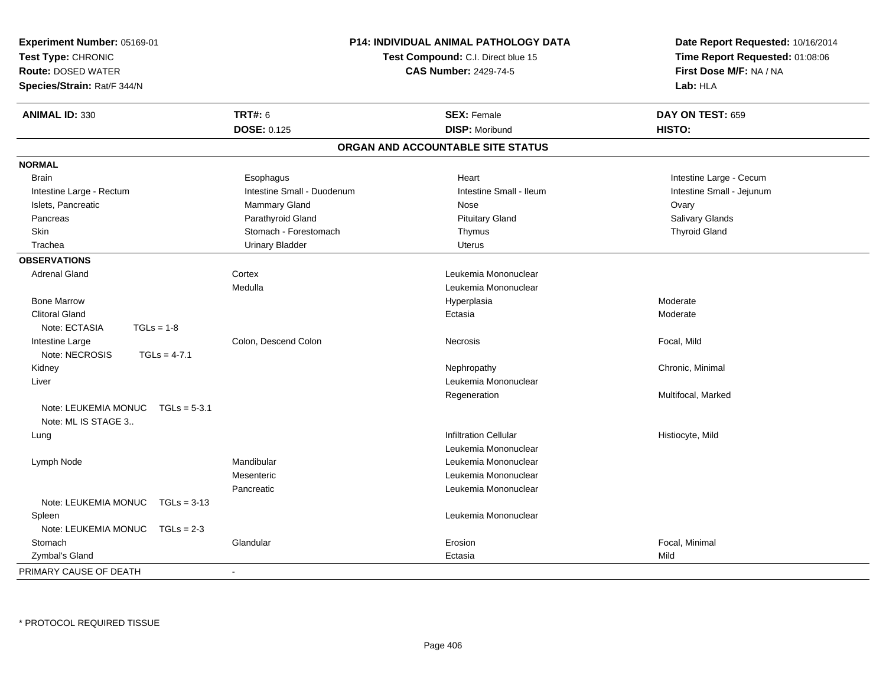**Experiment Number:** 05169-01
**Test Type:** CHRONIC
**Route:** DOSED WATER
**Species/Strain:** Rat/F 344/N

## P14: INDIVIDUAL ANIMAL PATHOLOGY DATA

**Test Compound:** C.I. Direct blue 15
**CAS Number:** 2429-74-5

**Date Report Requested:** 10/16/2014
**Time Report Requested:** 01:08:06
**First Dose M/F:** NA / NA
**Lab:** HLA

| **ANIMAL ID:** 330 | **TRT#:** 6 | **SEX:** Female | **DAY ON TEST:** 659 |
|---|---|---|---|
| | **DOSE:** 0.125 | **DISP:** Moribund | **HISTO:** |

### ORGAN AND ACCOUNTABLE SITE STATUS

**NORMAL**

| | | | |
|---|---|---|---|
| Brain | Esophagus | Heart | Intestine Large - Cecum |
| Intestine Large - Rectum | Intestine Small - Duodenum | Intestine Small - Ileum | Intestine Small - Jejunum |
| Islets, Pancreatic | Mammary Gland | Nose | Ovary |
| Pancreas | Parathyroid Gland | Pituitary Gland | Salivary Glands |
| Skin | Stomach - Forestomach | Thymus | Thyroid Gland |
| Trachea | Urinary Bladder | Uterus | |

**OBSERVATIONS**

| | | | |
|---|---|---|---|
| Adrenal Gland | Cortex | Leukemia Mononuclear | |
| | Medulla | Leukemia Mononuclear | |
| Bone Marrow | | Hyperplasia | Moderate |
| Clitoral Gland | | Ectasia | Moderate |
| Note: ECTASIA TGLs = 1-8 | | | |
| Intestine Large | Colon, Descend Colon | Necrosis | Focal, Mild |
| Note: NECROSIS TGLs = 4-7.1 | | | |
| Kidney | | Nephropathy | Chronic, Minimal |
| Liver | | Leukemia Mononuclear | |
| | | Regeneration | Multifocal, Marked |
| Note: LEUKEMIA MONUC TGLs = 5-3.1 | | | |
| Note: ML IS STAGE 3.. | | | |
| Lung | | Infiltration Cellular | Histiocyte, Mild |
| | | Leukemia Mononuclear | |
| Lymph Node | Mandibular | Leukemia Mononuclear | |
| | Mesenteric | Leukemia Mononuclear | |
| | Pancreatic | Leukemia Mononuclear | |
| Note: LEUKEMIA MONUC TGLs = 3-13 | | | |
| Spleen | | Leukemia Mononuclear | |
| Note: LEUKEMIA MONUC TGLs = 2-3 | | | |
| Stomach | Glandular | Erosion | Focal, Minimal |
| Zymbal's Gland | | Ectasia | Mild |

PRIMARY CAUSE OF DEATH -

\* PROTOCOL REQUIRED TISSUE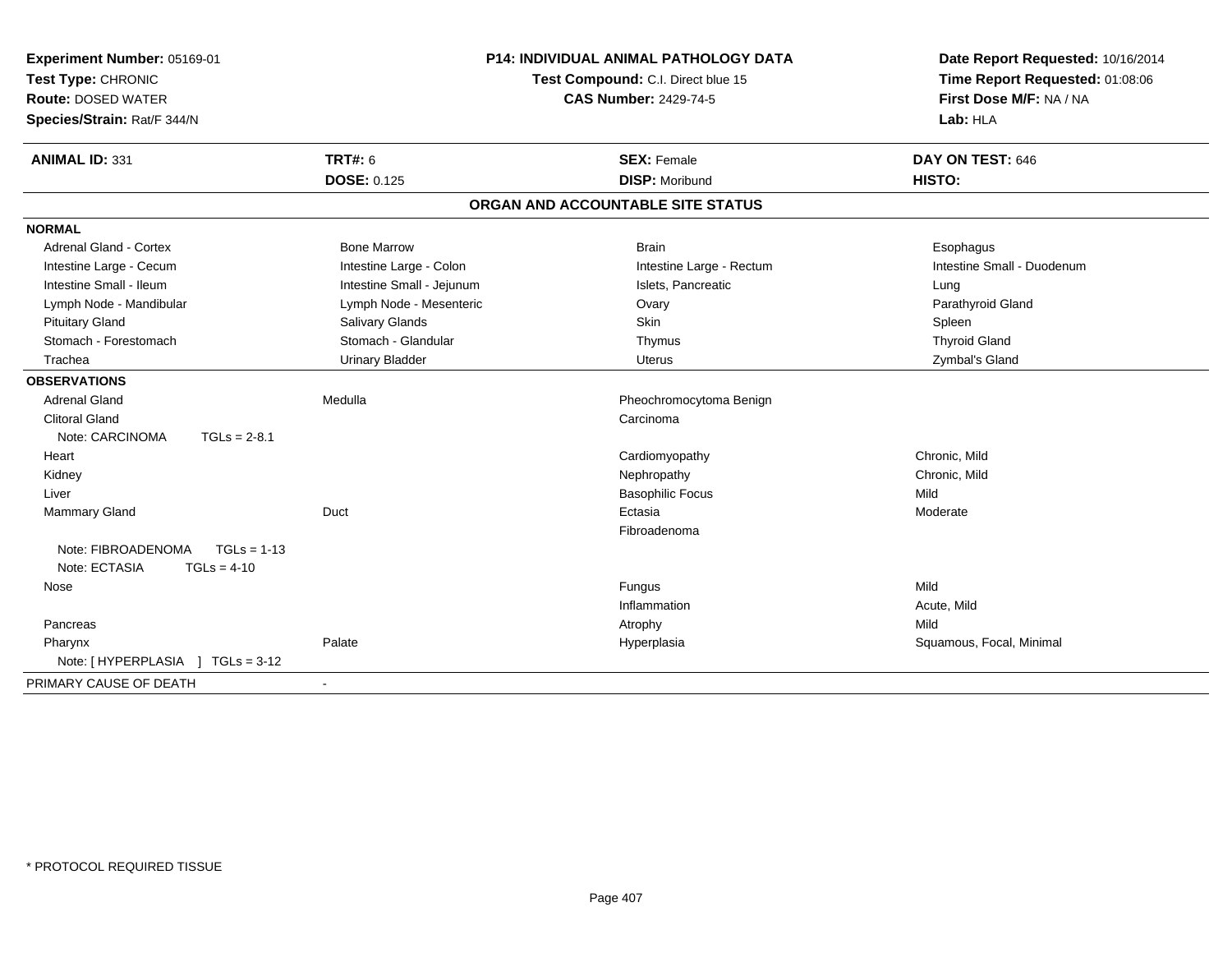**Experiment Number:** 05169-01
**Test Type:** CHRONIC
**Route:** DOSED WATER
**Species/Strain:** Rat/F 344/N

**P14: INDIVIDUAL ANIMAL PATHOLOGY DATA**
**Test Compound:** C.I. Direct blue 15
**CAS Number:** 2429-74-5

**Date Report Requested:** 10/16/2014
**Time Report Requested:** 01:08:06
**First Dose M/F:** NA / NA
**Lab:** HLA

| **ANIMAL ID:** 331 | **TRT#:** 6 | **SEX:** Female | **DAY ON TEST:** 646 |
|---|---|---|---|
| | **DOSE:** 0.125 | **DISP:** Moribund | **HISTO:** |

## ORGAN AND ACCOUNTABLE SITE STATUS

**NORMAL**

| | | | |
|---|---|---|---|
| Adrenal Gland - Cortex | Bone Marrow | Brain | Esophagus |
| Intestine Large - Cecum | Intestine Large - Colon | Intestine Large - Rectum | Intestine Small - Duodenum |
| Intestine Small - Ileum | Intestine Small - Jejunum | Islets, Pancreatic | Lung |
| Lymph Node - Mandibular | Lymph Node - Mesenteric | Ovary | Parathyroid Gland |
| Pituitary Gland | Salivary Glands | Skin | Spleen |
| Stomach - Forestomach | Stomach - Glandular | Thymus | Thyroid Gland |
| Trachea | Urinary Bladder | Uterus | Zymbal's Gland |

**OBSERVATIONS**

| | | | |
|---|---|---|---|
| Adrenal Gland | Medulla | Pheochromocytoma Benign | |
| Clitoral Gland | | Carcinoma | |
| Note: CARCINOMA TGLs = 2-8.1 | | | |
| Heart | | Cardiomyopathy | Chronic, Mild |
| Kidney | | Nephropathy | Chronic, Mild |
| Liver | | Basophilic Focus | Mild |
| Mammary Gland | Duct | Ectasia | Moderate |
| | | Fibroadenoma | |
| Note: FIBROADENOMA TGLs = 1-13 | | | |
| Note: ECTASIA TGLs = 4-10 | | | |
| Nose | | Fungus | Mild |
| | | Inflammation | Acute, Mild |
| Pancreas | | Atrophy | Mild |
| Pharynx | Palate | Hyperplasia | Squamous, Focal, Minimal |
| Note: [ HYPERPLASIA ] TGLs = 3-12 | | | |

PRIMARY CAUSE OF DEATH -

* PROTOCOL REQUIRED TISSUE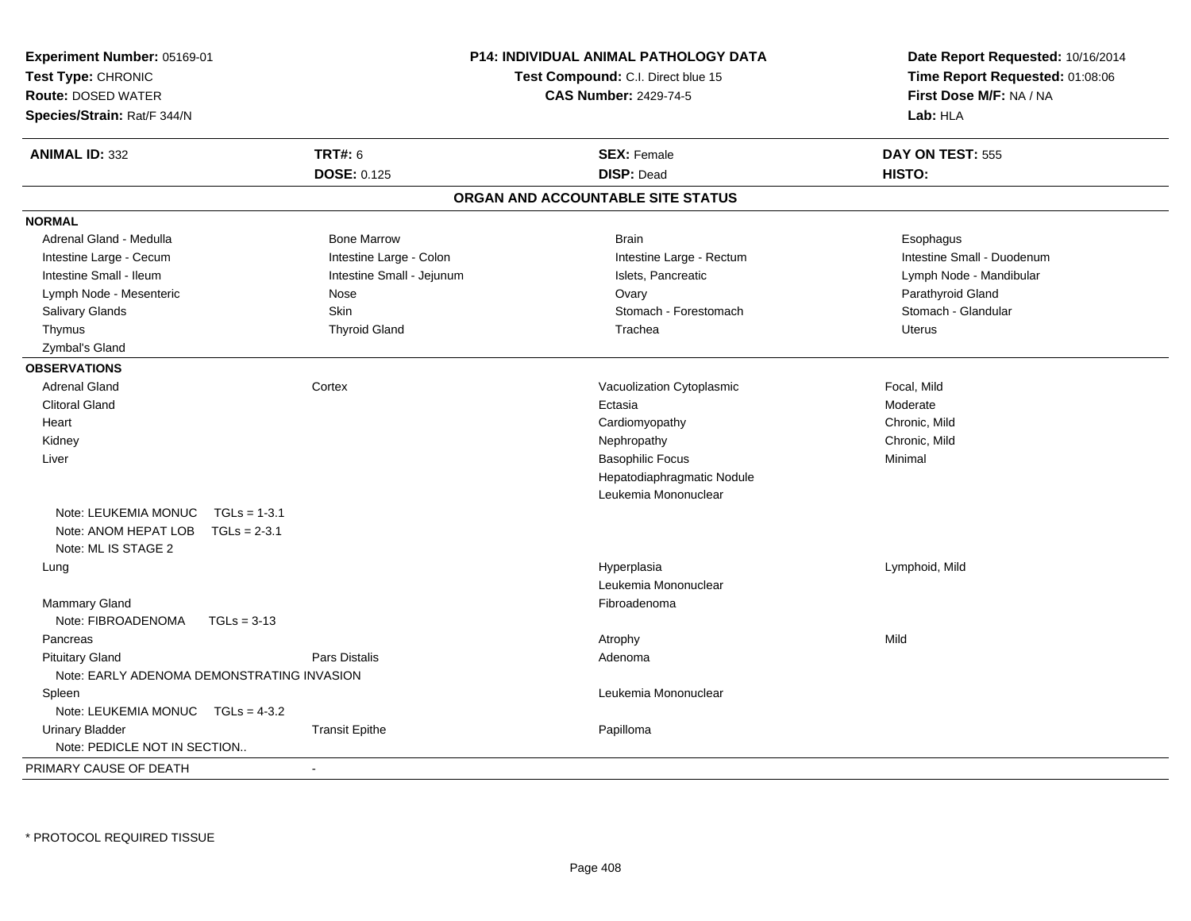**Experiment Number:** 05169-01
**Test Type:** CHRONIC
**Route:** DOSED WATER
**Species/Strain:** Rat/F 344/N

**P14: INDIVIDUAL ANIMAL PATHOLOGY DATA**
**Test Compound:** C.I. Direct blue 15
**CAS Number:** 2429-74-5

**Date Report Requested:** 10/16/2014
**Time Report Requested:** 01:08:06
**First Dose M/F:** NA / NA
**Lab:** HLA

| **ANIMAL ID:** 332 | **TRT#:** 6 | **SEX:** Female | **DAY ON TEST:** 555 |
|---|---|---|---|
| | **DOSE:** 0.125 | **DISP:** Dead | **HISTO:** |

## ORGAN AND ACCOUNTABLE SITE STATUS

**NORMAL**

| | | | |
|---|---|---|---|
| Adrenal Gland - Medulla | Bone Marrow | Brain | Esophagus |
| Intestine Large - Cecum | Intestine Large - Colon | Intestine Large - Rectum | Intestine Small - Duodenum |
| Intestine Small - Ileum | Intestine Small - Jejunum | Islets, Pancreatic | Lymph Node - Mandibular |
| Lymph Node - Mesenteric | Nose | Ovary | Parathyroid Gland |
| Salivary Glands | Skin | Stomach - Forestomach | Stomach - Glandular |
| Thymus | Thyroid Gland | Trachea | Uterus |
| Zymbal's Gland | | | |

**OBSERVATIONS**

| | | | |
|---|---|---|---|
| Adrenal Gland | Cortex | Vacuolization Cytoplasmic | Focal, Mild |
| Clitoral Gland | | Ectasia | Moderate |
| Heart | | Cardiomyopathy | Chronic, Mild |
| Kidney | | Nephropathy | Chronic, Mild |
| Liver | | Basophilic Focus | Minimal |
| | | Hepatodiaphragmatic Nodule | |
| | | Leukemia Mononuclear | |
| Note: LEUKEMIA MONUC TGLs = 1-3.1 | | | |
| Note: ANOM HEPAT LOB TGLs = 2-3.1 | | | |
| Note: ML IS STAGE 2 | | | |
| Lung | | Hyperplasia | Lymphoid, Mild |
| | | Leukemia Mononuclear | |
| Mammary Gland | | Fibroadenoma | |
| Note: FIBROADENOMA TGLs = 3-13 | | | |
| Pancreas | | Atrophy | Mild |
| Pituitary Gland | Pars Distalis | Adenoma | |
| Note: EARLY ADENOMA DEMONSTRATING INVASION | | | |
| Spleen | | Leukemia Mononuclear | |
| Note: LEUKEMIA MONUC TGLs = 4-3.2 | | | |
| Urinary Bladder | Transit Epithe | Papilloma | |
| Note: PEDICLE NOT IN SECTION.. | | | |

PRIMARY CAUSE OF DEATH -

* PROTOCOL REQUIRED TISSUE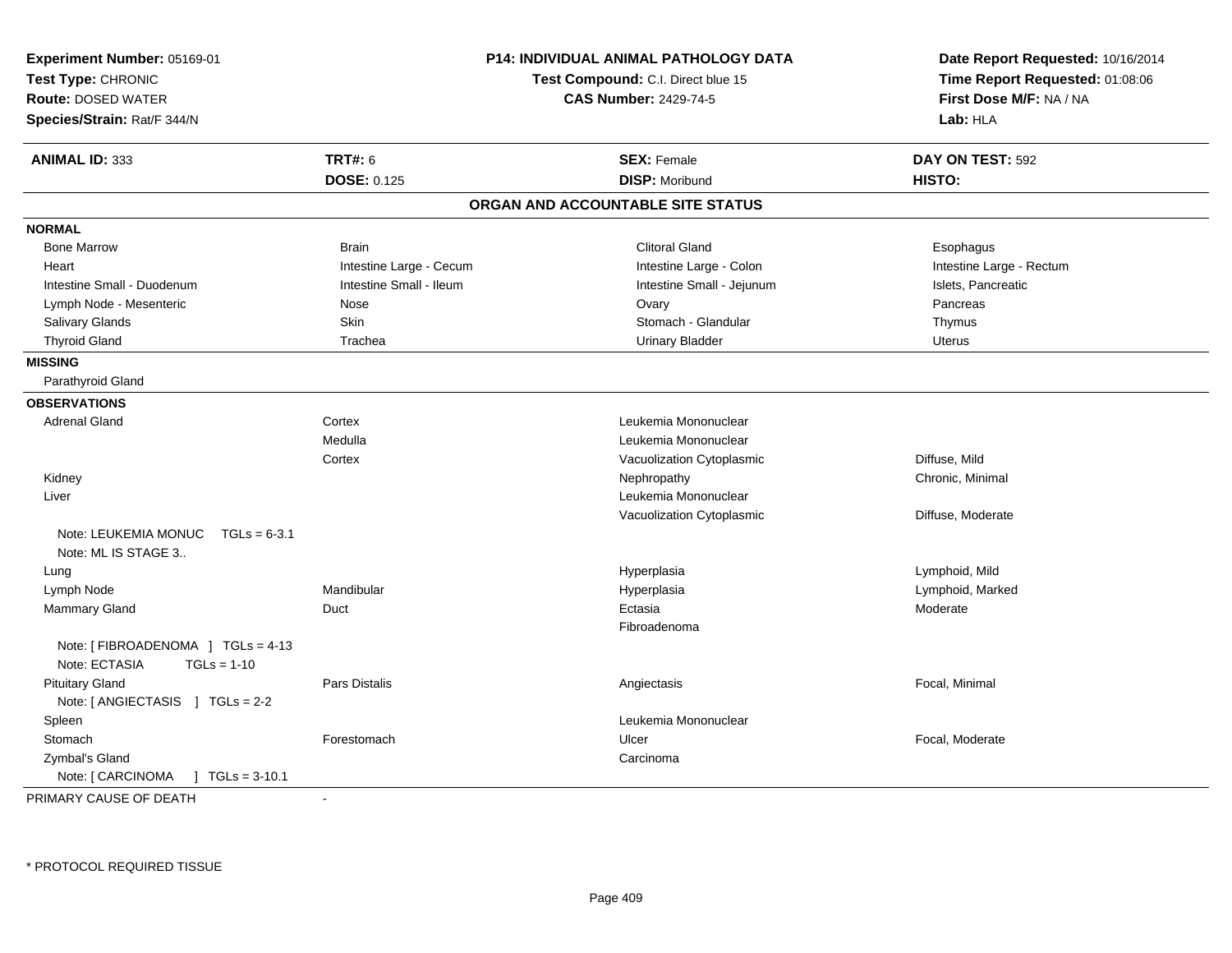**Experiment Number:** 05169-01
**Test Type:** CHRONIC
**Route:** DOSED WATER
**Species/Strain:** Rat/F 344/N

**P14: INDIVIDUAL ANIMAL PATHOLOGY DATA**
**Test Compound:** C.I. Direct blue 15
**CAS Number:** 2429-74-5

**Date Report Requested:** 10/16/2014
**Time Report Requested:** 01:08:06
**First Dose M/F:** NA / NA
**Lab:** HLA

| **ANIMAL ID:** 333 | **TRT#:** 6 | **SEX:** Female | **DAY ON TEST:** 592 |
|---|---|---|---|
| | **DOSE:** 0.125 | **DISP:** Moribund | **HISTO:** |

## ORGAN AND ACCOUNTABLE SITE STATUS

**NORMAL**

| | | | |
|---|---|---|---|
| Bone Marrow | Brain | Clitoral Gland | Esophagus |
| Heart | Intestine Large - Cecum | Intestine Large - Colon | Intestine Large - Rectum |
| Intestine Small - Duodenum | Intestine Small - Ileum | Intestine Small - Jejunum | Islets, Pancreatic |
| Lymph Node - Mesenteric | Nose | Ovary | Pancreas |
| Salivary Glands | Skin | Stomach - Glandular | Thymus |
| Thyroid Gland | Trachea | Urinary Bladder | Uterus |

**MISSING**

Parathyroid Gland

**OBSERVATIONS**

| Organ | Site | Observation | Qualifier |
|---|---|---|---|
| Adrenal Gland | Cortex | Leukemia Mononuclear | |
| | Medulla | Leukemia Mononuclear | |
| | Cortex | Vacuolization Cytoplasmic | Diffuse, Mild |
| Kidney | | Nephropathy | Chronic, Minimal |
| Liver | | Leukemia Mononuclear | |
| | | Vacuolization Cytoplasmic | Diffuse, Moderate |
| Note: LEUKEMIA MONUC TGLs = 6-3.1 | | | |
| Note: ML IS STAGE 3.. | | | |
| Lung | | Hyperplasia | Lymphoid, Mild |
| Lymph Node | Mandibular | Hyperplasia | Lymphoid, Marked |
| Mammary Gland | Duct | Ectasia | Moderate |
| | | Fibroadenoma | |
| Note: [ FIBROADENOMA ] TGLs = 4-13 | | | |
| Note: ECTASIA TGLs = 1-10 | | | |
| Pituitary Gland | Pars Distalis | Angiectasis | Focal, Minimal |
| Note: [ ANGIECTASIS ] TGLs = 2-2 | | | |
| Spleen | | Leukemia Mononuclear | |
| Stomach | Forestomach | Ulcer | Focal, Moderate |
| Zymbal's Gland | | Carcinoma | |
| Note: [ CARCINOMA ] TGLs = 3-10.1 | | | |

PRIMARY CAUSE OF DEATH -

* PROTOCOL REQUIRED TISSUE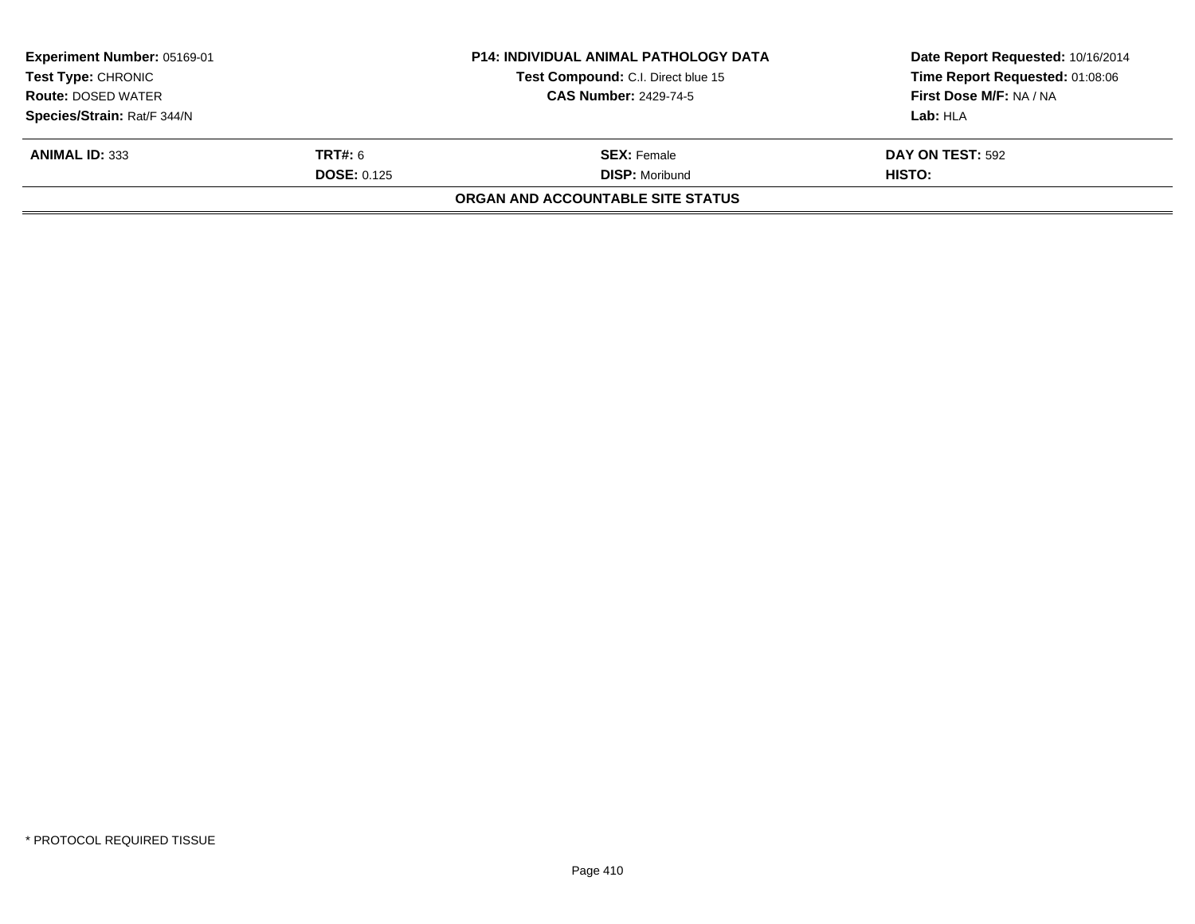**Experiment Number:** 05169-01
**Test Type:** CHRONIC
**Route:** DOSED WATER
**Species/Strain:** Rat/F 344/N

**P14: INDIVIDUAL ANIMAL PATHOLOGY DATA**
**Test Compound:** C.I. Direct blue 15
**CAS Number:** 2429-74-5

**Date Report Requested:** 10/16/2014
**Time Report Requested:** 01:08:06
**First Dose M/F:** NA / NA
**Lab:** HLA

| **ANIMAL ID:** 333 | **TRT#:** 6 | **SEX:** Female | **DAY ON TEST:** 592 |
|---|---|---|---|
| | **DOSE:** 0.125 | **DISP:** Moribund | **HISTO:** |

**ORGAN AND ACCOUNTABLE SITE STATUS**

\* PROTOCOL REQUIRED TISSUE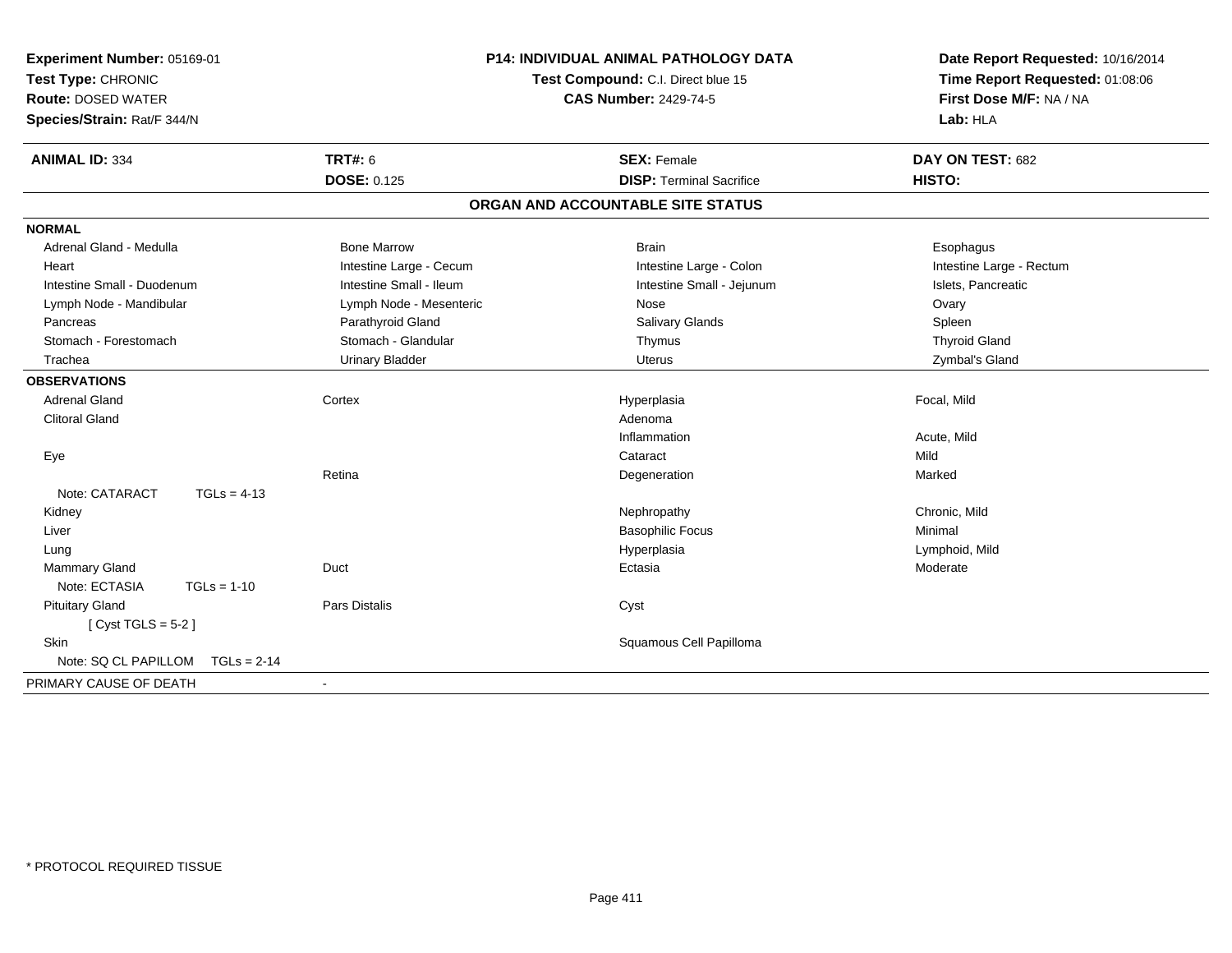**Experiment Number:** 05169-01
**Test Type:** CHRONIC
**Route:** DOSED WATER
**Species/Strain:** Rat/F 344/N

**P14: INDIVIDUAL ANIMAL PATHOLOGY DATA**
**Test Compound:** C.I. Direct blue 15
**CAS Number:** 2429-74-5

**Date Report Requested:** 10/16/2014
**Time Report Requested:** 01:08:06
**First Dose M/F:** NA / NA
**Lab:** HLA

| **ANIMAL ID:** 334 | **TRT#:** 6 | **SEX:** Female | **DAY ON TEST:** 682 |
|---|---|---|---|
| | **DOSE:** 0.125 | **DISP:** Terminal Sacrifice | **HISTO:** |

## ORGAN AND ACCOUNTABLE SITE STATUS

**NORMAL**

| | | | |
|---|---|---|---|
| Adrenal Gland - Medulla | Bone Marrow | Brain | Esophagus |
| Heart | Intestine Large - Cecum | Intestine Large - Colon | Intestine Large - Rectum |
| Intestine Small - Duodenum | Intestine Small - Ileum | Intestine Small - Jejunum | Islets, Pancreatic |
| Lymph Node - Mandibular | Lymph Node - Mesenteric | Nose | Ovary |
| Pancreas | Parathyroid Gland | Salivary Glands | Spleen |
| Stomach - Forestomach | Stomach - Glandular | Thymus | Thyroid Gland |
| Trachea | Urinary Bladder | Uterus | Zymbal's Gland |

**OBSERVATIONS**

| | | | |
|---|---|---|---|
| Adrenal Gland | Cortex | Hyperplasia | Focal, Mild |
| Clitoral Gland | | Adenoma | |
| | | Inflammation | Acute, Mild |
| Eye | | Cataract | Mild |
| | Retina | Degeneration | Marked |
| Note: CATARACT TGLs = 4-13 | | | |
| Kidney | | Nephropathy | Chronic, Mild |
| Liver | | Basophilic Focus | Minimal |
| Lung | | Hyperplasia | Lymphoid, Mild |
| Mammary Gland | Duct | Ectasia | Moderate |
| Note: ECTASIA TGLs = 1-10 | | | |
| Pituitary Gland | Pars Distalis | Cyst | |
| [ Cyst TGLS = 5-2 ] | | | |
| Skin | | Squamous Cell Papilloma | |
| Note: SQ CL PAPILLOM TGLs = 2-14 | | | |

PRIMARY CAUSE OF DEATH -

\* PROTOCOL REQUIRED TISSUE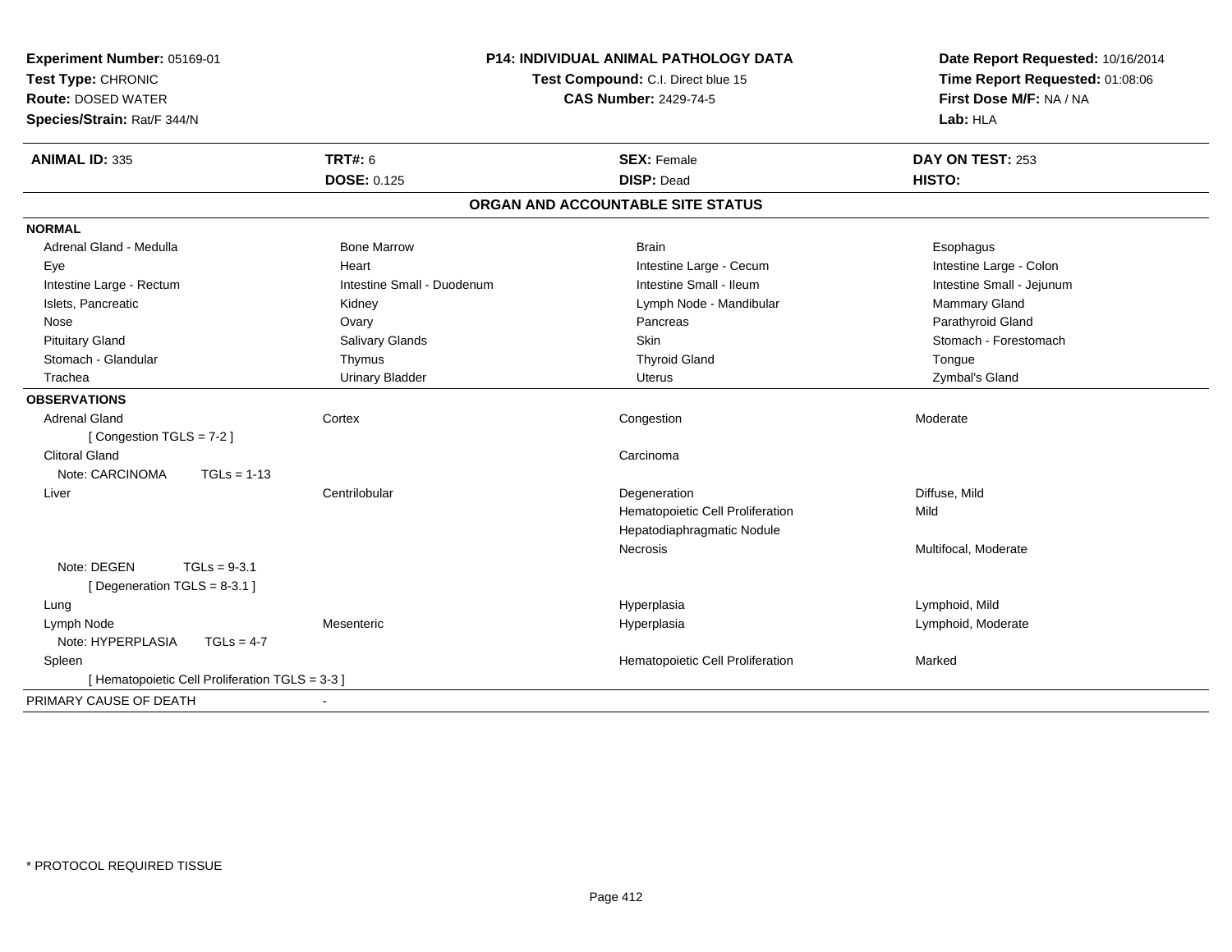**Experiment Number:** 05169-01
**Test Type:** CHRONIC
**Route:** DOSED WATER
**Species/Strain:** Rat/F 344/N

**P14: INDIVIDUAL ANIMAL PATHOLOGY DATA**
**Test Compound:** C.I. Direct blue 15
**CAS Number:** 2429-74-5

**Date Report Requested:** 10/16/2014
**Time Report Requested:** 01:08:06
**First Dose M/F:** NA / NA
**Lab:** HLA

| **ANIMAL ID:** 335 | **TRT#:** 6 | **SEX:** Female | **DAY ON TEST:** 253 |
|---|---|---|---|
| | **DOSE:** 0.125 | **DISP:** Dead | **HISTO:** |

## ORGAN AND ACCOUNTABLE SITE STATUS

**NORMAL**

| | | | |
|---|---|---|---|
| Adrenal Gland - Medulla | Bone Marrow | Brain | Esophagus |
| Eye | Heart | Intestine Large - Cecum | Intestine Large - Colon |
| Intestine Large - Rectum | Intestine Small - Duodenum | Intestine Small - Ileum | Intestine Small - Jejunum |
| Islets, Pancreatic | Kidney | Lymph Node - Mandibular | Mammary Gland |
| Nose | Ovary | Pancreas | Parathyroid Gland |
| Pituitary Gland | Salivary Glands | Skin | Stomach - Forestomach |
| Stomach - Glandular | Thymus | Thyroid Gland | Tongue |
| Trachea | Urinary Bladder | Uterus | Zymbal's Gland |

**OBSERVATIONS**

| | | | |
|---|---|---|---|
| Adrenal Gland | Cortex | Congestion | Moderate |
| [ Congestion TGLS = 7-2 ] | | | |
| Clitoral Gland | | Carcinoma | |
| Note: CARCINOMA TGLs = 1-13 | | | |
| Liver | Centrilobular | Degeneration | Diffuse, Mild |
| | | Hematopoietic Cell Proliferation | Mild |
| | | Hepatodiaphragmatic Nodule | |
| | | Necrosis | Multifocal, Moderate |
| Note: DEGEN TGLs = 9-3.1 | | | |
| [ Degeneration TGLS = 8-3.1 ] | | | |
| Lung | | Hyperplasia | Lymphoid, Mild |
| Lymph Node | Mesenteric | Hyperplasia | Lymphoid, Moderate |
| Note: HYPERPLASIA TGLs = 4-7 | | | |
| Spleen | | Hematopoietic Cell Proliferation | Marked |
| [ Hematopoietic Cell Proliferation TGLS = 3-3 ] | | | |

PRIMARY CAUSE OF DEATH -

\* PROTOCOL REQUIRED TISSUE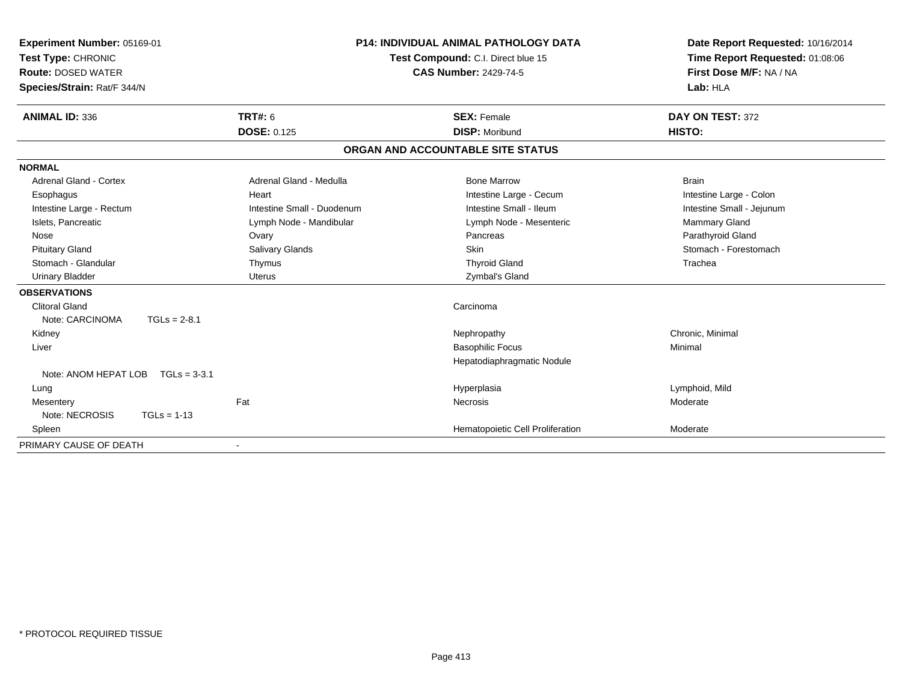**Experiment Number:** 05169-01
**Test Type:** CHRONIC
**Route:** DOSED WATER
**Species/Strain:** Rat/F 344/N

**P14: INDIVIDUAL ANIMAL PATHOLOGY DATA**
**Test Compound:** C.I. Direct blue 15
**CAS Number:** 2429-74-5

**Date Report Requested:** 10/16/2014
**Time Report Requested:** 01:08:06
**First Dose M/F:** NA / NA
**Lab:** HLA

| **ANIMAL ID:** 336 | **TRT#:** 6 | **SEX:** Female | **DAY ON TEST:** 372 |
|---|---|---|---|
| | **DOSE:** 0.125 | **DISP:** Moribund | **HISTO:** |

## ORGAN AND ACCOUNTABLE SITE STATUS

**NORMAL**

| | | | |
|---|---|---|---|
| Adrenal Gland - Cortex | Adrenal Gland - Medulla | Bone Marrow | Brain |
| Esophagus | Heart | Intestine Large - Cecum | Intestine Large - Colon |
| Intestine Large - Rectum | Intestine Small - Duodenum | Intestine Small - Ileum | Intestine Small - Jejunum |
| Islets, Pancreatic | Lymph Node - Mandibular | Lymph Node - Mesenteric | Mammary Gland |
| Nose | Ovary | Pancreas | Parathyroid Gland |
| Pituitary Gland | Salivary Glands | Skin | Stomach - Forestomach |
| Stomach - Glandular | Thymus | Thyroid Gland | Trachea |
| Urinary Bladder | Uterus | Zymbal's Gland | |

**OBSERVATIONS**

| | | | |
|---|---|---|---|
| Clitoral Gland | | Carcinoma | |
| Note: CARCINOMA TGLs = 2-8.1 | | | |
| Kidney | | Nephropathy | Chronic, Minimal |
| Liver | | Basophilic Focus | Minimal |
| | | Hepatodiaphragmatic Nodule | |
| Note: ANOM HEPAT LOB TGLs = 3-3.1 | | | |
| Lung | | Hyperplasia | Lymphoid, Mild |
| Mesentery | Fat | Necrosis | Moderate |
| Note: NECROSIS TGLs = 1-13 | | | |
| Spleen | | Hematopoietic Cell Proliferation | Moderate |

PRIMARY CAUSE OF DEATH -

* PROTOCOL REQUIRED TISSUE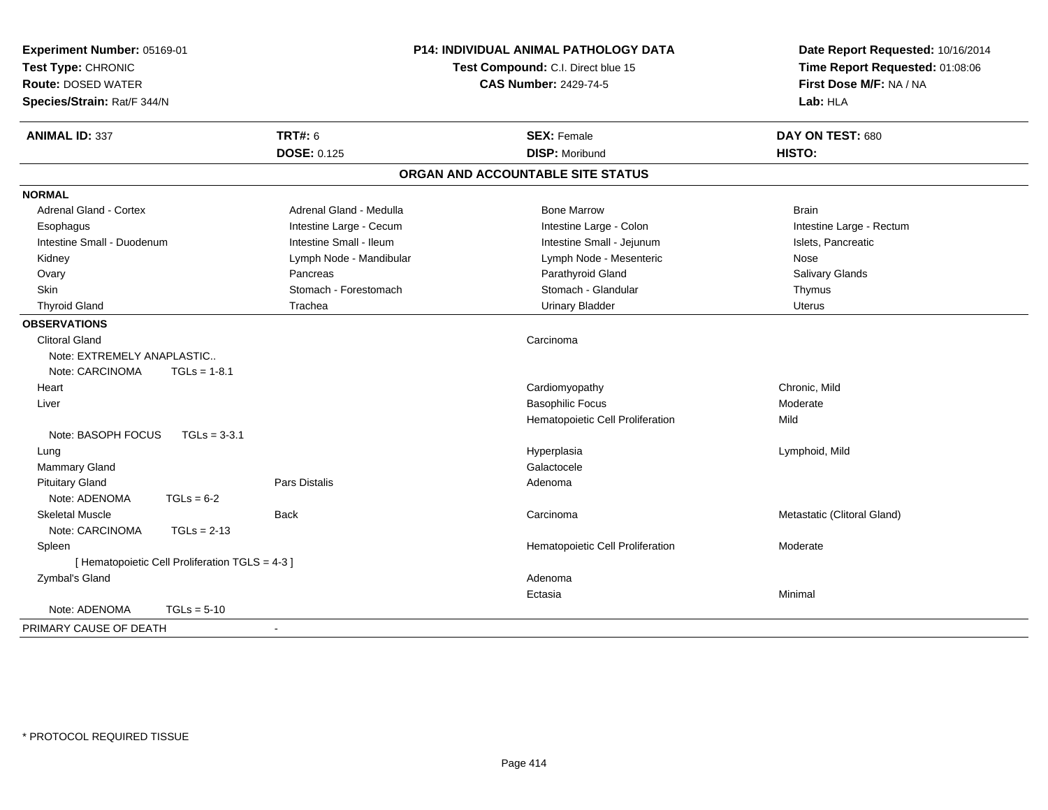**Experiment Number:** 05169-01
**Test Type:** CHRONIC
**Route:** DOSED WATER
**Species/Strain:** Rat/F 344/N

**P14: INDIVIDUAL ANIMAL PATHOLOGY DATA**
**Test Compound:** C.I. Direct blue 15
**CAS Number:** 2429-74-5

**Date Report Requested:** 10/16/2014
**Time Report Requested:** 01:08:06
**First Dose M/F:** NA / NA
**Lab:** HLA

| **ANIMAL ID:** 337 | **TRT#:** 6 | **SEX:** Female | **DAY ON TEST:** 680 |
|---|---|---|---|
| | **DOSE:** 0.125 | **DISP:** Moribund | **HISTO:** |

## ORGAN AND ACCOUNTABLE SITE STATUS

**NORMAL**

| | | | |
|---|---|---|---|
| Adrenal Gland - Cortex | Adrenal Gland - Medulla | Bone Marrow | Brain |
| Esophagus | Intestine Large - Cecum | Intestine Large - Colon | Intestine Large - Rectum |
| Intestine Small - Duodenum | Intestine Small - Ileum | Intestine Small - Jejunum | Islets, Pancreatic |
| Kidney | Lymph Node - Mandibular | Lymph Node - Mesenteric | Nose |
| Ovary | Pancreas | Parathyroid Gland | Salivary Glands |
| Skin | Stomach - Forestomach | Stomach - Glandular | Thymus |
| Thyroid Gland | Trachea | Urinary Bladder | Uterus |

**OBSERVATIONS**

| | | | |
|---|---|---|---|
| Clitoral Gland | | Carcinoma | |
| Note: EXTREMELY ANAPLASTIC.. | | | |
| Note: CARCINOMA TGLs = 1-8.1 | | | |
| Heart | | Cardiomyopathy | Chronic, Mild |
| Liver | | Basophilic Focus | Moderate |
| | | Hematopoietic Cell Proliferation | Mild |
| Note: BASOPH FOCUS TGLs = 3-3.1 | | | |
| Lung | | Hyperplasia | Lymphoid, Mild |
| Mammary Gland | | Galactocele | |
| Pituitary Gland | Pars Distalis | Adenoma | |
| Note: ADENOMA TGLs = 6-2 | | | |
| Skeletal Muscle | Back | Carcinoma | Metastatic (Clitoral Gland) |
| Note: CARCINOMA TGLs = 2-13 | | | |
| Spleen | | Hematopoietic Cell Proliferation | Moderate |
| [ Hematopoietic Cell Proliferation TGLS = 4-3 ] | | | |
| Zymbal's Gland | | Adenoma | |
| | | Ectasia | Minimal |
| Note: ADENOMA TGLs = 5-10 | | | |

PRIMARY CAUSE OF DEATH -

\* PROTOCOL REQUIRED TISSUE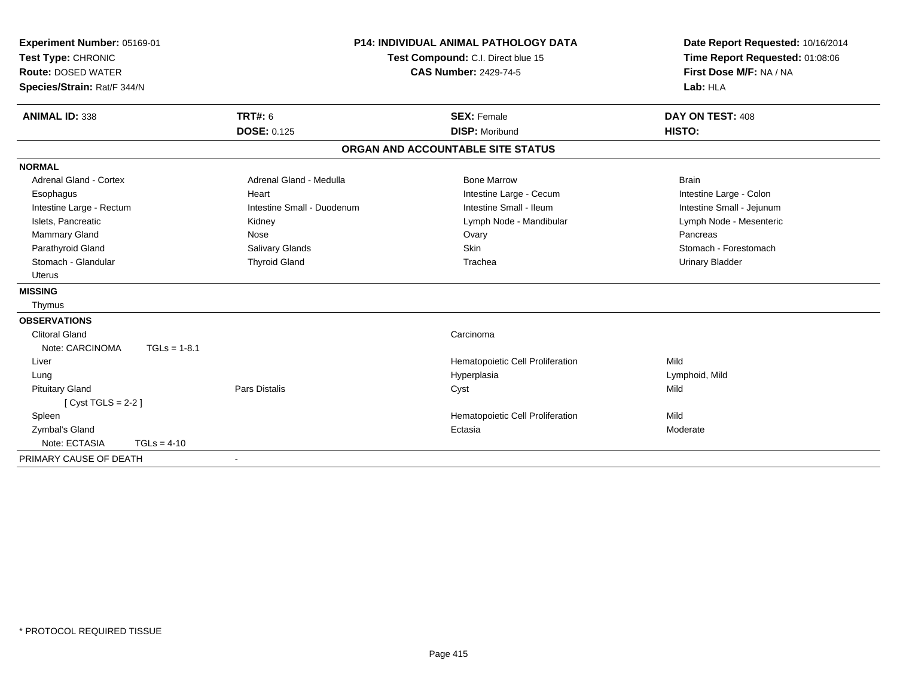**Experiment Number:** 05169-01
**Test Type:** CHRONIC
**Route:** DOSED WATER
**Species/Strain:** Rat/F 344/N

**P14: INDIVIDUAL ANIMAL PATHOLOGY DATA**
**Test Compound:** C.I. Direct blue 15
**CAS Number:** 2429-74-5

**Date Report Requested:** 10/16/2014
**Time Report Requested:** 01:08:06
**First Dose M/F:** NA / NA
**Lab:** HLA

| **ANIMAL ID:** 338 | **TRT#:** 6 | **SEX:** Female | **DAY ON TEST:** 408 |
|---|---|---|---|
| | **DOSE:** 0.125 | **DISP:** Moribund | **HISTO:** |

## ORGAN AND ACCOUNTABLE SITE STATUS

**NORMAL**

| | | | |
|---|---|---|---|
| Adrenal Gland - Cortex | Adrenal Gland - Medulla | Bone Marrow | Brain |
| Esophagus | Heart | Intestine Large - Cecum | Intestine Large - Colon |
| Intestine Large - Rectum | Intestine Small - Duodenum | Intestine Small - Ileum | Intestine Small - Jejunum |
| Islets, Pancreatic | Kidney | Lymph Node - Mandibular | Lymph Node - Mesenteric |
| Mammary Gland | Nose | Ovary | Pancreas |
| Parathyroid Gland | Salivary Glands | Skin | Stomach - Forestomach |
| Stomach - Glandular | Thyroid Gland | Trachea | Urinary Bladder |
| Uterus | | | |

**MISSING**

Thymus

**OBSERVATIONS**

| Organ | Site | Observation | Severity |
|---|---|---|---|
| Clitoral Gland | | Carcinoma | |
| Note: CARCINOMA TGLs = 1-8.1 | | | |
| Liver | | Hematopoietic Cell Proliferation | Mild |
| Lung | | Hyperplasia | Lymphoid, Mild |
| Pituitary Gland | Pars Distalis | Cyst | Mild |
| [ Cyst TGLS = 2-2 ] | | | |
| Spleen | | Hematopoietic Cell Proliferation | Mild |
| Zymbal's Gland | | Ectasia | Moderate |
| Note: ECTASIA TGLs = 4-10 | | | |

PRIMARY CAUSE OF DEATH -

\* PROTOCOL REQUIRED TISSUE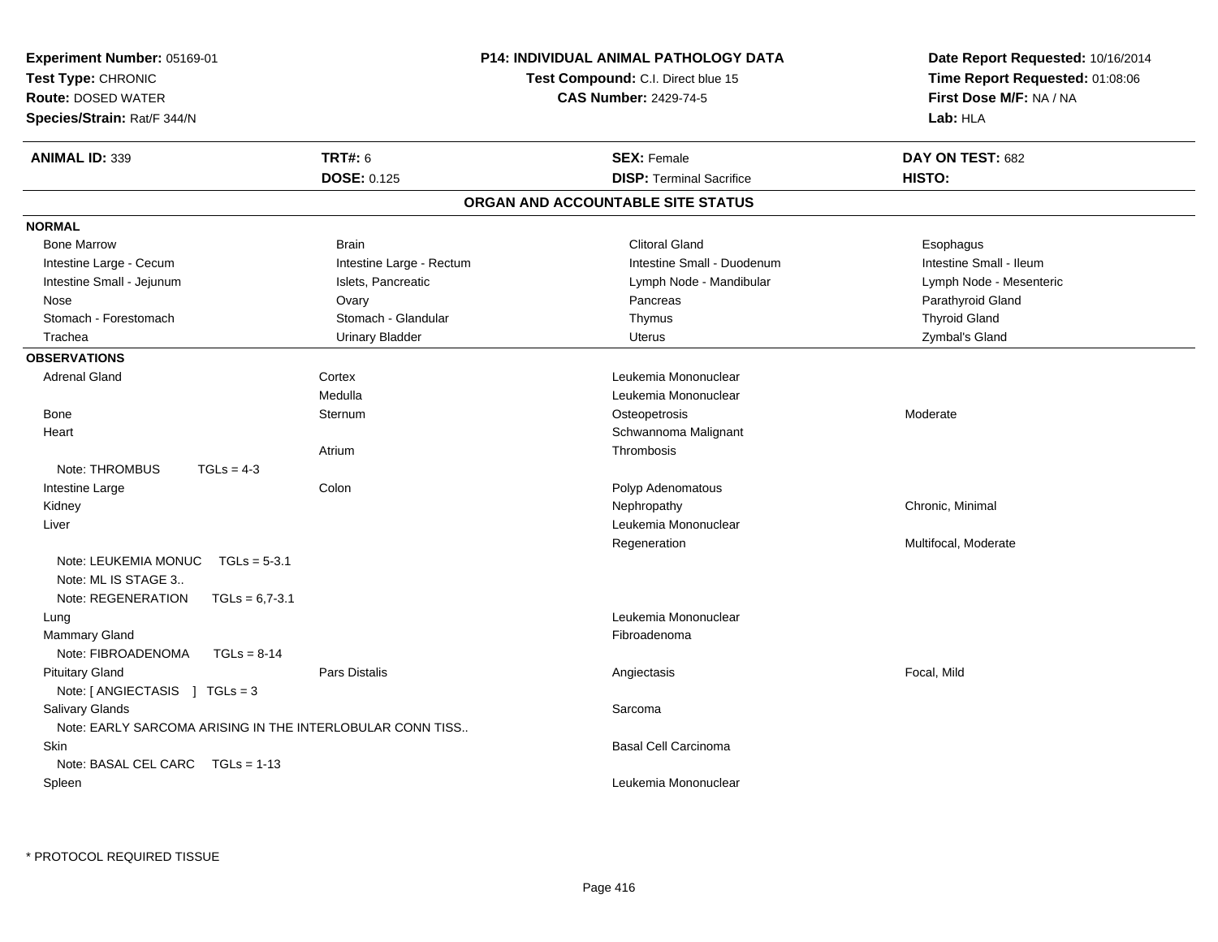**Experiment Number:** 05169-01
**Test Type:** CHRONIC
**Route:** DOSED WATER
**Species/Strain:** Rat/F 344/N

**P14: INDIVIDUAL ANIMAL PATHOLOGY DATA**
**Test Compound:** C.I. Direct blue 15
**CAS Number:** 2429-74-5

**Date Report Requested:** 10/16/2014
**Time Report Requested:** 01:08:06
**First Dose M/F:** NA / NA
**Lab:** HLA

| **ANIMAL ID:** 339 | **TRT#:** 6 | **SEX:** Female | **DAY ON TEST:** 682 |
|---|---|---|---|
| | **DOSE:** 0.125 | **DISP:** Terminal Sacrifice | **HISTO:** |

## ORGAN AND ACCOUNTABLE SITE STATUS

**NORMAL**

| | | | |
|---|---|---|---|
| Bone Marrow | Brain | Clitoral Gland | Esophagus |
| Intestine Large - Cecum | Intestine Large - Rectum | Intestine Small - Duodenum | Intestine Small - Ileum |
| Intestine Small - Jejunum | Islets, Pancreatic | Lymph Node - Mandibular | Lymph Node - Mesenteric |
| Nose | Ovary | Pancreas | Parathyroid Gland |
| Stomach - Forestomach | Stomach - Glandular | Thymus | Thyroid Gland |
| Trachea | Urinary Bladder | Uterus | Zymbal's Gland |

**OBSERVATIONS**

| | | | |
|---|---|---|---|
| Adrenal Gland | Cortex | Leukemia Mononuclear | |
| | Medulla | Leukemia Mononuclear | |
| Bone | Sternum | Osteopetrosis | Moderate |
| Heart | | Schwannoma Malignant | |
| | Atrium | Thrombosis | |
| Note: THROMBUS TGLs = 4-3 | | | |
| Intestine Large | Colon | Polyp Adenomatous | |
| Kidney | | Nephropathy | Chronic, Minimal |
| Liver | | Leukemia Mononuclear | |
| | | Regeneration | Multifocal, Moderate |
| Note: LEUKEMIA MONUC TGLs = 5-3.1 | | | |
| Note: ML IS STAGE 3.. | | | |
| Note: REGENERATION TGLs = 6,7-3.1 | | | |
| Lung | | Leukemia Mononuclear | |
| Mammary Gland | | Fibroadenoma | |
| Note: FIBROADENOMA TGLs = 8-14 | | | |
| Pituitary Gland | Pars Distalis | Angiectasis | Focal, Mild |
| Note: [ ANGIECTASIS ] TGLs = 3 | | | |
| Salivary Glands | | Sarcoma | |
| Note: EARLY SARCOMA ARISING IN THE INTERLOBULAR CONN TISS.. | | | |
| Skin | | Basal Cell Carcinoma | |
| Note: BASAL CEL CARC TGLs = 1-13 | | | |
| Spleen | | Leukemia Mononuclear | |

* PROTOCOL REQUIRED TISSUE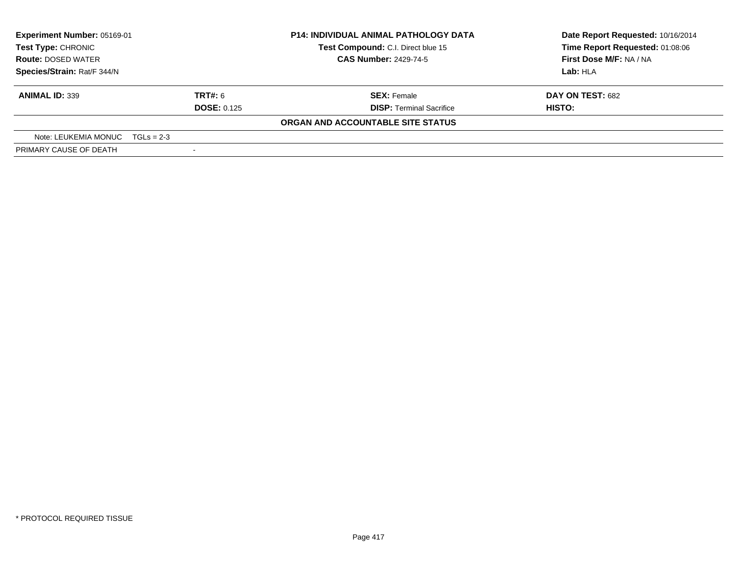**Experiment Number:** 05169-01
**Test Type:** CHRONIC
**Route:** DOSED WATER
**Species/Strain:** Rat/F 344/N

**P14: INDIVIDUAL ANIMAL PATHOLOGY DATA**
**Test Compound:** C.I. Direct blue 15
**CAS Number:** 2429-74-5

**Date Report Requested:** 10/16/2014
**Time Report Requested:** 01:08:06
**First Dose M/F:** NA / NA
**Lab:** HLA

| **ANIMAL ID:** 339 | **TRT#:** 6 | **SEX:** Female | **DAY ON TEST:** 682 |
|---|---|---|---|
| | **DOSE:** 0.125 | **DISP:** Terminal Sacrifice | **HISTO:** |

**ORGAN AND ACCOUNTABLE SITE STATUS**

| | |
|---|---|
| Note: LEUKEMIA MONUC TGLs = 2-3 | |
| PRIMARY CAUSE OF DEATH | - |

* PROTOCOL REQUIRED TISSUE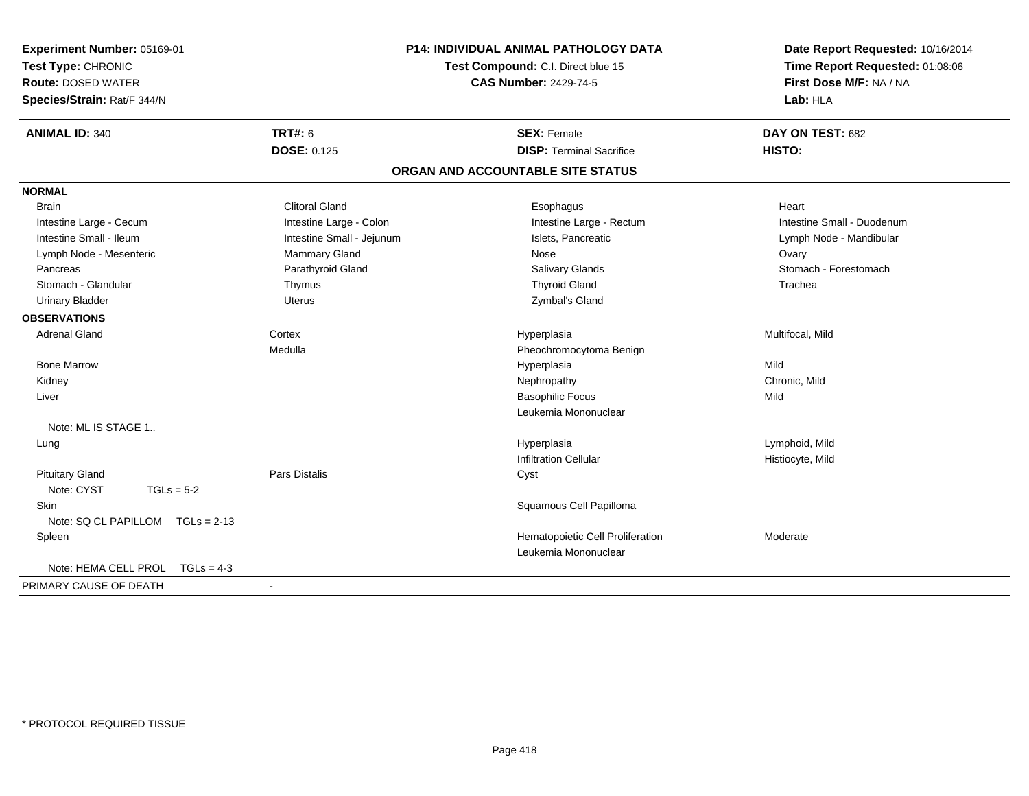**Experiment Number:** 05169-01
**Test Type:** CHRONIC
**Route:** DOSED WATER
**Species/Strain:** Rat/F 344/N

**P14: INDIVIDUAL ANIMAL PATHOLOGY DATA**
**Test Compound:** C.I. Direct blue 15
**CAS Number:** 2429-74-5

**Date Report Requested:** 10/16/2014
**Time Report Requested:** 01:08:06
**First Dose M/F:** NA / NA
**Lab:** HLA

| **ANIMAL ID:** 340 | **TRT#:** 6 | **SEX:** Female | **DAY ON TEST:** 682 |
|---|---|---|---|
| | **DOSE:** 0.125 | **DISP:** Terminal Sacrifice | **HISTO:** |

## ORGAN AND ACCOUNTABLE SITE STATUS

| | | | |
|---|---|---|---|
| **NORMAL** | | | |
| Brain | Clitoral Gland | Esophagus | Heart |
| Intestine Large - Cecum | Intestine Large - Colon | Intestine Large - Rectum | Intestine Small - Duodenum |
| Intestine Small - Ileum | Intestine Small - Jejunum | Islets, Pancreatic | Lymph Node - Mandibular |
| Lymph Node - Mesenteric | Mammary Gland | Nose | Ovary |
| Pancreas | Parathyroid Gland | Salivary Glands | Stomach - Forestomach |
| Stomach - Glandular | Thymus | Thyroid Gland | Trachea |
| Urinary Bladder | Uterus | Zymbal's Gland | |
| **OBSERVATIONS** | | | |
| Adrenal Gland | Cortex | Hyperplasia | Multifocal, Mild |
| | Medulla | Pheochromocytoma Benign | |
| Bone Marrow | | Hyperplasia | Mild |
| Kidney | | Nephropathy | Chronic, Mild |
| Liver | | Basophilic Focus | Mild |
| | | Leukemia Mononuclear | |
| Note: ML IS STAGE 1.. | | | |
| Lung | | Hyperplasia | Lymphoid, Mild |
| | | Infiltration Cellular | Histiocyte, Mild |
| Pituitary Gland | Pars Distalis | Cyst | |
| Note: CYST TGLs = 5-2 | | | |
| Skin | | Squamous Cell Papilloma | |
| Note: SQ CL PAPILLOM TGLs = 2-13 | | | |
| Spleen | | Hematopoietic Cell Proliferation | Moderate |
| | | Leukemia Mononuclear | |
| Note: HEMA CELL PROL TGLs = 4-3 | | | |
| PRIMARY CAUSE OF DEATH | - | | |

\* PROTOCOL REQUIRED TISSUE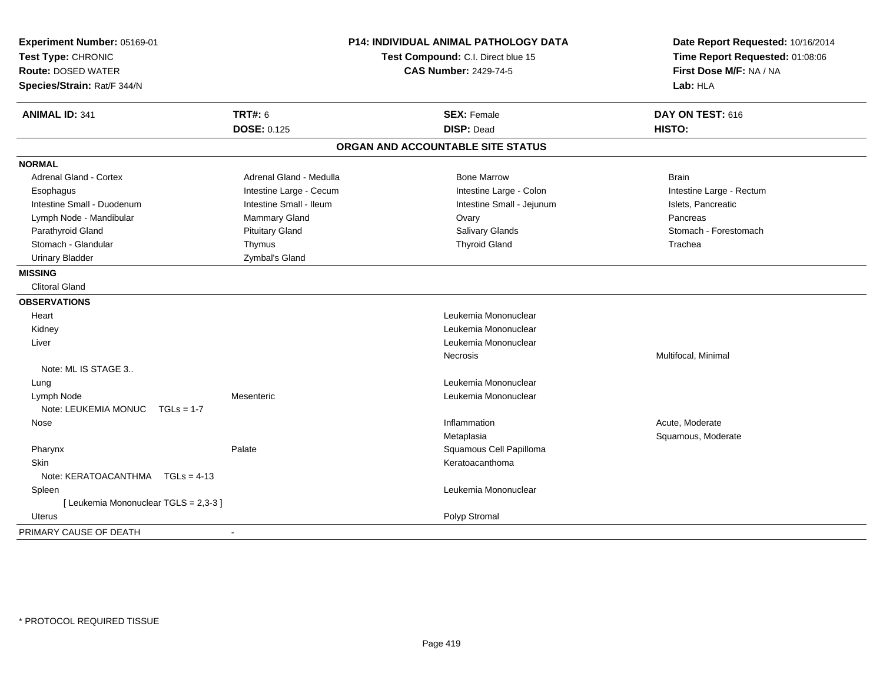**Experiment Number:** 05169-01
**Test Type:** CHRONIC
**Route:** DOSED WATER
**Species/Strain:** Rat/F 344/N

**P14: INDIVIDUAL ANIMAL PATHOLOGY DATA**
**Test Compound:** C.I. Direct blue 15
**CAS Number:** 2429-74-5

**Date Report Requested:** 10/16/2014
**Time Report Requested:** 01:08:06
**First Dose M/F:** NA / NA
**Lab:** HLA

| **ANIMAL ID:** 341 | **TRT#:** 6 | **SEX:** Female | **DAY ON TEST:** 616 |
|---|---|---|---|
| | **DOSE:** 0.125 | **DISP:** Dead | **HISTO:** |

## ORGAN AND ACCOUNTABLE SITE STATUS

**NORMAL**

| | | | |
|---|---|---|---|
| Adrenal Gland - Cortex | Adrenal Gland - Medulla | Bone Marrow | Brain |
| Esophagus | Intestine Large - Cecum | Intestine Large - Colon | Intestine Large - Rectum |
| Intestine Small - Duodenum | Intestine Small - Ileum | Intestine Small - Jejunum | Islets, Pancreatic |
| Lymph Node - Mandibular | Mammary Gland | Ovary | Pancreas |
| Parathyroid Gland | Pituitary Gland | Salivary Glands | Stomach - Forestomach |
| Stomach - Glandular | Thymus | Thyroid Gland | Trachea |
| Urinary Bladder | Zymbal's Gland | | |

**MISSING**

Clitoral Gland

**OBSERVATIONS**

| Organ | Site | Observation | Qualifier |
|---|---|---|---|
| Heart | | Leukemia Mononuclear | |
| Kidney | | Leukemia Mononuclear | |
| Liver | | Leukemia Mononuclear | |
| | | Necrosis | Multifocal, Minimal |
| Note: ML IS STAGE 3.. | | | |
| Lung | | Leukemia Mononuclear | |
| Lymph Node | Mesenteric | Leukemia Mononuclear | |
| Note: LEUKEMIA MONUC TGLs = 1-7 | | | |
| Nose | | Inflammation | Acute, Moderate |
| | | Metaplasia | Squamous, Moderate |
| Pharynx | Palate | Squamous Cell Papilloma | |
| Skin | | Keratoacanthoma | |
| Note: KERATOACANTHMA TGLs = 4-13 | | | |
| Spleen | | Leukemia Mononuclear | |
| [ Leukemia Mononuclear TGLS = 2,3-3 ] | | | |
| Uterus | | Polyp Stromal | |

PRIMARY CAUSE OF DEATH -

* PROTOCOL REQUIRED TISSUE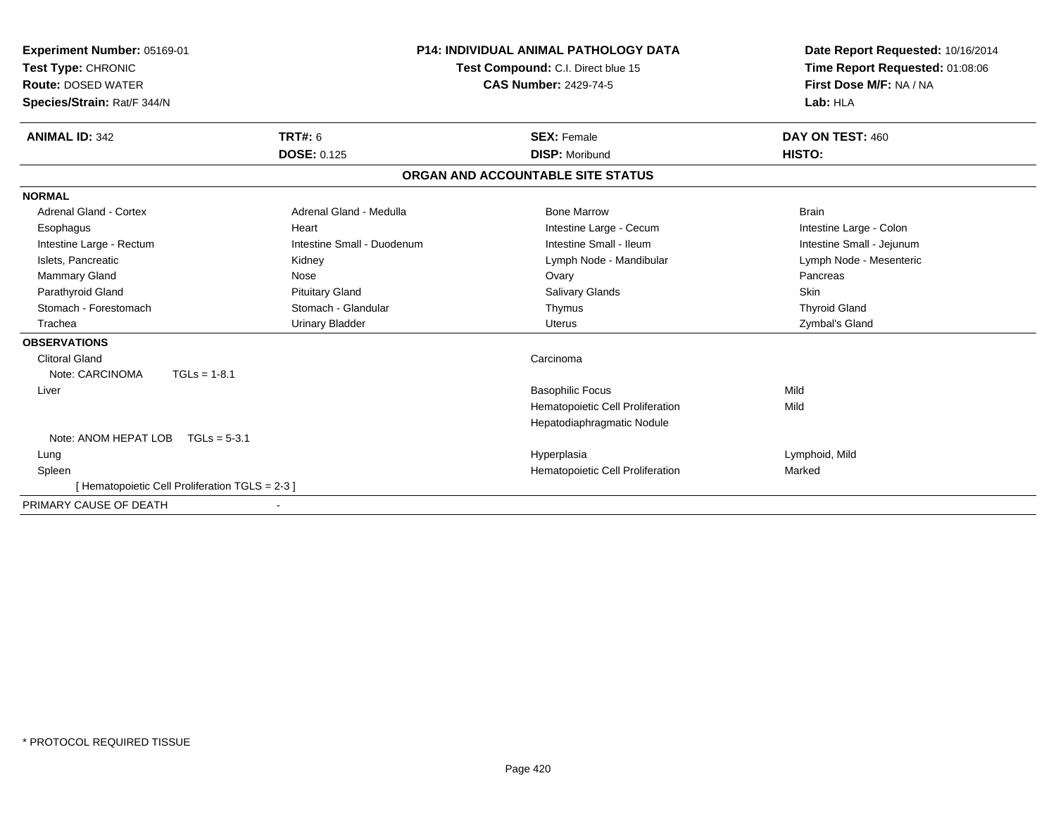**Experiment Number:** 05169-01
**Test Type:** CHRONIC
**Route:** DOSED WATER
**Species/Strain:** Rat/F 344/N

**P14: INDIVIDUAL ANIMAL PATHOLOGY DATA**
**Test Compound:** C.I. Direct blue 15
**CAS Number:** 2429-74-5

**Date Report Requested:** 10/16/2014
**Time Report Requested:** 01:08:06
**First Dose M/F:** NA / NA
**Lab:** HLA

| **ANIMAL ID:** 342 | **TRT#:** 6 | **SEX:** Female | **DAY ON TEST:** 460 |
|---|---|---|---|
| | **DOSE:** 0.125 | **DISP:** Moribund | **HISTO:** |

## ORGAN AND ACCOUNTABLE SITE STATUS

**NORMAL**

| | | | |
|---|---|---|---|
| Adrenal Gland - Cortex | Adrenal Gland - Medulla | Bone Marrow | Brain |
| Esophagus | Heart | Intestine Large - Cecum | Intestine Large - Colon |
| Intestine Large - Rectum | Intestine Small - Duodenum | Intestine Small - Ileum | Intestine Small - Jejunum |
| Islets, Pancreatic | Kidney | Lymph Node - Mandibular | Lymph Node - Mesenteric |
| Mammary Gland | Nose | Ovary | Pancreas |
| Parathyroid Gland | Pituitary Gland | Salivary Glands | Skin |
| Stomach - Forestomach | Stomach - Glandular | Thymus | Thyroid Gland |
| Trachea | Urinary Bladder | Uterus | Zymbal's Gland |

**OBSERVATIONS**

| | | |
|---|---|---|
| Clitoral Gland | Carcinoma | |
| Note: CARCINOMA TGLs = 1-8.1 | | |
| Liver | Basophilic Focus | Mild |
| | Hematopoietic Cell Proliferation | Mild |
| | Hepatodiaphragmatic Nodule | |
| Note: ANOM HEPAT LOB TGLs = 5-3.1 | | |
| Lung | Hyperplasia | Lymphoid, Mild |
| Spleen | Hematopoietic Cell Proliferation | Marked |
| [ Hematopoietic Cell Proliferation TGLS = 2-3 ] | | |

PRIMARY CAUSE OF DEATH -

* PROTOCOL REQUIRED TISSUE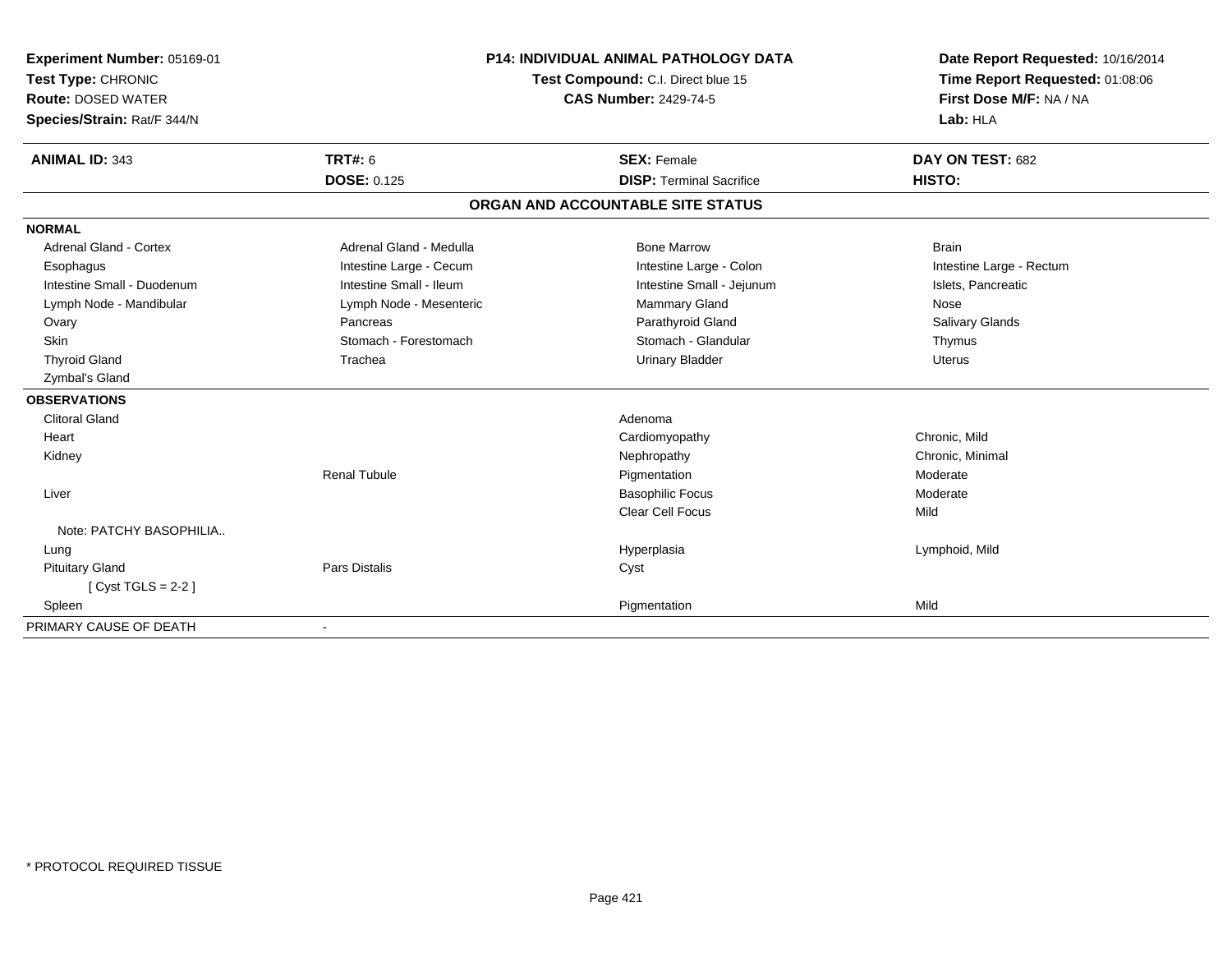**Experiment Number:** 05169-01
**Test Type:** CHRONIC
**Route:** DOSED WATER
**Species/Strain:** Rat/F 344/N

**P14: INDIVIDUAL ANIMAL PATHOLOGY DATA**
**Test Compound:** C.I. Direct blue 15
**CAS Number:** 2429-74-5

**Date Report Requested:** 10/16/2014
**Time Report Requested:** 01:08:06
**First Dose M/F:** NA / NA
**Lab:** HLA

| **ANIMAL ID:** 343 | **TRT#:** 6 | **SEX:** Female | **DAY ON TEST:** 682 |
|---|---|---|---|
| | **DOSE:** 0.125 | **DISP:** Terminal Sacrifice | **HISTO:** |

## ORGAN AND ACCOUNTABLE SITE STATUS

| | | | |
|---|---|---|---|
| **NORMAL** | | | |
| Adrenal Gland - Cortex | Adrenal Gland - Medulla | Bone Marrow | Brain |
| Esophagus | Intestine Large - Cecum | Intestine Large - Colon | Intestine Large - Rectum |
| Intestine Small - Duodenum | Intestine Small - Ileum | Intestine Small - Jejunum | Islets, Pancreatic |
| Lymph Node - Mandibular | Lymph Node - Mesenteric | Mammary Gland | Nose |
| Ovary | Pancreas | Parathyroid Gland | Salivary Glands |
| Skin | Stomach - Forestomach | Stomach - Glandular | Thymus |
| Thyroid Gland | Trachea | Urinary Bladder | Uterus |
| Zymbal's Gland | | | |
| **OBSERVATIONS** | | | |
| Clitoral Gland | | Adenoma | |
| Heart | | Cardiomyopathy | Chronic, Mild |
| Kidney | | Nephropathy | Chronic, Minimal |
| | Renal Tubule | Pigmentation | Moderate |
| Liver | | Basophilic Focus | Moderate |
| | | Clear Cell Focus | Mild |
| Note: PATCHY BASOPHILIA.. | | | |
| Lung | | Hyperplasia | Lymphoid, Mild |
| Pituitary Gland | Pars Distalis | Cyst | |
| [ Cyst TGLS = 2-2 ] | | | |
| Spleen | | Pigmentation | Mild |
| PRIMARY CAUSE OF DEATH | - | | |

\* PROTOCOL REQUIRED TISSUE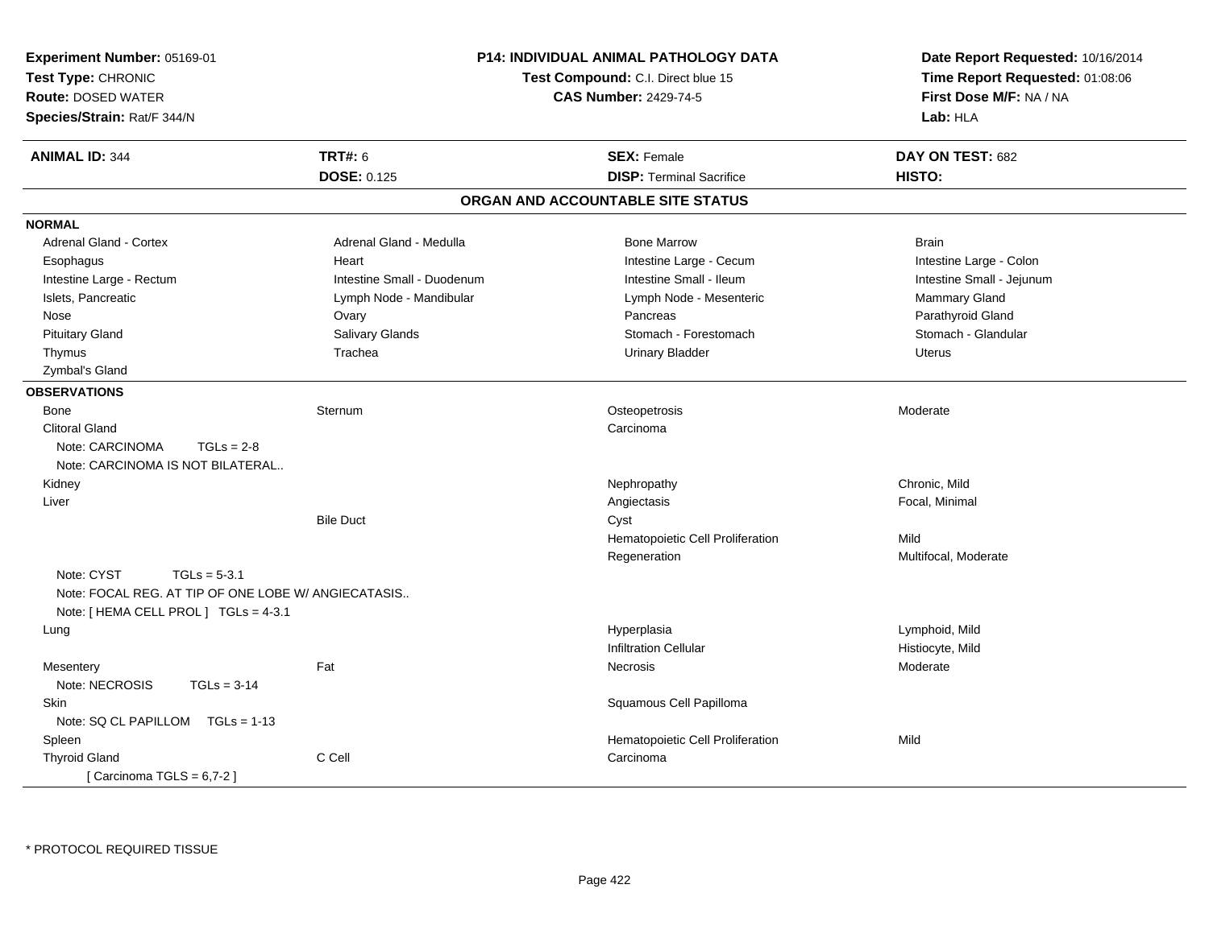**Experiment Number:** 05169-01
**Test Type:** CHRONIC
**Route:** DOSED WATER
**Species/Strain:** Rat/F 344/N

**P14: INDIVIDUAL ANIMAL PATHOLOGY DATA**
**Test Compound:** C.I. Direct blue 15
**CAS Number:** 2429-74-5

**Date Report Requested:** 10/16/2014
**Time Report Requested:** 01:08:06
**First Dose M/F:** NA / NA
**Lab:** HLA

| **ANIMAL ID:** 344 | **TRT#:** 6 | **SEX:** Female | **DAY ON TEST:** 682 |
|---|---|---|---|
| | **DOSE:** 0.125 | **DISP:** Terminal Sacrifice | **HISTO:** |

## ORGAN AND ACCOUNTABLE SITE STATUS

**NORMAL**

| | | | |
|---|---|---|---|
| Adrenal Gland - Cortex | Adrenal Gland - Medulla | Bone Marrow | Brain |
| Esophagus | Heart | Intestine Large - Cecum | Intestine Large - Colon |
| Intestine Large - Rectum | Intestine Small - Duodenum | Intestine Small - Ileum | Intestine Small - Jejunum |
| Islets, Pancreatic | Lymph Node - Mandibular | Lymph Node - Mesenteric | Mammary Gland |
| Nose | Ovary | Pancreas | Parathyroid Gland |
| Pituitary Gland | Salivary Glands | Stomach - Forestomach | Stomach - Glandular |
| Thymus | Trachea | Urinary Bladder | Uterus |
| Zymbal's Gland | | | |

**OBSERVATIONS**

| | | | |
|---|---|---|---|
| Bone | Sternum | Osteopetrosis | Moderate |
| Clitoral Gland | | Carcinoma | |
| Note: CARCINOMA TGLs = 2-8 | | | |
| Note: CARCINOMA IS NOT BILATERAL.. | | | |
| Kidney | | Nephropathy | Chronic, Mild |
| Liver | | Angiectasis | Focal, Minimal |
| | Bile Duct | Cyst | |
| | | Hematopoietic Cell Proliferation | Mild |
| | | Regeneration | Multifocal, Moderate |
| Note: CYST TGLs = 5-3.1 | | | |
| Note: FOCAL REG. AT TIP OF ONE LOBE W/ ANGIECATASIS.. | | | |
| Note: [ HEMA CELL PROL ] TGLs = 4-3.1 | | | |
| Lung | | Hyperplasia | Lymphoid, Mild |
| | | Infiltration Cellular | Histiocyte, Mild |
| Mesentery | Fat | Necrosis | Moderate |
| Note: NECROSIS TGLs = 3-14 | | | |
| Skin | | Squamous Cell Papilloma | |
| Note: SQ CL PAPILLOM TGLs = 1-13 | | | |
| Spleen | | Hematopoietic Cell Proliferation | Mild |
| Thyroid Gland | C Cell | Carcinoma | |
| [ Carcinoma TGLS = 6,7-2 ] | | | |

\* PROTOCOL REQUIRED TISSUE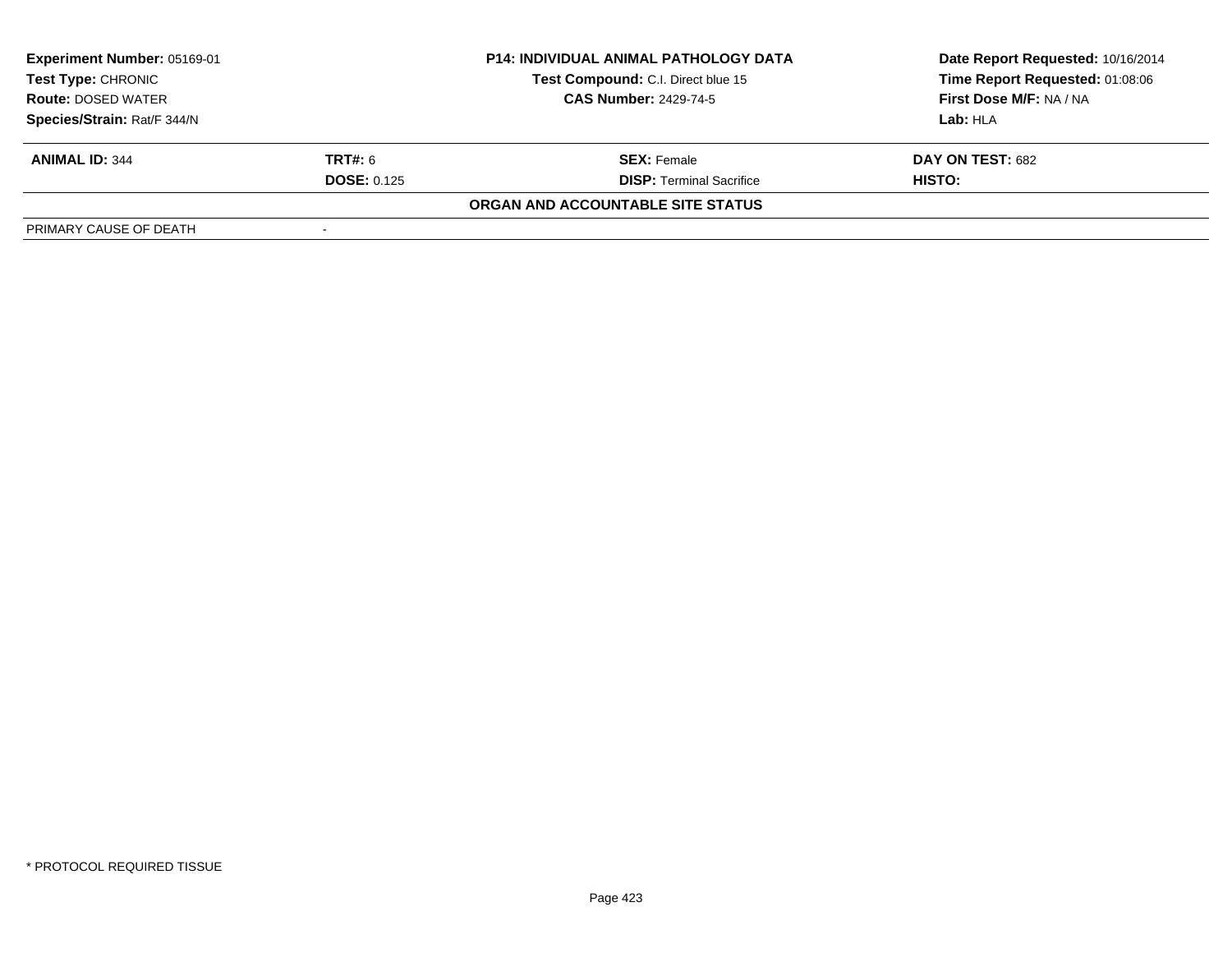| Experiment Number: 05169-01 | P14: INDIVIDUAL ANIMAL PATHOLOGY DATA | Date Report Requested: 10/16/2014 |
|---|---|---|
| Test Type: CHRONIC | Test Compound: C.I. Direct blue 15 | Time Report Requested: 01:08:06 |
| Route: DOSED WATER | CAS Number: 2429-74-5 | First Dose M/F: NA / NA |
| Species/Strain: Rat/F 344/N | | Lab: HLA |

| ANIMAL ID: 344 | TRT#: 6 | SEX: Female | DAY ON TEST: 682 |
|---|---|---|---|
| | DOSE: 0.125 | DISP: Terminal Sacrifice | HISTO: |

**ORGAN AND ACCOUNTABLE SITE STATUS**

| PRIMARY CAUSE OF DEATH | - |
|---|---|

\* PROTOCOL REQUIRED TISSUE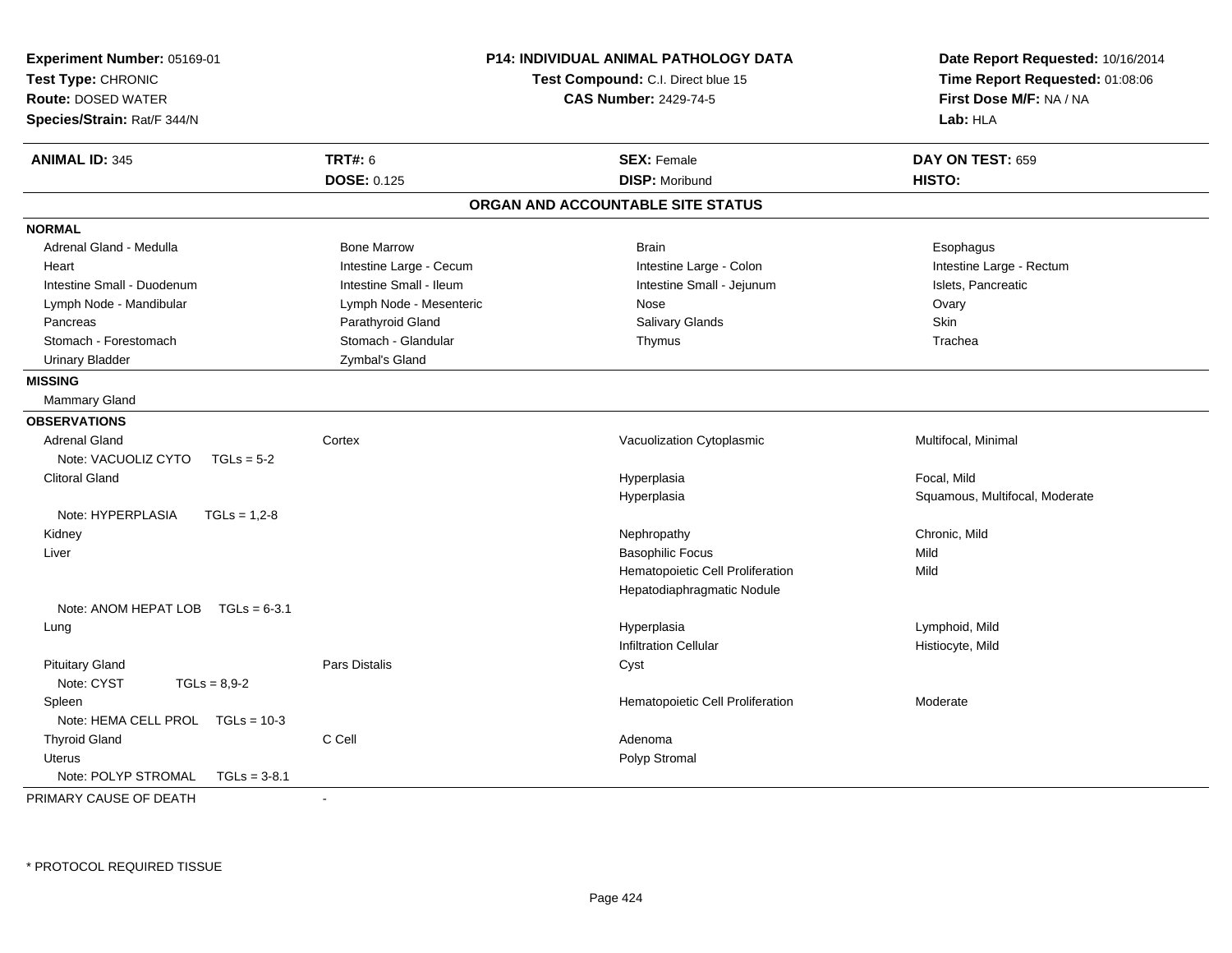**Experiment Number:** 05169-01
**Test Type:** CHRONIC
**Route:** DOSED WATER
**Species/Strain:** Rat/F 344/N

**P14: INDIVIDUAL ANIMAL PATHOLOGY DATA**
**Test Compound:** C.I. Direct blue 15
**CAS Number:** 2429-74-5

**Date Report Requested:** 10/16/2014
**Time Report Requested:** 01:08:06
**First Dose M/F:** NA / NA
**Lab:** HLA

| **ANIMAL ID:** 345 | **TRT#:** 6 | **SEX:** Female | **DAY ON TEST:** 659 |
|---|---|---|---|
| | **DOSE:** 0.125 | **DISP:** Moribund | **HISTO:** |

## ORGAN AND ACCOUNTABLE SITE STATUS

**NORMAL**

| | | | |
|---|---|---|---|
| Adrenal Gland - Medulla | Bone Marrow | Brain | Esophagus |
| Heart | Intestine Large - Cecum | Intestine Large - Colon | Intestine Large - Rectum |
| Intestine Small - Duodenum | Intestine Small - Ileum | Intestine Small - Jejunum | Islets, Pancreatic |
| Lymph Node - Mandibular | Lymph Node - Mesenteric | Nose | Ovary |
| Pancreas | Parathyroid Gland | Salivary Glands | Skin |
| Stomach - Forestomach | Stomach - Glandular | Thymus | Trachea |
| Urinary Bladder | Zymbal's Gland | | |

**MISSING**

Mammary Gland

**OBSERVATIONS**

| Organ | Site | Observation | Qualifier |
|---|---|---|---|
| Adrenal Gland | Cortex | Vacuolization Cytoplasmic | Multifocal, Minimal |
| Note: VACUOLIZ CYTO TGLs = 5-2 | | | |
| Clitoral Gland | | Hyperplasia | Focal, Mild |
| | | Hyperplasia | Squamous, Multifocal, Moderate |
| Note: HYPERPLASIA TGLs = 1,2-8 | | | |
| Kidney | | Nephropathy | Chronic, Mild |
| Liver | | Basophilic Focus | Mild |
| | | Hematopoietic Cell Proliferation | Mild |
| | | Hepatodiaphragmatic Nodule | |
| Note: ANOM HEPAT LOB TGLs = 6-3.1 | | | |
| Lung | | Hyperplasia | Lymphoid, Mild |
| | | Infiltration Cellular | Histiocyte, Mild |
| Pituitary Gland | Pars Distalis | Cyst | |
| Note: CYST TGLs = 8,9-2 | | | |
| Spleen | | Hematopoietic Cell Proliferation | Moderate |
| Note: HEMA CELL PROL TGLs = 10-3 | | | |
| Thyroid Gland | C Cell | Adenoma | |
| Uterus | | Polyp Stromal | |
| Note: POLYP STROMAL TGLs = 3-8.1 | | | |

PRIMARY CAUSE OF DEATH -

\* PROTOCOL REQUIRED TISSUE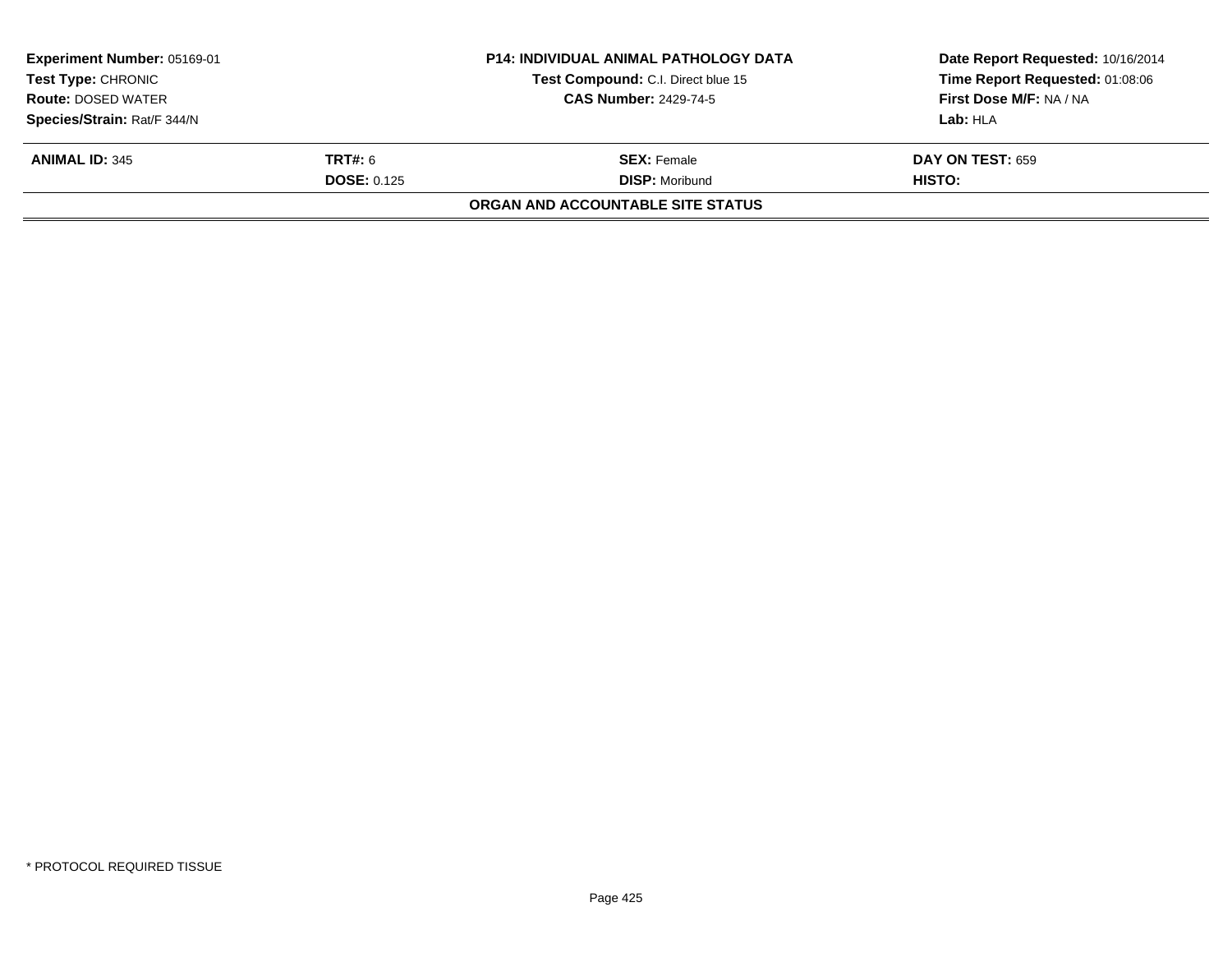**Experiment Number:** 05169-01
**Test Type:** CHRONIC
**Route:** DOSED WATER
**Species/Strain:** Rat/F 344/N

**P14: INDIVIDUAL ANIMAL PATHOLOGY DATA**
**Test Compound:** C.I. Direct blue 15
**CAS Number:** 2429-74-5

**Date Report Requested:** 10/16/2014
**Time Report Requested:** 01:08:06
**First Dose M/F:** NA / NA
**Lab:** HLA

| **ANIMAL ID:** 345 | **TRT#:** 6 | **SEX:** Female | **DAY ON TEST:** 659 |
|---|---|---|---|
| | **DOSE:** 0.125 | **DISP:** Moribund | **HISTO:** |

**ORGAN AND ACCOUNTABLE SITE STATUS**

* PROTOCOL REQUIRED TISSUE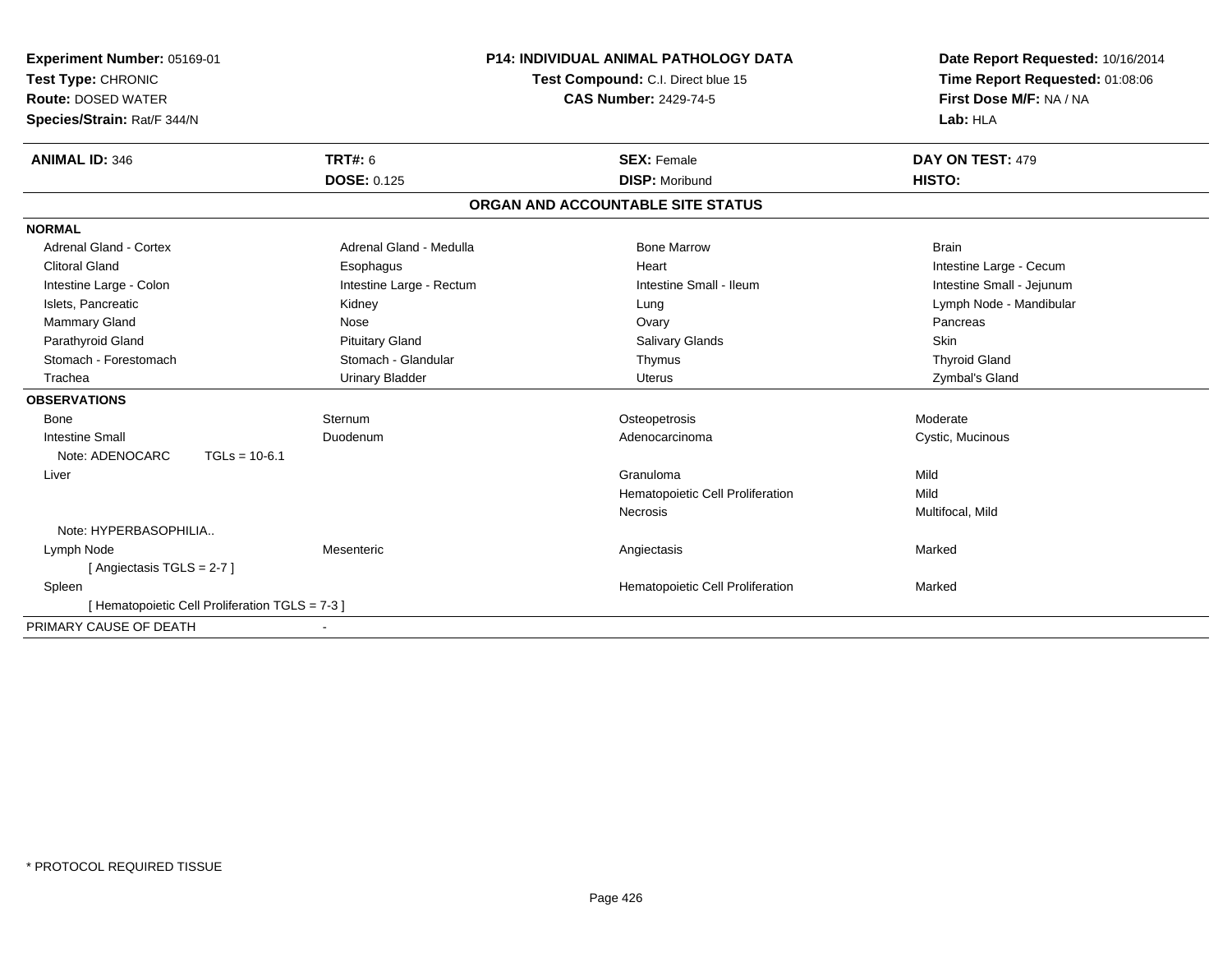**Experiment Number:** 05169-01
**Test Type:** CHRONIC
**Route:** DOSED WATER
**Species/Strain:** Rat/F 344/N

**P14: INDIVIDUAL ANIMAL PATHOLOGY DATA**
**Test Compound:** C.I. Direct blue 15
**CAS Number:** 2429-74-5

**Date Report Requested:** 10/16/2014
**Time Report Requested:** 01:08:06
**First Dose M/F:** NA / NA
**Lab:** HLA

| **ANIMAL ID:** 346 | **TRT#:** 6 | **SEX:** Female | **DAY ON TEST:** 479 |
|---|---|---|---|
| | **DOSE:** 0.125 | **DISP:** Moribund | **HISTO:** |

## ORGAN AND ACCOUNTABLE SITE STATUS

**NORMAL**

| | | | |
|---|---|---|---|
| Adrenal Gland - Cortex | Adrenal Gland - Medulla | Bone Marrow | Brain |
| Clitoral Gland | Esophagus | Heart | Intestine Large - Cecum |
| Intestine Large - Colon | Intestine Large - Rectum | Intestine Small - Ileum | Intestine Small - Jejunum |
| Islets, Pancreatic | Kidney | Lung | Lymph Node - Mandibular |
| Mammary Gland | Nose | Ovary | Pancreas |
| Parathyroid Gland | Pituitary Gland | Salivary Glands | Skin |
| Stomach - Forestomach | Stomach - Glandular | Thymus | Thyroid Gland |
| Trachea | Urinary Bladder | Uterus | Zymbal's Gland |

**OBSERVATIONS**

| | | | |
|---|---|---|---|
| Bone | Sternum | Osteopetrosis | Moderate |
| Intestine Small | Duodenum | Adenocarcinoma | Cystic, Mucinous |
| Note: ADENOCARC TGLs = 10-6.1 | | | |
| Liver | | Granuloma | Mild |
| | | Hematopoietic Cell Proliferation | Mild |
| | | Necrosis | Multifocal, Mild |
| Note: HYPERBASOPHILIA.. | | | |
| Lymph Node | Mesenteric | Angiectasis | Marked |
| [ Angiectasis TGLS = 2-7 ] | | | |
| Spleen | | Hematopoietic Cell Proliferation | Marked |
| [ Hematopoietic Cell Proliferation TGLS = 7-3 ] | | | |

PRIMARY CAUSE OF DEATH -

* PROTOCOL REQUIRED TISSUE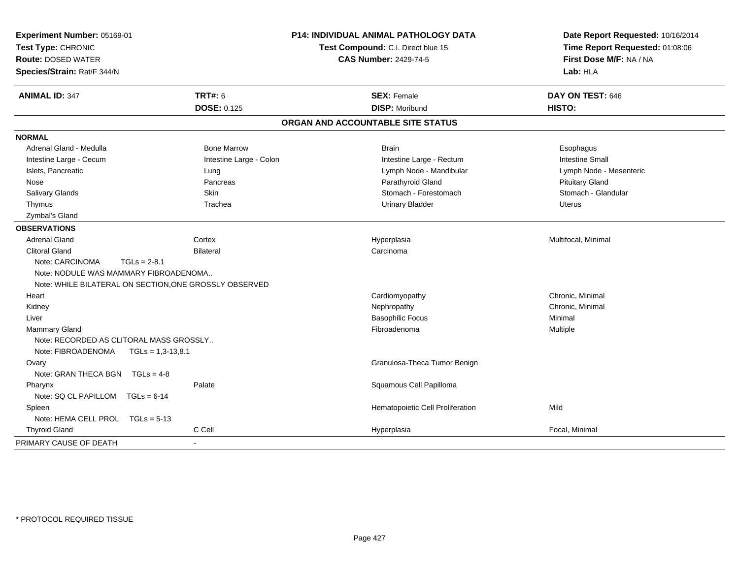**Experiment Number:** 05169-01
**Test Type:** CHRONIC
**Route:** DOSED WATER
**Species/Strain:** Rat/F 344/N

**P14: INDIVIDUAL ANIMAL PATHOLOGY DATA**
**Test Compound:** C.I. Direct blue 15
**CAS Number:** 2429-74-5

**Date Report Requested:** 10/16/2014
**Time Report Requested:** 01:08:06
**First Dose M/F:** NA / NA
**Lab:** HLA

| **ANIMAL ID:** 347 | **TRT#:** 6 | **SEX:** Female | **DAY ON TEST:** 646 |
|---|---|---|---|
| | **DOSE:** 0.125 | **DISP:** Moribund | **HISTO:** |

## ORGAN AND ACCOUNTABLE SITE STATUS

**NORMAL**

| | | | |
|---|---|---|---|
| Adrenal Gland - Medulla | Bone Marrow | Brain | Esophagus |
| Intestine Large - Cecum | Intestine Large - Colon | Intestine Large - Rectum | Intestine Small |
| Islets, Pancreatic | Lung | Lymph Node - Mandibular | Lymph Node - Mesenteric |
| Nose | Pancreas | Parathyroid Gland | Pituitary Gland |
| Salivary Glands | Skin | Stomach - Forestomach | Stomach - Glandular |
| Thymus | Trachea | Urinary Bladder | Uterus |
| Zymbal's Gland | | | |

**OBSERVATIONS**

| | | | |
|---|---|---|---|
| Adrenal Gland | Cortex | Hyperplasia | Multifocal, Minimal |
| Clitoral Gland | Bilateral | Carcinoma | |
| Note: CARCINOMA TGLs = 2-8.1 | | | |
| Note: NODULE WAS MAMMARY FIBROADENOMA.. | | | |
| Note: WHILE BILATERAL ON SECTION,ONE GROSSLY OBSERVED | | | |
| Heart | | Cardiomyopathy | Chronic, Minimal |
| Kidney | | Nephropathy | Chronic, Minimal |
| Liver | | Basophilic Focus | Minimal |
| Mammary Gland | | Fibroadenoma | Multiple |
| Note: RECORDED AS CLITORAL MASS GROSSLY.. | | | |
| Note: FIBROADENOMA TGLs = 1,3-13,8.1 | | | |
| Ovary | | Granulosa-Theca Tumor Benign | |
| Note: GRAN THECA BGN TGLs = 4-8 | | | |
| Pharynx | Palate | Squamous Cell Papilloma | |
| Note: SQ CL PAPILLOM TGLs = 6-14 | | | |
| Spleen | | Hematopoietic Cell Proliferation | Mild |
| Note: HEMA CELL PROL TGLs = 5-13 | | | |
| Thyroid Gland | C Cell | Hyperplasia | Focal, Minimal |

PRIMARY CAUSE OF DEATH -

\* PROTOCOL REQUIRED TISSUE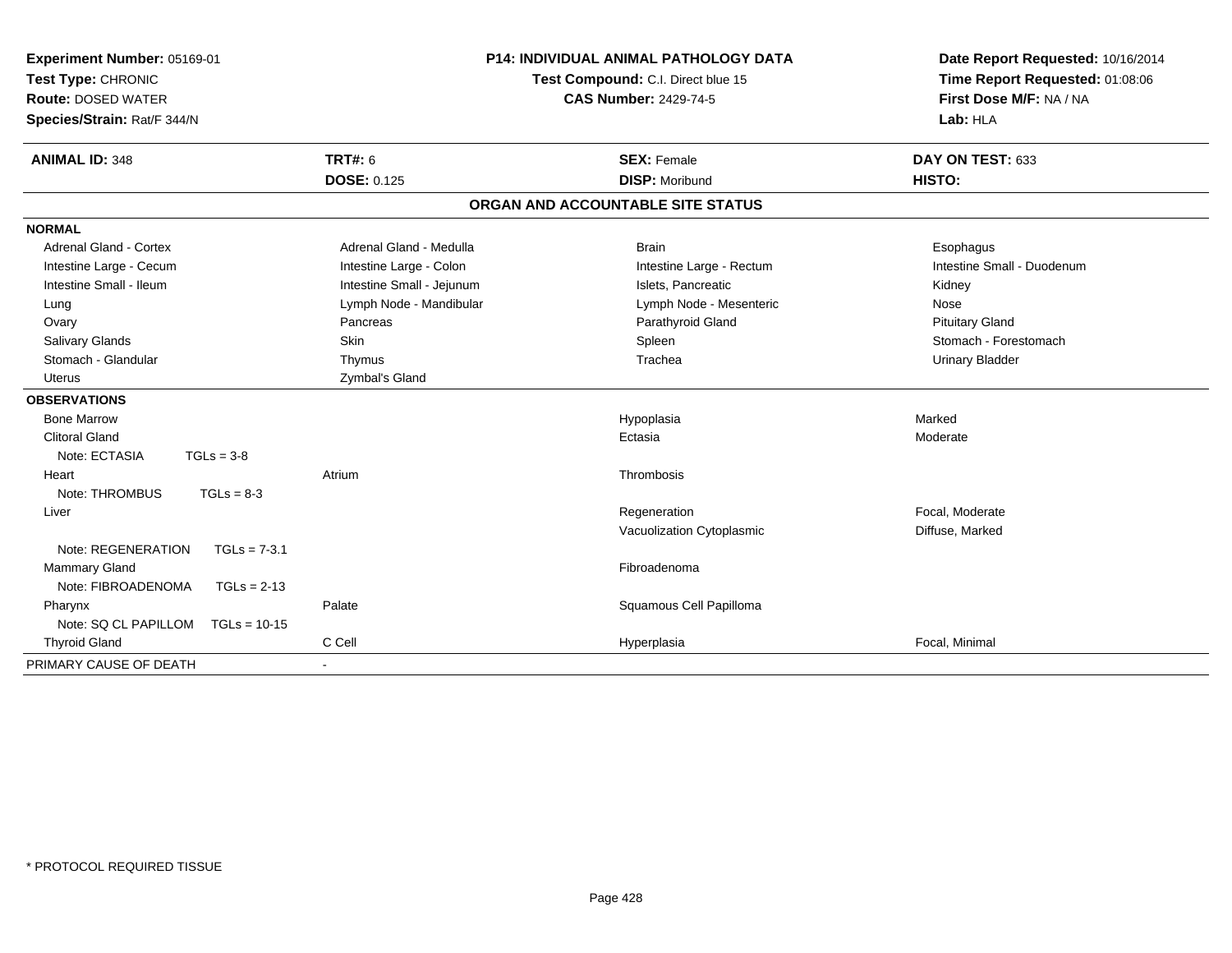**Experiment Number:** 05169-01
**Test Type:** CHRONIC
**Route:** DOSED WATER
**Species/Strain:** Rat/F 344/N

**P14: INDIVIDUAL ANIMAL PATHOLOGY DATA**
**Test Compound:** C.I. Direct blue 15
**CAS Number:** 2429-74-5

**Date Report Requested:** 10/16/2014
**Time Report Requested:** 01:08:06
**First Dose M/F:** NA / NA
**Lab:** HLA

| **ANIMAL ID:** 348 | **TRT#:** 6 | **SEX:** Female | **DAY ON TEST:** 633 |
|---|---|---|---|
| | **DOSE:** 0.125 | **DISP:** Moribund | **HISTO:** |

## ORGAN AND ACCOUNTABLE SITE STATUS

| | | | |
|---|---|---|---|
| **NORMAL** | | | |
| Adrenal Gland - Cortex | Adrenal Gland - Medulla | Brain | Esophagus |
| Intestine Large - Cecum | Intestine Large - Colon | Intestine Large - Rectum | Intestine Small - Duodenum |
| Intestine Small - Ileum | Intestine Small - Jejunum | Islets, Pancreatic | Kidney |
| Lung | Lymph Node - Mandibular | Lymph Node - Mesenteric | Nose |
| Ovary | Pancreas | Parathyroid Gland | Pituitary Gland |
| Salivary Glands | Skin | Spleen | Stomach - Forestomach |
| Stomach - Glandular | Thymus | Trachea | Urinary Bladder |
| Uterus | Zymbal's Gland | | |
| **OBSERVATIONS** | | | |
| Bone Marrow | | Hypoplasia | Marked |
| Clitoral Gland | | Ectasia | Moderate |
| Note: ECTASIA TGLs = 3-8 | | | |
| Heart | Atrium | Thrombosis | |
| Note: THROMBUS TGLs = 8-3 | | | |
| Liver | | Regeneration | Focal, Moderate |
| | | Vacuolization Cytoplasmic | Diffuse, Marked |
| Note: REGENERATION TGLs = 7-3.1 | | | |
| Mammary Gland | | Fibroadenoma | |
| Note: FIBROADENOMA TGLs = 2-13 | | | |
| Pharynx | Palate | Squamous Cell Papilloma | |
| Note: SQ CL PAPILLOM TGLs = 10-15 | | | |
| Thyroid Gland | C Cell | Hyperplasia | Focal, Minimal |
| PRIMARY CAUSE OF DEATH | - | | |

* PROTOCOL REQUIRED TISSUE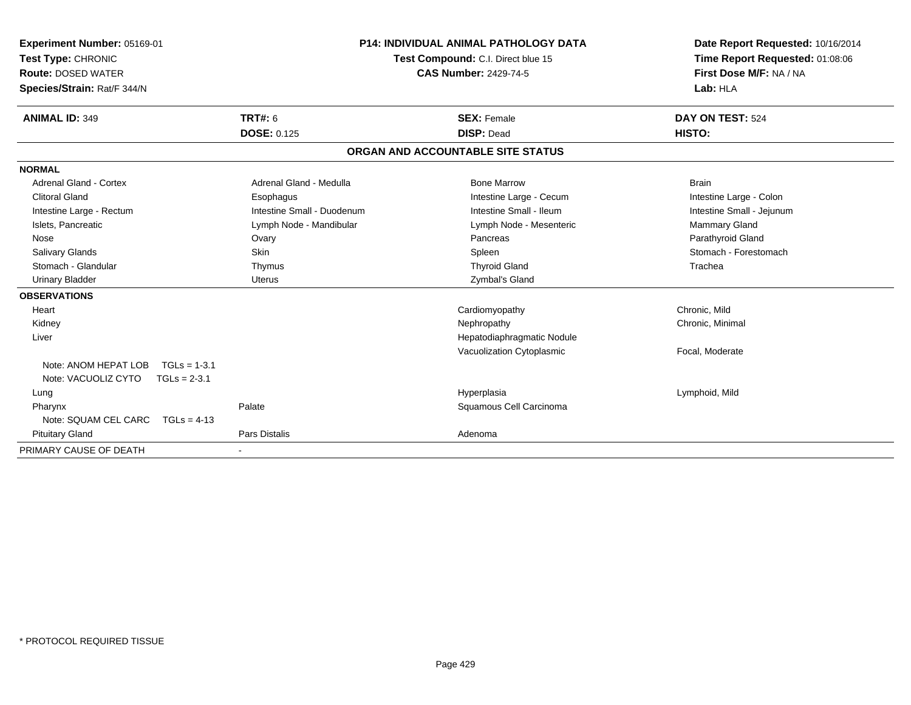**Experiment Number:** 05169-01
**Test Type:** CHRONIC
**Route:** DOSED WATER
**Species/Strain:** Rat/F 344/N

**P14: INDIVIDUAL ANIMAL PATHOLOGY DATA**
**Test Compound:** C.I. Direct blue 15
**CAS Number:** 2429-74-5

**Date Report Requested:** 10/16/2014
**Time Report Requested:** 01:08:06
**First Dose M/F:** NA / NA
**Lab:** HLA

| **ANIMAL ID:** 349 | **TRT#:** 6 | **SEX:** Female | **DAY ON TEST:** 524 |
|---|---|---|---|
| | **DOSE:** 0.125 | **DISP:** Dead | **HISTO:** |

## ORGAN AND ACCOUNTABLE SITE STATUS

| | | | |
|---|---|---|---|
| **NORMAL** | | | |
| Adrenal Gland - Cortex | Adrenal Gland - Medulla | Bone Marrow | Brain |
| Clitoral Gland | Esophagus | Intestine Large - Cecum | Intestine Large - Colon |
| Intestine Large - Rectum | Intestine Small - Duodenum | Intestine Small - Ileum | Intestine Small - Jejunum |
| Islets, Pancreatic | Lymph Node - Mandibular | Lymph Node - Mesenteric | Mammary Gland |
| Nose | Ovary | Pancreas | Parathyroid Gland |
| Salivary Glands | Skin | Spleen | Stomach - Forestomach |
| Stomach - Glandular | Thymus | Thyroid Gland | Trachea |
| Urinary Bladder | Uterus | Zymbal's Gland | |
| **OBSERVATIONS** | | | |
| Heart | | Cardiomyopathy | Chronic, Mild |
| Kidney | | Nephropathy | Chronic, Minimal |
| Liver | | Hepatodiaphragmatic Nodule | |
| | | Vacuolization Cytoplasmic | Focal, Moderate |
| Note: ANOM HEPAT LOB TGLs = 1-3.1 | | | |
| Note: VACUOLIZ CYTO TGLs = 2-3.1 | | | |
| Lung | | Hyperplasia | Lymphoid, Mild |
| Pharynx | Palate | Squamous Cell Carcinoma | |
| Note: SQUAM CEL CARC TGLs = 4-13 | | | |
| Pituitary Gland | Pars Distalis | Adenoma | |
| PRIMARY CAUSE OF DEATH | - | | |

\* PROTOCOL REQUIRED TISSUE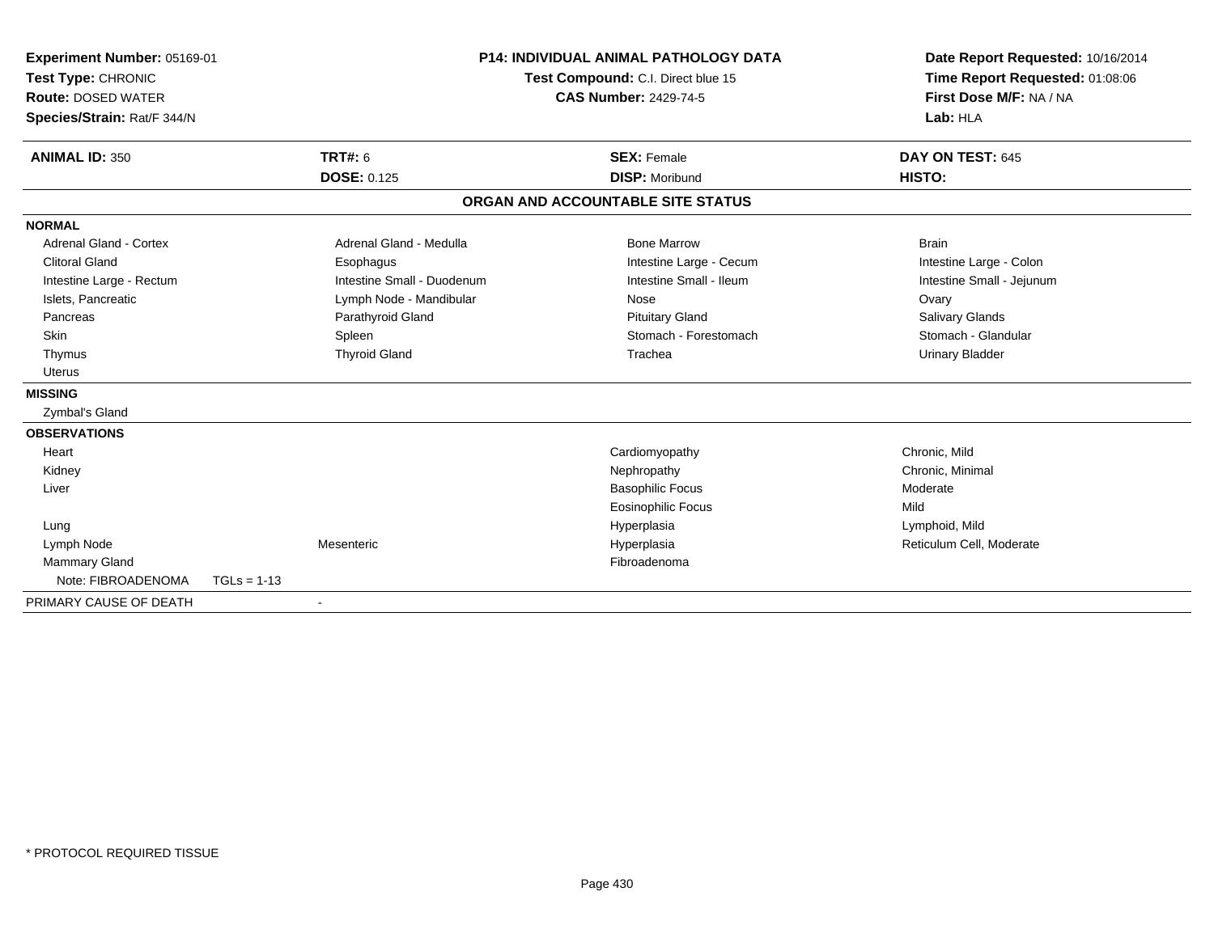**Experiment Number:** 05169-01
**Test Type:** CHRONIC
**Route:** DOSED WATER
**Species/Strain:** Rat/F 344/N

**P14: INDIVIDUAL ANIMAL PATHOLOGY DATA**
**Test Compound:** C.I. Direct blue 15
**CAS Number:** 2429-74-5

**Date Report Requested:** 10/16/2014
**Time Report Requested:** 01:08:06
**First Dose M/F:** NA / NA
**Lab:** HLA

| **ANIMAL ID:** 350 | **TRT#:** 6 | **SEX:** Female | **DAY ON TEST:** 645 |
|---|---|---|---|
| | **DOSE:** 0.125 | **DISP:** Moribund | **HISTO:** |

## ORGAN AND ACCOUNTABLE SITE STATUS

**NORMAL**

| | | | |
|---|---|---|---|
| Adrenal Gland - Cortex | Adrenal Gland - Medulla | Bone Marrow | Brain |
| Clitoral Gland | Esophagus | Intestine Large - Cecum | Intestine Large - Colon |
| Intestine Large - Rectum | Intestine Small - Duodenum | Intestine Small - Ileum | Intestine Small - Jejunum |
| Islets, Pancreatic | Lymph Node - Mandibular | Nose | Ovary |
| Pancreas | Parathyroid Gland | Pituitary Gland | Salivary Glands |
| Skin | Spleen | Stomach - Forestomach | Stomach - Glandular |
| Thymus | Thyroid Gland | Trachea | Urinary Bladder |
| Uterus | | | |

**MISSING**

Zymbal's Gland

**OBSERVATIONS**

| | | | |
|---|---|---|---|
| Heart | | Cardiomyopathy | Chronic, Mild |
| Kidney | | Nephropathy | Chronic, Minimal |
| Liver | | Basophilic Focus | Moderate |
| | | Eosinophilic Focus | Mild |
| Lung | | Hyperplasia | Lymphoid, Mild |
| Lymph Node | Mesenteric | Hyperplasia | Reticulum Cell, Moderate |
| Mammary Gland | | Fibroadenoma | |
| Note: FIBROADENOMA TGLs = 1-13 | | | |

PRIMARY CAUSE OF DEATH -

* PROTOCOL REQUIRED TISSUE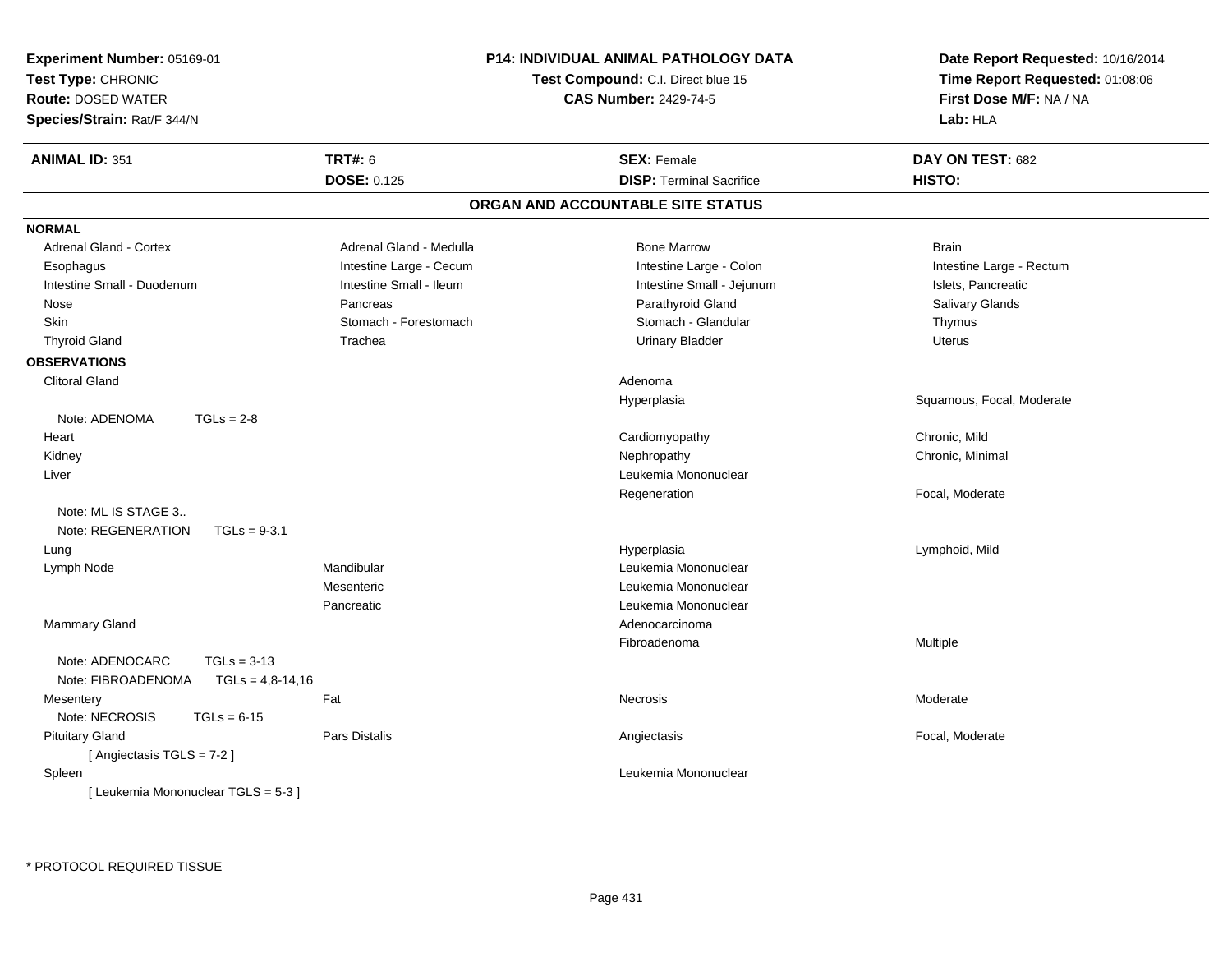**Experiment Number:** 05169-01
**Test Type:** CHRONIC
**Route:** DOSED WATER
**Species/Strain:** Rat/F 344/N

**P14: INDIVIDUAL ANIMAL PATHOLOGY DATA**
**Test Compound:** C.I. Direct blue 15
**CAS Number:** 2429-74-5

**Date Report Requested:** 10/16/2014
**Time Report Requested:** 01:08:06
**First Dose M/F:** NA / NA
**Lab:** HLA

| **ANIMAL ID:** 351 | **TRT#:** 6 | **SEX:** Female | **DAY ON TEST:** 682 |
|---|---|---|---|
| | **DOSE:** 0.125 | **DISP:** Terminal Sacrifice | **HISTO:** |

## ORGAN AND ACCOUNTABLE SITE STATUS

**NORMAL**

| | | | |
|---|---|---|---|
| Adrenal Gland - Cortex | Adrenal Gland - Medulla | Bone Marrow | Brain |
| Esophagus | Intestine Large - Cecum | Intestine Large - Colon | Intestine Large - Rectum |
| Intestine Small - Duodenum | Intestine Small - Ileum | Intestine Small - Jejunum | Islets, Pancreatic |
| Nose | Pancreas | Parathyroid Gland | Salivary Glands |
| Skin | Stomach - Forestomach | Stomach - Glandular | Thymus |
| Thyroid Gland | Trachea | Urinary Bladder | Uterus |

**OBSERVATIONS**

| | | | |
|---|---|---|---|
| Clitoral Gland | | Adenoma | |
| | | Hyperplasia | Squamous, Focal, Moderate |
| Note: ADENOMA TGLs = 2-8 | | | |
| Heart | | Cardiomyopathy | Chronic, Mild |
| Kidney | | Nephropathy | Chronic, Minimal |
| Liver | | Leukemia Mononuclear | |
| | | Regeneration | Focal, Moderate |
| Note: ML IS STAGE 3.. | | | |
| Note: REGENERATION TGLs = 9-3.1 | | | |
| Lung | | Hyperplasia | Lymphoid, Mild |
| Lymph Node | Mandibular | Leukemia Mononuclear | |
| | Mesenteric | Leukemia Mononuclear | |
| | Pancreatic | Leukemia Mononuclear | |
| Mammary Gland | | Adenocarcinoma | |
| | | Fibroadenoma | Multiple |
| Note: ADENOCARC TGLs = 3-13 | | | |
| Note: FIBROADENOMA TGLs = 4,8-14,16 | | | |
| Mesentery | Fat | Necrosis | Moderate |
| Note: NECROSIS TGLs = 6-15 | | | |
| Pituitary Gland | Pars Distalis | Angiectasis | Focal, Moderate |
| [ Angiectasis TGLS = 7-2 ] | | | |
| Spleen | | Leukemia Mononuclear | |
| [ Leukemia Mononuclear TGLS = 5-3 ] | | | |

* PROTOCOL REQUIRED TISSUE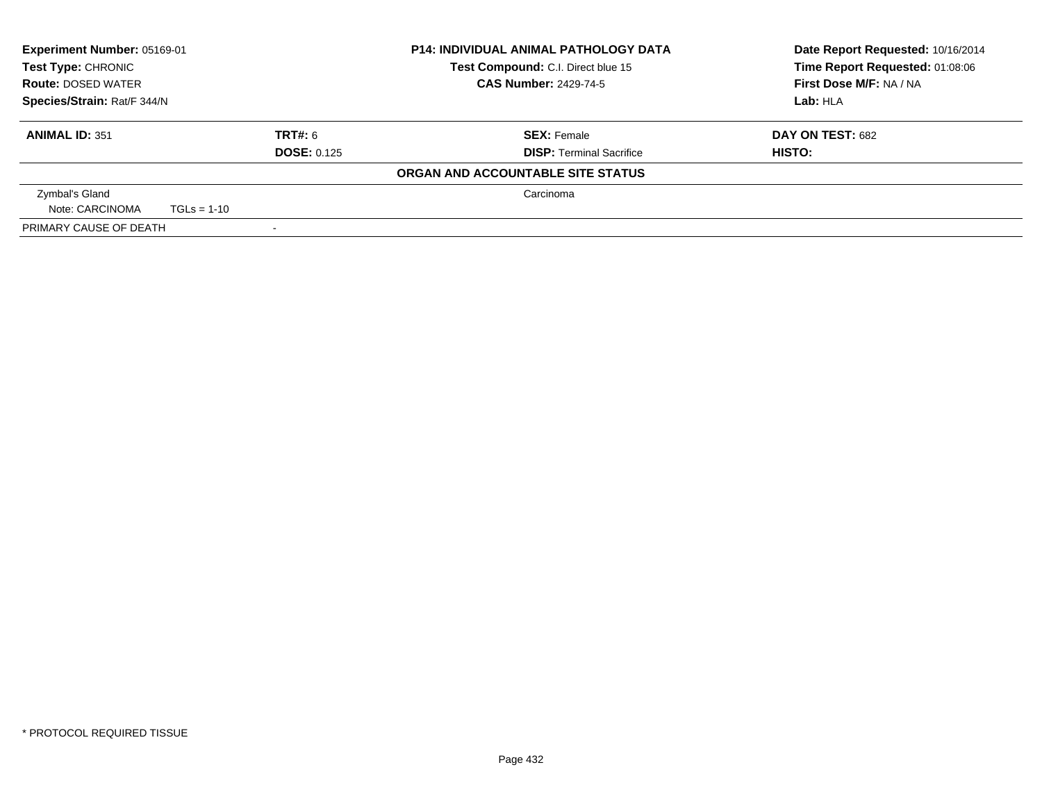**Experiment Number:** 05169-01
**Test Type:** CHRONIC
**Route:** DOSED WATER
**Species/Strain:** Rat/F 344/N

**P14: INDIVIDUAL ANIMAL PATHOLOGY DATA**
**Test Compound:** C.I. Direct blue 15
**CAS Number:** 2429-74-5

**Date Report Requested:** 10/16/2014
**Time Report Requested:** 01:08:06
**First Dose M/F:** NA / NA
**Lab:** HLA

| **ANIMAL ID:** 351 | **TRT#:** 6 | **SEX:** Female | **DAY ON TEST:** 682 |
|---|---|---|---|
| | **DOSE:** 0.125 | **DISP:** Terminal Sacrifice | **HISTO:** |

**ORGAN AND ACCOUNTABLE SITE STATUS**

| | | |
|---|---|---|
| Zymbal's Gland | | Carcinoma |
| Note: CARCINOMA TGLs = 1-10 | | |
| PRIMARY CAUSE OF DEATH | - | |

\* PROTOCOL REQUIRED TISSUE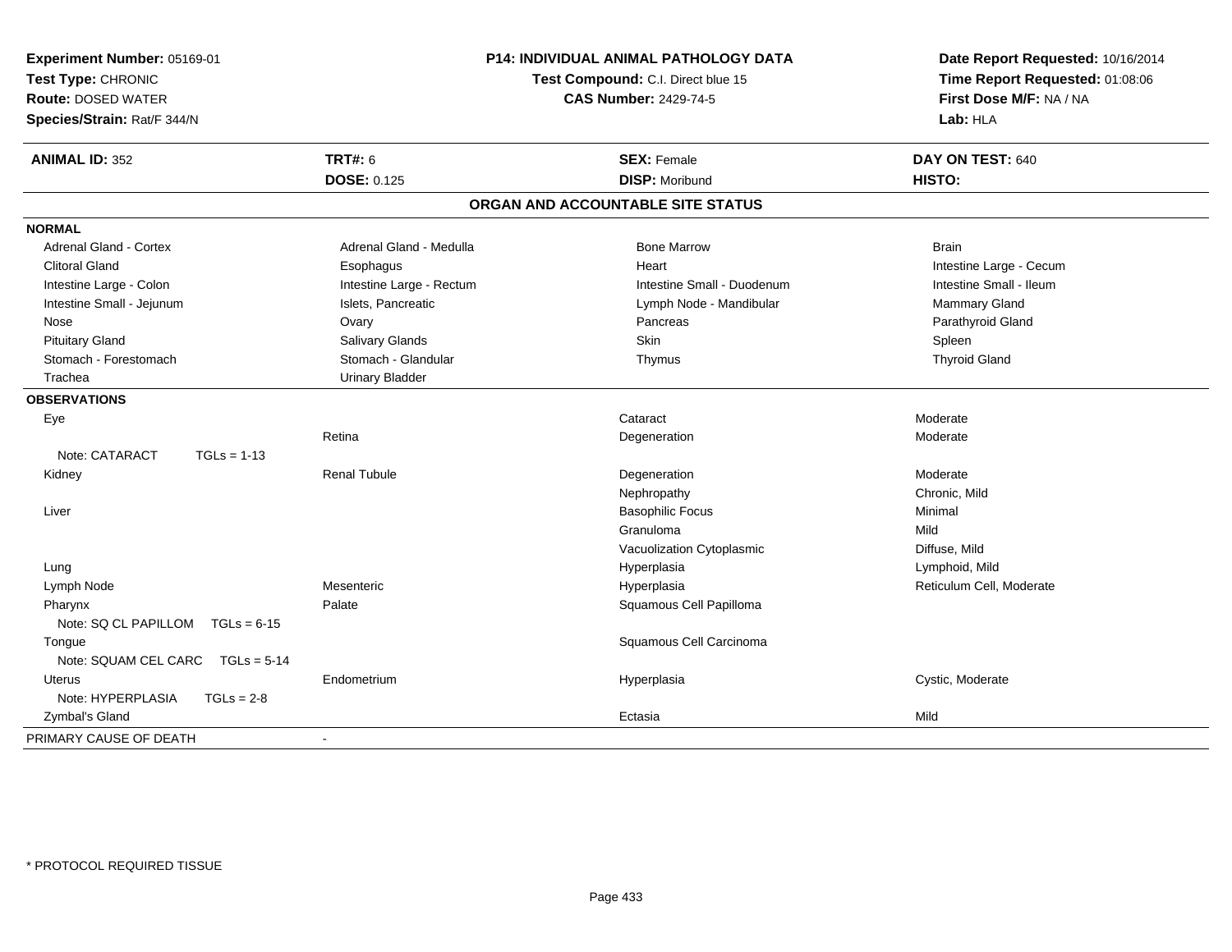**Experiment Number:** 05169-01
**Test Type:** CHRONIC
**Route:** DOSED WATER
**Species/Strain:** Rat/F 344/N

**P14: INDIVIDUAL ANIMAL PATHOLOGY DATA**
**Test Compound:** C.I. Direct blue 15
**CAS Number:** 2429-74-5

**Date Report Requested:** 10/16/2014
**Time Report Requested:** 01:08:06
**First Dose M/F:** NA / NA
**Lab:** HLA

| **ANIMAL ID:** 352 | **TRT#:** 6 | **SEX:** Female | **DAY ON TEST:** 640 |
|---|---|---|---|
| | **DOSE:** 0.125 | **DISP:** Moribund | **HISTO:** |

## ORGAN AND ACCOUNTABLE SITE STATUS

| | | | |
|---|---|---|---|
| **NORMAL** | | | |
| Adrenal Gland - Cortex | Adrenal Gland - Medulla | Bone Marrow | Brain |
| Clitoral Gland | Esophagus | Heart | Intestine Large - Cecum |
| Intestine Large - Colon | Intestine Large - Rectum | Intestine Small - Duodenum | Intestine Small - Ileum |
| Intestine Small - Jejunum | Islets, Pancreatic | Lymph Node - Mandibular | Mammary Gland |
| Nose | Ovary | Pancreas | Parathyroid Gland |
| Pituitary Gland | Salivary Glands | Skin | Spleen |
| Stomach - Forestomach | Stomach - Glandular | Thymus | Thyroid Gland |
| Trachea | Urinary Bladder | | |
| **OBSERVATIONS** | | | |
| Eye | | Cataract | Moderate |
| | Retina | Degeneration | Moderate |
| Note: CATARACT TGLs = 1-13 | | | |
| Kidney | Renal Tubule | Degeneration | Moderate |
| | | Nephropathy | Chronic, Mild |
| Liver | | Basophilic Focus | Minimal |
| | | Granuloma | Mild |
| | | Vacuolization Cytoplasmic | Diffuse, Mild |
| Lung | | Hyperplasia | Lymphoid, Mild |
| Lymph Node | Mesenteric | Hyperplasia | Reticulum Cell, Moderate |
| Pharynx | Palate | Squamous Cell Papilloma | |
| Note: SQ CL PAPILLOM TGLs = 6-15 | | | |
| Tongue | | Squamous Cell Carcinoma | |
| Note: SQUAM CEL CARC TGLs = 5-14 | | | |
| Uterus | Endometrium | Hyperplasia | Cystic, Moderate |
| Note: HYPERPLASIA TGLs = 2-8 | | | |
| Zymbal's Gland | | Ectasia | Mild |
| PRIMARY CAUSE OF DEATH | - | | |

\* PROTOCOL REQUIRED TISSUE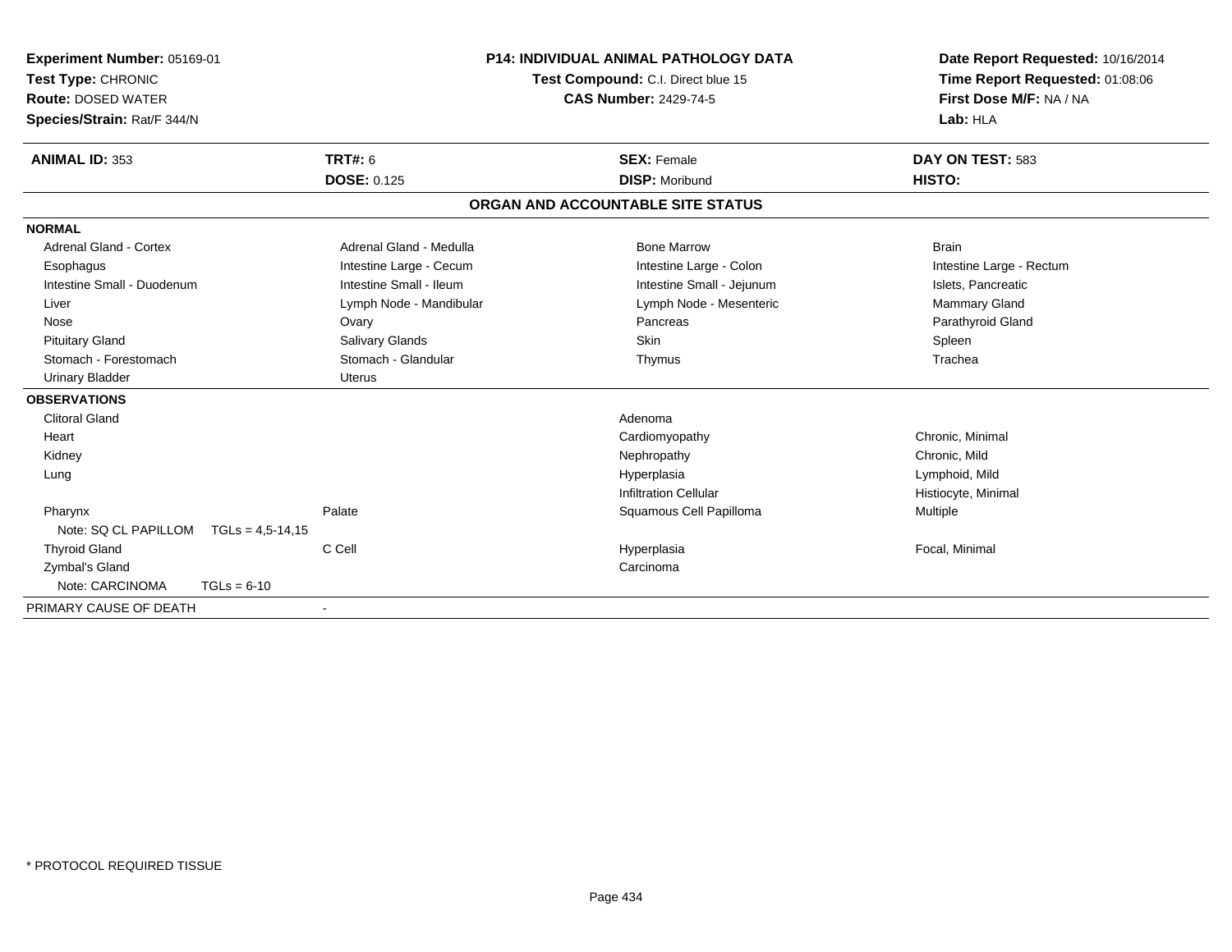**Experiment Number:** 05169-01
**Test Type:** CHRONIC
**Route:** DOSED WATER
**Species/Strain:** Rat/F 344/N

**P14: INDIVIDUAL ANIMAL PATHOLOGY DATA**
**Test Compound:** C.I. Direct blue 15
**CAS Number:** 2429-74-5

**Date Report Requested:** 10/16/2014
**Time Report Requested:** 01:08:06
**First Dose M/F:** NA / NA
**Lab:** HLA

| **ANIMAL ID:** 353 | **TRT#:** 6 | **SEX:** Female | **DAY ON TEST:** 583 |
|---|---|---|---|
| | **DOSE:** 0.125 | **DISP:** Moribund | **HISTO:** |

## ORGAN AND ACCOUNTABLE SITE STATUS

| | | | |
|---|---|---|---|
| **NORMAL** | | | |
| Adrenal Gland - Cortex | Adrenal Gland - Medulla | Bone Marrow | Brain |
| Esophagus | Intestine Large - Cecum | Intestine Large - Colon | Intestine Large - Rectum |
| Intestine Small - Duodenum | Intestine Small - Ileum | Intestine Small - Jejunum | Islets, Pancreatic |
| Liver | Lymph Node - Mandibular | Lymph Node - Mesenteric | Mammary Gland |
| Nose | Ovary | Pancreas | Parathyroid Gland |
| Pituitary Gland | Salivary Glands | Skin | Spleen |
| Stomach - Forestomach | Stomach - Glandular | Thymus | Trachea |
| Urinary Bladder | Uterus | | |
| **OBSERVATIONS** | | | |
| Clitoral Gland | | Adenoma | |
| Heart | | Cardiomyopathy | Chronic, Minimal |
| Kidney | | Nephropathy | Chronic, Mild |
| Lung | | Hyperplasia | Lymphoid, Mild |
| | | Infiltration Cellular | Histiocyte, Minimal |
| Pharynx | Palate | Squamous Cell Papilloma | Multiple |
| Note: SQ CL PAPILLOM TGLs = 4,5-14,15 | | | |
| Thyroid Gland | C Cell | Hyperplasia | Focal, Minimal |
| Zymbal's Gland | | Carcinoma | |
| Note: CARCINOMA TGLs = 6-10 | | | |
| PRIMARY CAUSE OF DEATH | - | | |

\* PROTOCOL REQUIRED TISSUE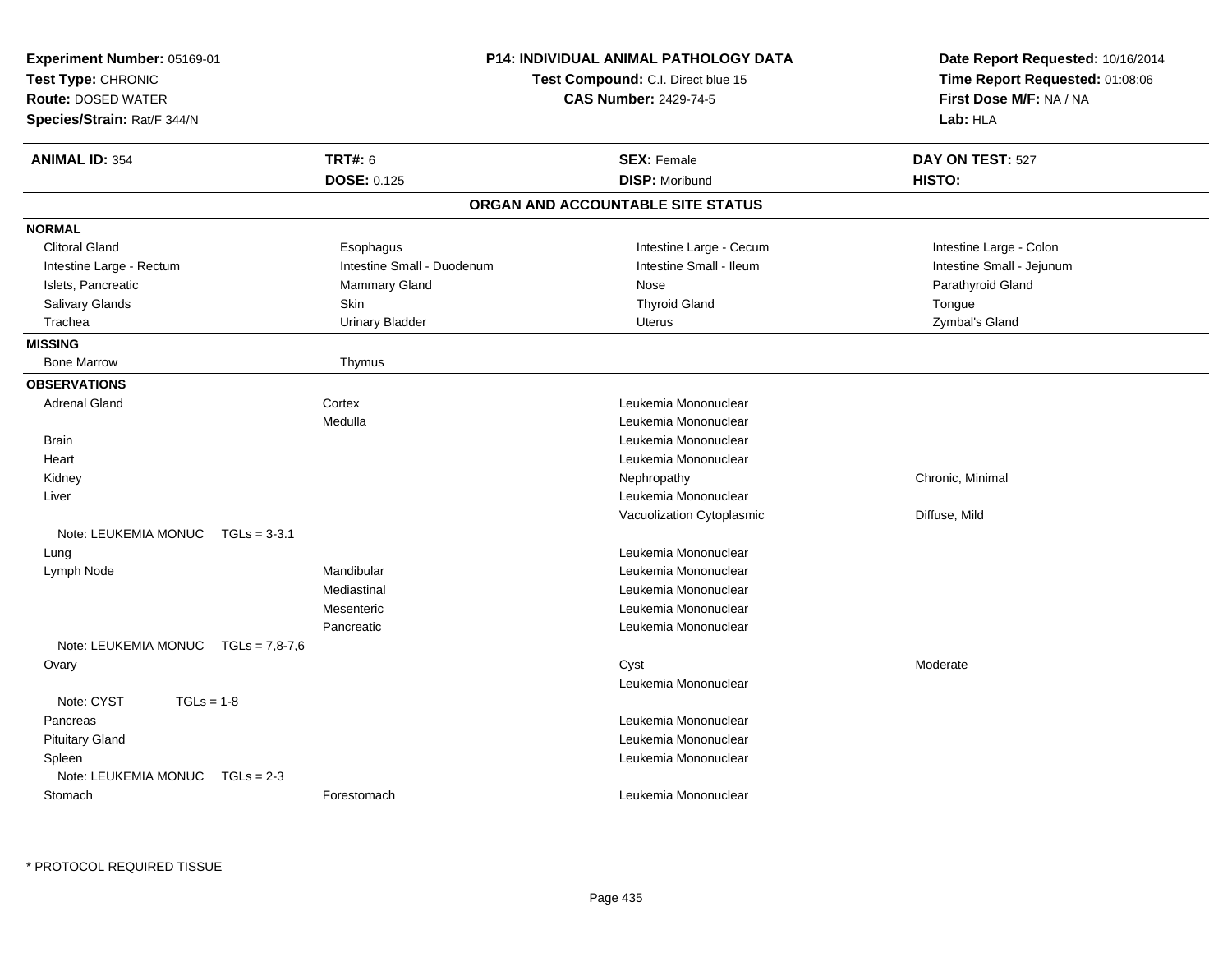**Experiment Number:** 05169-01
**Test Type:** CHRONIC
**Route:** DOSED WATER
**Species/Strain:** Rat/F 344/N

**P14: INDIVIDUAL ANIMAL PATHOLOGY DATA**
**Test Compound:** C.I. Direct blue 15
**CAS Number:** 2429-74-5

**Date Report Requested:** 10/16/2014
**Time Report Requested:** 01:08:06
**First Dose M/F:** NA / NA
**Lab:** HLA

| **ANIMAL ID:** 354 | **TRT#:** 6 | **SEX:** Female | **DAY ON TEST:** 527 |
|---|---|---|---|
| | **DOSE:** 0.125 | **DISP:** Moribund | **HISTO:** |

## ORGAN AND ACCOUNTABLE SITE STATUS

**NORMAL**

| | | | |
|---|---|---|---|
| Clitoral Gland | Esophagus | Intestine Large - Cecum | Intestine Large - Colon |
| Intestine Large - Rectum | Intestine Small - Duodenum | Intestine Small - Ileum | Intestine Small - Jejunum |
| Islets, Pancreatic | Mammary Gland | Nose | Parathyroid Gland |
| Salivary Glands | Skin | Thyroid Gland | Tongue |
| Trachea | Urinary Bladder | Uterus | Zymbal's Gland |

**MISSING**

| | |
|---|---|
| Bone Marrow | Thymus |

**OBSERVATIONS**

| Organ | Site | Observation | Severity |
|---|---|---|---|
| Adrenal Gland | Cortex | Leukemia Mononuclear | |
| | Medulla | Leukemia Mononuclear | |
| Brain | | Leukemia Mononuclear | |
| Heart | | Leukemia Mononuclear | |
| Kidney | | Nephropathy | Chronic, Minimal |
| Liver | | Leukemia Mononuclear | |
| | | Vacuolization Cytoplasmic | Diffuse, Mild |
| Note: LEUKEMIA MONUC TGLs = 3-3.1 | | | |
| Lung | | Leukemia Mononuclear | |
| Lymph Node | Mandibular | Leukemia Mononuclear | |
| | Mediastinal | Leukemia Mononuclear | |
| | Mesenteric | Leukemia Mononuclear | |
| | Pancreatic | Leukemia Mononuclear | |
| Note: LEUKEMIA MONUC TGLs = 7,8-7,6 | | | |
| Ovary | | Cyst | Moderate |
| | | Leukemia Mononuclear | |
| Note: CYST TGLs = 1-8 | | | |
| Pancreas | | Leukemia Mononuclear | |
| Pituitary Gland | | Leukemia Mononuclear | |
| Spleen | | Leukemia Mononuclear | |
| Note: LEUKEMIA MONUC TGLs = 2-3 | | | |
| Stomach | Forestomach | Leukemia Mononuclear | |

* PROTOCOL REQUIRED TISSUE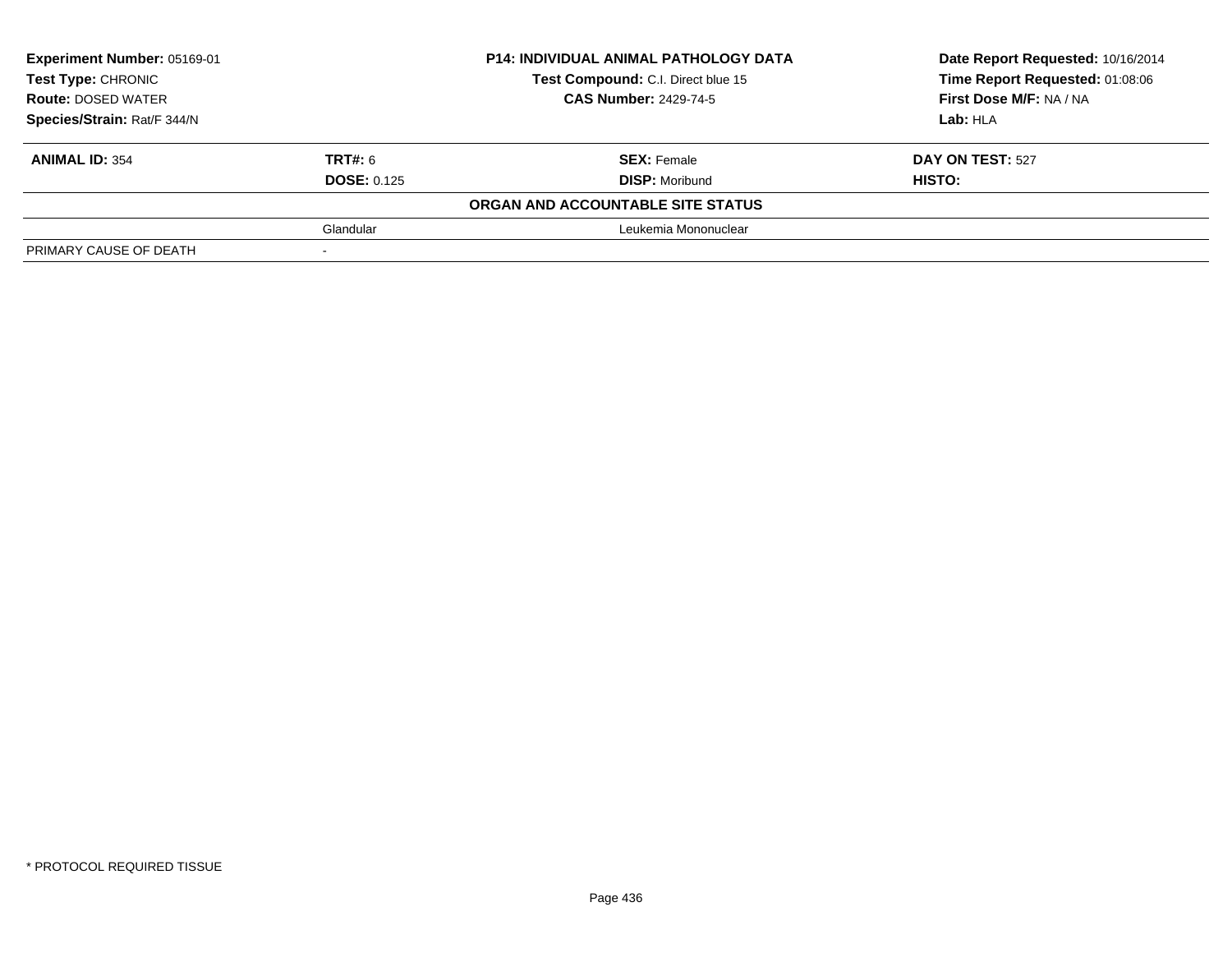**Experiment Number:** 05169-01
**Test Type:** CHRONIC
**Route:** DOSED WATER
**Species/Strain:** Rat/F 344/N

**P14: INDIVIDUAL ANIMAL PATHOLOGY DATA**
**Test Compound:** C.I. Direct blue 15
**CAS Number:** 2429-74-5

**Date Report Requested:** 10/16/2014
**Time Report Requested:** 01:08:06
**First Dose M/F:** NA / NA
**Lab:** HLA

| **ANIMAL ID:** 354 | **TRT#:** 6 | **SEX:** Female | **DAY ON TEST:** 527 |
|---|---|---|---|
| | **DOSE:** 0.125 | **DISP:** Moribund | **HISTO:** |
| | | **ORGAN AND ACCOUNTABLE SITE STATUS** | |
| | Glandular | Leukemia Mononuclear | |
| PRIMARY CAUSE OF DEATH | - | | |

* PROTOCOL REQUIRED TISSUE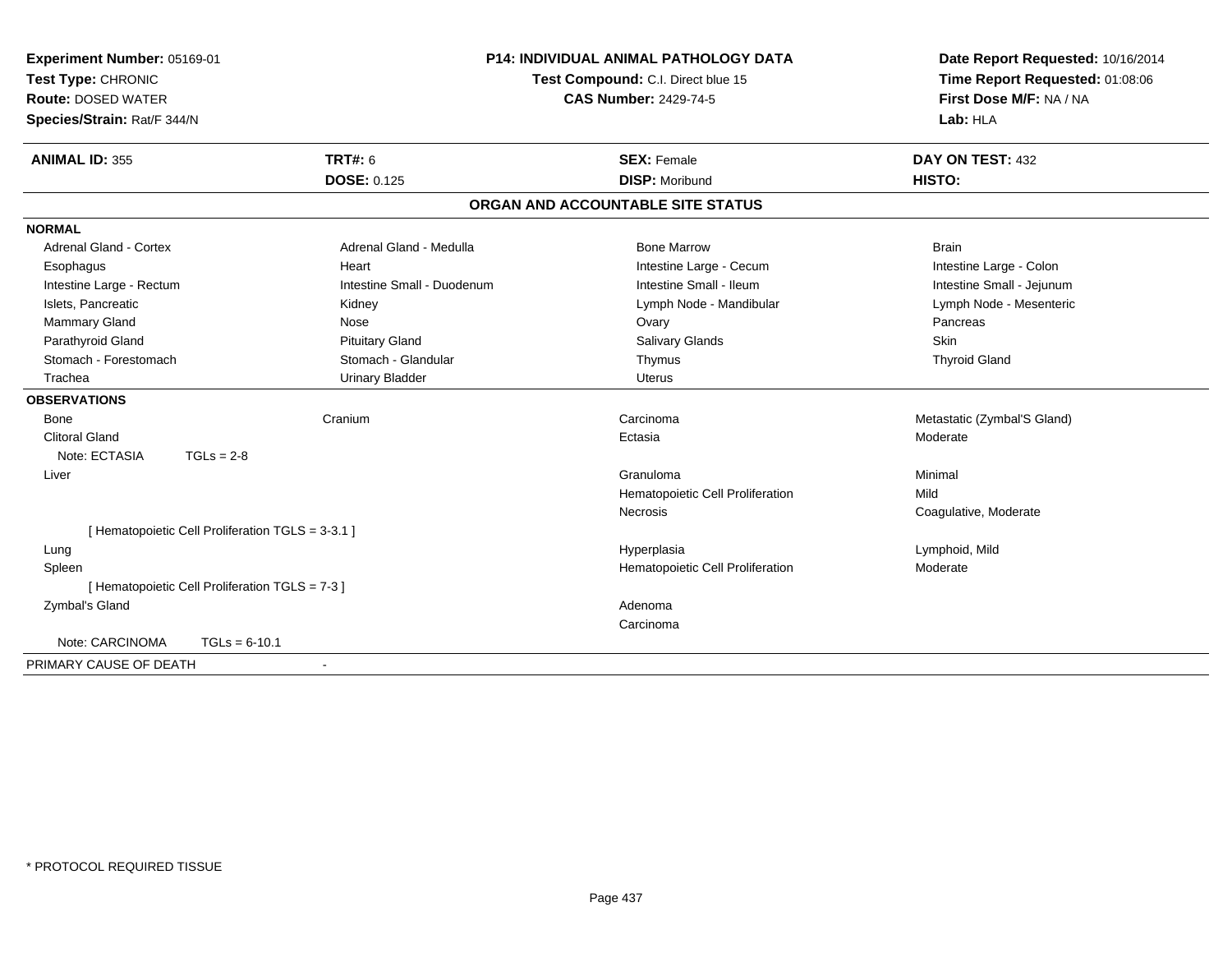**Experiment Number:** 05169-01
**Test Type:** CHRONIC
**Route:** DOSED WATER
**Species/Strain:** Rat/F 344/N

**P14: INDIVIDUAL ANIMAL PATHOLOGY DATA**
**Test Compound:** C.I. Direct blue 15
**CAS Number:** 2429-74-5

**Date Report Requested:** 10/16/2014
**Time Report Requested:** 01:08:06
**First Dose M/F:** NA / NA
**Lab:** HLA

| **ANIMAL ID:** 355 | **TRT#:** 6 | **SEX:** Female | **DAY ON TEST:** 432 |
|---|---|---|---|
| | **DOSE:** 0.125 | **DISP:** Moribund | **HISTO:** |

## ORGAN AND ACCOUNTABLE SITE STATUS

**NORMAL**

| | | | |
|---|---|---|---|
| Adrenal Gland - Cortex | Adrenal Gland - Medulla | Bone Marrow | Brain |
| Esophagus | Heart | Intestine Large - Cecum | Intestine Large - Colon |
| Intestine Large - Rectum | Intestine Small - Duodenum | Intestine Small - Ileum | Intestine Small - Jejunum |
| Islets, Pancreatic | Kidney | Lymph Node - Mandibular | Lymph Node - Mesenteric |
| Mammary Gland | Nose | Ovary | Pancreas |
| Parathyroid Gland | Pituitary Gland | Salivary Glands | Skin |
| Stomach - Forestomach | Stomach - Glandular | Thymus | Thyroid Gland |
| Trachea | Urinary Bladder | Uterus | |

**OBSERVATIONS**

| | | | |
|---|---|---|---|
| Bone | Cranium | Carcinoma | Metastatic (Zymbal'S Gland) |
| Clitoral Gland | | Ectasia | Moderate |
| Note: ECTASIA TGLs = 2-8 | | | |
| Liver | | Granuloma | Minimal |
| | | Hematopoietic Cell Proliferation | Mild |
| | | Necrosis | Coagulative, Moderate |
| [ Hematopoietic Cell Proliferation TGLS = 3-3.1 ] | | | |
| Lung | | Hyperplasia | Lymphoid, Mild |
| Spleen | | Hematopoietic Cell Proliferation | Moderate |
| [ Hematopoietic Cell Proliferation TGLS = 7-3 ] | | | |
| Zymbal's Gland | | Adenoma | |
| | | Carcinoma | |
| Note: CARCINOMA TGLs = 6-10.1 | | | |

PRIMARY CAUSE OF DEATH -

* PROTOCOL REQUIRED TISSUE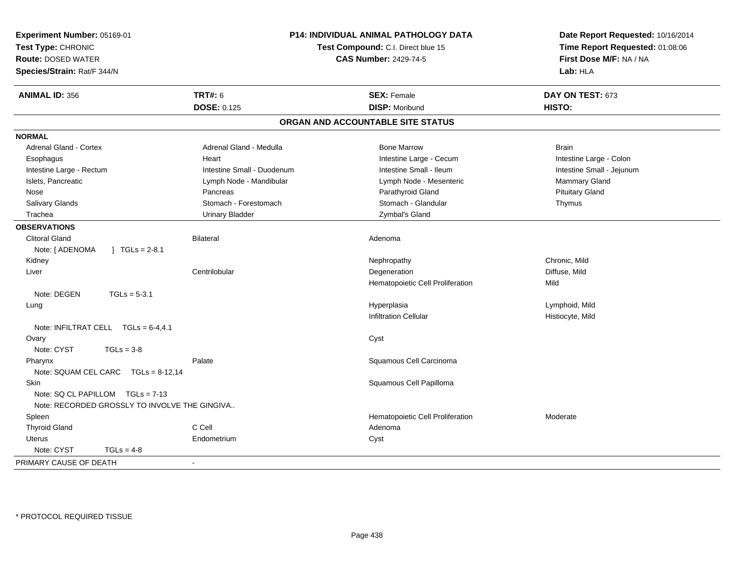**Experiment Number:** 05169-01
**Test Type:** CHRONIC
**Route:** DOSED WATER
**Species/Strain:** Rat/F 344/N

**P14: INDIVIDUAL ANIMAL PATHOLOGY DATA**
**Test Compound:** C.I. Direct blue 15
**CAS Number:** 2429-74-5

**Date Report Requested:** 10/16/2014
**Time Report Requested:** 01:08:06
**First Dose M/F:** NA / NA
**Lab:** HLA

| **ANIMAL ID:** 356 | **TRT#:** 6 | **SEX:** Female | **DAY ON TEST:** 673 |
|---|---|---|---|
| | **DOSE:** 0.125 | **DISP:** Moribund | **HISTO:** |

## ORGAN AND ACCOUNTABLE SITE STATUS

**NORMAL**

| | | | |
|---|---|---|---|
| Adrenal Gland - Cortex | Adrenal Gland - Medulla | Bone Marrow | Brain |
| Esophagus | Heart | Intestine Large - Cecum | Intestine Large - Colon |
| Intestine Large - Rectum | Intestine Small - Duodenum | Intestine Small - Ileum | Intestine Small - Jejunum |
| Islets, Pancreatic | Lymph Node - Mandibular | Lymph Node - Mesenteric | Mammary Gland |
| Nose | Pancreas | Parathyroid Gland | Pituitary Gland |
| Salivary Glands | Stomach - Forestomach | Stomach - Glandular | Thymus |
| Trachea | Urinary Bladder | Zymbal's Gland | |

**OBSERVATIONS**

| | | | |
|---|---|---|---|
| Clitoral Gland | Bilateral | Adenoma | |
| Note: [ ADENOMA ] TGLs = 2-8.1 | | | |
| Kidney | | Nephropathy | Chronic, Mild |
| Liver | Centrilobular | Degeneration | Diffuse, Mild |
| | | Hematopoietic Cell Proliferation | Mild |
| Note: DEGEN TGLs = 5-3.1 | | | |
| Lung | | Hyperplasia | Lymphoid, Mild |
| | | Infiltration Cellular | Histiocyte, Mild |
| Note: INFILTRAT CELL TGLs = 6-4,4.1 | | | |
| Ovary | | Cyst | |
| Note: CYST TGLs = 3-8 | | | |
| Pharynx | Palate | Squamous Cell Carcinoma | |
| Note: SQUAM CEL CARC TGLs = 8-12,14 | | | |
| Skin | | Squamous Cell Papilloma | |
| Note: SQ CL PAPILLOM TGLs = 7-13 | | | |
| Note: RECORDED GROSSLY TO INVOLVE THE GINGIVA.. | | | |
| Spleen | | Hematopoietic Cell Proliferation | Moderate |
| Thyroid Gland | C Cell | Adenoma | |
| Uterus | Endometrium | Cyst | |
| Note: CYST TGLs = 4-8 | | | |

| | |
|---|---|
| PRIMARY CAUSE OF DEATH | - |

\* PROTOCOL REQUIRED TISSUE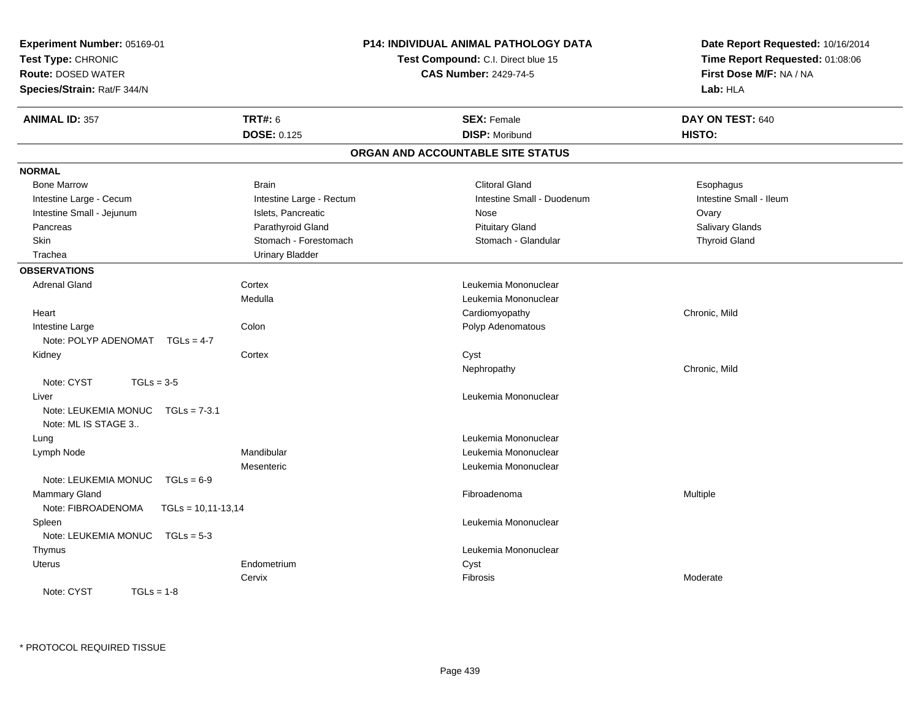**Experiment Number:** 05169-01
**Test Type:** CHRONIC
**Route:** DOSED WATER
**Species/Strain:** Rat/F 344/N

**P14: INDIVIDUAL ANIMAL PATHOLOGY DATA**
**Test Compound:** C.I. Direct blue 15
**CAS Number:** 2429-74-5

**Date Report Requested:** 10/16/2014
**Time Report Requested:** 01:08:06
**First Dose M/F:** NA / NA
**Lab:** HLA

| **ANIMAL ID:** 357 | **TRT#:** 6 | **SEX:** Female | **DAY ON TEST:** 640 |
|---|---|---|---|
| | **DOSE:** 0.125 | **DISP:** Moribund | **HISTO:** |

## ORGAN AND ACCOUNTABLE SITE STATUS

**NORMAL**

| | | | |
|---|---|---|---|
| Bone Marrow | Brain | Clitoral Gland | Esophagus |
| Intestine Large - Cecum | Intestine Large - Rectum | Intestine Small - Duodenum | Intestine Small - Ileum |
| Intestine Small - Jejunum | Islets, Pancreatic | Nose | Ovary |
| Pancreas | Parathyroid Gland | Pituitary Gland | Salivary Glands |
| Skin | Stomach - Forestomach | Stomach - Glandular | Thyroid Gland |
| Trachea | Urinary Bladder | | |

**OBSERVATIONS**

| Organ | Site | Observation | Qualifier |
|---|---|---|---|
| Adrenal Gland | Cortex | Leukemia Mononuclear | |
| | Medulla | Leukemia Mononuclear | |
| Heart | | Cardiomyopathy | Chronic, Mild |
| Intestine Large | Colon | Polyp Adenomatous | |
| Note: POLYP ADENOMAT TGLs = 4-7 | | | |
| Kidney | Cortex | Cyst | |
| | | Nephropathy | Chronic, Mild |
| Note: CYST TGLs = 3-5 | | | |
| Liver | | Leukemia Mononuclear | |
| Note: LEUKEMIA MONUC TGLs = 7-3.1 | | | |
| Note: ML IS STAGE 3.. | | | |
| Lung | | Leukemia Mononuclear | |
| Lymph Node | Mandibular | Leukemia Mononuclear | |
| | Mesenteric | Leukemia Mononuclear | |
| Note: LEUKEMIA MONUC TGLs = 6-9 | | | |
| Mammary Gland | | Fibroadenoma | Multiple |
| Note: FIBROADENOMA TGLs = 10,11-13,14 | | | |
| Spleen | | Leukemia Mononuclear | |
| Note: LEUKEMIA MONUC TGLs = 5-3 | | | |
| Thymus | | Leukemia Mononuclear | |
| Uterus | Endometrium | Cyst | |
| | Cervix | Fibrosis | Moderate |
| Note: CYST TGLs = 1-8 | | | |

\* PROTOCOL REQUIRED TISSUE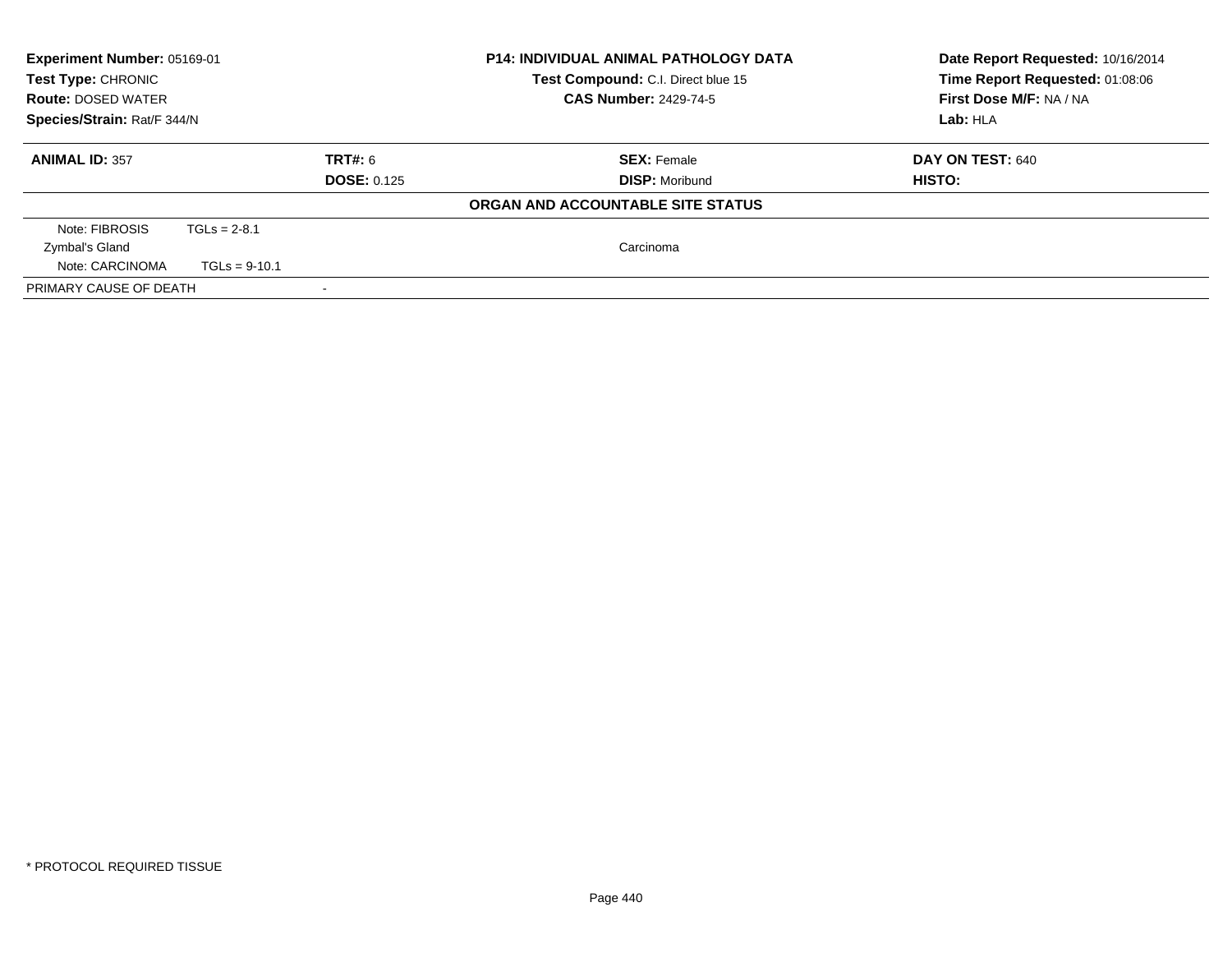| **Experiment Number:** 05169-01 | **P14: INDIVIDUAL ANIMAL PATHOLOGY DATA** | **Date Report Requested:** 10/16/2014 |
|---|---|---|
| **Test Type:** CHRONIC | **Test Compound:** C.I. Direct blue 15 | **Time Report Requested:** 01:08:06 |
| **Route:** DOSED WATER | **CAS Number:** 2429-74-5 | **First Dose M/F:** NA / NA |
| **Species/Strain:** Rat/F 344/N | | **Lab:** HLA |

| **ANIMAL ID:** 357 | **TRT#:** 6 | **SEX:** Female | **DAY ON TEST:** 640 |
|---|---|---|---|
| | **DOSE:** 0.125 | **DISP:** Moribund | **HISTO:** |

**ORGAN AND ACCOUNTABLE SITE STATUS**

| | | |
|---|---|---|
| Note: FIBROSIS TGLs = 2-8.1 | | |
| Zymbal's Gland | | Carcinoma |
| Note: CARCINOMA TGLs = 9-10.1 | | |
| PRIMARY CAUSE OF DEATH | - | |

* PROTOCOL REQUIRED TISSUE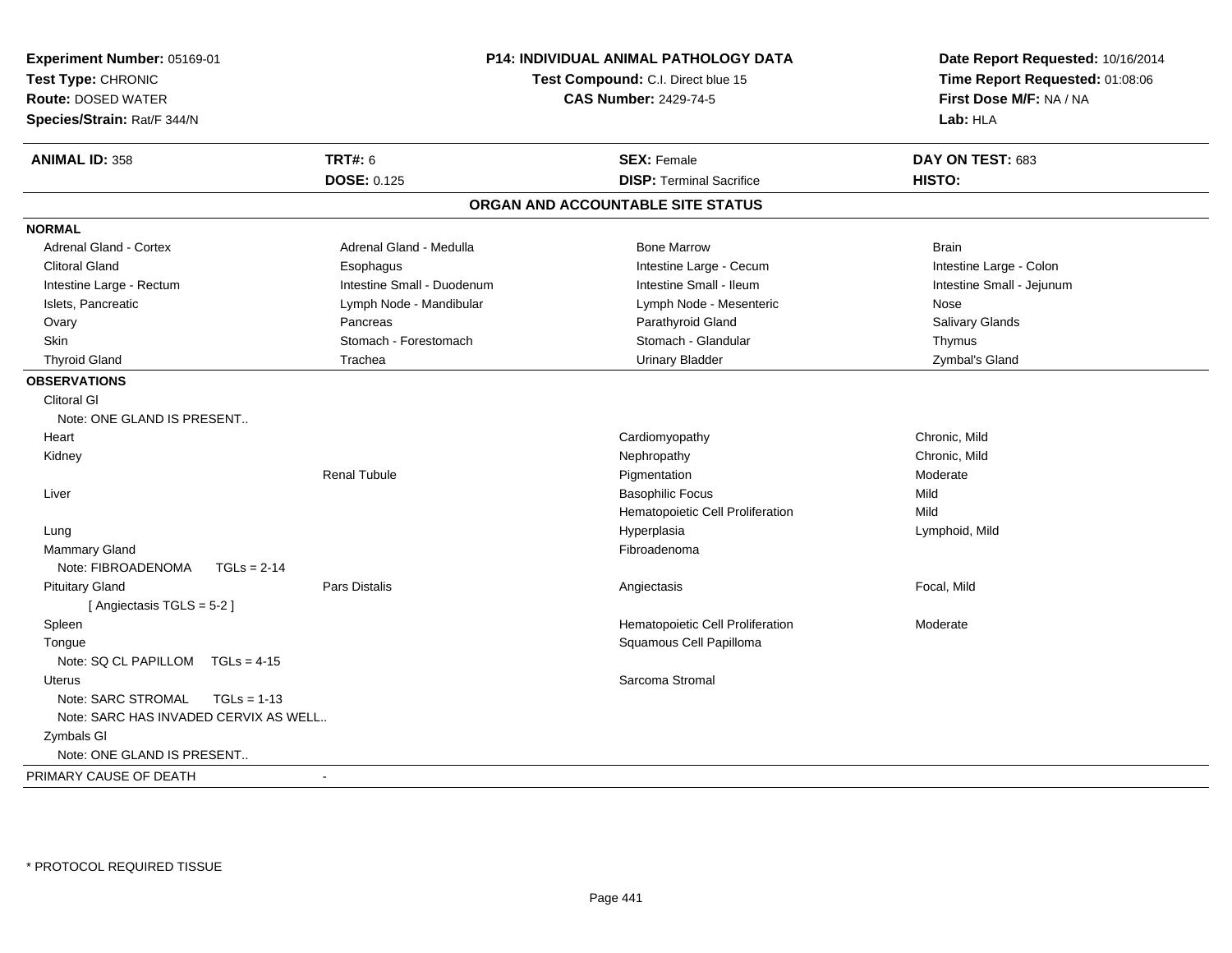**Experiment Number:** 05169-01
**Test Type:** CHRONIC
**Route:** DOSED WATER
**Species/Strain:** Rat/F 344/N

**P14: INDIVIDUAL ANIMAL PATHOLOGY DATA**
**Test Compound:** C.I. Direct blue 15
**CAS Number:** 2429-74-5

**Date Report Requested:** 10/16/2014
**Time Report Requested:** 01:08:06
**First Dose M/F:** NA / NA
**Lab:** HLA

| **ANIMAL ID:** 358 | **TRT#:** 6 | **SEX:** Female | **DAY ON TEST:** 683 |
|---|---|---|---|
| | **DOSE:** 0.125 | **DISP:** Terminal Sacrifice | **HISTO:** |

## ORGAN AND ACCOUNTABLE SITE STATUS

| | | | |
|---|---|---|---|
| **NORMAL** | | | |
| Adrenal Gland - Cortex | Adrenal Gland - Medulla | Bone Marrow | Brain |
| Clitoral Gland | Esophagus | Intestine Large - Cecum | Intestine Large - Colon |
| Intestine Large - Rectum | Intestine Small - Duodenum | Intestine Small - Ileum | Intestine Small - Jejunum |
| Islets, Pancreatic | Lymph Node - Mandibular | Lymph Node - Mesenteric | Nose |
| Ovary | Pancreas | Parathyroid Gland | Salivary Glands |
| Skin | Stomach - Forestomach | Stomach - Glandular | Thymus |
| Thyroid Gland | Trachea | Urinary Bladder | Zymbal's Gland |
| **OBSERVATIONS** | | | |
| Clitoral Gl | | | |
| Note: ONE GLAND IS PRESENT.. | | | |
| Heart | | Cardiomyopathy | Chronic, Mild |
| Kidney | | Nephropathy | Chronic, Mild |
| | Renal Tubule | Pigmentation | Moderate |
| Liver | | Basophilic Focus | Mild |
| | | Hematopoietic Cell Proliferation | Mild |
| Lung | | Hyperplasia | Lymphoid, Mild |
| Mammary Gland | | Fibroadenoma | |
| Note: FIBROADENOMA TGLs = 2-14 | | | |
| Pituitary Gland | Pars Distalis | Angiectasis | Focal, Mild |
| [ Angiectasis TGLS = 5-2 ] | | | |
| Spleen | | Hematopoietic Cell Proliferation | Moderate |
| Tongue | | Squamous Cell Papilloma | |
| Note: SQ CL PAPILLOM TGLs = 4-15 | | | |
| Uterus | | Sarcoma Stromal | |
| Note: SARC STROMAL TGLs = 1-13 | | | |
| Note: SARC HAS INVADED CERVIX AS WELL.. | | | |
| Zymbals Gl | | | |
| Note: ONE GLAND IS PRESENT.. | | | |
| PRIMARY CAUSE OF DEATH | - | | |

* PROTOCOL REQUIRED TISSUE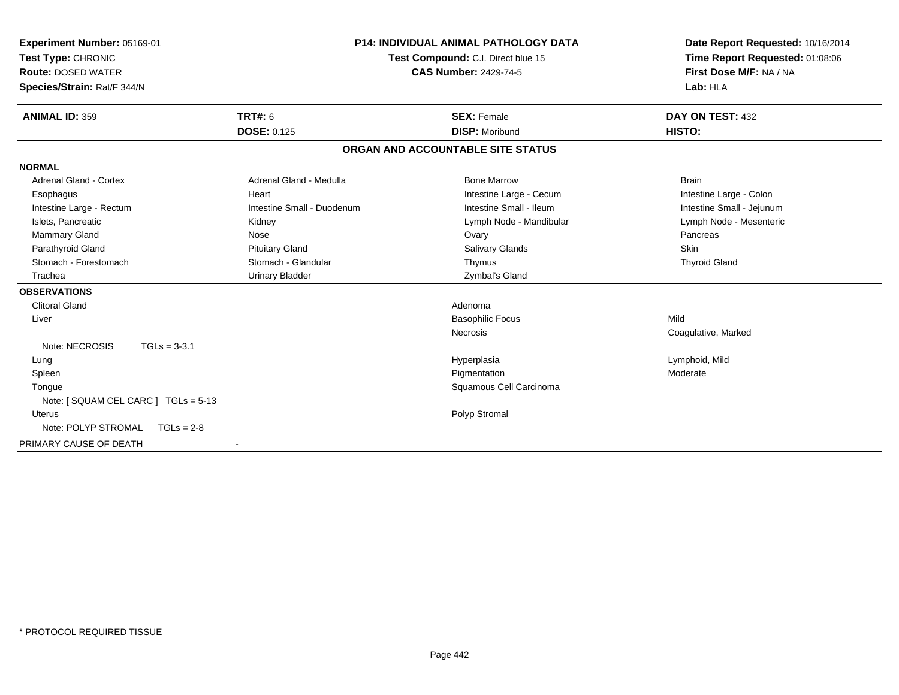**Experiment Number:** 05169-01
**Test Type:** CHRONIC
**Route:** DOSED WATER
**Species/Strain:** Rat/F 344/N

**P14: INDIVIDUAL ANIMAL PATHOLOGY DATA**
**Test Compound:** C.I. Direct blue 15
**CAS Number:** 2429-74-5

**Date Report Requested:** 10/16/2014
**Time Report Requested:** 01:08:06
**First Dose M/F:** NA / NA
**Lab:** HLA

| **ANIMAL ID:** 359 | **TRT#:** 6 | **SEX:** Female | **DAY ON TEST:** 432 |
|---|---|---|---|
| | **DOSE:** 0.125 | **DISP:** Moribund | **HISTO:** |

## ORGAN AND ACCOUNTABLE SITE STATUS

**NORMAL**

| | | | |
|---|---|---|---|
| Adrenal Gland - Cortex | Adrenal Gland - Medulla | Bone Marrow | Brain |
| Esophagus | Heart | Intestine Large - Cecum | Intestine Large - Colon |
| Intestine Large - Rectum | Intestine Small - Duodenum | Intestine Small - Ileum | Intestine Small - Jejunum |
| Islets, Pancreatic | Kidney | Lymph Node - Mandibular | Lymph Node - Mesenteric |
| Mammary Gland | Nose | Ovary | Pancreas |
| Parathyroid Gland | Pituitary Gland | Salivary Glands | Skin |
| Stomach - Forestomach | Stomach - Glandular | Thymus | Thyroid Gland |
| Trachea | Urinary Bladder | Zymbal's Gland | |

**OBSERVATIONS**

| | | |
|---|---|---|
| Clitoral Gland | Adenoma | |
| Liver | Basophilic Focus | Mild |
| | Necrosis | Coagulative, Marked |
| Note: NECROSIS TGLs = 3-3.1 | | |
| Lung | Hyperplasia | Lymphoid, Mild |
| Spleen | Pigmentation | Moderate |
| Tongue | Squamous Cell Carcinoma | |
| Note: [ SQUAM CEL CARC ] TGLs = 5-13 | | |
| Uterus | Polyp Stromal | |
| Note: POLYP STROMAL TGLs = 2-8 | | |

PRIMARY CAUSE OF DEATH -

\* PROTOCOL REQUIRED TISSUE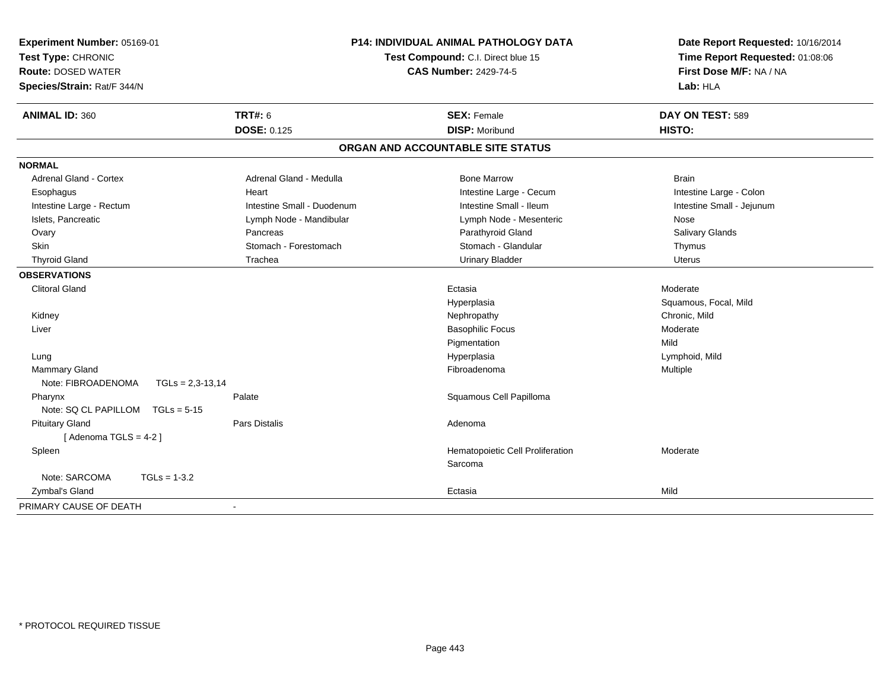**Experiment Number:** 05169-01
**Test Type:** CHRONIC
**Route:** DOSED WATER
**Species/Strain:** Rat/F 344/N

## P14: INDIVIDUAL ANIMAL PATHOLOGY DATA

**Test Compound:** C.I. Direct blue 15
**CAS Number:** 2429-74-5

**Date Report Requested:** 10/16/2014
**Time Report Requested:** 01:08:06
**First Dose M/F:** NA / NA
**Lab:** HLA

| **ANIMAL ID:** 360 | **TRT#:** 6 | **SEX:** Female | **DAY ON TEST:** 589 |
|---|---|---|---|
| | **DOSE:** 0.125 | **DISP:** Moribund | **HISTO:** |

### ORGAN AND ACCOUNTABLE SITE STATUS

**NORMAL**

| | | | |
|---|---|---|---|
| Adrenal Gland - Cortex | Adrenal Gland - Medulla | Bone Marrow | Brain |
| Esophagus | Heart | Intestine Large - Cecum | Intestine Large - Colon |
| Intestine Large - Rectum | Intestine Small - Duodenum | Intestine Small - Ileum | Intestine Small - Jejunum |
| Islets, Pancreatic | Lymph Node - Mandibular | Lymph Node - Mesenteric | Nose |
| Ovary | Pancreas | Parathyroid Gland | Salivary Glands |
| Skin | Stomach - Forestomach | Stomach - Glandular | Thymus |
| Thyroid Gland | Trachea | Urinary Bladder | Uterus |

**OBSERVATIONS**

| | | | |
|---|---|---|---|
| Clitoral Gland | | Ectasia | Moderate |
| | | Hyperplasia | Squamous, Focal, Mild |
| Kidney | | Nephropathy | Chronic, Mild |
| Liver | | Basophilic Focus | Moderate |
| | | Pigmentation | Mild |
| Lung | | Hyperplasia | Lymphoid, Mild |
| Mammary Gland | | Fibroadenoma | Multiple |
| Note: FIBROADENOMA TGLs = 2,3-13,14 | | | |
| Pharynx | Palate | Squamous Cell Papilloma | |
| Note: SQ CL PAPILLOM TGLs = 5-15 | | | |
| Pituitary Gland | Pars Distalis | Adenoma | |
| [ Adenoma TGLS = 4-2 ] | | | |
| Spleen | | Hematopoietic Cell Proliferation | Moderate |
| | | Sarcoma | |
| Note: SARCOMA TGLs = 1-3.2 | | | |
| Zymbal's Gland | | Ectasia | Mild |

PRIMARY CAUSE OF DEATH -

* PROTOCOL REQUIRED TISSUE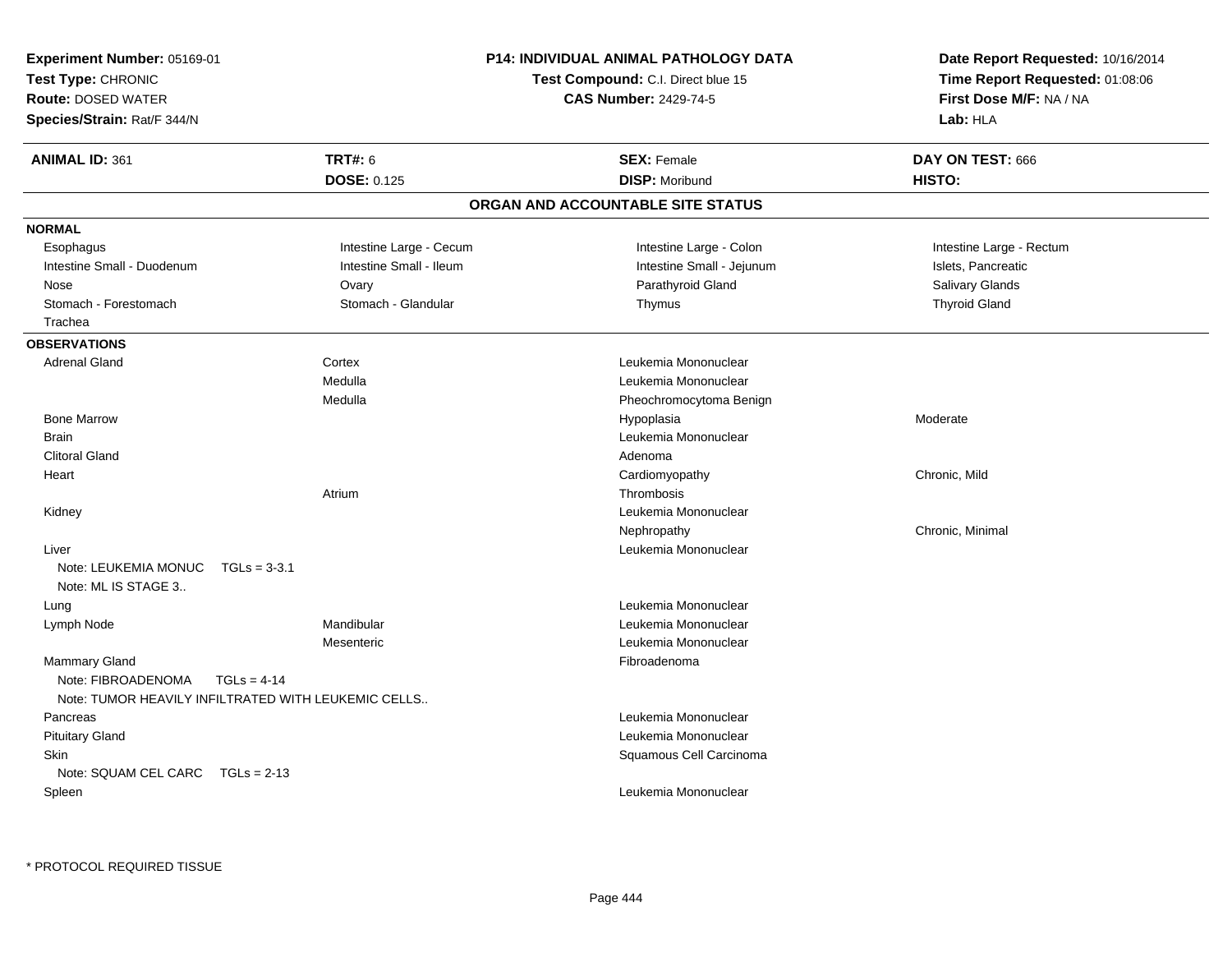**Experiment Number:** 05169-01
**Test Type:** CHRONIC
**Route:** DOSED WATER
**Species/Strain:** Rat/F 344/N

**P14: INDIVIDUAL ANIMAL PATHOLOGY DATA**
**Test Compound:** C.I. Direct blue 15
**CAS Number:** 2429-74-5

**Date Report Requested:** 10/16/2014
**Time Report Requested:** 01:08:06
**First Dose M/F:** NA / NA
**Lab:** HLA

| **ANIMAL ID:** 361 | **TRT#:** 6 | **SEX:** Female | **DAY ON TEST:** 666 |
|---|---|---|---|
| | **DOSE:** 0.125 | **DISP:** Moribund | **HISTO:** |

## ORGAN AND ACCOUNTABLE SITE STATUS

**NORMAL**

| | | | |
|---|---|---|---|
| Esophagus | Intestine Large - Cecum | Intestine Large - Colon | Intestine Large - Rectum |
| Intestine Small - Duodenum | Intestine Small - Ileum | Intestine Small - Jejunum | Islets, Pancreatic |
| Nose | Ovary | Parathyroid Gland | Salivary Glands |
| Stomach - Forestomach | Stomach - Glandular | Thymus | Thyroid Gland |
| Trachea | | | |

**OBSERVATIONS**

| Organ | Site | Observation | Severity |
|---|---|---|---|
| Adrenal Gland | Cortex | Leukemia Mononuclear | |
| | Medulla | Leukemia Mononuclear | |
| | Medulla | Pheochromocytoma Benign | |
| Bone Marrow | | Hypoplasia | Moderate |
| Brain | | Leukemia Mononuclear | |
| Clitoral Gland | | Adenoma | |
| Heart | | Cardiomyopathy | Chronic, Mild |
| | Atrium | Thrombosis | |
| Kidney | | Leukemia Mononuclear | |
| | | Nephropathy | Chronic, Minimal |
| Liver | | Leukemia Mononuclear | |
| Note: LEUKEMIA MONUC TGLs = 3-3.1 | | | |
| Note: ML IS STAGE 3.. | | | |
| Lung | | Leukemia Mononuclear | |
| Lymph Node | Mandibular | Leukemia Mononuclear | |
| | Mesenteric | Leukemia Mononuclear | |
| Mammary Gland | | Fibroadenoma | |
| Note: FIBROADENOMA TGLs = 4-14 | | | |
| Note: TUMOR HEAVILY INFILTRATED WITH LEUKEMIC CELLS.. | | | |
| Pancreas | | Leukemia Mononuclear | |
| Pituitary Gland | | Leukemia Mononuclear | |
| Skin | | Squamous Cell Carcinoma | |
| Note: SQUAM CEL CARC TGLs = 2-13 | | | |
| Spleen | | Leukemia Mononuclear | |

\* PROTOCOL REQUIRED TISSUE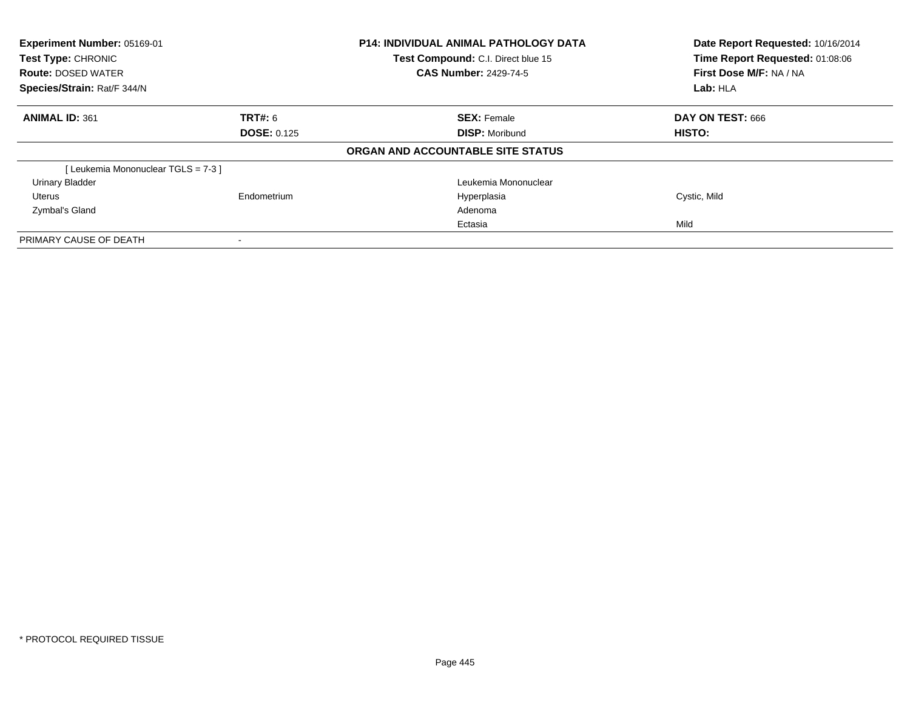| **Experiment Number:** 05169-01 | **P14: INDIVIDUAL ANIMAL PATHOLOGY DATA** | **Date Report Requested:** 10/16/2014 |
|---|---|---|
| **Test Type:** CHRONIC | **Test Compound:** C.I. Direct blue 15 | **Time Report Requested:** 01:08:06 |
| **Route:** DOSED WATER | **CAS Number:** 2429-74-5 | **First Dose M/F:** NA / NA |
| **Species/Strain:** Rat/F 344/N | | **Lab:** HLA |

| **ANIMAL ID:** 361 | **TRT#:** 6 | **SEX:** Female | **DAY ON TEST:** 666 |
|---|---|---|---|
| | **DOSE:** 0.125 | **DISP:** Moribund | **HISTO:** |

**ORGAN AND ACCOUNTABLE SITE STATUS**

| | | | |
|---|---|---|---|
| [ Leukemia Mononuclear TGLS = 7-3 ] | | | |
| Urinary Bladder | | Leukemia Mononuclear | |
| Uterus | Endometrium | Hyperplasia | Cystic, Mild |
| Zymbal's Gland | | Adenoma | |
| | | Ectasia | Mild |
| PRIMARY CAUSE OF DEATH | - | | |

* PROTOCOL REQUIRED TISSUE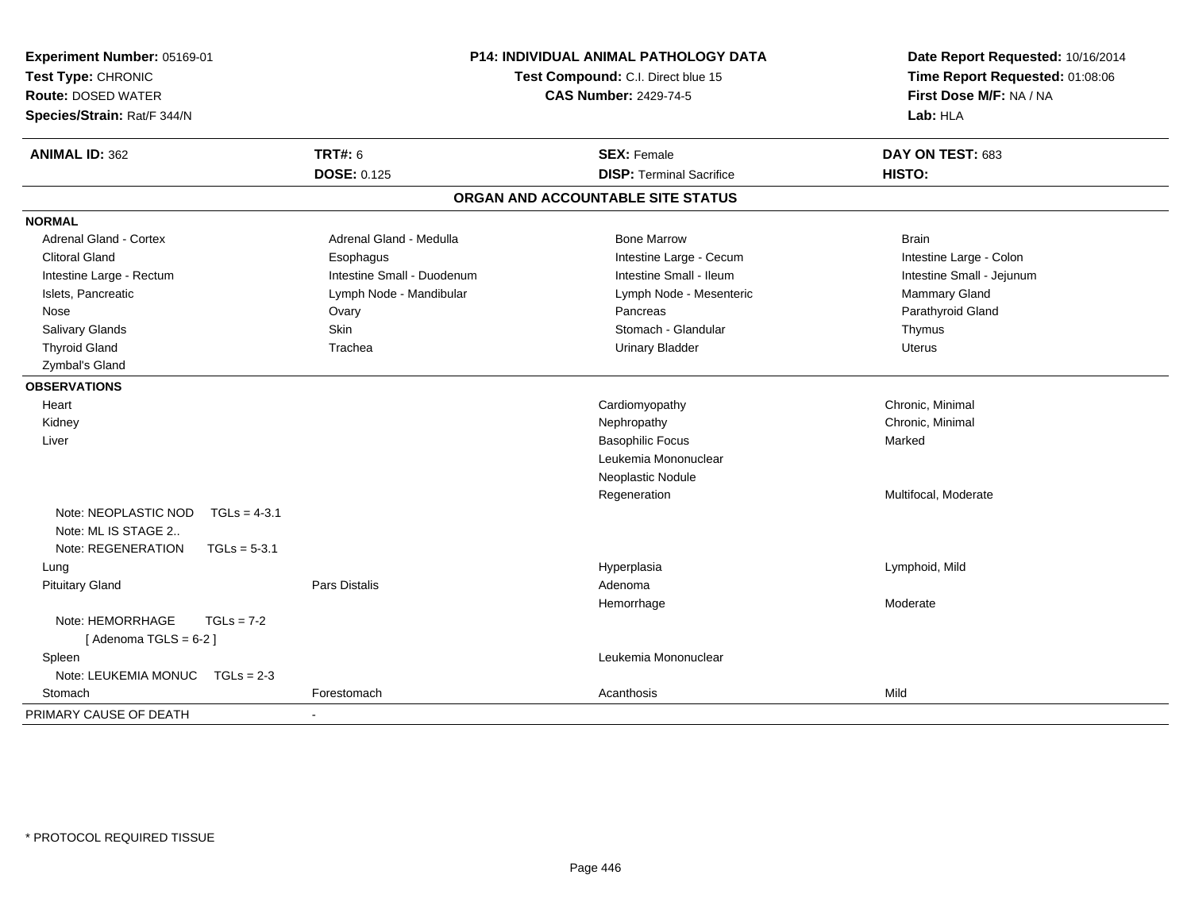**Experiment Number:** 05169-01
**Test Type:** CHRONIC
**Route:** DOSED WATER
**Species/Strain:** Rat/F 344/N

**P14: INDIVIDUAL ANIMAL PATHOLOGY DATA**
**Test Compound:** C.I. Direct blue 15
**CAS Number:** 2429-74-5

**Date Report Requested:** 10/16/2014
**Time Report Requested:** 01:08:06
**First Dose M/F:** NA / NA
**Lab:** HLA

| **ANIMAL ID:** 362 | **TRT#:** 6 | **SEX:** Female | **DAY ON TEST:** 683 |
|---|---|---|---|
| | **DOSE:** 0.125 | **DISP:** Terminal Sacrifice | **HISTO:** |

## ORGAN AND ACCOUNTABLE SITE STATUS

**NORMAL**

| | | | |
|---|---|---|---|
| Adrenal Gland - Cortex | Adrenal Gland - Medulla | Bone Marrow | Brain |
| Clitoral Gland | Esophagus | Intestine Large - Cecum | Intestine Large - Colon |
| Intestine Large - Rectum | Intestine Small - Duodenum | Intestine Small - Ileum | Intestine Small - Jejunum |
| Islets, Pancreatic | Lymph Node - Mandibular | Lymph Node - Mesenteric | Mammary Gland |
| Nose | Ovary | Pancreas | Parathyroid Gland |
| Salivary Glands | Skin | Stomach - Glandular | Thymus |
| Thyroid Gland | Trachea | Urinary Bladder | Uterus |
| Zymbal's Gland | | | |

**OBSERVATIONS**

| | | | |
|---|---|---|---|
| Heart | | Cardiomyopathy | Chronic, Minimal |
| Kidney | | Nephropathy | Chronic, Minimal |
| Liver | | Basophilic Focus | Marked |
| | | Leukemia Mononuclear | |
| | | Neoplastic Nodule | |
| | | Regeneration | Multifocal, Moderate |
| Note: NEOPLASTIC NOD TGLs = 4-3.1 | | | |
| Note: ML IS STAGE 2.. | | | |
| Note: REGENERATION TGLs = 5-3.1 | | | |
| Lung | | Hyperplasia | Lymphoid, Mild |
| Pituitary Gland | Pars Distalis | Adenoma | |
| | | Hemorrhage | Moderate |
| Note: HEMORRHAGE TGLs = 7-2 | | | |
| [ Adenoma TGLS = 6-2 ] | | | |
| Spleen | | Leukemia Mononuclear | |
| Note: LEUKEMIA MONUC TGLs = 2-3 | | | |
| Stomach | Forestomach | Acanthosis | Mild |

PRIMARY CAUSE OF DEATH -

* PROTOCOL REQUIRED TISSUE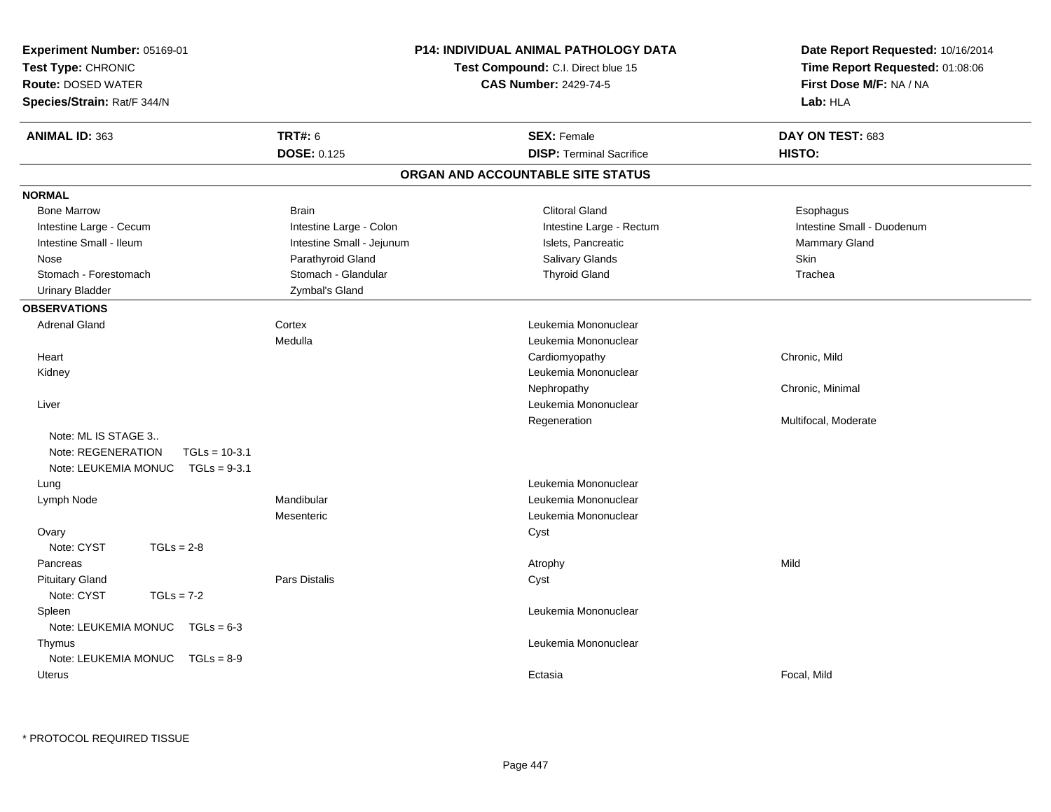**Experiment Number:** 05169-01
**Test Type:** CHRONIC
**Route:** DOSED WATER
**Species/Strain:** Rat/F 344/N

**P14: INDIVIDUAL ANIMAL PATHOLOGY DATA**
**Test Compound:** C.I. Direct blue 15
**CAS Number:** 2429-74-5

**Date Report Requested:** 10/16/2014
**Time Report Requested:** 01:08:06
**First Dose M/F:** NA / NA
**Lab:** HLA

| **ANIMAL ID:** 363 | **TRT#:** 6 | **SEX:** Female | **DAY ON TEST:** 683 |
|---|---|---|---|
| | **DOSE:** 0.125 | **DISP:** Terminal Sacrifice | **HISTO:** |

## ORGAN AND ACCOUNTABLE SITE STATUS

**NORMAL**

| | | | |
|---|---|---|---|
| Bone Marrow | Brain | Clitoral Gland | Esophagus |
| Intestine Large - Cecum | Intestine Large - Colon | Intestine Large - Rectum | Intestine Small - Duodenum |
| Intestine Small - Ileum | Intestine Small - Jejunum | Islets, Pancreatic | Mammary Gland |
| Nose | Parathyroid Gland | Salivary Glands | Skin |
| Stomach - Forestomach | Stomach - Glandular | Thyroid Gland | Trachea |
| Urinary Bladder | Zymbal's Gland | | |

**OBSERVATIONS**

| | | | |
|---|---|---|---|
| Adrenal Gland | Cortex | Leukemia Mononuclear | |
| | Medulla | Leukemia Mononuclear | |
| Heart | | Cardiomyopathy | Chronic, Mild |
| Kidney | | Leukemia Mononuclear | |
| | | Nephropathy | Chronic, Minimal |
| Liver | | Leukemia Mononuclear | |
| | | Regeneration | Multifocal, Moderate |
| Note: ML IS STAGE 3.. | | | |
| Note: REGENERATION TGLs = 10-3.1 | | | |
| Note: LEUKEMIA MONUC TGLs = 9-3.1 | | | |
| Lung | | Leukemia Mononuclear | |
| Lymph Node | Mandibular | Leukemia Mononuclear | |
| | Mesenteric | Leukemia Mononuclear | |
| Ovary | | Cyst | |
| Note: CYST TGLs = 2-8 | | | |
| Pancreas | | Atrophy | Mild |
| Pituitary Gland | Pars Distalis | Cyst | |
| Note: CYST TGLs = 7-2 | | | |
| Spleen | | Leukemia Mononuclear | |
| Note: LEUKEMIA MONUC TGLs = 6-3 | | | |
| Thymus | | Leukemia Mononuclear | |
| Note: LEUKEMIA MONUC TGLs = 8-9 | | | |
| Uterus | | Ectasia | Focal, Mild |

* PROTOCOL REQUIRED TISSUE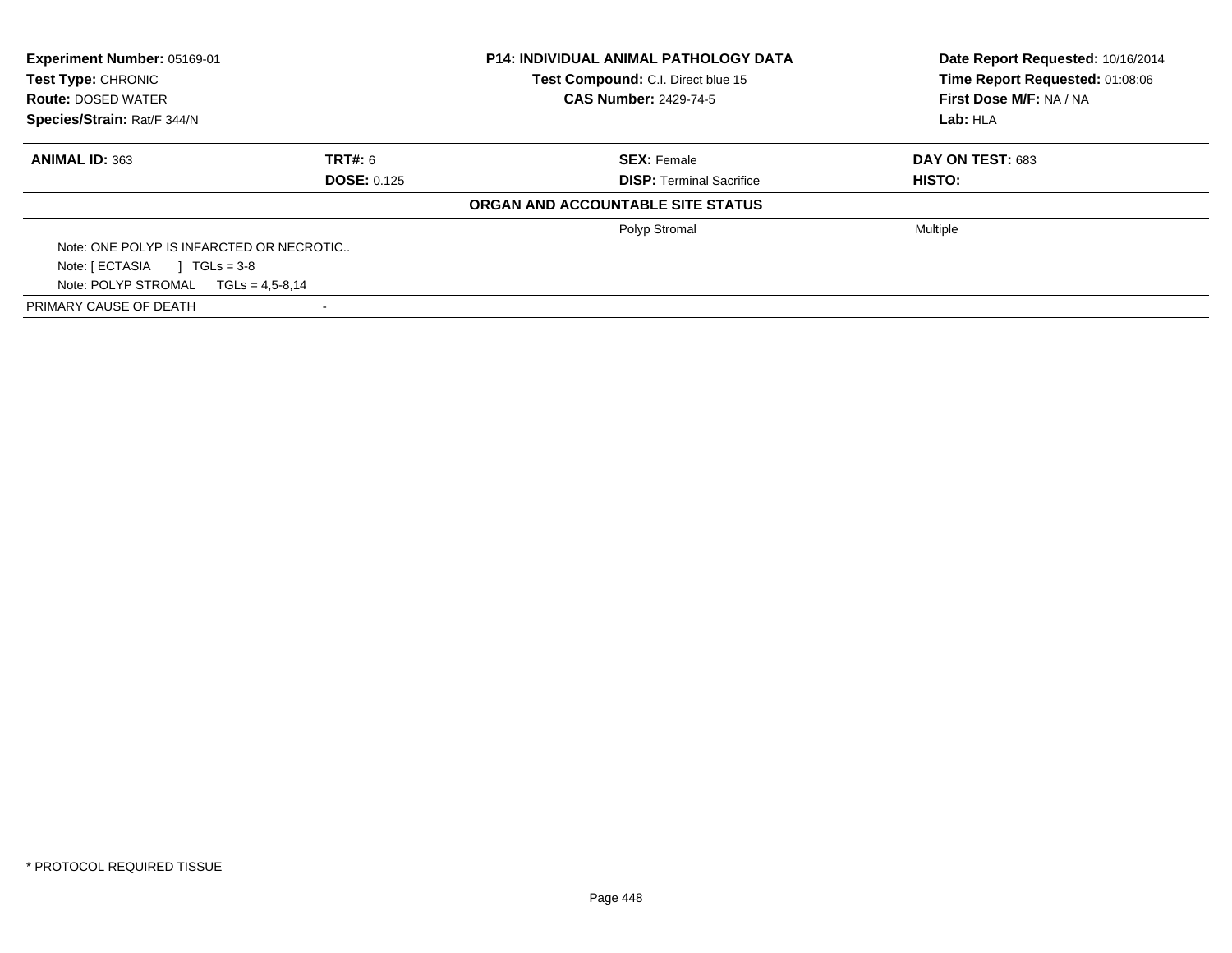**Experiment Number:** 05169-01
**Test Type:** CHRONIC
**Route:** DOSED WATER
**Species/Strain:** Rat/F 344/N

**P14: INDIVIDUAL ANIMAL PATHOLOGY DATA**
**Test Compound:** C.I. Direct blue 15
**CAS Number:** 2429-74-5

**Date Report Requested:** 10/16/2014
**Time Report Requested:** 01:08:06
**First Dose M/F:** NA / NA
**Lab:** HLA

| **ANIMAL ID:** 363 | **TRT#:** 6 | **SEX:** Female | **DAY ON TEST:** 683 |
|---|---|---|---|
| | **DOSE:** 0.125 | **DISP:** Terminal Sacrifice | **HISTO:** |

**ORGAN AND ACCOUNTABLE SITE STATUS**

| | | | |
|---|---|---|---|
| | | Polyp Stromal | Multiple |

Note: ONE POLYP IS INFARCTED OR NECROTIC..
Note: [ ECTASIA ] TGLs = 3-8
Note: POLYP STROMAL TGLs = 4,5-8,14

PRIMARY CAUSE OF DEATH -

* PROTOCOL REQUIRED TISSUE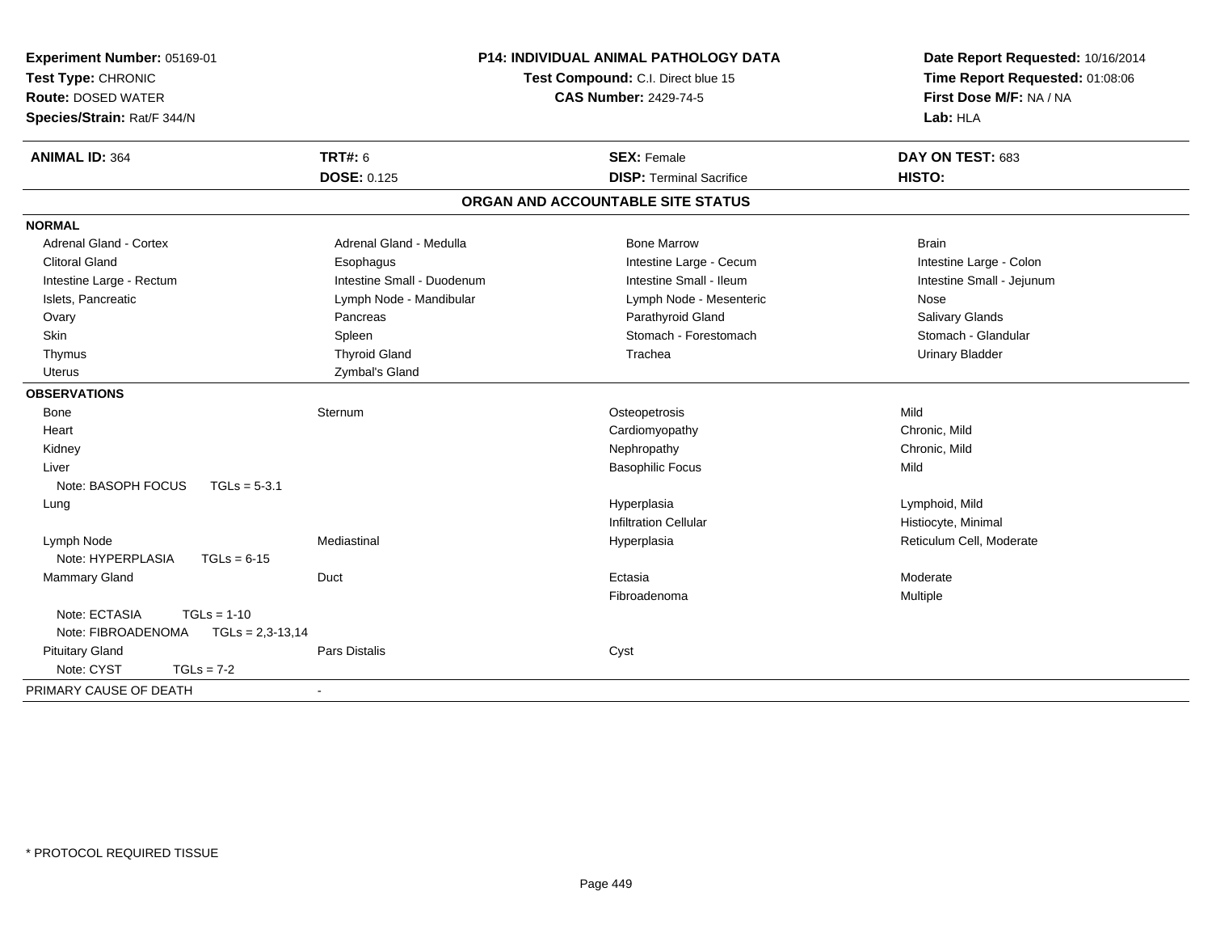**Experiment Number:** 05169-01
**Test Type:** CHRONIC
**Route:** DOSED WATER
**Species/Strain:** Rat/F 344/N

**P14: INDIVIDUAL ANIMAL PATHOLOGY DATA**
**Test Compound:** C.I. Direct blue 15
**CAS Number:** 2429-74-5

**Date Report Requested:** 10/16/2014
**Time Report Requested:** 01:08:06
**First Dose M/F:** NA / NA
**Lab:** HLA

| **ANIMAL ID:** 364 | **TRT#:** 6 | **SEX:** Female | **DAY ON TEST:** 683 |
|---|---|---|---|
| | **DOSE:** 0.125 | **DISP:** Terminal Sacrifice | **HISTO:** |

## ORGAN AND ACCOUNTABLE SITE STATUS

**NORMAL**

| | | | |
|---|---|---|---|
| Adrenal Gland - Cortex | Adrenal Gland - Medulla | Bone Marrow | Brain |
| Clitoral Gland | Esophagus | Intestine Large - Cecum | Intestine Large - Colon |
| Intestine Large - Rectum | Intestine Small - Duodenum | Intestine Small - Ileum | Intestine Small - Jejunum |
| Islets, Pancreatic | Lymph Node - Mandibular | Lymph Node - Mesenteric | Nose |
| Ovary | Pancreas | Parathyroid Gland | Salivary Glands |
| Skin | Spleen | Stomach - Forestomach | Stomach - Glandular |
| Thymus | Thyroid Gland | Trachea | Urinary Bladder |
| Uterus | Zymbal's Gland | | |

**OBSERVATIONS**

| | | | |
|---|---|---|---|
| Bone | Sternum | Osteopetrosis | Mild |
| Heart | | Cardiomyopathy | Chronic, Mild |
| Kidney | | Nephropathy | Chronic, Mild |
| Liver | | Basophilic Focus | Mild |
| Note: BASOPH FOCUS TGLs = 5-3.1 | | | |
| Lung | | Hyperplasia | Lymphoid, Mild |
| | | Infiltration Cellular | Histiocyte, Minimal |
| Lymph Node | Mediastinal | Hyperplasia | Reticulum Cell, Moderate |
| Note: HYPERPLASIA TGLs = 6-15 | | | |
| Mammary Gland | Duct | Ectasia | Moderate |
| | | Fibroadenoma | Multiple |
| Note: ECTASIA TGLs = 1-10 | | | |
| Note: FIBROADENOMA TGLs = 2,3-13,14 | | | |
| Pituitary Gland | Pars Distalis | Cyst | |
| Note: CYST TGLs = 7-2 | | | |

PRIMARY CAUSE OF DEATH -

\* PROTOCOL REQUIRED TISSUE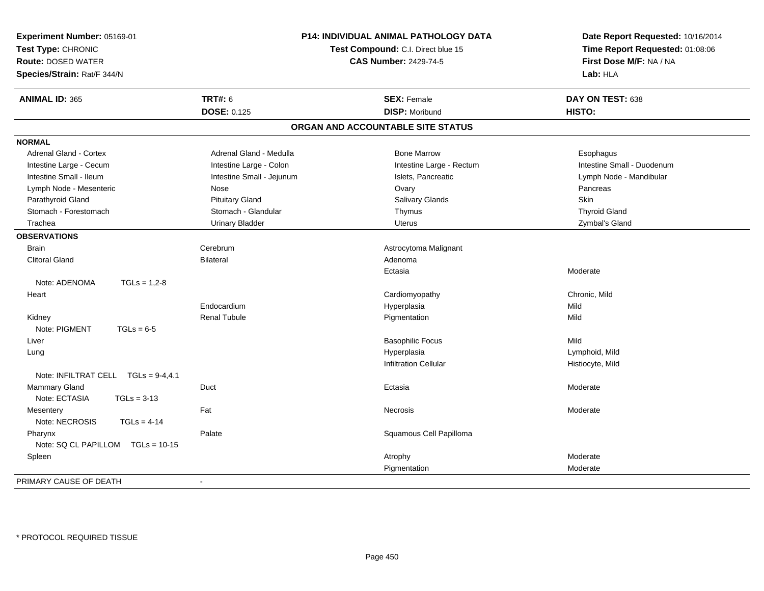**Experiment Number:** 05169-01
**Test Type:** CHRONIC
**Route:** DOSED WATER
**Species/Strain:** Rat/F 344/N

**P14: INDIVIDUAL ANIMAL PATHOLOGY DATA**
**Test Compound:** C.I. Direct blue 15
**CAS Number:** 2429-74-5

**Date Report Requested:** 10/16/2014
**Time Report Requested:** 01:08:06
**First Dose M/F:** NA / NA
**Lab:** HLA

| **ANIMAL ID:** 365 | **TRT#:** 6 | **SEX:** Female | **DAY ON TEST:** 638 |
|---|---|---|---|
| | **DOSE:** 0.125 | **DISP:** Moribund | **HISTO:** |

## ORGAN AND ACCOUNTABLE SITE STATUS

**NORMAL**

| | | | |
|---|---|---|---|
| Adrenal Gland - Cortex | Adrenal Gland - Medulla | Bone Marrow | Esophagus |
| Intestine Large - Cecum | Intestine Large - Colon | Intestine Large - Rectum | Intestine Small - Duodenum |
| Intestine Small - Ileum | Intestine Small - Jejunum | Islets, Pancreatic | Lymph Node - Mandibular |
| Lymph Node - Mesenteric | Nose | Ovary | Pancreas |
| Parathyroid Gland | Pituitary Gland | Salivary Glands | Skin |
| Stomach - Forestomach | Stomach - Glandular | Thymus | Thyroid Gland |
| Trachea | Urinary Bladder | Uterus | Zymbal's Gland |

**OBSERVATIONS**

| | | | |
|---|---|---|---|
| Brain | Cerebrum | Astrocytoma Malignant | |
| Clitoral Gland | Bilateral | Adenoma | |
| | | Ectasia | Moderate |
| Note: ADENOMA TGLs = 1,2-8 | | | |
| Heart | | Cardiomyopathy | Chronic, Mild |
| | Endocardium | Hyperplasia | Mild |
| Kidney | Renal Tubule | Pigmentation | Mild |
| Note: PIGMENT TGLs = 6-5 | | | |
| Liver | | Basophilic Focus | Mild |
| Lung | | Hyperplasia | Lymphoid, Mild |
| | | Infiltration Cellular | Histiocyte, Mild |
| Note: INFILTRAT CELL TGLs = 9-4,4.1 | | | |
| Mammary Gland | Duct | Ectasia | Moderate |
| Note: ECTASIA TGLs = 3-13 | | | |
| Mesentery | Fat | Necrosis | Moderate |
| Note: NECROSIS TGLs = 4-14 | | | |
| Pharynx | Palate | Squamous Cell Papilloma | |
| Note: SQ CL PAPILLOM TGLs = 10-15 | | | |
| Spleen | | Atrophy | Moderate |
| | | Pigmentation | Moderate |

PRIMARY CAUSE OF DEATH -

* PROTOCOL REQUIRED TISSUE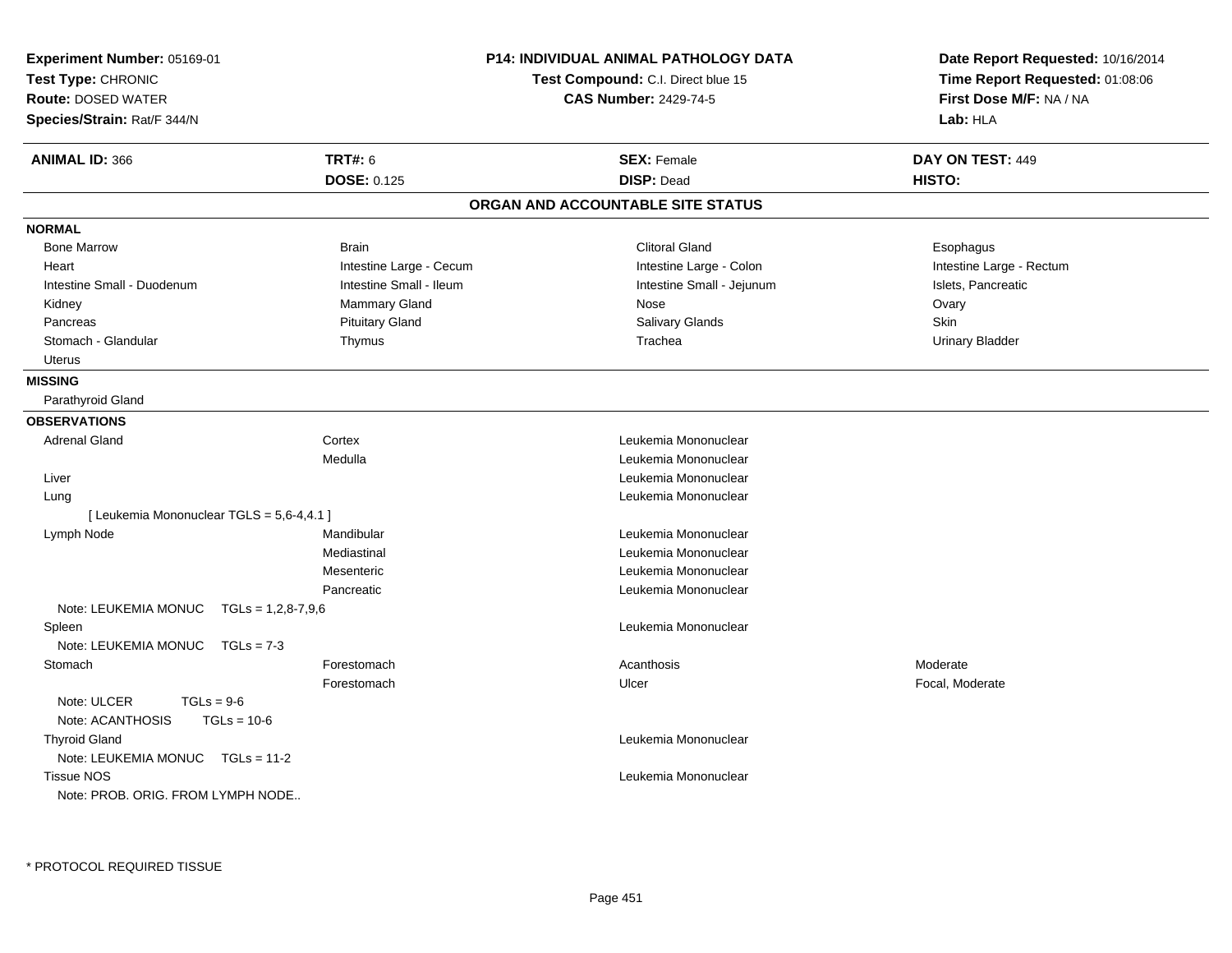**Experiment Number:** 05169-01
**Test Type:** CHRONIC
**Route:** DOSED WATER
**Species/Strain:** Rat/F 344/N

**P14: INDIVIDUAL ANIMAL PATHOLOGY DATA**
**Test Compound:** C.I. Direct blue 15
**CAS Number:** 2429-74-5

**Date Report Requested:** 10/16/2014
**Time Report Requested:** 01:08:06
**First Dose M/F:** NA / NA
**Lab:** HLA

| **ANIMAL ID:** 366 | **TRT#:** 6 | **SEX:** Female | **DAY ON TEST:** 449 |
|---|---|---|---|
| | **DOSE:** 0.125 | **DISP:** Dead | **HISTO:** |

## ORGAN AND ACCOUNTABLE SITE STATUS

### NORMAL

| | | | |
|---|---|---|---|
| Bone Marrow | Brain | Clitoral Gland | Esophagus |
| Heart | Intestine Large - Cecum | Intestine Large - Colon | Intestine Large - Rectum |
| Intestine Small - Duodenum | Intestine Small - Ileum | Intestine Small - Jejunum | Islets, Pancreatic |
| Kidney | Mammary Gland | Nose | Ovary |
| Pancreas | Pituitary Gland | Salivary Glands | Skin |
| Stomach - Glandular | Thymus | Trachea | Urinary Bladder |
| Uterus | | | |

### MISSING

Parathyroid Gland

### OBSERVATIONS

| | | | |
|---|---|---|---|
| Adrenal Gland | Cortex | Leukemia Mononuclear | |
| | Medulla | Leukemia Mononuclear | |
| Liver | | Leukemia Mononuclear | |
| Lung | | Leukemia Mononuclear | |
| [ Leukemia Mononuclear TGLS = 5,6-4,4.1 ] | | | |
| Lymph Node | Mandibular | Leukemia Mononuclear | |
| | Mediastinal | Leukemia Mononuclear | |
| | Mesenteric | Leukemia Mononuclear | |
| | Pancreatic | Leukemia Mononuclear | |
| Note: LEUKEMIA MONUC TGLs = 1,2,8-7,9,6 | | | |
| Spleen | | Leukemia Mononuclear | |
| Note: LEUKEMIA MONUC TGLs = 7-3 | | | |
| Stomach | Forestomach | Acanthosis | Moderate |
| | Forestomach | Ulcer | Focal, Moderate |
| Note: ULCER TGLs = 9-6 | | | |
| Note: ACANTHOSIS TGLs = 10-6 | | | |
| Thyroid Gland | | Leukemia Mononuclear | |
| Note: LEUKEMIA MONUC TGLs = 11-2 | | | |
| Tissue NOS | | Leukemia Mononuclear | |
| Note: PROB. ORIG. FROM LYMPH NODE.. | | | |

* PROTOCOL REQUIRED TISSUE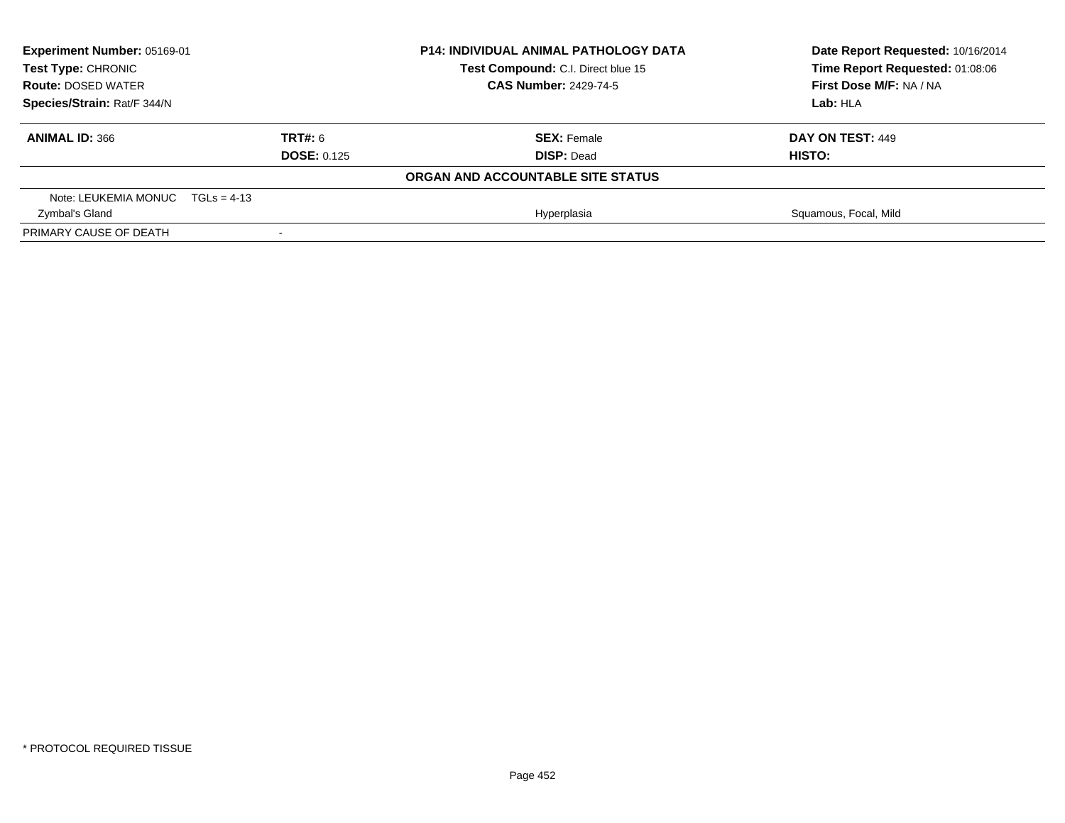**Experiment Number:** 05169-01
**Test Type:** CHRONIC
**Route:** DOSED WATER
**Species/Strain:** Rat/F 344/N

**P14: INDIVIDUAL ANIMAL PATHOLOGY DATA**
**Test Compound:** C.I. Direct blue 15
**CAS Number:** 2429-74-5

**Date Report Requested:** 10/16/2014
**Time Report Requested:** 01:08:06
**First Dose M/F:** NA / NA
**Lab:** HLA

| **ANIMAL ID:** 366 | **TRT#:** 6 | **SEX:** Female | **DAY ON TEST:** 449 |
|---|---|---|---|
| | **DOSE:** 0.125 | **DISP:** Dead | **HISTO:** |

**ORGAN AND ACCOUNTABLE SITE STATUS**

| | | | |
|---|---|---|---|
| Note: LEUKEMIA MONUC TGLs = 4-13 | | | |
| Zymbal's Gland | | Hyperplasia | Squamous, Focal, Mild |
| PRIMARY CAUSE OF DEATH | - | | |

* PROTOCOL REQUIRED TISSUE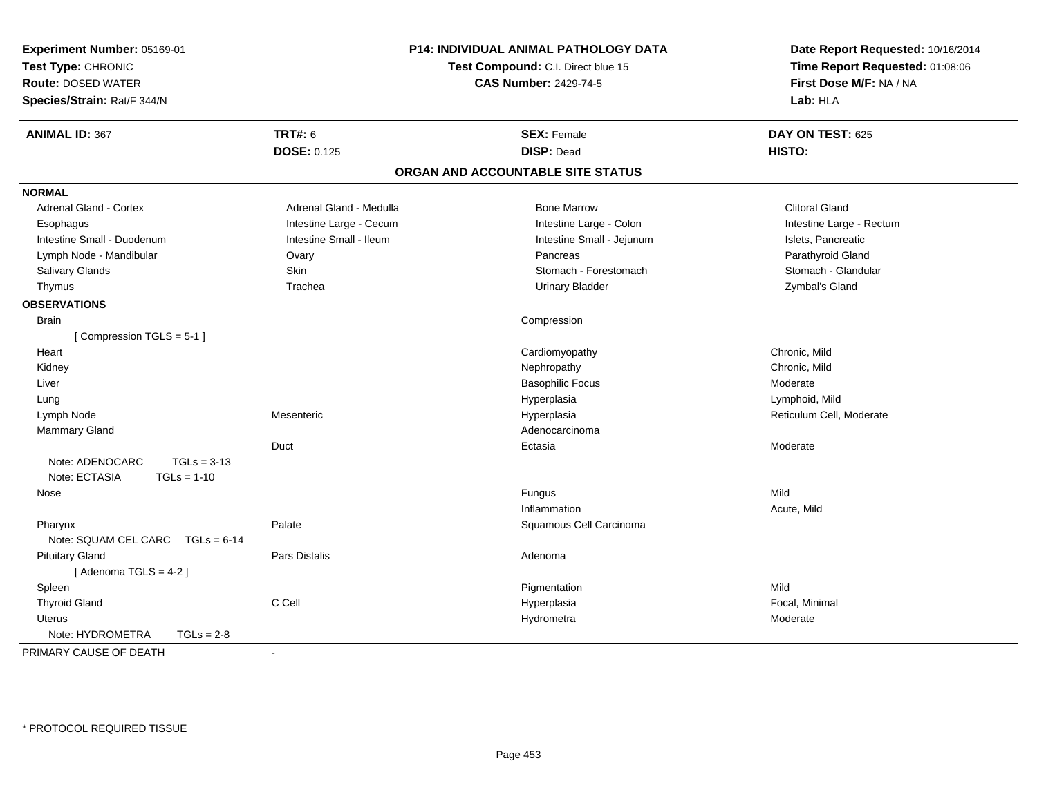**Experiment Number:** 05169-01
**Test Type:** CHRONIC
**Route:** DOSED WATER
**Species/Strain:** Rat/F 344/N

**P14: INDIVIDUAL ANIMAL PATHOLOGY DATA**
**Test Compound:** C.I. Direct blue 15
**CAS Number:** 2429-74-5

**Date Report Requested:** 10/16/2014
**Time Report Requested:** 01:08:06
**First Dose M/F:** NA / NA
**Lab:** HLA

| **ANIMAL ID:** 367 | **TRT#:** 6 | **SEX:** Female | **DAY ON TEST:** 625 |
|---|---|---|---|
| | **DOSE:** 0.125 | **DISP:** Dead | **HISTO:** |

## ORGAN AND ACCOUNTABLE SITE STATUS

**NORMAL**

| | | | |
|---|---|---|---|
| Adrenal Gland - Cortex | Adrenal Gland - Medulla | Bone Marrow | Clitoral Gland |
| Esophagus | Intestine Large - Cecum | Intestine Large - Colon | Intestine Large - Rectum |
| Intestine Small - Duodenum | Intestine Small - Ileum | Intestine Small - Jejunum | Islets, Pancreatic |
| Lymph Node - Mandibular | Ovary | Pancreas | Parathyroid Gland |
| Salivary Glands | Skin | Stomach - Forestomach | Stomach - Glandular |
| Thymus | Trachea | Urinary Bladder | Zymbal's Gland |

**OBSERVATIONS**

| | | | |
|---|---|---|---|
| Brain | | Compression | |
| [ Compression TGLS = 5-1 ] | | | |
| Heart | | Cardiomyopathy | Chronic, Mild |
| Kidney | | Nephropathy | Chronic, Mild |
| Liver | | Basophilic Focus | Moderate |
| Lung | | Hyperplasia | Lymphoid, Mild |
| Lymph Node | Mesenteric | Hyperplasia | Reticulum Cell, Moderate |
| Mammary Gland | | Adenocarcinoma | |
| | Duct | Ectasia | Moderate |
| Note: ADENOCARC TGLs = 3-13 | | | |
| Note: ECTASIA TGLs = 1-10 | | | |
| Nose | | Fungus | Mild |
| | | Inflammation | Acute, Mild |
| Pharynx | Palate | Squamous Cell Carcinoma | |
| Note: SQUAM CEL CARC TGLs = 6-14 | | | |
| Pituitary Gland | Pars Distalis | Adenoma | |
| [ Adenoma TGLS = 4-2 ] | | | |
| Spleen | | Pigmentation | Mild |
| Thyroid Gland | C Cell | Hyperplasia | Focal, Minimal |
| Uterus | | Hydrometra | Moderate |
| Note: HYDROMETRA TGLs = 2-8 | | | |

PRIMARY CAUSE OF DEATH -

\* PROTOCOL REQUIRED TISSUE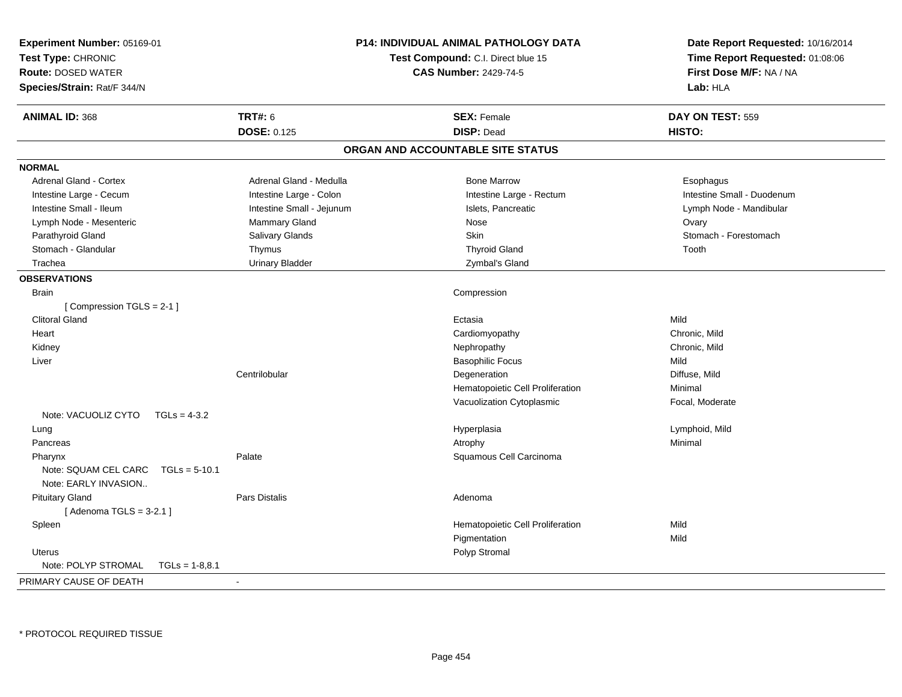**Experiment Number:** 05169-01
**Test Type:** CHRONIC
**Route:** DOSED WATER
**Species/Strain:** Rat/F 344/N

**P14: INDIVIDUAL ANIMAL PATHOLOGY DATA**
**Test Compound:** C.I. Direct blue 15
**CAS Number:** 2429-74-5

**Date Report Requested:** 10/16/2014
**Time Report Requested:** 01:08:06
**First Dose M/F:** NA / NA
**Lab:** HLA

| **ANIMAL ID:** 368 | **TRT#:** 6 | **SEX:** Female | **DAY ON TEST:** 559 |
|---|---|---|---|
| | **DOSE:** 0.125 | **DISP:** Dead | **HISTO:** |

## ORGAN AND ACCOUNTABLE SITE STATUS

**NORMAL**

| | | | |
|---|---|---|---|
| Adrenal Gland - Cortex | Adrenal Gland - Medulla | Bone Marrow | Esophagus |
| Intestine Large - Cecum | Intestine Large - Colon | Intestine Large - Rectum | Intestine Small - Duodenum |
| Intestine Small - Ileum | Intestine Small - Jejunum | Islets, Pancreatic | Lymph Node - Mandibular |
| Lymph Node - Mesenteric | Mammary Gland | Nose | Ovary |
| Parathyroid Gland | Salivary Glands | Skin | Stomach - Forestomach |
| Stomach - Glandular | Thymus | Thyroid Gland | Tooth |
| Trachea | Urinary Bladder | Zymbal's Gland | |

**OBSERVATIONS**

| | | | |
|---|---|---|---|
| Brain | | Compression | |
| [ Compression TGLS = 2-1 ] | | | |
| Clitoral Gland | | Ectasia | Mild |
| Heart | | Cardiomyopathy | Chronic, Mild |
| Kidney | | Nephropathy | Chronic, Mild |
| Liver | | Basophilic Focus | Mild |
| | Centrilobular | Degeneration | Diffuse, Mild |
| | | Hematopoietic Cell Proliferation | Minimal |
| | | Vacuolization Cytoplasmic | Focal, Moderate |
| Note: VACUOLIZ CYTO TGLs = 4-3.2 | | | |
| Lung | | Hyperplasia | Lymphoid, Mild |
| Pancreas | | Atrophy | Minimal |
| Pharynx | Palate | Squamous Cell Carcinoma | |
| Note: SQUAM CEL CARC TGLs = 5-10.1 | | | |
| Note: EARLY INVASION.. | | | |
| Pituitary Gland | Pars Distalis | Adenoma | |
| [ Adenoma TGLS = 3-2.1 ] | | | |
| Spleen | | Hematopoietic Cell Proliferation | Mild |
| | | Pigmentation | Mild |
| Uterus | | Polyp Stromal | |
| Note: POLYP STROMAL TGLs = 1-8,8.1 | | | |

PRIMARY CAUSE OF DEATH -

\* PROTOCOL REQUIRED TISSUE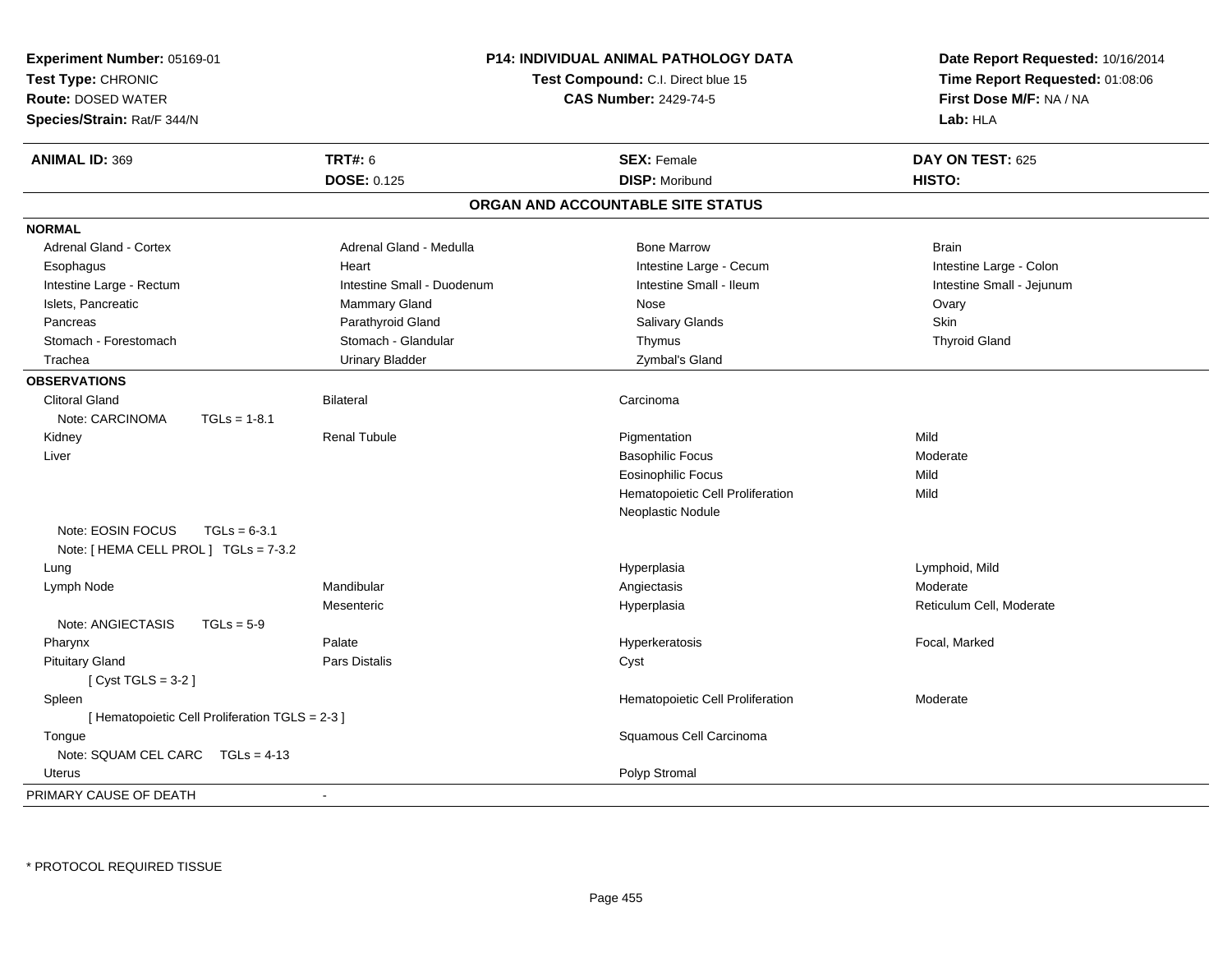**Experiment Number:** 05169-01
**Test Type:** CHRONIC
**Route:** DOSED WATER
**Species/Strain:** Rat/F 344/N

**P14: INDIVIDUAL ANIMAL PATHOLOGY DATA**
**Test Compound:** C.I. Direct blue 15
**CAS Number:** 2429-74-5

**Date Report Requested:** 10/16/2014
**Time Report Requested:** 01:08:06
**First Dose M/F:** NA / NA
**Lab:** HLA

| **ANIMAL ID:** 369 | **TRT#:** 6 | **SEX:** Female | **DAY ON TEST:** 625 |
|---|---|---|---|
| | **DOSE:** 0.125 | **DISP:** Moribund | **HISTO:** |

## ORGAN AND ACCOUNTABLE SITE STATUS

**NORMAL**

| | | | |
|---|---|---|---|
| Adrenal Gland - Cortex | Adrenal Gland - Medulla | Bone Marrow | Brain |
| Esophagus | Heart | Intestine Large - Cecum | Intestine Large - Colon |
| Intestine Large - Rectum | Intestine Small - Duodenum | Intestine Small - Ileum | Intestine Small - Jejunum |
| Islets, Pancreatic | Mammary Gland | Nose | Ovary |
| Pancreas | Parathyroid Gland | Salivary Glands | Skin |
| Stomach - Forestomach | Stomach - Glandular | Thymus | Thyroid Gland |
| Trachea | Urinary Bladder | Zymbal's Gland | |

**OBSERVATIONS**

| | | | |
|---|---|---|---|
| Clitoral Gland | Bilateral | Carcinoma | |
| Note: CARCINOMA TGLs = 1-8.1 | | | |
| Kidney | Renal Tubule | Pigmentation | Mild |
| Liver | | Basophilic Focus | Moderate |
| | | Eosinophilic Focus | Mild |
| | | Hematopoietic Cell Proliferation | Mild |
| | | Neoplastic Nodule | |
| Note: EOSIN FOCUS TGLs = 6-3.1 | | | |
| Note: [ HEMA CELL PROL ] TGLs = 7-3.2 | | | |
| Lung | | Hyperplasia | Lymphoid, Mild |
| Lymph Node | Mandibular | Angiectasis | Moderate |
| | Mesenteric | Hyperplasia | Reticulum Cell, Moderate |
| Note: ANGIECTASIS TGLs = 5-9 | | | |
| Pharynx | Palate | Hyperkeratosis | Focal, Marked |
| Pituitary Gland | Pars Distalis | Cyst | |
| [ Cyst TGLS = 3-2 ] | | | |
| Spleen | | Hematopoietic Cell Proliferation | Moderate |
| [ Hematopoietic Cell Proliferation TGLS = 2-3 ] | | | |
| Tongue | | Squamous Cell Carcinoma | |
| Note: SQUAM CEL CARC TGLs = 4-13 | | | |
| Uterus | | Polyp Stromal | |

PRIMARY CAUSE OF DEATH -

* PROTOCOL REQUIRED TISSUE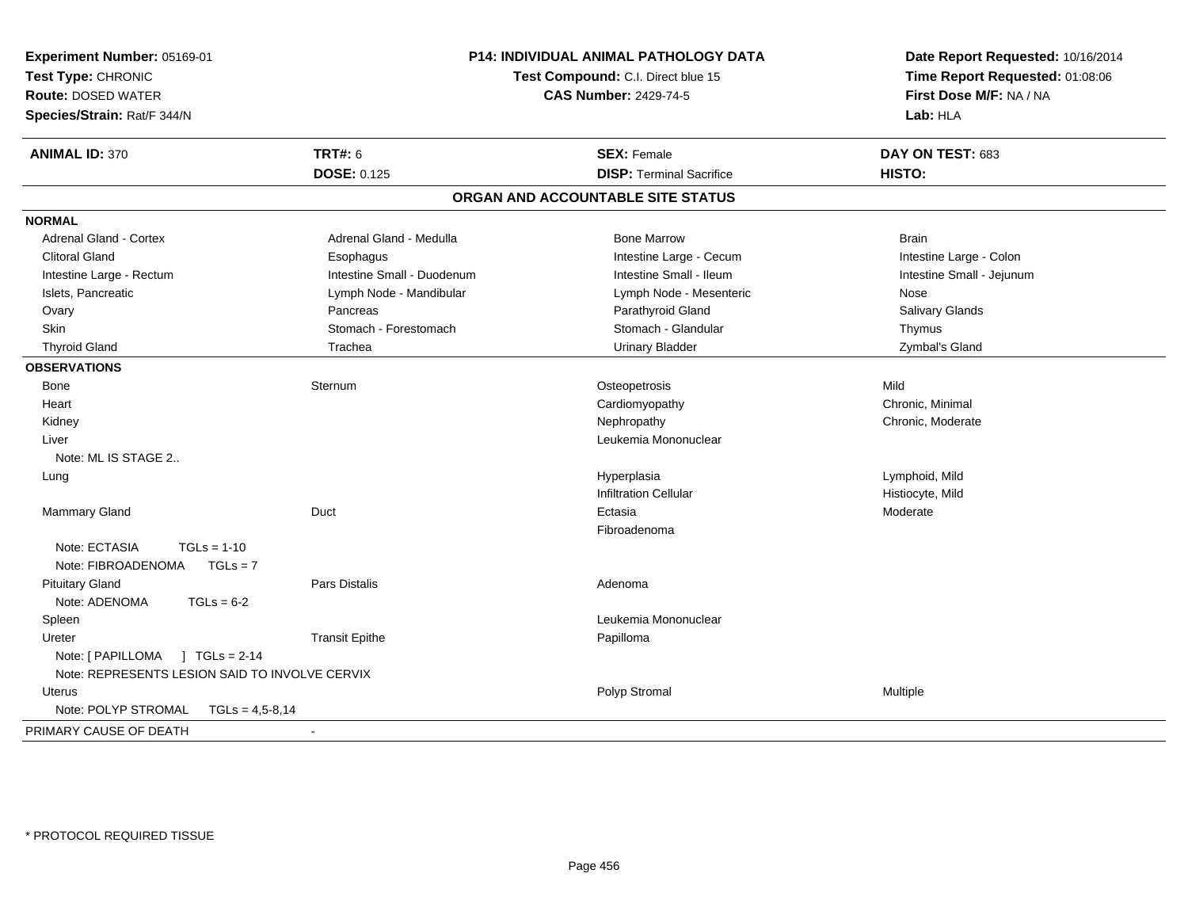**Experiment Number:** 05169-01
**Test Type:** CHRONIC
**Route:** DOSED WATER
**Species/Strain:** Rat/F 344/N

**P14: INDIVIDUAL ANIMAL PATHOLOGY DATA**
**Test Compound:** C.I. Direct blue 15
**CAS Number:** 2429-74-5

**Date Report Requested:** 10/16/2014
**Time Report Requested:** 01:08:06
**First Dose M/F:** NA / NA
**Lab:** HLA

| **ANIMAL ID:** 370 | **TRT#:** 6 | **SEX:** Female | **DAY ON TEST:** 683 |
|---|---|---|---|
| | **DOSE:** 0.125 | **DISP:** Terminal Sacrifice | **HISTO:** |

## ORGAN AND ACCOUNTABLE SITE STATUS

**NORMAL**

| | | | |
|---|---|---|---|
| Adrenal Gland - Cortex | Adrenal Gland - Medulla | Bone Marrow | Brain |
| Clitoral Gland | Esophagus | Intestine Large - Cecum | Intestine Large - Colon |
| Intestine Large - Rectum | Intestine Small - Duodenum | Intestine Small - Ileum | Intestine Small - Jejunum |
| Islets, Pancreatic | Lymph Node - Mandibular | Lymph Node - Mesenteric | Nose |
| Ovary | Pancreas | Parathyroid Gland | Salivary Glands |
| Skin | Stomach - Forestomach | Stomach - Glandular | Thymus |
| Thyroid Gland | Trachea | Urinary Bladder | Zymbal's Gland |

**OBSERVATIONS**

| | | | |
|---|---|---|---|
| Bone | Sternum | Osteopetrosis | Mild |
| Heart | | Cardiomyopathy | Chronic, Minimal |
| Kidney | | Nephropathy | Chronic, Moderate |
| Liver | | Leukemia Mononuclear | |
| Note: ML IS STAGE 2.. | | | |
| Lung | | Hyperplasia | Lymphoid, Mild |
| | | Infiltration Cellular | Histiocyte, Mild |
| Mammary Gland | Duct | Ectasia | Moderate |
| | | Fibroadenoma | |
| Note: ECTASIA TGLs = 1-10 | | | |
| Note: FIBROADENOMA TGLs = 7 | | | |
| Pituitary Gland | Pars Distalis | Adenoma | |
| Note: ADENOMA TGLs = 6-2 | | | |
| Spleen | | Leukemia Mononuclear | |
| Ureter | Transit Epithe | Papilloma | |
| Note: [ PAPILLOMA ] TGLs = 2-14 | | | |
| Note: REPRESENTS LESION SAID TO INVOLVE CERVIX | | | |
| Uterus | | Polyp Stromal | Multiple |
| Note: POLYP STROMAL TGLs = 4,5-8,14 | | | |

PRIMARY CAUSE OF DEATH -

\* PROTOCOL REQUIRED TISSUE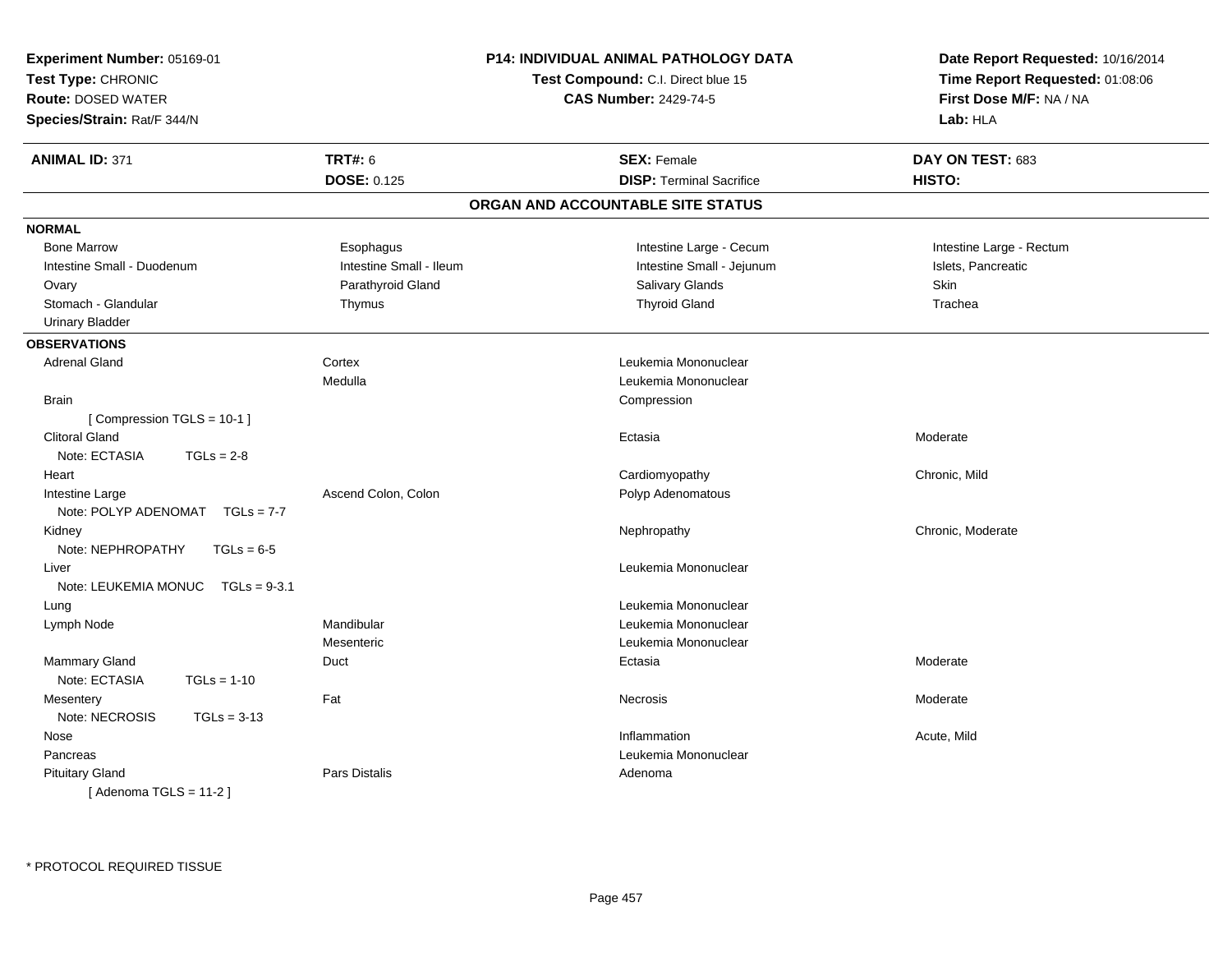**Experiment Number:** 05169-01
**Test Type:** CHRONIC
**Route:** DOSED WATER
**Species/Strain:** Rat/F 344/N

**P14: INDIVIDUAL ANIMAL PATHOLOGY DATA**
**Test Compound:** C.I. Direct blue 15
**CAS Number:** 2429-74-5

**Date Report Requested:** 10/16/2014
**Time Report Requested:** 01:08:06
**First Dose M/F:** NA / NA
**Lab:** HLA

| **ANIMAL ID:** 371 | **TRT#:** 6 | **SEX:** Female | **DAY ON TEST:** 683 |
|---|---|---|---|
| | **DOSE:** 0.125 | **DISP:** Terminal Sacrifice | **HISTO:** |

## ORGAN AND ACCOUNTABLE SITE STATUS

**NORMAL**

| | | | |
|---|---|---|---|
| Bone Marrow | Esophagus | Intestine Large - Cecum | Intestine Large - Rectum |
| Intestine Small - Duodenum | Intestine Small - Ileum | Intestine Small - Jejunum | Islets, Pancreatic |
| Ovary | Parathyroid Gland | Salivary Glands | Skin |
| Stomach - Glandular | Thymus | Thyroid Gland | Trachea |
| Urinary Bladder | | | |

**OBSERVATIONS**

| | | | |
|---|---|---|---|
| Adrenal Gland | Cortex | Leukemia Mononuclear | |
| | Medulla | Leukemia Mononuclear | |
| Brain | | Compression | |
| [ Compression TGLS = 10-1 ] | | | |
| Clitoral Gland | | Ectasia | Moderate |
| Note: ECTASIA TGLs = 2-8 | | | |
| Heart | | Cardiomyopathy | Chronic, Mild |
| Intestine Large | Ascend Colon, Colon | Polyp Adenomatous | |
| Note: POLYP ADENOMAT TGLs = 7-7 | | | |
| Kidney | | Nephropathy | Chronic, Moderate |
| Note: NEPHROPATHY TGLs = 6-5 | | | |
| Liver | | Leukemia Mononuclear | |
| Note: LEUKEMIA MONUC TGLs = 9-3.1 | | | |
| Lung | | Leukemia Mononuclear | |
| Lymph Node | Mandibular | Leukemia Mononuclear | |
| | Mesenteric | Leukemia Mononuclear | |
| Mammary Gland | Duct | Ectasia | Moderate |
| Note: ECTASIA TGLs = 1-10 | | | |
| Mesentery | Fat | Necrosis | Moderate |
| Note: NECROSIS TGLs = 3-13 | | | |
| Nose | | Inflammation | Acute, Mild |
| Pancreas | | Leukemia Mononuclear | |
| Pituitary Gland | Pars Distalis | Adenoma | |
| [ Adenoma TGLS = 11-2 ] | | | |

* PROTOCOL REQUIRED TISSUE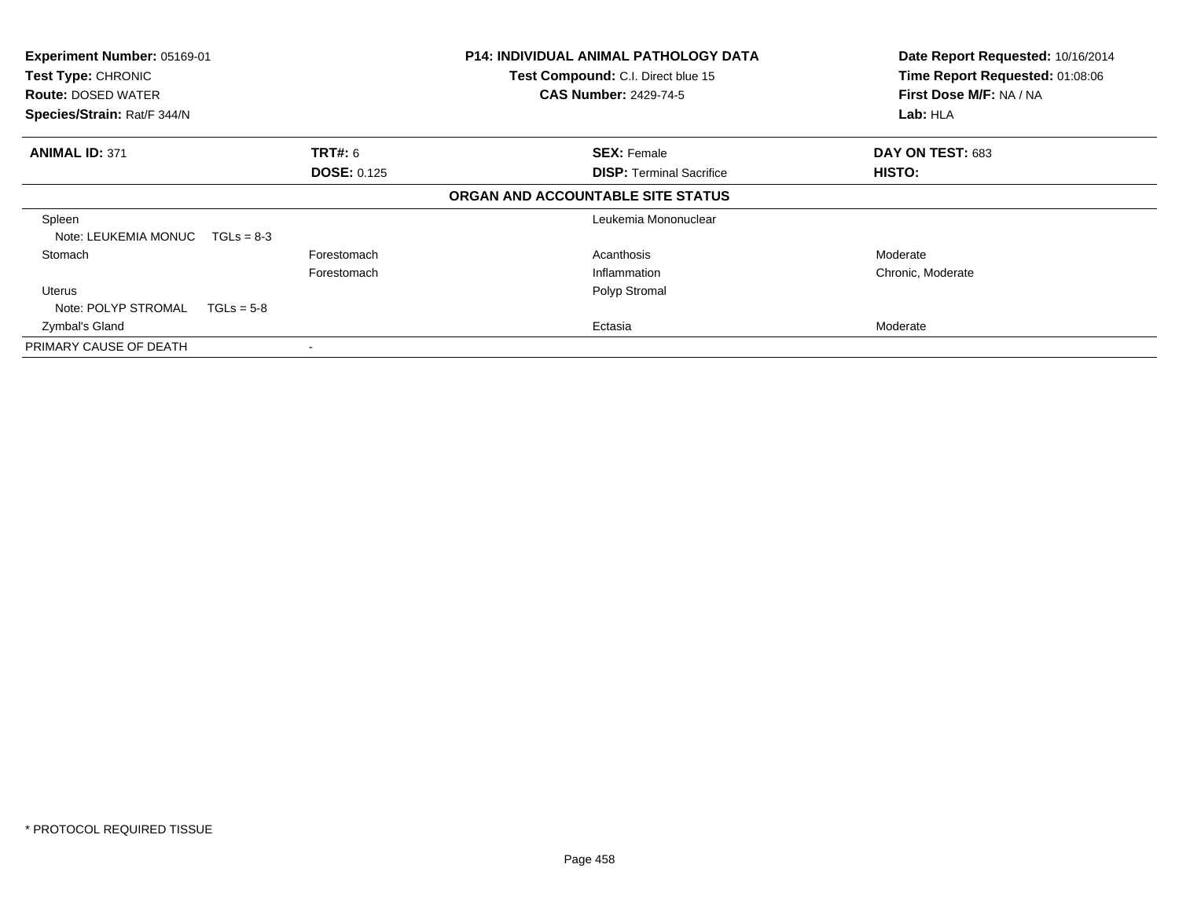**Experiment Number:** 05169-01
**Test Type:** CHRONIC
**Route:** DOSED WATER
**Species/Strain:** Rat/F 344/N

**P14: INDIVIDUAL ANIMAL PATHOLOGY DATA**
**Test Compound:** C.I. Direct blue 15
**CAS Number:** 2429-74-5

**Date Report Requested:** 10/16/2014
**Time Report Requested:** 01:08:06
**First Dose M/F:** NA / NA
**Lab:** HLA

| **ANIMAL ID:** 371 | **TRT#:** 6 | **SEX:** Female | **DAY ON TEST:** 683 |
|---|---|---|---|
| | **DOSE:** 0.125 | **DISP:** Terminal Sacrifice | **HISTO:** |

**ORGAN AND ACCOUNTABLE SITE STATUS**

| | | | |
|---|---|---|---|
| Spleen | | Leukemia Mononuclear | |
| Note: LEUKEMIA MONUC TGLs = 8-3 | | | |
| Stomach | Forestomach | Acanthosis | Moderate |
| | Forestomach | Inflammation | Chronic, Moderate |
| Uterus | | Polyp Stromal | |
| Note: POLYP STROMAL TGLs = 5-8 | | | |
| Zymbal's Gland | | Ectasia | Moderate |
| PRIMARY CAUSE OF DEATH | - | | |

* PROTOCOL REQUIRED TISSUE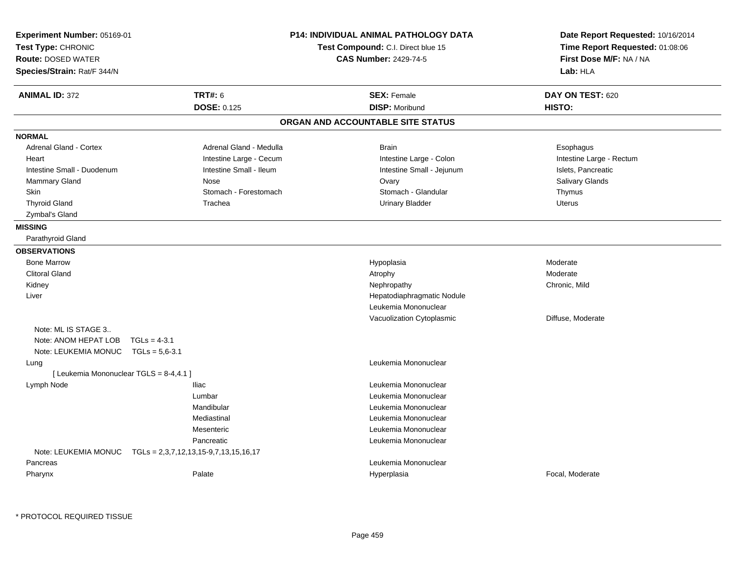**Experiment Number:** 05169-01
**Test Type:** CHRONIC
**Route:** DOSED WATER
**Species/Strain:** Rat/F 344/N

**P14: INDIVIDUAL ANIMAL PATHOLOGY DATA**
**Test Compound:** C.I. Direct blue 15
**CAS Number:** 2429-74-5

**Date Report Requested:** 10/16/2014
**Time Report Requested:** 01:08:06
**First Dose M/F:** NA / NA
**Lab:** HLA

| **ANIMAL ID:** 372 | **TRT#:** 6 | **SEX:** Female | **DAY ON TEST:** 620 |
|---|---|---|---|
| | **DOSE:** 0.125 | **DISP:** Moribund | **HISTO:** |

## ORGAN AND ACCOUNTABLE SITE STATUS

**NORMAL**

| | | | |
|---|---|---|---|
| Adrenal Gland - Cortex | Adrenal Gland - Medulla | Brain | Esophagus |
| Heart | Intestine Large - Cecum | Intestine Large - Colon | Intestine Large - Rectum |
| Intestine Small - Duodenum | Intestine Small - Ileum | Intestine Small - Jejunum | Islets, Pancreatic |
| Mammary Gland | Nose | Ovary | Salivary Glands |
| Skin | Stomach - Forestomach | Stomach - Glandular | Thymus |
| Thyroid Gland | Trachea | Urinary Bladder | Uterus |
| Zymbal's Gland | | | |

**MISSING**

Parathyroid Gland

**OBSERVATIONS**

| | | | |
|---|---|---|---|
| Bone Marrow | | Hypoplasia | Moderate |
| Clitoral Gland | | Atrophy | Moderate |
| Kidney | | Nephropathy | Chronic, Mild |
| Liver | | Hepatodiaphragmatic Nodule | |
| | | Leukemia Mononuclear | |
| | | Vacuolization Cytoplasmic | Diffuse, Moderate |
| Note: ML IS STAGE 3.. | | | |
| Note: ANOM HEPAT LOB TGLs = 4-3.1 | | | |
| Note: LEUKEMIA MONUC TGLs = 5,6-3.1 | | | |
| Lung | | Leukemia Mononuclear | |
| [ Leukemia Mononuclear TGLS = 8-4,4.1 ] | | | |
| Lymph Node | Iliac | Leukemia Mononuclear | |
| | Lumbar | Leukemia Mononuclear | |
| | Mandibular | Leukemia Mononuclear | |
| | Mediastinal | Leukemia Mononuclear | |
| | Mesenteric | Leukemia Mononuclear | |
| | Pancreatic | Leukemia Mononuclear | |
| Note: LEUKEMIA MONUC TGLs = 2,3,7,12,13,15-9,7,13,15,16,17 | | | |
| Pancreas | | Leukemia Mononuclear | |
| Pharynx | Palate | Hyperplasia | Focal, Moderate |

\* PROTOCOL REQUIRED TISSUE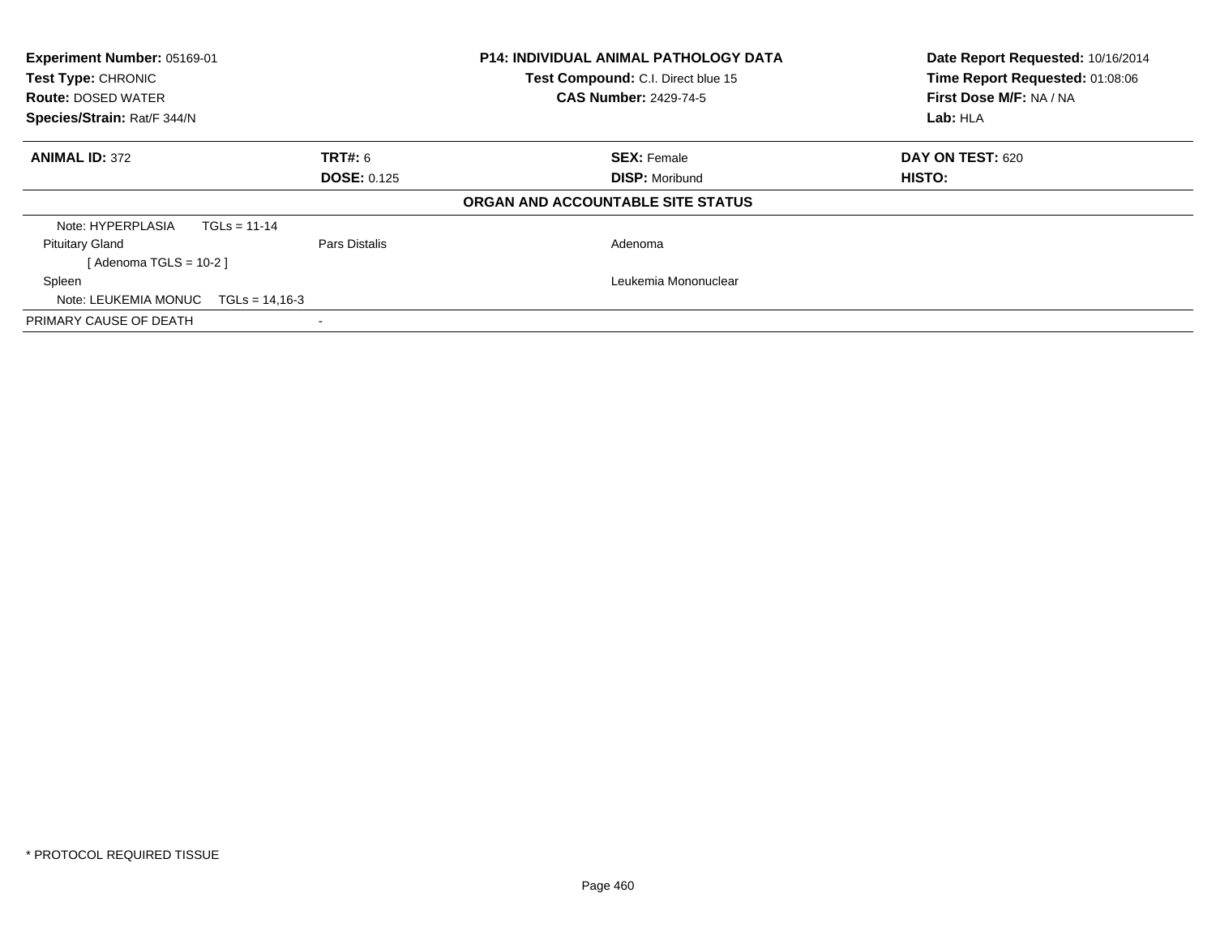**Experiment Number:** 05169-01
**Test Type:** CHRONIC
**Route:** DOSED WATER
**Species/Strain:** Rat/F 344/N

**P14: INDIVIDUAL ANIMAL PATHOLOGY DATA**
**Test Compound:** C.I. Direct blue 15
**CAS Number:** 2429-74-5

**Date Report Requested:** 10/16/2014
**Time Report Requested:** 01:08:06
**First Dose M/F:** NA / NA
**Lab:** HLA

| **ANIMAL ID:** 372 | **TRT#:** 6 | **SEX:** Female | **DAY ON TEST:** 620 |
|---|---|---|---|
| | **DOSE:** 0.125 | **DISP:** Moribund | **HISTO:** |

**ORGAN AND ACCOUNTABLE SITE STATUS**

| | | | |
|---|---|---|---|
| Note: HYPERPLASIA TGLs = 11-14 | | | |
| Pituitary Gland | Pars Distalis | Adenoma | |
| [ Adenoma TGLS = 10-2 ] | | | |
| Spleen | | Leukemia Mononuclear | |
| Note: LEUKEMIA MONUC TGLs = 14,16-3 | | | |
| PRIMARY CAUSE OF DEATH | - | | |

* PROTOCOL REQUIRED TISSUE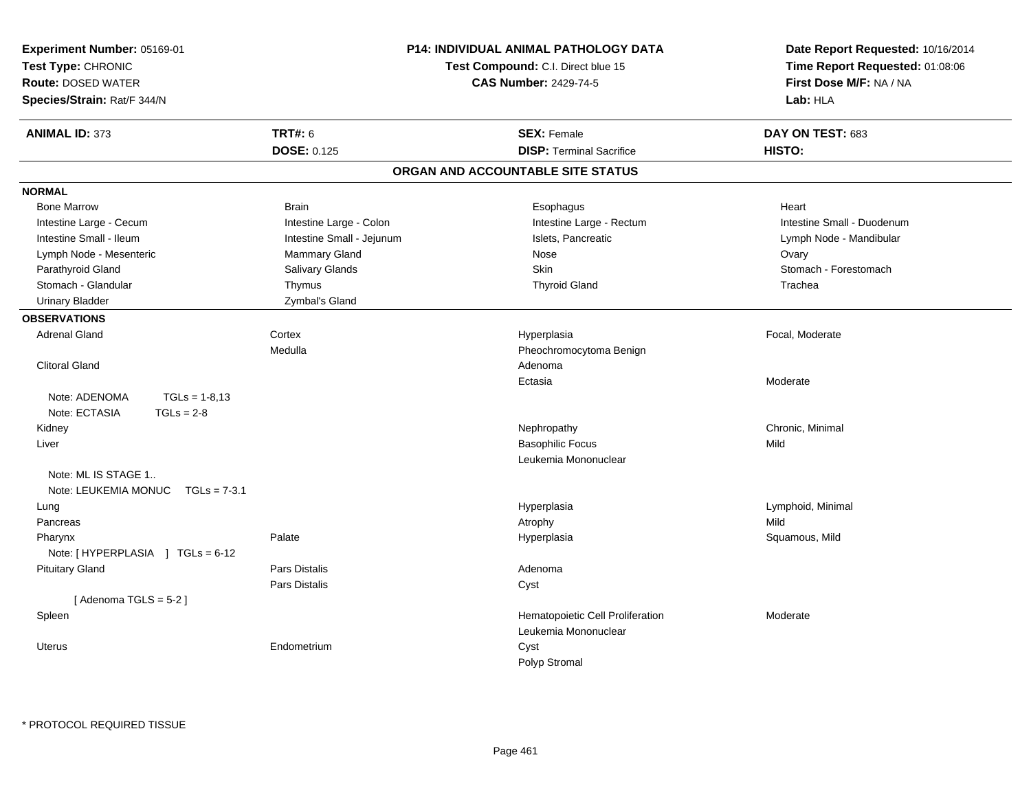**Experiment Number:** 05169-01
**Test Type:** CHRONIC
**Route:** DOSED WATER
**Species/Strain:** Rat/F 344/N

**P14: INDIVIDUAL ANIMAL PATHOLOGY DATA**
**Test Compound:** C.I. Direct blue 15
**CAS Number:** 2429-74-5

**Date Report Requested:** 10/16/2014
**Time Report Requested:** 01:08:06
**First Dose M/F:** NA / NA
**Lab:** HLA

| **ANIMAL ID:** 373 | **TRT#:** 6 | **SEX:** Female | **DAY ON TEST:** 683 |
|---|---|---|---|
| | **DOSE:** 0.125 | **DISP:** Terminal Sacrifice | **HISTO:** |

## ORGAN AND ACCOUNTABLE SITE STATUS

**NORMAL**

| | | | |
|---|---|---|---|
| Bone Marrow | Brain | Esophagus | Heart |
| Intestine Large - Cecum | Intestine Large - Colon | Intestine Large - Rectum | Intestine Small - Duodenum |
| Intestine Small - Ileum | Intestine Small - Jejunum | Islets, Pancreatic | Lymph Node - Mandibular |
| Lymph Node - Mesenteric | Mammary Gland | Nose | Ovary |
| Parathyroid Gland | Salivary Glands | Skin | Stomach - Forestomach |
| Stomach - Glandular | Thymus | Thyroid Gland | Trachea |
| Urinary Bladder | Zymbal's Gland | | |

**OBSERVATIONS**

| | | | |
|---|---|---|---|
| Adrenal Gland | Cortex | Hyperplasia | Focal, Moderate |
| | Medulla | Pheochromocytoma Benign | |
| Clitoral Gland | | Adenoma | |
| | | Ectasia | Moderate |
| Note: ADENOMA TGLs = 1-8,13 | | | |
| Note: ECTASIA TGLs = 2-8 | | | |
| Kidney | | Nephropathy | Chronic, Minimal |
| Liver | | Basophilic Focus | Mild |
| | | Leukemia Mononuclear | |
| Note: ML IS STAGE 1.. | | | |
| Note: LEUKEMIA MONUC TGLs = 7-3.1 | | | |
| Lung | | Hyperplasia | Lymphoid, Minimal |
| Pancreas | | Atrophy | Mild |
| Pharynx | Palate | Hyperplasia | Squamous, Mild |
| Note: [ HYPERPLASIA ] TGLs = 6-12 | | | |
| Pituitary Gland | Pars Distalis | Adenoma | |
| | Pars Distalis | Cyst | |
| [ Adenoma TGLS = 5-2 ] | | | |
| Spleen | | Hematopoietic Cell Proliferation | Moderate |
| | | Leukemia Mononuclear | |
| Uterus | Endometrium | Cyst | |
| | | Polyp Stromal | |

\* PROTOCOL REQUIRED TISSUE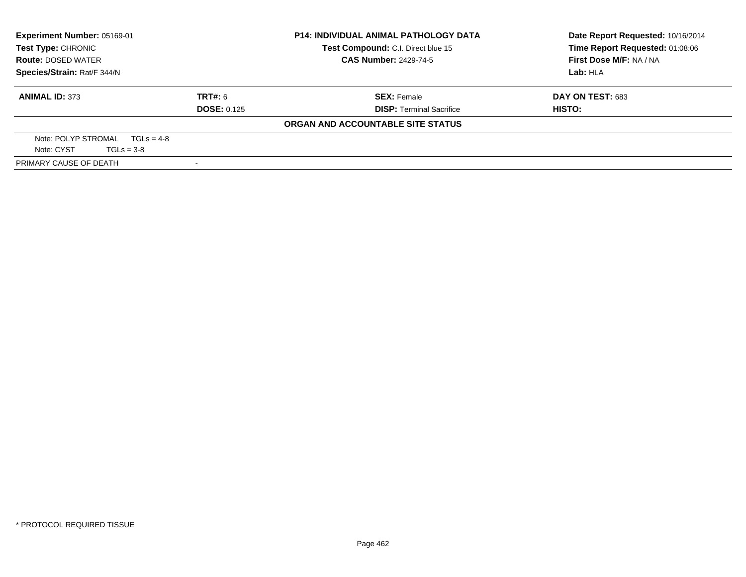**Experiment Number:** 05169-01
**Test Type:** CHRONIC
**Route:** DOSED WATER
**Species/Strain:** Rat/F 344/N

**P14: INDIVIDUAL ANIMAL PATHOLOGY DATA**
**Test Compound:** C.I. Direct blue 15
**CAS Number:** 2429-74-5

**Date Report Requested:** 10/16/2014
**Time Report Requested:** 01:08:06
**First Dose M/F:** NA / NA
**Lab:** HLA

| **ANIMAL ID:** 373 | **TRT#:** 6 | **SEX:** Female | **DAY ON TEST:** 683 |
|---|---|---|---|
| | **DOSE:** 0.125 | **DISP:** Terminal Sacrifice | **HISTO:** |

**ORGAN AND ACCOUNTABLE SITE STATUS**

Note: POLYP STROMAL TGLs = 4-8
Note: CYST TGLs = 3-8

PRIMARY CAUSE OF DEATH -

\* PROTOCOL REQUIRED TISSUE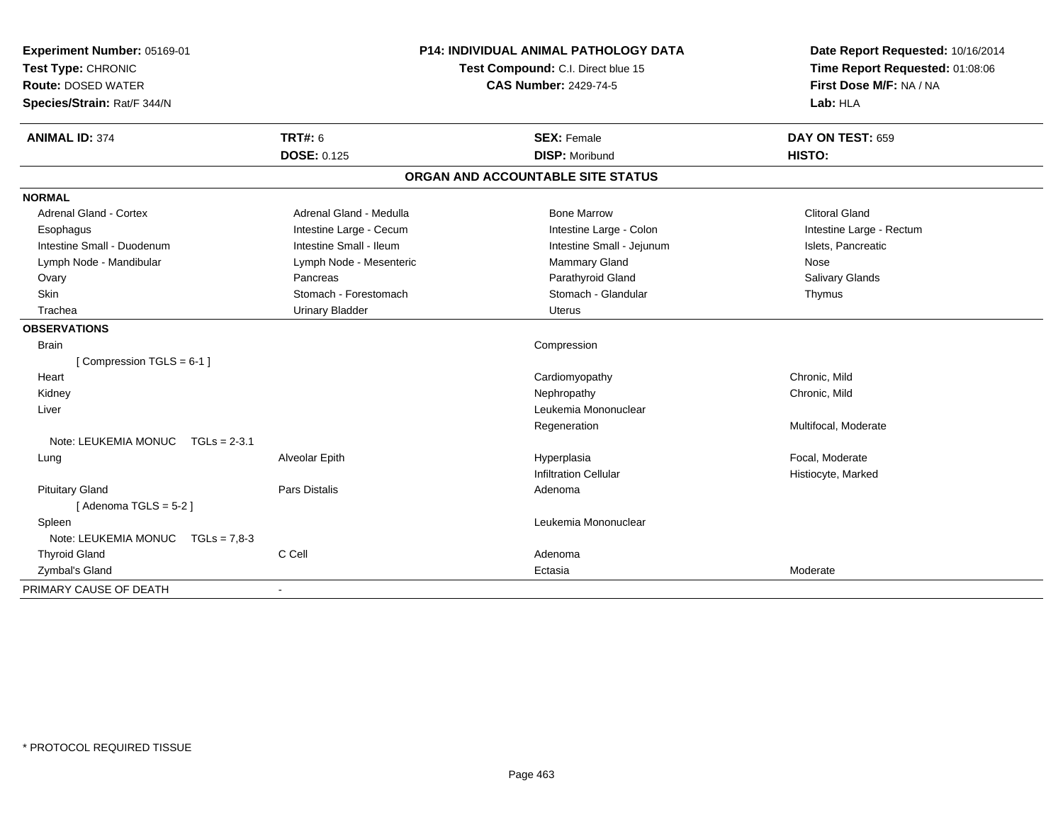**Experiment Number:** 05169-01
**Test Type:** CHRONIC
**Route:** DOSED WATER
**Species/Strain:** Rat/F 344/N

**P14: INDIVIDUAL ANIMAL PATHOLOGY DATA**
**Test Compound:** C.I. Direct blue 15
**CAS Number:** 2429-74-5

**Date Report Requested:** 10/16/2014
**Time Report Requested:** 01:08:06
**First Dose M/F:** NA / NA
**Lab:** HLA

| **ANIMAL ID:** 374 | **TRT#:** 6 | **SEX:** Female | **DAY ON TEST:** 659 |
|---|---|---|---|
| | **DOSE:** 0.125 | **DISP:** Moribund | **HISTO:** |

## ORGAN AND ACCOUNTABLE SITE STATUS

**NORMAL**

| | | | |
|---|---|---|---|
| Adrenal Gland - Cortex | Adrenal Gland - Medulla | Bone Marrow | Clitoral Gland |
| Esophagus | Intestine Large - Cecum | Intestine Large - Colon | Intestine Large - Rectum |
| Intestine Small - Duodenum | Intestine Small - Ileum | Intestine Small - Jejunum | Islets, Pancreatic |
| Lymph Node - Mandibular | Lymph Node - Mesenteric | Mammary Gland | Nose |
| Ovary | Pancreas | Parathyroid Gland | Salivary Glands |
| Skin | Stomach - Forestomach | Stomach - Glandular | Thymus |
| Trachea | Urinary Bladder | Uterus | |

**OBSERVATIONS**

| | | | |
|---|---|---|---|
| Brain | | Compression | |
| [ Compression TGLS = 6-1 ] | | | |
| Heart | | Cardiomyopathy | Chronic, Mild |
| Kidney | | Nephropathy | Chronic, Mild |
| Liver | | Leukemia Mononuclear | |
| | | Regeneration | Multifocal, Moderate |
| Note: LEUKEMIA MONUC TGLs = 2-3.1 | | | |
| Lung | Alveolar Epith | Hyperplasia | Focal, Moderate |
| | | Infiltration Cellular | Histiocyte, Marked |
| Pituitary Gland | Pars Distalis | Adenoma | |
| [ Adenoma TGLS = 5-2 ] | | | |
| Spleen | | Leukemia Mononuclear | |
| Note: LEUKEMIA MONUC TGLs = 7,8-3 | | | |
| Thyroid Gland | C Cell | Adenoma | |
| Zymbal's Gland | | Ectasia | Moderate |

| | |
|---|---|
| PRIMARY CAUSE OF DEATH | - |

* PROTOCOL REQUIRED TISSUE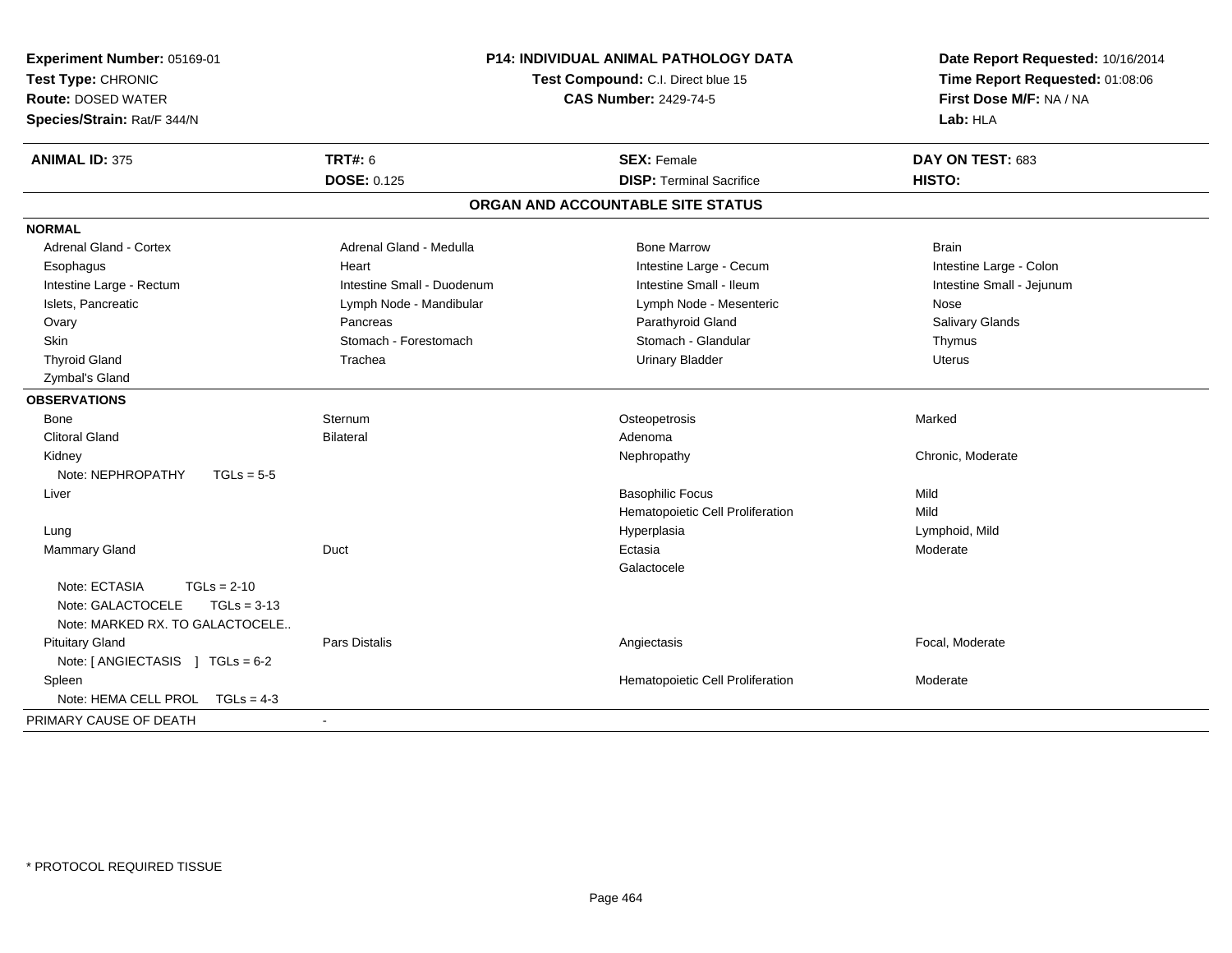**Experiment Number:** 05169-01
**Test Type:** CHRONIC
**Route:** DOSED WATER
**Species/Strain:** Rat/F 344/N

**P14: INDIVIDUAL ANIMAL PATHOLOGY DATA**
**Test Compound:** C.I. Direct blue 15
**CAS Number:** 2429-74-5

**Date Report Requested:** 10/16/2014
**Time Report Requested:** 01:08:06
**First Dose M/F:** NA / NA
**Lab:** HLA

| **ANIMAL ID:** 375 | **TRT#:** 6 | **SEX:** Female | **DAY ON TEST:** 683 |
|---|---|---|---|
| | **DOSE:** 0.125 | **DISP:** Terminal Sacrifice | **HISTO:** |

## ORGAN AND ACCOUNTABLE SITE STATUS

**NORMAL**

| | | | |
|---|---|---|---|
| Adrenal Gland - Cortex | Adrenal Gland - Medulla | Bone Marrow | Brain |
| Esophagus | Heart | Intestine Large - Cecum | Intestine Large - Colon |
| Intestine Large - Rectum | Intestine Small - Duodenum | Intestine Small - Ileum | Intestine Small - Jejunum |
| Islets, Pancreatic | Lymph Node - Mandibular | Lymph Node - Mesenteric | Nose |
| Ovary | Pancreas | Parathyroid Gland | Salivary Glands |
| Skin | Stomach - Forestomach | Stomach - Glandular | Thymus |
| Thyroid Gland | Trachea | Urinary Bladder | Uterus |
| Zymbal's Gland | | | |

**OBSERVATIONS**

| | | | |
|---|---|---|---|
| Bone | Sternum | Osteopetrosis | Marked |
| Clitoral Gland | Bilateral | Adenoma | |
| Kidney | | Nephropathy | Chronic, Moderate |
| Note: NEPHROPATHY TGLs = 5-5 | | | |
| Liver | | Basophilic Focus | Mild |
| | | Hematopoietic Cell Proliferation | Mild |
| Lung | | Hyperplasia | Lymphoid, Mild |
| Mammary Gland | Duct | Ectasia | Moderate |
| | | Galactocele | |
| Note: ECTASIA TGLs = 2-10 | | | |
| Note: GALACTOCELE TGLs = 3-13 | | | |
| Note: MARKED RX. TO GALACTOCELE.. | | | |
| Pituitary Gland | Pars Distalis | Angiectasis | Focal, Moderate |
| Note: [ ANGIECTASIS ] TGLs = 6-2 | | | |
| Spleen | | Hematopoietic Cell Proliferation | Moderate |
| Note: HEMA CELL PROL TGLs = 4-3 | | | |

PRIMARY CAUSE OF DEATH -

\* PROTOCOL REQUIRED TISSUE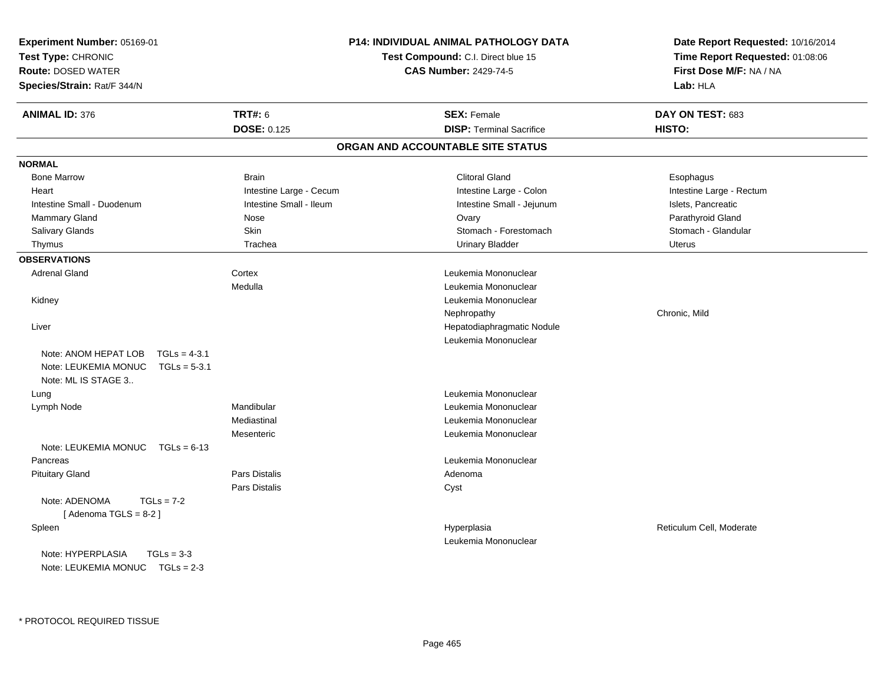**Experiment Number:** 05169-01
**Test Type:** CHRONIC
**Route:** DOSED WATER
**Species/Strain:** Rat/F 344/N

**P14: INDIVIDUAL ANIMAL PATHOLOGY DATA**
**Test Compound:** C.I. Direct blue 15
**CAS Number:** 2429-74-5

**Date Report Requested:** 10/16/2014
**Time Report Requested:** 01:08:06
**First Dose M/F:** NA / NA
**Lab:** HLA

| **ANIMAL ID:** 376 | **TRT#:** 6 | **SEX:** Female | **DAY ON TEST:** 683 |
|---|---|---|---|
| | **DOSE:** 0.125 | **DISP:** Terminal Sacrifice | **HISTO:** |

## ORGAN AND ACCOUNTABLE SITE STATUS

**NORMAL**

| | | | |
|---|---|---|---|
| Bone Marrow | Brain | Clitoral Gland | Esophagus |
| Heart | Intestine Large - Cecum | Intestine Large - Colon | Intestine Large - Rectum |
| Intestine Small - Duodenum | Intestine Small - Ileum | Intestine Small - Jejunum | Islets, Pancreatic |
| Mammary Gland | Nose | Ovary | Parathyroid Gland |
| Salivary Glands | Skin | Stomach - Forestomach | Stomach - Glandular |
| Thymus | Trachea | Urinary Bladder | Uterus |

**OBSERVATIONS**

| | | | |
|---|---|---|---|
| Adrenal Gland | Cortex | Leukemia Mononuclear | |
| | Medulla | Leukemia Mononuclear | |
| Kidney | | Leukemia Mononuclear | |
| | | Nephropathy | Chronic, Mild |
| Liver | | Hepatodiaphragmatic Nodule | |
| | | Leukemia Mononuclear | |
| Note: ANOM HEPAT LOB TGLs = 4-3.1 | | | |
| Note: LEUKEMIA MONUC TGLs = 5-3.1 | | | |
| Note: ML IS STAGE 3.. | | | |
| Lung | | Leukemia Mononuclear | |
| Lymph Node | Mandibular | Leukemia Mononuclear | |
| | Mediastinal | Leukemia Mononuclear | |
| | Mesenteric | Leukemia Mononuclear | |
| Note: LEUKEMIA MONUC TGLs = 6-13 | | | |
| Pancreas | | Leukemia Mononuclear | |
| Pituitary Gland | Pars Distalis | Adenoma | |
| | Pars Distalis | Cyst | |
| Note: ADENOMA TGLs = 7-2 | | | |
| [ Adenoma TGLS = 8-2 ] | | | |
| Spleen | | Hyperplasia | Reticulum Cell, Moderate |
| | | Leukemia Mononuclear | |
| Note: HYPERPLASIA TGLs = 3-3 | | | |
| Note: LEUKEMIA MONUC TGLs = 2-3 | | | |

\* PROTOCOL REQUIRED TISSUE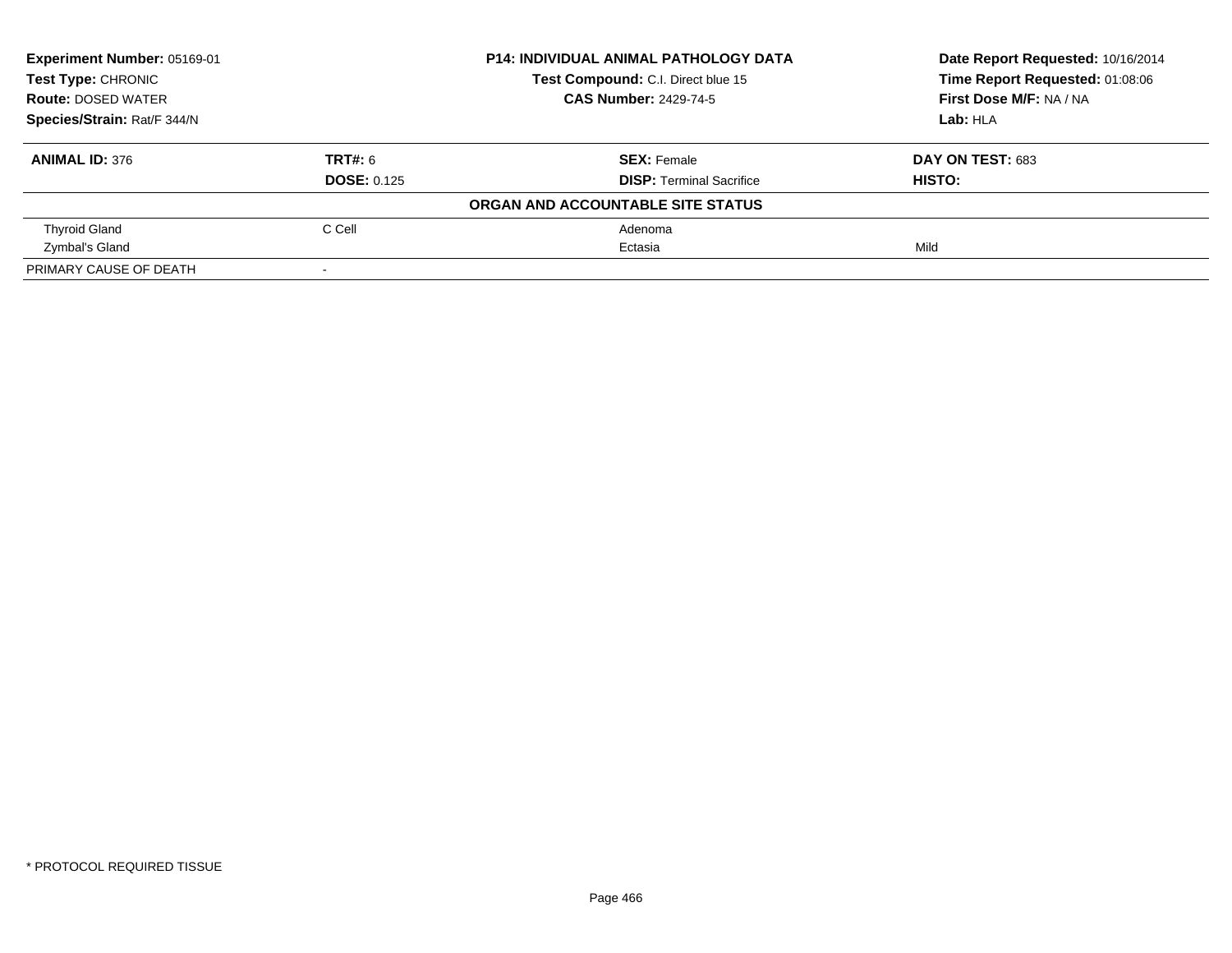**Experiment Number:** 05169-01
**Test Type:** CHRONIC
**Route:** DOSED WATER
**Species/Strain:** Rat/F 344/N

**P14: INDIVIDUAL ANIMAL PATHOLOGY DATA**
**Test Compound:** C.I. Direct blue 15
**CAS Number:** 2429-74-5

**Date Report Requested:** 10/16/2014
**Time Report Requested:** 01:08:06
**First Dose M/F:** NA / NA
**Lab:** HLA

| **ANIMAL ID:** 376 | **TRT#:** 6 | **SEX:** Female | **DAY ON TEST:** 683 |
|---|---|---|---|
| | **DOSE:** 0.125 | **DISP:** Terminal Sacrifice | **HISTO:** |
| | | **ORGAN AND ACCOUNTABLE SITE STATUS** | |
| Thyroid Gland | C Cell | Adenoma | |
| Zymbal's Gland | | Ectasia | Mild |
| PRIMARY CAUSE OF DEATH | - | | |

* PROTOCOL REQUIRED TISSUE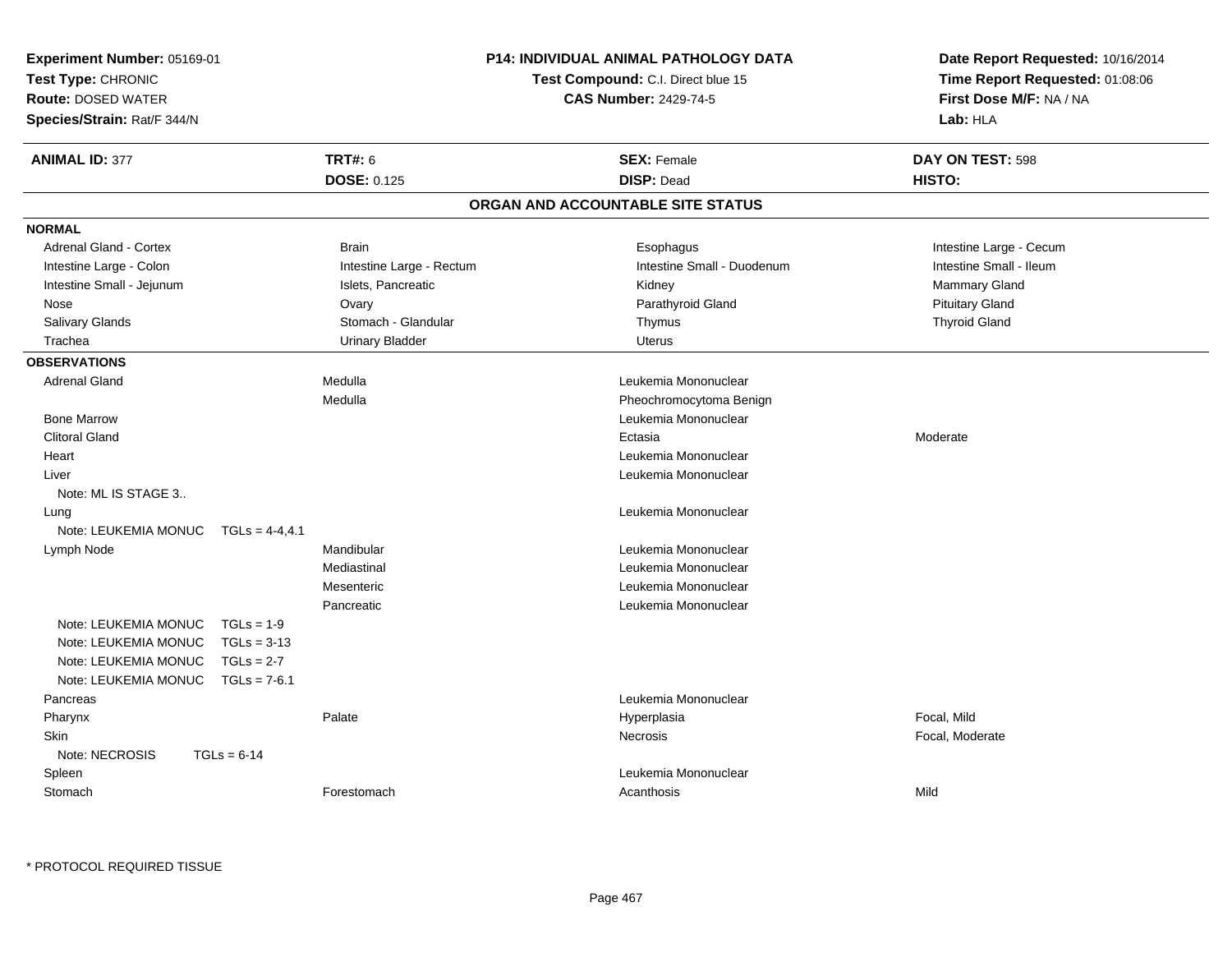**Experiment Number:** 05169-01
**Test Type:** CHRONIC
**Route:** DOSED WATER
**Species/Strain:** Rat/F 344/N

**P14: INDIVIDUAL ANIMAL PATHOLOGY DATA**
**Test Compound:** C.I. Direct blue 15
**CAS Number:** 2429-74-5

**Date Report Requested:** 10/16/2014
**Time Report Requested:** 01:08:06
**First Dose M/F:** NA / NA
**Lab:** HLA

| **ANIMAL ID:** 377 | **TRT#:** 6 | **SEX:** Female | **DAY ON TEST:** 598 |
|---|---|---|---|
| | **DOSE:** 0.125 | **DISP:** Dead | **HISTO:** |

## ORGAN AND ACCOUNTABLE SITE STATUS

**NORMAL**

| | | | |
|---|---|---|---|
| Adrenal Gland - Cortex | Brain | Esophagus | Intestine Large - Cecum |
| Intestine Large - Colon | Intestine Large - Rectum | Intestine Small - Duodenum | Intestine Small - Ileum |
| Intestine Small - Jejunum | Islets, Pancreatic | Kidney | Mammary Gland |
| Nose | Ovary | Parathyroid Gland | Pituitary Gland |
| Salivary Glands | Stomach - Glandular | Thymus | Thyroid Gland |
| Trachea | Urinary Bladder | Uterus | |

**OBSERVATIONS**

| | | | |
|---|---|---|---|
| Adrenal Gland | Medulla | Leukemia Mononuclear | |
| | Medulla | Pheochromocytoma Benign | |
| Bone Marrow | | Leukemia Mononuclear | |
| Clitoral Gland | | Ectasia | Moderate |
| Heart | | Leukemia Mononuclear | |
| Liver | | Leukemia Mononuclear | |
| Note: ML IS STAGE 3.. | | | |
| Lung | | Leukemia Mononuclear | |
| Note: LEUKEMIA MONUC TGLs = 4-4,4.1 | | | |
| Lymph Node | Mandibular | Leukemia Mononuclear | |
| | Mediastinal | Leukemia Mononuclear | |
| | Mesenteric | Leukemia Mononuclear | |
| | Pancreatic | Leukemia Mononuclear | |
| Note: LEUKEMIA MONUC TGLs = 1-9 | | | |
| Note: LEUKEMIA MONUC TGLs = 3-13 | | | |
| Note: LEUKEMIA MONUC TGLs = 2-7 | | | |
| Note: LEUKEMIA MONUC TGLs = 7-6.1 | | | |
| Pancreas | | Leukemia Mononuclear | |
| Pharynx | Palate | Hyperplasia | Focal, Mild |
| Skin | | Necrosis | Focal, Moderate |
| Note: NECROSIS TGLs = 6-14 | | | |
| Spleen | | Leukemia Mononuclear | |
| Stomach | Forestomach | Acanthosis | Mild |

\* PROTOCOL REQUIRED TISSUE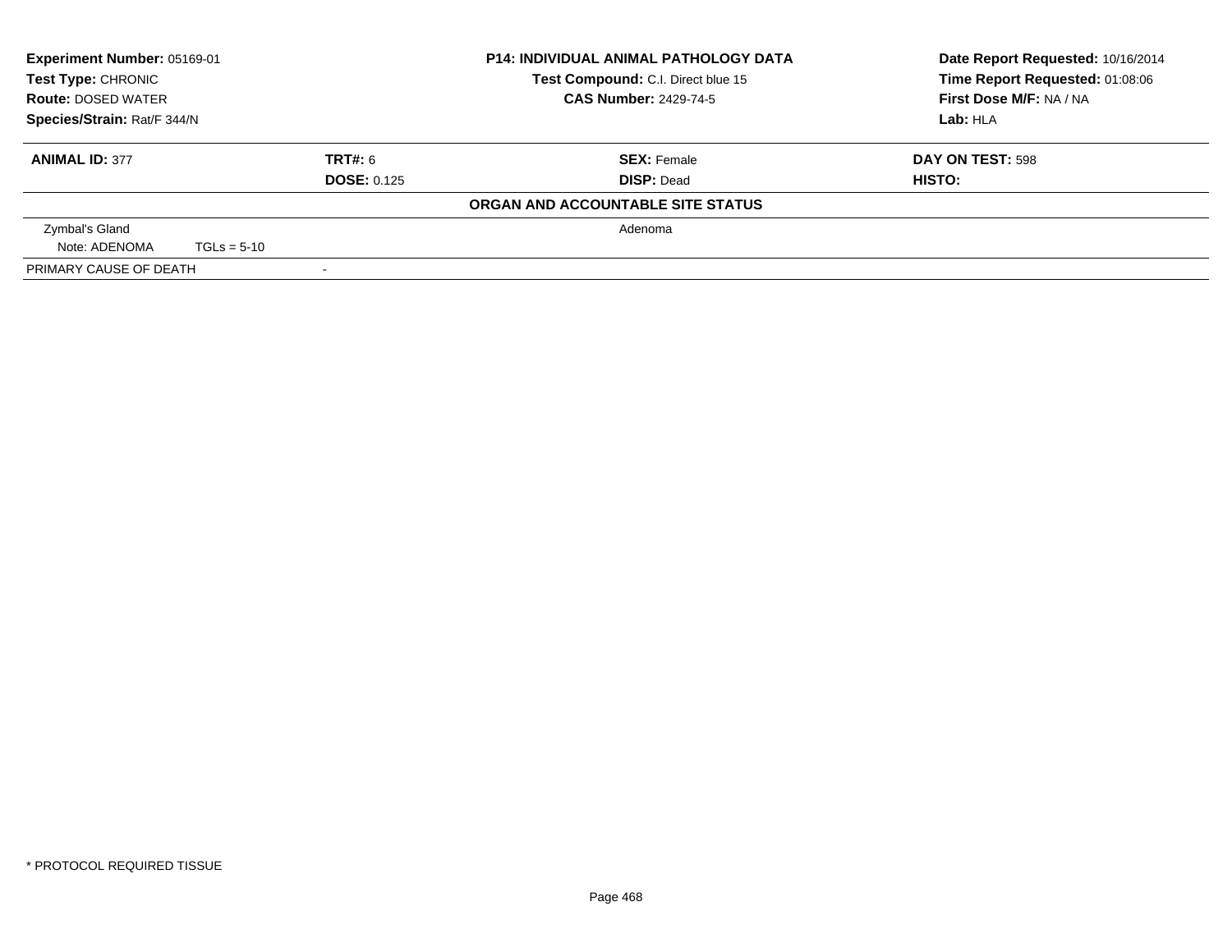| | | | |
|---|---|---|---|
| **Experiment Number:** 05169-01 | **P14: INDIVIDUAL ANIMAL PATHOLOGY DATA** | | **Date Report Requested:** 10/16/2014 |
| **Test Type:** CHRONIC | **Test Compound:** C.I. Direct blue 15 | | **Time Report Requested:** 01:08:06 |
| **Route:** DOSED WATER | **CAS Number:** 2429-74-5 | | **First Dose M/F:** NA / NA |
| **Species/Strain:** Rat/F 344/N | | | **Lab:** HLA |

| | | | |
|---|---|---|---|
| **ANIMAL ID:** 377 | **TRT#:** 6 | **SEX:** Female | **DAY ON TEST:** 598 |
| | **DOSE:** 0.125 | **DISP:** Dead | **HISTO:** |

**ORGAN AND ACCOUNTABLE SITE STATUS**

| | | |
|---|---|---|
| Zymbal's Gland | | Adenoma |
| Note: ADENOMA TGLs = 5-10 | | |
| PRIMARY CAUSE OF DEATH | - | |

\* PROTOCOL REQUIRED TISSUE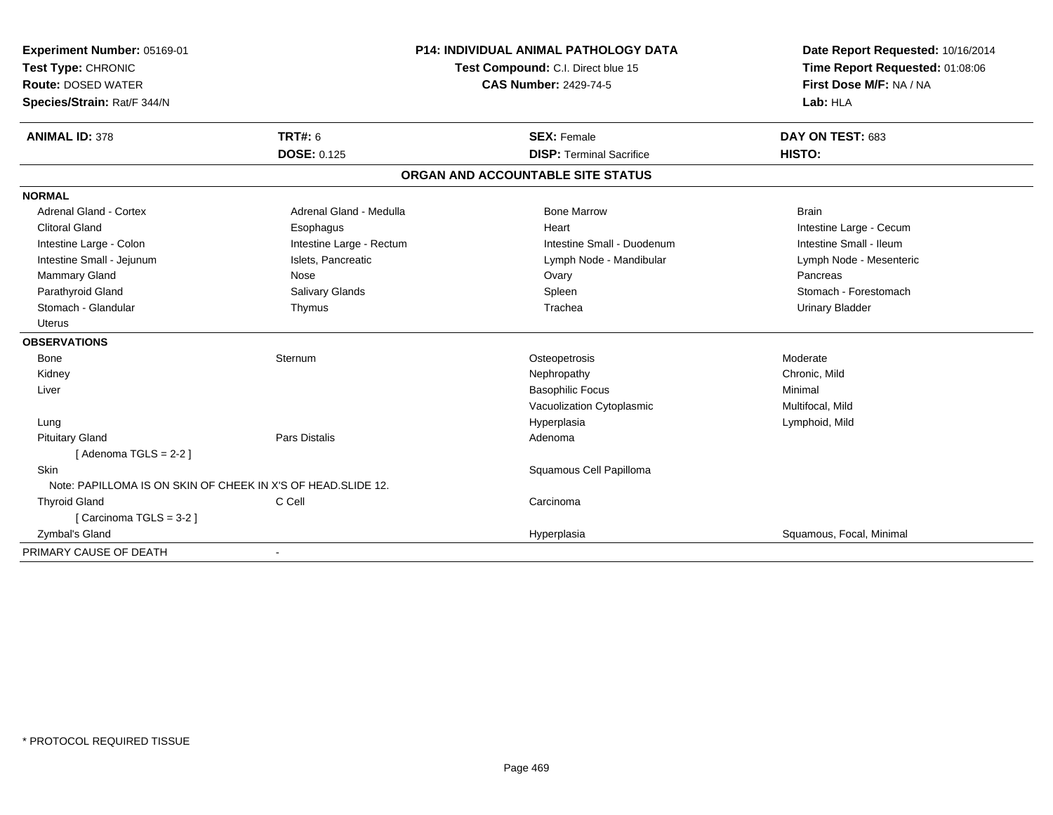**Experiment Number:** 05169-01
**Test Type:** CHRONIC
**Route:** DOSED WATER
**Species/Strain:** Rat/F 344/N

**P14: INDIVIDUAL ANIMAL PATHOLOGY DATA**
**Test Compound:** C.I. Direct blue 15
**CAS Number:** 2429-74-5

**Date Report Requested:** 10/16/2014
**Time Report Requested:** 01:08:06
**First Dose M/F:** NA / NA
**Lab:** HLA

| **ANIMAL ID:** 378 | **TRT#:** 6 | **SEX:** Female | **DAY ON TEST:** 683 |
|---|---|---|---|
| | **DOSE:** 0.125 | **DISP:** Terminal Sacrifice | **HISTO:** |

## ORGAN AND ACCOUNTABLE SITE STATUS

**NORMAL**

| | | | |
|---|---|---|---|
| Adrenal Gland - Cortex | Adrenal Gland - Medulla | Bone Marrow | Brain |
| Clitoral Gland | Esophagus | Heart | Intestine Large - Cecum |
| Intestine Large - Colon | Intestine Large - Rectum | Intestine Small - Duodenum | Intestine Small - Ileum |
| Intestine Small - Jejunum | Islets, Pancreatic | Lymph Node - Mandibular | Lymph Node - Mesenteric |
| Mammary Gland | Nose | Ovary | Pancreas |
| Parathyroid Gland | Salivary Glands | Spleen | Stomach - Forestomach |
| Stomach - Glandular | Thymus | Trachea | Urinary Bladder |
| Uterus | | | |

**OBSERVATIONS**

| | | | |
|---|---|---|---|
| Bone | Sternum | Osteopetrosis | Moderate |
| Kidney | | Nephropathy | Chronic, Mild |
| Liver | | Basophilic Focus | Minimal |
| | | Vacuolization Cytoplasmic | Multifocal, Mild |
| Lung | | Hyperplasia | Lymphoid, Mild |
| Pituitary Gland | Pars Distalis | Adenoma | |
| [ Adenoma TGLS = 2-2 ] | | | |
| Skin | | Squamous Cell Papilloma | |
| Note: PAPILLOMA IS ON SKIN OF CHEEK IN X'S OF HEAD.SLIDE 12. | | | |
| Thyroid Gland | C Cell | Carcinoma | |
| [ Carcinoma TGLS = 3-2 ] | | | |
| Zymbal's Gland | | Hyperplasia | Squamous, Focal, Minimal |

PRIMARY CAUSE OF DEATH -

\* PROTOCOL REQUIRED TISSUE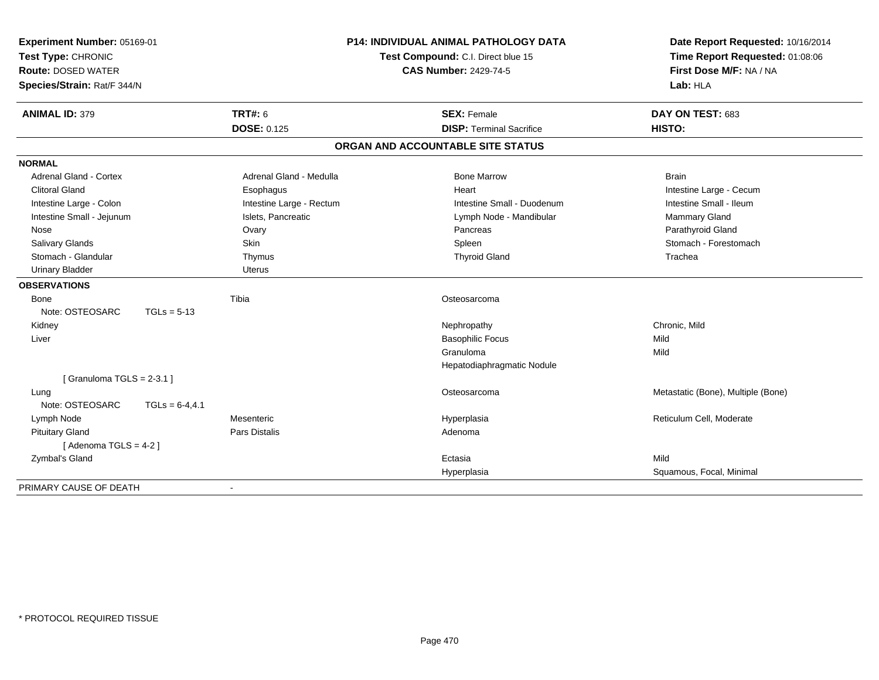**Experiment Number:** 05169-01
**Test Type:** CHRONIC
**Route:** DOSED WATER
**Species/Strain:** Rat/F 344/N

**P14: INDIVIDUAL ANIMAL PATHOLOGY DATA**
**Test Compound:** C.I. Direct blue 15
**CAS Number:** 2429-74-5

**Date Report Requested:** 10/16/2014
**Time Report Requested:** 01:08:06
**First Dose M/F:** NA / NA
**Lab:** HLA

| **ANIMAL ID:** 379 | **TRT#:** 6 | **SEX:** Female | **DAY ON TEST:** 683 |
|---|---|---|---|
| | **DOSE:** 0.125 | **DISP:** Terminal Sacrifice | **HISTO:** |

## ORGAN AND ACCOUNTABLE SITE STATUS

**NORMAL**

| | | | |
|---|---|---|---|
| Adrenal Gland - Cortex | Adrenal Gland - Medulla | Bone Marrow | Brain |
| Clitoral Gland | Esophagus | Heart | Intestine Large - Cecum |
| Intestine Large - Colon | Intestine Large - Rectum | Intestine Small - Duodenum | Intestine Small - Ileum |
| Intestine Small - Jejunum | Islets, Pancreatic | Lymph Node - Mandibular | Mammary Gland |
| Nose | Ovary | Pancreas | Parathyroid Gland |
| Salivary Glands | Skin | Spleen | Stomach - Forestomach |
| Stomach - Glandular | Thymus | Thyroid Gland | Trachea |
| Urinary Bladder | Uterus | | |

**OBSERVATIONS**

| | | | |
|---|---|---|---|
| Bone | Tibia | Osteosarcoma | |
| Note: OSTEOSARC TGLs = 5-13 | | | |
| Kidney | | Nephropathy | Chronic, Mild |
| Liver | | Basophilic Focus | Mild |
| | | Granuloma | Mild |
| | | Hepatodiaphragmatic Nodule | |
| [ Granuloma TGLS = 2-3.1 ] | | | |
| Lung | | Osteosarcoma | Metastatic (Bone), Multiple (Bone) |
| Note: OSTEOSARC TGLs = 6-4,4.1 | | | |
| Lymph Node | Mesenteric | Hyperplasia | Reticulum Cell, Moderate |
| Pituitary Gland | Pars Distalis | Adenoma | |
| [ Adenoma TGLS = 4-2 ] | | | |
| Zymbal's Gland | | Ectasia | Mild |
| | | Hyperplasia | Squamous, Focal, Minimal |

PRIMARY CAUSE OF DEATH -

* PROTOCOL REQUIRED TISSUE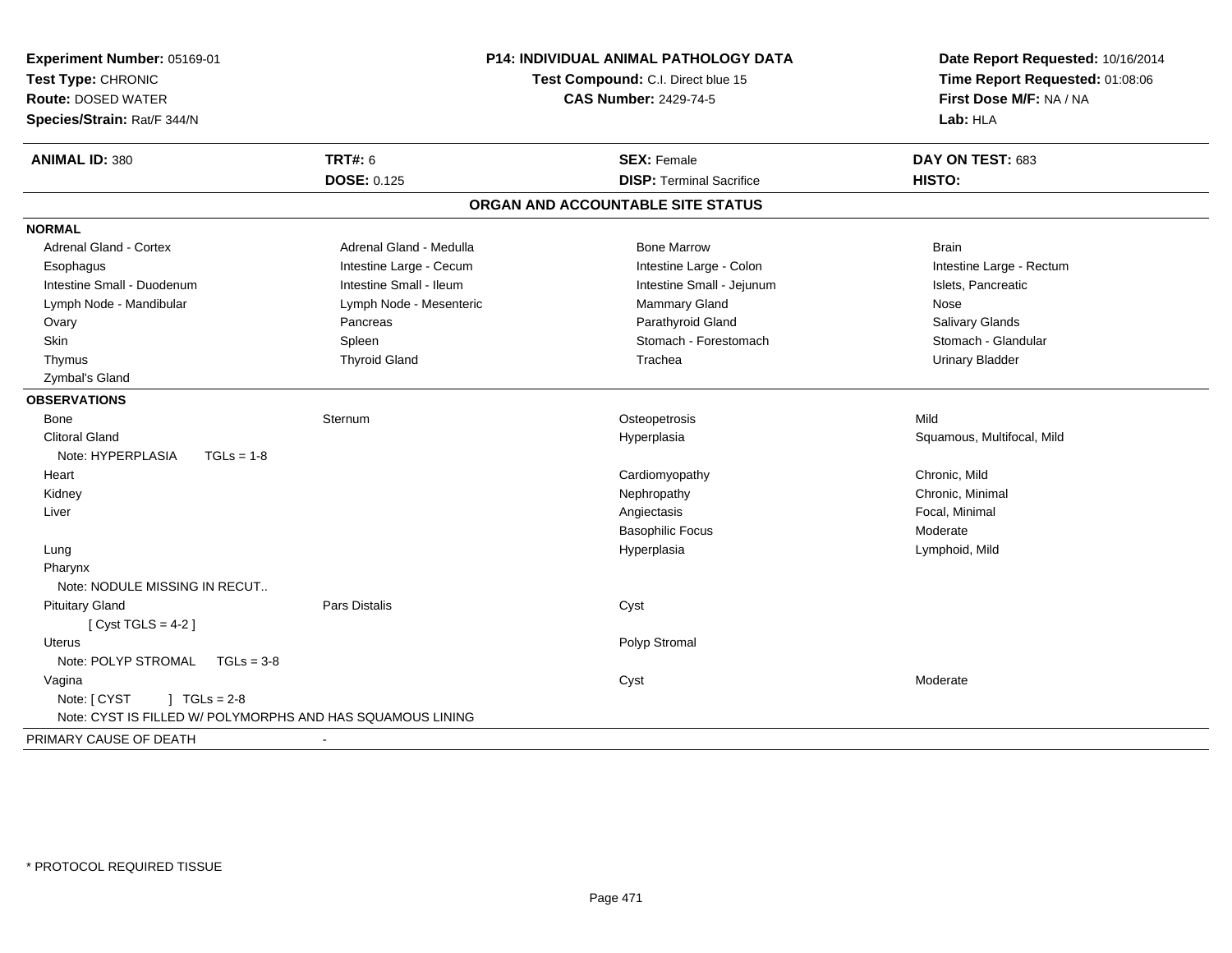**Experiment Number:** 05169-01
**Test Type:** CHRONIC
**Route:** DOSED WATER
**Species/Strain:** Rat/F 344/N

**P14: INDIVIDUAL ANIMAL PATHOLOGY DATA**
**Test Compound:** C.I. Direct blue 15
**CAS Number:** 2429-74-5

**Date Report Requested:** 10/16/2014
**Time Report Requested:** 01:08:06
**First Dose M/F:** NA / NA
**Lab:** HLA

| **ANIMAL ID:** 380 | **TRT#:** 6 | **SEX:** Female | **DAY ON TEST:** 683 |
|---|---|---|---|
| | **DOSE:** 0.125 | **DISP:** Terminal Sacrifice | **HISTO:** |

## ORGAN AND ACCOUNTABLE SITE STATUS

**NORMAL**

| | | | |
|---|---|---|---|
| Adrenal Gland - Cortex | Adrenal Gland - Medulla | Bone Marrow | Brain |
| Esophagus | Intestine Large - Cecum | Intestine Large - Colon | Intestine Large - Rectum |
| Intestine Small - Duodenum | Intestine Small - Ileum | Intestine Small - Jejunum | Islets, Pancreatic |
| Lymph Node - Mandibular | Lymph Node - Mesenteric | Mammary Gland | Nose |
| Ovary | Pancreas | Parathyroid Gland | Salivary Glands |
| Skin | Spleen | Stomach - Forestomach | Stomach - Glandular |
| Thymus | Thyroid Gland | Trachea | Urinary Bladder |
| Zymbal's Gland | | | |

**OBSERVATIONS**

| | | | |
|---|---|---|---|
| Bone | Sternum | Osteopetrosis | Mild |
| Clitoral Gland | | Hyperplasia | Squamous, Multifocal, Mild |
| Note: HYPERPLASIA TGLs = 1-8 | | | |
| Heart | | Cardiomyopathy | Chronic, Mild |
| Kidney | | Nephropathy | Chronic, Minimal |
| Liver | | Angiectasis | Focal, Minimal |
| | | Basophilic Focus | Moderate |
| Lung | | Hyperplasia | Lymphoid, Mild |
| Pharynx | | | |
| Note: NODULE MISSING IN RECUT.. | | | |
| Pituitary Gland | Pars Distalis | Cyst | |
| [ Cyst TGLS = 4-2 ] | | | |
| Uterus | | Polyp Stromal | |
| Note: POLYP STROMAL TGLs = 3-8 | | | |
| Vagina | | Cyst | Moderate |
| Note: [ CYST ] TGLs = 2-8 | | | |
| Note: CYST IS FILLED W/ POLYMORPHS AND HAS SQUAMOUS LINING | | | |

PRIMARY CAUSE OF DEATH -

\* PROTOCOL REQUIRED TISSUE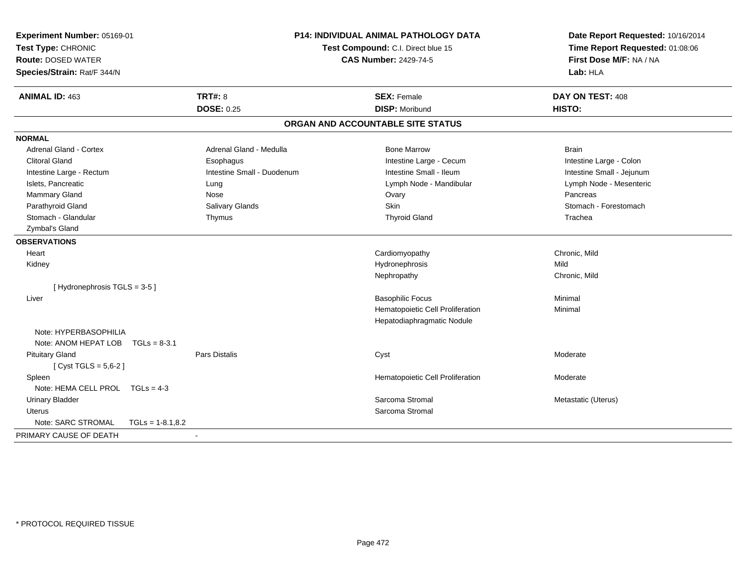**Experiment Number:** 05169-01
**Test Type:** CHRONIC
**Route:** DOSED WATER
**Species/Strain:** Rat/F 344/N

**P14: INDIVIDUAL ANIMAL PATHOLOGY DATA**
**Test Compound:** C.I. Direct blue 15
**CAS Number:** 2429-74-5

**Date Report Requested:** 10/16/2014
**Time Report Requested:** 01:08:06
**First Dose M/F:** NA / NA
**Lab:** HLA

| **ANIMAL ID:** 463 | **TRT#:** 8 | **SEX:** Female | **DAY ON TEST:** 408 |
|---|---|---|---|
| | **DOSE:** 0.25 | **DISP:** Moribund | **HISTO:** |

## ORGAN AND ACCOUNTABLE SITE STATUS

**NORMAL**

| | | | |
|---|---|---|---|
| Adrenal Gland - Cortex | Adrenal Gland - Medulla | Bone Marrow | Brain |
| Clitoral Gland | Esophagus | Intestine Large - Cecum | Intestine Large - Colon |
| Intestine Large - Rectum | Intestine Small - Duodenum | Intestine Small - Ileum | Intestine Small - Jejunum |
| Islets, Pancreatic | Lung | Lymph Node - Mandibular | Lymph Node - Mesenteric |
| Mammary Gland | Nose | Ovary | Pancreas |
| Parathyroid Gland | Salivary Glands | Skin | Stomach - Forestomach |
| Stomach - Glandular | Thymus | Thyroid Gland | Trachea |
| Zymbal's Gland | | | |

**OBSERVATIONS**

| | | | |
|---|---|---|---|
| Heart | | Cardiomyopathy | Chronic, Mild |
| Kidney | | Hydronephrosis | Mild |
| | | Nephropathy | Chronic, Mild |
| [ Hydronephrosis TGLS = 3-5 ] | | | |
| Liver | | Basophilic Focus | Minimal |
| | | Hematopoietic Cell Proliferation | Minimal |
| | | Hepatodiaphragmatic Nodule | |
| Note: HYPERBASOPHILIA | | | |
| Note: ANOM HEPAT LOB TGLs = 8-3.1 | | | |
| Pituitary Gland | Pars Distalis | Cyst | Moderate |
| [ Cyst TGLS = 5,6-2 ] | | | |
| Spleen | | Hematopoietic Cell Proliferation | Moderate |
| Note: HEMA CELL PROL TGLs = 4-3 | | | |
| Urinary Bladder | | Sarcoma Stromal | Metastatic (Uterus) |
| Uterus | | Sarcoma Stromal | |
| Note: SARC STROMAL TGLs = 1-8.1,8.2 | | | |

PRIMARY CAUSE OF DEATH -

\* PROTOCOL REQUIRED TISSUE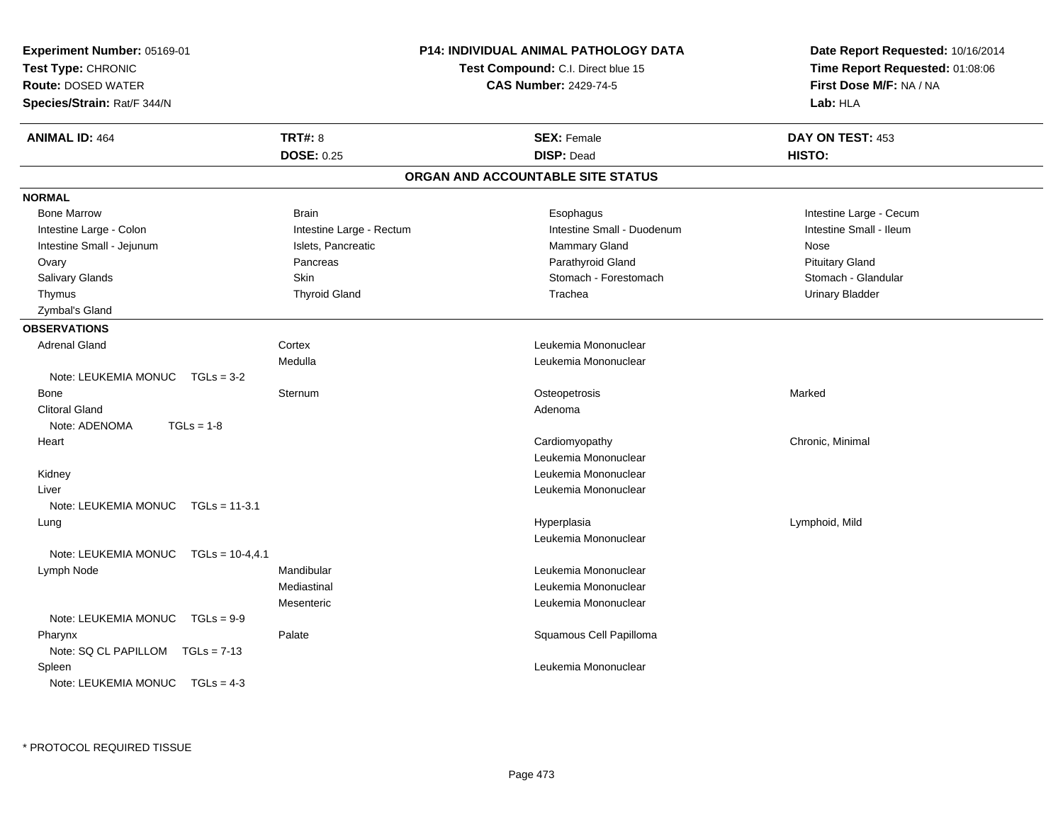**Experiment Number:** 05169-01
**Test Type:** CHRONIC
**Route:** DOSED WATER
**Species/Strain:** Rat/F 344/N

**P14: INDIVIDUAL ANIMAL PATHOLOGY DATA**
**Test Compound:** C.I. Direct blue 15
**CAS Number:** 2429-74-5

**Date Report Requested:** 10/16/2014
**Time Report Requested:** 01:08:06
**First Dose M/F:** NA / NA
**Lab:** HLA

| **ANIMAL ID:** 464 | **TRT#:** 8 | **SEX:** Female | **DAY ON TEST:** 453 |
|---|---|---|---|
| | **DOSE:** 0.25 | **DISP:** Dead | **HISTO:** |

## ORGAN AND ACCOUNTABLE SITE STATUS

**NORMAL**

| | | | |
|---|---|---|---|
| Bone Marrow | Brain | Esophagus | Intestine Large - Cecum |
| Intestine Large - Colon | Intestine Large - Rectum | Intestine Small - Duodenum | Intestine Small - Ileum |
| Intestine Small - Jejunum | Islets, Pancreatic | Mammary Gland | Nose |
| Ovary | Pancreas | Parathyroid Gland | Pituitary Gland |
| Salivary Glands | Skin | Stomach - Forestomach | Stomach - Glandular |
| Thymus | Thyroid Gland | Trachea | Urinary Bladder |
| Zymbal's Gland | | | |

**OBSERVATIONS**

| Organ | Site | Observation | Severity |
|---|---|---|---|
| Adrenal Gland | Cortex | Leukemia Mononuclear | |
| | Medulla | Leukemia Mononuclear | |
| Note: LEUKEMIA MONUC TGLs = 3-2 | | | |
| Bone | Sternum | Osteopetrosis | Marked |
| Clitoral Gland | | Adenoma | |
| Note: ADENOMA TGLs = 1-8 | | | |
| Heart | | Cardiomyopathy | Chronic, Minimal |
| | | Leukemia Mononuclear | |
| Kidney | | Leukemia Mononuclear | |
| Liver | | Leukemia Mononuclear | |
| Note: LEUKEMIA MONUC TGLs = 11-3.1 | | | |
| Lung | | Hyperplasia | Lymphoid, Mild |
| | | Leukemia Mononuclear | |
| Note: LEUKEMIA MONUC TGLs = 10-4,4.1 | | | |
| Lymph Node | Mandibular | Leukemia Mononuclear | |
| | Mediastinal | Leukemia Mononuclear | |
| | Mesenteric | Leukemia Mononuclear | |
| Note: LEUKEMIA MONUC TGLs = 9-9 | | | |
| Pharynx | Palate | Squamous Cell Papilloma | |
| Note: SQ CL PAPILLOM TGLs = 7-13 | | | |
| Spleen | | Leukemia Mononuclear | |
| Note: LEUKEMIA MONUC TGLs = 4-3 | | | |

\* PROTOCOL REQUIRED TISSUE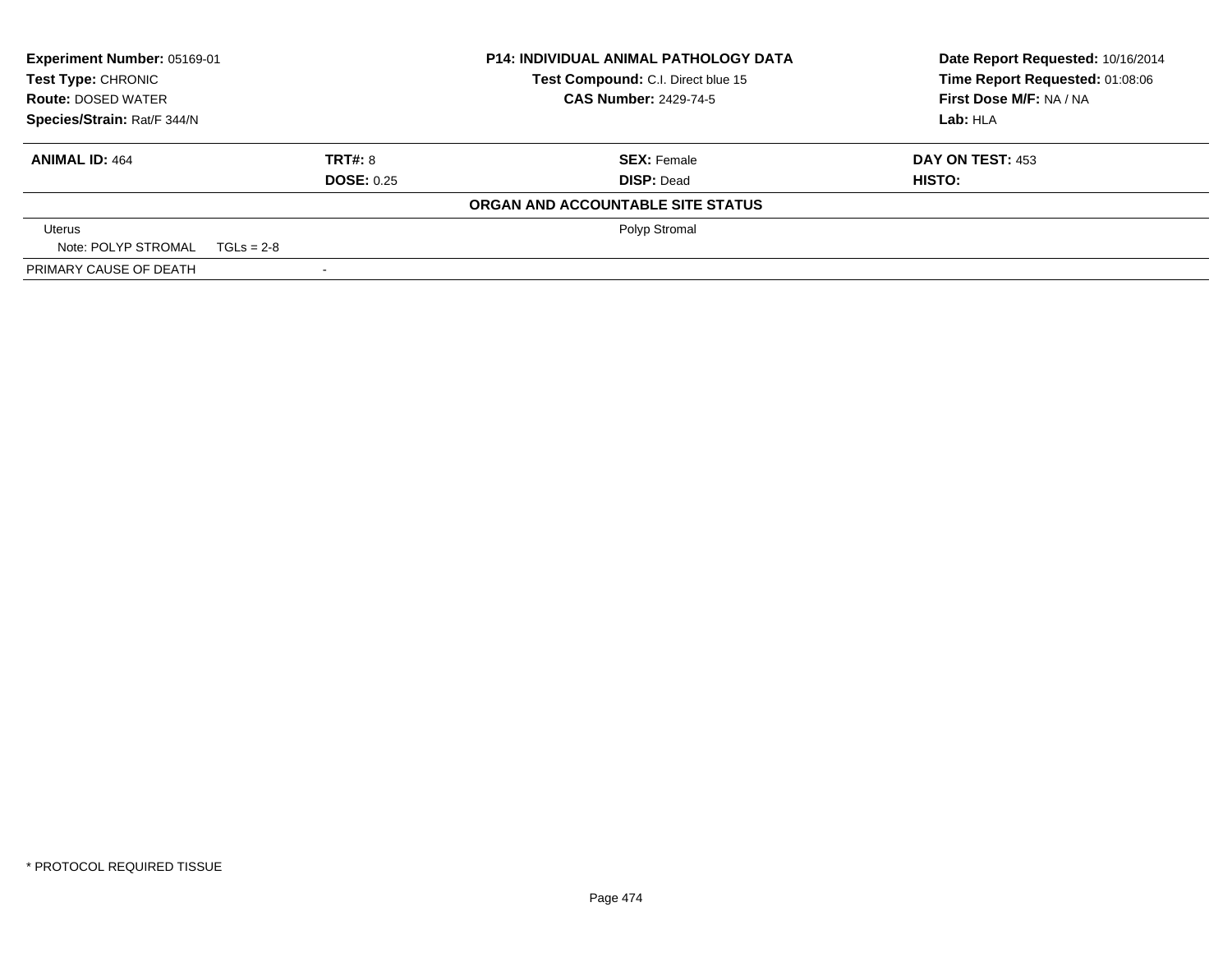| **Experiment Number:** 05169-01 | **P14: INDIVIDUAL ANIMAL PATHOLOGY DATA** | **Date Report Requested:** 10/16/2014 |
|---|---|---|
| **Test Type:** CHRONIC | **Test Compound:** C.I. Direct blue 15 | **Time Report Requested:** 01:08:06 |
| **Route:** DOSED WATER | **CAS Number:** 2429-74-5 | **First Dose M/F:** NA / NA |
| **Species/Strain:** Rat/F 344/N | | **Lab:** HLA |

| **ANIMAL ID:** 464 | **TRT#:** 8 | **SEX:** Female | **DAY ON TEST:** 453 |
|---|---|---|---|
| | **DOSE:** 0.25 | **DISP:** Dead | **HISTO:** |

**ORGAN AND ACCOUNTABLE SITE STATUS**

| | | |
|---|---|---|
| Uterus | | Polyp Stromal |
| Note: POLYP STROMAL TGLs = 2-8 | | |
| PRIMARY CAUSE OF DEATH | - | |

* PROTOCOL REQUIRED TISSUE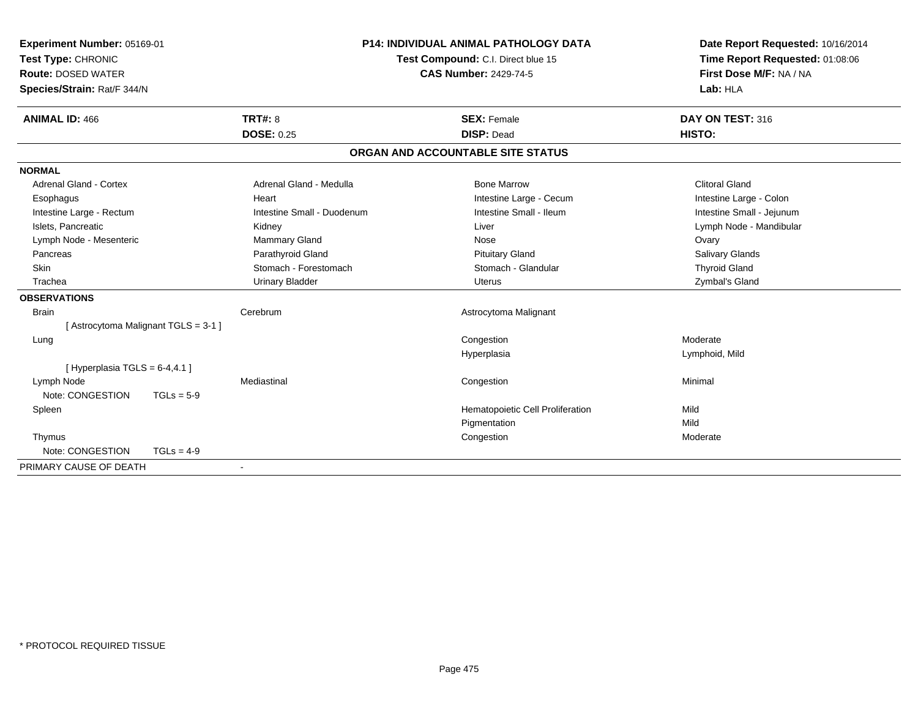**Experiment Number:** 05169-01
**Test Type:** CHRONIC
**Route:** DOSED WATER
**Species/Strain:** Rat/F 344/N

**P14: INDIVIDUAL ANIMAL PATHOLOGY DATA**
**Test Compound:** C.I. Direct blue 15
**CAS Number:** 2429-74-5

**Date Report Requested:** 10/16/2014
**Time Report Requested:** 01:08:06
**First Dose M/F:** NA / NA
**Lab:** HLA

| **ANIMAL ID:** 466 | **TRT#:** 8 | **SEX:** Female | **DAY ON TEST:** 316 |
|---|---|---|---|
| | **DOSE:** 0.25 | **DISP:** Dead | **HISTO:** |

## ORGAN AND ACCOUNTABLE SITE STATUS

**NORMAL**

| | | | |
|---|---|---|---|
| Adrenal Gland - Cortex | Adrenal Gland - Medulla | Bone Marrow | Clitoral Gland |
| Esophagus | Heart | Intestine Large - Cecum | Intestine Large - Colon |
| Intestine Large - Rectum | Intestine Small - Duodenum | Intestine Small - Ileum | Intestine Small - Jejunum |
| Islets, Pancreatic | Kidney | Liver | Lymph Node - Mandibular |
| Lymph Node - Mesenteric | Mammary Gland | Nose | Ovary |
| Pancreas | Parathyroid Gland | Pituitary Gland | Salivary Glands |
| Skin | Stomach - Forestomach | Stomach - Glandular | Thyroid Gland |
| Trachea | Urinary Bladder | Uterus | Zymbal's Gland |

**OBSERVATIONS**

| | | | |
|---|---|---|---|
| Brain | Cerebrum | Astrocytoma Malignant | |
| [ Astrocytoma Malignant TGLS = 3-1 ] | | | |
| Lung | | Congestion | Moderate |
| | | Hyperplasia | Lymphoid, Mild |
| [ Hyperplasia TGLS = 6-4,4.1 ] | | | |
| Lymph Node | Mediastinal | Congestion | Minimal |
| Note: CONGESTION TGLs = 5-9 | | | |
| Spleen | | Hematopoietic Cell Proliferation | Mild |
| | | Pigmentation | Mild |
| Thymus | | Congestion | Moderate |
| Note: CONGESTION TGLs = 4-9 | | | |

PRIMARY CAUSE OF DEATH -

\* PROTOCOL REQUIRED TISSUE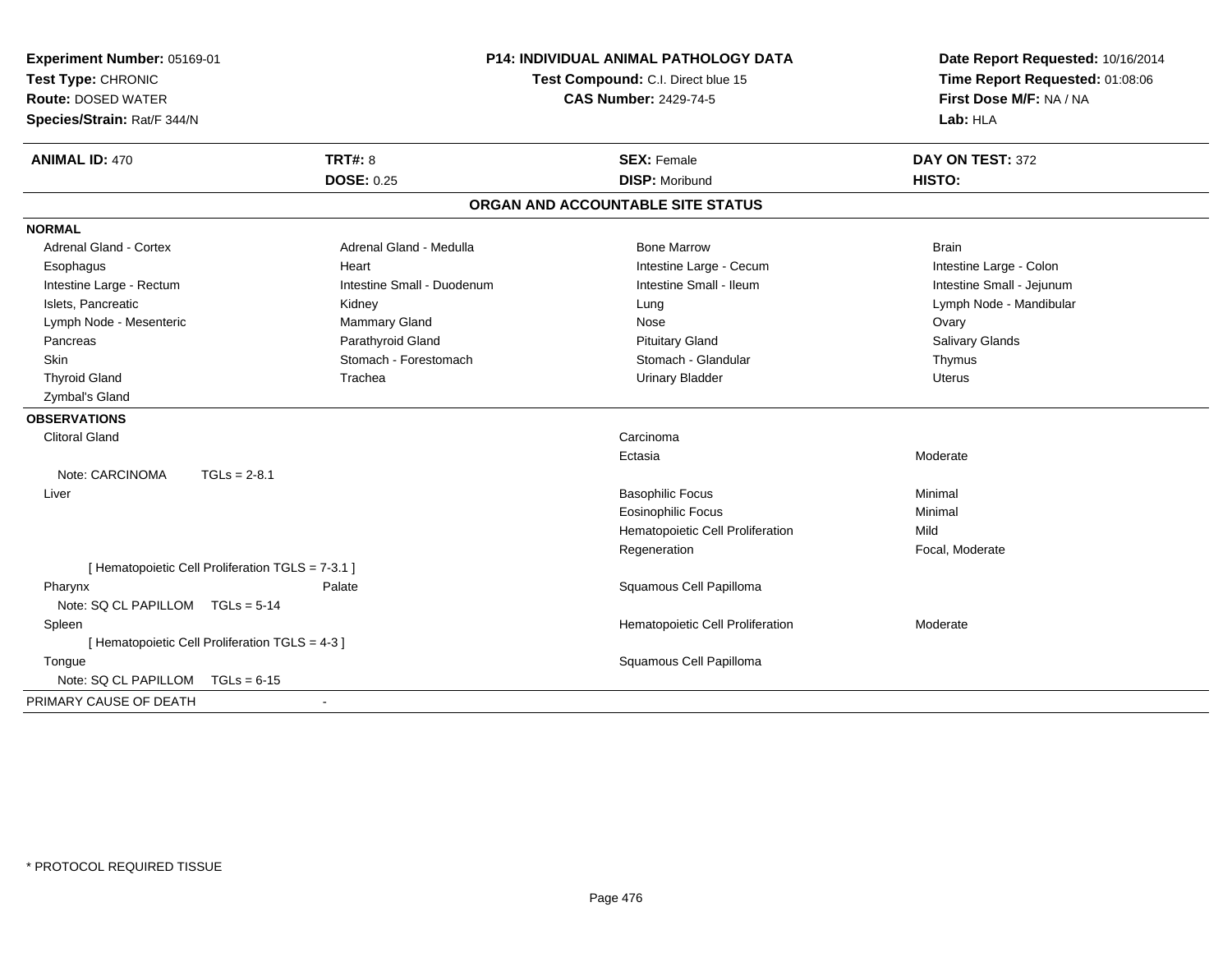**Experiment Number:** 05169-01
**Test Type:** CHRONIC
**Route:** DOSED WATER
**Species/Strain:** Rat/F 344/N

## P14: INDIVIDUAL ANIMAL PATHOLOGY DATA

**Test Compound:** C.I. Direct blue 15
**CAS Number:** 2429-74-5

**Date Report Requested:** 10/16/2014
**Time Report Requested:** 01:08:06
**First Dose M/F:** NA / NA
**Lab:** HLA

| **ANIMAL ID:** 470 | **TRT#:** 8 | **SEX:** Female | **DAY ON TEST:** 372 |
|---|---|---|---|
| | **DOSE:** 0.25 | **DISP:** Moribund | **HISTO:** |

### ORGAN AND ACCOUNTABLE SITE STATUS

**NORMAL**

| | | | |
|---|---|---|---|
| Adrenal Gland - Cortex | Adrenal Gland - Medulla | Bone Marrow | Brain |
| Esophagus | Heart | Intestine Large - Cecum | Intestine Large - Colon |
| Intestine Large - Rectum | Intestine Small - Duodenum | Intestine Small - Ileum | Intestine Small - Jejunum |
| Islets, Pancreatic | Kidney | Lung | Lymph Node - Mandibular |
| Lymph Node - Mesenteric | Mammary Gland | Nose | Ovary |
| Pancreas | Parathyroid Gland | Pituitary Gland | Salivary Glands |
| Skin | Stomach - Forestomach | Stomach - Glandular | Thymus |
| Thyroid Gland | Trachea | Urinary Bladder | Uterus |
| Zymbal's Gland | | | |

**OBSERVATIONS**

| | | | |
|---|---|---|---|
| Clitoral Gland | | Carcinoma | |
| | | Ectasia | Moderate |
| Note: CARCINOMA TGLs = 2-8.1 | | | |
| Liver | | Basophilic Focus | Minimal |
| | | Eosinophilic Focus | Minimal |
| | | Hematopoietic Cell Proliferation | Mild |
| | | Regeneration | Focal, Moderate |
| [ Hematopoietic Cell Proliferation TGLS = 7-3.1 ] | | | |
| Pharynx | Palate | Squamous Cell Papilloma | |
| Note: SQ CL PAPILLOM TGLs = 5-14 | | | |
| Spleen | | Hematopoietic Cell Proliferation | Moderate |
| [ Hematopoietic Cell Proliferation TGLS = 4-3 ] | | | |
| Tongue | | Squamous Cell Papilloma | |
| Note: SQ CL PAPILLOM TGLs = 6-15 | | | |

PRIMARY CAUSE OF DEATH -

* PROTOCOL REQUIRED TISSUE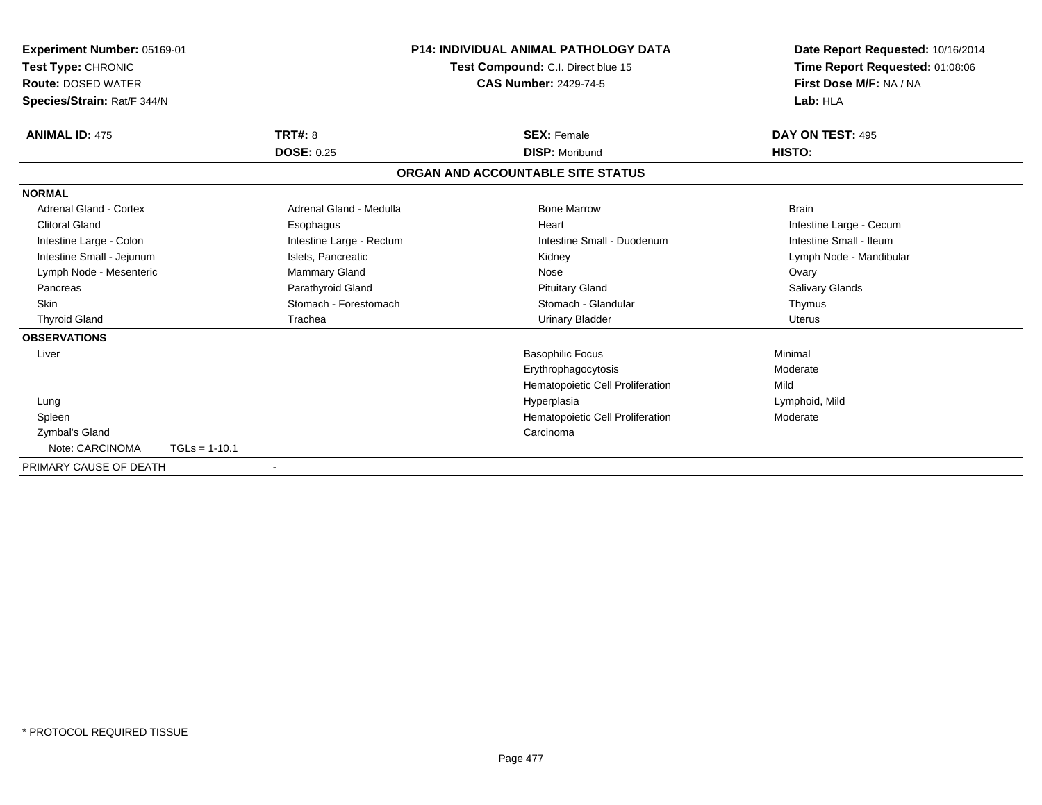**Experiment Number:** 05169-01
**Test Type:** CHRONIC
**Route:** DOSED WATER
**Species/Strain:** Rat/F 344/N

**P14: INDIVIDUAL ANIMAL PATHOLOGY DATA**
**Test Compound:** C.I. Direct blue 15
**CAS Number:** 2429-74-5

**Date Report Requested:** 10/16/2014
**Time Report Requested:** 01:08:06
**First Dose M/F:** NA / NA
**Lab:** HLA

| **ANIMAL ID:** 475 | **TRT#:** 8 | **SEX:** Female | **DAY ON TEST:** 495 |
|---|---|---|---|
| | **DOSE:** 0.25 | **DISP:** Moribund | **HISTO:** |

## ORGAN AND ACCOUNTABLE SITE STATUS

**NORMAL**

| | | | |
|---|---|---|---|
| Adrenal Gland - Cortex | Adrenal Gland - Medulla | Bone Marrow | Brain |
| Clitoral Gland | Esophagus | Heart | Intestine Large - Cecum |
| Intestine Large - Colon | Intestine Large - Rectum | Intestine Small - Duodenum | Intestine Small - Ileum |
| Intestine Small - Jejunum | Islets, Pancreatic | Kidney | Lymph Node - Mandibular |
| Lymph Node - Mesenteric | Mammary Gland | Nose | Ovary |
| Pancreas | Parathyroid Gland | Pituitary Gland | Salivary Glands |
| Skin | Stomach - Forestomach | Stomach - Glandular | Thymus |
| Thyroid Gland | Trachea | Urinary Bladder | Uterus |

**OBSERVATIONS**

| Organ | Observation | Severity |
|---|---|---|
| Liver | Basophilic Focus | Minimal |
| | Erythrophagocytosis | Moderate |
| | Hematopoietic Cell Proliferation | Mild |
| Lung | Hyperplasia | Lymphoid, Mild |
| Spleen | Hematopoietic Cell Proliferation | Moderate |
| Zymbal's Gland | Carcinoma | |
| Note: CARCINOMA TGLs = 1-10.1 | | |

PRIMARY CAUSE OF DEATH -

* PROTOCOL REQUIRED TISSUE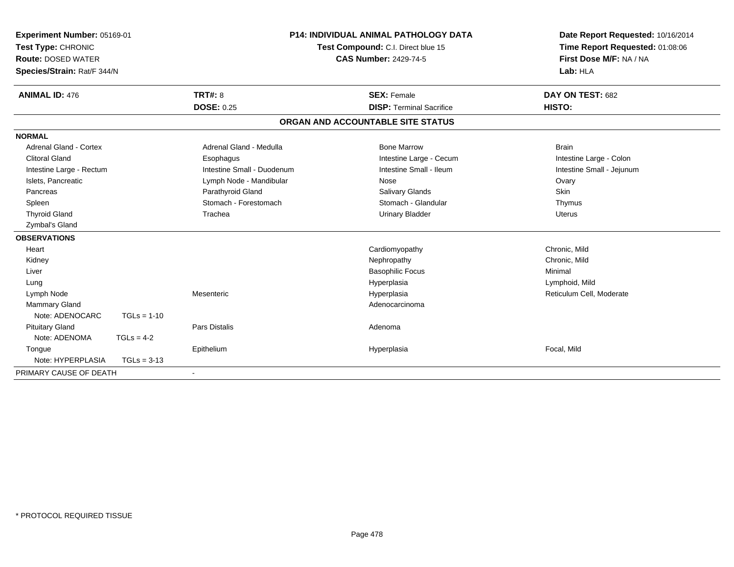**Experiment Number:** 05169-01
**Test Type:** CHRONIC
**Route:** DOSED WATER
**Species/Strain:** Rat/F 344/N

**P14: INDIVIDUAL ANIMAL PATHOLOGY DATA**
**Test Compound:** C.I. Direct blue 15
**CAS Number:** 2429-74-5

**Date Report Requested:** 10/16/2014
**Time Report Requested:** 01:08:06
**First Dose M/F:** NA / NA
**Lab:** HLA

| **ANIMAL ID:** 476 | **TRT#:** 8 | **SEX:** Female | **DAY ON TEST:** 682 |
|---|---|---|---|
| | **DOSE:** 0.25 | **DISP:** Terminal Sacrifice | **HISTO:** |

**ORGAN AND ACCOUNTABLE SITE STATUS**

**NORMAL**

| | | | |
|---|---|---|---|
| Adrenal Gland - Cortex | Adrenal Gland - Medulla | Bone Marrow | Brain |
| Clitoral Gland | Esophagus | Intestine Large - Cecum | Intestine Large - Colon |
| Intestine Large - Rectum | Intestine Small - Duodenum | Intestine Small - Ileum | Intestine Small - Jejunum |
| Islets, Pancreatic | Lymph Node - Mandibular | Nose | Ovary |
| Pancreas | Parathyroid Gland | Salivary Glands | Skin |
| Spleen | Stomach - Forestomach | Stomach - Glandular | Thymus |
| Thyroid Gland | Trachea | Urinary Bladder | Uterus |
| Zymbal's Gland | | | |

**OBSERVATIONS**

| | | | |
|---|---|---|---|
| Heart | | Cardiomyopathy | Chronic, Mild |
| Kidney | | Nephropathy | Chronic, Mild |
| Liver | | Basophilic Focus | Minimal |
| Lung | | Hyperplasia | Lymphoid, Mild |
| Lymph Node | Mesenteric | Hyperplasia | Reticulum Cell, Moderate |
| Mammary Gland | | Adenocarcinoma | |
| Note: ADENOCARC TGLs = 1-10 | | | |
| Pituitary Gland | Pars Distalis | Adenoma | |
| Note: ADENOMA TGLs = 4-2 | | | |
| Tongue | Epithelium | Hyperplasia | Focal, Mild |
| Note: HYPERPLASIA TGLs = 3-13 | | | |

PRIMARY CAUSE OF DEATH -

* PROTOCOL REQUIRED TISSUE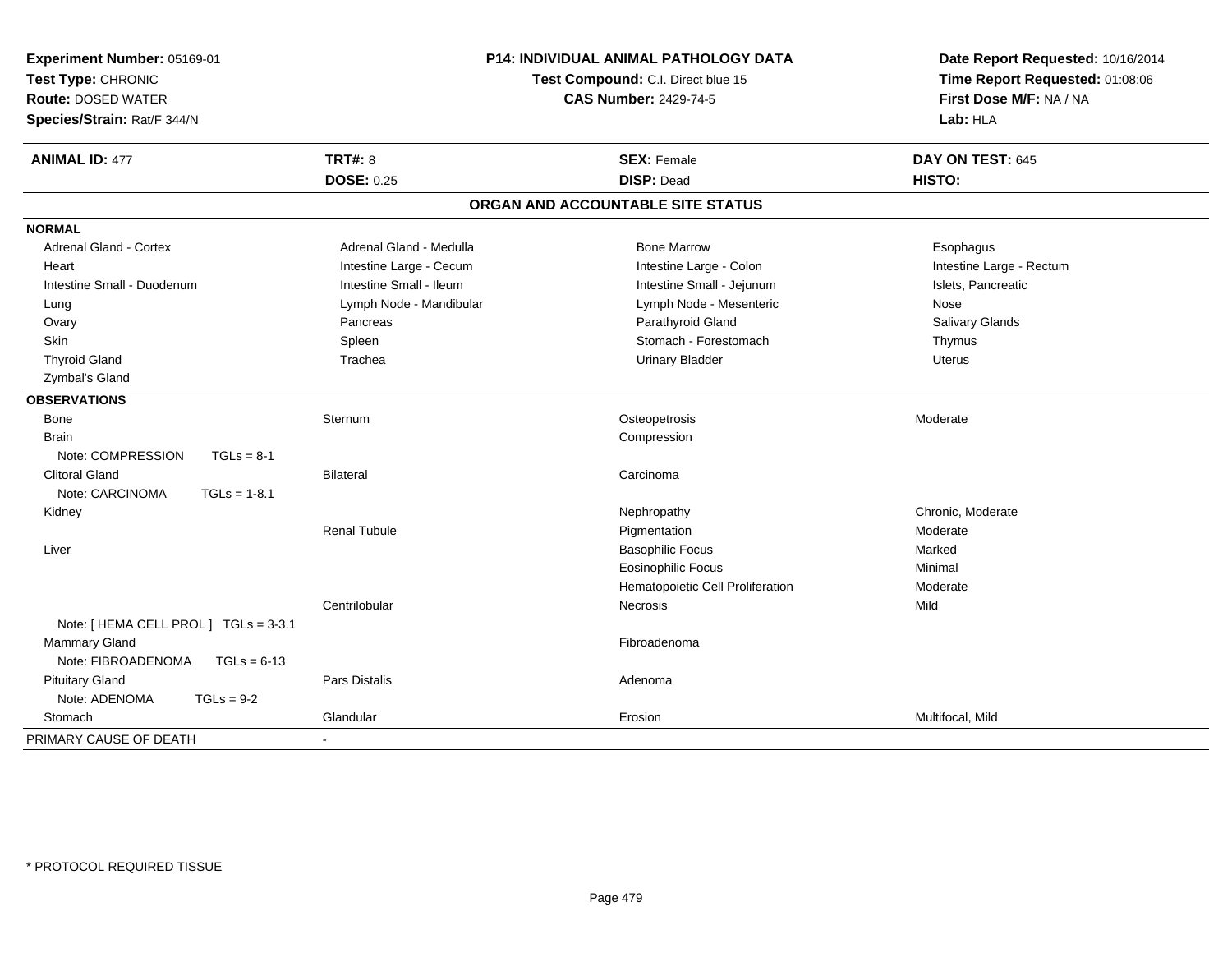**Experiment Number:** 05169-01
**Test Type:** CHRONIC
**Route:** DOSED WATER
**Species/Strain:** Rat/F 344/N

## P14: INDIVIDUAL ANIMAL PATHOLOGY DATA

**Test Compound:** C.I. Direct blue 15
**CAS Number:** 2429-74-5

**Date Report Requested:** 10/16/2014
**Time Report Requested:** 01:08:06
**First Dose M/F:** NA / NA
**Lab:** HLA

| **ANIMAL ID:** 477 | **TRT#:** 8 | **SEX:** Female | **DAY ON TEST:** 645 |
|---|---|---|---|
| | **DOSE:** 0.25 | **DISP:** Dead | **HISTO:** |

### ORGAN AND ACCOUNTABLE SITE STATUS

**NORMAL**

| | | | |
|---|---|---|---|
| Adrenal Gland - Cortex | Adrenal Gland - Medulla | Bone Marrow | Esophagus |
| Heart | Intestine Large - Cecum | Intestine Large - Colon | Intestine Large - Rectum |
| Intestine Small - Duodenum | Intestine Small - Ileum | Intestine Small - Jejunum | Islets, Pancreatic |
| Lung | Lymph Node - Mandibular | Lymph Node - Mesenteric | Nose |
| Ovary | Pancreas | Parathyroid Gland | Salivary Glands |
| Skin | Spleen | Stomach - Forestomach | Thymus |
| Thyroid Gland | Trachea | Urinary Bladder | Uterus |
| Zymbal's Gland | | | |

**OBSERVATIONS**

| | | | |
|---|---|---|---|
| Bone | Sternum | Osteopetrosis | Moderate |
| Brain | | Compression | |
| Note: COMPRESSION TGLs = 8-1 | | | |
| Clitoral Gland | Bilateral | Carcinoma | |
| Note: CARCINOMA TGLs = 1-8.1 | | | |
| Kidney | | Nephropathy | Chronic, Moderate |
| | Renal Tubule | Pigmentation | Moderate |
| Liver | | Basophilic Focus | Marked |
| | | Eosinophilic Focus | Minimal |
| | | Hematopoietic Cell Proliferation | Moderate |
| | Centrilobular | Necrosis | Mild |
| Note: [ HEMA CELL PROL ] TGLs = 3-3.1 | | | |
| Mammary Gland | | Fibroadenoma | |
| Note: FIBROADENOMA TGLs = 6-13 | | | |
| Pituitary Gland | Pars Distalis | Adenoma | |
| Note: ADENOMA TGLs = 9-2 | | | |
| Stomach | Glandular | Erosion | Multifocal, Mild |

PRIMARY CAUSE OF DEATH -

\* PROTOCOL REQUIRED TISSUE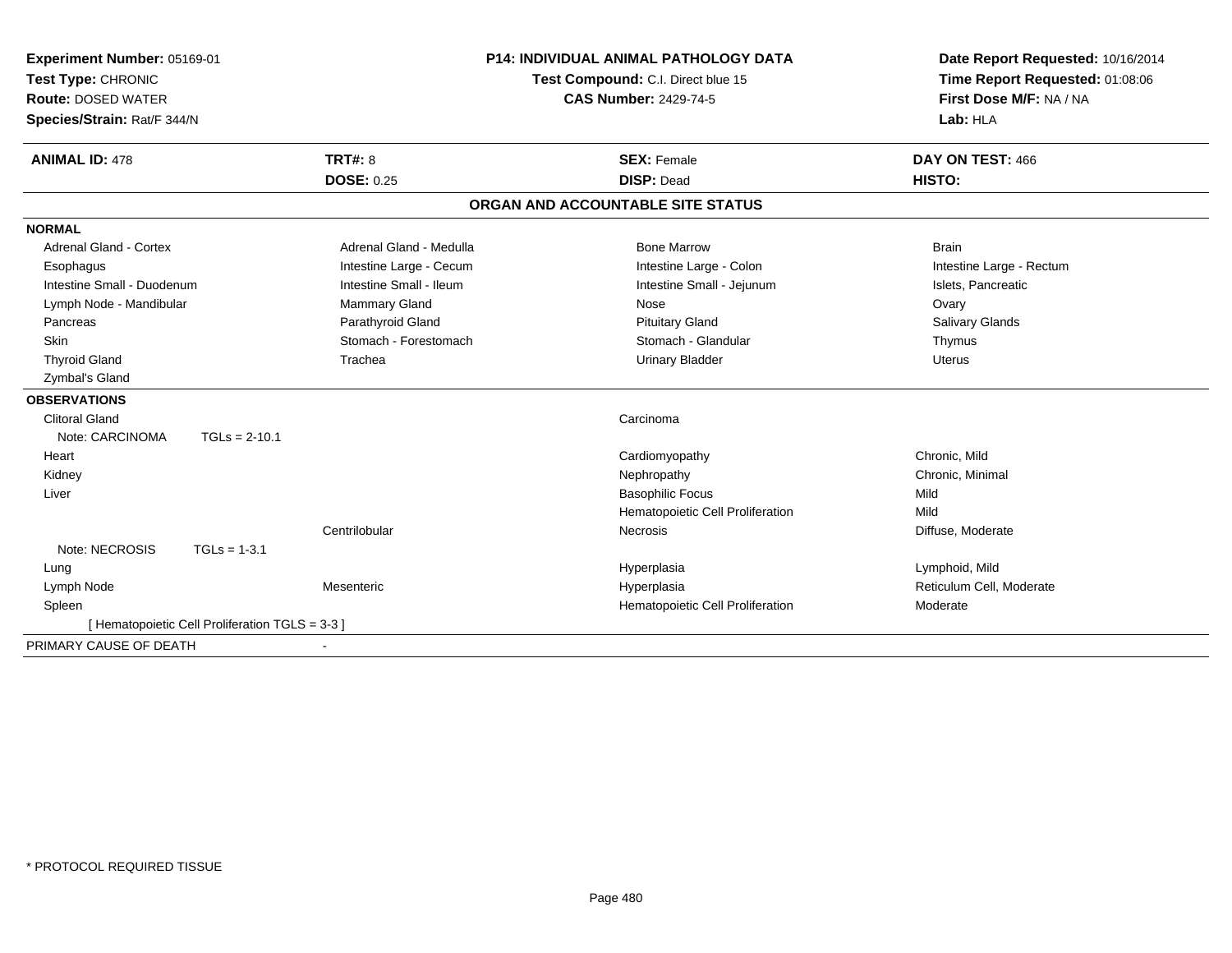**Experiment Number:** 05169-01
**Test Type:** CHRONIC
**Route:** DOSED WATER
**Species/Strain:** Rat/F 344/N

**P14: INDIVIDUAL ANIMAL PATHOLOGY DATA**
**Test Compound:** C.I. Direct blue 15
**CAS Number:** 2429-74-5

**Date Report Requested:** 10/16/2014
**Time Report Requested:** 01:08:06
**First Dose M/F:** NA / NA
**Lab:** HLA

| **ANIMAL ID:** 478 | **TRT#:** 8 | **SEX:** Female | **DAY ON TEST:** 466 |
|---|---|---|---|
| | **DOSE:** 0.25 | **DISP:** Dead | **HISTO:** |

## ORGAN AND ACCOUNTABLE SITE STATUS

**NORMAL**

| | | | |
|---|---|---|---|
| Adrenal Gland - Cortex | Adrenal Gland - Medulla | Bone Marrow | Brain |
| Esophagus | Intestine Large - Cecum | Intestine Large - Colon | Intestine Large - Rectum |
| Intestine Small - Duodenum | Intestine Small - Ileum | Intestine Small - Jejunum | Islets, Pancreatic |
| Lymph Node - Mandibular | Mammary Gland | Nose | Ovary |
| Pancreas | Parathyroid Gland | Pituitary Gland | Salivary Glands |
| Skin | Stomach - Forestomach | Stomach - Glandular | Thymus |
| Thyroid Gland | Trachea | Urinary Bladder | Uterus |
| Zymbal's Gland | | | |

**OBSERVATIONS**

| | | | |
|---|---|---|---|
| Clitoral Gland | | Carcinoma | |
| Note: CARCINOMA TGLs = 2-10.1 | | | |
| Heart | | Cardiomyopathy | Chronic, Mild |
| Kidney | | Nephropathy | Chronic, Minimal |
| Liver | | Basophilic Focus | Mild |
| | | Hematopoietic Cell Proliferation | Mild |
| | Centrilobular | Necrosis | Diffuse, Moderate |
| Note: NECROSIS TGLs = 1-3.1 | | | |
| Lung | | Hyperplasia | Lymphoid, Mild |
| Lymph Node | Mesenteric | Hyperplasia | Reticulum Cell, Moderate |
| Spleen | | Hematopoietic Cell Proliferation | Moderate |
| [ Hematopoietic Cell Proliferation TGLS = 3-3 ] | | | |

PRIMARY CAUSE OF DEATH -

\* PROTOCOL REQUIRED TISSUE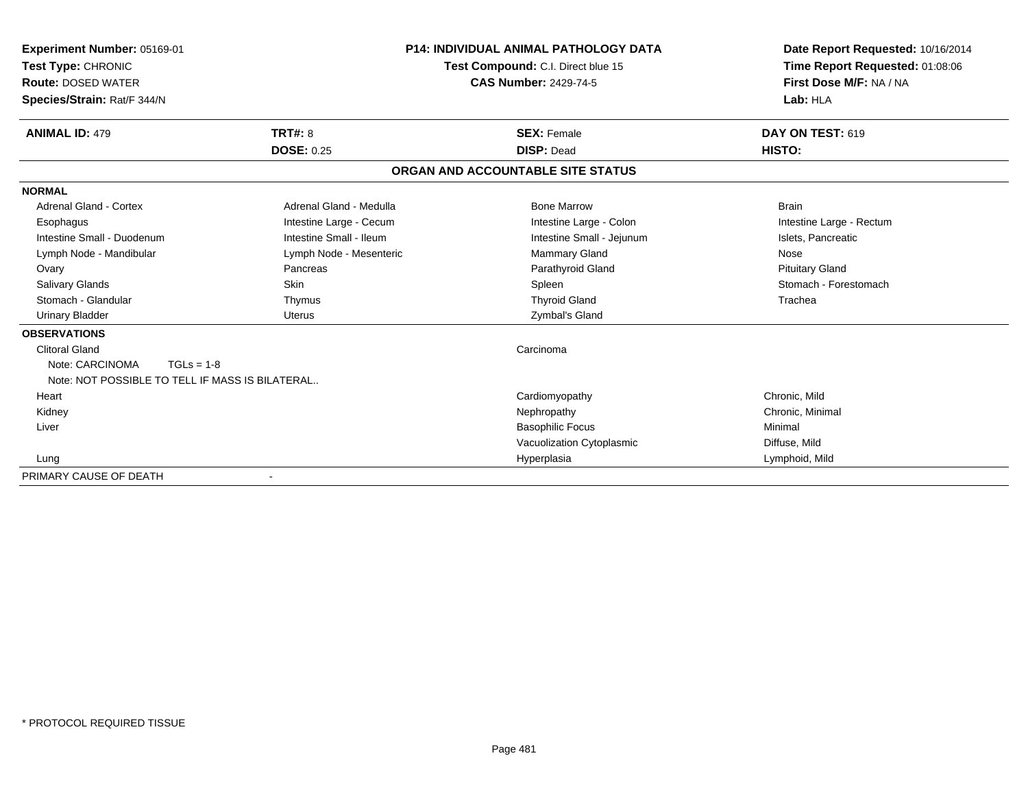**Experiment Number:** 05169-01
**Test Type:** CHRONIC
**Route:** DOSED WATER
**Species/Strain:** Rat/F 344/N

**P14: INDIVIDUAL ANIMAL PATHOLOGY DATA**
**Test Compound:** C.I. Direct blue 15
**CAS Number:** 2429-74-5

**Date Report Requested:** 10/16/2014
**Time Report Requested:** 01:08:06
**First Dose M/F:** NA / NA
**Lab:** HLA

| **ANIMAL ID:** 479 | **TRT#:** 8 | **SEX:** Female | **DAY ON TEST:** 619 |
|---|---|---|---|
| | **DOSE:** 0.25 | **DISP:** Dead | **HISTO:** |

## ORGAN AND ACCOUNTABLE SITE STATUS

**NORMAL**

| | | | |
|---|---|---|---|
| Adrenal Gland - Cortex | Adrenal Gland - Medulla | Bone Marrow | Brain |
| Esophagus | Intestine Large - Cecum | Intestine Large - Colon | Intestine Large - Rectum |
| Intestine Small - Duodenum | Intestine Small - Ileum | Intestine Small - Jejunum | Islets, Pancreatic |
| Lymph Node - Mandibular | Lymph Node - Mesenteric | Mammary Gland | Nose |
| Ovary | Pancreas | Parathyroid Gland | Pituitary Gland |
| Salivary Glands | Skin | Spleen | Stomach - Forestomach |
| Stomach - Glandular | Thymus | Thyroid Gland | Trachea |
| Urinary Bladder | Uterus | Zymbal's Gland | |

**OBSERVATIONS**

| Organ | Observation | Qualifier |
|---|---|---|
| Clitoral Gland | Carcinoma | |
| Note: CARCINOMA TGLs = 1-8 | | |
| Note: NOT POSSIBLE TO TELL IF MASS IS BILATERAL.. | | |
| Heart | Cardiomyopathy | Chronic, Mild |
| Kidney | Nephropathy | Chronic, Minimal |
| Liver | Basophilic Focus | Minimal |
| | Vacuolization Cytoplasmic | Diffuse, Mild |
| Lung | Hyperplasia | Lymphoid, Mild |

PRIMARY CAUSE OF DEATH -

\* PROTOCOL REQUIRED TISSUE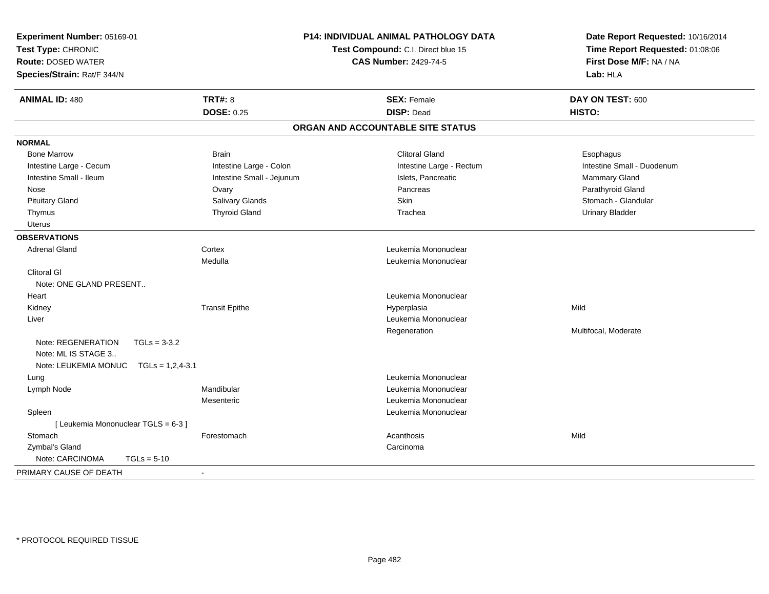**Experiment Number:** 05169-01
**Test Type:** CHRONIC
**Route:** DOSED WATER
**Species/Strain:** Rat/F 344/N

**P14: INDIVIDUAL ANIMAL PATHOLOGY DATA**
**Test Compound:** C.I. Direct blue 15
**CAS Number:** 2429-74-5

**Date Report Requested:** 10/16/2014
**Time Report Requested:** 01:08:06
**First Dose M/F:** NA / NA
**Lab:** HLA

| **ANIMAL ID:** 480 | **TRT#:** 8 | **SEX:** Female | **DAY ON TEST:** 600 |
|---|---|---|---|
| | **DOSE:** 0.25 | **DISP:** Dead | **HISTO:** |

## ORGAN AND ACCOUNTABLE SITE STATUS

| | | | |
|---|---|---|---|
| **NORMAL** | | | |
| Bone Marrow | Brain | Clitoral Gland | Esophagus |
| Intestine Large - Cecum | Intestine Large - Colon | Intestine Large - Rectum | Intestine Small - Duodenum |
| Intestine Small - Ileum | Intestine Small - Jejunum | Islets, Pancreatic | Mammary Gland |
| Nose | Ovary | Pancreas | Parathyroid Gland |
| Pituitary Gland | Salivary Glands | Skin | Stomach - Glandular |
| Thymus | Thyroid Gland | Trachea | Urinary Bladder |
| Uterus | | | |
| **OBSERVATIONS** | | | |
| Adrenal Gland | Cortex | Leukemia Mononuclear | |
| | Medulla | Leukemia Mononuclear | |
| Clitoral Gl | | | |
| Note: ONE GLAND PRESENT.. | | | |
| Heart | | Leukemia Mononuclear | |
| Kidney | Transit Epithe | Hyperplasia | Mild |
| Liver | | Leukemia Mononuclear | |
| | | Regeneration | Multifocal, Moderate |
| Note: REGENERATION TGLs = 3-3.2 | | | |
| Note: ML IS STAGE 3.. | | | |
| Note: LEUKEMIA MONUC TGLs = 1,2,4-3.1 | | | |
| Lung | | Leukemia Mononuclear | |
| Lymph Node | Mandibular | Leukemia Mononuclear | |
| | Mesenteric | Leukemia Mononuclear | |
| Spleen | | Leukemia Mononuclear | |
| [ Leukemia Mononuclear TGLS = 6-3 ] | | | |
| Stomach | Forestomach | Acanthosis | Mild |
| Zymbal's Gland | | Carcinoma | |
| Note: CARCINOMA TGLs = 5-10 | | | |
| PRIMARY CAUSE OF DEATH | - | | |

\* PROTOCOL REQUIRED TISSUE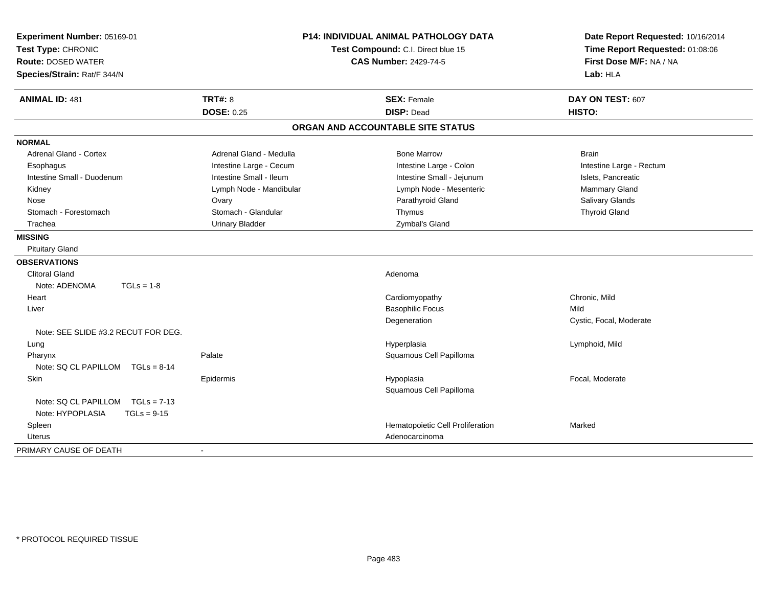**Experiment Number:** 05169-01
**Test Type:** CHRONIC
**Route:** DOSED WATER
**Species/Strain:** Rat/F 344/N

**P14: INDIVIDUAL ANIMAL PATHOLOGY DATA**
**Test Compound:** C.I. Direct blue 15
**CAS Number:** 2429-74-5

**Date Report Requested:** 10/16/2014
**Time Report Requested:** 01:08:06
**First Dose M/F:** NA / NA
**Lab:** HLA

| **ANIMAL ID:** 481 | **TRT#:** 8 | **SEX:** Female | **DAY ON TEST:** 607 |
|---|---|---|---|
| | **DOSE:** 0.25 | **DISP:** Dead | **HISTO:** |

**ORGAN AND ACCOUNTABLE SITE STATUS**

**NORMAL**

| | | | |
|---|---|---|---|
| Adrenal Gland - Cortex | Adrenal Gland - Medulla | Bone Marrow | Brain |
| Esophagus | Intestine Large - Cecum | Intestine Large - Colon | Intestine Large - Rectum |
| Intestine Small - Duodenum | Intestine Small - Ileum | Intestine Small - Jejunum | Islets, Pancreatic |
| Kidney | Lymph Node - Mandibular | Lymph Node - Mesenteric | Mammary Gland |
| Nose | Ovary | Parathyroid Gland | Salivary Glands |
| Stomach - Forestomach | Stomach - Glandular | Thymus | Thyroid Gland |
| Trachea | Urinary Bladder | Zymbal's Gland | |

**MISSING**

Pituitary Gland

**OBSERVATIONS**

| | | | |
|---|---|---|---|
| Clitoral Gland | | Adenoma | |
| Note: ADENOMA TGLs = 1-8 | | | |
| Heart | | Cardiomyopathy | Chronic, Mild |
| Liver | | Basophilic Focus | Mild |
| | | Degeneration | Cystic, Focal, Moderate |
| Note: SEE SLIDE #3.2 RECUT FOR DEG. | | | |
| Lung | | Hyperplasia | Lymphoid, Mild |
| Pharynx | Palate | Squamous Cell Papilloma | |
| Note: SQ CL PAPILLOM TGLs = 8-14 | | | |
| Skin | Epidermis | Hypoplasia | Focal, Moderate |
| | | Squamous Cell Papilloma | |
| Note: SQ CL PAPILLOM TGLs = 7-13 | | | |
| Note: HYPOPLASIA TGLs = 9-15 | | | |
| Spleen | | Hematopoietic Cell Proliferation | Marked |
| Uterus | | Adenocarcinoma | |

PRIMARY CAUSE OF DEATH -

\* PROTOCOL REQUIRED TISSUE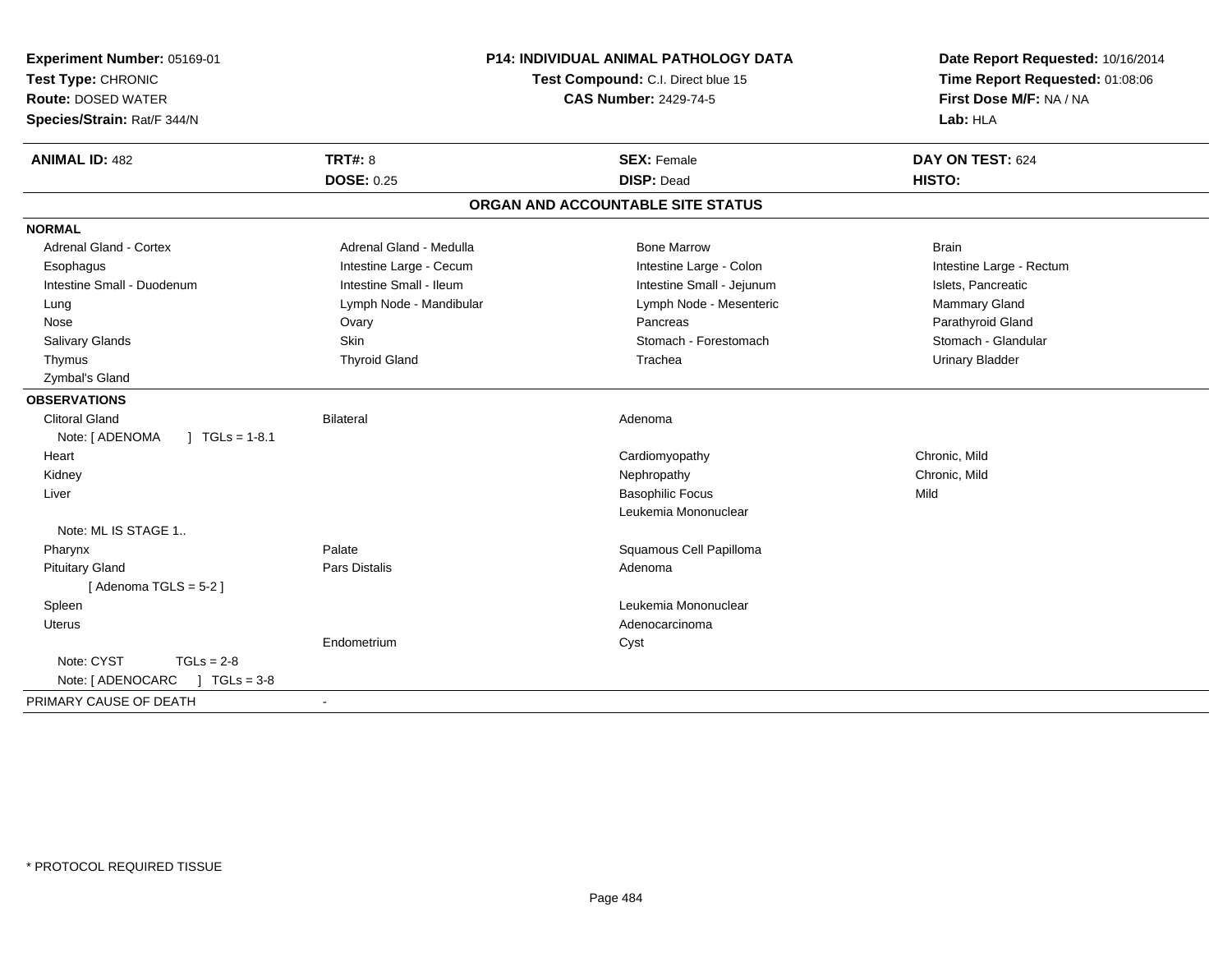**Experiment Number:** 05169-01
**Test Type:** CHRONIC
**Route:** DOSED WATER
**Species/Strain:** Rat/F 344/N

**P14: INDIVIDUAL ANIMAL PATHOLOGY DATA**
**Test Compound:** C.I. Direct blue 15
**CAS Number:** 2429-74-5

**Date Report Requested:** 10/16/2014
**Time Report Requested:** 01:08:06
**First Dose M/F:** NA / NA
**Lab:** HLA

| **ANIMAL ID:** 482 | **TRT#:** 8 | **SEX:** Female | **DAY ON TEST:** 624 |
|---|---|---|---|
| | **DOSE:** 0.25 | **DISP:** Dead | **HISTO:** |

## ORGAN AND ACCOUNTABLE SITE STATUS

**NORMAL**

| | | | |
|---|---|---|---|
| Adrenal Gland - Cortex | Adrenal Gland - Medulla | Bone Marrow | Brain |
| Esophagus | Intestine Large - Cecum | Intestine Large - Colon | Intestine Large - Rectum |
| Intestine Small - Duodenum | Intestine Small - Ileum | Intestine Small - Jejunum | Islets, Pancreatic |
| Lung | Lymph Node - Mandibular | Lymph Node - Mesenteric | Mammary Gland |
| Nose | Ovary | Pancreas | Parathyroid Gland |
| Salivary Glands | Skin | Stomach - Forestomach | Stomach - Glandular |
| Thymus | Thyroid Gland | Trachea | Urinary Bladder |
| Zymbal's Gland | | | |

**OBSERVATIONS**

| | | | |
|---|---|---|---|
| Clitoral Gland | Bilateral | Adenoma | |
| Note: [ ADENOMA ] TGLs = 1-8.1 | | | |
| Heart | | Cardiomyopathy | Chronic, Mild |
| Kidney | | Nephropathy | Chronic, Mild |
| Liver | | Basophilic Focus | Mild |
| | | Leukemia Mononuclear | |
| Note: ML IS STAGE 1.. | | | |
| Pharynx | Palate | Squamous Cell Papilloma | |
| Pituitary Gland | Pars Distalis | Adenoma | |
| [ Adenoma TGLS = 5-2 ] | | | |
| Spleen | | Leukemia Mononuclear | |
| Uterus | | Adenocarcinoma | |
| | Endometrium | Cyst | |
| Note: CYST TGLs = 2-8 | | | |
| Note: [ ADENOCARC ] TGLs = 3-8 | | | |

PRIMARY CAUSE OF DEATH -

\* PROTOCOL REQUIRED TISSUE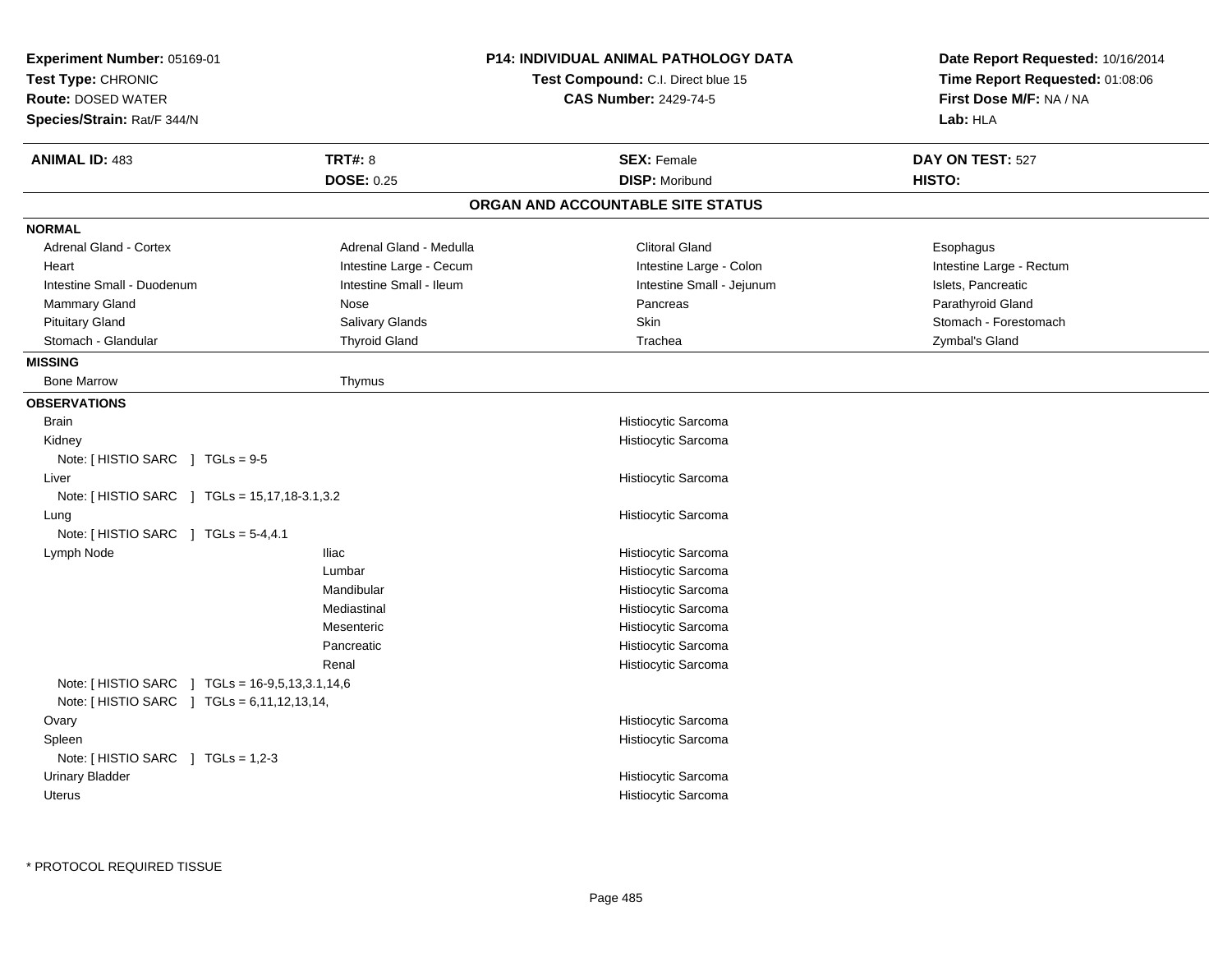**Experiment Number:** 05169-01
**Test Type:** CHRONIC
**Route:** DOSED WATER
**Species/Strain:** Rat/F 344/N

**P14: INDIVIDUAL ANIMAL PATHOLOGY DATA**
**Test Compound:** C.I. Direct blue 15
**CAS Number:** 2429-74-5

**Date Report Requested:** 10/16/2014
**Time Report Requested:** 01:08:06
**First Dose M/F:** NA / NA
**Lab:** HLA

| **ANIMAL ID:** 483 | **TRT#:** 8 | **SEX:** Female | **DAY ON TEST:** 527 |
|---|---|---|---|
| | **DOSE:** 0.25 | **DISP:** Moribund | **HISTO:** |

## ORGAN AND ACCOUNTABLE SITE STATUS

**NORMAL**

| | | | |
|---|---|---|---|
| Adrenal Gland - Cortex | Adrenal Gland - Medulla | Clitoral Gland | Esophagus |
| Heart | Intestine Large - Cecum | Intestine Large - Colon | Intestine Large - Rectum |
| Intestine Small - Duodenum | Intestine Small - Ileum | Intestine Small - Jejunum | Islets, Pancreatic |
| Mammary Gland | Nose | Pancreas | Parathyroid Gland |
| Pituitary Gland | Salivary Glands | Skin | Stomach - Forestomach |
| Stomach - Glandular | Thyroid Gland | Trachea | Zymbal's Gland |

**MISSING**

| | |
|---|---|
| Bone Marrow | Thymus |

**OBSERVATIONS**

| Organ | Site | Observation |
|---|---|---|
| Brain | | Histiocytic Sarcoma |
| Kidney | | Histiocytic Sarcoma |
| Note: [ HISTIO SARC ] TGLs = 9-5 | | |
| Liver | | Histiocytic Sarcoma |
| Note: [ HISTIO SARC ] TGLs = 15,17,18-3.1,3.2 | | |
| Lung | | Histiocytic Sarcoma |
| Note: [ HISTIO SARC ] TGLs = 5-4,4.1 | | |
| Lymph Node | Iliac | Histiocytic Sarcoma |
| | Lumbar | Histiocytic Sarcoma |
| | Mandibular | Histiocytic Sarcoma |
| | Mediastinal | Histiocytic Sarcoma |
| | Mesenteric | Histiocytic Sarcoma |
| | Pancreatic | Histiocytic Sarcoma |
| | Renal | Histiocytic Sarcoma |
| Note: [ HISTIO SARC ] TGLs = 16-9,5,13,3.1,14,6 | | |
| Note: [ HISTIO SARC ] TGLs = 6,11,12,13,14, | | |
| Ovary | | Histiocytic Sarcoma |
| Spleen | | Histiocytic Sarcoma |
| Note: [ HISTIO SARC ] TGLs = 1,2-3 | | |
| Urinary Bladder | | Histiocytic Sarcoma |
| Uterus | | Histiocytic Sarcoma |

\* PROTOCOL REQUIRED TISSUE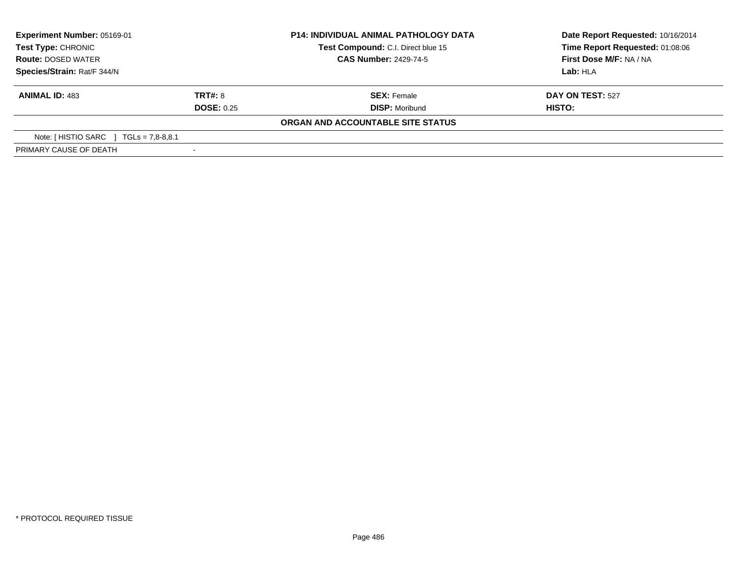| **Experiment Number:** 05169-01 | **P14: INDIVIDUAL ANIMAL PATHOLOGY DATA** | **Date Report Requested:** 10/16/2014 |
|---|---|---|
| **Test Type:** CHRONIC | **Test Compound:** C.I. Direct blue 15 | **Time Report Requested:** 01:08:06 |
| **Route:** DOSED WATER | **CAS Number:** 2429-74-5 | **First Dose M/F:** NA / NA |
| **Species/Strain:** Rat/F 344/N | | **Lab:** HLA |

| **ANIMAL ID:** 483 | **TRT#:** 8 | **SEX:** Female | **DAY ON TEST:** 527 |
|---|---|---|---|
| | **DOSE:** 0.25 | **DISP:** Moribund | **HISTO:** |

**ORGAN AND ACCOUNTABLE SITE STATUS**

| Note: [ HISTIO SARC ] TGLs = 7,8-8,8.1 | |
|---|---|
| PRIMARY CAUSE OF DEATH | - |

\* PROTOCOL REQUIRED TISSUE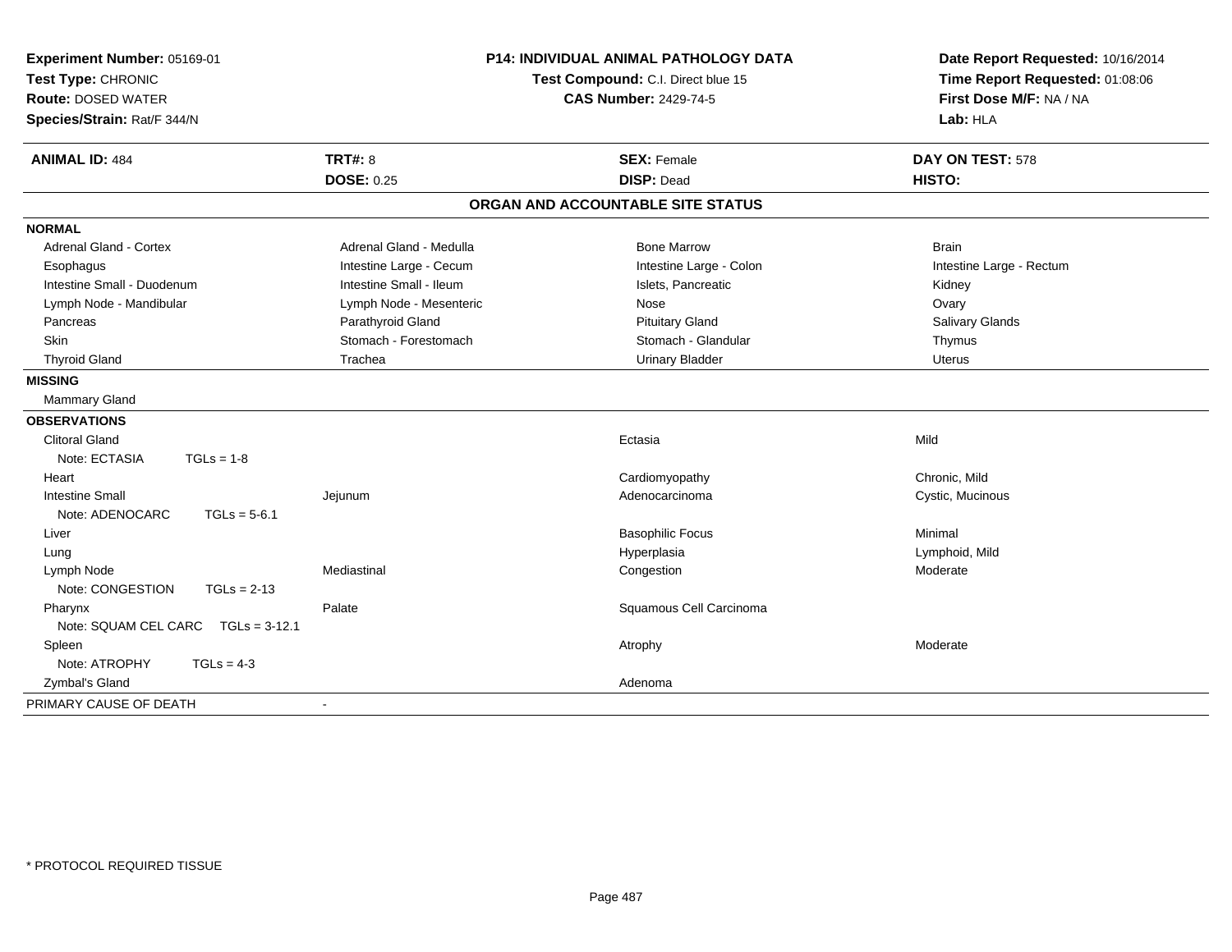**Experiment Number:** 05169-01
**Test Type:** CHRONIC
**Route:** DOSED WATER
**Species/Strain:** Rat/F 344/N

**P14: INDIVIDUAL ANIMAL PATHOLOGY DATA**
**Test Compound:** C.I. Direct blue 15
**CAS Number:** 2429-74-5

**Date Report Requested:** 10/16/2014
**Time Report Requested:** 01:08:06
**First Dose M/F:** NA / NA
**Lab:** HLA

| **ANIMAL ID:** 484 | **TRT#:** 8 | **SEX:** Female | **DAY ON TEST:** 578 |
|---|---|---|---|
| | **DOSE:** 0.25 | **DISP:** Dead | **HISTO:** |

## ORGAN AND ACCOUNTABLE SITE STATUS

**NORMAL**

| | | | |
|---|---|---|---|
| Adrenal Gland - Cortex | Adrenal Gland - Medulla | Bone Marrow | Brain |
| Esophagus | Intestine Large - Cecum | Intestine Large - Colon | Intestine Large - Rectum |
| Intestine Small - Duodenum | Intestine Small - Ileum | Islets, Pancreatic | Kidney |
| Lymph Node - Mandibular | Lymph Node - Mesenteric | Nose | Ovary |
| Pancreas | Parathyroid Gland | Pituitary Gland | Salivary Glands |
| Skin | Stomach - Forestomach | Stomach - Glandular | Thymus |
| Thyroid Gland | Trachea | Urinary Bladder | Uterus |

**MISSING**

Mammary Gland

**OBSERVATIONS**

| | | | |
|---|---|---|---|
| Clitoral Gland | | Ectasia | Mild |
| Note: ECTASIA TGLs = 1-8 | | | |
| Heart | | Cardiomyopathy | Chronic, Mild |
| Intestine Small | Jejunum | Adenocarcinoma | Cystic, Mucinous |
| Note: ADENOCARC TGLs = 5-6.1 | | | |
| Liver | | Basophilic Focus | Minimal |
| Lung | | Hyperplasia | Lymphoid, Mild |
| Lymph Node | Mediastinal | Congestion | Moderate |
| Note: CONGESTION TGLs = 2-13 | | | |
| Pharynx | Palate | Squamous Cell Carcinoma | |
| Note: SQUAM CEL CARC TGLs = 3-12.1 | | | |
| Spleen | | Atrophy | Moderate |
| Note: ATROPHY TGLs = 4-3 | | | |
| Zymbal's Gland | | Adenoma | |

PRIMARY CAUSE OF DEATH -

\* PROTOCOL REQUIRED TISSUE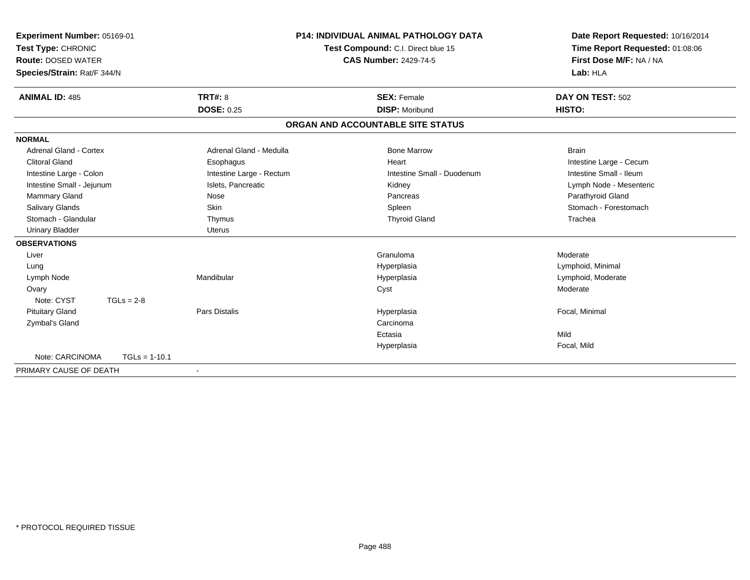**Experiment Number:** 05169-01
**Test Type:** CHRONIC
**Route:** DOSED WATER
**Species/Strain:** Rat/F 344/N

**P14: INDIVIDUAL ANIMAL PATHOLOGY DATA**
**Test Compound:** C.I. Direct blue 15
**CAS Number:** 2429-74-5

**Date Report Requested:** 10/16/2014
**Time Report Requested:** 01:08:06
**First Dose M/F:** NA / NA
**Lab:** HLA

| **ANIMAL ID:** 485 | **TRT#:** 8 | **SEX:** Female | **DAY ON TEST:** 502 |
|---|---|---|---|
| | **DOSE:** 0.25 | **DISP:** Moribund | **HISTO:** |

## ORGAN AND ACCOUNTABLE SITE STATUS

**NORMAL**

| | | | |
|---|---|---|---|
| Adrenal Gland - Cortex | Adrenal Gland - Medulla | Bone Marrow | Brain |
| Clitoral Gland | Esophagus | Heart | Intestine Large - Cecum |
| Intestine Large - Colon | Intestine Large - Rectum | Intestine Small - Duodenum | Intestine Small - Ileum |
| Intestine Small - Jejunum | Islets, Pancreatic | Kidney | Lymph Node - Mesenteric |
| Mammary Gland | Nose | Pancreas | Parathyroid Gland |
| Salivary Glands | Skin | Spleen | Stomach - Forestomach |
| Stomach - Glandular | Thymus | Thyroid Gland | Trachea |
| Urinary Bladder | Uterus | | |

**OBSERVATIONS**

| | | | |
|---|---|---|---|
| Liver | | Granuloma | Moderate |
| Lung | | Hyperplasia | Lymphoid, Minimal |
| Lymph Node | Mandibular | Hyperplasia | Lymphoid, Moderate |
| Ovary | | Cyst | Moderate |
| Note: CYST TGLs = 2-8 | | | |
| Pituitary Gland | Pars Distalis | Hyperplasia | Focal, Minimal |
| Zymbal's Gland | | Carcinoma | |
| | | Ectasia | Mild |
| | | Hyperplasia | Focal, Mild |
| Note: CARCINOMA TGLs = 1-10.1 | | | |

PRIMARY CAUSE OF DEATH -

* PROTOCOL REQUIRED TISSUE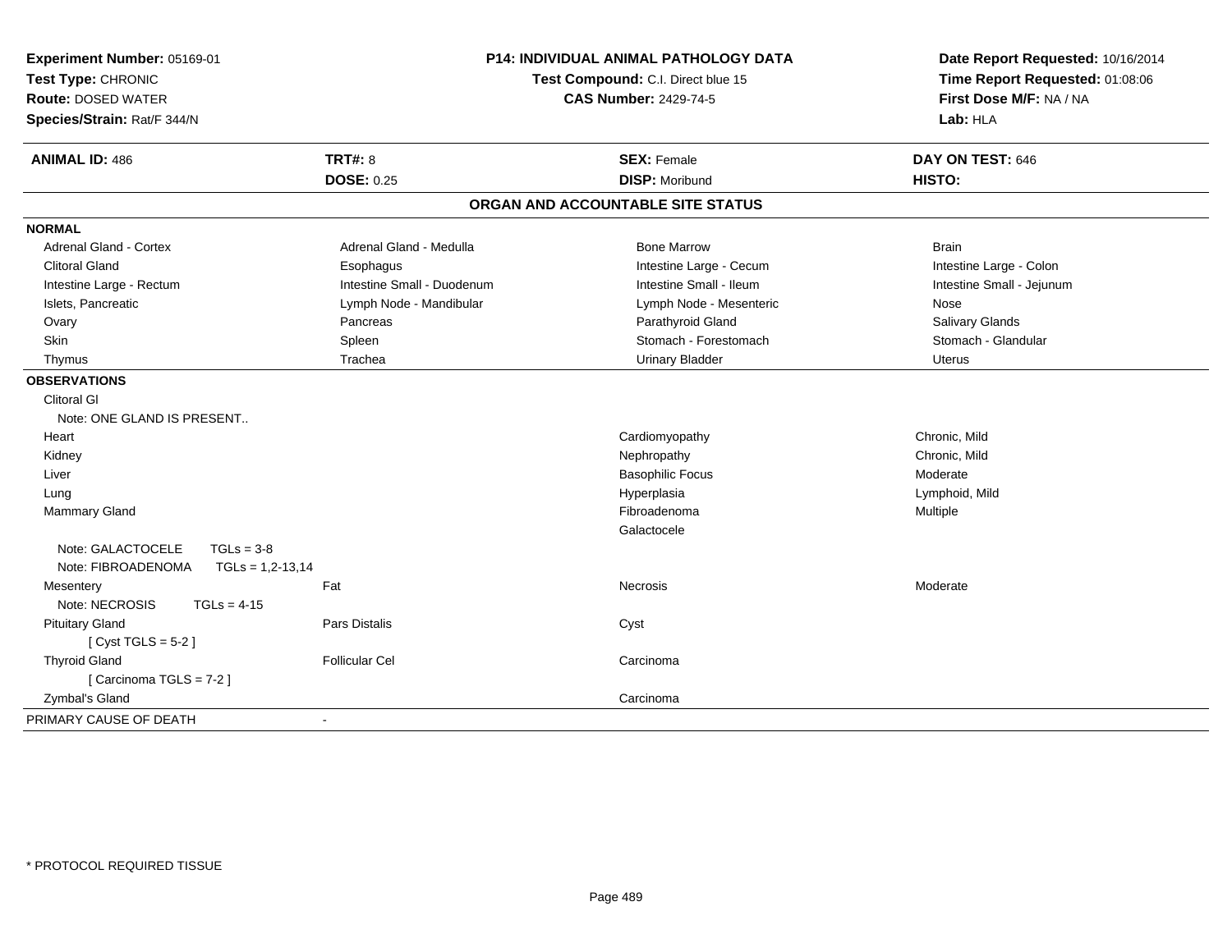**Experiment Number:** 05169-01
**Test Type:** CHRONIC
**Route:** DOSED WATER
**Species/Strain:** Rat/F 344/N

**P14: INDIVIDUAL ANIMAL PATHOLOGY DATA**
**Test Compound:** C.I. Direct blue 15
**CAS Number:** 2429-74-5

**Date Report Requested:** 10/16/2014
**Time Report Requested:** 01:08:06
**First Dose M/F:** NA / NA
**Lab:** HLA

| **ANIMAL ID:** 486 | **TRT#:** 8 | **SEX:** Female | **DAY ON TEST:** 646 |
|---|---|---|---|
| | **DOSE:** 0.25 | **DISP:** Moribund | **HISTO:** |

**ORGAN AND ACCOUNTABLE SITE STATUS**

**NORMAL**

| | | | |
|---|---|---|---|
| Adrenal Gland - Cortex | Adrenal Gland - Medulla | Bone Marrow | Brain |
| Clitoral Gland | Esophagus | Intestine Large - Cecum | Intestine Large - Colon |
| Intestine Large - Rectum | Intestine Small - Duodenum | Intestine Small - Ileum | Intestine Small - Jejunum |
| Islets, Pancreatic | Lymph Node - Mandibular | Lymph Node - Mesenteric | Nose |
| Ovary | Pancreas | Parathyroid Gland | Salivary Glands |
| Skin | Spleen | Stomach - Forestomach | Stomach - Glandular |
| Thymus | Trachea | Urinary Bladder | Uterus |

**OBSERVATIONS**

| | | | |
|---|---|---|---|
| Clitoral Gl | | | |
| Note: ONE GLAND IS PRESENT.. | | | |
| Heart | | Cardiomyopathy | Chronic, Mild |
| Kidney | | Nephropathy | Chronic, Mild |
| Liver | | Basophilic Focus | Moderate |
| Lung | | Hyperplasia | Lymphoid, Mild |
| Mammary Gland | | Fibroadenoma | Multiple |
| | | Galactocele | |
| Note: GALACTOCELE TGLs = 3-8 | | | |
| Note: FIBROADENOMA TGLs = 1,2-13,14 | | | |
| Mesentery | Fat | Necrosis | Moderate |
| Note: NECROSIS TGLs = 4-15 | | | |
| Pituitary Gland | Pars Distalis | Cyst | |
| [ Cyst TGLS = 5-2 ] | | | |
| Thyroid Gland | Follicular Cel | Carcinoma | |
| [ Carcinoma TGLS = 7-2 ] | | | |
| Zymbal's Gland | | Carcinoma | |

PRIMARY CAUSE OF DEATH -

* PROTOCOL REQUIRED TISSUE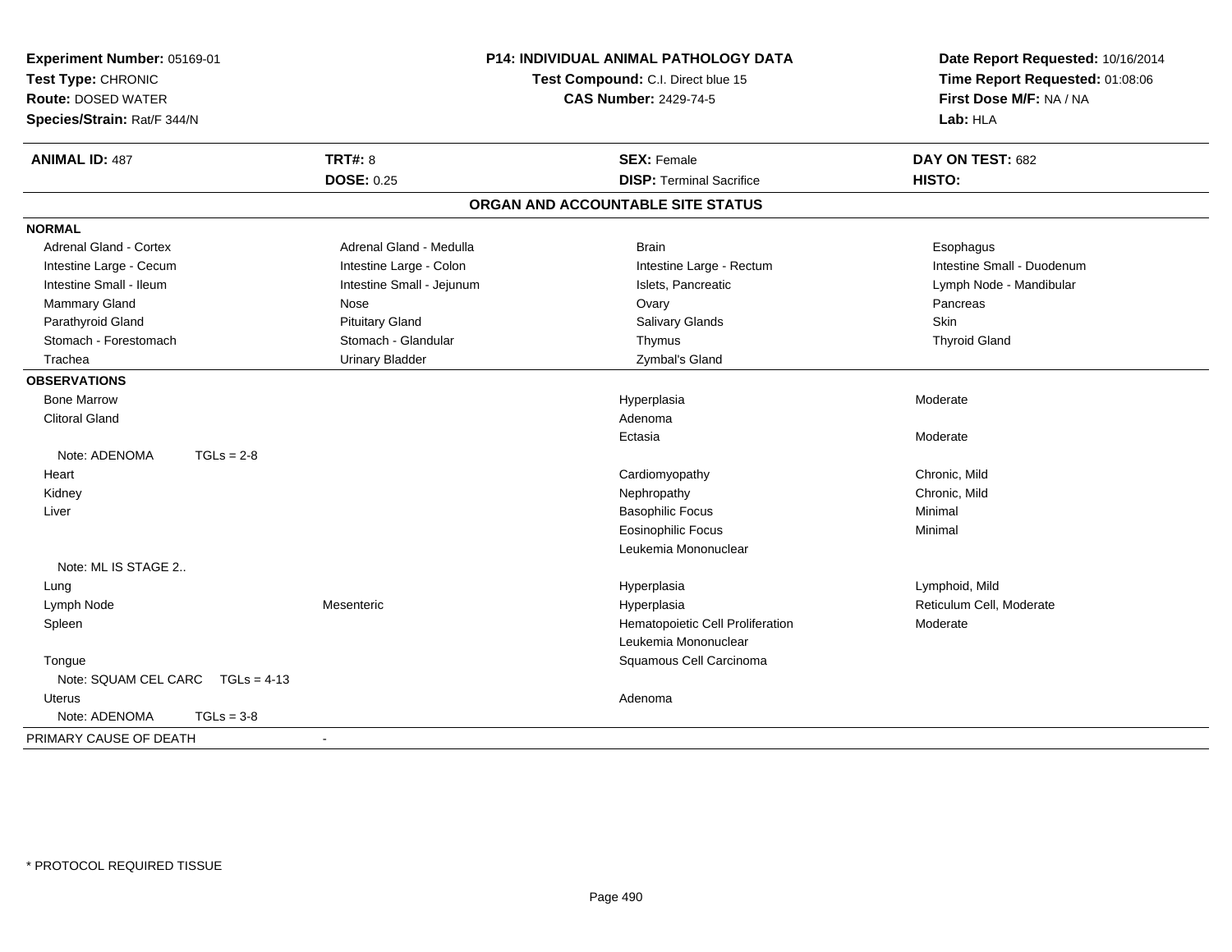**Experiment Number:** 05169-01
**Test Type:** CHRONIC
**Route:** DOSED WATER
**Species/Strain:** Rat/F 344/N

**P14: INDIVIDUAL ANIMAL PATHOLOGY DATA**
**Test Compound:** C.I. Direct blue 15
**CAS Number:** 2429-74-5

**Date Report Requested:** 10/16/2014
**Time Report Requested:** 01:08:06
**First Dose M/F:** NA / NA
**Lab:** HLA

| **ANIMAL ID:** 487 | **TRT#:** 8 | **SEX:** Female | **DAY ON TEST:** 682 |
|---|---|---|---|
| | **DOSE:** 0.25 | **DISP:** Terminal Sacrifice | **HISTO:** |

## ORGAN AND ACCOUNTABLE SITE STATUS

**NORMAL**

| | | | |
|---|---|---|---|
| Adrenal Gland - Cortex | Adrenal Gland - Medulla | Brain | Esophagus |
| Intestine Large - Cecum | Intestine Large - Colon | Intestine Large - Rectum | Intestine Small - Duodenum |
| Intestine Small - Ileum | Intestine Small - Jejunum | Islets, Pancreatic | Lymph Node - Mandibular |
| Mammary Gland | Nose | Ovary | Pancreas |
| Parathyroid Gland | Pituitary Gland | Salivary Glands | Skin |
| Stomach - Forestomach | Stomach - Glandular | Thymus | Thyroid Gland |
| Trachea | Urinary Bladder | Zymbal's Gland | |

**OBSERVATIONS**

| | | | |
|---|---|---|---|
| Bone Marrow | | Hyperplasia | Moderate |
| Clitoral Gland | | Adenoma | |
| | | Ectasia | Moderate |
| Note: ADENOMA TGLs = 2-8 | | | |
| Heart | | Cardiomyopathy | Chronic, Mild |
| Kidney | | Nephropathy | Chronic, Mild |
| Liver | | Basophilic Focus | Minimal |
| | | Eosinophilic Focus | Minimal |
| | | Leukemia Mononuclear | |
| Note: ML IS STAGE 2.. | | | |
| Lung | | Hyperplasia | Lymphoid, Mild |
| Lymph Node | Mesenteric | Hyperplasia | Reticulum Cell, Moderate |
| Spleen | | Hematopoietic Cell Proliferation | Moderate |
| | | Leukemia Mononuclear | |
| Tongue | | Squamous Cell Carcinoma | |
| Note: SQUAM CEL CARC TGLs = 4-13 | | | |
| Uterus | | Adenoma | |
| Note: ADENOMA TGLs = 3-8 | | | |

PRIMARY CAUSE OF DEATH -

\* PROTOCOL REQUIRED TISSUE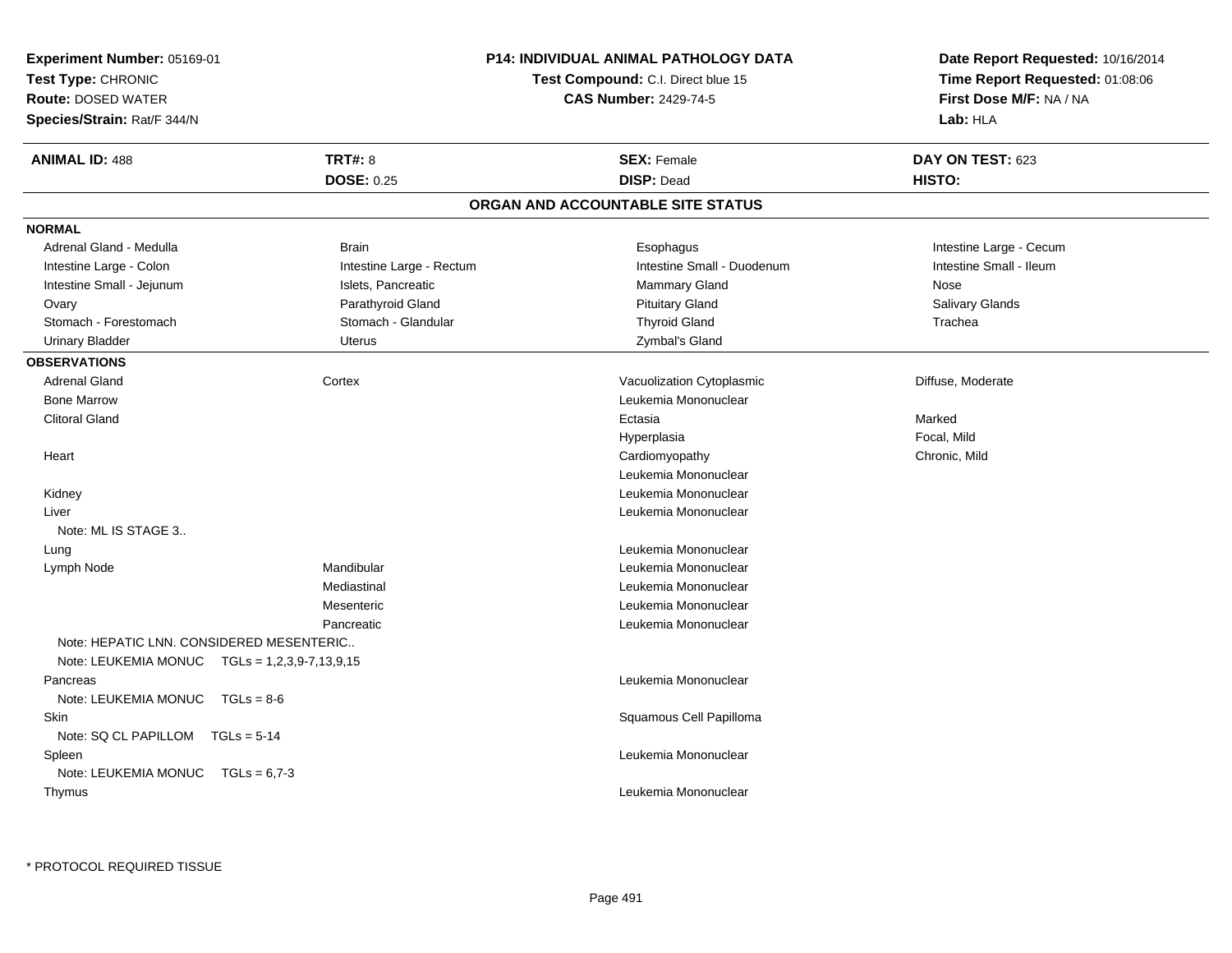**Experiment Number:** 05169-01
**Test Type:** CHRONIC
**Route:** DOSED WATER
**Species/Strain:** Rat/F 344/N

**P14: INDIVIDUAL ANIMAL PATHOLOGY DATA**
**Test Compound:** C.I. Direct blue 15
**CAS Number:** 2429-74-5

**Date Report Requested:** 10/16/2014
**Time Report Requested:** 01:08:06
**First Dose M/F:** NA / NA
**Lab:** HLA

| **ANIMAL ID:** 488 | **TRT#:** 8 | **SEX:** Female | **DAY ON TEST:** 623 |
|---|---|---|---|
| | **DOSE:** 0.25 | **DISP:** Dead | **HISTO:** |

## ORGAN AND ACCOUNTABLE SITE STATUS

**NORMAL**

| | | | |
|---|---|---|---|
| Adrenal Gland - Medulla | Brain | Esophagus | Intestine Large - Cecum |
| Intestine Large - Colon | Intestine Large - Rectum | Intestine Small - Duodenum | Intestine Small - Ileum |
| Intestine Small - Jejunum | Islets, Pancreatic | Mammary Gland | Nose |
| Ovary | Parathyroid Gland | Pituitary Gland | Salivary Glands |
| Stomach - Forestomach | Stomach - Glandular | Thyroid Gland | Trachea |
| Urinary Bladder | Uterus | Zymbal's Gland | |

**OBSERVATIONS**

| | | | |
|---|---|---|---|
| Adrenal Gland | Cortex | Vacuolization Cytoplasmic | Diffuse, Moderate |
| Bone Marrow | | Leukemia Mononuclear | |
| Clitoral Gland | | Ectasia | Marked |
| | | Hyperplasia | Focal, Mild |
| Heart | | Cardiomyopathy | Chronic, Mild |
| | | Leukemia Mononuclear | |
| Kidney | | Leukemia Mononuclear | |
| Liver | | Leukemia Mononuclear | |
| Note: ML IS STAGE 3.. | | | |
| Lung | | Leukemia Mononuclear | |
| Lymph Node | Mandibular | Leukemia Mononuclear | |
| | Mediastinal | Leukemia Mononuclear | |
| | Mesenteric | Leukemia Mononuclear | |
| | Pancreatic | Leukemia Mononuclear | |
| Note: HEPATIC LNN. CONSIDERED MESENTERIC.. | | | |
| Note: LEUKEMIA MONUC TGLs = 1,2,3,9-7,13,9,15 | | | |
| Pancreas | | Leukemia Mononuclear | |
| Note: LEUKEMIA MONUC TGLs = 8-6 | | | |
| Skin | | Squamous Cell Papilloma | |
| Note: SQ CL PAPILLOM TGLs = 5-14 | | | |
| Spleen | | Leukemia Mononuclear | |
| Note: LEUKEMIA MONUC TGLs = 6,7-3 | | | |
| Thymus | | Leukemia Mononuclear | |

\* PROTOCOL REQUIRED TISSUE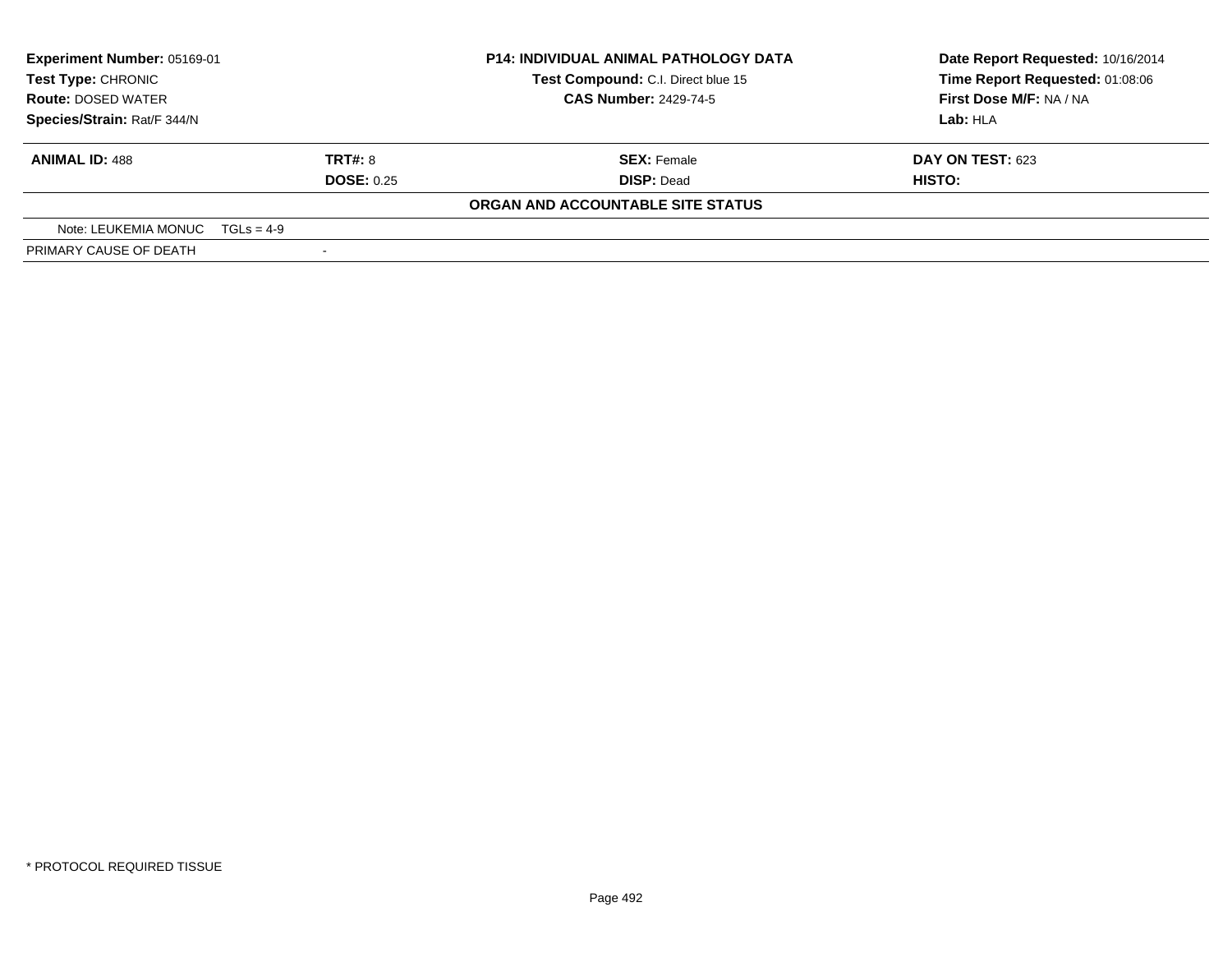**Experiment Number:** 05169-01
**Test Type:** CHRONIC
**Route:** DOSED WATER
**Species/Strain:** Rat/F 344/N

**P14: INDIVIDUAL ANIMAL PATHOLOGY DATA**
**Test Compound:** C.I. Direct blue 15
**CAS Number:** 2429-74-5

**Date Report Requested:** 10/16/2014
**Time Report Requested:** 01:08:06
**First Dose M/F:** NA / NA
**Lab:** HLA

| **ANIMAL ID:** 488 | **TRT#:** 8 | **SEX:** Female | **DAY ON TEST:** 623 |
|---|---|---|---|
| | **DOSE:** 0.25 | **DISP:** Dead | **HISTO:** |

**ORGAN AND ACCOUNTABLE SITE STATUS**

| Note: LEUKEMIA MONUC TGLs = 4-9 | |
|---|---|
| PRIMARY CAUSE OF DEATH | - |

* PROTOCOL REQUIRED TISSUE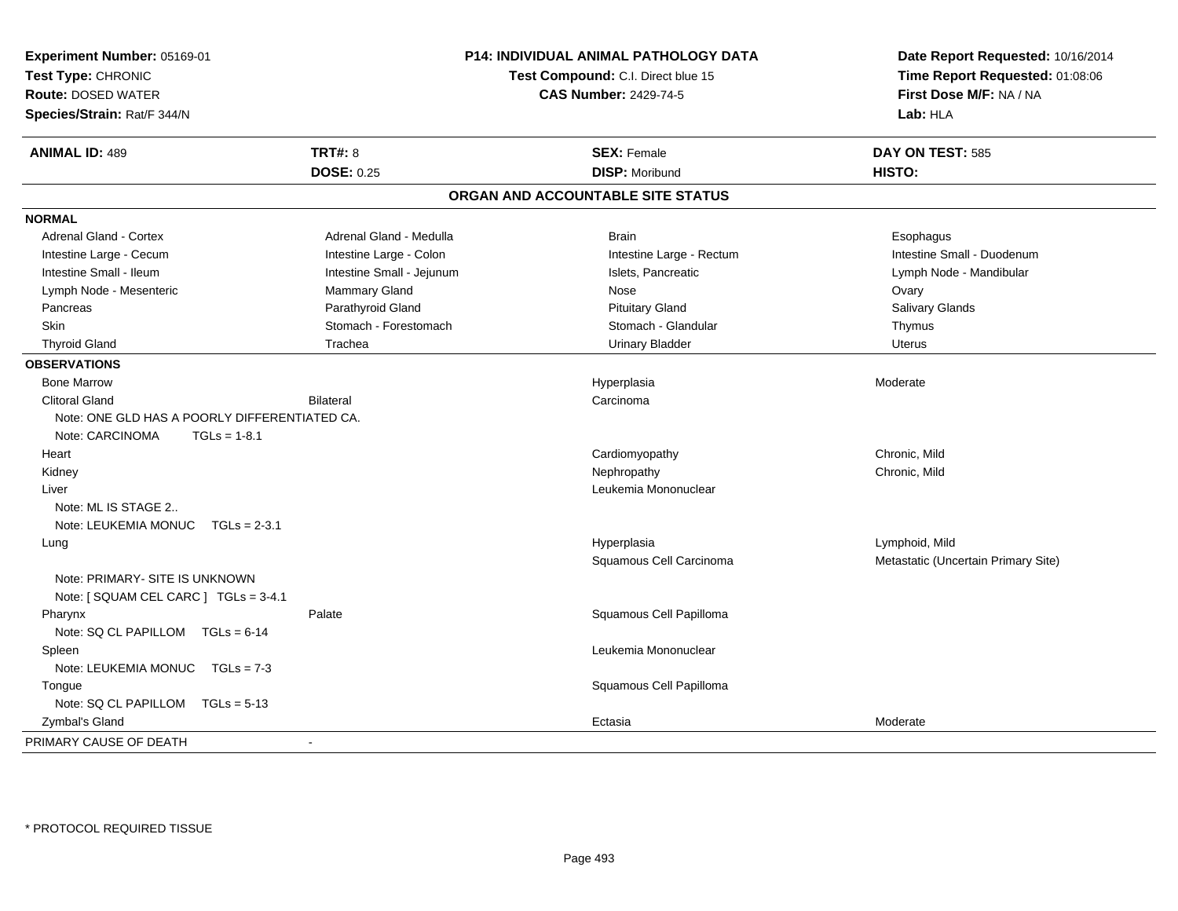**Experiment Number:** 05169-01
**Test Type:** CHRONIC
**Route:** DOSED WATER
**Species/Strain:** Rat/F 344/N

**P14: INDIVIDUAL ANIMAL PATHOLOGY DATA**
**Test Compound:** C.I. Direct blue 15
**CAS Number:** 2429-74-5

**Date Report Requested:** 10/16/2014
**Time Report Requested:** 01:08:06
**First Dose M/F:** NA / NA
**Lab:** HLA

| **ANIMAL ID:** 489 | **TRT#:** 8 | **SEX:** Female | **DAY ON TEST:** 585 |
|---|---|---|---|
| | **DOSE:** 0.25 | **DISP:** Moribund | **HISTO:** |

## ORGAN AND ACCOUNTABLE SITE STATUS

**NORMAL**

| | | | |
|---|---|---|---|
| Adrenal Gland - Cortex | Adrenal Gland - Medulla | Brain | Esophagus |
| Intestine Large - Cecum | Intestine Large - Colon | Intestine Large - Rectum | Intestine Small - Duodenum |
| Intestine Small - Ileum | Intestine Small - Jejunum | Islets, Pancreatic | Lymph Node - Mandibular |
| Lymph Node - Mesenteric | Mammary Gland | Nose | Ovary |
| Pancreas | Parathyroid Gland | Pituitary Gland | Salivary Glands |
| Skin | Stomach - Forestomach | Stomach - Glandular | Thymus |
| Thyroid Gland | Trachea | Urinary Bladder | Uterus |

**OBSERVATIONS**

| | | | |
|---|---|---|---|
| Bone Marrow | | Hyperplasia | Moderate |
| Clitoral Gland | Bilateral | Carcinoma | |
| Note: ONE GLD HAS A POORLY DIFFERENTIATED CA. | | | |
| Note: CARCINOMA TGLs = 1-8.1 | | | |
| Heart | | Cardiomyopathy | Chronic, Mild |
| Kidney | | Nephropathy | Chronic, Mild |
| Liver | | Leukemia Mononuclear | |
| Note: ML IS STAGE 2.. | | | |
| Note: LEUKEMIA MONUC TGLs = 2-3.1 | | | |
| Lung | | Hyperplasia | Lymphoid, Mild |
| | | Squamous Cell Carcinoma | Metastatic (Uncertain Primary Site) |
| Note: PRIMARY- SITE IS UNKNOWN | | | |
| Note: [ SQUAM CEL CARC ] TGLs = 3-4.1 | | | |
| Pharynx | Palate | Squamous Cell Papilloma | |
| Note: SQ CL PAPILLOM TGLs = 6-14 | | | |
| Spleen | | Leukemia Mononuclear | |
| Note: LEUKEMIA MONUC TGLs = 7-3 | | | |
| Tongue | | Squamous Cell Papilloma | |
| Note: SQ CL PAPILLOM TGLs = 5-13 | | | |
| Zymbal's Gland | | Ectasia | Moderate |

PRIMARY CAUSE OF DEATH -

\* PROTOCOL REQUIRED TISSUE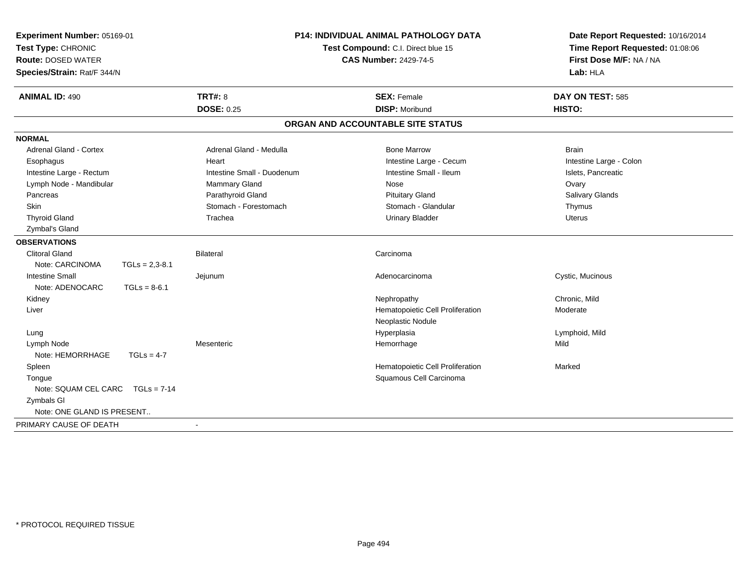**Experiment Number:** 05169-01
**Test Type:** CHRONIC
**Route:** DOSED WATER
**Species/Strain:** Rat/F 344/N

## P14: INDIVIDUAL ANIMAL PATHOLOGY DATA

**Test Compound:** C.I. Direct blue 15
**CAS Number:** 2429-74-5

**Date Report Requested:** 10/16/2014
**Time Report Requested:** 01:08:06
**First Dose M/F:** NA / NA
**Lab:** HLA

| ANIMAL ID: 490 | TRT#: 8 | SEX: Female | DAY ON TEST: 585 |
|---|---|---|---|
| | DOSE: 0.25 | DISP: Moribund | HISTO: |

### ORGAN AND ACCOUNTABLE SITE STATUS

**NORMAL**

| | | | |
|---|---|---|---|
| Adrenal Gland - Cortex | Adrenal Gland - Medulla | Bone Marrow | Brain |
| Esophagus | Heart | Intestine Large - Cecum | Intestine Large - Colon |
| Intestine Large - Rectum | Intestine Small - Duodenum | Intestine Small - Ileum | Islets, Pancreatic |
| Lymph Node - Mandibular | Mammary Gland | Nose | Ovary |
| Pancreas | Parathyroid Gland | Pituitary Gland | Salivary Glands |
| Skin | Stomach - Forestomach | Stomach - Glandular | Thymus |
| Thyroid Gland | Trachea | Urinary Bladder | Uterus |
| Zymbal's Gland | | | |

**OBSERVATIONS**

| | | | |
|---|---|---|---|
| Clitoral Gland | Bilateral | Carcinoma | |
| Note: CARCINOMA TGLs = 2,3-8.1 | | | |
| Intestine Small | Jejunum | Adenocarcinoma | Cystic, Mucinous |
| Note: ADENOCARC TGLs = 8-6.1 | | | |
| Kidney | | Nephropathy | Chronic, Mild |
| Liver | | Hematopoietic Cell Proliferation | Moderate |
| | | Neoplastic Nodule | |
| Lung | | Hyperplasia | Lymphoid, Mild |
| Lymph Node | Mesenteric | Hemorrhage | Mild |
| Note: HEMORRHAGE TGLs = 4-7 | | | |
| Spleen | | Hematopoietic Cell Proliferation | Marked |
| Tongue | | Squamous Cell Carcinoma | |
| Note: SQUAM CEL CARC TGLs = 7-14 | | | |
| Zymbals Gl | | | |
| Note: ONE GLAND IS PRESENT.. | | | |

PRIMARY CAUSE OF DEATH -

* PROTOCOL REQUIRED TISSUE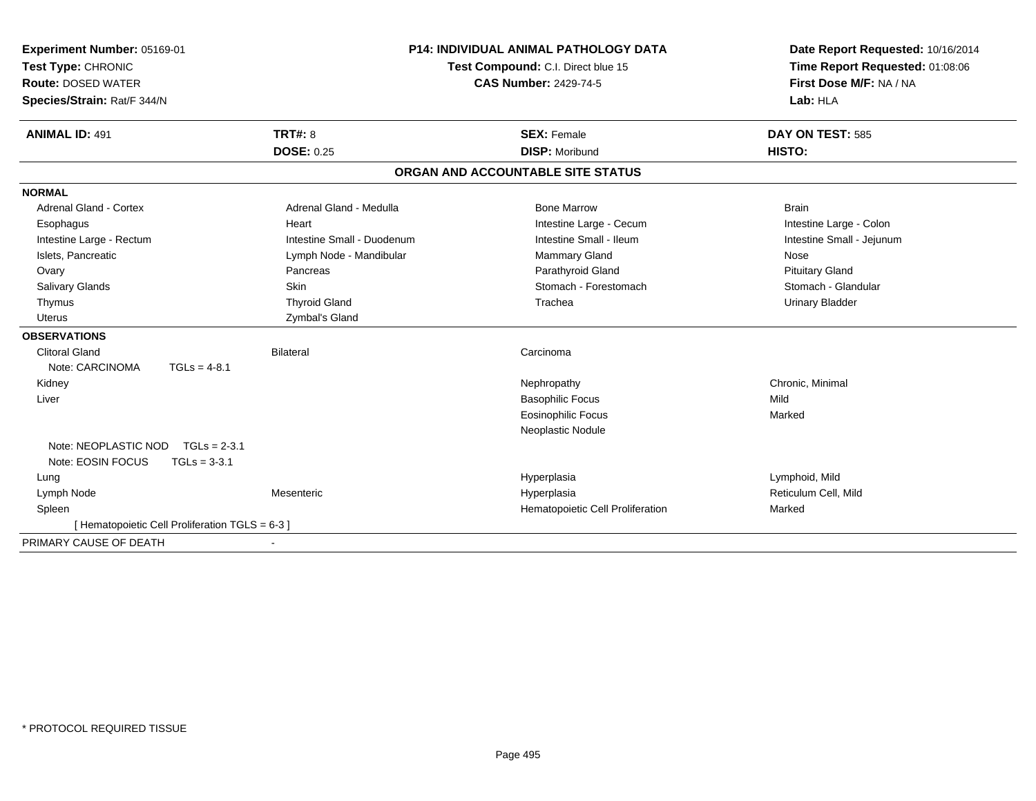**Experiment Number:** 05169-01
**Test Type:** CHRONIC
**Route:** DOSED WATER
**Species/Strain:** Rat/F 344/N

**P14: INDIVIDUAL ANIMAL PATHOLOGY DATA**
**Test Compound:** C.I. Direct blue 15
**CAS Number:** 2429-74-5

**Date Report Requested:** 10/16/2014
**Time Report Requested:** 01:08:06
**First Dose M/F:** NA / NA
**Lab:** HLA

| **ANIMAL ID:** 491 | **TRT#:** 8 | **SEX:** Female | **DAY ON TEST:** 585 |
|---|---|---|---|
| | **DOSE:** 0.25 | **DISP:** Moribund | **HISTO:** |

## ORGAN AND ACCOUNTABLE SITE STATUS

**NORMAL**

| | | | |
|---|---|---|---|
| Adrenal Gland - Cortex | Adrenal Gland - Medulla | Bone Marrow | Brain |
| Esophagus | Heart | Intestine Large - Cecum | Intestine Large - Colon |
| Intestine Large - Rectum | Intestine Small - Duodenum | Intestine Small - Ileum | Intestine Small - Jejunum |
| Islets, Pancreatic | Lymph Node - Mandibular | Mammary Gland | Nose |
| Ovary | Pancreas | Parathyroid Gland | Pituitary Gland |
| Salivary Glands | Skin | Stomach - Forestomach | Stomach - Glandular |
| Thymus | Thyroid Gland | Trachea | Urinary Bladder |
| Uterus | Zymbal's Gland | | |

**OBSERVATIONS**

| | | | |
|---|---|---|---|
| Clitoral Gland | Bilateral | Carcinoma | |
| Note: CARCINOMA TGLs = 4-8.1 | | | |
| Kidney | | Nephropathy | Chronic, Minimal |
| Liver | | Basophilic Focus | Mild |
| | | Eosinophilic Focus | Marked |
| | | Neoplastic Nodule | |
| Note: NEOPLASTIC NOD TGLs = 2-3.1 | | | |
| Note: EOSIN FOCUS TGLs = 3-3.1 | | | |
| Lung | | Hyperplasia | Lymphoid, Mild |
| Lymph Node | Mesenteric | Hyperplasia | Reticulum Cell, Mild |
| Spleen | | Hematopoietic Cell Proliferation | Marked |
| [ Hematopoietic Cell Proliferation TGLS = 6-3 ] | | | |

PRIMARY CAUSE OF DEATH -

\* PROTOCOL REQUIRED TISSUE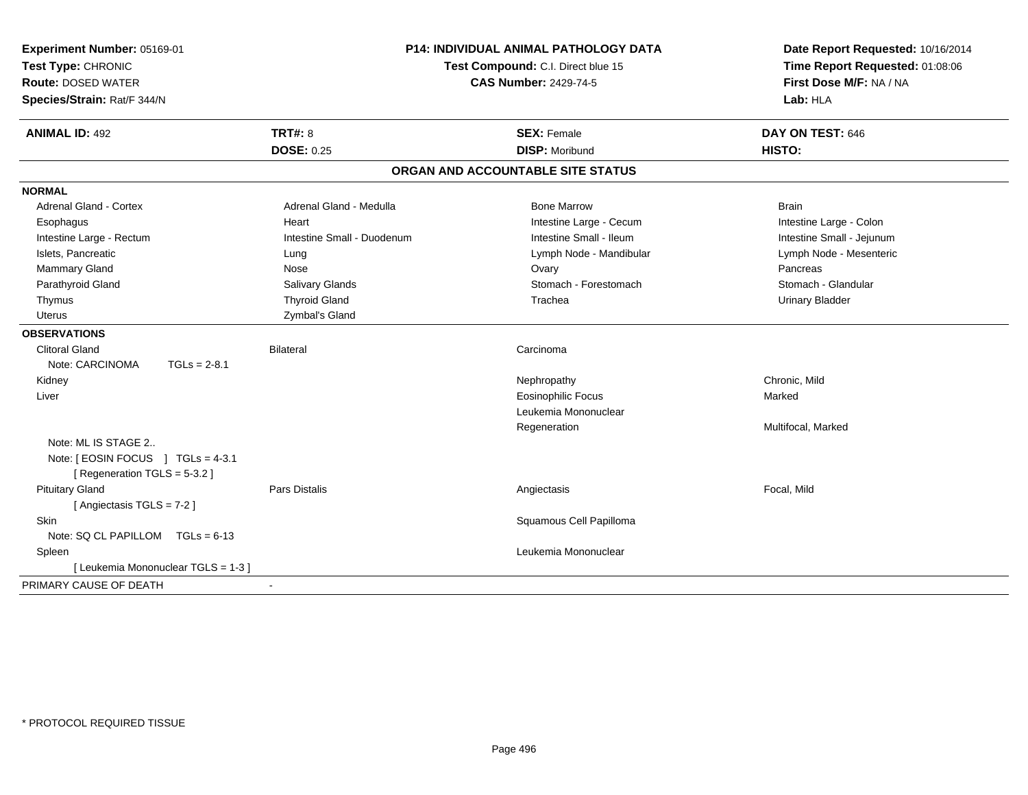**Experiment Number:** 05169-01
**Test Type:** CHRONIC
**Route:** DOSED WATER
**Species/Strain:** Rat/F 344/N

**P14: INDIVIDUAL ANIMAL PATHOLOGY DATA**
**Test Compound:** C.I. Direct blue 15
**CAS Number:** 2429-74-5

**Date Report Requested:** 10/16/2014
**Time Report Requested:** 01:08:06
**First Dose M/F:** NA / NA
**Lab:** HLA

| **ANIMAL ID:** 492 | **TRT#:** 8 | **SEX:** Female | **DAY ON TEST:** 646 |
|---|---|---|---|
| | **DOSE:** 0.25 | **DISP:** Moribund | **HISTO:** |

## ORGAN AND ACCOUNTABLE SITE STATUS

**NORMAL**

| | | | |
|---|---|---|---|
| Adrenal Gland - Cortex | Adrenal Gland - Medulla | Bone Marrow | Brain |
| Esophagus | Heart | Intestine Large - Cecum | Intestine Large - Colon |
| Intestine Large - Rectum | Intestine Small - Duodenum | Intestine Small - Ileum | Intestine Small - Jejunum |
| Islets, Pancreatic | Lung | Lymph Node - Mandibular | Lymph Node - Mesenteric |
| Mammary Gland | Nose | Ovary | Pancreas |
| Parathyroid Gland | Salivary Glands | Stomach - Forestomach | Stomach - Glandular |
| Thymus | Thyroid Gland | Trachea | Urinary Bladder |
| Uterus | Zymbal's Gland | | |

**OBSERVATIONS**

| | | | |
|---|---|---|---|
| Clitoral Gland | Bilateral | Carcinoma | |
| Note: CARCINOMA TGLs = 2-8.1 | | | |
| Kidney | | Nephropathy | Chronic, Mild |
| Liver | | Eosinophilic Focus | Marked |
| | | Leukemia Mononuclear | |
| | | Regeneration | Multifocal, Marked |
| Note: ML IS STAGE 2.. | | | |
| Note: [ EOSIN FOCUS ] TGLs = 4-3.1 | | | |
| [ Regeneration TGLS = 5-3.2 ] | | | |
| Pituitary Gland | Pars Distalis | Angiectasis | Focal, Mild |
| [ Angiectasis TGLS = 7-2 ] | | | |
| Skin | | Squamous Cell Papilloma | |
| Note: SQ CL PAPILLOM TGLs = 6-13 | | | |
| Spleen | | Leukemia Mononuclear | |
| [ Leukemia Mononuclear TGLS = 1-3 ] | | | |

PRIMARY CAUSE OF DEATH -

* PROTOCOL REQUIRED TISSUE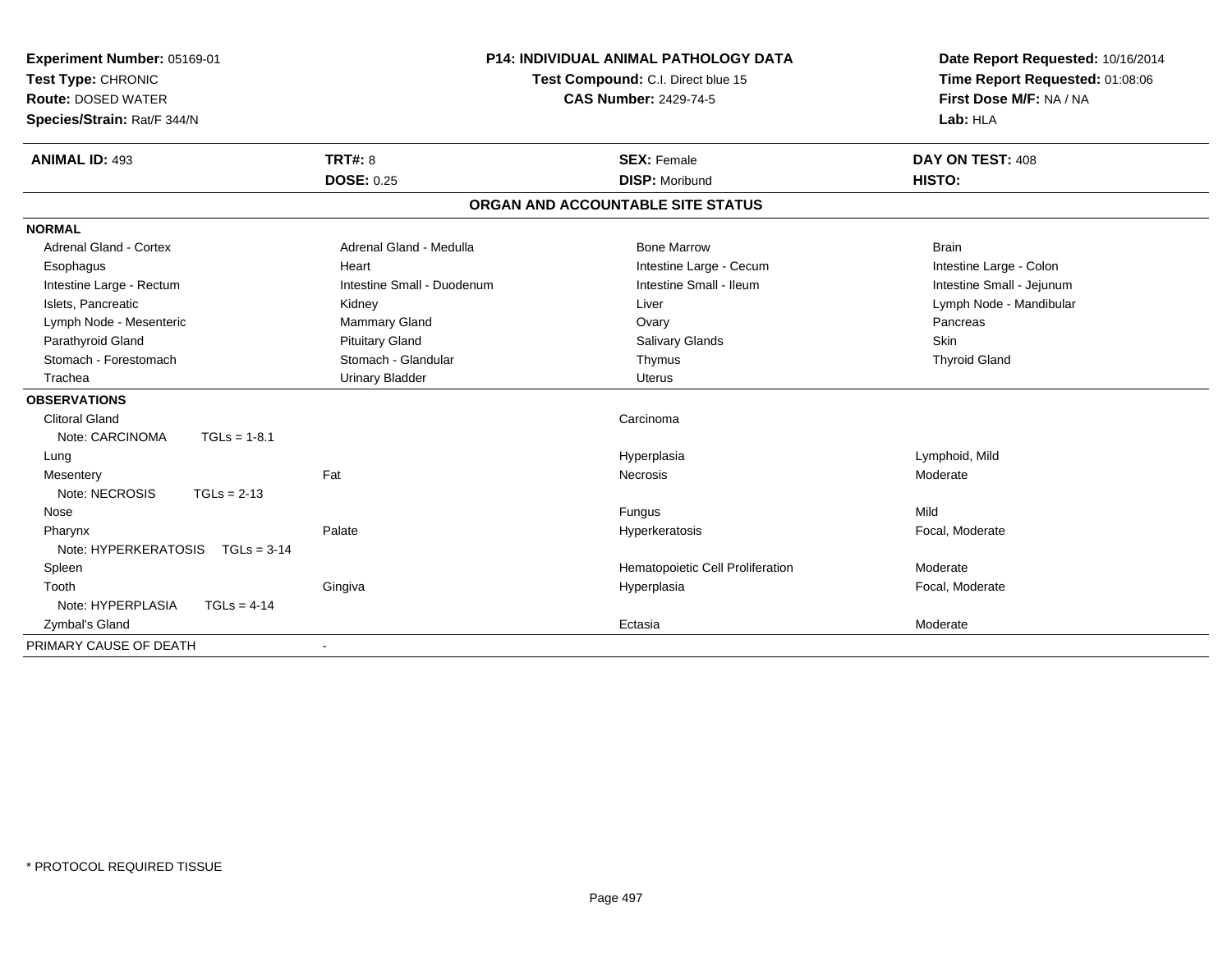**Experiment Number:** 05169-01
**Test Type:** CHRONIC
**Route:** DOSED WATER
**Species/Strain:** Rat/F 344/N

**P14: INDIVIDUAL ANIMAL PATHOLOGY DATA**
**Test Compound:** C.I. Direct blue 15
**CAS Number:** 2429-74-5

**Date Report Requested:** 10/16/2014
**Time Report Requested:** 01:08:06
**First Dose M/F:** NA / NA
**Lab:** HLA

| **ANIMAL ID:** 493 | **TRT#:** 8 | **SEX:** Female | **DAY ON TEST:** 408 |
|---|---|---|---|
| | **DOSE:** 0.25 | **DISP:** Moribund | **HISTO:** |

## ORGAN AND ACCOUNTABLE SITE STATUS

| | | | |
|---|---|---|---|
| **NORMAL** | | | |
| Adrenal Gland - Cortex | Adrenal Gland - Medulla | Bone Marrow | Brain |
| Esophagus | Heart | Intestine Large - Cecum | Intestine Large - Colon |
| Intestine Large - Rectum | Intestine Small - Duodenum | Intestine Small - Ileum | Intestine Small - Jejunum |
| Islets, Pancreatic | Kidney | Liver | Lymph Node - Mandibular |
| Lymph Node - Mesenteric | Mammary Gland | Ovary | Pancreas |
| Parathyroid Gland | Pituitary Gland | Salivary Glands | Skin |
| Stomach - Forestomach | Stomach - Glandular | Thymus | Thyroid Gland |
| Trachea | Urinary Bladder | Uterus | |
| **OBSERVATIONS** | | | |
| Clitoral Gland | | Carcinoma | |
| Note: CARCINOMA TGLs = 1-8.1 | | | |
| Lung | | Hyperplasia | Lymphoid, Mild |
| Mesentery | Fat | Necrosis | Moderate |
| Note: NECROSIS TGLs = 2-13 | | | |
| Nose | | Fungus | Mild |
| Pharynx | Palate | Hyperkeratosis | Focal, Moderate |
| Note: HYPERKERATOSIS TGLs = 3-14 | | | |
| Spleen | | Hematopoietic Cell Proliferation | Moderate |
| Tooth | Gingiva | Hyperplasia | Focal, Moderate |
| Note: HYPERPLASIA TGLs = 4-14 | | | |
| Zymbal's Gland | | Ectasia | Moderate |
| PRIMARY CAUSE OF DEATH | - | | |

\* PROTOCOL REQUIRED TISSUE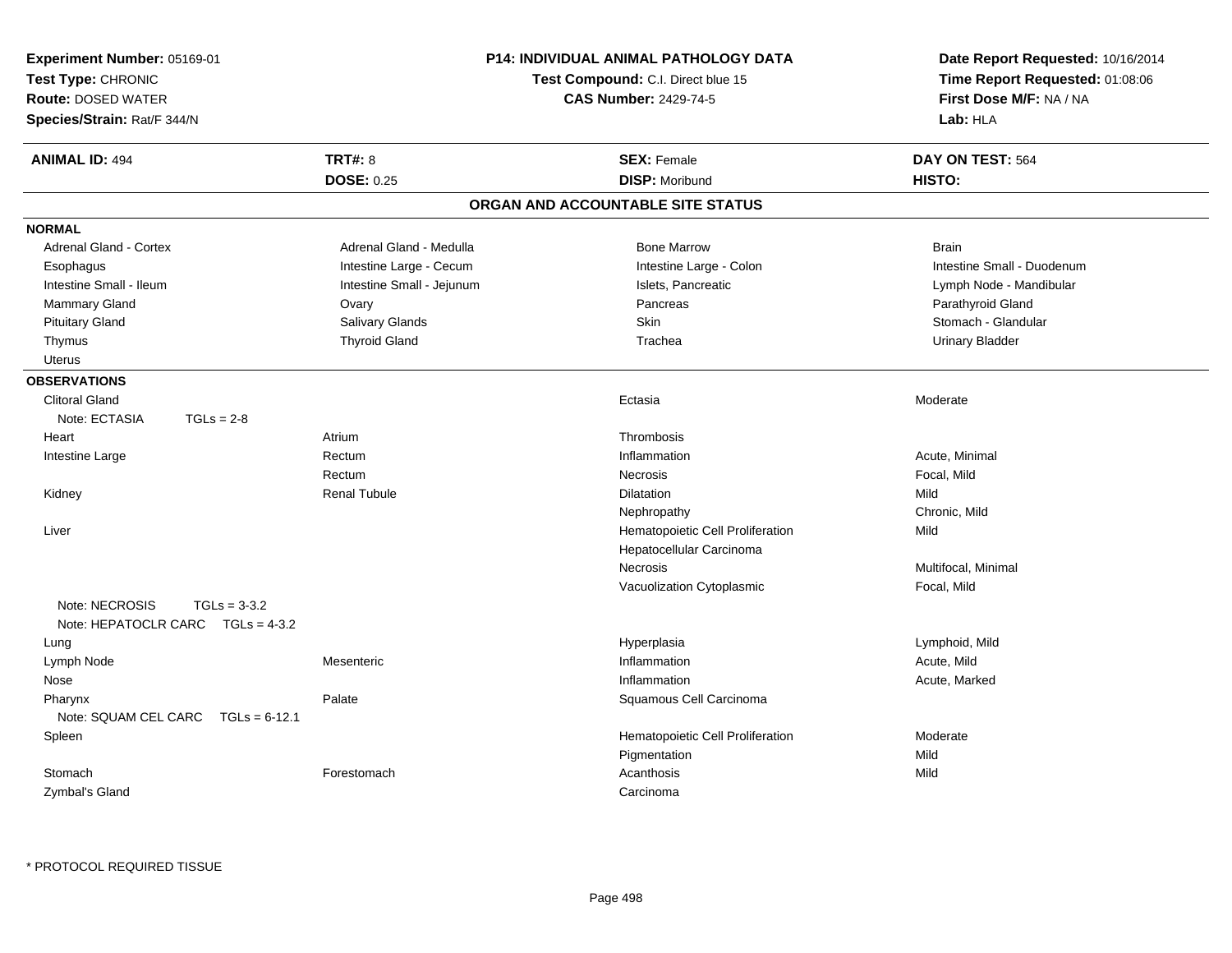**Experiment Number:** 05169-01
**Test Type:** CHRONIC
**Route:** DOSED WATER
**Species/Strain:** Rat/F 344/N

**P14: INDIVIDUAL ANIMAL PATHOLOGY DATA**
**Test Compound:** C.I. Direct blue 15
**CAS Number:** 2429-74-5

**Date Report Requested:** 10/16/2014
**Time Report Requested:** 01:08:06
**First Dose M/F:** NA / NA
**Lab:** HLA

| **ANIMAL ID:** 494 | **TRT#:** 8 | **SEX:** Female | **DAY ON TEST:** 564 |
|---|---|---|---|
| | **DOSE:** 0.25 | **DISP:** Moribund | **HISTO:** |

## ORGAN AND ACCOUNTABLE SITE STATUS

**NORMAL**

| | | | |
|---|---|---|---|
| Adrenal Gland - Cortex | Adrenal Gland - Medulla | Bone Marrow | Brain |
| Esophagus | Intestine Large - Cecum | Intestine Large - Colon | Intestine Small - Duodenum |
| Intestine Small - Ileum | Intestine Small - Jejunum | Islets, Pancreatic | Lymph Node - Mandibular |
| Mammary Gland | Ovary | Pancreas | Parathyroid Gland |
| Pituitary Gland | Salivary Glands | Skin | Stomach - Glandular |
| Thymus | Thyroid Gland | Trachea | Urinary Bladder |
| Uterus | | | |

**OBSERVATIONS**

| Organ | Site | Observation | Severity |
|---|---|---|---|
| Clitoral Gland | | Ectasia | Moderate |
| Note: ECTASIA TGLs = 2-8 | | | |
| Heart | Atrium | Thrombosis | |
| Intestine Large | Rectum | Inflammation | Acute, Minimal |
| | Rectum | Necrosis | Focal, Mild |
| Kidney | Renal Tubule | Dilatation | Mild |
| | | Nephropathy | Chronic, Mild |
| Liver | | Hematopoietic Cell Proliferation | Mild |
| | | Hepatocellular Carcinoma | |
| | | Necrosis | Multifocal, Minimal |
| | | Vacuolization Cytoplasmic | Focal, Mild |
| Note: NECROSIS TGLs = 3-3.2 | | | |
| Note: HEPATOCLR CARC TGLs = 4-3.2 | | | |
| Lung | | Hyperplasia | Lymphoid, Mild |
| Lymph Node | Mesenteric | Inflammation | Acute, Mild |
| Nose | | Inflammation | Acute, Marked |
| Pharynx | Palate | Squamous Cell Carcinoma | |
| Note: SQUAM CEL CARC TGLs = 6-12.1 | | | |
| Spleen | | Hematopoietic Cell Proliferation | Moderate |
| | | Pigmentation | Mild |
| Stomach | Forestomach | Acanthosis | Mild |
| Zymbal's Gland | | Carcinoma | |

* PROTOCOL REQUIRED TISSUE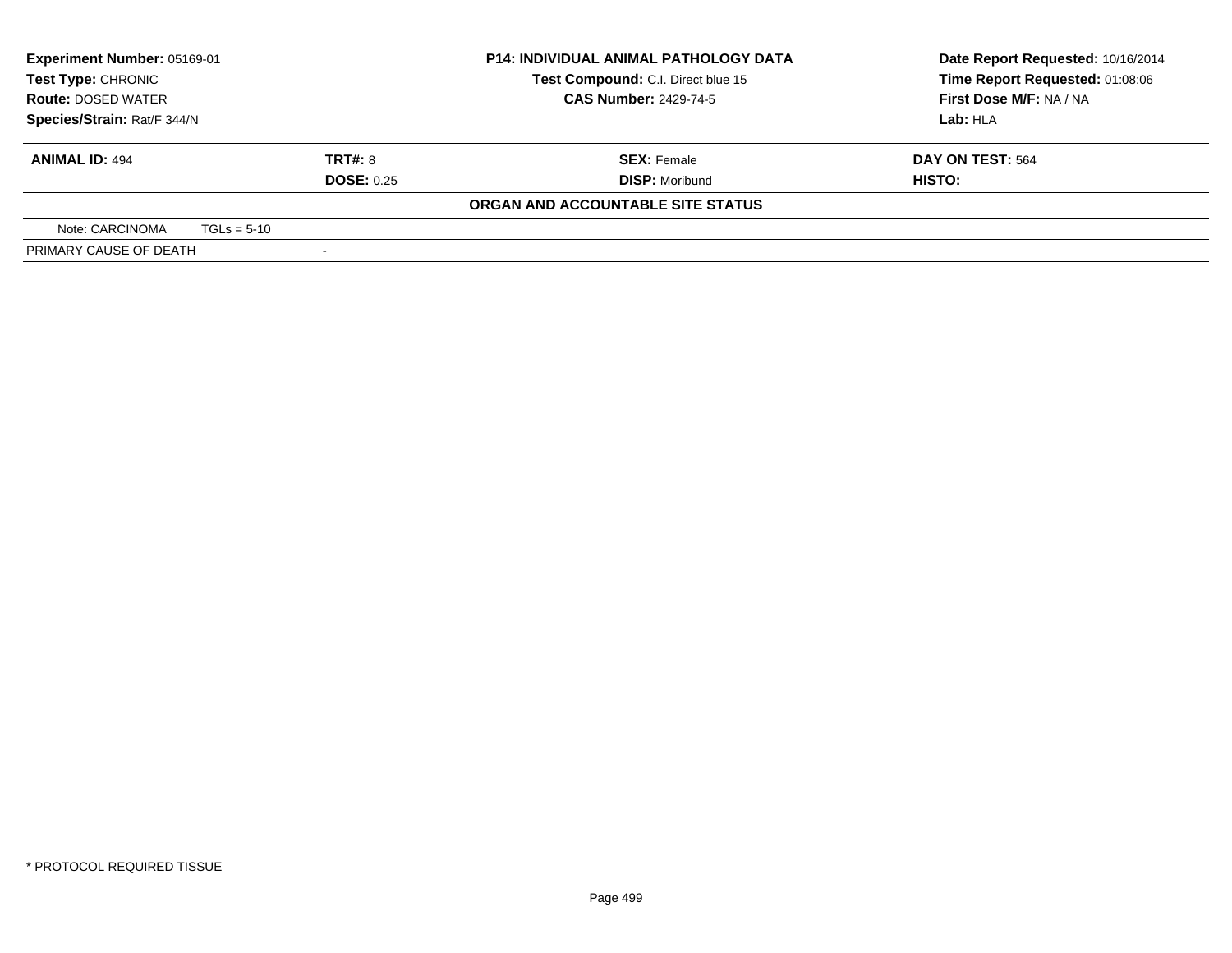| **Experiment Number:** 05169-01 | **P14: INDIVIDUAL ANIMAL PATHOLOGY DATA** | **Date Report Requested:** 10/16/2014 |
|---|---|---|
| **Test Type:** CHRONIC | **Test Compound:** C.I. Direct blue 15 | **Time Report Requested:** 01:08:06 |
| **Route:** DOSED WATER | **CAS Number:** 2429-74-5 | **First Dose M/F:** NA / NA |
| **Species/Strain:** Rat/F 344/N | | **Lab:** HLA |

| **ANIMAL ID:** 494 | **TRT#:** 8 | **SEX:** Female | **DAY ON TEST:** 564 |
|---|---|---|---|
| | **DOSE:** 0.25 | **DISP:** Moribund | **HISTO:** |

**ORGAN AND ACCOUNTABLE SITE STATUS**

| Note: CARCINOMA | TGLs = 5-10 |
|---|---|
| PRIMARY CAUSE OF DEATH | - |

* PROTOCOL REQUIRED TISSUE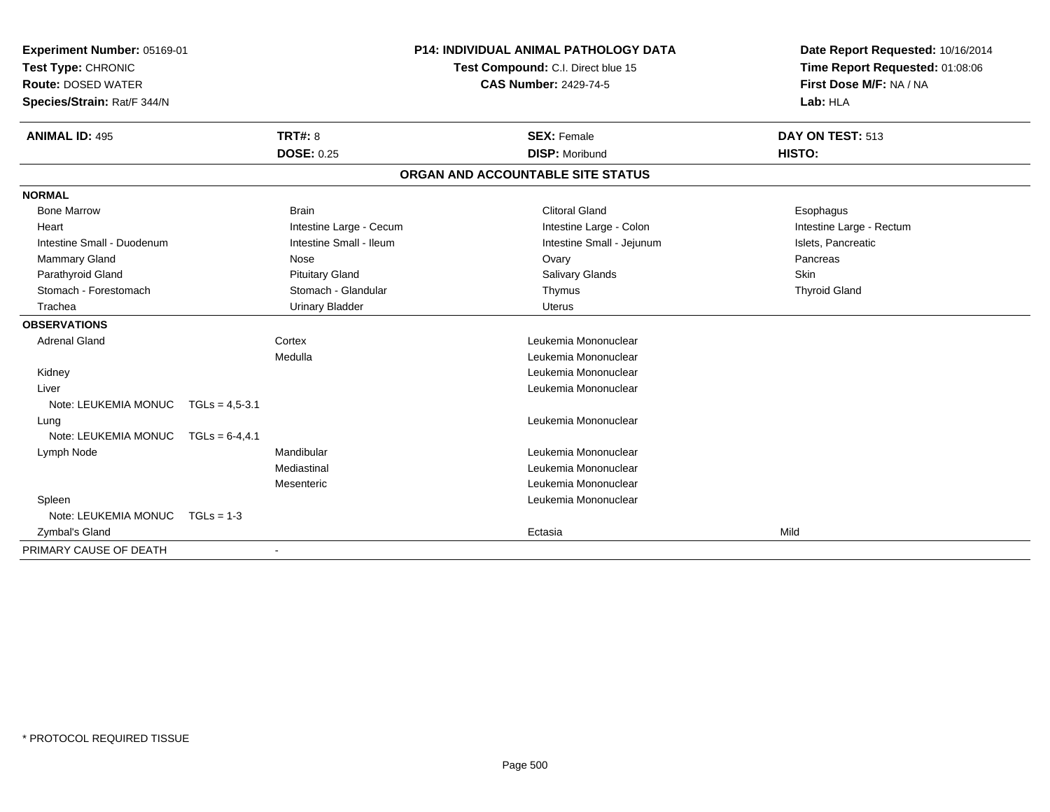**Experiment Number:** 05169-01
**Test Type:** CHRONIC
**Route:** DOSED WATER
**Species/Strain:** Rat/F 344/N

**P14: INDIVIDUAL ANIMAL PATHOLOGY DATA**
**Test Compound:** C.I. Direct blue 15
**CAS Number:** 2429-74-5

**Date Report Requested:** 10/16/2014
**Time Report Requested:** 01:08:06
**First Dose M/F:** NA / NA
**Lab:** HLA

| **ANIMAL ID:** 495 | **TRT#:** 8 | **SEX:** Female | **DAY ON TEST:** 513 |
|---|---|---|---|
| | **DOSE:** 0.25 | **DISP:** Moribund | **HISTO:** |

## ORGAN AND ACCOUNTABLE SITE STATUS

**NORMAL**

| | | | |
|---|---|---|---|
| Bone Marrow | Brain | Clitoral Gland | Esophagus |
| Heart | Intestine Large - Cecum | Intestine Large - Colon | Intestine Large - Rectum |
| Intestine Small - Duodenum | Intestine Small - Ileum | Intestine Small - Jejunum | Islets, Pancreatic |
| Mammary Gland | Nose | Ovary | Pancreas |
| Parathyroid Gland | Pituitary Gland | Salivary Glands | Skin |
| Stomach - Forestomach | Stomach - Glandular | Thymus | Thyroid Gland |
| Trachea | Urinary Bladder | Uterus | |

**OBSERVATIONS**

| | | | |
|---|---|---|---|
| Adrenal Gland | Cortex | Leukemia Mononuclear | |
| | Medulla | Leukemia Mononuclear | |
| Kidney | | Leukemia Mononuclear | |
| Liver | | Leukemia Mononuclear | |
| Note: LEUKEMIA MONUC TGLs = 4,5-3.1 | | | |
| Lung | | Leukemia Mononuclear | |
| Note: LEUKEMIA MONUC TGLs = 6-4,4.1 | | | |
| Lymph Node | Mandibular | Leukemia Mononuclear | |
| | Mediastinal | Leukemia Mononuclear | |
| | Mesenteric | Leukemia Mononuclear | |
| Spleen | | Leukemia Mononuclear | |
| Note: LEUKEMIA MONUC TGLs = 1-3 | | | |
| Zymbal's Gland | | Ectasia | Mild |

PRIMARY CAUSE OF DEATH -

* PROTOCOL REQUIRED TISSUE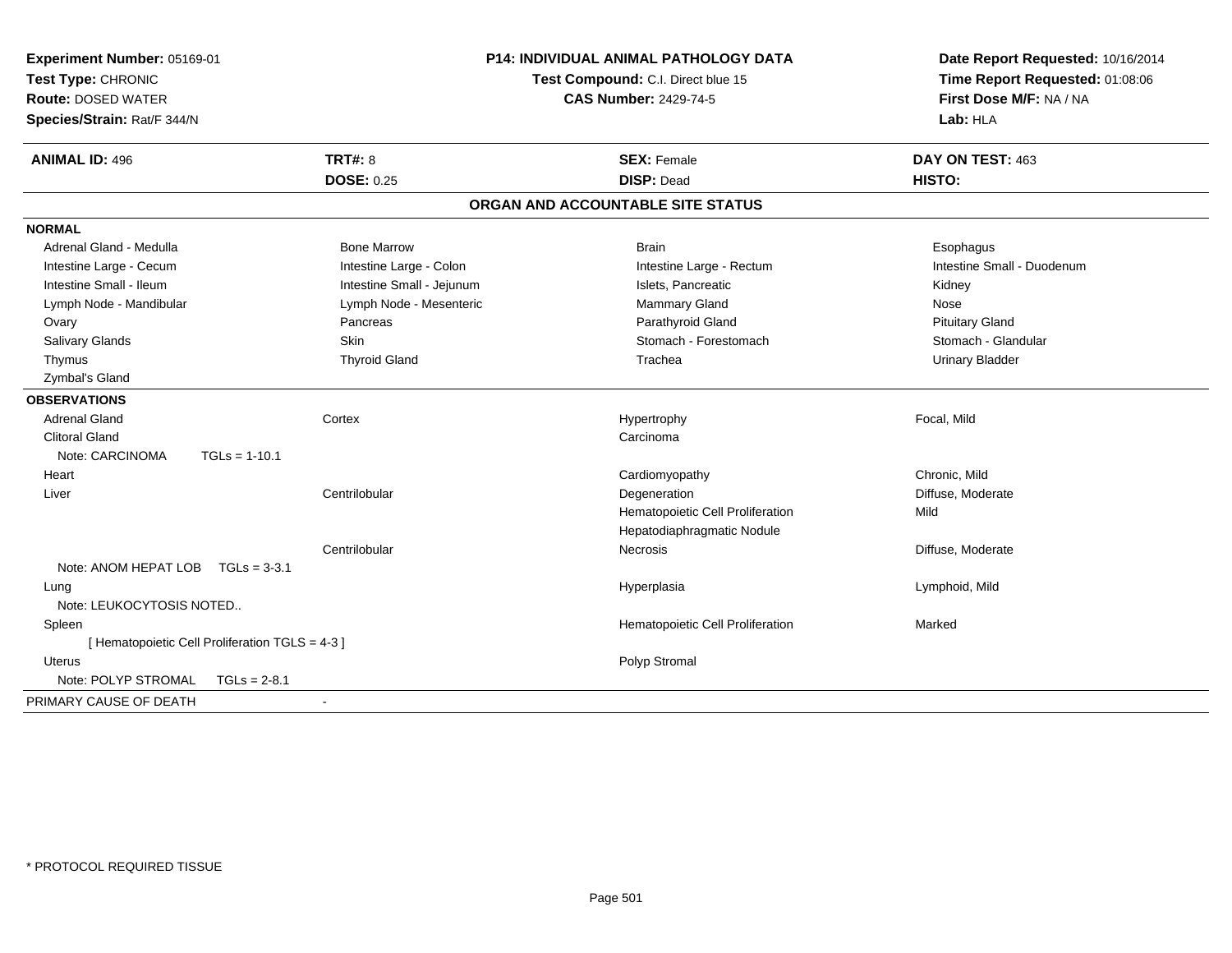**Experiment Number:** 05169-01
**Test Type:** CHRONIC
**Route:** DOSED WATER
**Species/Strain:** Rat/F 344/N

**P14: INDIVIDUAL ANIMAL PATHOLOGY DATA**
**Test Compound:** C.I. Direct blue 15
**CAS Number:** 2429-74-5

**Date Report Requested:** 10/16/2014
**Time Report Requested:** 01:08:06
**First Dose M/F:** NA / NA
**Lab:** HLA

| **ANIMAL ID:** 496 | **TRT#:** 8 | **SEX:** Female | **DAY ON TEST:** 463 |
|---|---|---|---|
| | **DOSE:** 0.25 | **DISP:** Dead | **HISTO:** |

## ORGAN AND ACCOUNTABLE SITE STATUS

**NORMAL**

| | | | |
|---|---|---|---|
| Adrenal Gland - Medulla | Bone Marrow | Brain | Esophagus |
| Intestine Large - Cecum | Intestine Large - Colon | Intestine Large - Rectum | Intestine Small - Duodenum |
| Intestine Small - Ileum | Intestine Small - Jejunum | Islets, Pancreatic | Kidney |
| Lymph Node - Mandibular | Lymph Node - Mesenteric | Mammary Gland | Nose |
| Ovary | Pancreas | Parathyroid Gland | Pituitary Gland |
| Salivary Glands | Skin | Stomach - Forestomach | Stomach - Glandular |
| Thymus | Thyroid Gland | Trachea | Urinary Bladder |
| Zymbal's Gland | | | |

**OBSERVATIONS**

| | | | |
|---|---|---|---|
| Adrenal Gland | Cortex | Hypertrophy | Focal, Mild |
| Clitoral Gland | | Carcinoma | |
| Note: CARCINOMA TGLs = 1-10.1 | | | |
| Heart | | Cardiomyopathy | Chronic, Mild |
| Liver | Centrilobular | Degeneration | Diffuse, Moderate |
| | | Hematopoietic Cell Proliferation | Mild |
| | | Hepatodiaphragmatic Nodule | |
| | Centrilobular | Necrosis | Diffuse, Moderate |
| Note: ANOM HEPAT LOB TGLs = 3-3.1 | | | |
| Lung | | Hyperplasia | Lymphoid, Mild |
| Note: LEUKOCYTOSIS NOTED.. | | | |
| Spleen | | Hematopoietic Cell Proliferation | Marked |
| [ Hematopoietic Cell Proliferation TGLS = 4-3 ] | | | |
| Uterus | | Polyp Stromal | |
| Note: POLYP STROMAL TGLs = 2-8.1 | | | |

PRIMARY CAUSE OF DEATH -

* PROTOCOL REQUIRED TISSUE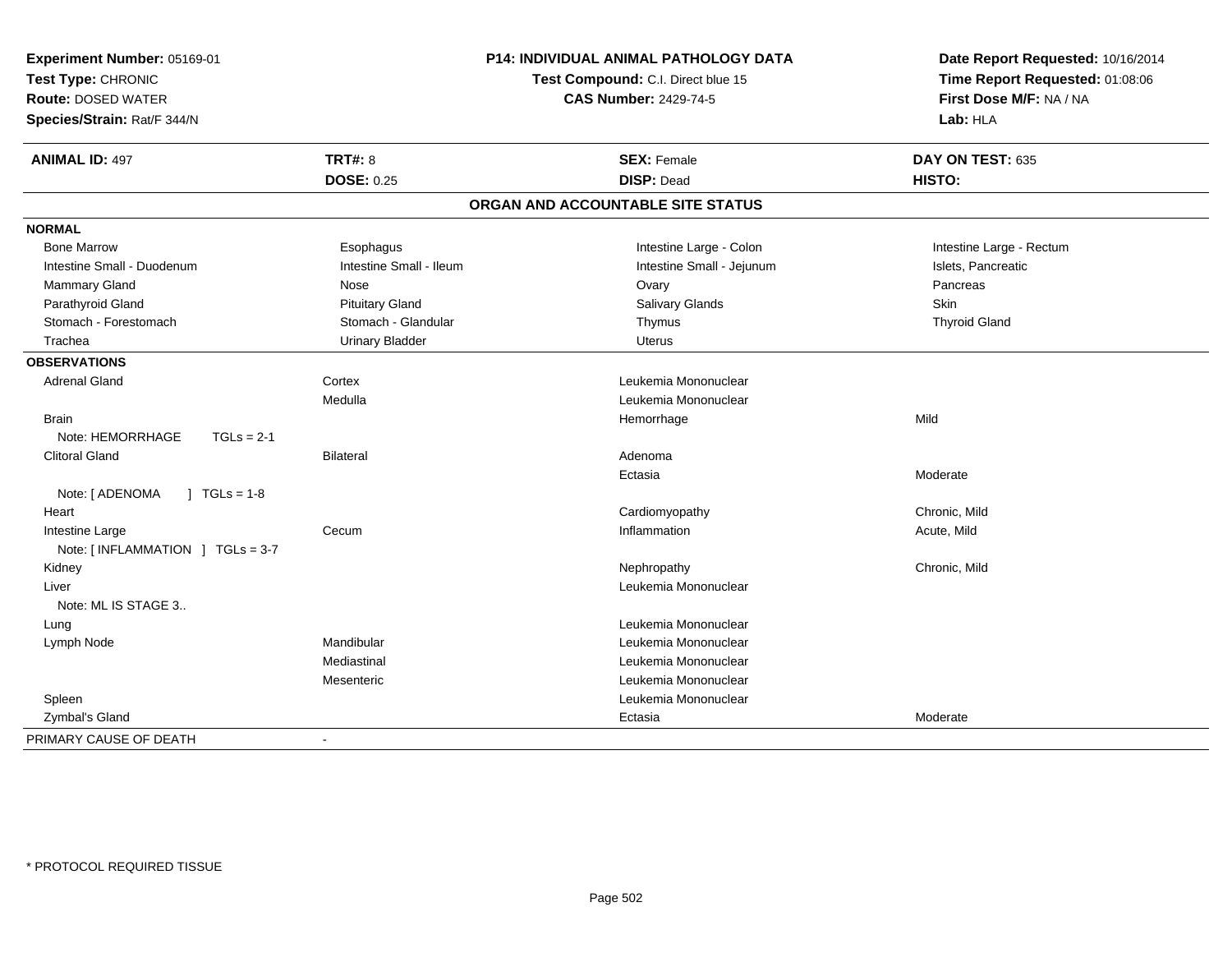**Experiment Number:** 05169-01
**Test Type:** CHRONIC
**Route:** DOSED WATER
**Species/Strain:** Rat/F 344/N

**P14: INDIVIDUAL ANIMAL PATHOLOGY DATA**
**Test Compound:** C.I. Direct blue 15
**CAS Number:** 2429-74-5

**Date Report Requested:** 10/16/2014
**Time Report Requested:** 01:08:06
**First Dose M/F:** NA / NA
**Lab:** HLA

| **ANIMAL ID:** 497 | **TRT#:** 8 | **SEX:** Female | **DAY ON TEST:** 635 |
|---|---|---|---|
| | **DOSE:** 0.25 | **DISP:** Dead | **HISTO:** |

## ORGAN AND ACCOUNTABLE SITE STATUS

**NORMAL**

| | | | |
|---|---|---|---|
| Bone Marrow | Esophagus | Intestine Large - Colon | Intestine Large - Rectum |
| Intestine Small - Duodenum | Intestine Small - Ileum | Intestine Small - Jejunum | Islets, Pancreatic |
| Mammary Gland | Nose | Ovary | Pancreas |
| Parathyroid Gland | Pituitary Gland | Salivary Glands | Skin |
| Stomach - Forestomach | Stomach - Glandular | Thymus | Thyroid Gland |
| Trachea | Urinary Bladder | Uterus | |

**OBSERVATIONS**

| | | | |
|---|---|---|---|
| Adrenal Gland | Cortex | Leukemia Mononuclear | |
| | Medulla | Leukemia Mononuclear | |
| Brain | | Hemorrhage | Mild |
| Note: HEMORRHAGE TGLs = 2-1 | | | |
| Clitoral Gland | Bilateral | Adenoma | |
| | | Ectasia | Moderate |
| Note: [ ADENOMA ] TGLs = 1-8 | | | |
| Heart | | Cardiomyopathy | Chronic, Mild |
| Intestine Large | Cecum | Inflammation | Acute, Mild |
| Note: [ INFLAMMATION ] TGLs = 3-7 | | | |
| Kidney | | Nephropathy | Chronic, Mild |
| Liver | | Leukemia Mononuclear | |
| Note: ML IS STAGE 3.. | | | |
| Lung | | Leukemia Mononuclear | |
| Lymph Node | Mandibular | Leukemia Mononuclear | |
| | Mediastinal | Leukemia Mononuclear | |
| | Mesenteric | Leukemia Mononuclear | |
| Spleen | | Leukemia Mononuclear | |
| Zymbal's Gland | | Ectasia | Moderate |

PRIMARY CAUSE OF DEATH -

* PROTOCOL REQUIRED TISSUE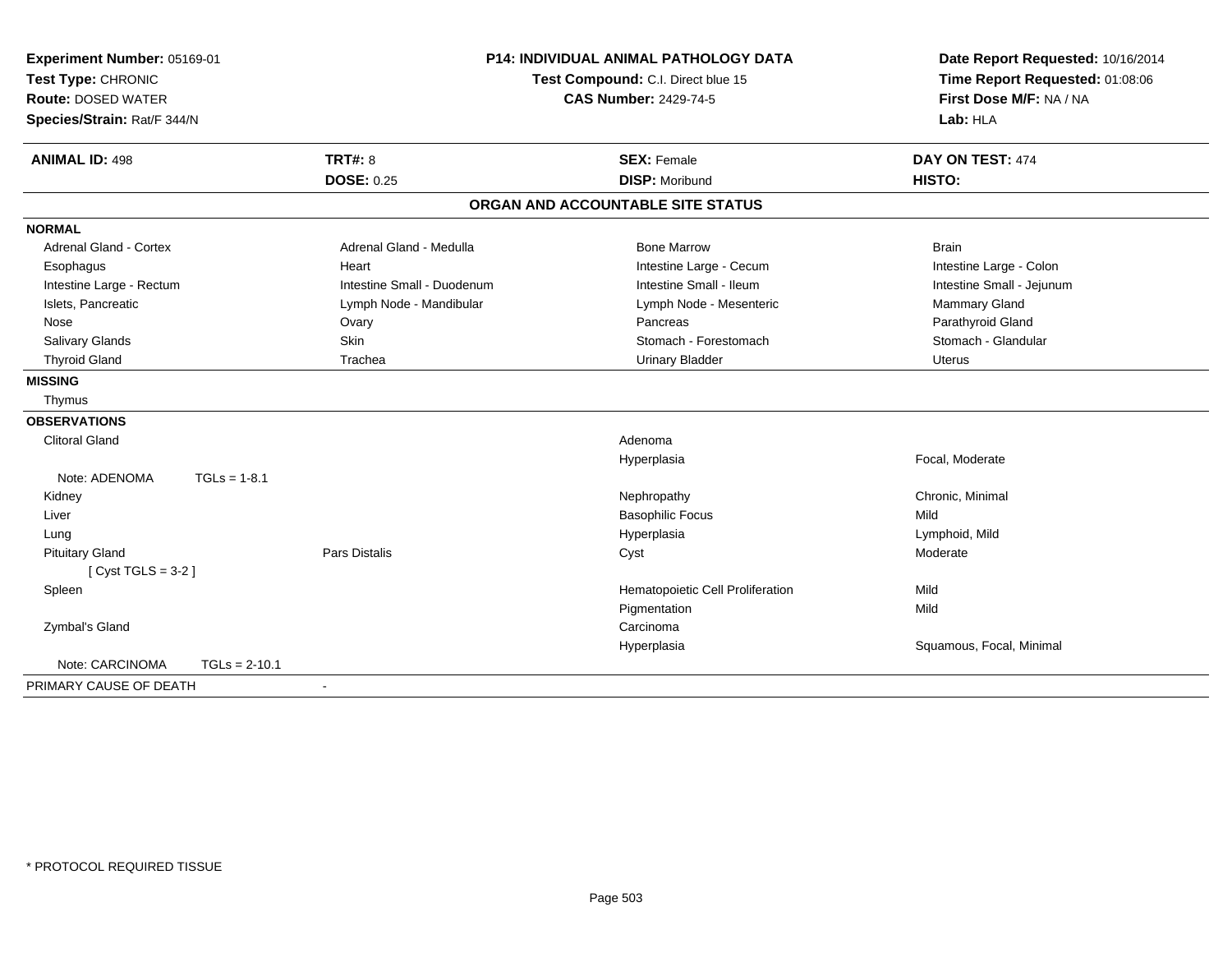| Experiment Number: 05169-01 | P14: INDIVIDUAL ANIMAL PATHOLOGY DATA | Date Report Requested: 10/16/2014 |
|---|---|---|
| Test Type: CHRONIC | Test Compound: C.I. Direct blue 15 | Time Report Requested: 01:08:06 |
| Route: DOSED WATER | CAS Number: 2429-74-5 | First Dose M/F: NA / NA |
| Species/Strain: Rat/F 344/N | | Lab: HLA |

| ANIMAL ID: 498 | TRT#: 8 | SEX: Female | DAY ON TEST: 474 |
|---|---|---|---|
| | DOSE: 0.25 | DISP: Moribund | HISTO: |

## ORGAN AND ACCOUNTABLE SITE STATUS

**NORMAL**

| | | | |
|---|---|---|---|
| Adrenal Gland - Cortex | Adrenal Gland - Medulla | Bone Marrow | Brain |
| Esophagus | Heart | Intestine Large - Cecum | Intestine Large - Colon |
| Intestine Large - Rectum | Intestine Small - Duodenum | Intestine Small - Ileum | Intestine Small - Jejunum |
| Islets, Pancreatic | Lymph Node - Mandibular | Lymph Node - Mesenteric | Mammary Gland |
| Nose | Ovary | Pancreas | Parathyroid Gland |
| Salivary Glands | Skin | Stomach - Forestomach | Stomach - Glandular |
| Thyroid Gland | Trachea | Urinary Bladder | Uterus |

**MISSING**

Thymus

**OBSERVATIONS**

| Organ | Site | Observation | Description |
|---|---|---|---|
| Clitoral Gland | | Adenoma | |
| | | Hyperplasia | Focal, Moderate |
| Note: ADENOMA TGLs = 1-8.1 | | | |
| Kidney | | Nephropathy | Chronic, Minimal |
| Liver | | Basophilic Focus | Mild |
| Lung | | Hyperplasia | Lymphoid, Mild |
| Pituitary Gland | Pars Distalis | Cyst | Moderate |
| [ Cyst TGLS = 3-2 ] | | | |
| Spleen | | Hematopoietic Cell Proliferation | Mild |
| | | Pigmentation | Mild |
| Zymbal's Gland | | Carcinoma | |
| | | Hyperplasia | Squamous, Focal, Minimal |
| Note: CARCINOMA TGLs = 2-10.1 | | | |

PRIMARY CAUSE OF DEATH -

* PROTOCOL REQUIRED TISSUE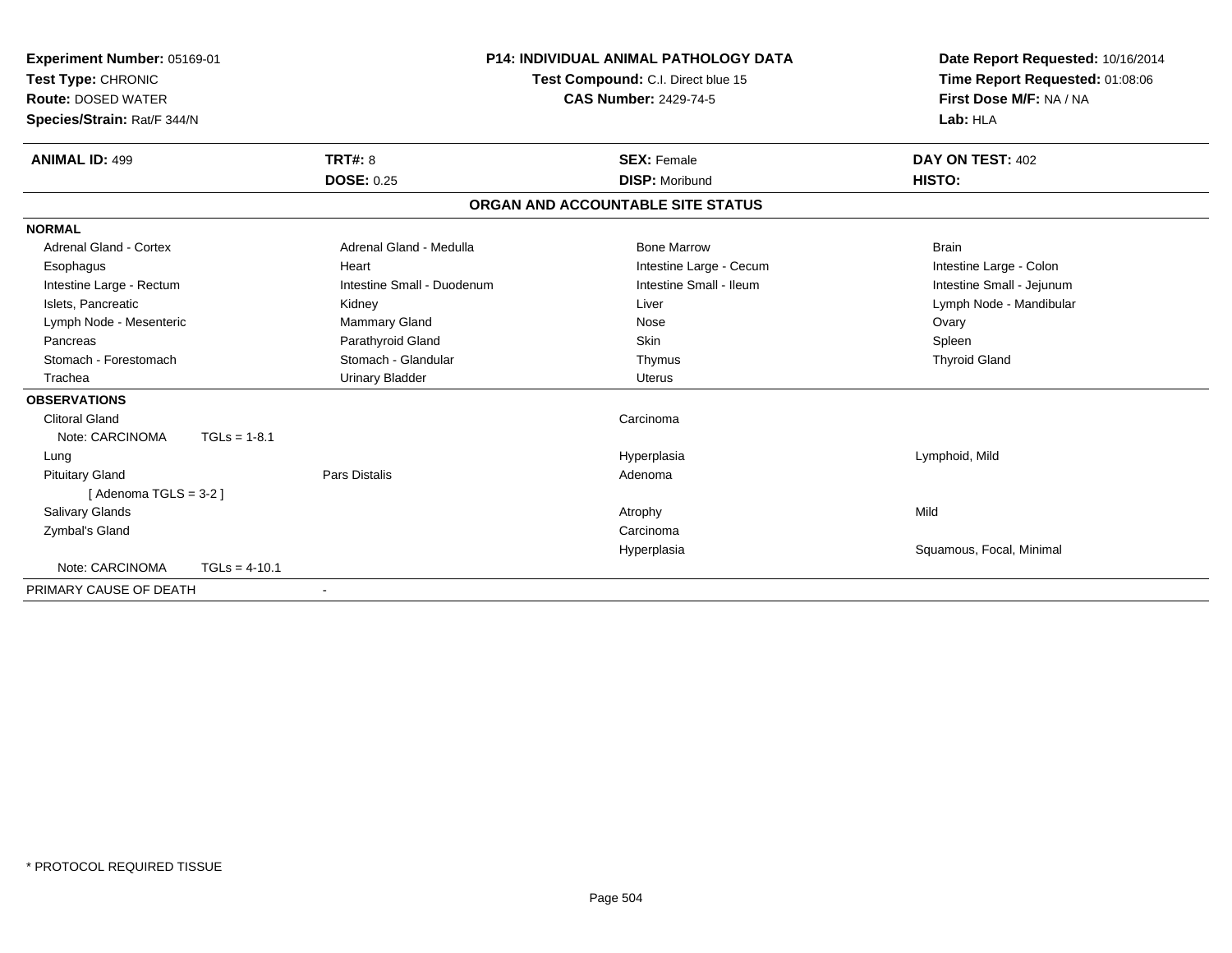**Experiment Number:** 05169-01
**Test Type:** CHRONIC
**Route:** DOSED WATER
**Species/Strain:** Rat/F 344/N

**P14: INDIVIDUAL ANIMAL PATHOLOGY DATA**
**Test Compound:** C.I. Direct blue 15
**CAS Number:** 2429-74-5

**Date Report Requested:** 10/16/2014
**Time Report Requested:** 01:08:06
**First Dose M/F:** NA / NA
**Lab:** HLA

| **ANIMAL ID:** 499 | **TRT#:** 8 | **SEX:** Female | **DAY ON TEST:** 402 |
|---|---|---|---|
| | **DOSE:** 0.25 | **DISP:** Moribund | **HISTO:** |

## ORGAN AND ACCOUNTABLE SITE STATUS

| | | | |
|---|---|---|---|
| **NORMAL** | | | |
| Adrenal Gland - Cortex | Adrenal Gland - Medulla | Bone Marrow | Brain |
| Esophagus | Heart | Intestine Large - Cecum | Intestine Large - Colon |
| Intestine Large - Rectum | Intestine Small - Duodenum | Intestine Small - Ileum | Intestine Small - Jejunum |
| Islets, Pancreatic | Kidney | Liver | Lymph Node - Mandibular |
| Lymph Node - Mesenteric | Mammary Gland | Nose | Ovary |
| Pancreas | Parathyroid Gland | Skin | Spleen |
| Stomach - Forestomach | Stomach - Glandular | Thymus | Thyroid Gland |
| Trachea | Urinary Bladder | Uterus | |
| **OBSERVATIONS** | | | |
| Clitoral Gland | | Carcinoma | |
| Note: CARCINOMA TGLs = 1-8.1 | | | |
| Lung | | Hyperplasia | Lymphoid, Mild |
| Pituitary Gland | Pars Distalis | Adenoma | |
| [ Adenoma TGLS = 3-2 ] | | | |
| Salivary Glands | | Atrophy | Mild |
| Zymbal's Gland | | Carcinoma | |
| | | Hyperplasia | Squamous, Focal, Minimal |
| Note: CARCINOMA TGLs = 4-10.1 | | | |
| PRIMARY CAUSE OF DEATH | - | | |

* PROTOCOL REQUIRED TISSUE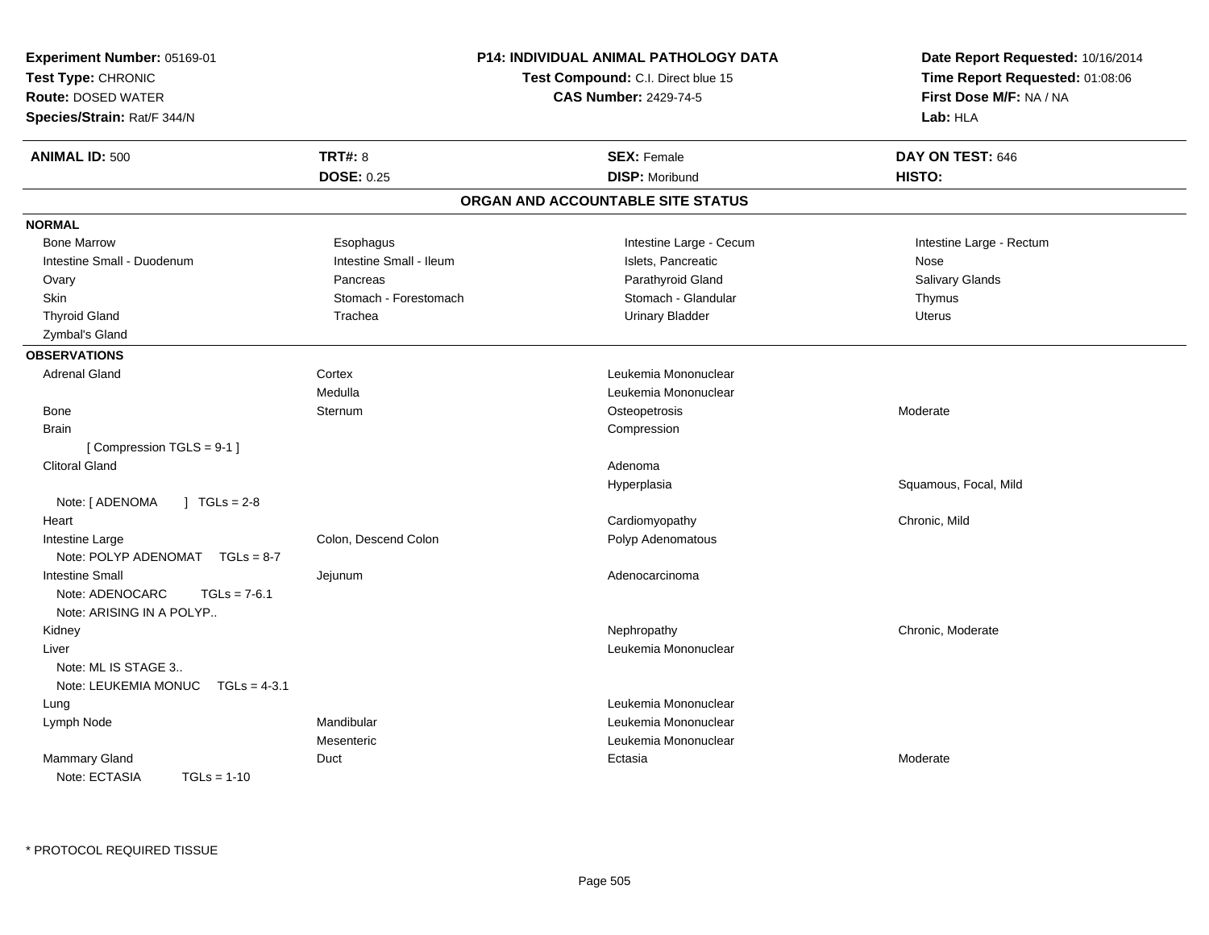**Experiment Number:** 05169-01
**Test Type:** CHRONIC
**Route:** DOSED WATER
**Species/Strain:** Rat/F 344/N

**P14: INDIVIDUAL ANIMAL PATHOLOGY DATA**
**Test Compound:** C.I. Direct blue 15
**CAS Number:** 2429-74-5

**Date Report Requested:** 10/16/2014
**Time Report Requested:** 01:08:06
**First Dose M/F:** NA / NA
**Lab:** HLA

| **ANIMAL ID:** 500 | **TRT#:** 8 | **SEX:** Female | **DAY ON TEST:** 646 |
|---|---|---|---|
| | **DOSE:** 0.25 | **DISP:** Moribund | **HISTO:** |

## ORGAN AND ACCOUNTABLE SITE STATUS

**NORMAL**

| | | | |
|---|---|---|---|
| Bone Marrow | Esophagus | Intestine Large - Cecum | Intestine Large - Rectum |
| Intestine Small - Duodenum | Intestine Small - Ileum | Islets, Pancreatic | Nose |
| Ovary | Pancreas | Parathyroid Gland | Salivary Glands |
| Skin | Stomach - Forestomach | Stomach - Glandular | Thymus |
| Thyroid Gland | Trachea | Urinary Bladder | Uterus |
| Zymbal's Gland | | | |

**OBSERVATIONS**

| | | | |
|---|---|---|---|
| Adrenal Gland | Cortex | Leukemia Mononuclear | |
| | Medulla | Leukemia Mononuclear | |
| Bone | Sternum | Osteopetrosis | Moderate |
| Brain | | Compression | |
| [ Compression TGLS = 9-1 ] | | | |
| Clitoral Gland | | Adenoma | |
| | | Hyperplasia | Squamous, Focal, Mild |
| Note: [ ADENOMA ] TGLs = 2-8 | | | |
| Heart | | Cardiomyopathy | Chronic, Mild |
| Intestine Large | Colon, Descend Colon | Polyp Adenomatous | |
| Note: POLYP ADENOMAT TGLs = 8-7 | | | |
| Intestine Small | Jejunum | Adenocarcinoma | |
| Note: ADENOCARC TGLs = 7-6.1 | | | |
| Note: ARISING IN A POLYP.. | | | |
| Kidney | | Nephropathy | Chronic, Moderate |
| Liver | | Leukemia Mononuclear | |
| Note: ML IS STAGE 3.. | | | |
| Note: LEUKEMIA MONUC TGLs = 4-3.1 | | | |
| Lung | | Leukemia Mononuclear | |
| Lymph Node | Mandibular | Leukemia Mononuclear | |
| | Mesenteric | Leukemia Mononuclear | |
| Mammary Gland | Duct | Ectasia | Moderate |
| Note: ECTASIA TGLs = 1-10 | | | |

* PROTOCOL REQUIRED TISSUE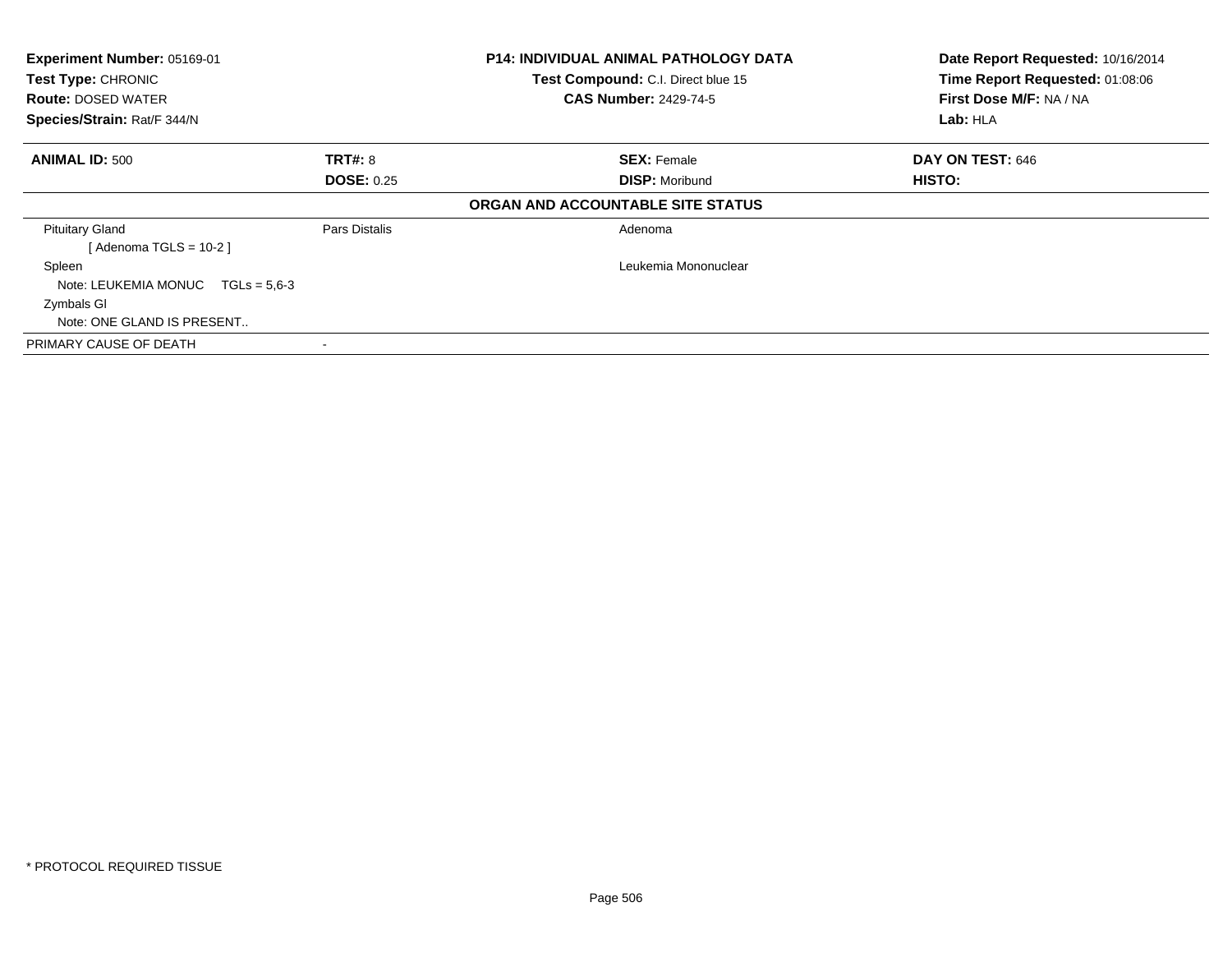**Experiment Number:** 05169-01
**Test Type:** CHRONIC
**Route:** DOSED WATER
**Species/Strain:** Rat/F 344/N

**P14: INDIVIDUAL ANIMAL PATHOLOGY DATA**
**Test Compound:** C.I. Direct blue 15
**CAS Number:** 2429-74-5

**Date Report Requested:** 10/16/2014
**Time Report Requested:** 01:08:06
**First Dose M/F:** NA / NA
**Lab:** HLA

| **ANIMAL ID:** 500 | **TRT#:** 8 | **SEX:** Female | **DAY ON TEST:** 646 |
|---|---|---|---|
| | **DOSE:** 0.25 | **DISP:** Moribund | **HISTO:** |

**ORGAN AND ACCOUNTABLE SITE STATUS**

| | | | |
|---|---|---|---|
| Pituitary Gland | Pars Distalis | Adenoma | |
| [ Adenoma TGLS = 10-2 ] | | | |
| Spleen | | Leukemia Mononuclear | |
| Note: LEUKEMIA MONUC TGLs = 5,6-3 | | | |
| Zymbals Gl | | | |
| Note: ONE GLAND IS PRESENT.. | | | |
| PRIMARY CAUSE OF DEATH | - | | |

* PROTOCOL REQUIRED TISSUE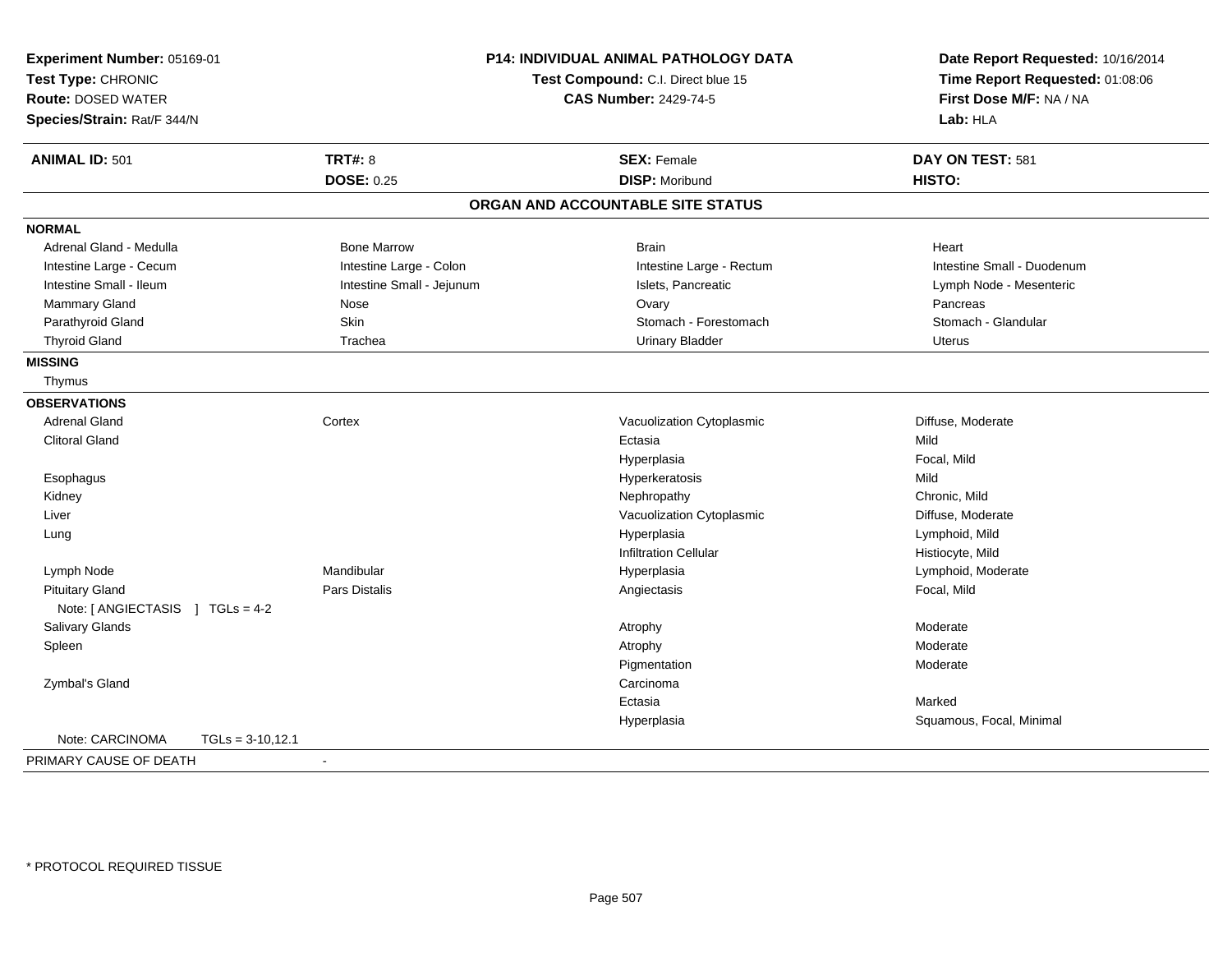**Experiment Number:** 05169-01
**Test Type:** CHRONIC
**Route:** DOSED WATER
**Species/Strain:** Rat/F 344/N

**P14: INDIVIDUAL ANIMAL PATHOLOGY DATA**
**Test Compound:** C.I. Direct blue 15
**CAS Number:** 2429-74-5

**Date Report Requested:** 10/16/2014
**Time Report Requested:** 01:08:06
**First Dose M/F:** NA / NA
**Lab:** HLA

| **ANIMAL ID:** 501 | **TRT#:** 8 | **SEX:** Female | **DAY ON TEST:** 581 |
|---|---|---|---|
| | **DOSE:** 0.25 | **DISP:** Moribund | **HISTO:** |

## ORGAN AND ACCOUNTABLE SITE STATUS

**NORMAL**

| | | | |
|---|---|---|---|
| Adrenal Gland - Medulla | Bone Marrow | Brain | Heart |
| Intestine Large - Cecum | Intestine Large - Colon | Intestine Large - Rectum | Intestine Small - Duodenum |
| Intestine Small - Ileum | Intestine Small - Jejunum | Islets, Pancreatic | Lymph Node - Mesenteric |
| Mammary Gland | Nose | Ovary | Pancreas |
| Parathyroid Gland | Skin | Stomach - Forestomach | Stomach - Glandular |
| Thyroid Gland | Trachea | Urinary Bladder | Uterus |

**MISSING**

Thymus

**OBSERVATIONS**

| Organ | Site | Observation | Severity |
|---|---|---|---|
| Adrenal Gland | Cortex | Vacuolization Cytoplasmic | Diffuse, Moderate |
| Clitoral Gland | | Ectasia | Mild |
| | | Hyperplasia | Focal, Mild |
| Esophagus | | Hyperkeratosis | Mild |
| Kidney | | Nephropathy | Chronic, Mild |
| Liver | | Vacuolization Cytoplasmic | Diffuse, Moderate |
| Lung | | Hyperplasia | Lymphoid, Mild |
| | | Infiltration Cellular | Histiocyte, Mild |
| Lymph Node | Mandibular | Hyperplasia | Lymphoid, Moderate |
| Pituitary Gland | Pars Distalis | Angiectasis | Focal, Mild |
| Note: [ ANGIECTASIS ] TGLs = 4-2 | | | |
| Salivary Glands | | Atrophy | Moderate |
| Spleen | | Atrophy | Moderate |
| | | Pigmentation | Moderate |
| Zymbal's Gland | | Carcinoma | |
| | | Ectasia | Marked |
| | | Hyperplasia | Squamous, Focal, Minimal |
| Note: CARCINOMA TGLs = 3-10,12.1 | | | |

PRIMARY CAUSE OF DEATH -

\* PROTOCOL REQUIRED TISSUE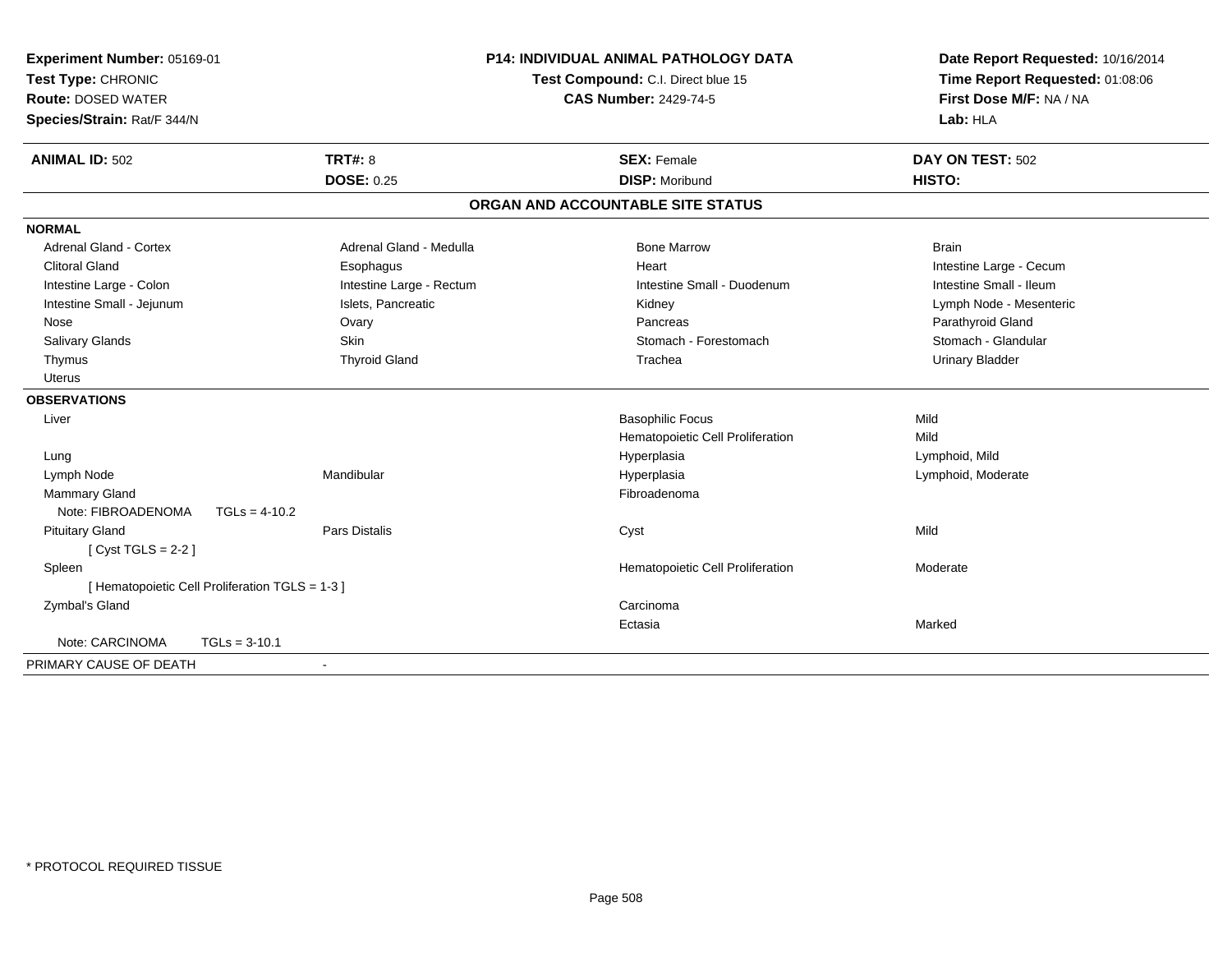**Experiment Number:** 05169-01
**Test Type:** CHRONIC
**Route:** DOSED WATER
**Species/Strain:** Rat/F 344/N

**P14: INDIVIDUAL ANIMAL PATHOLOGY DATA**
**Test Compound:** C.I. Direct blue 15
**CAS Number:** 2429-74-5

**Date Report Requested:** 10/16/2014
**Time Report Requested:** 01:08:06
**First Dose M/F:** NA / NA
**Lab:** HLA

| **ANIMAL ID:** 502 | **TRT#:** 8 | **SEX:** Female | **DAY ON TEST:** 502 |
|---|---|---|---|
| | **DOSE:** 0.25 | **DISP:** Moribund | **HISTO:** |

## ORGAN AND ACCOUNTABLE SITE STATUS

**NORMAL**

| | | | |
|---|---|---|---|
| Adrenal Gland - Cortex | Adrenal Gland - Medulla | Bone Marrow | Brain |
| Clitoral Gland | Esophagus | Heart | Intestine Large - Cecum |
| Intestine Large - Colon | Intestine Large - Rectum | Intestine Small - Duodenum | Intestine Small - Ileum |
| Intestine Small - Jejunum | Islets, Pancreatic | Kidney | Lymph Node - Mesenteric |
| Nose | Ovary | Pancreas | Parathyroid Gland |
| Salivary Glands | Skin | Stomach - Forestomach | Stomach - Glandular |
| Thymus | Thyroid Gland | Trachea | Urinary Bladder |
| Uterus | | | |

**OBSERVATIONS**

| | | | |
|---|---|---|---|
| Liver | | Basophilic Focus | Mild |
| | | Hematopoietic Cell Proliferation | Mild |
| Lung | | Hyperplasia | Lymphoid, Mild |
| Lymph Node | Mandibular | Hyperplasia | Lymphoid, Moderate |
| Mammary Gland | | Fibroadenoma | |
| Note: FIBROADENOMA TGLs = 4-10.2 | | | |
| Pituitary Gland | Pars Distalis | Cyst | Mild |
| [ Cyst TGLS = 2-2 ] | | | |
| Spleen | | Hematopoietic Cell Proliferation | Moderate |
| [ Hematopoietic Cell Proliferation TGLS = 1-3 ] | | | |
| Zymbal's Gland | | Carcinoma | |
| | | Ectasia | Marked |
| Note: CARCINOMA TGLs = 3-10.1 | | | |

PRIMARY CAUSE OF DEATH -

\* PROTOCOL REQUIRED TISSUE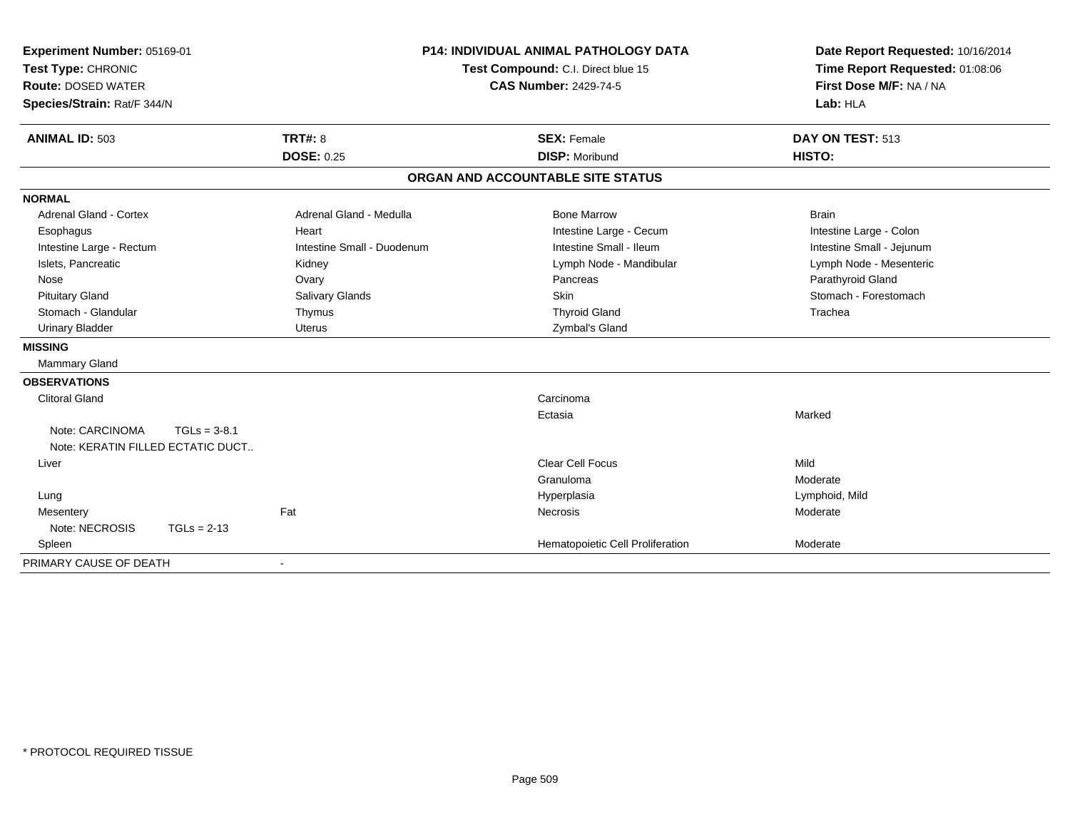**Experiment Number:** 05169-01
**Test Type:** CHRONIC
**Route:** DOSED WATER
**Species/Strain:** Rat/F 344/N

**P14: INDIVIDUAL ANIMAL PATHOLOGY DATA**
**Test Compound:** C.I. Direct blue 15
**CAS Number:** 2429-74-5

**Date Report Requested:** 10/16/2014
**Time Report Requested:** 01:08:06
**First Dose M/F:** NA / NA
**Lab:** HLA

| **ANIMAL ID:** 503 | **TRT#:** 8 | **SEX:** Female | **DAY ON TEST:** 513 |
|---|---|---|---|
| | **DOSE:** 0.25 | **DISP:** Moribund | **HISTO:** |

## ORGAN AND ACCOUNTABLE SITE STATUS

| | | | |
|---|---|---|---|
| **NORMAL** | | | |
| Adrenal Gland - Cortex | Adrenal Gland - Medulla | Bone Marrow | Brain |
| Esophagus | Heart | Intestine Large - Cecum | Intestine Large - Colon |
| Intestine Large - Rectum | Intestine Small - Duodenum | Intestine Small - Ileum | Intestine Small - Jejunum |
| Islets, Pancreatic | Kidney | Lymph Node - Mandibular | Lymph Node - Mesenteric |
| Nose | Ovary | Pancreas | Parathyroid Gland |
| Pituitary Gland | Salivary Glands | Skin | Stomach - Forestomach |
| Stomach - Glandular | Thymus | Thyroid Gland | Trachea |
| Urinary Bladder | Uterus | Zymbal's Gland | |
| **MISSING** | | | |
| Mammary Gland | | | |
| **OBSERVATIONS** | | | |
| Clitoral Gland | | Carcinoma | |
| | | Ectasia | Marked |
| Note: CARCINOMA TGLs = 3-8.1 | | | |
| Note: KERATIN FILLED ECTATIC DUCT.. | | | |
| Liver | | Clear Cell Focus | Mild |
| | | Granuloma | Moderate |
| Lung | | Hyperplasia | Lymphoid, Mild |
| Mesentery | Fat | Necrosis | Moderate |
| Note: NECROSIS TGLs = 2-13 | | | |
| Spleen | | Hematopoietic Cell Proliferation | Moderate |
| PRIMARY CAUSE OF DEATH | - | | |

* PROTOCOL REQUIRED TISSUE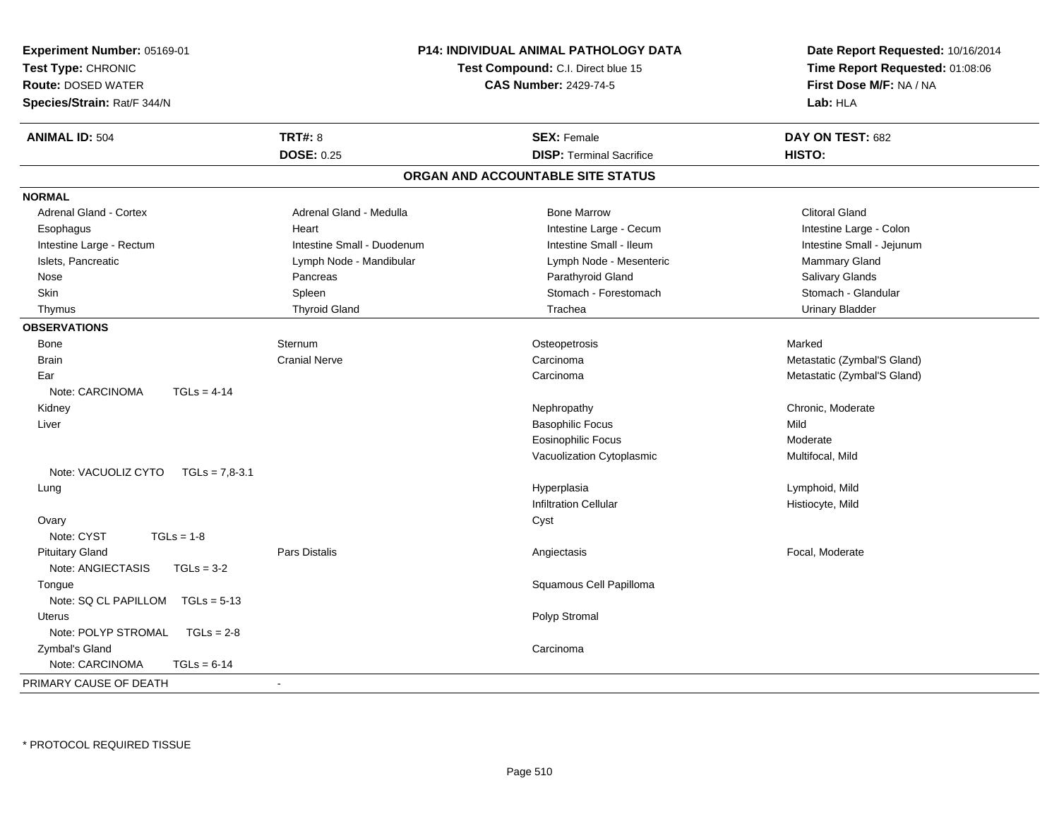**Experiment Number:** 05169-01
**Test Type:** CHRONIC
**Route:** DOSED WATER
**Species/Strain:** Rat/F 344/N

**P14: INDIVIDUAL ANIMAL PATHOLOGY DATA**
**Test Compound:** C.I. Direct blue 15
**CAS Number:** 2429-74-5

**Date Report Requested:** 10/16/2014
**Time Report Requested:** 01:08:06
**First Dose M/F:** NA / NA
**Lab:** HLA

| **ANIMAL ID:** 504 | **TRT#:** 8 | **SEX:** Female | **DAY ON TEST:** 682 |
|---|---|---|---|
| | **DOSE:** 0.25 | **DISP:** Terminal Sacrifice | **HISTO:** |

## ORGAN AND ACCOUNTABLE SITE STATUS

**NORMAL**

| | | | |
|---|---|---|---|
| Adrenal Gland - Cortex | Adrenal Gland - Medulla | Bone Marrow | Clitoral Gland |
| Esophagus | Heart | Intestine Large - Cecum | Intestine Large - Colon |
| Intestine Large - Rectum | Intestine Small - Duodenum | Intestine Small - Ileum | Intestine Small - Jejunum |
| Islets, Pancreatic | Lymph Node - Mandibular | Lymph Node - Mesenteric | Mammary Gland |
| Nose | Pancreas | Parathyroid Gland | Salivary Glands |
| Skin | Spleen | Stomach - Forestomach | Stomach - Glandular |
| Thymus | Thyroid Gland | Trachea | Urinary Bladder |

**OBSERVATIONS**

| | | | |
|---|---|---|---|
| Bone | Sternum | Osteopetrosis | Marked |
| Brain | Cranial Nerve | Carcinoma | Metastatic (Zymbal'S Gland) |
| Ear | | Carcinoma | Metastatic (Zymbal'S Gland) |
| Note: CARCINOMA TGLs = 4-14 | | | |
| Kidney | | Nephropathy | Chronic, Moderate |
| Liver | | Basophilic Focus | Mild |
| | | Eosinophilic Focus | Moderate |
| | | Vacuolization Cytoplasmic | Multifocal, Mild |
| Note: VACUOLIZ CYTO TGLs = 7,8-3.1 | | | |
| Lung | | Hyperplasia | Lymphoid, Mild |
| | | Infiltration Cellular | Histiocyte, Mild |
| Ovary | | Cyst | |
| Note: CYST TGLs = 1-8 | | | |
| Pituitary Gland | Pars Distalis | Angiectasis | Focal, Moderate |
| Note: ANGIECTASIS TGLs = 3-2 | | | |
| Tongue | | Squamous Cell Papilloma | |
| Note: SQ CL PAPILLOM TGLs = 5-13 | | | |
| Uterus | | Polyp Stromal | |
| Note: POLYP STROMAL TGLs = 2-8 | | | |
| Zymbal's Gland | | Carcinoma | |
| Note: CARCINOMA TGLs = 6-14 | | | |

PRIMARY CAUSE OF DEATH -

* PROTOCOL REQUIRED TISSUE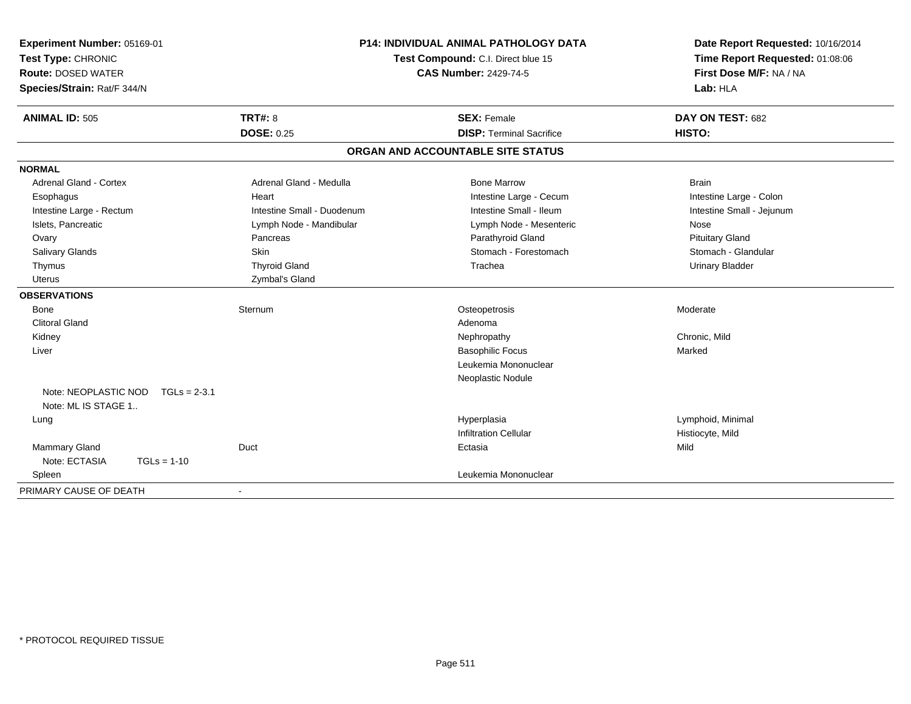**Experiment Number:** 05169-01
**Test Type:** CHRONIC
**Route:** DOSED WATER
**Species/Strain:** Rat/F 344/N

**P14: INDIVIDUAL ANIMAL PATHOLOGY DATA**
**Test Compound:** C.I. Direct blue 15
**CAS Number:** 2429-74-5

**Date Report Requested:** 10/16/2014
**Time Report Requested:** 01:08:06
**First Dose M/F:** NA / NA
**Lab:** HLA

| **ANIMAL ID:** 505 | **TRT#:** 8 | **SEX:** Female | **DAY ON TEST:** 682 |
|---|---|---|---|
| | **DOSE:** 0.25 | **DISP:** Terminal Sacrifice | **HISTO:** |

## ORGAN AND ACCOUNTABLE SITE STATUS

**NORMAL**

| | | | |
|---|---|---|---|
| Adrenal Gland - Cortex | Adrenal Gland - Medulla | Bone Marrow | Brain |
| Esophagus | Heart | Intestine Large - Cecum | Intestine Large - Colon |
| Intestine Large - Rectum | Intestine Small - Duodenum | Intestine Small - Ileum | Intestine Small - Jejunum |
| Islets, Pancreatic | Lymph Node - Mandibular | Lymph Node - Mesenteric | Nose |
| Ovary | Pancreas | Parathyroid Gland | Pituitary Gland |
| Salivary Glands | Skin | Stomach - Forestomach | Stomach - Glandular |
| Thymus | Thyroid Gland | Trachea | Urinary Bladder |
| Uterus | Zymbal's Gland | | |

**OBSERVATIONS**

| | | | |
|---|---|---|---|
| Bone | Sternum | Osteopetrosis | Moderate |
| Clitoral Gland | | Adenoma | |
| Kidney | | Nephropathy | Chronic, Mild |
| Liver | | Basophilic Focus | Marked |
| | | Leukemia Mononuclear | |
| | | Neoplastic Nodule | |
| Note: NEOPLASTIC NOD TGLs = 2-3.1 | | | |
| Note: ML IS STAGE 1.. | | | |
| Lung | | Hyperplasia | Lymphoid, Minimal |
| | | Infiltration Cellular | Histiocyte, Mild |
| Mammary Gland | Duct | Ectasia | Mild |
| Note: ECTASIA TGLs = 1-10 | | | |
| Spleen | | Leukemia Mononuclear | |

PRIMARY CAUSE OF DEATH -

\* PROTOCOL REQUIRED TISSUE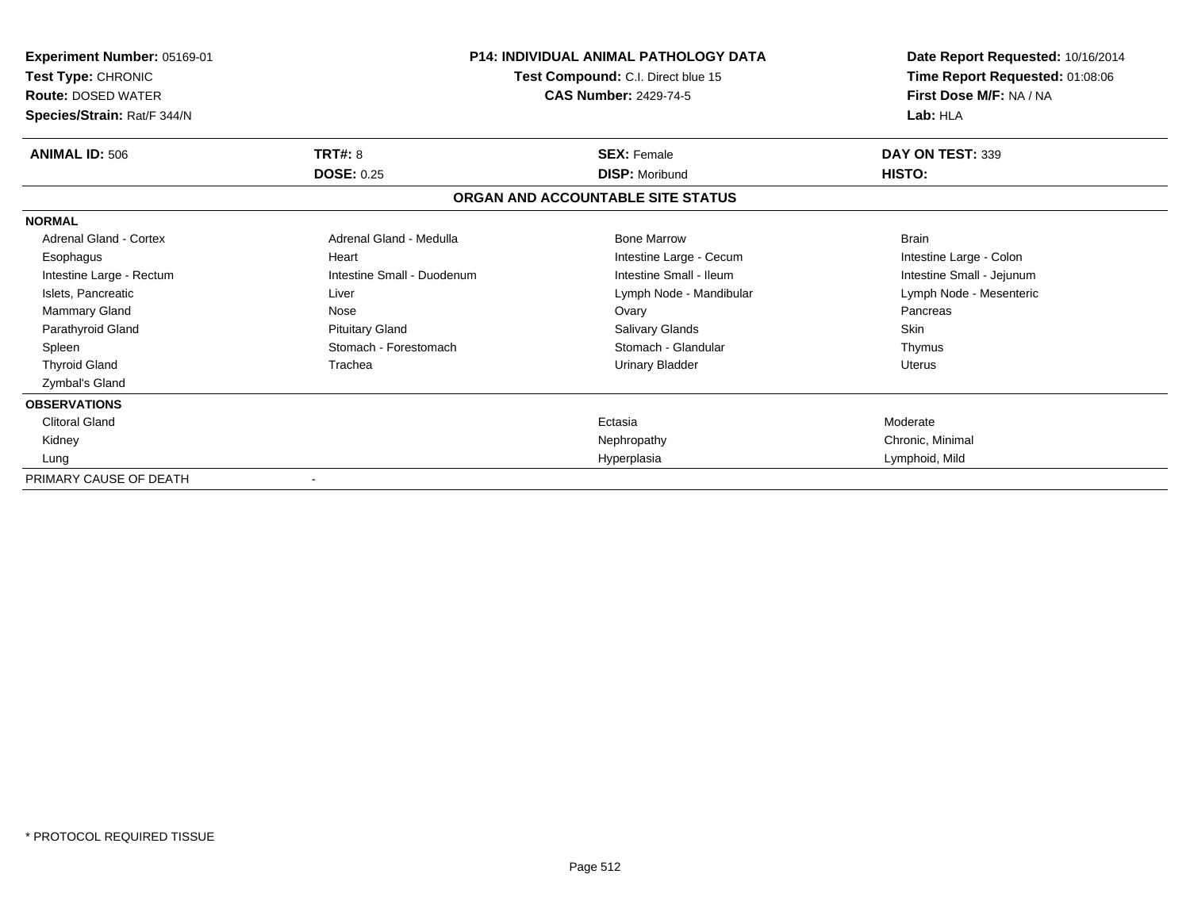**Experiment Number:** 05169-01
**Test Type:** CHRONIC
**Route:** DOSED WATER
**Species/Strain:** Rat/F 344/N

**P14: INDIVIDUAL ANIMAL PATHOLOGY DATA**
**Test Compound:** C.I. Direct blue 15
**CAS Number:** 2429-74-5

**Date Report Requested:** 10/16/2014
**Time Report Requested:** 01:08:06
**First Dose M/F:** NA / NA
**Lab:** HLA

| **ANIMAL ID:** 506 | **TRT#:** 8 | **SEX:** Female | **DAY ON TEST:** 339 |
|---|---|---|---|
| | **DOSE:** 0.25 | **DISP:** Moribund | **HISTO:** |

**ORGAN AND ACCOUNTABLE SITE STATUS**

| **NORMAL** | | | |
|---|---|---|---|
| Adrenal Gland - Cortex | Adrenal Gland - Medulla | Bone Marrow | Brain |
| Esophagus | Heart | Intestine Large - Cecum | Intestine Large - Colon |
| Intestine Large - Rectum | Intestine Small - Duodenum | Intestine Small - Ileum | Intestine Small - Jejunum |
| Islets, Pancreatic | Liver | Lymph Node - Mandibular | Lymph Node - Mesenteric |
| Mammary Gland | Nose | Ovary | Pancreas |
| Parathyroid Gland | Pituitary Gland | Salivary Glands | Skin |
| Spleen | Stomach - Forestomach | Stomach - Glandular | Thymus |
| Thyroid Gland | Trachea | Urinary Bladder | Uterus |
| Zymbal's Gland | | | |
| **OBSERVATIONS** | | | |
| Clitoral Gland | | Ectasia | Moderate |
| Kidney | | Nephropathy | Chronic, Minimal |
| Lung | | Hyperplasia | Lymphoid, Mild |
| PRIMARY CAUSE OF DEATH | - | | |

* PROTOCOL REQUIRED TISSUE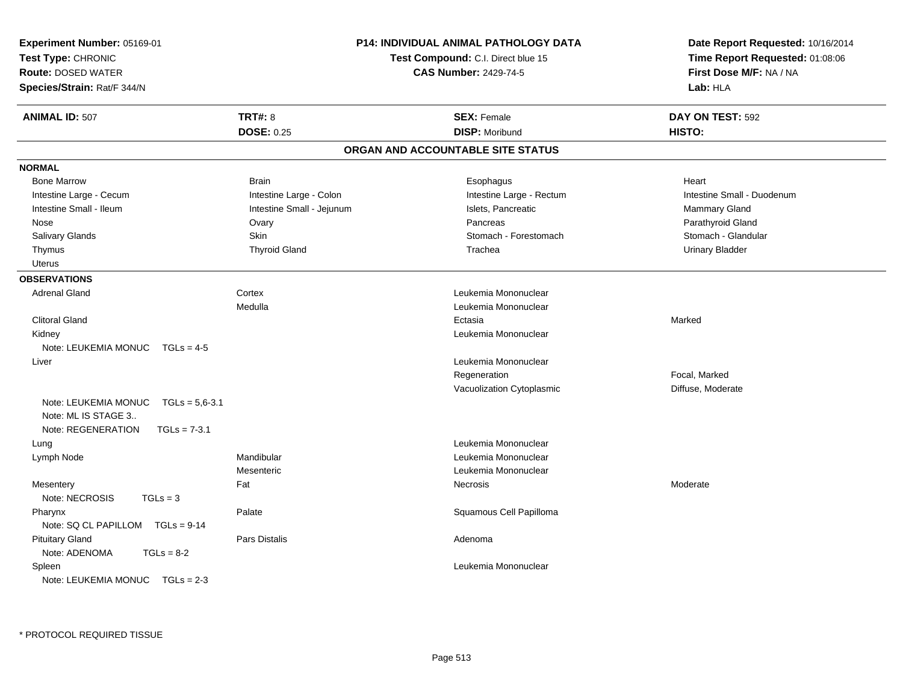**Experiment Number:** 05169-01
**Test Type:** CHRONIC
**Route:** DOSED WATER
**Species/Strain:** Rat/F 344/N

**P14: INDIVIDUAL ANIMAL PATHOLOGY DATA**
**Test Compound:** C.I. Direct blue 15
**CAS Number:** 2429-74-5

**Date Report Requested:** 10/16/2014
**Time Report Requested:** 01:08:06
**First Dose M/F:** NA / NA
**Lab:** HLA

| **ANIMAL ID:** 507 | **TRT#:** 8 | **SEX:** Female | **DAY ON TEST:** 592 |
|---|---|---|---|
| | **DOSE:** 0.25 | **DISP:** Moribund | **HISTO:** |

## ORGAN AND ACCOUNTABLE SITE STATUS

**NORMAL**

| | | | |
|---|---|---|---|
| Bone Marrow | Brain | Esophagus | Heart |
| Intestine Large - Cecum | Intestine Large - Colon | Intestine Large - Rectum | Intestine Small - Duodenum |
| Intestine Small - Ileum | Intestine Small - Jejunum | Islets, Pancreatic | Mammary Gland |
| Nose | Ovary | Pancreas | Parathyroid Gland |
| Salivary Glands | Skin | Stomach - Forestomach | Stomach - Glandular |
| Thymus | Thyroid Gland | Trachea | Urinary Bladder |
| Uterus | | | |

**OBSERVATIONS**

| | | | |
|---|---|---|---|
| Adrenal Gland | Cortex | Leukemia Mononuclear | |
| | Medulla | Leukemia Mononuclear | |
| Clitoral Gland | | Ectasia | Marked |
| Kidney | | Leukemia Mononuclear | |
| Note: LEUKEMIA MONUC TGLs = 4-5 | | | |
| Liver | | Leukemia Mononuclear | |
| | | Regeneration | Focal, Marked |
| | | Vacuolization Cytoplasmic | Diffuse, Moderate |
| Note: LEUKEMIA MONUC TGLs = 5,6-3.1 | | | |
| Note: ML IS STAGE 3.. | | | |
| Note: REGENERATION TGLs = 7-3.1 | | | |
| Lung | | Leukemia Mononuclear | |
| Lymph Node | Mandibular | Leukemia Mononuclear | |
| | Mesenteric | Leukemia Mononuclear | |
| Mesentery | Fat | Necrosis | Moderate |
| Note: NECROSIS TGLs = 3 | | | |
| Pharynx | Palate | Squamous Cell Papilloma | |
| Note: SQ CL PAPILLOM TGLs = 9-14 | | | |
| Pituitary Gland | Pars Distalis | Adenoma | |
| Note: ADENOMA TGLs = 8-2 | | | |
| Spleen | | Leukemia Mononuclear | |
| Note: LEUKEMIA MONUC TGLs = 2-3 | | | |

* PROTOCOL REQUIRED TISSUE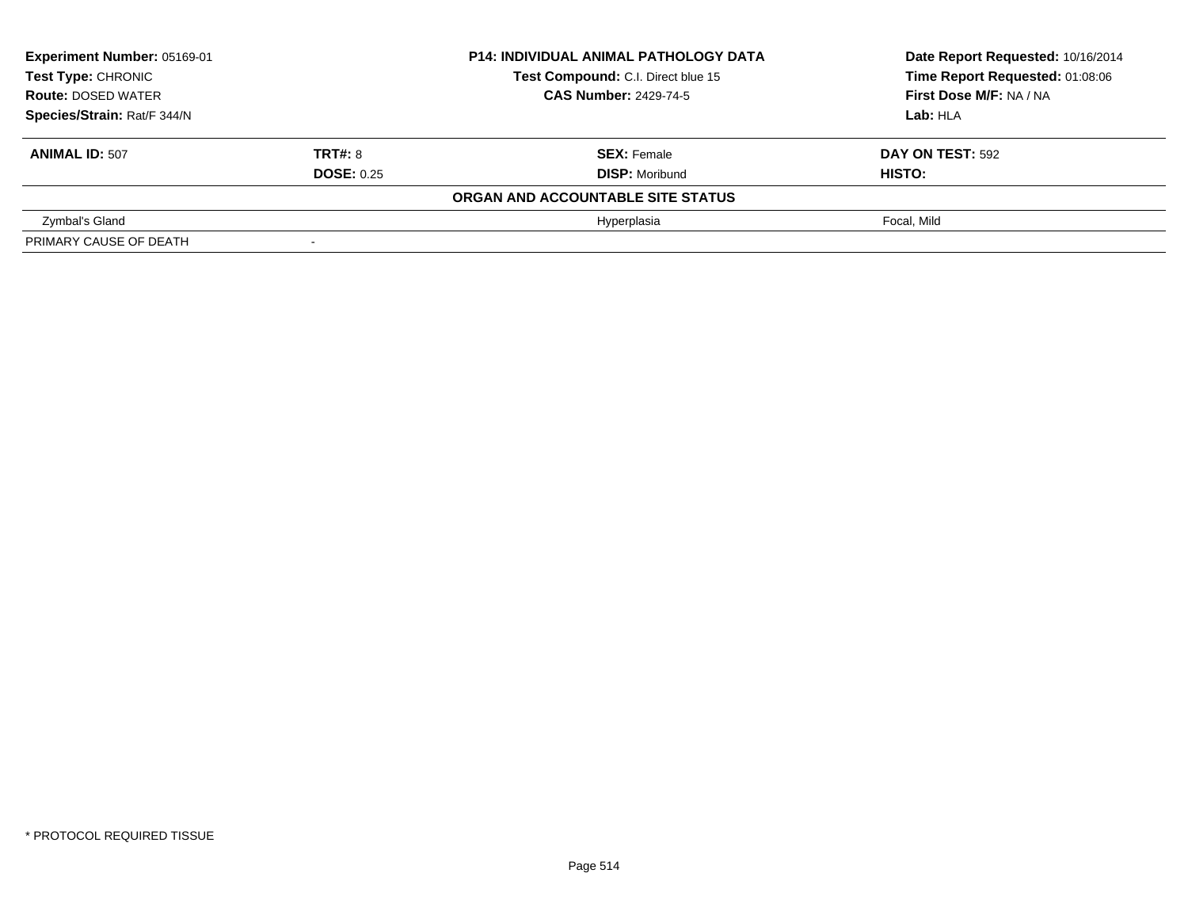| Experiment Number: 05169-01 | P14: INDIVIDUAL ANIMAL PATHOLOGY DATA | Date Report Requested: 10/16/2014 |
|---|---|---|
| Test Type: CHRONIC | Test Compound: C.I. Direct blue 15 | Time Report Requested: 01:08:06 |
| Route: DOSED WATER | CAS Number: 2429-74-5 | First Dose M/F: NA / NA |
| Species/Strain: Rat/F 344/N | | Lab: HLA |

| ANIMAL ID: 507 | TRT#: 8 | SEX: Female | DAY ON TEST: 592 |
|---|---|---|---|
| | DOSE: 0.25 | DISP: Moribund | HISTO: |

**ORGAN AND ACCOUNTABLE SITE STATUS**

| | | | |
|---|---|---|---|
| Zymbal's Gland | | Hyperplasia | Focal, Mild |
| PRIMARY CAUSE OF DEATH | - | | |

\* PROTOCOL REQUIRED TISSUE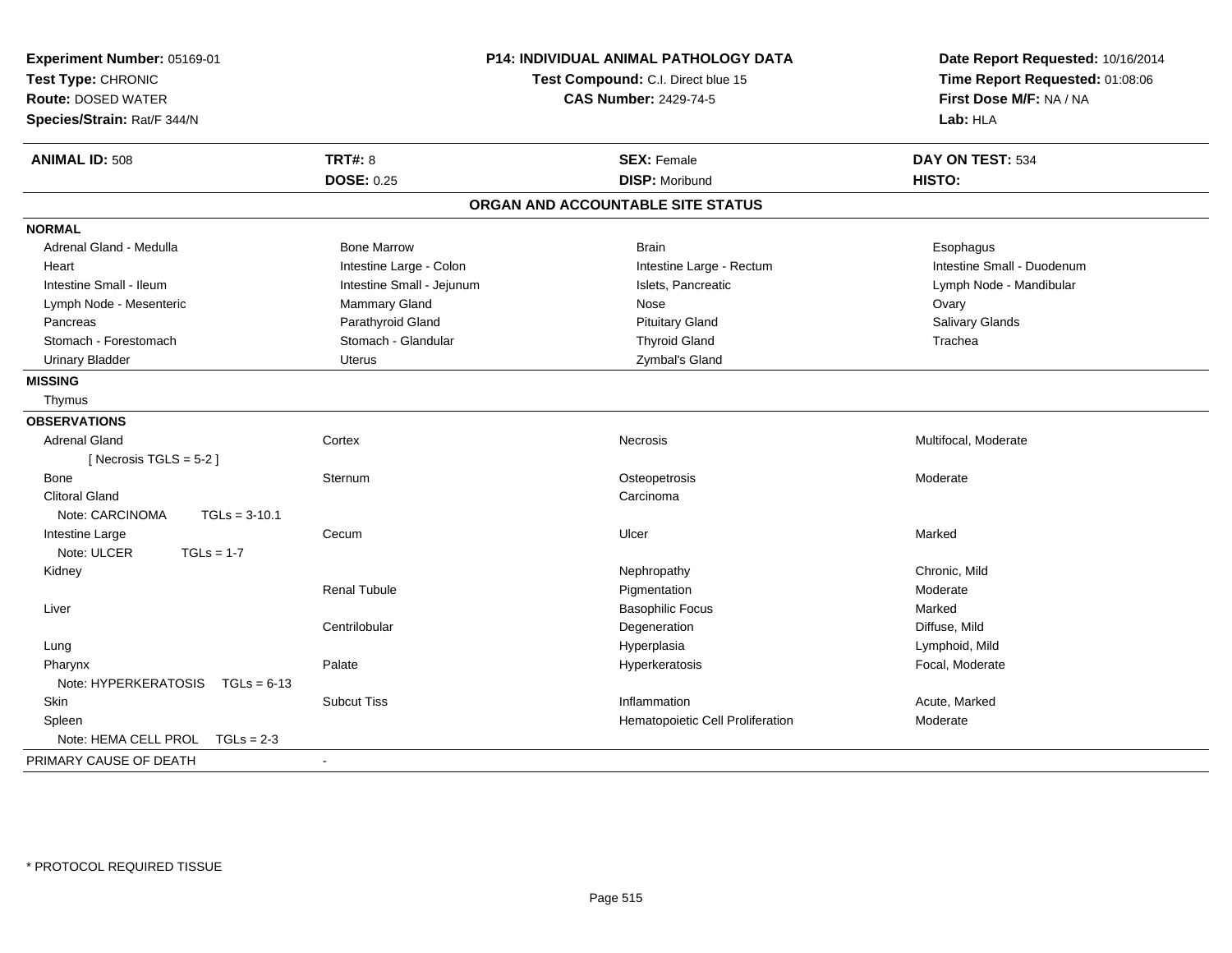**Experiment Number:** 05169-01
**Test Type:** CHRONIC
**Route:** DOSED WATER
**Species/Strain:** Rat/F 344/N

**P14: INDIVIDUAL ANIMAL PATHOLOGY DATA**
**Test Compound:** C.I. Direct blue 15
**CAS Number:** 2429-74-5

**Date Report Requested:** 10/16/2014
**Time Report Requested:** 01:08:06
**First Dose M/F:** NA / NA
**Lab:** HLA

| **ANIMAL ID:** 508 | **TRT#:** 8 | **SEX:** Female | **DAY ON TEST:** 534 |
|---|---|---|---|
| | **DOSE:** 0.25 | **DISP:** Moribund | **HISTO:** |

## ORGAN AND ACCOUNTABLE SITE STATUS

**NORMAL**

| | | | |
|---|---|---|---|
| Adrenal Gland - Medulla | Bone Marrow | Brain | Esophagus |
| Heart | Intestine Large - Colon | Intestine Large - Rectum | Intestine Small - Duodenum |
| Intestine Small - Ileum | Intestine Small - Jejunum | Islets, Pancreatic | Lymph Node - Mandibular |
| Lymph Node - Mesenteric | Mammary Gland | Nose | Ovary |
| Pancreas | Parathyroid Gland | Pituitary Gland | Salivary Glands |
| Stomach - Forestomach | Stomach - Glandular | Thyroid Gland | Trachea |
| Urinary Bladder | Uterus | Zymbal's Gland | |

**MISSING**

Thymus

**OBSERVATIONS**

| | | | |
|---|---|---|---|
| Adrenal Gland | Cortex | Necrosis | Multifocal, Moderate |
| [ Necrosis TGLS = 5-2 ] | | | |
| Bone | Sternum | Osteopetrosis | Moderate |
| Clitoral Gland | | Carcinoma | |
| Note: CARCINOMA TGLs = 3-10.1 | | | |
| Intestine Large | Cecum | Ulcer | Marked |
| Note: ULCER TGLs = 1-7 | | | |
| Kidney | | Nephropathy | Chronic, Mild |
| | Renal Tubule | Pigmentation | Moderate |
| Liver | | Basophilic Focus | Marked |
| | Centrilobular | Degeneration | Diffuse, Mild |
| Lung | | Hyperplasia | Lymphoid, Mild |
| Pharynx | Palate | Hyperkeratosis | Focal, Moderate |
| Note: HYPERKERATOSIS TGLs = 6-13 | | | |
| Skin | Subcut Tiss | Inflammation | Acute, Marked |
| Spleen | | Hematopoietic Cell Proliferation | Moderate |
| Note: HEMA CELL PROL TGLs = 2-3 | | | |

PRIMARY CAUSE OF DEATH -

\* PROTOCOL REQUIRED TISSUE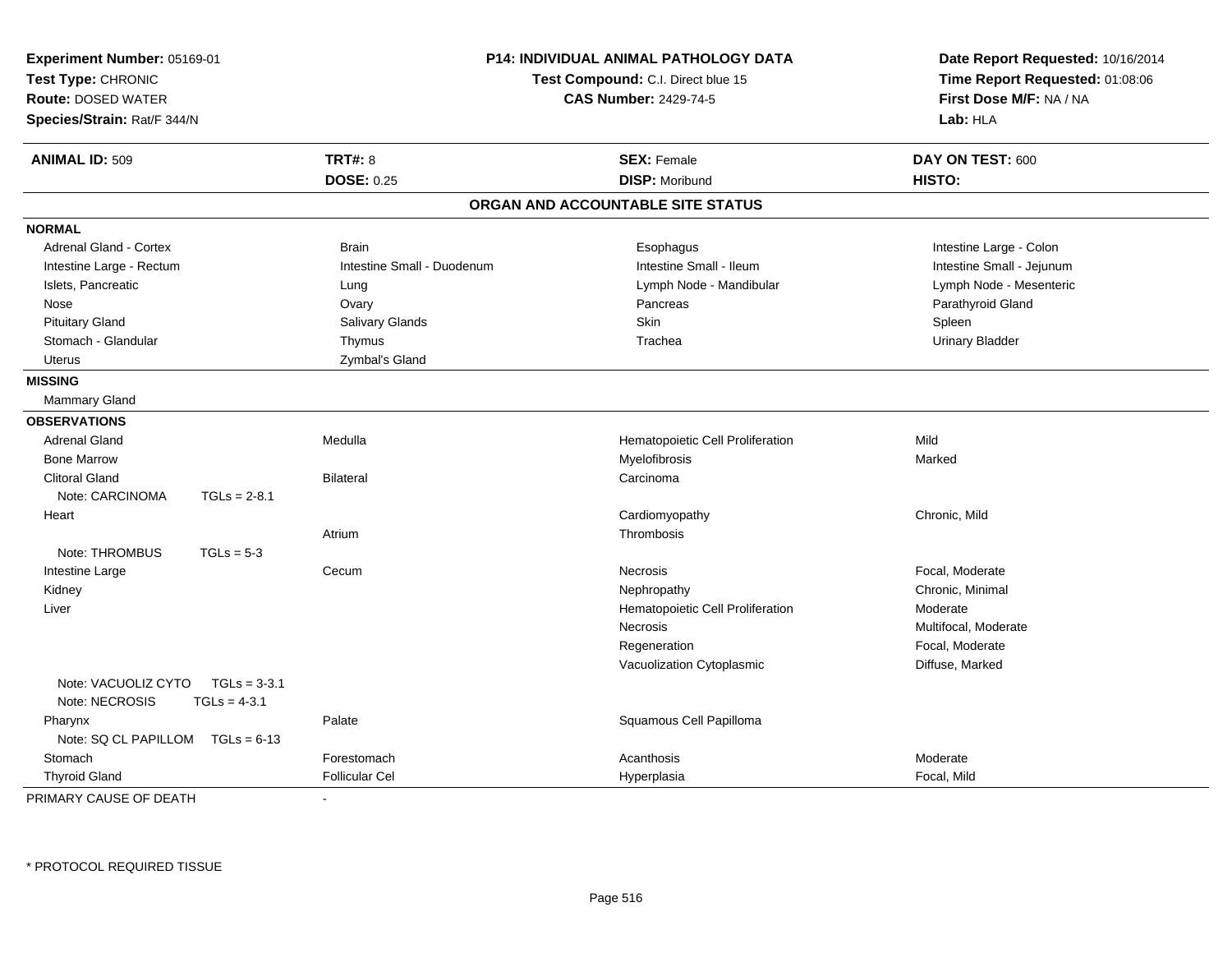**Experiment Number:** 05169-01
**Test Type:** CHRONIC
**Route:** DOSED WATER
**Species/Strain:** Rat/F 344/N

**P14: INDIVIDUAL ANIMAL PATHOLOGY DATA**
**Test Compound:** C.I. Direct blue 15
**CAS Number:** 2429-74-5

**Date Report Requested:** 10/16/2014
**Time Report Requested:** 01:08:06
**First Dose M/F:** NA / NA
**Lab:** HLA

| **ANIMAL ID:** 509 | **TRT#:** 8 | **SEX:** Female | **DAY ON TEST:** 600 |
|---|---|---|---|
| | **DOSE:** 0.25 | **DISP:** Moribund | **HISTO:** |

## ORGAN AND ACCOUNTABLE SITE STATUS

**NORMAL**

| | | | |
|---|---|---|---|
| Adrenal Gland - Cortex | Brain | Esophagus | Intestine Large - Colon |
| Intestine Large - Rectum | Intestine Small - Duodenum | Intestine Small - Ileum | Intestine Small - Jejunum |
| Islets, Pancreatic | Lung | Lymph Node - Mandibular | Lymph Node - Mesenteric |
| Nose | Ovary | Pancreas | Parathyroid Gland |
| Pituitary Gland | Salivary Glands | Skin | Spleen |
| Stomach - Glandular | Thymus | Trachea | Urinary Bladder |
| Uterus | Zymbal's Gland | | |

**MISSING**

Mammary Gland

**OBSERVATIONS**

| | | | |
|---|---|---|---|
| Adrenal Gland | Medulla | Hematopoietic Cell Proliferation | Mild |
| Bone Marrow | | Myelofibrosis | Marked |
| Clitoral Gland | Bilateral | Carcinoma | |
| Note: CARCINOMA TGLs = 2-8.1 | | | |
| Heart | | Cardiomyopathy | Chronic, Mild |
| | Atrium | Thrombosis | |
| Note: THROMBUS TGLs = 5-3 | | | |
| Intestine Large | Cecum | Necrosis | Focal, Moderate |
| Kidney | | Nephropathy | Chronic, Minimal |
| Liver | | Hematopoietic Cell Proliferation | Moderate |
| | | Necrosis | Multifocal, Moderate |
| | | Regeneration | Focal, Moderate |
| | | Vacuolization Cytoplasmic | Diffuse, Marked |
| Note: VACUOLIZ CYTO TGLs = 3-3.1 | | | |
| Note: NECROSIS TGLs = 4-3.1 | | | |
| Pharynx | Palate | Squamous Cell Papilloma | |
| Note: SQ CL PAPILLOM TGLs = 6-13 | | | |
| Stomach | Forestomach | Acanthosis | Moderate |
| Thyroid Gland | Follicular Cel | Hyperplasia | Focal, Mild |

PRIMARY CAUSE OF DEATH -

* PROTOCOL REQUIRED TISSUE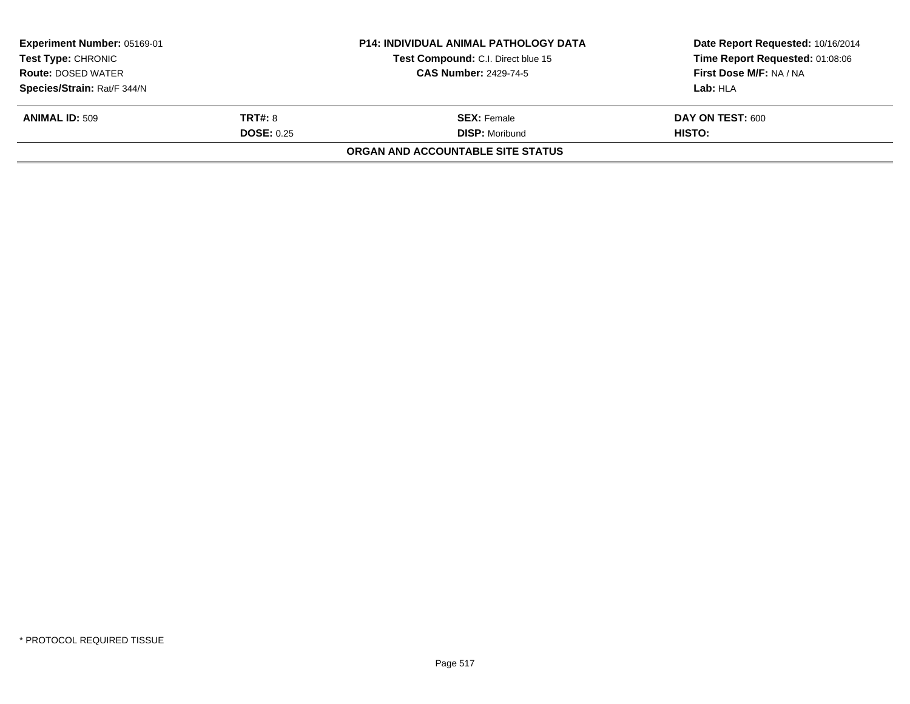**Experiment Number:** 05169-01
**Test Type:** CHRONIC
**Route:** DOSED WATER
**Species/Strain:** Rat/F 344/N

**P14: INDIVIDUAL ANIMAL PATHOLOGY DATA**
**Test Compound:** C.I. Direct blue 15
**CAS Number:** 2429-74-5

**Date Report Requested:** 10/16/2014
**Time Report Requested:** 01:08:06
**First Dose M/F:** NA / NA
**Lab:** HLA

| **ANIMAL ID:** 509 | **TRT#:** 8 | **SEX:** Female | **DAY ON TEST:** 600 |
|---|---|---|---|
| | **DOSE:** 0.25 | **DISP:** Moribund | **HISTO:** |

**ORGAN AND ACCOUNTABLE SITE STATUS**

* PROTOCOL REQUIRED TISSUE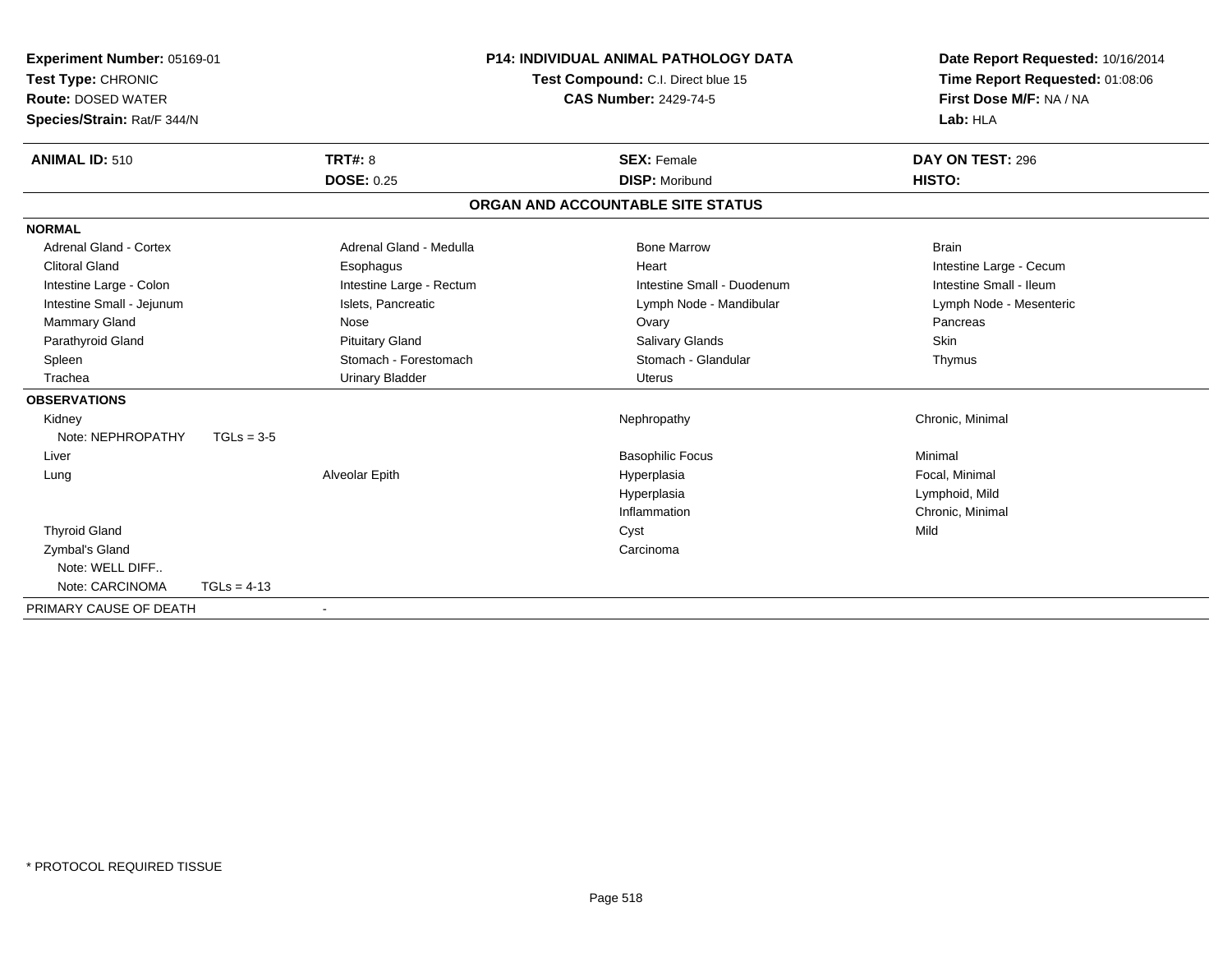**Experiment Number:** 05169-01
**Test Type:** CHRONIC
**Route:** DOSED WATER
**Species/Strain:** Rat/F 344/N

**P14: INDIVIDUAL ANIMAL PATHOLOGY DATA**
**Test Compound:** C.I. Direct blue 15
**CAS Number:** 2429-74-5

**Date Report Requested:** 10/16/2014
**Time Report Requested:** 01:08:06
**First Dose M/F:** NA / NA
**Lab:** HLA

| **ANIMAL ID:** 510 | **TRT#:** 8 | **SEX:** Female | **DAY ON TEST:** 296 |
|---|---|---|---|
| | **DOSE:** 0.25 | **DISP:** Moribund | **HISTO:** |

## ORGAN AND ACCOUNTABLE SITE STATUS

**NORMAL**

| | | | |
|---|---|---|---|
| Adrenal Gland - Cortex | Adrenal Gland - Medulla | Bone Marrow | Brain |
| Clitoral Gland | Esophagus | Heart | Intestine Large - Cecum |
| Intestine Large - Colon | Intestine Large - Rectum | Intestine Small - Duodenum | Intestine Small - Ileum |
| Intestine Small - Jejunum | Islets, Pancreatic | Lymph Node - Mandibular | Lymph Node - Mesenteric |
| Mammary Gland | Nose | Ovary | Pancreas |
| Parathyroid Gland | Pituitary Gland | Salivary Glands | Skin |
| Spleen | Stomach - Forestomach | Stomach - Glandular | Thymus |
| Trachea | Urinary Bladder | Uterus | |

**OBSERVATIONS**

| | | | |
|---|---|---|---|
| Kidney | | Nephropathy | Chronic, Minimal |
| Note: NEPHROPATHY TGLs = 3-5 | | | |
| Liver | | Basophilic Focus | Minimal |
| Lung | Alveolar Epith | Hyperplasia | Focal, Minimal |
| | | Hyperplasia | Lymphoid, Mild |
| | | Inflammation | Chronic, Minimal |
| Thyroid Gland | | Cyst | Mild |
| Zymbal's Gland | | Carcinoma | |
| Note: WELL DIFF.. | | | |
| Note: CARCINOMA TGLs = 4-13 | | | |

PRIMARY CAUSE OF DEATH -

* PROTOCOL REQUIRED TISSUE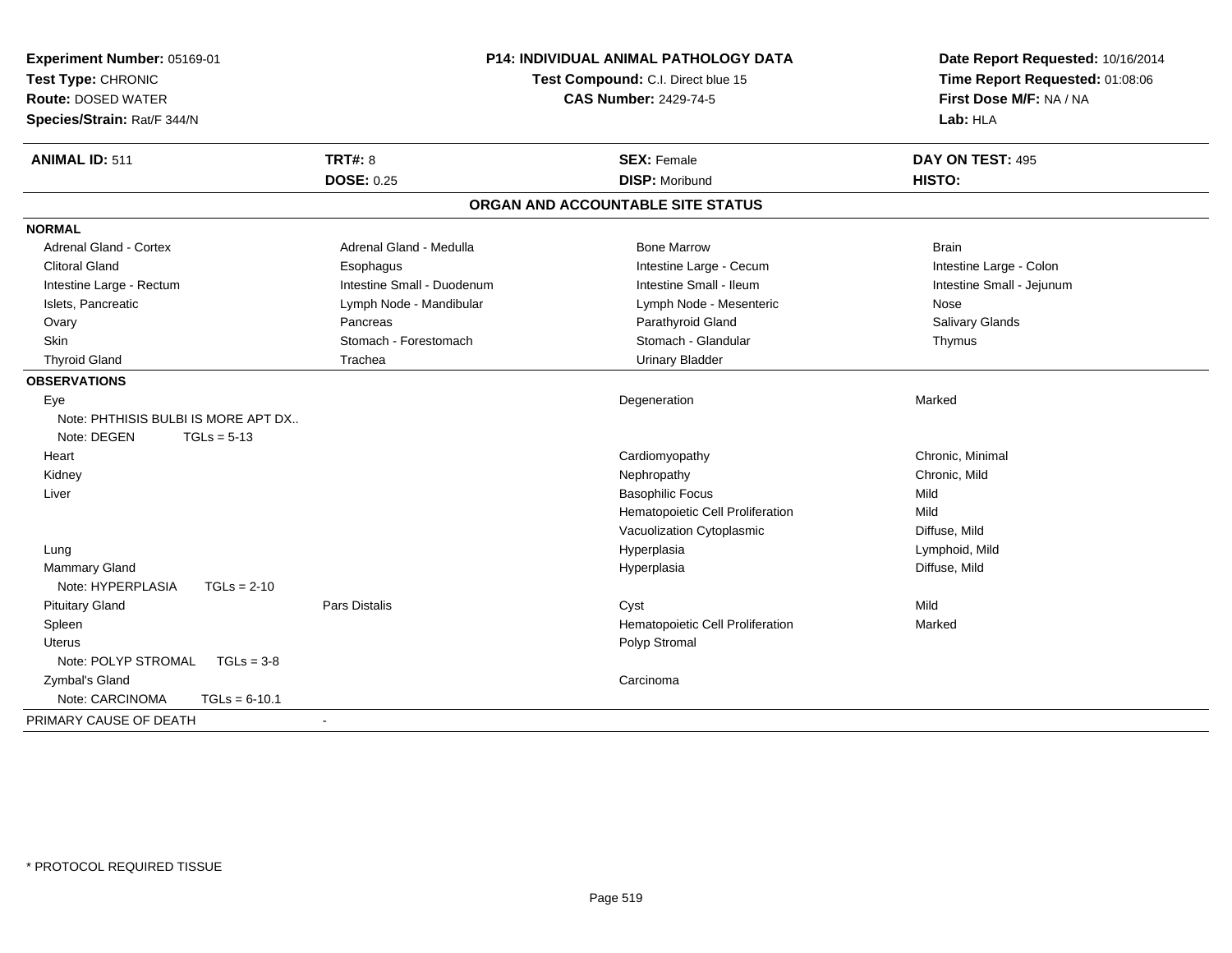**Experiment Number:** 05169-01
**Test Type:** CHRONIC
**Route:** DOSED WATER
**Species/Strain:** Rat/F 344/N

**P14: INDIVIDUAL ANIMAL PATHOLOGY DATA**
**Test Compound:** C.I. Direct blue 15
**CAS Number:** 2429-74-5

**Date Report Requested:** 10/16/2014
**Time Report Requested:** 01:08:06
**First Dose M/F:** NA / NA
**Lab:** HLA

| **ANIMAL ID:** 511 | **TRT#:** 8 | **SEX:** Female | **DAY ON TEST:** 495 |
|---|---|---|---|
| | **DOSE:** 0.25 | **DISP:** Moribund | **HISTO:** |

## ORGAN AND ACCOUNTABLE SITE STATUS

**NORMAL**

| | | | |
|---|---|---|---|
| Adrenal Gland - Cortex | Adrenal Gland - Medulla | Bone Marrow | Brain |
| Clitoral Gland | Esophagus | Intestine Large - Cecum | Intestine Large - Colon |
| Intestine Large - Rectum | Intestine Small - Duodenum | Intestine Small - Ileum | Intestine Small - Jejunum |
| Islets, Pancreatic | Lymph Node - Mandibular | Lymph Node - Mesenteric | Nose |
| Ovary | Pancreas | Parathyroid Gland | Salivary Glands |
| Skin | Stomach - Forestomach | Stomach - Glandular | Thymus |
| Thyroid Gland | Trachea | Urinary Bladder | |

**OBSERVATIONS**

| | | | |
|---|---|---|---|
| Eye | | Degeneration | Marked |
| Note: PHTHISIS BULBI IS MORE APT DX.. | | | |
| Note: DEGEN TGLs = 5-13 | | | |
| Heart | | Cardiomyopathy | Chronic, Minimal |
| Kidney | | Nephropathy | Chronic, Mild |
| Liver | | Basophilic Focus | Mild |
| | | Hematopoietic Cell Proliferation | Mild |
| | | Vacuolization Cytoplasmic | Diffuse, Mild |
| Lung | | Hyperplasia | Lymphoid, Mild |
| Mammary Gland | | Hyperplasia | Diffuse, Mild |
| Note: HYPERPLASIA TGLs = 2-10 | | | |
| Pituitary Gland | Pars Distalis | Cyst | Mild |
| Spleen | | Hematopoietic Cell Proliferation | Marked |
| Uterus | | Polyp Stromal | |
| Note: POLYP STROMAL TGLs = 3-8 | | | |
| Zymbal's Gland | | Carcinoma | |
| Note: CARCINOMA TGLs = 6-10.1 | | | |

PRIMARY CAUSE OF DEATH -

\* PROTOCOL REQUIRED TISSUE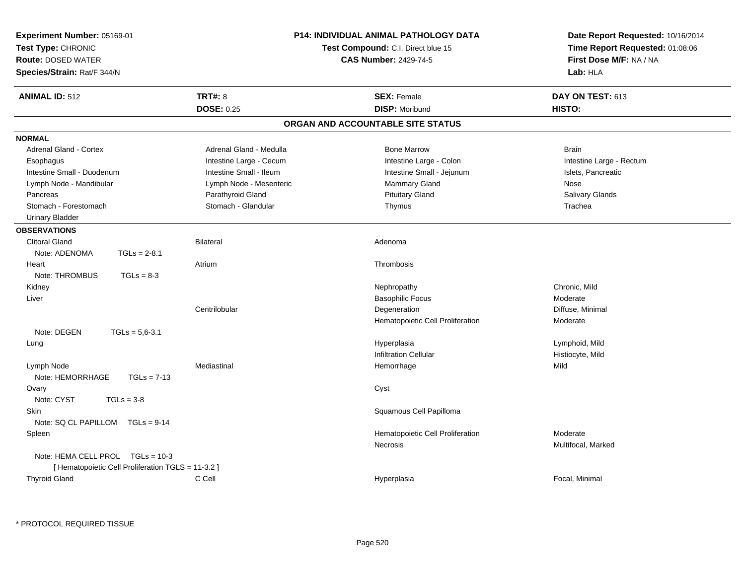**Experiment Number:** 05169-01
**Test Type:** CHRONIC
**Route:** DOSED WATER
**Species/Strain:** Rat/F 344/N

**P14: INDIVIDUAL ANIMAL PATHOLOGY DATA**
**Test Compound:** C.I. Direct blue 15
**CAS Number:** 2429-74-5

**Date Report Requested:** 10/16/2014
**Time Report Requested:** 01:08:06
**First Dose M/F:** NA / NA
**Lab:** HLA

| **ANIMAL ID:** 512 | **TRT#:** 8 | **SEX:** Female | **DAY ON TEST:** 613 |
|---|---|---|---|
| | **DOSE:** 0.25 | **DISP:** Moribund | **HISTO:** |

## ORGAN AND ACCOUNTABLE SITE STATUS

**NORMAL**

| | | | |
|---|---|---|---|
| Adrenal Gland - Cortex | Adrenal Gland - Medulla | Bone Marrow | Brain |
| Esophagus | Intestine Large - Cecum | Intestine Large - Colon | Intestine Large - Rectum |
| Intestine Small - Duodenum | Intestine Small - Ileum | Intestine Small - Jejunum | Islets, Pancreatic |
| Lymph Node - Mandibular | Lymph Node - Mesenteric | Mammary Gland | Nose |
| Pancreas | Parathyroid Gland | Pituitary Gland | Salivary Glands |
| Stomach - Forestomach | Stomach - Glandular | Thymus | Trachea |
| Urinary Bladder | | | |

**OBSERVATIONS**

| | | | |
|---|---|---|---|
| Clitoral Gland | Bilateral | Adenoma | |
| Note: ADENOMA TGLs = 2-8.1 | | | |
| Heart | Atrium | Thrombosis | |
| Note: THROMBUS TGLs = 8-3 | | | |
| Kidney | | Nephropathy | Chronic, Mild |
| Liver | | Basophilic Focus | Moderate |
| | Centrilobular | Degeneration | Diffuse, Minimal |
| | | Hematopoietic Cell Proliferation | Moderate |
| Note: DEGEN TGLs = 5,6-3.1 | | | |
| Lung | | Hyperplasia | Lymphoid, Mild |
| | | Infiltration Cellular | Histiocyte, Mild |
| Lymph Node | Mediastinal | Hemorrhage | Mild |
| Note: HEMORRHAGE TGLs = 7-13 | | | |
| Ovary | | Cyst | |
| Note: CYST TGLs = 3-8 | | | |
| Skin | | Squamous Cell Papilloma | |
| Note: SQ CL PAPILLOM TGLs = 9-14 | | | |
| Spleen | | Hematopoietic Cell Proliferation | Moderate |
| | | Necrosis | Multifocal, Marked |
| Note: HEMA CELL PROL TGLs = 10-3 [ Hematopoietic Cell Proliferation TGLS = 11-3.2 ] | | | |
| Thyroid Gland | C Cell | Hyperplasia | Focal, Minimal |

* PROTOCOL REQUIRED TISSUE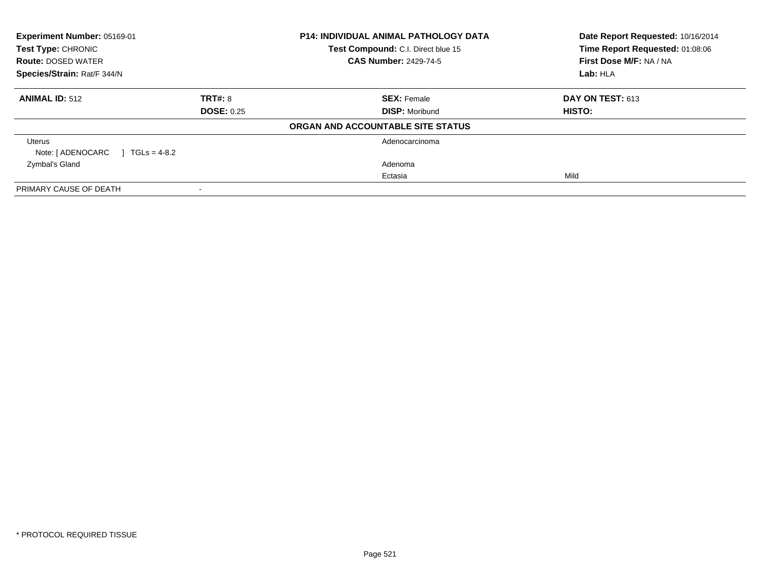| Experiment Number: 05169-01 | P14: INDIVIDUAL ANIMAL PATHOLOGY DATA | Date Report Requested: 10/16/2014 |
|---|---|---|
| Test Type: CHRONIC | Test Compound: C.I. Direct blue 15 | Time Report Requested: 01:08:06 |
| Route: DOSED WATER | CAS Number: 2429-74-5 | First Dose M/F: NA / NA |
| Species/Strain: Rat/F 344/N | | Lab: HLA |

| ANIMAL ID: 512 | TRT#: 8 | SEX: Female | DAY ON TEST: 613 |
|---|---|---|---|
| | DOSE: 0.25 | DISP: Moribund | HISTO: |

**ORGAN AND ACCOUNTABLE SITE STATUS**

| | | | |
|---|---|---|---|
| Uterus | | Adenocarcinoma | |
| Note: [ ADENOCARC ] TGLs = 4-8.2 | | | |
| Zymbal's Gland | | Adenoma | |
| | | Ectasia | Mild |
| PRIMARY CAUSE OF DEATH | - | | |

* PROTOCOL REQUIRED TISSUE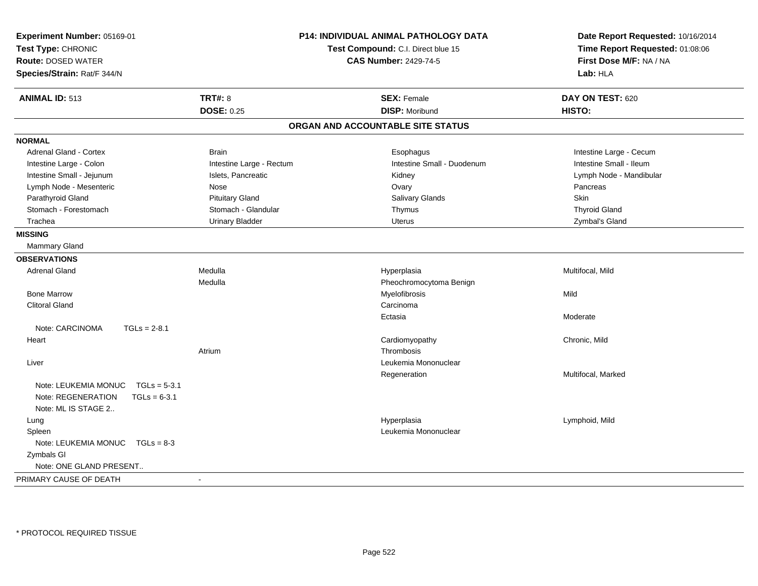**Experiment Number:** 05169-01
**Test Type:** CHRONIC
**Route:** DOSED WATER
**Species/Strain:** Rat/F 344/N

**P14: INDIVIDUAL ANIMAL PATHOLOGY DATA**
**Test Compound:** C.I. Direct blue 15
**CAS Number:** 2429-74-5

**Date Report Requested:** 10/16/2014
**Time Report Requested:** 01:08:06
**First Dose M/F:** NA / NA
**Lab:** HLA

| **ANIMAL ID:** 513 | **TRT#:** 8 | **SEX:** Female | **DAY ON TEST:** 620 |
|---|---|---|---|
| | **DOSE:** 0.25 | **DISP:** Moribund | **HISTO:** |

## ORGAN AND ACCOUNTABLE SITE STATUS

**NORMAL**

| | | | |
|---|---|---|---|
| Adrenal Gland - Cortex | Brain | Esophagus | Intestine Large - Cecum |
| Intestine Large - Colon | Intestine Large - Rectum | Intestine Small - Duodenum | Intestine Small - Ileum |
| Intestine Small - Jejunum | Islets, Pancreatic | Kidney | Lymph Node - Mandibular |
| Lymph Node - Mesenteric | Nose | Ovary | Pancreas |
| Parathyroid Gland | Pituitary Gland | Salivary Glands | Skin |
| Stomach - Forestomach | Stomach - Glandular | Thymus | Thyroid Gland |
| Trachea | Urinary Bladder | Uterus | Zymbal's Gland |

**MISSING**

Mammary Gland

**OBSERVATIONS**

| | | | |
|---|---|---|---|
| Adrenal Gland | Medulla | Hyperplasia | Multifocal, Mild |
| | Medulla | Pheochromocytoma Benign | |
| Bone Marrow | | Myelofibrosis | Mild |
| Clitoral Gland | | Carcinoma | |
| | | Ectasia | Moderate |
| Note: CARCINOMA TGLs = 2-8.1 | | | |
| Heart | | Cardiomyopathy | Chronic, Mild |
| | Atrium | Thrombosis | |
| Liver | | Leukemia Mononuclear | |
| | | Regeneration | Multifocal, Marked |
| Note: LEUKEMIA MONUC TGLs = 5-3.1 | | | |
| Note: REGENERATION TGLs = 6-3.1 | | | |
| Note: ML IS STAGE 2.. | | | |
| Lung | | Hyperplasia | Lymphoid, Mild |
| Spleen | | Leukemia Mononuclear | |
| Note: LEUKEMIA MONUC TGLs = 8-3 | | | |
| Zymbals Gl | | | |
| Note: ONE GLAND PRESENT.. | | | |

PRIMARY CAUSE OF DEATH -

\* PROTOCOL REQUIRED TISSUE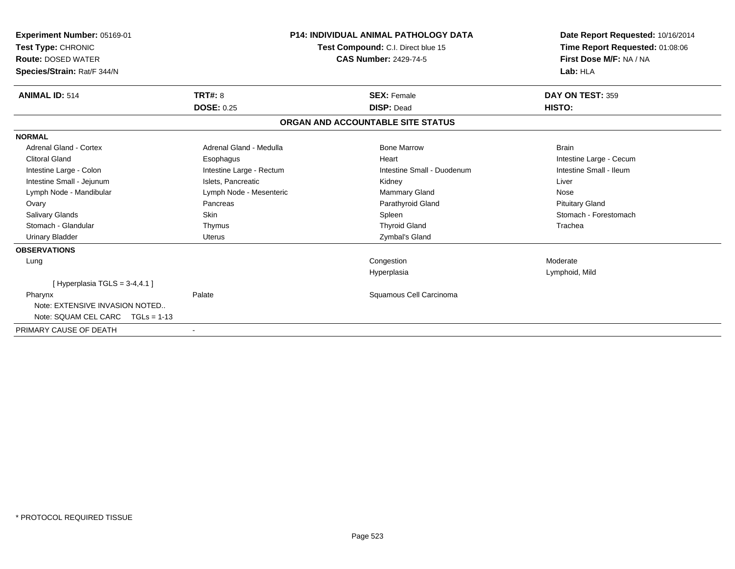**Experiment Number:** 05169-01
**Test Type:** CHRONIC
**Route:** DOSED WATER
**Species/Strain:** Rat/F 344/N

**P14: INDIVIDUAL ANIMAL PATHOLOGY DATA**
**Test Compound:** C.I. Direct blue 15
**CAS Number:** 2429-74-5

**Date Report Requested:** 10/16/2014
**Time Report Requested:** 01:08:06
**First Dose M/F:** NA / NA
**Lab:** HLA

| **ANIMAL ID:** 514 | **TRT#:** 8 | **SEX:** Female | **DAY ON TEST:** 359 |
|---|---|---|---|
| | **DOSE:** 0.25 | **DISP:** Dead | **HISTO:** |

**ORGAN AND ACCOUNTABLE SITE STATUS**

**NORMAL**

| | | | |
|---|---|---|---|
| Adrenal Gland - Cortex | Adrenal Gland - Medulla | Bone Marrow | Brain |
| Clitoral Gland | Esophagus | Heart | Intestine Large - Cecum |
| Intestine Large - Colon | Intestine Large - Rectum | Intestine Small - Duodenum | Intestine Small - Ileum |
| Intestine Small - Jejunum | Islets, Pancreatic | Kidney | Liver |
| Lymph Node - Mandibular | Lymph Node - Mesenteric | Mammary Gland | Nose |
| Ovary | Pancreas | Parathyroid Gland | Pituitary Gland |
| Salivary Glands | Skin | Spleen | Stomach - Forestomach |
| Stomach - Glandular | Thymus | Thyroid Gland | Trachea |
| Urinary Bladder | Uterus | Zymbal's Gland | |

**OBSERVATIONS**

| | | | |
|---|---|---|---|
| Lung | | Congestion | Moderate |
| | | Hyperplasia | Lymphoid, Mild |
| [ Hyperplasia TGLS = 3-4,4.1 ] | | | |
| Pharynx | Palate | Squamous Cell Carcinoma | |
| Note: EXTENSIVE INVASION NOTED.. | | | |
| Note: SQUAM CEL CARC TGLs = 1-13 | | | |

| | |
|---|---|
| PRIMARY CAUSE OF DEATH | - |

* PROTOCOL REQUIRED TISSUE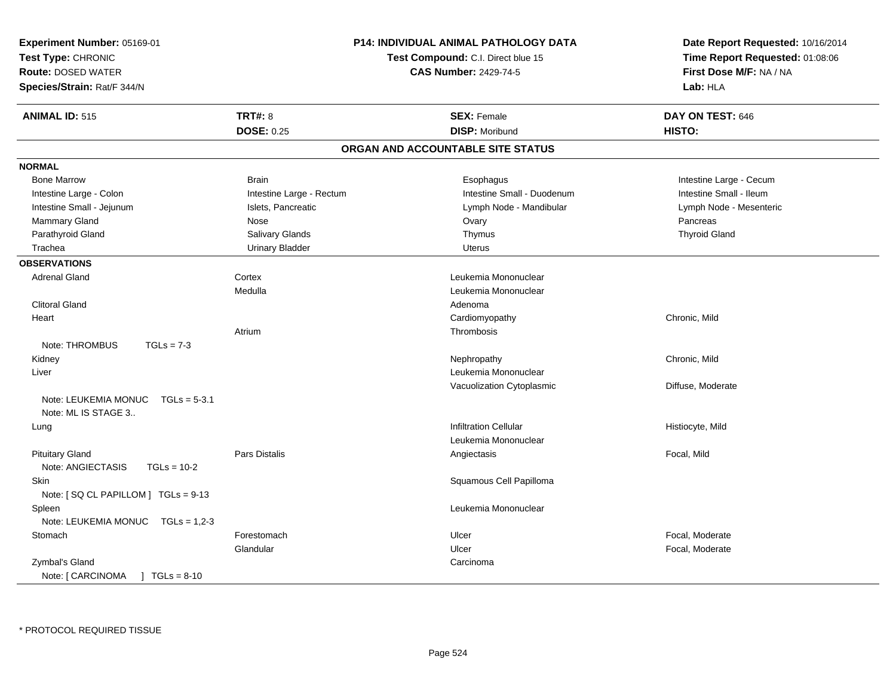**Experiment Number:** 05169-01
**Test Type:** CHRONIC
**Route:** DOSED WATER
**Species/Strain:** Rat/F 344/N

**P14: INDIVIDUAL ANIMAL PATHOLOGY DATA**
**Test Compound:** C.I. Direct blue 15
**CAS Number:** 2429-74-5

**Date Report Requested:** 10/16/2014
**Time Report Requested:** 01:08:06
**First Dose M/F:** NA / NA
**Lab:** HLA

| **ANIMAL ID:** 515 | **TRT#:** 8 | **SEX:** Female | **DAY ON TEST:** 646 |
|---|---|---|---|
| | **DOSE:** 0.25 | **DISP:** Moribund | **HISTO:** |

## ORGAN AND ACCOUNTABLE SITE STATUS

**NORMAL**

| | | | |
|---|---|---|---|
| Bone Marrow | Brain | Esophagus | Intestine Large - Cecum |
| Intestine Large - Colon | Intestine Large - Rectum | Intestine Small - Duodenum | Intestine Small - Ileum |
| Intestine Small - Jejunum | Islets, Pancreatic | Lymph Node - Mandibular | Lymph Node - Mesenteric |
| Mammary Gland | Nose | Ovary | Pancreas |
| Parathyroid Gland | Salivary Glands | Thymus | Thyroid Gland |
| Trachea | Urinary Bladder | Uterus | |

**OBSERVATIONS**

| | | | |
|---|---|---|---|
| Adrenal Gland | Cortex | Leukemia Mononuclear | |
| | Medulla | Leukemia Mononuclear | |
| Clitoral Gland | | Adenoma | |
| Heart | | Cardiomyopathy | Chronic, Mild |
| | Atrium | Thrombosis | |
| Note: THROMBUS TGLs = 7-3 | | | |
| Kidney | | Nephropathy | Chronic, Mild |
| Liver | | Leukemia Mononuclear | |
| | | Vacuolization Cytoplasmic | Diffuse, Moderate |
| Note: LEUKEMIA MONUC TGLs = 5-3.1 | | | |
| Note: ML IS STAGE 3.. | | | |
| Lung | | Infiltration Cellular | Histiocyte, Mild |
| | | Leukemia Mononuclear | |
| Pituitary Gland | Pars Distalis | Angiectasis | Focal, Mild |
| Note: ANGIECTASIS TGLs = 10-2 | | | |
| Skin | | Squamous Cell Papilloma | |
| Note: [ SQ CL PAPILLOM ] TGLs = 9-13 | | | |
| Spleen | | Leukemia Mononuclear | |
| Note: LEUKEMIA MONUC TGLs = 1,2-3 | | | |
| Stomach | Forestomach | Ulcer | Focal, Moderate |
| | Glandular | Ulcer | Focal, Moderate |
| Zymbal's Gland | | Carcinoma | |
| Note: [ CARCINOMA ] TGLs = 8-10 | | | |

\* PROTOCOL REQUIRED TISSUE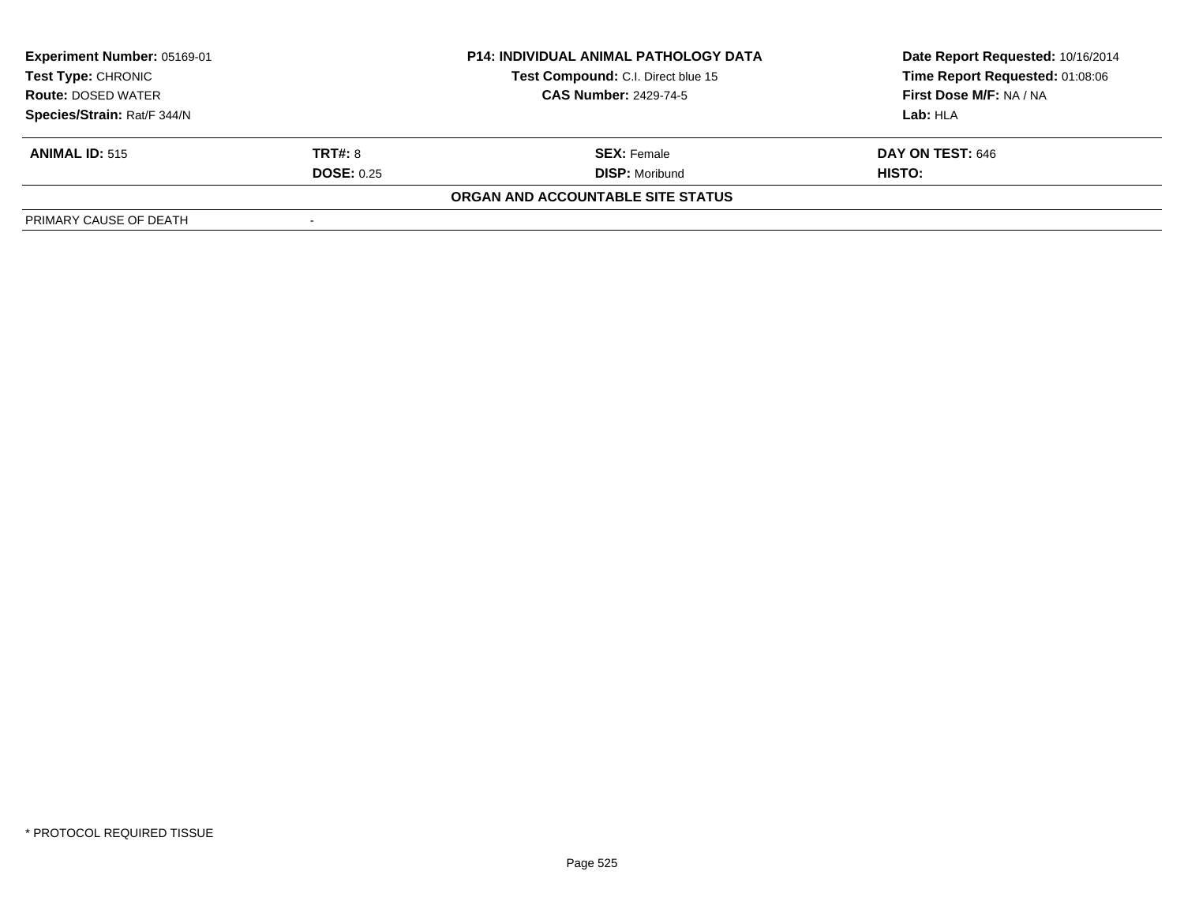| Experiment Number: 05169-01 | P14: INDIVIDUAL ANIMAL PATHOLOGY DATA | Date Report Requested: 10/16/2014 |
|---|---|---|
| Test Type: CHRONIC | Test Compound: C.I. Direct blue 15 | Time Report Requested: 01:08:06 |
| Route: DOSED WATER | CAS Number: 2429-74-5 | First Dose M/F: NA / NA |
| Species/Strain: Rat/F 344/N | | Lab: HLA |

| ANIMAL ID: 515 | TRT#: 8 | SEX: Female | DAY ON TEST: 646 |
|---|---|---|---|
| | DOSE: 0.25 | DISP: Moribund | HISTO: |

**ORGAN AND ACCOUNTABLE SITE STATUS**

| PRIMARY CAUSE OF DEATH | - |
|---|---|

* PROTOCOL REQUIRED TISSUE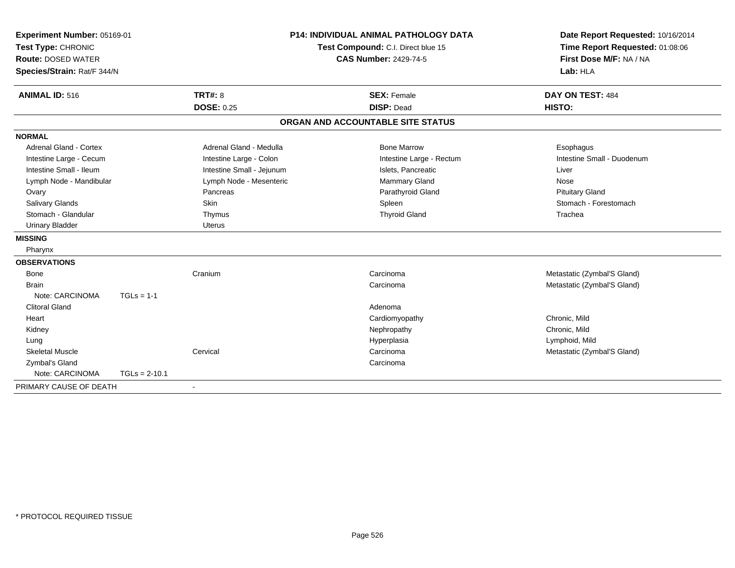**Experiment Number:** 05169-01
**Test Type:** CHRONIC
**Route:** DOSED WATER
**Species/Strain:** Rat/F 344/N

**P14: INDIVIDUAL ANIMAL PATHOLOGY DATA**
**Test Compound:** C.I. Direct blue 15
**CAS Number:** 2429-74-5

**Date Report Requested:** 10/16/2014
**Time Report Requested:** 01:08:06
**First Dose M/F:** NA / NA
**Lab:** HLA

| **ANIMAL ID:** 516 | **TRT#:** 8 | **SEX:** Female | **DAY ON TEST:** 484 |
|---|---|---|---|
| | **DOSE:** 0.25 | **DISP:** Dead | **HISTO:** |

## ORGAN AND ACCOUNTABLE SITE STATUS

**NORMAL**

| | | | |
|---|---|---|---|
| Adrenal Gland - Cortex | Adrenal Gland - Medulla | Bone Marrow | Esophagus |
| Intestine Large - Cecum | Intestine Large - Colon | Intestine Large - Rectum | Intestine Small - Duodenum |
| Intestine Small - Ileum | Intestine Small - Jejunum | Islets, Pancreatic | Liver |
| Lymph Node - Mandibular | Lymph Node - Mesenteric | Mammary Gland | Nose |
| Ovary | Pancreas | Parathyroid Gland | Pituitary Gland |
| Salivary Glands | Skin | Spleen | Stomach - Forestomach |
| Stomach - Glandular | Thymus | Thyroid Gland | Trachea |
| Urinary Bladder | Uterus | | |

**MISSING**

Pharynx

**OBSERVATIONS**

| | | | |
|---|---|---|---|
| Bone | Cranium | Carcinoma | Metastatic (Zymbal'S Gland) |
| Brain | | Carcinoma | Metastatic (Zymbal'S Gland) |
| Note: CARCINOMA TGLs = 1-1 | | | |
| Clitoral Gland | | Adenoma | |
| Heart | | Cardiomyopathy | Chronic, Mild |
| Kidney | | Nephropathy | Chronic, Mild |
| Lung | | Hyperplasia | Lymphoid, Mild |
| Skeletal Muscle | Cervical | Carcinoma | Metastatic (Zymbal'S Gland) |
| Zymbal's Gland | | Carcinoma | |
| Note: CARCINOMA TGLs = 2-10.1 | | | |

PRIMARY CAUSE OF DEATH -

\* PROTOCOL REQUIRED TISSUE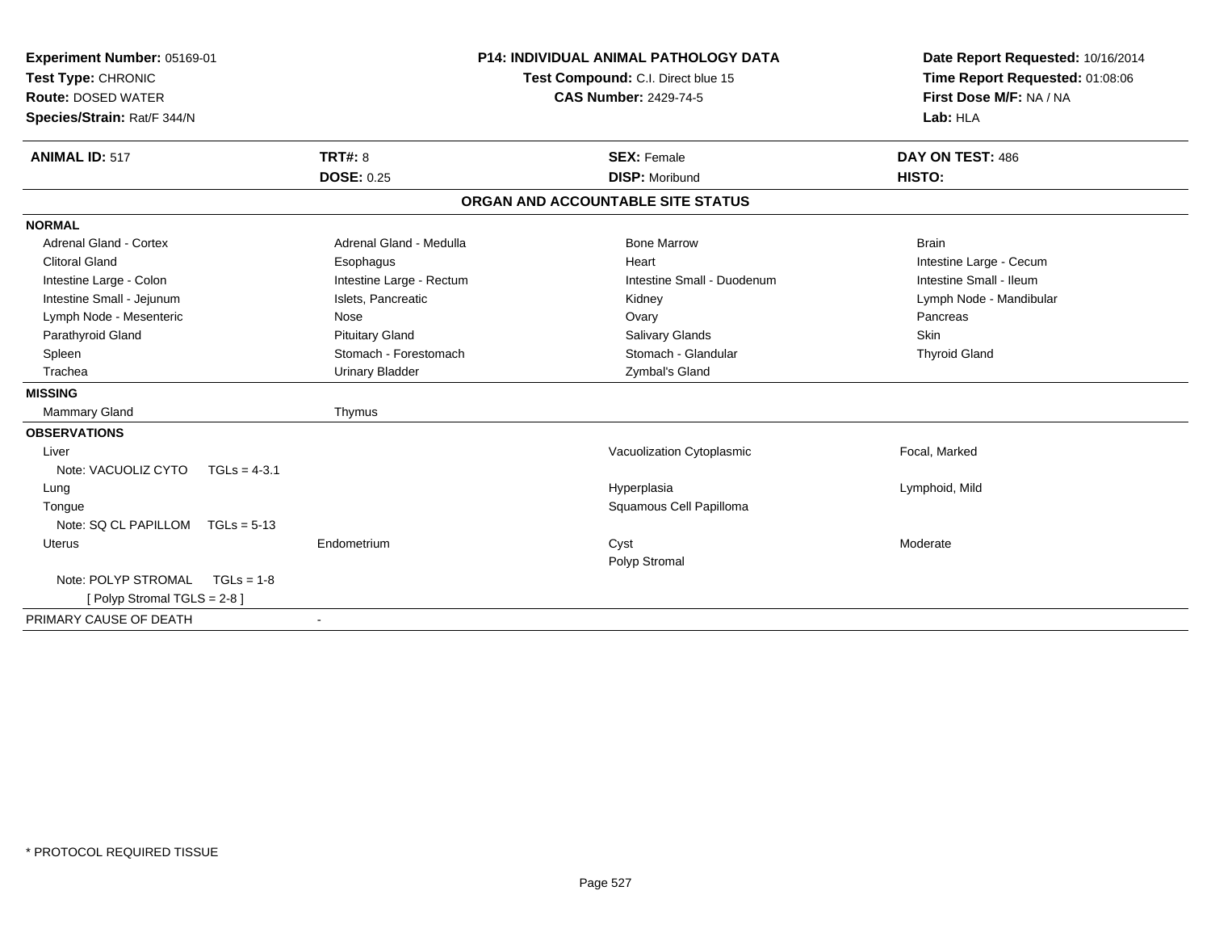**Experiment Number:** 05169-01
**Test Type:** CHRONIC
**Route:** DOSED WATER
**Species/Strain:** Rat/F 344/N

**P14: INDIVIDUAL ANIMAL PATHOLOGY DATA**
**Test Compound:** C.I. Direct blue 15
**CAS Number:** 2429-74-5

**Date Report Requested:** 10/16/2014
**Time Report Requested:** 01:08:06
**First Dose M/F:** NA / NA
**Lab:** HLA

| **ANIMAL ID:** 517 | **TRT#:** 8 | **SEX:** Female | **DAY ON TEST:** 486 |
|---|---|---|---|
| | **DOSE:** 0.25 | **DISP:** Moribund | **HISTO:** |

## ORGAN AND ACCOUNTABLE SITE STATUS

| | | | |
|---|---|---|---|
| **NORMAL** | | | |
| Adrenal Gland - Cortex | Adrenal Gland - Medulla | Bone Marrow | Brain |
| Clitoral Gland | Esophagus | Heart | Intestine Large - Cecum |
| Intestine Large - Colon | Intestine Large - Rectum | Intestine Small - Duodenum | Intestine Small - Ileum |
| Intestine Small - Jejunum | Islets, Pancreatic | Kidney | Lymph Node - Mandibular |
| Lymph Node - Mesenteric | Nose | Ovary | Pancreas |
| Parathyroid Gland | Pituitary Gland | Salivary Glands | Skin |
| Spleen | Stomach - Forestomach | Stomach - Glandular | Thyroid Gland |
| Trachea | Urinary Bladder | Zymbal's Gland | |
| **MISSING** | | | |
| Mammary Gland | Thymus | | |
| **OBSERVATIONS** | | | |
| Liver | | Vacuolization Cytoplasmic | Focal, Marked |
| Note: VACUOLIZ CYTO TGLs = 4-3.1 | | | |
| Lung | | Hyperplasia | Lymphoid, Mild |
| Tongue | | Squamous Cell Papilloma | |
| Note: SQ CL PAPILLOM TGLs = 5-13 | | | |
| Uterus | Endometrium | Cyst | Moderate |
| | | Polyp Stromal | |
| Note: POLYP STROMAL TGLs = 1-8 | | | |
| [ Polyp Stromal TGLS = 2-8 ] | | | |
| PRIMARY CAUSE OF DEATH | - | | |

\* PROTOCOL REQUIRED TISSUE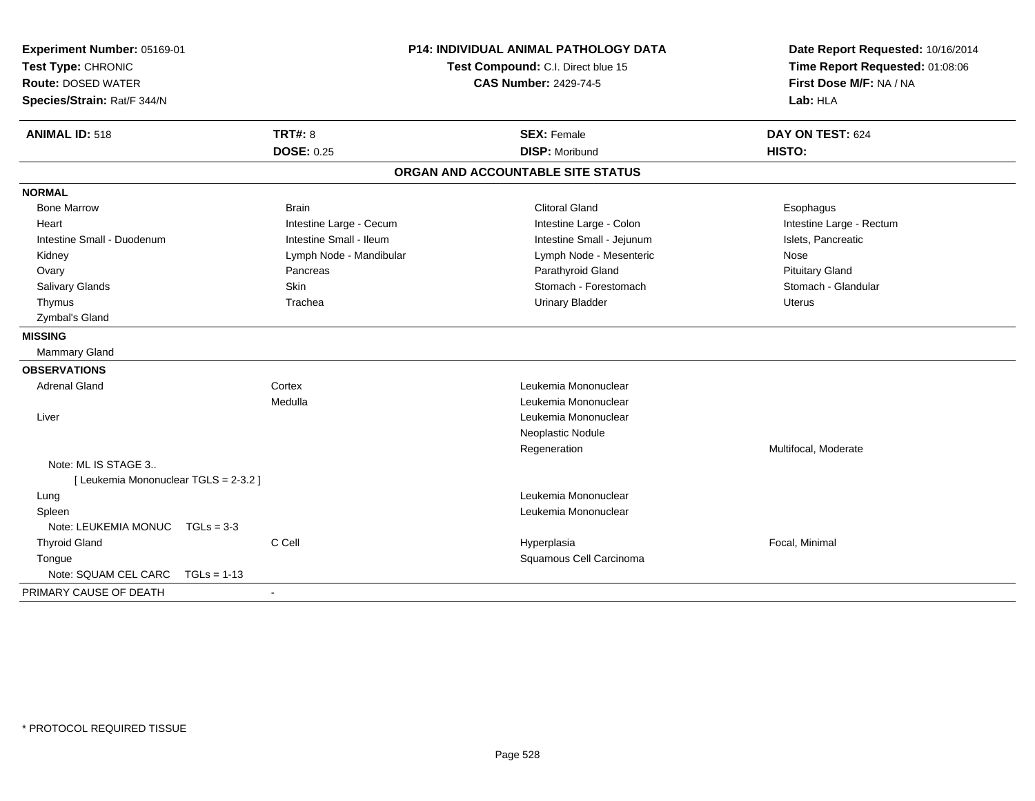**Experiment Number:** 05169-01
**Test Type:** CHRONIC
**Route:** DOSED WATER
**Species/Strain:** Rat/F 344/N

**P14: INDIVIDUAL ANIMAL PATHOLOGY DATA**
**Test Compound:** C.I. Direct blue 15
**CAS Number:** 2429-74-5

**Date Report Requested:** 10/16/2014
**Time Report Requested:** 01:08:06
**First Dose M/F:** NA / NA
**Lab:** HLA

| **ANIMAL ID:** 518 | **TRT#:** 8 | **SEX:** Female | **DAY ON TEST:** 624 |
|---|---|---|---|
| | **DOSE:** 0.25 | **DISP:** Moribund | **HISTO:** |

## ORGAN AND ACCOUNTABLE SITE STATUS

**NORMAL**

| | | | |
|---|---|---|---|
| Bone Marrow | Brain | Clitoral Gland | Esophagus |
| Heart | Intestine Large - Cecum | Intestine Large - Colon | Intestine Large - Rectum |
| Intestine Small - Duodenum | Intestine Small - Ileum | Intestine Small - Jejunum | Islets, Pancreatic |
| Kidney | Lymph Node - Mandibular | Lymph Node - Mesenteric | Nose |
| Ovary | Pancreas | Parathyroid Gland | Pituitary Gland |
| Salivary Glands | Skin | Stomach - Forestomach | Stomach - Glandular |
| Thymus | Trachea | Urinary Bladder | Uterus |
| Zymbal's Gland | | | |

**MISSING**

Mammary Gland

**OBSERVATIONS**

| | | | |
|---|---|---|---|
| Adrenal Gland | Cortex | Leukemia Mononuclear | |
| | Medulla | Leukemia Mononuclear | |
| Liver | | Leukemia Mononuclear | |
| | | Neoplastic Nodule | |
| | | Regeneration | Multifocal, Moderate |
| Note: ML IS STAGE 3.. | | | |
| [ Leukemia Mononuclear TGLS = 2-3.2 ] | | | |
| Lung | | Leukemia Mononuclear | |
| Spleen | | Leukemia Mononuclear | |
| Note: LEUKEMIA MONUC TGLs = 3-3 | | | |
| Thyroid Gland | C Cell | Hyperplasia | Focal, Minimal |
| Tongue | | Squamous Cell Carcinoma | |
| Note: SQUAM CEL CARC TGLs = 1-13 | | | |

PRIMARY CAUSE OF DEATH -

\* PROTOCOL REQUIRED TISSUE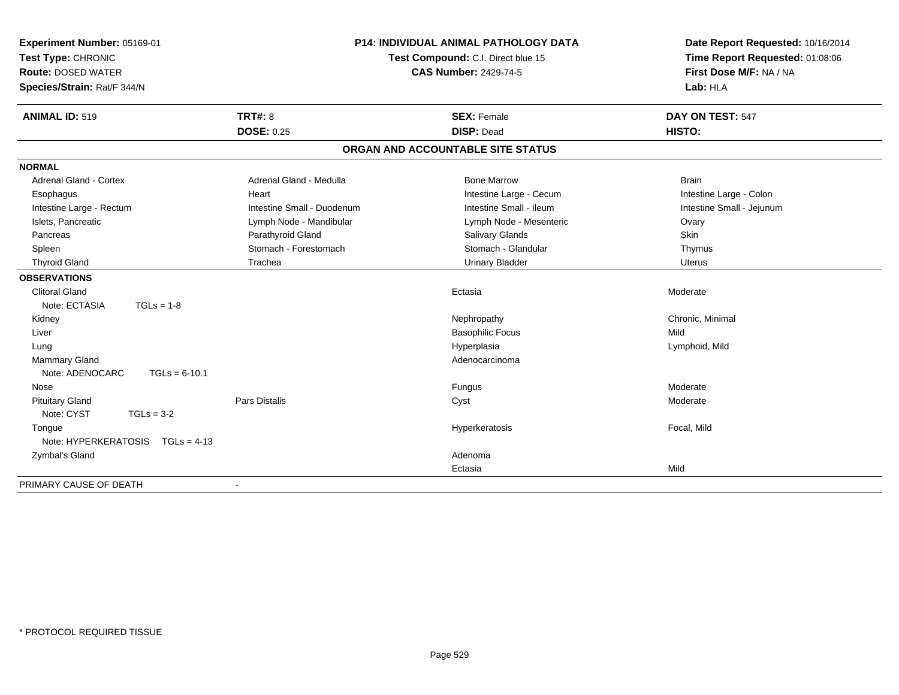**Experiment Number:** 05169-01
**Test Type:** CHRONIC
**Route:** DOSED WATER
**Species/Strain:** Rat/F 344/N

**P14: INDIVIDUAL ANIMAL PATHOLOGY DATA**
**Test Compound:** C.I. Direct blue 15
**CAS Number:** 2429-74-5

**Date Report Requested:** 10/16/2014
**Time Report Requested:** 01:08:06
**First Dose M/F:** NA / NA
**Lab:** HLA

| **ANIMAL ID:** 519 | **TRT#:** 8 | **SEX:** Female | **DAY ON TEST:** 547 |
|---|---|---|---|
| | **DOSE:** 0.25 | **DISP:** Dead | **HISTO:** |

**ORGAN AND ACCOUNTABLE SITE STATUS**

**NORMAL**

| | | | |
|---|---|---|---|
| Adrenal Gland - Cortex | Adrenal Gland - Medulla | Bone Marrow | Brain |
| Esophagus | Heart | Intestine Large - Cecum | Intestine Large - Colon |
| Intestine Large - Rectum | Intestine Small - Duodenum | Intestine Small - Ileum | Intestine Small - Jejunum |
| Islets, Pancreatic | Lymph Node - Mandibular | Lymph Node - Mesenteric | Ovary |
| Pancreas | Parathyroid Gland | Salivary Glands | Skin |
| Spleen | Stomach - Forestomach | Stomach - Glandular | Thymus |
| Thyroid Gland | Trachea | Urinary Bladder | Uterus |

**OBSERVATIONS**

| | | | |
|---|---|---|---|
| Clitoral Gland | | Ectasia | Moderate |
| Note: ECTASIA TGLs = 1-8 | | | |
| Kidney | | Nephropathy | Chronic, Minimal |
| Liver | | Basophilic Focus | Mild |
| Lung | | Hyperplasia | Lymphoid, Mild |
| Mammary Gland | | Adenocarcinoma | |
| Note: ADENOCARC TGLs = 6-10.1 | | | |
| Nose | | Fungus | Moderate |
| Pituitary Gland | Pars Distalis | Cyst | Moderate |
| Note: CYST TGLs = 3-2 | | | |
| Tongue | | Hyperkeratosis | Focal, Mild |
| Note: HYPERKERATOSIS TGLs = 4-13 | | | |
| Zymbal's Gland | | Adenoma | |
| | | Ectasia | Mild |

PRIMARY CAUSE OF DEATH -

* PROTOCOL REQUIRED TISSUE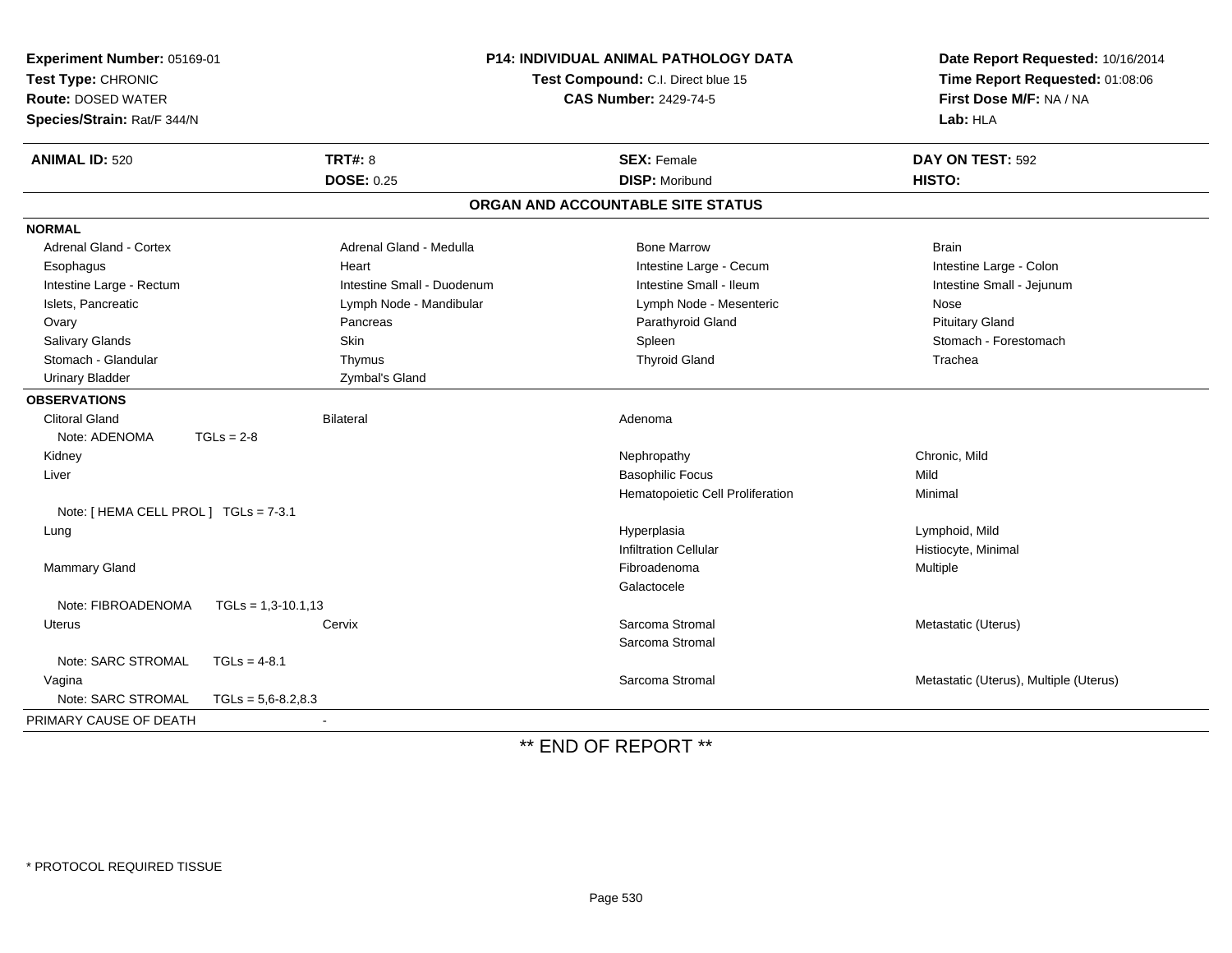**Experiment Number:** 05169-01
**Test Type:** CHRONIC
**Route:** DOSED WATER
**Species/Strain:** Rat/F 344/N

**P14: INDIVIDUAL ANIMAL PATHOLOGY DATA**
**Test Compound:** C.I. Direct blue 15
**CAS Number:** 2429-74-5

**Date Report Requested:** 10/16/2014
**Time Report Requested:** 01:08:06
**First Dose M/F:** NA / NA
**Lab:** HLA

| | | | |
|---|---|---|---|
| **ANIMAL ID:** 520 | **TRT#:** 8 | **SEX:** Female | **DAY ON TEST:** 592 |
| | **DOSE:** 0.25 | **DISP:** Moribund | **HISTO:** |

## ORGAN AND ACCOUNTABLE SITE STATUS

**NORMAL**

| | | | |
|---|---|---|---|
| Adrenal Gland - Cortex | Adrenal Gland - Medulla | Bone Marrow | Brain |
| Esophagus | Heart | Intestine Large - Cecum | Intestine Large - Colon |
| Intestine Large - Rectum | Intestine Small - Duodenum | Intestine Small - Ileum | Intestine Small - Jejunum |
| Islets, Pancreatic | Lymph Node - Mandibular | Lymph Node - Mesenteric | Nose |
| Ovary | Pancreas | Parathyroid Gland | Pituitary Gland |
| Salivary Glands | Skin | Spleen | Stomach - Forestomach |
| Stomach - Glandular | Thymus | Thyroid Gland | Trachea |
| Urinary Bladder | Zymbal's Gland | | |

**OBSERVATIONS**

| | | | |
|---|---|---|---|
| Clitoral Gland | Bilateral | Adenoma | |
| Note: ADENOMA TGLs = 2-8 | | | |
| Kidney | | Nephropathy | Chronic, Mild |
| Liver | | Basophilic Focus | Mild |
| | | Hematopoietic Cell Proliferation | Minimal |
| Note: [ HEMA CELL PROL ] TGLs = 7-3.1 | | | |
| Lung | | Hyperplasia | Lymphoid, Mild |
| | | Infiltration Cellular | Histiocyte, Minimal |
| Mammary Gland | | Fibroadenoma | Multiple |
| | | Galactocele | |
| Note: FIBROADENOMA TGLs = 1,3-10.1,13 | | | |
| Uterus | Cervix | Sarcoma Stromal | Metastatic (Uterus) |
| | | Sarcoma Stromal | |
| Note: SARC STROMAL TGLs = 4-8.1 | | | |
| Vagina | | Sarcoma Stromal | Metastatic (Uterus), Multiple (Uterus) |
| Note: SARC STROMAL TGLs = 5,6-8.2,8.3 | | | |

PRIMARY CAUSE OF DEATH -

** END OF REPORT **

* PROTOCOL REQUIRED TISSUE